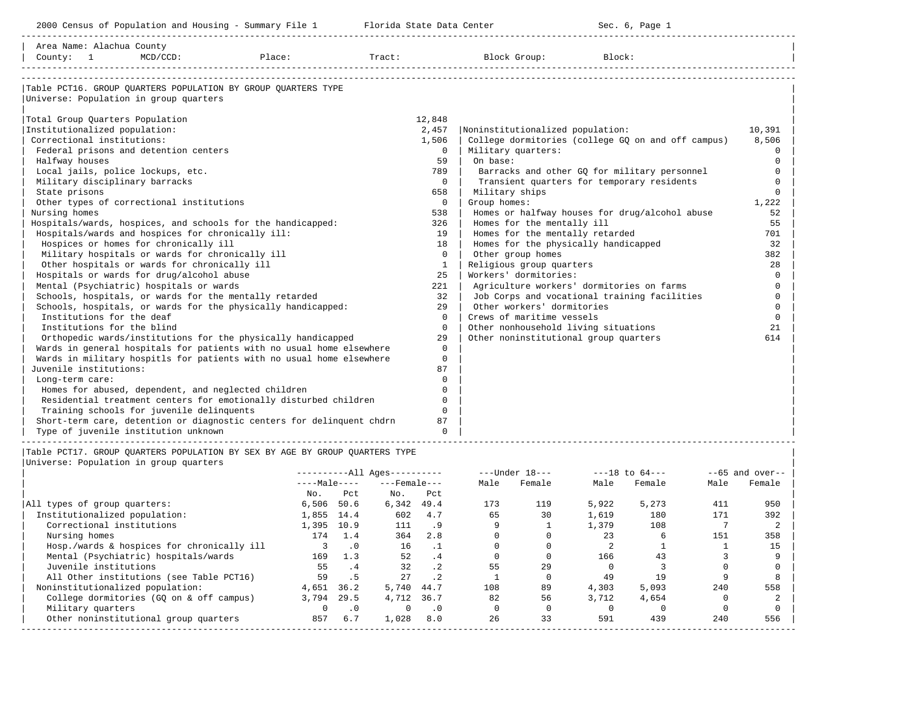Area Name: Alachua County
County: 1 MCD/CCD: Place: Tract: Block Group: Block:

## Table PCT16. GROUP QUARTERS POPULATION BY GROUP QUARTERS TYPE

Universe: Population in group quarters

| Group Quarters Type | Population |
|---|---|
| Total Group Quarters Population | 12,848 |
| Institutionalized population: | 2,457 |
| Correctional institutions: | 1,506 |
| Federal prisons and detention centers | 0 |
| Halfway houses | 59 |
| Local jails, police lockups, etc. | 789 |
| Military disciplinary barracks | 0 |
| State prisons | 658 |
| Other types of correctional institutions | 0 |
| Nursing homes | 538 |
| Hospitals/wards, hospices, and schools for the handicapped: | 326 |
| Hospitals/wards and hospices for chronically ill: | 19 |
| Hospices or homes for chronically ill | 18 |
| Military hospitals or wards for chronically ill | 0 |
| Other hospitals or wards for chronically ill | 1 |
| Hospitals or wards for drug/alcohol abuse | 25 |
| Mental (Psychiatric) hospitals or wards | 221 |
| Schools, hospitals, or wards for the mentally retarded | 32 |
| Schools, hospitals, or wards for the physically handicapped: | 29 |
| Institutions for the deaf | 0 |
| Institutions for the blind | 0 |
| Orthopedic wards/institutions for the physically handicapped | 29 |
| Wards in general hospitals for patients with no usual home elsewhere | 0 |
| Wards in military hospitls for patients with no usual home elsewhere | 0 |
| Juvenile institutions: | 87 |
| Long-term care: | 0 |
| Homes for abused, dependent, and neglected children | 0 |
| Residential treatment centers for emotionally disturbed children | 0 |
| Training schools for juvenile delinquents | 0 |
| Short-term care, detention or diagnostic centers for delinquent chdrn | 87 |
| Type of juvenile institution unknown | 0 |
| Noninstitutionalized population: | 10,391 |
| College dormitories (college GQ on and off campus) | 8,506 |
| Military quarters: | 0 |
| On base: | 0 |
| Barracks and other GQ for military personnel | 0 |
| Transient quarters for temporary residents | 0 |
| Military ships | 0 |
| Group homes: | 1,222 |
| Homes or halfway houses for drug/alcohol abuse | 52 |
| Homes for the mentally ill | 55 |
| Homes for the mentally retarded | 701 |
| Homes for the physically handicapped | 32 |
| Other group homes | 382 |
| Religious group quarters | 28 |
| Workers' dormitories: | 0 |
| Agriculture workers' dormitories on farms | 0 |
| Job Corps and vocational training facilities | 0 |
| Other workers' dormitories | 0 |
| Crews of maritime vessels | 0 |
| Other nonhousehold living situations | 21 |
| Other noninstitutional group quarters | 614 |

## Table PCT17. GROUP QUARTERS POPULATION BY SEX BY AGE BY GROUP QUARTERS TYPE

Universe: Population in group quarters

| | All Ages | | | | Under 18 | | 18 to 64 | | 65 and over | |
|---|---|---|---|---|---|---|---|---|---|---|
| | Male | | Female | | | | | | | |
| | No. | Pct | No. | Pct | Male | Female | Male | Female | Male | Female |
| All types of group quarters: | 6,506 | 50.6 | 6,342 | 49.4 | 173 | 119 | 5,922 | 5,273 | 411 | 950 |
| Institutionalized population: | 1,855 | 14.4 | 602 | 4.7 | 65 | 30 | 1,619 | 180 | 171 | 392 |
| Correctional institutions | 1,395 | 10.9 | 111 | .9 | 9 | 1 | 1,379 | 108 | 7 | 2 |
| Nursing homes | 174 | 1.4 | 364 | 2.8 | 0 | 0 | 23 | 6 | 151 | 358 |
| Hosp./wards & hospices for chronically ill | 3 | .0 | 16 | .1 | 0 | 0 | 2 | 1 | 1 | 15 |
| Mental (Psychiatric) hospitals/wards | 169 | 1.3 | 52 | .4 | 0 | 0 | 166 | 43 | 3 | 9 |
| Juvenile institutions | 55 | .4 | 32 | .2 | 55 | 29 | 0 | 3 | 0 | 0 |
| All Other institutions (see Table PCT16) | 59 | .5 | 27 | .2 | 1 | 0 | 49 | 19 | 9 | 8 |
| Noninstitutionalized population: | 4,651 | 36.2 | 5,740 | 44.7 | 108 | 89 | 4,303 | 5,093 | 240 | 558 |
| College dormitories (GQ on & off campus) | 3,794 | 29.5 | 4,712 | 36.7 | 82 | 56 | 3,712 | 4,654 | 0 | 2 |
| Military quarters | 0 | .0 | 0 | .0 | 0 | 0 | 0 | 0 | 0 | 0 |
| Other noninstitutional group quarters | 857 | 6.7 | 1,028 | 8.0 | 26 | 33 | 591 | 439 | 240 | 556 |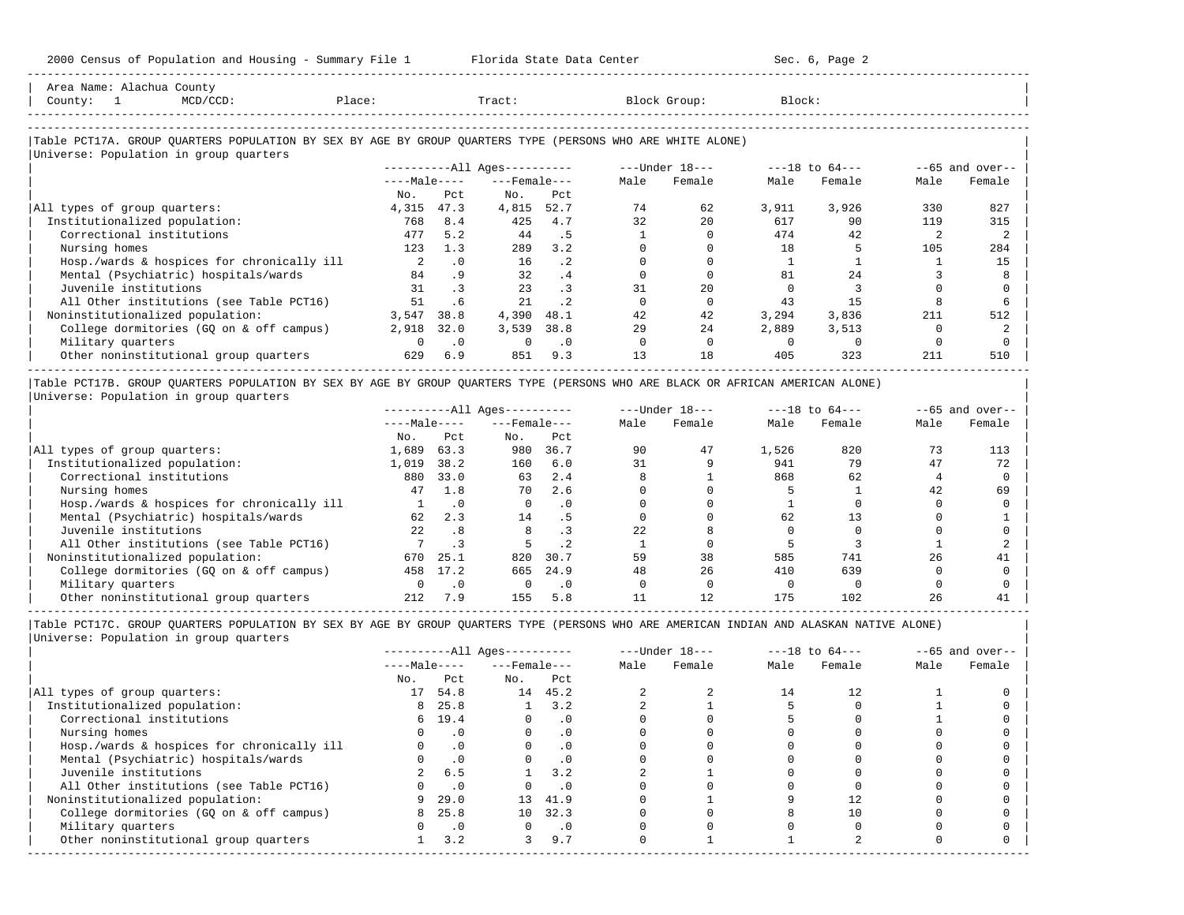Area Name: Alachua County
County: 1 MCD/CCD: Place: Tract: Block Group: Block:

### Table PCT17A. GROUP QUARTERS POPULATION BY SEX BY AGE BY GROUP QUARTERS TYPE (PERSONS WHO ARE WHITE ALONE)

Universe: Population in group quarters

| | All Ages | | | | Under 18 | | 18 to 64 | | 65 and over | |
|---|---|---|---|---|---|---|---|---|---|---|
| | Male | | Female | | | | | | | |
| | No. | Pct | No. | Pct | Male | Female | Male | Female | Male | Female |
| All types of group quarters: | 4,315 | 47.3 | 4,815 | 52.7 | 74 | 62 | 3,911 | 3,926 | 330 | 827 |
| Institutionalized population: | 768 | 8.4 | 425 | 4.7 | 32 | 20 | 617 | 90 | 119 | 315 |
| Correctional institutions | 477 | 5.2 | 44 | .5 | 1 | 0 | 474 | 42 | 2 | 2 |
| Nursing homes | 123 | 1.3 | 289 | 3.2 | 0 | 0 | 18 | 5 | 105 | 284 |
| Hosp./wards & hospices for chronically ill | 2 | .0 | 16 | .2 | 0 | 0 | 1 | 1 | 1 | 15 |
| Mental (Psychiatric) hospitals/wards | 84 | .9 | 32 | .4 | 0 | 0 | 81 | 24 | 3 | 8 |
| Juvenile institutions | 31 | .3 | 23 | .3 | 31 | 20 | 0 | 3 | 0 | 0 |
| All Other institutions (see Table PCT16) | 51 | .6 | 21 | .2 | 0 | 0 | 43 | 15 | 8 | 6 |
| Noninstitutionalized population: | 3,547 | 38.8 | 4,390 | 48.1 | 42 | 42 | 3,294 | 3,836 | 211 | 512 |
| College dormitories (GQ on & off campus) | 2,918 | 32.0 | 3,539 | 38.8 | 29 | 24 | 2,889 | 3,513 | 0 | 2 |
| Military quarters | 0 | .0 | 0 | .0 | 0 | 0 | 0 | 0 | 0 | 0 |
| Other noninstitutional group quarters | 629 | 6.9 | 851 | 9.3 | 13 | 18 | 405 | 323 | 211 | 510 |

### Table PCT17B. GROUP QUARTERS POPULATION BY SEX BY AGE BY GROUP QUARTERS TYPE (PERSONS WHO ARE BLACK OR AFRICAN AMERICAN ALONE)

Universe: Population in group quarters

| | All Ages | | | | Under 18 | | 18 to 64 | | 65 and over | |
|---|---|---|---|---|---|---|---|---|---|---|
| | Male | | Female | | | | | | | |
| | No. | Pct | No. | Pct | Male | Female | Male | Female | Male | Female |
| All types of group quarters: | 1,689 | 63.3 | 980 | 36.7 | 90 | 47 | 1,526 | 820 | 73 | 113 |
| Institutionalized population: | 1,019 | 38.2 | 160 | 6.0 | 31 | 9 | 941 | 79 | 47 | 72 |
| Correctional institutions | 880 | 33.0 | 63 | 2.4 | 8 | 1 | 868 | 62 | 4 | 0 |
| Nursing homes | 47 | 1.8 | 70 | 2.6 | 0 | 0 | 5 | 1 | 42 | 69 |
| Hosp./wards & hospices for chronically ill | 1 | .0 | 0 | .0 | 0 | 0 | 1 | 0 | 0 | 0 |
| Mental (Psychiatric) hospitals/wards | 62 | 2.3 | 14 | .5 | 0 | 0 | 62 | 13 | 0 | 1 |
| Juvenile institutions | 22 | .8 | 8 | .3 | 22 | 8 | 0 | 0 | 0 | 0 |
| All Other institutions (see Table PCT16) | 7 | .3 | 5 | .2 | 1 | 0 | 5 | 3 | 1 | 2 |
| Noninstitutionalized population: | 670 | 25.1 | 820 | 30.7 | 59 | 38 | 585 | 741 | 26 | 41 |
| College dormitories (GQ on & off campus) | 458 | 17.2 | 665 | 24.9 | 48 | 26 | 410 | 639 | 0 | 0 |
| Military quarters | 0 | .0 | 0 | .0 | 0 | 0 | 0 | 0 | 0 | 0 |
| Other noninstitutional group quarters | 212 | 7.9 | 155 | 5.8 | 11 | 12 | 175 | 102 | 26 | 41 |

### Table PCT17C. GROUP QUARTERS POPULATION BY SEX BY AGE BY GROUP QUARTERS TYPE (PERSONS WHO ARE AMERICAN INDIAN AND ALASKAN NATIVE ALONE)

Universe: Population in group quarters

| | All Ages | | | | Under 18 | | 18 to 64 | | 65 and over | |
|---|---|---|---|---|---|---|---|---|---|---|
| | Male | | Female | | | | | | | |
| | No. | Pct | No. | Pct | Male | Female | Male | Female | Male | Female |
| All types of group quarters: | 17 | 54.8 | 14 | 45.2 | 2 | 2 | 14 | 12 | 1 | 0 |
| Institutionalized population: | 8 | 25.8 | 1 | 3.2 | 2 | 1 | 5 | 0 | 1 | 0 |
| Correctional institutions | 6 | 19.4 | 0 | .0 | 0 | 0 | 5 | 0 | 1 | 0 |
| Nursing homes | 0 | .0 | 0 | .0 | 0 | 0 | 0 | 0 | 0 | 0 |
| Hosp./wards & hospices for chronically ill | 0 | .0 | 0 | .0 | 0 | 0 | 0 | 0 | 0 | 0 |
| Mental (Psychiatric) hospitals/wards | 0 | .0 | 0 | .0 | 0 | 0 | 0 | 0 | 0 | 0 |
| Juvenile institutions | 2 | 6.5 | 1 | 3.2 | 2 | 1 | 0 | 0 | 0 | 0 |
| All Other institutions (see Table PCT16) | 0 | .0 | 0 | .0 | 0 | 0 | 0 | 0 | 0 | 0 |
| Noninstitutionalized population: | 9 | 29.0 | 13 | 41.9 | 0 | 1 | 9 | 12 | 0 | 0 |
| College dormitories (GQ on & off campus) | 8 | 25.8 | 10 | 32.3 | 0 | 0 | 8 | 10 | 0 | 0 |
| Military quarters | 0 | .0 | 0 | .0 | 0 | 0 | 0 | 0 | 0 | 0 |
| Other noninstitutional group quarters | 1 | 3.2 | 3 | 9.7 | 0 | 1 | 1 | 2 | 0 | 0 |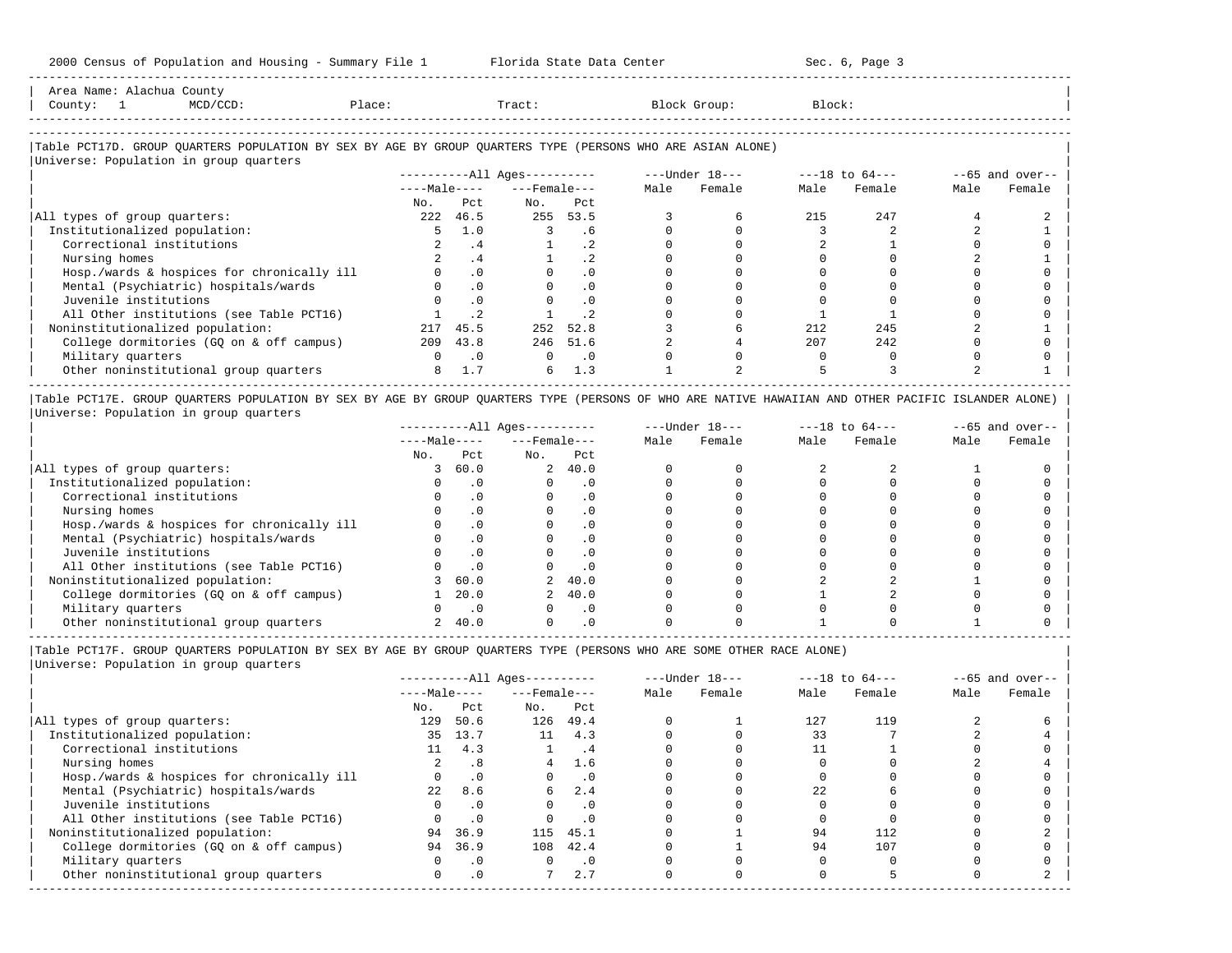Area Name: Alachua County
County: 1 MCD/CCD: Place: Tract: Block Group: Block:

### Table PCT17D. GROUP QUARTERS POPULATION BY SEX BY AGE BY GROUP QUARTERS TYPE (PERSONS WHO ARE ASIAN ALONE)

Universe: Population in group quarters

| | All Ages | | | | Under 18 | | 18 to 64 | | 65 and over | |
|---|---|---|---|---|---|---|---|---|---|---|
| | Male | | Female | | | | | | | |
| | No. | Pct | No. | Pct | Male | Female | Male | Female | Male | Female |
| All types of group quarters: | 222 | 46.5 | 255 | 53.5 | 3 | 6 | 215 | 247 | 4 | 2 |
| Institutionalized population: | 5 | 1.0 | 3 | .6 | 0 | 0 | 3 | 2 | 2 | 1 |
| Correctional institutions | 2 | .4 | 1 | .2 | 0 | 0 | 2 | 1 | 0 | 0 |
| Nursing homes | 2 | .4 | 1 | .2 | 0 | 0 | 0 | 0 | 2 | 1 |
| Hosp./wards & hospices for chronically ill | 0 | .0 | 0 | .0 | 0 | 0 | 0 | 0 | 0 | 0 |
| Mental (Psychiatric) hospitals/wards | 0 | .0 | 0 | .0 | 0 | 0 | 0 | 0 | 0 | 0 |
| Juvenile institutions | 0 | .0 | 0 | .0 | 0 | 0 | 0 | 0 | 0 | 0 |
| All Other institutions (see Table PCT16) | 1 | .2 | 1 | .2 | 0 | 0 | 1 | 1 | 0 | 0 |
| Noninstitutionalized population: | 217 | 45.5 | 252 | 52.8 | 3 | 6 | 212 | 245 | 2 | 1 |
| College dormitories (GQ on & off campus) | 209 | 43.8 | 246 | 51.6 | 2 | 4 | 207 | 242 | 0 | 0 |
| Military quarters | 0 | .0 | 0 | .0 | 0 | 0 | 0 | 0 | 0 | 0 |
| Other noninstitutional group quarters | 8 | 1.7 | 6 | 1.3 | 1 | 2 | 5 | 3 | 2 | 1 |

### Table PCT17E. GROUP QUARTERS POPULATION BY SEX BY AGE BY GROUP QUARTERS TYPE (PERSONS OF WHO ARE NATIVE HAWAIIAN AND OTHER PACIFIC ISLANDER ALONE)

Universe: Population in group quarters

| | All Ages | | | | Under 18 | | 18 to 64 | | 65 and over | |
|---|---|---|---|---|---|---|---|---|---|---|
| | Male | | Female | | | | | | | |
| | No. | Pct | No. | Pct | Male | Female | Male | Female | Male | Female |
| All types of group quarters: | 3 | 60.0 | 2 | 40.0 | 0 | 0 | 2 | 2 | 1 | 0 |
| Institutionalized population: | 0 | .0 | 0 | .0 | 0 | 0 | 0 | 0 | 0 | 0 |
| Correctional institutions | 0 | .0 | 0 | .0 | 0 | 0 | 0 | 0 | 0 | 0 |
| Nursing homes | 0 | .0 | 0 | .0 | 0 | 0 | 0 | 0 | 0 | 0 |
| Hosp./wards & hospices for chronically ill | 0 | .0 | 0 | .0 | 0 | 0 | 0 | 0 | 0 | 0 |
| Mental (Psychiatric) hospitals/wards | 0 | .0 | 0 | .0 | 0 | 0 | 0 | 0 | 0 | 0 |
| Juvenile institutions | 0 | .0 | 0 | .0 | 0 | 0 | 0 | 0 | 0 | 0 |
| All Other institutions (see Table PCT16) | 0 | .0 | 0 | .0 | 0 | 0 | 0 | 0 | 0 | 0 |
| Noninstitutionalized population: | 3 | 60.0 | 2 | 40.0 | 0 | 0 | 2 | 2 | 1 | 0 |
| College dormitories (GQ on & off campus) | 1 | 20.0 | 2 | 40.0 | 0 | 0 | 1 | 2 | 0 | 0 |
| Military quarters | 0 | .0 | 0 | .0 | 0 | 0 | 0 | 0 | 0 | 0 |
| Other noninstitutional group quarters | 2 | 40.0 | 0 | .0 | 0 | 0 | 1 | 0 | 1 | 0 |

### Table PCT17F. GROUP QUARTERS POPULATION BY SEX BY AGE BY GROUP QUARTERS TYPE (PERSONS WHO ARE SOME OTHER RACE ALONE)

Universe: Population in group quarters

| | All Ages | | | | Under 18 | | 18 to 64 | | 65 and over | |
|---|---|---|---|---|---|---|---|---|---|---|
| | Male | | Female | | | | | | | |
| | No. | Pct | No. | Pct | Male | Female | Male | Female | Male | Female |
| All types of group quarters: | 129 | 50.6 | 126 | 49.4 | 0 | 1 | 127 | 119 | 2 | 6 |
| Institutionalized population: | 35 | 13.7 | 11 | 4.3 | 0 | 0 | 33 | 7 | 2 | 4 |
| Correctional institutions | 11 | 4.3 | 1 | .4 | 0 | 0 | 11 | 1 | 0 | 0 |
| Nursing homes | 2 | .8 | 4 | 1.6 | 0 | 0 | 0 | 0 | 2 | 4 |
| Hosp./wards & hospices for chronically ill | 0 | .0 | 0 | .0 | 0 | 0 | 0 | 0 | 0 | 0 |
| Mental (Psychiatric) hospitals/wards | 22 | 8.6 | 6 | 2.4 | 0 | 0 | 22 | 6 | 0 | 0 |
| Juvenile institutions | 0 | .0 | 0 | .0 | 0 | 0 | 0 | 0 | 0 | 0 |
| All Other institutions (see Table PCT16) | 0 | .0 | 0 | .0 | 0 | 0 | 0 | 0 | 0 | 0 |
| Noninstitutionalized population: | 94 | 36.9 | 115 | 45.1 | 0 | 1 | 94 | 112 | 0 | 2 |
| College dormitories (GQ on & off campus) | 94 | 36.9 | 108 | 42.4 | 0 | 1 | 94 | 107 | 0 | 0 |
| Military quarters | 0 | .0 | 0 | .0 | 0 | 0 | 0 | 0 | 0 | 0 |
| Other noninstitutional group quarters | 0 | .0 | 7 | 2.7 | 0 | 0 | 0 | 5 | 0 | 2 |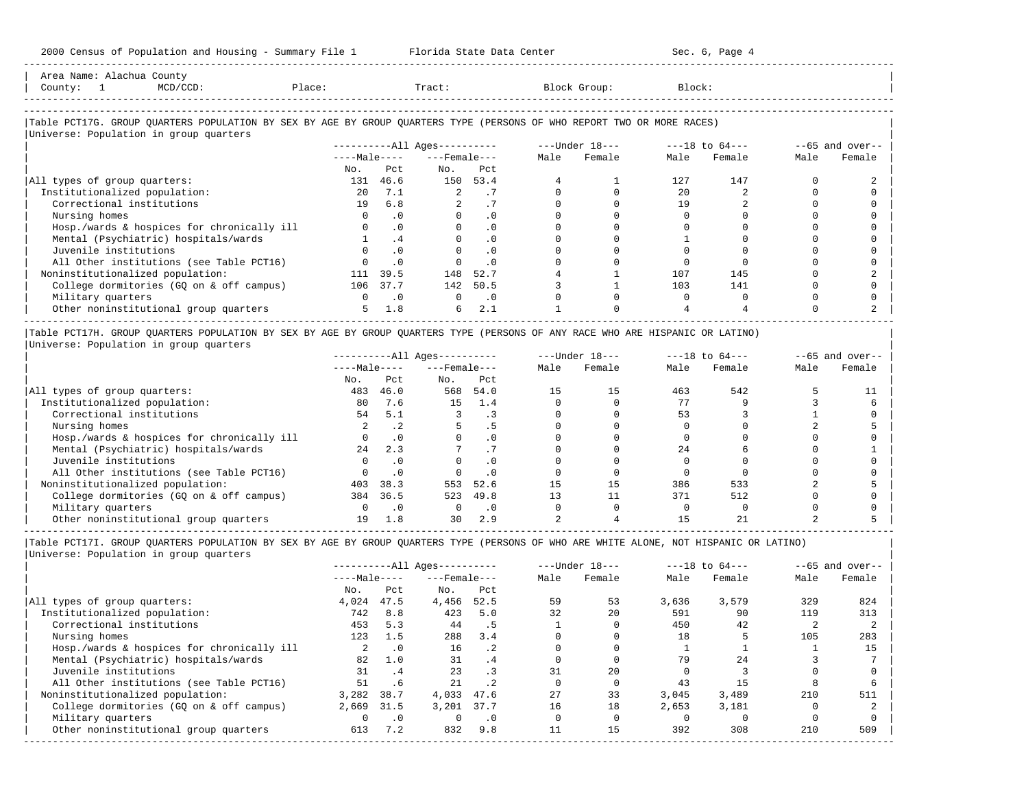Area Name: Alachua County
County: 1 MCD/CCD: Place: Tract: Block Group: Block:

## Table PCT17G. GROUP QUARTERS POPULATION BY SEX BY AGE BY GROUP QUARTERS TYPE (PERSONS OF WHO REPORT TWO OR MORE RACES)

Universe: Population in group quarters

| | All Ages Male No. | All Ages Male Pct | All Ages Female No. | All Ages Female Pct | Under 18 Male | Under 18 Female | 18 to 64 Male | 18 to 64 Female | 65 and over Male | 65 and over Female |
|---|---|---|---|---|---|---|---|---|---|---|
| All types of group quarters: | 131 | 46.6 | 150 | 53.4 | 4 | 1 | 127 | 147 | 0 | 2 |
| Institutionalized population: | 20 | 7.1 | 2 | .7 | 0 | 0 | 20 | 2 | 0 | 0 |
| Correctional institutions | 19 | 6.8 | 2 | .7 | 0 | 0 | 19 | 2 | 0 | 0 |
| Nursing homes | 0 | .0 | 0 | .0 | 0 | 0 | 0 | 0 | 0 | 0 |
| Hosp./wards & hospices for chronically ill | 0 | .0 | 0 | .0 | 0 | 0 | 0 | 0 | 0 | 0 |
| Mental (Psychiatric) hospitals/wards | 1 | .4 | 0 | .0 | 0 | 0 | 1 | 0 | 0 | 0 |
| Juvenile institutions | 0 | .0 | 0 | .0 | 0 | 0 | 0 | 0 | 0 | 0 |
| All Other institutions (see Table PCT16) | 0 | .0 | 0 | .0 | 0 | 0 | 0 | 0 | 0 | 0 |
| Noninstitutionalized population: | 111 | 39.5 | 148 | 52.7 | 4 | 1 | 107 | 145 | 0 | 2 |
| College dormitories (GQ on & off campus) | 106 | 37.7 | 142 | 50.5 | 3 | 1 | 103 | 141 | 0 | 0 |
| Military quarters | 0 | .0 | 0 | .0 | 0 | 0 | 0 | 0 | 0 | 0 |
| Other noninstitutional group quarters | 5 | 1.8 | 6 | 2.1 | 1 | 0 | 4 | 4 | 0 | 2 |

## Table PCT17H. GROUP QUARTERS POPULATION BY SEX BY AGE BY GROUP QUARTERS TYPE (PERSONS OF ANY RACE WHO ARE HISPANIC OR LATINO)

Universe: Population in group quarters

| | All Ages Male No. | All Ages Male Pct | All Ages Female No. | All Ages Female Pct | Under 18 Male | Under 18 Female | 18 to 64 Male | 18 to 64 Female | 65 and over Male | 65 and over Female |
|---|---|---|---|---|---|---|---|---|---|---|
| All types of group quarters: | 483 | 46.0 | 568 | 54.0 | 15 | 15 | 463 | 542 | 5 | 11 |
| Institutionalized population: | 80 | 7.6 | 15 | 1.4 | 0 | 0 | 77 | 9 | 3 | 6 |
| Correctional institutions | 54 | 5.1 | 3 | .3 | 0 | 0 | 53 | 3 | 1 | 0 |
| Nursing homes | 2 | .2 | 5 | .5 | 0 | 0 | 0 | 0 | 2 | 5 |
| Hosp./wards & hospices for chronically ill | 0 | .0 | 0 | .0 | 0 | 0 | 0 | 0 | 0 | 0 |
| Mental (Psychiatric) hospitals/wards | 24 | 2.3 | 7 | .7 | 0 | 0 | 24 | 6 | 0 | 1 |
| Juvenile institutions | 0 | .0 | 0 | .0 | 0 | 0 | 0 | 0 | 0 | 0 |
| All Other institutions (see Table PCT16) | 0 | .0 | 0 | .0 | 0 | 0 | 0 | 0 | 0 | 0 |
| Noninstitutionalized population: | 403 | 38.3 | 553 | 52.6 | 15 | 15 | 386 | 533 | 2 | 5 |
| College dormitories (GQ on & off campus) | 384 | 36.5 | 523 | 49.8 | 13 | 11 | 371 | 512 | 0 | 0 |
| Military quarters | 0 | .0 | 0 | .0 | 0 | 0 | 0 | 0 | 0 | 0 |
| Other noninstitutional group quarters | 19 | 1.8 | 30 | 2.9 | 2 | 4 | 15 | 21 | 2 | 5 |

## Table PCT17I. GROUP QUARTERS POPULATION BY SEX BY AGE BY GROUP QUARTERS TYPE (PERSONS OF WHO ARE WHITE ALONE, NOT HISPANIC OR LATINO)

Universe: Population in group quarters

| | All Ages Male No. | All Ages Male Pct | All Ages Female No. | All Ages Female Pct | Under 18 Male | Under 18 Female | 18 to 64 Male | 18 to 64 Female | 65 and over Male | 65 and over Female |
|---|---|---|---|---|---|---|---|---|---|---|
| All types of group quarters: | 4,024 | 47.5 | 4,456 | 52.5 | 59 | 53 | 3,636 | 3,579 | 329 | 824 |
| Institutionalized population: | 742 | 8.8 | 423 | 5.0 | 32 | 20 | 591 | 90 | 119 | 313 |
| Correctional institutions | 453 | 5.3 | 44 | .5 | 1 | 0 | 450 | 42 | 2 | 2 |
| Nursing homes | 123 | 1.5 | 288 | 3.4 | 0 | 0 | 18 | 5 | 105 | 283 |
| Hosp./wards & hospices for chronically ill | 2 | .0 | 16 | .2 | 0 | 0 | 1 | 1 | 1 | 15 |
| Mental (Psychiatric) hospitals/wards | 82 | 1.0 | 31 | .4 | 0 | 0 | 79 | 24 | 3 | 7 |
| Juvenile institutions | 31 | .4 | 23 | .3 | 31 | 20 | 0 | 3 | 0 | 0 |
| All Other institutions (see Table PCT16) | 51 | .6 | 21 | .2 | 0 | 0 | 43 | 15 | 8 | 6 |
| Noninstitutionalized population: | 3,282 | 38.7 | 4,033 | 47.6 | 27 | 33 | 3,045 | 3,489 | 210 | 511 |
| College dormitories (GQ on & off campus) | 2,669 | 31.5 | 3,201 | 37.7 | 16 | 18 | 2,653 | 3,181 | 0 | 2 |
| Military quarters | 0 | .0 | 0 | .0 | 0 | 0 | 0 | 0 | 0 | 0 |
| Other noninstitutional group quarters | 613 | 7.2 | 832 | 9.8 | 11 | 15 | 392 | 308 | 210 | 509 |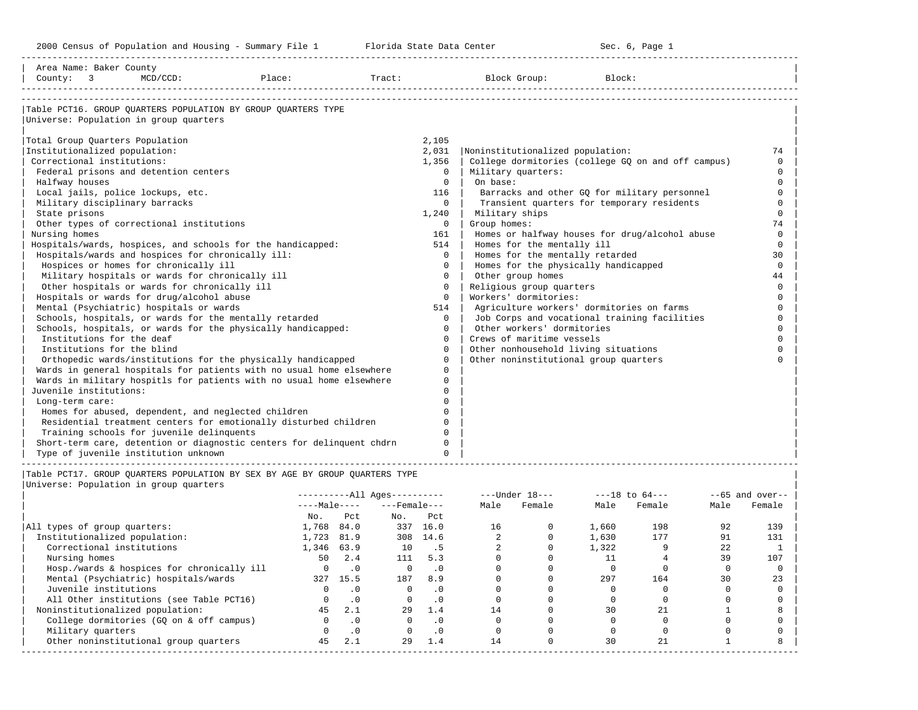2000 Census of Population and Housing - Summary File 1 Florida State Data Center Sec. 6, Page 1

Area Name: Baker County
County: 3 MCD/CCD: Place: Tract: Block Group: Block:

## Table PCT16. GROUP QUARTERS POPULATION BY GROUP QUARTERS TYPE

Universe: Population in group quarters

| Category | Value |
|---|---|
| Total Group Quarters Population | 2,105 |
| Institutionalized population: | 2,031 |
| Correctional institutions: | 1,356 |
| Federal prisons and detention centers | 0 |
| Halfway houses | 0 |
| Local jails, police lockups, etc. | 116 |
| Military disciplinary barracks | 0 |
| State prisons | 1,240 |
| Other types of correctional institutions | 0 |
| Nursing homes | 161 |
| Hospitals/wards, hospices, and schools for the handicapped: | 514 |
| Hospitals/wards and hospices for chronically ill: | 0 |
| Hospices or homes for chronically ill | 0 |
| Military hospitals or wards for chronically ill | 0 |
| Other hospitals or wards for chronically ill | 0 |
| Hospitals or wards for drug/alcohol abuse | 0 |
| Mental (Psychiatric) hospitals or wards | 514 |
| Schools, hospitals, or wards for the mentally retarded | 0 |
| Schools, hospitals, or wards for the physically handicapped: | 0 |
| Institutions for the deaf | 0 |
| Institutions for the blind | 0 |
| Orthopedic wards/institutions for the physically handicapped | 0 |
| Wards in general hospitals for patients with no usual home elsewhere | 0 |
| Wards in military hospitls for patients with no usual home elsewhere | 0 |
| Juvenile institutions: | 0 |
| Long-term care: | 0 |
| Homes for abused, dependent, and neglected children | 0 |
| Residential treatment centers for emotionally disturbed children | 0 |
| Training schools for juvenile delinquents | 0 |
| Short-term care, detention or diagnostic centers for delinquent chdrn | 0 |
| Type of juvenile institution unknown | 0 |
| Noninstitutionalized population: | 74 |
| College dormitories (college GQ on and off campus) | 0 |
| Military quarters: | 0 |
| On base: | 0 |
| Barracks and other GQ for military personnel | 0 |
| Transient quarters for temporary residents | 0 |
| Military ships | 0 |
| Group homes: | 74 |
| Homes or halfway houses for drug/alcohol abuse | 0 |
| Homes for the mentally ill | 0 |
| Homes for the mentally retarded | 30 |
| Homes for the physically handicapped | 0 |
| Other group homes | 44 |
| Religious group quarters | 0 |
| Workers' dormitories: | 0 |
| Agriculture workers' dormitories on farms | 0 |
| Job Corps and vocational training facilities | 0 |
| Other workers' dormitories | 0 |
| Crews of maritime vessels | 0 |
| Other nonhousehold living situations | 0 |
| Other noninstitutional group quarters | 0 |

## Table PCT17. GROUP QUARTERS POPULATION BY SEX BY AGE BY GROUP QUARTERS TYPE

Universe: Population in group quarters

| | All Ages | | | | Under 18 | | 18 to 64 | | 65 and over | |
|---|---|---|---|---|---|---|---|---|---|---|
| | Male | | Female | | | | | | | |
| | No. | Pct | No. | Pct | Male | Female | Male | Female | Male | Female |
| All types of group quarters: | 1,768 | 84.0 | 337 | 16.0 | 16 | 0 | 1,660 | 198 | 92 | 139 |
| Institutionalized population: | 1,723 | 81.9 | 308 | 14.6 | 2 | 0 | 1,630 | 177 | 91 | 131 |
| Correctional institutions | 1,346 | 63.9 | 10 | .5 | 2 | 0 | 1,322 | 9 | 22 | 1 |
| Nursing homes | 50 | 2.4 | 111 | 5.3 | 0 | 0 | 11 | 4 | 39 | 107 |
| Hosp./wards & hospices for chronically ill | 0 | .0 | 0 | .0 | 0 | 0 | 0 | 0 | 0 | 0 |
| Mental (Psychiatric) hospitals/wards | 327 | 15.5 | 187 | 8.9 | 0 | 0 | 297 | 164 | 30 | 23 |
| Juvenile institutions | 0 | .0 | 0 | .0 | 0 | 0 | 0 | 0 | 0 | 0 |
| All Other institutions (see Table PCT16) | 0 | .0 | 0 | .0 | 0 | 0 | 0 | 0 | 0 | 0 |
| Noninstitutionalized population: | 45 | 2.1 | 29 | 1.4 | 14 | 0 | 30 | 21 | 1 | 8 |
| College dormitories (GQ on & off campus) | 0 | .0 | 0 | .0 | 0 | 0 | 0 | 0 | 0 | 0 |
| Military quarters | 0 | .0 | 0 | .0 | 0 | 0 | 0 | 0 | 0 | 0 |
| Other noninstitutional group quarters | 45 | 2.1 | 29 | 1.4 | 14 | 0 | 30 | 21 | 1 | 8 |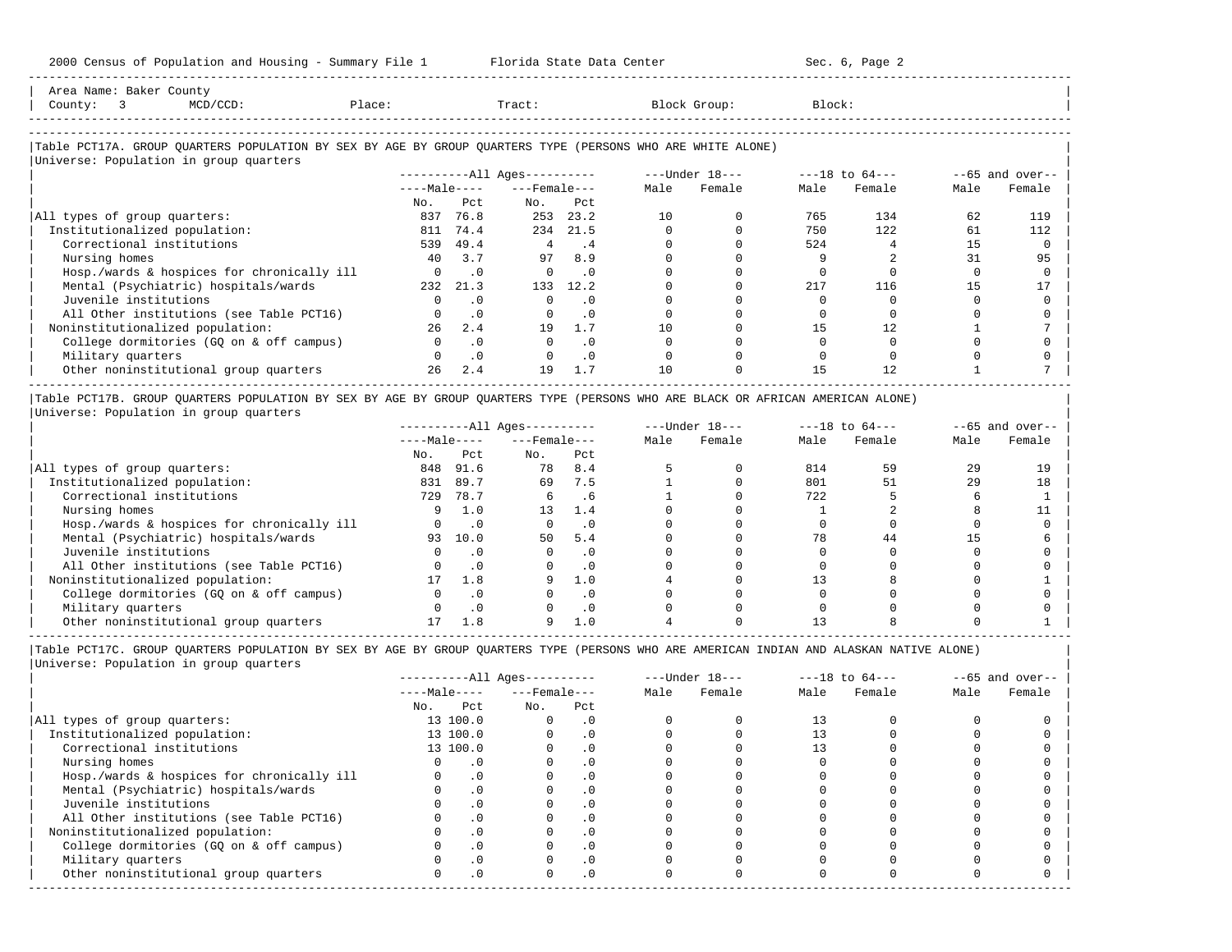Area Name: Baker County
County: 3 MCD/CCD: Place: Tract: Block Group: Block:

## Table PCT17A. GROUP QUARTERS POPULATION BY SEX BY AGE BY GROUP QUARTERS TYPE (PERSONS WHO ARE WHITE ALONE)

Universe: Population in group quarters

| | All Ages | | | | Under 18 | | 18 to 64 | | 65 and over | |
|---|---|---|---|---|---|---|---|---|---|---|
| | Male | | Female | | | | | | | |
| | No. | Pct | No. | Pct | Male | Female | Male | Female | Male | Female |
| All types of group quarters: | 837 | 76.8 | 253 | 23.2 | 10 | 0 | 765 | 134 | 62 | 119 |
| Institutionalized population: | 811 | 74.4 | 234 | 21.5 | 0 | 0 | 750 | 122 | 61 | 112 |
| Correctional institutions | 539 | 49.4 | 4 | .4 | 0 | 0 | 524 | 4 | 15 | 0 |
| Nursing homes | 40 | 3.7 | 97 | 8.9 | 0 | 0 | 9 | 2 | 31 | 95 |
| Hosp./wards & hospices for chronically ill | 0 | .0 | 0 | .0 | 0 | 0 | 0 | 0 | 0 | 0 |
| Mental (Psychiatric) hospitals/wards | 232 | 21.3 | 133 | 12.2 | 0 | 0 | 217 | 116 | 15 | 17 |
| Juvenile institutions | 0 | .0 | 0 | .0 | 0 | 0 | 0 | 0 | 0 | 0 |
| All Other institutions (see Table PCT16) | 0 | .0 | 0 | .0 | 0 | 0 | 0 | 0 | 0 | 0 |
| Noninstitutionalized population: | 26 | 2.4 | 19 | 1.7 | 10 | 0 | 15 | 12 | 1 | 7 |
| College dormitories (GQ on & off campus) | 0 | .0 | 0 | .0 | 0 | 0 | 0 | 0 | 0 | 0 |
| Military quarters | 0 | .0 | 0 | .0 | 0 | 0 | 0 | 0 | 0 | 0 |
| Other noninstitutional group quarters | 26 | 2.4 | 19 | 1.7 | 10 | 0 | 15 | 12 | 1 | 7 |

## Table PCT17B. GROUP QUARTERS POPULATION BY SEX BY AGE BY GROUP QUARTERS TYPE (PERSONS WHO ARE BLACK OR AFRICAN AMERICAN ALONE)

Universe: Population in group quarters

| | All Ages | | | | Under 18 | | 18 to 64 | | 65 and over | |
|---|---|---|---|---|---|---|---|---|---|---|
| | Male | | Female | | | | | | | |
| | No. | Pct | No. | Pct | Male | Female | Male | Female | Male | Female |
| All types of group quarters: | 848 | 91.6 | 78 | 8.4 | 5 | 0 | 814 | 59 | 29 | 19 |
| Institutionalized population: | 831 | 89.7 | 69 | 7.5 | 1 | 0 | 801 | 51 | 29 | 18 |
| Correctional institutions | 729 | 78.7 | 6 | .6 | 1 | 0 | 722 | 5 | 6 | 1 |
| Nursing homes | 9 | 1.0 | 13 | 1.4 | 0 | 0 | 1 | 2 | 8 | 11 |
| Hosp./wards & hospices for chronically ill | 0 | .0 | 0 | .0 | 0 | 0 | 0 | 0 | 0 | 0 |
| Mental (Psychiatric) hospitals/wards | 93 | 10.0 | 50 | 5.4 | 0 | 0 | 78 | 44 | 15 | 6 |
| Juvenile institutions | 0 | .0 | 0 | .0 | 0 | 0 | 0 | 0 | 0 | 0 |
| All Other institutions (see Table PCT16) | 0 | .0 | 0 | .0 | 0 | 0 | 0 | 0 | 0 | 0 |
| Noninstitutionalized population: | 17 | 1.8 | 9 | 1.0 | 4 | 0 | 13 | 8 | 0 | 1 |
| College dormitories (GQ on & off campus) | 0 | .0 | 0 | .0 | 0 | 0 | 0 | 0 | 0 | 0 |
| Military quarters | 0 | .0 | 0 | .0 | 0 | 0 | 0 | 0 | 0 | 0 |
| Other noninstitutional group quarters | 17 | 1.8 | 9 | 1.0 | 4 | 0 | 13 | 8 | 0 | 1 |

## Table PCT17C. GROUP QUARTERS POPULATION BY SEX BY AGE BY GROUP QUARTERS TYPE (PERSONS WHO ARE AMERICAN INDIAN AND ALASKAN NATIVE ALONE)

Universe: Population in group quarters

| | All Ages | | | | Under 18 | | 18 to 64 | | 65 and over | |
|---|---|---|---|---|---|---|---|---|---|---|
| | Male | | Female | | | | | | | |
| | No. | Pct | No. | Pct | Male | Female | Male | Female | Male | Female |
| All types of group quarters: | 13 | 100.0 | 0 | .0 | 0 | 0 | 13 | 0 | 0 | 0 |
| Institutionalized population: | 13 | 100.0 | 0 | .0 | 0 | 0 | 13 | 0 | 0 | 0 |
| Correctional institutions | 13 | 100.0 | 0 | .0 | 0 | 0 | 13 | 0 | 0 | 0 |
| Nursing homes | 0 | .0 | 0 | .0 | 0 | 0 | 0 | 0 | 0 | 0 |
| Hosp./wards & hospices for chronically ill | 0 | .0 | 0 | .0 | 0 | 0 | 0 | 0 | 0 | 0 |
| Mental (Psychiatric) hospitals/wards | 0 | .0 | 0 | .0 | 0 | 0 | 0 | 0 | 0 | 0 |
| Juvenile institutions | 0 | .0 | 0 | .0 | 0 | 0 | 0 | 0 | 0 | 0 |
| All Other institutions (see Table PCT16) | 0 | .0 | 0 | .0 | 0 | 0 | 0 | 0 | 0 | 0 |
| Noninstitutionalized population: | 0 | .0 | 0 | .0 | 0 | 0 | 0 | 0 | 0 | 0 |
| College dormitories (GQ on & off campus) | 0 | .0 | 0 | .0 | 0 | 0 | 0 | 0 | 0 | 0 |
| Military quarters | 0 | .0 | 0 | .0 | 0 | 0 | 0 | 0 | 0 | 0 |
| Other noninstitutional group quarters | 0 | .0 | 0 | .0 | 0 | 0 | 0 | 0 | 0 | 0 |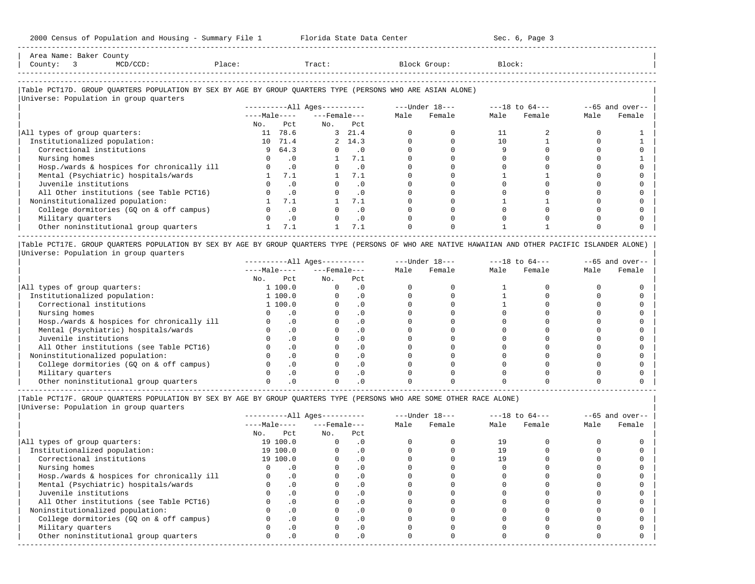Area Name: Baker County
County: 3 MCD/CCD: Place: Tract: Block Group: Block:

### Table PCT17D. GROUP QUARTERS POPULATION BY SEX BY AGE BY GROUP QUARTERS TYPE (PERSONS WHO ARE ASIAN ALONE)

Universe: Population in group quarters

| | All Ages: Male No. | All Ages: Male Pct | All Ages: Female No. | All Ages: Female Pct | Under 18: Male | Under 18: Female | 18 to 64: Male | 18 to 64: Female | 65 and over: Male | 65 and over: Female |
|---|---|---|---|---|---|---|---|---|---|---|
| All types of group quarters: | 11 | 78.6 | 3 | 21.4 | 0 | 0 | 11 | 2 | 0 | 1 |
| Institutionalized population: | 10 | 71.4 | 2 | 14.3 | 0 | 0 | 10 | 1 | 0 | 1 |
| Correctional institutions | 9 | 64.3 | 0 | .0 | 0 | 0 | 9 | 0 | 0 | 0 |
| Nursing homes | 0 | .0 | 1 | 7.1 | 0 | 0 | 0 | 0 | 0 | 1 |
| Hosp./wards & hospices for chronically ill | 0 | .0 | 0 | .0 | 0 | 0 | 0 | 0 | 0 | 0 |
| Mental (Psychiatric) hospitals/wards | 1 | 7.1 | 1 | 7.1 | 0 | 0 | 1 | 1 | 0 | 0 |
| Juvenile institutions | 0 | .0 | 0 | .0 | 0 | 0 | 0 | 0 | 0 | 0 |
| All Other institutions (see Table PCT16) | 0 | .0 | 0 | .0 | 0 | 0 | 0 | 0 | 0 | 0 |
| Noninstitutionalized population: | 1 | 7.1 | 1 | 7.1 | 0 | 0 | 1 | 1 | 0 | 0 |
| College dormitories (GQ on & off campus) | 0 | .0 | 0 | .0 | 0 | 0 | 0 | 0 | 0 | 0 |
| Military quarters | 0 | .0 | 0 | .0 | 0 | 0 | 0 | 0 | 0 | 0 |
| Other noninstitutional group quarters | 1 | 7.1 | 1 | 7.1 | 0 | 0 | 1 | 1 | 0 | 0 |

### Table PCT17E. GROUP QUARTERS POPULATION BY SEX BY AGE BY GROUP QUARTERS TYPE (PERSONS OF WHO ARE NATIVE HAWAIIAN AND OTHER PACIFIC ISLANDER ALONE)

Universe: Population in group quarters

| | All Ages: Male No. | All Ages: Male Pct | All Ages: Female No. | All Ages: Female Pct | Under 18: Male | Under 18: Female | 18 to 64: Male | 18 to 64: Female | 65 and over: Male | 65 and over: Female |
|---|---|---|---|---|---|---|---|---|---|---|
| All types of group quarters: | 1 | 100.0 | 0 | .0 | 0 | 0 | 1 | 0 | 0 | 0 |
| Institutionalized population: | 1 | 100.0 | 0 | .0 | 0 | 0 | 1 | 0 | 0 | 0 |
| Correctional institutions | 1 | 100.0 | 0 | .0 | 0 | 0 | 1 | 0 | 0 | 0 |
| Nursing homes | 0 | .0 | 0 | .0 | 0 | 0 | 0 | 0 | 0 | 0 |
| Hosp./wards & hospices for chronically ill | 0 | .0 | 0 | .0 | 0 | 0 | 0 | 0 | 0 | 0 |
| Mental (Psychiatric) hospitals/wards | 0 | .0 | 0 | .0 | 0 | 0 | 0 | 0 | 0 | 0 |
| Juvenile institutions | 0 | .0 | 0 | .0 | 0 | 0 | 0 | 0 | 0 | 0 |
| All Other institutions (see Table PCT16) | 0 | .0 | 0 | .0 | 0 | 0 | 0 | 0 | 0 | 0 |
| Noninstitutionalized population: | 0 | .0 | 0 | .0 | 0 | 0 | 0 | 0 | 0 | 0 |
| College dormitories (GQ on & off campus) | 0 | .0 | 0 | .0 | 0 | 0 | 0 | 0 | 0 | 0 |
| Military quarters | 0 | .0 | 0 | .0 | 0 | 0 | 0 | 0 | 0 | 0 |
| Other noninstitutional group quarters | 0 | .0 | 0 | .0 | 0 | 0 | 0 | 0 | 0 | 0 |

### Table PCT17F. GROUP QUARTERS POPULATION BY SEX BY AGE BY GROUP QUARTERS TYPE (PERSONS WHO ARE SOME OTHER RACE ALONE)

Universe: Population in group quarters

| | All Ages: Male No. | All Ages: Male Pct | All Ages: Female No. | All Ages: Female Pct | Under 18: Male | Under 18: Female | 18 to 64: Male | 18 to 64: Female | 65 and over: Male | 65 and over: Female |
|---|---|---|---|---|---|---|---|---|---|---|
| All types of group quarters: | 19 | 100.0 | 0 | .0 | 0 | 0 | 19 | 0 | 0 | 0 |
| Institutionalized population: | 19 | 100.0 | 0 | .0 | 0 | 0 | 19 | 0 | 0 | 0 |
| Correctional institutions | 19 | 100.0 | 0 | .0 | 0 | 0 | 19 | 0 | 0 | 0 |
| Nursing homes | 0 | .0 | 0 | .0 | 0 | 0 | 0 | 0 | 0 | 0 |
| Hosp./wards & hospices for chronically ill | 0 | .0 | 0 | .0 | 0 | 0 | 0 | 0 | 0 | 0 |
| Mental (Psychiatric) hospitals/wards | 0 | .0 | 0 | .0 | 0 | 0 | 0 | 0 | 0 | 0 |
| Juvenile institutions | 0 | .0 | 0 | .0 | 0 | 0 | 0 | 0 | 0 | 0 |
| All Other institutions (see Table PCT16) | 0 | .0 | 0 | .0 | 0 | 0 | 0 | 0 | 0 | 0 |
| Noninstitutionalized population: | 0 | .0 | 0 | .0 | 0 | 0 | 0 | 0 | 0 | 0 |
| College dormitories (GQ on & off campus) | 0 | .0 | 0 | .0 | 0 | 0 | 0 | 0 | 0 | 0 |
| Military quarters | 0 | .0 | 0 | .0 | 0 | 0 | 0 | 0 | 0 | 0 |
| Other noninstitutional group quarters | 0 | .0 | 0 | .0 | 0 | 0 | 0 | 0 | 0 | 0 |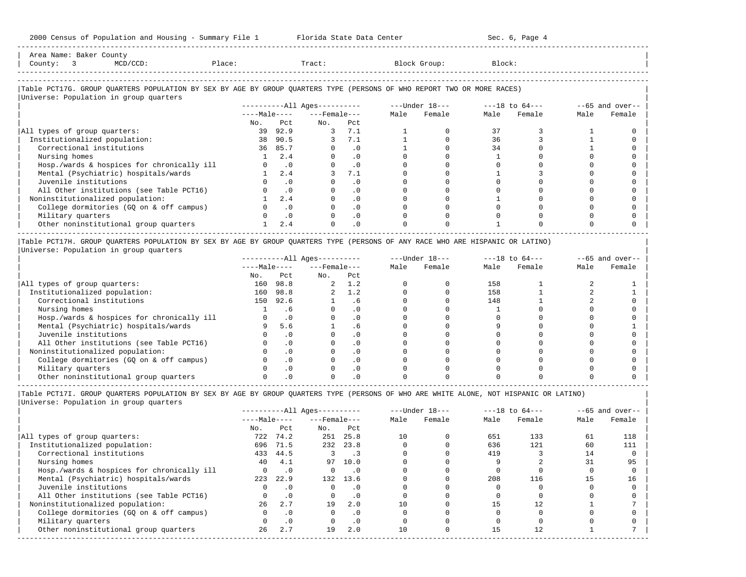Area Name: Baker County
County: 3 MCD/CCD: Place: Tract: Block Group: Block:

## Table PCT17G. GROUP QUARTERS POPULATION BY SEX BY AGE BY GROUP QUARTERS TYPE (PERSONS OF WHO REPORT TWO OR MORE RACES)

Universe: Population in group quarters

| | All Ages Male No. | All Ages Male Pct | All Ages Female No. | All Ages Female Pct | Under 18 Male | Under 18 Female | 18 to 64 Male | 18 to 64 Female | 65 and over Male | 65 and over Female |
|---|---|---|---|---|---|---|---|---|---|---|
| All types of group quarters: | 39 | 92.9 | 3 | 7.1 | 1 | 0 | 37 | 3 | 1 | 0 |
| Institutionalized population: | 38 | 90.5 | 3 | 7.1 | 1 | 0 | 36 | 3 | 1 | 0 |
| Correctional institutions | 36 | 85.7 | 0 | .0 | 1 | 0 | 34 | 0 | 1 | 0 |
| Nursing homes | 1 | 2.4 | 0 | .0 | 0 | 0 | 1 | 0 | 0 | 0 |
| Hosp./wards & hospices for chronically ill | 0 | .0 | 0 | .0 | 0 | 0 | 0 | 0 | 0 | 0 |
| Mental (Psychiatric) hospitals/wards | 1 | 2.4 | 3 | 7.1 | 0 | 0 | 1 | 3 | 0 | 0 |
| Juvenile institutions | 0 | .0 | 0 | .0 | 0 | 0 | 0 | 0 | 0 | 0 |
| All Other institutions (see Table PCT16) | 0 | .0 | 0 | .0 | 0 | 0 | 0 | 0 | 0 | 0 |
| Noninstitutionalized population: | 1 | 2.4 | 0 | .0 | 0 | 0 | 1 | 0 | 0 | 0 |
| College dormitories (GQ on & off campus) | 0 | .0 | 0 | .0 | 0 | 0 | 0 | 0 | 0 | 0 |
| Military quarters | 0 | .0 | 0 | .0 | 0 | 0 | 0 | 0 | 0 | 0 |
| Other noninstitutional group quarters | 1 | 2.4 | 0 | .0 | 0 | 0 | 1 | 0 | 0 | 0 |

## Table PCT17H. GROUP QUARTERS POPULATION BY SEX BY AGE BY GROUP QUARTERS TYPE (PERSONS OF ANY RACE WHO ARE HISPANIC OR LATINO)

Universe: Population in group quarters

| | All Ages Male No. | All Ages Male Pct | All Ages Female No. | All Ages Female Pct | Under 18 Male | Under 18 Female | 18 to 64 Male | 18 to 64 Female | 65 and over Male | 65 and over Female |
|---|---|---|---|---|---|---|---|---|---|---|
| All types of group quarters: | 160 | 98.8 | 2 | 1.2 | 0 | 0 | 158 | 1 | 2 | 1 |
| Institutionalized population: | 160 | 98.8 | 2 | 1.2 | 0 | 0 | 158 | 1 | 2 | 1 |
| Correctional institutions | 150 | 92.6 | 1 | .6 | 0 | 0 | 148 | 1 | 2 | 0 |
| Nursing homes | 1 | .6 | 0 | .0 | 0 | 0 | 1 | 0 | 0 | 0 |
| Hosp./wards & hospices for chronically ill | 0 | .0 | 0 | .0 | 0 | 0 | 0 | 0 | 0 | 0 |
| Mental (Psychiatric) hospitals/wards | 9 | 5.6 | 1 | .6 | 0 | 0 | 9 | 0 | 0 | 1 |
| Juvenile institutions | 0 | .0 | 0 | .0 | 0 | 0 | 0 | 0 | 0 | 0 |
| All Other institutions (see Table PCT16) | 0 | .0 | 0 | .0 | 0 | 0 | 0 | 0 | 0 | 0 |
| Noninstitutionalized population: | 0 | .0 | 0 | .0 | 0 | 0 | 0 | 0 | 0 | 0 |
| College dormitories (GQ on & off campus) | 0 | .0 | 0 | .0 | 0 | 0 | 0 | 0 | 0 | 0 |
| Military quarters | 0 | .0 | 0 | .0 | 0 | 0 | 0 | 0 | 0 | 0 |
| Other noninstitutional group quarters | 0 | .0 | 0 | .0 | 0 | 0 | 0 | 0 | 0 | 0 |

## Table PCT17I. GROUP QUARTERS POPULATION BY SEX BY AGE BY GROUP QUARTERS TYPE (PERSONS OF WHO ARE WHITE ALONE, NOT HISPANIC OR LATINO)

Universe: Population in group quarters

| | All Ages Male No. | All Ages Male Pct | All Ages Female No. | All Ages Female Pct | Under 18 Male | Under 18 Female | 18 to 64 Male | 18 to 64 Female | 65 and over Male | 65 and over Female |
|---|---|---|---|---|---|---|---|---|---|---|
| All types of group quarters: | 722 | 74.2 | 251 | 25.8 | 10 | 0 | 651 | 133 | 61 | 118 |
| Institutionalized population: | 696 | 71.5 | 232 | 23.8 | 0 | 0 | 636 | 121 | 60 | 111 |
| Correctional institutions | 433 | 44.5 | 3 | .3 | 0 | 0 | 419 | 3 | 14 | 0 |
| Nursing homes | 40 | 4.1 | 97 | 10.0 | 0 | 0 | 9 | 2 | 31 | 95 |
| Hosp./wards & hospices for chronically ill | 0 | .0 | 0 | .0 | 0 | 0 | 0 | 0 | 0 | 0 |
| Mental (Psychiatric) hospitals/wards | 223 | 22.9 | 132 | 13.6 | 0 | 0 | 208 | 116 | 15 | 16 |
| Juvenile institutions | 0 | .0 | 0 | .0 | 0 | 0 | 0 | 0 | 0 | 0 |
| All Other institutions (see Table PCT16) | 0 | .0 | 0 | .0 | 0 | 0 | 0 | 0 | 0 | 0 |
| Noninstitutionalized population: | 26 | 2.7 | 19 | 2.0 | 10 | 0 | 15 | 12 | 1 | 7 |
| College dormitories (GQ on & off campus) | 0 | .0 | 0 | .0 | 0 | 0 | 0 | 0 | 0 | 0 |
| Military quarters | 0 | .0 | 0 | .0 | 0 | 0 | 0 | 0 | 0 | 0 |
| Other noninstitutional group quarters | 26 | 2.7 | 19 | 2.0 | 10 | 0 | 15 | 12 | 1 | 7 |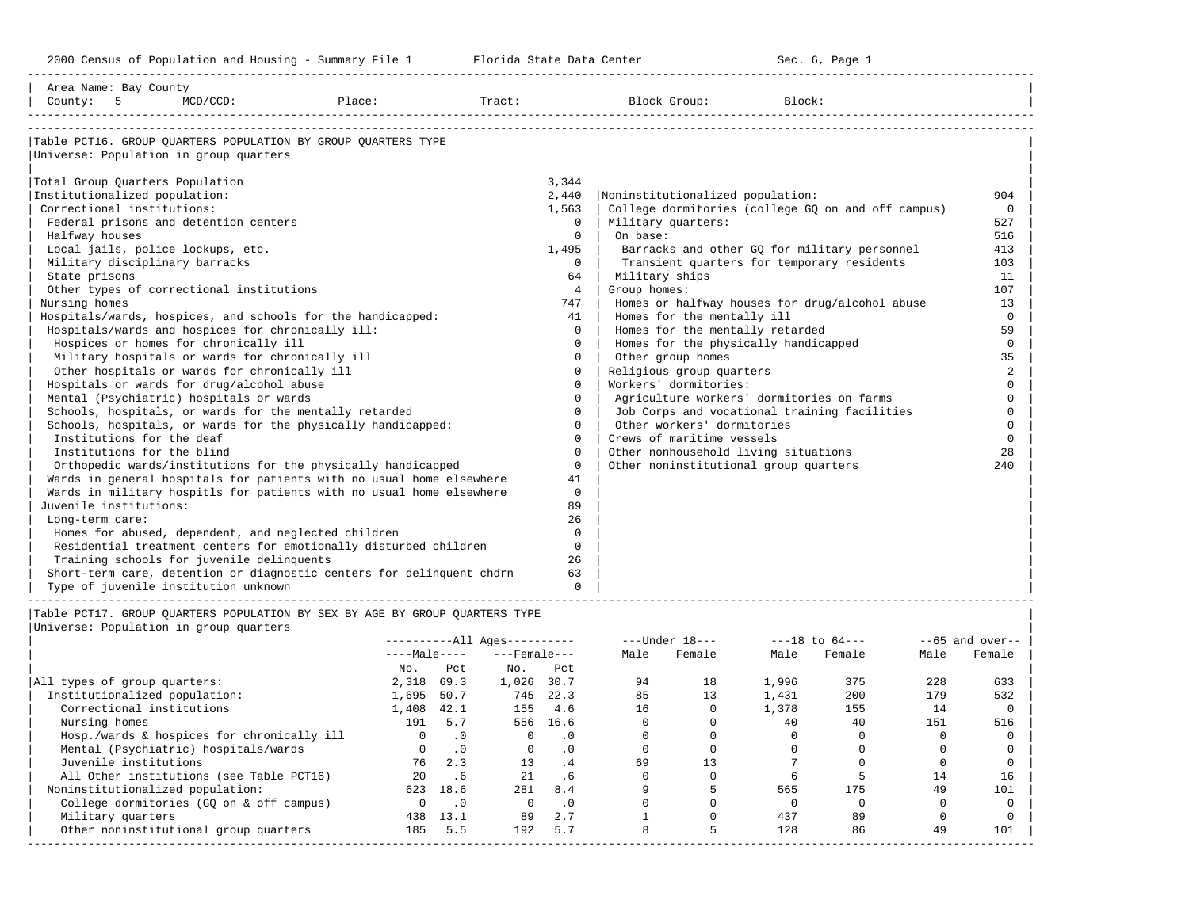Area Name: Bay County
County: 5 MCD/CCD: Place: Tract: Block Group: Block:

## Table PCT16. GROUP QUARTERS POPULATION BY GROUP QUARTERS TYPE

Universe: Population in group quarters

| Category | Count |
|---|---|
| Total Group Quarters Population | 3,344 |
| Institutionalized population: | 2,440 |
| Correctional institutions: | 1,563 |
| Federal prisons and detention centers | 0 |
| Halfway houses | 0 |
| Local jails, police lockups, etc. | 1,495 |
| Military disciplinary barracks | 0 |
| State prisons | 64 |
| Other types of correctional institutions | 4 |
| Nursing homes | 747 |
| Hospitals/wards, hospices, and schools for the handicapped: | 41 |
| Hospitals/wards and hospices for chronically ill: | 0 |
| Hospices or homes for chronically ill | 0 |
| Military hospitals or wards for chronically ill | 0 |
| Other hospitals or wards for chronically ill | 0 |
| Hospitals or wards for drug/alcohol abuse | 0 |
| Mental (Psychiatric) hospitals or wards | 0 |
| Schools, hospitals, or wards for the mentally retarded | 0 |
| Schools, hospitals, or wards for the physically handicapped: | 0 |
| Institutions for the deaf | 0 |
| Institutions for the blind | 0 |
| Orthopedic wards/institutions for the physically handicapped | 0 |
| Wards in general hospitals for patients with no usual home elsewhere | 41 |
| Wards in military hospitls for patients with no usual home elsewhere | 0 |
| Juvenile institutions: | 89 |
| Long-term care: | 26 |
| Homes for abused, dependent, and neglected children | 0 |
| Residential treatment centers for emotionally disturbed children | 0 |
| Training schools for juvenile delinquents | 26 |
| Short-term care, detention or diagnostic centers for delinquent chdrn | 63 |
| Type of juvenile institution unknown | 0 |
| Noninstitutionalized population: | 904 |
| College dormitories (college GQ on and off campus) | 0 |
| Military quarters: | 527 |
| On base: | 516 |
| Barracks and other GQ for military personnel | 413 |
| Transient quarters for temporary residents | 103 |
| Military ships | 11 |
| Group homes: | 107 |
| Homes or halfway houses for drug/alcohol abuse | 13 |
| Homes for the mentally ill | 0 |
| Homes for the mentally retarded | 59 |
| Homes for the physically handicapped | 0 |
| Other group homes | 35 |
| Religious group quarters | 2 |
| Workers' dormitories: | 0 |
| Agriculture workers' dormitories on farms | 0 |
| Job Corps and vocational training facilities | 0 |
| Other workers' dormitories | 0 |
| Crews of maritime vessels | 0 |
| Other nonhousehold living situations | 28 |
| Other noninstitutional group quarters | 240 |

## Table PCT17. GROUP QUARTERS POPULATION BY SEX BY AGE BY GROUP QUARTERS TYPE

Universe: Population in group quarters

| | All Ages | | | | Under 18 | | 18 to 64 | | 65 and over | |
|---|---|---|---|---|---|---|---|---|---|---|
| | Male | | Female | | | | | | | |
| | No. | Pct | No. | Pct | Male | Female | Male | Female | Male | Female |
| All types of group quarters: | 2,318 | 69.3 | 1,026 | 30.7 | 94 | 18 | 1,996 | 375 | 228 | 633 |
| Institutionalized population: | 1,695 | 50.7 | 745 | 22.3 | 85 | 13 | 1,431 | 200 | 179 | 532 |
| Correctional institutions | 1,408 | 42.1 | 155 | 4.6 | 16 | 0 | 1,378 | 155 | 14 | 0 |
| Nursing homes | 191 | 5.7 | 556 | 16.6 | 0 | 0 | 40 | 40 | 151 | 516 |
| Hosp./wards & hospices for chronically ill | 0 | .0 | 0 | .0 | 0 | 0 | 0 | 0 | 0 | 0 |
| Mental (Psychiatric) hospitals/wards | 0 | .0 | 0 | .0 | 0 | 0 | 0 | 0 | 0 | 0 |
| Juvenile institutions | 76 | 2.3 | 13 | .4 | 69 | 13 | 7 | 0 | 0 | 0 |
| All Other institutions (see Table PCT16) | 20 | .6 | 21 | .6 | 0 | 0 | 6 | 5 | 14 | 16 |
| Noninstitutionalized population: | 623 | 18.6 | 281 | 8.4 | 9 | 5 | 565 | 175 | 49 | 101 |
| College dormitories (GQ on & off campus) | 0 | .0 | 0 | .0 | 0 | 0 | 0 | 0 | 0 | 0 |
| Military quarters | 438 | 13.1 | 89 | 2.7 | 1 | 0 | 437 | 89 | 0 | 0 |
| Other noninstitutional group quarters | 185 | 5.5 | 192 | 5.7 | 8 | 5 | 128 | 86 | 49 | 101 |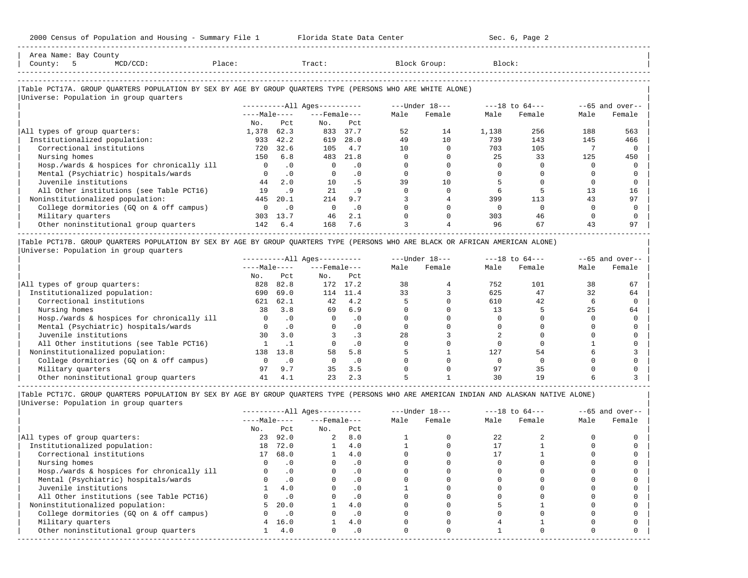Area Name: Bay County
County: 5 MCD/CCD: Place: Tract: Block Group: Block:

### Table PCT17A. GROUP QUARTERS POPULATION BY SEX BY AGE BY GROUP QUARTERS TYPE (PERSONS WHO ARE WHITE ALONE)

Universe: Population in group quarters

| | All Ages Male No. | All Ages Male Pct | All Ages Female No. | All Ages Female Pct | Under 18 Male | Under 18 Female | 18 to 64 Male | 18 to 64 Female | 65 and over Male | 65 and over Female |
|---|---|---|---|---|---|---|---|---|---|---|
| All types of group quarters: | 1,378 | 62.3 | 833 | 37.7 | 52 | 14 | 1,138 | 256 | 188 | 563 |
| Institutionalized population: | 933 | 42.2 | 619 | 28.0 | 49 | 10 | 739 | 143 | 145 | 466 |
| Correctional institutions | 720 | 32.6 | 105 | 4.7 | 10 | 0 | 703 | 105 | 7 | 0 |
| Nursing homes | 150 | 6.8 | 483 | 21.8 | 0 | 0 | 25 | 33 | 125 | 450 |
| Hosp./wards & hospices for chronically ill | 0 | .0 | 0 | .0 | 0 | 0 | 0 | 0 | 0 | 0 |
| Mental (Psychiatric) hospitals/wards | 0 | .0 | 0 | .0 | 0 | 0 | 0 | 0 | 0 | 0 |
| Juvenile institutions | 44 | 2.0 | 10 | .5 | 39 | 10 | 5 | 0 | 0 | 0 |
| All Other institutions (see Table PCT16) | 19 | .9 | 21 | .9 | 0 | 0 | 6 | 5 | 13 | 16 |
| Noninstitutionalized population: | 445 | 20.1 | 214 | 9.7 | 3 | 4 | 399 | 113 | 43 | 97 |
| College dormitories (GQ on & off campus) | 0 | .0 | 0 | .0 | 0 | 0 | 0 | 0 | 0 | 0 |
| Military quarters | 303 | 13.7 | 46 | 2.1 | 0 | 0 | 303 | 46 | 0 | 0 |
| Other noninstitutional group quarters | 142 | 6.4 | 168 | 7.6 | 3 | 4 | 96 | 67 | 43 | 97 |

### Table PCT17B. GROUP QUARTERS POPULATION BY SEX BY AGE BY GROUP QUARTERS TYPE (PERSONS WHO ARE BLACK OR AFRICAN AMERICAN ALONE)

Universe: Population in group quarters

| | All Ages Male No. | All Ages Male Pct | All Ages Female No. | All Ages Female Pct | Under 18 Male | Under 18 Female | 18 to 64 Male | 18 to 64 Female | 65 and over Male | 65 and over Female |
|---|---|---|---|---|---|---|---|---|---|---|
| All types of group quarters: | 828 | 82.8 | 172 | 17.2 | 38 | 4 | 752 | 101 | 38 | 67 |
| Institutionalized population: | 690 | 69.0 | 114 | 11.4 | 33 | 3 | 625 | 47 | 32 | 64 |
| Correctional institutions | 621 | 62.1 | 42 | 4.2 | 5 | 0 | 610 | 42 | 6 | 0 |
| Nursing homes | 38 | 3.8 | 69 | 6.9 | 0 | 0 | 13 | 5 | 25 | 64 |
| Hosp./wards & hospices for chronically ill | 0 | .0 | 0 | .0 | 0 | 0 | 0 | 0 | 0 | 0 |
| Mental (Psychiatric) hospitals/wards | 0 | .0 | 0 | .0 | 0 | 0 | 0 | 0 | 0 | 0 |
| Juvenile institutions | 30 | 3.0 | 3 | .3 | 28 | 3 | 2 | 0 | 0 | 0 |
| All Other institutions (see Table PCT16) | 1 | .1 | 0 | .0 | 0 | 0 | 0 | 0 | 1 | 0 |
| Noninstitutionalized population: | 138 | 13.8 | 58 | 5.8 | 5 | 1 | 127 | 54 | 6 | 3 |
| College dormitories (GQ on & off campus) | 0 | .0 | 0 | .0 | 0 | 0 | 0 | 0 | 0 | 0 |
| Military quarters | 97 | 9.7 | 35 | 3.5 | 0 | 0 | 97 | 35 | 0 | 0 |
| Other noninstitutional group quarters | 41 | 4.1 | 23 | 2.3 | 5 | 1 | 30 | 19 | 6 | 3 |

### Table PCT17C. GROUP QUARTERS POPULATION BY SEX BY AGE BY GROUP QUARTERS TYPE (PERSONS WHO ARE AMERICAN INDIAN AND ALASKAN NATIVE ALONE)

Universe: Population in group quarters

| | All Ages Male No. | All Ages Male Pct | All Ages Female No. | All Ages Female Pct | Under 18 Male | Under 18 Female | 18 to 64 Male | 18 to 64 Female | 65 and over Male | 65 and over Female |
|---|---|---|---|---|---|---|---|---|---|---|
| All types of group quarters: | 23 | 92.0 | 2 | 8.0 | 1 | 0 | 22 | 2 | 0 | 0 |
| Institutionalized population: | 18 | 72.0 | 1 | 4.0 | 1 | 0 | 17 | 1 | 0 | 0 |
| Correctional institutions | 17 | 68.0 | 1 | 4.0 | 0 | 0 | 17 | 1 | 0 | 0 |
| Nursing homes | 0 | .0 | 0 | .0 | 0 | 0 | 0 | 0 | 0 | 0 |
| Hosp./wards & hospices for chronically ill | 0 | .0 | 0 | .0 | 0 | 0 | 0 | 0 | 0 | 0 |
| Mental (Psychiatric) hospitals/wards | 0 | .0 | 0 | .0 | 0 | 0 | 0 | 0 | 0 | 0 |
| Juvenile institutions | 1 | 4.0 | 0 | .0 | 1 | 0 | 0 | 0 | 0 | 0 |
| All Other institutions (see Table PCT16) | 0 | .0 | 0 | .0 | 0 | 0 | 0 | 0 | 0 | 0 |
| Noninstitutionalized population: | 5 | 20.0 | 1 | 4.0 | 0 | 0 | 5 | 1 | 0 | 0 |
| College dormitories (GQ on & off campus) | 0 | .0 | 0 | .0 | 0 | 0 | 0 | 0 | 0 | 0 |
| Military quarters | 4 | 16.0 | 1 | 4.0 | 0 | 0 | 4 | 1 | 0 | 0 |
| Other noninstitutional group quarters | 1 | 4.0 | 0 | .0 | 0 | 0 | 1 | 0 | 0 | 0 |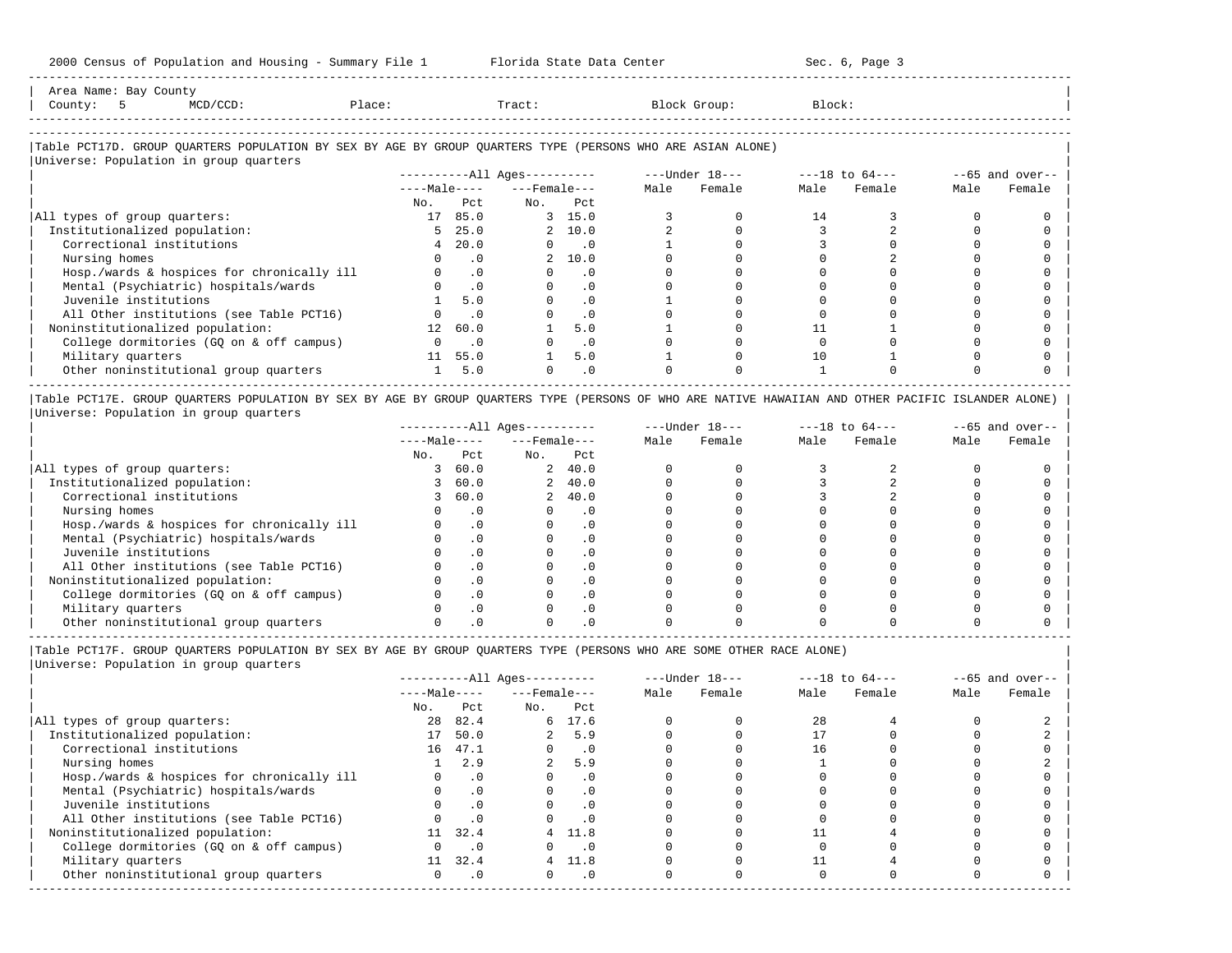Area Name: Bay County
County: 5 MCD/CCD: Place: Tract: Block Group: Block:

## Table PCT17D. GROUP QUARTERS POPULATION BY SEX BY AGE BY GROUP QUARTERS TYPE (PERSONS WHO ARE ASIAN ALONE)

Universe: Population in group quarters

| | All Ages | | | | Under 18 | | 18 to 64 | | 65 and over | |
|---|---|---|---|---|---|---|---|---|---|---|
| | Male | | Female | | | | | | | |
| | No. | Pct | No. | Pct | Male | Female | Male | Female | Male | Female |
| All types of group quarters: | 17 | 85.0 | 3 | 15.0 | 3 | 0 | 14 | 3 | 0 | 0 |
| Institutionalized population: | 5 | 25.0 | 2 | 10.0 | 2 | 0 | 3 | 2 | 0 | 0 |
| Correctional institutions | 4 | 20.0 | 0 | .0 | 1 | 0 | 3 | 0 | 0 | 0 |
| Nursing homes | 0 | .0 | 2 | 10.0 | 0 | 0 | 0 | 2 | 0 | 0 |
| Hosp./wards & hospices for chronically ill | 0 | .0 | 0 | .0 | 0 | 0 | 0 | 0 | 0 | 0 |
| Mental (Psychiatric) hospitals/wards | 0 | .0 | 0 | .0 | 0 | 0 | 0 | 0 | 0 | 0 |
| Juvenile institutions | 1 | 5.0 | 0 | .0 | 1 | 0 | 0 | 0 | 0 | 0 |
| All Other institutions (see Table PCT16) | 0 | .0 | 0 | .0 | 0 | 0 | 0 | 0 | 0 | 0 |
| Noninstitutionalized population: | 12 | 60.0 | 1 | 5.0 | 1 | 0 | 11 | 1 | 0 | 0 |
| College dormitories (GQ on & off campus) | 0 | .0 | 0 | .0 | 0 | 0 | 0 | 0 | 0 | 0 |
| Military quarters | 11 | 55.0 | 1 | 5.0 | 1 | 0 | 10 | 1 | 0 | 0 |
| Other noninstitutional group quarters | 1 | 5.0 | 0 | .0 | 0 | 0 | 1 | 0 | 0 | 0 |

## Table PCT17E. GROUP QUARTERS POPULATION BY SEX BY AGE BY GROUP QUARTERS TYPE (PERSONS OF WHO ARE NATIVE HAWAIIAN AND OTHER PACIFIC ISLANDER ALONE)

Universe: Population in group quarters

| | All Ages | | | | Under 18 | | 18 to 64 | | 65 and over | |
|---|---|---|---|---|---|---|---|---|---|---|
| | Male | | Female | | | | | | | |
| | No. | Pct | No. | Pct | Male | Female | Male | Female | Male | Female |
| All types of group quarters: | 3 | 60.0 | 2 | 40.0 | 0 | 0 | 3 | 2 | 0 | 0 |
| Institutionalized population: | 3 | 60.0 | 2 | 40.0 | 0 | 0 | 3 | 2 | 0 | 0 |
| Correctional institutions | 3 | 60.0 | 2 | 40.0 | 0 | 0 | 3 | 2 | 0 | 0 |
| Nursing homes | 0 | .0 | 0 | .0 | 0 | 0 | 0 | 0 | 0 | 0 |
| Hosp./wards & hospices for chronically ill | 0 | .0 | 0 | .0 | 0 | 0 | 0 | 0 | 0 | 0 |
| Mental (Psychiatric) hospitals/wards | 0 | .0 | 0 | .0 | 0 | 0 | 0 | 0 | 0 | 0 |
| Juvenile institutions | 0 | .0 | 0 | .0 | 0 | 0 | 0 | 0 | 0 | 0 |
| All Other institutions (see Table PCT16) | 0 | .0 | 0 | .0 | 0 | 0 | 0 | 0 | 0 | 0 |
| Noninstitutionalized population: | 0 | .0 | 0 | .0 | 0 | 0 | 0 | 0 | 0 | 0 |
| College dormitories (GQ on & off campus) | 0 | .0 | 0 | .0 | 0 | 0 | 0 | 0 | 0 | 0 |
| Military quarters | 0 | .0 | 0 | .0 | 0 | 0 | 0 | 0 | 0 | 0 |
| Other noninstitutional group quarters | 0 | .0 | 0 | .0 | 0 | 0 | 0 | 0 | 0 | 0 |

## Table PCT17F. GROUP QUARTERS POPULATION BY SEX BY AGE BY GROUP QUARTERS TYPE (PERSONS WHO ARE SOME OTHER RACE ALONE)

Universe: Population in group quarters

| | All Ages | | | | Under 18 | | 18 to 64 | | 65 and over | |
|---|---|---|---|---|---|---|---|---|---|---|
| | Male | | Female | | | | | | | |
| | No. | Pct | No. | Pct | Male | Female | Male | Female | Male | Female |
| All types of group quarters: | 28 | 82.4 | 6 | 17.6 | 0 | 0 | 28 | 4 | 0 | 2 |
| Institutionalized population: | 17 | 50.0 | 2 | 5.9 | 0 | 0 | 17 | 0 | 0 | 2 |
| Correctional institutions | 16 | 47.1 | 0 | .0 | 0 | 0 | 16 | 0 | 0 | 0 |
| Nursing homes | 1 | 2.9 | 2 | 5.9 | 0 | 0 | 1 | 0 | 0 | 2 |
| Hosp./wards & hospices for chronically ill | 0 | .0 | 0 | .0 | 0 | 0 | 0 | 0 | 0 | 0 |
| Mental (Psychiatric) hospitals/wards | 0 | .0 | 0 | .0 | 0 | 0 | 0 | 0 | 0 | 0 |
| Juvenile institutions | 0 | .0 | 0 | .0 | 0 | 0 | 0 | 0 | 0 | 0 |
| All Other institutions (see Table PCT16) | 0 | .0 | 0 | .0 | 0 | 0 | 0 | 0 | 0 | 0 |
| Noninstitutionalized population: | 11 | 32.4 | 4 | 11.8 | 0 | 0 | 11 | 4 | 0 | 0 |
| College dormitories (GQ on & off campus) | 0 | .0 | 0 | .0 | 0 | 0 | 0 | 0 | 0 | 0 |
| Military quarters | 11 | 32.4 | 4 | 11.8 | 0 | 0 | 11 | 4 | 0 | 0 |
| Other noninstitutional group quarters | 0 | .0 | 0 | .0 | 0 | 0 | 0 | 0 | 0 | 0 |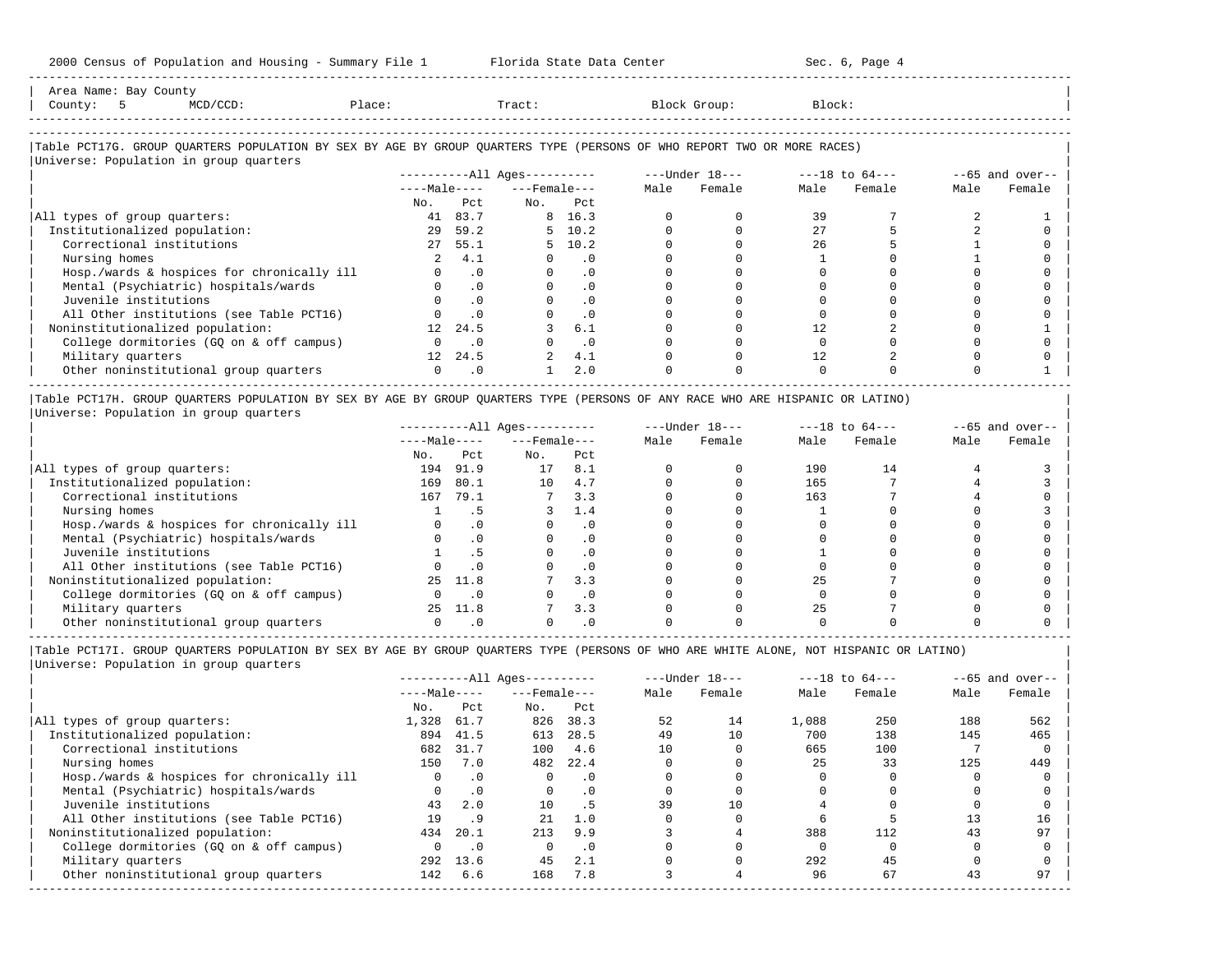Area Name: Bay County
County: 5 MCD/CCD: Place: Tract: Block Group: Block:

## Table PCT17G. GROUP QUARTERS POPULATION BY SEX BY AGE BY GROUP QUARTERS TYPE (PERSONS OF WHO REPORT TWO OR MORE RACES)

Universe: Population in group quarters

| | All Ages Male No. | All Ages Male Pct | All Ages Female No. | All Ages Female Pct | Under 18 Male | Under 18 Female | 18 to 64 Male | 18 to 64 Female | 65 and over Male | 65 and over Female |
|---|---|---|---|---|---|---|---|---|---|---|
| All types of group quarters: | 41 | 83.7 | 8 | 16.3 | 0 | 0 | 39 | 7 | 2 | 1 |
| Institutionalized population: | 29 | 59.2 | 5 | 10.2 | 0 | 0 | 27 | 5 | 2 | 0 |
| Correctional institutions | 27 | 55.1 | 5 | 10.2 | 0 | 0 | 26 | 5 | 1 | 0 |
| Nursing homes | 2 | 4.1 | 0 | .0 | 0 | 0 | 1 | 0 | 1 | 0 |
| Hosp./wards & hospices for chronically ill | 0 | .0 | 0 | .0 | 0 | 0 | 0 | 0 | 0 | 0 |
| Mental (Psychiatric) hospitals/wards | 0 | .0 | 0 | .0 | 0 | 0 | 0 | 0 | 0 | 0 |
| Juvenile institutions | 0 | .0 | 0 | .0 | 0 | 0 | 0 | 0 | 0 | 0 |
| All Other institutions (see Table PCT16) | 0 | .0 | 0 | .0 | 0 | 0 | 0 | 0 | 0 | 0 |
| Noninstitutionalized population: | 12 | 24.5 | 3 | 6.1 | 0 | 0 | 12 | 2 | 0 | 1 |
| College dormitories (GQ on & off campus) | 0 | .0 | 0 | .0 | 0 | 0 | 0 | 0 | 0 | 0 |
| Military quarters | 12 | 24.5 | 2 | 4.1 | 0 | 0 | 12 | 2 | 0 | 0 |
| Other noninstitutional group quarters | 0 | .0 | 1 | 2.0 | 0 | 0 | 0 | 0 | 0 | 1 |

## Table PCT17H. GROUP QUARTERS POPULATION BY SEX BY AGE BY GROUP QUARTERS TYPE (PERSONS OF ANY RACE WHO ARE HISPANIC OR LATINO)

Universe: Population in group quarters

| | All Ages Male No. | All Ages Male Pct | All Ages Female No. | All Ages Female Pct | Under 18 Male | Under 18 Female | 18 to 64 Male | 18 to 64 Female | 65 and over Male | 65 and over Female |
|---|---|---|---|---|---|---|---|---|---|---|
| All types of group quarters: | 194 | 91.9 | 17 | 8.1 | 0 | 0 | 190 | 14 | 4 | 3 |
| Institutionalized population: | 169 | 80.1 | 10 | 4.7 | 0 | 0 | 165 | 7 | 4 | 3 |
| Correctional institutions | 167 | 79.1 | 7 | 3.3 | 0 | 0 | 163 | 7 | 4 | 0 |
| Nursing homes | 1 | .5 | 3 | 1.4 | 0 | 0 | 1 | 0 | 0 | 3 |
| Hosp./wards & hospices for chronically ill | 0 | .0 | 0 | .0 | 0 | 0 | 0 | 0 | 0 | 0 |
| Mental (Psychiatric) hospitals/wards | 0 | .0 | 0 | .0 | 0 | 0 | 0 | 0 | 0 | 0 |
| Juvenile institutions | 1 | .5 | 0 | .0 | 0 | 0 | 1 | 0 | 0 | 0 |
| All Other institutions (see Table PCT16) | 0 | .0 | 0 | .0 | 0 | 0 | 0 | 0 | 0 | 0 |
| Noninstitutionalized population: | 25 | 11.8 | 7 | 3.3 | 0 | 0 | 25 | 7 | 0 | 0 |
| College dormitories (GQ on & off campus) | 0 | .0 | 0 | .0 | 0 | 0 | 0 | 0 | 0 | 0 |
| Military quarters | 25 | 11.8 | 7 | 3.3 | 0 | 0 | 25 | 7 | 0 | 0 |
| Other noninstitutional group quarters | 0 | .0 | 0 | .0 | 0 | 0 | 0 | 0 | 0 | 0 |

## Table PCT17I. GROUP QUARTERS POPULATION BY SEX BY AGE BY GROUP QUARTERS TYPE (PERSONS OF WHO ARE WHITE ALONE, NOT HISPANIC OR LATINO)

Universe: Population in group quarters

| | All Ages Male No. | All Ages Male Pct | All Ages Female No. | All Ages Female Pct | Under 18 Male | Under 18 Female | 18 to 64 Male | 18 to 64 Female | 65 and over Male | 65 and over Female |
|---|---|---|---|---|---|---|---|---|---|---|
| All types of group quarters: | 1,328 | 61.7 | 826 | 38.3 | 52 | 14 | 1,088 | 250 | 188 | 562 |
| Institutionalized population: | 894 | 41.5 | 613 | 28.5 | 49 | 10 | 700 | 138 | 145 | 465 |
| Correctional institutions | 682 | 31.7 | 100 | 4.6 | 10 | 0 | 665 | 100 | 7 | 0 |
| Nursing homes | 150 | 7.0 | 482 | 22.4 | 0 | 0 | 25 | 33 | 125 | 449 |
| Hosp./wards & hospices for chronically ill | 0 | .0 | 0 | .0 | 0 | 0 | 0 | 0 | 0 | 0 |
| Mental (Psychiatric) hospitals/wards | 0 | .0 | 0 | .0 | 0 | 0 | 0 | 0 | 0 | 0 |
| Juvenile institutions | 43 | 2.0 | 10 | .5 | 39 | 10 | 4 | 0 | 0 | 0 |
| All Other institutions (see Table PCT16) | 19 | .9 | 21 | 1.0 | 0 | 0 | 6 | 5 | 13 | 16 |
| Noninstitutionalized population: | 434 | 20.1 | 213 | 9.9 | 3 | 4 | 388 | 112 | 43 | 97 |
| College dormitories (GQ on & off campus) | 0 | .0 | 0 | .0 | 0 | 0 | 0 | 0 | 0 | 0 |
| Military quarters | 292 | 13.6 | 45 | 2.1 | 0 | 0 | 292 | 45 | 0 | 0 |
| Other noninstitutional group quarters | 142 | 6.6 | 168 | 7.8 | 3 | 4 | 96 | 67 | 43 | 97 |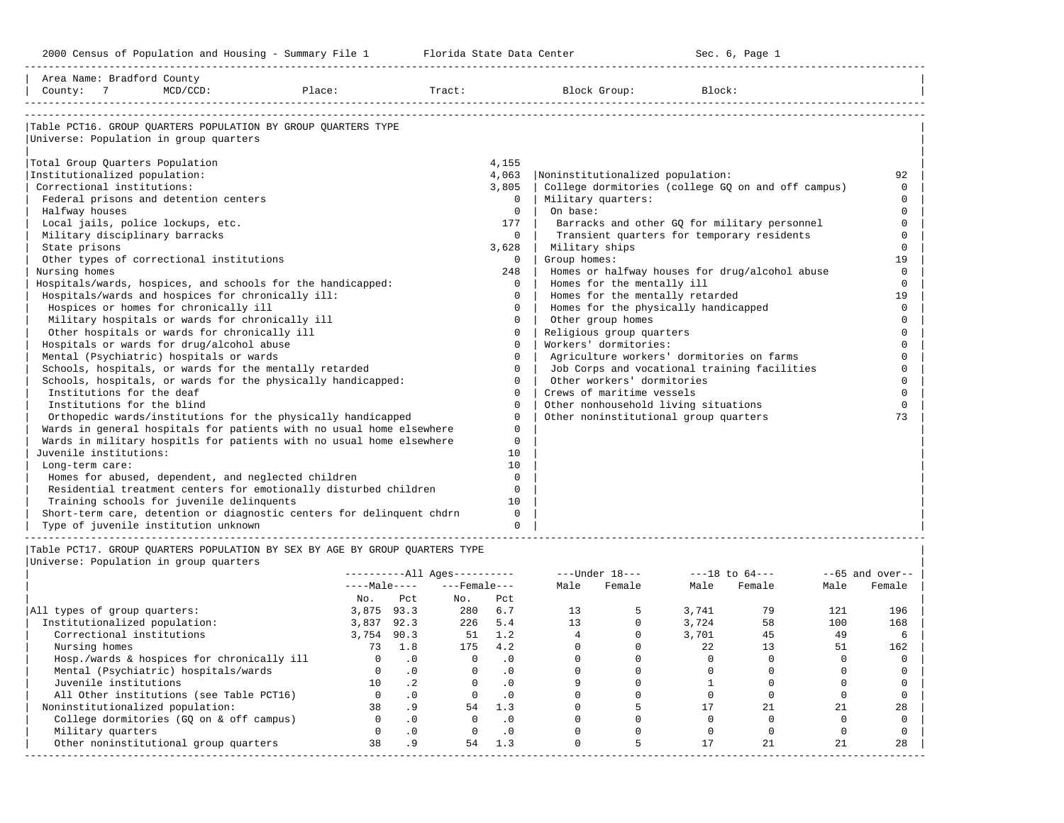Area Name: Bradford County
County: 7 MCD/CCD: Place: Tract: Block Group: Block:

### Table PCT16. GROUP QUARTERS POPULATION BY GROUP QUARTERS TYPE
Universe: Population in group quarters

| Category | Count |
|---|---|
| Total Group Quarters Population | 4,155 |
| Institutionalized population: | 4,063 |
| Correctional institutions: | 3,805 |
| Federal prisons and detention centers | 0 |
| Halfway houses | 0 |
| Local jails, police lockups, etc. | 177 |
| Military disciplinary barracks | 0 |
| State prisons | 3,628 |
| Other types of correctional institutions | 0 |
| Nursing homes | 248 |
| Hospitals/wards, hospices, and schools for the handicapped: | 0 |
| Hospitals/wards and hospices for chronically ill: | 0 |
| Hospices or homes for chronically ill | 0 |
| Military hospitals or wards for chronically ill | 0 |
| Other hospitals or wards for chronically ill | 0 |
| Hospitals or wards for drug/alcohol abuse | 0 |
| Mental (Psychiatric) hospitals or wards | 0 |
| Schools, hospitals, or wards for the mentally retarded | 0 |
| Schools, hospitals, or wards for the physically handicapped: | 0 |
| Institutions for the deaf | 0 |
| Institutions for the blind | 0 |
| Orthopedic wards/institutions for the physically handicapped | 0 |
| Wards in general hospitals for patients with no usual home elsewhere | 0 |
| Wards in military hospitls for patients with no usual home elsewhere | 0 |
| Juvenile institutions: | 10 |
| Long-term care: | 10 |
| Homes for abused, dependent, and neglected children | 0 |
| Residential treatment centers for emotionally disturbed children | 0 |
| Training schools for juvenile delinquents | 10 |
| Short-term care, detention or diagnostic centers for delinquent chdrn | 0 |
| Type of juvenile institution unknown | 0 |
| Noninstitutionalized population: | 92 |
| College dormitories (college GQ on and off campus) | 0 |
| Military quarters: | 0 |
| On base: | 0 |
| Barracks and other GQ for military personnel | 0 |
| Transient quarters for temporary residents | 0 |
| Military ships | 0 |
| Group homes: | 19 |
| Homes or halfway houses for drug/alcohol abuse | 0 |
| Homes for the mentally ill | 0 |
| Homes for the mentally retarded | 19 |
| Homes for the physically handicapped | 0 |
| Other group homes | 0 |
| Religious group quarters | 0 |
| Workers' dormitories: | 0 |
| Agriculture workers' dormitories on farms | 0 |
| Job Corps and vocational training facilities | 0 |
| Other workers' dormitories | 0 |
| Crews of maritime vessels | 0 |
| Other nonhousehold living situations | 0 |
| Other noninstitutional group quarters | 73 |

### Table PCT17. GROUP QUARTERS POPULATION BY SEX BY AGE BY GROUP QUARTERS TYPE
Universe: Population in group quarters

| | All Ages | | | | Under 18 | | 18 to 64 | | 65 and over | |
|---|---|---|---|---|---|---|---|---|---|---|
| | Male | | Female | | | | | | | |
| | No. | Pct | No. | Pct | Male | Female | Male | Female | Male | Female |
| All types of group quarters: | 3,875 | 93.3 | 280 | 6.7 | 13 | 5 | 3,741 | 79 | 121 | 196 |
| Institutionalized population: | 3,837 | 92.3 | 226 | 5.4 | 13 | 0 | 3,724 | 58 | 100 | 168 |
| Correctional institutions | 3,754 | 90.3 | 51 | 1.2 | 4 | 0 | 3,701 | 45 | 49 | 6 |
| Nursing homes | 73 | 1.8 | 175 | 4.2 | 0 | 0 | 22 | 13 | 51 | 162 |
| Hosp./wards & hospices for chronically ill | 0 | .0 | 0 | .0 | 0 | 0 | 0 | 0 | 0 | 0 |
| Mental (Psychiatric) hospitals/wards | 0 | .0 | 0 | .0 | 0 | 0 | 0 | 0 | 0 | 0 |
| Juvenile institutions | 10 | .2 | 0 | .0 | 9 | 0 | 1 | 0 | 0 | 0 |
| All Other institutions (see Table PCT16) | 0 | .0 | 0 | .0 | 0 | 0 | 0 | 0 | 0 | 0 |
| Noninstitutionalized population: | 38 | .9 | 54 | 1.3 | 0 | 5 | 17 | 21 | 21 | 28 |
| College dormitories (GQ on & off campus) | 0 | .0 | 0 | .0 | 0 | 0 | 0 | 0 | 0 | 0 |
| Military quarters | 0 | .0 | 0 | .0 | 0 | 0 | 0 | 0 | 0 | 0 |
| Other noninstitutional group quarters | 38 | .9 | 54 | 1.3 | 0 | 5 | 17 | 21 | 21 | 28 |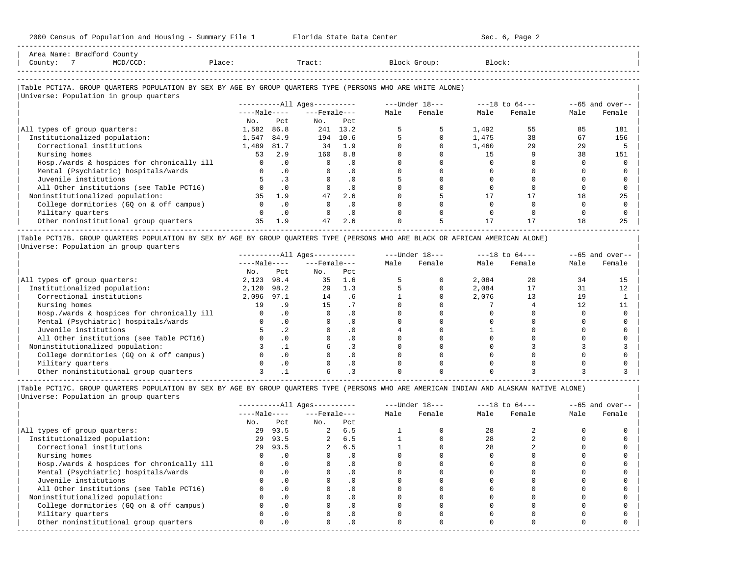Area Name: Bradford County
County: 7 MCD/CCD: Place: Tract: Block Group: Block:

### Table PCT17A. GROUP QUARTERS POPULATION BY SEX BY AGE BY GROUP QUARTERS TYPE (PERSONS WHO ARE WHITE ALONE)

Universe: Population in group quarters

| | All Ages: Male No. | All Ages: Male Pct | All Ages: Female No. | All Ages: Female Pct | Under 18: Male | Under 18: Female | 18 to 64: Male | 18 to 64: Female | 65 and over: Male | 65 and over: Female |
|---|---|---|---|---|---|---|---|---|---|---|
| All types of group quarters: | 1,582 | 86.8 | 241 | 13.2 | 5 | 5 | 1,492 | 55 | 85 | 181 |
| Institutionalized population: | 1,547 | 84.9 | 194 | 10.6 | 5 | 0 | 1,475 | 38 | 67 | 156 |
| Correctional institutions | 1,489 | 81.7 | 34 | 1.9 | 0 | 0 | 1,460 | 29 | 29 | 5 |
| Nursing homes | 53 | 2.9 | 160 | 8.8 | 0 | 0 | 15 | 9 | 38 | 151 |
| Hosp./wards & hospices for chronically ill | 0 | .0 | 0 | .0 | 0 | 0 | 0 | 0 | 0 | 0 |
| Mental (Psychiatric) hospitals/wards | 0 | .0 | 0 | .0 | 0 | 0 | 0 | 0 | 0 | 0 |
| Juvenile institutions | 5 | .3 | 0 | .0 | 5 | 0 | 0 | 0 | 0 | 0 |
| All Other institutions (see Table PCT16) | 0 | .0 | 0 | .0 | 0 | 0 | 0 | 0 | 0 | 0 |
| Noninstitutionalized population: | 35 | 1.9 | 47 | 2.6 | 0 | 5 | 17 | 17 | 18 | 25 |
| College dormitories (GQ on & off campus) | 0 | .0 | 0 | .0 | 0 | 0 | 0 | 0 | 0 | 0 |
| Military quarters | 0 | .0 | 0 | .0 | 0 | 0 | 0 | 0 | 0 | 0 |
| Other noninstitutional group quarters | 35 | 1.9 | 47 | 2.6 | 0 | 5 | 17 | 17 | 18 | 25 |

### Table PCT17B. GROUP QUARTERS POPULATION BY SEX BY AGE BY GROUP QUARTERS TYPE (PERSONS WHO ARE BLACK OR AFRICAN AMERICAN ALONE)

Universe: Population in group quarters

| | All Ages: Male No. | All Ages: Male Pct | All Ages: Female No. | All Ages: Female Pct | Under 18: Male | Under 18: Female | 18 to 64: Male | 18 to 64: Female | 65 and over: Male | 65 and over: Female |
|---|---|---|---|---|---|---|---|---|---|---|
| All types of group quarters: | 2,123 | 98.4 | 35 | 1.6 | 5 | 0 | 2,084 | 20 | 34 | 15 |
| Institutionalized population: | 2,120 | 98.2 | 29 | 1.3 | 5 | 0 | 2,084 | 17 | 31 | 12 |
| Correctional institutions | 2,096 | 97.1 | 14 | .6 | 1 | 0 | 2,076 | 13 | 19 | 1 |
| Nursing homes | 19 | .9 | 15 | .7 | 0 | 0 | 7 | 4 | 12 | 11 |
| Hosp./wards & hospices for chronically ill | 0 | .0 | 0 | .0 | 0 | 0 | 0 | 0 | 0 | 0 |
| Mental (Psychiatric) hospitals/wards | 0 | .0 | 0 | .0 | 0 | 0 | 0 | 0 | 0 | 0 |
| Juvenile institutions | 5 | .2 | 0 | .0 | 4 | 0 | 1 | 0 | 0 | 0 |
| All Other institutions (see Table PCT16) | 0 | .0 | 0 | .0 | 0 | 0 | 0 | 0 | 0 | 0 |
| Noninstitutionalized population: | 3 | .1 | 6 | .3 | 0 | 0 | 0 | 3 | 3 | 3 |
| College dormitories (GQ on & off campus) | 0 | .0 | 0 | .0 | 0 | 0 | 0 | 0 | 0 | 0 |
| Military quarters | 0 | .0 | 0 | .0 | 0 | 0 | 0 | 0 | 0 | 0 |
| Other noninstitutional group quarters | 3 | .1 | 6 | .3 | 0 | 0 | 0 | 3 | 3 | 3 |

### Table PCT17C. GROUP QUARTERS POPULATION BY SEX BY AGE BY GROUP QUARTERS TYPE (PERSONS WHO ARE AMERICAN INDIAN AND ALASKAN NATIVE ALONE)

Universe: Population in group quarters

| | All Ages: Male No. | All Ages: Male Pct | All Ages: Female No. | All Ages: Female Pct | Under 18: Male | Under 18: Female | 18 to 64: Male | 18 to 64: Female | 65 and over: Male | 65 and over: Female |
|---|---|---|---|---|---|---|---|---|---|---|
| All types of group quarters: | 29 | 93.5 | 2 | 6.5 | 1 | 0 | 28 | 2 | 0 | 0 |
| Institutionalized population: | 29 | 93.5 | 2 | 6.5 | 1 | 0 | 28 | 2 | 0 | 0 |
| Correctional institutions | 29 | 93.5 | 2 | 6.5 | 1 | 0 | 28 | 2 | 0 | 0 |
| Nursing homes | 0 | .0 | 0 | .0 | 0 | 0 | 0 | 0 | 0 | 0 |
| Hosp./wards & hospices for chronically ill | 0 | .0 | 0 | .0 | 0 | 0 | 0 | 0 | 0 | 0 |
| Mental (Psychiatric) hospitals/wards | 0 | .0 | 0 | .0 | 0 | 0 | 0 | 0 | 0 | 0 |
| Juvenile institutions | 0 | .0 | 0 | .0 | 0 | 0 | 0 | 0 | 0 | 0 |
| All Other institutions (see Table PCT16) | 0 | .0 | 0 | .0 | 0 | 0 | 0 | 0 | 0 | 0 |
| Noninstitutionalized population: | 0 | .0 | 0 | .0 | 0 | 0 | 0 | 0 | 0 | 0 |
| College dormitories (GQ on & off campus) | 0 | .0 | 0 | .0 | 0 | 0 | 0 | 0 | 0 | 0 |
| Military quarters | 0 | .0 | 0 | .0 | 0 | 0 | 0 | 0 | 0 | 0 |
| Other noninstitutional group quarters | 0 | .0 | 0 | .0 | 0 | 0 | 0 | 0 | 0 | 0 |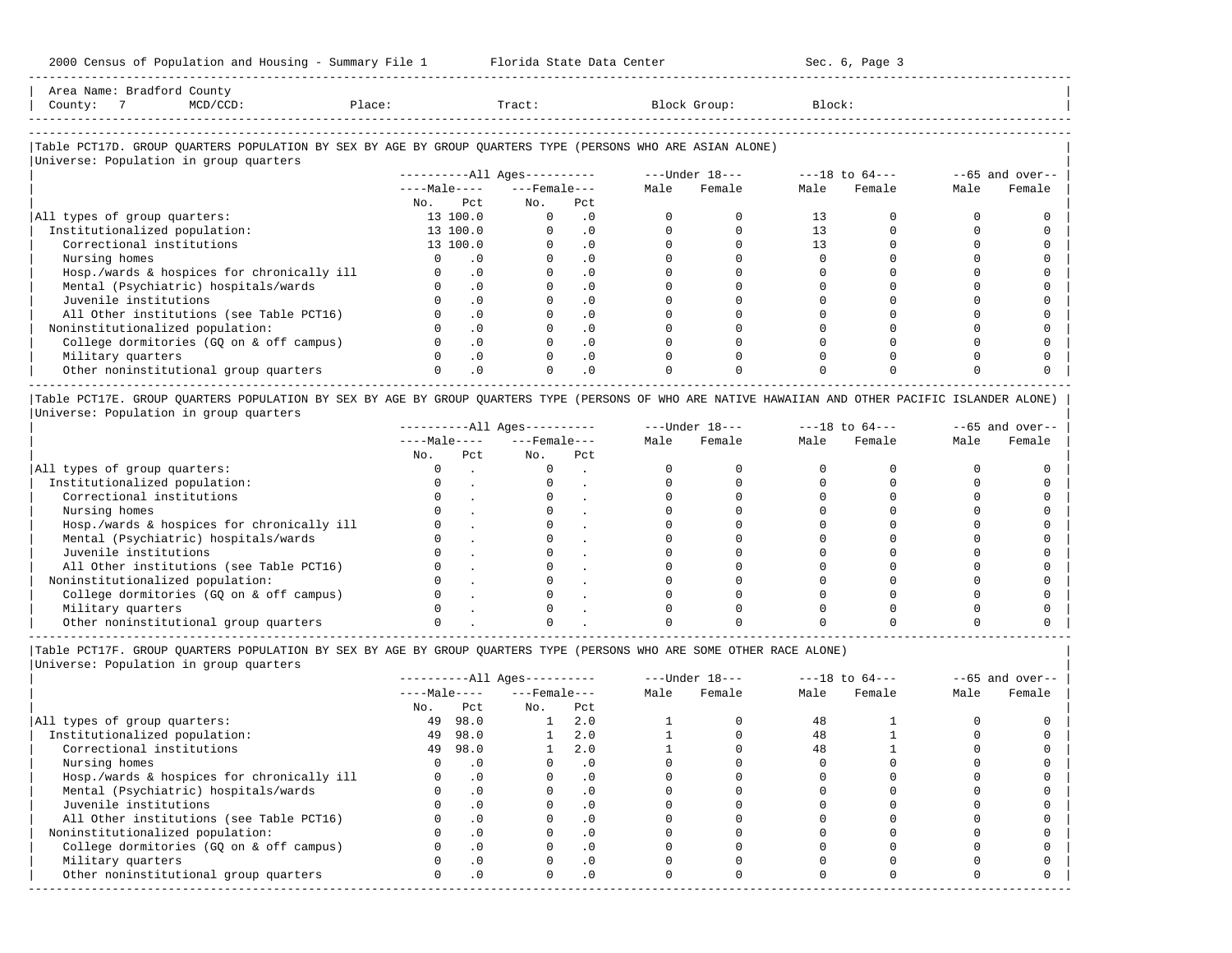Area Name: Bradford County
County: 7 MCD/CCD: Place: Tract: Block Group: Block:

## Table PCT17D. GROUP QUARTERS POPULATION BY SEX BY AGE BY GROUP QUARTERS TYPE (PERSONS WHO ARE ASIAN ALONE)

Universe: Population in group quarters

| | All Ages | | | | Under 18 | | 18 to 64 | | 65 and over | |
|---|---|---|---|---|---|---|---|---|---|---|
| | Male | | Female | | | | | | | |
| | No. | Pct | No. | Pct | Male | Female | Male | Female | Male | Female |
| All types of group quarters: | 13 | 100.0 | 0 | .0 | 0 | 0 | 13 | 0 | 0 | 0 |
| Institutionalized population: | 13 | 100.0 | 0 | .0 | 0 | 0 | 13 | 0 | 0 | 0 |
| Correctional institutions | 13 | 100.0 | 0 | .0 | 0 | 0 | 13 | 0 | 0 | 0 |
| Nursing homes | 0 | .0 | 0 | .0 | 0 | 0 | 0 | 0 | 0 | 0 |
| Hosp./wards & hospices for chronically ill | 0 | .0 | 0 | .0 | 0 | 0 | 0 | 0 | 0 | 0 |
| Mental (Psychiatric) hospitals/wards | 0 | .0 | 0 | .0 | 0 | 0 | 0 | 0 | 0 | 0 |
| Juvenile institutions | 0 | .0 | 0 | .0 | 0 | 0 | 0 | 0 | 0 | 0 |
| All Other institutions (see Table PCT16) | 0 | .0 | 0 | .0 | 0 | 0 | 0 | 0 | 0 | 0 |
| Noninstitutionalized population: | 0 | .0 | 0 | .0 | 0 | 0 | 0 | 0 | 0 | 0 |
| College dormitories (GQ on & off campus) | 0 | .0 | 0 | .0 | 0 | 0 | 0 | 0 | 0 | 0 |
| Military quarters | 0 | .0 | 0 | .0 | 0 | 0 | 0 | 0 | 0 | 0 |
| Other noninstitutional group quarters | 0 | .0 | 0 | .0 | 0 | 0 | 0 | 0 | 0 | 0 |

## Table PCT17E. GROUP QUARTERS POPULATION BY SEX BY AGE BY GROUP QUARTERS TYPE (PERSONS OF WHO ARE NATIVE HAWAIIAN AND OTHER PACIFIC ISLANDER ALONE)

Universe: Population in group quarters

| | All Ages | | | | Under 18 | | 18 to 64 | | 65 and over | |
|---|---|---|---|---|---|---|---|---|---|---|
| | Male | | Female | | | | | | | |
| | No. | Pct | No. | Pct | Male | Female | Male | Female | Male | Female |
| All types of group quarters: | 0 | . | 0 | . | 0 | 0 | 0 | 0 | 0 | 0 |
| Institutionalized population: | 0 | . | 0 | . | 0 | 0 | 0 | 0 | 0 | 0 |
| Correctional institutions | 0 | . | 0 | . | 0 | 0 | 0 | 0 | 0 | 0 |
| Nursing homes | 0 | . | 0 | . | 0 | 0 | 0 | 0 | 0 | 0 |
| Hosp./wards & hospices for chronically ill | 0 | . | 0 | . | 0 | 0 | 0 | 0 | 0 | 0 |
| Mental (Psychiatric) hospitals/wards | 0 | . | 0 | . | 0 | 0 | 0 | 0 | 0 | 0 |
| Juvenile institutions | 0 | . | 0 | . | 0 | 0 | 0 | 0 | 0 | 0 |
| All Other institutions (see Table PCT16) | 0 | . | 0 | . | 0 | 0 | 0 | 0 | 0 | 0 |
| Noninstitutionalized population: | 0 | . | 0 | . | 0 | 0 | 0 | 0 | 0 | 0 |
| College dormitories (GQ on & off campus) | 0 | . | 0 | . | 0 | 0 | 0 | 0 | 0 | 0 |
| Military quarters | 0 | . | 0 | . | 0 | 0 | 0 | 0 | 0 | 0 |
| Other noninstitutional group quarters | 0 | . | 0 | . | 0 | 0 | 0 | 0 | 0 | 0 |

## Table PCT17F. GROUP QUARTERS POPULATION BY SEX BY AGE BY GROUP QUARTERS TYPE (PERSONS WHO ARE SOME OTHER RACE ALONE)

Universe: Population in group quarters

| | All Ages | | | | Under 18 | | 18 to 64 | | 65 and over | |
|---|---|---|---|---|---|---|---|---|---|---|
| | Male | | Female | | | | | | | |
| | No. | Pct | No. | Pct | Male | Female | Male | Female | Male | Female |
| All types of group quarters: | 49 | 98.0 | 1 | 2.0 | 1 | 0 | 48 | 1 | 0 | 0 |
| Institutionalized population: | 49 | 98.0 | 1 | 2.0 | 1 | 0 | 48 | 1 | 0 | 0 |
| Correctional institutions | 49 | 98.0 | 1 | 2.0 | 1 | 0 | 48 | 1 | 0 | 0 |
| Nursing homes | 0 | .0 | 0 | .0 | 0 | 0 | 0 | 0 | 0 | 0 |
| Hosp./wards & hospices for chronically ill | 0 | .0 | 0 | .0 | 0 | 0 | 0 | 0 | 0 | 0 |
| Mental (Psychiatric) hospitals/wards | 0 | .0 | 0 | .0 | 0 | 0 | 0 | 0 | 0 | 0 |
| Juvenile institutions | 0 | .0 | 0 | .0 | 0 | 0 | 0 | 0 | 0 | 0 |
| All Other institutions (see Table PCT16) | 0 | .0 | 0 | .0 | 0 | 0 | 0 | 0 | 0 | 0 |
| Noninstitutionalized population: | 0 | .0 | 0 | .0 | 0 | 0 | 0 | 0 | 0 | 0 |
| College dormitories (GQ on & off campus) | 0 | .0 | 0 | .0 | 0 | 0 | 0 | 0 | 0 | 0 |
| Military quarters | 0 | .0 | 0 | .0 | 0 | 0 | 0 | 0 | 0 | 0 |
| Other noninstitutional group quarters | 0 | .0 | 0 | .0 | 0 | 0 | 0 | 0 | 0 | 0 |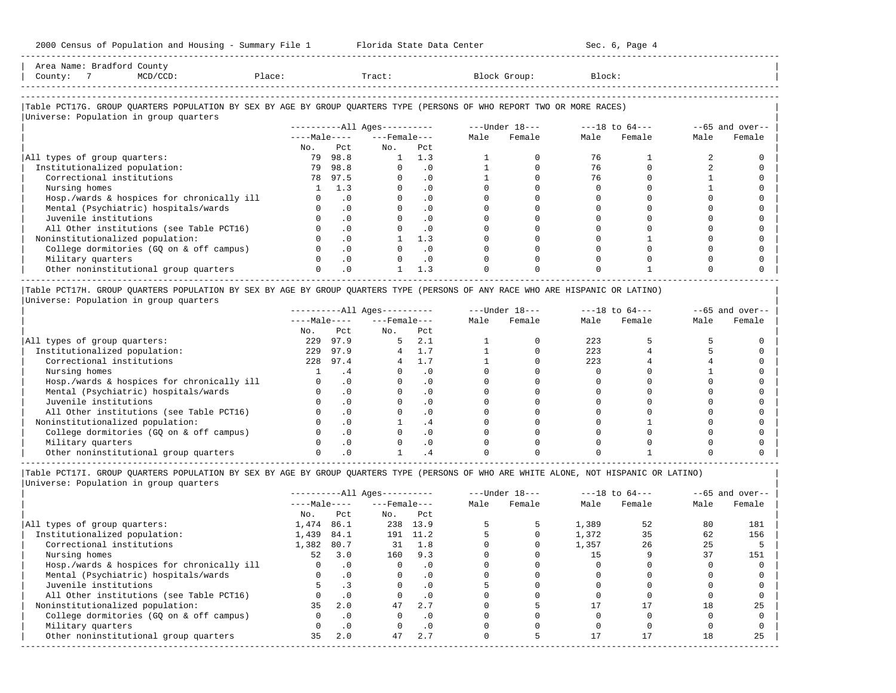Area Name: Bradford County
County: 7 MCD/CCD: Place: Tract: Block Group: Block:

## Table PCT17G. GROUP QUARTERS POPULATION BY SEX BY AGE BY GROUP QUARTERS TYPE (PERSONS OF WHO REPORT TWO OR MORE RACES)

Universe: Population in group quarters

| | All Ages Male No. | All Ages Male Pct | All Ages Female No. | All Ages Female Pct | Under 18 Male | Under 18 Female | 18 to 64 Male | 18 to 64 Female | 65 and over Male | 65 and over Female |
|---|---|---|---|---|---|---|---|---|---|---|
| All types of group quarters: | 79 | 98.8 | 1 | 1.3 | 1 | 0 | 76 | 1 | 2 | 0 |
| Institutionalized population: | 79 | 98.8 | 0 | .0 | 1 | 0 | 76 | 0 | 2 | 0 |
| Correctional institutions | 78 | 97.5 | 0 | .0 | 1 | 0 | 76 | 0 | 1 | 0 |
| Nursing homes | 1 | 1.3 | 0 | .0 | 0 | 0 | 0 | 0 | 1 | 0 |
| Hosp./wards & hospices for chronically ill | 0 | .0 | 0 | .0 | 0 | 0 | 0 | 0 | 0 | 0 |
| Mental (Psychiatric) hospitals/wards | 0 | .0 | 0 | .0 | 0 | 0 | 0 | 0 | 0 | 0 |
| Juvenile institutions | 0 | .0 | 0 | .0 | 0 | 0 | 0 | 0 | 0 | 0 |
| All Other institutions (see Table PCT16) | 0 | .0 | 0 | .0 | 0 | 0 | 0 | 0 | 0 | 0 |
| Noninstitutionalized population: | 0 | .0 | 1 | 1.3 | 0 | 0 | 0 | 1 | 0 | 0 |
| College dormitories (GQ on & off campus) | 0 | .0 | 0 | .0 | 0 | 0 | 0 | 0 | 0 | 0 |
| Military quarters | 0 | .0 | 0 | .0 | 0 | 0 | 0 | 0 | 0 | 0 |
| Other noninstitutional group quarters | 0 | .0 | 1 | 1.3 | 0 | 0 | 0 | 1 | 0 | 0 |

## Table PCT17H. GROUP QUARTERS POPULATION BY SEX BY AGE BY GROUP QUARTERS TYPE (PERSONS OF ANY RACE WHO ARE HISPANIC OR LATINO)

Universe: Population in group quarters

| | All Ages Male No. | All Ages Male Pct | All Ages Female No. | All Ages Female Pct | Under 18 Male | Under 18 Female | 18 to 64 Male | 18 to 64 Female | 65 and over Male | 65 and over Female |
|---|---|---|---|---|---|---|---|---|---|---|
| All types of group quarters: | 229 | 97.9 | 5 | 2.1 | 1 | 0 | 223 | 5 | 5 | 0 |
| Institutionalized population: | 229 | 97.9 | 4 | 1.7 | 1 | 0 | 223 | 4 | 5 | 0 |
| Correctional institutions | 228 | 97.4 | 4 | 1.7 | 1 | 0 | 223 | 4 | 4 | 0 |
| Nursing homes | 1 | .4 | 0 | .0 | 0 | 0 | 0 | 0 | 1 | 0 |
| Hosp./wards & hospices for chronically ill | 0 | .0 | 0 | .0 | 0 | 0 | 0 | 0 | 0 | 0 |
| Mental (Psychiatric) hospitals/wards | 0 | .0 | 0 | .0 | 0 | 0 | 0 | 0 | 0 | 0 |
| Juvenile institutions | 0 | .0 | 0 | .0 | 0 | 0 | 0 | 0 | 0 | 0 |
| All Other institutions (see Table PCT16) | 0 | .0 | 0 | .0 | 0 | 0 | 0 | 0 | 0 | 0 |
| Noninstitutionalized population: | 0 | .0 | 1 | .4 | 0 | 0 | 0 | 1 | 0 | 0 |
| College dormitories (GQ on & off campus) | 0 | .0 | 0 | .0 | 0 | 0 | 0 | 0 | 0 | 0 |
| Military quarters | 0 | .0 | 0 | .0 | 0 | 0 | 0 | 0 | 0 | 0 |
| Other noninstitutional group quarters | 0 | .0 | 1 | .4 | 0 | 0 | 0 | 1 | 0 | 0 |

## Table PCT17I. GROUP QUARTERS POPULATION BY SEX BY AGE BY GROUP QUARTERS TYPE (PERSONS OF WHO ARE WHITE ALONE, NOT HISPANIC OR LATINO)

Universe: Population in group quarters

| | All Ages Male No. | All Ages Male Pct | All Ages Female No. | All Ages Female Pct | Under 18 Male | Under 18 Female | 18 to 64 Male | 18 to 64 Female | 65 and over Male | 65 and over Female |
|---|---|---|---|---|---|---|---|---|---|---|
| All types of group quarters: | 1,474 | 86.1 | 238 | 13.9 | 5 | 5 | 1,389 | 52 | 80 | 181 |
| Institutionalized population: | 1,439 | 84.1 | 191 | 11.2 | 5 | 0 | 1,372 | 35 | 62 | 156 |
| Correctional institutions | 1,382 | 80.7 | 31 | 1.8 | 0 | 0 | 1,357 | 26 | 25 | 5 |
| Nursing homes | 52 | 3.0 | 160 | 9.3 | 0 | 0 | 15 | 9 | 37 | 151 |
| Hosp./wards & hospices for chronically ill | 0 | .0 | 0 | .0 | 0 | 0 | 0 | 0 | 0 | 0 |
| Mental (Psychiatric) hospitals/wards | 0 | .0 | 0 | .0 | 0 | 0 | 0 | 0 | 0 | 0 |
| Juvenile institutions | 5 | .3 | 0 | .0 | 5 | 0 | 0 | 0 | 0 | 0 |
| All Other institutions (see Table PCT16) | 0 | .0 | 0 | .0 | 0 | 0 | 0 | 0 | 0 | 0 |
| Noninstitutionalized population: | 35 | 2.0 | 47 | 2.7 | 0 | 5 | 17 | 17 | 18 | 25 |
| College dormitories (GQ on & off campus) | 0 | .0 | 0 | .0 | 0 | 0 | 0 | 0 | 0 | 0 |
| Military quarters | 0 | .0 | 0 | .0 | 0 | 0 | 0 | 0 | 0 | 0 |
| Other noninstitutional group quarters | 35 | 2.0 | 47 | 2.7 | 0 | 5 | 17 | 17 | 18 | 25 |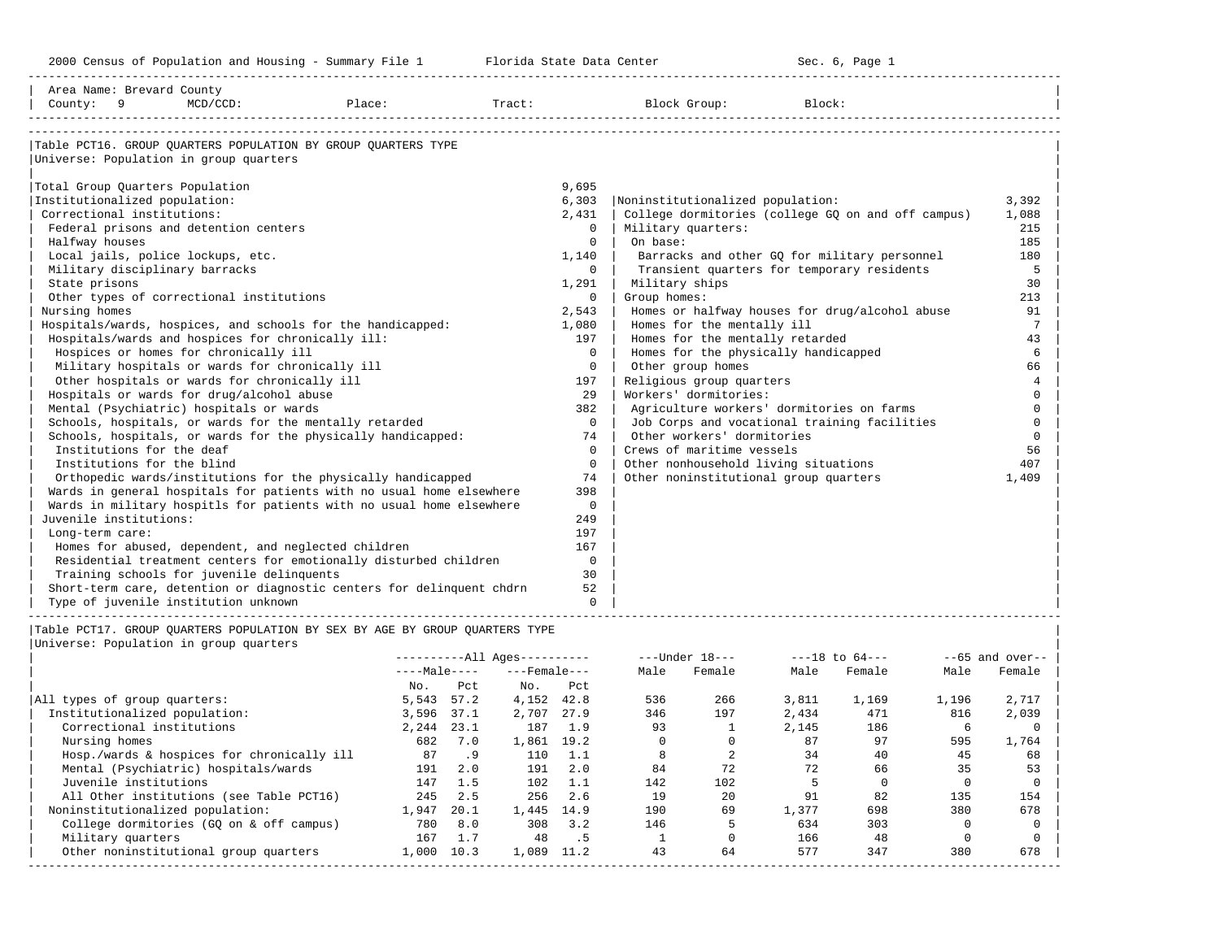Area Name: Brevard County
County: 9 MCD/CCD: Place: Tract: Block Group: Block:

## Table PCT16. GROUP QUARTERS POPULATION BY GROUP QUARTERS TYPE

Universe: Population in group quarters

| Category | Value |
|---|---|
| Total Group Quarters Population | 9,695 |
| Institutionalized population: | 6,303 |
| Correctional institutions: | 2,431 |
| Federal prisons and detention centers | 0 |
| Halfway houses | 0 |
| Local jails, police lockups, etc. | 1,140 |
| Military disciplinary barracks | 0 |
| State prisons | 1,291 |
| Other types of correctional institutions | 0 |
| Nursing homes | 2,543 |
| Hospitals/wards, hospices, and schools for the handicapped: | 1,080 |
| Hospitals/wards and hospices for chronically ill: | 197 |
| Hospices or homes for chronically ill | 0 |
| Military hospitals or wards for chronically ill | 0 |
| Other hospitals or wards for chronically ill | 197 |
| Hospitals or wards for drug/alcohol abuse | 29 |
| Mental (Psychiatric) hospitals or wards | 382 |
| Schools, hospitals, or wards for the mentally retarded | 0 |
| Schools, hospitals, or wards for the physically handicapped: | 74 |
| Institutions for the deaf | 0 |
| Institutions for the blind | 0 |
| Orthopedic wards/institutions for the physically handicapped | 74 |
| Wards in general hospitals for patients with no usual home elsewhere | 398 |
| Wards in military hospitls for patients with no usual home elsewhere | 0 |
| Juvenile institutions: | 249 |
| Long-term care: | 197 |
| Homes for abused, dependent, and neglected children | 167 |
| Residential treatment centers for emotionally disturbed children | 0 |
| Training schools for juvenile delinquents | 30 |
| Short-term care, detention or diagnostic centers for delinquent chdrn | 52 |
| Type of juvenile institution unknown | 0 |
| Noninstitutionalized population: | 3,392 |
| College dormitories (college GQ on and off campus) | 1,088 |
| Military quarters: | 215 |
| On base: | 185 |
| Barracks and other GQ for military personnel | 180 |
| Transient quarters for temporary residents | 5 |
| Military ships | 30 |
| Group homes: | 213 |
| Homes or halfway houses for drug/alcohol abuse | 91 |
| Homes for the mentally ill | 7 |
| Homes for the mentally retarded | 43 |
| Homes for the physically handicapped | 6 |
| Other group homes | 66 |
| Religious group quarters | 4 |
| Workers' dormitories: | 0 |
| Agriculture workers' dormitories on farms | 0 |
| Job Corps and vocational training facilities | 0 |
| Other workers' dormitories | 0 |
| Crews of maritime vessels | 56 |
| Other nonhousehold living situations | 407 |
| Other noninstitutional group quarters | 1,409 |

## Table PCT17. GROUP QUARTERS POPULATION BY SEX BY AGE BY GROUP QUARTERS TYPE

Universe: Population in group quarters

| | All Ages | | | | Under 18 | | 18 to 64 | | 65 and over | |
|---|---|---|---|---|---|---|---|---|---|---|
| | Male | | Female | | | | | | | |
| | No. | Pct | No. | Pct | Male | Female | Male | Female | Male | Female |
| All types of group quarters: | 5,543 | 57.2 | 4,152 | 42.8 | 536 | 266 | 3,811 | 1,169 | 1,196 | 2,717 |
| Institutionalized population: | 3,596 | 37.1 | 2,707 | 27.9 | 346 | 197 | 2,434 | 471 | 816 | 2,039 |
| Correctional institutions | 2,244 | 23.1 | 187 | 1.9 | 93 | 1 | 2,145 | 186 | 6 | 0 |
| Nursing homes | 682 | 7.0 | 1,861 | 19.2 | 0 | 0 | 87 | 97 | 595 | 1,764 |
| Hosp./wards & hospices for chronically ill | 87 | .9 | 110 | 1.1 | 8 | 2 | 34 | 40 | 45 | 68 |
| Mental (Psychiatric) hospitals/wards | 191 | 2.0 | 191 | 2.0 | 84 | 72 | 72 | 66 | 35 | 53 |
| Juvenile institutions | 147 | 1.5 | 102 | 1.1 | 142 | 102 | 5 | 0 | 0 | 0 |
| All Other institutions (see Table PCT16) | 245 | 2.5 | 256 | 2.6 | 19 | 20 | 91 | 82 | 135 | 154 |
| Noninstitutionalized population: | 1,947 | 20.1 | 1,445 | 14.9 | 190 | 69 | 1,377 | 698 | 380 | 678 |
| College dormitories (GQ on & off campus) | 780 | 8.0 | 308 | 3.2 | 146 | 5 | 634 | 303 | 0 | 0 |
| Military quarters | 167 | 1.7 | 48 | .5 | 1 | 0 | 166 | 48 | 0 | 0 |
| Other noninstitutional group quarters | 1,000 | 10.3 | 1,089 | 11.2 | 43 | 64 | 577 | 347 | 380 | 678 |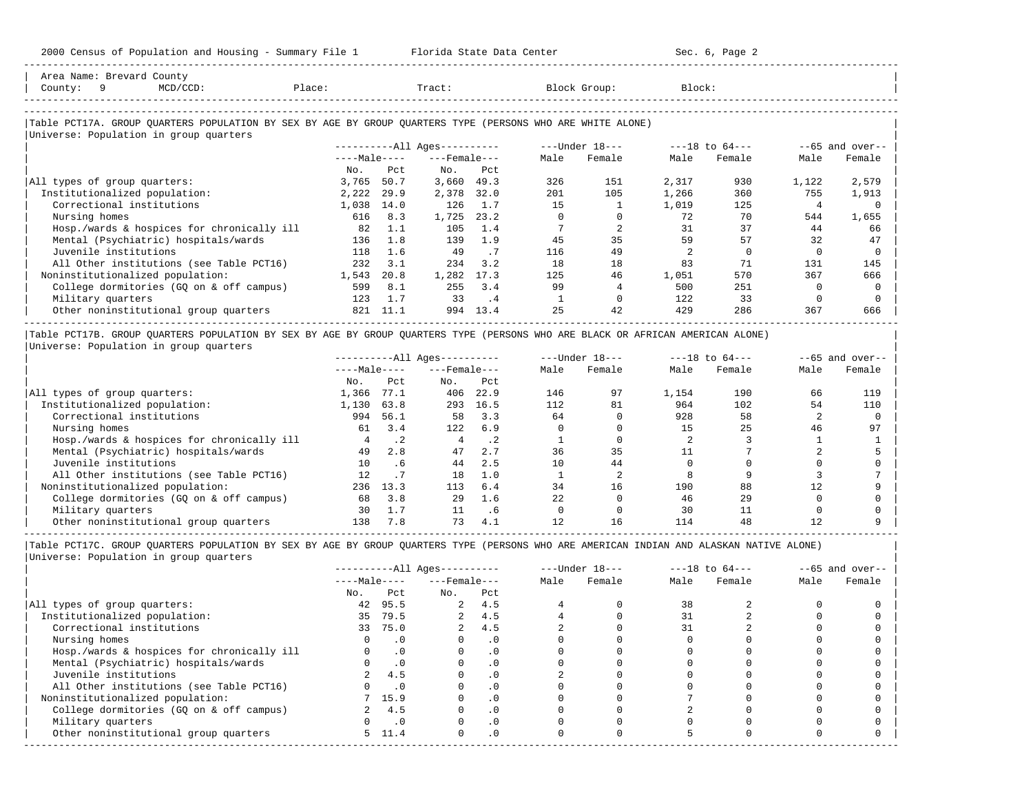Area Name: Brevard County
County: 9 MCD/CCD: Place: Tract: Block Group: Block:

## Table PCT17A. GROUP QUARTERS POPULATION BY SEX BY AGE BY GROUP QUARTERS TYPE (PERSONS WHO ARE WHITE ALONE)

Universe: Population in group quarters

| | All Ages: Male No. | Male Pct | Female No. | Female Pct | Under 18: Male | Under 18: Female | 18 to 64: Male | 18 to 64: Female | 65 and over: Male | 65 and over: Female |
|---|---|---|---|---|---|---|---|---|---|---|
| All types of group quarters: | 3,765 | 50.7 | 3,660 | 49.3 | 326 | 151 | 2,317 | 930 | 1,122 | 2,579 |
| Institutionalized population: | 2,222 | 29.9 | 2,378 | 32.0 | 201 | 105 | 1,266 | 360 | 755 | 1,913 |
| Correctional institutions | 1,038 | 14.0 | 126 | 1.7 | 15 | 1 | 1,019 | 125 | 4 | 0 |
| Nursing homes | 616 | 8.3 | 1,725 | 23.2 | 0 | 0 | 72 | 70 | 544 | 1,655 |
| Hosp./wards & hospices for chronically ill | 82 | 1.1 | 105 | 1.4 | 7 | 2 | 31 | 37 | 44 | 66 |
| Mental (Psychiatric) hospitals/wards | 136 | 1.8 | 139 | 1.9 | 45 | 35 | 59 | 57 | 32 | 47 |
| Juvenile institutions | 118 | 1.6 | 49 | .7 | 116 | 49 | 2 | 0 | 0 | 0 |
| All Other institutions (see Table PCT16) | 232 | 3.1 | 234 | 3.2 | 18 | 18 | 83 | 71 | 131 | 145 |
| Noninstitutionalized population: | 1,543 | 20.8 | 1,282 | 17.3 | 125 | 46 | 1,051 | 570 | 367 | 666 |
| College dormitories (GQ on & off campus) | 599 | 8.1 | 255 | 3.4 | 99 | 4 | 500 | 251 | 0 | 0 |
| Military quarters | 123 | 1.7 | 33 | .4 | 1 | 0 | 122 | 33 | 0 | 0 |
| Other noninstitutional group quarters | 821 | 11.1 | 994 | 13.4 | 25 | 42 | 429 | 286 | 367 | 666 |

## Table PCT17B. GROUP QUARTERS POPULATION BY SEX BY AGE BY GROUP QUARTERS TYPE (PERSONS WHO ARE BLACK OR AFRICAN AMERICAN ALONE)

Universe: Population in group quarters

| | All Ages: Male No. | Male Pct | Female No. | Female Pct | Under 18: Male | Under 18: Female | 18 to 64: Male | 18 to 64: Female | 65 and over: Male | 65 and over: Female |
|---|---|---|---|---|---|---|---|---|---|---|
| All types of group quarters: | 1,366 | 77.1 | 406 | 22.9 | 146 | 97 | 1,154 | 190 | 66 | 119 |
| Institutionalized population: | 1,130 | 63.8 | 293 | 16.5 | 112 | 81 | 964 | 102 | 54 | 110 |
| Correctional institutions | 994 | 56.1 | 58 | 3.3 | 64 | 0 | 928 | 58 | 2 | 0 |
| Nursing homes | 61 | 3.4 | 122 | 6.9 | 0 | 0 | 15 | 25 | 46 | 97 |
| Hosp./wards & hospices for chronically ill | 4 | .2 | 4 | .2 | 1 | 0 | 2 | 3 | 1 | 1 |
| Mental (Psychiatric) hospitals/wards | 49 | 2.8 | 47 | 2.7 | 36 | 35 | 11 | 7 | 2 | 5 |
| Juvenile institutions | 10 | .6 | 44 | 2.5 | 10 | 44 | 0 | 0 | 0 | 0 |
| All Other institutions (see Table PCT16) | 12 | .7 | 18 | 1.0 | 1 | 2 | 8 | 9 | 3 | 7 |
| Noninstitutionalized population: | 236 | 13.3 | 113 | 6.4 | 34 | 16 | 190 | 88 | 12 | 9 |
| College dormitories (GQ on & off campus) | 68 | 3.8 | 29 | 1.6 | 22 | 0 | 46 | 29 | 0 | 0 |
| Military quarters | 30 | 1.7 | 11 | .6 | 0 | 0 | 30 | 11 | 0 | 0 |
| Other noninstitutional group quarters | 138 | 7.8 | 73 | 4.1 | 12 | 16 | 114 | 48 | 12 | 9 |

## Table PCT17C. GROUP QUARTERS POPULATION BY SEX BY AGE BY GROUP QUARTERS TYPE (PERSONS WHO ARE AMERICAN INDIAN AND ALASKAN NATIVE ALONE)

Universe: Population in group quarters

| | All Ages: Male No. | Male Pct | Female No. | Female Pct | Under 18: Male | Under 18: Female | 18 to 64: Male | 18 to 64: Female | 65 and over: Male | 65 and over: Female |
|---|---|---|---|---|---|---|---|---|---|---|
| All types of group quarters: | 42 | 95.5 | 2 | 4.5 | 4 | 0 | 38 | 2 | 0 | 0 |
| Institutionalized population: | 35 | 79.5 | 2 | 4.5 | 4 | 0 | 31 | 2 | 0 | 0 |
| Correctional institutions | 33 | 75.0 | 2 | 4.5 | 2 | 0 | 31 | 2 | 0 | 0 |
| Nursing homes | 0 | .0 | 0 | .0 | 0 | 0 | 0 | 0 | 0 | 0 |
| Hosp./wards & hospices for chronically ill | 0 | .0 | 0 | .0 | 0 | 0 | 0 | 0 | 0 | 0 |
| Mental (Psychiatric) hospitals/wards | 0 | .0 | 0 | .0 | 0 | 0 | 0 | 0 | 0 | 0 |
| Juvenile institutions | 2 | 4.5 | 0 | .0 | 2 | 0 | 0 | 0 | 0 | 0 |
| All Other institutions (see Table PCT16) | 0 | .0 | 0 | .0 | 0 | 0 | 0 | 0 | 0 | 0 |
| Noninstitutionalized population: | 7 | 15.9 | 0 | .0 | 0 | 0 | 7 | 0 | 0 | 0 |
| College dormitories (GQ on & off campus) | 2 | 4.5 | 0 | .0 | 0 | 0 | 2 | 0 | 0 | 0 |
| Military quarters | 0 | .0 | 0 | .0 | 0 | 0 | 0 | 0 | 0 | 0 |
| Other noninstitutional group quarters | 5 | 11.4 | 0 | .0 | 0 | 0 | 5 | 0 | 0 | 0 |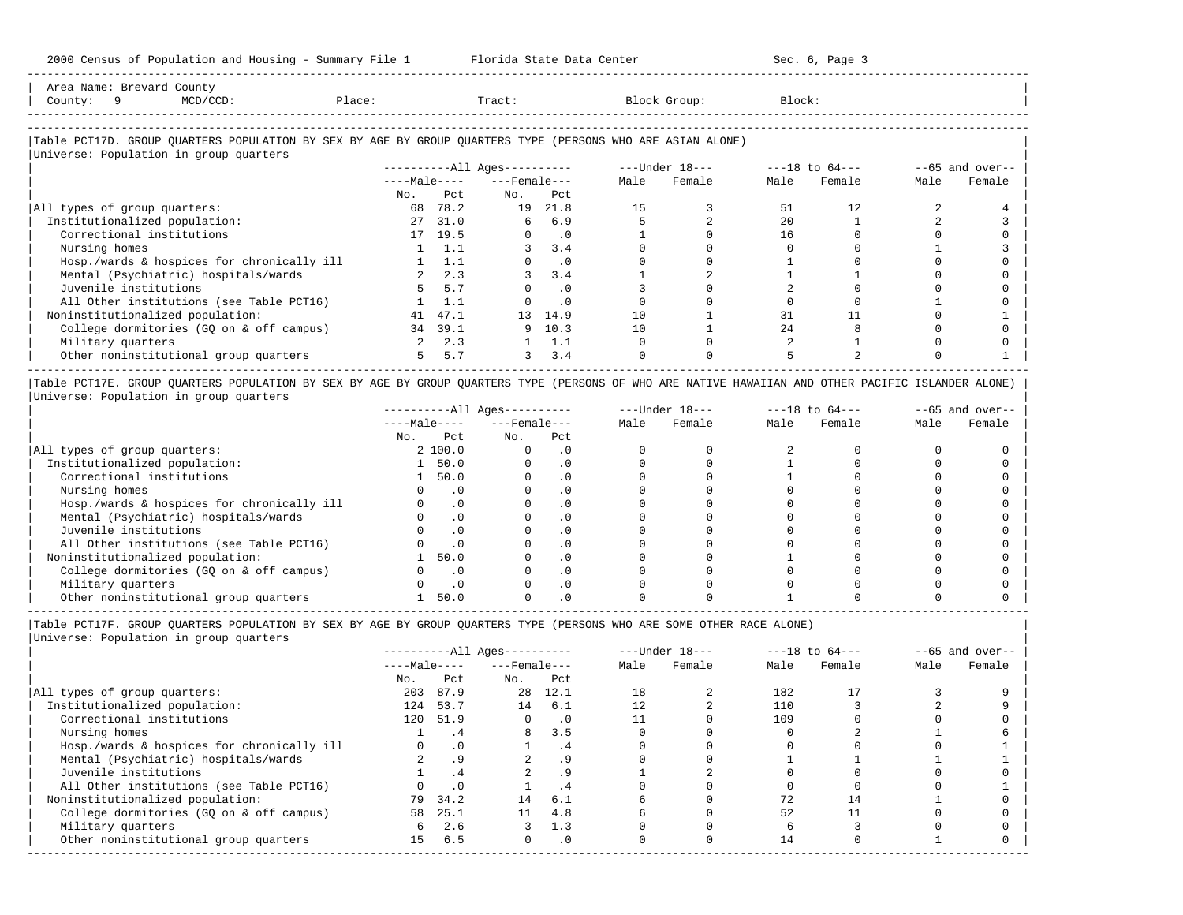Area Name: Brevard County
County: 9 MCD/CCD: Place: Tract: Block Group: Block:

## Table PCT17D. GROUP QUARTERS POPULATION BY SEX BY AGE BY GROUP QUARTERS TYPE (PERSONS WHO ARE ASIAN ALONE)

Universe: Population in group quarters

| | All Ages | | | | Under 18 | | 18 to 64 | | 65 and over | |
|---|---|---|---|---|---|---|---|---|---|---|
| | Male | | Female | | | | | | | |
| | No. | Pct | No. | Pct | Male | Female | Male | Female | Male | Female |
| All types of group quarters: | 68 | 78.2 | 19 | 21.8 | 15 | 3 | 51 | 12 | 2 | 4 |
| Institutionalized population: | 27 | 31.0 | 6 | 6.9 | 5 | 2 | 20 | 1 | 2 | 3 |
| Correctional institutions | 17 | 19.5 | 0 | .0 | 1 | 0 | 16 | 0 | 0 | 0 |
| Nursing homes | 1 | 1.1 | 3 | 3.4 | 0 | 0 | 0 | 0 | 1 | 3 |
| Hosp./wards & hospices for chronically ill | 1 | 1.1 | 0 | .0 | 0 | 0 | 1 | 0 | 0 | 0 |
| Mental (Psychiatric) hospitals/wards | 2 | 2.3 | 3 | 3.4 | 1 | 2 | 1 | 1 | 0 | 0 |
| Juvenile institutions | 5 | 5.7 | 0 | .0 | 3 | 0 | 2 | 0 | 0 | 0 |
| All Other institutions (see Table PCT16) | 1 | 1.1 | 0 | .0 | 0 | 0 | 0 | 0 | 1 | 0 |
| Noninstitutionalized population: | 41 | 47.1 | 13 | 14.9 | 10 | 1 | 31 | 11 | 0 | 1 |
| College dormitories (GQ on & off campus) | 34 | 39.1 | 9 | 10.3 | 10 | 1 | 24 | 8 | 0 | 0 |
| Military quarters | 2 | 2.3 | 1 | 1.1 | 0 | 0 | 2 | 1 | 0 | 0 |
| Other noninstitutional group quarters | 5 | 5.7 | 3 | 3.4 | 0 | 0 | 5 | 2 | 0 | 1 |

## Table PCT17E. GROUP QUARTERS POPULATION BY SEX BY AGE BY GROUP QUARTERS TYPE (PERSONS OF WHO ARE NATIVE HAWAIIAN AND OTHER PACIFIC ISLANDER ALONE)

Universe: Population in group quarters

| | All Ages | | | | Under 18 | | 18 to 64 | | 65 and over | |
|---|---|---|---|---|---|---|---|---|---|---|
| | Male | | Female | | | | | | | |
| | No. | Pct | No. | Pct | Male | Female | Male | Female | Male | Female |
| All types of group quarters: | 2 | 100.0 | 0 | .0 | 0 | 0 | 2 | 0 | 0 | 0 |
| Institutionalized population: | 1 | 50.0 | 0 | .0 | 0 | 0 | 1 | 0 | 0 | 0 |
| Correctional institutions | 1 | 50.0 | 0 | .0 | 0 | 0 | 1 | 0 | 0 | 0 |
| Nursing homes | 0 | .0 | 0 | .0 | 0 | 0 | 0 | 0 | 0 | 0 |
| Hosp./wards & hospices for chronically ill | 0 | .0 | 0 | .0 | 0 | 0 | 0 | 0 | 0 | 0 |
| Mental (Psychiatric) hospitals/wards | 0 | .0 | 0 | .0 | 0 | 0 | 0 | 0 | 0 | 0 |
| Juvenile institutions | 0 | .0 | 0 | .0 | 0 | 0 | 0 | 0 | 0 | 0 |
| All Other institutions (see Table PCT16) | 0 | .0 | 0 | .0 | 0 | 0 | 0 | 0 | 0 | 0 |
| Noninstitutionalized population: | 1 | 50.0 | 0 | .0 | 0 | 0 | 1 | 0 | 0 | 0 |
| College dormitories (GQ on & off campus) | 0 | .0 | 0 | .0 | 0 | 0 | 0 | 0 | 0 | 0 |
| Military quarters | 0 | .0 | 0 | .0 | 0 | 0 | 0 | 0 | 0 | 0 |
| Other noninstitutional group quarters | 1 | 50.0 | 0 | .0 | 0 | 0 | 1 | 0 | 0 | 0 |

## Table PCT17F. GROUP QUARTERS POPULATION BY SEX BY AGE BY GROUP QUARTERS TYPE (PERSONS WHO ARE SOME OTHER RACE ALONE)

Universe: Population in group quarters

| | All Ages | | | | Under 18 | | 18 to 64 | | 65 and over | |
|---|---|---|---|---|---|---|---|---|---|---|
| | Male | | Female | | | | | | | |
| | No. | Pct | No. | Pct | Male | Female | Male | Female | Male | Female |
| All types of group quarters: | 203 | 87.9 | 28 | 12.1 | 18 | 2 | 182 | 17 | 3 | 9 |
| Institutionalized population: | 124 | 53.7 | 14 | 6.1 | 12 | 2 | 110 | 3 | 2 | 9 |
| Correctional institutions | 120 | 51.9 | 0 | .0 | 11 | 0 | 109 | 0 | 0 | 0 |
| Nursing homes | 1 | .4 | 8 | 3.5 | 0 | 0 | 0 | 2 | 1 | 6 |
| Hosp./wards & hospices for chronically ill | 0 | .0 | 1 | .4 | 0 | 0 | 0 | 0 | 0 | 1 |
| Mental (Psychiatric) hospitals/wards | 2 | .9 | 2 | .9 | 0 | 0 | 1 | 1 | 1 | 1 |
| Juvenile institutions | 1 | .4 | 2 | .9 | 1 | 2 | 0 | 0 | 0 | 0 |
| All Other institutions (see Table PCT16) | 0 | .0 | 1 | .4 | 0 | 0 | 0 | 0 | 0 | 1 |
| Noninstitutionalized population: | 79 | 34.2 | 14 | 6.1 | 6 | 0 | 72 | 14 | 1 | 0 |
| College dormitories (GQ on & off campus) | 58 | 25.1 | 11 | 4.8 | 6 | 0 | 52 | 11 | 0 | 0 |
| Military quarters | 6 | 2.6 | 3 | 1.3 | 0 | 0 | 6 | 3 | 0 | 0 |
| Other noninstitutional group quarters | 15 | 6.5 | 0 | .0 | 0 | 0 | 14 | 0 | 1 | 0 |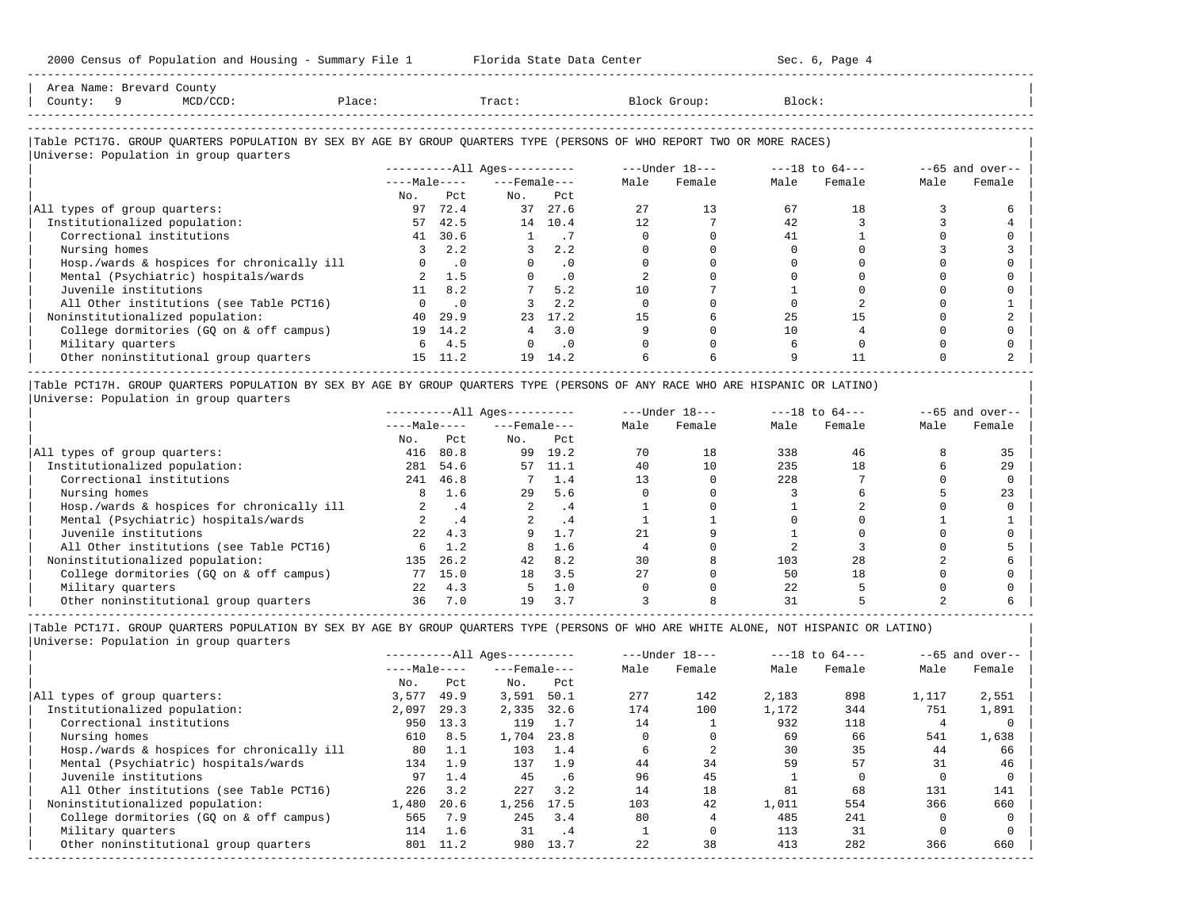Area Name: Brevard County
County: 9 MCD/CCD: Place: Tract: Block Group: Block:

## Table PCT17G. GROUP QUARTERS POPULATION BY SEX BY AGE BY GROUP QUARTERS TYPE (PERSONS OF WHO REPORT TWO OR MORE RACES)

Universe: Population in group quarters

| | All Ages | | | | Under 18 | | 18 to 64 | | 65 and over | |
|---|---|---|---|---|---|---|---|---|---|---|
| | Male | | Female | | | | | | | |
| | No. | Pct | No. | Pct | Male | Female | Male | Female | Male | Female |
| All types of group quarters: | 97 | 72.4 | 37 | 27.6 | 27 | 13 | 67 | 18 | 3 | 6 |
| Institutionalized population: | 57 | 42.5 | 14 | 10.4 | 12 | 7 | 42 | 3 | 3 | 4 |
| Correctional institutions | 41 | 30.6 | 1 | .7 | 0 | 0 | 41 | 1 | 0 | 0 |
| Nursing homes | 3 | 2.2 | 3 | 2.2 | 0 | 0 | 0 | 0 | 3 | 3 |
| Hosp./wards & hospices for chronically ill | 0 | .0 | 0 | .0 | 0 | 0 | 0 | 0 | 0 | 0 |
| Mental (Psychiatric) hospitals/wards | 2 | 1.5 | 0 | .0 | 2 | 0 | 0 | 0 | 0 | 0 |
| Juvenile institutions | 11 | 8.2 | 7 | 5.2 | 10 | 7 | 1 | 0 | 0 | 0 |
| All Other institutions (see Table PCT16) | 0 | .0 | 3 | 2.2 | 0 | 0 | 0 | 2 | 0 | 1 |
| Noninstitutionalized population: | 40 | 29.9 | 23 | 17.2 | 15 | 6 | 25 | 15 | 0 | 2 |
| College dormitories (GQ on & off campus) | 19 | 14.2 | 4 | 3.0 | 9 | 0 | 10 | 4 | 0 | 0 |
| Military quarters | 6 | 4.5 | 0 | .0 | 0 | 0 | 6 | 0 | 0 | 0 |
| Other noninstitutional group quarters | 15 | 11.2 | 19 | 14.2 | 6 | 6 | 9 | 11 | 0 | 2 |

## Table PCT17H. GROUP QUARTERS POPULATION BY SEX BY AGE BY GROUP QUARTERS TYPE (PERSONS OF ANY RACE WHO ARE HISPANIC OR LATINO)

Universe: Population in group quarters

| | All Ages | | | | Under 18 | | 18 to 64 | | 65 and over | |
|---|---|---|---|---|---|---|---|---|---|---|
| | Male | | Female | | | | | | | |
| | No. | Pct | No. | Pct | Male | Female | Male | Female | Male | Female |
| All types of group quarters: | 416 | 80.8 | 99 | 19.2 | 70 | 18 | 338 | 46 | 8 | 35 |
| Institutionalized population: | 281 | 54.6 | 57 | 11.1 | 40 | 10 | 235 | 18 | 6 | 29 |
| Correctional institutions | 241 | 46.8 | 7 | 1.4 | 13 | 0 | 228 | 7 | 0 | 0 |
| Nursing homes | 8 | 1.6 | 29 | 5.6 | 0 | 0 | 3 | 6 | 5 | 23 |
| Hosp./wards & hospices for chronically ill | 2 | .4 | 2 | .4 | 1 | 0 | 1 | 2 | 0 | 0 |
| Mental (Psychiatric) hospitals/wards | 2 | .4 | 2 | .4 | 1 | 1 | 0 | 0 | 1 | 1 |
| Juvenile institutions | 22 | 4.3 | 9 | 1.7 | 21 | 9 | 1 | 0 | 0 | 0 |
| All Other institutions (see Table PCT16) | 6 | 1.2 | 8 | 1.6 | 4 | 0 | 2 | 3 | 0 | 5 |
| Noninstitutionalized population: | 135 | 26.2 | 42 | 8.2 | 30 | 8 | 103 | 28 | 2 | 6 |
| College dormitories (GQ on & off campus) | 77 | 15.0 | 18 | 3.5 | 27 | 0 | 50 | 18 | 0 | 0 |
| Military quarters | 22 | 4.3 | 5 | 1.0 | 0 | 0 | 22 | 5 | 0 | 0 |
| Other noninstitutional group quarters | 36 | 7.0 | 19 | 3.7 | 3 | 8 | 31 | 5 | 2 | 6 |

## Table PCT17I. GROUP QUARTERS POPULATION BY SEX BY AGE BY GROUP QUARTERS TYPE (PERSONS OF WHO ARE WHITE ALONE, NOT HISPANIC OR LATINO)

Universe: Population in group quarters

| | All Ages | | | | Under 18 | | 18 to 64 | | 65 and over | |
|---|---|---|---|---|---|---|---|---|---|---|
| | Male | | Female | | | | | | | |
| | No. | Pct | No. | Pct | Male | Female | Male | Female | Male | Female |
| All types of group quarters: | 3,577 | 49.9 | 3,591 | 50.1 | 277 | 142 | 2,183 | 898 | 1,117 | 2,551 |
| Institutionalized population: | 2,097 | 29.3 | 2,335 | 32.6 | 174 | 100 | 1,172 | 344 | 751 | 1,891 |
| Correctional institutions | 950 | 13.3 | 119 | 1.7 | 14 | 1 | 932 | 118 | 4 | 0 |
| Nursing homes | 610 | 8.5 | 1,704 | 23.8 | 0 | 0 | 69 | 66 | 541 | 1,638 |
| Hosp./wards & hospices for chronically ill | 80 | 1.1 | 103 | 1.4 | 6 | 2 | 30 | 35 | 44 | 66 |
| Mental (Psychiatric) hospitals/wards | 134 | 1.9 | 137 | 1.9 | 44 | 34 | 59 | 57 | 31 | 46 |
| Juvenile institutions | 97 | 1.4 | 45 | .6 | 96 | 45 | 1 | 0 | 0 | 0 |
| All Other institutions (see Table PCT16) | 226 | 3.2 | 227 | 3.2 | 14 | 18 | 81 | 68 | 131 | 141 |
| Noninstitutionalized population: | 1,480 | 20.6 | 1,256 | 17.5 | 103 | 42 | 1,011 | 554 | 366 | 660 |
| College dormitories (GQ on & off campus) | 565 | 7.9 | 245 | 3.4 | 80 | 4 | 485 | 241 | 0 | 0 |
| Military quarters | 114 | 1.6 | 31 | .4 | 1 | 0 | 113 | 31 | 0 | 0 |
| Other noninstitutional group quarters | 801 | 11.2 | 980 | 13.7 | 22 | 38 | 413 | 282 | 366 | 660 |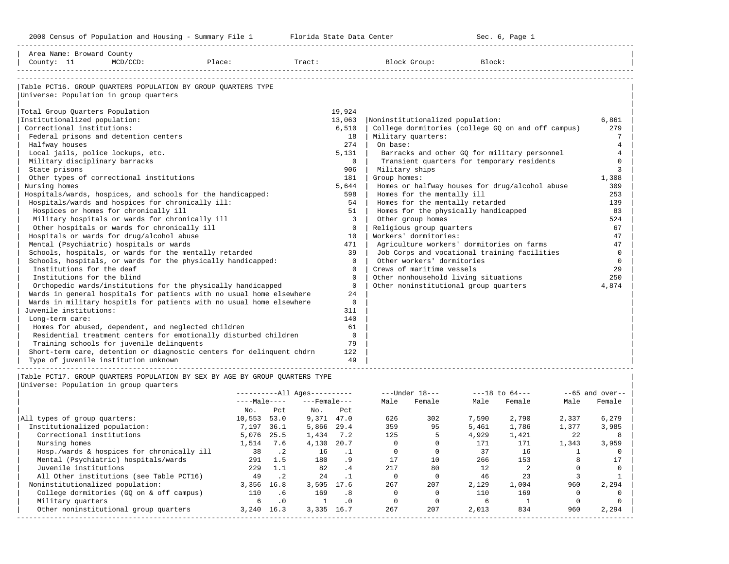Area Name: Broward County
County: 11 MCD/CCD: Place: Tract: Block Group: Block:

## Table PCT16. GROUP QUARTERS POPULATION BY GROUP QUARTERS TYPE

Universe: Population in group quarters

| Group Quarters Type | Number |
|---|---|
| Total Group Quarters Population | 19,924 |
| Institutionalized population: | 13,063 |
| Correctional institutions: | 6,510 |
| Federal prisons and detention centers | 18 |
| Halfway houses | 274 |
| Local jails, police lockups, etc. | 5,131 |
| Military disciplinary barracks | 0 |
| State prisons | 906 |
| Other types of correctional institutions | 181 |
| Nursing homes | 5,644 |
| Hospitals/wards, hospices, and schools for the handicapped: | 598 |
| Hospitals/wards and hospices for chronically ill: | 54 |
| Hospices or homes for chronically ill | 51 |
| Military hospitals or wards for chronically ill | 3 |
| Other hospitals or wards for chronically ill | 0 |
| Hospitals or wards for drug/alcohol abuse | 10 |
| Mental (Psychiatric) hospitals or wards | 471 |
| Schools, hospitals, or wards for the mentally retarded | 39 |
| Schools, hospitals, or wards for the physically handicapped: | 0 |
| Institutions for the deaf | 0 |
| Institutions for the blind | 0 |
| Orthopedic wards/institutions for the physically handicapped | 0 |
| Wards in general hospitals for patients with no usual home elsewhere | 24 |
| Wards in military hospitls for patients with no usual home elsewhere | 0 |
| Juvenile institutions: | 311 |
| Long-term care: | 140 |
| Homes for abused, dependent, and neglected children | 61 |
| Residential treatment centers for emotionally disturbed children | 0 |
| Training schools for juvenile delinquents | 79 |
| Short-term care, detention or diagnostic centers for delinquent chdrn | 122 |
| Type of juvenile institution unknown | 49 |
| Noninstitutionalized population: | 6,861 |
| College dormitories (college GQ on and off campus) | 279 |
| Military quarters: | 7 |
| On base: | 4 |
| Barracks and other GQ for military personnel | 4 |
| Transient quarters for temporary residents | 0 |
| Military ships | 3 |
| Group homes: | 1,308 |
| Homes or halfway houses for drug/alcohol abuse | 309 |
| Homes for the mentally ill | 253 |
| Homes for the mentally retarded | 139 |
| Homes for the physically handicapped | 83 |
| Other group homes | 524 |
| Religious group quarters | 67 |
| Workers' dormitories: | 47 |
| Agriculture workers' dormitories on farms | 47 |
| Job Corps and vocational training facilities | 0 |
| Other workers' dormitories | 0 |
| Crews of maritime vessels | 29 |
| Other nonhousehold living situations | 250 |
| Other noninstitutional group quarters | 4,874 |

## Table PCT17. GROUP QUARTERS POPULATION BY SEX BY AGE BY GROUP QUARTERS TYPE

Universe: Population in group quarters

| | All Ages | | | | Under 18 | | 18 to 64 | | 65 and over | |
|---|---|---|---|---|---|---|---|---|---|---|
| | Male | | Female | | | | | | | |
| | No. | Pct | No. | Pct | Male | Female | Male | Female | Male | Female |
| All types of group quarters: | 10,553 | 53.0 | 9,371 | 47.0 | 626 | 302 | 7,590 | 2,790 | 2,337 | 6,279 |
| Institutionalized population: | 7,197 | 36.1 | 5,866 | 29.4 | 359 | 95 | 5,461 | 1,786 | 1,377 | 3,985 |
| Correctional institutions | 5,076 | 25.5 | 1,434 | 7.2 | 125 | 5 | 4,929 | 1,421 | 22 | 8 |
| Nursing homes | 1,514 | 7.6 | 4,130 | 20.7 | 0 | 0 | 171 | 171 | 1,343 | 3,959 |
| Hosp./wards & hospices for chronically ill | 38 | .2 | 16 | .1 | 0 | 0 | 37 | 16 | 1 | 0 |
| Mental (Psychiatric) hospitals/wards | 291 | 1.5 | 180 | .9 | 17 | 10 | 266 | 153 | 8 | 17 |
| Juvenile institutions | 229 | 1.1 | 82 | .4 | 217 | 80 | 12 | 2 | 0 | 0 |
| All Other institutions (see Table PCT16) | 49 | .2 | 24 | .1 | 0 | 0 | 46 | 23 | 3 | 1 |
| Noninstitutionalized population: | 3,356 | 16.8 | 3,505 | 17.6 | 267 | 207 | 2,129 | 1,004 | 960 | 2,294 |
| College dormitories (GQ on & off campus) | 110 | .6 | 169 | .8 | 0 | 0 | 110 | 169 | 0 | 0 |
| Military quarters | 6 | .0 | 1 | .0 | 0 | 0 | 6 | 1 | 0 | 0 |
| Other noninstitutional group quarters | 3,240 | 16.3 | 3,335 | 16.7 | 267 | 207 | 2,013 | 834 | 960 | 2,294 |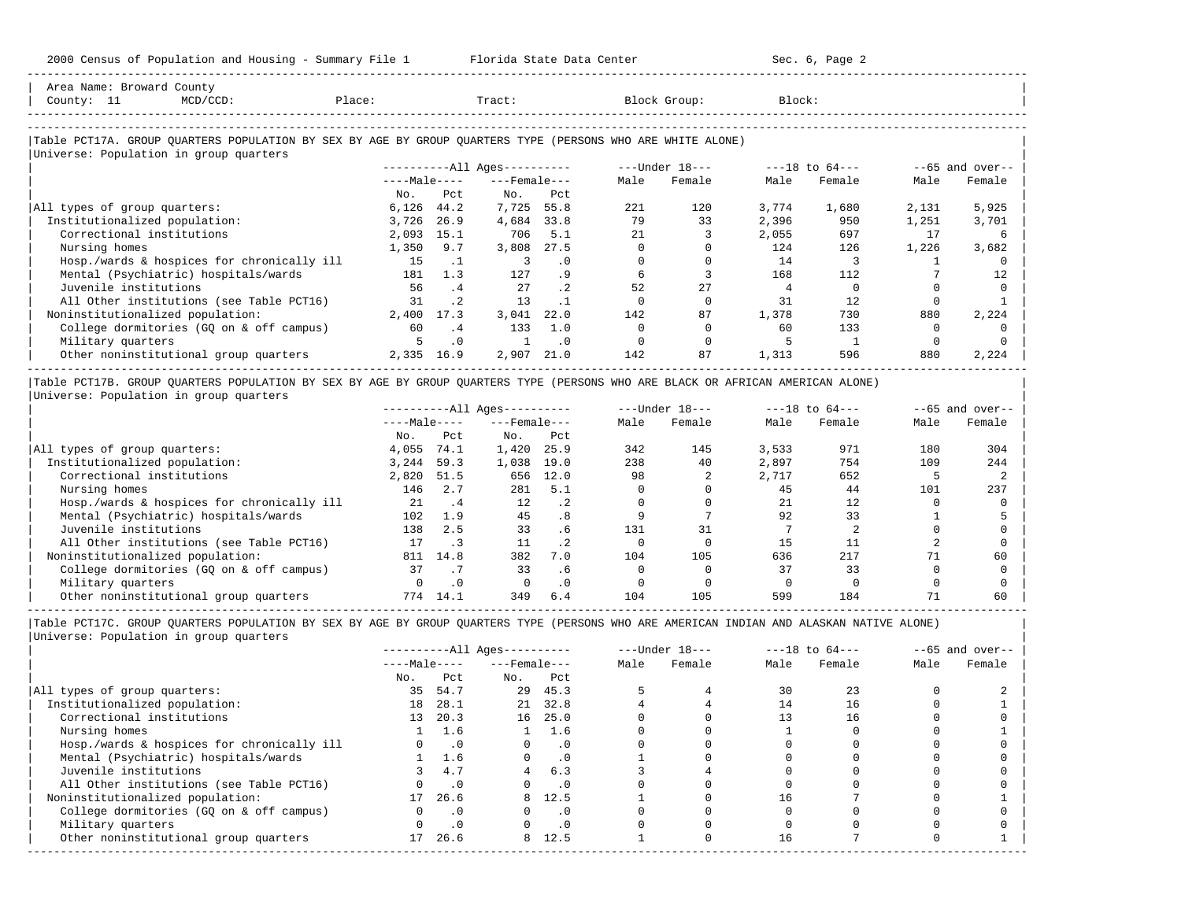Area Name: Broward County
County: 11 MCD/CCD: Place: Tract: Block Group: Block:

## Table PCT17A. GROUP QUARTERS POPULATION BY SEX BY AGE BY GROUP QUARTERS TYPE (PERSONS WHO ARE WHITE ALONE)

Universe: Population in group quarters

| | All Ages | | | | Under 18 | | 18 to 64 | | 65 and over | |
|---|---|---|---|---|---|---|---|---|---|---|
| | Male | | Female | | | | | | | |
| | No. | Pct | No. | Pct | Male | Female | Male | Female | Male | Female |
| All types of group quarters: | 6,126 | 44.2 | 7,725 | 55.8 | 221 | 120 | 3,774 | 1,680 | 2,131 | 5,925 |
| Institutionalized population: | 3,726 | 26.9 | 4,684 | 33.8 | 79 | 33 | 2,396 | 950 | 1,251 | 3,701 |
| Correctional institutions | 2,093 | 15.1 | 706 | 5.1 | 21 | 3 | 2,055 | 697 | 17 | 6 |
| Nursing homes | 1,350 | 9.7 | 3,808 | 27.5 | 0 | 0 | 124 | 126 | 1,226 | 3,682 |
| Hosp./wards & hospices for chronically ill | 15 | .1 | 3 | .0 | 0 | 0 | 14 | 3 | 1 | 0 |
| Mental (Psychiatric) hospitals/wards | 181 | 1.3 | 127 | .9 | 6 | 3 | 168 | 112 | 7 | 12 |
| Juvenile institutions | 56 | .4 | 27 | .2 | 52 | 27 | 4 | 0 | 0 | 0 |
| All Other institutions (see Table PCT16) | 31 | .2 | 13 | .1 | 0 | 0 | 31 | 12 | 0 | 1 |
| Noninstitutionalized population: | 2,400 | 17.3 | 3,041 | 22.0 | 142 | 87 | 1,378 | 730 | 880 | 2,224 |
| College dormitories (GQ on & off campus) | 60 | .4 | 133 | 1.0 | 0 | 0 | 60 | 133 | 0 | 0 |
| Military quarters | 5 | .0 | 1 | .0 | 0 | 0 | 5 | 1 | 0 | 0 |
| Other noninstitutional group quarters | 2,335 | 16.9 | 2,907 | 21.0 | 142 | 87 | 1,313 | 596 | 880 | 2,224 |

## Table PCT17B. GROUP QUARTERS POPULATION BY SEX BY AGE BY GROUP QUARTERS TYPE (PERSONS WHO ARE BLACK OR AFRICAN AMERICAN ALONE)

Universe: Population in group quarters

| | All Ages | | | | Under 18 | | 18 to 64 | | 65 and over | |
|---|---|---|---|---|---|---|---|---|---|---|
| | Male | | Female | | | | | | | |
| | No. | Pct | No. | Pct | Male | Female | Male | Female | Male | Female |
| All types of group quarters: | 4,055 | 74.1 | 1,420 | 25.9 | 342 | 145 | 3,533 | 971 | 180 | 304 |
| Institutionalized population: | 3,244 | 59.3 | 1,038 | 19.0 | 238 | 40 | 2,897 | 754 | 109 | 244 |
| Correctional institutions | 2,820 | 51.5 | 656 | 12.0 | 98 | 2 | 2,717 | 652 | 5 | 2 |
| Nursing homes | 146 | 2.7 | 281 | 5.1 | 0 | 0 | 45 | 44 | 101 | 237 |
| Hosp./wards & hospices for chronically ill | 21 | .4 | 12 | .2 | 0 | 0 | 21 | 12 | 0 | 0 |
| Mental (Psychiatric) hospitals/wards | 102 | 1.9 | 45 | .8 | 9 | 7 | 92 | 33 | 1 | 5 |
| Juvenile institutions | 138 | 2.5 | 33 | .6 | 131 | 31 | 7 | 2 | 0 | 0 |
| All Other institutions (see Table PCT16) | 17 | .3 | 11 | .2 | 0 | 0 | 15 | 11 | 2 | 0 |
| Noninstitutionalized population: | 811 | 14.8 | 382 | 7.0 | 104 | 105 | 636 | 217 | 71 | 60 |
| College dormitories (GQ on & off campus) | 37 | .7 | 33 | .6 | 0 | 0 | 37 | 33 | 0 | 0 |
| Military quarters | 0 | .0 | 0 | .0 | 0 | 0 | 0 | 0 | 0 | 0 |
| Other noninstitutional group quarters | 774 | 14.1 | 349 | 6.4 | 104 | 105 | 599 | 184 | 71 | 60 |

## Table PCT17C. GROUP QUARTERS POPULATION BY SEX BY AGE BY GROUP QUARTERS TYPE (PERSONS WHO ARE AMERICAN INDIAN AND ALASKAN NATIVE ALONE)

Universe: Population in group quarters

| | All Ages | | | | Under 18 | | 18 to 64 | | 65 and over | |
|---|---|---|---|---|---|---|---|---|---|---|
| | Male | | Female | | | | | | | |
| | No. | Pct | No. | Pct | Male | Female | Male | Female | Male | Female |
| All types of group quarters: | 35 | 54.7 | 29 | 45.3 | 5 | 4 | 30 | 23 | 0 | 2 |
| Institutionalized population: | 18 | 28.1 | 21 | 32.8 | 4 | 4 | 14 | 16 | 0 | 1 |
| Correctional institutions | 13 | 20.3 | 16 | 25.0 | 0 | 0 | 13 | 16 | 0 | 0 |
| Nursing homes | 1 | 1.6 | 1 | 1.6 | 0 | 0 | 1 | 0 | 0 | 1 |
| Hosp./wards & hospices for chronically ill | 0 | .0 | 0 | .0 | 0 | 0 | 0 | 0 | 0 | 0 |
| Mental (Psychiatric) hospitals/wards | 1 | 1.6 | 0 | .0 | 1 | 0 | 0 | 0 | 0 | 0 |
| Juvenile institutions | 3 | 4.7 | 4 | 6.3 | 3 | 4 | 0 | 0 | 0 | 0 |
| All Other institutions (see Table PCT16) | 0 | .0 | 0 | .0 | 0 | 0 | 0 | 0 | 0 | 0 |
| Noninstitutionalized population: | 17 | 26.6 | 8 | 12.5 | 1 | 0 | 16 | 7 | 0 | 1 |
| College dormitories (GQ on & off campus) | 0 | .0 | 0 | .0 | 0 | 0 | 0 | 0 | 0 | 0 |
| Military quarters | 0 | .0 | 0 | .0 | 0 | 0 | 0 | 0 | 0 | 0 |
| Other noninstitutional group quarters | 17 | 26.6 | 8 | 12.5 | 1 | 0 | 16 | 7 | 0 | 1 |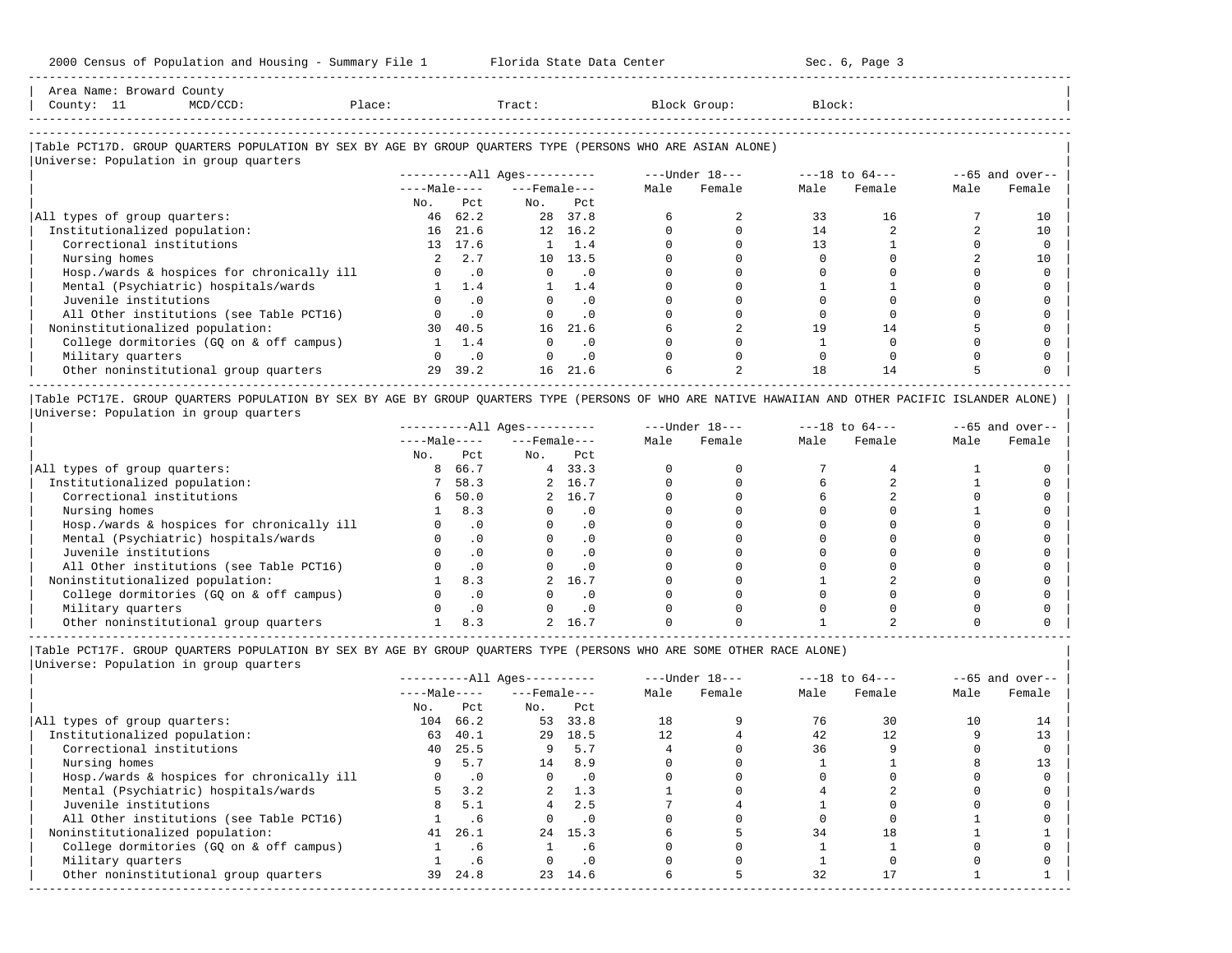Area Name: Broward County
County: 11 MCD/CCD: Place: Tract: Block Group: Block:

## Table PCT17D. GROUP QUARTERS POPULATION BY SEX BY AGE BY GROUP QUARTERS TYPE (PERSONS WHO ARE ASIAN ALONE)

Universe: Population in group quarters

| | All Ages Male No. | All Ages Male Pct | All Ages Female No. | All Ages Female Pct | Under 18 Male | Under 18 Female | 18 to 64 Male | 18 to 64 Female | 65 and over Male | 65 and over Female |
|---|---|---|---|---|---|---|---|---|---|---|
| All types of group quarters: | 46 | 62.2 | 28 | 37.8 | 6 | 2 | 33 | 16 | 7 | 10 |
| Institutionalized population: | 16 | 21.6 | 12 | 16.2 | 0 | 0 | 14 | 2 | 2 | 10 |
| Correctional institutions | 13 | 17.6 | 1 | 1.4 | 0 | 0 | 13 | 1 | 0 | 0 |
| Nursing homes | 2 | 2.7 | 10 | 13.5 | 0 | 0 | 0 | 0 | 2 | 10 |
| Hosp./wards & hospices for chronically ill | 0 | .0 | 0 | .0 | 0 | 0 | 0 | 0 | 0 | 0 |
| Mental (Psychiatric) hospitals/wards | 1 | 1.4 | 1 | 1.4 | 0 | 0 | 1 | 1 | 0 | 0 |
| Juvenile institutions | 0 | .0 | 0 | .0 | 0 | 0 | 0 | 0 | 0 | 0 |
| All Other institutions (see Table PCT16) | 0 | .0 | 0 | .0 | 0 | 0 | 0 | 0 | 0 | 0 |
| Noninstitutionalized population: | 30 | 40.5 | 16 | 21.6 | 6 | 2 | 19 | 14 | 5 | 0 |
| College dormitories (GQ on & off campus) | 1 | 1.4 | 0 | .0 | 0 | 0 | 1 | 0 | 0 | 0 |
| Military quarters | 0 | .0 | 0 | .0 | 0 | 0 | 0 | 0 | 0 | 0 |
| Other noninstitutional group quarters | 29 | 39.2 | 16 | 21.6 | 6 | 2 | 18 | 14 | 5 | 0 |

## Table PCT17E. GROUP QUARTERS POPULATION BY SEX BY AGE BY GROUP QUARTERS TYPE (PERSONS OF WHO ARE NATIVE HAWAIIAN AND OTHER PACIFIC ISLANDER ALONE)

Universe: Population in group quarters

| | All Ages Male No. | All Ages Male Pct | All Ages Female No. | All Ages Female Pct | Under 18 Male | Under 18 Female | 18 to 64 Male | 18 to 64 Female | 65 and over Male | 65 and over Female |
|---|---|---|---|---|---|---|---|---|---|---|
| All types of group quarters: | 8 | 66.7 | 4 | 33.3 | 0 | 0 | 7 | 4 | 1 | 0 |
| Institutionalized population: | 7 | 58.3 | 2 | 16.7 | 0 | 0 | 6 | 2 | 1 | 0 |
| Correctional institutions | 6 | 50.0 | 2 | 16.7 | 0 | 0 | 6 | 2 | 0 | 0 |
| Nursing homes | 1 | 8.3 | 0 | .0 | 0 | 0 | 0 | 0 | 1 | 0 |
| Hosp./wards & hospices for chronically ill | 0 | .0 | 0 | .0 | 0 | 0 | 0 | 0 | 0 | 0 |
| Mental (Psychiatric) hospitals/wards | 0 | .0 | 0 | .0 | 0 | 0 | 0 | 0 | 0 | 0 |
| Juvenile institutions | 0 | .0 | 0 | .0 | 0 | 0 | 0 | 0 | 0 | 0 |
| All Other institutions (see Table PCT16) | 0 | .0 | 0 | .0 | 0 | 0 | 0 | 0 | 0 | 0 |
| Noninstitutionalized population: | 1 | 8.3 | 2 | 16.7 | 0 | 0 | 1 | 2 | 0 | 0 |
| College dormitories (GQ on & off campus) | 0 | .0 | 0 | .0 | 0 | 0 | 0 | 0 | 0 | 0 |
| Military quarters | 0 | .0 | 0 | .0 | 0 | 0 | 0 | 0 | 0 | 0 |
| Other noninstitutional group quarters | 1 | 8.3 | 2 | 16.7 | 0 | 0 | 1 | 2 | 0 | 0 |

## Table PCT17F. GROUP QUARTERS POPULATION BY SEX BY AGE BY GROUP QUARTERS TYPE (PERSONS WHO ARE SOME OTHER RACE ALONE)

Universe: Population in group quarters

| | All Ages Male No. | All Ages Male Pct | All Ages Female No. | All Ages Female Pct | Under 18 Male | Under 18 Female | 18 to 64 Male | 18 to 64 Female | 65 and over Male | 65 and over Female |
|---|---|---|---|---|---|---|---|---|---|---|
| All types of group quarters: | 104 | 66.2 | 53 | 33.8 | 18 | 9 | 76 | 30 | 10 | 14 |
| Institutionalized population: | 63 | 40.1 | 29 | 18.5 | 12 | 4 | 42 | 12 | 9 | 13 |
| Correctional institutions | 40 | 25.5 | 9 | 5.7 | 4 | 0 | 36 | 9 | 0 | 0 |
| Nursing homes | 9 | 5.7 | 14 | 8.9 | 0 | 0 | 1 | 1 | 8 | 13 |
| Hosp./wards & hospices for chronically ill | 0 | .0 | 0 | .0 | 0 | 0 | 0 | 0 | 0 | 0 |
| Mental (Psychiatric) hospitals/wards | 5 | 3.2 | 2 | 1.3 | 1 | 0 | 4 | 2 | 0 | 0 |
| Juvenile institutions | 8 | 5.1 | 4 | 2.5 | 7 | 4 | 1 | 0 | 0 | 0 |
| All Other institutions (see Table PCT16) | 1 | .6 | 0 | .0 | 0 | 0 | 0 | 0 | 1 | 0 |
| Noninstitutionalized population: | 41 | 26.1 | 24 | 15.3 | 6 | 5 | 34 | 18 | 1 | 1 |
| College dormitories (GQ on & off campus) | 1 | .6 | 1 | .6 | 0 | 0 | 1 | 1 | 0 | 0 |
| Military quarters | 1 | .6 | 0 | .0 | 0 | 0 | 1 | 0 | 0 | 0 |
| Other noninstitutional group quarters | 39 | 24.8 | 23 | 14.6 | 6 | 5 | 32 | 17 | 1 | 1 |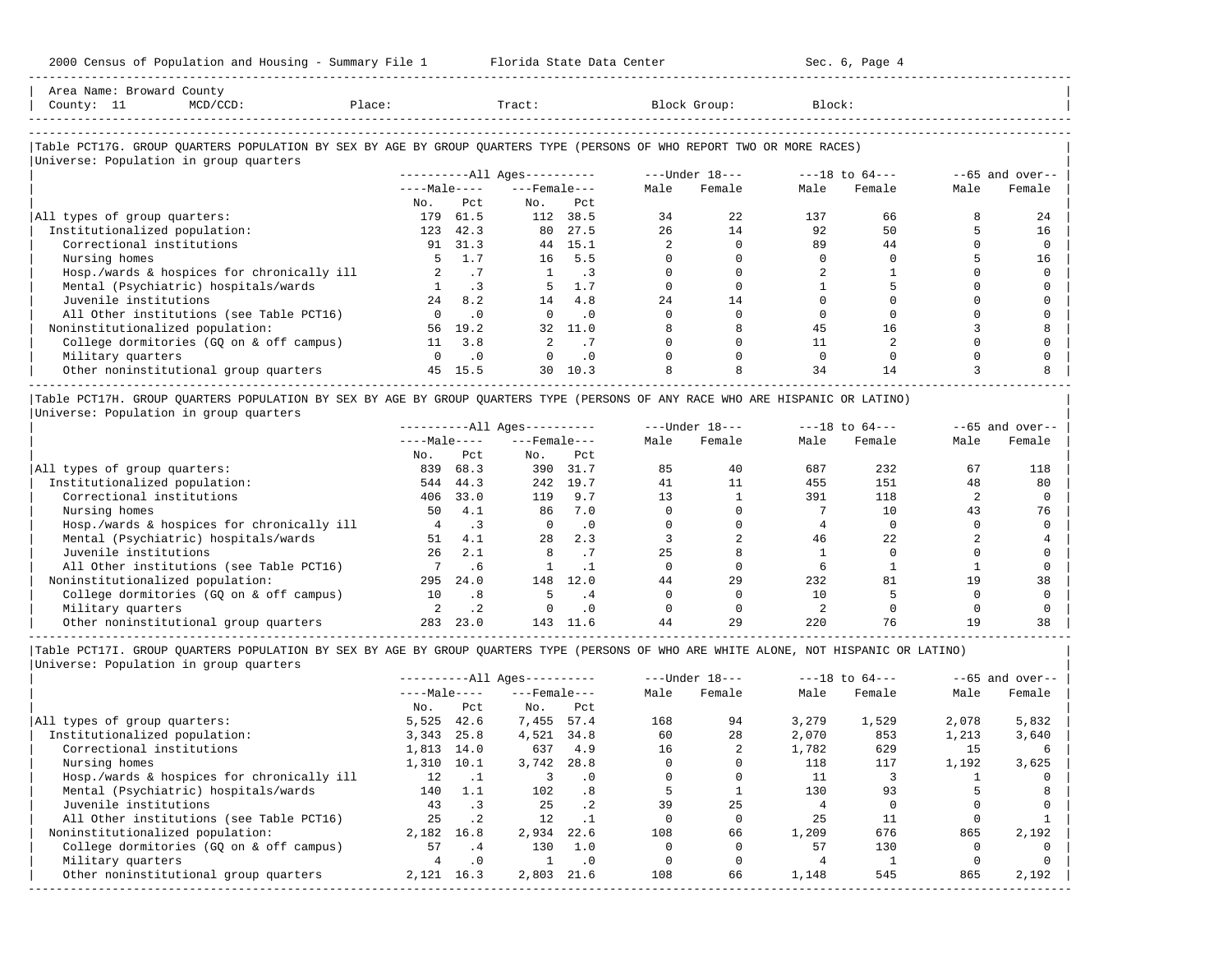Area Name: Broward County
County: 11 MCD/CCD: Place: Tract: Block Group: Block:

### Table PCT17G. GROUP QUARTERS POPULATION BY SEX BY AGE BY GROUP QUARTERS TYPE (PERSONS OF WHO REPORT TWO OR MORE RACES)

Universe: Population in group quarters

| | All Ages Male No. | All Ages Male Pct | All Ages Female No. | All Ages Female Pct | Under 18 Male | Under 18 Female | 18 to 64 Male | 18 to 64 Female | 65 and over Male | 65 and over Female |
|---|---|---|---|---|---|---|---|---|---|---|
| All types of group quarters: | 179 | 61.5 | 112 | 38.5 | 34 | 22 | 137 | 66 | 8 | 24 |
| Institutionalized population: | 123 | 42.3 | 80 | 27.5 | 26 | 14 | 92 | 50 | 5 | 16 |
| Correctional institutions | 91 | 31.3 | 44 | 15.1 | 2 | 0 | 89 | 44 | 0 | 0 |
| Nursing homes | 5 | 1.7 | 16 | 5.5 | 0 | 0 | 0 | 0 | 5 | 16 |
| Hosp./wards & hospices for chronically ill | 2 | .7 | 1 | .3 | 0 | 0 | 2 | 1 | 0 | 0 |
| Mental (Psychiatric) hospitals/wards | 1 | .3 | 5 | 1.7 | 0 | 0 | 1 | 5 | 0 | 0 |
| Juvenile institutions | 24 | 8.2 | 14 | 4.8 | 24 | 14 | 0 | 0 | 0 | 0 |
| All Other institutions (see Table PCT16) | 0 | .0 | 0 | .0 | 0 | 0 | 0 | 0 | 0 | 0 |
| Noninstitutionalized population: | 56 | 19.2 | 32 | 11.0 | 8 | 8 | 45 | 16 | 3 | 8 |
| College dormitories (GQ on & off campus) | 11 | 3.8 | 2 | .7 | 0 | 0 | 11 | 2 | 0 | 0 |
| Military quarters | 0 | .0 | 0 | .0 | 0 | 0 | 0 | 0 | 0 | 0 |
| Other noninstitutional group quarters | 45 | 15.5 | 30 | 10.3 | 8 | 8 | 34 | 14 | 3 | 8 |

### Table PCT17H. GROUP QUARTERS POPULATION BY SEX BY AGE BY GROUP QUARTERS TYPE (PERSONS OF ANY RACE WHO ARE HISPANIC OR LATINO)

Universe: Population in group quarters

| | All Ages Male No. | All Ages Male Pct | All Ages Female No. | All Ages Female Pct | Under 18 Male | Under 18 Female | 18 to 64 Male | 18 to 64 Female | 65 and over Male | 65 and over Female |
|---|---|---|---|---|---|---|---|---|---|---|
| All types of group quarters: | 839 | 68.3 | 390 | 31.7 | 85 | 40 | 687 | 232 | 67 | 118 |
| Institutionalized population: | 544 | 44.3 | 242 | 19.7 | 41 | 11 | 455 | 151 | 48 | 80 |
| Correctional institutions | 406 | 33.0 | 119 | 9.7 | 13 | 1 | 391 | 118 | 2 | 0 |
| Nursing homes | 50 | 4.1 | 86 | 7.0 | 0 | 0 | 7 | 10 | 43 | 76 |
| Hosp./wards & hospices for chronically ill | 4 | .3 | 0 | .0 | 0 | 0 | 4 | 0 | 0 | 0 |
| Mental (Psychiatric) hospitals/wards | 51 | 4.1 | 28 | 2.3 | 3 | 2 | 46 | 22 | 2 | 4 |
| Juvenile institutions | 26 | 2.1 | 8 | .7 | 25 | 8 | 1 | 0 | 0 | 0 |
| All Other institutions (see Table PCT16) | 7 | .6 | 1 | .1 | 0 | 0 | 6 | 1 | 1 | 0 |
| Noninstitutionalized population: | 295 | 24.0 | 148 | 12.0 | 44 | 29 | 232 | 81 | 19 | 38 |
| College dormitories (GQ on & off campus) | 10 | .8 | 5 | .4 | 0 | 0 | 10 | 5 | 0 | 0 |
| Military quarters | 2 | .2 | 0 | .0 | 0 | 0 | 2 | 0 | 0 | 0 |
| Other noninstitutional group quarters | 283 | 23.0 | 143 | 11.6 | 44 | 29 | 220 | 76 | 19 | 38 |

### Table PCT17I. GROUP QUARTERS POPULATION BY SEX BY AGE BY GROUP QUARTERS TYPE (PERSONS OF WHO ARE WHITE ALONE, NOT HISPANIC OR LATINO)

Universe: Population in group quarters

| | All Ages Male No. | All Ages Male Pct | All Ages Female No. | All Ages Female Pct | Under 18 Male | Under 18 Female | 18 to 64 Male | 18 to 64 Female | 65 and over Male | 65 and over Female |
|---|---|---|---|---|---|---|---|---|---|---|
| All types of group quarters: | 5,525 | 42.6 | 7,455 | 57.4 | 168 | 94 | 3,279 | 1,529 | 2,078 | 5,832 |
| Institutionalized population: | 3,343 | 25.8 | 4,521 | 34.8 | 60 | 28 | 2,070 | 853 | 1,213 | 3,640 |
| Correctional institutions | 1,813 | 14.0 | 637 | 4.9 | 16 | 2 | 1,782 | 629 | 15 | 6 |
| Nursing homes | 1,310 | 10.1 | 3,742 | 28.8 | 0 | 0 | 118 | 117 | 1,192 | 3,625 |
| Hosp./wards & hospices for chronically ill | 12 | .1 | 3 | .0 | 0 | 0 | 11 | 3 | 1 | 0 |
| Mental (Psychiatric) hospitals/wards | 140 | 1.1 | 102 | .8 | 5 | 1 | 130 | 93 | 5 | 8 |
| Juvenile institutions | 43 | .3 | 25 | .2 | 39 | 25 | 4 | 0 | 0 | 0 |
| All Other institutions (see Table PCT16) | 25 | .2 | 12 | .1 | 0 | 0 | 25 | 11 | 0 | 1 |
| Noninstitutionalized population: | 2,182 | 16.8 | 2,934 | 22.6 | 108 | 66 | 1,209 | 676 | 865 | 2,192 |
| College dormitories (GQ on & off campus) | 57 | .4 | 130 | 1.0 | 0 | 0 | 57 | 130 | 0 | 0 |
| Military quarters | 4 | .0 | 1 | .0 | 0 | 0 | 4 | 1 | 0 | 0 |
| Other noninstitutional group quarters | 2,121 | 16.3 | 2,803 | 21.6 | 108 | 66 | 1,148 | 545 | 865 | 2,192 |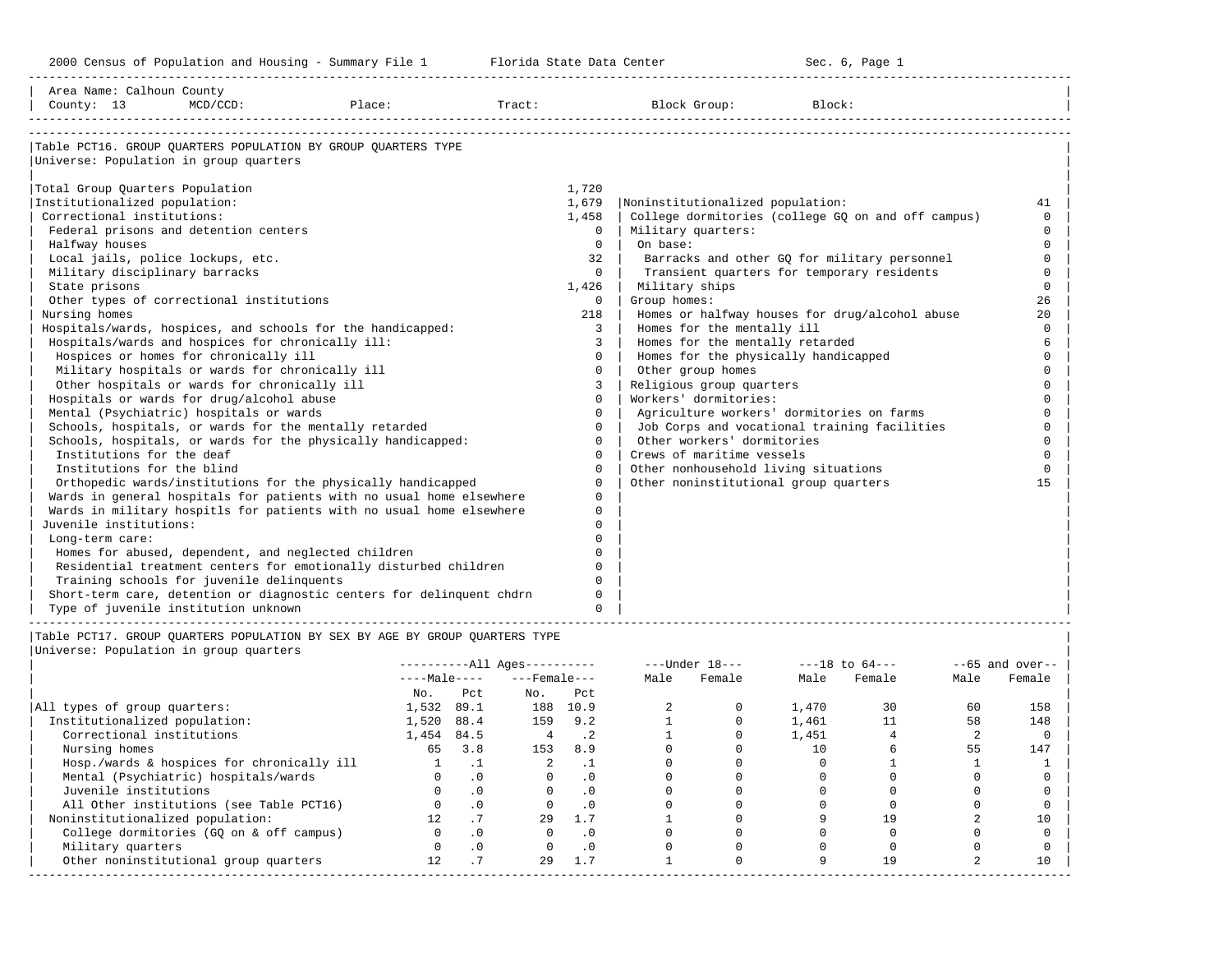Area Name: Calhoun County
County: 13 MCD/CCD: Place: Tract: Block Group: Block:

## Table PCT16. GROUP QUARTERS POPULATION BY GROUP QUARTERS TYPE

Universe: Population in group quarters

| Type | Number |
|---|---|
| Total Group Quarters Population | 1,720 |
| Institutionalized population: | 1,679 |
| Correctional institutions: | 1,458 |
| Federal prisons and detention centers | 0 |
| Halfway houses | 0 |
| Local jails, police lockups, etc. | 32 |
| Military disciplinary barracks | 0 |
| State prisons | 1,426 |
| Other types of correctional institutions | 0 |
| Nursing homes | 218 |
| Hospitals/wards, hospices, and schools for the handicapped: | 3 |
| Hospitals/wards and hospices for chronically ill: | 3 |
| Hospices or homes for chronically ill | 0 |
| Military hospitals or wards for chronically ill | 0 |
| Other hospitals or wards for chronically ill | 3 |
| Hospitals or wards for drug/alcohol abuse | 0 |
| Mental (Psychiatric) hospitals or wards | 0 |
| Schools, hospitals, or wards for the mentally retarded | 0 |
| Schools, hospitals, or wards for the physically handicapped: | 0 |
| Institutions for the deaf | 0 |
| Institutions for the blind | 0 |
| Orthopedic wards/institutions for the physically handicapped | 0 |
| Wards in general hospitals for patients with no usual home elsewhere | 0 |
| Wards in military hospitls for patients with no usual home elsewhere | 0 |
| Juvenile institutions: | 0 |
| Long-term care: | 0 |
| Homes for abused, dependent, and neglected children | 0 |
| Residential treatment centers for emotionally disturbed children | 0 |
| Training schools for juvenile delinquents | 0 |
| Short-term care, detention or diagnostic centers for delinquent chdrn | 0 |
| Type of juvenile institution unknown | 0 |
| Noninstitutionalized population: | 41 |
| College dormitories (college GQ on and off campus) | 0 |
| Military quarters: | 0 |
| On base: | 0 |
| Barracks and other GQ for military personnel | 0 |
| Transient quarters for temporary residents | 0 |
| Military ships | 0 |
| Group homes: | 26 |
| Homes or halfway houses for drug/alcohol abuse | 20 |
| Homes for the mentally ill | 0 |
| Homes for the mentally retarded | 6 |
| Homes for the physically handicapped | 0 |
| Other group homes | 0 |
| Religious group quarters | 0 |
| Workers' dormitories: | 0 |
| Agriculture workers' dormitories on farms | 0 |
| Job Corps and vocational training facilities | 0 |
| Other workers' dormitories | 0 |
| Crews of maritime vessels | 0 |
| Other nonhousehold living situations | 0 |
| Other noninstitutional group quarters | 15 |

## Table PCT17. GROUP QUARTERS POPULATION BY SEX BY AGE BY GROUP QUARTERS TYPE

Universe: Population in group quarters

| | All Ages | | | | Under 18 | | 18 to 64 | | 65 and over | |
|---|---|---|---|---|---|---|---|---|---|---|
| | Male | | Female | | | | | | | |
| | No. | Pct | No. | Pct | Male | Female | Male | Female | Male | Female |
| All types of group quarters: | 1,532 | 89.1 | 188 | 10.9 | 2 | 0 | 1,470 | 30 | 60 | 158 |
| Institutionalized population: | 1,520 | 88.4 | 159 | 9.2 | 1 | 0 | 1,461 | 11 | 58 | 148 |
| Correctional institutions | 1,454 | 84.5 | 4 | .2 | 1 | 0 | 1,451 | 4 | 2 | 0 |
| Nursing homes | 65 | 3.8 | 153 | 8.9 | 0 | 0 | 10 | 6 | 55 | 147 |
| Hosp./wards & hospices for chronically ill | 1 | .1 | 2 | .1 | 0 | 0 | 0 | 1 | 1 | 1 |
| Mental (Psychiatric) hospitals/wards | 0 | .0 | 0 | .0 | 0 | 0 | 0 | 0 | 0 | 0 |
| Juvenile institutions | 0 | .0 | 0 | .0 | 0 | 0 | 0 | 0 | 0 | 0 |
| All Other institutions (see Table PCT16) | 0 | .0 | 0 | .0 | 0 | 0 | 0 | 0 | 0 | 0 |
| Noninstitutionalized population: | 12 | .7 | 29 | 1.7 | 1 | 0 | 9 | 19 | 2 | 10 |
| College dormitories (GQ on & off campus) | 0 | .0 | 0 | .0 | 0 | 0 | 0 | 0 | 0 | 0 |
| Military quarters | 0 | .0 | 0 | .0 | 0 | 0 | 0 | 0 | 0 | 0 |
| Other noninstitutional group quarters | 12 | .7 | 29 | 1.7 | 1 | 0 | 9 | 19 | 2 | 10 |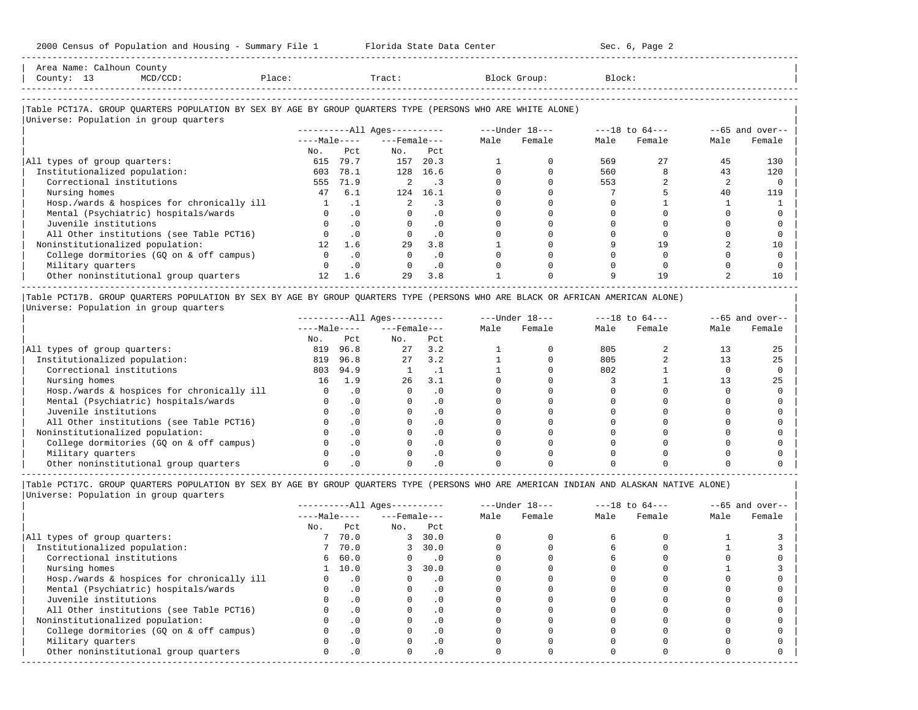Area Name: Calhoun County
County: 13 MCD/CCD: Place: Tract: Block Group: Block:

## Table PCT17A. GROUP QUARTERS POPULATION BY SEX BY AGE BY GROUP QUARTERS TYPE (PERSONS WHO ARE WHITE ALONE)

Universe: Population in group quarters

| | All Ages | | | | Under 18 | | 18 to 64 | | 65 and over | |
|---|---|---|---|---|---|---|---|---|---|---|
| | Male | | Female | | | | | | | |
| | No. | Pct | No. | Pct | Male | Female | Male | Female | Male | Female |
| All types of group quarters: | 615 | 79.7 | 157 | 20.3 | 1 | 0 | 569 | 27 | 45 | 130 |
| Institutionalized population: | 603 | 78.1 | 128 | 16.6 | 0 | 0 | 560 | 8 | 43 | 120 |
| Correctional institutions | 555 | 71.9 | 2 | .3 | 0 | 0 | 553 | 2 | 2 | 0 |
| Nursing homes | 47 | 6.1 | 124 | 16.1 | 0 | 0 | 7 | 5 | 40 | 119 |
| Hosp./wards & hospices for chronically ill | 1 | .1 | 2 | .3 | 0 | 0 | 0 | 1 | 1 | 1 |
| Mental (Psychiatric) hospitals/wards | 0 | .0 | 0 | .0 | 0 | 0 | 0 | 0 | 0 | 0 |
| Juvenile institutions | 0 | .0 | 0 | .0 | 0 | 0 | 0 | 0 | 0 | 0 |
| All Other institutions (see Table PCT16) | 0 | .0 | 0 | .0 | 0 | 0 | 0 | 0 | 0 | 0 |
| Noninstitutionalized population: | 12 | 1.6 | 29 | 3.8 | 1 | 0 | 9 | 19 | 2 | 10 |
| College dormitories (GQ on & off campus) | 0 | .0 | 0 | .0 | 0 | 0 | 0 | 0 | 0 | 0 |
| Military quarters | 0 | .0 | 0 | .0 | 0 | 0 | 0 | 0 | 0 | 0 |
| Other noninstitutional group quarters | 12 | 1.6 | 29 | 3.8 | 1 | 0 | 9 | 19 | 2 | 10 |

## Table PCT17B. GROUP QUARTERS POPULATION BY SEX BY AGE BY GROUP QUARTERS TYPE (PERSONS WHO ARE BLACK OR AFRICAN AMERICAN ALONE)

Universe: Population in group quarters

| | All Ages | | | | Under 18 | | 18 to 64 | | 65 and over | |
|---|---|---|---|---|---|---|---|---|---|---|
| | Male | | Female | | | | | | | |
| | No. | Pct | No. | Pct | Male | Female | Male | Female | Male | Female |
| All types of group quarters: | 819 | 96.8 | 27 | 3.2 | 1 | 0 | 805 | 2 | 13 | 25 |
| Institutionalized population: | 819 | 96.8 | 27 | 3.2 | 1 | 0 | 805 | 2 | 13 | 25 |
| Correctional institutions | 803 | 94.9 | 1 | .1 | 1 | 0 | 802 | 1 | 0 | 0 |
| Nursing homes | 16 | 1.9 | 26 | 3.1 | 0 | 0 | 3 | 1 | 13 | 25 |
| Hosp./wards & hospices for chronically ill | 0 | .0 | 0 | .0 | 0 | 0 | 0 | 0 | 0 | 0 |
| Mental (Psychiatric) hospitals/wards | 0 | .0 | 0 | .0 | 0 | 0 | 0 | 0 | 0 | 0 |
| Juvenile institutions | 0 | .0 | 0 | .0 | 0 | 0 | 0 | 0 | 0 | 0 |
| All Other institutions (see Table PCT16) | 0 | .0 | 0 | .0 | 0 | 0 | 0 | 0 | 0 | 0 |
| Noninstitutionalized population: | 0 | .0 | 0 | .0 | 0 | 0 | 0 | 0 | 0 | 0 |
| College dormitories (GQ on & off campus) | 0 | .0 | 0 | .0 | 0 | 0 | 0 | 0 | 0 | 0 |
| Military quarters | 0 | .0 | 0 | .0 | 0 | 0 | 0 | 0 | 0 | 0 |
| Other noninstitutional group quarters | 0 | .0 | 0 | .0 | 0 | 0 | 0 | 0 | 0 | 0 |

## Table PCT17C. GROUP QUARTERS POPULATION BY SEX BY AGE BY GROUP QUARTERS TYPE (PERSONS WHO ARE AMERICAN INDIAN AND ALASKAN NATIVE ALONE)

Universe: Population in group quarters

| | All Ages | | | | Under 18 | | 18 to 64 | | 65 and over | |
|---|---|---|---|---|---|---|---|---|---|---|
| | Male | | Female | | | | | | | |
| | No. | Pct | No. | Pct | Male | Female | Male | Female | Male | Female |
| All types of group quarters: | 7 | 70.0 | 3 | 30.0 | 0 | 0 | 6 | 0 | 1 | 3 |
| Institutionalized population: | 7 | 70.0 | 3 | 30.0 | 0 | 0 | 6 | 0 | 1 | 3 |
| Correctional institutions | 6 | 60.0 | 0 | .0 | 0 | 0 | 6 | 0 | 0 | 0 |
| Nursing homes | 1 | 10.0 | 3 | 30.0 | 0 | 0 | 0 | 0 | 1 | 3 |
| Hosp./wards & hospices for chronically ill | 0 | .0 | 0 | .0 | 0 | 0 | 0 | 0 | 0 | 0 |
| Mental (Psychiatric) hospitals/wards | 0 | .0 | 0 | .0 | 0 | 0 | 0 | 0 | 0 | 0 |
| Juvenile institutions | 0 | .0 | 0 | .0 | 0 | 0 | 0 | 0 | 0 | 0 |
| All Other institutions (see Table PCT16) | 0 | .0 | 0 | .0 | 0 | 0 | 0 | 0 | 0 | 0 |
| Noninstitutionalized population: | 0 | .0 | 0 | .0 | 0 | 0 | 0 | 0 | 0 | 0 |
| College dormitories (GQ on & off campus) | 0 | .0 | 0 | .0 | 0 | 0 | 0 | 0 | 0 | 0 |
| Military quarters | 0 | .0 | 0 | .0 | 0 | 0 | 0 | 0 | 0 | 0 |
| Other noninstitutional group quarters | 0 | .0 | 0 | .0 | 0 | 0 | 0 | 0 | 0 | 0 |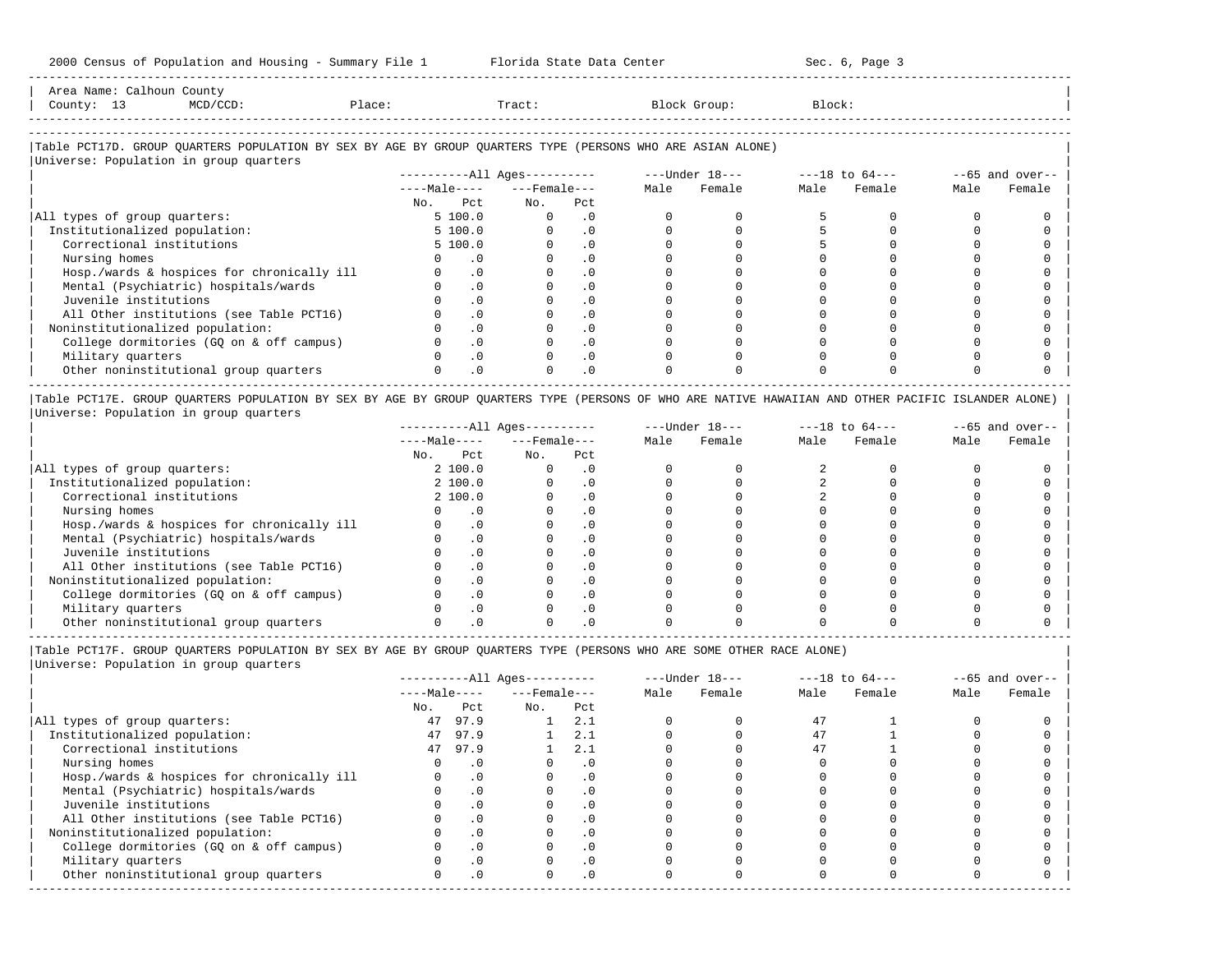Area Name: Calhoun County
County: 13 MCD/CCD: Place: Tract: Block Group: Block:

Table PCT17D. GROUP QUARTERS POPULATION BY SEX BY AGE BY GROUP QUARTERS TYPE (PERSONS WHO ARE ASIAN ALONE)
Universe: Population in group quarters

| | All Ages Male No. | All Ages Male Pct | All Ages Female No. | All Ages Female Pct | Under 18 Male | Under 18 Female | 18 to 64 Male | 18 to 64 Female | 65 and over Male | 65 and over Female |
|---|---|---|---|---|---|---|---|---|---|---|
| All types of group quarters: | 5 | 100.0 | 0 | .0 | 0 | 0 | 5 | 0 | 0 | 0 |
| Institutionalized population: | 5 | 100.0 | 0 | .0 | 0 | 0 | 5 | 0 | 0 | 0 |
| Correctional institutions | 5 | 100.0 | 0 | .0 | 0 | 0 | 5 | 0 | 0 | 0 |
| Nursing homes | 0 | .0 | 0 | .0 | 0 | 0 | 0 | 0 | 0 | 0 |
| Hosp./wards & hospices for chronically ill | 0 | .0 | 0 | .0 | 0 | 0 | 0 | 0 | 0 | 0 |
| Mental (Psychiatric) hospitals/wards | 0 | .0 | 0 | .0 | 0 | 0 | 0 | 0 | 0 | 0 |
| Juvenile institutions | 0 | .0 | 0 | .0 | 0 | 0 | 0 | 0 | 0 | 0 |
| All Other institutions (see Table PCT16) | 0 | .0 | 0 | .0 | 0 | 0 | 0 | 0 | 0 | 0 |
| Noninstitutionalized population: | 0 | .0 | 0 | .0 | 0 | 0 | 0 | 0 | 0 | 0 |
| College dormitories (GQ on & off campus) | 0 | .0 | 0 | .0 | 0 | 0 | 0 | 0 | 0 | 0 |
| Military quarters | 0 | .0 | 0 | .0 | 0 | 0 | 0 | 0 | 0 | 0 |
| Other noninstitutional group quarters | 0 | .0 | 0 | .0 | 0 | 0 | 0 | 0 | 0 | 0 |

Table PCT17E. GROUP QUARTERS POPULATION BY SEX BY AGE BY GROUP QUARTERS TYPE (PERSONS OF WHO ARE NATIVE HAWAIIAN AND OTHER PACIFIC ISLANDER ALONE)
Universe: Population in group quarters

| | All Ages Male No. | All Ages Male Pct | All Ages Female No. | All Ages Female Pct | Under 18 Male | Under 18 Female | 18 to 64 Male | 18 to 64 Female | 65 and over Male | 65 and over Female |
|---|---|---|---|---|---|---|---|---|---|---|
| All types of group quarters: | 2 | 100.0 | 0 | .0 | 0 | 0 | 2 | 0 | 0 | 0 |
| Institutionalized population: | 2 | 100.0 | 0 | .0 | 0 | 0 | 2 | 0 | 0 | 0 |
| Correctional institutions | 2 | 100.0 | 0 | .0 | 0 | 0 | 2 | 0 | 0 | 0 |
| Nursing homes | 0 | .0 | 0 | .0 | 0 | 0 | 0 | 0 | 0 | 0 |
| Hosp./wards & hospices for chronically ill | 0 | .0 | 0 | .0 | 0 | 0 | 0 | 0 | 0 | 0 |
| Mental (Psychiatric) hospitals/wards | 0 | .0 | 0 | .0 | 0 | 0 | 0 | 0 | 0 | 0 |
| Juvenile institutions | 0 | .0 | 0 | .0 | 0 | 0 | 0 | 0 | 0 | 0 |
| All Other institutions (see Table PCT16) | 0 | .0 | 0 | .0 | 0 | 0 | 0 | 0 | 0 | 0 |
| Noninstitutionalized population: | 0 | .0 | 0 | .0 | 0 | 0 | 0 | 0 | 0 | 0 |
| College dormitories (GQ on & off campus) | 0 | .0 | 0 | .0 | 0 | 0 | 0 | 0 | 0 | 0 |
| Military quarters | 0 | .0 | 0 | .0 | 0 | 0 | 0 | 0 | 0 | 0 |
| Other noninstitutional group quarters | 0 | .0 | 0 | .0 | 0 | 0 | 0 | 0 | 0 | 0 |

Table PCT17F. GROUP QUARTERS POPULATION BY SEX BY AGE BY GROUP QUARTERS TYPE (PERSONS WHO ARE SOME OTHER RACE ALONE)
Universe: Population in group quarters

| | All Ages Male No. | All Ages Male Pct | All Ages Female No. | All Ages Female Pct | Under 18 Male | Under 18 Female | 18 to 64 Male | 18 to 64 Female | 65 and over Male | 65 and over Female |
|---|---|---|---|---|---|---|---|---|---|---|
| All types of group quarters: | 47 | 97.9 | 1 | 2.1 | 0 | 0 | 47 | 1 | 0 | 0 |
| Institutionalized population: | 47 | 97.9 | 1 | 2.1 | 0 | 0 | 47 | 1 | 0 | 0 |
| Correctional institutions | 47 | 97.9 | 1 | 2.1 | 0 | 0 | 47 | 1 | 0 | 0 |
| Nursing homes | 0 | .0 | 0 | .0 | 0 | 0 | 0 | 0 | 0 | 0 |
| Hosp./wards & hospices for chronically ill | 0 | .0 | 0 | .0 | 0 | 0 | 0 | 0 | 0 | 0 |
| Mental (Psychiatric) hospitals/wards | 0 | .0 | 0 | .0 | 0 | 0 | 0 | 0 | 0 | 0 |
| Juvenile institutions | 0 | .0 | 0 | .0 | 0 | 0 | 0 | 0 | 0 | 0 |
| All Other institutions (see Table PCT16) | 0 | .0 | 0 | .0 | 0 | 0 | 0 | 0 | 0 | 0 |
| Noninstitutionalized population: | 0 | .0 | 0 | .0 | 0 | 0 | 0 | 0 | 0 | 0 |
| College dormitories (GQ on & off campus) | 0 | .0 | 0 | .0 | 0 | 0 | 0 | 0 | 0 | 0 |
| Military quarters | 0 | .0 | 0 | .0 | 0 | 0 | 0 | 0 | 0 | 0 |
| Other noninstitutional group quarters | 0 | .0 | 0 | .0 | 0 | 0 | 0 | 0 | 0 | 0 |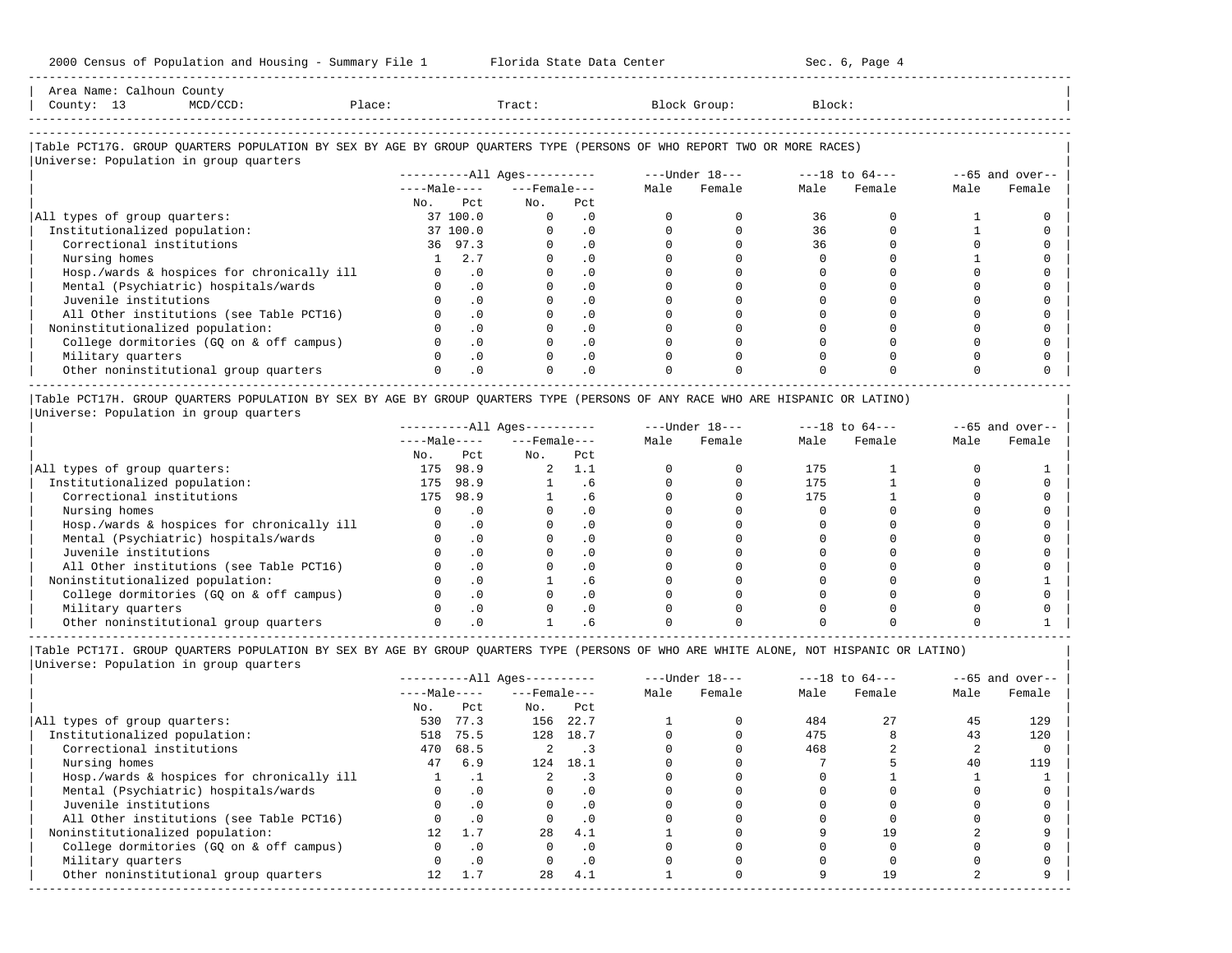Area Name: Calhoun County
County: 13 MCD/CCD: Place: Tract: Block Group: Block:

## Table PCT17G. GROUP QUARTERS POPULATION BY SEX BY AGE BY GROUP QUARTERS TYPE (PERSONS OF WHO REPORT TWO OR MORE RACES)

Universe: Population in group quarters

| | All Ages | | | | Under 18 | | 18 to 64 | | 65 and over | |
|---|---|---|---|---|---|---|---|---|---|---|
| | Male | | Female | | Male | Female | Male | Female | Male | Female |
| | No. | Pct | No. | Pct | | | | | | |
| All types of group quarters: | 37 | 100.0 | 0 | .0 | 0 | 0 | 36 | 0 | 1 | 0 |
| Institutionalized population: | 37 | 100.0 | 0 | .0 | 0 | 0 | 36 | 0 | 1 | 0 |
| Correctional institutions | 36 | 97.3 | 0 | .0 | 0 | 0 | 36 | 0 | 0 | 0 |
| Nursing homes | 1 | 2.7 | 0 | .0 | 0 | 0 | 0 | 0 | 1 | 0 |
| Hosp./wards & hospices for chronically ill | 0 | .0 | 0 | .0 | 0 | 0 | 0 | 0 | 0 | 0 |
| Mental (Psychiatric) hospitals/wards | 0 | .0 | 0 | .0 | 0 | 0 | 0 | 0 | 0 | 0 |
| Juvenile institutions | 0 | .0 | 0 | .0 | 0 | 0 | 0 | 0 | 0 | 0 |
| All Other institutions (see Table PCT16) | 0 | .0 | 0 | .0 | 0 | 0 | 0 | 0 | 0 | 0 |
| Noninstitutionalized population: | 0 | .0 | 0 | .0 | 0 | 0 | 0 | 0 | 0 | 0 |
| College dormitories (GQ on & off campus) | 0 | .0 | 0 | .0 | 0 | 0 | 0 | 0 | 0 | 0 |
| Military quarters | 0 | .0 | 0 | .0 | 0 | 0 | 0 | 0 | 0 | 0 |
| Other noninstitutional group quarters | 0 | .0 | 0 | .0 | 0 | 0 | 0 | 0 | 0 | 0 |

## Table PCT17H. GROUP QUARTERS POPULATION BY SEX BY AGE BY GROUP QUARTERS TYPE (PERSONS OF ANY RACE WHO ARE HISPANIC OR LATINO)

Universe: Population in group quarters

| | All Ages | | | | Under 18 | | 18 to 64 | | 65 and over | |
|---|---|---|---|---|---|---|---|---|---|---|
| | Male | | Female | | Male | Female | Male | Female | Male | Female |
| | No. | Pct | No. | Pct | | | | | | |
| All types of group quarters: | 175 | 98.9 | 2 | 1.1 | 0 | 0 | 175 | 1 | 0 | 1 |
| Institutionalized population: | 175 | 98.9 | 1 | .6 | 0 | 0 | 175 | 1 | 0 | 0 |
| Correctional institutions | 175 | 98.9 | 1 | .6 | 0 | 0 | 175 | 1 | 0 | 0 |
| Nursing homes | 0 | .0 | 0 | .0 | 0 | 0 | 0 | 0 | 0 | 0 |
| Hosp./wards & hospices for chronically ill | 0 | .0 | 0 | .0 | 0 | 0 | 0 | 0 | 0 | 0 |
| Mental (Psychiatric) hospitals/wards | 0 | .0 | 0 | .0 | 0 | 0 | 0 | 0 | 0 | 0 |
| Juvenile institutions | 0 | .0 | 0 | .0 | 0 | 0 | 0 | 0 | 0 | 0 |
| All Other institutions (see Table PCT16) | 0 | .0 | 0 | .0 | 0 | 0 | 0 | 0 | 0 | 0 |
| Noninstitutionalized population: | 0 | .0 | 1 | .6 | 0 | 0 | 0 | 0 | 0 | 1 |
| College dormitories (GQ on & off campus) | 0 | .0 | 0 | .0 | 0 | 0 | 0 | 0 | 0 | 0 |
| Military quarters | 0 | .0 | 0 | .0 | 0 | 0 | 0 | 0 | 0 | 0 |
| Other noninstitutional group quarters | 0 | .0 | 1 | .6 | 0 | 0 | 0 | 0 | 0 | 1 |

## Table PCT17I. GROUP QUARTERS POPULATION BY SEX BY AGE BY GROUP QUARTERS TYPE (PERSONS OF WHO ARE WHITE ALONE, NOT HISPANIC OR LATINO)

Universe: Population in group quarters

| | All Ages | | | | Under 18 | | 18 to 64 | | 65 and over | |
|---|---|---|---|---|---|---|---|---|---|---|
| | Male | | Female | | Male | Female | Male | Female | Male | Female |
| | No. | Pct | No. | Pct | | | | | | |
| All types of group quarters: | 530 | 77.3 | 156 | 22.7 | 1 | 0 | 484 | 27 | 45 | 129 |
| Institutionalized population: | 518 | 75.5 | 128 | 18.7 | 0 | 0 | 475 | 8 | 43 | 120 |
| Correctional institutions | 470 | 68.5 | 2 | .3 | 0 | 0 | 468 | 2 | 2 | 0 |
| Nursing homes | 47 | 6.9 | 124 | 18.1 | 0 | 0 | 7 | 5 | 40 | 119 |
| Hosp./wards & hospices for chronically ill | 1 | .1 | 2 | .3 | 0 | 0 | 0 | 1 | 1 | 1 |
| Mental (Psychiatric) hospitals/wards | 0 | .0 | 0 | .0 | 0 | 0 | 0 | 0 | 0 | 0 |
| Juvenile institutions | 0 | .0 | 0 | .0 | 0 | 0 | 0 | 0 | 0 | 0 |
| All Other institutions (see Table PCT16) | 0 | .0 | 0 | .0 | 0 | 0 | 0 | 0 | 0 | 0 |
| Noninstitutionalized population: | 12 | 1.7 | 28 | 4.1 | 1 | 0 | 9 | 19 | 2 | 9 |
| College dormitories (GQ on & off campus) | 0 | .0 | 0 | .0 | 0 | 0 | 0 | 0 | 0 | 0 |
| Military quarters | 0 | .0 | 0 | .0 | 0 | 0 | 0 | 0 | 0 | 0 |
| Other noninstitutional group quarters | 12 | 1.7 | 28 | 4.1 | 1 | 0 | 9 | 19 | 2 | 9 |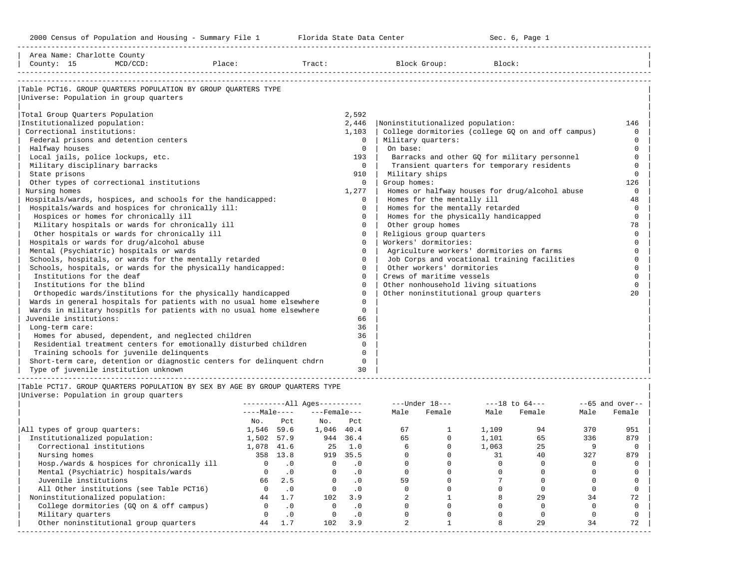2000 Census of Population and Housing - Summary File 1 — Florida State Data Center — Sec. 6, Page 1

Area Name: Charlotte County
County: 15 MCD/CCD: Place: Tract: Block Group: Block:

## Table PCT16. GROUP QUARTERS POPULATION BY GROUP QUARTERS TYPE

Universe: Population in group quarters

| Category | Count |
|---|---|
| Total Group Quarters Population | 2,592 |
| Institutionalized population: | 2,446 |
| Correctional institutions: | 1,103 |
| Federal prisons and detention centers | 0 |
| Halfway houses | 0 |
| Local jails, police lockups, etc. | 193 |
| Military disciplinary barracks | 0 |
| State prisons | 910 |
| Other types of correctional institutions | 0 |
| Nursing homes | 1,277 |
| Hospitals/wards, hospices, and schools for the handicapped: | 0 |
| Hospitals/wards and hospices for chronically ill: | 0 |
| Hospices or homes for chronically ill | 0 |
| Military hospitals or wards for chronically ill | 0 |
| Other hospitals or wards for chronically ill | 0 |
| Hospitals or wards for drug/alcohol abuse | 0 |
| Mental (Psychiatric) hospitals or wards | 0 |
| Schools, hospitals, or wards for the mentally retarded | 0 |
| Schools, hospitals, or wards for the physically handicapped: | 0 |
| Institutions for the deaf | 0 |
| Institutions for the blind | 0 |
| Orthopedic wards/institutions for the physically handicapped | 0 |
| Wards in general hospitals for patients with no usual home elsewhere | 0 |
| Wards in military hospitls for patients with no usual home elsewhere | 0 |
| Juvenile institutions: | 66 |
| Long-term care: | 36 |
| Homes for abused, dependent, and neglected children | 36 |
| Residential treatment centers for emotionally disturbed children | 0 |
| Training schools for juvenile delinquents | 0 |
| Short-term care, detention or diagnostic centers for delinquent chdrn | 0 |
| Type of juvenile institution unknown | 30 |
| Noninstitutionalized population: | 146 |
| College dormitories (college GQ on and off campus) | 0 |
| Military quarters: | 0 |
| On base: | 0 |
| Barracks and other GQ for military personnel | 0 |
| Transient quarters for temporary residents | 0 |
| Military ships | 0 |
| Group homes: | 126 |
| Homes or halfway houses for drug/alcohol abuse | 0 |
| Homes for the mentally ill | 48 |
| Homes for the mentally retarded | 0 |
| Homes for the physically handicapped | 0 |
| Other group homes | 78 |
| Religious group quarters | 0 |
| Workers' dormitories: | 0 |
| Agriculture workers' dormitories on farms | 0 |
| Job Corps and vocational training facilities | 0 |
| Other workers' dormitories | 0 |
| Crews of maritime vessels | 0 |
| Other nonhousehold living situations | 0 |
| Other noninstitutional group quarters | 20 |

## Table PCT17. GROUP QUARTERS POPULATION BY SEX BY AGE BY GROUP QUARTERS TYPE

Universe: Population in group quarters

| | All Ages Male No. | All Ages Male Pct | All Ages Female No. | All Ages Female Pct | Under 18 Male | Under 18 Female | 18 to 64 Male | 18 to 64 Female | 65 and over Male | 65 and over Female |
|---|---|---|---|---|---|---|---|---|---|---|
| All types of group quarters: | 1,546 | 59.6 | 1,046 | 40.4 | 67 | 1 | 1,109 | 94 | 370 | 951 |
| Institutionalized population: | 1,502 | 57.9 | 944 | 36.4 | 65 | 0 | 1,101 | 65 | 336 | 879 |
| Correctional institutions | 1,078 | 41.6 | 25 | 1.0 | 6 | 0 | 1,063 | 25 | 9 | 0 |
| Nursing homes | 358 | 13.8 | 919 | 35.5 | 0 | 0 | 31 | 40 | 327 | 879 |
| Hosp./wards & hospices for chronically ill | 0 | .0 | 0 | .0 | 0 | 0 | 0 | 0 | 0 | 0 |
| Mental (Psychiatric) hospitals/wards | 0 | .0 | 0 | .0 | 0 | 0 | 0 | 0 | 0 | 0 |
| Juvenile institutions | 66 | 2.5 | 0 | .0 | 59 | 0 | 7 | 0 | 0 | 0 |
| All Other institutions (see Table PCT16) | 0 | .0 | 0 | .0 | 0 | 0 | 0 | 0 | 0 | 0 |
| Noninstitutionalized population: | 44 | 1.7 | 102 | 3.9 | 2 | 1 | 8 | 29 | 34 | 72 |
| College dormitories (GQ on & off campus) | 0 | .0 | 0 | .0 | 0 | 0 | 0 | 0 | 0 | 0 |
| Military quarters | 0 | .0 | 0 | .0 | 0 | 0 | 0 | 0 | 0 | 0 |
| Other noninstitutional group quarters | 44 | 1.7 | 102 | 3.9 | 2 | 1 | 8 | 29 | 34 | 72 |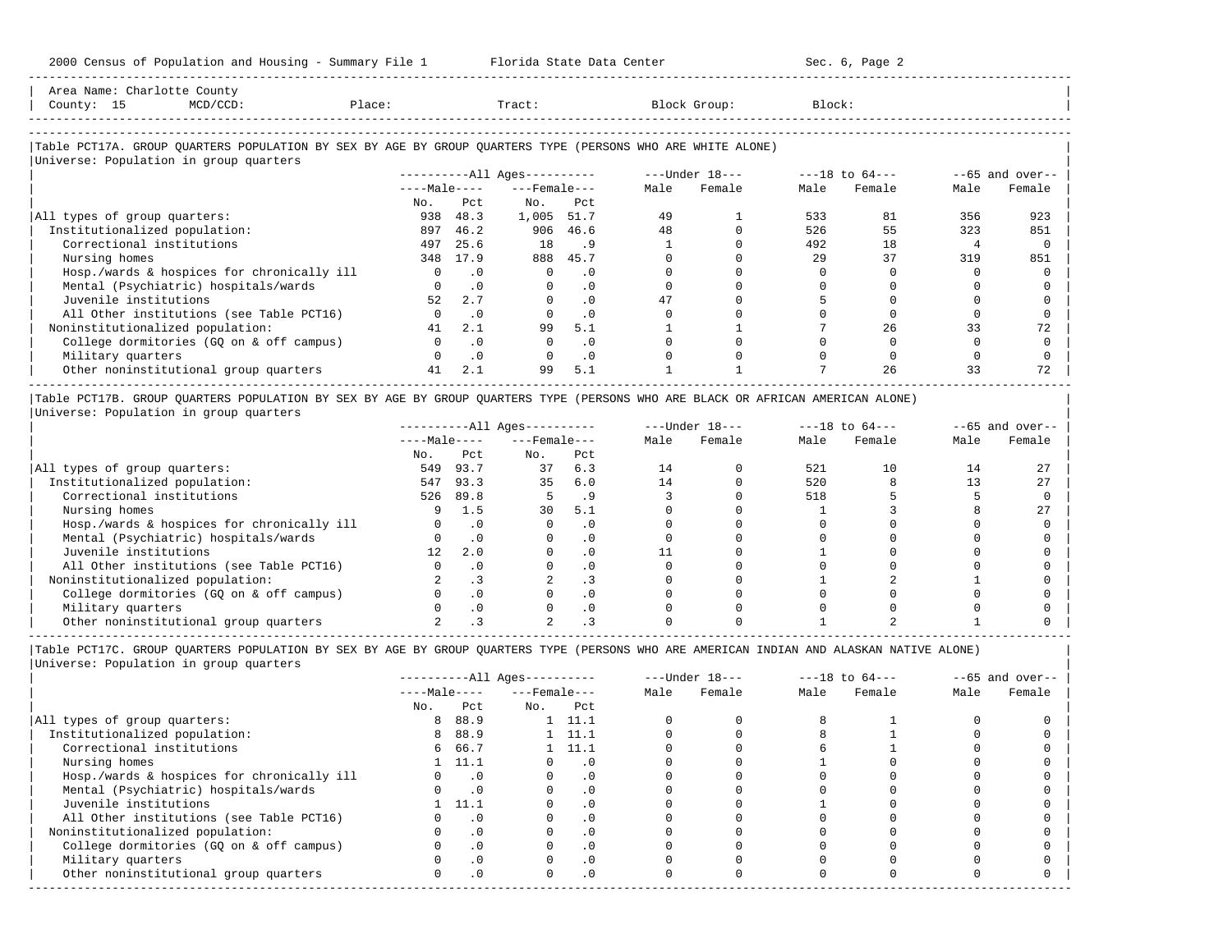Area Name: Charlotte County
County: 15 MCD/CCD: Place: Tract: Block Group: Block:

## Table PCT17A. GROUP QUARTERS POPULATION BY SEX BY AGE BY GROUP QUARTERS TYPE (PERSONS WHO ARE WHITE ALONE)

Universe: Population in group quarters

| | All Ages | | | | Under 18 | | 18 to 64 | | 65 and over | |
|---|---|---|---|---|---|---|---|---|---|---|
| | Male | | Female | | | | | | | |
| | No. | Pct | No. | Pct | Male | Female | Male | Female | Male | Female |
| All types of group quarters: | 938 | 48.3 | 1,005 | 51.7 | 49 | 1 | 533 | 81 | 356 | 923 |
| Institutionalized population: | 897 | 46.2 | 906 | 46.6 | 48 | 0 | 526 | 55 | 323 | 851 |
| Correctional institutions | 497 | 25.6 | 18 | .9 | 1 | 0 | 492 | 18 | 4 | 0 |
| Nursing homes | 348 | 17.9 | 888 | 45.7 | 0 | 0 | 29 | 37 | 319 | 851 |
| Hosp./wards & hospices for chronically ill | 0 | .0 | 0 | .0 | 0 | 0 | 0 | 0 | 0 | 0 |
| Mental (Psychiatric) hospitals/wards | 0 | .0 | 0 | .0 | 0 | 0 | 0 | 0 | 0 | 0 |
| Juvenile institutions | 52 | 2.7 | 0 | .0 | 47 | 0 | 5 | 0 | 0 | 0 |
| All Other institutions (see Table PCT16) | 0 | .0 | 0 | .0 | 0 | 0 | 0 | 0 | 0 | 0 |
| Noninstitutionalized population: | 41 | 2.1 | 99 | 5.1 | 1 | 1 | 7 | 26 | 33 | 72 |
| College dormitories (GQ on & off campus) | 0 | .0 | 0 | .0 | 0 | 0 | 0 | 0 | 0 | 0 |
| Military quarters | 0 | .0 | 0 | .0 | 0 | 0 | 0 | 0 | 0 | 0 |
| Other noninstitutional group quarters | 41 | 2.1 | 99 | 5.1 | 1 | 1 | 7 | 26 | 33 | 72 |

## Table PCT17B. GROUP QUARTERS POPULATION BY SEX BY AGE BY GROUP QUARTERS TYPE (PERSONS WHO ARE BLACK OR AFRICAN AMERICAN ALONE)

Universe: Population in group quarters

| | All Ages | | | | Under 18 | | 18 to 64 | | 65 and over | |
|---|---|---|---|---|---|---|---|---|---|---|
| | Male | | Female | | | | | | | |
| | No. | Pct | No. | Pct | Male | Female | Male | Female | Male | Female |
| All types of group quarters: | 549 | 93.7 | 37 | 6.3 | 14 | 0 | 521 | 10 | 14 | 27 |
| Institutionalized population: | 547 | 93.3 | 35 | 6.0 | 14 | 0 | 520 | 8 | 13 | 27 |
| Correctional institutions | 526 | 89.8 | 5 | .9 | 3 | 0 | 518 | 5 | 5 | 0 |
| Nursing homes | 9 | 1.5 | 30 | 5.1 | 0 | 0 | 1 | 3 | 8 | 27 |
| Hosp./wards & hospices for chronically ill | 0 | .0 | 0 | .0 | 0 | 0 | 0 | 0 | 0 | 0 |
| Mental (Psychiatric) hospitals/wards | 0 | .0 | 0 | .0 | 0 | 0 | 0 | 0 | 0 | 0 |
| Juvenile institutions | 12 | 2.0 | 0 | .0 | 11 | 0 | 1 | 0 | 0 | 0 |
| All Other institutions (see Table PCT16) | 0 | .0 | 0 | .0 | 0 | 0 | 0 | 0 | 0 | 0 |
| Noninstitutionalized population: | 2 | .3 | 2 | .3 | 0 | 0 | 1 | 2 | 1 | 0 |
| College dormitories (GQ on & off campus) | 0 | .0 | 0 | .0 | 0 | 0 | 0 | 0 | 0 | 0 |
| Military quarters | 0 | .0 | 0 | .0 | 0 | 0 | 0 | 0 | 0 | 0 |
| Other noninstitutional group quarters | 2 | .3 | 2 | .3 | 0 | 0 | 1 | 2 | 1 | 0 |

## Table PCT17C. GROUP QUARTERS POPULATION BY SEX BY AGE BY GROUP QUARTERS TYPE (PERSONS WHO ARE AMERICAN INDIAN AND ALASKAN NATIVE ALONE)

Universe: Population in group quarters

| | All Ages | | | | Under 18 | | 18 to 64 | | 65 and over | |
|---|---|---|---|---|---|---|---|---|---|---|
| | Male | | Female | | | | | | | |
| | No. | Pct | No. | Pct | Male | Female | Male | Female | Male | Female |
| All types of group quarters: | 8 | 88.9 | 1 | 11.1 | 0 | 0 | 8 | 1 | 0 | 0 |
| Institutionalized population: | 8 | 88.9 | 1 | 11.1 | 0 | 0 | 8 | 1 | 0 | 0 |
| Correctional institutions | 6 | 66.7 | 1 | 11.1 | 0 | 0 | 6 | 1 | 0 | 0 |
| Nursing homes | 1 | 11.1 | 0 | .0 | 0 | 0 | 1 | 0 | 0 | 0 |
| Hosp./wards & hospices for chronically ill | 0 | .0 | 0 | .0 | 0 | 0 | 0 | 0 | 0 | 0 |
| Mental (Psychiatric) hospitals/wards | 0 | .0 | 0 | .0 | 0 | 0 | 0 | 0 | 0 | 0 |
| Juvenile institutions | 1 | 11.1 | 0 | .0 | 0 | 0 | 1 | 0 | 0 | 0 |
| All Other institutions (see Table PCT16) | 0 | .0 | 0 | .0 | 0 | 0 | 0 | 0 | 0 | 0 |
| Noninstitutionalized population: | 0 | .0 | 0 | .0 | 0 | 0 | 0 | 0 | 0 | 0 |
| College dormitories (GQ on & off campus) | 0 | .0 | 0 | .0 | 0 | 0 | 0 | 0 | 0 | 0 |
| Military quarters | 0 | .0 | 0 | .0 | 0 | 0 | 0 | 0 | 0 | 0 |
| Other noninstitutional group quarters | 0 | .0 | 0 | .0 | 0 | 0 | 0 | 0 | 0 | 0 |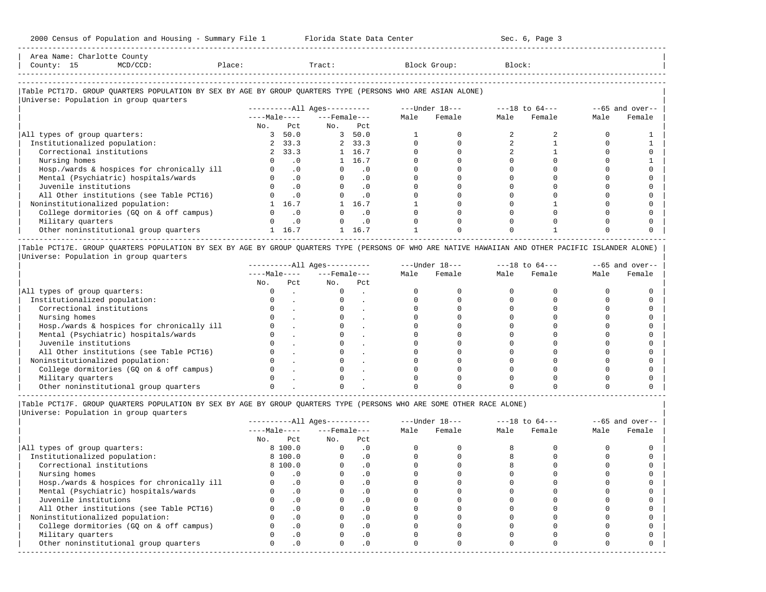Area Name: Charlotte County
County: 15 MCD/CCD: Place: Tract: Block Group: Block:

## Table PCT17D. GROUP QUARTERS POPULATION BY SEX BY AGE BY GROUP QUARTERS TYPE (PERSONS WHO ARE ASIAN ALONE)

Universe: Population in group quarters

| | All Ages | | | | Under 18 | | 18 to 64 | | 65 and over | |
|---|---|---|---|---|---|---|---|---|---|---|
| | Male | | Female | | Male | Female | Male | Female | Male | Female |
| | No. | Pct | No. | Pct | | | | | | |
| All types of group quarters: | 3 | 50.0 | 3 | 50.0 | 1 | 0 | 2 | 2 | 0 | 1 |
| Institutionalized population: | 2 | 33.3 | 2 | 33.3 | 0 | 0 | 2 | 1 | 0 | 1 |
| Correctional institutions | 2 | 33.3 | 1 | 16.7 | 0 | 0 | 2 | 1 | 0 | 0 |
| Nursing homes | 0 | .0 | 1 | 16.7 | 0 | 0 | 0 | 0 | 0 | 1 |
| Hosp./wards & hospices for chronically ill | 0 | .0 | 0 | .0 | 0 | 0 | 0 | 0 | 0 | 0 |
| Mental (Psychiatric) hospitals/wards | 0 | .0 | 0 | .0 | 0 | 0 | 0 | 0 | 0 | 0 |
| Juvenile institutions | 0 | .0 | 0 | .0 | 0 | 0 | 0 | 0 | 0 | 0 |
| All Other institutions (see Table PCT16) | 0 | .0 | 0 | .0 | 0 | 0 | 0 | 0 | 0 | 0 |
| Noninstitutionalized population: | 1 | 16.7 | 1 | 16.7 | 1 | 0 | 0 | 1 | 0 | 0 |
| College dormitories (GQ on & off campus) | 0 | .0 | 0 | .0 | 0 | 0 | 0 | 0 | 0 | 0 |
| Military quarters | 0 | .0 | 0 | .0 | 0 | 0 | 0 | 0 | 0 | 0 |
| Other noninstitutional group quarters | 1 | 16.7 | 1 | 16.7 | 1 | 0 | 0 | 1 | 0 | 0 |

## Table PCT17E. GROUP QUARTERS POPULATION BY SEX BY AGE BY GROUP QUARTERS TYPE (PERSONS OF WHO ARE NATIVE HAWAIIAN AND OTHER PACIFIC ISLANDER ALONE)

Universe: Population in group quarters

| | All Ages | | | | Under 18 | | 18 to 64 | | 65 and over | |
|---|---|---|---|---|---|---|---|---|---|---|
| | Male | | Female | | Male | Female | Male | Female | Male | Female |
| | No. | Pct | No. | Pct | | | | | | |
| All types of group quarters: | 0 | . | 0 | . | 0 | 0 | 0 | 0 | 0 | 0 |
| Institutionalized population: | 0 | . | 0 | . | 0 | 0 | 0 | 0 | 0 | 0 |
| Correctional institutions | 0 | . | 0 | . | 0 | 0 | 0 | 0 | 0 | 0 |
| Nursing homes | 0 | . | 0 | . | 0 | 0 | 0 | 0 | 0 | 0 |
| Hosp./wards & hospices for chronically ill | 0 | . | 0 | . | 0 | 0 | 0 | 0 | 0 | 0 |
| Mental (Psychiatric) hospitals/wards | 0 | . | 0 | . | 0 | 0 | 0 | 0 | 0 | 0 |
| Juvenile institutions | 0 | . | 0 | . | 0 | 0 | 0 | 0 | 0 | 0 |
| All Other institutions (see Table PCT16) | 0 | . | 0 | . | 0 | 0 | 0 | 0 | 0 | 0 |
| Noninstitutionalized population: | 0 | . | 0 | . | 0 | 0 | 0 | 0 | 0 | 0 |
| College dormitories (GQ on & off campus) | 0 | . | 0 | . | 0 | 0 | 0 | 0 | 0 | 0 |
| Military quarters | 0 | . | 0 | . | 0 | 0 | 0 | 0 | 0 | 0 |
| Other noninstitutional group quarters | 0 | . | 0 | . | 0 | 0 | 0 | 0 | 0 | 0 |

## Table PCT17F. GROUP QUARTERS POPULATION BY SEX BY AGE BY GROUP QUARTERS TYPE (PERSONS WHO ARE SOME OTHER RACE ALONE)

Universe: Population in group quarters

| | All Ages | | | | Under 18 | | 18 to 64 | | 65 and over | |
|---|---|---|---|---|---|---|---|---|---|---|
| | Male | | Female | | Male | Female | Male | Female | Male | Female |
| | No. | Pct | No. | Pct | | | | | | |
| All types of group quarters: | 8 | 100.0 | 0 | .0 | 0 | 0 | 8 | 0 | 0 | 0 |
| Institutionalized population: | 8 | 100.0 | 0 | .0 | 0 | 0 | 8 | 0 | 0 | 0 |
| Correctional institutions | 8 | 100.0 | 0 | .0 | 0 | 0 | 8 | 0 | 0 | 0 |
| Nursing homes | 0 | .0 | 0 | .0 | 0 | 0 | 0 | 0 | 0 | 0 |
| Hosp./wards & hospices for chronically ill | 0 | .0 | 0 | .0 | 0 | 0 | 0 | 0 | 0 | 0 |
| Mental (Psychiatric) hospitals/wards | 0 | .0 | 0 | .0 | 0 | 0 | 0 | 0 | 0 | 0 |
| Juvenile institutions | 0 | .0 | 0 | .0 | 0 | 0 | 0 | 0 | 0 | 0 |
| All Other institutions (see Table PCT16) | 0 | .0 | 0 | .0 | 0 | 0 | 0 | 0 | 0 | 0 |
| Noninstitutionalized population: | 0 | .0 | 0 | .0 | 0 | 0 | 0 | 0 | 0 | 0 |
| College dormitories (GQ on & off campus) | 0 | .0 | 0 | .0 | 0 | 0 | 0 | 0 | 0 | 0 |
| Military quarters | 0 | .0 | 0 | .0 | 0 | 0 | 0 | 0 | 0 | 0 |
| Other noninstitutional group quarters | 0 | .0 | 0 | .0 | 0 | 0 | 0 | 0 | 0 | 0 |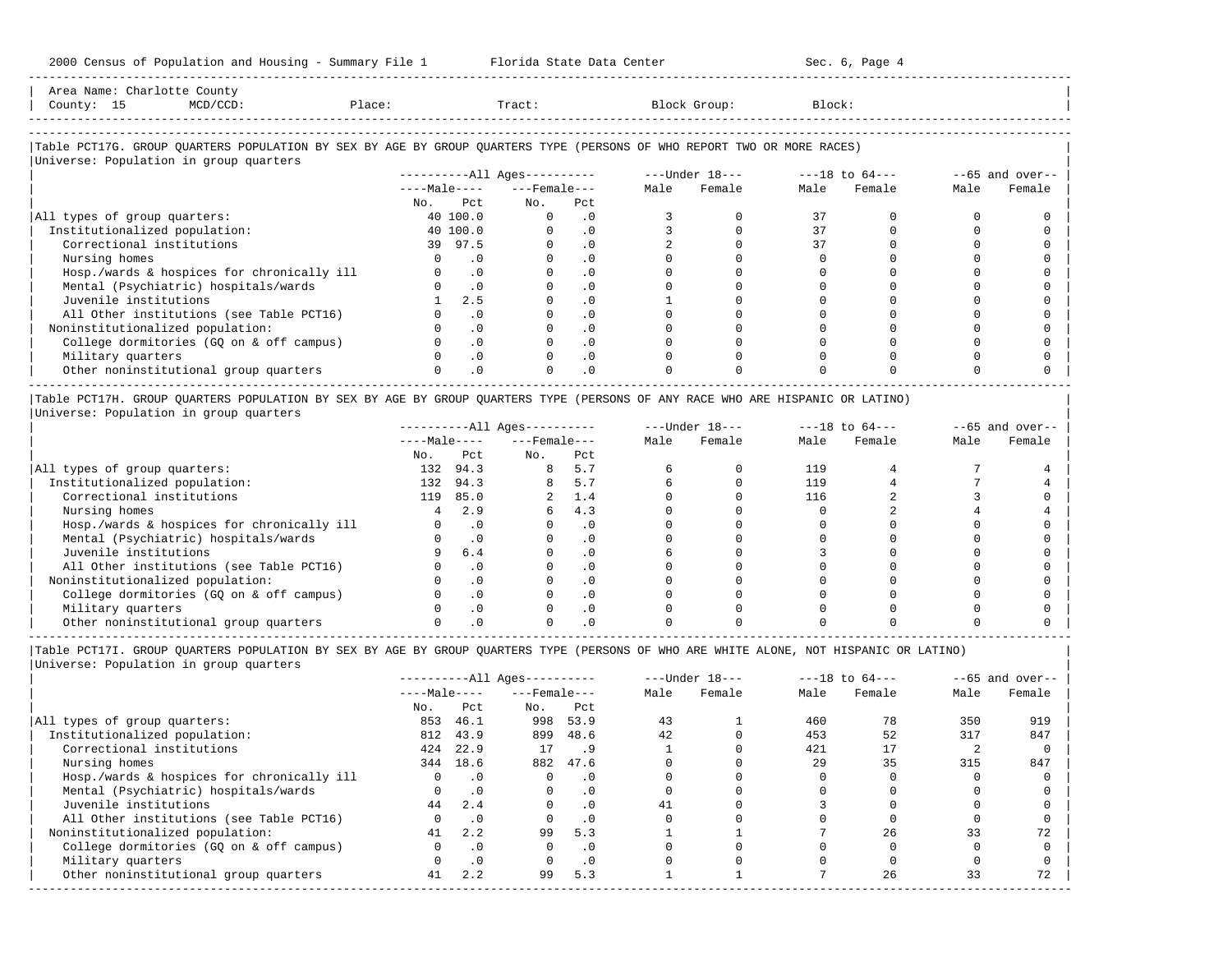2000 Census of Population and Housing - Summary File 1 Florida State Data Center Sec. 6, Page 4

Area Name: Charlotte County
County: 15 MCD/CCD: Place: Tract: Block Group: Block:

## Table PCT17G. GROUP QUARTERS POPULATION BY SEX BY AGE BY GROUP QUARTERS TYPE (PERSONS OF WHO REPORT TWO OR MORE RACES)

Universe: Population in group quarters

| | All Ages | | | | Under 18 | | 18 to 64 | | 65 and over | |
|---|---|---|---|---|---|---|---|---|---|---|
| | Male | | Female | | | | | | | |
| | No. | Pct | No. | Pct | Male | Female | Male | Female | Male | Female |
| All types of group quarters: | 40 | 100.0 | 0 | .0 | 3 | 0 | 37 | 0 | 0 | 0 |
| Institutionalized population: | 40 | 100.0 | 0 | .0 | 3 | 0 | 37 | 0 | 0 | 0 |
| Correctional institutions | 39 | 97.5 | 0 | .0 | 2 | 0 | 37 | 0 | 0 | 0 |
| Nursing homes | 0 | .0 | 0 | .0 | 0 | 0 | 0 | 0 | 0 | 0 |
| Hosp./wards & hospices for chronically ill | 0 | .0 | 0 | .0 | 0 | 0 | 0 | 0 | 0 | 0 |
| Mental (Psychiatric) hospitals/wards | 0 | .0 | 0 | .0 | 0 | 0 | 0 | 0 | 0 | 0 |
| Juvenile institutions | 1 | 2.5 | 0 | .0 | 1 | 0 | 0 | 0 | 0 | 0 |
| All Other institutions (see Table PCT16) | 0 | .0 | 0 | .0 | 0 | 0 | 0 | 0 | 0 | 0 |
| Noninstitutionalized population: | 0 | .0 | 0 | .0 | 0 | 0 | 0 | 0 | 0 | 0 |
| College dormitories (GQ on & off campus) | 0 | .0 | 0 | .0 | 0 | 0 | 0 | 0 | 0 | 0 |
| Military quarters | 0 | .0 | 0 | .0 | 0 | 0 | 0 | 0 | 0 | 0 |
| Other noninstitutional group quarters | 0 | .0 | 0 | .0 | 0 | 0 | 0 | 0 | 0 | 0 |

## Table PCT17H. GROUP QUARTERS POPULATION BY SEX BY AGE BY GROUP QUARTERS TYPE (PERSONS OF ANY RACE WHO ARE HISPANIC OR LATINO)

Universe: Population in group quarters

| | All Ages | | | | Under 18 | | 18 to 64 | | 65 and over | |
|---|---|---|---|---|---|---|---|---|---|---|
| | Male | | Female | | | | | | | |
| | No. | Pct | No. | Pct | Male | Female | Male | Female | Male | Female |
| All types of group quarters: | 132 | 94.3 | 8 | 5.7 | 6 | 0 | 119 | 4 | 7 | 4 |
| Institutionalized population: | 132 | 94.3 | 8 | 5.7 | 6 | 0 | 119 | 4 | 7 | 4 |
| Correctional institutions | 119 | 85.0 | 2 | 1.4 | 0 | 0 | 116 | 2 | 3 | 0 |
| Nursing homes | 4 | 2.9 | 6 | 4.3 | 0 | 0 | 0 | 2 | 4 | 4 |
| Hosp./wards & hospices for chronically ill | 0 | .0 | 0 | .0 | 0 | 0 | 0 | 0 | 0 | 0 |
| Mental (Psychiatric) hospitals/wards | 0 | .0 | 0 | .0 | 0 | 0 | 0 | 0 | 0 | 0 |
| Juvenile institutions | 9 | 6.4 | 0 | .0 | 6 | 0 | 3 | 0 | 0 | 0 |
| All Other institutions (see Table PCT16) | 0 | .0 | 0 | .0 | 0 | 0 | 0 | 0 | 0 | 0 |
| Noninstitutionalized population: | 0 | .0 | 0 | .0 | 0 | 0 | 0 | 0 | 0 | 0 |
| College dormitories (GQ on & off campus) | 0 | .0 | 0 | .0 | 0 | 0 | 0 | 0 | 0 | 0 |
| Military quarters | 0 | .0 | 0 | .0 | 0 | 0 | 0 | 0 | 0 | 0 |
| Other noninstitutional group quarters | 0 | .0 | 0 | .0 | 0 | 0 | 0 | 0 | 0 | 0 |

## Table PCT17I. GROUP QUARTERS POPULATION BY SEX BY AGE BY GROUP QUARTERS TYPE (PERSONS OF WHO ARE WHITE ALONE, NOT HISPANIC OR LATINO)

Universe: Population in group quarters

| | All Ages | | | | Under 18 | | 18 to 64 | | 65 and over | |
|---|---|---|---|---|---|---|---|---|---|---|
| | Male | | Female | | | | | | | |
| | No. | Pct | No. | Pct | Male | Female | Male | Female | Male | Female |
| All types of group quarters: | 853 | 46.1 | 998 | 53.9 | 43 | 1 | 460 | 78 | 350 | 919 |
| Institutionalized population: | 812 | 43.9 | 899 | 48.6 | 42 | 0 | 453 | 52 | 317 | 847 |
| Correctional institutions | 424 | 22.9 | 17 | .9 | 1 | 0 | 421 | 17 | 2 | 0 |
| Nursing homes | 344 | 18.6 | 882 | 47.6 | 0 | 0 | 29 | 35 | 315 | 847 |
| Hosp./wards & hospices for chronically ill | 0 | .0 | 0 | .0 | 0 | 0 | 0 | 0 | 0 | 0 |
| Mental (Psychiatric) hospitals/wards | 0 | .0 | 0 | .0 | 0 | 0 | 0 | 0 | 0 | 0 |
| Juvenile institutions | 44 | 2.4 | 0 | .0 | 41 | 0 | 3 | 0 | 0 | 0 |
| All Other institutions (see Table PCT16) | 0 | .0 | 0 | .0 | 0 | 0 | 0 | 0 | 0 | 0 |
| Noninstitutionalized population: | 41 | 2.2 | 99 | 5.3 | 1 | 1 | 7 | 26 | 33 | 72 |
| College dormitories (GQ on & off campus) | 0 | .0 | 0 | .0 | 0 | 0 | 0 | 0 | 0 | 0 |
| Military quarters | 0 | .0 | 0 | .0 | 0 | 0 | 0 | 0 | 0 | 0 |
| Other noninstitutional group quarters | 41 | 2.2 | 99 | 5.3 | 1 | 1 | 7 | 26 | 33 | 72 |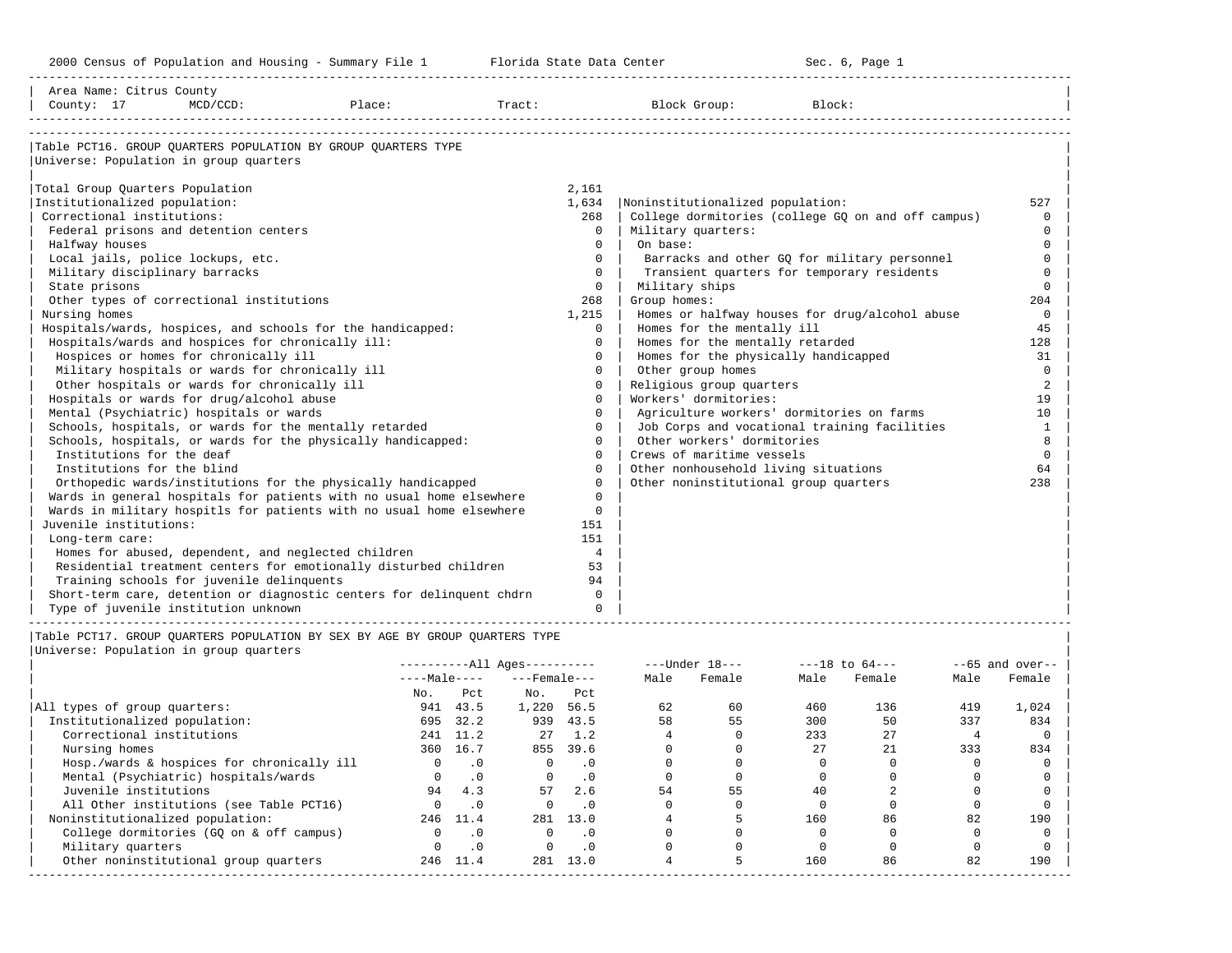Area Name: Citrus County
County: 17 MCD/CCD: Place: Tract: Block Group: Block:

## Table PCT16. GROUP QUARTERS POPULATION BY GROUP QUARTERS TYPE
Universe: Population in group quarters

| Category | Value | Category | Value |
|---|---|---|---|
| Total Group Quarters Population | 2,161 | | |
| Institutionalized population: | 1,634 | Noninstitutionalized population: | 527 |
| Correctional institutions: | 268 | College dormitories (college GQ on and off campus) | 0 |
| Federal prisons and detention centers | 0 | Military quarters: | 0 |
| Halfway houses | 0 | On base: | 0 |
| Local jails, police lockups, etc. | 0 | Barracks and other GQ for military personnel | 0 |
| Military disciplinary barracks | 0 | Transient quarters for temporary residents | 0 |
| State prisons | 0 | Military ships | 0 |
| Other types of correctional institutions | 268 | Group homes: | 204 |
| Nursing homes | 1,215 | Homes or halfway houses for drug/alcohol abuse | 0 |
| Hospitals/wards, hospices, and schools for the handicapped: | 0 | Homes for the mentally ill | 45 |
| Hospitals/wards and hospices for chronically ill: | 0 | Homes for the mentally retarded | 128 |
| Hospices or homes for chronically ill | 0 | Homes for the physically handicapped | 31 |
| Military hospitals or wards for chronically ill | 0 | Other group homes | 0 |
| Other hospitals or wards for chronically ill | 0 | Religious group quarters | 2 |
| Hospitals or wards for drug/alcohol abuse | 0 | Workers' dormitories: | 19 |
| Mental (Psychiatric) hospitals or wards | 0 | Agriculture workers' dormitories on farms | 10 |
| Schools, hospitals, or wards for the mentally retarded | 0 | Job Corps and vocational training facilities | 1 |
| Schools, hospitals, or wards for the physically handicapped: | 0 | Other workers' dormitories | 8 |
| Institutions for the deaf | 0 | Crews of maritime vessels | 0 |
| Institutions for the blind | 0 | Other nonhousehold living situations | 64 |
| Orthopedic wards/institutions for the physically handicapped | 0 | Other noninstitutional group quarters | 238 |
| Wards in general hospitals for patients with no usual home elsewhere | 0 | | |
| Wards in military hospitls for patients with no usual home elsewhere | 0 | | |
| Juvenile institutions: | 151 | | |
| Long-term care: | 151 | | |
| Homes for abused, dependent, and neglected children | 4 | | |
| Residential treatment centers for emotionally disturbed children | 53 | | |
| Training schools for juvenile delinquents | 94 | | |
| Short-term care, detention or diagnostic centers for delinquent chdrn | 0 | | |
| Type of juvenile institution unknown | 0 | | |

## Table PCT17. GROUP QUARTERS POPULATION BY SEX BY AGE BY GROUP QUARTERS TYPE
Universe: Population in group quarters

| | All Ages | | | | Under 18 | | 18 to 64 | | 65 and over | |
|---|---|---|---|---|---|---|---|---|---|---|
| | Male | | Female | | | | | | | |
| | No. | Pct | No. | Pct | Male | Female | Male | Female | Male | Female |
| All types of group quarters: | 941 | 43.5 | 1,220 | 56.5 | 62 | 60 | 460 | 136 | 419 | 1,024 |
| Institutionalized population: | 695 | 32.2 | 939 | 43.5 | 58 | 55 | 300 | 50 | 337 | 834 |
| Correctional institutions | 241 | 11.2 | 27 | 1.2 | 4 | 0 | 233 | 27 | 4 | 0 |
| Nursing homes | 360 | 16.7 | 855 | 39.6 | 0 | 0 | 27 | 21 | 333 | 834 |
| Hosp./wards & hospices for chronically ill | 0 | .0 | 0 | .0 | 0 | 0 | 0 | 0 | 0 | 0 |
| Mental (Psychiatric) hospitals/wards | 0 | .0 | 0 | .0 | 0 | 0 | 0 | 0 | 0 | 0 |
| Juvenile institutions | 94 | 4.3 | 57 | 2.6 | 54 | 55 | 40 | 2 | 0 | 0 |
| All Other institutions (see Table PCT16) | 0 | .0 | 0 | .0 | 0 | 0 | 0 | 0 | 0 | 0 |
| Noninstitutionalized population: | 246 | 11.4 | 281 | 13.0 | 4 | 5 | 160 | 86 | 82 | 190 |
| College dormitories (GQ on & off campus) | 0 | .0 | 0 | .0 | 0 | 0 | 0 | 0 | 0 | 0 |
| Military quarters | 0 | .0 | 0 | .0 | 0 | 0 | 0 | 0 | 0 | 0 |
| Other noninstitutional group quarters | 246 | 11.4 | 281 | 13.0 | 4 | 5 | 160 | 86 | 82 | 190 |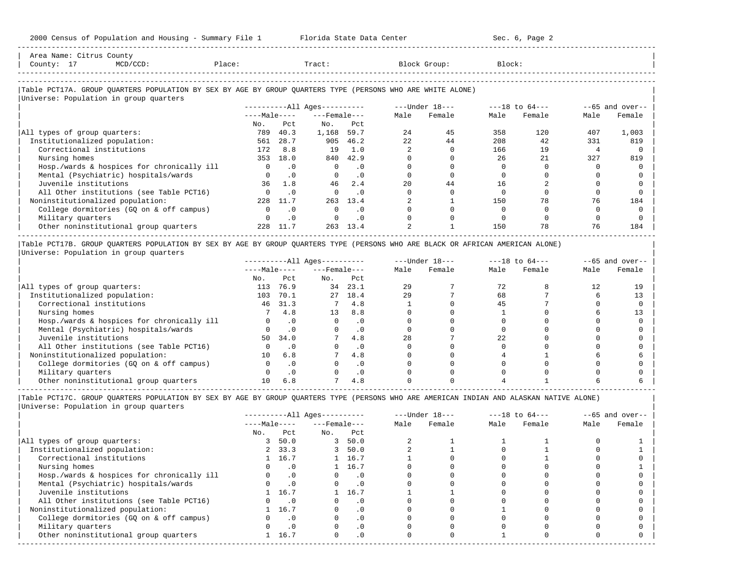Area Name: Citrus County
County: 17 MCD/CCD: Place: Tract: Block Group: Block:

## Table PCT17A. GROUP QUARTERS POPULATION BY SEX BY AGE BY GROUP QUARTERS TYPE (PERSONS WHO ARE WHITE ALONE)

Universe: Population in group quarters

| | All Ages | | | | Under 18 | | 18 to 64 | | 65 and over | |
|---|---|---|---|---|---|---|---|---|---|---|
| | Male | | Female | | | | | | | |
| | No. | Pct | No. | Pct | Male | Female | Male | Female | Male | Female |
| All types of group quarters: | 789 | 40.3 | 1,168 | 59.7 | 24 | 45 | 358 | 120 | 407 | 1,003 |
| Institutionalized population: | 561 | 28.7 | 905 | 46.2 | 22 | 44 | 208 | 42 | 331 | 819 |
| Correctional institutions | 172 | 8.8 | 19 | 1.0 | 2 | 0 | 166 | 19 | 4 | 0 |
| Nursing homes | 353 | 18.0 | 840 | 42.9 | 0 | 0 | 26 | 21 | 327 | 819 |
| Hosp./wards & hospices for chronically ill | 0 | .0 | 0 | .0 | 0 | 0 | 0 | 0 | 0 | 0 |
| Mental (Psychiatric) hospitals/wards | 0 | .0 | 0 | .0 | 0 | 0 | 0 | 0 | 0 | 0 |
| Juvenile institutions | 36 | 1.8 | 46 | 2.4 | 20 | 44 | 16 | 2 | 0 | 0 |
| All Other institutions (see Table PCT16) | 0 | .0 | 0 | .0 | 0 | 0 | 0 | 0 | 0 | 0 |
| Noninstitutionalized population: | 228 | 11.7 | 263 | 13.4 | 2 | 1 | 150 | 78 | 76 | 184 |
| College dormitories (GQ on & off campus) | 0 | .0 | 0 | .0 | 0 | 0 | 0 | 0 | 0 | 0 |
| Military quarters | 0 | .0 | 0 | .0 | 0 | 0 | 0 | 0 | 0 | 0 |
| Other noninstitutional group quarters | 228 | 11.7 | 263 | 13.4 | 2 | 1 | 150 | 78 | 76 | 184 |

## Table PCT17B. GROUP QUARTERS POPULATION BY SEX BY AGE BY GROUP QUARTERS TYPE (PERSONS WHO ARE BLACK OR AFRICAN AMERICAN ALONE)

Universe: Population in group quarters

| | All Ages | | | | Under 18 | | 18 to 64 | | 65 and over | |
|---|---|---|---|---|---|---|---|---|---|---|
| | Male | | Female | | | | | | | |
| | No. | Pct | No. | Pct | Male | Female | Male | Female | Male | Female |
| All types of group quarters: | 113 | 76.9 | 34 | 23.1 | 29 | 7 | 72 | 8 | 12 | 19 |
| Institutionalized population: | 103 | 70.1 | 27 | 18.4 | 29 | 7 | 68 | 7 | 6 | 13 |
| Correctional institutions | 46 | 31.3 | 7 | 4.8 | 1 | 0 | 45 | 7 | 0 | 0 |
| Nursing homes | 7 | 4.8 | 13 | 8.8 | 0 | 0 | 1 | 0 | 6 | 13 |
| Hosp./wards & hospices for chronically ill | 0 | .0 | 0 | .0 | 0 | 0 | 0 | 0 | 0 | 0 |
| Mental (Psychiatric) hospitals/wards | 0 | .0 | 0 | .0 | 0 | 0 | 0 | 0 | 0 | 0 |
| Juvenile institutions | 50 | 34.0 | 7 | 4.8 | 28 | 7 | 22 | 0 | 0 | 0 |
| All Other institutions (see Table PCT16) | 0 | .0 | 0 | .0 | 0 | 0 | 0 | 0 | 0 | 0 |
| Noninstitutionalized population: | 10 | 6.8 | 7 | 4.8 | 0 | 0 | 4 | 1 | 6 | 6 |
| College dormitories (GQ on & off campus) | 0 | .0 | 0 | .0 | 0 | 0 | 0 | 0 | 0 | 0 |
| Military quarters | 0 | .0 | 0 | .0 | 0 | 0 | 0 | 0 | 0 | 0 |
| Other noninstitutional group quarters | 10 | 6.8 | 7 | 4.8 | 0 | 0 | 4 | 1 | 6 | 6 |

## Table PCT17C. GROUP QUARTERS POPULATION BY SEX BY AGE BY GROUP QUARTERS TYPE (PERSONS WHO ARE AMERICAN INDIAN AND ALASKAN NATIVE ALONE)

Universe: Population in group quarters

| | All Ages | | | | Under 18 | | 18 to 64 | | 65 and over | |
|---|---|---|---|---|---|---|---|---|---|---|
| | Male | | Female | | | | | | | |
| | No. | Pct | No. | Pct | Male | Female | Male | Female | Male | Female |
| All types of group quarters: | 3 | 50.0 | 3 | 50.0 | 2 | 1 | 1 | 1 | 0 | 1 |
| Institutionalized population: | 2 | 33.3 | 3 | 50.0 | 2 | 1 | 0 | 1 | 0 | 1 |
| Correctional institutions | 1 | 16.7 | 1 | 16.7 | 1 | 0 | 0 | 1 | 0 | 0 |
| Nursing homes | 0 | .0 | 1 | 16.7 | 0 | 0 | 0 | 0 | 0 | 1 |
| Hosp./wards & hospices for chronically ill | 0 | .0 | 0 | .0 | 0 | 0 | 0 | 0 | 0 | 0 |
| Mental (Psychiatric) hospitals/wards | 0 | .0 | 0 | .0 | 0 | 0 | 0 | 0 | 0 | 0 |
| Juvenile institutions | 1 | 16.7 | 1 | 16.7 | 1 | 1 | 0 | 0 | 0 | 0 |
| All Other institutions (see Table PCT16) | 0 | .0 | 0 | .0 | 0 | 0 | 0 | 0 | 0 | 0 |
| Noninstitutionalized population: | 1 | 16.7 | 0 | .0 | 0 | 0 | 1 | 0 | 0 | 0 |
| College dormitories (GQ on & off campus) | 0 | .0 | 0 | .0 | 0 | 0 | 0 | 0 | 0 | 0 |
| Military quarters | 0 | .0 | 0 | .0 | 0 | 0 | 0 | 0 | 0 | 0 |
| Other noninstitutional group quarters | 1 | 16.7 | 0 | .0 | 0 | 0 | 1 | 0 | 0 | 0 |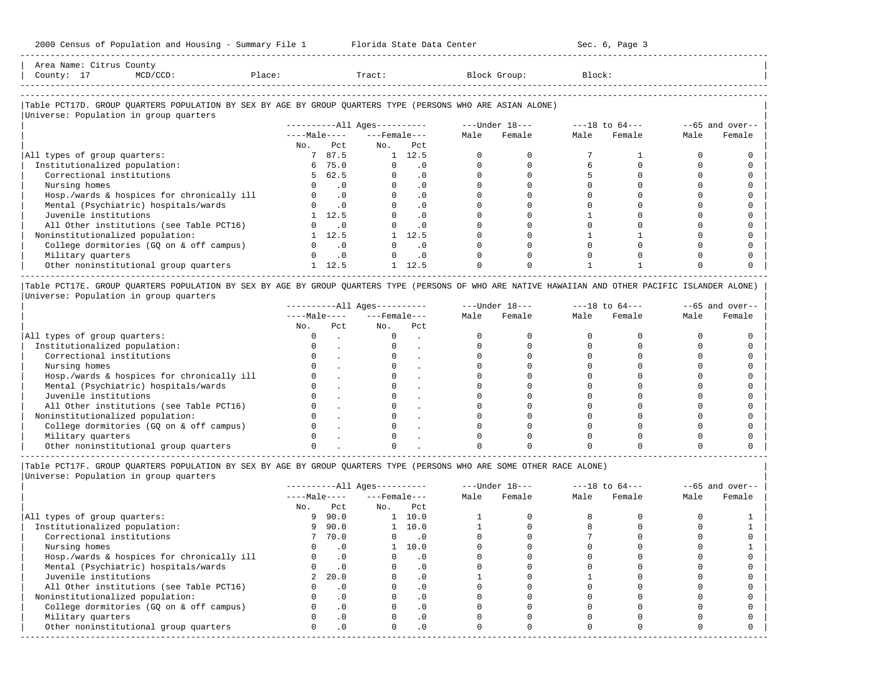Area Name: Citrus County
County: 17 MCD/CCD: Place: Tract: Block Group: Block:

Table PCT17D. GROUP QUARTERS POPULATION BY SEX BY AGE BY GROUP QUARTERS TYPE (PERSONS WHO ARE ASIAN ALONE)
Universe: Population in group quarters

| | All Ages | | | | Under 18 | | 18 to 64 | | 65 and over | |
|---|---|---|---|---|---|---|---|---|---|---|
| | Male | | Female | | | | | | | |
| | No. | Pct | No. | Pct | Male | Female | Male | Female | Male | Female |
| All types of group quarters: | 7 | 87.5 | 1 | 12.5 | 0 | 0 | 7 | 1 | 0 | 0 |
| Institutionalized population: | 6 | 75.0 | 0 | .0 | 0 | 0 | 6 | 0 | 0 | 0 |
| Correctional institutions | 5 | 62.5 | 0 | .0 | 0 | 0 | 5 | 0 | 0 | 0 |
| Nursing homes | 0 | .0 | 0 | .0 | 0 | 0 | 0 | 0 | 0 | 0 |
| Hosp./wards & hospices for chronically ill | 0 | .0 | 0 | .0 | 0 | 0 | 0 | 0 | 0 | 0 |
| Mental (Psychiatric) hospitals/wards | 0 | .0 | 0 | .0 | 0 | 0 | 0 | 0 | 0 | 0 |
| Juvenile institutions | 1 | 12.5 | 0 | .0 | 0 | 0 | 1 | 0 | 0 | 0 |
| All Other institutions (see Table PCT16) | 0 | .0 | 0 | .0 | 0 | 0 | 0 | 0 | 0 | 0 |
| Noninstitutionalized population: | 1 | 12.5 | 1 | 12.5 | 0 | 0 | 1 | 1 | 0 | 0 |
| College dormitories (GQ on & off campus) | 0 | .0 | 0 | .0 | 0 | 0 | 0 | 0 | 0 | 0 |
| Military quarters | 0 | .0 | 0 | .0 | 0 | 0 | 0 | 0 | 0 | 0 |
| Other noninstitutional group quarters | 1 | 12.5 | 1 | 12.5 | 0 | 0 | 1 | 1 | 0 | 0 |

Table PCT17E. GROUP QUARTERS POPULATION BY SEX BY AGE BY GROUP QUARTERS TYPE (PERSONS OF WHO ARE NATIVE HAWAIIAN AND OTHER PACIFIC ISLANDER ALONE)
Universe: Population in group quarters

| | All Ages | | | | Under 18 | | 18 to 64 | | 65 and over | |
|---|---|---|---|---|---|---|---|---|---|---|
| | Male | | Female | | | | | | | |
| | No. | Pct | No. | Pct | Male | Female | Male | Female | Male | Female |
| All types of group quarters: | 0 | . | 0 | . | 0 | 0 | 0 | 0 | 0 | 0 |
| Institutionalized population: | 0 | . | 0 | . | 0 | 0 | 0 | 0 | 0 | 0 |
| Correctional institutions | 0 | . | 0 | . | 0 | 0 | 0 | 0 | 0 | 0 |
| Nursing homes | 0 | . | 0 | . | 0 | 0 | 0 | 0 | 0 | 0 |
| Hosp./wards & hospices for chronically ill | 0 | . | 0 | . | 0 | 0 | 0 | 0 | 0 | 0 |
| Mental (Psychiatric) hospitals/wards | 0 | . | 0 | . | 0 | 0 | 0 | 0 | 0 | 0 |
| Juvenile institutions | 0 | . | 0 | . | 0 | 0 | 0 | 0 | 0 | 0 |
| All Other institutions (see Table PCT16) | 0 | . | 0 | . | 0 | 0 | 0 | 0 | 0 | 0 |
| Noninstitutionalized population: | 0 | . | 0 | . | 0 | 0 | 0 | 0 | 0 | 0 |
| College dormitories (GQ on & off campus) | 0 | . | 0 | . | 0 | 0 | 0 | 0 | 0 | 0 |
| Military quarters | 0 | . | 0 | . | 0 | 0 | 0 | 0 | 0 | 0 |
| Other noninstitutional group quarters | 0 | . | 0 | . | 0 | 0 | 0 | 0 | 0 | 0 |

Table PCT17F. GROUP QUARTERS POPULATION BY SEX BY AGE BY GROUP QUARTERS TYPE (PERSONS WHO ARE SOME OTHER RACE ALONE)
Universe: Population in group quarters

| | All Ages | | | | Under 18 | | 18 to 64 | | 65 and over | |
|---|---|---|---|---|---|---|---|---|---|---|
| | Male | | Female | | | | | | | |
| | No. | Pct | No. | Pct | Male | Female | Male | Female | Male | Female |
| All types of group quarters: | 9 | 90.0 | 1 | 10.0 | 1 | 0 | 8 | 0 | 0 | 1 |
| Institutionalized population: | 9 | 90.0 | 1 | 10.0 | 1 | 0 | 8 | 0 | 0 | 1 |
| Correctional institutions | 7 | 70.0 | 0 | .0 | 0 | 0 | 7 | 0 | 0 | 0 |
| Nursing homes | 0 | .0 | 1 | 10.0 | 0 | 0 | 0 | 0 | 0 | 1 |
| Hosp./wards & hospices for chronically ill | 0 | .0 | 0 | .0 | 0 | 0 | 0 | 0 | 0 | 0 |
| Mental (Psychiatric) hospitals/wards | 0 | .0 | 0 | .0 | 0 | 0 | 0 | 0 | 0 | 0 |
| Juvenile institutions | 2 | 20.0 | 0 | .0 | 1 | 0 | 1 | 0 | 0 | 0 |
| All Other institutions (see Table PCT16) | 0 | .0 | 0 | .0 | 0 | 0 | 0 | 0 | 0 | 0 |
| Noninstitutionalized population: | 0 | .0 | 0 | .0 | 0 | 0 | 0 | 0 | 0 | 0 |
| College dormitories (GQ on & off campus) | 0 | .0 | 0 | .0 | 0 | 0 | 0 | 0 | 0 | 0 |
| Military quarters | 0 | .0 | 0 | .0 | 0 | 0 | 0 | 0 | 0 | 0 |
| Other noninstitutional group quarters | 0 | .0 | 0 | .0 | 0 | 0 | 0 | 0 | 0 | 0 |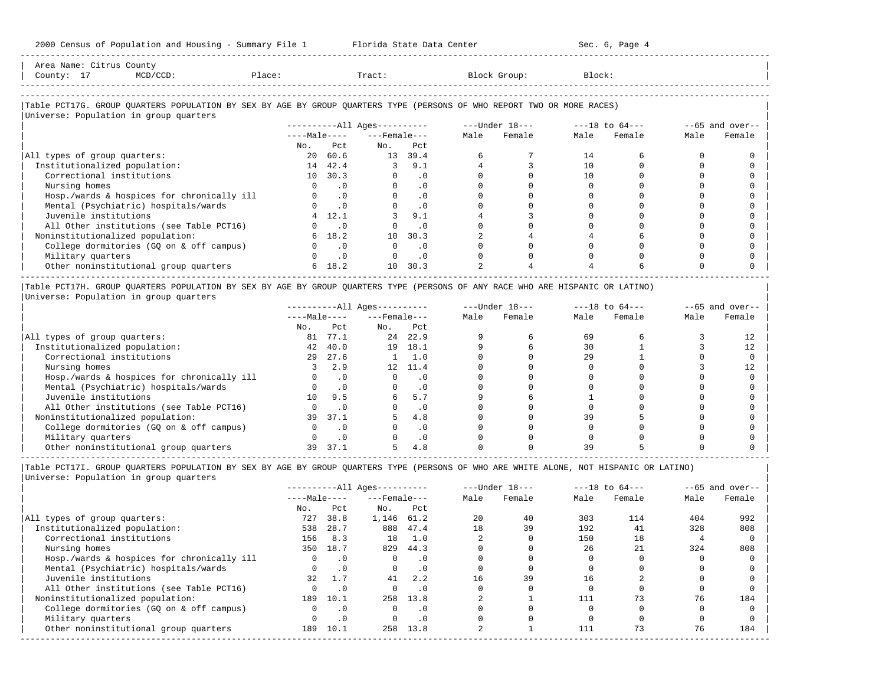Area Name: Citrus County
County: 17 MCD/CCD: Place: Tract: Block Group: Block:

Table PCT17G. GROUP QUARTERS POPULATION BY SEX BY AGE BY GROUP QUARTERS TYPE (PERSONS OF WHO REPORT TWO OR MORE RACES)
Universe: Population in group quarters

| | All Ages | | | | Under 18 | | 18 to 64 | | 65 and over | |
|---|---|---|---|---|---|---|---|---|---|---|
| | Male | | Female | | | | | | | |
| | No. | Pct | No. | Pct | Male | Female | Male | Female | Male | Female |
| All types of group quarters: | 20 | 60.6 | 13 | 39.4 | 6 | 7 | 14 | 6 | 0 | 0 |
| Institutionalized population: | 14 | 42.4 | 3 | 9.1 | 4 | 3 | 10 | 0 | 0 | 0 |
| Correctional institutions | 10 | 30.3 | 0 | .0 | 0 | 0 | 10 | 0 | 0 | 0 |
| Nursing homes | 0 | .0 | 0 | .0 | 0 | 0 | 0 | 0 | 0 | 0 |
| Hosp./wards & hospices for chronically ill | 0 | .0 | 0 | .0 | 0 | 0 | 0 | 0 | 0 | 0 |
| Mental (Psychiatric) hospitals/wards | 0 | .0 | 0 | .0 | 0 | 0 | 0 | 0 | 0 | 0 |
| Juvenile institutions | 4 | 12.1 | 3 | 9.1 | 4 | 3 | 0 | 0 | 0 | 0 |
| All Other institutions (see Table PCT16) | 0 | .0 | 0 | .0 | 0 | 0 | 0 | 0 | 0 | 0 |
| Noninstitutionalized population: | 6 | 18.2 | 10 | 30.3 | 2 | 4 | 4 | 6 | 0 | 0 |
| College dormitories (GQ on & off campus) | 0 | .0 | 0 | .0 | 0 | 0 | 0 | 0 | 0 | 0 |
| Military quarters | 0 | .0 | 0 | .0 | 0 | 0 | 0 | 0 | 0 | 0 |
| Other noninstitutional group quarters | 6 | 18.2 | 10 | 30.3 | 2 | 4 | 4 | 6 | 0 | 0 |

Table PCT17H. GROUP QUARTERS POPULATION BY SEX BY AGE BY GROUP QUARTERS TYPE (PERSONS OF ANY RACE WHO ARE HISPANIC OR LATINO)
Universe: Population in group quarters

| | All Ages | | | | Under 18 | | 18 to 64 | | 65 and over | |
|---|---|---|---|---|---|---|---|---|---|---|
| | Male | | Female | | | | | | | |
| | No. | Pct | No. | Pct | Male | Female | Male | Female | Male | Female |
| All types of group quarters: | 81 | 77.1 | 24 | 22.9 | 9 | 6 | 69 | 6 | 3 | 12 |
| Institutionalized population: | 42 | 40.0 | 19 | 18.1 | 9 | 6 | 30 | 1 | 3 | 12 |
| Correctional institutions | 29 | 27.6 | 1 | 1.0 | 0 | 0 | 29 | 1 | 0 | 0 |
| Nursing homes | 3 | 2.9 | 12 | 11.4 | 0 | 0 | 0 | 0 | 3 | 12 |
| Hosp./wards & hospices for chronically ill | 0 | .0 | 0 | .0 | 0 | 0 | 0 | 0 | 0 | 0 |
| Mental (Psychiatric) hospitals/wards | 0 | .0 | 0 | .0 | 0 | 0 | 0 | 0 | 0 | 0 |
| Juvenile institutions | 10 | 9.5 | 6 | 5.7 | 9 | 6 | 1 | 0 | 0 | 0 |
| All Other institutions (see Table PCT16) | 0 | .0 | 0 | .0 | 0 | 0 | 0 | 0 | 0 | 0 |
| Noninstitutionalized population: | 39 | 37.1 | 5 | 4.8 | 0 | 0 | 39 | 5 | 0 | 0 |
| College dormitories (GQ on & off campus) | 0 | .0 | 0 | .0 | 0 | 0 | 0 | 0 | 0 | 0 |
| Military quarters | 0 | .0 | 0 | .0 | 0 | 0 | 0 | 0 | 0 | 0 |
| Other noninstitutional group quarters | 39 | 37.1 | 5 | 4.8 | 0 | 0 | 39 | 5 | 0 | 0 |

Table PCT17I. GROUP QUARTERS POPULATION BY SEX BY AGE BY GROUP QUARTERS TYPE (PERSONS OF WHO ARE WHITE ALONE, NOT HISPANIC OR LATINO)
Universe: Population in group quarters

| | All Ages | | | | Under 18 | | 18 to 64 | | 65 and over | |
|---|---|---|---|---|---|---|---|---|---|---|
| | Male | | Female | | | | | | | |
| | No. | Pct | No. | Pct | Male | Female | Male | Female | Male | Female |
| All types of group quarters: | 727 | 38.8 | 1,146 | 61.2 | 20 | 40 | 303 | 114 | 404 | 992 |
| Institutionalized population: | 538 | 28.7 | 888 | 47.4 | 18 | 39 | 192 | 41 | 328 | 808 |
| Correctional institutions | 156 | 8.3 | 18 | 1.0 | 2 | 0 | 150 | 18 | 4 | 0 |
| Nursing homes | 350 | 18.7 | 829 | 44.3 | 0 | 0 | 26 | 21 | 324 | 808 |
| Hosp./wards & hospices for chronically ill | 0 | .0 | 0 | .0 | 0 | 0 | 0 | 0 | 0 | 0 |
| Mental (Psychiatric) hospitals/wards | 0 | .0 | 0 | .0 | 0 | 0 | 0 | 0 | 0 | 0 |
| Juvenile institutions | 32 | 1.7 | 41 | 2.2 | 16 | 39 | 16 | 2 | 0 | 0 |
| All Other institutions (see Table PCT16) | 0 | .0 | 0 | .0 | 0 | 0 | 0 | 0 | 0 | 0 |
| Noninstitutionalized population: | 189 | 10.1 | 258 | 13.8 | 2 | 1 | 111 | 73 | 76 | 184 |
| College dormitories (GQ on & off campus) | 0 | .0 | 0 | .0 | 0 | 0 | 0 | 0 | 0 | 0 |
| Military quarters | 0 | .0 | 0 | .0 | 0 | 0 | 0 | 0 | 0 | 0 |
| Other noninstitutional group quarters | 189 | 10.1 | 258 | 13.8 | 2 | 1 | 111 | 73 | 76 | 184 |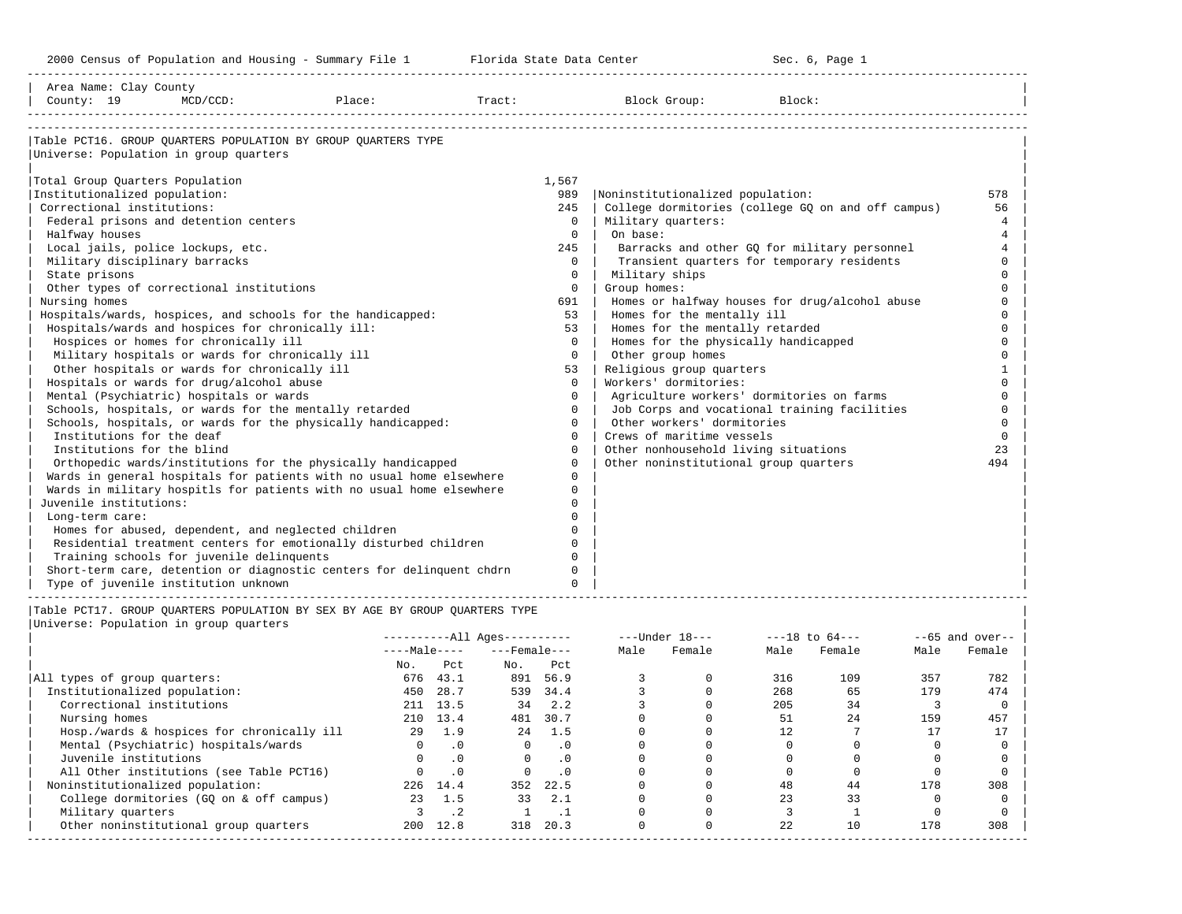2000 Census of Population and Housing - Summary File 1 Florida State Data Center Sec. 6, Page 1

Area Name: Clay County
County: 19 MCD/CCD: Place: Tract: Block Group: Block:

## Table PCT16. GROUP QUARTERS POPULATION BY GROUP QUARTERS TYPE

Universe: Population in group quarters

| Category | Number |
|---|---|
| Total Group Quarters Population | 1,567 |
| Institutionalized population: | 989 |
| Correctional institutions: | 245 |
| Federal prisons and detention centers | 0 |
| Halfway houses | 0 |
| Local jails, police lockups, etc. | 245 |
| Military disciplinary barracks | 0 |
| State prisons | 0 |
| Other types of correctional institutions | 0 |
| Nursing homes | 691 |
| Hospitals/wards, hospices, and schools for the handicapped: | 53 |
| Hospitals/wards and hospices for chronically ill: | 53 |
| Hospices or homes for chronically ill | 0 |
| Military hospitals or wards for chronically ill | 0 |
| Other hospitals or wards for chronically ill | 53 |
| Hospitals or wards for drug/alcohol abuse | 0 |
| Mental (Psychiatric) hospitals or wards | 0 |
| Schools, hospitals, or wards for the mentally retarded | 0 |
| Schools, hospitals, or wards for the physically handicapped: | 0 |
| Institutions for the deaf | 0 |
| Institutions for the blind | 0 |
| Orthopedic wards/institutions for the physically handicapped | 0 |
| Wards in general hospitals for patients with no usual home elsewhere | 0 |
| Wards in military hospitls for patients with no usual home elsewhere | 0 |
| Juvenile institutions: | 0 |
| Long-term care: | 0 |
| Homes for abused, dependent, and neglected children | 0 |
| Residential treatment centers for emotionally disturbed children | 0 |
| Training schools for juvenile delinquents | 0 |
| Short-term care, detention or diagnostic centers for delinquent chdrn | 0 |
| Type of juvenile institution unknown | 0 |
| Noninstitutionalized population: | 578 |
| College dormitories (college GQ on and off campus) | 56 |
| Military quarters: | 4 |
| On base: | 4 |
| Barracks and other GQ for military personnel | 4 |
| Transient quarters for temporary residents | 0 |
| Military ships | 0 |
| Group homes: | 0 |
| Homes or halfway houses for drug/alcohol abuse | 0 |
| Homes for the mentally ill | 0 |
| Homes for the mentally retarded | 0 |
| Homes for the physically handicapped | 0 |
| Other group homes | 0 |
| Religious group quarters | 1 |
| Workers' dormitories: | 0 |
| Agriculture workers' dormitories on farms | 0 |
| Job Corps and vocational training facilities | 0 |
| Other workers' dormitories | 0 |
| Crews of maritime vessels | 0 |
| Other nonhousehold living situations | 23 |
| Other noninstitutional group quarters | 494 |

## Table PCT17. GROUP QUARTERS POPULATION BY SEX BY AGE BY GROUP QUARTERS TYPE

Universe: Population in group quarters

| | All Ages Male No. | All Ages Male Pct | All Ages Female No. | All Ages Female Pct | Under 18 Male | Under 18 Female | 18 to 64 Male | 18 to 64 Female | 65 and over Male | 65 and over Female |
|---|---|---|---|---|---|---|---|---|---|---|
| All types of group quarters: | 676 | 43.1 | 891 | 56.9 | 3 | 0 | 316 | 109 | 357 | 782 |
| Institutionalized population: | 450 | 28.7 | 539 | 34.4 | 3 | 0 | 268 | 65 | 179 | 474 |
| Correctional institutions | 211 | 13.5 | 34 | 2.2 | 3 | 0 | 205 | 34 | 3 | 0 |
| Nursing homes | 210 | 13.4 | 481 | 30.7 | 0 | 0 | 51 | 24 | 159 | 457 |
| Hosp./wards & hospices for chronically ill | 29 | 1.9 | 24 | 1.5 | 0 | 0 | 12 | 7 | 17 | 17 |
| Mental (Psychiatric) hospitals/wards | 0 | .0 | 0 | .0 | 0 | 0 | 0 | 0 | 0 | 0 |
| Juvenile institutions | 0 | .0 | 0 | .0 | 0 | 0 | 0 | 0 | 0 | 0 |
| All Other institutions (see Table PCT16) | 0 | .0 | 0 | .0 | 0 | 0 | 0 | 0 | 0 | 0 |
| Noninstitutionalized population: | 226 | 14.4 | 352 | 22.5 | 0 | 0 | 48 | 44 | 178 | 308 |
| College dormitories (GQ on & off campus) | 23 | 1.5 | 33 | 2.1 | 0 | 0 | 23 | 33 | 0 | 0 |
| Military quarters | 3 | .2 | 1 | .1 | 0 | 0 | 3 | 1 | 0 | 0 |
| Other noninstitutional group quarters | 200 | 12.8 | 318 | 20.3 | 0 | 0 | 22 | 10 | 178 | 308 |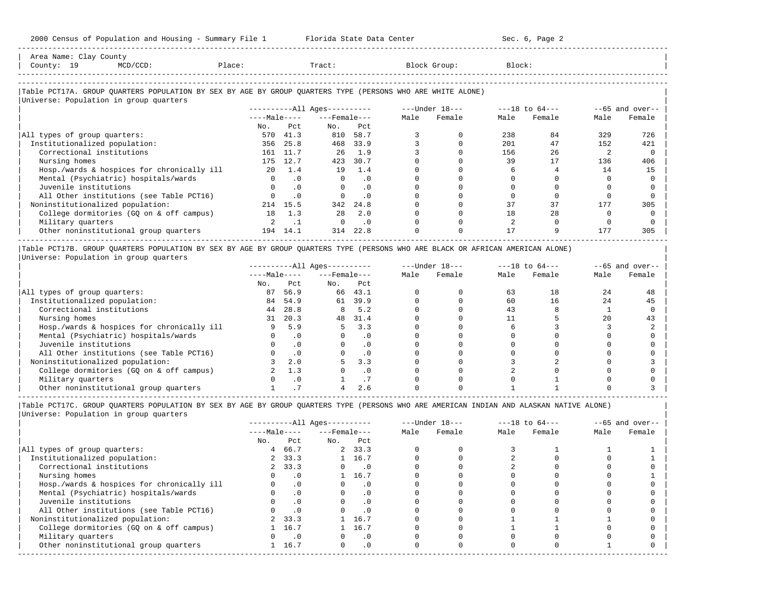Area Name: Clay County
County: 19 MCD/CCD: Place: Tract: Block Group: Block:

### Table PCT17A. GROUP QUARTERS POPULATION BY SEX BY AGE BY GROUP QUARTERS TYPE (PERSONS WHO ARE WHITE ALONE)

Universe: Population in group quarters

| | All Ages: Male No. | All Ages: Male Pct | All Ages: Female No. | All Ages: Female Pct | Under 18: Male | Under 18: Female | 18 to 64: Male | 18 to 64: Female | 65 and over: Male | 65 and over: Female |
|---|---|---|---|---|---|---|---|---|---|---|
| All types of group quarters: | 570 | 41.3 | 810 | 58.7 | 3 | 0 | 238 | 84 | 329 | 726 |
| Institutionalized population: | 356 | 25.8 | 468 | 33.9 | 3 | 0 | 201 | 47 | 152 | 421 |
| Correctional institutions | 161 | 11.7 | 26 | 1.9 | 3 | 0 | 156 | 26 | 2 | 0 |
| Nursing homes | 175 | 12.7 | 423 | 30.7 | 0 | 0 | 39 | 17 | 136 | 406 |
| Hosp./wards & hospices for chronically ill | 20 | 1.4 | 19 | 1.4 | 0 | 0 | 6 | 4 | 14 | 15 |
| Mental (Psychiatric) hospitals/wards | 0 | .0 | 0 | .0 | 0 | 0 | 0 | 0 | 0 | 0 |
| Juvenile institutions | 0 | .0 | 0 | .0 | 0 | 0 | 0 | 0 | 0 | 0 |
| All Other institutions (see Table PCT16) | 0 | .0 | 0 | .0 | 0 | 0 | 0 | 0 | 0 | 0 |
| Noninstitutionalized population: | 214 | 15.5 | 342 | 24.8 | 0 | 0 | 37 | 37 | 177 | 305 |
| College dormitories (GQ on & off campus) | 18 | 1.3 | 28 | 2.0 | 0 | 0 | 18 | 28 | 0 | 0 |
| Military quarters | 2 | .1 | 0 | .0 | 0 | 0 | 2 | 0 | 0 | 0 |
| Other noninstitutional group quarters | 194 | 14.1 | 314 | 22.8 | 0 | 0 | 17 | 9 | 177 | 305 |

### Table PCT17B. GROUP QUARTERS POPULATION BY SEX BY AGE BY GROUP QUARTERS TYPE (PERSONS WHO ARE BLACK OR AFRICAN AMERICAN ALONE)

Universe: Population in group quarters

| | All Ages: Male No. | All Ages: Male Pct | All Ages: Female No. | All Ages: Female Pct | Under 18: Male | Under 18: Female | 18 to 64: Male | 18 to 64: Female | 65 and over: Male | 65 and over: Female |
|---|---|---|---|---|---|---|---|---|---|---|
| All types of group quarters: | 87 | 56.9 | 66 | 43.1 | 0 | 0 | 63 | 18 | 24 | 48 |
| Institutionalized population: | 84 | 54.9 | 61 | 39.9 | 0 | 0 | 60 | 16 | 24 | 45 |
| Correctional institutions | 44 | 28.8 | 8 | 5.2 | 0 | 0 | 43 | 8 | 1 | 0 |
| Nursing homes | 31 | 20.3 | 48 | 31.4 | 0 | 0 | 11 | 5 | 20 | 43 |
| Hosp./wards & hospices for chronically ill | 9 | 5.9 | 5 | 3.3 | 0 | 0 | 6 | 3 | 3 | 2 |
| Mental (Psychiatric) hospitals/wards | 0 | .0 | 0 | .0 | 0 | 0 | 0 | 0 | 0 | 0 |
| Juvenile institutions | 0 | .0 | 0 | .0 | 0 | 0 | 0 | 0 | 0 | 0 |
| All Other institutions (see Table PCT16) | 0 | .0 | 0 | .0 | 0 | 0 | 0 | 0 | 0 | 0 |
| Noninstitutionalized population: | 3 | 2.0 | 5 | 3.3 | 0 | 0 | 3 | 2 | 0 | 3 |
| College dormitories (GQ on & off campus) | 2 | 1.3 | 0 | .0 | 0 | 0 | 2 | 0 | 0 | 0 |
| Military quarters | 0 | .0 | 1 | .7 | 0 | 0 | 0 | 1 | 0 | 0 |
| Other noninstitutional group quarters | 1 | .7 | 4 | 2.6 | 0 | 0 | 1 | 1 | 0 | 3 |

### Table PCT17C. GROUP QUARTERS POPULATION BY SEX BY AGE BY GROUP QUARTERS TYPE (PERSONS WHO ARE AMERICAN INDIAN AND ALASKAN NATIVE ALONE)

Universe: Population in group quarters

| | All Ages: Male No. | All Ages: Male Pct | All Ages: Female No. | All Ages: Female Pct | Under 18: Male | Under 18: Female | 18 to 64: Male | 18 to 64: Female | 65 and over: Male | 65 and over: Female |
|---|---|---|---|---|---|---|---|---|---|---|
| All types of group quarters: | 4 | 66.7 | 2 | 33.3 | 0 | 0 | 3 | 1 | 1 | 1 |
| Institutionalized population: | 2 | 33.3 | 1 | 16.7 | 0 | 0 | 2 | 0 | 0 | 1 |
| Correctional institutions | 2 | 33.3 | 0 | .0 | 0 | 0 | 2 | 0 | 0 | 0 |
| Nursing homes | 0 | .0 | 1 | 16.7 | 0 | 0 | 0 | 0 | 0 | 1 |
| Hosp./wards & hospices for chronically ill | 0 | .0 | 0 | .0 | 0 | 0 | 0 | 0 | 0 | 0 |
| Mental (Psychiatric) hospitals/wards | 0 | .0 | 0 | .0 | 0 | 0 | 0 | 0 | 0 | 0 |
| Juvenile institutions | 0 | .0 | 0 | .0 | 0 | 0 | 0 | 0 | 0 | 0 |
| All Other institutions (see Table PCT16) | 0 | .0 | 0 | .0 | 0 | 0 | 0 | 0 | 0 | 0 |
| Noninstitutionalized population: | 2 | 33.3 | 1 | 16.7 | 0 | 0 | 1 | 1 | 1 | 0 |
| College dormitories (GQ on & off campus) | 1 | 16.7 | 1 | 16.7 | 0 | 0 | 1 | 1 | 0 | 0 |
| Military quarters | 0 | .0 | 0 | .0 | 0 | 0 | 0 | 0 | 0 | 0 |
| Other noninstitutional group quarters | 1 | 16.7 | 0 | .0 | 0 | 0 | 0 | 0 | 1 | 0 |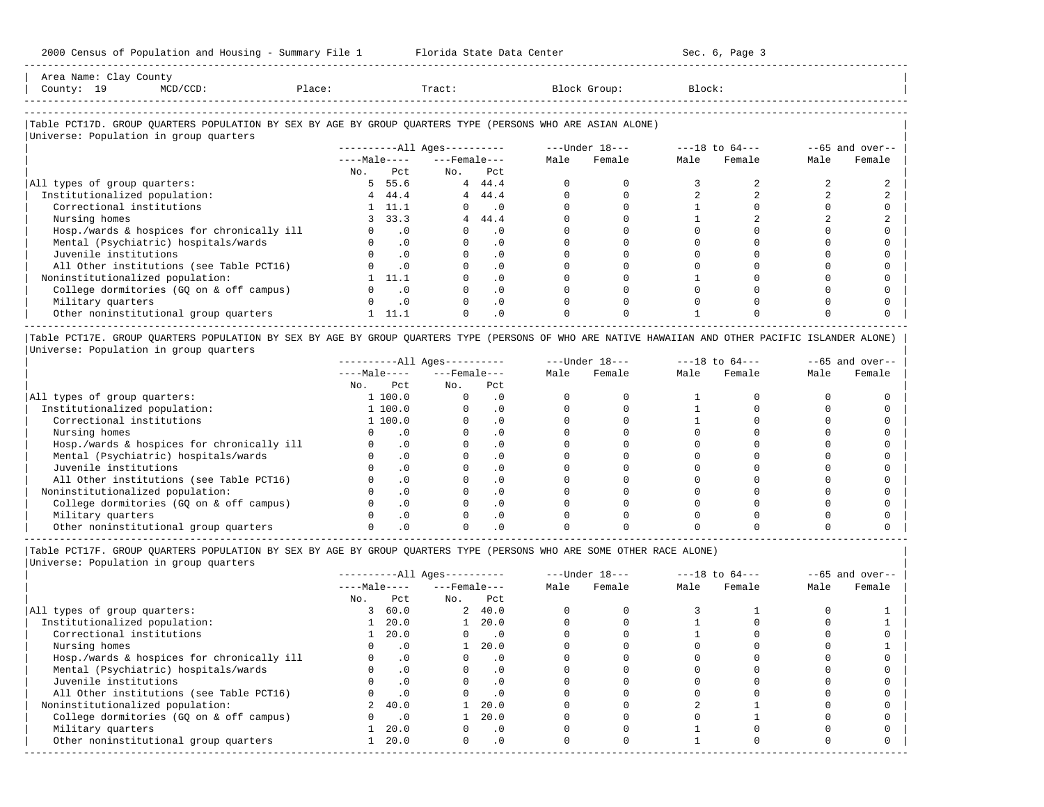Area Name: Clay County
County: 19 MCD/CCD: Place: Tract: Block Group: Block:

## Table PCT17D. GROUP QUARTERS POPULATION BY SEX BY AGE BY GROUP QUARTERS TYPE (PERSONS WHO ARE ASIAN ALONE)

Universe: Population in group quarters

| | All Ages Male No. | All Ages Male Pct | All Ages Female No. | All Ages Female Pct | Under 18 Male | Under 18 Female | 18 to 64 Male | 18 to 64 Female | 65 and over Male | 65 and over Female |
|---|---|---|---|---|---|---|---|---|---|---|
| All types of group quarters: | 5 | 55.6 | 4 | 44.4 | 0 | 0 | 3 | 2 | 2 | 2 |
| Institutionalized population: | 4 | 44.4 | 4 | 44.4 | 0 | 0 | 2 | 2 | 2 | 2 |
| Correctional institutions | 1 | 11.1 | 0 | .0 | 0 | 0 | 1 | 0 | 0 | 0 |
| Nursing homes | 3 | 33.3 | 4 | 44.4 | 0 | 0 | 1 | 2 | 2 | 2 |
| Hosp./wards & hospices for chronically ill | 0 | .0 | 0 | .0 | 0 | 0 | 0 | 0 | 0 | 0 |
| Mental (Psychiatric) hospitals/wards | 0 | .0 | 0 | .0 | 0 | 0 | 0 | 0 | 0 | 0 |
| Juvenile institutions | 0 | .0 | 0 | .0 | 0 | 0 | 0 | 0 | 0 | 0 |
| All Other institutions (see Table PCT16) | 0 | .0 | 0 | .0 | 0 | 0 | 0 | 0 | 0 | 0 |
| Noninstitutionalized population: | 1 | 11.1 | 0 | .0 | 0 | 0 | 1 | 0 | 0 | 0 |
| College dormitories (GQ on & off campus) | 0 | .0 | 0 | .0 | 0 | 0 | 0 | 0 | 0 | 0 |
| Military quarters | 0 | .0 | 0 | .0 | 0 | 0 | 0 | 0 | 0 | 0 |
| Other noninstitutional group quarters | 1 | 11.1 | 0 | .0 | 0 | 0 | 1 | 0 | 0 | 0 |

## Table PCT17E. GROUP QUARTERS POPULATION BY SEX BY AGE BY GROUP QUARTERS TYPE (PERSONS OF WHO ARE NATIVE HAWAIIAN AND OTHER PACIFIC ISLANDER ALONE)

Universe: Population in group quarters

| | All Ages Male No. | All Ages Male Pct | All Ages Female No. | All Ages Female Pct | Under 18 Male | Under 18 Female | 18 to 64 Male | 18 to 64 Female | 65 and over Male | 65 and over Female |
|---|---|---|---|---|---|---|---|---|---|---|
| All types of group quarters: | 1 | 100.0 | 0 | .0 | 0 | 0 | 1 | 0 | 0 | 0 |
| Institutionalized population: | 1 | 100.0 | 0 | .0 | 0 | 0 | 1 | 0 | 0 | 0 |
| Correctional institutions | 1 | 100.0 | 0 | .0 | 0 | 0 | 1 | 0 | 0 | 0 |
| Nursing homes | 0 | .0 | 0 | .0 | 0 | 0 | 0 | 0 | 0 | 0 |
| Hosp./wards & hospices for chronically ill | 0 | .0 | 0 | .0 | 0 | 0 | 0 | 0 | 0 | 0 |
| Mental (Psychiatric) hospitals/wards | 0 | .0 | 0 | .0 | 0 | 0 | 0 | 0 | 0 | 0 |
| Juvenile institutions | 0 | .0 | 0 | .0 | 0 | 0 | 0 | 0 | 0 | 0 |
| All Other institutions (see Table PCT16) | 0 | .0 | 0 | .0 | 0 | 0 | 0 | 0 | 0 | 0 |
| Noninstitutionalized population: | 0 | .0 | 0 | .0 | 0 | 0 | 0 | 0 | 0 | 0 |
| College dormitories (GQ on & off campus) | 0 | .0 | 0 | .0 | 0 | 0 | 0 | 0 | 0 | 0 |
| Military quarters | 0 | .0 | 0 | .0 | 0 | 0 | 0 | 0 | 0 | 0 |
| Other noninstitutional group quarters | 0 | .0 | 0 | .0 | 0 | 0 | 0 | 0 | 0 | 0 |

## Table PCT17F. GROUP QUARTERS POPULATION BY SEX BY AGE BY GROUP QUARTERS TYPE (PERSONS WHO ARE SOME OTHER RACE ALONE)

Universe: Population in group quarters

| | All Ages Male No. | All Ages Male Pct | All Ages Female No. | All Ages Female Pct | Under 18 Male | Under 18 Female | 18 to 64 Male | 18 to 64 Female | 65 and over Male | 65 and over Female |
|---|---|---|---|---|---|---|---|---|---|---|
| All types of group quarters: | 3 | 60.0 | 2 | 40.0 | 0 | 0 | 3 | 1 | 0 | 1 |
| Institutionalized population: | 1 | 20.0 | 1 | 20.0 | 0 | 0 | 1 | 0 | 0 | 1 |
| Correctional institutions | 1 | 20.0 | 0 | .0 | 0 | 0 | 1 | 0 | 0 | 0 |
| Nursing homes | 0 | .0 | 1 | 20.0 | 0 | 0 | 0 | 0 | 0 | 1 |
| Hosp./wards & hospices for chronically ill | 0 | .0 | 0 | .0 | 0 | 0 | 0 | 0 | 0 | 0 |
| Mental (Psychiatric) hospitals/wards | 0 | .0 | 0 | .0 | 0 | 0 | 0 | 0 | 0 | 0 |
| Juvenile institutions | 0 | .0 | 0 | .0 | 0 | 0 | 0 | 0 | 0 | 0 |
| All Other institutions (see Table PCT16) | 0 | .0 | 0 | .0 | 0 | 0 | 0 | 0 | 0 | 0 |
| Noninstitutionalized population: | 2 | 40.0 | 1 | 20.0 | 0 | 0 | 2 | 1 | 0 | 0 |
| College dormitories (GQ on & off campus) | 0 | .0 | 1 | 20.0 | 0 | 0 | 0 | 1 | 0 | 0 |
| Military quarters | 1 | 20.0 | 0 | .0 | 0 | 0 | 1 | 0 | 0 | 0 |
| Other noninstitutional group quarters | 1 | 20.0 | 0 | .0 | 0 | 0 | 1 | 0 | 0 | 0 |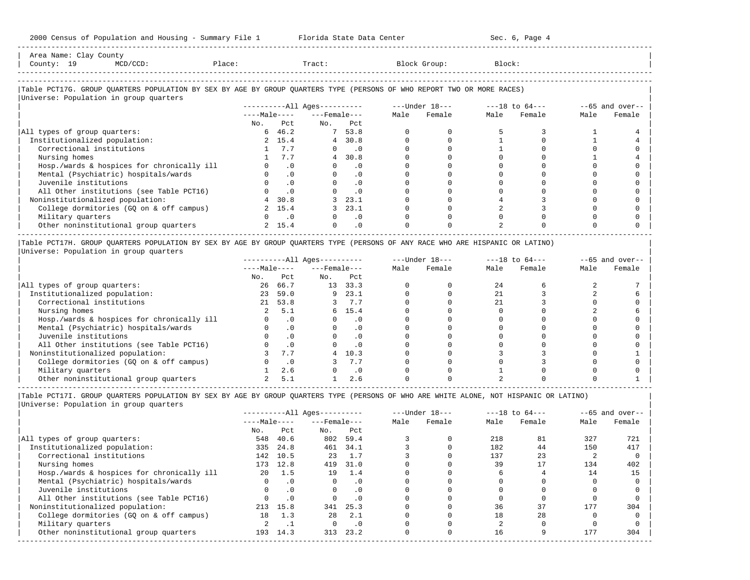Area Name: Clay County
County: 19 MCD/CCD: Place: Tract: Block Group: Block:

### Table PCT17G. GROUP QUARTERS POPULATION BY SEX BY AGE BY GROUP QUARTERS TYPE (PERSONS OF WHO REPORT TWO OR MORE RACES)

Universe: Population in group quarters

| | All Ages | | | | Under 18 | | 18 to 64 | | 65 and over | |
|---|---|---|---|---|---|---|---|---|---|---|
| | Male | | Female | | Male | Female | Male | Female | Male | Female |
| | No. | Pct | No. | Pct | | | | | | |
| All types of group quarters: | 6 | 46.2 | 7 | 53.8 | 0 | 0 | 5 | 3 | 1 | 4 |
| Institutionalized population: | 2 | 15.4 | 4 | 30.8 | 0 | 0 | 1 | 0 | 1 | 4 |
| Correctional institutions | 1 | 7.7 | 0 | .0 | 0 | 0 | 1 | 0 | 0 | 0 |
| Nursing homes | 1 | 7.7 | 4 | 30.8 | 0 | 0 | 0 | 0 | 1 | 4 |
| Hosp./wards & hospices for chronically ill | 0 | .0 | 0 | .0 | 0 | 0 | 0 | 0 | 0 | 0 |
| Mental (Psychiatric) hospitals/wards | 0 | .0 | 0 | .0 | 0 | 0 | 0 | 0 | 0 | 0 |
| Juvenile institutions | 0 | .0 | 0 | .0 | 0 | 0 | 0 | 0 | 0 | 0 |
| All Other institutions (see Table PCT16) | 0 | .0 | 0 | .0 | 0 | 0 | 0 | 0 | 0 | 0 |
| Noninstitutionalized population: | 4 | 30.8 | 3 | 23.1 | 0 | 0 | 4 | 3 | 0 | 0 |
| College dormitories (GQ on & off campus) | 2 | 15.4 | 3 | 23.1 | 0 | 0 | 2 | 3 | 0 | 0 |
| Military quarters | 0 | .0 | 0 | .0 | 0 | 0 | 0 | 0 | 0 | 0 |
| Other noninstitutional group quarters | 2 | 15.4 | 0 | .0 | 0 | 0 | 2 | 0 | 0 | 0 |

### Table PCT17H. GROUP QUARTERS POPULATION BY SEX BY AGE BY GROUP QUARTERS TYPE (PERSONS OF ANY RACE WHO ARE HISPANIC OR LATINO)

Universe: Population in group quarters

| | All Ages | | | | Under 18 | | 18 to 64 | | 65 and over | |
|---|---|---|---|---|---|---|---|---|---|---|
| | Male | | Female | | Male | Female | Male | Female | Male | Female |
| | No. | Pct | No. | Pct | | | | | | |
| All types of group quarters: | 26 | 66.7 | 13 | 33.3 | 0 | 0 | 24 | 6 | 2 | 7 |
| Institutionalized population: | 23 | 59.0 | 9 | 23.1 | 0 | 0 | 21 | 3 | 2 | 6 |
| Correctional institutions | 21 | 53.8 | 3 | 7.7 | 0 | 0 | 21 | 3 | 0 | 0 |
| Nursing homes | 2 | 5.1 | 6 | 15.4 | 0 | 0 | 0 | 0 | 2 | 6 |
| Hosp./wards & hospices for chronically ill | 0 | .0 | 0 | .0 | 0 | 0 | 0 | 0 | 0 | 0 |
| Mental (Psychiatric) hospitals/wards | 0 | .0 | 0 | .0 | 0 | 0 | 0 | 0 | 0 | 0 |
| Juvenile institutions | 0 | .0 | 0 | .0 | 0 | 0 | 0 | 0 | 0 | 0 |
| All Other institutions (see Table PCT16) | 0 | .0 | 0 | .0 | 0 | 0 | 0 | 0 | 0 | 0 |
| Noninstitutionalized population: | 3 | 7.7 | 4 | 10.3 | 0 | 0 | 3 | 3 | 0 | 1 |
| College dormitories (GQ on & off campus) | 0 | .0 | 3 | 7.7 | 0 | 0 | 0 | 3 | 0 | 0 |
| Military quarters | 1 | 2.6 | 0 | .0 | 0 | 0 | 1 | 0 | 0 | 0 |
| Other noninstitutional group quarters | 2 | 5.1 | 1 | 2.6 | 0 | 0 | 2 | 0 | 0 | 1 |

### Table PCT17I. GROUP QUARTERS POPULATION BY SEX BY AGE BY GROUP QUARTERS TYPE (PERSONS OF WHO ARE WHITE ALONE, NOT HISPANIC OR LATINO)

Universe: Population in group quarters

| | All Ages | | | | Under 18 | | 18 to 64 | | 65 and over | |
|---|---|---|---|---|---|---|---|---|---|---|
| | Male | | Female | | Male | Female | Male | Female | Male | Female |
| | No. | Pct | No. | Pct | | | | | | |
| All types of group quarters: | 548 | 40.6 | 802 | 59.4 | 3 | 0 | 218 | 81 | 327 | 721 |
| Institutionalized population: | 335 | 24.8 | 461 | 34.1 | 3 | 0 | 182 | 44 | 150 | 417 |
| Correctional institutions | 142 | 10.5 | 23 | 1.7 | 3 | 0 | 137 | 23 | 2 | 0 |
| Nursing homes | 173 | 12.8 | 419 | 31.0 | 0 | 0 | 39 | 17 | 134 | 402 |
| Hosp./wards & hospices for chronically ill | 20 | 1.5 | 19 | 1.4 | 0 | 0 | 6 | 4 | 14 | 15 |
| Mental (Psychiatric) hospitals/wards | 0 | .0 | 0 | .0 | 0 | 0 | 0 | 0 | 0 | 0 |
| Juvenile institutions | 0 | .0 | 0 | .0 | 0 | 0 | 0 | 0 | 0 | 0 |
| All Other institutions (see Table PCT16) | 0 | .0 | 0 | .0 | 0 | 0 | 0 | 0 | 0 | 0 |
| Noninstitutionalized population: | 213 | 15.8 | 341 | 25.3 | 0 | 0 | 36 | 37 | 177 | 304 |
| College dormitories (GQ on & off campus) | 18 | 1.3 | 28 | 2.1 | 0 | 0 | 18 | 28 | 0 | 0 |
| Military quarters | 2 | .1 | 0 | .0 | 0 | 0 | 2 | 0 | 0 | 0 |
| Other noninstitutional group quarters | 193 | 14.3 | 313 | 23.2 | 0 | 0 | 16 | 9 | 177 | 304 |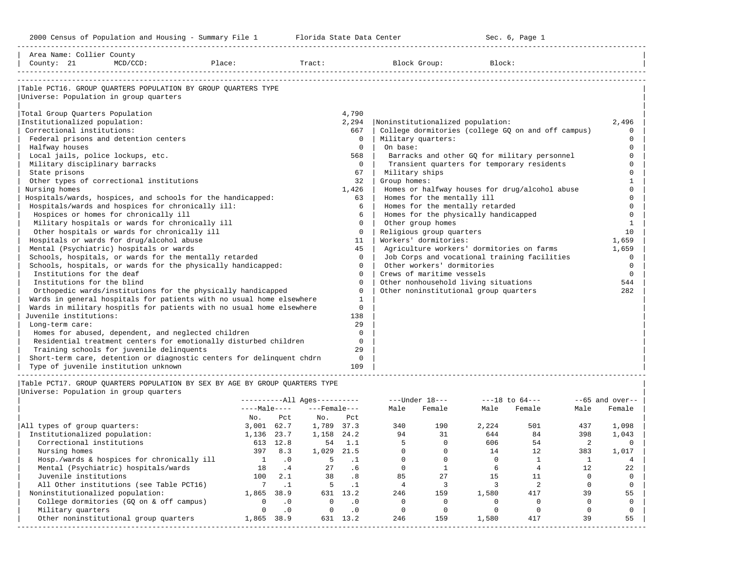2000 Census of Population and Housing - Summary File 1 &nbsp;&nbsp;&nbsp;&nbsp; Florida State Data Center &nbsp;&nbsp;&nbsp;&nbsp; Sec. 6, Page 1

Area Name: Collier County
County: 21 &nbsp;&nbsp; MCD/CCD: &nbsp;&nbsp; Place: &nbsp;&nbsp; Tract: &nbsp;&nbsp; Block Group: &nbsp;&nbsp; Block:

## Table PCT16. GROUP QUARTERS POPULATION BY GROUP QUARTERS TYPE

Universe: Population in group quarters

| Category | Number |
|---|---|
| Total Group Quarters Population | 4,790 |
| Institutionalized population: | 2,294 |
| Correctional institutions: | 667 |
| Federal prisons and detention centers | 0 |
| Halfway houses | 0 |
| Local jails, police lockups, etc. | 568 |
| Military disciplinary barracks | 0 |
| State prisons | 67 |
| Other types of correctional institutions | 32 |
| Nursing homes | 1,426 |
| Hospitals/wards, hospices, and schools for the handicapped: | 63 |
| Hospitals/wards and hospices for chronically ill: | 6 |
| Hospices or homes for chronically ill | 6 |
| Military hospitals or wards for chronically ill | 0 |
| Other hospitals or wards for chronically ill | 0 |
| Hospitals or wards for drug/alcohol abuse | 11 |
| Mental (Psychiatric) hospitals or wards | 45 |
| Schools, hospitals, or wards for the mentally retarded | 0 |
| Schools, hospitals, or wards for the physically handicapped: | 0 |
| Institutions for the deaf | 0 |
| Institutions for the blind | 0 |
| Orthopedic wards/institutions for the physically handicapped | 0 |
| Wards in general hospitals for patients with no usual home elsewhere | 1 |
| Wards in military hospitls for patients with no usual home elsewhere | 0 |
| Juvenile institutions: | 138 |
| Long-term care: | 29 |
| Homes for abused, dependent, and neglected children | 0 |
| Residential treatment centers for emotionally disturbed children | 0 |
| Training schools for juvenile delinquents | 29 |
| Short-term care, detention or diagnostic centers for delinquent chdrn | 0 |
| Type of juvenile institution unknown | 109 |
| Noninstitutionalized population: | 2,496 |
| College dormitories (college GQ on and off campus) | 0 |
| Military quarters: | 0 |
| On base: | 0 |
| Barracks and other GQ for military personnel | 0 |
| Transient quarters for temporary residents | 0 |
| Military ships | 0 |
| Group homes: | 1 |
| Homes or halfway houses for drug/alcohol abuse | 0 |
| Homes for the mentally ill | 0 |
| Homes for the mentally retarded | 0 |
| Homes for the physically handicapped | 0 |
| Other group homes | 1 |
| Religious group quarters | 10 |
| Workers' dormitories: | 1,659 |
| Agriculture workers' dormitories on farms | 1,659 |
| Job Corps and vocational training facilities | 0 |
| Other workers' dormitories | 0 |
| Crews of maritime vessels | 0 |
| Other nonhousehold living situations | 544 |
| Other noninstitutional group quarters | 282 |

## Table PCT17. GROUP QUARTERS POPULATION BY SEX BY AGE BY GROUP QUARTERS TYPE

Universe: Population in group quarters

| | All Ages | | | | Under 18 | | 18 to 64 | | 65 and over | |
|---|---|---|---|---|---|---|---|---|---|---|
| | Male | | Female | | | | | | | |
| | No. | Pct | No. | Pct | Male | Female | Male | Female | Male | Female |
| All types of group quarters: | 3,001 | 62.7 | 1,789 | 37.3 | 340 | 190 | 2,224 | 501 | 437 | 1,098 |
| Institutionalized population: | 1,136 | 23.7 | 1,158 | 24.2 | 94 | 31 | 644 | 84 | 398 | 1,043 |
| Correctional institutions | 613 | 12.8 | 54 | 1.1 | 5 | 0 | 606 | 54 | 2 | 0 |
| Nursing homes | 397 | 8.3 | 1,029 | 21.5 | 0 | 0 | 14 | 12 | 383 | 1,017 |
| Hosp./wards & hospices for chronically ill | 1 | .0 | 5 | .1 | 0 | 0 | 0 | 1 | 1 | 4 |
| Mental (Psychiatric) hospitals/wards | 18 | .4 | 27 | .6 | 0 | 1 | 6 | 4 | 12 | 22 |
| Juvenile institutions | 100 | 2.1 | 38 | .8 | 85 | 27 | 15 | 11 | 0 | 0 |
| All Other institutions (see Table PCT16) | 7 | .1 | 5 | .1 | 4 | 3 | 3 | 2 | 0 | 0 |
| Noninstitutionalized population: | 1,865 | 38.9 | 631 | 13.2 | 246 | 159 | 1,580 | 417 | 39 | 55 |
| College dormitories (GQ on & off campus) | 0 | .0 | 0 | .0 | 0 | 0 | 0 | 0 | 0 | 0 |
| Military quarters | 0 | .0 | 0 | .0 | 0 | 0 | 0 | 0 | 0 | 0 |
| Other noninstitutional group quarters | 1,865 | 38.9 | 631 | 13.2 | 246 | 159 | 1,580 | 417 | 39 | 55 |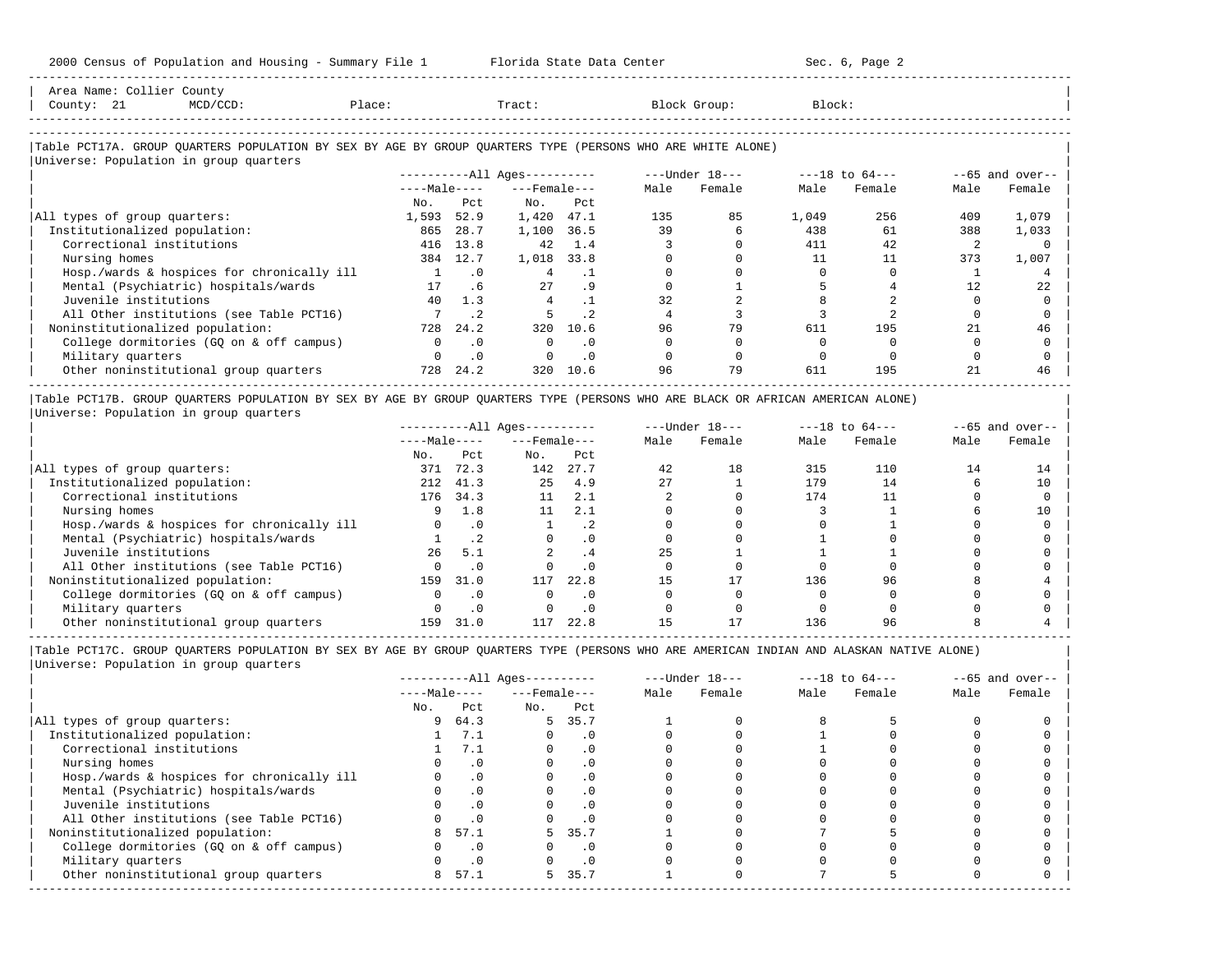Area Name: Collier County
County: 21 MCD/CCD: Place: Tract: Block Group: Block:

## Table PCT17A. GROUP QUARTERS POPULATION BY SEX BY AGE BY GROUP QUARTERS TYPE (PERSONS WHO ARE WHITE ALONE)

Universe: Population in group quarters

| | All Ages Male No. | All Ages Male Pct | All Ages Female No. | All Ages Female Pct | Under 18 Male | Under 18 Female | 18 to 64 Male | 18 to 64 Female | 65 and over Male | 65 and over Female |
|---|---|---|---|---|---|---|---|---|---|---|
| All types of group quarters: | 1,593 | 52.9 | 1,420 | 47.1 | 135 | 85 | 1,049 | 256 | 409 | 1,079 |
| Institutionalized population: | 865 | 28.7 | 1,100 | 36.5 | 39 | 6 | 438 | 61 | 388 | 1,033 |
| Correctional institutions | 416 | 13.8 | 42 | 1.4 | 3 | 0 | 411 | 42 | 2 | 0 |
| Nursing homes | 384 | 12.7 | 1,018 | 33.8 | 0 | 0 | 11 | 11 | 373 | 1,007 |
| Hosp./wards & hospices for chronically ill | 1 | .0 | 4 | .1 | 0 | 0 | 0 | 0 | 1 | 4 |
| Mental (Psychiatric) hospitals/wards | 17 | .6 | 27 | .9 | 0 | 1 | 5 | 4 | 12 | 22 |
| Juvenile institutions | 40 | 1.3 | 4 | .1 | 32 | 2 | 8 | 2 | 0 | 0 |
| All Other institutions (see Table PCT16) | 7 | .2 | 5 | .2 | 4 | 3 | 3 | 2 | 0 | 0 |
| Noninstitutionalized population: | 728 | 24.2 | 320 | 10.6 | 96 | 79 | 611 | 195 | 21 | 46 |
| College dormitories (GQ on & off campus) | 0 | .0 | 0 | .0 | 0 | 0 | 0 | 0 | 0 | 0 |
| Military quarters | 0 | .0 | 0 | .0 | 0 | 0 | 0 | 0 | 0 | 0 |
| Other noninstitutional group quarters | 728 | 24.2 | 320 | 10.6 | 96 | 79 | 611 | 195 | 21 | 46 |

## Table PCT17B. GROUP QUARTERS POPULATION BY SEX BY AGE BY GROUP QUARTERS TYPE (PERSONS WHO ARE BLACK OR AFRICAN AMERICAN ALONE)

Universe: Population in group quarters

| | All Ages Male No. | All Ages Male Pct | All Ages Female No. | All Ages Female Pct | Under 18 Male | Under 18 Female | 18 to 64 Male | 18 to 64 Female | 65 and over Male | 65 and over Female |
|---|---|---|---|---|---|---|---|---|---|---|
| All types of group quarters: | 371 | 72.3 | 142 | 27.7 | 42 | 18 | 315 | 110 | 14 | 14 |
| Institutionalized population: | 212 | 41.3 | 25 | 4.9 | 27 | 1 | 179 | 14 | 6 | 10 |
| Correctional institutions | 176 | 34.3 | 11 | 2.1 | 2 | 0 | 174 | 11 | 0 | 0 |
| Nursing homes | 9 | 1.8 | 11 | 2.1 | 0 | 0 | 3 | 1 | 6 | 10 |
| Hosp./wards & hospices for chronically ill | 0 | .0 | 1 | .2 | 0 | 0 | 0 | 1 | 0 | 0 |
| Mental (Psychiatric) hospitals/wards | 1 | .2 | 0 | .0 | 0 | 0 | 1 | 0 | 0 | 0 |
| Juvenile institutions | 26 | 5.1 | 2 | .4 | 25 | 1 | 1 | 1 | 0 | 0 |
| All Other institutions (see Table PCT16) | 0 | .0 | 0 | .0 | 0 | 0 | 0 | 0 | 0 | 0 |
| Noninstitutionalized population: | 159 | 31.0 | 117 | 22.8 | 15 | 17 | 136 | 96 | 8 | 4 |
| College dormitories (GQ on & off campus) | 0 | .0 | 0 | .0 | 0 | 0 | 0 | 0 | 0 | 0 |
| Military quarters | 0 | .0 | 0 | .0 | 0 | 0 | 0 | 0 | 0 | 0 |
| Other noninstitutional group quarters | 159 | 31.0 | 117 | 22.8 | 15 | 17 | 136 | 96 | 8 | 4 |

## Table PCT17C. GROUP QUARTERS POPULATION BY SEX BY AGE BY GROUP QUARTERS TYPE (PERSONS WHO ARE AMERICAN INDIAN AND ALASKAN NATIVE ALONE)

Universe: Population in group quarters

| | All Ages Male No. | All Ages Male Pct | All Ages Female No. | All Ages Female Pct | Under 18 Male | Under 18 Female | 18 to 64 Male | 18 to 64 Female | 65 and over Male | 65 and over Female |
|---|---|---|---|---|---|---|---|---|---|---|
| All types of group quarters: | 9 | 64.3 | 5 | 35.7 | 1 | 0 | 8 | 5 | 0 | 0 |
| Institutionalized population: | 1 | 7.1 | 0 | .0 | 0 | 0 | 1 | 0 | 0 | 0 |
| Correctional institutions | 1 | 7.1 | 0 | .0 | 0 | 0 | 1 | 0 | 0 | 0 |
| Nursing homes | 0 | .0 | 0 | .0 | 0 | 0 | 0 | 0 | 0 | 0 |
| Hosp./wards & hospices for chronically ill | 0 | .0 | 0 | .0 | 0 | 0 | 0 | 0 | 0 | 0 |
| Mental (Psychiatric) hospitals/wards | 0 | .0 | 0 | .0 | 0 | 0 | 0 | 0 | 0 | 0 |
| Juvenile institutions | 0 | .0 | 0 | .0 | 0 | 0 | 0 | 0 | 0 | 0 |
| All Other institutions (see Table PCT16) | 0 | .0 | 0 | .0 | 0 | 0 | 0 | 0 | 0 | 0 |
| Noninstitutionalized population: | 8 | 57.1 | 5 | 35.7 | 1 | 0 | 7 | 5 | 0 | 0 |
| College dormitories (GQ on & off campus) | 0 | .0 | 0 | .0 | 0 | 0 | 0 | 0 | 0 | 0 |
| Military quarters | 0 | .0 | 0 | .0 | 0 | 0 | 0 | 0 | 0 | 0 |
| Other noninstitutional group quarters | 8 | 57.1 | 5 | 35.7 | 1 | 0 | 7 | 5 | 0 | 0 |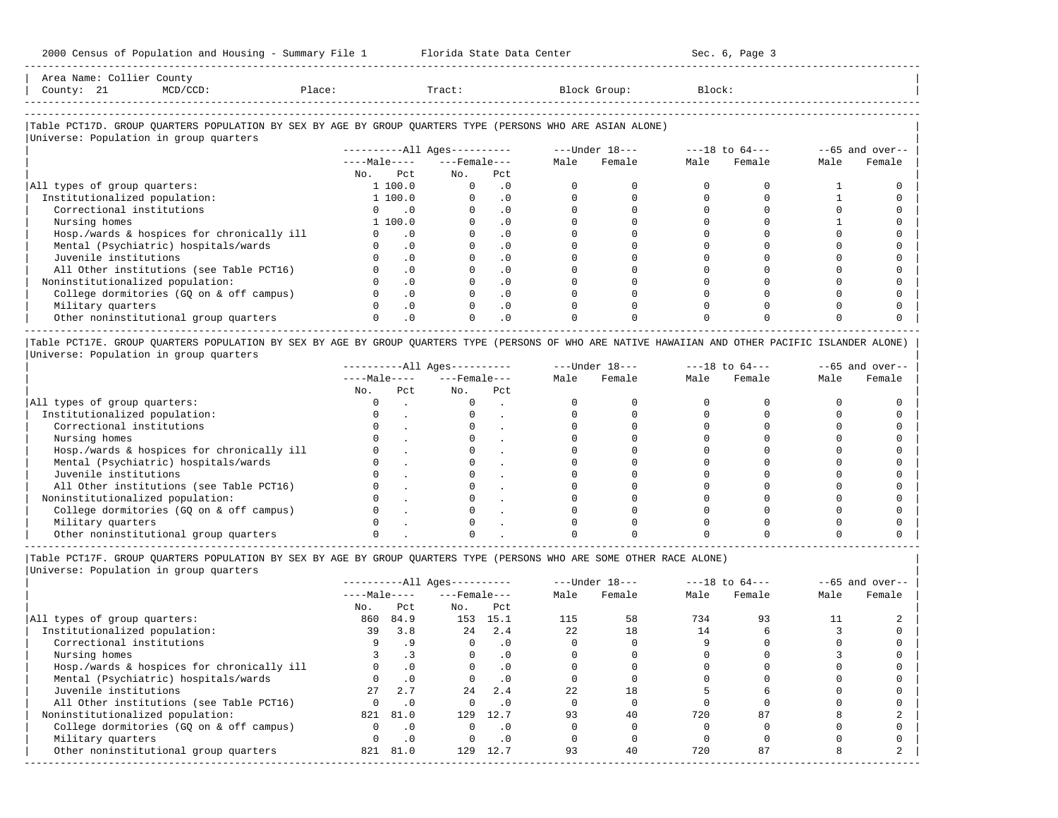Area Name: Collier County
County: 21 MCD/CCD: Place: Tract: Block Group: Block:

## Table PCT17D. GROUP QUARTERS POPULATION BY SEX BY AGE BY GROUP QUARTERS TYPE (PERSONS WHO ARE ASIAN ALONE)

Universe: Population in group quarters

| | All Ages | | | | Under 18 | | 18 to 64 | | 65 and over | |
|---|---|---|---|---|---|---|---|---|---|---|
| | Male | | Female | | | | | | | |
| | No. | Pct | No. | Pct | Male | Female | Male | Female | Male | Female |
| All types of group quarters: | 1 | 100.0 | 0 | .0 | 0 | 0 | 0 | 0 | 1 | 0 |
| Institutionalized population: | 1 | 100.0 | 0 | .0 | 0 | 0 | 0 | 0 | 1 | 0 |
| Correctional institutions | 0 | .0 | 0 | .0 | 0 | 0 | 0 | 0 | 0 | 0 |
| Nursing homes | 1 | 100.0 | 0 | .0 | 0 | 0 | 0 | 0 | 1 | 0 |
| Hosp./wards & hospices for chronically ill | 0 | .0 | 0 | .0 | 0 | 0 | 0 | 0 | 0 | 0 |
| Mental (Psychiatric) hospitals/wards | 0 | .0 | 0 | .0 | 0 | 0 | 0 | 0 | 0 | 0 |
| Juvenile institutions | 0 | .0 | 0 | .0 | 0 | 0 | 0 | 0 | 0 | 0 |
| All Other institutions (see Table PCT16) | 0 | .0 | 0 | .0 | 0 | 0 | 0 | 0 | 0 | 0 |
| Noninstitutionalized population: | 0 | .0 | 0 | .0 | 0 | 0 | 0 | 0 | 0 | 0 |
| College dormitories (GQ on & off campus) | 0 | .0 | 0 | .0 | 0 | 0 | 0 | 0 | 0 | 0 |
| Military quarters | 0 | .0 | 0 | .0 | 0 | 0 | 0 | 0 | 0 | 0 |
| Other noninstitutional group quarters | 0 | .0 | 0 | .0 | 0 | 0 | 0 | 0 | 0 | 0 |

## Table PCT17E. GROUP QUARTERS POPULATION BY SEX BY AGE BY GROUP QUARTERS TYPE (PERSONS OF WHO ARE NATIVE HAWAIIAN AND OTHER PACIFIC ISLANDER ALONE)

Universe: Population in group quarters

| | All Ages | | | | Under 18 | | 18 to 64 | | 65 and over | |
|---|---|---|---|---|---|---|---|---|---|---|
| | Male | | Female | | | | | | | |
| | No. | Pct | No. | Pct | Male | Female | Male | Female | Male | Female |
| All types of group quarters: | 0 | . | 0 | . | 0 | 0 | 0 | 0 | 0 | 0 |
| Institutionalized population: | 0 | . | 0 | . | 0 | 0 | 0 | 0 | 0 | 0 |
| Correctional institutions | 0 | . | 0 | . | 0 | 0 | 0 | 0 | 0 | 0 |
| Nursing homes | 0 | . | 0 | . | 0 | 0 | 0 | 0 | 0 | 0 |
| Hosp./wards & hospices for chronically ill | 0 | . | 0 | . | 0 | 0 | 0 | 0 | 0 | 0 |
| Mental (Psychiatric) hospitals/wards | 0 | . | 0 | . | 0 | 0 | 0 | 0 | 0 | 0 |
| Juvenile institutions | 0 | . | 0 | . | 0 | 0 | 0 | 0 | 0 | 0 |
| All Other institutions (see Table PCT16) | 0 | . | 0 | . | 0 | 0 | 0 | 0 | 0 | 0 |
| Noninstitutionalized population: | 0 | . | 0 | . | 0 | 0 | 0 | 0 | 0 | 0 |
| College dormitories (GQ on & off campus) | 0 | . | 0 | . | 0 | 0 | 0 | 0 | 0 | 0 |
| Military quarters | 0 | . | 0 | . | 0 | 0 | 0 | 0 | 0 | 0 |
| Other noninstitutional group quarters | 0 | . | 0 | . | 0 | 0 | 0 | 0 | 0 | 0 |

## Table PCT17F. GROUP QUARTERS POPULATION BY SEX BY AGE BY GROUP QUARTERS TYPE (PERSONS WHO ARE SOME OTHER RACE ALONE)

Universe: Population in group quarters

| | All Ages | | | | Under 18 | | 18 to 64 | | 65 and over | |
|---|---|---|---|---|---|---|---|---|---|---|
| | Male | | Female | | | | | | | |
| | No. | Pct | No. | Pct | Male | Female | Male | Female | Male | Female |
| All types of group quarters: | 860 | 84.9 | 153 | 15.1 | 115 | 58 | 734 | 93 | 11 | 2 |
| Institutionalized population: | 39 | 3.8 | 24 | 2.4 | 22 | 18 | 14 | 6 | 3 | 0 |
| Correctional institutions | 9 | .9 | 0 | .0 | 0 | 0 | 9 | 0 | 0 | 0 |
| Nursing homes | 3 | .3 | 0 | .0 | 0 | 0 | 0 | 0 | 3 | 0 |
| Hosp./wards & hospices for chronically ill | 0 | .0 | 0 | .0 | 0 | 0 | 0 | 0 | 0 | 0 |
| Mental (Psychiatric) hospitals/wards | 0 | .0 | 0 | .0 | 0 | 0 | 0 | 0 | 0 | 0 |
| Juvenile institutions | 27 | 2.7 | 24 | 2.4 | 22 | 18 | 5 | 6 | 0 | 0 |
| All Other institutions (see Table PCT16) | 0 | .0 | 0 | .0 | 0 | 0 | 0 | 0 | 0 | 0 |
| Noninstitutionalized population: | 821 | 81.0 | 129 | 12.7 | 93 | 40 | 720 | 87 | 8 | 2 |
| College dormitories (GQ on & off campus) | 0 | .0 | 0 | .0 | 0 | 0 | 0 | 0 | 0 | 0 |
| Military quarters | 0 | .0 | 0 | .0 | 0 | 0 | 0 | 0 | 0 | 0 |
| Other noninstitutional group quarters | 821 | 81.0 | 129 | 12.7 | 93 | 40 | 720 | 87 | 8 | 2 |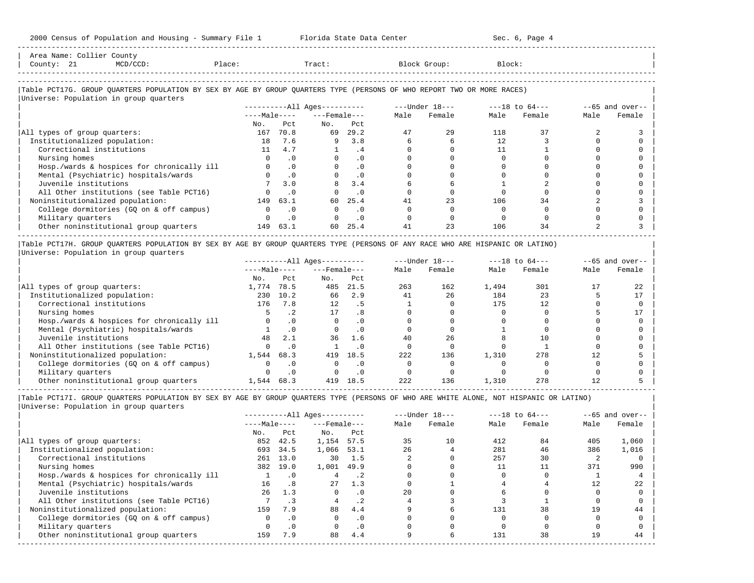Area Name: Collier County
County: 21 MCD/CCD: Place: Tract: Block Group: Block:

## Table PCT17G. GROUP QUARTERS POPULATION BY SEX BY AGE BY GROUP QUARTERS TYPE (PERSONS OF WHO REPORT TWO OR MORE RACES)

Universe: Population in group quarters

| | All Ages | | | | Under 18 | | 18 to 64 | | 65 and over | |
|---|---|---|---|---|---|---|---|---|---|---|
| | Male | | Female | | | | | | | |
| | No. | Pct | No. | Pct | Male | Female | Male | Female | Male | Female |
| All types of group quarters: | 167 | 70.8 | 69 | 29.2 | 47 | 29 | 118 | 37 | 2 | 3 |
| Institutionalized population: | 18 | 7.6 | 9 | 3.8 | 6 | 6 | 12 | 3 | 0 | 0 |
| Correctional institutions | 11 | 4.7 | 1 | .4 | 0 | 0 | 11 | 1 | 0 | 0 |
| Nursing homes | 0 | .0 | 0 | .0 | 0 | 0 | 0 | 0 | 0 | 0 |
| Hosp./wards & hospices for chronically ill | 0 | .0 | 0 | .0 | 0 | 0 | 0 | 0 | 0 | 0 |
| Mental (Psychiatric) hospitals/wards | 0 | .0 | 0 | .0 | 0 | 0 | 0 | 0 | 0 | 0 |
| Juvenile institutions | 7 | 3.0 | 8 | 3.4 | 6 | 6 | 1 | 2 | 0 | 0 |
| All Other institutions (see Table PCT16) | 0 | .0 | 0 | .0 | 0 | 0 | 0 | 0 | 0 | 0 |
| Noninstitutionalized population: | 149 | 63.1 | 60 | 25.4 | 41 | 23 | 106 | 34 | 2 | 3 |
| College dormitories (GQ on & off campus) | 0 | .0 | 0 | .0 | 0 | 0 | 0 | 0 | 0 | 0 |
| Military quarters | 0 | .0 | 0 | .0 | 0 | 0 | 0 | 0 | 0 | 0 |
| Other noninstitutional group quarters | 149 | 63.1 | 60 | 25.4 | 41 | 23 | 106 | 34 | 2 | 3 |

## Table PCT17H. GROUP QUARTERS POPULATION BY SEX BY AGE BY GROUP QUARTERS TYPE (PERSONS OF ANY RACE WHO ARE HISPANIC OR LATINO)

Universe: Population in group quarters

| | All Ages | | | | Under 18 | | 18 to 64 | | 65 and over | |
|---|---|---|---|---|---|---|---|---|---|---|
| | Male | | Female | | | | | | | |
| | No. | Pct | No. | Pct | Male | Female | Male | Female | Male | Female |
| All types of group quarters: | 1,774 | 78.5 | 485 | 21.5 | 263 | 162 | 1,494 | 301 | 17 | 22 |
| Institutionalized population: | 230 | 10.2 | 66 | 2.9 | 41 | 26 | 184 | 23 | 5 | 17 |
| Correctional institutions | 176 | 7.8 | 12 | .5 | 1 | 0 | 175 | 12 | 0 | 0 |
| Nursing homes | 5 | .2 | 17 | .8 | 0 | 0 | 0 | 0 | 5 | 17 |
| Hosp./wards & hospices for chronically ill | 0 | .0 | 0 | .0 | 0 | 0 | 0 | 0 | 0 | 0 |
| Mental (Psychiatric) hospitals/wards | 1 | .0 | 0 | .0 | 0 | 0 | 1 | 0 | 0 | 0 |
| Juvenile institutions | 48 | 2.1 | 36 | 1.6 | 40 | 26 | 8 | 10 | 0 | 0 |
| All Other institutions (see Table PCT16) | 0 | .0 | 1 | .0 | 0 | 0 | 0 | 1 | 0 | 0 |
| Noninstitutionalized population: | 1,544 | 68.3 | 419 | 18.5 | 222 | 136 | 1,310 | 278 | 12 | 5 |
| College dormitories (GQ on & off campus) | 0 | .0 | 0 | .0 | 0 | 0 | 0 | 0 | 0 | 0 |
| Military quarters | 0 | .0 | 0 | .0 | 0 | 0 | 0 | 0 | 0 | 0 |
| Other noninstitutional group quarters | 1,544 | 68.3 | 419 | 18.5 | 222 | 136 | 1,310 | 278 | 12 | 5 |

## Table PCT17I. GROUP QUARTERS POPULATION BY SEX BY AGE BY GROUP QUARTERS TYPE (PERSONS OF WHO ARE WHITE ALONE, NOT HISPANIC OR LATINO)

Universe: Population in group quarters

| | All Ages | | | | Under 18 | | 18 to 64 | | 65 and over | |
|---|---|---|---|---|---|---|---|---|---|---|
| | Male | | Female | | | | | | | |
| | No. | Pct | No. | Pct | Male | Female | Male | Female | Male | Female |
| All types of group quarters: | 852 | 42.5 | 1,154 | 57.5 | 35 | 10 | 412 | 84 | 405 | 1,060 |
| Institutionalized population: | 693 | 34.5 | 1,066 | 53.1 | 26 | 4 | 281 | 46 | 386 | 1,016 |
| Correctional institutions | 261 | 13.0 | 30 | 1.5 | 2 | 0 | 257 | 30 | 2 | 0 |
| Nursing homes | 382 | 19.0 | 1,001 | 49.9 | 0 | 0 | 11 | 11 | 371 | 990 |
| Hosp./wards & hospices for chronically ill | 1 | .0 | 4 | .2 | 0 | 0 | 0 | 0 | 1 | 4 |
| Mental (Psychiatric) hospitals/wards | 16 | .8 | 27 | 1.3 | 0 | 1 | 4 | 4 | 12 | 22 |
| Juvenile institutions | 26 | 1.3 | 0 | .0 | 20 | 0 | 6 | 0 | 0 | 0 |
| All Other institutions (see Table PCT16) | 7 | .3 | 4 | .2 | 4 | 3 | 3 | 1 | 0 | 0 |
| Noninstitutionalized population: | 159 | 7.9 | 88 | 4.4 | 9 | 6 | 131 | 38 | 19 | 44 |
| College dormitories (GQ on & off campus) | 0 | .0 | 0 | .0 | 0 | 0 | 0 | 0 | 0 | 0 |
| Military quarters | 0 | .0 | 0 | .0 | 0 | 0 | 0 | 0 | 0 | 0 |
| Other noninstitutional group quarters | 159 | 7.9 | 88 | 4.4 | 9 | 6 | 131 | 38 | 19 | 44 |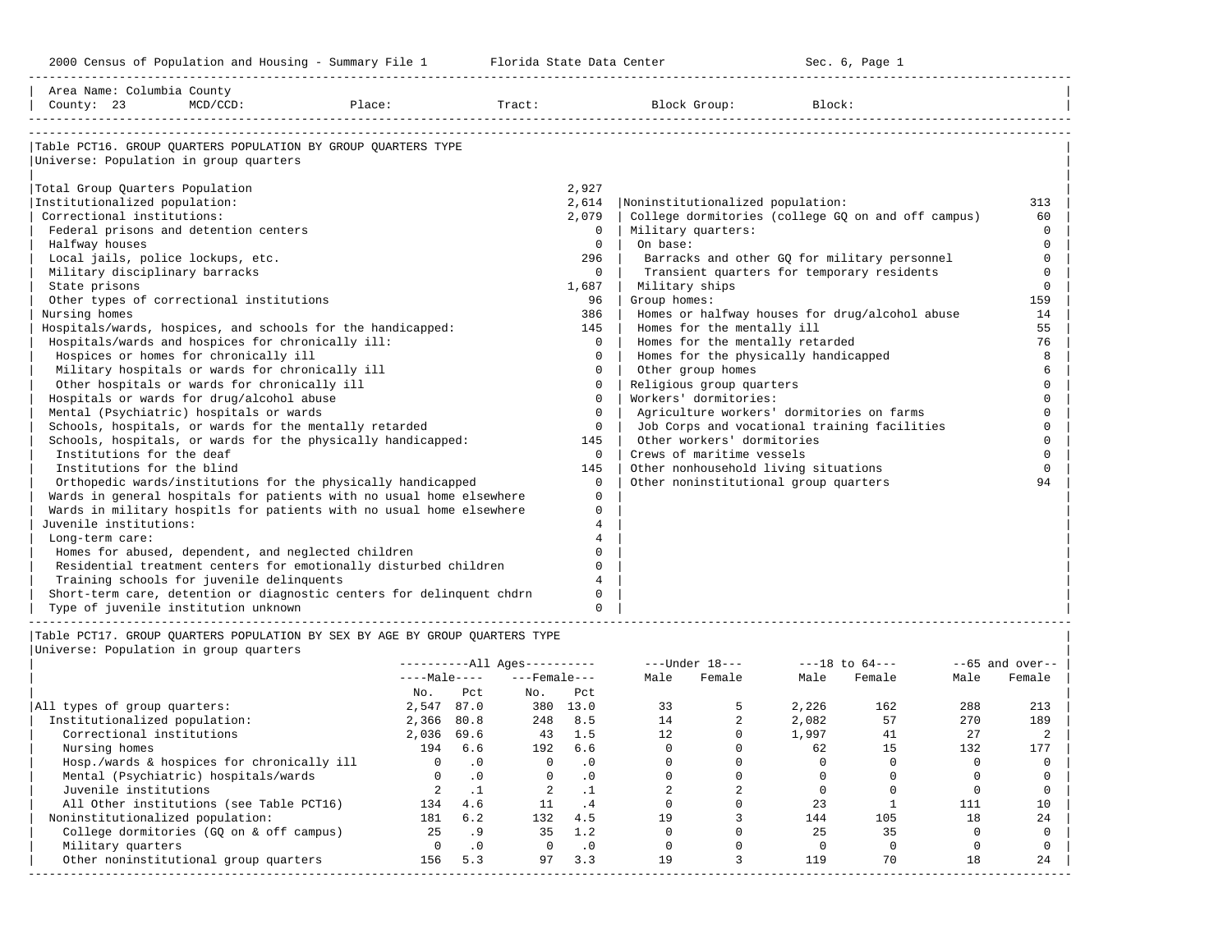2000 Census of Population and Housing - Summary File 1 | Florida State Data Center | Sec. 6, Page 1

Area Name: Columbia County
County: 23 MCD/CCD: Place: Tract: Block Group: Block:

## Table PCT16. GROUP QUARTERS POPULATION BY GROUP QUARTERS TYPE

Universe: Population in group quarters

| Category | Count | Category | Count |
|---|---|---|---|
| Total Group Quarters Population | 2,927 | | |
| Institutionalized population: | 2,614 | Noninstitutionalized population: | 313 |
| Correctional institutions: | 2,079 | College dormitories (college GQ on and off campus) | 60 |
| Federal prisons and detention centers | 0 | Military quarters: | 0 |
| Halfway houses | 0 | On base: | 0 |
| Local jails, police lockups, etc. | 296 | Barracks and other GQ for military personnel | 0 |
| Military disciplinary barracks | 0 | Transient quarters for temporary residents | 0 |
| State prisons | 1,687 | Military ships | 0 |
| Other types of correctional institutions | 96 | Group homes: | 159 |
| Nursing homes | 386 | Homes or halfway houses for drug/alcohol abuse | 14 |
| Hospitals/wards, hospices, and schools for the handicapped: | 145 | Homes for the mentally ill | 55 |
| Hospitals/wards and hospices for chronically ill: | 0 | Homes for the mentally retarded | 76 |
| Hospices or homes for chronically ill | 0 | Homes for the physically handicapped | 8 |
| Military hospitals or wards for chronically ill | 0 | Other group homes | 6 |
| Other hospitals or wards for chronically ill | 0 | Religious group quarters | 0 |
| Hospitals or wards for drug/alcohol abuse | 0 | Workers' dormitories: | 0 |
| Mental (Psychiatric) hospitals or wards | 0 | Agriculture workers' dormitories on farms | 0 |
| Schools, hospitals, or wards for the mentally retarded | 0 | Job Corps and vocational training facilities | 0 |
| Schools, hospitals, or wards for the physically handicapped: | 145 | Other workers' dormitories | 0 |
| Institutions for the deaf | 0 | Crews of maritime vessels | 0 |
| Institutions for the blind | 145 | Other nonhousehold living situations | 0 |
| Orthopedic wards/institutions for the physically handicapped | 0 | Other noninstitutional group quarters | 94 |
| Wards in general hospitals for patients with no usual home elsewhere | 0 | | |
| Wards in military hospitls for patients with no usual home elsewhere | 0 | | |
| Juvenile institutions: | 4 | | |
| Long-term care: | 4 | | |
| Homes for abused, dependent, and neglected children | 0 | | |
| Residential treatment centers for emotionally disturbed children | 0 | | |
| Training schools for juvenile delinquents | 4 | | |
| Short-term care, detention or diagnostic centers for delinquent chdrn | 0 | | |
| Type of juvenile institution unknown | 0 | | |

## Table PCT17. GROUP QUARTERS POPULATION BY SEX BY AGE BY GROUP QUARTERS TYPE

Universe: Population in group quarters

| | All Ages | | | | Under 18 | | 18 to 64 | | 65 and over | |
|---|---|---|---|---|---|---|---|---|---|---|
| | Male | | Female | | | | | | | |
| | No. | Pct | No. | Pct | Male | Female | Male | Female | Male | Female |
| All types of group quarters: | 2,547 | 87.0 | 380 | 13.0 | 33 | 5 | 2,226 | 162 | 288 | 213 |
| Institutionalized population: | 2,366 | 80.8 | 248 | 8.5 | 14 | 2 | 2,082 | 57 | 270 | 189 |
| Correctional institutions | 2,036 | 69.6 | 43 | 1.5 | 12 | 0 | 1,997 | 41 | 27 | 2 |
| Nursing homes | 194 | 6.6 | 192 | 6.6 | 0 | 0 | 62 | 15 | 132 | 177 |
| Hosp./wards & hospices for chronically ill | 0 | .0 | 0 | .0 | 0 | 0 | 0 | 0 | 0 | 0 |
| Mental (Psychiatric) hospitals/wards | 0 | .0 | 0 | .0 | 0 | 0 | 0 | 0 | 0 | 0 |
| Juvenile institutions | 2 | .1 | 2 | .1 | 2 | 2 | 0 | 0 | 0 | 0 |
| All Other institutions (see Table PCT16) | 134 | 4.6 | 11 | .4 | 0 | 0 | 23 | 1 | 111 | 10 |
| Noninstitutionalized population: | 181 | 6.2 | 132 | 4.5 | 19 | 3 | 144 | 105 | 18 | 24 |
| College dormitories (GQ on & off campus) | 25 | .9 | 35 | 1.2 | 0 | 0 | 25 | 35 | 0 | 0 |
| Military quarters | 0 | .0 | 0 | .0 | 0 | 0 | 0 | 0 | 0 | 0 |
| Other noninstitutional group quarters | 156 | 5.3 | 97 | 3.3 | 19 | 3 | 119 | 70 | 18 | 24 |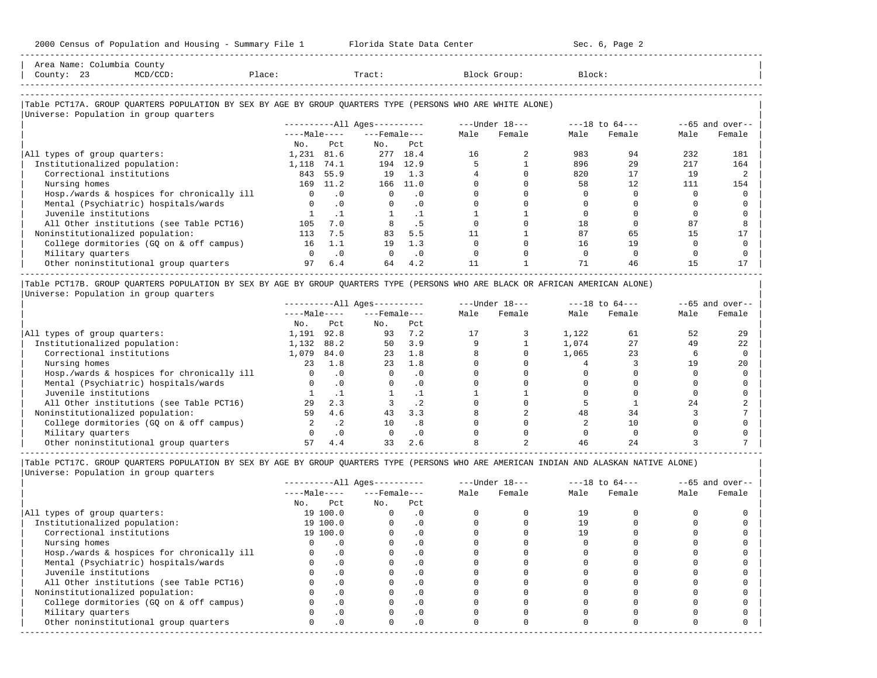Area Name: Columbia County
County: 23 MCD/CCD: Place: Tract: Block Group: Block:

Table PCT17A. GROUP QUARTERS POPULATION BY SEX BY AGE BY GROUP QUARTERS TYPE (PERSONS WHO ARE WHITE ALONE)
Universe: Population in group quarters

| | All Ages | | | | Under 18 | | 18 to 64 | | 65 and over | |
|---|---|---|---|---|---|---|---|---|---|---|
| | Male | | Female | | | | | | | |
| | No. | Pct | No. | Pct | Male | Female | Male | Female | Male | Female |
| All types of group quarters: | 1,231 | 81.6 | 277 | 18.4 | 16 | 2 | 983 | 94 | 232 | 181 |
| Institutionalized population: | 1,118 | 74.1 | 194 | 12.9 | 5 | 1 | 896 | 29 | 217 | 164 |
| Correctional institutions | 843 | 55.9 | 19 | 1.3 | 4 | 0 | 820 | 17 | 19 | 2 |
| Nursing homes | 169 | 11.2 | 166 | 11.0 | 0 | 0 | 58 | 12 | 111 | 154 |
| Hosp./wards & hospices for chronically ill | 0 | .0 | 0 | .0 | 0 | 0 | 0 | 0 | 0 | 0 |
| Mental (Psychiatric) hospitals/wards | 0 | .0 | 0 | .0 | 0 | 0 | 0 | 0 | 0 | 0 |
| Juvenile institutions | 1 | .1 | 1 | .1 | 1 | 1 | 0 | 0 | 0 | 0 |
| All Other institutions (see Table PCT16) | 105 | 7.0 | 8 | .5 | 0 | 0 | 18 | 0 | 87 | 8 |
| Noninstitutionalized population: | 113 | 7.5 | 83 | 5.5 | 11 | 1 | 87 | 65 | 15 | 17 |
| College dormitories (GQ on & off campus) | 16 | 1.1 | 19 | 1.3 | 0 | 0 | 16 | 19 | 0 | 0 |
| Military quarters | 0 | .0 | 0 | .0 | 0 | 0 | 0 | 0 | 0 | 0 |
| Other noninstitutional group quarters | 97 | 6.4 | 64 | 4.2 | 11 | 1 | 71 | 46 | 15 | 17 |

Table PCT17B. GROUP QUARTERS POPULATION BY SEX BY AGE BY GROUP QUARTERS TYPE (PERSONS WHO ARE BLACK OR AFRICAN AMERICAN ALONE)
Universe: Population in group quarters

| | All Ages | | | | Under 18 | | 18 to 64 | | 65 and over | |
|---|---|---|---|---|---|---|---|---|---|---|
| | Male | | Female | | | | | | | |
| | No. | Pct | No. | Pct | Male | Female | Male | Female | Male | Female |
| All types of group quarters: | 1,191 | 92.8 | 93 | 7.2 | 17 | 3 | 1,122 | 61 | 52 | 29 |
| Institutionalized population: | 1,132 | 88.2 | 50 | 3.9 | 9 | 1 | 1,074 | 27 | 49 | 22 |
| Correctional institutions | 1,079 | 84.0 | 23 | 1.8 | 8 | 0 | 1,065 | 23 | 6 | 0 |
| Nursing homes | 23 | 1.8 | 23 | 1.8 | 0 | 0 | 4 | 3 | 19 | 20 |
| Hosp./wards & hospices for chronically ill | 0 | .0 | 0 | .0 | 0 | 0 | 0 | 0 | 0 | 0 |
| Mental (Psychiatric) hospitals/wards | 0 | .0 | 0 | .0 | 0 | 0 | 0 | 0 | 0 | 0 |
| Juvenile institutions | 1 | .1 | 1 | .1 | 1 | 1 | 0 | 0 | 0 | 0 |
| All Other institutions (see Table PCT16) | 29 | 2.3 | 3 | .2 | 0 | 0 | 5 | 1 | 24 | 2 |
| Noninstitutionalized population: | 59 | 4.6 | 43 | 3.3 | 8 | 2 | 48 | 34 | 3 | 7 |
| College dormitories (GQ on & off campus) | 2 | .2 | 10 | .8 | 0 | 0 | 2 | 10 | 0 | 0 |
| Military quarters | 0 | .0 | 0 | .0 | 0 | 0 | 0 | 0 | 0 | 0 |
| Other noninstitutional group quarters | 57 | 4.4 | 33 | 2.6 | 8 | 2 | 46 | 24 | 3 | 7 |

Table PCT17C. GROUP QUARTERS POPULATION BY SEX BY AGE BY GROUP QUARTERS TYPE (PERSONS WHO ARE AMERICAN INDIAN AND ALASKAN NATIVE ALONE)
Universe: Population in group quarters

| | All Ages | | | | Under 18 | | 18 to 64 | | 65 and over | |
|---|---|---|---|---|---|---|---|---|---|---|
| | Male | | Female | | | | | | | |
| | No. | Pct | No. | Pct | Male | Female | Male | Female | Male | Female |
| All types of group quarters: | 19 | 100.0 | 0 | .0 | 0 | 0 | 19 | 0 | 0 | 0 |
| Institutionalized population: | 19 | 100.0 | 0 | .0 | 0 | 0 | 19 | 0 | 0 | 0 |
| Correctional institutions | 19 | 100.0 | 0 | .0 | 0 | 0 | 19 | 0 | 0 | 0 |
| Nursing homes | 0 | .0 | 0 | .0 | 0 | 0 | 0 | 0 | 0 | 0 |
| Hosp./wards & hospices for chronically ill | 0 | .0 | 0 | .0 | 0 | 0 | 0 | 0 | 0 | 0 |
| Mental (Psychiatric) hospitals/wards | 0 | .0 | 0 | .0 | 0 | 0 | 0 | 0 | 0 | 0 |
| Juvenile institutions | 0 | .0 | 0 | .0 | 0 | 0 | 0 | 0 | 0 | 0 |
| All Other institutions (see Table PCT16) | 0 | .0 | 0 | .0 | 0 | 0 | 0 | 0 | 0 | 0 |
| Noninstitutionalized population: | 0 | .0 | 0 | .0 | 0 | 0 | 0 | 0 | 0 | 0 |
| College dormitories (GQ on & off campus) | 0 | .0 | 0 | .0 | 0 | 0 | 0 | 0 | 0 | 0 |
| Military quarters | 0 | .0 | 0 | .0 | 0 | 0 | 0 | 0 | 0 | 0 |
| Other noninstitutional group quarters | 0 | .0 | 0 | .0 | 0 | 0 | 0 | 0 | 0 | 0 |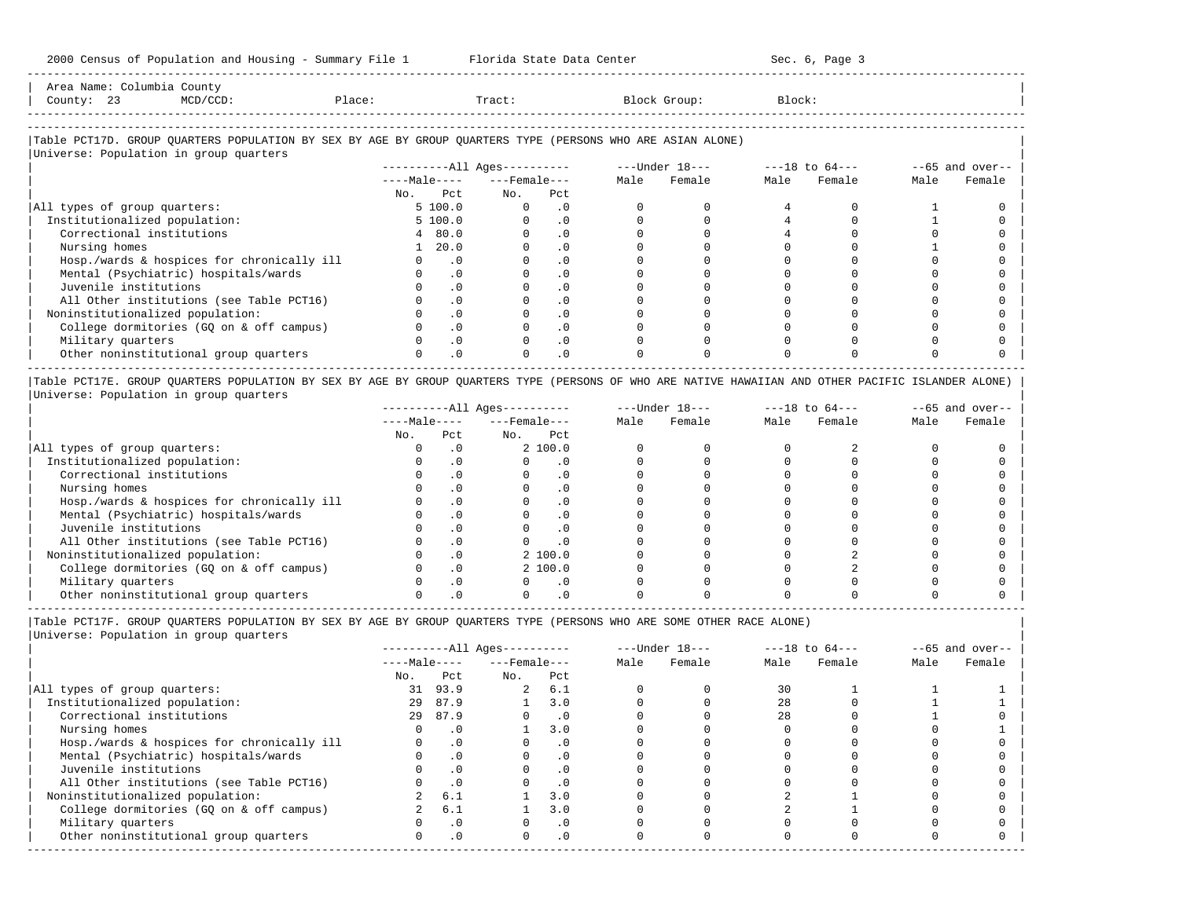Area Name: Columbia County
County: 23 MCD/CCD: Place: Tract: Block Group: Block:

Table PCT17D. GROUP QUARTERS POPULATION BY SEX BY AGE BY GROUP QUARTERS TYPE (PERSONS WHO ARE ASIAN ALONE)
Universe: Population in group quarters

| | All Ages | | | | Under 18 | | 18 to 64 | | 65 and over | |
|---|---|---|---|---|---|---|---|---|---|---|
| | Male | | Female | | | | | | | |
| | No. | Pct | No. | Pct | Male | Female | Male | Female | Male | Female |
| All types of group quarters: | 5 | 100.0 | 0 | .0 | 0 | 0 | 4 | 0 | 1 | 0 |
| Institutionalized population: | 5 | 100.0 | 0 | .0 | 0 | 0 | 4 | 0 | 1 | 0 |
| Correctional institutions | 4 | 80.0 | 0 | .0 | 0 | 0 | 4 | 0 | 0 | 0 |
| Nursing homes | 1 | 20.0 | 0 | .0 | 0 | 0 | 0 | 0 | 1 | 0 |
| Hosp./wards & hospices for chronically ill | 0 | .0 | 0 | .0 | 0 | 0 | 0 | 0 | 0 | 0 |
| Mental (Psychiatric) hospitals/wards | 0 | .0 | 0 | .0 | 0 | 0 | 0 | 0 | 0 | 0 |
| Juvenile institutions | 0 | .0 | 0 | .0 | 0 | 0 | 0 | 0 | 0 | 0 |
| All Other institutions (see Table PCT16) | 0 | .0 | 0 | .0 | 0 | 0 | 0 | 0 | 0 | 0 |
| Noninstitutionalized population: | 0 | .0 | 0 | .0 | 0 | 0 | 0 | 0 | 0 | 0 |
| College dormitories (GQ on & off campus) | 0 | .0 | 0 | .0 | 0 | 0 | 0 | 0 | 0 | 0 |
| Military quarters | 0 | .0 | 0 | .0 | 0 | 0 | 0 | 0 | 0 | 0 |
| Other noninstitutional group quarters | 0 | .0 | 0 | .0 | 0 | 0 | 0 | 0 | 0 | 0 |

Table PCT17E. GROUP QUARTERS POPULATION BY SEX BY AGE BY GROUP QUARTERS TYPE (PERSONS OF WHO ARE NATIVE HAWAIIAN AND OTHER PACIFIC ISLANDER ALONE)
Universe: Population in group quarters

| | All Ages | | | | Under 18 | | 18 to 64 | | 65 and over | |
|---|---|---|---|---|---|---|---|---|---|---|
| | Male | | Female | | | | | | | |
| | No. | Pct | No. | Pct | Male | Female | Male | Female | Male | Female |
| All types of group quarters: | 0 | .0 | 2 | 100.0 | 0 | 0 | 0 | 2 | 0 | 0 |
| Institutionalized population: | 0 | .0 | 0 | .0 | 0 | 0 | 0 | 0 | 0 | 0 |
| Correctional institutions | 0 | .0 | 0 | .0 | 0 | 0 | 0 | 0 | 0 | 0 |
| Nursing homes | 0 | .0 | 0 | .0 | 0 | 0 | 0 | 0 | 0 | 0 |
| Hosp./wards & hospices for chronically ill | 0 | .0 | 0 | .0 | 0 | 0 | 0 | 0 | 0 | 0 |
| Mental (Psychiatric) hospitals/wards | 0 | .0 | 0 | .0 | 0 | 0 | 0 | 0 | 0 | 0 |
| Juvenile institutions | 0 | .0 | 0 | .0 | 0 | 0 | 0 | 0 | 0 | 0 |
| All Other institutions (see Table PCT16) | 0 | .0 | 0 | .0 | 0 | 0 | 0 | 0 | 0 | 0 |
| Noninstitutionalized population: | 0 | .0 | 2 | 100.0 | 0 | 0 | 0 | 2 | 0 | 0 |
| College dormitories (GQ on & off campus) | 0 | .0 | 2 | 100.0 | 0 | 0 | 0 | 2 | 0 | 0 |
| Military quarters | 0 | .0 | 0 | .0 | 0 | 0 | 0 | 0 | 0 | 0 |
| Other noninstitutional group quarters | 0 | .0 | 0 | .0 | 0 | 0 | 0 | 0 | 0 | 0 |

Table PCT17F. GROUP QUARTERS POPULATION BY SEX BY AGE BY GROUP QUARTERS TYPE (PERSONS WHO ARE SOME OTHER RACE ALONE)
Universe: Population in group quarters

| | All Ages | | | | Under 18 | | 18 to 64 | | 65 and over | |
|---|---|---|---|---|---|---|---|---|---|---|
| | Male | | Female | | | | | | | |
| | No. | Pct | No. | Pct | Male | Female | Male | Female | Male | Female |
| All types of group quarters: | 31 | 93.9 | 2 | 6.1 | 0 | 0 | 30 | 1 | 1 | 1 |
| Institutionalized population: | 29 | 87.9 | 1 | 3.0 | 0 | 0 | 28 | 0 | 1 | 1 |
| Correctional institutions | 29 | 87.9 | 0 | .0 | 0 | 0 | 28 | 0 | 1 | 0 |
| Nursing homes | 0 | .0 | 1 | 3.0 | 0 | 0 | 0 | 0 | 0 | 1 |
| Hosp./wards & hospices for chronically ill | 0 | .0 | 0 | .0 | 0 | 0 | 0 | 0 | 0 | 0 |
| Mental (Psychiatric) hospitals/wards | 0 | .0 | 0 | .0 | 0 | 0 | 0 | 0 | 0 | 0 |
| Juvenile institutions | 0 | .0 | 0 | .0 | 0 | 0 | 0 | 0 | 0 | 0 |
| All Other institutions (see Table PCT16) | 0 | .0 | 0 | .0 | 0 | 0 | 0 | 0 | 0 | 0 |
| Noninstitutionalized population: | 2 | 6.1 | 1 | 3.0 | 0 | 0 | 2 | 1 | 0 | 0 |
| College dormitories (GQ on & off campus) | 2 | 6.1 | 1 | 3.0 | 0 | 0 | 2 | 1 | 0 | 0 |
| Military quarters | 0 | .0 | 0 | .0 | 0 | 0 | 0 | 0 | 0 | 0 |
| Other noninstitutional group quarters | 0 | .0 | 0 | .0 | 0 | 0 | 0 | 0 | 0 | 0 |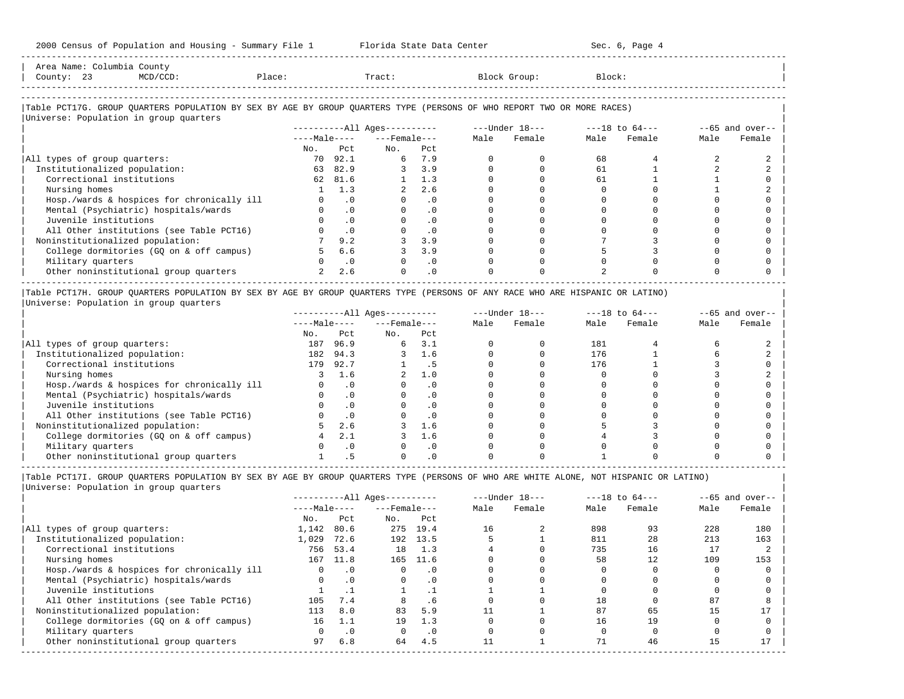Area Name: Columbia County
County: 23 MCD/CCD: Place: Tract: Block Group: Block:

### Table PCT17G. GROUP QUARTERS POPULATION BY SEX BY AGE BY GROUP QUARTERS TYPE (PERSONS OF WHO REPORT TWO OR MORE RACES)

Universe: Population in group quarters

| | All Ages | | | | Under 18 | | 18 to 64 | | 65 and over | |
|---|---|---|---|---|---|---|---|---|---|---|
| | Male | | Female | | | | | | | |
| | No. | Pct | No. | Pct | Male | Female | Male | Female | Male | Female |
| All types of group quarters: | 70 | 92.1 | 6 | 7.9 | 0 | 0 | 68 | 4 | 2 | 2 |
| Institutionalized population: | 63 | 82.9 | 3 | 3.9 | 0 | 0 | 61 | 1 | 2 | 2 |
| Correctional institutions | 62 | 81.6 | 1 | 1.3 | 0 | 0 | 61 | 1 | 1 | 0 |
| Nursing homes | 1 | 1.3 | 2 | 2.6 | 0 | 0 | 0 | 0 | 1 | 2 |
| Hosp./wards & hospices for chronically ill | 0 | .0 | 0 | .0 | 0 | 0 | 0 | 0 | 0 | 0 |
| Mental (Psychiatric) hospitals/wards | 0 | .0 | 0 | .0 | 0 | 0 | 0 | 0 | 0 | 0 |
| Juvenile institutions | 0 | .0 | 0 | .0 | 0 | 0 | 0 | 0 | 0 | 0 |
| All Other institutions (see Table PCT16) | 0 | .0 | 0 | .0 | 0 | 0 | 0 | 0 | 0 | 0 |
| Noninstitutionalized population: | 7 | 9.2 | 3 | 3.9 | 0 | 0 | 7 | 3 | 0 | 0 |
| College dormitories (GQ on & off campus) | 5 | 6.6 | 3 | 3.9 | 0 | 0 | 5 | 3 | 0 | 0 |
| Military quarters | 0 | .0 | 0 | .0 | 0 | 0 | 0 | 0 | 0 | 0 |
| Other noninstitutional group quarters | 2 | 2.6 | 0 | .0 | 0 | 0 | 2 | 0 | 0 | 0 |

### Table PCT17H. GROUP QUARTERS POPULATION BY SEX BY AGE BY GROUP QUARTERS TYPE (PERSONS OF ANY RACE WHO ARE HISPANIC OR LATINO)

Universe: Population in group quarters

| | All Ages | | | | Under 18 | | 18 to 64 | | 65 and over | |
|---|---|---|---|---|---|---|---|---|---|---|
| | Male | | Female | | | | | | | |
| | No. | Pct | No. | Pct | Male | Female | Male | Female | Male | Female |
| All types of group quarters: | 187 | 96.9 | 6 | 3.1 | 0 | 0 | 181 | 4 | 6 | 2 |
| Institutionalized population: | 182 | 94.3 | 3 | 1.6 | 0 | 0 | 176 | 1 | 6 | 2 |
| Correctional institutions | 179 | 92.7 | 1 | .5 | 0 | 0 | 176 | 1 | 3 | 0 |
| Nursing homes | 3 | 1.6 | 2 | 1.0 | 0 | 0 | 0 | 0 | 3 | 2 |
| Hosp./wards & hospices for chronically ill | 0 | .0 | 0 | .0 | 0 | 0 | 0 | 0 | 0 | 0 |
| Mental (Psychiatric) hospitals/wards | 0 | .0 | 0 | .0 | 0 | 0 | 0 | 0 | 0 | 0 |
| Juvenile institutions | 0 | .0 | 0 | .0 | 0 | 0 | 0 | 0 | 0 | 0 |
| All Other institutions (see Table PCT16) | 0 | .0 | 0 | .0 | 0 | 0 | 0 | 0 | 0 | 0 |
| Noninstitutionalized population: | 5 | 2.6 | 3 | 1.6 | 0 | 0 | 5 | 3 | 0 | 0 |
| College dormitories (GQ on & off campus) | 4 | 2.1 | 3 | 1.6 | 0 | 0 | 4 | 3 | 0 | 0 |
| Military quarters | 0 | .0 | 0 | .0 | 0 | 0 | 0 | 0 | 0 | 0 |
| Other noninstitutional group quarters | 1 | .5 | 0 | .0 | 0 | 0 | 1 | 0 | 0 | 0 |

### Table PCT17I. GROUP QUARTERS POPULATION BY SEX BY AGE BY GROUP QUARTERS TYPE (PERSONS OF WHO ARE WHITE ALONE, NOT HISPANIC OR LATINO)

Universe: Population in group quarters

| | All Ages | | | | Under 18 | | 18 to 64 | | 65 and over | |
|---|---|---|---|---|---|---|---|---|---|---|
| | Male | | Female | | | | | | | |
| | No. | Pct | No. | Pct | Male | Female | Male | Female | Male | Female |
| All types of group quarters: | 1,142 | 80.6 | 275 | 19.4 | 16 | 2 | 898 | 93 | 228 | 180 |
| Institutionalized population: | 1,029 | 72.6 | 192 | 13.5 | 5 | 1 | 811 | 28 | 213 | 163 |
| Correctional institutions | 756 | 53.4 | 18 | 1.3 | 4 | 0 | 735 | 16 | 17 | 2 |
| Nursing homes | 167 | 11.8 | 165 | 11.6 | 0 | 0 | 58 | 12 | 109 | 153 |
| Hosp./wards & hospices for chronically ill | 0 | .0 | 0 | .0 | 0 | 0 | 0 | 0 | 0 | 0 |
| Mental (Psychiatric) hospitals/wards | 0 | .0 | 0 | .0 | 0 | 0 | 0 | 0 | 0 | 0 |
| Juvenile institutions | 1 | .1 | 1 | .1 | 1 | 1 | 0 | 0 | 0 | 0 |
| All Other institutions (see Table PCT16) | 105 | 7.4 | 8 | .6 | 0 | 0 | 18 | 0 | 87 | 8 |
| Noninstitutionalized population: | 113 | 8.0 | 83 | 5.9 | 11 | 1 | 87 | 65 | 15 | 17 |
| College dormitories (GQ on & off campus) | 16 | 1.1 | 19 | 1.3 | 0 | 0 | 16 | 19 | 0 | 0 |
| Military quarters | 0 | .0 | 0 | .0 | 0 | 0 | 0 | 0 | 0 | 0 |
| Other noninstitutional group quarters | 97 | 6.8 | 64 | 4.5 | 11 | 1 | 71 | 46 | 15 | 17 |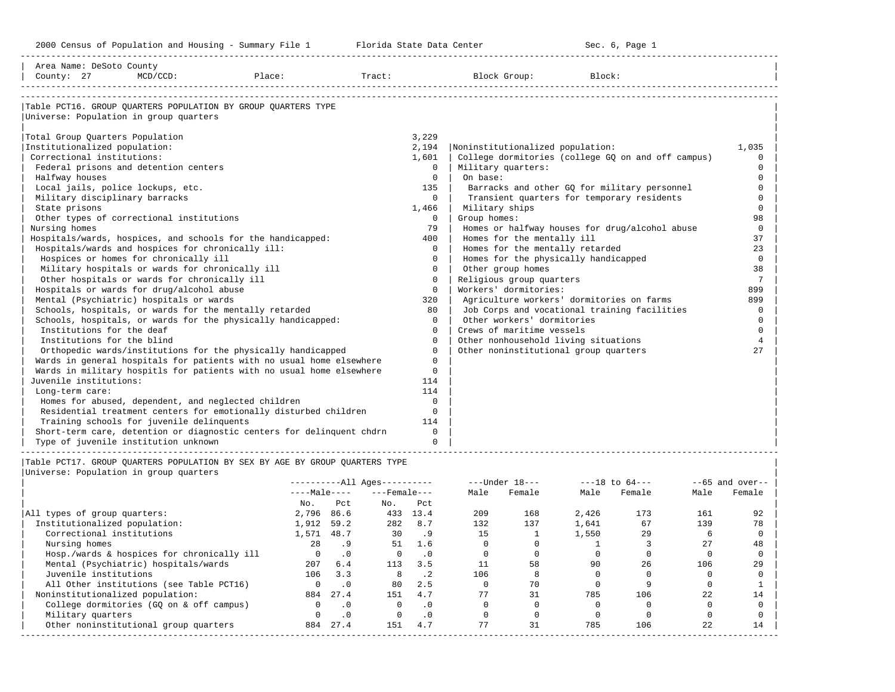Area Name: DeSoto County
County: 27 MCD/CCD: Place: Tract: Block Group: Block:

## Table PCT16. GROUP QUARTERS POPULATION BY GROUP QUARTERS TYPE

Universe: Population in group quarters

| Category | Number |
|---|---|
| Total Group Quarters Population | 3,229 |
| Institutionalized population: | 2,194 |
| Correctional institutions: | 1,601 |
| Federal prisons and detention centers | 0 |
| Halfway houses | 0 |
| Local jails, police lockups, etc. | 135 |
| Military disciplinary barracks | 0 |
| State prisons | 1,466 |
| Other types of correctional institutions | 0 |
| Nursing homes | 79 |
| Hospitals/wards, hospices, and schools for the handicapped: | 400 |
| Hospitals/wards and hospices for chronically ill: | 0 |
| Hospices or homes for chronically ill | 0 |
| Military hospitals or wards for chronically ill | 0 |
| Other hospitals or wards for chronically ill | 0 |
| Hospitals or wards for drug/alcohol abuse | 0 |
| Mental (Psychiatric) hospitals or wards | 320 |
| Schools, hospitals, or wards for the mentally retarded | 80 |
| Schools, hospitals, or wards for the physically handicapped: | 0 |
| Institutions for the deaf | 0 |
| Institutions for the blind | 0 |
| Orthopedic wards/institutions for the physically handicapped | 0 |
| Wards in general hospitals for patients with no usual home elsewhere | 0 |
| Wards in military hospitls for patients with no usual home elsewhere | 0 |
| Juvenile institutions: | 114 |
| Long-term care: | 114 |
| Homes for abused, dependent, and neglected children | 0 |
| Residential treatment centers for emotionally disturbed children | 0 |
| Training schools for juvenile delinquents | 114 |
| Short-term care, detention or diagnostic centers for delinquent chdrn | 0 |
| Type of juvenile institution unknown | 0 |
| Noninstitutionalized population: | 1,035 |
| College dormitories (college GQ on and off campus) | 0 |
| Military quarters: | 0 |
| On base: | 0 |
| Barracks and other GQ for military personnel | 0 |
| Transient quarters for temporary residents | 0 |
| Military ships | 0 |
| Group homes: | 98 |
| Homes or halfway houses for drug/alcohol abuse | 0 |
| Homes for the mentally ill | 37 |
| Homes for the mentally retarded | 23 |
| Homes for the physically handicapped | 0 |
| Other group homes | 38 |
| Religious group quarters | 7 |
| Workers' dormitories: | 899 |
| Agriculture workers' dormitories on farms | 899 |
| Job Corps and vocational training facilities | 0 |
| Other workers' dormitories | 0 |
| Crews of maritime vessels | 0 |
| Other nonhousehold living situations | 4 |
| Other noninstitutional group quarters | 27 |

## Table PCT17. GROUP QUARTERS POPULATION BY SEX BY AGE BY GROUP QUARTERS TYPE

Universe: Population in group quarters

| | All Ages | | | | Under 18 | | 18 to 64 | | 65 and over | |
|---|---|---|---|---|---|---|---|---|---|---|
| | Male | | Female | | | | | | | |
| | No. | Pct | No. | Pct | Male | Female | Male | Female | Male | Female |
| All types of group quarters: | 2,796 | 86.6 | 433 | 13.4 | 209 | 168 | 2,426 | 173 | 161 | 92 |
| Institutionalized population: | 1,912 | 59.2 | 282 | 8.7 | 132 | 137 | 1,641 | 67 | 139 | 78 |
| Correctional institutions | 1,571 | 48.7 | 30 | .9 | 15 | 1 | 1,550 | 29 | 6 | 0 |
| Nursing homes | 28 | .9 | 51 | 1.6 | 0 | 0 | 1 | 3 | 27 | 48 |
| Hosp./wards & hospices for chronically ill | 0 | .0 | 0 | .0 | 0 | 0 | 0 | 0 | 0 | 0 |
| Mental (Psychiatric) hospitals/wards | 207 | 6.4 | 113 | 3.5 | 11 | 58 | 90 | 26 | 106 | 29 |
| Juvenile institutions | 106 | 3.3 | 8 | .2 | 106 | 8 | 0 | 0 | 0 | 0 |
| All Other institutions (see Table PCT16) | 0 | .0 | 80 | 2.5 | 0 | 70 | 0 | 9 | 0 | 1 |
| Noninstitutionalized population: | 884 | 27.4 | 151 | 4.7 | 77 | 31 | 785 | 106 | 22 | 14 |
| College dormitories (GQ on & off campus) | 0 | .0 | 0 | .0 | 0 | 0 | 0 | 0 | 0 | 0 |
| Military quarters | 0 | .0 | 0 | .0 | 0 | 0 | 0 | 0 | 0 | 0 |
| Other noninstitutional group quarters | 884 | 27.4 | 151 | 4.7 | 77 | 31 | 785 | 106 | 22 | 14 |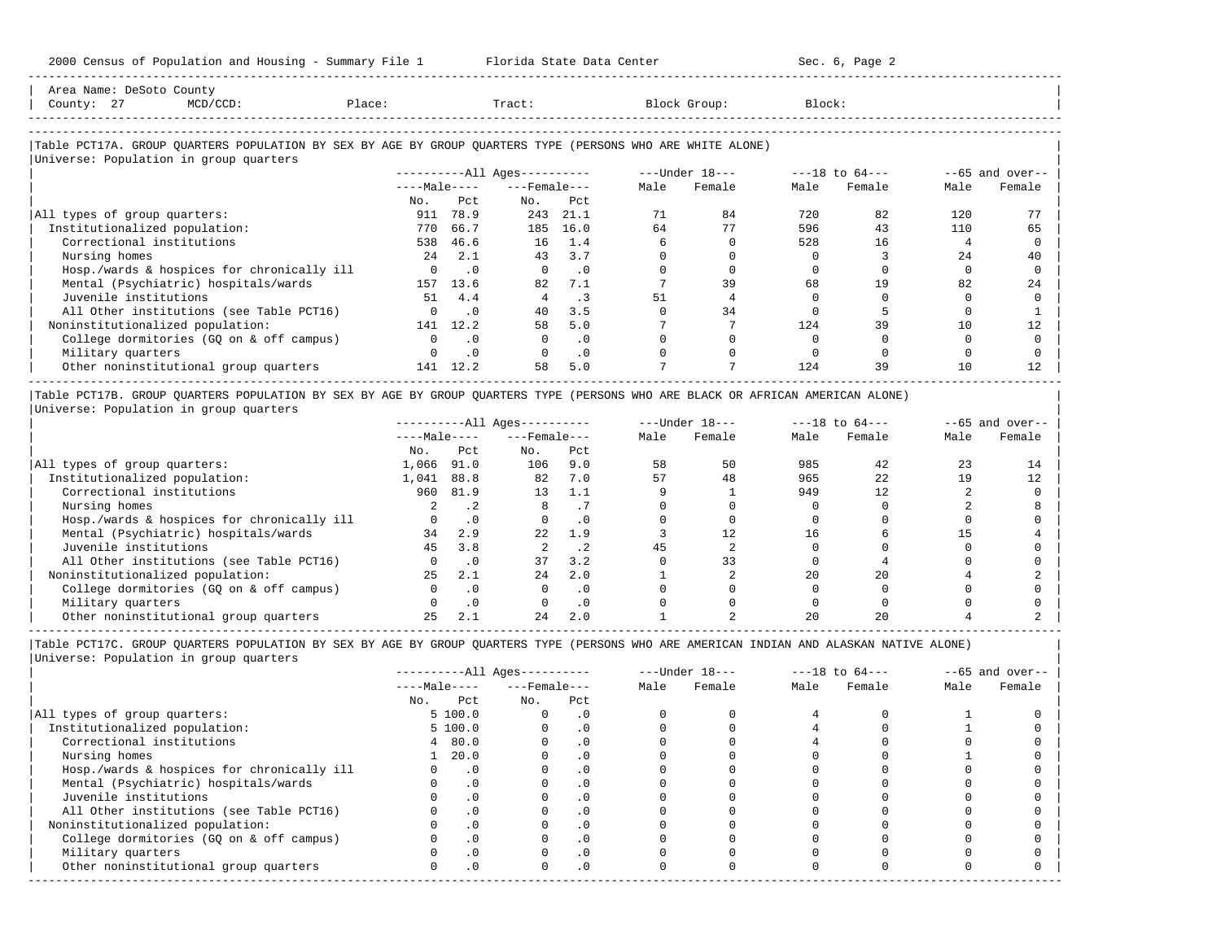Area Name: DeSoto County
County: 27 MCD/CCD: Place: Tract: Block Group: Block:

## Table PCT17A. GROUP QUARTERS POPULATION BY SEX BY AGE BY GROUP QUARTERS TYPE (PERSONS WHO ARE WHITE ALONE)

Universe: Population in group quarters

| | All Ages Male No. | All Ages Male Pct | All Ages Female No. | All Ages Female Pct | Under 18 Male | Under 18 Female | 18 to 64 Male | 18 to 64 Female | 65 and over Male | 65 and over Female |
|---|---|---|---|---|---|---|---|---|---|---|
| All types of group quarters: | 911 | 78.9 | 243 | 21.1 | 71 | 84 | 720 | 82 | 120 | 77 |
| Institutionalized population: | 770 | 66.7 | 185 | 16.0 | 64 | 77 | 596 | 43 | 110 | 65 |
| Correctional institutions | 538 | 46.6 | 16 | 1.4 | 6 | 0 | 528 | 16 | 4 | 0 |
| Nursing homes | 24 | 2.1 | 43 | 3.7 | 0 | 0 | 0 | 3 | 24 | 40 |
| Hosp./wards & hospices for chronically ill | 0 | .0 | 0 | .0 | 0 | 0 | 0 | 0 | 0 | 0 |
| Mental (Psychiatric) hospitals/wards | 157 | 13.6 | 82 | 7.1 | 7 | 39 | 68 | 19 | 82 | 24 |
| Juvenile institutions | 51 | 4.4 | 4 | .3 | 51 | 4 | 0 | 0 | 0 | 0 |
| All Other institutions (see Table PCT16) | 0 | .0 | 40 | 3.5 | 0 | 34 | 0 | 5 | 0 | 1 |
| Noninstitutionalized population: | 141 | 12.2 | 58 | 5.0 | 7 | 7 | 124 | 39 | 10 | 12 |
| College dormitories (GQ on & off campus) | 0 | .0 | 0 | .0 | 0 | 0 | 0 | 0 | 0 | 0 |
| Military quarters | 0 | .0 | 0 | .0 | 0 | 0 | 0 | 0 | 0 | 0 |
| Other noninstitutional group quarters | 141 | 12.2 | 58 | 5.0 | 7 | 7 | 124 | 39 | 10 | 12 |

## Table PCT17B. GROUP QUARTERS POPULATION BY SEX BY AGE BY GROUP QUARTERS TYPE (PERSONS WHO ARE BLACK OR AFRICAN AMERICAN ALONE)

Universe: Population in group quarters

| | All Ages Male No. | All Ages Male Pct | All Ages Female No. | All Ages Female Pct | Under 18 Male | Under 18 Female | 18 to 64 Male | 18 to 64 Female | 65 and over Male | 65 and over Female |
|---|---|---|---|---|---|---|---|---|---|---|
| All types of group quarters: | 1,066 | 91.0 | 106 | 9.0 | 58 | 50 | 985 | 42 | 23 | 14 |
| Institutionalized population: | 1,041 | 88.8 | 82 | 7.0 | 57 | 48 | 965 | 22 | 19 | 12 |
| Correctional institutions | 960 | 81.9 | 13 | 1.1 | 9 | 1 | 949 | 12 | 2 | 0 |
| Nursing homes | 2 | .2 | 8 | .7 | 0 | 0 | 0 | 0 | 2 | 8 |
| Hosp./wards & hospices for chronically ill | 0 | .0 | 0 | .0 | 0 | 0 | 0 | 0 | 0 | 0 |
| Mental (Psychiatric) hospitals/wards | 34 | 2.9 | 22 | 1.9 | 3 | 12 | 16 | 6 | 15 | 4 |
| Juvenile institutions | 45 | 3.8 | 2 | .2 | 45 | 2 | 0 | 0 | 0 | 0 |
| All Other institutions (see Table PCT16) | 0 | .0 | 37 | 3.2 | 0 | 33 | 0 | 4 | 0 | 0 |
| Noninstitutionalized population: | 25 | 2.1 | 24 | 2.0 | 1 | 2 | 20 | 20 | 4 | 2 |
| College dormitories (GQ on & off campus) | 0 | .0 | 0 | .0 | 0 | 0 | 0 | 0 | 0 | 0 |
| Military quarters | 0 | .0 | 0 | .0 | 0 | 0 | 0 | 0 | 0 | 0 |
| Other noninstitutional group quarters | 25 | 2.1 | 24 | 2.0 | 1 | 2 | 20 | 20 | 4 | 2 |

## Table PCT17C. GROUP QUARTERS POPULATION BY SEX BY AGE BY GROUP QUARTERS TYPE (PERSONS WHO ARE AMERICAN INDIAN AND ALASKAN NATIVE ALONE)

Universe: Population in group quarters

| | All Ages Male No. | All Ages Male Pct | All Ages Female No. | All Ages Female Pct | Under 18 Male | Under 18 Female | 18 to 64 Male | 18 to 64 Female | 65 and over Male | 65 and over Female |
|---|---|---|---|---|---|---|---|---|---|---|
| All types of group quarters: | 5 | 100.0 | 0 | .0 | 0 | 0 | 4 | 0 | 1 | 0 |
| Institutionalized population: | 5 | 100.0 | 0 | .0 | 0 | 0 | 4 | 0 | 1 | 0 |
| Correctional institutions | 4 | 80.0 | 0 | .0 | 0 | 0 | 4 | 0 | 0 | 0 |
| Nursing homes | 1 | 20.0 | 0 | .0 | 0 | 0 | 0 | 0 | 1 | 0 |
| Hosp./wards & hospices for chronically ill | 0 | .0 | 0 | .0 | 0 | 0 | 0 | 0 | 0 | 0 |
| Mental (Psychiatric) hospitals/wards | 0 | .0 | 0 | .0 | 0 | 0 | 0 | 0 | 0 | 0 |
| Juvenile institutions | 0 | .0 | 0 | .0 | 0 | 0 | 0 | 0 | 0 | 0 |
| All Other institutions (see Table PCT16) | 0 | .0 | 0 | .0 | 0 | 0 | 0 | 0 | 0 | 0 |
| Noninstitutionalized population: | 0 | .0 | 0 | .0 | 0 | 0 | 0 | 0 | 0 | 0 |
| College dormitories (GQ on & off campus) | 0 | .0 | 0 | .0 | 0 | 0 | 0 | 0 | 0 | 0 |
| Military quarters | 0 | .0 | 0 | .0 | 0 | 0 | 0 | 0 | 0 | 0 |
| Other noninstitutional group quarters | 0 | .0 | 0 | .0 | 0 | 0 | 0 | 0 | 0 | 0 |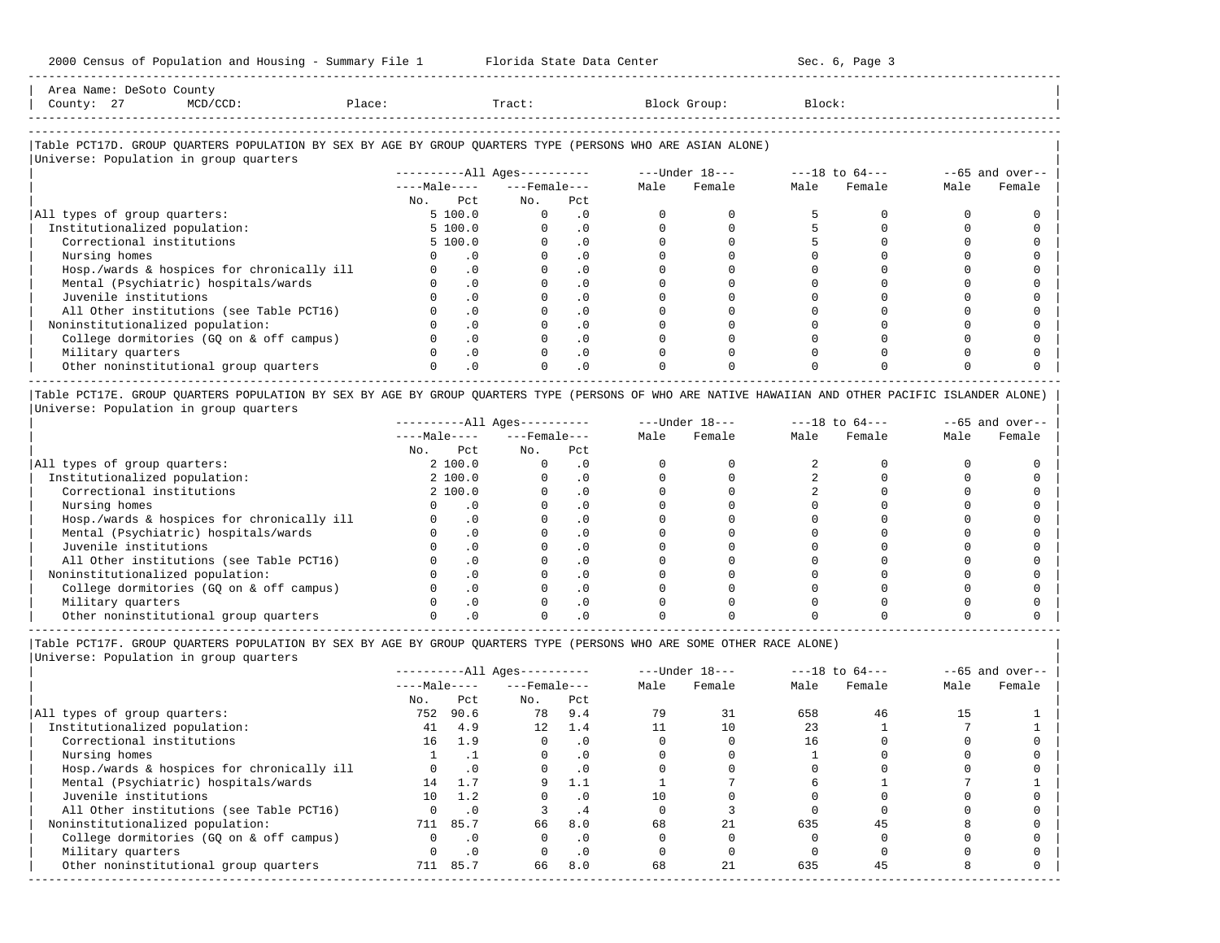Area Name: DeSoto County
County: 27 MCD/CCD: Place: Tract: Block Group: Block:

## Table PCT17D. GROUP QUARTERS POPULATION BY SEX BY AGE BY GROUP QUARTERS TYPE (PERSONS WHO ARE ASIAN ALONE)

Universe: Population in group quarters

| | All Ages | | | | Under 18 | | 18 to 64 | | 65 and over | |
|---|---|---|---|---|---|---|---|---|---|---|
| | Male | | Female | | | | | | | |
| | No. | Pct | No. | Pct | Male | Female | Male | Female | Male | Female |
| All types of group quarters: | 5 | 100.0 | 0 | .0 | 0 | 0 | 5 | 0 | 0 | 0 |
| Institutionalized population: | 5 | 100.0 | 0 | .0 | 0 | 0 | 5 | 0 | 0 | 0 |
| Correctional institutions | 5 | 100.0 | 0 | .0 | 0 | 0 | 5 | 0 | 0 | 0 |
| Nursing homes | 0 | .0 | 0 | .0 | 0 | 0 | 0 | 0 | 0 | 0 |
| Hosp./wards & hospices for chronically ill | 0 | .0 | 0 | .0 | 0 | 0 | 0 | 0 | 0 | 0 |
| Mental (Psychiatric) hospitals/wards | 0 | .0 | 0 | .0 | 0 | 0 | 0 | 0 | 0 | 0 |
| Juvenile institutions | 0 | .0 | 0 | .0 | 0 | 0 | 0 | 0 | 0 | 0 |
| All Other institutions (see Table PCT16) | 0 | .0 | 0 | .0 | 0 | 0 | 0 | 0 | 0 | 0 |
| Noninstitutionalized population: | 0 | .0 | 0 | .0 | 0 | 0 | 0 | 0 | 0 | 0 |
| College dormitories (GQ on & off campus) | 0 | .0 | 0 | .0 | 0 | 0 | 0 | 0 | 0 | 0 |
| Military quarters | 0 | .0 | 0 | .0 | 0 | 0 | 0 | 0 | 0 | 0 |
| Other noninstitutional group quarters | 0 | .0 | 0 | .0 | 0 | 0 | 0 | 0 | 0 | 0 |

## Table PCT17E. GROUP QUARTERS POPULATION BY SEX BY AGE BY GROUP QUARTERS TYPE (PERSONS OF WHO ARE NATIVE HAWAIIAN AND OTHER PACIFIC ISLANDER ALONE)

Universe: Population in group quarters

| | All Ages | | | | Under 18 | | 18 to 64 | | 65 and over | |
|---|---|---|---|---|---|---|---|---|---|---|
| | Male | | Female | | | | | | | |
| | No. | Pct | No. | Pct | Male | Female | Male | Female | Male | Female |
| All types of group quarters: | 2 | 100.0 | 0 | .0 | 0 | 0 | 2 | 0 | 0 | 0 |
| Institutionalized population: | 2 | 100.0 | 0 | .0 | 0 | 0 | 2 | 0 | 0 | 0 |
| Correctional institutions | 2 | 100.0 | 0 | .0 | 0 | 0 | 2 | 0 | 0 | 0 |
| Nursing homes | 0 | .0 | 0 | .0 | 0 | 0 | 0 | 0 | 0 | 0 |
| Hosp./wards & hospices for chronically ill | 0 | .0 | 0 | .0 | 0 | 0 | 0 | 0 | 0 | 0 |
| Mental (Psychiatric) hospitals/wards | 0 | .0 | 0 | .0 | 0 | 0 | 0 | 0 | 0 | 0 |
| Juvenile institutions | 0 | .0 | 0 | .0 | 0 | 0 | 0 | 0 | 0 | 0 |
| All Other institutions (see Table PCT16) | 0 | .0 | 0 | .0 | 0 | 0 | 0 | 0 | 0 | 0 |
| Noninstitutionalized population: | 0 | .0 | 0 | .0 | 0 | 0 | 0 | 0 | 0 | 0 |
| College dormitories (GQ on & off campus) | 0 | .0 | 0 | .0 | 0 | 0 | 0 | 0 | 0 | 0 |
| Military quarters | 0 | .0 | 0 | .0 | 0 | 0 | 0 | 0 | 0 | 0 |
| Other noninstitutional group quarters | 0 | .0 | 0 | .0 | 0 | 0 | 0 | 0 | 0 | 0 |

## Table PCT17F. GROUP QUARTERS POPULATION BY SEX BY AGE BY GROUP QUARTERS TYPE (PERSONS WHO ARE SOME OTHER RACE ALONE)

Universe: Population in group quarters

| | All Ages | | | | Under 18 | | 18 to 64 | | 65 and over | |
|---|---|---|---|---|---|---|---|---|---|---|
| | Male | | Female | | | | | | | |
| | No. | Pct | No. | Pct | Male | Female | Male | Female | Male | Female |
| All types of group quarters: | 752 | 90.6 | 78 | 9.4 | 79 | 31 | 658 | 46 | 15 | 1 |
| Institutionalized population: | 41 | 4.9 | 12 | 1.4 | 11 | 10 | 23 | 1 | 7 | 1 |
| Correctional institutions | 16 | 1.9 | 0 | .0 | 0 | 0 | 16 | 0 | 0 | 0 |
| Nursing homes | 1 | .1 | 0 | .0 | 0 | 0 | 1 | 0 | 0 | 0 |
| Hosp./wards & hospices for chronically ill | 0 | .0 | 0 | .0 | 0 | 0 | 0 | 0 | 0 | 0 |
| Mental (Psychiatric) hospitals/wards | 14 | 1.7 | 9 | 1.1 | 1 | 7 | 6 | 1 | 7 | 1 |
| Juvenile institutions | 10 | 1.2 | 0 | .0 | 10 | 0 | 0 | 0 | 0 | 0 |
| All Other institutions (see Table PCT16) | 0 | .0 | 3 | .4 | 0 | 3 | 0 | 0 | 0 | 0 |
| Noninstitutionalized population: | 711 | 85.7 | 66 | 8.0 | 68 | 21 | 635 | 45 | 8 | 0 |
| College dormitories (GQ on & off campus) | 0 | .0 | 0 | .0 | 0 | 0 | 0 | 0 | 0 | 0 |
| Military quarters | 0 | .0 | 0 | .0 | 0 | 0 | 0 | 0 | 0 | 0 |
| Other noninstitutional group quarters | 711 | 85.7 | 66 | 8.0 | 68 | 21 | 635 | 45 | 8 | 0 |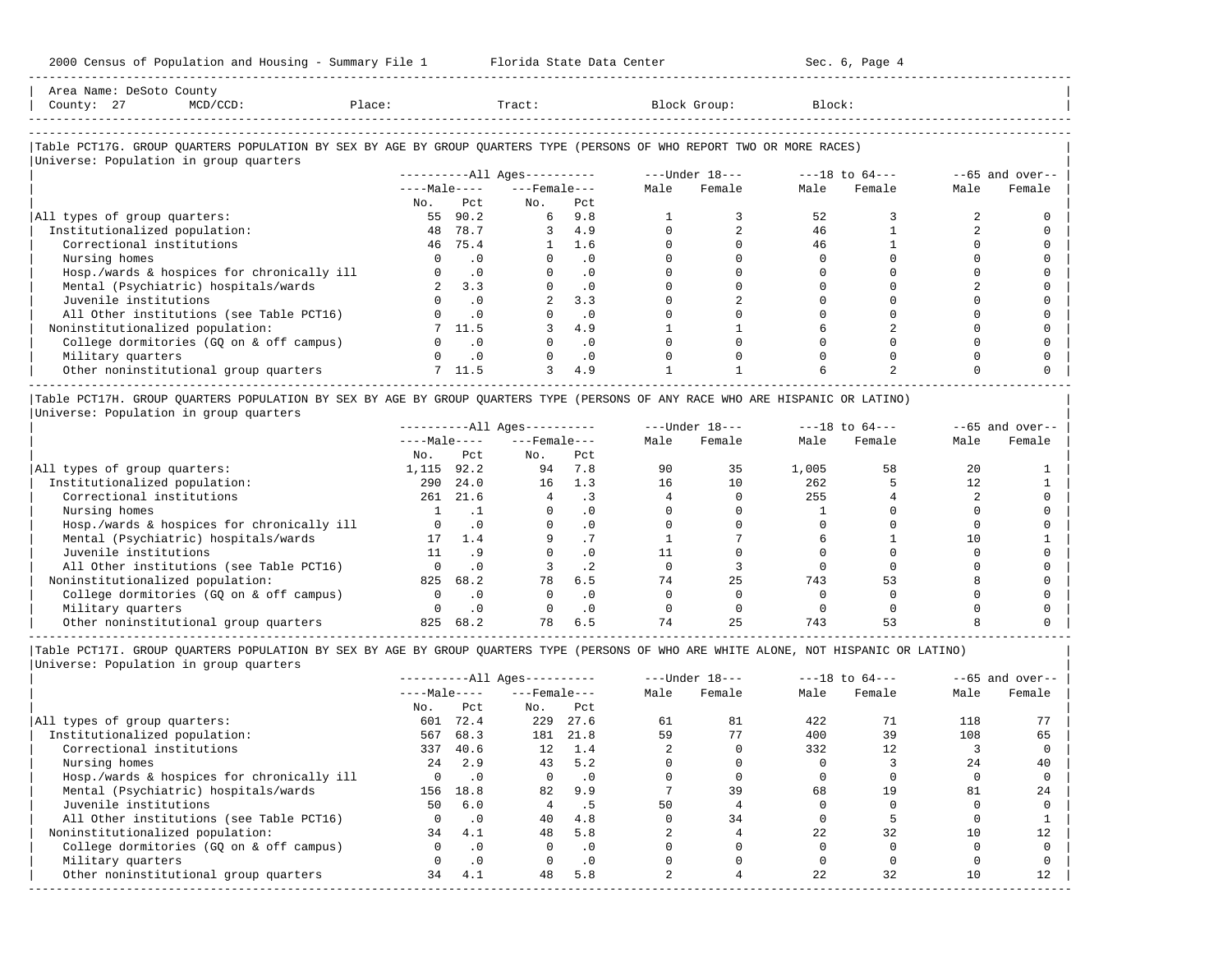Area Name: DeSoto County
County: 27 MCD/CCD: Place: Tract: Block Group: Block:

Table PCT17G. GROUP QUARTERS POPULATION BY SEX BY AGE BY GROUP QUARTERS TYPE (PERSONS OF WHO REPORT TWO OR MORE RACES)
Universe: Population in group quarters

| | All Ages | | | | Under 18 | | 18 to 64 | | 65 and over | |
|---|---|---|---|---|---|---|---|---|---|---|
| | Male | | Female | | | | | | | |
| | No. | Pct | No. | Pct | Male | Female | Male | Female | Male | Female |
| All types of group quarters: | 55 | 90.2 | 6 | 9.8 | 1 | 3 | 52 | 3 | 2 | 0 |
| Institutionalized population: | 48 | 78.7 | 3 | 4.9 | 0 | 2 | 46 | 1 | 2 | 0 |
| Correctional institutions | 46 | 75.4 | 1 | 1.6 | 0 | 0 | 46 | 1 | 0 | 0 |
| Nursing homes | 0 | .0 | 0 | .0 | 0 | 0 | 0 | 0 | 0 | 0 |
| Hosp./wards & hospices for chronically ill | 0 | .0 | 0 | .0 | 0 | 0 | 0 | 0 | 0 | 0 |
| Mental (Psychiatric) hospitals/wards | 2 | 3.3 | 0 | .0 | 0 | 0 | 0 | 0 | 2 | 0 |
| Juvenile institutions | 0 | .0 | 2 | 3.3 | 0 | 2 | 0 | 0 | 0 | 0 |
| All Other institutions (see Table PCT16) | 0 | .0 | 0 | .0 | 0 | 0 | 0 | 0 | 0 | 0 |
| Noninstitutionalized population: | 7 | 11.5 | 3 | 4.9 | 1 | 1 | 6 | 2 | 0 | 0 |
| College dormitories (GQ on & off campus) | 0 | .0 | 0 | .0 | 0 | 0 | 0 | 0 | 0 | 0 |
| Military quarters | 0 | .0 | 0 | .0 | 0 | 0 | 0 | 0 | 0 | 0 |
| Other noninstitutional group quarters | 7 | 11.5 | 3 | 4.9 | 1 | 1 | 6 | 2 | 0 | 0 |

Table PCT17H. GROUP QUARTERS POPULATION BY SEX BY AGE BY GROUP QUARTERS TYPE (PERSONS OF ANY RACE WHO ARE HISPANIC OR LATINO)
Universe: Population in group quarters

| | All Ages | | | | Under 18 | | 18 to 64 | | 65 and over | |
|---|---|---|---|---|---|---|---|---|---|---|
| | Male | | Female | | | | | | | |
| | No. | Pct | No. | Pct | Male | Female | Male | Female | Male | Female |
| All types of group quarters: | 1,115 | 92.2 | 94 | 7.8 | 90 | 35 | 1,005 | 58 | 20 | 1 |
| Institutionalized population: | 290 | 24.0 | 16 | 1.3 | 16 | 10 | 262 | 5 | 12 | 1 |
| Correctional institutions | 261 | 21.6 | 4 | .3 | 4 | 0 | 255 | 4 | 2 | 0 |
| Nursing homes | 1 | .1 | 0 | .0 | 0 | 0 | 1 | 0 | 0 | 0 |
| Hosp./wards & hospices for chronically ill | 0 | .0 | 0 | .0 | 0 | 0 | 0 | 0 | 0 | 0 |
| Mental (Psychiatric) hospitals/wards | 17 | 1.4 | 9 | .7 | 1 | 7 | 6 | 1 | 10 | 1 |
| Juvenile institutions | 11 | .9 | 0 | .0 | 11 | 0 | 0 | 0 | 0 | 0 |
| All Other institutions (see Table PCT16) | 0 | .0 | 3 | .2 | 0 | 3 | 0 | 0 | 0 | 0 |
| Noninstitutionalized population: | 825 | 68.2 | 78 | 6.5 | 74 | 25 | 743 | 53 | 8 | 0 |
| College dormitories (GQ on & off campus) | 0 | .0 | 0 | .0 | 0 | 0 | 0 | 0 | 0 | 0 |
| Military quarters | 0 | .0 | 0 | .0 | 0 | 0 | 0 | 0 | 0 | 0 |
| Other noninstitutional group quarters | 825 | 68.2 | 78 | 6.5 | 74 | 25 | 743 | 53 | 8 | 0 |

Table PCT17I. GROUP QUARTERS POPULATION BY SEX BY AGE BY GROUP QUARTERS TYPE (PERSONS OF WHO ARE WHITE ALONE, NOT HISPANIC OR LATINO)
Universe: Population in group quarters

| | All Ages | | | | Under 18 | | 18 to 64 | | 65 and over | |
|---|---|---|---|---|---|---|---|---|---|---|
| | Male | | Female | | | | | | | |
| | No. | Pct | No. | Pct | Male | Female | Male | Female | Male | Female |
| All types of group quarters: | 601 | 72.4 | 229 | 27.6 | 61 | 81 | 422 | 71 | 118 | 77 |
| Institutionalized population: | 567 | 68.3 | 181 | 21.8 | 59 | 77 | 400 | 39 | 108 | 65 |
| Correctional institutions | 337 | 40.6 | 12 | 1.4 | 2 | 0 | 332 | 12 | 3 | 0 |
| Nursing homes | 24 | 2.9 | 43 | 5.2 | 0 | 0 | 0 | 3 | 24 | 40 |
| Hosp./wards & hospices for chronically ill | 0 | .0 | 0 | .0 | 0 | 0 | 0 | 0 | 0 | 0 |
| Mental (Psychiatric) hospitals/wards | 156 | 18.8 | 82 | 9.9 | 7 | 39 | 68 | 19 | 81 | 24 |
| Juvenile institutions | 50 | 6.0 | 4 | .5 | 50 | 4 | 0 | 0 | 0 | 0 |
| All Other institutions (see Table PCT16) | 0 | .0 | 40 | 4.8 | 0 | 34 | 0 | 5 | 0 | 1 |
| Noninstitutionalized population: | 34 | 4.1 | 48 | 5.8 | 2 | 4 | 22 | 32 | 10 | 12 |
| College dormitories (GQ on & off campus) | 0 | .0 | 0 | .0 | 0 | 0 | 0 | 0 | 0 | 0 |
| Military quarters | 0 | .0 | 0 | .0 | 0 | 0 | 0 | 0 | 0 | 0 |
| Other noninstitutional group quarters | 34 | 4.1 | 48 | 5.8 | 2 | 4 | 22 | 32 | 10 | 12 |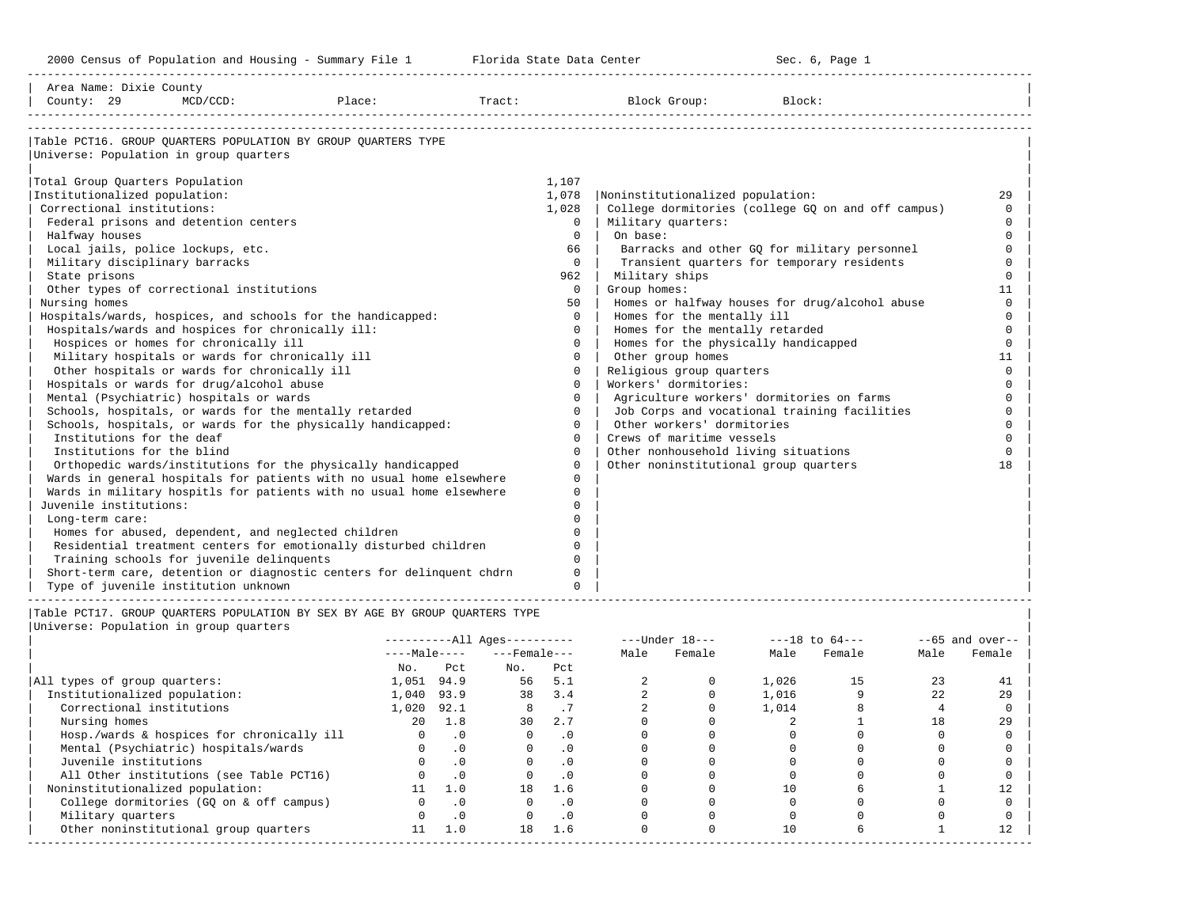2000 Census of Population and Housing - Summary File 1 Florida State Data Center Sec. 6, Page 1

Area Name: Dixie County
County: 29 MCD/CCD: Place: Tract: Block Group: Block:

## Table PCT16. GROUP QUARTERS POPULATION BY GROUP QUARTERS TYPE

Universe: Population in group quarters

| Institutionalized | | Noninstitutionalized | |
|---|---|---|---|
| Total Group Quarters Population | 1,107 | | |
| Institutionalized population: | 1,078 | Noninstitutionalized population: | 29 |
| Correctional institutions: | 1,028 | College dormitories (college GQ on and off campus) | 0 |
| Federal prisons and detention centers | 0 | Military quarters: | 0 |
| Halfway houses | 0 | On base: | 0 |
| Local jails, police lockups, etc. | 66 | Barracks and other GQ for military personnel | 0 |
| Military disciplinary barracks | 0 | Transient quarters for temporary residents | 0 |
| State prisons | 962 | Military ships | 0 |
| Other types of correctional institutions | 0 | Group homes: | 11 |
| Nursing homes | 50 | Homes or halfway houses for drug/alcohol abuse | 0 |
| Hospitals/wards, hospices, and schools for the handicapped: | 0 | Homes for the mentally ill | 0 |
| Hospitals/wards and hospices for chronically ill: | 0 | Homes for the mentally retarded | 0 |
| Hospices or homes for chronically ill | 0 | Homes for the physically handicapped | 0 |
| Military hospitals or wards for chronically ill | 0 | Other group homes | 11 |
| Other hospitals or wards for chronically ill | 0 | Religious group quarters | 0 |
| Hospitals or wards for drug/alcohol abuse | 0 | Workers' dormitories: | 0 |
| Mental (Psychiatric) hospitals or wards | 0 | Agriculture workers' dormitories on farms | 0 |
| Schools, hospitals, or wards for the mentally retarded | 0 | Job Corps and vocational training facilities | 0 |
| Schools, hospitals, or wards for the physically handicapped: | 0 | Other workers' dormitories | 0 |
| Institutions for the deaf | 0 | Crews of maritime vessels | 0 |
| Institutions for the blind | 0 | Other nonhousehold living situations | 0 |
| Orthopedic wards/institutions for the physically handicapped | 0 | Other noninstitutional group quarters | 18 |
| Wards in general hospitals for patients with no usual home elsewhere | 0 | | |
| Wards in military hospitls for patients with no usual home elsewhere | 0 | | |
| Juvenile institutions: | 0 | | |
| Long-term care: | 0 | | |
| Homes for abused, dependent, and neglected children | 0 | | |
| Residential treatment centers for emotionally disturbed children | 0 | | |
| Training schools for juvenile delinquents | 0 | | |
| Short-term care, detention or diagnostic centers for delinquent chdrn | 0 | | |
| Type of juvenile institution unknown | 0 | | |

## Table PCT17. GROUP QUARTERS POPULATION BY SEX BY AGE BY GROUP QUARTERS TYPE

Universe: Population in group quarters

| | All Ages | | | | Under 18 | | 18 to 64 | | 65 and over | |
|---|---|---|---|---|---|---|---|---|---|---|
| | Male | | Female | | | | | | | |
| | No. | Pct | No. | Pct | Male | Female | Male | Female | Male | Female |
| All types of group quarters: | 1,051 | 94.9 | 56 | 5.1 | 2 | 0 | 1,026 | 15 | 23 | 41 |
| Institutionalized population: | 1,040 | 93.9 | 38 | 3.4 | 2 | 0 | 1,016 | 9 | 22 | 29 |
| Correctional institutions | 1,020 | 92.1 | 8 | .7 | 2 | 0 | 1,014 | 8 | 4 | 0 |
| Nursing homes | 20 | 1.8 | 30 | 2.7 | 0 | 0 | 2 | 1 | 18 | 29 |
| Hosp./wards & hospices for chronically ill | 0 | .0 | 0 | .0 | 0 | 0 | 0 | 0 | 0 | 0 |
| Mental (Psychiatric) hospitals/wards | 0 | .0 | 0 | .0 | 0 | 0 | 0 | 0 | 0 | 0 |
| Juvenile institutions | 0 | .0 | 0 | .0 | 0 | 0 | 0 | 0 | 0 | 0 |
| All Other institutions (see Table PCT16) | 0 | .0 | 0 | .0 | 0 | 0 | 0 | 0 | 0 | 0 |
| Noninstitutionalized population: | 11 | 1.0 | 18 | 1.6 | 0 | 0 | 10 | 6 | 1 | 12 |
| College dormitories (GQ on & off campus) | 0 | .0 | 0 | .0 | 0 | 0 | 0 | 0 | 0 | 0 |
| Military quarters | 0 | .0 | 0 | .0 | 0 | 0 | 0 | 0 | 0 | 0 |
| Other noninstitutional group quarters | 11 | 1.0 | 18 | 1.6 | 0 | 0 | 10 | 6 | 1 | 12 |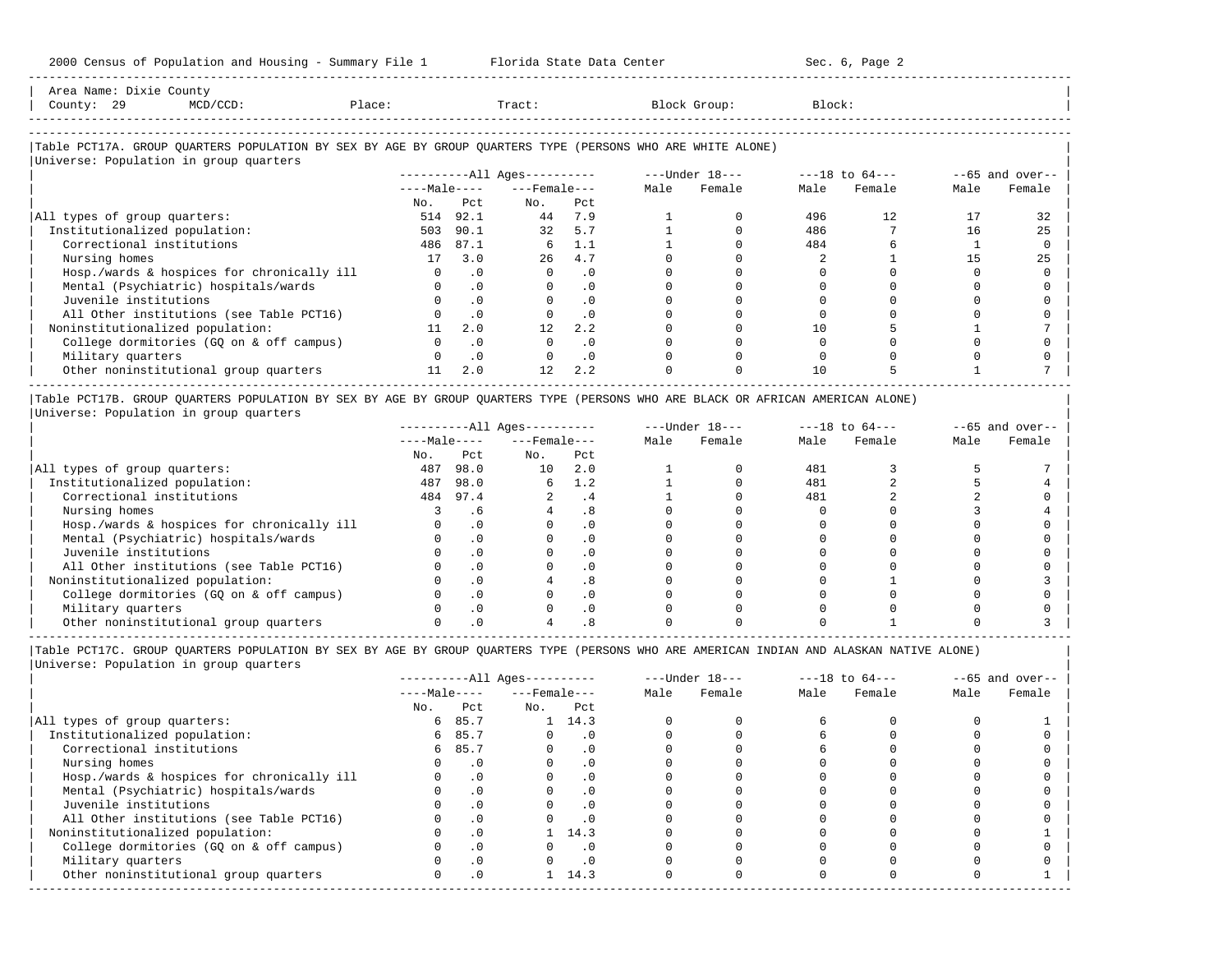Area Name: Dixie County
County: 29 MCD/CCD: Place: Tract: Block Group: Block:

## Table PCT17A. GROUP QUARTERS POPULATION BY SEX BY AGE BY GROUP QUARTERS TYPE (PERSONS WHO ARE WHITE ALONE)

Universe: Population in group quarters

| | All Ages | | | | Under 18 | | 18 to 64 | | 65 and over | |
|---|---|---|---|---|---|---|---|---|---|---|
| | Male | | Female | | | | | | | |
| | No. | Pct | No. | Pct | Male | Female | Male | Female | Male | Female |
| All types of group quarters: | 514 | 92.1 | 44 | 7.9 | 1 | 0 | 496 | 12 | 17 | 32 |
| Institutionalized population: | 503 | 90.1 | 32 | 5.7 | 1 | 0 | 486 | 7 | 16 | 25 |
| Correctional institutions | 486 | 87.1 | 6 | 1.1 | 1 | 0 | 484 | 6 | 1 | 0 |
| Nursing homes | 17 | 3.0 | 26 | 4.7 | 0 | 0 | 2 | 1 | 15 | 25 |
| Hosp./wards & hospices for chronically ill | 0 | .0 | 0 | .0 | 0 | 0 | 0 | 0 | 0 | 0 |
| Mental (Psychiatric) hospitals/wards | 0 | .0 | 0 | .0 | 0 | 0 | 0 | 0 | 0 | 0 |
| Juvenile institutions | 0 | .0 | 0 | .0 | 0 | 0 | 0 | 0 | 0 | 0 |
| All Other institutions (see Table PCT16) | 0 | .0 | 0 | .0 | 0 | 0 | 0 | 0 | 0 | 0 |
| Noninstitutionalized population: | 11 | 2.0 | 12 | 2.2 | 0 | 0 | 10 | 5 | 1 | 7 |
| College dormitories (GQ on & off campus) | 0 | .0 | 0 | .0 | 0 | 0 | 0 | 0 | 0 | 0 |
| Military quarters | 0 | .0 | 0 | .0 | 0 | 0 | 0 | 0 | 0 | 0 |
| Other noninstitutional group quarters | 11 | 2.0 | 12 | 2.2 | 0 | 0 | 10 | 5 | 1 | 7 |

## Table PCT17B. GROUP QUARTERS POPULATION BY SEX BY AGE BY GROUP QUARTERS TYPE (PERSONS WHO ARE BLACK OR AFRICAN AMERICAN ALONE)

Universe: Population in group quarters

| | All Ages | | | | Under 18 | | 18 to 64 | | 65 and over | |
|---|---|---|---|---|---|---|---|---|---|---|
| | Male | | Female | | | | | | | |
| | No. | Pct | No. | Pct | Male | Female | Male | Female | Male | Female |
| All types of group quarters: | 487 | 98.0 | 10 | 2.0 | 1 | 0 | 481 | 3 | 5 | 7 |
| Institutionalized population: | 487 | 98.0 | 6 | 1.2 | 1 | 0 | 481 | 2 | 5 | 4 |
| Correctional institutions | 484 | 97.4 | 2 | .4 | 1 | 0 | 481 | 2 | 2 | 0 |
| Nursing homes | 3 | .6 | 4 | .8 | 0 | 0 | 0 | 0 | 3 | 4 |
| Hosp./wards & hospices for chronically ill | 0 | .0 | 0 | .0 | 0 | 0 | 0 | 0 | 0 | 0 |
| Mental (Psychiatric) hospitals/wards | 0 | .0 | 0 | .0 | 0 | 0 | 0 | 0 | 0 | 0 |
| Juvenile institutions | 0 | .0 | 0 | .0 | 0 | 0 | 0 | 0 | 0 | 0 |
| All Other institutions (see Table PCT16) | 0 | .0 | 0 | .0 | 0 | 0 | 0 | 0 | 0 | 0 |
| Noninstitutionalized population: | 0 | .0 | 4 | .8 | 0 | 0 | 0 | 1 | 0 | 3 |
| College dormitories (GQ on & off campus) | 0 | .0 | 0 | .0 | 0 | 0 | 0 | 0 | 0 | 0 |
| Military quarters | 0 | .0 | 0 | .0 | 0 | 0 | 0 | 0 | 0 | 0 |
| Other noninstitutional group quarters | 0 | .0 | 4 | .8 | 0 | 0 | 0 | 1 | 0 | 3 |

## Table PCT17C. GROUP QUARTERS POPULATION BY SEX BY AGE BY GROUP QUARTERS TYPE (PERSONS WHO ARE AMERICAN INDIAN AND ALASKAN NATIVE ALONE)

Universe: Population in group quarters

| | All Ages | | | | Under 18 | | 18 to 64 | | 65 and over | |
|---|---|---|---|---|---|---|---|---|---|---|
| | Male | | Female | | | | | | | |
| | No. | Pct | No. | Pct | Male | Female | Male | Female | Male | Female |
| All types of group quarters: | 6 | 85.7 | 1 | 14.3 | 0 | 0 | 6 | 0 | 0 | 1 |
| Institutionalized population: | 6 | 85.7 | 0 | .0 | 0 | 0 | 6 | 0 | 0 | 0 |
| Correctional institutions | 6 | 85.7 | 0 | .0 | 0 | 0 | 6 | 0 | 0 | 0 |
| Nursing homes | 0 | .0 | 0 | .0 | 0 | 0 | 0 | 0 | 0 | 0 |
| Hosp./wards & hospices for chronically ill | 0 | .0 | 0 | .0 | 0 | 0 | 0 | 0 | 0 | 0 |
| Mental (Psychiatric) hospitals/wards | 0 | .0 | 0 | .0 | 0 | 0 | 0 | 0 | 0 | 0 |
| Juvenile institutions | 0 | .0 | 0 | .0 | 0 | 0 | 0 | 0 | 0 | 0 |
| All Other institutions (see Table PCT16) | 0 | .0 | 0 | .0 | 0 | 0 | 0 | 0 | 0 | 0 |
| Noninstitutionalized population: | 0 | .0 | 1 | 14.3 | 0 | 0 | 0 | 0 | 0 | 1 |
| College dormitories (GQ on & off campus) | 0 | .0 | 0 | .0 | 0 | 0 | 0 | 0 | 0 | 0 |
| Military quarters | 0 | .0 | 0 | .0 | 0 | 0 | 0 | 0 | 0 | 0 |
| Other noninstitutional group quarters | 0 | .0 | 1 | 14.3 | 0 | 0 | 0 | 0 | 0 | 1 |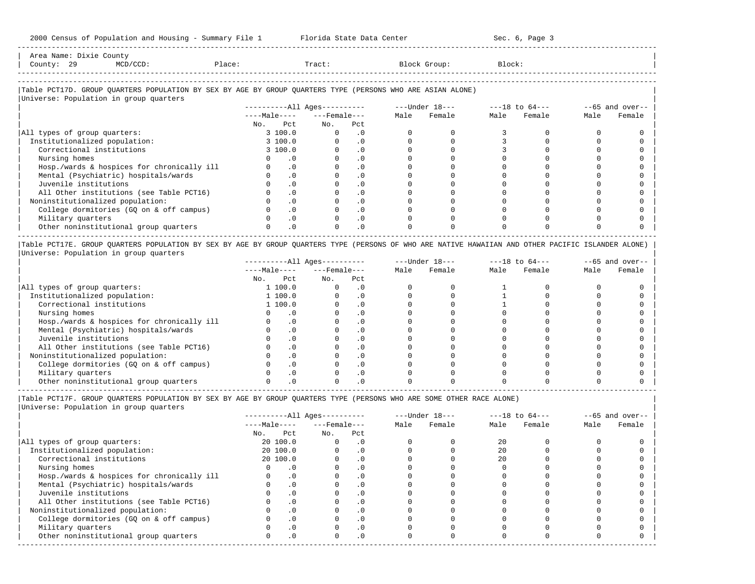Area Name: Dixie County
County: 29 MCD/CCD: Place: Tract: Block Group: Block:

Table PCT17D. GROUP QUARTERS POPULATION BY SEX BY AGE BY GROUP QUARTERS TYPE (PERSONS WHO ARE ASIAN ALONE)
Universe: Population in group quarters

| | All Ages | | | | Under 18 | | 18 to 64 | | 65 and over | |
|---|---|---|---|---|---|---|---|---|---|---|
| | Male | | Female | | | | | | | |
| | No. | Pct | No. | Pct | Male | Female | Male | Female | Male | Female |
| All types of group quarters: | 3 | 100.0 | 0 | .0 | 0 | 0 | 3 | 0 | 0 | 0 |
| Institutionalized population: | 3 | 100.0 | 0 | .0 | 0 | 0 | 3 | 0 | 0 | 0 |
| Correctional institutions | 3 | 100.0 | 0 | .0 | 0 | 0 | 3 | 0 | 0 | 0 |
| Nursing homes | 0 | .0 | 0 | .0 | 0 | 0 | 0 | 0 | 0 | 0 |
| Hosp./wards & hospices for chronically ill | 0 | .0 | 0 | .0 | 0 | 0 | 0 | 0 | 0 | 0 |
| Mental (Psychiatric) hospitals/wards | 0 | .0 | 0 | .0 | 0 | 0 | 0 | 0 | 0 | 0 |
| Juvenile institutions | 0 | .0 | 0 | .0 | 0 | 0 | 0 | 0 | 0 | 0 |
| All Other institutions (see Table PCT16) | 0 | .0 | 0 | .0 | 0 | 0 | 0 | 0 | 0 | 0 |
| Noninstitutionalized population: | 0 | .0 | 0 | .0 | 0 | 0 | 0 | 0 | 0 | 0 |
| College dormitories (GQ on & off campus) | 0 | .0 | 0 | .0 | 0 | 0 | 0 | 0 | 0 | 0 |
| Military quarters | 0 | .0 | 0 | .0 | 0 | 0 | 0 | 0 | 0 | 0 |
| Other noninstitutional group quarters | 0 | .0 | 0 | .0 | 0 | 0 | 0 | 0 | 0 | 0 |

Table PCT17E. GROUP QUARTERS POPULATION BY SEX BY AGE BY GROUP QUARTERS TYPE (PERSONS OF WHO ARE NATIVE HAWAIIAN AND OTHER PACIFIC ISLANDER ALONE)
Universe: Population in group quarters

| | All Ages | | | | Under 18 | | 18 to 64 | | 65 and over | |
|---|---|---|---|---|---|---|---|---|---|---|
| | Male | | Female | | | | | | | |
| | No. | Pct | No. | Pct | Male | Female | Male | Female | Male | Female |
| All types of group quarters: | 1 | 100.0 | 0 | .0 | 0 | 0 | 1 | 0 | 0 | 0 |
| Institutionalized population: | 1 | 100.0 | 0 | .0 | 0 | 0 | 1 | 0 | 0 | 0 |
| Correctional institutions | 1 | 100.0 | 0 | .0 | 0 | 0 | 1 | 0 | 0 | 0 |
| Nursing homes | 0 | .0 | 0 | .0 | 0 | 0 | 0 | 0 | 0 | 0 |
| Hosp./wards & hospices for chronically ill | 0 | .0 | 0 | .0 | 0 | 0 | 0 | 0 | 0 | 0 |
| Mental (Psychiatric) hospitals/wards | 0 | .0 | 0 | .0 | 0 | 0 | 0 | 0 | 0 | 0 |
| Juvenile institutions | 0 | .0 | 0 | .0 | 0 | 0 | 0 | 0 | 0 | 0 |
| All Other institutions (see Table PCT16) | 0 | .0 | 0 | .0 | 0 | 0 | 0 | 0 | 0 | 0 |
| Noninstitutionalized population: | 0 | .0 | 0 | .0 | 0 | 0 | 0 | 0 | 0 | 0 |
| College dormitories (GQ on & off campus) | 0 | .0 | 0 | .0 | 0 | 0 | 0 | 0 | 0 | 0 |
| Military quarters | 0 | .0 | 0 | .0 | 0 | 0 | 0 | 0 | 0 | 0 |
| Other noninstitutional group quarters | 0 | .0 | 0 | .0 | 0 | 0 | 0 | 0 | 0 | 0 |

Table PCT17F. GROUP QUARTERS POPULATION BY SEX BY AGE BY GROUP QUARTERS TYPE (PERSONS WHO ARE SOME OTHER RACE ALONE)
Universe: Population in group quarters

| | All Ages | | | | Under 18 | | 18 to 64 | | 65 and over | |
|---|---|---|---|---|---|---|---|---|---|---|
| | Male | | Female | | | | | | | |
| | No. | Pct | No. | Pct | Male | Female | Male | Female | Male | Female |
| All types of group quarters: | 20 | 100.0 | 0 | .0 | 0 | 0 | 20 | 0 | 0 | 0 |
| Institutionalized population: | 20 | 100.0 | 0 | .0 | 0 | 0 | 20 | 0 | 0 | 0 |
| Correctional institutions | 20 | 100.0 | 0 | .0 | 0 | 0 | 20 | 0 | 0 | 0 |
| Nursing homes | 0 | .0 | 0 | .0 | 0 | 0 | 0 | 0 | 0 | 0 |
| Hosp./wards & hospices for chronically ill | 0 | .0 | 0 | .0 | 0 | 0 | 0 | 0 | 0 | 0 |
| Mental (Psychiatric) hospitals/wards | 0 | .0 | 0 | .0 | 0 | 0 | 0 | 0 | 0 | 0 |
| Juvenile institutions | 0 | .0 | 0 | .0 | 0 | 0 | 0 | 0 | 0 | 0 |
| All Other institutions (see Table PCT16) | 0 | .0 | 0 | .0 | 0 | 0 | 0 | 0 | 0 | 0 |
| Noninstitutionalized population: | 0 | .0 | 0 | .0 | 0 | 0 | 0 | 0 | 0 | 0 |
| College dormitories (GQ on & off campus) | 0 | .0 | 0 | .0 | 0 | 0 | 0 | 0 | 0 | 0 |
| Military quarters | 0 | .0 | 0 | .0 | 0 | 0 | 0 | 0 | 0 | 0 |
| Other noninstitutional group quarters | 0 | .0 | 0 | .0 | 0 | 0 | 0 | 0 | 0 | 0 |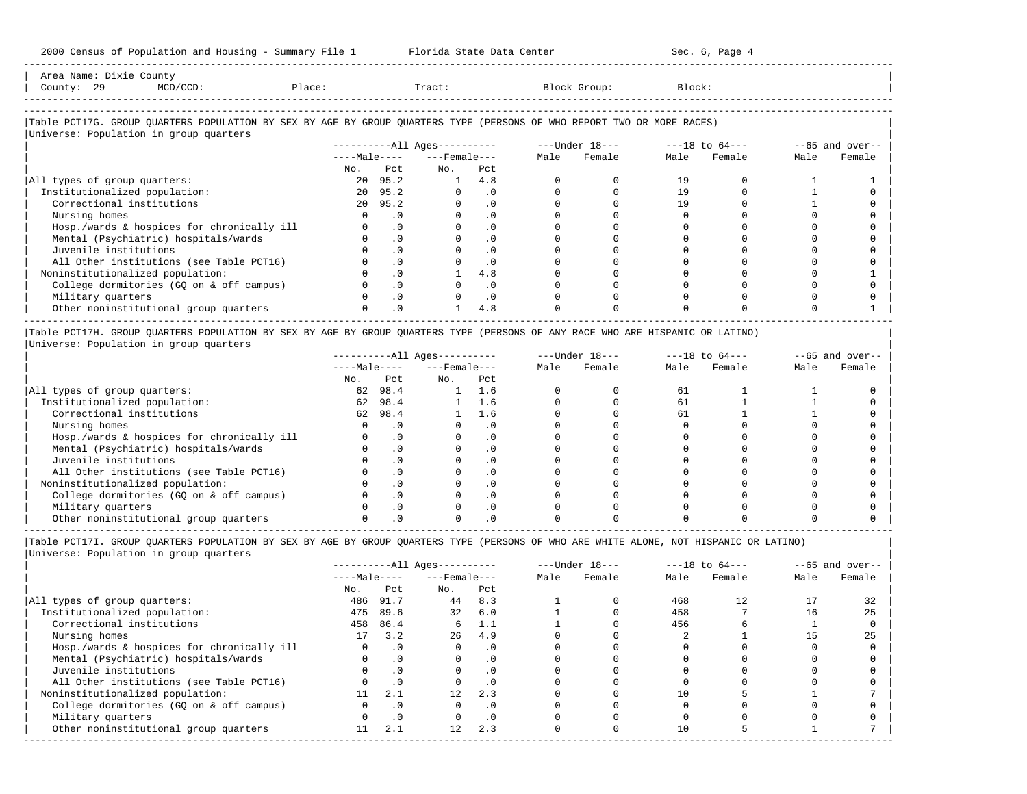Area Name: Dixie County
County: 29 MCD/CCD: Place: Tract: Block Group: Block:

## Table PCT17G. GROUP QUARTERS POPULATION BY SEX BY AGE BY GROUP QUARTERS TYPE (PERSONS OF WHO REPORT TWO OR MORE RACES)

Universe: Population in group quarters

| | All Ages | | | | Under 18 | | 18 to 64 | | 65 and over | |
|---|---|---|---|---|---|---|---|---|---|---|
| | Male | | Female | | | | | | | |
| | No. | Pct | No. | Pct | Male | Female | Male | Female | Male | Female |
| All types of group quarters: | 20 | 95.2 | 1 | 4.8 | 0 | 0 | 19 | 0 | 1 | 1 |
| Institutionalized population: | 20 | 95.2 | 0 | .0 | 0 | 0 | 19 | 0 | 1 | 0 |
| Correctional institutions | 20 | 95.2 | 0 | .0 | 0 | 0 | 19 | 0 | 1 | 0 |
| Nursing homes | 0 | .0 | 0 | .0 | 0 | 0 | 0 | 0 | 0 | 0 |
| Hosp./wards & hospices for chronically ill | 0 | .0 | 0 | .0 | 0 | 0 | 0 | 0 | 0 | 0 |
| Mental (Psychiatric) hospitals/wards | 0 | .0 | 0 | .0 | 0 | 0 | 0 | 0 | 0 | 0 |
| Juvenile institutions | 0 | .0 | 0 | .0 | 0 | 0 | 0 | 0 | 0 | 0 |
| All Other institutions (see Table PCT16) | 0 | .0 | 0 | .0 | 0 | 0 | 0 | 0 | 0 | 0 |
| Noninstitutionalized population: | 0 | .0 | 1 | 4.8 | 0 | 0 | 0 | 0 | 0 | 1 |
| College dormitories (GQ on & off campus) | 0 | .0 | 0 | .0 | 0 | 0 | 0 | 0 | 0 | 0 |
| Military quarters | 0 | .0 | 0 | .0 | 0 | 0 | 0 | 0 | 0 | 0 |
| Other noninstitutional group quarters | 0 | .0 | 1 | 4.8 | 0 | 0 | 0 | 0 | 0 | 1 |

## Table PCT17H. GROUP QUARTERS POPULATION BY SEX BY AGE BY GROUP QUARTERS TYPE (PERSONS OF ANY RACE WHO ARE HISPANIC OR LATINO)

Universe: Population in group quarters

| | All Ages | | | | Under 18 | | 18 to 64 | | 65 and over | |
|---|---|---|---|---|---|---|---|---|---|---|
| | Male | | Female | | | | | | | |
| | No. | Pct | No. | Pct | Male | Female | Male | Female | Male | Female |
| All types of group quarters: | 62 | 98.4 | 1 | 1.6 | 0 | 0 | 61 | 1 | 1 | 0 |
| Institutionalized population: | 62 | 98.4 | 1 | 1.6 | 0 | 0 | 61 | 1 | 1 | 0 |
| Correctional institutions | 62 | 98.4 | 1 | 1.6 | 0 | 0 | 61 | 1 | 1 | 0 |
| Nursing homes | 0 | .0 | 0 | .0 | 0 | 0 | 0 | 0 | 0 | 0 |
| Hosp./wards & hospices for chronically ill | 0 | .0 | 0 | .0 | 0 | 0 | 0 | 0 | 0 | 0 |
| Mental (Psychiatric) hospitals/wards | 0 | .0 | 0 | .0 | 0 | 0 | 0 | 0 | 0 | 0 |
| Juvenile institutions | 0 | .0 | 0 | .0 | 0 | 0 | 0 | 0 | 0 | 0 |
| All Other institutions (see Table PCT16) | 0 | .0 | 0 | .0 | 0 | 0 | 0 | 0 | 0 | 0 |
| Noninstitutionalized population: | 0 | .0 | 0 | .0 | 0 | 0 | 0 | 0 | 0 | 0 |
| College dormitories (GQ on & off campus) | 0 | .0 | 0 | .0 | 0 | 0 | 0 | 0 | 0 | 0 |
| Military quarters | 0 | .0 | 0 | .0 | 0 | 0 | 0 | 0 | 0 | 0 |
| Other noninstitutional group quarters | 0 | .0 | 0 | .0 | 0 | 0 | 0 | 0 | 0 | 0 |

## Table PCT17I. GROUP QUARTERS POPULATION BY SEX BY AGE BY GROUP QUARTERS TYPE (PERSONS OF WHO ARE WHITE ALONE, NOT HISPANIC OR LATINO)

Universe: Population in group quarters

| | All Ages | | | | Under 18 | | 18 to 64 | | 65 and over | |
|---|---|---|---|---|---|---|---|---|---|---|
| | Male | | Female | | | | | | | |
| | No. | Pct | No. | Pct | Male | Female | Male | Female | Male | Female |
| All types of group quarters: | 486 | 91.7 | 44 | 8.3 | 1 | 0 | 468 | 12 | 17 | 32 |
| Institutionalized population: | 475 | 89.6 | 32 | 6.0 | 1 | 0 | 458 | 7 | 16 | 25 |
| Correctional institutions | 458 | 86.4 | 6 | 1.1 | 1 | 0 | 456 | 6 | 1 | 0 |
| Nursing homes | 17 | 3.2 | 26 | 4.9 | 0 | 0 | 2 | 1 | 15 | 25 |
| Hosp./wards & hospices for chronically ill | 0 | .0 | 0 | .0 | 0 | 0 | 0 | 0 | 0 | 0 |
| Mental (Psychiatric) hospitals/wards | 0 | .0 | 0 | .0 | 0 | 0 | 0 | 0 | 0 | 0 |
| Juvenile institutions | 0 | .0 | 0 | .0 | 0 | 0 | 0 | 0 | 0 | 0 |
| All Other institutions (see Table PCT16) | 0 | .0 | 0 | .0 | 0 | 0 | 0 | 0 | 0 | 0 |
| Noninstitutionalized population: | 11 | 2.1 | 12 | 2.3 | 0 | 0 | 10 | 5 | 1 | 7 |
| College dormitories (GQ on & off campus) | 0 | .0 | 0 | .0 | 0 | 0 | 0 | 0 | 0 | 0 |
| Military quarters | 0 | .0 | 0 | .0 | 0 | 0 | 0 | 0 | 0 | 0 |
| Other noninstitutional group quarters | 11 | 2.1 | 12 | 2.3 | 0 | 0 | 10 | 5 | 1 | 7 |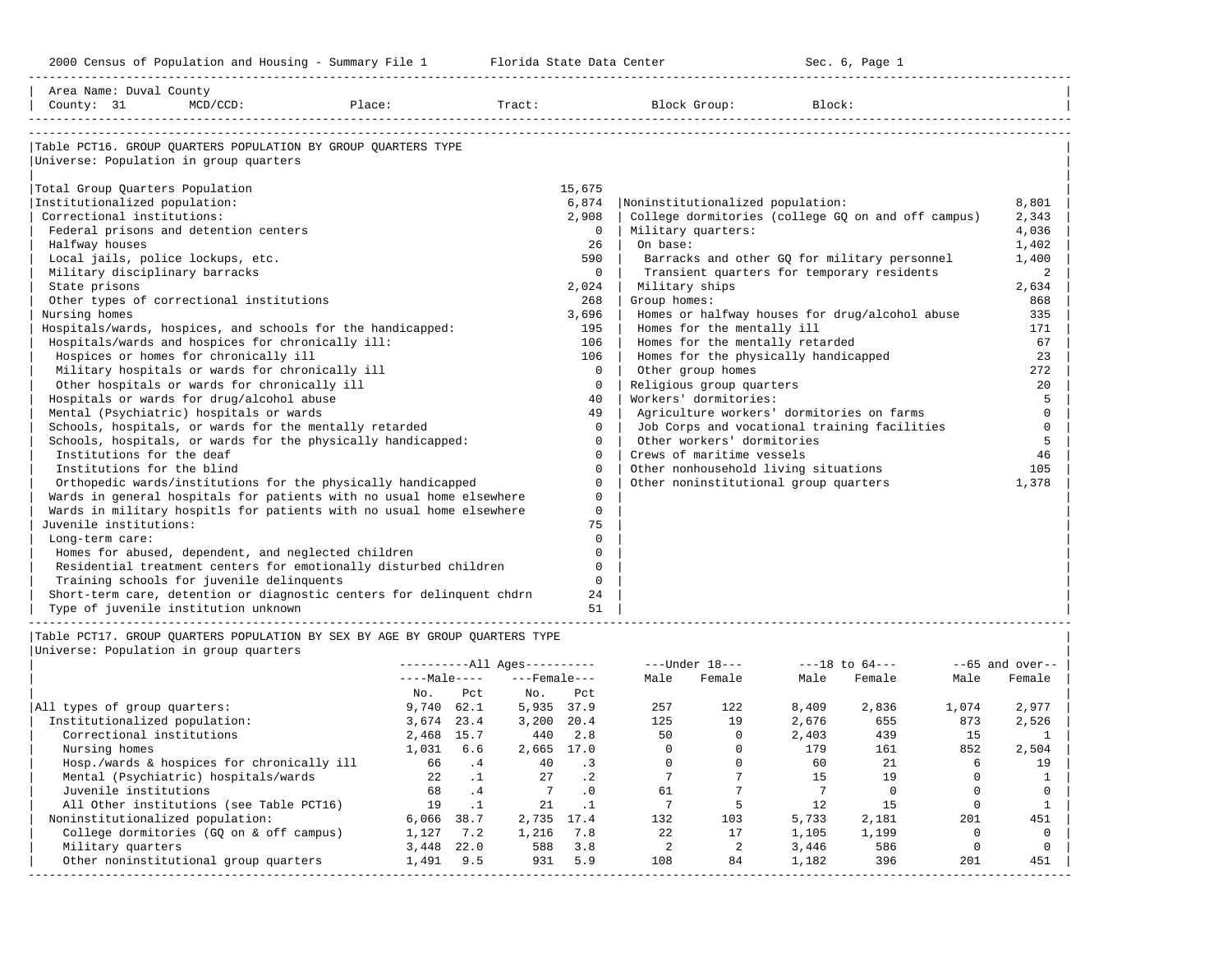Area Name: Duval County
County: 31 MCD/CCD: Place: Tract: Block Group: Block:

## Table PCT16. GROUP QUARTERS POPULATION BY GROUP QUARTERS TYPE

Universe: Population in group quarters

| Category | Number | Category | Number |
|---|---|---|---|
| Total Group Quarters Population | 15,675 | | |
| Institutionalized population: | 6,874 | Noninstitutionalized population: | 8,801 |
| Correctional institutions: | 2,908 | College dormitories (college GQ on and off campus) | 2,343 |
| Federal prisons and detention centers | 0 | Military quarters: | 4,036 |
| Halfway houses | 26 | On base: | 1,402 |
| Local jails, police lockups, etc. | 590 | Barracks and other GQ for military personnel | 1,400 |
| Military disciplinary barracks | 0 | Transient quarters for temporary residents | 2 |
| State prisons | 2,024 | Military ships | 2,634 |
| Other types of correctional institutions | 268 | Group homes: | 868 |
| Nursing homes | 3,696 | Homes or halfway houses for drug/alcohol abuse | 335 |
| Hospitals/wards, hospices, and schools for the handicapped: | 195 | Homes for the mentally ill | 171 |
| Hospitals/wards and hospices for chronically ill: | 106 | Homes for the mentally retarded | 67 |
| Hospices or homes for chronically ill | 106 | Homes for the physically handicapped | 23 |
| Military hospitals or wards for chronically ill | 0 | Other group homes | 272 |
| Other hospitals or wards for chronically ill | 0 | Religious group quarters | 20 |
| Hospitals or wards for drug/alcohol abuse | 40 | Workers' dormitories: | 5 |
| Mental (Psychiatric) hospitals or wards | 49 | Agriculture workers' dormitories on farms | 0 |
| Schools, hospitals, or wards for the mentally retarded | 0 | Job Corps and vocational training facilities | 0 |
| Schools, hospitals, or wards for the physically handicapped: | 0 | Other workers' dormitories | 5 |
| Institutions for the deaf | 0 | Crews of maritime vessels | 46 |
| Institutions for the blind | 0 | Other nonhousehold living situations | 105 |
| Orthopedic wards/institutions for the physically handicapped | 0 | Other noninstitutional group quarters | 1,378 |
| Wards in general hospitals for patients with no usual home elsewhere | 0 | | |
| Wards in military hospitls for patients with no usual home elsewhere | 0 | | |
| Juvenile institutions: | 75 | | |
| Long-term care: | 0 | | |
| Homes for abused, dependent, and neglected children | 0 | | |
| Residential treatment centers for emotionally disturbed children | 0 | | |
| Training schools for juvenile delinquents | 0 | | |
| Short-term care, detention or diagnostic centers for delinquent chdrn | 24 | | |
| Type of juvenile institution unknown | 51 | | |

## Table PCT17. GROUP QUARTERS POPULATION BY SEX BY AGE BY GROUP QUARTERS TYPE

Universe: Population in group quarters

| | All Ages | | | | Under 18 | | 18 to 64 | | 65 and over | |
|---|---|---|---|---|---|---|---|---|---|---|
| | Male | | Female | | | | | | | |
| | No. | Pct | No. | Pct | Male | Female | Male | Female | Male | Female |
| All types of group quarters: | 9,740 | 62.1 | 5,935 | 37.9 | 257 | 122 | 8,409 | 2,836 | 1,074 | 2,977 |
| Institutionalized population: | 3,674 | 23.4 | 3,200 | 20.4 | 125 | 19 | 2,676 | 655 | 873 | 2,526 |
| Correctional institutions | 2,468 | 15.7 | 440 | 2.8 | 50 | 0 | 2,403 | 439 | 15 | 1 |
| Nursing homes | 1,031 | 6.6 | 2,665 | 17.0 | 0 | 0 | 179 | 161 | 852 | 2,504 |
| Hosp./wards & hospices for chronically ill | 66 | .4 | 40 | .3 | 0 | 0 | 60 | 21 | 6 | 19 |
| Mental (Psychiatric) hospitals/wards | 22 | .1 | 27 | .2 | 7 | 7 | 15 | 19 | 0 | 1 |
| Juvenile institutions | 68 | .4 | 7 | .0 | 61 | 7 | 7 | 0 | 0 | 0 |
| All Other institutions (see Table PCT16) | 19 | .1 | 21 | .1 | 7 | 5 | 12 | 15 | 0 | 1 |
| Noninstitutionalized population: | 6,066 | 38.7 | 2,735 | 17.4 | 132 | 103 | 5,733 | 2,181 | 201 | 451 |
| College dormitories (GQ on & off campus) | 1,127 | 7.2 | 1,216 | 7.8 | 22 | 17 | 1,105 | 1,199 | 0 | 0 |
| Military quarters | 3,448 | 22.0 | 588 | 3.8 | 2 | 2 | 3,446 | 586 | 0 | 0 |
| Other noninstitutional group quarters | 1,491 | 9.5 | 931 | 5.9 | 108 | 84 | 1,182 | 396 | 201 | 451 |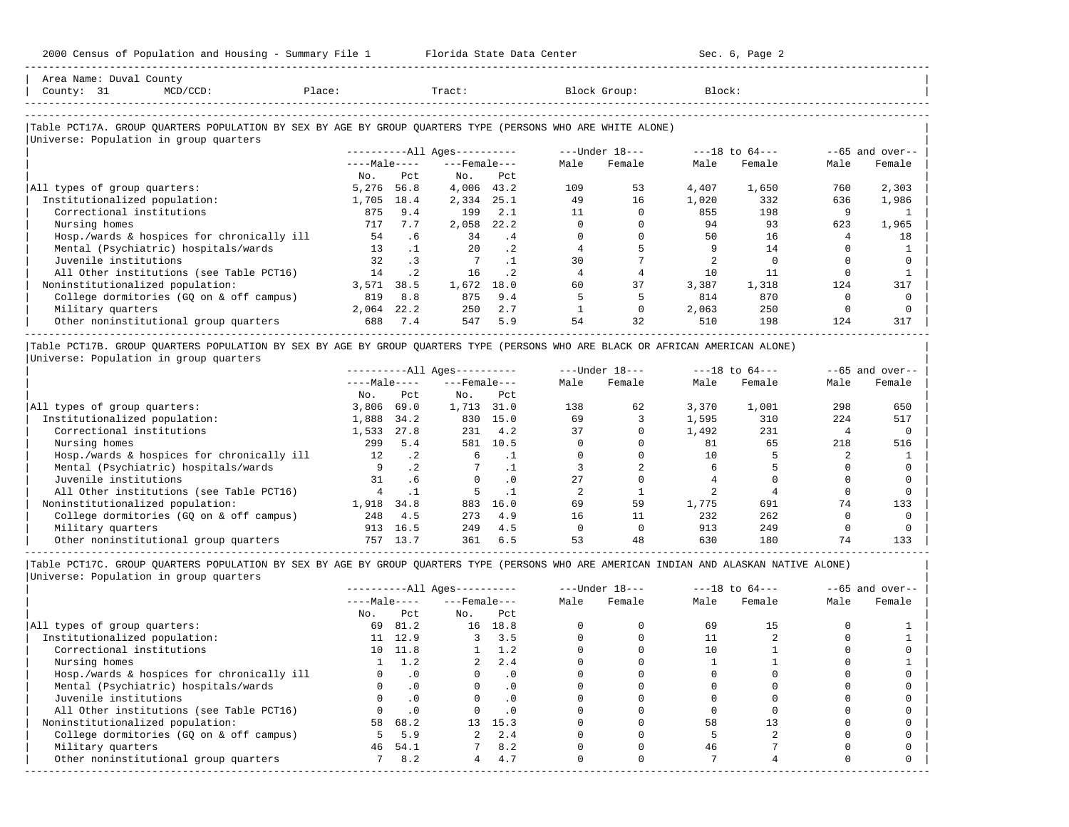Area Name: Duval County
County: 31 MCD/CCD: Place: Tract: Block Group: Block:

## Table PCT17A. GROUP QUARTERS POPULATION BY SEX BY AGE BY GROUP QUARTERS TYPE (PERSONS WHO ARE WHITE ALONE)

Universe: Population in group quarters

| | All Ages | | | | Under 18 | | 18 to 64 | | 65 and over | |
|---|---|---|---|---|---|---|---|---|---|---|
| | Male | | Female | | | | | | | |
| | No. | Pct | No. | Pct | Male | Female | Male | Female | Male | Female |
| All types of group quarters: | 5,276 | 56.8 | 4,006 | 43.2 | 109 | 53 | 4,407 | 1,650 | 760 | 2,303 |
| Institutionalized population: | 1,705 | 18.4 | 2,334 | 25.1 | 49 | 16 | 1,020 | 332 | 636 | 1,986 |
| Correctional institutions | 875 | 9.4 | 199 | 2.1 | 11 | 0 | 855 | 198 | 9 | 1 |
| Nursing homes | 717 | 7.7 | 2,058 | 22.2 | 0 | 0 | 94 | 93 | 623 | 1,965 |
| Hosp./wards & hospices for chronically ill | 54 | .6 | 34 | .4 | 0 | 0 | 50 | 16 | 4 | 18 |
| Mental (Psychiatric) hospitals/wards | 13 | .1 | 20 | .2 | 4 | 5 | 9 | 14 | 0 | 1 |
| Juvenile institutions | 32 | .3 | 7 | .1 | 30 | 7 | 2 | 0 | 0 | 0 |
| All Other institutions (see Table PCT16) | 14 | .2 | 16 | .2 | 4 | 4 | 10 | 11 | 0 | 1 |
| Noninstitutionalized population: | 3,571 | 38.5 | 1,672 | 18.0 | 60 | 37 | 3,387 | 1,318 | 124 | 317 |
| College dormitories (GQ on & off campus) | 819 | 8.8 | 875 | 9.4 | 5 | 5 | 814 | 870 | 0 | 0 |
| Military quarters | 2,064 | 22.2 | 250 | 2.7 | 1 | 0 | 2,063 | 250 | 0 | 0 |
| Other noninstitutional group quarters | 688 | 7.4 | 547 | 5.9 | 54 | 32 | 510 | 198 | 124 | 317 |

## Table PCT17B. GROUP QUARTERS POPULATION BY SEX BY AGE BY GROUP QUARTERS TYPE (PERSONS WHO ARE BLACK OR AFRICAN AMERICAN ALONE)

Universe: Population in group quarters

| | All Ages | | | | Under 18 | | 18 to 64 | | 65 and over | |
|---|---|---|---|---|---|---|---|---|---|---|
| | Male | | Female | | | | | | | |
| | No. | Pct | No. | Pct | Male | Female | Male | Female | Male | Female |
| All types of group quarters: | 3,806 | 69.0 | 1,713 | 31.0 | 138 | 62 | 3,370 | 1,001 | 298 | 650 |
| Institutionalized population: | 1,888 | 34.2 | 830 | 15.0 | 69 | 3 | 1,595 | 310 | 224 | 517 |
| Correctional institutions | 1,533 | 27.8 | 231 | 4.2 | 37 | 0 | 1,492 | 231 | 4 | 0 |
| Nursing homes | 299 | 5.4 | 581 | 10.5 | 0 | 0 | 81 | 65 | 218 | 516 |
| Hosp./wards & hospices for chronically ill | 12 | .2 | 6 | .1 | 0 | 0 | 10 | 5 | 2 | 1 |
| Mental (Psychiatric) hospitals/wards | 9 | .2 | 7 | .1 | 3 | 2 | 6 | 5 | 0 | 0 |
| Juvenile institutions | 31 | .6 | 0 | .0 | 27 | 0 | 4 | 0 | 0 | 0 |
| All Other institutions (see Table PCT16) | 4 | .1 | 5 | .1 | 2 | 1 | 2 | 4 | 0 | 0 |
| Noninstitutionalized population: | 1,918 | 34.8 | 883 | 16.0 | 69 | 59 | 1,775 | 691 | 74 | 133 |
| College dormitories (GQ on & off campus) | 248 | 4.5 | 273 | 4.9 | 16 | 11 | 232 | 262 | 0 | 0 |
| Military quarters | 913 | 16.5 | 249 | 4.5 | 0 | 0 | 913 | 249 | 0 | 0 |
| Other noninstitutional group quarters | 757 | 13.7 | 361 | 6.5 | 53 | 48 | 630 | 180 | 74 | 133 |

## Table PCT17C. GROUP QUARTERS POPULATION BY SEX BY AGE BY GROUP QUARTERS TYPE (PERSONS WHO ARE AMERICAN INDIAN AND ALASKAN NATIVE ALONE)

Universe: Population in group quarters

| | All Ages | | | | Under 18 | | 18 to 64 | | 65 and over | |
|---|---|---|---|---|---|---|---|---|---|---|
| | Male | | Female | | | | | | | |
| | No. | Pct | No. | Pct | Male | Female | Male | Female | Male | Female |
| All types of group quarters: | 69 | 81.2 | 16 | 18.8 | 0 | 0 | 69 | 15 | 0 | 1 |
| Institutionalized population: | 11 | 12.9 | 3 | 3.5 | 0 | 0 | 11 | 2 | 0 | 1 |
| Correctional institutions | 10 | 11.8 | 1 | 1.2 | 0 | 0 | 10 | 1 | 0 | 0 |
| Nursing homes | 1 | 1.2 | 2 | 2.4 | 0 | 0 | 1 | 1 | 0 | 1 |
| Hosp./wards & hospices for chronically ill | 0 | .0 | 0 | .0 | 0 | 0 | 0 | 0 | 0 | 0 |
| Mental (Psychiatric) hospitals/wards | 0 | .0 | 0 | .0 | 0 | 0 | 0 | 0 | 0 | 0 |
| Juvenile institutions | 0 | .0 | 0 | .0 | 0 | 0 | 0 | 0 | 0 | 0 |
| All Other institutions (see Table PCT16) | 0 | .0 | 0 | .0 | 0 | 0 | 0 | 0 | 0 | 0 |
| Noninstitutionalized population: | 58 | 68.2 | 13 | 15.3 | 0 | 0 | 58 | 13 | 0 | 0 |
| College dormitories (GQ on & off campus) | 5 | 5.9 | 2 | 2.4 | 0 | 0 | 5 | 2 | 0 | 0 |
| Military quarters | 46 | 54.1 | 7 | 8.2 | 0 | 0 | 46 | 7 | 0 | 0 |
| Other noninstitutional group quarters | 7 | 8.2 | 4 | 4.7 | 0 | 0 | 7 | 4 | 0 | 0 |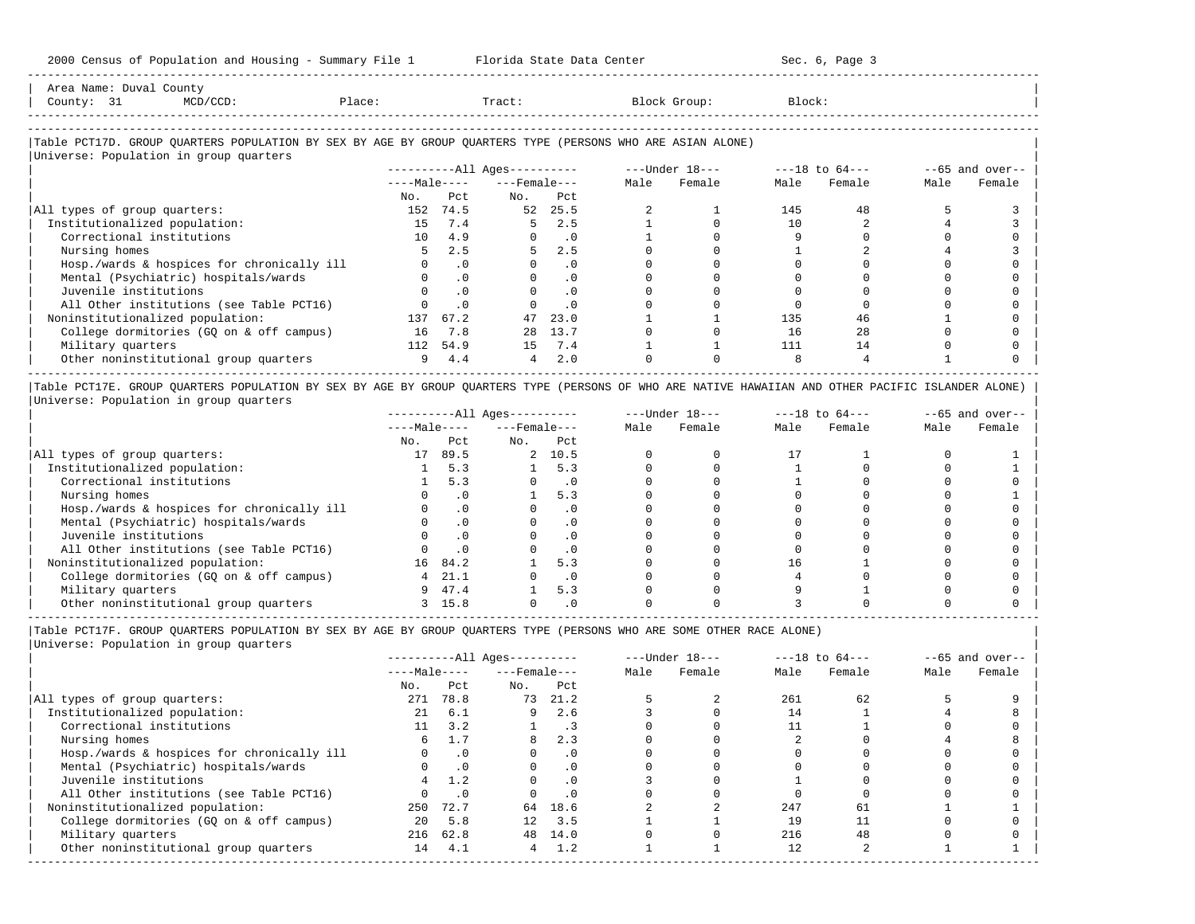Area Name: Duval County
County: 31 MCD/CCD: Place: Tract: Block Group: Block:

### Table PCT17D. GROUP QUARTERS POPULATION BY SEX BY AGE BY GROUP QUARTERS TYPE (PERSONS WHO ARE ASIAN ALONE)

Universe: Population in group quarters

| | All Ages | | | | Under 18 | | 18 to 64 | | 65 and over | |
|---|---|---|---|---|---|---|---|---|---|---|
| | Male | | Female | | | | | | | |
| | No. | Pct | No. | Pct | Male | Female | Male | Female | Male | Female |
| All types of group quarters: | 152 | 74.5 | 52 | 25.5 | 2 | 1 | 145 | 48 | 5 | 3 |
| Institutionalized population: | 15 | 7.4 | 5 | 2.5 | 1 | 0 | 10 | 2 | 4 | 3 |
| Correctional institutions | 10 | 4.9 | 0 | .0 | 1 | 0 | 9 | 0 | 0 | 0 |
| Nursing homes | 5 | 2.5 | 5 | 2.5 | 0 | 0 | 1 | 2 | 4 | 3 |
| Hosp./wards & hospices for chronically ill | 0 | .0 | 0 | .0 | 0 | 0 | 0 | 0 | 0 | 0 |
| Mental (Psychiatric) hospitals/wards | 0 | .0 | 0 | .0 | 0 | 0 | 0 | 0 | 0 | 0 |
| Juvenile institutions | 0 | .0 | 0 | .0 | 0 | 0 | 0 | 0 | 0 | 0 |
| All Other institutions (see Table PCT16) | 0 | .0 | 0 | .0 | 0 | 0 | 0 | 0 | 0 | 0 |
| Noninstitutionalized population: | 137 | 67.2 | 47 | 23.0 | 1 | 1 | 135 | 46 | 1 | 0 |
| College dormitories (GQ on & off campus) | 16 | 7.8 | 28 | 13.7 | 0 | 0 | 16 | 28 | 0 | 0 |
| Military quarters | 112 | 54.9 | 15 | 7.4 | 1 | 1 | 111 | 14 | 0 | 0 |
| Other noninstitutional group quarters | 9 | 4.4 | 4 | 2.0 | 0 | 0 | 8 | 4 | 1 | 0 |

### Table PCT17E. GROUP QUARTERS POPULATION BY SEX BY AGE BY GROUP QUARTERS TYPE (PERSONS OF WHO ARE NATIVE HAWAIIAN AND OTHER PACIFIC ISLANDER ALONE)

Universe: Population in group quarters

| | All Ages | | | | Under 18 | | 18 to 64 | | 65 and over | |
|---|---|---|---|---|---|---|---|---|---|---|
| | Male | | Female | | | | | | | |
| | No. | Pct | No. | Pct | Male | Female | Male | Female | Male | Female |
| All types of group quarters: | 17 | 89.5 | 2 | 10.5 | 0 | 0 | 17 | 1 | 0 | 1 |
| Institutionalized population: | 1 | 5.3 | 1 | 5.3 | 0 | 0 | 1 | 0 | 0 | 1 |
| Correctional institutions | 1 | 5.3 | 0 | .0 | 0 | 0 | 1 | 0 | 0 | 0 |
| Nursing homes | 0 | .0 | 1 | 5.3 | 0 | 0 | 0 | 0 | 0 | 1 |
| Hosp./wards & hospices for chronically ill | 0 | .0 | 0 | .0 | 0 | 0 | 0 | 0 | 0 | 0 |
| Mental (Psychiatric) hospitals/wards | 0 | .0 | 0 | .0 | 0 | 0 | 0 | 0 | 0 | 0 |
| Juvenile institutions | 0 | .0 | 0 | .0 | 0 | 0 | 0 | 0 | 0 | 0 |
| All Other institutions (see Table PCT16) | 0 | .0 | 0 | .0 | 0 | 0 | 0 | 0 | 0 | 0 |
| Noninstitutionalized population: | 16 | 84.2 | 1 | 5.3 | 0 | 0 | 16 | 1 | 0 | 0 |
| College dormitories (GQ on & off campus) | 4 | 21.1 | 0 | .0 | 0 | 0 | 4 | 0 | 0 | 0 |
| Military quarters | 9 | 47.4 | 1 | 5.3 | 0 | 0 | 9 | 1 | 0 | 0 |
| Other noninstitutional group quarters | 3 | 15.8 | 0 | .0 | 0 | 0 | 3 | 0 | 0 | 0 |

### Table PCT17F. GROUP QUARTERS POPULATION BY SEX BY AGE BY GROUP QUARTERS TYPE (PERSONS WHO ARE SOME OTHER RACE ALONE)

Universe: Population in group quarters

| | All Ages | | | | Under 18 | | 18 to 64 | | 65 and over | |
|---|---|---|---|---|---|---|---|---|---|---|
| | Male | | Female | | | | | | | |
| | No. | Pct | No. | Pct | Male | Female | Male | Female | Male | Female |
| All types of group quarters: | 271 | 78.8 | 73 | 21.2 | 5 | 2 | 261 | 62 | 5 | 9 |
| Institutionalized population: | 21 | 6.1 | 9 | 2.6 | 3 | 0 | 14 | 1 | 4 | 8 |
| Correctional institutions | 11 | 3.2 | 1 | .3 | 0 | 0 | 11 | 1 | 0 | 0 |
| Nursing homes | 6 | 1.7 | 8 | 2.3 | 0 | 0 | 2 | 0 | 4 | 8 |
| Hosp./wards & hospices for chronically ill | 0 | .0 | 0 | .0 | 0 | 0 | 0 | 0 | 0 | 0 |
| Mental (Psychiatric) hospitals/wards | 0 | .0 | 0 | .0 | 0 | 0 | 0 | 0 | 0 | 0 |
| Juvenile institutions | 4 | 1.2 | 0 | .0 | 3 | 0 | 1 | 0 | 0 | 0 |
| All Other institutions (see Table PCT16) | 0 | .0 | 0 | .0 | 0 | 0 | 0 | 0 | 0 | 0 |
| Noninstitutionalized population: | 250 | 72.7 | 64 | 18.6 | 2 | 2 | 247 | 61 | 1 | 1 |
| College dormitories (GQ on & off campus) | 20 | 5.8 | 12 | 3.5 | 1 | 1 | 19 | 11 | 0 | 0 |
| Military quarters | 216 | 62.8 | 48 | 14.0 | 0 | 0 | 216 | 48 | 0 | 0 |
| Other noninstitutional group quarters | 14 | 4.1 | 4 | 1.2 | 1 | 1 | 12 | 2 | 1 | 1 |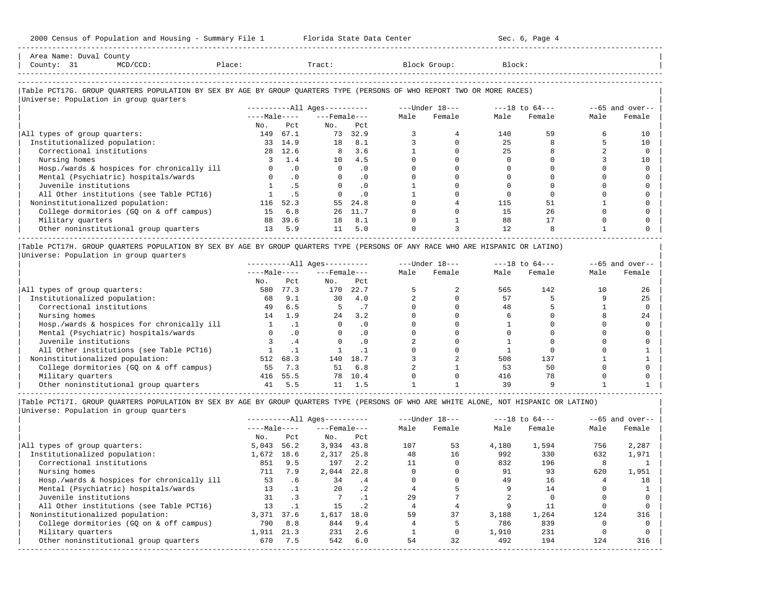Area Name: Duval County
County: 31 MCD/CCD: Place: Tract: Block Group: Block:

## Table PCT17G. GROUP QUARTERS POPULATION BY SEX BY AGE BY GROUP QUARTERS TYPE (PERSONS OF WHO REPORT TWO OR MORE RACES)

Universe: Population in group quarters

| | All Ages | | | | Under 18 | | 18 to 64 | | 65 and over | |
|---|---|---|---|---|---|---|---|---|---|---|
| | Male | | Female | | | | | | | |
| | No. | Pct | No. | Pct | Male | Female | Male | Female | Male | Female |
| All types of group quarters: | 149 | 67.1 | 73 | 32.9 | 3 | 4 | 140 | 59 | 6 | 10 |
| Institutionalized population: | 33 | 14.9 | 18 | 8.1 | 3 | 0 | 25 | 8 | 5 | 10 |
| Correctional institutions | 28 | 12.6 | 8 | 3.6 | 1 | 0 | 25 | 8 | 2 | 0 |
| Nursing homes | 3 | 1.4 | 10 | 4.5 | 0 | 0 | 0 | 0 | 3 | 10 |
| Hosp./wards & hospices for chronically ill | 0 | .0 | 0 | .0 | 0 | 0 | 0 | 0 | 0 | 0 |
| Mental (Psychiatric) hospitals/wards | 0 | .0 | 0 | .0 | 0 | 0 | 0 | 0 | 0 | 0 |
| Juvenile institutions | 1 | .5 | 0 | .0 | 1 | 0 | 0 | 0 | 0 | 0 |
| All Other institutions (see Table PCT16) | 1 | .5 | 0 | .0 | 1 | 0 | 0 | 0 | 0 | 0 |
| Noninstitutionalized population: | 116 | 52.3 | 55 | 24.8 | 0 | 4 | 115 | 51 | 1 | 0 |
| College dormitories (GQ on & off campus) | 15 | 6.8 | 26 | 11.7 | 0 | 0 | 15 | 26 | 0 | 0 |
| Military quarters | 88 | 39.6 | 18 | 8.1 | 0 | 1 | 88 | 17 | 0 | 0 |
| Other noninstitutional group quarters | 13 | 5.9 | 11 | 5.0 | 0 | 3 | 12 | 8 | 1 | 0 |

## Table PCT17H. GROUP QUARTERS POPULATION BY SEX BY AGE BY GROUP QUARTERS TYPE (PERSONS OF ANY RACE WHO ARE HISPANIC OR LATINO)

Universe: Population in group quarters

| | All Ages | | | | Under 18 | | 18 to 64 | | 65 and over | |
|---|---|---|---|---|---|---|---|---|---|---|
| | Male | | Female | | | | | | | |
| | No. | Pct | No. | Pct | Male | Female | Male | Female | Male | Female |
| All types of group quarters: | 580 | 77.3 | 170 | 22.7 | 5 | 2 | 565 | 142 | 10 | 26 |
| Institutionalized population: | 68 | 9.1 | 30 | 4.0 | 2 | 0 | 57 | 5 | 9 | 25 |
| Correctional institutions | 49 | 6.5 | 5 | .7 | 0 | 0 | 48 | 5 | 1 | 0 |
| Nursing homes | 14 | 1.9 | 24 | 3.2 | 0 | 0 | 6 | 0 | 8 | 24 |
| Hosp./wards & hospices for chronically ill | 1 | .1 | 0 | .0 | 0 | 0 | 1 | 0 | 0 | 0 |
| Mental (Psychiatric) hospitals/wards | 0 | .0 | 0 | .0 | 0 | 0 | 0 | 0 | 0 | 0 |
| Juvenile institutions | 3 | .4 | 0 | .0 | 2 | 0 | 1 | 0 | 0 | 0 |
| All Other institutions (see Table PCT16) | 1 | .1 | 1 | .1 | 0 | 0 | 1 | 0 | 0 | 1 |
| Noninstitutionalized population: | 512 | 68.3 | 140 | 18.7 | 3 | 2 | 508 | 137 | 1 | 1 |
| College dormitories (GQ on & off campus) | 55 | 7.3 | 51 | 6.8 | 2 | 1 | 53 | 50 | 0 | 0 |
| Military quarters | 416 | 55.5 | 78 | 10.4 | 0 | 0 | 416 | 78 | 0 | 0 |
| Other noninstitutional group quarters | 41 | 5.5 | 11 | 1.5 | 1 | 1 | 39 | 9 | 1 | 1 |

## Table PCT17I. GROUP QUARTERS POPULATION BY SEX BY AGE BY GROUP QUARTERS TYPE (PERSONS OF WHO ARE WHITE ALONE, NOT HISPANIC OR LATINO)

Universe: Population in group quarters

| | All Ages | | | | Under 18 | | 18 to 64 | | 65 and over | |
|---|---|---|---|---|---|---|---|---|---|---|
| | Male | | Female | | | | | | | |
| | No. | Pct | No. | Pct | Male | Female | Male | Female | Male | Female |
| All types of group quarters: | 5,043 | 56.2 | 3,934 | 43.8 | 107 | 53 | 4,180 | 1,594 | 756 | 2,287 |
| Institutionalized population: | 1,672 | 18.6 | 2,317 | 25.8 | 48 | 16 | 992 | 330 | 632 | 1,971 |
| Correctional institutions | 851 | 9.5 | 197 | 2.2 | 11 | 0 | 832 | 196 | 8 | 1 |
| Nursing homes | 711 | 7.9 | 2,044 | 22.8 | 0 | 0 | 91 | 93 | 620 | 1,951 |
| Hosp./wards & hospices for chronically ill | 53 | .6 | 34 | .4 | 0 | 0 | 49 | 16 | 4 | 18 |
| Mental (Psychiatric) hospitals/wards | 13 | .1 | 20 | .2 | 4 | 5 | 9 | 14 | 0 | 1 |
| Juvenile institutions | 31 | .3 | 7 | .1 | 29 | 7 | 2 | 0 | 0 | 0 |
| All Other institutions (see Table PCT16) | 13 | .1 | 15 | .2 | 4 | 4 | 9 | 11 | 0 | 0 |
| Noninstitutionalized population: | 3,371 | 37.6 | 1,617 | 18.0 | 59 | 37 | 3,188 | 1,264 | 124 | 316 |
| College dormitories (GQ on & off campus) | 790 | 8.8 | 844 | 9.4 | 4 | 5 | 786 | 839 | 0 | 0 |
| Military quarters | 1,911 | 21.3 | 231 | 2.6 | 1 | 0 | 1,910 | 231 | 0 | 0 |
| Other noninstitutional group quarters | 670 | 7.5 | 542 | 6.0 | 54 | 32 | 492 | 194 | 124 | 316 |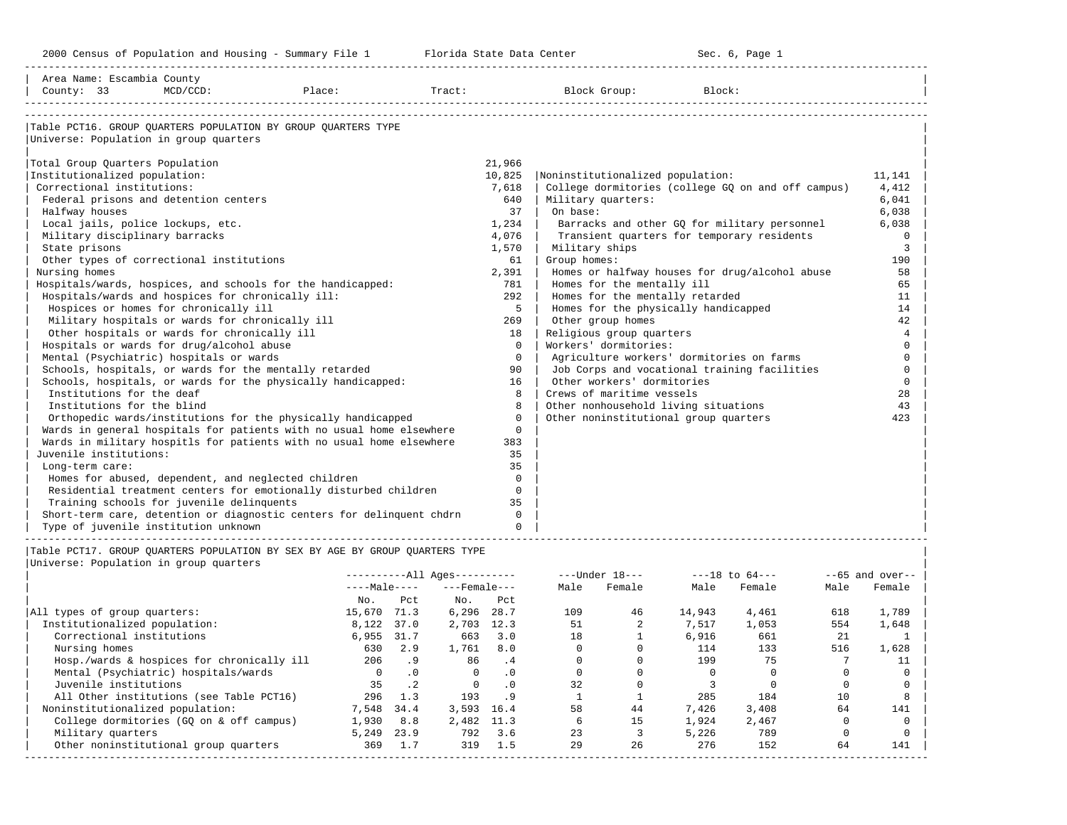2000 Census of Population and Housing - Summary File 1 — Florida State Data Center — Sec. 6, Page 1

Area Name: Escambia County
County: 33 MCD/CCD: Place: Tract: Block Group: Block:

## Table PCT16. GROUP QUARTERS POPULATION BY GROUP QUARTERS TYPE

Universe: Population in group quarters

| Category | Count |
|---|---|
| Total Group Quarters Population | 21,966 |
| Institutionalized population: | 10,825 |
| Correctional institutions: | 7,618 |
| Federal prisons and detention centers | 640 |
| Halfway houses | 37 |
| Local jails, police lockups, etc. | 1,234 |
| Military disciplinary barracks | 4,076 |
| State prisons | 1,570 |
| Other types of correctional institutions | 61 |
| Nursing homes | 2,391 |
| Hospitals/wards, hospices, and schools for the handicapped: | 781 |
| Hospitals/wards and hospices for chronically ill: | 292 |
| Hospices or homes for chronically ill | 5 |
| Military hospitals or wards for chronically ill | 269 |
| Other hospitals or wards for chronically ill | 18 |
| Hospitals or wards for drug/alcohol abuse | 0 |
| Mental (Psychiatric) hospitals or wards | 0 |
| Schools, hospitals, or wards for the mentally retarded | 90 |
| Schools, hospitals, or wards for the physically handicapped: | 16 |
| Institutions for the deaf | 8 |
| Institutions for the blind | 8 |
| Orthopedic wards/institutions for the physically handicapped | 0 |
| Wards in general hospitals for patients with no usual home elsewhere | 0 |
| Wards in military hospitls for patients with no usual home elsewhere | 383 |
| Juvenile institutions: | 35 |
| Long-term care: | 35 |
| Homes for abused, dependent, and neglected children | 0 |
| Residential treatment centers for emotionally disturbed children | 0 |
| Training schools for juvenile delinquents | 35 |
| Short-term care, detention or diagnostic centers for delinquent chdrn | 0 |
| Type of juvenile institution unknown | 0 |
| Noninstitutionalized population: | 11,141 |
| College dormitories (college GQ on and off campus) | 4,412 |
| Military quarters: | 6,041 |
| On base: | 6,038 |
| Barracks and other GQ for military personnel | 6,038 |
| Transient quarters for temporary residents | 0 |
| Military ships | 3 |
| Group homes: | 190 |
| Homes or halfway houses for drug/alcohol abuse | 58 |
| Homes for the mentally ill | 65 |
| Homes for the mentally retarded | 11 |
| Homes for the physically handicapped | 14 |
| Other group homes | 42 |
| Religious group quarters | 4 |
| Workers' dormitories: | 0 |
| Agriculture workers' dormitories on farms | 0 |
| Job Corps and vocational training facilities | 0 |
| Other workers' dormitories | 0 |
| Crews of maritime vessels | 28 |
| Other nonhousehold living situations | 43 |
| Other noninstitutional group quarters | 423 |

## Table PCT17. GROUP QUARTERS POPULATION BY SEX BY AGE BY GROUP QUARTERS TYPE

Universe: Population in group quarters

| | All Ages | | | | Under 18 | | 18 to 64 | | 65 and over | |
|---|---|---|---|---|---|---|---|---|---|---|
| | Male | | Female | | Male | Female | Male | Female | Male | Female |
| | No. | Pct | No. | Pct | | | | | | |
| All types of group quarters: | 15,670 | 71.3 | 6,296 | 28.7 | 109 | 46 | 14,943 | 4,461 | 618 | 1,789 |
| Institutionalized population: | 8,122 | 37.0 | 2,703 | 12.3 | 51 | 2 | 7,517 | 1,053 | 554 | 1,648 |
| Correctional institutions | 6,955 | 31.7 | 663 | 3.0 | 18 | 1 | 6,916 | 661 | 21 | 1 |
| Nursing homes | 630 | 2.9 | 1,761 | 8.0 | 0 | 0 | 114 | 133 | 516 | 1,628 |
| Hosp./wards & hospices for chronically ill | 206 | .9 | 86 | .4 | 0 | 0 | 199 | 75 | 7 | 11 |
| Mental (Psychiatric) hospitals/wards | 0 | .0 | 0 | .0 | 0 | 0 | 0 | 0 | 0 | 0 |
| Juvenile institutions | 35 | .2 | 0 | .0 | 32 | 0 | 3 | 0 | 0 | 0 |
| All Other institutions (see Table PCT16) | 296 | 1.3 | 193 | .9 | 1 | 1 | 285 | 184 | 10 | 8 |
| Noninstitutionalized population: | 7,548 | 34.4 | 3,593 | 16.4 | 58 | 44 | 7,426 | 3,408 | 64 | 141 |
| College dormitories (GQ on & off campus) | 1,930 | 8.8 | 2,482 | 11.3 | 6 | 15 | 1,924 | 2,467 | 0 | 0 |
| Military quarters | 5,249 | 23.9 | 792 | 3.6 | 23 | 3 | 5,226 | 789 | 0 | 0 |
| Other noninstitutional group quarters | 369 | 1.7 | 319 | 1.5 | 29 | 26 | 276 | 152 | 64 | 141 |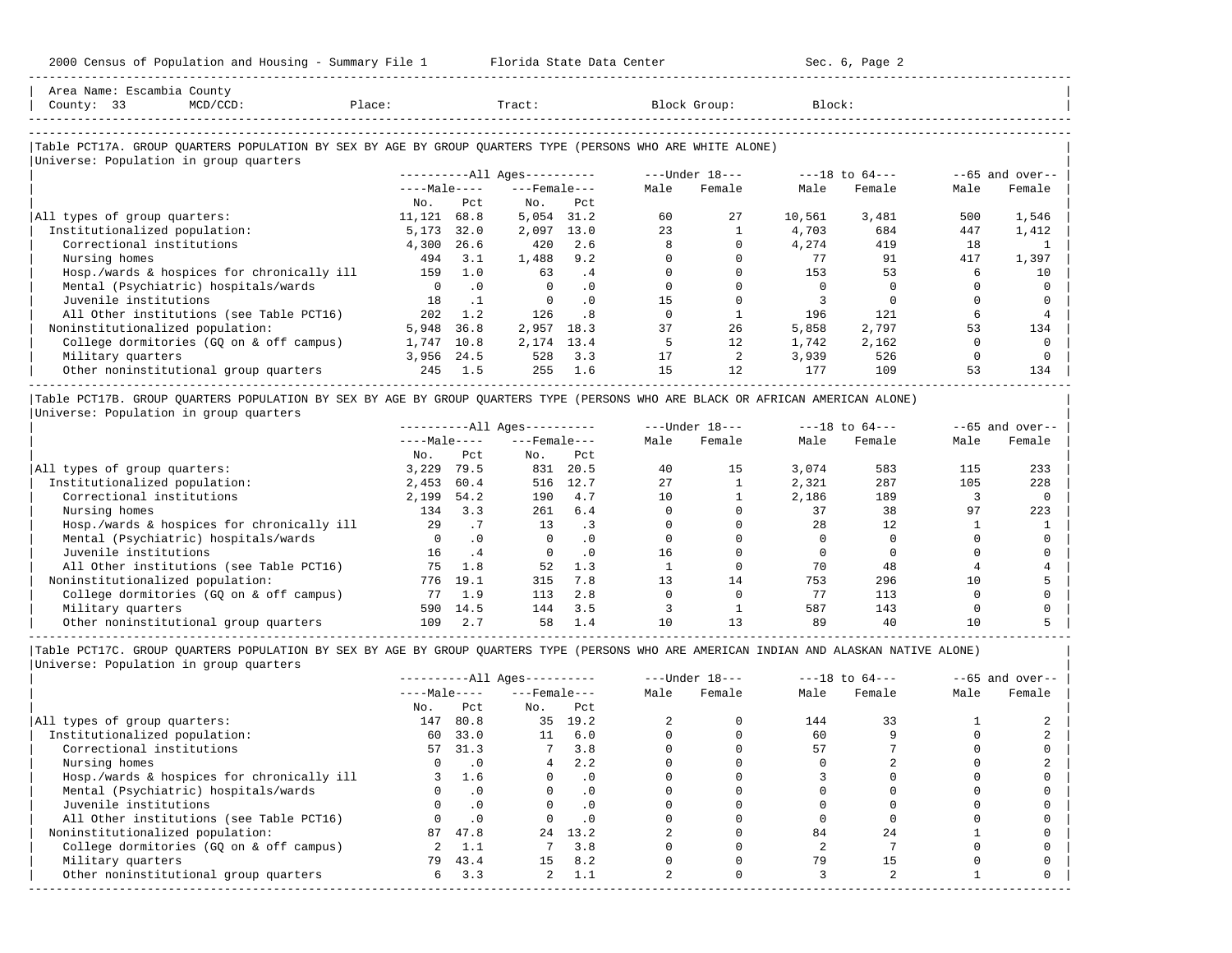Area Name: Escambia County
County: 33 MCD/CCD: Place: Tract: Block Group: Block:

## Table PCT17A. GROUP QUARTERS POPULATION BY SEX BY AGE BY GROUP QUARTERS TYPE (PERSONS WHO ARE WHITE ALONE)

Universe: Population in group quarters

| | All Ages | | | | Under 18 | | 18 to 64 | | 65 and over | |
|---|---|---|---|---|---|---|---|---|---|---|
| | Male | | Female | | | | | | | |
| | No. | Pct | No. | Pct | Male | Female | Male | Female | Male | Female |
| All types of group quarters: | 11,121 | 68.8 | 5,054 | 31.2 | 60 | 27 | 10,561 | 3,481 | 500 | 1,546 |
| Institutionalized population: | 5,173 | 32.0 | 2,097 | 13.0 | 23 | 1 | 4,703 | 684 | 447 | 1,412 |
| Correctional institutions | 4,300 | 26.6 | 420 | 2.6 | 8 | 0 | 4,274 | 419 | 18 | 1 |
| Nursing homes | 494 | 3.1 | 1,488 | 9.2 | 0 | 0 | 77 | 91 | 417 | 1,397 |
| Hosp./wards & hospices for chronically ill | 159 | 1.0 | 63 | .4 | 0 | 0 | 153 | 53 | 6 | 10 |
| Mental (Psychiatric) hospitals/wards | 0 | .0 | 0 | .0 | 0 | 0 | 0 | 0 | 0 | 0 |
| Juvenile institutions | 18 | .1 | 0 | .0 | 15 | 0 | 3 | 0 | 0 | 0 |
| All Other institutions (see Table PCT16) | 202 | 1.2 | 126 | .8 | 0 | 1 | 196 | 121 | 6 | 4 |
| Noninstitutionalized population: | 5,948 | 36.8 | 2,957 | 18.3 | 37 | 26 | 5,858 | 2,797 | 53 | 134 |
| College dormitories (GQ on & off campus) | 1,747 | 10.8 | 2,174 | 13.4 | 5 | 12 | 1,742 | 2,162 | 0 | 0 |
| Military quarters | 3,956 | 24.5 | 528 | 3.3 | 17 | 2 | 3,939 | 526 | 0 | 0 |
| Other noninstitutional group quarters | 245 | 1.5 | 255 | 1.6 | 15 | 12 | 177 | 109 | 53 | 134 |

## Table PCT17B. GROUP QUARTERS POPULATION BY SEX BY AGE BY GROUP QUARTERS TYPE (PERSONS WHO ARE BLACK OR AFRICAN AMERICAN ALONE)

Universe: Population in group quarters

| | All Ages | | | | Under 18 | | 18 to 64 | | 65 and over | |
|---|---|---|---|---|---|---|---|---|---|---|
| | Male | | Female | | | | | | | |
| | No. | Pct | No. | Pct | Male | Female | Male | Female | Male | Female |
| All types of group quarters: | 3,229 | 79.5 | 831 | 20.5 | 40 | 15 | 3,074 | 583 | 115 | 233 |
| Institutionalized population: | 2,453 | 60.4 | 516 | 12.7 | 27 | 1 | 2,321 | 287 | 105 | 228 |
| Correctional institutions | 2,199 | 54.2 | 190 | 4.7 | 10 | 1 | 2,186 | 189 | 3 | 0 |
| Nursing homes | 134 | 3.3 | 261 | 6.4 | 0 | 0 | 37 | 38 | 97 | 223 |
| Hosp./wards & hospices for chronically ill | 29 | .7 | 13 | .3 | 0 | 0 | 28 | 12 | 1 | 1 |
| Mental (Psychiatric) hospitals/wards | 0 | .0 | 0 | .0 | 0 | 0 | 0 | 0 | 0 | 0 |
| Juvenile institutions | 16 | .4 | 0 | .0 | 16 | 0 | 0 | 0 | 0 | 0 |
| All Other institutions (see Table PCT16) | 75 | 1.8 | 52 | 1.3 | 1 | 0 | 70 | 48 | 4 | 4 |
| Noninstitutionalized population: | 776 | 19.1 | 315 | 7.8 | 13 | 14 | 753 | 296 | 10 | 5 |
| College dormitories (GQ on & off campus) | 77 | 1.9 | 113 | 2.8 | 0 | 0 | 77 | 113 | 0 | 0 |
| Military quarters | 590 | 14.5 | 144 | 3.5 | 3 | 1 | 587 | 143 | 0 | 0 |
| Other noninstitutional group quarters | 109 | 2.7 | 58 | 1.4 | 10 | 13 | 89 | 40 | 10 | 5 |

## Table PCT17C. GROUP QUARTERS POPULATION BY SEX BY AGE BY GROUP QUARTERS TYPE (PERSONS WHO ARE AMERICAN INDIAN AND ALASKAN NATIVE ALONE)

Universe: Population in group quarters

| | All Ages | | | | Under 18 | | 18 to 64 | | 65 and over | |
|---|---|---|---|---|---|---|---|---|---|---|
| | Male | | Female | | | | | | | |
| | No. | Pct | No. | Pct | Male | Female | Male | Female | Male | Female |
| All types of group quarters: | 147 | 80.8 | 35 | 19.2 | 2 | 0 | 144 | 33 | 1 | 2 |
| Institutionalized population: | 60 | 33.0 | 11 | 6.0 | 0 | 0 | 60 | 9 | 0 | 2 |
| Correctional institutions | 57 | 31.3 | 7 | 3.8 | 0 | 0 | 57 | 7 | 0 | 0 |
| Nursing homes | 0 | .0 | 4 | 2.2 | 0 | 0 | 0 | 2 | 0 | 2 |
| Hosp./wards & hospices for chronically ill | 3 | 1.6 | 0 | .0 | 0 | 0 | 3 | 0 | 0 | 0 |
| Mental (Psychiatric) hospitals/wards | 0 | .0 | 0 | .0 | 0 | 0 | 0 | 0 | 0 | 0 |
| Juvenile institutions | 0 | .0 | 0 | .0 | 0 | 0 | 0 | 0 | 0 | 0 |
| All Other institutions (see Table PCT16) | 0 | .0 | 0 | .0 | 0 | 0 | 0 | 0 | 0 | 0 |
| Noninstitutionalized population: | 87 | 47.8 | 24 | 13.2 | 2 | 0 | 84 | 24 | 1 | 0 |
| College dormitories (GQ on & off campus) | 2 | 1.1 | 7 | 3.8 | 0 | 0 | 2 | 7 | 0 | 0 |
| Military quarters | 79 | 43.4 | 15 | 8.2 | 0 | 0 | 79 | 15 | 0 | 0 |
| Other noninstitutional group quarters | 6 | 3.3 | 2 | 1.1 | 2 | 0 | 3 | 2 | 1 | 0 |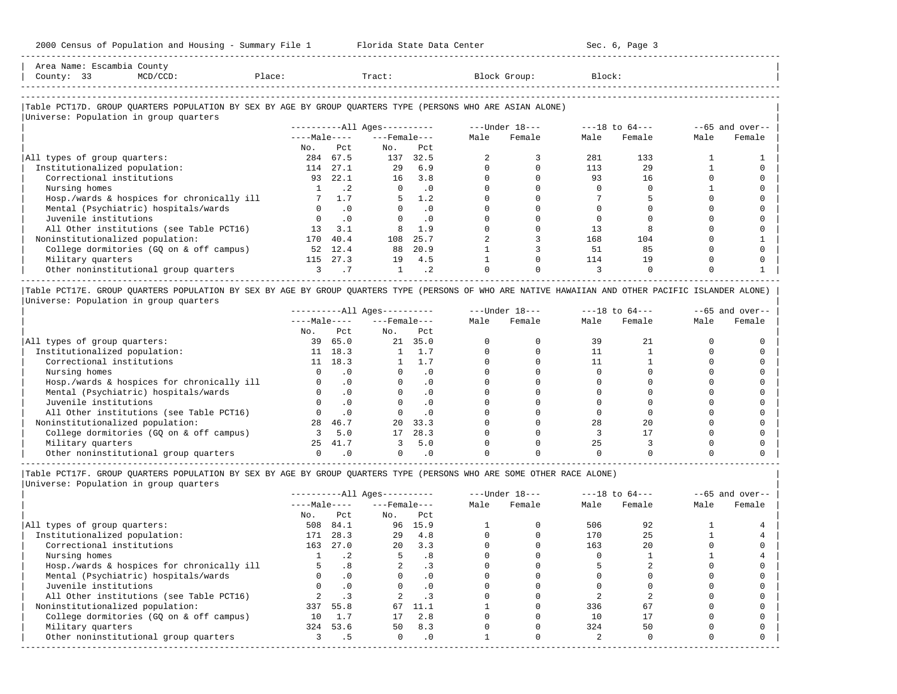Area Name: Escambia County
County: 33 MCD/CCD: Place: Tract: Block Group: Block:

## Table PCT17D. GROUP QUARTERS POPULATION BY SEX BY AGE BY GROUP QUARTERS TYPE (PERSONS WHO ARE ASIAN ALONE)

Universe: Population in group quarters

| | All Ages: Male No. | All Ages: Male Pct | All Ages: Female No. | All Ages: Female Pct | Under 18: Male | Under 18: Female | 18 to 64: Male | 18 to 64: Female | 65 and over: Male | 65 and over: Female |
|---|---|---|---|---|---|---|---|---|---|---|
| All types of group quarters: | 284 | 67.5 | 137 | 32.5 | 2 | 3 | 281 | 133 | 1 | 1 |
| Institutionalized population: | 114 | 27.1 | 29 | 6.9 | 0 | 0 | 113 | 29 | 1 | 0 |
| Correctional institutions | 93 | 22.1 | 16 | 3.8 | 0 | 0 | 93 | 16 | 0 | 0 |
| Nursing homes | 1 | .2 | 0 | .0 | 0 | 0 | 0 | 0 | 1 | 0 |
| Hosp./wards & hospices for chronically ill | 7 | 1.7 | 5 | 1.2 | 0 | 0 | 7 | 5 | 0 | 0 |
| Mental (Psychiatric) hospitals/wards | 0 | .0 | 0 | .0 | 0 | 0 | 0 | 0 | 0 | 0 |
| Juvenile institutions | 0 | .0 | 0 | .0 | 0 | 0 | 0 | 0 | 0 | 0 |
| All Other institutions (see Table PCT16) | 13 | 3.1 | 8 | 1.9 | 0 | 0 | 13 | 8 | 0 | 0 |
| Noninstitutionalized population: | 170 | 40.4 | 108 | 25.7 | 2 | 3 | 168 | 104 | 0 | 1 |
| College dormitories (GQ on & off campus) | 52 | 12.4 | 88 | 20.9 | 1 | 3 | 51 | 85 | 0 | 0 |
| Military quarters | 115 | 27.3 | 19 | 4.5 | 1 | 0 | 114 | 19 | 0 | 0 |
| Other noninstitutional group quarters | 3 | .7 | 1 | .2 | 0 | 0 | 3 | 0 | 0 | 1 |

## Table PCT17E. GROUP QUARTERS POPULATION BY SEX BY AGE BY GROUP QUARTERS TYPE (PERSONS OF WHO ARE NATIVE HAWAIIAN AND OTHER PACIFIC ISLANDER ALONE)

Universe: Population in group quarters

| | All Ages: Male No. | All Ages: Male Pct | All Ages: Female No. | All Ages: Female Pct | Under 18: Male | Under 18: Female | 18 to 64: Male | 18 to 64: Female | 65 and over: Male | 65 and over: Female |
|---|---|---|---|---|---|---|---|---|---|---|
| All types of group quarters: | 39 | 65.0 | 21 | 35.0 | 0 | 0 | 39 | 21 | 0 | 0 |
| Institutionalized population: | 11 | 18.3 | 1 | 1.7 | 0 | 0 | 11 | 1 | 0 | 0 |
| Correctional institutions | 11 | 18.3 | 1 | 1.7 | 0 | 0 | 11 | 1 | 0 | 0 |
| Nursing homes | 0 | .0 | 0 | .0 | 0 | 0 | 0 | 0 | 0 | 0 |
| Hosp./wards & hospices for chronically ill | 0 | .0 | 0 | .0 | 0 | 0 | 0 | 0 | 0 | 0 |
| Mental (Psychiatric) hospitals/wards | 0 | .0 | 0 | .0 | 0 | 0 | 0 | 0 | 0 | 0 |
| Juvenile institutions | 0 | .0 | 0 | .0 | 0 | 0 | 0 | 0 | 0 | 0 |
| All Other institutions (see Table PCT16) | 0 | .0 | 0 | .0 | 0 | 0 | 0 | 0 | 0 | 0 |
| Noninstitutionalized population: | 28 | 46.7 | 20 | 33.3 | 0 | 0 | 28 | 20 | 0 | 0 |
| College dormitories (GQ on & off campus) | 3 | 5.0 | 17 | 28.3 | 0 | 0 | 3 | 17 | 0 | 0 |
| Military quarters | 25 | 41.7 | 3 | 5.0 | 0 | 0 | 25 | 3 | 0 | 0 |
| Other noninstitutional group quarters | 0 | .0 | 0 | .0 | 0 | 0 | 0 | 0 | 0 | 0 |

## Table PCT17F. GROUP QUARTERS POPULATION BY SEX BY AGE BY GROUP QUARTERS TYPE (PERSONS WHO ARE SOME OTHER RACE ALONE)

Universe: Population in group quarters

| | All Ages: Male No. | All Ages: Male Pct | All Ages: Female No. | All Ages: Female Pct | Under 18: Male | Under 18: Female | 18 to 64: Male | 18 to 64: Female | 65 and over: Male | 65 and over: Female |
|---|---|---|---|---|---|---|---|---|---|---|
| All types of group quarters: | 508 | 84.1 | 96 | 15.9 | 1 | 0 | 506 | 92 | 1 | 4 |
| Institutionalized population: | 171 | 28.3 | 29 | 4.8 | 0 | 0 | 170 | 25 | 1 | 4 |
| Correctional institutions | 163 | 27.0 | 20 | 3.3 | 0 | 0 | 163 | 20 | 0 | 0 |
| Nursing homes | 1 | .2 | 5 | .8 | 0 | 0 | 0 | 1 | 1 | 4 |
| Hosp./wards & hospices for chronically ill | 5 | .8 | 2 | .3 | 0 | 0 | 5 | 2 | 0 | 0 |
| Mental (Psychiatric) hospitals/wards | 0 | .0 | 0 | .0 | 0 | 0 | 0 | 0 | 0 | 0 |
| Juvenile institutions | 0 | .0 | 0 | .0 | 0 | 0 | 0 | 0 | 0 | 0 |
| All Other institutions (see Table PCT16) | 2 | .3 | 2 | .3 | 0 | 0 | 2 | 2 | 0 | 0 |
| Noninstitutionalized population: | 337 | 55.8 | 67 | 11.1 | 1 | 0 | 336 | 67 | 0 | 0 |
| College dormitories (GQ on & off campus) | 10 | 1.7 | 17 | 2.8 | 0 | 0 | 10 | 17 | 0 | 0 |
| Military quarters | 324 | 53.6 | 50 | 8.3 | 0 | 0 | 324 | 50 | 0 | 0 |
| Other noninstitutional group quarters | 3 | .5 | 0 | .0 | 1 | 0 | 2 | 0 | 0 | 0 |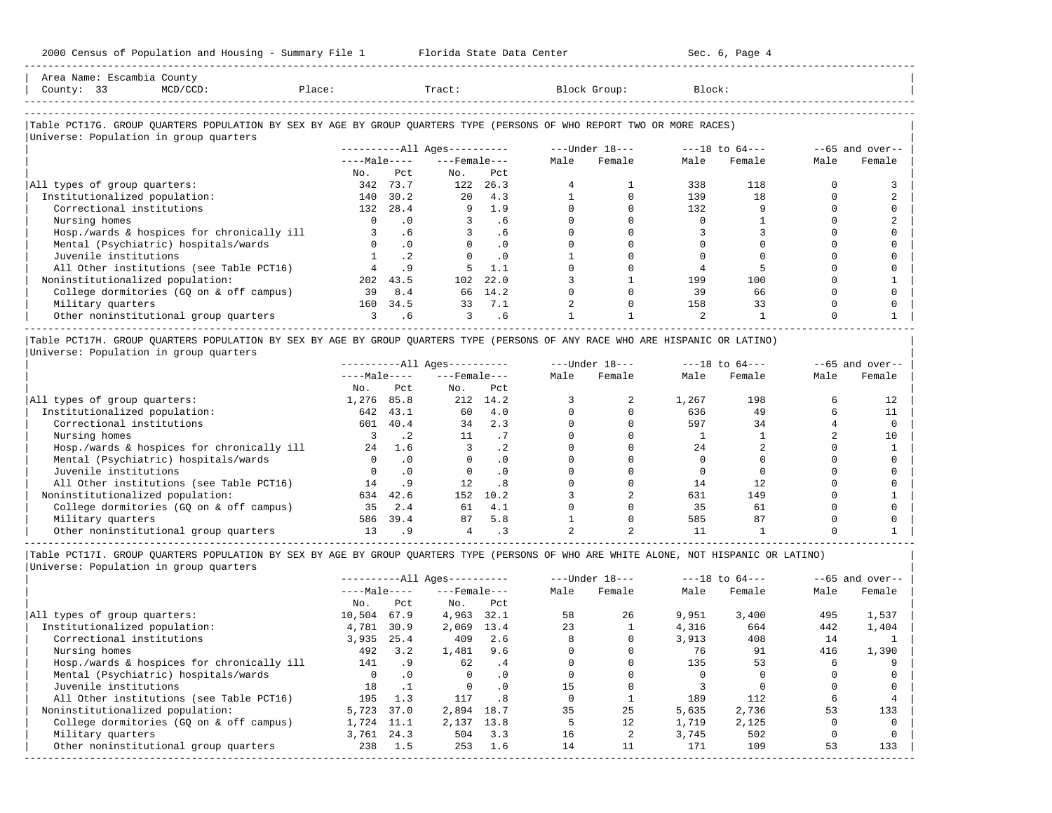Area Name: Escambia County
County: 33 MCD/CCD: Place: Tract: Block Group: Block:

### Table PCT17G. GROUP QUARTERS POPULATION BY SEX BY AGE BY GROUP QUARTERS TYPE (PERSONS OF WHO REPORT TWO OR MORE RACES)

Universe: Population in group quarters

| | All Ages | | | | Under 18 | | 18 to 64 | | 65 and over | |
|---|---|---|---|---|---|---|---|---|---|---|
| | Male | | Female | | Male | Female | Male | Female | Male | Female |
| | No. | Pct | No. | Pct | | | | | | |
| All types of group quarters: | 342 | 73.7 | 122 | 26.3 | 4 | 1 | 338 | 118 | 0 | 3 |
| Institutionalized population: | 140 | 30.2 | 20 | 4.3 | 1 | 0 | 139 | 18 | 0 | 2 |
| Correctional institutions | 132 | 28.4 | 9 | 1.9 | 0 | 0 | 132 | 9 | 0 | 0 |
| Nursing homes | 0 | .0 | 3 | .6 | 0 | 0 | 0 | 1 | 0 | 2 |
| Hosp./wards & hospices for chronically ill | 3 | .6 | 3 | .6 | 0 | 0 | 3 | 3 | 0 | 0 |
| Mental (Psychiatric) hospitals/wards | 0 | .0 | 0 | .0 | 0 | 0 | 0 | 0 | 0 | 0 |
| Juvenile institutions | 1 | .2 | 0 | .0 | 1 | 0 | 0 | 0 | 0 | 0 |
| All Other institutions (see Table PCT16) | 4 | .9 | 5 | 1.1 | 0 | 0 | 4 | 5 | 0 | 0 |
| Noninstitutionalized population: | 202 | 43.5 | 102 | 22.0 | 3 | 1 | 199 | 100 | 0 | 1 |
| College dormitories (GQ on & off campus) | 39 | 8.4 | 66 | 14.2 | 0 | 0 | 39 | 66 | 0 | 0 |
| Military quarters | 160 | 34.5 | 33 | 7.1 | 2 | 0 | 158 | 33 | 0 | 0 |
| Other noninstitutional group quarters | 3 | .6 | 3 | .6 | 1 | 1 | 2 | 1 | 0 | 1 |

### Table PCT17H. GROUP QUARTERS POPULATION BY SEX BY AGE BY GROUP QUARTERS TYPE (PERSONS OF ANY RACE WHO ARE HISPANIC OR LATINO)

Universe: Population in group quarters

| | All Ages | | | | Under 18 | | 18 to 64 | | 65 and over | |
|---|---|---|---|---|---|---|---|---|---|---|
| | Male | | Female | | Male | Female | Male | Female | Male | Female |
| | No. | Pct | No. | Pct | | | | | | |
| All types of group quarters: | 1,276 | 85.8 | 212 | 14.2 | 3 | 2 | 1,267 | 198 | 6 | 12 |
| Institutionalized population: | 642 | 43.1 | 60 | 4.0 | 0 | 0 | 636 | 49 | 6 | 11 |
| Correctional institutions | 601 | 40.4 | 34 | 2.3 | 0 | 0 | 597 | 34 | 4 | 0 |
| Nursing homes | 3 | .2 | 11 | .7 | 0 | 0 | 1 | 1 | 2 | 10 |
| Hosp./wards & hospices for chronically ill | 24 | 1.6 | 3 | .2 | 0 | 0 | 24 | 2 | 0 | 1 |
| Mental (Psychiatric) hospitals/wards | 0 | .0 | 0 | .0 | 0 | 0 | 0 | 0 | 0 | 0 |
| Juvenile institutions | 0 | .0 | 0 | .0 | 0 | 0 | 0 | 0 | 0 | 0 |
| All Other institutions (see Table PCT16) | 14 | .9 | 12 | .8 | 0 | 0 | 14 | 12 | 0 | 0 |
| Noninstitutionalized population: | 634 | 42.6 | 152 | 10.2 | 3 | 2 | 631 | 149 | 0 | 1 |
| College dormitories (GQ on & off campus) | 35 | 2.4 | 61 | 4.1 | 0 | 0 | 35 | 61 | 0 | 0 |
| Military quarters | 586 | 39.4 | 87 | 5.8 | 1 | 0 | 585 | 87 | 0 | 0 |
| Other noninstitutional group quarters | 13 | .9 | 4 | .3 | 2 | 2 | 11 | 1 | 0 | 1 |

### Table PCT17I. GROUP QUARTERS POPULATION BY SEX BY AGE BY GROUP QUARTERS TYPE (PERSONS OF WHO ARE WHITE ALONE, NOT HISPANIC OR LATINO)

Universe: Population in group quarters

| | All Ages | | | | Under 18 | | 18 to 64 | | 65 and over | |
|---|---|---|---|---|---|---|---|---|---|---|
| | Male | | Female | | Male | Female | Male | Female | Male | Female |
| | No. | Pct | No. | Pct | | | | | | |
| All types of group quarters: | 10,504 | 67.9 | 4,963 | 32.1 | 58 | 26 | 9,951 | 3,400 | 495 | 1,537 |
| Institutionalized population: | 4,781 | 30.9 | 2,069 | 13.4 | 23 | 1 | 4,316 | 664 | 442 | 1,404 |
| Correctional institutions | 3,935 | 25.4 | 409 | 2.6 | 8 | 0 | 3,913 | 408 | 14 | 1 |
| Nursing homes | 492 | 3.2 | 1,481 | 9.6 | 0 | 0 | 76 | 91 | 416 | 1,390 |
| Hosp./wards & hospices for chronically ill | 141 | .9 | 62 | .4 | 0 | 0 | 135 | 53 | 6 | 9 |
| Mental (Psychiatric) hospitals/wards | 0 | .0 | 0 | .0 | 0 | 0 | 0 | 0 | 0 | 0 |
| Juvenile institutions | 18 | .1 | 0 | .0 | 15 | 0 | 3 | 0 | 0 | 0 |
| All Other institutions (see Table PCT16) | 195 | 1.3 | 117 | .8 | 0 | 1 | 189 | 112 | 6 | 4 |
| Noninstitutionalized population: | 5,723 | 37.0 | 2,894 | 18.7 | 35 | 25 | 5,635 | 2,736 | 53 | 133 |
| College dormitories (GQ on & off campus) | 1,724 | 11.1 | 2,137 | 13.8 | 5 | 12 | 1,719 | 2,125 | 0 | 0 |
| Military quarters | 3,761 | 24.3 | 504 | 3.3 | 16 | 2 | 3,745 | 502 | 0 | 0 |
| Other noninstitutional group quarters | 238 | 1.5 | 253 | 1.6 | 14 | 11 | 171 | 109 | 53 | 133 |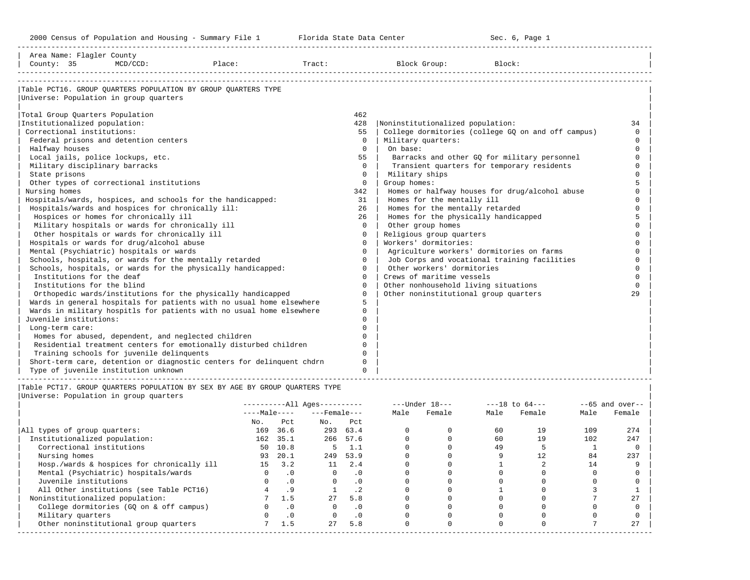Area Name: Flagler County
County: 35 MCD/CCD: Place: Tract: Block Group: Block:

### Table PCT16. GROUP QUARTERS POPULATION BY GROUP QUARTERS TYPE

Universe: Population in group quarters

| Category | Count |
|---|---|
| Total Group Quarters Population | 462 |
| Institutionalized population: | 428 |
| Correctional institutions: | 55 |
| Federal prisons and detention centers | 0 |
| Halfway houses | 0 |
| Local jails, police lockups, etc. | 55 |
| Military disciplinary barracks | 0 |
| State prisons | 0 |
| Other types of correctional institutions | 0 |
| Nursing homes | 342 |
| Hospitals/wards, hospices, and schools for the handicapped: | 31 |
| Hospitals/wards and hospices for chronically ill: | 26 |
| Hospices or homes for chronically ill | 26 |
| Military hospitals or wards for chronically ill | 0 |
| Other hospitals or wards for chronically ill | 0 |
| Hospitals or wards for drug/alcohol abuse | 0 |
| Mental (Psychiatric) hospitals or wards | 0 |
| Schools, hospitals, or wards for the mentally retarded | 0 |
| Schools, hospitals, or wards for the physically handicapped: | 0 |
| Institutions for the deaf | 0 |
| Institutions for the blind | 0 |
| Orthopedic wards/institutions for the physically handicapped | 0 |
| Wards in general hospitals for patients with no usual home elsewhere | 5 |
| Wards in military hospitls for patients with no usual home elsewhere | 0 |
| Juvenile institutions: | 0 |
| Long-term care: | 0 |
| Homes for abused, dependent, and neglected children | 0 |
| Residential treatment centers for emotionally disturbed children | 0 |
| Training schools for juvenile delinquents | 0 |
| Short-term care, detention or diagnostic centers for delinquent chdrn | 0 |
| Type of juvenile institution unknown | 0 |
| Noninstitutionalized population: | 34 |
| College dormitories (college GQ on and off campus) | 0 |
| Military quarters: | 0 |
| On base: | 0 |
| Barracks and other GQ for military personnel | 0 |
| Transient quarters for temporary residents | 0 |
| Military ships | 0 |
| Group homes: | 5 |
| Homes or halfway houses for drug/alcohol abuse | 0 |
| Homes for the mentally ill | 0 |
| Homes for the mentally retarded | 0 |
| Homes for the physically handicapped | 5 |
| Other group homes | 0 |
| Religious group quarters | 0 |
| Workers' dormitories: | 0 |
| Agriculture workers' dormitories on farms | 0 |
| Job Corps and vocational training facilities | 0 |
| Other workers' dormitories | 0 |
| Crews of maritime vessels | 0 |
| Other nonhousehold living situations | 0 |
| Other noninstitutional group quarters | 29 |

### Table PCT17. GROUP QUARTERS POPULATION BY SEX BY AGE BY GROUP QUARTERS TYPE

Universe: Population in group quarters

| | All Ages Male No. | All Ages Male Pct | All Ages Female No. | All Ages Female Pct | Under 18 Male | Under 18 Female | 18 to 64 Male | 18 to 64 Female | 65 and over Male | 65 and over Female |
|---|---|---|---|---|---|---|---|---|---|---|
| All types of group quarters: | 169 | 36.6 | 293 | 63.4 | 0 | 0 | 60 | 19 | 109 | 274 |
| Institutionalized population: | 162 | 35.1 | 266 | 57.6 | 0 | 0 | 60 | 19 | 102 | 247 |
| Correctional institutions | 50 | 10.8 | 5 | 1.1 | 0 | 0 | 49 | 5 | 1 | 0 |
| Nursing homes | 93 | 20.1 | 249 | 53.9 | 0 | 0 | 9 | 12 | 84 | 237 |
| Hosp./wards & hospices for chronically ill | 15 | 3.2 | 11 | 2.4 | 0 | 0 | 1 | 2 | 14 | 9 |
| Mental (Psychiatric) hospitals/wards | 0 | .0 | 0 | .0 | 0 | 0 | 0 | 0 | 0 | 0 |
| Juvenile institutions | 0 | .0 | 0 | .0 | 0 | 0 | 0 | 0 | 0 | 0 |
| All Other institutions (see Table PCT16) | 4 | .9 | 1 | .2 | 0 | 0 | 1 | 0 | 3 | 1 |
| Noninstitutionalized population: | 7 | 1.5 | 27 | 5.8 | 0 | 0 | 0 | 0 | 7 | 27 |
| College dormitories (GQ on & off campus) | 0 | .0 | 0 | .0 | 0 | 0 | 0 | 0 | 0 | 0 |
| Military quarters | 0 | .0 | 0 | .0 | 0 | 0 | 0 | 0 | 0 | 0 |
| Other noninstitutional group quarters | 7 | 1.5 | 27 | 5.8 | 0 | 0 | 0 | 0 | 7 | 27 |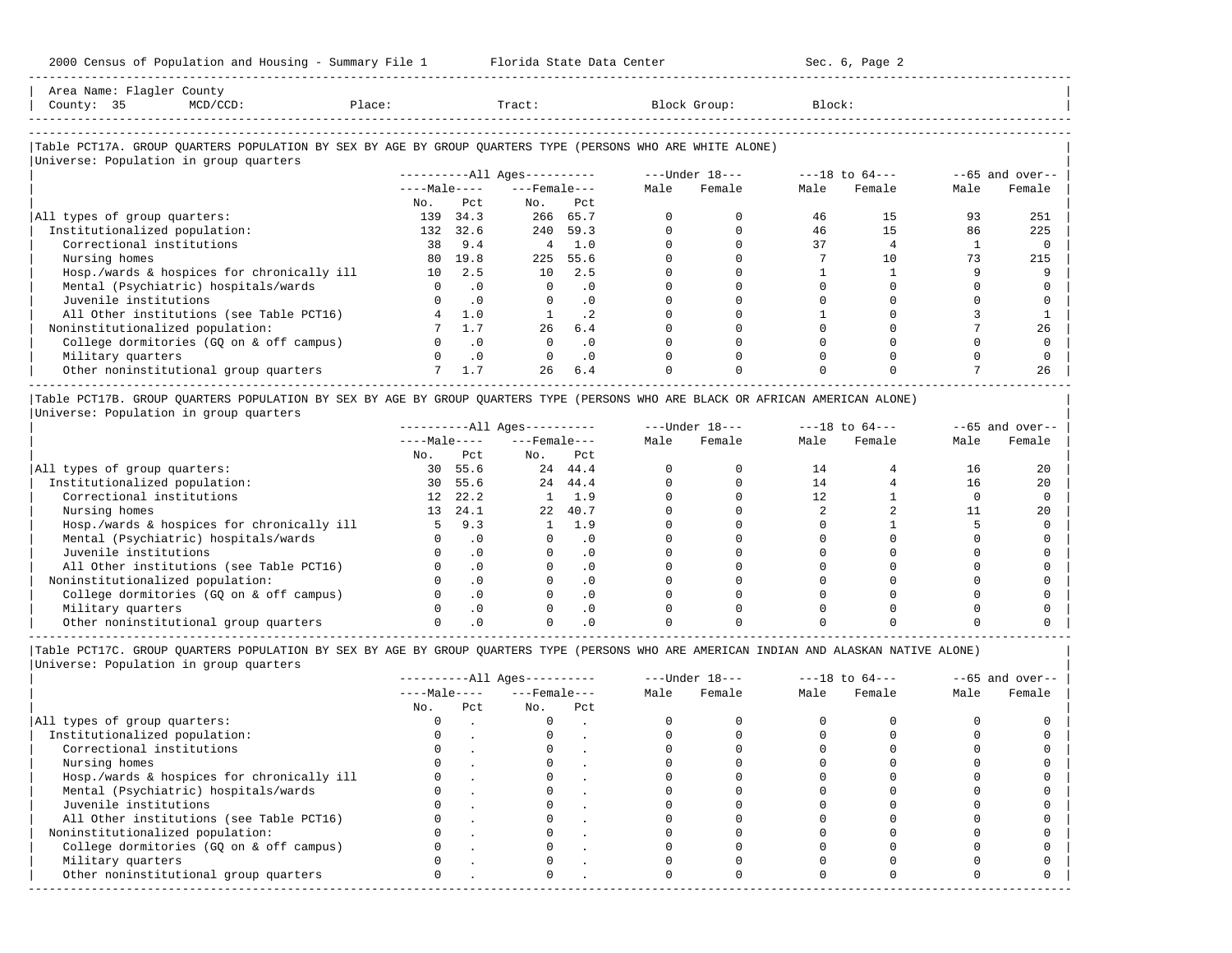Area Name: Flagler County
County: 35 MCD/CCD: Place: Tract: Block Group: Block:

### Table PCT17A. GROUP QUARTERS POPULATION BY SEX BY AGE BY GROUP QUARTERS TYPE (PERSONS WHO ARE WHITE ALONE)

Universe: Population in group quarters

| | All Ages Male No. | All Ages Male Pct | All Ages Female No. | All Ages Female Pct | Under 18 Male | Under 18 Female | 18 to 64 Male | 18 to 64 Female | 65 and over Male | 65 and over Female |
|---|---|---|---|---|---|---|---|---|---|---|
| All types of group quarters: | 139 | 34.3 | 266 | 65.7 | 0 | 0 | 46 | 15 | 93 | 251 |
| Institutionalized population: | 132 | 32.6 | 240 | 59.3 | 0 | 0 | 46 | 15 | 86 | 225 |
| Correctional institutions | 38 | 9.4 | 4 | 1.0 | 0 | 0 | 37 | 4 | 1 | 0 |
| Nursing homes | 80 | 19.8 | 225 | 55.6 | 0 | 0 | 7 | 10 | 73 | 215 |
| Hosp./wards & hospices for chronically ill | 10 | 2.5 | 10 | 2.5 | 0 | 0 | 1 | 1 | 9 | 9 |
| Mental (Psychiatric) hospitals/wards | 0 | .0 | 0 | .0 | 0 | 0 | 0 | 0 | 0 | 0 |
| Juvenile institutions | 0 | .0 | 0 | .0 | 0 | 0 | 0 | 0 | 0 | 0 |
| All Other institutions (see Table PCT16) | 4 | 1.0 | 1 | .2 | 0 | 0 | 1 | 0 | 3 | 1 |
| Noninstitutionalized population: | 7 | 1.7 | 26 | 6.4 | 0 | 0 | 0 | 0 | 7 | 26 |
| College dormitories (GQ on & off campus) | 0 | .0 | 0 | .0 | 0 | 0 | 0 | 0 | 0 | 0 |
| Military quarters | 0 | .0 | 0 | .0 | 0 | 0 | 0 | 0 | 0 | 0 |
| Other noninstitutional group quarters | 7 | 1.7 | 26 | 6.4 | 0 | 0 | 0 | 0 | 7 | 26 |

### Table PCT17B. GROUP QUARTERS POPULATION BY SEX BY AGE BY GROUP QUARTERS TYPE (PERSONS WHO ARE BLACK OR AFRICAN AMERICAN ALONE)

Universe: Population in group quarters

| | All Ages Male No. | All Ages Male Pct | All Ages Female No. | All Ages Female Pct | Under 18 Male | Under 18 Female | 18 to 64 Male | 18 to 64 Female | 65 and over Male | 65 and over Female |
|---|---|---|---|---|---|---|---|---|---|---|
| All types of group quarters: | 30 | 55.6 | 24 | 44.4 | 0 | 0 | 14 | 4 | 16 | 20 |
| Institutionalized population: | 30 | 55.6 | 24 | 44.4 | 0 | 0 | 14 | 4 | 16 | 20 |
| Correctional institutions | 12 | 22.2 | 1 | 1.9 | 0 | 0 | 12 | 1 | 0 | 0 |
| Nursing homes | 13 | 24.1 | 22 | 40.7 | 0 | 0 | 2 | 2 | 11 | 20 |
| Hosp./wards & hospices for chronically ill | 5 | 9.3 | 1 | 1.9 | 0 | 0 | 0 | 1 | 5 | 0 |
| Mental (Psychiatric) hospitals/wards | 0 | .0 | 0 | .0 | 0 | 0 | 0 | 0 | 0 | 0 |
| Juvenile institutions | 0 | .0 | 0 | .0 | 0 | 0 | 0 | 0 | 0 | 0 |
| All Other institutions (see Table PCT16) | 0 | .0 | 0 | .0 | 0 | 0 | 0 | 0 | 0 | 0 |
| Noninstitutionalized population: | 0 | .0 | 0 | .0 | 0 | 0 | 0 | 0 | 0 | 0 |
| College dormitories (GQ on & off campus) | 0 | .0 | 0 | .0 | 0 | 0 | 0 | 0 | 0 | 0 |
| Military quarters | 0 | .0 | 0 | .0 | 0 | 0 | 0 | 0 | 0 | 0 |
| Other noninstitutional group quarters | 0 | .0 | 0 | .0 | 0 | 0 | 0 | 0 | 0 | 0 |

### Table PCT17C. GROUP QUARTERS POPULATION BY SEX BY AGE BY GROUP QUARTERS TYPE (PERSONS WHO ARE AMERICAN INDIAN AND ALASKAN NATIVE ALONE)

Universe: Population in group quarters

| | All Ages Male No. | All Ages Male Pct | All Ages Female No. | All Ages Female Pct | Under 18 Male | Under 18 Female | 18 to 64 Male | 18 to 64 Female | 65 and over Male | 65 and over Female |
|---|---|---|---|---|---|---|---|---|---|---|
| All types of group quarters: | 0 | . | 0 | . | 0 | 0 | 0 | 0 | 0 | 0 |
| Institutionalized population: | 0 | . | 0 | . | 0 | 0 | 0 | 0 | 0 | 0 |
| Correctional institutions | 0 | . | 0 | . | 0 | 0 | 0 | 0 | 0 | 0 |
| Nursing homes | 0 | . | 0 | . | 0 | 0 | 0 | 0 | 0 | 0 |
| Hosp./wards & hospices for chronically ill | 0 | . | 0 | . | 0 | 0 | 0 | 0 | 0 | 0 |
| Mental (Psychiatric) hospitals/wards | 0 | . | 0 | . | 0 | 0 | 0 | 0 | 0 | 0 |
| Juvenile institutions | 0 | . | 0 | . | 0 | 0 | 0 | 0 | 0 | 0 |
| All Other institutions (see Table PCT16) | 0 | . | 0 | . | 0 | 0 | 0 | 0 | 0 | 0 |
| Noninstitutionalized population: | 0 | . | 0 | . | 0 | 0 | 0 | 0 | 0 | 0 |
| College dormitories (GQ on & off campus) | 0 | . | 0 | . | 0 | 0 | 0 | 0 | 0 | 0 |
| Military quarters | 0 | . | 0 | . | 0 | 0 | 0 | 0 | 0 | 0 |
| Other noninstitutional group quarters | 0 | . | 0 | . | 0 | 0 | 0 | 0 | 0 | 0 |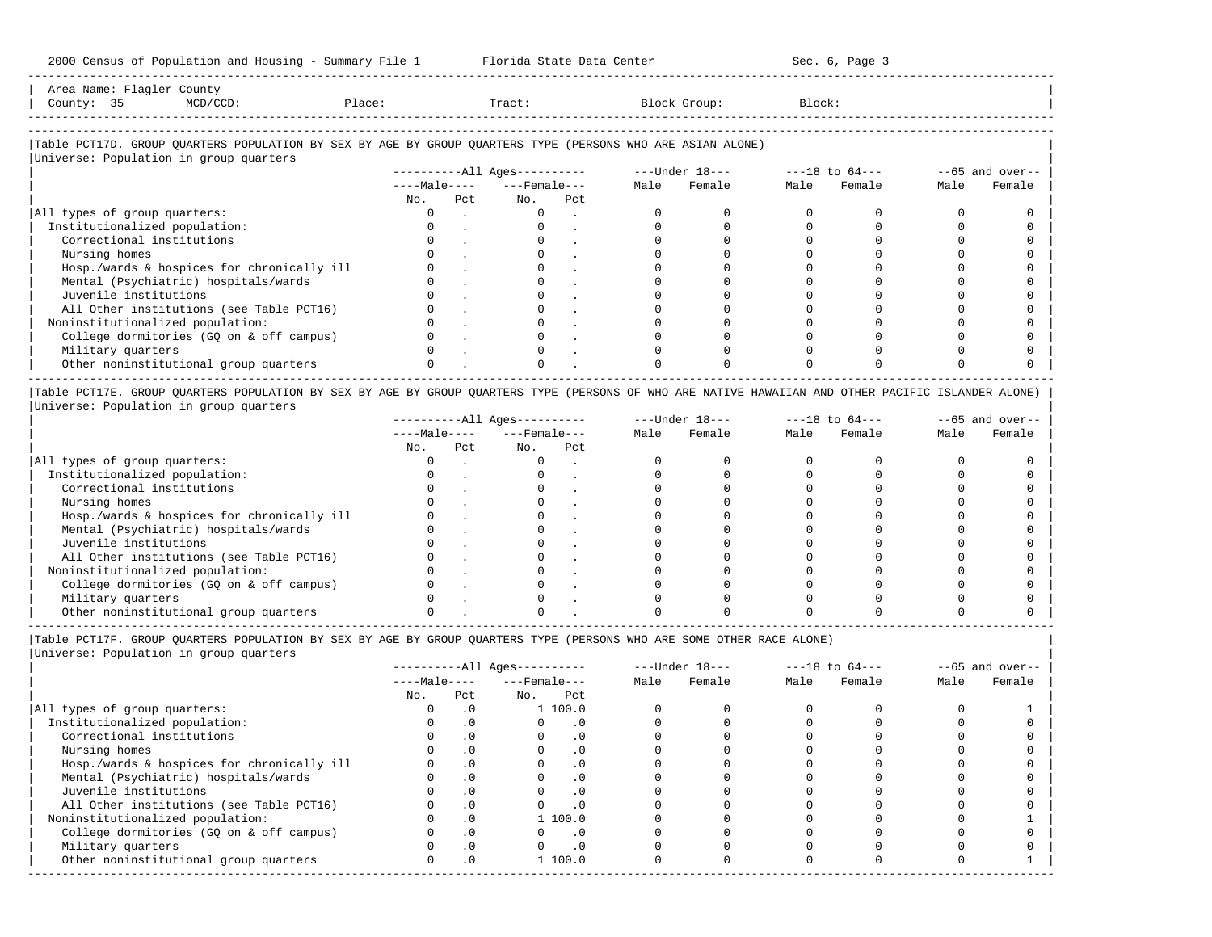Area Name: Flagler County
County: 35 MCD/CCD: Place: Tract: Block Group: Block:

## Table PCT17D. GROUP QUARTERS POPULATION BY SEX BY AGE BY GROUP QUARTERS TYPE (PERSONS WHO ARE ASIAN ALONE)

Universe: Population in group quarters

| | All Ages Male No. | All Ages Male Pct | All Ages Female No. | All Ages Female Pct | Under 18 Male | Under 18 Female | 18 to 64 Male | 18 to 64 Female | 65 and over Male | 65 and over Female |
|---|---|---|---|---|---|---|---|---|---|---|
| All types of group quarters: | 0 | . | 0 | . | 0 | 0 | 0 | 0 | 0 | 0 |
| Institutionalized population: | 0 | . | 0 | . | 0 | 0 | 0 | 0 | 0 | 0 |
| Correctional institutions | 0 | . | 0 | . | 0 | 0 | 0 | 0 | 0 | 0 |
| Nursing homes | 0 | . | 0 | . | 0 | 0 | 0 | 0 | 0 | 0 |
| Hosp./wards & hospices for chronically ill | 0 | . | 0 | . | 0 | 0 | 0 | 0 | 0 | 0 |
| Mental (Psychiatric) hospitals/wards | 0 | . | 0 | . | 0 | 0 | 0 | 0 | 0 | 0 |
| Juvenile institutions | 0 | . | 0 | . | 0 | 0 | 0 | 0 | 0 | 0 |
| All Other institutions (see Table PCT16) | 0 | . | 0 | . | 0 | 0 | 0 | 0 | 0 | 0 |
| Noninstitutionalized population: | 0 | . | 0 | . | 0 | 0 | 0 | 0 | 0 | 0 |
| College dormitories (GQ on & off campus) | 0 | . | 0 | . | 0 | 0 | 0 | 0 | 0 | 0 |
| Military quarters | 0 | . | 0 | . | 0 | 0 | 0 | 0 | 0 | 0 |
| Other noninstitutional group quarters | 0 | . | 0 | . | 0 | 0 | 0 | 0 | 0 | 0 |

## Table PCT17E. GROUP QUARTERS POPULATION BY SEX BY AGE BY GROUP QUARTERS TYPE (PERSONS OF WHO ARE NATIVE HAWAIIAN AND OTHER PACIFIC ISLANDER ALONE)

Universe: Population in group quarters

| | All Ages Male No. | All Ages Male Pct | All Ages Female No. | All Ages Female Pct | Under 18 Male | Under 18 Female | 18 to 64 Male | 18 to 64 Female | 65 and over Male | 65 and over Female |
|---|---|---|---|---|---|---|---|---|---|---|
| All types of group quarters: | 0 | . | 0 | . | 0 | 0 | 0 | 0 | 0 | 0 |
| Institutionalized population: | 0 | . | 0 | . | 0 | 0 | 0 | 0 | 0 | 0 |
| Correctional institutions | 0 | . | 0 | . | 0 | 0 | 0 | 0 | 0 | 0 |
| Nursing homes | 0 | . | 0 | . | 0 | 0 | 0 | 0 | 0 | 0 |
| Hosp./wards & hospices for chronically ill | 0 | . | 0 | . | 0 | 0 | 0 | 0 | 0 | 0 |
| Mental (Psychiatric) hospitals/wards | 0 | . | 0 | . | 0 | 0 | 0 | 0 | 0 | 0 |
| Juvenile institutions | 0 | . | 0 | . | 0 | 0 | 0 | 0 | 0 | 0 |
| All Other institutions (see Table PCT16) | 0 | . | 0 | . | 0 | 0 | 0 | 0 | 0 | 0 |
| Noninstitutionalized population: | 0 | . | 0 | . | 0 | 0 | 0 | 0 | 0 | 0 |
| College dormitories (GQ on & off campus) | 0 | . | 0 | . | 0 | 0 | 0 | 0 | 0 | 0 |
| Military quarters | 0 | . | 0 | . | 0 | 0 | 0 | 0 | 0 | 0 |
| Other noninstitutional group quarters | 0 | . | 0 | . | 0 | 0 | 0 | 0 | 0 | 0 |

## Table PCT17F. GROUP QUARTERS POPULATION BY SEX BY AGE BY GROUP QUARTERS TYPE (PERSONS WHO ARE SOME OTHER RACE ALONE)

Universe: Population in group quarters

| | All Ages Male No. | All Ages Male Pct | All Ages Female No. | All Ages Female Pct | Under 18 Male | Under 18 Female | 18 to 64 Male | 18 to 64 Female | 65 and over Male | 65 and over Female |
|---|---|---|---|---|---|---|---|---|---|---|
| All types of group quarters: | 0 | .0 | 1 | 100.0 | 0 | 0 | 0 | 0 | 0 | 1 |
| Institutionalized population: | 0 | .0 | 0 | .0 | 0 | 0 | 0 | 0 | 0 | 0 |
| Correctional institutions | 0 | .0 | 0 | .0 | 0 | 0 | 0 | 0 | 0 | 0 |
| Nursing homes | 0 | .0 | 0 | .0 | 0 | 0 | 0 | 0 | 0 | 0 |
| Hosp./wards & hospices for chronically ill | 0 | .0 | 0 | .0 | 0 | 0 | 0 | 0 | 0 | 0 |
| Mental (Psychiatric) hospitals/wards | 0 | .0 | 0 | .0 | 0 | 0 | 0 | 0 | 0 | 0 |
| Juvenile institutions | 0 | .0 | 0 | .0 | 0 | 0 | 0 | 0 | 0 | 0 |
| All Other institutions (see Table PCT16) | 0 | .0 | 0 | .0 | 0 | 0 | 0 | 0 | 0 | 0 |
| Noninstitutionalized population: | 0 | .0 | 1 | 100.0 | 0 | 0 | 0 | 0 | 0 | 1 |
| College dormitories (GQ on & off campus) | 0 | .0 | 0 | .0 | 0 | 0 | 0 | 0 | 0 | 0 |
| Military quarters | 0 | .0 | 0 | .0 | 0 | 0 | 0 | 0 | 0 | 0 |
| Other noninstitutional group quarters | 0 | .0 | 1 | 100.0 | 0 | 0 | 0 | 0 | 0 | 1 |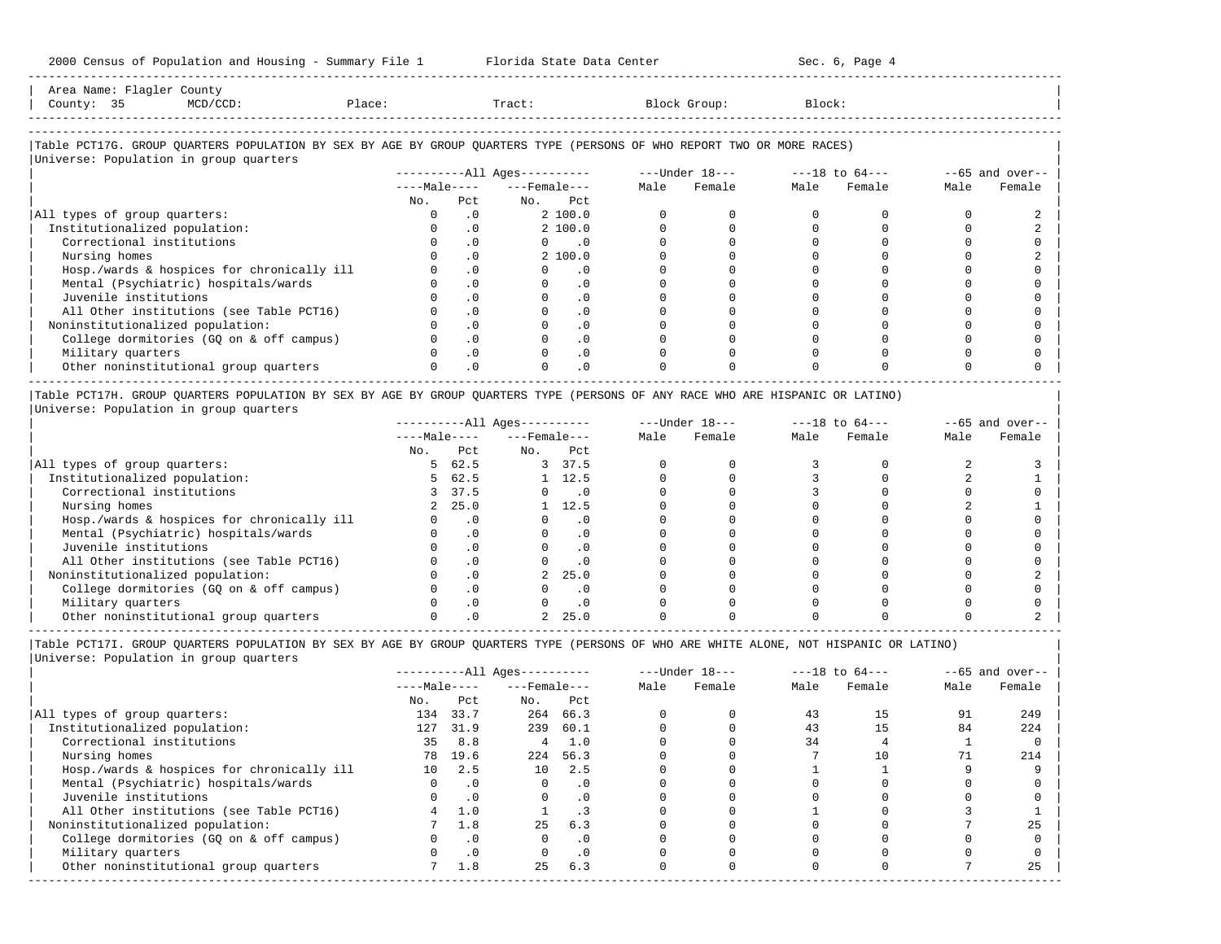Area Name: Flagler County
County: 35 MCD/CCD: Place: Tract: Block Group: Block:

### Table PCT17G. GROUP QUARTERS POPULATION BY SEX BY AGE BY GROUP QUARTERS TYPE (PERSONS OF WHO REPORT TWO OR MORE RACES)

Universe: Population in group quarters

| | All Ages: Male No. | All Ages: Male Pct | All Ages: Female No. | All Ages: Female Pct | Under 18: Male | Under 18: Female | 18 to 64: Male | 18 to 64: Female | 65 and over: Male | 65 and over: Female |
|---|---|---|---|---|---|---|---|---|---|---|
| All types of group quarters: | 0 | .0 | 2 | 100.0 | 0 | 0 | 0 | 0 | 0 | 2 |
| Institutionalized population: | 0 | .0 | 2 | 100.0 | 0 | 0 | 0 | 0 | 0 | 2 |
| Correctional institutions | 0 | .0 | 0 | .0 | 0 | 0 | 0 | 0 | 0 | 0 |
| Nursing homes | 0 | .0 | 2 | 100.0 | 0 | 0 | 0 | 0 | 0 | 2 |
| Hosp./wards & hospices for chronically ill | 0 | .0 | 0 | .0 | 0 | 0 | 0 | 0 | 0 | 0 |
| Mental (Psychiatric) hospitals/wards | 0 | .0 | 0 | .0 | 0 | 0 | 0 | 0 | 0 | 0 |
| Juvenile institutions | 0 | .0 | 0 | .0 | 0 | 0 | 0 | 0 | 0 | 0 |
| All Other institutions (see Table PCT16) | 0 | .0 | 0 | .0 | 0 | 0 | 0 | 0 | 0 | 0 |
| Noninstitutionalized population: | 0 | .0 | 0 | .0 | 0 | 0 | 0 | 0 | 0 | 0 |
| College dormitories (GQ on & off campus) | 0 | .0 | 0 | .0 | 0 | 0 | 0 | 0 | 0 | 0 |
| Military quarters | 0 | .0 | 0 | .0 | 0 | 0 | 0 | 0 | 0 | 0 |
| Other noninstitutional group quarters | 0 | .0 | 0 | .0 | 0 | 0 | 0 | 0 | 0 | 0 |

### Table PCT17H. GROUP QUARTERS POPULATION BY SEX BY AGE BY GROUP QUARTERS TYPE (PERSONS OF ANY RACE WHO ARE HISPANIC OR LATINO)

Universe: Population in group quarters

| | All Ages: Male No. | All Ages: Male Pct | All Ages: Female No. | All Ages: Female Pct | Under 18: Male | Under 18: Female | 18 to 64: Male | 18 to 64: Female | 65 and over: Male | 65 and over: Female |
|---|---|---|---|---|---|---|---|---|---|---|
| All types of group quarters: | 5 | 62.5 | 3 | 37.5 | 0 | 0 | 3 | 0 | 2 | 3 |
| Institutionalized population: | 5 | 62.5 | 1 | 12.5 | 0 | 0 | 3 | 0 | 2 | 1 |
| Correctional institutions | 3 | 37.5 | 0 | .0 | 0 | 0 | 3 | 0 | 0 | 0 |
| Nursing homes | 2 | 25.0 | 1 | 12.5 | 0 | 0 | 0 | 0 | 2 | 1 |
| Hosp./wards & hospices for chronically ill | 0 | .0 | 0 | .0 | 0 | 0 | 0 | 0 | 0 | 0 |
| Mental (Psychiatric) hospitals/wards | 0 | .0 | 0 | .0 | 0 | 0 | 0 | 0 | 0 | 0 |
| Juvenile institutions | 0 | .0 | 0 | .0 | 0 | 0 | 0 | 0 | 0 | 0 |
| All Other institutions (see Table PCT16) | 0 | .0 | 0 | .0 | 0 | 0 | 0 | 0 | 0 | 0 |
| Noninstitutionalized population: | 0 | .0 | 2 | 25.0 | 0 | 0 | 0 | 0 | 0 | 2 |
| College dormitories (GQ on & off campus) | 0 | .0 | 0 | .0 | 0 | 0 | 0 | 0 | 0 | 0 |
| Military quarters | 0 | .0 | 0 | .0 | 0 | 0 | 0 | 0 | 0 | 0 |
| Other noninstitutional group quarters | 0 | .0 | 2 | 25.0 | 0 | 0 | 0 | 0 | 0 | 2 |

### Table PCT17I. GROUP QUARTERS POPULATION BY SEX BY AGE BY GROUP QUARTERS TYPE (PERSONS OF WHO ARE WHITE ALONE, NOT HISPANIC OR LATINO)

Universe: Population in group quarters

| | All Ages: Male No. | All Ages: Male Pct | All Ages: Female No. | All Ages: Female Pct | Under 18: Male | Under 18: Female | 18 to 64: Male | 18 to 64: Female | 65 and over: Male | 65 and over: Female |
|---|---|---|---|---|---|---|---|---|---|---|
| All types of group quarters: | 134 | 33.7 | 264 | 66.3 | 0 | 0 | 43 | 15 | 91 | 249 |
| Institutionalized population: | 127 | 31.9 | 239 | 60.1 | 0 | 0 | 43 | 15 | 84 | 224 |
| Correctional institutions | 35 | 8.8 | 4 | 1.0 | 0 | 0 | 34 | 4 | 1 | 0 |
| Nursing homes | 78 | 19.6 | 224 | 56.3 | 0 | 0 | 7 | 10 | 71 | 214 |
| Hosp./wards & hospices for chronically ill | 10 | 2.5 | 10 | 2.5 | 0 | 0 | 1 | 1 | 9 | 9 |
| Mental (Psychiatric) hospitals/wards | 0 | .0 | 0 | .0 | 0 | 0 | 0 | 0 | 0 | 0 |
| Juvenile institutions | 0 | .0 | 0 | .0 | 0 | 0 | 0 | 0 | 0 | 0 |
| All Other institutions (see Table PCT16) | 4 | 1.0 | 1 | .3 | 0 | 0 | 1 | 0 | 3 | 1 |
| Noninstitutionalized population: | 7 | 1.8 | 25 | 6.3 | 0 | 0 | 0 | 0 | 7 | 25 |
| College dormitories (GQ on & off campus) | 0 | .0 | 0 | .0 | 0 | 0 | 0 | 0 | 0 | 0 |
| Military quarters | 0 | .0 | 0 | .0 | 0 | 0 | 0 | 0 | 0 | 0 |
| Other noninstitutional group quarters | 7 | 1.8 | 25 | 6.3 | 0 | 0 | 0 | 0 | 7 | 25 |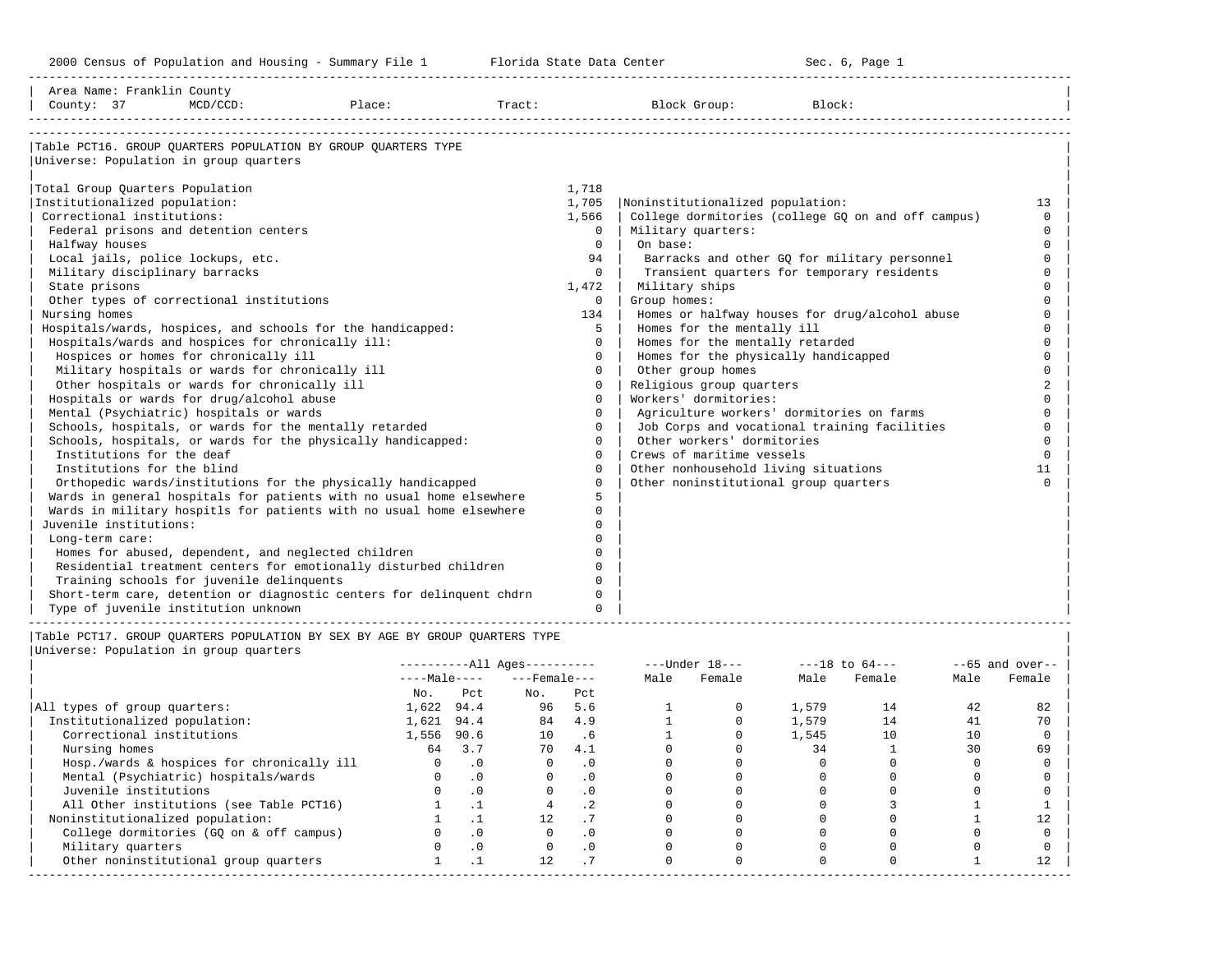2000 Census of Population and Housing - Summary File 1 Florida State Data Center Sec. 6, Page 1

Area Name: Franklin County
County: 37 MCD/CCD: Place: Tract: Block Group: Block:

## Table PCT16. GROUP QUARTERS POPULATION BY GROUP QUARTERS TYPE

Universe: Population in group quarters

| Institutionalized | | Noninstitutionalized | |
|---|---|---|---|
| Total Group Quarters Population | 1,718 | | |
| Institutionalized population: | 1,705 | Noninstitutionalized population: | 13 |
| Correctional institutions: | 1,566 | College dormitories (college GQ on and off campus) | 0 |
| Federal prisons and detention centers | 0 | Military quarters: | 0 |
| Halfway houses | 0 | On base: | 0 |
| Local jails, police lockups, etc. | 94 | Barracks and other GQ for military personnel | 0 |
| Military disciplinary barracks | 0 | Transient quarters for temporary residents | 0 |
| State prisons | 1,472 | Military ships | 0 |
| Other types of correctional institutions | 0 | Group homes: | 0 |
| Nursing homes | 134 | Homes or halfway houses for drug/alcohol abuse | 0 |
| Hospitals/wards, hospices, and schools for the handicapped: | 5 | Homes for the mentally ill | 0 |
| Hospitals/wards and hospices for chronically ill: | 0 | Homes for the mentally retarded | 0 |
| Hospices or homes for chronically ill | 0 | Homes for the physically handicapped | 0 |
| Military hospitals or wards for chronically ill | 0 | Other group homes | 0 |
| Other hospitals or wards for chronically ill | 0 | Religious group quarters | 2 |
| Hospitals or wards for drug/alcohol abuse | 0 | Workers' dormitories: | 0 |
| Mental (Psychiatric) hospitals or wards | 0 | Agriculture workers' dormitories on farms | 0 |
| Schools, hospitals, or wards for the mentally retarded | 0 | Job Corps and vocational training facilities | 0 |
| Schools, hospitals, or wards for the physically handicapped: | 0 | Other workers' dormitories | 0 |
| Institutions for the deaf | 0 | Crews of maritime vessels | 0 |
| Institutions for the blind | 0 | Other nonhousehold living situations | 11 |
| Orthopedic wards/institutions for the physically handicapped | 0 | Other noninstitutional group quarters | 0 |
| Wards in general hospitals for patients with no usual home elsewhere | 5 | | |
| Wards in military hospitls for patients with no usual home elsewhere | 0 | | |
| Juvenile institutions: | 0 | | |
| Long-term care: | 0 | | |
| Homes for abused, dependent, and neglected children | 0 | | |
| Residential treatment centers for emotionally disturbed children | 0 | | |
| Training schools for juvenile delinquents | 0 | | |
| Short-term care, detention or diagnostic centers for delinquent chdrn | 0 | | |
| Type of juvenile institution unknown | 0 | | |

## Table PCT17. GROUP QUARTERS POPULATION BY SEX BY AGE BY GROUP QUARTERS TYPE

Universe: Population in group quarters

| | All Ages Male No. | All Ages Male Pct | All Ages Female No. | All Ages Female Pct | Under 18 Male | Under 18 Female | 18 to 64 Male | 18 to 64 Female | 65 and over Male | 65 and over Female |
|---|---|---|---|---|---|---|---|---|---|---|
| All types of group quarters: | 1,622 | 94.4 | 96 | 5.6 | 1 | 0 | 1,579 | 14 | 42 | 82 |
| Institutionalized population: | 1,621 | 94.4 | 84 | 4.9 | 1 | 0 | 1,579 | 14 | 41 | 70 |
| Correctional institutions | 1,556 | 90.6 | 10 | .6 | 1 | 0 | 1,545 | 10 | 10 | 0 |
| Nursing homes | 64 | 3.7 | 70 | 4.1 | 0 | 0 | 34 | 1 | 30 | 69 |
| Hosp./wards & hospices for chronically ill | 0 | .0 | 0 | .0 | 0 | 0 | 0 | 0 | 0 | 0 |
| Mental (Psychiatric) hospitals/wards | 0 | .0 | 0 | .0 | 0 | 0 | 0 | 0 | 0 | 0 |
| Juvenile institutions | 0 | .0 | 0 | .0 | 0 | 0 | 0 | 0 | 0 | 0 |
| All Other institutions (see Table PCT16) | 1 | .1 | 4 | .2 | 0 | 0 | 0 | 3 | 1 | 1 |
| Noninstitutionalized population: | 1 | .1 | 12 | .7 | 0 | 0 | 0 | 0 | 1 | 12 |
| College dormitories (GQ on & off campus) | 0 | .0 | 0 | .0 | 0 | 0 | 0 | 0 | 0 | 0 |
| Military quarters | 0 | .0 | 0 | .0 | 0 | 0 | 0 | 0 | 0 | 0 |
| Other noninstitutional group quarters | 1 | .1 | 12 | .7 | 0 | 0 | 0 | 0 | 1 | 12 |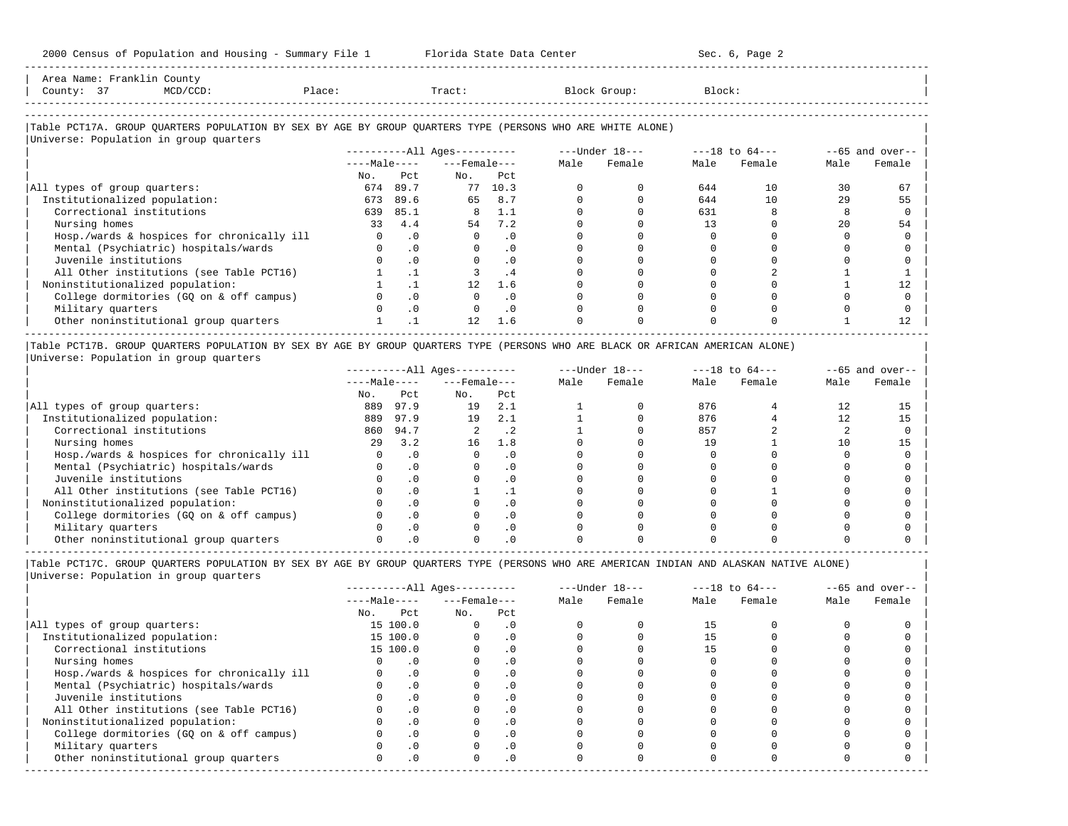Area Name: Franklin County
County: 37 MCD/CCD: Place: Tract: Block Group: Block:

### Table PCT17A. GROUP QUARTERS POPULATION BY SEX BY AGE BY GROUP QUARTERS TYPE (PERSONS WHO ARE WHITE ALONE)

Universe: Population in group quarters

| | All Ages | | | | Under 18 | | 18 to 64 | | 65 and over | |
|---|---|---|---|---|---|---|---|---|---|---|
| | Male | | Female | | Male | Female | Male | Female | Male | Female |
| | No. | Pct | No. | Pct | | | | | | |
| All types of group quarters: | 674 | 89.7 | 77 | 10.3 | 0 | 0 | 644 | 10 | 30 | 67 |
| Institutionalized population: | 673 | 89.6 | 65 | 8.7 | 0 | 0 | 644 | 10 | 29 | 55 |
| Correctional institutions | 639 | 85.1 | 8 | 1.1 | 0 | 0 | 631 | 8 | 8 | 0 |
| Nursing homes | 33 | 4.4 | 54 | 7.2 | 0 | 0 | 13 | 0 | 20 | 54 |
| Hosp./wards & hospices for chronically ill | 0 | .0 | 0 | .0 | 0 | 0 | 0 | 0 | 0 | 0 |
| Mental (Psychiatric) hospitals/wards | 0 | .0 | 0 | .0 | 0 | 0 | 0 | 0 | 0 | 0 |
| Juvenile institutions | 0 | .0 | 0 | .0 | 0 | 0 | 0 | 0 | 0 | 0 |
| All Other institutions (see Table PCT16) | 1 | .1 | 3 | .4 | 0 | 0 | 0 | 2 | 1 | 1 |
| Noninstitutionalized population: | 1 | .1 | 12 | 1.6 | 0 | 0 | 0 | 0 | 1 | 12 |
| College dormitories (GQ on & off campus) | 0 | .0 | 0 | .0 | 0 | 0 | 0 | 0 | 0 | 0 |
| Military quarters | 0 | .0 | 0 | .0 | 0 | 0 | 0 | 0 | 0 | 0 |
| Other noninstitutional group quarters | 1 | .1 | 12 | 1.6 | 0 | 0 | 0 | 0 | 1 | 12 |

### Table PCT17B. GROUP QUARTERS POPULATION BY SEX BY AGE BY GROUP QUARTERS TYPE (PERSONS WHO ARE BLACK OR AFRICAN AMERICAN ALONE)

Universe: Population in group quarters

| | All Ages | | | | Under 18 | | 18 to 64 | | 65 and over | |
|---|---|---|---|---|---|---|---|---|---|---|
| | Male | | Female | | Male | Female | Male | Female | Male | Female |
| | No. | Pct | No. | Pct | | | | | | |
| All types of group quarters: | 889 | 97.9 | 19 | 2.1 | 1 | 0 | 876 | 4 | 12 | 15 |
| Institutionalized population: | 889 | 97.9 | 19 | 2.1 | 1 | 0 | 876 | 4 | 12 | 15 |
| Correctional institutions | 860 | 94.7 | 2 | .2 | 1 | 0 | 857 | 2 | 2 | 0 |
| Nursing homes | 29 | 3.2 | 16 | 1.8 | 0 | 0 | 19 | 1 | 10 | 15 |
| Hosp./wards & hospices for chronically ill | 0 | .0 | 0 | .0 | 0 | 0 | 0 | 0 | 0 | 0 |
| Mental (Psychiatric) hospitals/wards | 0 | .0 | 0 | .0 | 0 | 0 | 0 | 0 | 0 | 0 |
| Juvenile institutions | 0 | .0 | 0 | .0 | 0 | 0 | 0 | 0 | 0 | 0 |
| All Other institutions (see Table PCT16) | 0 | .0 | 1 | .1 | 0 | 0 | 0 | 1 | 0 | 0 |
| Noninstitutionalized population: | 0 | .0 | 0 | .0 | 0 | 0 | 0 | 0 | 0 | 0 |
| College dormitories (GQ on & off campus) | 0 | .0 | 0 | .0 | 0 | 0 | 0 | 0 | 0 | 0 |
| Military quarters | 0 | .0 | 0 | .0 | 0 | 0 | 0 | 0 | 0 | 0 |
| Other noninstitutional group quarters | 0 | .0 | 0 | .0 | 0 | 0 | 0 | 0 | 0 | 0 |

### Table PCT17C. GROUP QUARTERS POPULATION BY SEX BY AGE BY GROUP QUARTERS TYPE (PERSONS WHO ARE AMERICAN INDIAN AND ALASKAN NATIVE ALONE)

Universe: Population in group quarters

| | All Ages | | | | Under 18 | | 18 to 64 | | 65 and over | |
|---|---|---|---|---|---|---|---|---|---|---|
| | Male | | Female | | Male | Female | Male | Female | Male | Female |
| | No. | Pct | No. | Pct | | | | | | |
| All types of group quarters: | 15 | 100.0 | 0 | .0 | 0 | 0 | 15 | 0 | 0 | 0 |
| Institutionalized population: | 15 | 100.0 | 0 | .0 | 0 | 0 | 15 | 0 | 0 | 0 |
| Correctional institutions | 15 | 100.0 | 0 | .0 | 0 | 0 | 15 | 0 | 0 | 0 |
| Nursing homes | 0 | .0 | 0 | .0 | 0 | 0 | 0 | 0 | 0 | 0 |
| Hosp./wards & hospices for chronically ill | 0 | .0 | 0 | .0 | 0 | 0 | 0 | 0 | 0 | 0 |
| Mental (Psychiatric) hospitals/wards | 0 | .0 | 0 | .0 | 0 | 0 | 0 | 0 | 0 | 0 |
| Juvenile institutions | 0 | .0 | 0 | .0 | 0 | 0 | 0 | 0 | 0 | 0 |
| All Other institutions (see Table PCT16) | 0 | .0 | 0 | .0 | 0 | 0 | 0 | 0 | 0 | 0 |
| Noninstitutionalized population: | 0 | .0 | 0 | .0 | 0 | 0 | 0 | 0 | 0 | 0 |
| College dormitories (GQ on & off campus) | 0 | .0 | 0 | .0 | 0 | 0 | 0 | 0 | 0 | 0 |
| Military quarters | 0 | .0 | 0 | .0 | 0 | 0 | 0 | 0 | 0 | 0 |
| Other noninstitutional group quarters | 0 | .0 | 0 | .0 | 0 | 0 | 0 | 0 | 0 | 0 |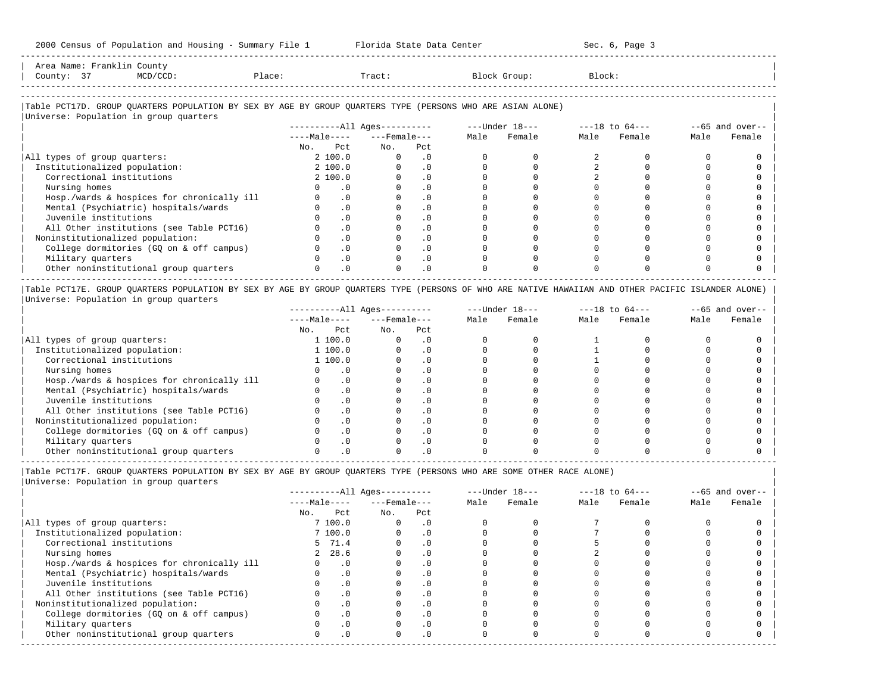Area Name: Franklin County
County: 37 MCD/CCD: Place: Tract: Block Group: Block:

## Table PCT17D. GROUP QUARTERS POPULATION BY SEX BY AGE BY GROUP QUARTERS TYPE (PERSONS WHO ARE ASIAN ALONE)

Universe: Population in group quarters

| | All Ages | | | | Under 18 | | 18 to 64 | | 65 and over | |
|---|---|---|---|---|---|---|---|---|---|---|
| | Male | | Female | | | | | | | |
| | No. | Pct | No. | Pct | Male | Female | Male | Female | Male | Female |
| All types of group quarters: | 2 | 100.0 | 0 | .0 | 0 | 0 | 2 | 0 | 0 | 0 |
| Institutionalized population: | 2 | 100.0 | 0 | .0 | 0 | 0 | 2 | 0 | 0 | 0 |
| Correctional institutions | 2 | 100.0 | 0 | .0 | 0 | 0 | 2 | 0 | 0 | 0 |
| Nursing homes | 0 | .0 | 0 | .0 | 0 | 0 | 0 | 0 | 0 | 0 |
| Hosp./wards & hospices for chronically ill | 0 | .0 | 0 | .0 | 0 | 0 | 0 | 0 | 0 | 0 |
| Mental (Psychiatric) hospitals/wards | 0 | .0 | 0 | .0 | 0 | 0 | 0 | 0 | 0 | 0 |
| Juvenile institutions | 0 | .0 | 0 | .0 | 0 | 0 | 0 | 0 | 0 | 0 |
| All Other institutions (see Table PCT16) | 0 | .0 | 0 | .0 | 0 | 0 | 0 | 0 | 0 | 0 |
| Noninstitutionalized population: | 0 | .0 | 0 | .0 | 0 | 0 | 0 | 0 | 0 | 0 |
| College dormitories (GQ on & off campus) | 0 | .0 | 0 | .0 | 0 | 0 | 0 | 0 | 0 | 0 |
| Military quarters | 0 | .0 | 0 | .0 | 0 | 0 | 0 | 0 | 0 | 0 |
| Other noninstitutional group quarters | 0 | .0 | 0 | .0 | 0 | 0 | 0 | 0 | 0 | 0 |

## Table PCT17E. GROUP QUARTERS POPULATION BY SEX BY AGE BY GROUP QUARTERS TYPE (PERSONS OF WHO ARE NATIVE HAWAIIAN AND OTHER PACIFIC ISLANDER ALONE)

Universe: Population in group quarters

| | All Ages | | | | Under 18 | | 18 to 64 | | 65 and over | |
|---|---|---|---|---|---|---|---|---|---|---|
| | Male | | Female | | | | | | | |
| | No. | Pct | No. | Pct | Male | Female | Male | Female | Male | Female |
| All types of group quarters: | 1 | 100.0 | 0 | .0 | 0 | 0 | 1 | 0 | 0 | 0 |
| Institutionalized population: | 1 | 100.0 | 0 | .0 | 0 | 0 | 1 | 0 | 0 | 0 |
| Correctional institutions | 1 | 100.0 | 0 | .0 | 0 | 0 | 1 | 0 | 0 | 0 |
| Nursing homes | 0 | .0 | 0 | .0 | 0 | 0 | 0 | 0 | 0 | 0 |
| Hosp./wards & hospices for chronically ill | 0 | .0 | 0 | .0 | 0 | 0 | 0 | 0 | 0 | 0 |
| Mental (Psychiatric) hospitals/wards | 0 | .0 | 0 | .0 | 0 | 0 | 0 | 0 | 0 | 0 |
| Juvenile institutions | 0 | .0 | 0 | .0 | 0 | 0 | 0 | 0 | 0 | 0 |
| All Other institutions (see Table PCT16) | 0 | .0 | 0 | .0 | 0 | 0 | 0 | 0 | 0 | 0 |
| Noninstitutionalized population: | 0 | .0 | 0 | .0 | 0 | 0 | 0 | 0 | 0 | 0 |
| College dormitories (GQ on & off campus) | 0 | .0 | 0 | .0 | 0 | 0 | 0 | 0 | 0 | 0 |
| Military quarters | 0 | .0 | 0 | .0 | 0 | 0 | 0 | 0 | 0 | 0 |
| Other noninstitutional group quarters | 0 | .0 | 0 | .0 | 0 | 0 | 0 | 0 | 0 | 0 |

## Table PCT17F. GROUP QUARTERS POPULATION BY SEX BY AGE BY GROUP QUARTERS TYPE (PERSONS WHO ARE SOME OTHER RACE ALONE)

Universe: Population in group quarters

| | All Ages | | | | Under 18 | | 18 to 64 | | 65 and over | |
|---|---|---|---|---|---|---|---|---|---|---|
| | Male | | Female | | | | | | | |
| | No. | Pct | No. | Pct | Male | Female | Male | Female | Male | Female |
| All types of group quarters: | 7 | 100.0 | 0 | .0 | 0 | 0 | 7 | 0 | 0 | 0 |
| Institutionalized population: | 7 | 100.0 | 0 | .0 | 0 | 0 | 7 | 0 | 0 | 0 |
| Correctional institutions | 5 | 71.4 | 0 | .0 | 0 | 0 | 5 | 0 | 0 | 0 |
| Nursing homes | 2 | 28.6 | 0 | .0 | 0 | 0 | 2 | 0 | 0 | 0 |
| Hosp./wards & hospices for chronically ill | 0 | .0 | 0 | .0 | 0 | 0 | 0 | 0 | 0 | 0 |
| Mental (Psychiatric) hospitals/wards | 0 | .0 | 0 | .0 | 0 | 0 | 0 | 0 | 0 | 0 |
| Juvenile institutions | 0 | .0 | 0 | .0 | 0 | 0 | 0 | 0 | 0 | 0 |
| All Other institutions (see Table PCT16) | 0 | .0 | 0 | .0 | 0 | 0 | 0 | 0 | 0 | 0 |
| Noninstitutionalized population: | 0 | .0 | 0 | .0 | 0 | 0 | 0 | 0 | 0 | 0 |
| College dormitories (GQ on & off campus) | 0 | .0 | 0 | .0 | 0 | 0 | 0 | 0 | 0 | 0 |
| Military quarters | 0 | .0 | 0 | .0 | 0 | 0 | 0 | 0 | 0 | 0 |
| Other noninstitutional group quarters | 0 | .0 | 0 | .0 | 0 | 0 | 0 | 0 | 0 | 0 |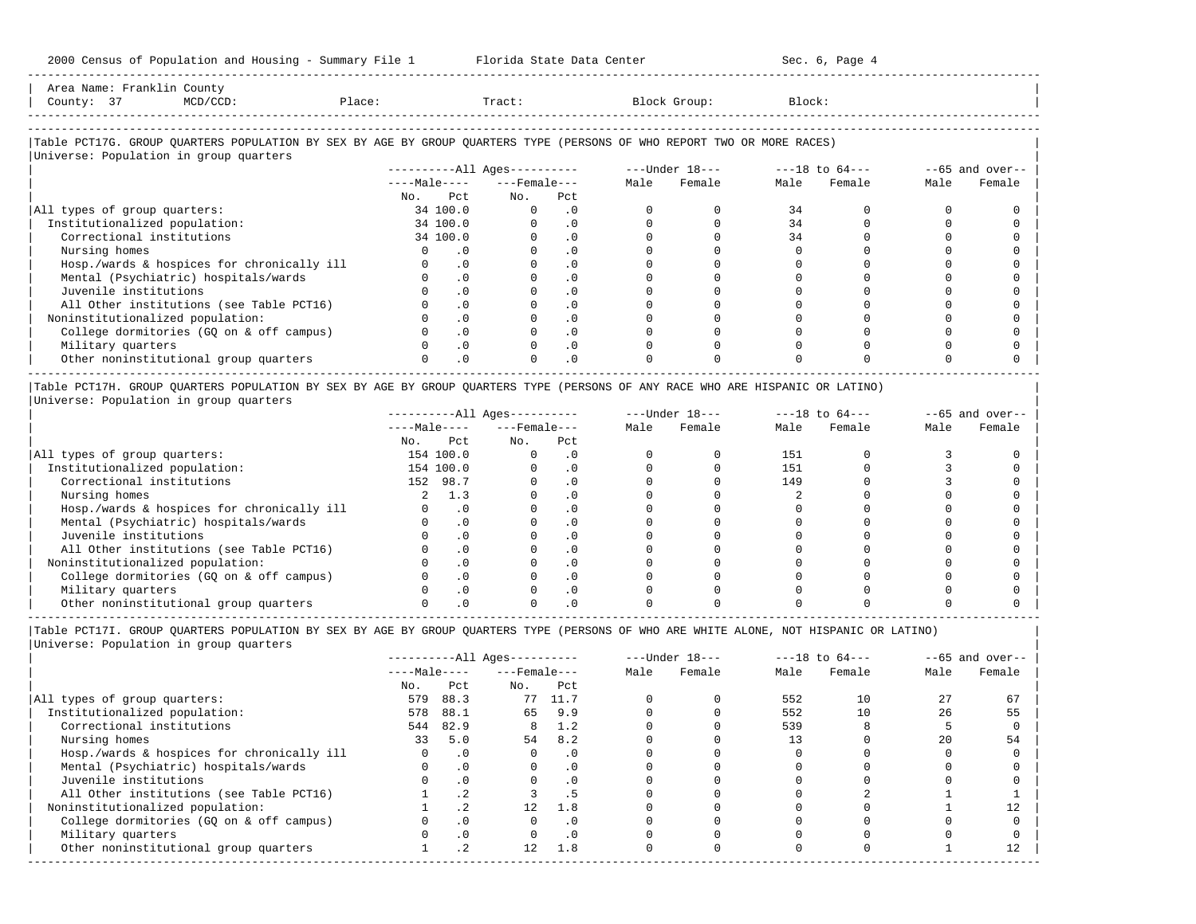Area Name: Franklin County
County: 37 MCD/CCD: Place: Tract: Block Group: Block:

### Table PCT17G. GROUP QUARTERS POPULATION BY SEX BY AGE BY GROUP QUARTERS TYPE (PERSONS OF WHO REPORT TWO OR MORE RACES)

Universe: Population in group quarters

| | All Ages | | | | Under 18 | | 18 to 64 | | 65 and over | |
|---|---|---|---|---|---|---|---|---|---|---|
| | Male | | Female | | | | | | | |
| | No. | Pct | No. | Pct | Male | Female | Male | Female | Male | Female |
| All types of group quarters: | 34 | 100.0 | 0 | .0 | 0 | 0 | 34 | 0 | 0 | 0 |
| Institutionalized population: | 34 | 100.0 | 0 | .0 | 0 | 0 | 34 | 0 | 0 | 0 |
| Correctional institutions | 34 | 100.0 | 0 | .0 | 0 | 0 | 34 | 0 | 0 | 0 |
| Nursing homes | 0 | .0 | 0 | .0 | 0 | 0 | 0 | 0 | 0 | 0 |
| Hosp./wards & hospices for chronically ill | 0 | .0 | 0 | .0 | 0 | 0 | 0 | 0 | 0 | 0 |
| Mental (Psychiatric) hospitals/wards | 0 | .0 | 0 | .0 | 0 | 0 | 0 | 0 | 0 | 0 |
| Juvenile institutions | 0 | .0 | 0 | .0 | 0 | 0 | 0 | 0 | 0 | 0 |
| All Other institutions (see Table PCT16) | 0 | .0 | 0 | .0 | 0 | 0 | 0 | 0 | 0 | 0 |
| Noninstitutionalized population: | 0 | .0 | 0 | .0 | 0 | 0 | 0 | 0 | 0 | 0 |
| College dormitories (GQ on & off campus) | 0 | .0 | 0 | .0 | 0 | 0 | 0 | 0 | 0 | 0 |
| Military quarters | 0 | .0 | 0 | .0 | 0 | 0 | 0 | 0 | 0 | 0 |
| Other noninstitutional group quarters | 0 | .0 | 0 | .0 | 0 | 0 | 0 | 0 | 0 | 0 |

### Table PCT17H. GROUP QUARTERS POPULATION BY SEX BY AGE BY GROUP QUARTERS TYPE (PERSONS OF ANY RACE WHO ARE HISPANIC OR LATINO)

Universe: Population in group quarters

| | All Ages | | | | Under 18 | | 18 to 64 | | 65 and over | |
|---|---|---|---|---|---|---|---|---|---|---|
| | Male | | Female | | | | | | | |
| | No. | Pct | No. | Pct | Male | Female | Male | Female | Male | Female |
| All types of group quarters: | 154 | 100.0 | 0 | .0 | 0 | 0 | 151 | 0 | 3 | 0 |
| Institutionalized population: | 154 | 100.0 | 0 | .0 | 0 | 0 | 151 | 0 | 3 | 0 |
| Correctional institutions | 152 | 98.7 | 0 | .0 | 0 | 0 | 149 | 0 | 3 | 0 |
| Nursing homes | 2 | 1.3 | 0 | .0 | 0 | 0 | 2 | 0 | 0 | 0 |
| Hosp./wards & hospices for chronically ill | 0 | .0 | 0 | .0 | 0 | 0 | 0 | 0 | 0 | 0 |
| Mental (Psychiatric) hospitals/wards | 0 | .0 | 0 | .0 | 0 | 0 | 0 | 0 | 0 | 0 |
| Juvenile institutions | 0 | .0 | 0 | .0 | 0 | 0 | 0 | 0 | 0 | 0 |
| All Other institutions (see Table PCT16) | 0 | .0 | 0 | .0 | 0 | 0 | 0 | 0 | 0 | 0 |
| Noninstitutionalized population: | 0 | .0 | 0 | .0 | 0 | 0 | 0 | 0 | 0 | 0 |
| College dormitories (GQ on & off campus) | 0 | .0 | 0 | .0 | 0 | 0 | 0 | 0 | 0 | 0 |
| Military quarters | 0 | .0 | 0 | .0 | 0 | 0 | 0 | 0 | 0 | 0 |
| Other noninstitutional group quarters | 0 | .0 | 0 | .0 | 0 | 0 | 0 | 0 | 0 | 0 |

### Table PCT17I. GROUP QUARTERS POPULATION BY SEX BY AGE BY GROUP QUARTERS TYPE (PERSONS OF WHO ARE WHITE ALONE, NOT HISPANIC OR LATINO)

Universe: Population in group quarters

| | All Ages | | | | Under 18 | | 18 to 64 | | 65 and over | |
|---|---|---|---|---|---|---|---|---|---|---|
| | Male | | Female | | | | | | | |
| | No. | Pct | No. | Pct | Male | Female | Male | Female | Male | Female |
| All types of group quarters: | 579 | 88.3 | 77 | 11.7 | 0 | 0 | 552 | 10 | 27 | 67 |
| Institutionalized population: | 578 | 88.1 | 65 | 9.9 | 0 | 0 | 552 | 10 | 26 | 55 |
| Correctional institutions | 544 | 82.9 | 8 | 1.2 | 0 | 0 | 539 | 8 | 5 | 0 |
| Nursing homes | 33 | 5.0 | 54 | 8.2 | 0 | 0 | 13 | 0 | 20 | 54 |
| Hosp./wards & hospices for chronically ill | 0 | .0 | 0 | .0 | 0 | 0 | 0 | 0 | 0 | 0 |
| Mental (Psychiatric) hospitals/wards | 0 | .0 | 0 | .0 | 0 | 0 | 0 | 0 | 0 | 0 |
| Juvenile institutions | 0 | .0 | 0 | .0 | 0 | 0 | 0 | 0 | 0 | 0 |
| All Other institutions (see Table PCT16) | 1 | .2 | 3 | .5 | 0 | 0 | 0 | 2 | 1 | 1 |
| Noninstitutionalized population: | 1 | .2 | 12 | 1.8 | 0 | 0 | 0 | 0 | 1 | 12 |
| College dormitories (GQ on & off campus) | 0 | .0 | 0 | .0 | 0 | 0 | 0 | 0 | 0 | 0 |
| Military quarters | 0 | .0 | 0 | .0 | 0 | 0 | 0 | 0 | 0 | 0 |
| Other noninstitutional group quarters | 1 | .2 | 12 | 1.8 | 0 | 0 | 0 | 0 | 1 | 12 |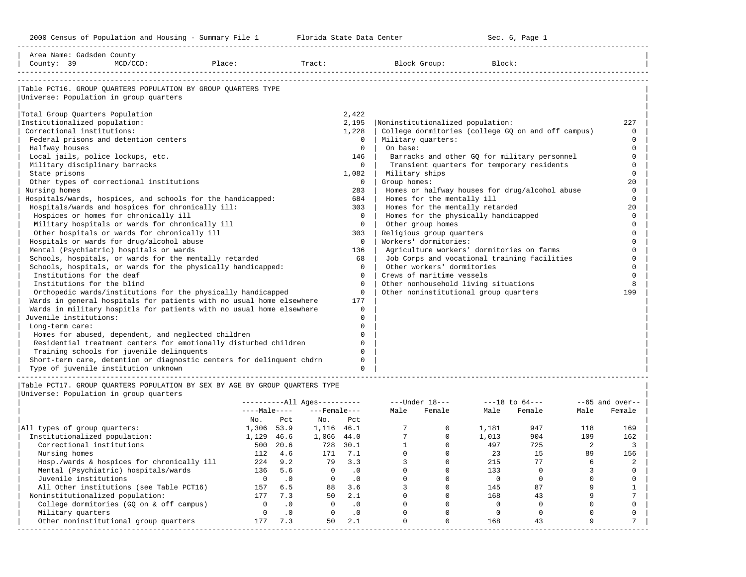2000 Census of Population and Housing - Summary File 1 Florida State Data Center Sec. 6, Page 1

Area Name: Gadsden County
County: 39 MCD/CCD: Place: Tract: Block Group: Block:

## Table PCT16. GROUP QUARTERS POPULATION BY GROUP QUARTERS TYPE

Universe: Population in group quarters

| Category | Count |
|---|---|
| Total Group Quarters Population | 2,422 |
| Institutionalized population: | 2,195 |
| Correctional institutions: | 1,228 |
| Federal prisons and detention centers | 0 |
| Halfway houses | 0 |
| Local jails, police lockups, etc. | 146 |
| Military disciplinary barracks | 0 |
| State prisons | 1,082 |
| Other types of correctional institutions | 0 |
| Nursing homes | 283 |
| Hospitals/wards, hospices, and schools for the handicapped: | 684 |
| Hospitals/wards and hospices for chronically ill: | 303 |
| Hospices or homes for chronically ill | 0 |
| Military hospitals or wards for chronically ill | 0 |
| Other hospitals or wards for chronically ill | 303 |
| Hospitals or wards for drug/alcohol abuse | 0 |
| Mental (Psychiatric) hospitals or wards | 136 |
| Schools, hospitals, or wards for the mentally retarded | 68 |
| Schools, hospitals, or wards for the physically handicapped: | 0 |
| Institutions for the deaf | 0 |
| Institutions for the blind | 0 |
| Orthopedic wards/institutions for the physically handicapped | 0 |
| Wards in general hospitals for patients with no usual home elsewhere | 177 |
| Wards in military hospitls for patients with no usual home elsewhere | 0 |
| Juvenile institutions: | 0 |
| Long-term care: | 0 |
| Homes for abused, dependent, and neglected children | 0 |
| Residential treatment centers for emotionally disturbed children | 0 |
| Training schools for juvenile delinquents | 0 |
| Short-term care, detention or diagnostic centers for delinquent chdrn | 0 |
| Type of juvenile institution unknown | 0 |
| Noninstitutionalized population: | 227 |
| College dormitories (college GQ on and off campus) | 0 |
| Military quarters: | 0 |
| On base: | 0 |
| Barracks and other GQ for military personnel | 0 |
| Transient quarters for temporary residents | 0 |
| Military ships | 0 |
| Group homes: | 20 |
| Homes or halfway houses for drug/alcohol abuse | 0 |
| Homes for the mentally ill | 0 |
| Homes for the mentally retarded | 20 |
| Homes for the physically handicapped | 0 |
| Other group homes | 0 |
| Religious group quarters | 0 |
| Workers' dormitories: | 0 |
| Agriculture workers' dormitories on farms | 0 |
| Job Corps and vocational training facilities | 0 |
| Other workers' dormitories | 0 |
| Crews of maritime vessels | 0 |
| Other nonhousehold living situations | 8 |
| Other noninstitutional group quarters | 199 |

## Table PCT17. GROUP QUARTERS POPULATION BY SEX BY AGE BY GROUP QUARTERS TYPE

Universe: Population in group quarters

| | All Ages | | | | Under 18 | | 18 to 64 | | 65 and over | |
|---|---|---|---|---|---|---|---|---|---|---|
| | Male | | Female | | | | | | | |
| | No. | Pct | No. | Pct | Male | Female | Male | Female | Male | Female |
| All types of group quarters: | 1,306 | 53.9 | 1,116 | 46.1 | 7 | 0 | 1,181 | 947 | 118 | 169 |
| Institutionalized population: | 1,129 | 46.6 | 1,066 | 44.0 | 7 | 0 | 1,013 | 904 | 109 | 162 |
| Correctional institutions | 500 | 20.6 | 728 | 30.1 | 1 | 0 | 497 | 725 | 2 | 3 |
| Nursing homes | 112 | 4.6 | 171 | 7.1 | 0 | 0 | 23 | 15 | 89 | 156 |
| Hosp./wards & hospices for chronically ill | 224 | 9.2 | 79 | 3.3 | 3 | 0 | 215 | 77 | 6 | 2 |
| Mental (Psychiatric) hospitals/wards | 136 | 5.6 | 0 | .0 | 0 | 0 | 133 | 0 | 3 | 0 |
| Juvenile institutions | 0 | .0 | 0 | .0 | 0 | 0 | 0 | 0 | 0 | 0 |
| All Other institutions (see Table PCT16) | 157 | 6.5 | 88 | 3.6 | 3 | 0 | 145 | 87 | 9 | 1 |
| Noninstitutionalized population: | 177 | 7.3 | 50 | 2.1 | 0 | 0 | 168 | 43 | 9 | 7 |
| College dormitories (GQ on & off campus) | 0 | .0 | 0 | .0 | 0 | 0 | 0 | 0 | 0 | 0 |
| Military quarters | 0 | .0 | 0 | .0 | 0 | 0 | 0 | 0 | 0 | 0 |
| Other noninstitutional group quarters | 177 | 7.3 | 50 | 2.1 | 0 | 0 | 168 | 43 | 9 | 7 |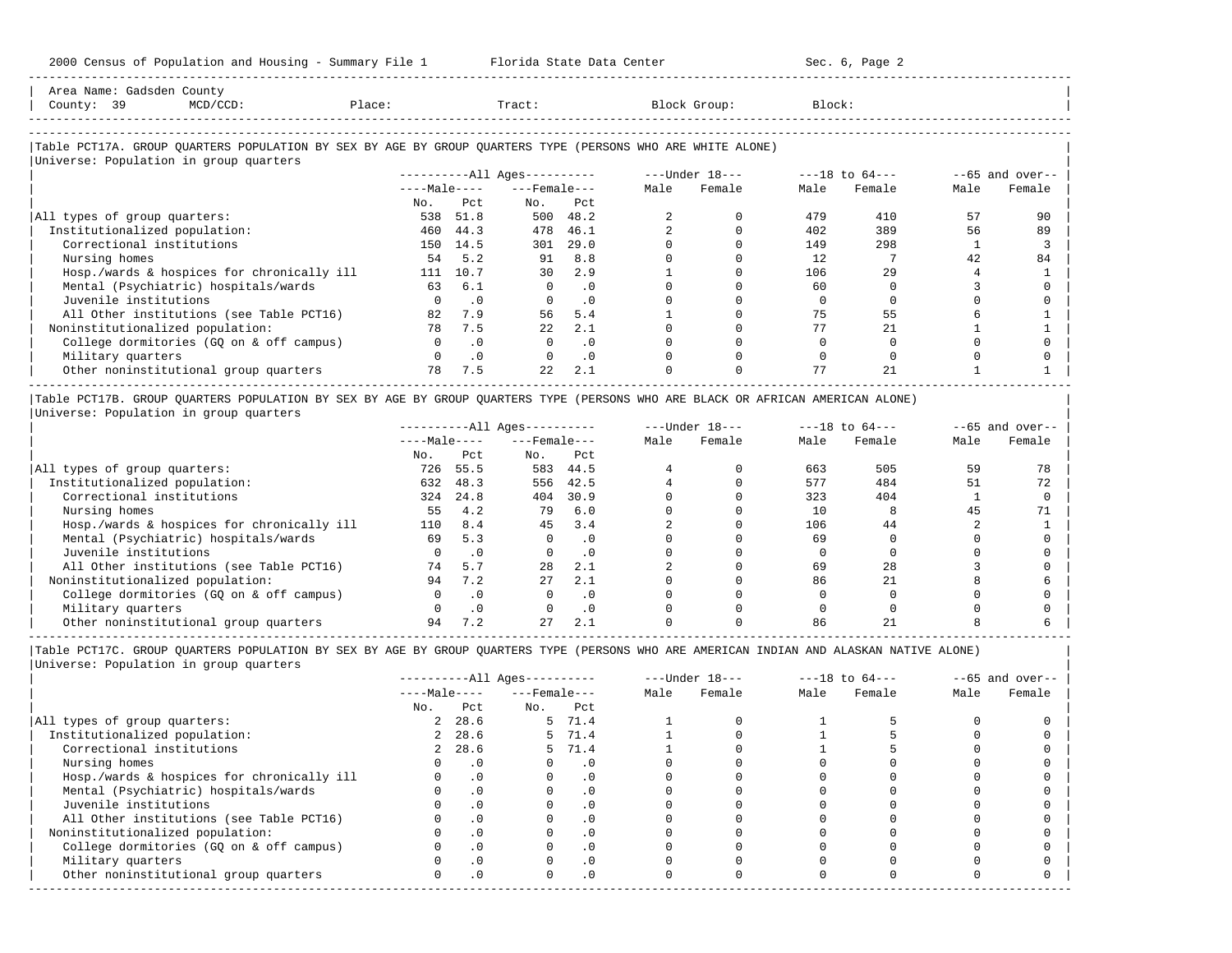Area Name: Gadsden County
County: 39 MCD/CCD: Place: Tract: Block Group: Block:

## Table PCT17A. GROUP QUARTERS POPULATION BY SEX BY AGE BY GROUP QUARTERS TYPE (PERSONS WHO ARE WHITE ALONE)

Universe: Population in group quarters

| | All Ages | | | | Under 18 | | 18 to 64 | | 65 and over | |
|---|---|---|---|---|---|---|---|---|---|---|
| | Male | | Female | | | | | | | |
| | No. | Pct | No. | Pct | Male | Female | Male | Female | Male | Female |
| All types of group quarters: | 538 | 51.8 | 500 | 48.2 | 2 | 0 | 479 | 410 | 57 | 90 |
| Institutionalized population: | 460 | 44.3 | 478 | 46.1 | 2 | 0 | 402 | 389 | 56 | 89 |
| Correctional institutions | 150 | 14.5 | 301 | 29.0 | 0 | 0 | 149 | 298 | 1 | 3 |
| Nursing homes | 54 | 5.2 | 91 | 8.8 | 0 | 0 | 12 | 7 | 42 | 84 |
| Hosp./wards & hospices for chronically ill | 111 | 10.7 | 30 | 2.9 | 1 | 0 | 106 | 29 | 4 | 1 |
| Mental (Psychiatric) hospitals/wards | 63 | 6.1 | 0 | .0 | 0 | 0 | 60 | 0 | 3 | 0 |
| Juvenile institutions | 0 | .0 | 0 | .0 | 0 | 0 | 0 | 0 | 0 | 0 |
| All Other institutions (see Table PCT16) | 82 | 7.9 | 56 | 5.4 | 1 | 0 | 75 | 55 | 6 | 1 |
| Noninstitutionalized population: | 78 | 7.5 | 22 | 2.1 | 0 | 0 | 77 | 21 | 1 | 1 |
| College dormitories (GQ on & off campus) | 0 | .0 | 0 | .0 | 0 | 0 | 0 | 0 | 0 | 0 |
| Military quarters | 0 | .0 | 0 | .0 | 0 | 0 | 0 | 0 | 0 | 0 |
| Other noninstitutional group quarters | 78 | 7.5 | 22 | 2.1 | 0 | 0 | 77 | 21 | 1 | 1 |

## Table PCT17B. GROUP QUARTERS POPULATION BY SEX BY AGE BY GROUP QUARTERS TYPE (PERSONS WHO ARE BLACK OR AFRICAN AMERICAN ALONE)

Universe: Population in group quarters

| | All Ages | | | | Under 18 | | 18 to 64 | | 65 and over | |
|---|---|---|---|---|---|---|---|---|---|---|
| | Male | | Female | | | | | | | |
| | No. | Pct | No. | Pct | Male | Female | Male | Female | Male | Female |
| All types of group quarters: | 726 | 55.5 | 583 | 44.5 | 4 | 0 | 663 | 505 | 59 | 78 |
| Institutionalized population: | 632 | 48.3 | 556 | 42.5 | 4 | 0 | 577 | 484 | 51 | 72 |
| Correctional institutions | 324 | 24.8 | 404 | 30.9 | 0 | 0 | 323 | 404 | 1 | 0 |
| Nursing homes | 55 | 4.2 | 79 | 6.0 | 0 | 0 | 10 | 8 | 45 | 71 |
| Hosp./wards & hospices for chronically ill | 110 | 8.4 | 45 | 3.4 | 2 | 0 | 106 | 44 | 2 | 1 |
| Mental (Psychiatric) hospitals/wards | 69 | 5.3 | 0 | .0 | 0 | 0 | 69 | 0 | 0 | 0 |
| Juvenile institutions | 0 | .0 | 0 | .0 | 0 | 0 | 0 | 0 | 0 | 0 |
| All Other institutions (see Table PCT16) | 74 | 5.7 | 28 | 2.1 | 2 | 0 | 69 | 28 | 3 | 0 |
| Noninstitutionalized population: | 94 | 7.2 | 27 | 2.1 | 0 | 0 | 86 | 21 | 8 | 6 |
| College dormitories (GQ on & off campus) | 0 | .0 | 0 | .0 | 0 | 0 | 0 | 0 | 0 | 0 |
| Military quarters | 0 | .0 | 0 | .0 | 0 | 0 | 0 | 0 | 0 | 0 |
| Other noninstitutional group quarters | 94 | 7.2 | 27 | 2.1 | 0 | 0 | 86 | 21 | 8 | 6 |

## Table PCT17C. GROUP QUARTERS POPULATION BY SEX BY AGE BY GROUP QUARTERS TYPE (PERSONS WHO ARE AMERICAN INDIAN AND ALASKAN NATIVE ALONE)

Universe: Population in group quarters

| | All Ages | | | | Under 18 | | 18 to 64 | | 65 and over | |
|---|---|---|---|---|---|---|---|---|---|---|
| | Male | | Female | | | | | | | |
| | No. | Pct | No. | Pct | Male | Female | Male | Female | Male | Female |
| All types of group quarters: | 2 | 28.6 | 5 | 71.4 | 1 | 0 | 1 | 5 | 0 | 0 |
| Institutionalized population: | 2 | 28.6 | 5 | 71.4 | 1 | 0 | 1 | 5 | 0 | 0 |
| Correctional institutions | 2 | 28.6 | 5 | 71.4 | 1 | 0 | 1 | 5 | 0 | 0 |
| Nursing homes | 0 | .0 | 0 | .0 | 0 | 0 | 0 | 0 | 0 | 0 |
| Hosp./wards & hospices for chronically ill | 0 | .0 | 0 | .0 | 0 | 0 | 0 | 0 | 0 | 0 |
| Mental (Psychiatric) hospitals/wards | 0 | .0 | 0 | .0 | 0 | 0 | 0 | 0 | 0 | 0 |
| Juvenile institutions | 0 | .0 | 0 | .0 | 0 | 0 | 0 | 0 | 0 | 0 |
| All Other institutions (see Table PCT16) | 0 | .0 | 0 | .0 | 0 | 0 | 0 | 0 | 0 | 0 |
| Noninstitutionalized population: | 0 | .0 | 0 | .0 | 0 | 0 | 0 | 0 | 0 | 0 |
| College dormitories (GQ on & off campus) | 0 | .0 | 0 | .0 | 0 | 0 | 0 | 0 | 0 | 0 |
| Military quarters | 0 | .0 | 0 | .0 | 0 | 0 | 0 | 0 | 0 | 0 |
| Other noninstitutional group quarters | 0 | .0 | 0 | .0 | 0 | 0 | 0 | 0 | 0 | 0 |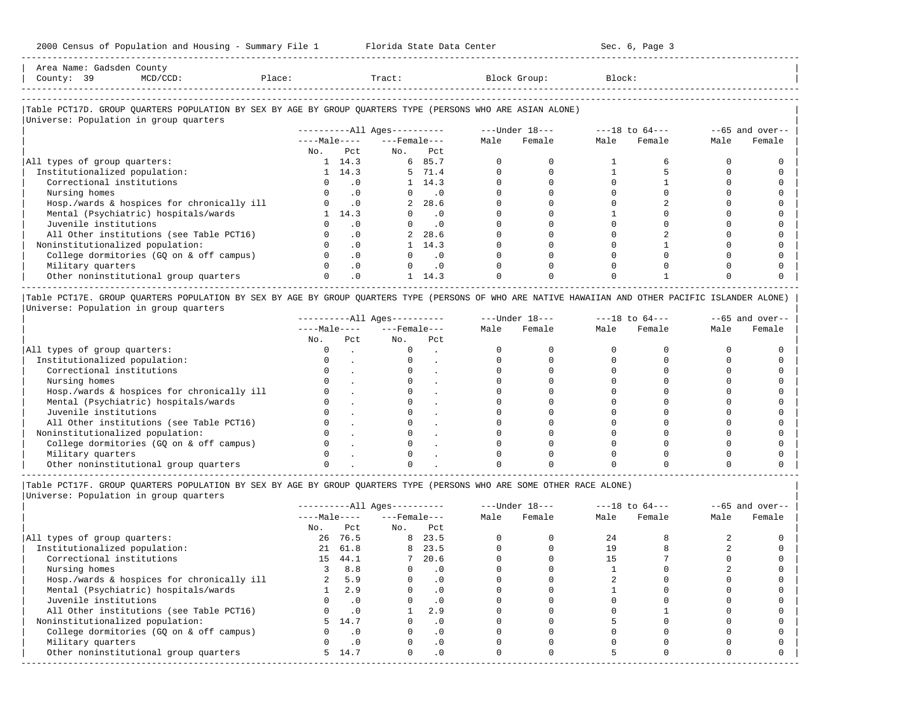Area Name: Gadsden County
County: 39 MCD/CCD: Place: Tract: Block Group: Block:

### Table PCT17D. GROUP QUARTERS POPULATION BY SEX BY AGE BY GROUP QUARTERS TYPE (PERSONS WHO ARE ASIAN ALONE)

Universe: Population in group quarters

| | All Ages Male No. | All Ages Male Pct | All Ages Female No. | All Ages Female Pct | Under 18 Male | Under 18 Female | 18 to 64 Male | 18 to 64 Female | 65 and over Male | 65 and over Female |
|---|---|---|---|---|---|---|---|---|---|---|
| All types of group quarters: | 1 | 14.3 | 6 | 85.7 | 0 | 0 | 1 | 6 | 0 | 0 |
| Institutionalized population: | 1 | 14.3 | 5 | 71.4 | 0 | 0 | 1 | 5 | 0 | 0 |
| Correctional institutions | 0 | .0 | 1 | 14.3 | 0 | 0 | 0 | 1 | 0 | 0 |
| Nursing homes | 0 | .0 | 0 | .0 | 0 | 0 | 0 | 0 | 0 | 0 |
| Hosp./wards & hospices for chronically ill | 0 | .0 | 2 | 28.6 | 0 | 0 | 0 | 2 | 0 | 0 |
| Mental (Psychiatric) hospitals/wards | 1 | 14.3 | 0 | .0 | 0 | 0 | 1 | 0 | 0 | 0 |
| Juvenile institutions | 0 | .0 | 0 | .0 | 0 | 0 | 0 | 0 | 0 | 0 |
| All Other institutions (see Table PCT16) | 0 | .0 | 2 | 28.6 | 0 | 0 | 0 | 2 | 0 | 0 |
| Noninstitutionalized population: | 0 | .0 | 1 | 14.3 | 0 | 0 | 0 | 1 | 0 | 0 |
| College dormitories (GQ on & off campus) | 0 | .0 | 0 | .0 | 0 | 0 | 0 | 0 | 0 | 0 |
| Military quarters | 0 | .0 | 0 | .0 | 0 | 0 | 0 | 0 | 0 | 0 |
| Other noninstitutional group quarters | 0 | .0 | 1 | 14.3 | 0 | 0 | 0 | 1 | 0 | 0 |

### Table PCT17E. GROUP QUARTERS POPULATION BY SEX BY AGE BY GROUP QUARTERS TYPE (PERSONS OF WHO ARE NATIVE HAWAIIAN AND OTHER PACIFIC ISLANDER ALONE)

Universe: Population in group quarters

| | All Ages Male No. | All Ages Male Pct | All Ages Female No. | All Ages Female Pct | Under 18 Male | Under 18 Female | 18 to 64 Male | 18 to 64 Female | 65 and over Male | 65 and over Female |
|---|---|---|---|---|---|---|---|---|---|---|
| All types of group quarters: | 0 | . | 0 | . | 0 | 0 | 0 | 0 | 0 | 0 |
| Institutionalized population: | 0 | . | 0 | . | 0 | 0 | 0 | 0 | 0 | 0 |
| Correctional institutions | 0 | . | 0 | . | 0 | 0 | 0 | 0 | 0 | 0 |
| Nursing homes | 0 | . | 0 | . | 0 | 0 | 0 | 0 | 0 | 0 |
| Hosp./wards & hospices for chronically ill | 0 | . | 0 | . | 0 | 0 | 0 | 0 | 0 | 0 |
| Mental (Psychiatric) hospitals/wards | 0 | . | 0 | . | 0 | 0 | 0 | 0 | 0 | 0 |
| Juvenile institutions | 0 | . | 0 | . | 0 | 0 | 0 | 0 | 0 | 0 |
| All Other institutions (see Table PCT16) | 0 | . | 0 | . | 0 | 0 | 0 | 0 | 0 | 0 |
| Noninstitutionalized population: | 0 | . | 0 | . | 0 | 0 | 0 | 0 | 0 | 0 |
| College dormitories (GQ on & off campus) | 0 | . | 0 | . | 0 | 0 | 0 | 0 | 0 | 0 |
| Military quarters | 0 | . | 0 | . | 0 | 0 | 0 | 0 | 0 | 0 |
| Other noninstitutional group quarters | 0 | . | 0 | . | 0 | 0 | 0 | 0 | 0 | 0 |

### Table PCT17F. GROUP QUARTERS POPULATION BY SEX BY AGE BY GROUP QUARTERS TYPE (PERSONS WHO ARE SOME OTHER RACE ALONE)

Universe: Population in group quarters

| | All Ages Male No. | All Ages Male Pct | All Ages Female No. | All Ages Female Pct | Under 18 Male | Under 18 Female | 18 to 64 Male | 18 to 64 Female | 65 and over Male | 65 and over Female |
|---|---|---|---|---|---|---|---|---|---|---|
| All types of group quarters: | 26 | 76.5 | 8 | 23.5 | 0 | 0 | 24 | 8 | 2 | 0 |
| Institutionalized population: | 21 | 61.8 | 8 | 23.5 | 0 | 0 | 19 | 8 | 2 | 0 |
| Correctional institutions | 15 | 44.1 | 7 | 20.6 | 0 | 0 | 15 | 7 | 0 | 0 |
| Nursing homes | 3 | 8.8 | 0 | .0 | 0 | 0 | 1 | 0 | 2 | 0 |
| Hosp./wards & hospices for chronically ill | 2 | 5.9 | 0 | .0 | 0 | 0 | 2 | 0 | 0 | 0 |
| Mental (Psychiatric) hospitals/wards | 1 | 2.9 | 0 | .0 | 0 | 0 | 1 | 0 | 0 | 0 |
| Juvenile institutions | 0 | .0 | 0 | .0 | 0 | 0 | 0 | 0 | 0 | 0 |
| All Other institutions (see Table PCT16) | 0 | .0 | 1 | 2.9 | 0 | 0 | 0 | 1 | 0 | 0 |
| Noninstitutionalized population: | 5 | 14.7 | 0 | .0 | 0 | 0 | 5 | 0 | 0 | 0 |
| College dormitories (GQ on & off campus) | 0 | .0 | 0 | .0 | 0 | 0 | 0 | 0 | 0 | 0 |
| Military quarters | 0 | .0 | 0 | .0 | 0 | 0 | 0 | 0 | 0 | 0 |
| Other noninstitutional group quarters | 5 | 14.7 | 0 | .0 | 0 | 0 | 5 | 0 | 0 | 0 |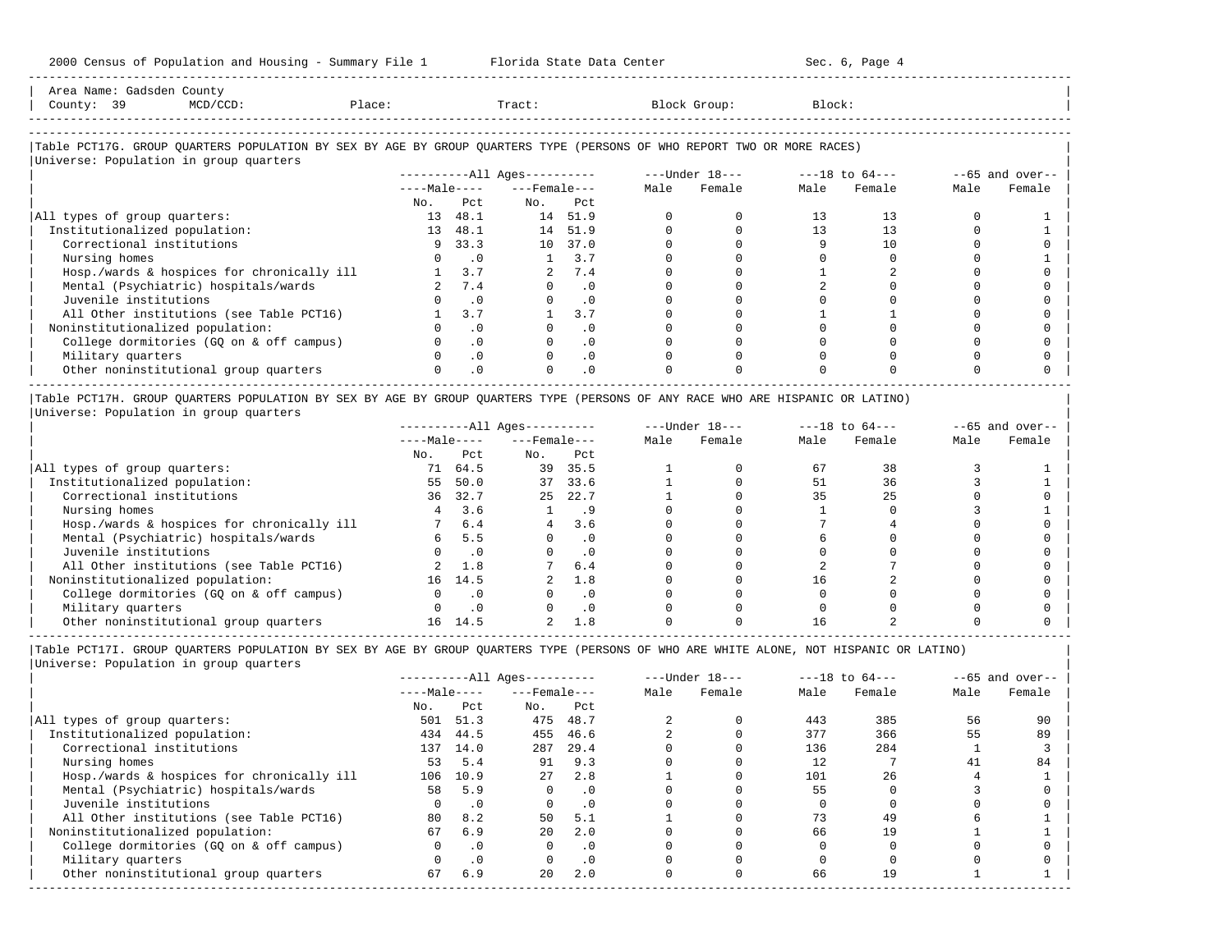Area Name: Gadsden County
County: 39 MCD/CCD: Place: Tract: Block Group: Block:

### Table PCT17G. GROUP QUARTERS POPULATION BY SEX BY AGE BY GROUP QUARTERS TYPE (PERSONS OF WHO REPORT TWO OR MORE RACES)

Universe: Population in group quarters

| | All Ages | | | | Under 18 | | 18 to 64 | | 65 and over | |
|---|---|---|---|---|---|---|---|---|---|---|
| | Male | | Female | | | | | | | |
| | No. | Pct | No. | Pct | Male | Female | Male | Female | Male | Female |
| All types of group quarters: | 13 | 48.1 | 14 | 51.9 | 0 | 0 | 13 | 13 | 0 | 1 |
| Institutionalized population: | 13 | 48.1 | 14 | 51.9 | 0 | 0 | 13 | 13 | 0 | 1 |
| Correctional institutions | 9 | 33.3 | 10 | 37.0 | 0 | 0 | 9 | 10 | 0 | 0 |
| Nursing homes | 0 | .0 | 1 | 3.7 | 0 | 0 | 0 | 0 | 0 | 1 |
| Hosp./wards & hospices for chronically ill | 1 | 3.7 | 2 | 7.4 | 0 | 0 | 1 | 2 | 0 | 0 |
| Mental (Psychiatric) hospitals/wards | 2 | 7.4 | 0 | .0 | 0 | 0 | 2 | 0 | 0 | 0 |
| Juvenile institutions | 0 | .0 | 0 | .0 | 0 | 0 | 0 | 0 | 0 | 0 |
| All Other institutions (see Table PCT16) | 1 | 3.7 | 1 | 3.7 | 0 | 0 | 1 | 1 | 0 | 0 |
| Noninstitutionalized population: | 0 | .0 | 0 | .0 | 0 | 0 | 0 | 0 | 0 | 0 |
| College dormitories (GQ on & off campus) | 0 | .0 | 0 | .0 | 0 | 0 | 0 | 0 | 0 | 0 |
| Military quarters | 0 | .0 | 0 | .0 | 0 | 0 | 0 | 0 | 0 | 0 |
| Other noninstitutional group quarters | 0 | .0 | 0 | .0 | 0 | 0 | 0 | 0 | 0 | 0 |

### Table PCT17H. GROUP QUARTERS POPULATION BY SEX BY AGE BY GROUP QUARTERS TYPE (PERSONS OF ANY RACE WHO ARE HISPANIC OR LATINO)

Universe: Population in group quarters

| | All Ages | | | | Under 18 | | 18 to 64 | | 65 and over | |
|---|---|---|---|---|---|---|---|---|---|---|
| | Male | | Female | | | | | | | |
| | No. | Pct | No. | Pct | Male | Female | Male | Female | Male | Female |
| All types of group quarters: | 71 | 64.5 | 39 | 35.5 | 1 | 0 | 67 | 38 | 3 | 1 |
| Institutionalized population: | 55 | 50.0 | 37 | 33.6 | 1 | 0 | 51 | 36 | 3 | 1 |
| Correctional institutions | 36 | 32.7 | 25 | 22.7 | 1 | 0 | 35 | 25 | 0 | 0 |
| Nursing homes | 4 | 3.6 | 1 | .9 | 0 | 0 | 1 | 0 | 3 | 1 |
| Hosp./wards & hospices for chronically ill | 7 | 6.4 | 4 | 3.6 | 0 | 0 | 7 | 4 | 0 | 0 |
| Mental (Psychiatric) hospitals/wards | 6 | 5.5 | 0 | .0 | 0 | 0 | 6 | 0 | 0 | 0 |
| Juvenile institutions | 0 | .0 | 0 | .0 | 0 | 0 | 0 | 0 | 0 | 0 |
| All Other institutions (see Table PCT16) | 2 | 1.8 | 7 | 6.4 | 0 | 0 | 2 | 7 | 0 | 0 |
| Noninstitutionalized population: | 16 | 14.5 | 2 | 1.8 | 0 | 0 | 16 | 2 | 0 | 0 |
| College dormitories (GQ on & off campus) | 0 | .0 | 0 | .0 | 0 | 0 | 0 | 0 | 0 | 0 |
| Military quarters | 0 | .0 | 0 | .0 | 0 | 0 | 0 | 0 | 0 | 0 |
| Other noninstitutional group quarters | 16 | 14.5 | 2 | 1.8 | 0 | 0 | 16 | 2 | 0 | 0 |

### Table PCT17I. GROUP QUARTERS POPULATION BY SEX BY AGE BY GROUP QUARTERS TYPE (PERSONS OF WHO ARE WHITE ALONE, NOT HISPANIC OR LATINO)

Universe: Population in group quarters

| | All Ages | | | | Under 18 | | 18 to 64 | | 65 and over | |
|---|---|---|---|---|---|---|---|---|---|---|
| | Male | | Female | | | | | | | |
| | No. | Pct | No. | Pct | Male | Female | Male | Female | Male | Female |
| All types of group quarters: | 501 | 51.3 | 475 | 48.7 | 2 | 0 | 443 | 385 | 56 | 90 |
| Institutionalized population: | 434 | 44.5 | 455 | 46.6 | 2 | 0 | 377 | 366 | 55 | 89 |
| Correctional institutions | 137 | 14.0 | 287 | 29.4 | 0 | 0 | 136 | 284 | 1 | 3 |
| Nursing homes | 53 | 5.4 | 91 | 9.3 | 0 | 0 | 12 | 7 | 41 | 84 |
| Hosp./wards & hospices for chronically ill | 106 | 10.9 | 27 | 2.8 | 1 | 0 | 101 | 26 | 4 | 1 |
| Mental (Psychiatric) hospitals/wards | 58 | 5.9 | 0 | .0 | 0 | 0 | 55 | 0 | 3 | 0 |
| Juvenile institutions | 0 | .0 | 0 | .0 | 0 | 0 | 0 | 0 | 0 | 0 |
| All Other institutions (see Table PCT16) | 80 | 8.2 | 50 | 5.1 | 1 | 0 | 73 | 49 | 6 | 1 |
| Noninstitutionalized population: | 67 | 6.9 | 20 | 2.0 | 0 | 0 | 66 | 19 | 1 | 1 |
| College dormitories (GQ on & off campus) | 0 | .0 | 0 | .0 | 0 | 0 | 0 | 0 | 0 | 0 |
| Military quarters | 0 | .0 | 0 | .0 | 0 | 0 | 0 | 0 | 0 | 0 |
| Other noninstitutional group quarters | 67 | 6.9 | 20 | 2.0 | 0 | 0 | 66 | 19 | 1 | 1 |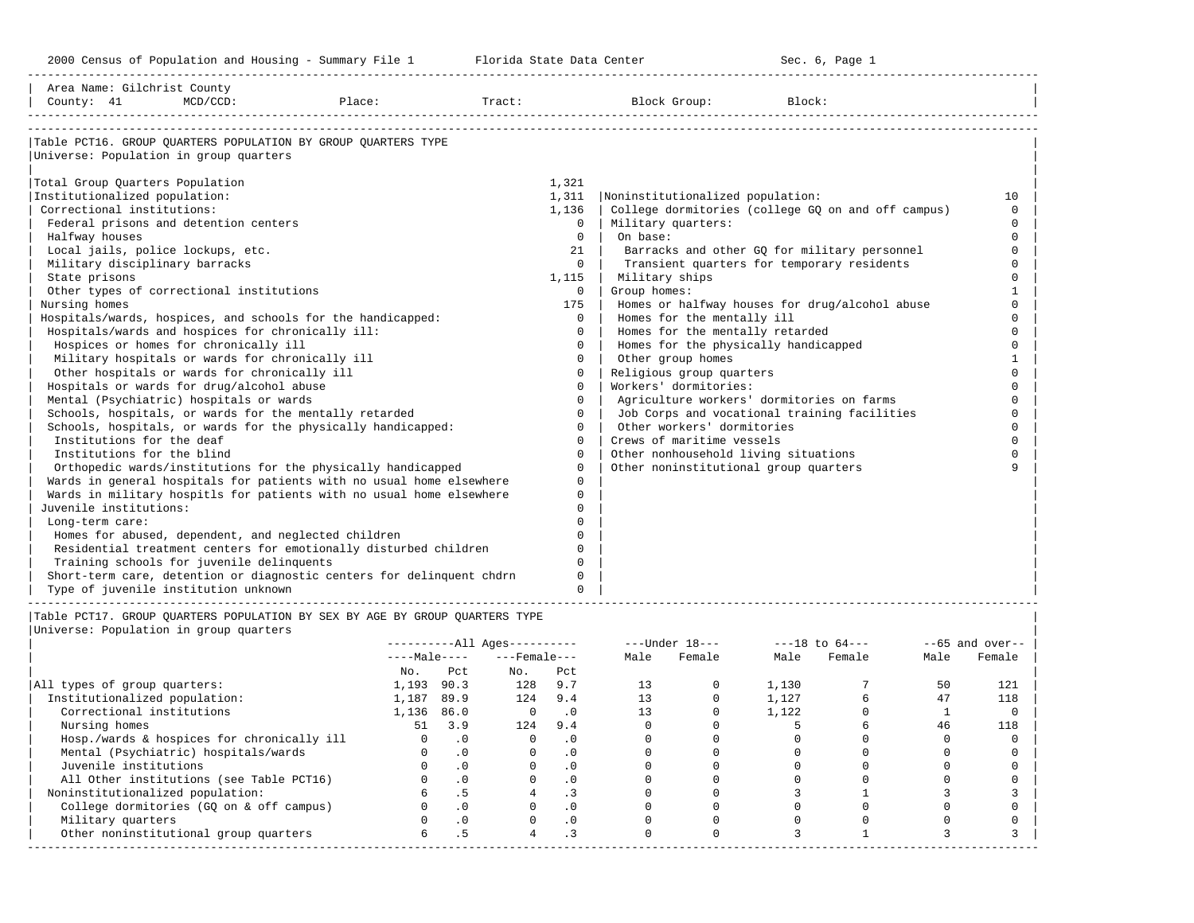2000 Census of Population and Housing - Summary File 1 — Florida State Data Center — Sec. 6, Page 1

Area Name: Gilchrist County
County: 41 MCD/CCD: Place: Tract: Block Group: Block:

## Table PCT16. GROUP QUARTERS POPULATION BY GROUP QUARTERS TYPE

Universe: Population in group quarters

| Category | Count |
|---|---|
| Total Group Quarters Population | 1,321 |
| Institutionalized population: | 1,311 |
| Correctional institutions: | 1,136 |
| Federal prisons and detention centers | 0 |
| Halfway houses | 0 |
| Local jails, police lockups, etc. | 21 |
| Military disciplinary barracks | 0 |
| State prisons | 1,115 |
| Other types of correctional institutions | 0 |
| Nursing homes | 175 |
| Hospitals/wards, hospices, and schools for the handicapped: | 0 |
| Hospitals/wards and hospices for chronically ill: | 0 |
| Hospices or homes for chronically ill | 0 |
| Military hospitals or wards for chronically ill | 0 |
| Other hospitals or wards for chronically ill | 0 |
| Hospitals or wards for drug/alcohol abuse | 0 |
| Mental (Psychiatric) hospitals or wards | 0 |
| Schools, hospitals, or wards for the mentally retarded | 0 |
| Schools, hospitals, or wards for the physically handicapped: | 0 |
| Institutions for the deaf | 0 |
| Institutions for the blind | 0 |
| Orthopedic wards/institutions for the physically handicapped | 0 |
| Wards in general hospitals for patients with no usual home elsewhere | 0 |
| Wards in military hospitls for patients with no usual home elsewhere | 0 |
| Juvenile institutions: | 0 |
| Long-term care: | 0 |
| Homes for abused, dependent, and neglected children | 0 |
| Residential treatment centers for emotionally disturbed children | 0 |
| Training schools for juvenile delinquents | 0 |
| Short-term care, detention or diagnostic centers for delinquent chdrn | 0 |
| Type of juvenile institution unknown | 0 |
| Noninstitutionalized population: | 10 |
| College dormitories (college GQ on and off campus) | 0 |
| Military quarters: | 0 |
| On base: | 0 |
| Barracks and other GQ for military personnel | 0 |
| Transient quarters for temporary residents | 0 |
| Military ships | 0 |
| Group homes: | 1 |
| Homes or halfway houses for drug/alcohol abuse | 0 |
| Homes for the mentally ill | 0 |
| Homes for the mentally retarded | 0 |
| Homes for the physically handicapped | 0 |
| Other group homes | 1 |
| Religious group quarters | 0 |
| Workers' dormitories: | 0 |
| Agriculture workers' dormitories on farms | 0 |
| Job Corps and vocational training facilities | 0 |
| Other workers' dormitories | 0 |
| Crews of maritime vessels | 0 |
| Other nonhousehold living situations | 0 |
| Other noninstitutional group quarters | 9 |

## Table PCT17. GROUP QUARTERS POPULATION BY SEX BY AGE BY GROUP QUARTERS TYPE

Universe: Population in group quarters

| | All Ages: Male No. | Male Pct | Female No. | Female Pct | Under 18: Male | Under 18: Female | 18 to 64: Male | 18 to 64: Female | 65 and over: Male | 65 and over: Female |
|---|---|---|---|---|---|---|---|---|---|---|
| All types of group quarters: | 1,193 | 90.3 | 128 | 9.7 | 13 | 0 | 1,130 | 7 | 50 | 121 |
| Institutionalized population: | 1,187 | 89.9 | 124 | 9.4 | 13 | 0 | 1,127 | 6 | 47 | 118 |
| Correctional institutions | 1,136 | 86.0 | 0 | .0 | 13 | 0 | 1,122 | 0 | 1 | 0 |
| Nursing homes | 51 | 3.9 | 124 | 9.4 | 0 | 0 | 5 | 6 | 46 | 118 |
| Hosp./wards & hospices for chronically ill | 0 | .0 | 0 | .0 | 0 | 0 | 0 | 0 | 0 | 0 |
| Mental (Psychiatric) hospitals/wards | 0 | .0 | 0 | .0 | 0 | 0 | 0 | 0 | 0 | 0 |
| Juvenile institutions | 0 | .0 | 0 | .0 | 0 | 0 | 0 | 0 | 0 | 0 |
| All Other institutions (see Table PCT16) | 0 | .0 | 0 | .0 | 0 | 0 | 0 | 0 | 0 | 0 |
| Noninstitutionalized population: | 6 | .5 | 4 | .3 | 0 | 0 | 3 | 1 | 3 | 3 |
| College dormitories (GQ on & off campus) | 0 | .0 | 0 | .0 | 0 | 0 | 0 | 0 | 0 | 0 |
| Military quarters | 0 | .0 | 0 | .0 | 0 | 0 | 0 | 0 | 0 | 0 |
| Other noninstitutional group quarters | 6 | .5 | 4 | .3 | 0 | 0 | 3 | 1 | 3 | 3 |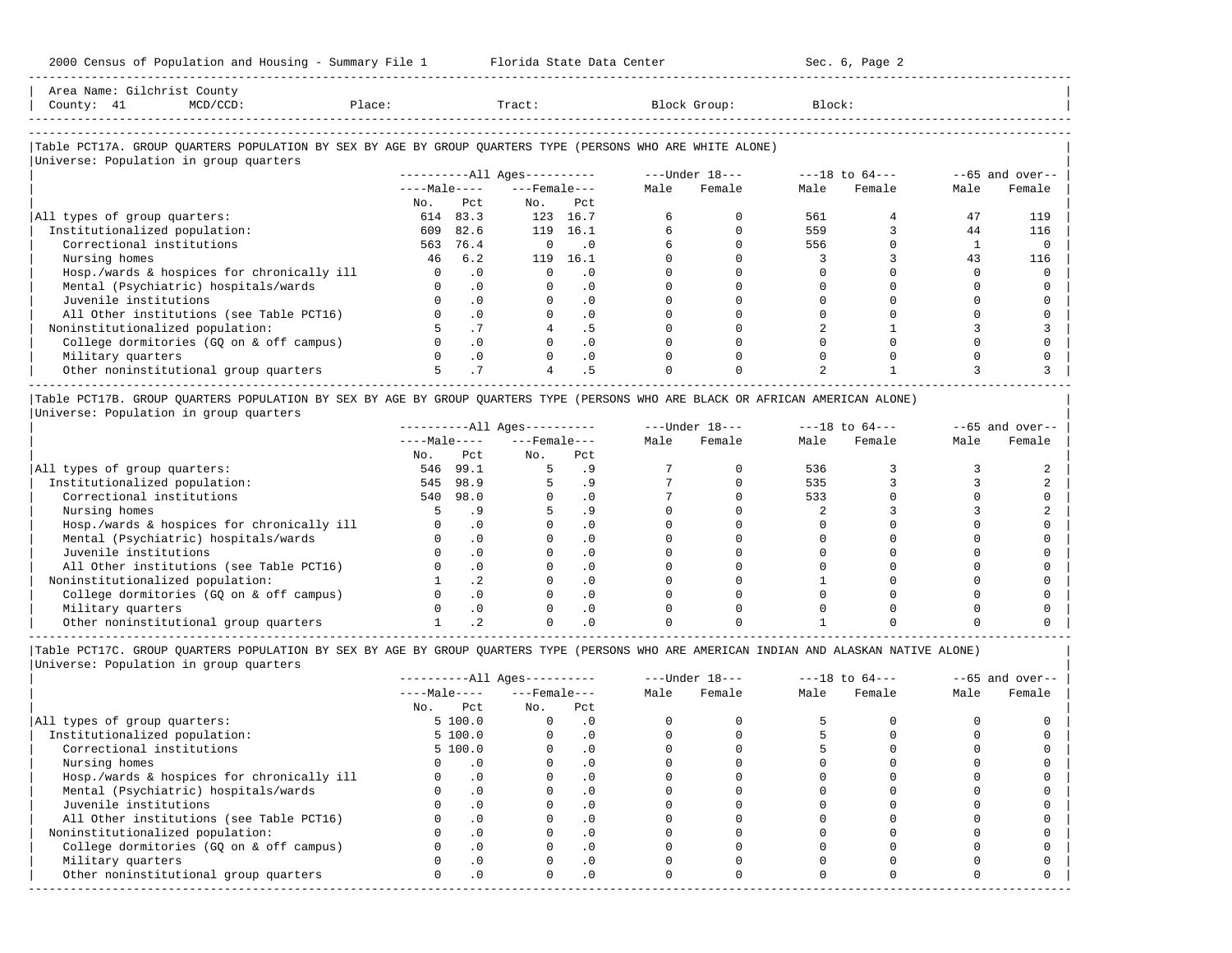Area Name: Gilchrist County
County: 41 MCD/CCD: Place: Tract: Block Group: Block:

### Table PCT17A. GROUP QUARTERS POPULATION BY SEX BY AGE BY GROUP QUARTERS TYPE (PERSONS WHO ARE WHITE ALONE)

Universe: Population in group quarters

| | All Ages: Male No. | All Ages: Male Pct | All Ages: Female No. | All Ages: Female Pct | Under 18: Male | Under 18: Female | 18 to 64: Male | 18 to 64: Female | 65 and over: Male | 65 and over: Female |
|---|---|---|---|---|---|---|---|---|---|---|
| All types of group quarters: | 614 | 83.3 | 123 | 16.7 | 6 | 0 | 561 | 4 | 47 | 119 |
| Institutionalized population: | 609 | 82.6 | 119 | 16.1 | 6 | 0 | 559 | 3 | 44 | 116 |
| Correctional institutions | 563 | 76.4 | 0 | .0 | 6 | 0 | 556 | 0 | 1 | 0 |
| Nursing homes | 46 | 6.2 | 119 | 16.1 | 0 | 0 | 3 | 3 | 43 | 116 |
| Hosp./wards & hospices for chronically ill | 0 | .0 | 0 | .0 | 0 | 0 | 0 | 0 | 0 | 0 |
| Mental (Psychiatric) hospitals/wards | 0 | .0 | 0 | .0 | 0 | 0 | 0 | 0 | 0 | 0 |
| Juvenile institutions | 0 | .0 | 0 | .0 | 0 | 0 | 0 | 0 | 0 | 0 |
| All Other institutions (see Table PCT16) | 0 | .0 | 0 | .0 | 0 | 0 | 0 | 0 | 0 | 0 |
| Noninstitutionalized population: | 5 | .7 | 4 | .5 | 0 | 0 | 2 | 1 | 3 | 3 |
| College dormitories (GQ on & off campus) | 0 | .0 | 0 | .0 | 0 | 0 | 0 | 0 | 0 | 0 |
| Military quarters | 0 | .0 | 0 | .0 | 0 | 0 | 0 | 0 | 0 | 0 |
| Other noninstitutional group quarters | 5 | .7 | 4 | .5 | 0 | 0 | 2 | 1 | 3 | 3 |

### Table PCT17B. GROUP QUARTERS POPULATION BY SEX BY AGE BY GROUP QUARTERS TYPE (PERSONS WHO ARE BLACK OR AFRICAN AMERICAN ALONE)

Universe: Population in group quarters

| | All Ages: Male No. | All Ages: Male Pct | All Ages: Female No. | All Ages: Female Pct | Under 18: Male | Under 18: Female | 18 to 64: Male | 18 to 64: Female | 65 and over: Male | 65 and over: Female |
|---|---|---|---|---|---|---|---|---|---|---|
| All types of group quarters: | 546 | 99.1 | 5 | .9 | 7 | 0 | 536 | 3 | 3 | 2 |
| Institutionalized population: | 545 | 98.9 | 5 | .9 | 7 | 0 | 535 | 3 | 3 | 2 |
| Correctional institutions | 540 | 98.0 | 0 | .0 | 7 | 0 | 533 | 0 | 0 | 0 |
| Nursing homes | 5 | .9 | 5 | .9 | 0 | 0 | 2 | 3 | 3 | 2 |
| Hosp./wards & hospices for chronically ill | 0 | .0 | 0 | .0 | 0 | 0 | 0 | 0 | 0 | 0 |
| Mental (Psychiatric) hospitals/wards | 0 | .0 | 0 | .0 | 0 | 0 | 0 | 0 | 0 | 0 |
| Juvenile institutions | 0 | .0 | 0 | .0 | 0 | 0 | 0 | 0 | 0 | 0 |
| All Other institutions (see Table PCT16) | 0 | .0 | 0 | .0 | 0 | 0 | 0 | 0 | 0 | 0 |
| Noninstitutionalized population: | 1 | .2 | 0 | .0 | 0 | 0 | 1 | 0 | 0 | 0 |
| College dormitories (GQ on & off campus) | 0 | .0 | 0 | .0 | 0 | 0 | 0 | 0 | 0 | 0 |
| Military quarters | 0 | .0 | 0 | .0 | 0 | 0 | 0 | 0 | 0 | 0 |
| Other noninstitutional group quarters | 1 | .2 | 0 | .0 | 0 | 0 | 1 | 0 | 0 | 0 |

### Table PCT17C. GROUP QUARTERS POPULATION BY SEX BY AGE BY GROUP QUARTERS TYPE (PERSONS WHO ARE AMERICAN INDIAN AND ALASKAN NATIVE ALONE)

Universe: Population in group quarters

| | All Ages: Male No. | All Ages: Male Pct | All Ages: Female No. | All Ages: Female Pct | Under 18: Male | Under 18: Female | 18 to 64: Male | 18 to 64: Female | 65 and over: Male | 65 and over: Female |
|---|---|---|---|---|---|---|---|---|---|---|
| All types of group quarters: | 5 | 100.0 | 0 | .0 | 0 | 0 | 5 | 0 | 0 | 0 |
| Institutionalized population: | 5 | 100.0 | 0 | .0 | 0 | 0 | 5 | 0 | 0 | 0 |
| Correctional institutions | 5 | 100.0 | 0 | .0 | 0 | 0 | 5 | 0 | 0 | 0 |
| Nursing homes | 0 | .0 | 0 | .0 | 0 | 0 | 0 | 0 | 0 | 0 |
| Hosp./wards & hospices for chronically ill | 0 | .0 | 0 | .0 | 0 | 0 | 0 | 0 | 0 | 0 |
| Mental (Psychiatric) hospitals/wards | 0 | .0 | 0 | .0 | 0 | 0 | 0 | 0 | 0 | 0 |
| Juvenile institutions | 0 | .0 | 0 | .0 | 0 | 0 | 0 | 0 | 0 | 0 |
| All Other institutions (see Table PCT16) | 0 | .0 | 0 | .0 | 0 | 0 | 0 | 0 | 0 | 0 |
| Noninstitutionalized population: | 0 | .0 | 0 | .0 | 0 | 0 | 0 | 0 | 0 | 0 |
| College dormitories (GQ on & off campus) | 0 | .0 | 0 | .0 | 0 | 0 | 0 | 0 | 0 | 0 |
| Military quarters | 0 | .0 | 0 | .0 | 0 | 0 | 0 | 0 | 0 | 0 |
| Other noninstitutional group quarters | 0 | .0 | 0 | .0 | 0 | 0 | 0 | 0 | 0 | 0 |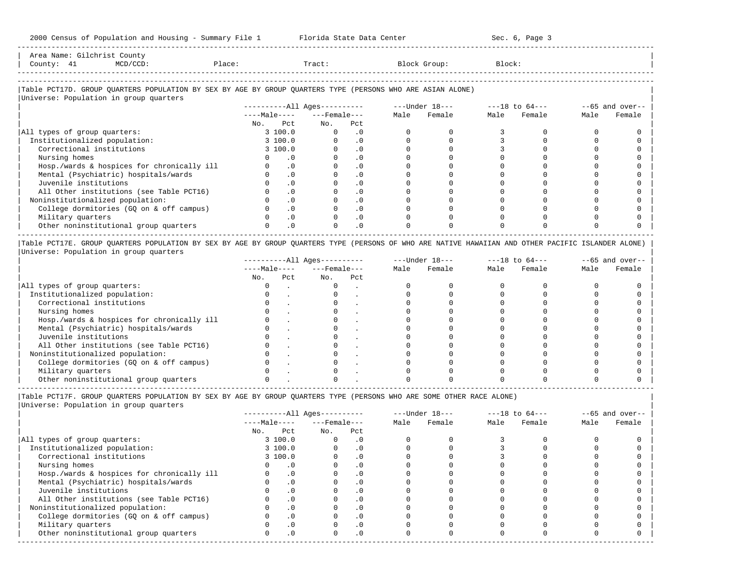Area Name: Gilchrist County
County: 41 MCD/CCD: Place: Tract: Block Group: Block:

## Table PCT17D. GROUP QUARTERS POPULATION BY SEX BY AGE BY GROUP QUARTERS TYPE (PERSONS WHO ARE ASIAN ALONE)

Universe: Population in group quarters

| | All Ages | | | | Under 18 | | 18 to 64 | | 65 and over | |
|---|---|---|---|---|---|---|---|---|---|---|
| | Male | | Female | | | | | | | |
| | No. | Pct | No. | Pct | Male | Female | Male | Female | Male | Female |
| All types of group quarters: | 3 | 100.0 | 0 | .0 | 0 | 0 | 3 | 0 | 0 | 0 |
| Institutionalized population: | 3 | 100.0 | 0 | .0 | 0 | 0 | 3 | 0 | 0 | 0 |
| Correctional institutions | 3 | 100.0 | 0 | .0 | 0 | 0 | 3 | 0 | 0 | 0 |
| Nursing homes | 0 | .0 | 0 | .0 | 0 | 0 | 0 | 0 | 0 | 0 |
| Hosp./wards & hospices for chronically ill | 0 | .0 | 0 | .0 | 0 | 0 | 0 | 0 | 0 | 0 |
| Mental (Psychiatric) hospitals/wards | 0 | .0 | 0 | .0 | 0 | 0 | 0 | 0 | 0 | 0 |
| Juvenile institutions | 0 | .0 | 0 | .0 | 0 | 0 | 0 | 0 | 0 | 0 |
| All Other institutions (see Table PCT16) | 0 | .0 | 0 | .0 | 0 | 0 | 0 | 0 | 0 | 0 |
| Noninstitutionalized population: | 0 | .0 | 0 | .0 | 0 | 0 | 0 | 0 | 0 | 0 |
| College dormitories (GQ on & off campus) | 0 | .0 | 0 | .0 | 0 | 0 | 0 | 0 | 0 | 0 |
| Military quarters | 0 | .0 | 0 | .0 | 0 | 0 | 0 | 0 | 0 | 0 |
| Other noninstitutional group quarters | 0 | .0 | 0 | .0 | 0 | 0 | 0 | 0 | 0 | 0 |

## Table PCT17E. GROUP QUARTERS POPULATION BY SEX BY AGE BY GROUP QUARTERS TYPE (PERSONS OF WHO ARE NATIVE HAWAIIAN AND OTHER PACIFIC ISLANDER ALONE)

Universe: Population in group quarters

| | All Ages | | | | Under 18 | | 18 to 64 | | 65 and over | |
|---|---|---|---|---|---|---|---|---|---|---|
| | Male | | Female | | | | | | | |
| | No. | Pct | No. | Pct | Male | Female | Male | Female | Male | Female |
| All types of group quarters: | 0 | . | 0 | . | 0 | 0 | 0 | 0 | 0 | 0 |
| Institutionalized population: | 0 | . | 0 | . | 0 | 0 | 0 | 0 | 0 | 0 |
| Correctional institutions | 0 | . | 0 | . | 0 | 0 | 0 | 0 | 0 | 0 |
| Nursing homes | 0 | . | 0 | . | 0 | 0 | 0 | 0 | 0 | 0 |
| Hosp./wards & hospices for chronically ill | 0 | . | 0 | . | 0 | 0 | 0 | 0 | 0 | 0 |
| Mental (Psychiatric) hospitals/wards | 0 | . | 0 | . | 0 | 0 | 0 | 0 | 0 | 0 |
| Juvenile institutions | 0 | . | 0 | . | 0 | 0 | 0 | 0 | 0 | 0 |
| All Other institutions (see Table PCT16) | 0 | . | 0 | . | 0 | 0 | 0 | 0 | 0 | 0 |
| Noninstitutionalized population: | 0 | . | 0 | . | 0 | 0 | 0 | 0 | 0 | 0 |
| College dormitories (GQ on & off campus) | 0 | . | 0 | . | 0 | 0 | 0 | 0 | 0 | 0 |
| Military quarters | 0 | . | 0 | . | 0 | 0 | 0 | 0 | 0 | 0 |
| Other noninstitutional group quarters | 0 | . | 0 | . | 0 | 0 | 0 | 0 | 0 | 0 |

## Table PCT17F. GROUP QUARTERS POPULATION BY SEX BY AGE BY GROUP QUARTERS TYPE (PERSONS WHO ARE SOME OTHER RACE ALONE)

Universe: Population in group quarters

| | All Ages | | | | Under 18 | | 18 to 64 | | 65 and over | |
|---|---|---|---|---|---|---|---|---|---|---|
| | Male | | Female | | | | | | | |
| | No. | Pct | No. | Pct | Male | Female | Male | Female | Male | Female |
| All types of group quarters: | 3 | 100.0 | 0 | .0 | 0 | 0 | 3 | 0 | 0 | 0 |
| Institutionalized population: | 3 | 100.0 | 0 | .0 | 0 | 0 | 3 | 0 | 0 | 0 |
| Correctional institutions | 3 | 100.0 | 0 | .0 | 0 | 0 | 3 | 0 | 0 | 0 |
| Nursing homes | 0 | .0 | 0 | .0 | 0 | 0 | 0 | 0 | 0 | 0 |
| Hosp./wards & hospices for chronically ill | 0 | .0 | 0 | .0 | 0 | 0 | 0 | 0 | 0 | 0 |
| Mental (Psychiatric) hospitals/wards | 0 | .0 | 0 | .0 | 0 | 0 | 0 | 0 | 0 | 0 |
| Juvenile institutions | 0 | .0 | 0 | .0 | 0 | 0 | 0 | 0 | 0 | 0 |
| All Other institutions (see Table PCT16) | 0 | .0 | 0 | .0 | 0 | 0 | 0 | 0 | 0 | 0 |
| Noninstitutionalized population: | 0 | .0 | 0 | .0 | 0 | 0 | 0 | 0 | 0 | 0 |
| College dormitories (GQ on & off campus) | 0 | .0 | 0 | .0 | 0 | 0 | 0 | 0 | 0 | 0 |
| Military quarters | 0 | .0 | 0 | .0 | 0 | 0 | 0 | 0 | 0 | 0 |
| Other noninstitutional group quarters | 0 | .0 | 0 | .0 | 0 | 0 | 0 | 0 | 0 | 0 |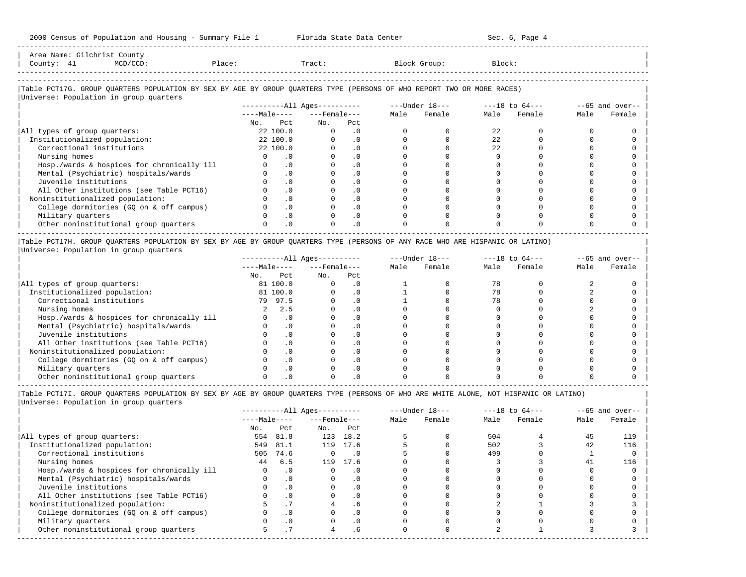Area Name: Gilchrist County
County: 41 MCD/CCD: Place: Tract: Block Group: Block:

### Table PCT17G. GROUP QUARTERS POPULATION BY SEX BY AGE BY GROUP QUARTERS TYPE (PERSONS OF WHO REPORT TWO OR MORE RACES)

Universe: Population in group quarters

| | All Ages: Male No. | All Ages: Male Pct | All Ages: Female No. | All Ages: Female Pct | Under 18: Male | Under 18: Female | 18 to 64: Male | 18 to 64: Female | 65 and over: Male | 65 and over: Female |
|---|---|---|---|---|---|---|---|---|---|---|
| All types of group quarters: | 22 | 100.0 | 0 | .0 | 0 | 0 | 22 | 0 | 0 | 0 |
| Institutionalized population: | 22 | 100.0 | 0 | .0 | 0 | 0 | 22 | 0 | 0 | 0 |
| Correctional institutions | 22 | 100.0 | 0 | .0 | 0 | 0 | 22 | 0 | 0 | 0 |
| Nursing homes | 0 | .0 | 0 | .0 | 0 | 0 | 0 | 0 | 0 | 0 |
| Hosp./wards & hospices for chronically ill | 0 | .0 | 0 | .0 | 0 | 0 | 0 | 0 | 0 | 0 |
| Mental (Psychiatric) hospitals/wards | 0 | .0 | 0 | .0 | 0 | 0 | 0 | 0 | 0 | 0 |
| Juvenile institutions | 0 | .0 | 0 | .0 | 0 | 0 | 0 | 0 | 0 | 0 |
| All Other institutions (see Table PCT16) | 0 | .0 | 0 | .0 | 0 | 0 | 0 | 0 | 0 | 0 |
| Noninstitutionalized population: | 0 | .0 | 0 | .0 | 0 | 0 | 0 | 0 | 0 | 0 |
| College dormitories (GQ on & off campus) | 0 | .0 | 0 | .0 | 0 | 0 | 0 | 0 | 0 | 0 |
| Military quarters | 0 | .0 | 0 | .0 | 0 | 0 | 0 | 0 | 0 | 0 |
| Other noninstitutional group quarters | 0 | .0 | 0 | .0 | 0 | 0 | 0 | 0 | 0 | 0 |

### Table PCT17H. GROUP QUARTERS POPULATION BY SEX BY AGE BY GROUP QUARTERS TYPE (PERSONS OF ANY RACE WHO ARE HISPANIC OR LATINO)

Universe: Population in group quarters

| | All Ages: Male No. | All Ages: Male Pct | All Ages: Female No. | All Ages: Female Pct | Under 18: Male | Under 18: Female | 18 to 64: Male | 18 to 64: Female | 65 and over: Male | 65 and over: Female |
|---|---|---|---|---|---|---|---|---|---|---|
| All types of group quarters: | 81 | 100.0 | 0 | .0 | 1 | 0 | 78 | 0 | 2 | 0 |
| Institutionalized population: | 81 | 100.0 | 0 | .0 | 1 | 0 | 78 | 0 | 2 | 0 |
| Correctional institutions | 79 | 97.5 | 0 | .0 | 1 | 0 | 78 | 0 | 0 | 0 |
| Nursing homes | 2 | 2.5 | 0 | .0 | 0 | 0 | 0 | 0 | 2 | 0 |
| Hosp./wards & hospices for chronically ill | 0 | .0 | 0 | .0 | 0 | 0 | 0 | 0 | 0 | 0 |
| Mental (Psychiatric) hospitals/wards | 0 | .0 | 0 | .0 | 0 | 0 | 0 | 0 | 0 | 0 |
| Juvenile institutions | 0 | .0 | 0 | .0 | 0 | 0 | 0 | 0 | 0 | 0 |
| All Other institutions (see Table PCT16) | 0 | .0 | 0 | .0 | 0 | 0 | 0 | 0 | 0 | 0 |
| Noninstitutionalized population: | 0 | .0 | 0 | .0 | 0 | 0 | 0 | 0 | 0 | 0 |
| College dormitories (GQ on & off campus) | 0 | .0 | 0 | .0 | 0 | 0 | 0 | 0 | 0 | 0 |
| Military quarters | 0 | .0 | 0 | .0 | 0 | 0 | 0 | 0 | 0 | 0 |
| Other noninstitutional group quarters | 0 | .0 | 0 | .0 | 0 | 0 | 0 | 0 | 0 | 0 |

### Table PCT17I. GROUP QUARTERS POPULATION BY SEX BY AGE BY GROUP QUARTERS TYPE (PERSONS OF WHO ARE WHITE ALONE, NOT HISPANIC OR LATINO)

Universe: Population in group quarters

| | All Ages: Male No. | All Ages: Male Pct | All Ages: Female No. | All Ages: Female Pct | Under 18: Male | Under 18: Female | 18 to 64: Male | 18 to 64: Female | 65 and over: Male | 65 and over: Female |
|---|---|---|---|---|---|---|---|---|---|---|
| All types of group quarters: | 554 | 81.8 | 123 | 18.2 | 5 | 0 | 504 | 4 | 45 | 119 |
| Institutionalized population: | 549 | 81.1 | 119 | 17.6 | 5 | 0 | 502 | 3 | 42 | 116 |
| Correctional institutions | 505 | 74.6 | 0 | .0 | 5 | 0 | 499 | 0 | 1 | 0 |
| Nursing homes | 44 | 6.5 | 119 | 17.6 | 0 | 0 | 3 | 3 | 41 | 116 |
| Hosp./wards & hospices for chronically ill | 0 | .0 | 0 | .0 | 0 | 0 | 0 | 0 | 0 | 0 |
| Mental (Psychiatric) hospitals/wards | 0 | .0 | 0 | .0 | 0 | 0 | 0 | 0 | 0 | 0 |
| Juvenile institutions | 0 | .0 | 0 | .0 | 0 | 0 | 0 | 0 | 0 | 0 |
| All Other institutions (see Table PCT16) | 0 | .0 | 0 | .0 | 0 | 0 | 0 | 0 | 0 | 0 |
| Noninstitutionalized population: | 5 | .7 | 4 | .6 | 0 | 0 | 2 | 1 | 3 | 3 |
| College dormitories (GQ on & off campus) | 0 | .0 | 0 | .0 | 0 | 0 | 0 | 0 | 0 | 0 |
| Military quarters | 0 | .0 | 0 | .0 | 0 | 0 | 0 | 0 | 0 | 0 |
| Other noninstitutional group quarters | 5 | .7 | 4 | .6 | 0 | 0 | 2 | 1 | 3 | 3 |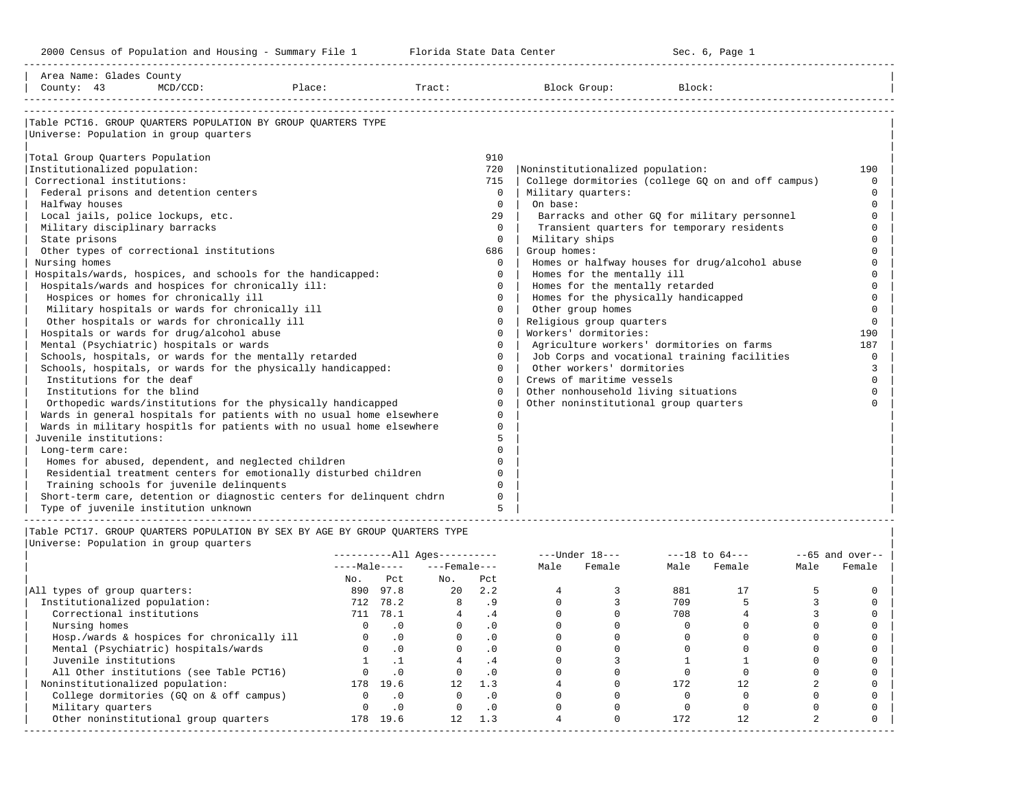Area Name: Glades County
County: 43 MCD/CCD: Place: Tract: Block Group: Block:

## Table PCT16. GROUP QUARTERS POPULATION BY GROUP QUARTERS TYPE

Universe: Population in group quarters

| Category | Count |
|---|---|
| Total Group Quarters Population | 910 |
| Institutionalized population: | 720 |
| Correctional institutions: | 715 |
| Federal prisons and detention centers | 0 |
| Halfway houses | 0 |
| Local jails, police lockups, etc. | 29 |
| Military disciplinary barracks | 0 |
| State prisons | 0 |
| Other types of correctional institutions | 686 |
| Nursing homes | 0 |
| Hospitals/wards, hospices, and schools for the handicapped: | 0 |
| Hospitals/wards and hospices for chronically ill: | 0 |
| Hospices or homes for chronically ill | 0 |
| Military hospitals or wards for chronically ill | 0 |
| Other hospitals or wards for chronically ill | 0 |
| Hospitals or wards for drug/alcohol abuse | 0 |
| Mental (Psychiatric) hospitals or wards | 0 |
| Schools, hospitals, or wards for the mentally retarded | 0 |
| Schools, hospitals, or wards for the physically handicapped: | 0 |
| Institutions for the deaf | 0 |
| Institutions for the blind | 0 |
| Orthopedic wards/institutions for the physically handicapped | 0 |
| Wards in general hospitals for patients with no usual home elsewhere | 0 |
| Wards in military hospitls for patients with no usual home elsewhere | 0 |
| Juvenile institutions: | 5 |
| Long-term care: | 0 |
| Homes for abused, dependent, and neglected children | 0 |
| Residential treatment centers for emotionally disturbed children | 0 |
| Training schools for juvenile delinquents | 0 |
| Short-term care, detention or diagnostic centers for delinquent chdrn | 0 |
| Type of juvenile institution unknown | 5 |
| Noninstitutionalized population: | 190 |
| College dormitories (college GQ on and off campus) | 0 |
| Military quarters: | 0 |
| On base: | 0 |
| Barracks and other GQ for military personnel | 0 |
| Transient quarters for temporary residents | 0 |
| Military ships | 0 |
| Group homes: | 0 |
| Homes or halfway houses for drug/alcohol abuse | 0 |
| Homes for the mentally ill | 0 |
| Homes for the mentally retarded | 0 |
| Homes for the physically handicapped | 0 |
| Other group homes | 0 |
| Religious group quarters | 0 |
| Workers' dormitories: | 190 |
| Agriculture workers' dormitories on farms | 187 |
| Job Corps and vocational training facilities | 0 |
| Other workers' dormitories | 3 |
| Crews of maritime vessels | 0 |
| Other nonhousehold living situations | 0 |
| Other noninstitutional group quarters | 0 |

## Table PCT17. GROUP QUARTERS POPULATION BY SEX BY AGE BY GROUP QUARTERS TYPE

Universe: Population in group quarters

| | All Ages | | | | Under 18 | | 18 to 64 | | 65 and over | |
|---|---|---|---|---|---|---|---|---|---|---|
| | Male | | Female | | | | | | | |
| | No. | Pct | No. | Pct | Male | Female | Male | Female | Male | Female |
| All types of group quarters: | 890 | 97.8 | 20 | 2.2 | 4 | 3 | 881 | 17 | 5 | 0 |
| Institutionalized population: | 712 | 78.2 | 8 | .9 | 0 | 3 | 709 | 5 | 3 | 0 |
| Correctional institutions | 711 | 78.1 | 4 | .4 | 0 | 0 | 708 | 4 | 3 | 0 |
| Nursing homes | 0 | .0 | 0 | .0 | 0 | 0 | 0 | 0 | 0 | 0 |
| Hosp./wards & hospices for chronically ill | 0 | .0 | 0 | .0 | 0 | 0 | 0 | 0 | 0 | 0 |
| Mental (Psychiatric) hospitals/wards | 0 | .0 | 0 | .0 | 0 | 0 | 0 | 0 | 0 | 0 |
| Juvenile institutions | 1 | .1 | 4 | .4 | 0 | 3 | 1 | 1 | 0 | 0 |
| All Other institutions (see Table PCT16) | 0 | .0 | 0 | .0 | 0 | 0 | 0 | 0 | 0 | 0 |
| Noninstitutionalized population: | 178 | 19.6 | 12 | 1.3 | 4 | 0 | 172 | 12 | 2 | 0 |
| College dormitories (GQ on & off campus) | 0 | .0 | 0 | .0 | 0 | 0 | 0 | 0 | 0 | 0 |
| Military quarters | 0 | .0 | 0 | .0 | 0 | 0 | 0 | 0 | 0 | 0 |
| Other noninstitutional group quarters | 178 | 19.6 | 12 | 1.3 | 4 | 0 | 172 | 12 | 2 | 0 |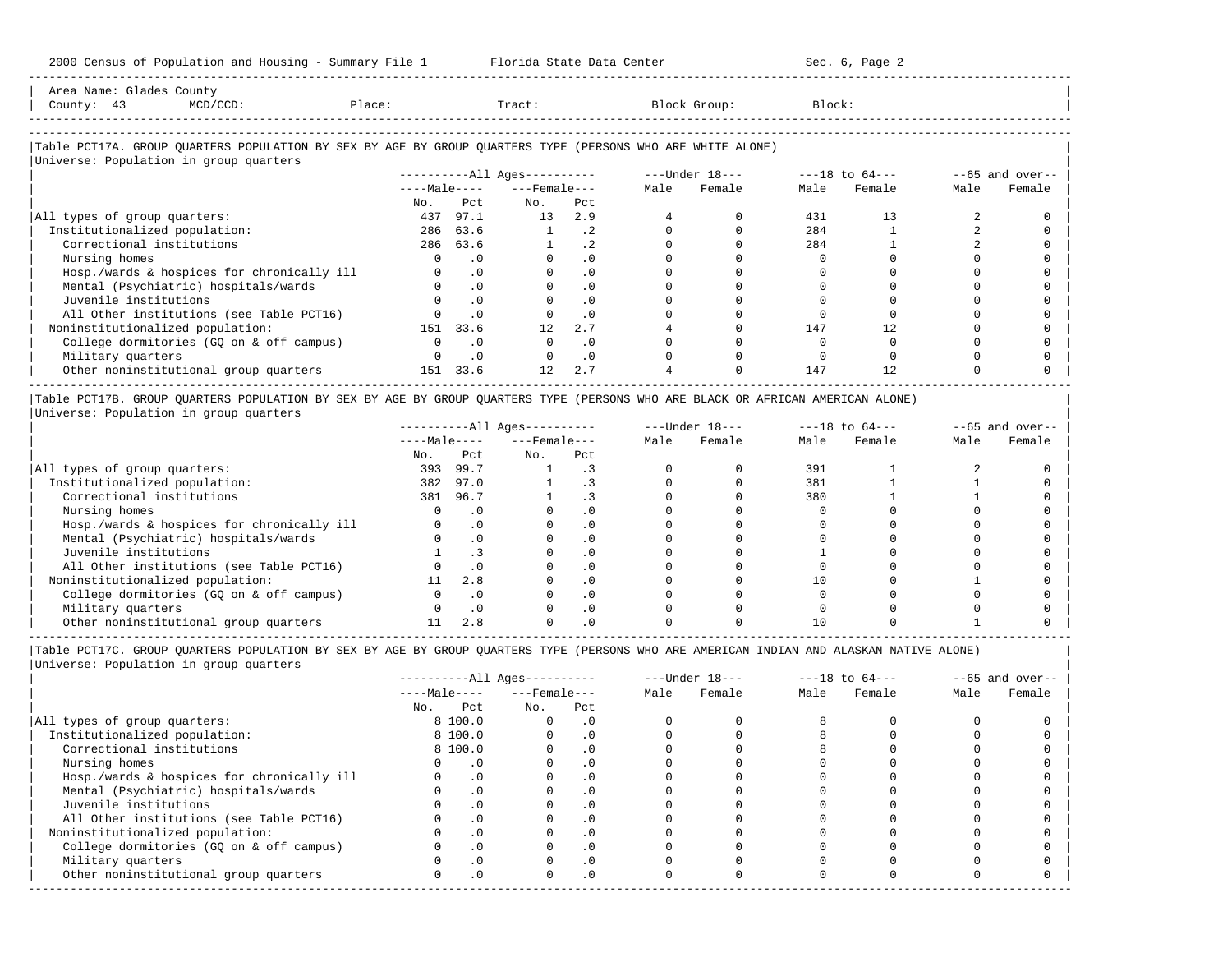Area Name: Glades County
County: 43 MCD/CCD: Place: Tract: Block Group: Block:

## Table PCT17A. GROUP QUARTERS POPULATION BY SEX BY AGE BY GROUP QUARTERS TYPE (PERSONS WHO ARE WHITE ALONE)

Universe: Population in group quarters

| | All Ages: Male No. | All Ages: Male Pct | All Ages: Female No. | All Ages: Female Pct | Under 18: Male | Under 18: Female | 18 to 64: Male | 18 to 64: Female | 65 and over: Male | 65 and over: Female |
|---|---|---|---|---|---|---|---|---|---|---|
| All types of group quarters: | 437 | 97.1 | 13 | 2.9 | 4 | 0 | 431 | 13 | 2 | 0 |
| Institutionalized population: | 286 | 63.6 | 1 | .2 | 0 | 0 | 284 | 1 | 2 | 0 |
| Correctional institutions | 286 | 63.6 | 1 | .2 | 0 | 0 | 284 | 1 | 2 | 0 |
| Nursing homes | 0 | .0 | 0 | .0 | 0 | 0 | 0 | 0 | 0 | 0 |
| Hosp./wards & hospices for chronically ill | 0 | .0 | 0 | .0 | 0 | 0 | 0 | 0 | 0 | 0 |
| Mental (Psychiatric) hospitals/wards | 0 | .0 | 0 | .0 | 0 | 0 | 0 | 0 | 0 | 0 |
| Juvenile institutions | 0 | .0 | 0 | .0 | 0 | 0 | 0 | 0 | 0 | 0 |
| All Other institutions (see Table PCT16) | 0 | .0 | 0 | .0 | 0 | 0 | 0 | 0 | 0 | 0 |
| Noninstitutionalized population: | 151 | 33.6 | 12 | 2.7 | 4 | 0 | 147 | 12 | 0 | 0 |
| College dormitories (GQ on & off campus) | 0 | .0 | 0 | .0 | 0 | 0 | 0 | 0 | 0 | 0 |
| Military quarters | 0 | .0 | 0 | .0 | 0 | 0 | 0 | 0 | 0 | 0 |
| Other noninstitutional group quarters | 151 | 33.6 | 12 | 2.7 | 4 | 0 | 147 | 12 | 0 | 0 |

## Table PCT17B. GROUP QUARTERS POPULATION BY SEX BY AGE BY GROUP QUARTERS TYPE (PERSONS WHO ARE BLACK OR AFRICAN AMERICAN ALONE)

Universe: Population in group quarters

| | All Ages: Male No. | All Ages: Male Pct | All Ages: Female No. | All Ages: Female Pct | Under 18: Male | Under 18: Female | 18 to 64: Male | 18 to 64: Female | 65 and over: Male | 65 and over: Female |
|---|---|---|---|---|---|---|---|---|---|---|
| All types of group quarters: | 393 | 99.7 | 1 | .3 | 0 | 0 | 391 | 1 | 2 | 0 |
| Institutionalized population: | 382 | 97.0 | 1 | .3 | 0 | 0 | 381 | 1 | 1 | 0 |
| Correctional institutions | 381 | 96.7 | 1 | .3 | 0 | 0 | 380 | 1 | 1 | 0 |
| Nursing homes | 0 | .0 | 0 | .0 | 0 | 0 | 0 | 0 | 0 | 0 |
| Hosp./wards & hospices for chronically ill | 0 | .0 | 0 | .0 | 0 | 0 | 0 | 0 | 0 | 0 |
| Mental (Psychiatric) hospitals/wards | 0 | .0 | 0 | .0 | 0 | 0 | 0 | 0 | 0 | 0 |
| Juvenile institutions | 1 | .3 | 0 | .0 | 0 | 0 | 1 | 0 | 0 | 0 |
| All Other institutions (see Table PCT16) | 0 | .0 | 0 | .0 | 0 | 0 | 0 | 0 | 0 | 0 |
| Noninstitutionalized population: | 11 | 2.8 | 0 | .0 | 0 | 0 | 10 | 0 | 1 | 0 |
| College dormitories (GQ on & off campus) | 0 | .0 | 0 | .0 | 0 | 0 | 0 | 0 | 0 | 0 |
| Military quarters | 0 | .0 | 0 | .0 | 0 | 0 | 0 | 0 | 0 | 0 |
| Other noninstitutional group quarters | 11 | 2.8 | 0 | .0 | 0 | 0 | 10 | 0 | 1 | 0 |

## Table PCT17C. GROUP QUARTERS POPULATION BY SEX BY AGE BY GROUP QUARTERS TYPE (PERSONS WHO ARE AMERICAN INDIAN AND ALASKAN NATIVE ALONE)

Universe: Population in group quarters

| | All Ages: Male No. | All Ages: Male Pct | All Ages: Female No. | All Ages: Female Pct | Under 18: Male | Under 18: Female | 18 to 64: Male | 18 to 64: Female | 65 and over: Male | 65 and over: Female |
|---|---|---|---|---|---|---|---|---|---|---|
| All types of group quarters: | 8 | 100.0 | 0 | .0 | 0 | 0 | 8 | 0 | 0 | 0 |
| Institutionalized population: | 8 | 100.0 | 0 | .0 | 0 | 0 | 8 | 0 | 0 | 0 |
| Correctional institutions | 8 | 100.0 | 0 | .0 | 0 | 0 | 8 | 0 | 0 | 0 |
| Nursing homes | 0 | .0 | 0 | .0 | 0 | 0 | 0 | 0 | 0 | 0 |
| Hosp./wards & hospices for chronically ill | 0 | .0 | 0 | .0 | 0 | 0 | 0 | 0 | 0 | 0 |
| Mental (Psychiatric) hospitals/wards | 0 | .0 | 0 | .0 | 0 | 0 | 0 | 0 | 0 | 0 |
| Juvenile institutions | 0 | .0 | 0 | .0 | 0 | 0 | 0 | 0 | 0 | 0 |
| All Other institutions (see Table PCT16) | 0 | .0 | 0 | .0 | 0 | 0 | 0 | 0 | 0 | 0 |
| Noninstitutionalized population: | 0 | .0 | 0 | .0 | 0 | 0 | 0 | 0 | 0 | 0 |
| College dormitories (GQ on & off campus) | 0 | .0 | 0 | .0 | 0 | 0 | 0 | 0 | 0 | 0 |
| Military quarters | 0 | .0 | 0 | .0 | 0 | 0 | 0 | 0 | 0 | 0 |
| Other noninstitutional group quarters | 0 | .0 | 0 | .0 | 0 | 0 | 0 | 0 | 0 | 0 |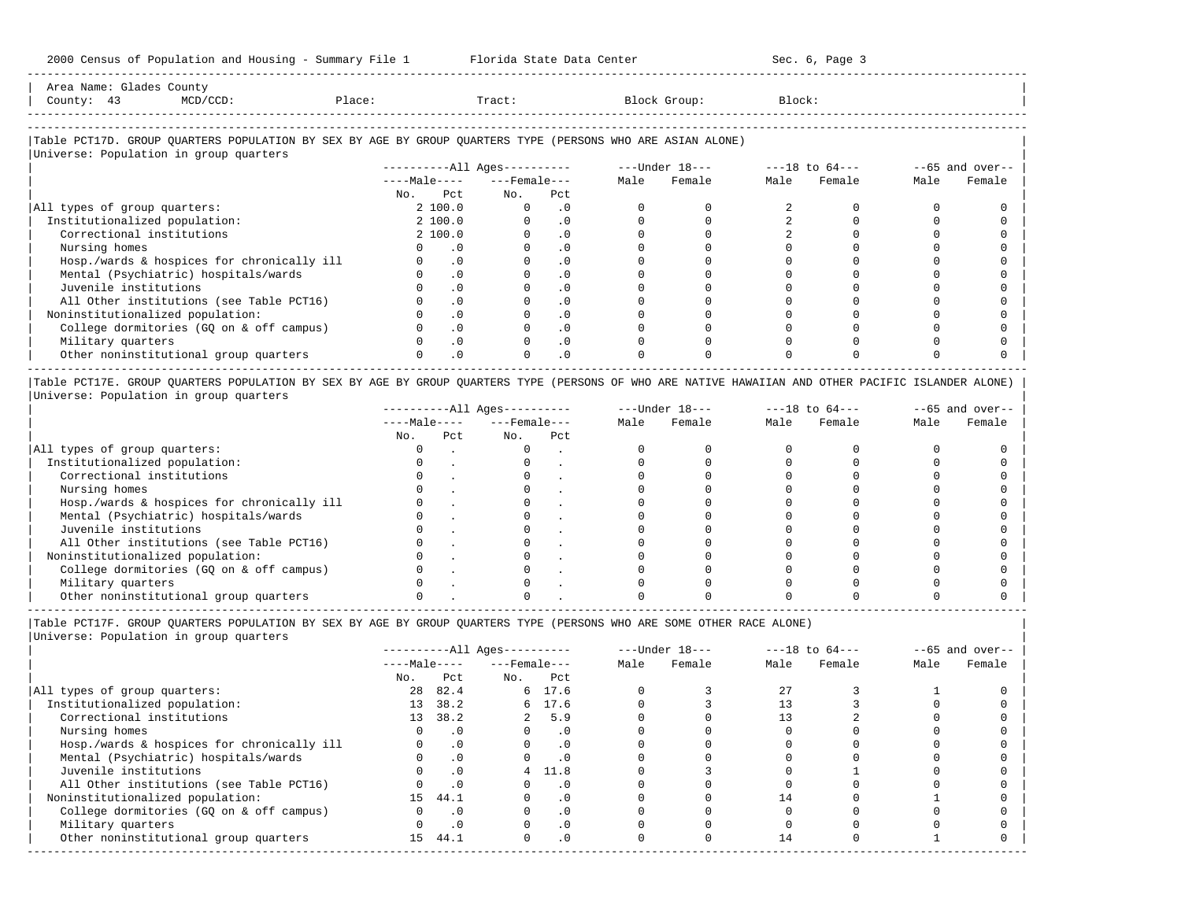2000 Census of Population and Housing - Summary File 1 Florida State Data Center Sec. 6, Page 3

Area Name: Glades County
County: 43 MCD/CCD: Place: Tract: Block Group: Block:

## Table PCT17D. GROUP QUARTERS POPULATION BY SEX BY AGE BY GROUP QUARTERS TYPE (PERSONS WHO ARE ASIAN ALONE)

Universe: Population in group quarters

| | All Ages: Male No. | All Ages: Male Pct | All Ages: Female No. | All Ages: Female Pct | Under 18: Male | Under 18: Female | 18 to 64: Male | 18 to 64: Female | 65 and over: Male | 65 and over: Female |
|---|---|---|---|---|---|---|---|---|---|---|
| All types of group quarters: | 2 | 100.0 | 0 | .0 | 0 | 0 | 2 | 0 | 0 | 0 |
| Institutionalized population: | 2 | 100.0 | 0 | .0 | 0 | 0 | 2 | 0 | 0 | 0 |
| Correctional institutions | 2 | 100.0 | 0 | .0 | 0 | 0 | 2 | 0 | 0 | 0 |
| Nursing homes | 0 | .0 | 0 | .0 | 0 | 0 | 0 | 0 | 0 | 0 |
| Hosp./wards & hospices for chronically ill | 0 | .0 | 0 | .0 | 0 | 0 | 0 | 0 | 0 | 0 |
| Mental (Psychiatric) hospitals/wards | 0 | .0 | 0 | .0 | 0 | 0 | 0 | 0 | 0 | 0 |
| Juvenile institutions | 0 | .0 | 0 | .0 | 0 | 0 | 0 | 0 | 0 | 0 |
| All Other institutions (see Table PCT16) | 0 | .0 | 0 | .0 | 0 | 0 | 0 | 0 | 0 | 0 |
| Noninstitutionalized population: | 0 | .0 | 0 | .0 | 0 | 0 | 0 | 0 | 0 | 0 |
| College dormitories (GQ on & off campus) | 0 | .0 | 0 | .0 | 0 | 0 | 0 | 0 | 0 | 0 |
| Military quarters | 0 | .0 | 0 | .0 | 0 | 0 | 0 | 0 | 0 | 0 |
| Other noninstitutional group quarters | 0 | .0 | 0 | .0 | 0 | 0 | 0 | 0 | 0 | 0 |

## Table PCT17E. GROUP QUARTERS POPULATION BY SEX BY AGE BY GROUP QUARTERS TYPE (PERSONS OF WHO ARE NATIVE HAWAIIAN AND OTHER PACIFIC ISLANDER ALONE)

Universe: Population in group quarters

| | All Ages: Male No. | All Ages: Male Pct | All Ages: Female No. | All Ages: Female Pct | Under 18: Male | Under 18: Female | 18 to 64: Male | 18 to 64: Female | 65 and over: Male | 65 and over: Female |
|---|---|---|---|---|---|---|---|---|---|---|
| All types of group quarters: | 0 | . | 0 | . | 0 | 0 | 0 | 0 | 0 | 0 |
| Institutionalized population: | 0 | . | 0 | . | 0 | 0 | 0 | 0 | 0 | 0 |
| Correctional institutions | 0 | . | 0 | . | 0 | 0 | 0 | 0 | 0 | 0 |
| Nursing homes | 0 | . | 0 | . | 0 | 0 | 0 | 0 | 0 | 0 |
| Hosp./wards & hospices for chronically ill | 0 | . | 0 | . | 0 | 0 | 0 | 0 | 0 | 0 |
| Mental (Psychiatric) hospitals/wards | 0 | . | 0 | . | 0 | 0 | 0 | 0 | 0 | 0 |
| Juvenile institutions | 0 | . | 0 | . | 0 | 0 | 0 | 0 | 0 | 0 |
| All Other institutions (see Table PCT16) | 0 | . | 0 | . | 0 | 0 | 0 | 0 | 0 | 0 |
| Noninstitutionalized population: | 0 | . | 0 | . | 0 | 0 | 0 | 0 | 0 | 0 |
| College dormitories (GQ on & off campus) | 0 | . | 0 | . | 0 | 0 | 0 | 0 | 0 | 0 |
| Military quarters | 0 | . | 0 | . | 0 | 0 | 0 | 0 | 0 | 0 |
| Other noninstitutional group quarters | 0 | . | 0 | . | 0 | 0 | 0 | 0 | 0 | 0 |

## Table PCT17F. GROUP QUARTERS POPULATION BY SEX BY AGE BY GROUP QUARTERS TYPE (PERSONS WHO ARE SOME OTHER RACE ALONE)

Universe: Population in group quarters

| | All Ages: Male No. | All Ages: Male Pct | All Ages: Female No. | All Ages: Female Pct | Under 18: Male | Under 18: Female | 18 to 64: Male | 18 to 64: Female | 65 and over: Male | 65 and over: Female |
|---|---|---|---|---|---|---|---|---|---|---|
| All types of group quarters: | 28 | 82.4 | 6 | 17.6 | 0 | 3 | 27 | 3 | 1 | 0 |
| Institutionalized population: | 13 | 38.2 | 6 | 17.6 | 0 | 3 | 13 | 3 | 0 | 0 |
| Correctional institutions | 13 | 38.2 | 2 | 5.9 | 0 | 0 | 13 | 2 | 0 | 0 |
| Nursing homes | 0 | .0 | 0 | .0 | 0 | 0 | 0 | 0 | 0 | 0 |
| Hosp./wards & hospices for chronically ill | 0 | .0 | 0 | .0 | 0 | 0 | 0 | 0 | 0 | 0 |
| Mental (Psychiatric) hospitals/wards | 0 | .0 | 0 | .0 | 0 | 0 | 0 | 0 | 0 | 0 |
| Juvenile institutions | 0 | .0 | 4 | 11.8 | 0 | 3 | 0 | 1 | 0 | 0 |
| All Other institutions (see Table PCT16) | 0 | .0 | 0 | .0 | 0 | 0 | 0 | 0 | 0 | 0 |
| Noninstitutionalized population: | 15 | 44.1 | 0 | .0 | 0 | 0 | 14 | 0 | 1 | 0 |
| College dormitories (GQ on & off campus) | 0 | .0 | 0 | .0 | 0 | 0 | 0 | 0 | 0 | 0 |
| Military quarters | 0 | .0 | 0 | .0 | 0 | 0 | 0 | 0 | 0 | 0 |
| Other noninstitutional group quarters | 15 | 44.1 | 0 | .0 | 0 | 0 | 14 | 0 | 1 | 0 |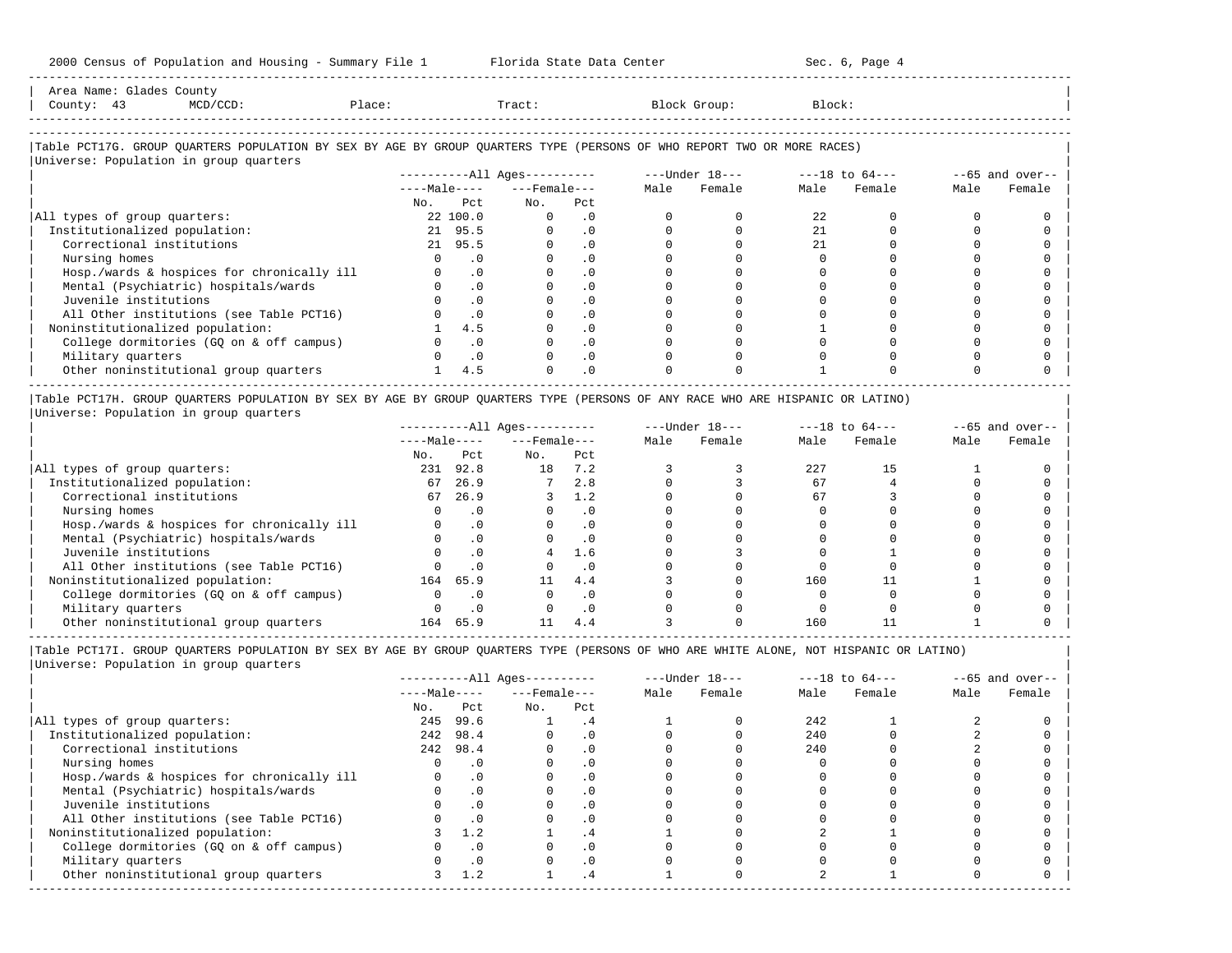Area Name: Glades County
County: 43 MCD/CCD: Place: Tract: Block Group: Block:

## Table PCT17G. GROUP QUARTERS POPULATION BY SEX BY AGE BY GROUP QUARTERS TYPE (PERSONS OF WHO REPORT TWO OR MORE RACES)

Universe: Population in group quarters

| | All Ages: Male No. | All Ages: Male Pct | All Ages: Female No. | All Ages: Female Pct | Under 18: Male | Under 18: Female | 18 to 64: Male | 18 to 64: Female | 65 and over: Male | 65 and over: Female |
|---|---|---|---|---|---|---|---|---|---|---|
| All types of group quarters: | 22 | 100.0 | 0 | .0 | 0 | 0 | 22 | 0 | 0 | 0 |
| Institutionalized population: | 21 | 95.5 | 0 | .0 | 0 | 0 | 21 | 0 | 0 | 0 |
| Correctional institutions | 21 | 95.5 | 0 | .0 | 0 | 0 | 21 | 0 | 0 | 0 |
| Nursing homes | 0 | .0 | 0 | .0 | 0 | 0 | 0 | 0 | 0 | 0 |
| Hosp./wards & hospices for chronically ill | 0 | .0 | 0 | .0 | 0 | 0 | 0 | 0 | 0 | 0 |
| Mental (Psychiatric) hospitals/wards | 0 | .0 | 0 | .0 | 0 | 0 | 0 | 0 | 0 | 0 |
| Juvenile institutions | 0 | .0 | 0 | .0 | 0 | 0 | 0 | 0 | 0 | 0 |
| All Other institutions (see Table PCT16) | 0 | .0 | 0 | .0 | 0 | 0 | 0 | 0 | 0 | 0 |
| Noninstitutionalized population: | 1 | 4.5 | 0 | .0 | 0 | 0 | 1 | 0 | 0 | 0 |
| College dormitories (GQ on & off campus) | 0 | .0 | 0 | .0 | 0 | 0 | 0 | 0 | 0 | 0 |
| Military quarters | 0 | .0 | 0 | .0 | 0 | 0 | 0 | 0 | 0 | 0 |
| Other noninstitutional group quarters | 1 | 4.5 | 0 | .0 | 0 | 0 | 1 | 0 | 0 | 0 |

## Table PCT17H. GROUP QUARTERS POPULATION BY SEX BY AGE BY GROUP QUARTERS TYPE (PERSONS OF ANY RACE WHO ARE HISPANIC OR LATINO)

Universe: Population in group quarters

| | All Ages: Male No. | All Ages: Male Pct | All Ages: Female No. | All Ages: Female Pct | Under 18: Male | Under 18: Female | 18 to 64: Male | 18 to 64: Female | 65 and over: Male | 65 and over: Female |
|---|---|---|---|---|---|---|---|---|---|---|
| All types of group quarters: | 231 | 92.8 | 18 | 7.2 | 3 | 3 | 227 | 15 | 1 | 0 |
| Institutionalized population: | 67 | 26.9 | 7 | 2.8 | 0 | 3 | 67 | 4 | 0 | 0 |
| Correctional institutions | 67 | 26.9 | 3 | 1.2 | 0 | 0 | 67 | 3 | 0 | 0 |
| Nursing homes | 0 | .0 | 0 | .0 | 0 | 0 | 0 | 0 | 0 | 0 |
| Hosp./wards & hospices for chronically ill | 0 | .0 | 0 | .0 | 0 | 0 | 0 | 0 | 0 | 0 |
| Mental (Psychiatric) hospitals/wards | 0 | .0 | 0 | .0 | 0 | 0 | 0 | 0 | 0 | 0 |
| Juvenile institutions | 0 | .0 | 4 | 1.6 | 0 | 3 | 0 | 1 | 0 | 0 |
| All Other institutions (see Table PCT16) | 0 | .0 | 0 | .0 | 0 | 0 | 0 | 0 | 0 | 0 |
| Noninstitutionalized population: | 164 | 65.9 | 11 | 4.4 | 3 | 0 | 160 | 11 | 1 | 0 |
| College dormitories (GQ on & off campus) | 0 | .0 | 0 | .0 | 0 | 0 | 0 | 0 | 0 | 0 |
| Military quarters | 0 | .0 | 0 | .0 | 0 | 0 | 0 | 0 | 0 | 0 |
| Other noninstitutional group quarters | 164 | 65.9 | 11 | 4.4 | 3 | 0 | 160 | 11 | 1 | 0 |

## Table PCT17I. GROUP QUARTERS POPULATION BY SEX BY AGE BY GROUP QUARTERS TYPE (PERSONS OF WHO ARE WHITE ALONE, NOT HISPANIC OR LATINO)

Universe: Population in group quarters

| | All Ages: Male No. | All Ages: Male Pct | All Ages: Female No. | All Ages: Female Pct | Under 18: Male | Under 18: Female | 18 to 64: Male | 18 to 64: Female | 65 and over: Male | 65 and over: Female |
|---|---|---|---|---|---|---|---|---|---|---|
| All types of group quarters: | 245 | 99.6 | 1 | .4 | 1 | 0 | 242 | 1 | 2 | 0 |
| Institutionalized population: | 242 | 98.4 | 0 | .0 | 0 | 0 | 240 | 0 | 2 | 0 |
| Correctional institutions | 242 | 98.4 | 0 | .0 | 0 | 0 | 240 | 0 | 2 | 0 |
| Nursing homes | 0 | .0 | 0 | .0 | 0 | 0 | 0 | 0 | 0 | 0 |
| Hosp./wards & hospices for chronically ill | 0 | .0 | 0 | .0 | 0 | 0 | 0 | 0 | 0 | 0 |
| Mental (Psychiatric) hospitals/wards | 0 | .0 | 0 | .0 | 0 | 0 | 0 | 0 | 0 | 0 |
| Juvenile institutions | 0 | .0 | 0 | .0 | 0 | 0 | 0 | 0 | 0 | 0 |
| All Other institutions (see Table PCT16) | 0 | .0 | 0 | .0 | 0 | 0 | 0 | 0 | 0 | 0 |
| Noninstitutionalized population: | 3 | 1.2 | 1 | .4 | 1 | 0 | 2 | 1 | 0 | 0 |
| College dormitories (GQ on & off campus) | 0 | .0 | 0 | .0 | 0 | 0 | 0 | 0 | 0 | 0 |
| Military quarters | 0 | .0 | 0 | .0 | 0 | 0 | 0 | 0 | 0 | 0 |
| Other noninstitutional group quarters | 3 | 1.2 | 1 | .4 | 1 | 0 | 2 | 1 | 0 | 0 |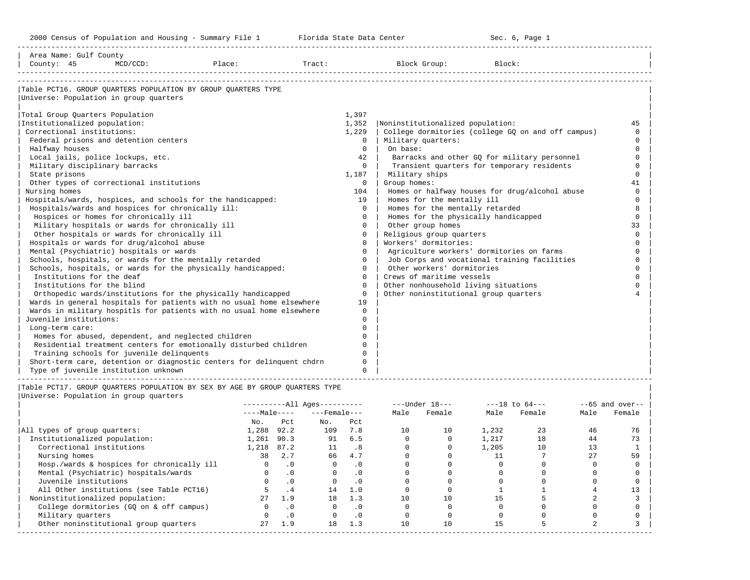Area Name: Gulf County
County: 45 MCD/CCD: Place: Tract: Block Group: Block:

## Table PCT16. GROUP QUARTERS POPULATION BY GROUP QUARTERS TYPE

Universe: Population in group quarters

| Category | Count |
|---|---|
| Total Group Quarters Population | 1,397 |
| Institutionalized population: | 1,352 |
| Correctional institutions: | 1,229 |
| Federal prisons and detention centers | 0 |
| Halfway houses | 0 |
| Local jails, police lockups, etc. | 42 |
| Military disciplinary barracks | 0 |
| State prisons | 1,187 |
| Other types of correctional institutions | 0 |
| Nursing homes | 104 |
| Hospitals/wards, hospices, and schools for the handicapped: | 19 |
| Hospitals/wards and hospices for chronically ill: | 0 |
| Hospices or homes for chronically ill | 0 |
| Military hospitals or wards for chronically ill | 0 |
| Other hospitals or wards for chronically ill | 0 |
| Hospitals or wards for drug/alcohol abuse | 0 |
| Mental (Psychiatric) hospitals or wards | 0 |
| Schools, hospitals, or wards for the mentally retarded | 0 |
| Schools, hospitals, or wards for the physically handicapped: | 0 |
| Institutions for the deaf | 0 |
| Institutions for the blind | 0 |
| Orthopedic wards/institutions for the physically handicapped | 0 |
| Wards in general hospitals for patients with no usual home elsewhere | 19 |
| Wards in military hospitls for patients with no usual home elsewhere | 0 |
| Juvenile institutions: | 0 |
| Long-term care: | 0 |
| Homes for abused, dependent, and neglected children | 0 |
| Residential treatment centers for emotionally disturbed children | 0 |
| Training schools for juvenile delinquents | 0 |
| Short-term care, detention or diagnostic centers for delinquent chdrn | 0 |
| Type of juvenile institution unknown | 0 |
| Noninstitutionalized population: | 45 |
| College dormitories (college GQ on and off campus) | 0 |
| Military quarters: | 0 |
| On base: | 0 |
| Barracks and other GQ for military personnel | 0 |
| Transient quarters for temporary residents | 0 |
| Military ships | 0 |
| Group homes: | 41 |
| Homes or halfway houses for drug/alcohol abuse | 0 |
| Homes for the mentally ill | 0 |
| Homes for the mentally retarded | 8 |
| Homes for the physically handicapped | 0 |
| Other group homes | 33 |
| Religious group quarters | 0 |
| Workers' dormitories: | 0 |
| Agriculture workers' dormitories on farms | 0 |
| Job Corps and vocational training facilities | 0 |
| Other workers' dormitories | 0 |
| Crews of maritime vessels | 0 |
| Other nonhousehold living situations | 0 |
| Other noninstitutional group quarters | 4 |

## Table PCT17. GROUP QUARTERS POPULATION BY SEX BY AGE BY GROUP QUARTERS TYPE

Universe: Population in group quarters

| | All Ages Male No. | All Ages Male Pct | All Ages Female No. | All Ages Female Pct | Under 18 Male | Under 18 Female | 18 to 64 Male | 18 to 64 Female | 65 and over Male | 65 and over Female |
|---|---|---|---|---|---|---|---|---|---|---|
| All types of group quarters: | 1,288 | 92.2 | 109 | 7.8 | 10 | 10 | 1,232 | 23 | 46 | 76 |
| Institutionalized population: | 1,261 | 90.3 | 91 | 6.5 | 0 | 0 | 1,217 | 18 | 44 | 73 |
| Correctional institutions | 1,218 | 87.2 | 11 | .8 | 0 | 0 | 1,205 | 10 | 13 | 1 |
| Nursing homes | 38 | 2.7 | 66 | 4.7 | 0 | 0 | 11 | 7 | 27 | 59 |
| Hosp./wards & hospices for chronically ill | 0 | .0 | 0 | .0 | 0 | 0 | 0 | 0 | 0 | 0 |
| Mental (Psychiatric) hospitals/wards | 0 | .0 | 0 | .0 | 0 | 0 | 0 | 0 | 0 | 0 |
| Juvenile institutions | 0 | .0 | 0 | .0 | 0 | 0 | 0 | 0 | 0 | 0 |
| All Other institutions (see Table PCT16) | 5 | .4 | 14 | 1.0 | 0 | 0 | 1 | 1 | 4 | 13 |
| Noninstitutionalized population: | 27 | 1.9 | 18 | 1.3 | 10 | 10 | 15 | 5 | 2 | 3 |
| College dormitories (GQ on & off campus) | 0 | .0 | 0 | .0 | 0 | 0 | 0 | 0 | 0 | 0 |
| Military quarters | 0 | .0 | 0 | .0 | 0 | 0 | 0 | 0 | 0 | 0 |
| Other noninstitutional group quarters | 27 | 1.9 | 18 | 1.3 | 10 | 10 | 15 | 5 | 2 | 3 |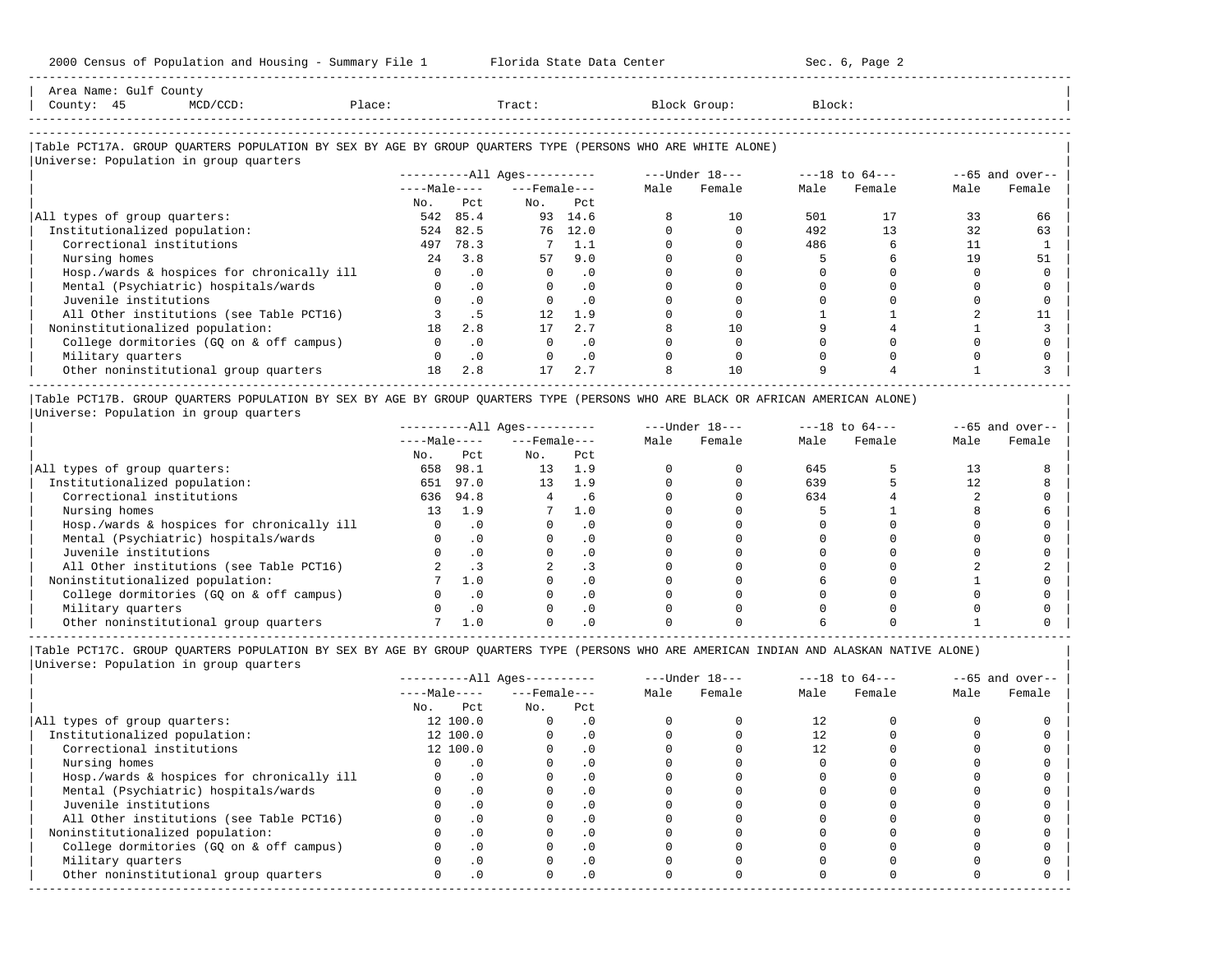Area Name: Gulf County
County: 45 MCD/CCD: Place: Tract: Block Group: Block:

Table PCT17A. GROUP QUARTERS POPULATION BY SEX BY AGE BY GROUP QUARTERS TYPE (PERSONS WHO ARE WHITE ALONE)
Universe: Population in group quarters

| | All Ages | | | | Under 18 | | 18 to 64 | | 65 and over | |
|---|---|---|---|---|---|---|---|---|---|---|
| | Male | | Female | | | | | | | |
| | No. | Pct | No. | Pct | Male | Female | Male | Female | Male | Female |
| All types of group quarters: | 542 | 85.4 | 93 | 14.6 | 8 | 10 | 501 | 17 | 33 | 66 |
| Institutionalized population: | 524 | 82.5 | 76 | 12.0 | 0 | 0 | 492 | 13 | 32 | 63 |
| Correctional institutions | 497 | 78.3 | 7 | 1.1 | 0 | 0 | 486 | 6 | 11 | 1 |
| Nursing homes | 24 | 3.8 | 57 | 9.0 | 0 | 0 | 5 | 6 | 19 | 51 |
| Hosp./wards & hospices for chronically ill | 0 | .0 | 0 | .0 | 0 | 0 | 0 | 0 | 0 | 0 |
| Mental (Psychiatric) hospitals/wards | 0 | .0 | 0 | .0 | 0 | 0 | 0 | 0 | 0 | 0 |
| Juvenile institutions | 0 | .0 | 0 | .0 | 0 | 0 | 0 | 0 | 0 | 0 |
| All Other institutions (see Table PCT16) | 3 | .5 | 12 | 1.9 | 0 | 0 | 1 | 1 | 2 | 11 |
| Noninstitutionalized population: | 18 | 2.8 | 17 | 2.7 | 8 | 10 | 9 | 4 | 1 | 3 |
| College dormitories (GQ on & off campus) | 0 | .0 | 0 | .0 | 0 | 0 | 0 | 0 | 0 | 0 |
| Military quarters | 0 | .0 | 0 | .0 | 0 | 0 | 0 | 0 | 0 | 0 |
| Other noninstitutional group quarters | 18 | 2.8 | 17 | 2.7 | 8 | 10 | 9 | 4 | 1 | 3 |

Table PCT17B. GROUP QUARTERS POPULATION BY SEX BY AGE BY GROUP QUARTERS TYPE (PERSONS WHO ARE BLACK OR AFRICAN AMERICAN ALONE)
Universe: Population in group quarters

| | All Ages | | | | Under 18 | | 18 to 64 | | 65 and over | |
|---|---|---|---|---|---|---|---|---|---|---|
| | Male | | Female | | | | | | | |
| | No. | Pct | No. | Pct | Male | Female | Male | Female | Male | Female |
| All types of group quarters: | 658 | 98.1 | 13 | 1.9 | 0 | 0 | 645 | 5 | 13 | 8 |
| Institutionalized population: | 651 | 97.0 | 13 | 1.9 | 0 | 0 | 639 | 5 | 12 | 8 |
| Correctional institutions | 636 | 94.8 | 4 | .6 | 0 | 0 | 634 | 4 | 2 | 0 |
| Nursing homes | 13 | 1.9 | 7 | 1.0 | 0 | 0 | 5 | 1 | 8 | 6 |
| Hosp./wards & hospices for chronically ill | 0 | .0 | 0 | .0 | 0 | 0 | 0 | 0 | 0 | 0 |
| Mental (Psychiatric) hospitals/wards | 0 | .0 | 0 | .0 | 0 | 0 | 0 | 0 | 0 | 0 |
| Juvenile institutions | 0 | .0 | 0 | .0 | 0 | 0 | 0 | 0 | 0 | 0 |
| All Other institutions (see Table PCT16) | 2 | .3 | 2 | .3 | 0 | 0 | 0 | 0 | 2 | 2 |
| Noninstitutionalized population: | 7 | 1.0 | 0 | .0 | 0 | 0 | 6 | 0 | 1 | 0 |
| College dormitories (GQ on & off campus) | 0 | .0 | 0 | .0 | 0 | 0 | 0 | 0 | 0 | 0 |
| Military quarters | 0 | .0 | 0 | .0 | 0 | 0 | 0 | 0 | 0 | 0 |
| Other noninstitutional group quarters | 7 | 1.0 | 0 | .0 | 0 | 0 | 6 | 0 | 1 | 0 |

Table PCT17C. GROUP QUARTERS POPULATION BY SEX BY AGE BY GROUP QUARTERS TYPE (PERSONS WHO ARE AMERICAN INDIAN AND ALASKAN NATIVE ALONE)
Universe: Population in group quarters

| | All Ages | | | | Under 18 | | 18 to 64 | | 65 and over | |
|---|---|---|---|---|---|---|---|---|---|---|
| | Male | | Female | | | | | | | |
| | No. | Pct | No. | Pct | Male | Female | Male | Female | Male | Female |
| All types of group quarters: | 12 | 100.0 | 0 | .0 | 0 | 0 | 12 | 0 | 0 | 0 |
| Institutionalized population: | 12 | 100.0 | 0 | .0 | 0 | 0 | 12 | 0 | 0 | 0 |
| Correctional institutions | 12 | 100.0 | 0 | .0 | 0 | 0 | 12 | 0 | 0 | 0 |
| Nursing homes | 0 | .0 | 0 | .0 | 0 | 0 | 0 | 0 | 0 | 0 |
| Hosp./wards & hospices for chronically ill | 0 | .0 | 0 | .0 | 0 | 0 | 0 | 0 | 0 | 0 |
| Mental (Psychiatric) hospitals/wards | 0 | .0 | 0 | .0 | 0 | 0 | 0 | 0 | 0 | 0 |
| Juvenile institutions | 0 | .0 | 0 | .0 | 0 | 0 | 0 | 0 | 0 | 0 |
| All Other institutions (see Table PCT16) | 0 | .0 | 0 | .0 | 0 | 0 | 0 | 0 | 0 | 0 |
| Noninstitutionalized population: | 0 | .0 | 0 | .0 | 0 | 0 | 0 | 0 | 0 | 0 |
| College dormitories (GQ on & off campus) | 0 | .0 | 0 | .0 | 0 | 0 | 0 | 0 | 0 | 0 |
| Military quarters | 0 | .0 | 0 | .0 | 0 | 0 | 0 | 0 | 0 | 0 |
| Other noninstitutional group quarters | 0 | .0 | 0 | .0 | 0 | 0 | 0 | 0 | 0 | 0 |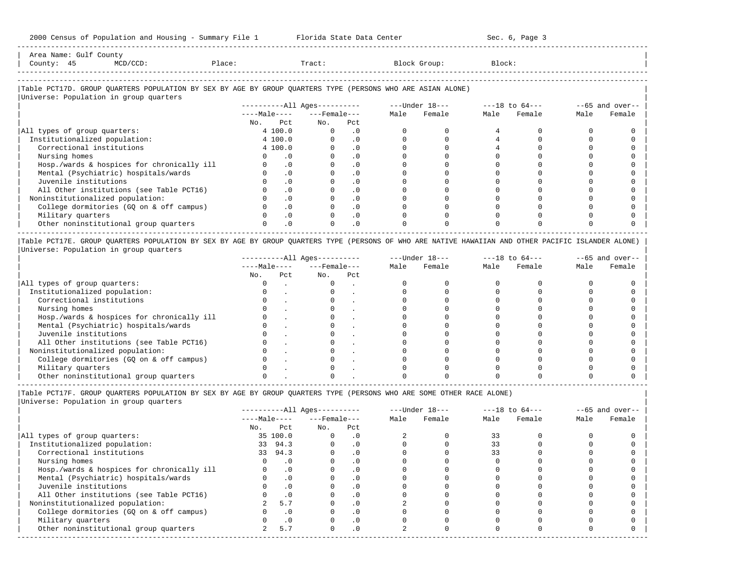Area Name: Gulf County
County: 45 MCD/CCD: Place: Tract: Block Group: Block:

## Table PCT17D. GROUP QUARTERS POPULATION BY SEX BY AGE BY GROUP QUARTERS TYPE (PERSONS WHO ARE ASIAN ALONE)

Universe: Population in group quarters

| | All Ages Male No. | All Ages Male Pct | All Ages Female No. | All Ages Female Pct | Under 18 Male | Under 18 Female | 18 to 64 Male | 18 to 64 Female | 65 and over Male | 65 and over Female |
|---|---|---|---|---|---|---|---|---|---|---|
| All types of group quarters: | 4 | 100.0 | 0 | .0 | 0 | 0 | 4 | 0 | 0 | 0 |
| Institutionalized population: | 4 | 100.0 | 0 | .0 | 0 | 0 | 4 | 0 | 0 | 0 |
| Correctional institutions | 4 | 100.0 | 0 | .0 | 0 | 0 | 4 | 0 | 0 | 0 |
| Nursing homes | 0 | .0 | 0 | .0 | 0 | 0 | 0 | 0 | 0 | 0 |
| Hosp./wards & hospices for chronically ill | 0 | .0 | 0 | .0 | 0 | 0 | 0 | 0 | 0 | 0 |
| Mental (Psychiatric) hospitals/wards | 0 | .0 | 0 | .0 | 0 | 0 | 0 | 0 | 0 | 0 |
| Juvenile institutions | 0 | .0 | 0 | .0 | 0 | 0 | 0 | 0 | 0 | 0 |
| All Other institutions (see Table PCT16) | 0 | .0 | 0 | .0 | 0 | 0 | 0 | 0 | 0 | 0 |
| Noninstitutionalized population: | 0 | .0 | 0 | .0 | 0 | 0 | 0 | 0 | 0 | 0 |
| College dormitories (GQ on & off campus) | 0 | .0 | 0 | .0 | 0 | 0 | 0 | 0 | 0 | 0 |
| Military quarters | 0 | .0 | 0 | .0 | 0 | 0 | 0 | 0 | 0 | 0 |
| Other noninstitutional group quarters | 0 | .0 | 0 | .0 | 0 | 0 | 0 | 0 | 0 | 0 |

## Table PCT17E. GROUP QUARTERS POPULATION BY SEX BY AGE BY GROUP QUARTERS TYPE (PERSONS OF WHO ARE NATIVE HAWAIIAN AND OTHER PACIFIC ISLANDER ALONE)

Universe: Population in group quarters

| | All Ages Male No. | All Ages Male Pct | All Ages Female No. | All Ages Female Pct | Under 18 Male | Under 18 Female | 18 to 64 Male | 18 to 64 Female | 65 and over Male | 65 and over Female |
|---|---|---|---|---|---|---|---|---|---|---|
| All types of group quarters: | 0 | . | 0 | . | 0 | 0 | 0 | 0 | 0 | 0 |
| Institutionalized population: | 0 | . | 0 | . | 0 | 0 | 0 | 0 | 0 | 0 |
| Correctional institutions | 0 | . | 0 | . | 0 | 0 | 0 | 0 | 0 | 0 |
| Nursing homes | 0 | . | 0 | . | 0 | 0 | 0 | 0 | 0 | 0 |
| Hosp./wards & hospices for chronically ill | 0 | . | 0 | . | 0 | 0 | 0 | 0 | 0 | 0 |
| Mental (Psychiatric) hospitals/wards | 0 | . | 0 | . | 0 | 0 | 0 | 0 | 0 | 0 |
| Juvenile institutions | 0 | . | 0 | . | 0 | 0 | 0 | 0 | 0 | 0 |
| All Other institutions (see Table PCT16) | 0 | . | 0 | . | 0 | 0 | 0 | 0 | 0 | 0 |
| Noninstitutionalized population: | 0 | . | 0 | . | 0 | 0 | 0 | 0 | 0 | 0 |
| College dormitories (GQ on & off campus) | 0 | . | 0 | . | 0 | 0 | 0 | 0 | 0 | 0 |
| Military quarters | 0 | . | 0 | . | 0 | 0 | 0 | 0 | 0 | 0 |
| Other noninstitutional group quarters | 0 | . | 0 | . | 0 | 0 | 0 | 0 | 0 | 0 |

## Table PCT17F. GROUP QUARTERS POPULATION BY SEX BY AGE BY GROUP QUARTERS TYPE (PERSONS WHO ARE SOME OTHER RACE ALONE)

Universe: Population in group quarters

| | All Ages Male No. | All Ages Male Pct | All Ages Female No. | All Ages Female Pct | Under 18 Male | Under 18 Female | 18 to 64 Male | 18 to 64 Female | 65 and over Male | 65 and over Female |
|---|---|---|---|---|---|---|---|---|---|---|
| All types of group quarters: | 35 | 100.0 | 0 | .0 | 2 | 0 | 33 | 0 | 0 | 0 |
| Institutionalized population: | 33 | 94.3 | 0 | .0 | 0 | 0 | 33 | 0 | 0 | 0 |
| Correctional institutions | 33 | 94.3 | 0 | .0 | 0 | 0 | 33 | 0 | 0 | 0 |
| Nursing homes | 0 | .0 | 0 | .0 | 0 | 0 | 0 | 0 | 0 | 0 |
| Hosp./wards & hospices for chronically ill | 0 | .0 | 0 | .0 | 0 | 0 | 0 | 0 | 0 | 0 |
| Mental (Psychiatric) hospitals/wards | 0 | .0 | 0 | .0 | 0 | 0 | 0 | 0 | 0 | 0 |
| Juvenile institutions | 0 | .0 | 0 | .0 | 0 | 0 | 0 | 0 | 0 | 0 |
| All Other institutions (see Table PCT16) | 0 | .0 | 0 | .0 | 0 | 0 | 0 | 0 | 0 | 0 |
| Noninstitutionalized population: | 2 | 5.7 | 0 | .0 | 2 | 0 | 0 | 0 | 0 | 0 |
| College dormitories (GQ on & off campus) | 0 | .0 | 0 | .0 | 0 | 0 | 0 | 0 | 0 | 0 |
| Military quarters | 0 | .0 | 0 | .0 | 0 | 0 | 0 | 0 | 0 | 0 |
| Other noninstitutional group quarters | 2 | 5.7 | 0 | .0 | 2 | 0 | 0 | 0 | 0 | 0 |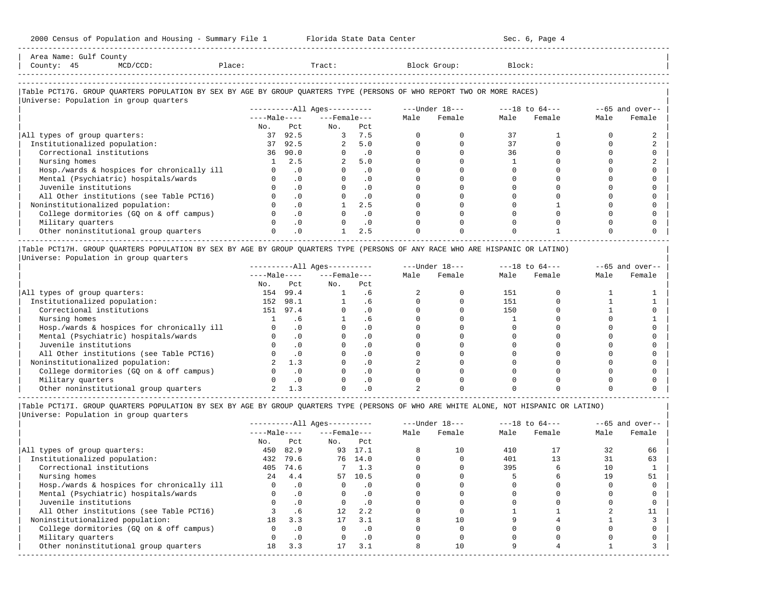Area Name: Gulf County
County: 45 MCD/CCD: Place: Tract: Block Group: Block:

## Table PCT17G. GROUP QUARTERS POPULATION BY SEX BY AGE BY GROUP QUARTERS TYPE (PERSONS OF WHO REPORT TWO OR MORE RACES)

Universe: Population in group quarters

| | All Ages | | | | Under 18 | | 18 to 64 | | 65 and over | |
|---|---|---|---|---|---|---|---|---|---|---|
| | Male | | Female | | | | | | | |
| | No. | Pct | No. | Pct | Male | Female | Male | Female | Male | Female |
| All types of group quarters: | 37 | 92.5 | 3 | 7.5 | 0 | 0 | 37 | 1 | 0 | 2 |
| Institutionalized population: | 37 | 92.5 | 2 | 5.0 | 0 | 0 | 37 | 0 | 0 | 2 |
| Correctional institutions | 36 | 90.0 | 0 | .0 | 0 | 0 | 36 | 0 | 0 | 0 |
| Nursing homes | 1 | 2.5 | 2 | 5.0 | 0 | 0 | 1 | 0 | 0 | 2 |
| Hosp./wards & hospices for chronically ill | 0 | .0 | 0 | .0 | 0 | 0 | 0 | 0 | 0 | 0 |
| Mental (Psychiatric) hospitals/wards | 0 | .0 | 0 | .0 | 0 | 0 | 0 | 0 | 0 | 0 |
| Juvenile institutions | 0 | .0 | 0 | .0 | 0 | 0 | 0 | 0 | 0 | 0 |
| All Other institutions (see Table PCT16) | 0 | .0 | 0 | .0 | 0 | 0 | 0 | 0 | 0 | 0 |
| Noninstitutionalized population: | 0 | .0 | 1 | 2.5 | 0 | 0 | 0 | 1 | 0 | 0 |
| College dormitories (GQ on & off campus) | 0 | .0 | 0 | .0 | 0 | 0 | 0 | 0 | 0 | 0 |
| Military quarters | 0 | .0 | 0 | .0 | 0 | 0 | 0 | 0 | 0 | 0 |
| Other noninstitutional group quarters | 0 | .0 | 1 | 2.5 | 0 | 0 | 0 | 1 | 0 | 0 |

## Table PCT17H. GROUP QUARTERS POPULATION BY SEX BY AGE BY GROUP QUARTERS TYPE (PERSONS OF ANY RACE WHO ARE HISPANIC OR LATINO)

Universe: Population in group quarters

| | All Ages | | | | Under 18 | | 18 to 64 | | 65 and over | |
|---|---|---|---|---|---|---|---|---|---|---|
| | Male | | Female | | | | | | | |
| | No. | Pct | No. | Pct | Male | Female | Male | Female | Male | Female |
| All types of group quarters: | 154 | 99.4 | 1 | .6 | 2 | 0 | 151 | 0 | 1 | 1 |
| Institutionalized population: | 152 | 98.1 | 1 | .6 | 0 | 0 | 151 | 0 | 1 | 1 |
| Correctional institutions | 151 | 97.4 | 0 | .0 | 0 | 0 | 150 | 0 | 1 | 0 |
| Nursing homes | 1 | .6 | 1 | .6 | 0 | 0 | 1 | 0 | 0 | 1 |
| Hosp./wards & hospices for chronically ill | 0 | .0 | 0 | .0 | 0 | 0 | 0 | 0 | 0 | 0 |
| Mental (Psychiatric) hospitals/wards | 0 | .0 | 0 | .0 | 0 | 0 | 0 | 0 | 0 | 0 |
| Juvenile institutions | 0 | .0 | 0 | .0 | 0 | 0 | 0 | 0 | 0 | 0 |
| All Other institutions (see Table PCT16) | 0 | .0 | 0 | .0 | 0 | 0 | 0 | 0 | 0 | 0 |
| Noninstitutionalized population: | 2 | 1.3 | 0 | .0 | 2 | 0 | 0 | 0 | 0 | 0 |
| College dormitories (GQ on & off campus) | 0 | .0 | 0 | .0 | 0 | 0 | 0 | 0 | 0 | 0 |
| Military quarters | 0 | .0 | 0 | .0 | 0 | 0 | 0 | 0 | 0 | 0 |
| Other noninstitutional group quarters | 2 | 1.3 | 0 | .0 | 2 | 0 | 0 | 0 | 0 | 0 |

## Table PCT17I. GROUP QUARTERS POPULATION BY SEX BY AGE BY GROUP QUARTERS TYPE (PERSONS OF WHO ARE WHITE ALONE, NOT HISPANIC OR LATINO)

Universe: Population in group quarters

| | All Ages | | | | Under 18 | | 18 to 64 | | 65 and over | |
|---|---|---|---|---|---|---|---|---|---|---|
| | Male | | Female | | | | | | | |
| | No. | Pct | No. | Pct | Male | Female | Male | Female | Male | Female |
| All types of group quarters: | 450 | 82.9 | 93 | 17.1 | 8 | 10 | 410 | 17 | 32 | 66 |
| Institutionalized population: | 432 | 79.6 | 76 | 14.0 | 0 | 0 | 401 | 13 | 31 | 63 |
| Correctional institutions | 405 | 74.6 | 7 | 1.3 | 0 | 0 | 395 | 6 | 10 | 1 |
| Nursing homes | 24 | 4.4 | 57 | 10.5 | 0 | 0 | 5 | 6 | 19 | 51 |
| Hosp./wards & hospices for chronically ill | 0 | .0 | 0 | .0 | 0 | 0 | 0 | 0 | 0 | 0 |
| Mental (Psychiatric) hospitals/wards | 0 | .0 | 0 | .0 | 0 | 0 | 0 | 0 | 0 | 0 |
| Juvenile institutions | 0 | .0 | 0 | .0 | 0 | 0 | 0 | 0 | 0 | 0 |
| All Other institutions (see Table PCT16) | 3 | .6 | 12 | 2.2 | 0 | 0 | 1 | 1 | 2 | 11 |
| Noninstitutionalized population: | 18 | 3.3 | 17 | 3.1 | 8 | 10 | 9 | 4 | 1 | 3 |
| College dormitories (GQ on & off campus) | 0 | .0 | 0 | .0 | 0 | 0 | 0 | 0 | 0 | 0 |
| Military quarters | 0 | .0 | 0 | .0 | 0 | 0 | 0 | 0 | 0 | 0 |
| Other noninstitutional group quarters | 18 | 3.3 | 17 | 3.1 | 8 | 10 | 9 | 4 | 1 | 3 |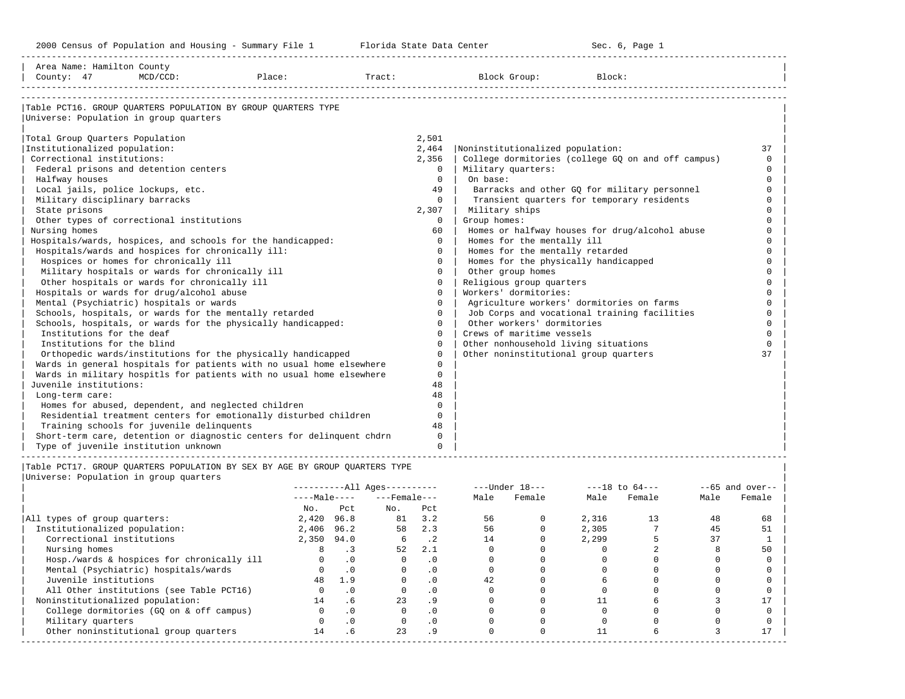2000 Census of Population and Housing - Summary File 1 Florida State Data Center Sec. 6, Page 1

Area Name: Hamilton County
County: 47 MCD/CCD: Place: Tract: Block Group: Block:

## Table PCT16. GROUP QUARTERS POPULATION BY GROUP QUARTERS TYPE

Universe: Population in group quarters

| Type | Number |
|---|---|
| Total Group Quarters Population | 2,501 |
| Institutionalized population: | 2,464 |
| Correctional institutions: | 2,356 |
| Federal prisons and detention centers | 0 |
| Halfway houses | 0 |
| Local jails, police lockups, etc. | 49 |
| Military disciplinary barracks | 0 |
| State prisons | 2,307 |
| Other types of correctional institutions | 0 |
| Nursing homes | 60 |
| Hospitals/wards, hospices, and schools for the handicapped: | 0 |
| Hospitals/wards and hospices for chronically ill: | 0 |
| Hospices or homes for chronically ill | 0 |
| Military hospitals or wards for chronically ill | 0 |
| Other hospitals or wards for chronically ill | 0 |
| Hospitals or wards for drug/alcohol abuse | 0 |
| Mental (Psychiatric) hospitals or wards | 0 |
| Schools, hospitals, or wards for the mentally retarded | 0 |
| Schools, hospitals, or wards for the physically handicapped: | 0 |
| Institutions for the deaf | 0 |
| Institutions for the blind | 0 |
| Orthopedic wards/institutions for the physically handicapped | 0 |
| Wards in general hospitals for patients with no usual home elsewhere | 0 |
| Wards in military hospitls for patients with no usual home elsewhere | 0 |
| Juvenile institutions: | 48 |
| Long-term care: | 48 |
| Homes for abused, dependent, and neglected children | 0 |
| Residential treatment centers for emotionally disturbed children | 0 |
| Training schools for juvenile delinquents | 48 |
| Short-term care, detention or diagnostic centers for delinquent chdrn | 0 |
| Type of juvenile institution unknown | 0 |
| Noninstitutionalized population: | 37 |
| College dormitories (college GQ on and off campus) | 0 |
| Military quarters: | 0 |
| On base: | 0 |
| Barracks and other GQ for military personnel | 0 |
| Transient quarters for temporary residents | 0 |
| Military ships | 0 |
| Group homes: | 0 |
| Homes or halfway houses for drug/alcohol abuse | 0 |
| Homes for the mentally ill | 0 |
| Homes for the mentally retarded | 0 |
| Homes for the physically handicapped | 0 |
| Other group homes | 0 |
| Religious group quarters | 0 |
| Workers' dormitories: | 0 |
| Agriculture workers' dormitories on farms | 0 |
| Job Corps and vocational training facilities | 0 |
| Other workers' dormitories | 0 |
| Crews of maritime vessels | 0 |
| Other nonhousehold living situations | 0 |
| Other noninstitutional group quarters | 37 |

## Table PCT17. GROUP QUARTERS POPULATION BY SEX BY AGE BY GROUP QUARTERS TYPE

Universe: Population in group quarters

| | All Ages Male No. | Male Pct | Female No. | Female Pct | Under 18 Male | Under 18 Female | 18 to 64 Male | 18 to 64 Female | 65 and over Male | 65 and over Female |
|---|---|---|---|---|---|---|---|---|---|---|
| All types of group quarters: | 2,420 | 96.8 | 81 | 3.2 | 56 | 0 | 2,316 | 13 | 48 | 68 |
| Institutionalized population: | 2,406 | 96.2 | 58 | 2.3 | 56 | 0 | 2,305 | 7 | 45 | 51 |
| Correctional institutions | 2,350 | 94.0 | 6 | .2 | 14 | 0 | 2,299 | 5 | 37 | 1 |
| Nursing homes | 8 | .3 | 52 | 2.1 | 0 | 0 | 0 | 2 | 8 | 50 |
| Hosp./wards & hospices for chronically ill | 0 | .0 | 0 | .0 | 0 | 0 | 0 | 0 | 0 | 0 |
| Mental (Psychiatric) hospitals/wards | 0 | .0 | 0 | .0 | 0 | 0 | 0 | 0 | 0 | 0 |
| Juvenile institutions | 48 | 1.9 | 0 | .0 | 42 | 0 | 6 | 0 | 0 | 0 |
| All Other institutions (see Table PCT16) | 0 | .0 | 0 | .0 | 0 | 0 | 0 | 0 | 0 | 0 |
| Noninstitutionalized population: | 14 | .6 | 23 | .9 | 0 | 0 | 11 | 6 | 3 | 17 |
| College dormitories (GQ on & off campus) | 0 | .0 | 0 | .0 | 0 | 0 | 0 | 0 | 0 | 0 |
| Military quarters | 0 | .0 | 0 | .0 | 0 | 0 | 0 | 0 | 0 | 0 |
| Other noninstitutional group quarters | 14 | .6 | 23 | .9 | 0 | 0 | 11 | 6 | 3 | 17 |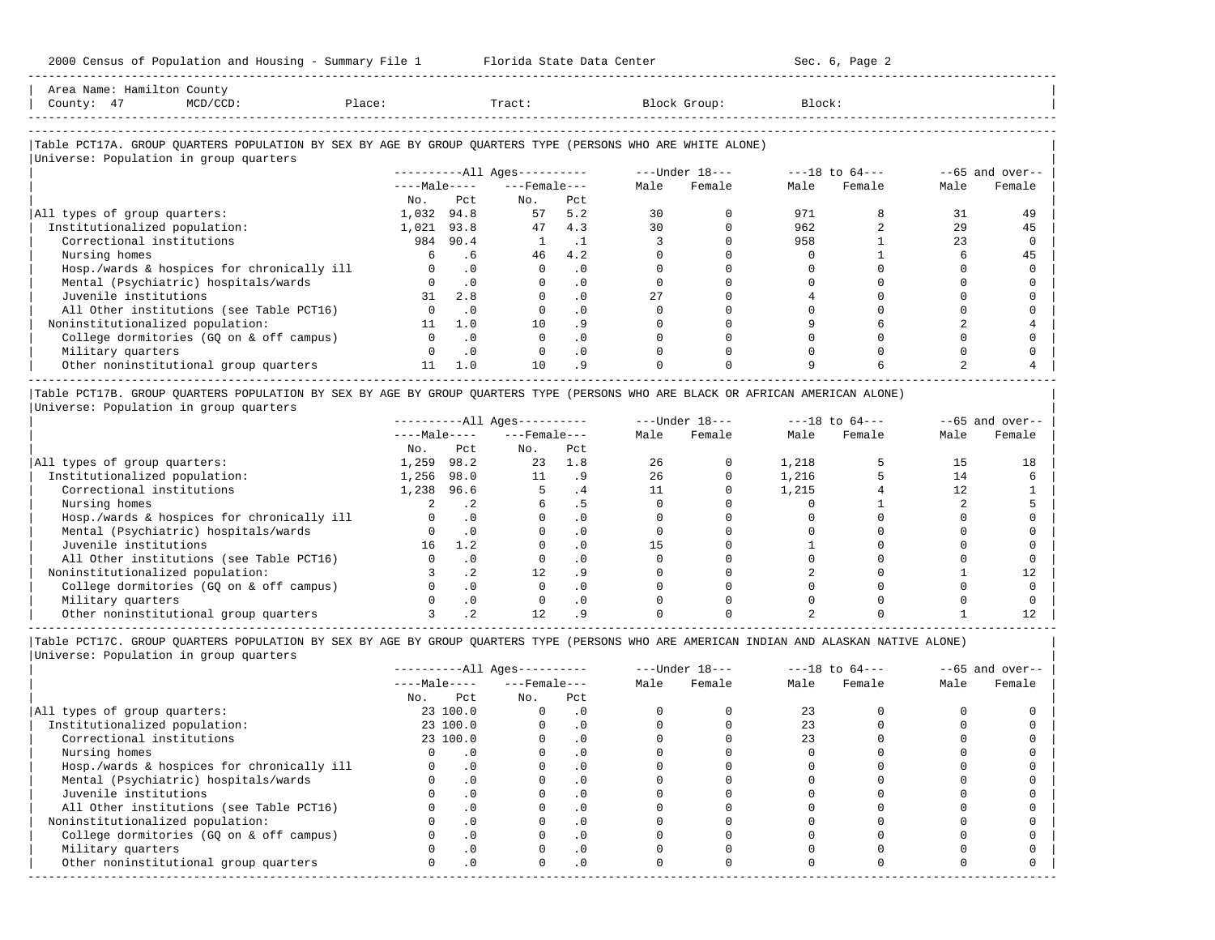Area Name: Hamilton County
County: 47 MCD/CCD: Place: Tract: Block Group: Block:

## Table PCT17A. GROUP QUARTERS POPULATION BY SEX BY AGE BY GROUP QUARTERS TYPE (PERSONS WHO ARE WHITE ALONE)

Universe: Population in group quarters

| | All Ages | | | | Under 18 | | 18 to 64 | | 65 and over | |
|---|---|---|---|---|---|---|---|---|---|---|
| | Male | | Female | | | | | | | |
| | No. | Pct | No. | Pct | Male | Female | Male | Female | Male | Female |
| All types of group quarters: | 1,032 | 94.8 | 57 | 5.2 | 30 | 0 | 971 | 8 | 31 | 49 |
| Institutionalized population: | 1,021 | 93.8 | 47 | 4.3 | 30 | 0 | 962 | 2 | 29 | 45 |
| Correctional institutions | 984 | 90.4 | 1 | .1 | 3 | 0 | 958 | 1 | 23 | 0 |
| Nursing homes | 6 | .6 | 46 | 4.2 | 0 | 0 | 0 | 1 | 6 | 45 |
| Hosp./wards & hospices for chronically ill | 0 | .0 | 0 | .0 | 0 | 0 | 0 | 0 | 0 | 0 |
| Mental (Psychiatric) hospitals/wards | 0 | .0 | 0 | .0 | 0 | 0 | 0 | 0 | 0 | 0 |
| Juvenile institutions | 31 | 2.8 | 0 | .0 | 27 | 0 | 4 | 0 | 0 | 0 |
| All Other institutions (see Table PCT16) | 0 | .0 | 0 | .0 | 0 | 0 | 0 | 0 | 0 | 0 |
| Noninstitutionalized population: | 11 | 1.0 | 10 | .9 | 0 | 0 | 9 | 6 | 2 | 4 |
| College dormitories (GQ on & off campus) | 0 | .0 | 0 | .0 | 0 | 0 | 0 | 0 | 0 | 0 |
| Military quarters | 0 | .0 | 0 | .0 | 0 | 0 | 0 | 0 | 0 | 0 |
| Other noninstitutional group quarters | 11 | 1.0 | 10 | .9 | 0 | 0 | 9 | 6 | 2 | 4 |

## Table PCT17B. GROUP QUARTERS POPULATION BY SEX BY AGE BY GROUP QUARTERS TYPE (PERSONS WHO ARE BLACK OR AFRICAN AMERICAN ALONE)

Universe: Population in group quarters

| | All Ages | | | | Under 18 | | 18 to 64 | | 65 and over | |
|---|---|---|---|---|---|---|---|---|---|---|
| | Male | | Female | | | | | | | |
| | No. | Pct | No. | Pct | Male | Female | Male | Female | Male | Female |
| All types of group quarters: | 1,259 | 98.2 | 23 | 1.8 | 26 | 0 | 1,218 | 5 | 15 | 18 |
| Institutionalized population: | 1,256 | 98.0 | 11 | .9 | 26 | 0 | 1,216 | 5 | 14 | 6 |
| Correctional institutions | 1,238 | 96.6 | 5 | .4 | 11 | 0 | 1,215 | 4 | 12 | 1 |
| Nursing homes | 2 | .2 | 6 | .5 | 0 | 0 | 0 | 1 | 2 | 5 |
| Hosp./wards & hospices for chronically ill | 0 | .0 | 0 | .0 | 0 | 0 | 0 | 0 | 0 | 0 |
| Mental (Psychiatric) hospitals/wards | 0 | .0 | 0 | .0 | 0 | 0 | 0 | 0 | 0 | 0 |
| Juvenile institutions | 16 | 1.2 | 0 | .0 | 15 | 0 | 1 | 0 | 0 | 0 |
| All Other institutions (see Table PCT16) | 0 | .0 | 0 | .0 | 0 | 0 | 0 | 0 | 0 | 0 |
| Noninstitutionalized population: | 3 | .2 | 12 | .9 | 0 | 0 | 2 | 0 | 1 | 12 |
| College dormitories (GQ on & off campus) | 0 | .0 | 0 | .0 | 0 | 0 | 0 | 0 | 0 | 0 |
| Military quarters | 0 | .0 | 0 | .0 | 0 | 0 | 0 | 0 | 0 | 0 |
| Other noninstitutional group quarters | 3 | .2 | 12 | .9 | 0 | 0 | 2 | 0 | 1 | 12 |

## Table PCT17C. GROUP QUARTERS POPULATION BY SEX BY AGE BY GROUP QUARTERS TYPE (PERSONS WHO ARE AMERICAN INDIAN AND ALASKAN NATIVE ALONE)

Universe: Population in group quarters

| | All Ages | | | | Under 18 | | 18 to 64 | | 65 and over | |
|---|---|---|---|---|---|---|---|---|---|---|
| | Male | | Female | | | | | | | |
| | No. | Pct | No. | Pct | Male | Female | Male | Female | Male | Female |
| All types of group quarters: | 23 | 100.0 | 0 | .0 | 0 | 0 | 23 | 0 | 0 | 0 |
| Institutionalized population: | 23 | 100.0 | 0 | .0 | 0 | 0 | 23 | 0 | 0 | 0 |
| Correctional institutions | 23 | 100.0 | 0 | .0 | 0 | 0 | 23 | 0 | 0 | 0 |
| Nursing homes | 0 | .0 | 0 | .0 | 0 | 0 | 0 | 0 | 0 | 0 |
| Hosp./wards & hospices for chronically ill | 0 | .0 | 0 | .0 | 0 | 0 | 0 | 0 | 0 | 0 |
| Mental (Psychiatric) hospitals/wards | 0 | .0 | 0 | .0 | 0 | 0 | 0 | 0 | 0 | 0 |
| Juvenile institutions | 0 | .0 | 0 | .0 | 0 | 0 | 0 | 0 | 0 | 0 |
| All Other institutions (see Table PCT16) | 0 | .0 | 0 | .0 | 0 | 0 | 0 | 0 | 0 | 0 |
| Noninstitutionalized population: | 0 | .0 | 0 | .0 | 0 | 0 | 0 | 0 | 0 | 0 |
| College dormitories (GQ on & off campus) | 0 | .0 | 0 | .0 | 0 | 0 | 0 | 0 | 0 | 0 |
| Military quarters | 0 | .0 | 0 | .0 | 0 | 0 | 0 | 0 | 0 | 0 |
| Other noninstitutional group quarters | 0 | .0 | 0 | .0 | 0 | 0 | 0 | 0 | 0 | 0 |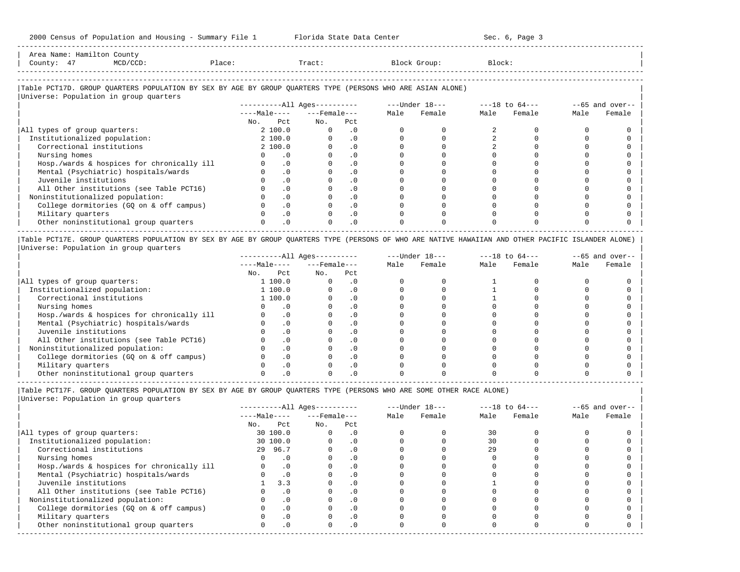Area Name: Hamilton County
County: 47 MCD/CCD: Place: Tract: Block Group: Block:

### Table PCT17D. GROUP QUARTERS POPULATION BY SEX BY AGE BY GROUP QUARTERS TYPE (PERSONS WHO ARE ASIAN ALONE)

Universe: Population in group quarters

| | All Ages: Male No. | All Ages: Male Pct | All Ages: Female No. | All Ages: Female Pct | Under 18: Male | Under 18: Female | 18 to 64: Male | 18 to 64: Female | 65 and over: Male | 65 and over: Female |
|---|---|---|---|---|---|---|---|---|---|---|
| All types of group quarters: | 2 | 100.0 | 0 | .0 | 0 | 0 | 2 | 0 | 0 | 0 |
| Institutionalized population: | 2 | 100.0 | 0 | .0 | 0 | 0 | 2 | 0 | 0 | 0 |
| Correctional institutions | 2 | 100.0 | 0 | .0 | 0 | 0 | 2 | 0 | 0 | 0 |
| Nursing homes | 0 | .0 | 0 | .0 | 0 | 0 | 0 | 0 | 0 | 0 |
| Hosp./wards & hospices for chronically ill | 0 | .0 | 0 | .0 | 0 | 0 | 0 | 0 | 0 | 0 |
| Mental (Psychiatric) hospitals/wards | 0 | .0 | 0 | .0 | 0 | 0 | 0 | 0 | 0 | 0 |
| Juvenile institutions | 0 | .0 | 0 | .0 | 0 | 0 | 0 | 0 | 0 | 0 |
| All Other institutions (see Table PCT16) | 0 | .0 | 0 | .0 | 0 | 0 | 0 | 0 | 0 | 0 |
| Noninstitutionalized population: | 0 | .0 | 0 | .0 | 0 | 0 | 0 | 0 | 0 | 0 |
| College dormitories (GQ on & off campus) | 0 | .0 | 0 | .0 | 0 | 0 | 0 | 0 | 0 | 0 |
| Military quarters | 0 | .0 | 0 | .0 | 0 | 0 | 0 | 0 | 0 | 0 |
| Other noninstitutional group quarters | 0 | .0 | 0 | .0 | 0 | 0 | 0 | 0 | 0 | 0 |

### Table PCT17E. GROUP QUARTERS POPULATION BY SEX BY AGE BY GROUP QUARTERS TYPE (PERSONS OF WHO ARE NATIVE HAWAIIAN AND OTHER PACIFIC ISLANDER ALONE)

Universe: Population in group quarters

| | All Ages: Male No. | All Ages: Male Pct | All Ages: Female No. | All Ages: Female Pct | Under 18: Male | Under 18: Female | 18 to 64: Male | 18 to 64: Female | 65 and over: Male | 65 and over: Female |
|---|---|---|---|---|---|---|---|---|---|---|
| All types of group quarters: | 1 | 100.0 | 0 | .0 | 0 | 0 | 1 | 0 | 0 | 0 |
| Institutionalized population: | 1 | 100.0 | 0 | .0 | 0 | 0 | 1 | 0 | 0 | 0 |
| Correctional institutions | 1 | 100.0 | 0 | .0 | 0 | 0 | 1 | 0 | 0 | 0 |
| Nursing homes | 0 | .0 | 0 | .0 | 0 | 0 | 0 | 0 | 0 | 0 |
| Hosp./wards & hospices for chronically ill | 0 | .0 | 0 | .0 | 0 | 0 | 0 | 0 | 0 | 0 |
| Mental (Psychiatric) hospitals/wards | 0 | .0 | 0 | .0 | 0 | 0 | 0 | 0 | 0 | 0 |
| Juvenile institutions | 0 | .0 | 0 | .0 | 0 | 0 | 0 | 0 | 0 | 0 |
| All Other institutions (see Table PCT16) | 0 | .0 | 0 | .0 | 0 | 0 | 0 | 0 | 0 | 0 |
| Noninstitutionalized population: | 0 | .0 | 0 | .0 | 0 | 0 | 0 | 0 | 0 | 0 |
| College dormitories (GQ on & off campus) | 0 | .0 | 0 | .0 | 0 | 0 | 0 | 0 | 0 | 0 |
| Military quarters | 0 | .0 | 0 | .0 | 0 | 0 | 0 | 0 | 0 | 0 |
| Other noninstitutional group quarters | 0 | .0 | 0 | .0 | 0 | 0 | 0 | 0 | 0 | 0 |

### Table PCT17F. GROUP QUARTERS POPULATION BY SEX BY AGE BY GROUP QUARTERS TYPE (PERSONS WHO ARE SOME OTHER RACE ALONE)

Universe: Population in group quarters

| | All Ages: Male No. | All Ages: Male Pct | All Ages: Female No. | All Ages: Female Pct | Under 18: Male | Under 18: Female | 18 to 64: Male | 18 to 64: Female | 65 and over: Male | 65 and over: Female |
|---|---|---|---|---|---|---|---|---|---|---|
| All types of group quarters: | 30 | 100.0 | 0 | .0 | 0 | 0 | 30 | 0 | 0 | 0 |
| Institutionalized population: | 30 | 100.0 | 0 | .0 | 0 | 0 | 30 | 0 | 0 | 0 |
| Correctional institutions | 29 | 96.7 | 0 | .0 | 0 | 0 | 29 | 0 | 0 | 0 |
| Nursing homes | 0 | .0 | 0 | .0 | 0 | 0 | 0 | 0 | 0 | 0 |
| Hosp./wards & hospices for chronically ill | 0 | .0 | 0 | .0 | 0 | 0 | 0 | 0 | 0 | 0 |
| Mental (Psychiatric) hospitals/wards | 0 | .0 | 0 | .0 | 0 | 0 | 0 | 0 | 0 | 0 |
| Juvenile institutions | 1 | 3.3 | 0 | .0 | 0 | 0 | 1 | 0 | 0 | 0 |
| All Other institutions (see Table PCT16) | 0 | .0 | 0 | .0 | 0 | 0 | 0 | 0 | 0 | 0 |
| Noninstitutionalized population: | 0 | .0 | 0 | .0 | 0 | 0 | 0 | 0 | 0 | 0 |
| College dormitories (GQ on & off campus) | 0 | .0 | 0 | .0 | 0 | 0 | 0 | 0 | 0 | 0 |
| Military quarters | 0 | .0 | 0 | .0 | 0 | 0 | 0 | 0 | 0 | 0 |
| Other noninstitutional group quarters | 0 | .0 | 0 | .0 | 0 | 0 | 0 | 0 | 0 | 0 |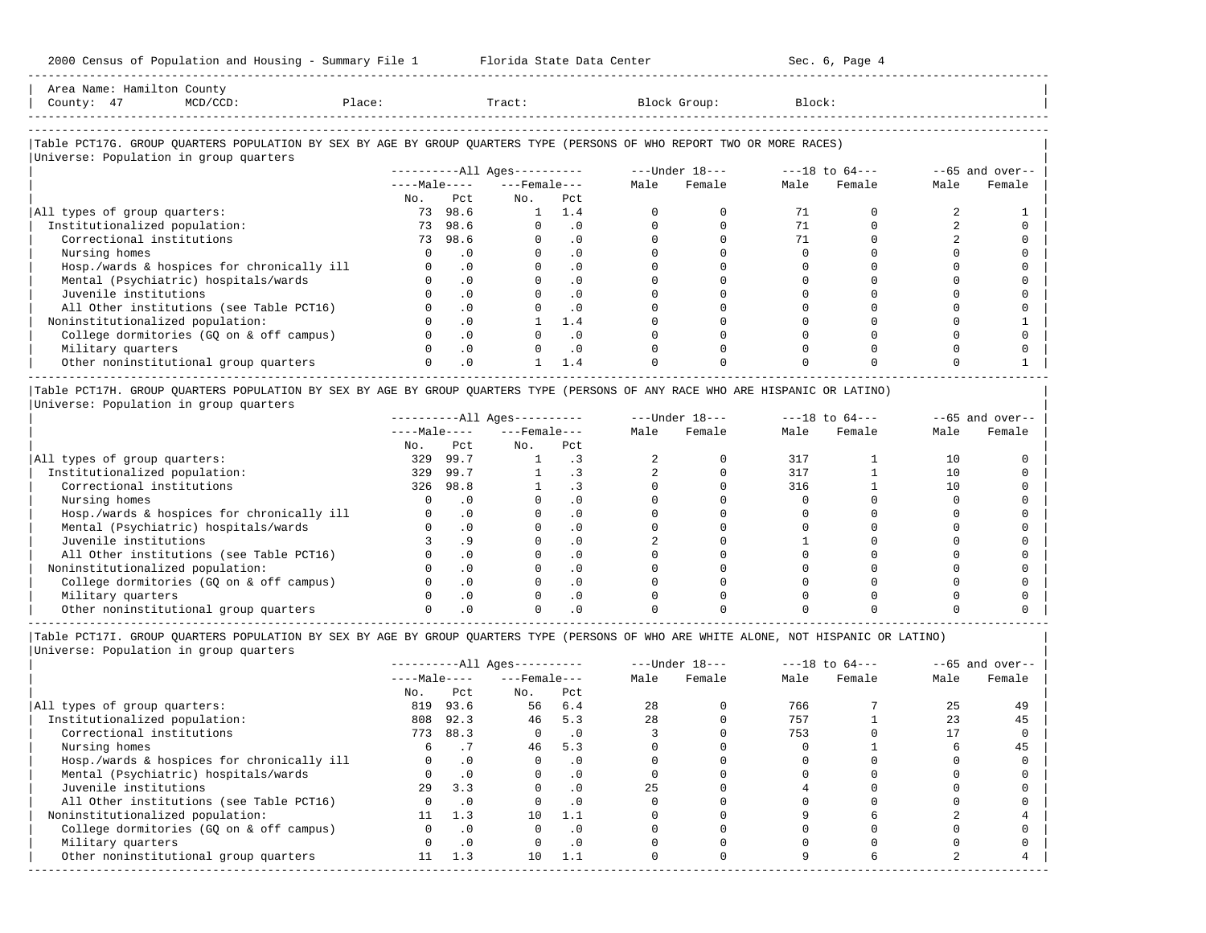Area Name: Hamilton County
County: 47 MCD/CCD: Place: Tract: Block Group: Block:

## Table PCT17G. GROUP QUARTERS POPULATION BY SEX BY AGE BY GROUP QUARTERS TYPE (PERSONS OF WHO REPORT TWO OR MORE RACES)

Universe: Population in group quarters

| | All Ages | | | | Under 18 | | 18 to 64 | | 65 and over | |
|---|---|---|---|---|---|---|---|---|---|---|
| | Male | | Female | | Male | Female | Male | Female | Male | Female |
| | No. | Pct | No. | Pct | | | | | | |
| All types of group quarters: | 73 | 98.6 | 1 | 1.4 | 0 | 0 | 71 | 0 | 2 | 1 |
| Institutionalized population: | 73 | 98.6 | 0 | .0 | 0 | 0 | 71 | 0 | 2 | 0 |
| Correctional institutions | 73 | 98.6 | 0 | .0 | 0 | 0 | 71 | 0 | 2 | 0 |
| Nursing homes | 0 | .0 | 0 | .0 | 0 | 0 | 0 | 0 | 0 | 0 |
| Hosp./wards & hospices for chronically ill | 0 | .0 | 0 | .0 | 0 | 0 | 0 | 0 | 0 | 0 |
| Mental (Psychiatric) hospitals/wards | 0 | .0 | 0 | .0 | 0 | 0 | 0 | 0 | 0 | 0 |
| Juvenile institutions | 0 | .0 | 0 | .0 | 0 | 0 | 0 | 0 | 0 | 0 |
| All Other institutions (see Table PCT16) | 0 | .0 | 0 | .0 | 0 | 0 | 0 | 0 | 0 | 0 |
| Noninstitutionalized population: | 0 | .0 | 1 | 1.4 | 0 | 0 | 0 | 0 | 0 | 1 |
| College dormitories (GQ on & off campus) | 0 | .0 | 0 | .0 | 0 | 0 | 0 | 0 | 0 | 0 |
| Military quarters | 0 | .0 | 0 | .0 | 0 | 0 | 0 | 0 | 0 | 0 |
| Other noninstitutional group quarters | 0 | .0 | 1 | 1.4 | 0 | 0 | 0 | 0 | 0 | 1 |

## Table PCT17H. GROUP QUARTERS POPULATION BY SEX BY AGE BY GROUP QUARTERS TYPE (PERSONS OF ANY RACE WHO ARE HISPANIC OR LATINO)

Universe: Population in group quarters

| | All Ages | | | | Under 18 | | 18 to 64 | | 65 and over | |
|---|---|---|---|---|---|---|---|---|---|---|
| | Male | | Female | | Male | Female | Male | Female | Male | Female |
| | No. | Pct | No. | Pct | | | | | | |
| All types of group quarters: | 329 | 99.7 | 1 | .3 | 2 | 0 | 317 | 1 | 10 | 0 |
| Institutionalized population: | 329 | 99.7 | 1 | .3 | 2 | 0 | 317 | 1 | 10 | 0 |
| Correctional institutions | 326 | 98.8 | 1 | .3 | 0 | 0 | 316 | 1 | 10 | 0 |
| Nursing homes | 0 | .0 | 0 | .0 | 0 | 0 | 0 | 0 | 0 | 0 |
| Hosp./wards & hospices for chronically ill | 0 | .0 | 0 | .0 | 0 | 0 | 0 | 0 | 0 | 0 |
| Mental (Psychiatric) hospitals/wards | 0 | .0 | 0 | .0 | 0 | 0 | 0 | 0 | 0 | 0 |
| Juvenile institutions | 3 | .9 | 0 | .0 | 2 | 0 | 1 | 0 | 0 | 0 |
| All Other institutions (see Table PCT16) | 0 | .0 | 0 | .0 | 0 | 0 | 0 | 0 | 0 | 0 |
| Noninstitutionalized population: | 0 | .0 | 0 | .0 | 0 | 0 | 0 | 0 | 0 | 0 |
| College dormitories (GQ on & off campus) | 0 | .0 | 0 | .0 | 0 | 0 | 0 | 0 | 0 | 0 |
| Military quarters | 0 | .0 | 0 | .0 | 0 | 0 | 0 | 0 | 0 | 0 |
| Other noninstitutional group quarters | 0 | .0 | 0 | .0 | 0 | 0 | 0 | 0 | 0 | 0 |

## Table PCT17I. GROUP QUARTERS POPULATION BY SEX BY AGE BY GROUP QUARTERS TYPE (PERSONS OF WHO ARE WHITE ALONE, NOT HISPANIC OR LATINO)

Universe: Population in group quarters

| | All Ages | | | | Under 18 | | 18 to 64 | | 65 and over | |
|---|---|---|---|---|---|---|---|---|---|---|
| | Male | | Female | | Male | Female | Male | Female | Male | Female |
| | No. | Pct | No. | Pct | | | | | | |
| All types of group quarters: | 819 | 93.6 | 56 | 6.4 | 28 | 0 | 766 | 7 | 25 | 49 |
| Institutionalized population: | 808 | 92.3 | 46 | 5.3 | 28 | 0 | 757 | 1 | 23 | 45 |
| Correctional institutions | 773 | 88.3 | 0 | .0 | 3 | 0 | 753 | 0 | 17 | 0 |
| Nursing homes | 6 | .7 | 46 | 5.3 | 0 | 0 | 0 | 1 | 6 | 45 |
| Hosp./wards & hospices for chronically ill | 0 | .0 | 0 | .0 | 0 | 0 | 0 | 0 | 0 | 0 |
| Mental (Psychiatric) hospitals/wards | 0 | .0 | 0 | .0 | 0 | 0 | 0 | 0 | 0 | 0 |
| Juvenile institutions | 29 | 3.3 | 0 | .0 | 25 | 0 | 4 | 0 | 0 | 0 |
| All Other institutions (see Table PCT16) | 0 | .0 | 0 | .0 | 0 | 0 | 0 | 0 | 0 | 0 |
| Noninstitutionalized population: | 11 | 1.3 | 10 | 1.1 | 0 | 0 | 9 | 6 | 2 | 4 |
| College dormitories (GQ on & off campus) | 0 | .0 | 0 | .0 | 0 | 0 | 0 | 0 | 0 | 0 |
| Military quarters | 0 | .0 | 0 | .0 | 0 | 0 | 0 | 0 | 0 | 0 |
| Other noninstitutional group quarters | 11 | 1.3 | 10 | 1.1 | 0 | 0 | 9 | 6 | 2 | 4 |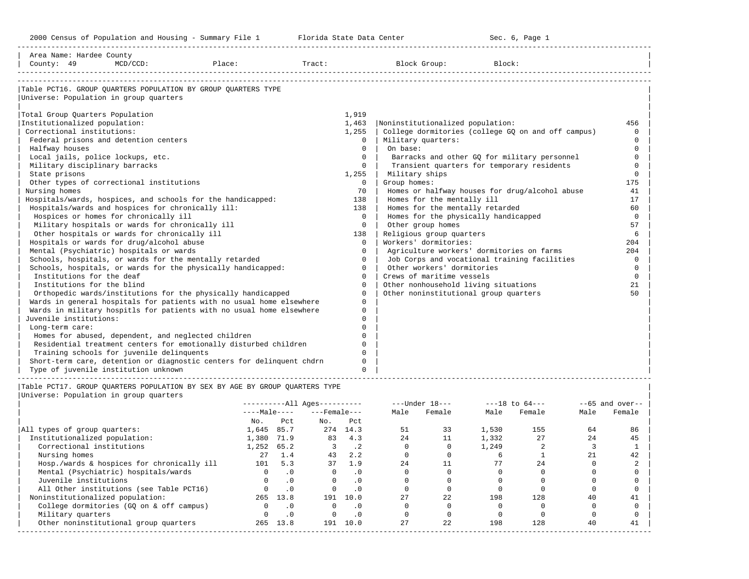Area Name: Hardee County
County: 49 MCD/CCD: Place: Tract: Block Group: Block:

## Table PCT16. GROUP QUARTERS POPULATION BY GROUP QUARTERS TYPE

Universe: Population in group quarters

| Institutionalized | | Noninstitutionalized | |
|---|---|---|---|
| Total Group Quarters Population | 1,919 | | |
| Institutionalized population: | 1,463 | Noninstitutionalized population: | 456 |
| Correctional institutions: | 1,255 | College dormitories (college GQ on and off campus) | 0 |
| Federal prisons and detention centers | 0 | Military quarters: | 0 |
| Halfway houses | 0 | On base: | 0 |
| Local jails, police lockups, etc. | 0 | Barracks and other GQ for military personnel | 0 |
| Military disciplinary barracks | 0 | Transient quarters for temporary residents | 0 |
| State prisons | 1,255 | Military ships | 0 |
| Other types of correctional institutions | 0 | Group homes: | 175 |
| Nursing homes | 70 | Homes or halfway houses for drug/alcohol abuse | 41 |
| Hospitals/wards, hospices, and schools for the handicapped: | 138 | Homes for the mentally ill | 17 |
| Hospitals/wards and hospices for chronically ill: | 138 | Homes for the mentally retarded | 60 |
| Hospices or homes for chronically ill | 0 | Homes for the physically handicapped | 0 |
| Military hospitals or wards for chronically ill | 0 | Other group homes | 57 |
| Other hospitals or wards for chronically ill | 138 | Religious group quarters | 6 |
| Hospitals or wards for drug/alcohol abuse | 0 | Workers' dormitories: | 204 |
| Mental (Psychiatric) hospitals or wards | 0 | Agriculture workers' dormitories on farms | 204 |
| Schools, hospitals, or wards for the mentally retarded | 0 | Job Corps and vocational training facilities | 0 |
| Schools, hospitals, or wards for the physically handicapped: | 0 | Other workers' dormitories | 0 |
| Institutions for the deaf | 0 | Crews of maritime vessels | 0 |
| Institutions for the blind | 0 | Other nonhousehold living situations | 21 |
| Orthopedic wards/institutions for the physically handicapped | 0 | Other noninstitutional group quarters | 50 |
| Wards in general hospitals for patients with no usual home elsewhere | 0 | | |
| Wards in military hospitls for patients with no usual home elsewhere | 0 | | |
| Juvenile institutions: | 0 | | |
| Long-term care: | 0 | | |
| Homes for abused, dependent, and neglected children | 0 | | |
| Residential treatment centers for emotionally disturbed children | 0 | | |
| Training schools for juvenile delinquents | 0 | | |
| Short-term care, detention or diagnostic centers for delinquent chdrn | 0 | | |
| Type of juvenile institution unknown | 0 | | |

## Table PCT17. GROUP QUARTERS POPULATION BY SEX BY AGE BY GROUP QUARTERS TYPE

Universe: Population in group quarters

| | All Ages | | | | Under 18 | | 18 to 64 | | 65 and over | |
|---|---|---|---|---|---|---|---|---|---|---|
| | Male | | Female | | | | | | | |
| | No. | Pct | No. | Pct | Male | Female | Male | Female | Male | Female |
| All types of group quarters: | 1,645 | 85.7 | 274 | 14.3 | 51 | 33 | 1,530 | 155 | 64 | 86 |
| Institutionalized population: | 1,380 | 71.9 | 83 | 4.3 | 24 | 11 | 1,332 | 27 | 24 | 45 |
| Correctional institutions | 1,252 | 65.2 | 3 | .2 | 0 | 0 | 1,249 | 2 | 3 | 1 |
| Nursing homes | 27 | 1.4 | 43 | 2.2 | 0 | 0 | 6 | 1 | 21 | 42 |
| Hosp./wards & hospices for chronically ill | 101 | 5.3 | 37 | 1.9 | 24 | 11 | 77 | 24 | 0 | 2 |
| Mental (Psychiatric) hospitals/wards | 0 | .0 | 0 | .0 | 0 | 0 | 0 | 0 | 0 | 0 |
| Juvenile institutions | 0 | .0 | 0 | .0 | 0 | 0 | 0 | 0 | 0 | 0 |
| All Other institutions (see Table PCT16) | 0 | .0 | 0 | .0 | 0 | 0 | 0 | 0 | 0 | 0 |
| Noninstitutionalized population: | 265 | 13.8 | 191 | 10.0 | 27 | 22 | 198 | 128 | 40 | 41 |
| College dormitories (GQ on & off campus) | 0 | .0 | 0 | .0 | 0 | 0 | 0 | 0 | 0 | 0 |
| Military quarters | 0 | .0 | 0 | .0 | 0 | 0 | 0 | 0 | 0 | 0 |
| Other noninstitutional group quarters | 265 | 13.8 | 191 | 10.0 | 27 | 22 | 198 | 128 | 40 | 41 |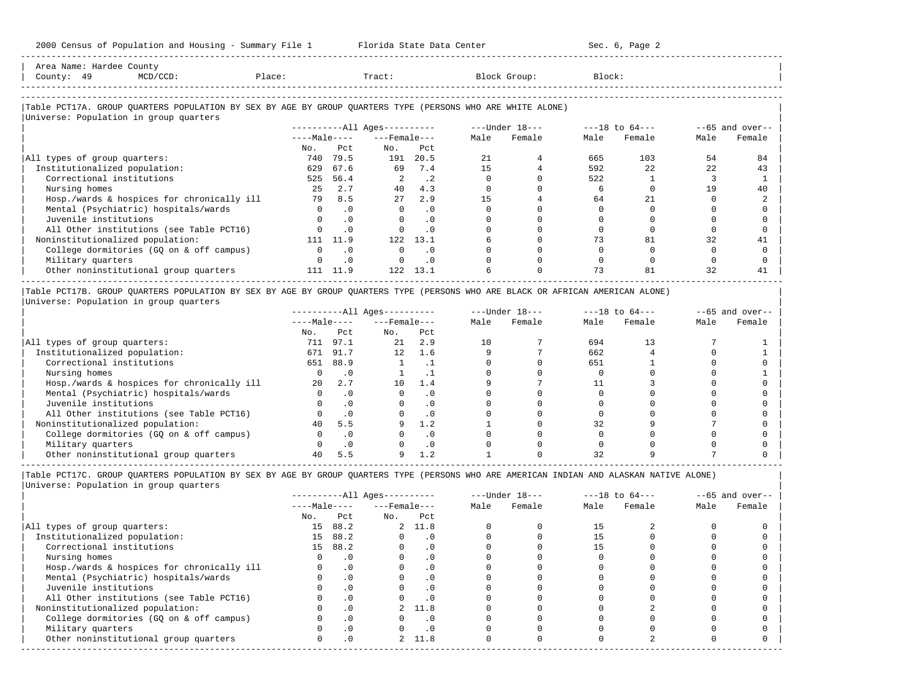Area Name: Hardee County
County: 49 MCD/CCD: Place: Tract: Block Group: Block:

## Table PCT17A. GROUP QUARTERS POPULATION BY SEX BY AGE BY GROUP QUARTERS TYPE (PERSONS WHO ARE WHITE ALONE)

Universe: Population in group quarters

| | All Ages | | | | Under 18 | | 18 to 64 | | 65 and over | |
|---|---|---|---|---|---|---|---|---|---|---|
| | Male | | Female | | | | | | | |
| | No. | Pct | No. | Pct | Male | Female | Male | Female | Male | Female |
| All types of group quarters: | 740 | 79.5 | 191 | 20.5 | 21 | 4 | 665 | 103 | 54 | 84 |
| Institutionalized population: | 629 | 67.6 | 69 | 7.4 | 15 | 4 | 592 | 22 | 22 | 43 |
| Correctional institutions | 525 | 56.4 | 2 | .2 | 0 | 0 | 522 | 1 | 3 | 1 |
| Nursing homes | 25 | 2.7 | 40 | 4.3 | 0 | 0 | 6 | 0 | 19 | 40 |
| Hosp./wards & hospices for chronically ill | 79 | 8.5 | 27 | 2.9 | 15 | 4 | 64 | 21 | 0 | 2 |
| Mental (Psychiatric) hospitals/wards | 0 | .0 | 0 | .0 | 0 | 0 | 0 | 0 | 0 | 0 |
| Juvenile institutions | 0 | .0 | 0 | .0 | 0 | 0 | 0 | 0 | 0 | 0 |
| All Other institutions (see Table PCT16) | 0 | .0 | 0 | .0 | 0 | 0 | 0 | 0 | 0 | 0 |
| Noninstitutionalized population: | 111 | 11.9 | 122 | 13.1 | 6 | 0 | 73 | 81 | 32 | 41 |
| College dormitories (GQ on & off campus) | 0 | .0 | 0 | .0 | 0 | 0 | 0 | 0 | 0 | 0 |
| Military quarters | 0 | .0 | 0 | .0 | 0 | 0 | 0 | 0 | 0 | 0 |
| Other noninstitutional group quarters | 111 | 11.9 | 122 | 13.1 | 6 | 0 | 73 | 81 | 32 | 41 |

## Table PCT17B. GROUP QUARTERS POPULATION BY SEX BY AGE BY GROUP QUARTERS TYPE (PERSONS WHO ARE BLACK OR AFRICAN AMERICAN ALONE)

Universe: Population in group quarters

| | All Ages | | | | Under 18 | | 18 to 64 | | 65 and over | |
|---|---|---|---|---|---|---|---|---|---|---|
| | Male | | Female | | | | | | | |
| | No. | Pct | No. | Pct | Male | Female | Male | Female | Male | Female |
| All types of group quarters: | 711 | 97.1 | 21 | 2.9 | 10 | 7 | 694 | 13 | 7 | 1 |
| Institutionalized population: | 671 | 91.7 | 12 | 1.6 | 9 | 7 | 662 | 4 | 0 | 1 |
| Correctional institutions | 651 | 88.9 | 1 | .1 | 0 | 0 | 651 | 1 | 0 | 0 |
| Nursing homes | 0 | .0 | 1 | .1 | 0 | 0 | 0 | 0 | 0 | 1 |
| Hosp./wards & hospices for chronically ill | 20 | 2.7 | 10 | 1.4 | 9 | 7 | 11 | 3 | 0 | 0 |
| Mental (Psychiatric) hospitals/wards | 0 | .0 | 0 | .0 | 0 | 0 | 0 | 0 | 0 | 0 |
| Juvenile institutions | 0 | .0 | 0 | .0 | 0 | 0 | 0 | 0 | 0 | 0 |
| All Other institutions (see Table PCT16) | 0 | .0 | 0 | .0 | 0 | 0 | 0 | 0 | 0 | 0 |
| Noninstitutionalized population: | 40 | 5.5 | 9 | 1.2 | 1 | 0 | 32 | 9 | 7 | 0 |
| College dormitories (GQ on & off campus) | 0 | .0 | 0 | .0 | 0 | 0 | 0 | 0 | 0 | 0 |
| Military quarters | 0 | .0 | 0 | .0 | 0 | 0 | 0 | 0 | 0 | 0 |
| Other noninstitutional group quarters | 40 | 5.5 | 9 | 1.2 | 1 | 0 | 32 | 9 | 7 | 0 |

## Table PCT17C. GROUP QUARTERS POPULATION BY SEX BY AGE BY GROUP QUARTERS TYPE (PERSONS WHO ARE AMERICAN INDIAN AND ALASKAN NATIVE ALONE)

Universe: Population in group quarters

| | All Ages | | | | Under 18 | | 18 to 64 | | 65 and over | |
|---|---|---|---|---|---|---|---|---|---|---|
| | Male | | Female | | | | | | | |
| | No. | Pct | No. | Pct | Male | Female | Male | Female | Male | Female |
| All types of group quarters: | 15 | 88.2 | 2 | 11.8 | 0 | 0 | 15 | 2 | 0 | 0 |
| Institutionalized population: | 15 | 88.2 | 0 | .0 | 0 | 0 | 15 | 0 | 0 | 0 |
| Correctional institutions | 15 | 88.2 | 0 | .0 | 0 | 0 | 15 | 0 | 0 | 0 |
| Nursing homes | 0 | .0 | 0 | .0 | 0 | 0 | 0 | 0 | 0 | 0 |
| Hosp./wards & hospices for chronically ill | 0 | .0 | 0 | .0 | 0 | 0 | 0 | 0 | 0 | 0 |
| Mental (Psychiatric) hospitals/wards | 0 | .0 | 0 | .0 | 0 | 0 | 0 | 0 | 0 | 0 |
| Juvenile institutions | 0 | .0 | 0 | .0 | 0 | 0 | 0 | 0 | 0 | 0 |
| All Other institutions (see Table PCT16) | 0 | .0 | 0 | .0 | 0 | 0 | 0 | 0 | 0 | 0 |
| Noninstitutionalized population: | 0 | .0 | 2 | 11.8 | 0 | 0 | 0 | 2 | 0 | 0 |
| College dormitories (GQ on & off campus) | 0 | .0 | 0 | .0 | 0 | 0 | 0 | 0 | 0 | 0 |
| Military quarters | 0 | .0 | 0 | .0 | 0 | 0 | 0 | 0 | 0 | 0 |
| Other noninstitutional group quarters | 0 | .0 | 2 | 11.8 | 0 | 0 | 0 | 2 | 0 | 0 |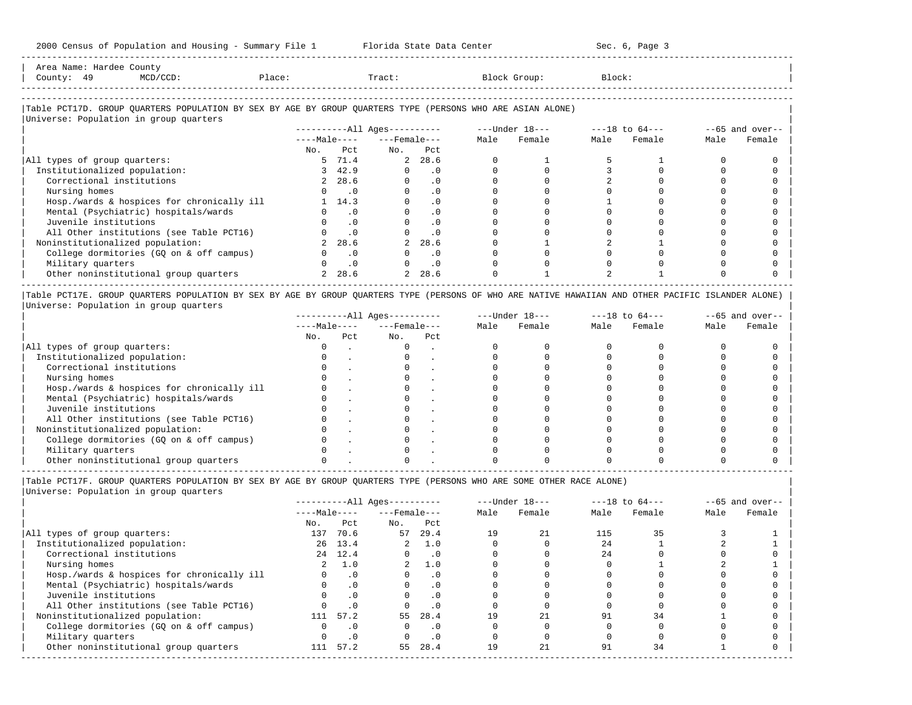Area Name: Hardee County
County: 49 MCD/CCD: Place: Tract: Block Group: Block:

## Table PCT17D. GROUP QUARTERS POPULATION BY SEX BY AGE BY GROUP QUARTERS TYPE (PERSONS WHO ARE ASIAN ALONE)

Universe: Population in group quarters

| | All Ages | | | | Under 18 | | 18 to 64 | | 65 and over | |
|---|---|---|---|---|---|---|---|---|---|---|
| | Male | | Female | | | | | | | |
| | No. | Pct | No. | Pct | Male | Female | Male | Female | Male | Female |
| All types of group quarters: | 5 | 71.4 | 2 | 28.6 | 0 | 1 | 5 | 1 | 0 | 0 |
| Institutionalized population: | 3 | 42.9 | 0 | .0 | 0 | 0 | 3 | 0 | 0 | 0 |
| Correctional institutions | 2 | 28.6 | 0 | .0 | 0 | 0 | 2 | 0 | 0 | 0 |
| Nursing homes | 0 | .0 | 0 | .0 | 0 | 0 | 0 | 0 | 0 | 0 |
| Hosp./wards & hospices for chronically ill | 1 | 14.3 | 0 | .0 | 0 | 0 | 1 | 0 | 0 | 0 |
| Mental (Psychiatric) hospitals/wards | 0 | .0 | 0 | .0 | 0 | 0 | 0 | 0 | 0 | 0 |
| Juvenile institutions | 0 | .0 | 0 | .0 | 0 | 0 | 0 | 0 | 0 | 0 |
| All Other institutions (see Table PCT16) | 0 | .0 | 0 | .0 | 0 | 0 | 0 | 0 | 0 | 0 |
| Noninstitutionalized population: | 2 | 28.6 | 2 | 28.6 | 0 | 1 | 2 | 1 | 0 | 0 |
| College dormitories (GQ on & off campus) | 0 | .0 | 0 | .0 | 0 | 0 | 0 | 0 | 0 | 0 |
| Military quarters | 0 | .0 | 0 | .0 | 0 | 0 | 0 | 0 | 0 | 0 |
| Other noninstitutional group quarters | 2 | 28.6 | 2 | 28.6 | 0 | 1 | 2 | 1 | 0 | 0 |

## Table PCT17E. GROUP QUARTERS POPULATION BY SEX BY AGE BY GROUP QUARTERS TYPE (PERSONS OF WHO ARE NATIVE HAWAIIAN AND OTHER PACIFIC ISLANDER ALONE)

Universe: Population in group quarters

| | All Ages | | | | Under 18 | | 18 to 64 | | 65 and over | |
|---|---|---|---|---|---|---|---|---|---|---|
| | Male | | Female | | | | | | | |
| | No. | Pct | No. | Pct | Male | Female | Male | Female | Male | Female |
| All types of group quarters: | 0 | . | 0 | . | 0 | 0 | 0 | 0 | 0 | 0 |
| Institutionalized population: | 0 | . | 0 | . | 0 | 0 | 0 | 0 | 0 | 0 |
| Correctional institutions | 0 | . | 0 | . | 0 | 0 | 0 | 0 | 0 | 0 |
| Nursing homes | 0 | . | 0 | . | 0 | 0 | 0 | 0 | 0 | 0 |
| Hosp./wards & hospices for chronically ill | 0 | . | 0 | . | 0 | 0 | 0 | 0 | 0 | 0 |
| Mental (Psychiatric) hospitals/wards | 0 | . | 0 | . | 0 | 0 | 0 | 0 | 0 | 0 |
| Juvenile institutions | 0 | . | 0 | . | 0 | 0 | 0 | 0 | 0 | 0 |
| All Other institutions (see Table PCT16) | 0 | . | 0 | . | 0 | 0 | 0 | 0 | 0 | 0 |
| Noninstitutionalized population: | 0 | . | 0 | . | 0 | 0 | 0 | 0 | 0 | 0 |
| College dormitories (GQ on & off campus) | 0 | . | 0 | . | 0 | 0 | 0 | 0 | 0 | 0 |
| Military quarters | 0 | . | 0 | . | 0 | 0 | 0 | 0 | 0 | 0 |
| Other noninstitutional group quarters | 0 | . | 0 | . | 0 | 0 | 0 | 0 | 0 | 0 |

## Table PCT17F. GROUP QUARTERS POPULATION BY SEX BY AGE BY GROUP QUARTERS TYPE (PERSONS WHO ARE SOME OTHER RACE ALONE)

Universe: Population in group quarters

| | All Ages | | | | Under 18 | | 18 to 64 | | 65 and over | |
|---|---|---|---|---|---|---|---|---|---|---|
| | Male | | Female | | | | | | | |
| | No. | Pct | No. | Pct | Male | Female | Male | Female | Male | Female |
| All types of group quarters: | 137 | 70.6 | 57 | 29.4 | 19 | 21 | 115 | 35 | 3 | 1 |
| Institutionalized population: | 26 | 13.4 | 2 | 1.0 | 0 | 0 | 24 | 1 | 2 | 1 |
| Correctional institutions | 24 | 12.4 | 0 | .0 | 0 | 0 | 24 | 0 | 0 | 0 |
| Nursing homes | 2 | 1.0 | 2 | 1.0 | 0 | 0 | 0 | 1 | 2 | 1 |
| Hosp./wards & hospices for chronically ill | 0 | .0 | 0 | .0 | 0 | 0 | 0 | 0 | 0 | 0 |
| Mental (Psychiatric) hospitals/wards | 0 | .0 | 0 | .0 | 0 | 0 | 0 | 0 | 0 | 0 |
| Juvenile institutions | 0 | .0 | 0 | .0 | 0 | 0 | 0 | 0 | 0 | 0 |
| All Other institutions (see Table PCT16) | 0 | .0 | 0 | .0 | 0 | 0 | 0 | 0 | 0 | 0 |
| Noninstitutionalized population: | 111 | 57.2 | 55 | 28.4 | 19 | 21 | 91 | 34 | 1 | 0 |
| College dormitories (GQ on & off campus) | 0 | .0 | 0 | .0 | 0 | 0 | 0 | 0 | 0 | 0 |
| Military quarters | 0 | .0 | 0 | .0 | 0 | 0 | 0 | 0 | 0 | 0 |
| Other noninstitutional group quarters | 111 | 57.2 | 55 | 28.4 | 19 | 21 | 91 | 34 | 1 | 0 |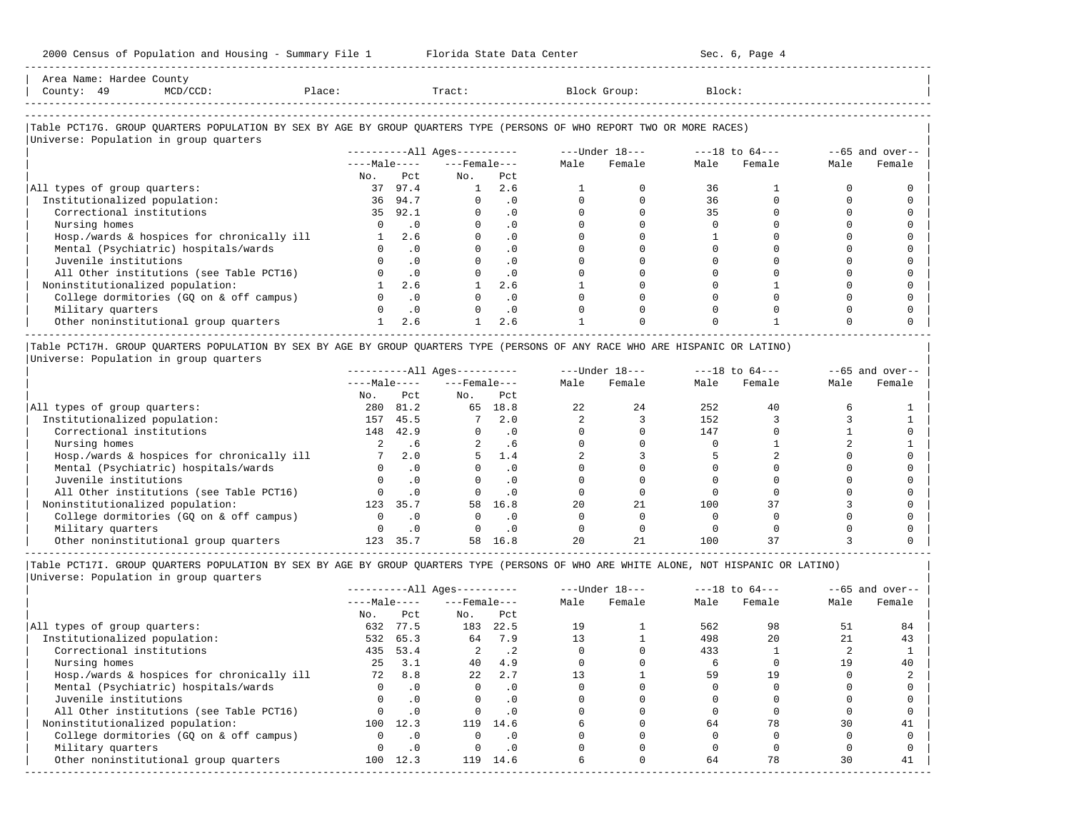Area Name: Hardee County
County: 49 MCD/CCD: Place: Tract: Block Group: Block:

## Table PCT17G. GROUP QUARTERS POPULATION BY SEX BY AGE BY GROUP QUARTERS TYPE (PERSONS OF WHO REPORT TWO OR MORE RACES)

Universe: Population in group quarters

| | All Ages: Male No. | All Ages: Male Pct | All Ages: Female No. | All Ages: Female Pct | Under 18: Male | Under 18: Female | 18 to 64: Male | 18 to 64: Female | 65 and over: Male | 65 and over: Female |
|---|---|---|---|---|---|---|---|---|---|---|
| All types of group quarters: | 37 | 97.4 | 1 | 2.6 | 1 | 0 | 36 | 1 | 0 | 0 |
| Institutionalized population: | 36 | 94.7 | 0 | .0 | 0 | 0 | 36 | 0 | 0 | 0 |
| Correctional institutions | 35 | 92.1 | 0 | .0 | 0 | 0 | 35 | 0 | 0 | 0 |
| Nursing homes | 0 | .0 | 0 | .0 | 0 | 0 | 0 | 0 | 0 | 0 |
| Hosp./wards & hospices for chronically ill | 1 | 2.6 | 0 | .0 | 0 | 0 | 1 | 0 | 0 | 0 |
| Mental (Psychiatric) hospitals/wards | 0 | .0 | 0 | .0 | 0 | 0 | 0 | 0 | 0 | 0 |
| Juvenile institutions | 0 | .0 | 0 | .0 | 0 | 0 | 0 | 0 | 0 | 0 |
| All Other institutions (see Table PCT16) | 0 | .0 | 0 | .0 | 0 | 0 | 0 | 0 | 0 | 0 |
| Noninstitutionalized population: | 1 | 2.6 | 1 | 2.6 | 1 | 0 | 0 | 1 | 0 | 0 |
| College dormitories (GQ on & off campus) | 0 | .0 | 0 | .0 | 0 | 0 | 0 | 0 | 0 | 0 |
| Military quarters | 0 | .0 | 0 | .0 | 0 | 0 | 0 | 0 | 0 | 0 |
| Other noninstitutional group quarters | 1 | 2.6 | 1 | 2.6 | 1 | 0 | 0 | 1 | 0 | 0 |

## Table PCT17H. GROUP QUARTERS POPULATION BY SEX BY AGE BY GROUP QUARTERS TYPE (PERSONS OF ANY RACE WHO ARE HISPANIC OR LATINO)

Universe: Population in group quarters

| | All Ages: Male No. | All Ages: Male Pct | All Ages: Female No. | All Ages: Female Pct | Under 18: Male | Under 18: Female | 18 to 64: Male | 18 to 64: Female | 65 and over: Male | 65 and over: Female |
|---|---|---|---|---|---|---|---|---|---|---|
| All types of group quarters: | 280 | 81.2 | 65 | 18.8 | 22 | 24 | 252 | 40 | 6 | 1 |
| Institutionalized population: | 157 | 45.5 | 7 | 2.0 | 2 | 3 | 152 | 3 | 3 | 1 |
| Correctional institutions | 148 | 42.9 | 0 | .0 | 0 | 0 | 147 | 0 | 1 | 0 |
| Nursing homes | 2 | .6 | 2 | .6 | 0 | 0 | 0 | 1 | 2 | 1 |
| Hosp./wards & hospices for chronically ill | 7 | 2.0 | 5 | 1.4 | 2 | 3 | 5 | 2 | 0 | 0 |
| Mental (Psychiatric) hospitals/wards | 0 | .0 | 0 | .0 | 0 | 0 | 0 | 0 | 0 | 0 |
| Juvenile institutions | 0 | .0 | 0 | .0 | 0 | 0 | 0 | 0 | 0 | 0 |
| All Other institutions (see Table PCT16) | 0 | .0 | 0 | .0 | 0 | 0 | 0 | 0 | 0 | 0 |
| Noninstitutionalized population: | 123 | 35.7 | 58 | 16.8 | 20 | 21 | 100 | 37 | 3 | 0 |
| College dormitories (GQ on & off campus) | 0 | .0 | 0 | .0 | 0 | 0 | 0 | 0 | 0 | 0 |
| Military quarters | 0 | .0 | 0 | .0 | 0 | 0 | 0 | 0 | 0 | 0 |
| Other noninstitutional group quarters | 123 | 35.7 | 58 | 16.8 | 20 | 21 | 100 | 37 | 3 | 0 |

## Table PCT17I. GROUP QUARTERS POPULATION BY SEX BY AGE BY GROUP QUARTERS TYPE (PERSONS OF WHO ARE WHITE ALONE, NOT HISPANIC OR LATINO)

Universe: Population in group quarters

| | All Ages: Male No. | All Ages: Male Pct | All Ages: Female No. | All Ages: Female Pct | Under 18: Male | Under 18: Female | 18 to 64: Male | 18 to 64: Female | 65 and over: Male | 65 and over: Female |
|---|---|---|---|---|---|---|---|---|---|---|
| All types of group quarters: | 632 | 77.5 | 183 | 22.5 | 19 | 1 | 562 | 98 | 51 | 84 |
| Institutionalized population: | 532 | 65.3 | 64 | 7.9 | 13 | 1 | 498 | 20 | 21 | 43 |
| Correctional institutions | 435 | 53.4 | 2 | .2 | 0 | 0 | 433 | 1 | 2 | 1 |
| Nursing homes | 25 | 3.1 | 40 | 4.9 | 0 | 0 | 6 | 0 | 19 | 40 |
| Hosp./wards & hospices for chronically ill | 72 | 8.8 | 22 | 2.7 | 13 | 1 | 59 | 19 | 0 | 2 |
| Mental (Psychiatric) hospitals/wards | 0 | .0 | 0 | .0 | 0 | 0 | 0 | 0 | 0 | 0 |
| Juvenile institutions | 0 | .0 | 0 | .0 | 0 | 0 | 0 | 0 | 0 | 0 |
| All Other institutions (see Table PCT16) | 0 | .0 | 0 | .0 | 0 | 0 | 0 | 0 | 0 | 0 |
| Noninstitutionalized population: | 100 | 12.3 | 119 | 14.6 | 6 | 0 | 64 | 78 | 30 | 41 |
| College dormitories (GQ on & off campus) | 0 | .0 | 0 | .0 | 0 | 0 | 0 | 0 | 0 | 0 |
| Military quarters | 0 | .0 | 0 | .0 | 0 | 0 | 0 | 0 | 0 | 0 |
| Other noninstitutional group quarters | 100 | 12.3 | 119 | 14.6 | 6 | 0 | 64 | 78 | 30 | 41 |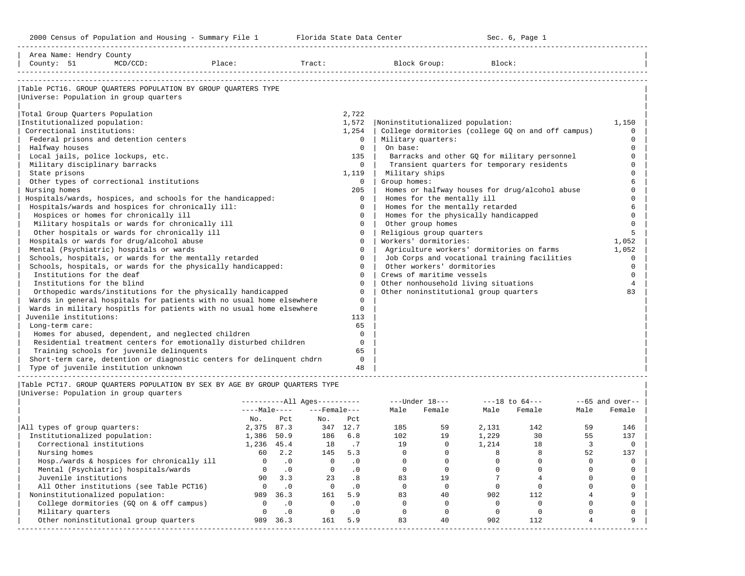Area Name: Hendry County
County: 51 MCD/CCD: Place: Tract: Block Group: Block:

## Table PCT16. GROUP QUARTERS POPULATION BY GROUP QUARTERS TYPE

Universe: Population in group quarters

| Category | Value | Category | Value |
|---|---|---|---|
| Total Group Quarters Population | 2,722 | | |
| Institutionalized population: | 1,572 | Noninstitutionalized population: | 1,150 |
| Correctional institutions: | 1,254 | College dormitories (college GQ on and off campus) | 0 |
| Federal prisons and detention centers | 0 | Military quarters: | 0 |
| Halfway houses | 0 | On base: | 0 |
| Local jails, police lockups, etc. | 135 | Barracks and other GQ for military personnel | 0 |
| Military disciplinary barracks | 0 | Transient quarters for temporary residents | 0 |
| State prisons | 1,119 | Military ships | 0 |
| Other types of correctional institutions | 0 | Group homes: | 6 |
| Nursing homes | 205 | Homes or halfway houses for drug/alcohol abuse | 0 |
| Hospitals/wards, hospices, and schools for the handicapped: | 0 | Homes for the mentally ill | 0 |
| Hospitals/wards and hospices for chronically ill: | 0 | Homes for the mentally retarded | 6 |
| Hospices or homes for chronically ill | 0 | Homes for the physically handicapped | 0 |
| Military hospitals or wards for chronically ill | 0 | Other group homes | 0 |
| Other hospitals or wards for chronically ill | 0 | Religious group quarters | 5 |
| Hospitals or wards for drug/alcohol abuse | 0 | Workers' dormitories: | 1,052 |
| Mental (Psychiatric) hospitals or wards | 0 | Agriculture workers' dormitories on farms | 1,052 |
| Schools, hospitals, or wards for the mentally retarded | 0 | Job Corps and vocational training facilities | 0 |
| Schools, hospitals, or wards for the physically handicapped: | 0 | Other workers' dormitories | 0 |
| Institutions for the deaf | 0 | Crews of maritime vessels | 0 |
| Institutions for the blind | 0 | Other nonhousehold living situations | 4 |
| Orthopedic wards/institutions for the physically handicapped | 0 | Other noninstitutional group quarters | 83 |
| Wards in general hospitals for patients with no usual home elsewhere | 0 | | |
| Wards in military hospitls for patients with no usual home elsewhere | 0 | | |
| Juvenile institutions: | 113 | | |
| Long-term care: | 65 | | |
| Homes for abused, dependent, and neglected children | 0 | | |
| Residential treatment centers for emotionally disturbed children | 0 | | |
| Training schools for juvenile delinquents | 65 | | |
| Short-term care, detention or diagnostic centers for delinquent chdrn | 0 | | |
| Type of juvenile institution unknown | 48 | | |

## Table PCT17. GROUP QUARTERS POPULATION BY SEX BY AGE BY GROUP QUARTERS TYPE

Universe: Population in group quarters

| | All Ages | | | | Under 18 | | 18 to 64 | | 65 and over | |
|---|---|---|---|---|---|---|---|---|---|---|
| | Male | | Female | | | | | | | |
| | No. | Pct | No. | Pct | Male | Female | Male | Female | Male | Female |
| All types of group quarters: | 2,375 | 87.3 | 347 | 12.7 | 185 | 59 | 2,131 | 142 | 59 | 146 |
| Institutionalized population: | 1,386 | 50.9 | 186 | 6.8 | 102 | 19 | 1,229 | 30 | 55 | 137 |
| Correctional institutions | 1,236 | 45.4 | 18 | .7 | 19 | 0 | 1,214 | 18 | 3 | 0 |
| Nursing homes | 60 | 2.2 | 145 | 5.3 | 0 | 0 | 8 | 8 | 52 | 137 |
| Hosp./wards & hospices for chronically ill | 0 | .0 | 0 | .0 | 0 | 0 | 0 | 0 | 0 | 0 |
| Mental (Psychiatric) hospitals/wards | 0 | .0 | 0 | .0 | 0 | 0 | 0 | 0 | 0 | 0 |
| Juvenile institutions | 90 | 3.3 | 23 | .8 | 83 | 19 | 7 | 4 | 0 | 0 |
| All Other institutions (see Table PCT16) | 0 | .0 | 0 | .0 | 0 | 0 | 0 | 0 | 0 | 0 |
| Noninstitutionalized population: | 989 | 36.3 | 161 | 5.9 | 83 | 40 | 902 | 112 | 4 | 9 |
| College dormitories (GQ on & off campus) | 0 | .0 | 0 | .0 | 0 | 0 | 0 | 0 | 0 | 0 |
| Military quarters | 0 | .0 | 0 | .0 | 0 | 0 | 0 | 0 | 0 | 0 |
| Other noninstitutional group quarters | 989 | 36.3 | 161 | 5.9 | 83 | 40 | 902 | 112 | 4 | 9 |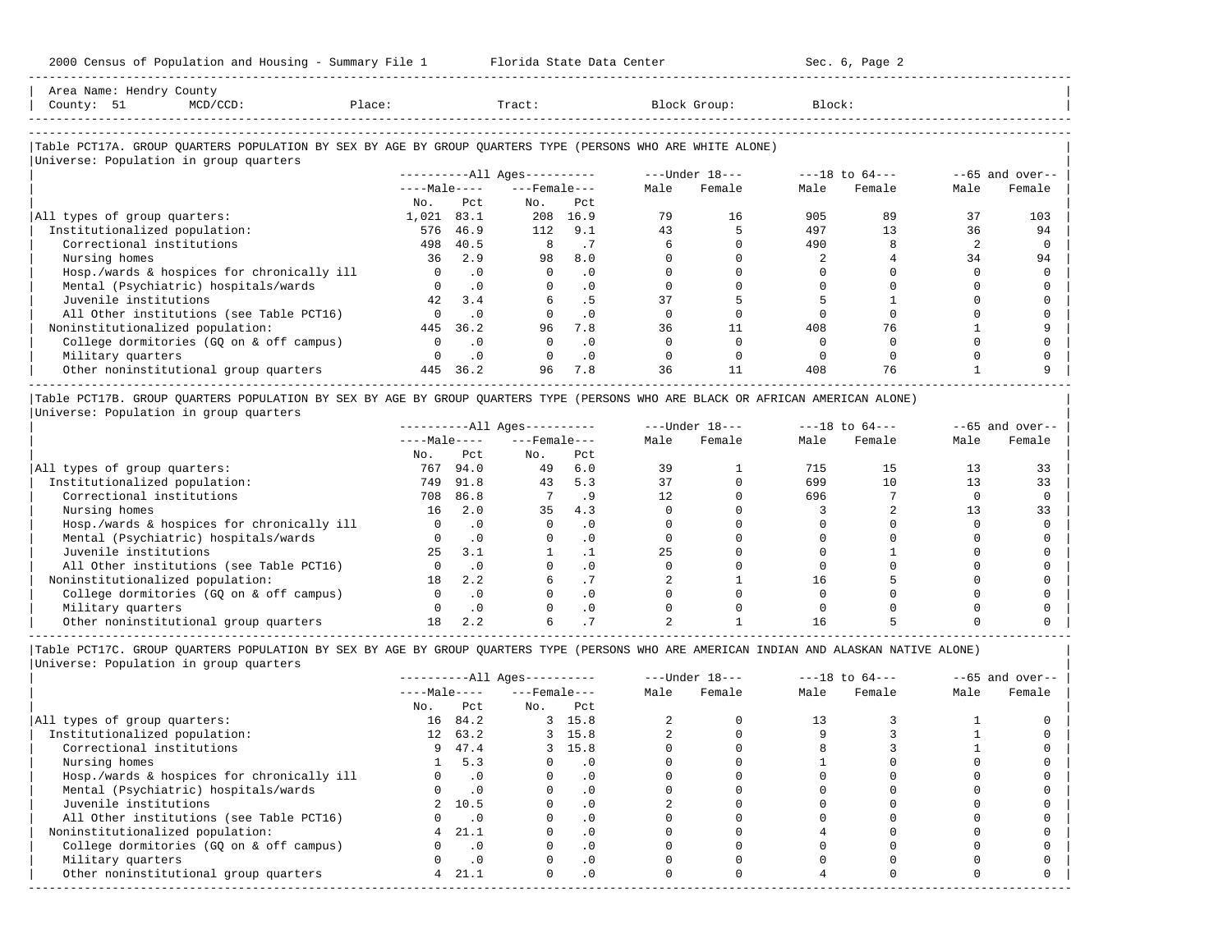Area Name: Hendry County
County: 51 MCD/CCD: Place: Tract: Block Group: Block:

## Table PCT17A. GROUP QUARTERS POPULATION BY SEX BY AGE BY GROUP QUARTERS TYPE (PERSONS WHO ARE WHITE ALONE)

Universe: Population in group quarters

| | All Ages | | | | Under 18 | | 18 to 64 | | 65 and over | |
|---|---|---|---|---|---|---|---|---|---|---|
| | Male | | Female | | | | | | | |
| | No. | Pct | No. | Pct | Male | Female | Male | Female | Male | Female |
| All types of group quarters: | 1,021 | 83.1 | 208 | 16.9 | 79 | 16 | 905 | 89 | 37 | 103 |
| Institutionalized population: | 576 | 46.9 | 112 | 9.1 | 43 | 5 | 497 | 13 | 36 | 94 |
| Correctional institutions | 498 | 40.5 | 8 | .7 | 6 | 0 | 490 | 8 | 2 | 0 |
| Nursing homes | 36 | 2.9 | 98 | 8.0 | 0 | 0 | 2 | 4 | 34 | 94 |
| Hosp./wards & hospices for chronically ill | 0 | .0 | 0 | .0 | 0 | 0 | 0 | 0 | 0 | 0 |
| Mental (Psychiatric) hospitals/wards | 0 | .0 | 0 | .0 | 0 | 0 | 0 | 0 | 0 | 0 |
| Juvenile institutions | 42 | 3.4 | 6 | .5 | 37 | 5 | 5 | 1 | 0 | 0 |
| All Other institutions (see Table PCT16) | 0 | .0 | 0 | .0 | 0 | 0 | 0 | 0 | 0 | 0 |
| Noninstitutionalized population: | 445 | 36.2 | 96 | 7.8 | 36 | 11 | 408 | 76 | 1 | 9 |
| College dormitories (GQ on & off campus) | 0 | .0 | 0 | .0 | 0 | 0 | 0 | 0 | 0 | 0 |
| Military quarters | 0 | .0 | 0 | .0 | 0 | 0 | 0 | 0 | 0 | 0 |
| Other noninstitutional group quarters | 445 | 36.2 | 96 | 7.8 | 36 | 11 | 408 | 76 | 1 | 9 |

## Table PCT17B. GROUP QUARTERS POPULATION BY SEX BY AGE BY GROUP QUARTERS TYPE (PERSONS WHO ARE BLACK OR AFRICAN AMERICAN ALONE)

Universe: Population in group quarters

| | All Ages | | | | Under 18 | | 18 to 64 | | 65 and over | |
|---|---|---|---|---|---|---|---|---|---|---|
| | Male | | Female | | | | | | | |
| | No. | Pct | No. | Pct | Male | Female | Male | Female | Male | Female |
| All types of group quarters: | 767 | 94.0 | 49 | 6.0 | 39 | 1 | 715 | 15 | 13 | 33 |
| Institutionalized population: | 749 | 91.8 | 43 | 5.3 | 37 | 0 | 699 | 10 | 13 | 33 |
| Correctional institutions | 708 | 86.8 | 7 | .9 | 12 | 0 | 696 | 7 | 0 | 0 |
| Nursing homes | 16 | 2.0 | 35 | 4.3 | 0 | 0 | 3 | 2 | 13 | 33 |
| Hosp./wards & hospices for chronically ill | 0 | .0 | 0 | .0 | 0 | 0 | 0 | 0 | 0 | 0 |
| Mental (Psychiatric) hospitals/wards | 0 | .0 | 0 | .0 | 0 | 0 | 0 | 0 | 0 | 0 |
| Juvenile institutions | 25 | 3.1 | 1 | .1 | 25 | 0 | 0 | 1 | 0 | 0 |
| All Other institutions (see Table PCT16) | 0 | .0 | 0 | .0 | 0 | 0 | 0 | 0 | 0 | 0 |
| Noninstitutionalized population: | 18 | 2.2 | 6 | .7 | 2 | 1 | 16 | 5 | 0 | 0 |
| College dormitories (GQ on & off campus) | 0 | .0 | 0 | .0 | 0 | 0 | 0 | 0 | 0 | 0 |
| Military quarters | 0 | .0 | 0 | .0 | 0 | 0 | 0 | 0 | 0 | 0 |
| Other noninstitutional group quarters | 18 | 2.2 | 6 | .7 | 2 | 1 | 16 | 5 | 0 | 0 |

## Table PCT17C. GROUP QUARTERS POPULATION BY SEX BY AGE BY GROUP QUARTERS TYPE (PERSONS WHO ARE AMERICAN INDIAN AND ALASKAN NATIVE ALONE)

Universe: Population in group quarters

| | All Ages | | | | Under 18 | | 18 to 64 | | 65 and over | |
|---|---|---|---|---|---|---|---|---|---|---|
| | Male | | Female | | | | | | | |
| | No. | Pct | No. | Pct | Male | Female | Male | Female | Male | Female |
| All types of group quarters: | 16 | 84.2 | 3 | 15.8 | 2 | 0 | 13 | 3 | 1 | 0 |
| Institutionalized population: | 12 | 63.2 | 3 | 15.8 | 2 | 0 | 9 | 3 | 1 | 0 |
| Correctional institutions | 9 | 47.4 | 3 | 15.8 | 0 | 0 | 8 | 3 | 1 | 0 |
| Nursing homes | 1 | 5.3 | 0 | .0 | 0 | 0 | 1 | 0 | 0 | 0 |
| Hosp./wards & hospices for chronically ill | 0 | .0 | 0 | .0 | 0 | 0 | 0 | 0 | 0 | 0 |
| Mental (Psychiatric) hospitals/wards | 0 | .0 | 0 | .0 | 0 | 0 | 0 | 0 | 0 | 0 |
| Juvenile institutions | 2 | 10.5 | 0 | .0 | 2 | 0 | 0 | 0 | 0 | 0 |
| All Other institutions (see Table PCT16) | 0 | .0 | 0 | .0 | 0 | 0 | 0 | 0 | 0 | 0 |
| Noninstitutionalized population: | 4 | 21.1 | 0 | .0 | 0 | 0 | 4 | 0 | 0 | 0 |
| College dormitories (GQ on & off campus) | 0 | .0 | 0 | .0 | 0 | 0 | 0 | 0 | 0 | 0 |
| Military quarters | 0 | .0 | 0 | .0 | 0 | 0 | 0 | 0 | 0 | 0 |
| Other noninstitutional group quarters | 4 | 21.1 | 0 | .0 | 0 | 0 | 4 | 0 | 0 | 0 |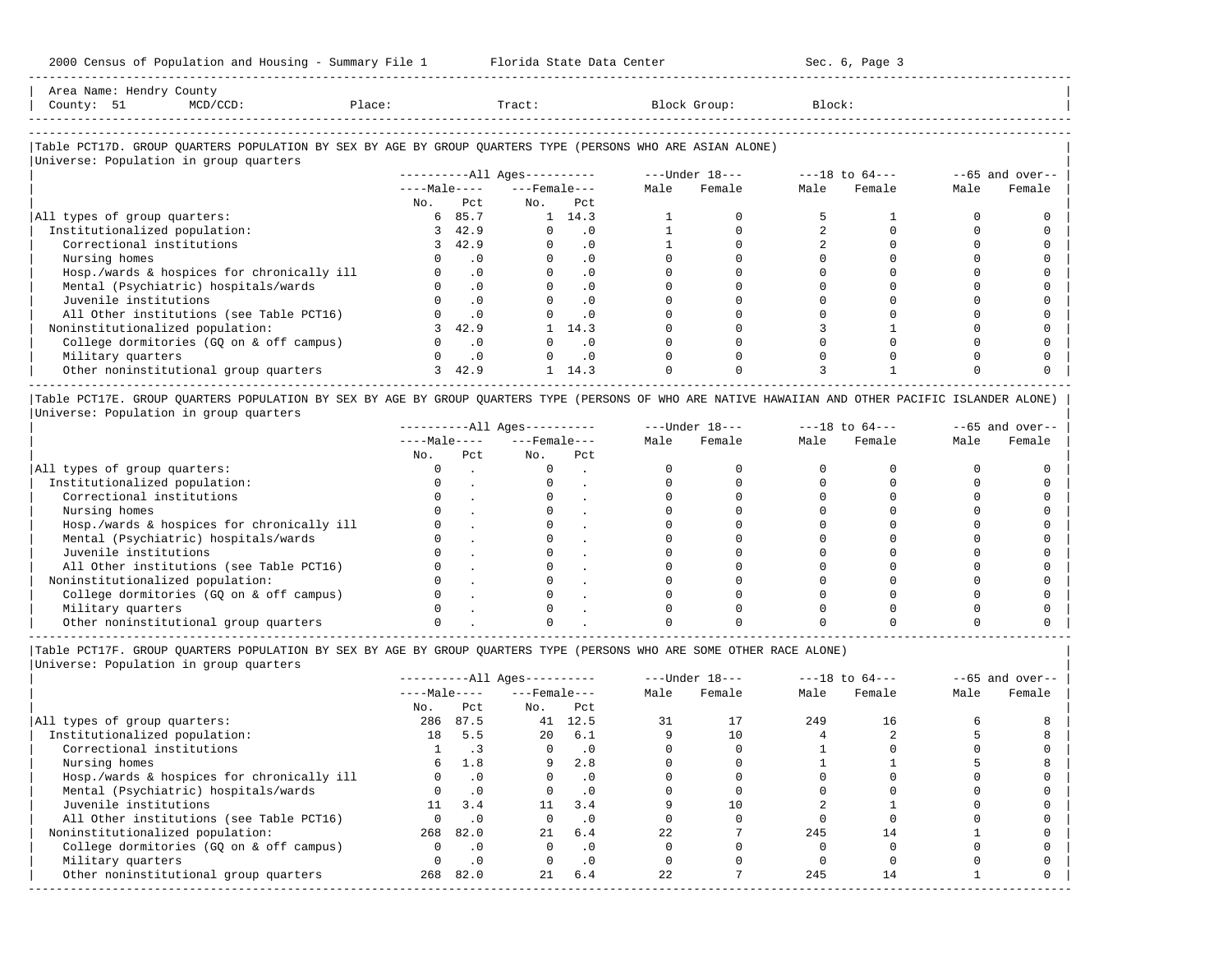Area Name: Hendry County
County: 51 MCD/CCD: Place: Tract: Block Group: Block:

## Table PCT17D. GROUP QUARTERS POPULATION BY SEX BY AGE BY GROUP QUARTERS TYPE (PERSONS WHO ARE ASIAN ALONE)

Universe: Population in group quarters

| | All Ages Male No. | All Ages Male Pct | All Ages Female No. | All Ages Female Pct | Under 18 Male | Under 18 Female | 18 to 64 Male | 18 to 64 Female | 65 and over Male | 65 and over Female |
|---|---|---|---|---|---|---|---|---|---|---|
| All types of group quarters: | 6 | 85.7 | 1 | 14.3 | 1 | 0 | 5 | 1 | 0 | 0 |
| Institutionalized population: | 3 | 42.9 | 0 | .0 | 1 | 0 | 2 | 0 | 0 | 0 |
| Correctional institutions | 3 | 42.9 | 0 | .0 | 1 | 0 | 2 | 0 | 0 | 0 |
| Nursing homes | 0 | .0 | 0 | .0 | 0 | 0 | 0 | 0 | 0 | 0 |
| Hosp./wards & hospices for chronically ill | 0 | .0 | 0 | .0 | 0 | 0 | 0 | 0 | 0 | 0 |
| Mental (Psychiatric) hospitals/wards | 0 | .0 | 0 | .0 | 0 | 0 | 0 | 0 | 0 | 0 |
| Juvenile institutions | 0 | .0 | 0 | .0 | 0 | 0 | 0 | 0 | 0 | 0 |
| All Other institutions (see Table PCT16) | 0 | .0 | 0 | .0 | 0 | 0 | 0 | 0 | 0 | 0 |
| Noninstitutionalized population: | 3 | 42.9 | 1 | 14.3 | 0 | 0 | 3 | 1 | 0 | 0 |
| College dormitories (GQ on & off campus) | 0 | .0 | 0 | .0 | 0 | 0 | 0 | 0 | 0 | 0 |
| Military quarters | 0 | .0 | 0 | .0 | 0 | 0 | 0 | 0 | 0 | 0 |
| Other noninstitutional group quarters | 3 | 42.9 | 1 | 14.3 | 0 | 0 | 3 | 1 | 0 | 0 |

## Table PCT17E. GROUP QUARTERS POPULATION BY SEX BY AGE BY GROUP QUARTERS TYPE (PERSONS OF WHO ARE NATIVE HAWAIIAN AND OTHER PACIFIC ISLANDER ALONE)

Universe: Population in group quarters

| | All Ages Male No. | All Ages Male Pct | All Ages Female No. | All Ages Female Pct | Under 18 Male | Under 18 Female | 18 to 64 Male | 18 to 64 Female | 65 and over Male | 65 and over Female |
|---|---|---|---|---|---|---|---|---|---|---|
| All types of group quarters: | 0 | . | 0 | . | 0 | 0 | 0 | 0 | 0 | 0 |
| Institutionalized population: | 0 | . | 0 | . | 0 | 0 | 0 | 0 | 0 | 0 |
| Correctional institutions | 0 | . | 0 | . | 0 | 0 | 0 | 0 | 0 | 0 |
| Nursing homes | 0 | . | 0 | . | 0 | 0 | 0 | 0 | 0 | 0 |
| Hosp./wards & hospices for chronically ill | 0 | . | 0 | . | 0 | 0 | 0 | 0 | 0 | 0 |
| Mental (Psychiatric) hospitals/wards | 0 | . | 0 | . | 0 | 0 | 0 | 0 | 0 | 0 |
| Juvenile institutions | 0 | . | 0 | . | 0 | 0 | 0 | 0 | 0 | 0 |
| All Other institutions (see Table PCT16) | 0 | . | 0 | . | 0 | 0 | 0 | 0 | 0 | 0 |
| Noninstitutionalized population: | 0 | . | 0 | . | 0 | 0 | 0 | 0 | 0 | 0 |
| College dormitories (GQ on & off campus) | 0 | . | 0 | . | 0 | 0 | 0 | 0 | 0 | 0 |
| Military quarters | 0 | . | 0 | . | 0 | 0 | 0 | 0 | 0 | 0 |
| Other noninstitutional group quarters | 0 | . | 0 | . | 0 | 0 | 0 | 0 | 0 | 0 |

## Table PCT17F. GROUP QUARTERS POPULATION BY SEX BY AGE BY GROUP QUARTERS TYPE (PERSONS WHO ARE SOME OTHER RACE ALONE)

Universe: Population in group quarters

| | All Ages Male No. | All Ages Male Pct | All Ages Female No. | All Ages Female Pct | Under 18 Male | Under 18 Female | 18 to 64 Male | 18 to 64 Female | 65 and over Male | 65 and over Female |
|---|---|---|---|---|---|---|---|---|---|---|
| All types of group quarters: | 286 | 87.5 | 41 | 12.5 | 31 | 17 | 249 | 16 | 6 | 8 |
| Institutionalized population: | 18 | 5.5 | 20 | 6.1 | 9 | 10 | 4 | 2 | 5 | 8 |
| Correctional institutions | 1 | .3 | 0 | .0 | 0 | 0 | 1 | 0 | 0 | 0 |
| Nursing homes | 6 | 1.8 | 9 | 2.8 | 0 | 0 | 1 | 1 | 5 | 8 |
| Hosp./wards & hospices for chronically ill | 0 | .0 | 0 | .0 | 0 | 0 | 0 | 0 | 0 | 0 |
| Mental (Psychiatric) hospitals/wards | 0 | .0 | 0 | .0 | 0 | 0 | 0 | 0 | 0 | 0 |
| Juvenile institutions | 11 | 3.4 | 11 | 3.4 | 9 | 10 | 2 | 1 | 0 | 0 |
| All Other institutions (see Table PCT16) | 0 | .0 | 0 | .0 | 0 | 0 | 0 | 0 | 0 | 0 |
| Noninstitutionalized population: | 268 | 82.0 | 21 | 6.4 | 22 | 7 | 245 | 14 | 1 | 0 |
| College dormitories (GQ on & off campus) | 0 | .0 | 0 | .0 | 0 | 0 | 0 | 0 | 0 | 0 |
| Military quarters | 0 | .0 | 0 | .0 | 0 | 0 | 0 | 0 | 0 | 0 |
| Other noninstitutional group quarters | 268 | 82.0 | 21 | 6.4 | 22 | 7 | 245 | 14 | 1 | 0 |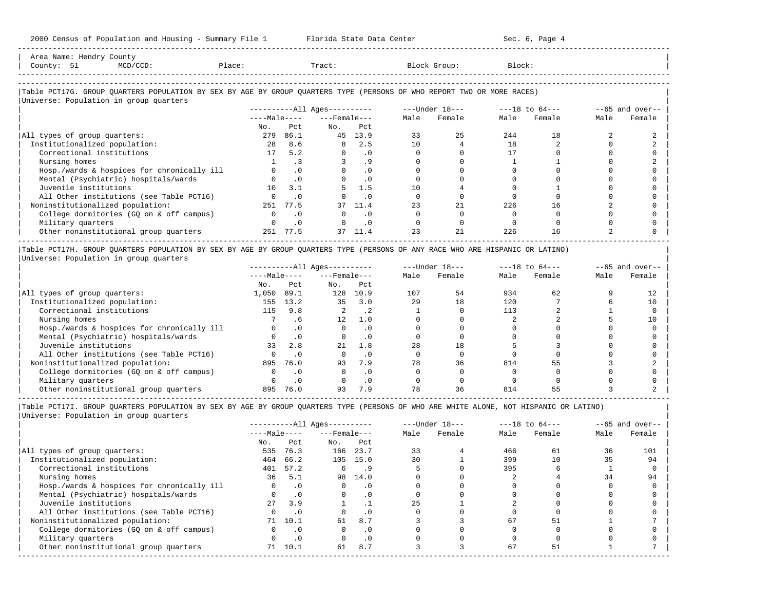2000 Census of Population and Housing - Summary File 1 Florida State Data Center Sec. 6, Page 4

Area Name: Hendry County
County: 51 MCD/CCD: Place: Tract: Block Group: Block:

## Table PCT17G. GROUP QUARTERS POPULATION BY SEX BY AGE BY GROUP QUARTERS TYPE (PERSONS OF WHO REPORT TWO OR MORE RACES)

Universe: Population in group quarters

| | All Ages | | | | Under 18 | | 18 to 64 | | 65 and over | |
|---|---|---|---|---|---|---|---|---|---|---|
| | Male | | Female | | | | | | | |
| | No. | Pct | No. | Pct | Male | Female | Male | Female | Male | Female |
| All types of group quarters: | 279 | 86.1 | 45 | 13.9 | 33 | 25 | 244 | 18 | 2 | 2 |
| Institutionalized population: | 28 | 8.6 | 8 | 2.5 | 10 | 4 | 18 | 2 | 0 | 2 |
| Correctional institutions | 17 | 5.2 | 0 | .0 | 0 | 0 | 17 | 0 | 0 | 0 |
| Nursing homes | 1 | .3 | 3 | .9 | 0 | 0 | 1 | 1 | 0 | 2 |
| Hosp./wards & hospices for chronically ill | 0 | .0 | 0 | .0 | 0 | 0 | 0 | 0 | 0 | 0 |
| Mental (Psychiatric) hospitals/wards | 0 | .0 | 0 | .0 | 0 | 0 | 0 | 0 | 0 | 0 |
| Juvenile institutions | 10 | 3.1 | 5 | 1.5 | 10 | 4 | 0 | 1 | 0 | 0 |
| All Other institutions (see Table PCT16) | 0 | .0 | 0 | .0 | 0 | 0 | 0 | 0 | 0 | 0 |
| Noninstitutionalized population: | 251 | 77.5 | 37 | 11.4 | 23 | 21 | 226 | 16 | 2 | 0 |
| College dormitories (GQ on & off campus) | 0 | .0 | 0 | .0 | 0 | 0 | 0 | 0 | 0 | 0 |
| Military quarters | 0 | .0 | 0 | .0 | 0 | 0 | 0 | 0 | 0 | 0 |
| Other noninstitutional group quarters | 251 | 77.5 | 37 | 11.4 | 23 | 21 | 226 | 16 | 2 | 0 |

## Table PCT17H. GROUP QUARTERS POPULATION BY SEX BY AGE BY GROUP QUARTERS TYPE (PERSONS OF ANY RACE WHO ARE HISPANIC OR LATINO)

Universe: Population in group quarters

| | All Ages | | | | Under 18 | | 18 to 64 | | 65 and over | |
|---|---|---|---|---|---|---|---|---|---|---|
| | Male | | Female | | | | | | | |
| | No. | Pct | No. | Pct | Male | Female | Male | Female | Male | Female |
| All types of group quarters: | 1,050 | 89.1 | 128 | 10.9 | 107 | 54 | 934 | 62 | 9 | 12 |
| Institutionalized population: | 155 | 13.2 | 35 | 3.0 | 29 | 18 | 120 | 7 | 6 | 10 |
| Correctional institutions | 115 | 9.8 | 2 | .2 | 1 | 0 | 113 | 2 | 1 | 0 |
| Nursing homes | 7 | .6 | 12 | 1.0 | 0 | 0 | 2 | 2 | 5 | 10 |
| Hosp./wards & hospices for chronically ill | 0 | .0 | 0 | .0 | 0 | 0 | 0 | 0 | 0 | 0 |
| Mental (Psychiatric) hospitals/wards | 0 | .0 | 0 | .0 | 0 | 0 | 0 | 0 | 0 | 0 |
| Juvenile institutions | 33 | 2.8 | 21 | 1.8 | 28 | 18 | 5 | 3 | 0 | 0 |
| All Other institutions (see Table PCT16) | 0 | .0 | 0 | .0 | 0 | 0 | 0 | 0 | 0 | 0 |
| Noninstitutionalized population: | 895 | 76.0 | 93 | 7.9 | 78 | 36 | 814 | 55 | 3 | 2 |
| College dormitories (GQ on & off campus) | 0 | .0 | 0 | .0 | 0 | 0 | 0 | 0 | 0 | 0 |
| Military quarters | 0 | .0 | 0 | .0 | 0 | 0 | 0 | 0 | 0 | 0 |
| Other noninstitutional group quarters | 895 | 76.0 | 93 | 7.9 | 78 | 36 | 814 | 55 | 3 | 2 |

## Table PCT17I. GROUP QUARTERS POPULATION BY SEX BY AGE BY GROUP QUARTERS TYPE (PERSONS OF WHO ARE WHITE ALONE, NOT HISPANIC OR LATINO)

Universe: Population in group quarters

| | All Ages | | | | Under 18 | | 18 to 64 | | 65 and over | |
|---|---|---|---|---|---|---|---|---|---|---|
| | Male | | Female | | | | | | | |
| | No. | Pct | No. | Pct | Male | Female | Male | Female | Male | Female |
| All types of group quarters: | 535 | 76.3 | 166 | 23.7 | 33 | 4 | 466 | 61 | 36 | 101 |
| Institutionalized population: | 464 | 66.2 | 105 | 15.0 | 30 | 1 | 399 | 10 | 35 | 94 |
| Correctional institutions | 401 | 57.2 | 6 | .9 | 5 | 0 | 395 | 6 | 1 | 0 |
| Nursing homes | 36 | 5.1 | 98 | 14.0 | 0 | 0 | 2 | 4 | 34 | 94 |
| Hosp./wards & hospices for chronically ill | 0 | .0 | 0 | .0 | 0 | 0 | 0 | 0 | 0 | 0 |
| Mental (Psychiatric) hospitals/wards | 0 | .0 | 0 | .0 | 0 | 0 | 0 | 0 | 0 | 0 |
| Juvenile institutions | 27 | 3.9 | 1 | .1 | 25 | 1 | 2 | 0 | 0 | 0 |
| All Other institutions (see Table PCT16) | 0 | .0 | 0 | .0 | 0 | 0 | 0 | 0 | 0 | 0 |
| Noninstitutionalized population: | 71 | 10.1 | 61 | 8.7 | 3 | 3 | 67 | 51 | 1 | 7 |
| College dormitories (GQ on & off campus) | 0 | .0 | 0 | .0 | 0 | 0 | 0 | 0 | 0 | 0 |
| Military quarters | 0 | .0 | 0 | .0 | 0 | 0 | 0 | 0 | 0 | 0 |
| Other noninstitutional group quarters | 71 | 10.1 | 61 | 8.7 | 3 | 3 | 67 | 51 | 1 | 7 |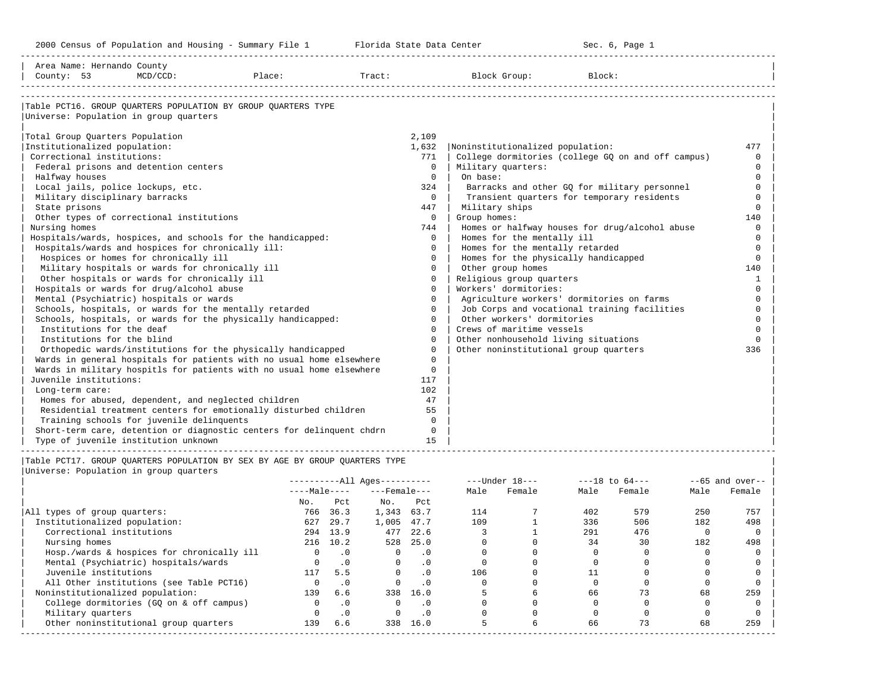Area Name: Hernando County
County: 53 MCD/CCD: Place: Tract: Block Group: Block:

## Table PCT16. GROUP QUARTERS POPULATION BY GROUP QUARTERS TYPE

Universe: Population in group quarters

| Type | Count |
|---|---|
| Total Group Quarters Population | 2,109 |
| Institutionalized population: | 1,632 |
| Correctional institutions: | 771 |
| Federal prisons and detention centers | 0 |
| Halfway houses | 0 |
| Local jails, police lockups, etc. | 324 |
| Military disciplinary barracks | 0 |
| State prisons | 447 |
| Other types of correctional institutions | 0 |
| Nursing homes | 744 |
| Hospitals/wards, hospices, and schools for the handicapped: | 0 |
| Hospitals/wards and hospices for chronically ill: | 0 |
| Hospices or homes for chronically ill | 0 |
| Military hospitals or wards for chronically ill | 0 |
| Other hospitals or wards for chronically ill | 0 |
| Hospitals or wards for drug/alcohol abuse | 0 |
| Mental (Psychiatric) hospitals or wards | 0 |
| Schools, hospitals, or wards for the mentally retarded | 0 |
| Schools, hospitals, or wards for the physically handicapped: | 0 |
| Institutions for the deaf | 0 |
| Institutions for the blind | 0 |
| Orthopedic wards/institutions for the physically handicapped | 0 |
| Wards in general hospitals for patients with no usual home elsewhere | 0 |
| Wards in military hospitls for patients with no usual home elsewhere | 0 |
| Juvenile institutions: | 117 |
| Long-term care: | 102 |
| Homes for abused, dependent, and neglected children | 47 |
| Residential treatment centers for emotionally disturbed children | 55 |
| Training schools for juvenile delinquents | 0 |
| Short-term care, detention or diagnostic centers for delinquent chdrn | 0 |
| Type of juvenile institution unknown | 15 |
| Noninstitutionalized population: | 477 |
| College dormitories (college GQ on and off campus) | 0 |
| Military quarters: | 0 |
| On base: | 0 |
| Barracks and other GQ for military personnel | 0 |
| Transient quarters for temporary residents | 0 |
| Military ships | 0 |
| Group homes: | 140 |
| Homes or halfway houses for drug/alcohol abuse | 0 |
| Homes for the mentally ill | 0 |
| Homes for the mentally retarded | 0 |
| Homes for the physically handicapped | 0 |
| Other group homes | 140 |
| Religious group quarters | 1 |
| Workers' dormitories: | 0 |
| Agriculture workers' dormitories on farms | 0 |
| Job Corps and vocational training facilities | 0 |
| Other workers' dormitories | 0 |
| Crews of maritime vessels | 0 |
| Other nonhousehold living situations | 0 |
| Other noninstitutional group quarters | 336 |

## Table PCT17. GROUP QUARTERS POPULATION BY SEX BY AGE BY GROUP QUARTERS TYPE

Universe: Population in group quarters

| | All Ages Male No. | Male Pct | All Ages Female No. | Female Pct | Under 18 Male | Under 18 Female | 18 to 64 Male | 18 to 64 Female | 65 and over Male | 65 and over Female |
|---|---|---|---|---|---|---|---|---|---|---|
| All types of group quarters: | 766 | 36.3 | 1,343 | 63.7 | 114 | 7 | 402 | 579 | 250 | 757 |
| Institutionalized population: | 627 | 29.7 | 1,005 | 47.7 | 109 | 1 | 336 | 506 | 182 | 498 |
| Correctional institutions | 294 | 13.9 | 477 | 22.6 | 3 | 1 | 291 | 476 | 0 | 0 |
| Nursing homes | 216 | 10.2 | 528 | 25.0 | 0 | 0 | 34 | 30 | 182 | 498 |
| Hosp./wards & hospices for chronically ill | 0 | .0 | 0 | .0 | 0 | 0 | 0 | 0 | 0 | 0 |
| Mental (Psychiatric) hospitals/wards | 0 | .0 | 0 | .0 | 0 | 0 | 0 | 0 | 0 | 0 |
| Juvenile institutions | 117 | 5.5 | 0 | .0 | 106 | 0 | 11 | 0 | 0 | 0 |
| All Other institutions (see Table PCT16) | 0 | .0 | 0 | .0 | 0 | 0 | 0 | 0 | 0 | 0 |
| Noninstitutionalized population: | 139 | 6.6 | 338 | 16.0 | 5 | 6 | 66 | 73 | 68 | 259 |
| College dormitories (GQ on & off campus) | 0 | .0 | 0 | .0 | 0 | 0 | 0 | 0 | 0 | 0 |
| Military quarters | 0 | .0 | 0 | .0 | 0 | 0 | 0 | 0 | 0 | 0 |
| Other noninstitutional group quarters | 139 | 6.6 | 338 | 16.0 | 5 | 6 | 66 | 73 | 68 | 259 |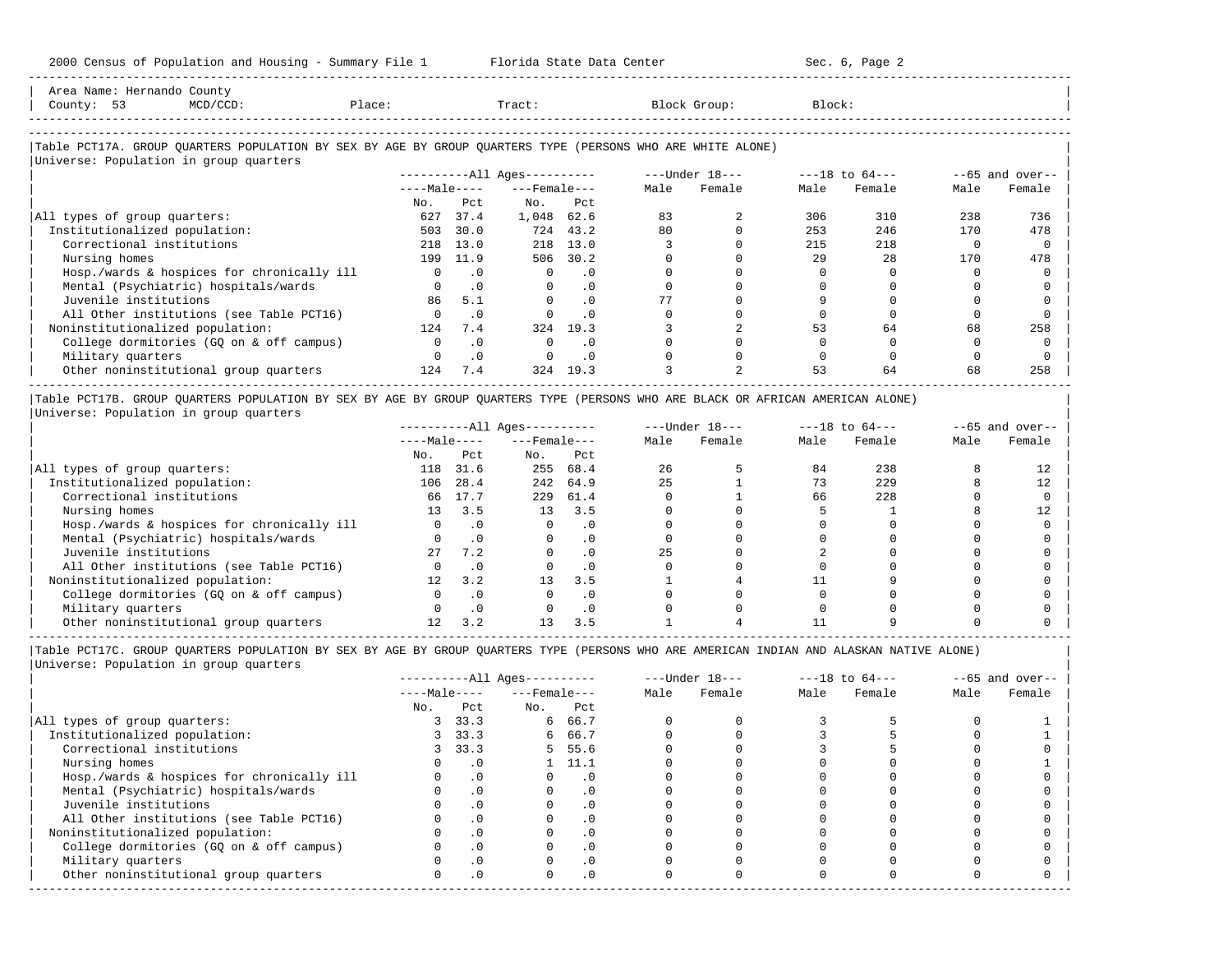Area Name: Hernando County
County: 53 MCD/CCD: Place: Tract: Block Group: Block:

### Table PCT17A. GROUP QUARTERS POPULATION BY SEX BY AGE BY GROUP QUARTERS TYPE (PERSONS WHO ARE WHITE ALONE)

Universe: Population in group quarters

| | All Ages | | | | Under 18 | | 18 to 64 | | 65 and over | |
|---|---|---|---|---|---|---|---|---|---|---|
| | Male | | Female | | | | | | | |
| | No. | Pct | No. | Pct | Male | Female | Male | Female | Male | Female |
| All types of group quarters: | 627 | 37.4 | 1,048 | 62.6 | 83 | 2 | 306 | 310 | 238 | 736 |
| Institutionalized population: | 503 | 30.0 | 724 | 43.2 | 80 | 0 | 253 | 246 | 170 | 478 |
| Correctional institutions | 218 | 13.0 | 218 | 13.0 | 3 | 0 | 215 | 218 | 0 | 0 |
| Nursing homes | 199 | 11.9 | 506 | 30.2 | 0 | 0 | 29 | 28 | 170 | 478 |
| Hosp./wards & hospices for chronically ill | 0 | .0 | 0 | .0 | 0 | 0 | 0 | 0 | 0 | 0 |
| Mental (Psychiatric) hospitals/wards | 0 | .0 | 0 | .0 | 0 | 0 | 0 | 0 | 0 | 0 |
| Juvenile institutions | 86 | 5.1 | 0 | .0 | 77 | 0 | 9 | 0 | 0 | 0 |
| All Other institutions (see Table PCT16) | 0 | .0 | 0 | .0 | 0 | 0 | 0 | 0 | 0 | 0 |
| Noninstitutionalized population: | 124 | 7.4 | 324 | 19.3 | 3 | 2 | 53 | 64 | 68 | 258 |
| College dormitories (GQ on & off campus) | 0 | .0 | 0 | .0 | 0 | 0 | 0 | 0 | 0 | 0 |
| Military quarters | 0 | .0 | 0 | .0 | 0 | 0 | 0 | 0 | 0 | 0 |
| Other noninstitutional group quarters | 124 | 7.4 | 324 | 19.3 | 3 | 2 | 53 | 64 | 68 | 258 |

### Table PCT17B. GROUP QUARTERS POPULATION BY SEX BY AGE BY GROUP QUARTERS TYPE (PERSONS WHO ARE BLACK OR AFRICAN AMERICAN ALONE)

Universe: Population in group quarters

| | All Ages | | | | Under 18 | | 18 to 64 | | 65 and over | |
|---|---|---|---|---|---|---|---|---|---|---|
| | Male | | Female | | | | | | | |
| | No. | Pct | No. | Pct | Male | Female | Male | Female | Male | Female |
| All types of group quarters: | 118 | 31.6 | 255 | 68.4 | 26 | 5 | 84 | 238 | 8 | 12 |
| Institutionalized population: | 106 | 28.4 | 242 | 64.9 | 25 | 1 | 73 | 229 | 8 | 12 |
| Correctional institutions | 66 | 17.7 | 229 | 61.4 | 0 | 1 | 66 | 228 | 0 | 0 |
| Nursing homes | 13 | 3.5 | 13 | 3.5 | 0 | 0 | 5 | 1 | 8 | 12 |
| Hosp./wards & hospices for chronically ill | 0 | .0 | 0 | .0 | 0 | 0 | 0 | 0 | 0 | 0 |
| Mental (Psychiatric) hospitals/wards | 0 | .0 | 0 | .0 | 0 | 0 | 0 | 0 | 0 | 0 |
| Juvenile institutions | 27 | 7.2 | 0 | .0 | 25 | 0 | 2 | 0 | 0 | 0 |
| All Other institutions (see Table PCT16) | 0 | .0 | 0 | .0 | 0 | 0 | 0 | 0 | 0 | 0 |
| Noninstitutionalized population: | 12 | 3.2 | 13 | 3.5 | 1 | 4 | 11 | 9 | 0 | 0 |
| College dormitories (GQ on & off campus) | 0 | .0 | 0 | .0 | 0 | 0 | 0 | 0 | 0 | 0 |
| Military quarters | 0 | .0 | 0 | .0 | 0 | 0 | 0 | 0 | 0 | 0 |
| Other noninstitutional group quarters | 12 | 3.2 | 13 | 3.5 | 1 | 4 | 11 | 9 | 0 | 0 |

### Table PCT17C. GROUP QUARTERS POPULATION BY SEX BY AGE BY GROUP QUARTERS TYPE (PERSONS WHO ARE AMERICAN INDIAN AND ALASKAN NATIVE ALONE)

Universe: Population in group quarters

| | All Ages | | | | Under 18 | | 18 to 64 | | 65 and over | |
|---|---|---|---|---|---|---|---|---|---|---|
| | Male | | Female | | | | | | | |
| | No. | Pct | No. | Pct | Male | Female | Male | Female | Male | Female |
| All types of group quarters: | 3 | 33.3 | 6 | 66.7 | 0 | 0 | 3 | 5 | 0 | 1 |
| Institutionalized population: | 3 | 33.3 | 6 | 66.7 | 0 | 0 | 3 | 5 | 0 | 1 |
| Correctional institutions | 3 | 33.3 | 5 | 55.6 | 0 | 0 | 3 | 5 | 0 | 0 |
| Nursing homes | 0 | .0 | 1 | 11.1 | 0 | 0 | 0 | 0 | 0 | 1 |
| Hosp./wards & hospices for chronically ill | 0 | .0 | 0 | .0 | 0 | 0 | 0 | 0 | 0 | 0 |
| Mental (Psychiatric) hospitals/wards | 0 | .0 | 0 | .0 | 0 | 0 | 0 | 0 | 0 | 0 |
| Juvenile institutions | 0 | .0 | 0 | .0 | 0 | 0 | 0 | 0 | 0 | 0 |
| All Other institutions (see Table PCT16) | 0 | .0 | 0 | .0 | 0 | 0 | 0 | 0 | 0 | 0 |
| Noninstitutionalized population: | 0 | .0 | 0 | .0 | 0 | 0 | 0 | 0 | 0 | 0 |
| College dormitories (GQ on & off campus) | 0 | .0 | 0 | .0 | 0 | 0 | 0 | 0 | 0 | 0 |
| Military quarters | 0 | .0 | 0 | .0 | 0 | 0 | 0 | 0 | 0 | 0 |
| Other noninstitutional group quarters | 0 | .0 | 0 | .0 | 0 | 0 | 0 | 0 | 0 | 0 |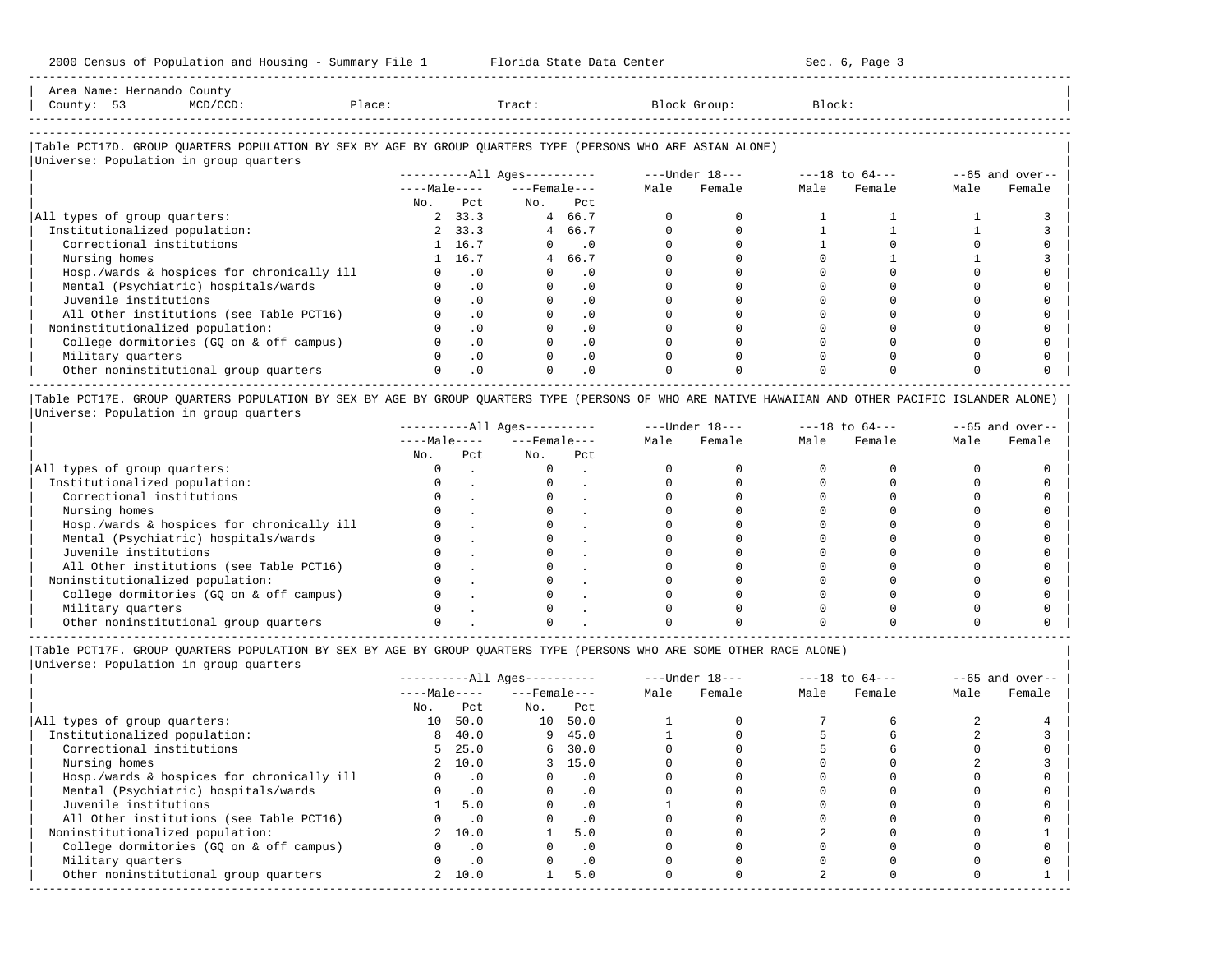Area Name: Hernando County
County: 53  MCD/CCD:  Place:  Tract:  Block Group:  Block:

### Table PCT17D. GROUP QUARTERS POPULATION BY SEX BY AGE BY GROUP QUARTERS TYPE (PERSONS WHO ARE ASIAN ALONE)

Universe: Population in group quarters

| | All Ages | | | | Under 18 | | 18 to 64 | | 65 and over | |
|---|---|---|---|---|---|---|---|---|---|---|
| | Male | | Female | | | | | | | |
| | No. | Pct | No. | Pct | Male | Female | Male | Female | Male | Female |
| All types of group quarters: | 2 | 33.3 | 4 | 66.7 | 0 | 0 | 1 | 1 | 1 | 3 |
| Institutionalized population: | 2 | 33.3 | 4 | 66.7 | 0 | 0 | 1 | 1 | 1 | 3 |
| Correctional institutions | 1 | 16.7 | 0 | .0 | 0 | 0 | 1 | 0 | 0 | 0 |
| Nursing homes | 1 | 16.7 | 4 | 66.7 | 0 | 0 | 0 | 1 | 1 | 3 |
| Hosp./wards & hospices for chronically ill | 0 | .0 | 0 | .0 | 0 | 0 | 0 | 0 | 0 | 0 |
| Mental (Psychiatric) hospitals/wards | 0 | .0 | 0 | .0 | 0 | 0 | 0 | 0 | 0 | 0 |
| Juvenile institutions | 0 | .0 | 0 | .0 | 0 | 0 | 0 | 0 | 0 | 0 |
| All Other institutions (see Table PCT16) | 0 | .0 | 0 | .0 | 0 | 0 | 0 | 0 | 0 | 0 |
| Noninstitutionalized population: | 0 | .0 | 0 | .0 | 0 | 0 | 0 | 0 | 0 | 0 |
| College dormitories (GQ on & off campus) | 0 | .0 | 0 | .0 | 0 | 0 | 0 | 0 | 0 | 0 |
| Military quarters | 0 | .0 | 0 | .0 | 0 | 0 | 0 | 0 | 0 | 0 |
| Other noninstitutional group quarters | 0 | .0 | 0 | .0 | 0 | 0 | 0 | 0 | 0 | 0 |

### Table PCT17E. GROUP QUARTERS POPULATION BY SEX BY AGE BY GROUP QUARTERS TYPE (PERSONS OF WHO ARE NATIVE HAWAIIAN AND OTHER PACIFIC ISLANDER ALONE)

Universe: Population in group quarters

| | All Ages | | | | Under 18 | | 18 to 64 | | 65 and over | |
|---|---|---|---|---|---|---|---|---|---|---|
| | Male | | Female | | | | | | | |
| | No. | Pct | No. | Pct | Male | Female | Male | Female | Male | Female |
| All types of group quarters: | 0 | . | 0 | . | 0 | 0 | 0 | 0 | 0 | 0 |
| Institutionalized population: | 0 | . | 0 | . | 0 | 0 | 0 | 0 | 0 | 0 |
| Correctional institutions | 0 | . | 0 | . | 0 | 0 | 0 | 0 | 0 | 0 |
| Nursing homes | 0 | . | 0 | . | 0 | 0 | 0 | 0 | 0 | 0 |
| Hosp./wards & hospices for chronically ill | 0 | . | 0 | . | 0 | 0 | 0 | 0 | 0 | 0 |
| Mental (Psychiatric) hospitals/wards | 0 | . | 0 | . | 0 | 0 | 0 | 0 | 0 | 0 |
| Juvenile institutions | 0 | . | 0 | . | 0 | 0 | 0 | 0 | 0 | 0 |
| All Other institutions (see Table PCT16) | 0 | . | 0 | . | 0 | 0 | 0 | 0 | 0 | 0 |
| Noninstitutionalized population: | 0 | . | 0 | . | 0 | 0 | 0 | 0 | 0 | 0 |
| College dormitories (GQ on & off campus) | 0 | . | 0 | . | 0 | 0 | 0 | 0 | 0 | 0 |
| Military quarters | 0 | . | 0 | . | 0 | 0 | 0 | 0 | 0 | 0 |
| Other noninstitutional group quarters | 0 | . | 0 | . | 0 | 0 | 0 | 0 | 0 | 0 |

### Table PCT17F. GROUP QUARTERS POPULATION BY SEX BY AGE BY GROUP QUARTERS TYPE (PERSONS WHO ARE SOME OTHER RACE ALONE)

Universe: Population in group quarters

| | All Ages | | | | Under 18 | | 18 to 64 | | 65 and over | |
|---|---|---|---|---|---|---|---|---|---|---|
| | Male | | Female | | | | | | | |
| | No. | Pct | No. | Pct | Male | Female | Male | Female | Male | Female |
| All types of group quarters: | 10 | 50.0 | 10 | 50.0 | 1 | 0 | 7 | 6 | 2 | 4 |
| Institutionalized population: | 8 | 40.0 | 9 | 45.0 | 1 | 0 | 5 | 6 | 2 | 3 |
| Correctional institutions | 5 | 25.0 | 6 | 30.0 | 0 | 0 | 5 | 6 | 0 | 0 |
| Nursing homes | 2 | 10.0 | 3 | 15.0 | 0 | 0 | 0 | 0 | 2 | 3 |
| Hosp./wards & hospices for chronically ill | 0 | .0 | 0 | .0 | 0 | 0 | 0 | 0 | 0 | 0 |
| Mental (Psychiatric) hospitals/wards | 0 | .0 | 0 | .0 | 0 | 0 | 0 | 0 | 0 | 0 |
| Juvenile institutions | 1 | 5.0 | 0 | .0 | 1 | 0 | 0 | 0 | 0 | 0 |
| All Other institutions (see Table PCT16) | 0 | .0 | 0 | .0 | 0 | 0 | 0 | 0 | 0 | 0 |
| Noninstitutionalized population: | 2 | 10.0 | 1 | 5.0 | 0 | 0 | 2 | 0 | 0 | 1 |
| College dormitories (GQ on & off campus) | 0 | .0 | 0 | .0 | 0 | 0 | 0 | 0 | 0 | 0 |
| Military quarters | 0 | .0 | 0 | .0 | 0 | 0 | 0 | 0 | 0 | 0 |
| Other noninstitutional group quarters | 2 | 10.0 | 1 | 5.0 | 0 | 0 | 2 | 0 | 0 | 1 |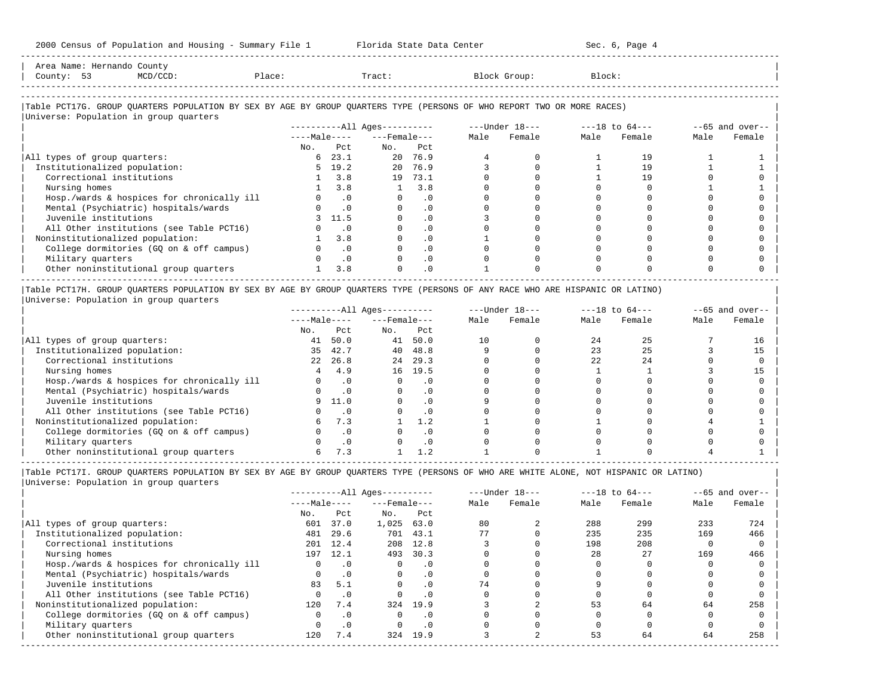Area Name: Hernando County
County: 53 MCD/CCD: Place: Tract: Block Group: Block:

Table PCT17G. GROUP QUARTERS POPULATION BY SEX BY AGE BY GROUP QUARTERS TYPE (PERSONS OF WHO REPORT TWO OR MORE RACES)
Universe: Population in group quarters

| | All Ages | | | | Under 18 | | 18 to 64 | | 65 and over | |
|---|---|---|---|---|---|---|---|---|---|---|
| | Male | | Female | | Male | Female | Male | Female | Male | Female |
| | No. | Pct | No. | Pct | | | | | | |
| All types of group quarters: | 6 | 23.1 | 20 | 76.9 | 4 | 0 | 1 | 19 | 1 | 1 |
| Institutionalized population: | 5 | 19.2 | 20 | 76.9 | 3 | 0 | 1 | 19 | 1 | 1 |
| Correctional institutions | 1 | 3.8 | 19 | 73.1 | 0 | 0 | 1 | 19 | 0 | 0 |
| Nursing homes | 1 | 3.8 | 1 | 3.8 | 0 | 0 | 0 | 0 | 1 | 1 |
| Hosp./wards & hospices for chronically ill | 0 | .0 | 0 | .0 | 0 | 0 | 0 | 0 | 0 | 0 |
| Mental (Psychiatric) hospitals/wards | 0 | .0 | 0 | .0 | 0 | 0 | 0 | 0 | 0 | 0 |
| Juvenile institutions | 3 | 11.5 | 0 | .0 | 3 | 0 | 0 | 0 | 0 | 0 |
| All Other institutions (see Table PCT16) | 0 | .0 | 0 | .0 | 0 | 0 | 0 | 0 | 0 | 0 |
| Noninstitutionalized population: | 1 | 3.8 | 0 | .0 | 1 | 0 | 0 | 0 | 0 | 0 |
| College dormitories (GQ on & off campus) | 0 | .0 | 0 | .0 | 0 | 0 | 0 | 0 | 0 | 0 |
| Military quarters | 0 | .0 | 0 | .0 | 0 | 0 | 0 | 0 | 0 | 0 |
| Other noninstitutional group quarters | 1 | 3.8 | 0 | .0 | 1 | 0 | 0 | 0 | 0 | 0 |

Table PCT17H. GROUP QUARTERS POPULATION BY SEX BY AGE BY GROUP QUARTERS TYPE (PERSONS OF ANY RACE WHO ARE HISPANIC OR LATINO)
Universe: Population in group quarters

| | All Ages | | | | Under 18 | | 18 to 64 | | 65 and over | |
|---|---|---|---|---|---|---|---|---|---|---|
| | Male | | Female | | Male | Female | Male | Female | Male | Female |
| | No. | Pct | No. | Pct | | | | | | |
| All types of group quarters: | 41 | 50.0 | 41 | 50.0 | 10 | 0 | 24 | 25 | 7 | 16 |
| Institutionalized population: | 35 | 42.7 | 40 | 48.8 | 9 | 0 | 23 | 25 | 3 | 15 |
| Correctional institutions | 22 | 26.8 | 24 | 29.3 | 0 | 0 | 22 | 24 | 0 | 0 |
| Nursing homes | 4 | 4.9 | 16 | 19.5 | 0 | 0 | 1 | 1 | 3 | 15 |
| Hosp./wards & hospices for chronically ill | 0 | .0 | 0 | .0 | 0 | 0 | 0 | 0 | 0 | 0 |
| Mental (Psychiatric) hospitals/wards | 0 | .0 | 0 | .0 | 0 | 0 | 0 | 0 | 0 | 0 |
| Juvenile institutions | 9 | 11.0 | 0 | .0 | 9 | 0 | 0 | 0 | 0 | 0 |
| All Other institutions (see Table PCT16) | 0 | .0 | 0 | .0 | 0 | 0 | 0 | 0 | 0 | 0 |
| Noninstitutionalized population: | 6 | 7.3 | 1 | 1.2 | 1 | 0 | 1 | 0 | 4 | 1 |
| College dormitories (GQ on & off campus) | 0 | .0 | 0 | .0 | 0 | 0 | 0 | 0 | 0 | 0 |
| Military quarters | 0 | .0 | 0 | .0 | 0 | 0 | 0 | 0 | 0 | 0 |
| Other noninstitutional group quarters | 6 | 7.3 | 1 | 1.2 | 1 | 0 | 1 | 0 | 4 | 1 |

Table PCT17I. GROUP QUARTERS POPULATION BY SEX BY AGE BY GROUP QUARTERS TYPE (PERSONS OF WHO ARE WHITE ALONE, NOT HISPANIC OR LATINO)
Universe: Population in group quarters

| | All Ages | | | | Under 18 | | 18 to 64 | | 65 and over | |
|---|---|---|---|---|---|---|---|---|---|---|
| | Male | | Female | | Male | Female | Male | Female | Male | Female |
| | No. | Pct | No. | Pct | | | | | | |
| All types of group quarters: | 601 | 37.0 | 1,025 | 63.0 | 80 | 2 | 288 | 299 | 233 | 724 |
| Institutionalized population: | 481 | 29.6 | 701 | 43.1 | 77 | 0 | 235 | 235 | 169 | 466 |
| Correctional institutions | 201 | 12.4 | 208 | 12.8 | 3 | 0 | 198 | 208 | 0 | 0 |
| Nursing homes | 197 | 12.1 | 493 | 30.3 | 0 | 0 | 28 | 27 | 169 | 466 |
| Hosp./wards & hospices for chronically ill | 0 | .0 | 0 | .0 | 0 | 0 | 0 | 0 | 0 | 0 |
| Mental (Psychiatric) hospitals/wards | 0 | .0 | 0 | .0 | 0 | 0 | 0 | 0 | 0 | 0 |
| Juvenile institutions | 83 | 5.1 | 0 | .0 | 74 | 0 | 9 | 0 | 0 | 0 |
| All Other institutions (see Table PCT16) | 0 | .0 | 0 | .0 | 0 | 0 | 0 | 0 | 0 | 0 |
| Noninstitutionalized population: | 120 | 7.4 | 324 | 19.9 | 3 | 2 | 53 | 64 | 64 | 258 |
| College dormitories (GQ on & off campus) | 0 | .0 | 0 | .0 | 0 | 0 | 0 | 0 | 0 | 0 |
| Military quarters | 0 | .0 | 0 | .0 | 0 | 0 | 0 | 0 | 0 | 0 |
| Other noninstitutional group quarters | 120 | 7.4 | 324 | 19.9 | 3 | 2 | 53 | 64 | 64 | 258 |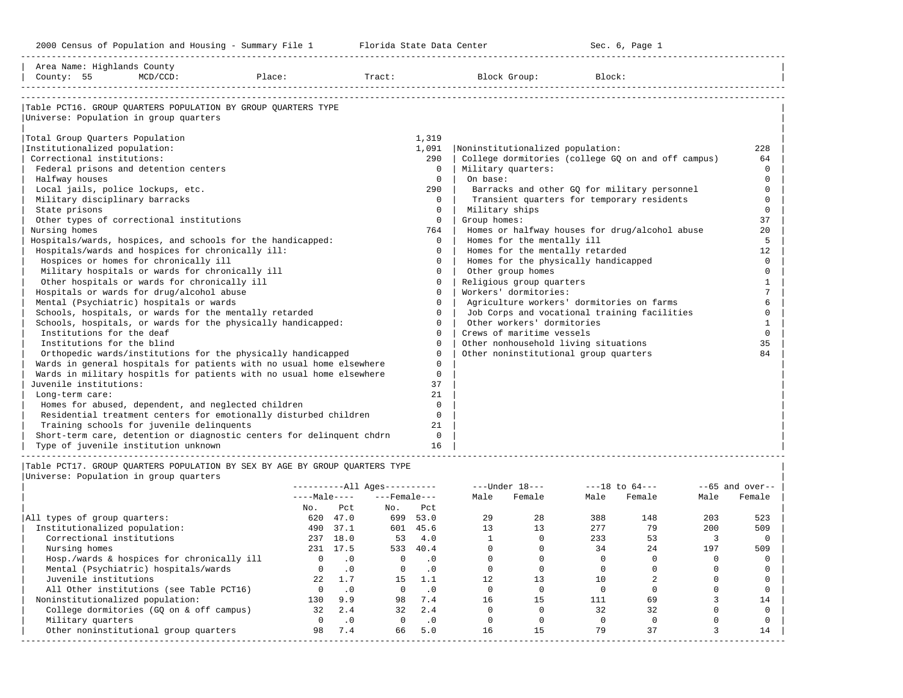2000 Census of Population and Housing - Summary File 1 Florida State Data Center Sec. 6, Page 1

Area Name: Highlands County
County: 55 MCD/CCD: Place: Tract: Block Group: Block:

## Table PCT16. GROUP QUARTERS POPULATION BY GROUP QUARTERS TYPE

Universe: Population in group quarters

| Category | Number |
|---|---|
| Total Group Quarters Population | 1,319 |
| Institutionalized population: | 1,091 |
| Correctional institutions: | 290 |
| Federal prisons and detention centers | 0 |
| Halfway houses | 0 |
| Local jails, police lockups, etc. | 290 |
| Military disciplinary barracks | 0 |
| State prisons | 0 |
| Other types of correctional institutions | 0 |
| Nursing homes | 764 |
| Hospitals/wards, hospices, and schools for the handicapped: | 0 |
| Hospitals/wards and hospices for chronically ill: | 0 |
| Hospices or homes for chronically ill | 0 |
| Military hospitals or wards for chronically ill | 0 |
| Other hospitals or wards for chronically ill | 0 |
| Hospitals or wards for drug/alcohol abuse | 0 |
| Mental (Psychiatric) hospitals or wards | 0 |
| Schools, hospitals, or wards for the mentally retarded | 0 |
| Schools, hospitals, or wards for the physically handicapped: | 0 |
| Institutions for the deaf | 0 |
| Institutions for the blind | 0 |
| Orthopedic wards/institutions for the physically handicapped | 0 |
| Wards in general hospitals for patients with no usual home elsewhere | 0 |
| Wards in military hospitls for patients with no usual home elsewhere | 0 |
| Juvenile institutions: | 37 |
| Long-term care: | 21 |
| Homes for abused, dependent, and neglected children | 0 |
| Residential treatment centers for emotionally disturbed children | 0 |
| Training schools for juvenile delinquents | 21 |
| Short-term care, detention or diagnostic centers for delinquent chdrn | 0 |
| Type of juvenile institution unknown | 16 |
| Noninstitutionalized population: | 228 |
| College dormitories (college GQ on and off campus) | 64 |
| Military quarters: | 0 |
| On base: | 0 |
| Barracks and other GQ for military personnel | 0 |
| Transient quarters for temporary residents | 0 |
| Military ships | 0 |
| Group homes: | 37 |
| Homes or halfway houses for drug/alcohol abuse | 20 |
| Homes for the mentally ill | 5 |
| Homes for the mentally retarded | 12 |
| Homes for the physically handicapped | 0 |
| Other group homes | 0 |
| Religious group quarters | 1 |
| Workers' dormitories: | 7 |
| Agriculture workers' dormitories on farms | 6 |
| Job Corps and vocational training facilities | 0 |
| Other workers' dormitories | 1 |
| Crews of maritime vessels | 0 |
| Other nonhousehold living situations | 35 |
| Other noninstitutional group quarters | 84 |

## Table PCT17. GROUP QUARTERS POPULATION BY SEX BY AGE BY GROUP QUARTERS TYPE

Universe: Population in group quarters

| | All Ages Male No. | All Ages Male Pct | All Ages Female No. | All Ages Female Pct | Under 18 Male | Under 18 Female | 18 to 64 Male | 18 to 64 Female | 65 and over Male | 65 and over Female |
|---|---|---|---|---|---|---|---|---|---|---|
| All types of group quarters: | 620 | 47.0 | 699 | 53.0 | 29 | 28 | 388 | 148 | 203 | 523 |
| Institutionalized population: | 490 | 37.1 | 601 | 45.6 | 13 | 13 | 277 | 79 | 200 | 509 |
| Correctional institutions | 237 | 18.0 | 53 | 4.0 | 1 | 0 | 233 | 53 | 3 | 0 |
| Nursing homes | 231 | 17.5 | 533 | 40.4 | 0 | 0 | 34 | 24 | 197 | 509 |
| Hosp./wards & hospices for chronically ill | 0 | .0 | 0 | .0 | 0 | 0 | 0 | 0 | 0 | 0 |
| Mental (Psychiatric) hospitals/wards | 0 | .0 | 0 | .0 | 0 | 0 | 0 | 0 | 0 | 0 |
| Juvenile institutions | 22 | 1.7 | 15 | 1.1 | 12 | 13 | 10 | 2 | 0 | 0 |
| All Other institutions (see Table PCT16) | 0 | .0 | 0 | .0 | 0 | 0 | 0 | 0 | 0 | 0 |
| Noninstitutionalized population: | 130 | 9.9 | 98 | 7.4 | 16 | 15 | 111 | 69 | 3 | 14 |
| College dormitories (GQ on & off campus) | 32 | 2.4 | 32 | 2.4 | 0 | 0 | 32 | 32 | 0 | 0 |
| Military quarters | 0 | .0 | 0 | .0 | 0 | 0 | 0 | 0 | 0 | 0 |
| Other noninstitutional group quarters | 98 | 7.4 | 66 | 5.0 | 16 | 15 | 79 | 37 | 3 | 14 |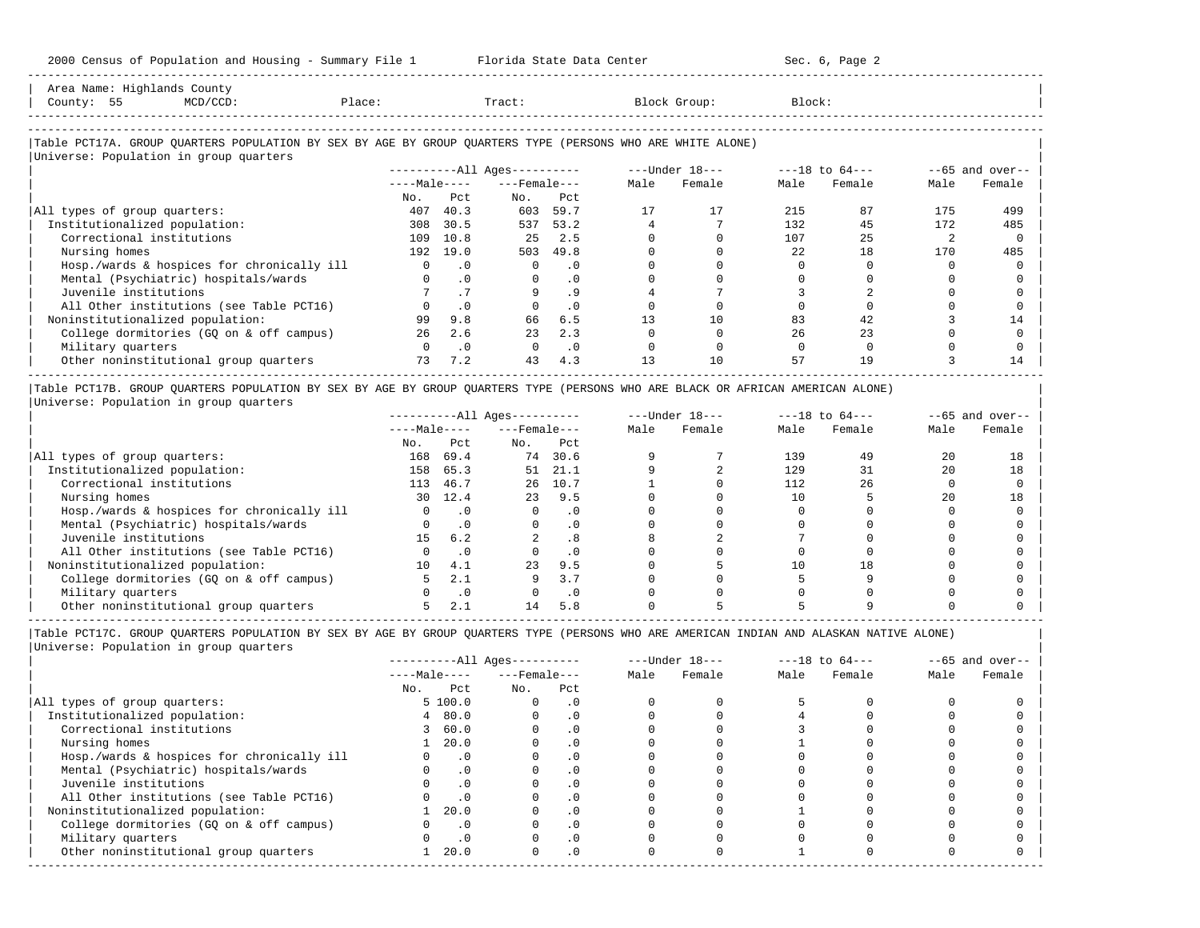Area Name: Highlands County
County: 55 MCD/CCD: Place: Tract: Block Group: Block:

### Table PCT17A. GROUP QUARTERS POPULATION BY SEX BY AGE BY GROUP QUARTERS TYPE (PERSONS WHO ARE WHITE ALONE)

Universe: Population in group quarters

| | All Ages Male No. | All Ages Male Pct | All Ages Female No. | All Ages Female Pct | Under 18 Male | Under 18 Female | 18 to 64 Male | 18 to 64 Female | 65 and over Male | 65 and over Female |
|---|---|---|---|---|---|---|---|---|---|---|
| All types of group quarters: | 407 | 40.3 | 603 | 59.7 | 17 | 17 | 215 | 87 | 175 | 499 |
| Institutionalized population: | 308 | 30.5 | 537 | 53.2 | 4 | 7 | 132 | 45 | 172 | 485 |
| Correctional institutions | 109 | 10.8 | 25 | 2.5 | 0 | 0 | 107 | 25 | 2 | 0 |
| Nursing homes | 192 | 19.0 | 503 | 49.8 | 0 | 0 | 22 | 18 | 170 | 485 |
| Hosp./wards & hospices for chronically ill | 0 | .0 | 0 | .0 | 0 | 0 | 0 | 0 | 0 | 0 |
| Mental (Psychiatric) hospitals/wards | 0 | .0 | 0 | .0 | 0 | 0 | 0 | 0 | 0 | 0 |
| Juvenile institutions | 7 | .7 | 9 | .9 | 4 | 7 | 3 | 2 | 0 | 0 |
| All Other institutions (see Table PCT16) | 0 | .0 | 0 | .0 | 0 | 0 | 0 | 0 | 0 | 0 |
| Noninstitutionalized population: | 99 | 9.8 | 66 | 6.5 | 13 | 10 | 83 | 42 | 3 | 14 |
| College dormitories (GQ on & off campus) | 26 | 2.6 | 23 | 2.3 | 0 | 0 | 26 | 23 | 0 | 0 |
| Military quarters | 0 | .0 | 0 | .0 | 0 | 0 | 0 | 0 | 0 | 0 |
| Other noninstitutional group quarters | 73 | 7.2 | 43 | 4.3 | 13 | 10 | 57 | 19 | 3 | 14 |

### Table PCT17B. GROUP QUARTERS POPULATION BY SEX BY AGE BY GROUP QUARTERS TYPE (PERSONS WHO ARE BLACK OR AFRICAN AMERICAN ALONE)

Universe: Population in group quarters

| | All Ages Male No. | All Ages Male Pct | All Ages Female No. | All Ages Female Pct | Under 18 Male | Under 18 Female | 18 to 64 Male | 18 to 64 Female | 65 and over Male | 65 and over Female |
|---|---|---|---|---|---|---|---|---|---|---|
| All types of group quarters: | 168 | 69.4 | 74 | 30.6 | 9 | 7 | 139 | 49 | 20 | 18 |
| Institutionalized population: | 158 | 65.3 | 51 | 21.1 | 9 | 2 | 129 | 31 | 20 | 18 |
| Correctional institutions | 113 | 46.7 | 26 | 10.7 | 1 | 0 | 112 | 26 | 0 | 0 |
| Nursing homes | 30 | 12.4 | 23 | 9.5 | 0 | 0 | 10 | 5 | 20 | 18 |
| Hosp./wards & hospices for chronically ill | 0 | .0 | 0 | .0 | 0 | 0 | 0 | 0 | 0 | 0 |
| Mental (Psychiatric) hospitals/wards | 0 | .0 | 0 | .0 | 0 | 0 | 0 | 0 | 0 | 0 |
| Juvenile institutions | 15 | 6.2 | 2 | .8 | 8 | 2 | 7 | 0 | 0 | 0 |
| All Other institutions (see Table PCT16) | 0 | .0 | 0 | .0 | 0 | 0 | 0 | 0 | 0 | 0 |
| Noninstitutionalized population: | 10 | 4.1 | 23 | 9.5 | 0 | 5 | 10 | 18 | 0 | 0 |
| College dormitories (GQ on & off campus) | 5 | 2.1 | 9 | 3.7 | 0 | 0 | 5 | 9 | 0 | 0 |
| Military quarters | 0 | .0 | 0 | .0 | 0 | 0 | 0 | 0 | 0 | 0 |
| Other noninstitutional group quarters | 5 | 2.1 | 14 | 5.8 | 0 | 5 | 5 | 9 | 0 | 0 |

### Table PCT17C. GROUP QUARTERS POPULATION BY SEX BY AGE BY GROUP QUARTERS TYPE (PERSONS WHO ARE AMERICAN INDIAN AND ALASKAN NATIVE ALONE)

Universe: Population in group quarters

| | All Ages Male No. | All Ages Male Pct | All Ages Female No. | All Ages Female Pct | Under 18 Male | Under 18 Female | 18 to 64 Male | 18 to 64 Female | 65 and over Male | 65 and over Female |
|---|---|---|---|---|---|---|---|---|---|---|
| All types of group quarters: | 5 | 100.0 | 0 | .0 | 0 | 0 | 5 | 0 | 0 | 0 |
| Institutionalized population: | 4 | 80.0 | 0 | .0 | 0 | 0 | 4 | 0 | 0 | 0 |
| Correctional institutions | 3 | 60.0 | 0 | .0 | 0 | 0 | 3 | 0 | 0 | 0 |
| Nursing homes | 1 | 20.0 | 0 | .0 | 0 | 0 | 1 | 0 | 0 | 0 |
| Hosp./wards & hospices for chronically ill | 0 | .0 | 0 | .0 | 0 | 0 | 0 | 0 | 0 | 0 |
| Mental (Psychiatric) hospitals/wards | 0 | .0 | 0 | .0 | 0 | 0 | 0 | 0 | 0 | 0 |
| Juvenile institutions | 0 | .0 | 0 | .0 | 0 | 0 | 0 | 0 | 0 | 0 |
| All Other institutions (see Table PCT16) | 0 | .0 | 0 | .0 | 0 | 0 | 0 | 0 | 0 | 0 |
| Noninstitutionalized population: | 1 | 20.0 | 0 | .0 | 0 | 0 | 1 | 0 | 0 | 0 |
| College dormitories (GQ on & off campus) | 0 | .0 | 0 | .0 | 0 | 0 | 0 | 0 | 0 | 0 |
| Military quarters | 0 | .0 | 0 | .0 | 0 | 0 | 0 | 0 | 0 | 0 |
| Other noninstitutional group quarters | 1 | 20.0 | 0 | .0 | 0 | 0 | 1 | 0 | 0 | 0 |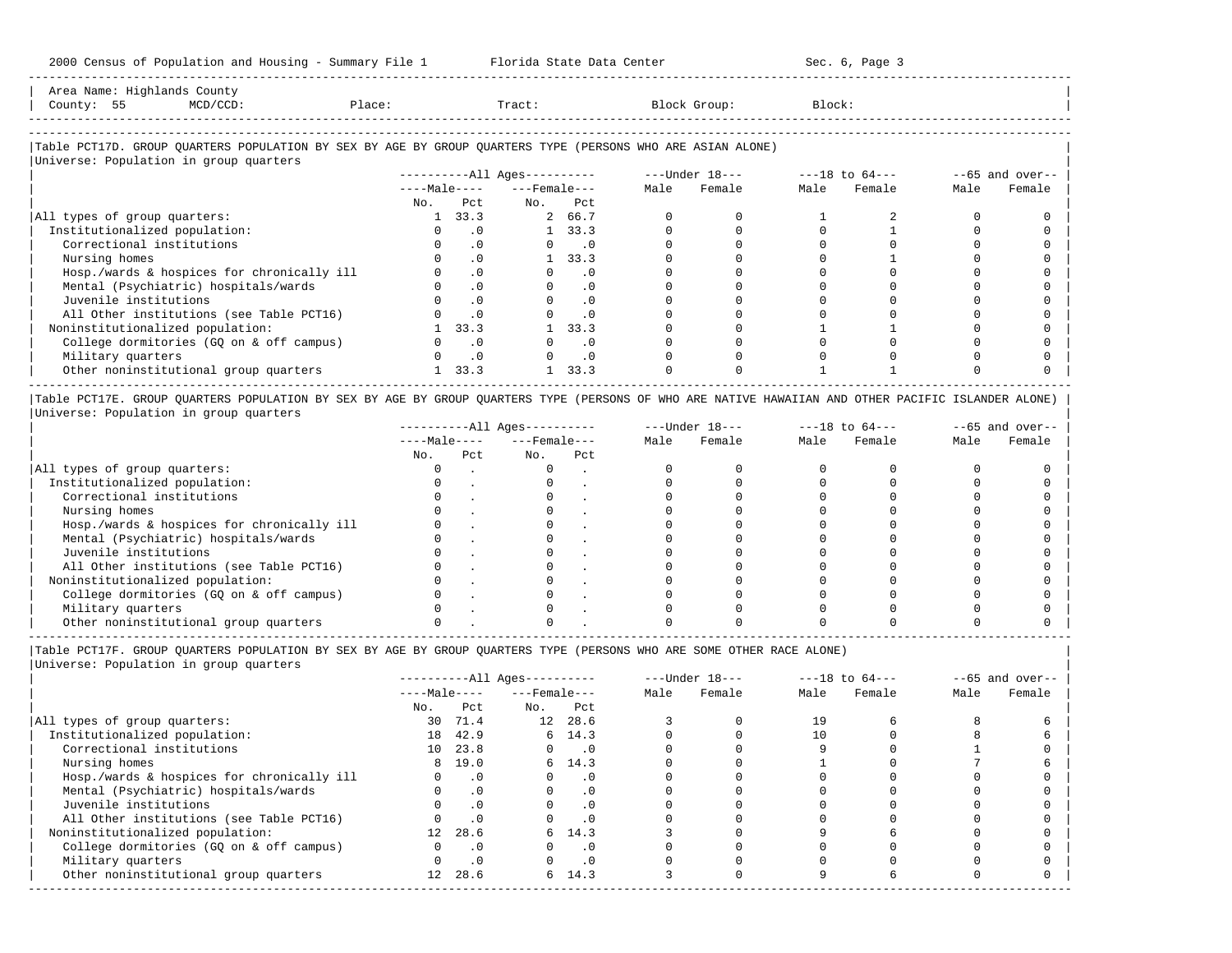Area Name: Highlands County
County: 55 MCD/CCD: Place: Tract: Block Group: Block:

### Table PCT17D. GROUP QUARTERS POPULATION BY SEX BY AGE BY GROUP QUARTERS TYPE (PERSONS WHO ARE ASIAN ALONE)

Universe: Population in group quarters

| | All Ages | | | | Under 18 | | 18 to 64 | | 65 and over | |
|---|---|---|---|---|---|---|---|---|---|---|
| | Male | | Female | | | | | | | |
| | No. | Pct | No. | Pct | Male | Female | Male | Female | Male | Female |
| All types of group quarters: | 1 | 33.3 | 2 | 66.7 | 0 | 0 | 1 | 2 | 0 | 0 |
| Institutionalized population: | 0 | .0 | 1 | 33.3 | 0 | 0 | 0 | 1 | 0 | 0 |
| Correctional institutions | 0 | .0 | 0 | .0 | 0 | 0 | 0 | 0 | 0 | 0 |
| Nursing homes | 0 | .0 | 1 | 33.3 | 0 | 0 | 0 | 1 | 0 | 0 |
| Hosp./wards & hospices for chronically ill | 0 | .0 | 0 | .0 | 0 | 0 | 0 | 0 | 0 | 0 |
| Mental (Psychiatric) hospitals/wards | 0 | .0 | 0 | .0 | 0 | 0 | 0 | 0 | 0 | 0 |
| Juvenile institutions | 0 | .0 | 0 | .0 | 0 | 0 | 0 | 0 | 0 | 0 |
| All Other institutions (see Table PCT16) | 0 | .0 | 0 | .0 | 0 | 0 | 0 | 0 | 0 | 0 |
| Noninstitutionalized population: | 1 | 33.3 | 1 | 33.3 | 0 | 0 | 1 | 1 | 0 | 0 |
| College dormitories (GQ on & off campus) | 0 | .0 | 0 | .0 | 0 | 0 | 0 | 0 | 0 | 0 |
| Military quarters | 0 | .0 | 0 | .0 | 0 | 0 | 0 | 0 | 0 | 0 |
| Other noninstitutional group quarters | 1 | 33.3 | 1 | 33.3 | 0 | 0 | 1 | 1 | 0 | 0 |

### Table PCT17E. GROUP QUARTERS POPULATION BY SEX BY AGE BY GROUP QUARTERS TYPE (PERSONS OF WHO ARE NATIVE HAWAIIAN AND OTHER PACIFIC ISLANDER ALONE)

Universe: Population in group quarters

| | All Ages | | | | Under 18 | | 18 to 64 | | 65 and over | |
|---|---|---|---|---|---|---|---|---|---|---|
| | Male | | Female | | | | | | | |
| | No. | Pct | No. | Pct | Male | Female | Male | Female | Male | Female |
| All types of group quarters: | 0 | . | 0 | . | 0 | 0 | 0 | 0 | 0 | 0 |
| Institutionalized population: | 0 | . | 0 | . | 0 | 0 | 0 | 0 | 0 | 0 |
| Correctional institutions | 0 | . | 0 | . | 0 | 0 | 0 | 0 | 0 | 0 |
| Nursing homes | 0 | . | 0 | . | 0 | 0 | 0 | 0 | 0 | 0 |
| Hosp./wards & hospices for chronically ill | 0 | . | 0 | . | 0 | 0 | 0 | 0 | 0 | 0 |
| Mental (Psychiatric) hospitals/wards | 0 | . | 0 | . | 0 | 0 | 0 | 0 | 0 | 0 |
| Juvenile institutions | 0 | . | 0 | . | 0 | 0 | 0 | 0 | 0 | 0 |
| All Other institutions (see Table PCT16) | 0 | . | 0 | . | 0 | 0 | 0 | 0 | 0 | 0 |
| Noninstitutionalized population: | 0 | . | 0 | . | 0 | 0 | 0 | 0 | 0 | 0 |
| College dormitories (GQ on & off campus) | 0 | . | 0 | . | 0 | 0 | 0 | 0 | 0 | 0 |
| Military quarters | 0 | . | 0 | . | 0 | 0 | 0 | 0 | 0 | 0 |
| Other noninstitutional group quarters | 0 | . | 0 | . | 0 | 0 | 0 | 0 | 0 | 0 |

### Table PCT17F. GROUP QUARTERS POPULATION BY SEX BY AGE BY GROUP QUARTERS TYPE (PERSONS WHO ARE SOME OTHER RACE ALONE)

Universe: Population in group quarters

| | All Ages | | | | Under 18 | | 18 to 64 | | 65 and over | |
|---|---|---|---|---|---|---|---|---|---|---|
| | Male | | Female | | | | | | | |
| | No. | Pct | No. | Pct | Male | Female | Male | Female | Male | Female |
| All types of group quarters: | 30 | 71.4 | 12 | 28.6 | 3 | 0 | 19 | 6 | 8 | 6 |
| Institutionalized population: | 18 | 42.9 | 6 | 14.3 | 0 | 0 | 10 | 0 | 8 | 6 |
| Correctional institutions | 10 | 23.8 | 0 | .0 | 0 | 0 | 9 | 0 | 1 | 0 |
| Nursing homes | 8 | 19.0 | 6 | 14.3 | 0 | 0 | 1 | 0 | 7 | 6 |
| Hosp./wards & hospices for chronically ill | 0 | .0 | 0 | .0 | 0 | 0 | 0 | 0 | 0 | 0 |
| Mental (Psychiatric) hospitals/wards | 0 | .0 | 0 | .0 | 0 | 0 | 0 | 0 | 0 | 0 |
| Juvenile institutions | 0 | .0 | 0 | .0 | 0 | 0 | 0 | 0 | 0 | 0 |
| All Other institutions (see Table PCT16) | 0 | .0 | 0 | .0 | 0 | 0 | 0 | 0 | 0 | 0 |
| Noninstitutionalized population: | 12 | 28.6 | 6 | 14.3 | 3 | 0 | 9 | 6 | 0 | 0 |
| College dormitories (GQ on & off campus) | 0 | .0 | 0 | .0 | 0 | 0 | 0 | 0 | 0 | 0 |
| Military quarters | 0 | .0 | 0 | .0 | 0 | 0 | 0 | 0 | 0 | 0 |
| Other noninstitutional group quarters | 12 | 28.6 | 6 | 14.3 | 3 | 0 | 9 | 6 | 0 | 0 |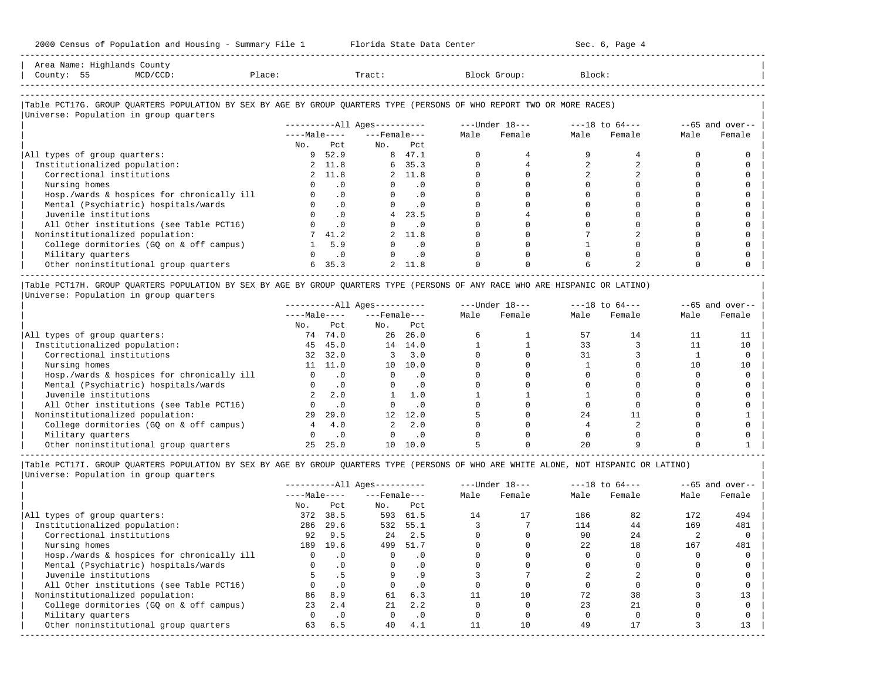Area Name: Highlands County
County: 55 MCD/CCD: Place: Tract: Block Group: Block:

## Table PCT17G. GROUP QUARTERS POPULATION BY SEX BY AGE BY GROUP QUARTERS TYPE (PERSONS OF WHO REPORT TWO OR MORE RACES)

Universe: Population in group quarters

| | All Ages | | | | Under 18 | | 18 to 64 | | 65 and over | |
|---|---|---|---|---|---|---|---|---|---|---|
| | Male | | Female | | | | | | | |
| | No. | Pct | No. | Pct | Male | Female | Male | Female | Male | Female |
| All types of group quarters: | 9 | 52.9 | 8 | 47.1 | 0 | 4 | 9 | 4 | 0 | 0 |
| Institutionalized population: | 2 | 11.8 | 6 | 35.3 | 0 | 4 | 2 | 2 | 0 | 0 |
| Correctional institutions | 2 | 11.8 | 2 | 11.8 | 0 | 0 | 2 | 2 | 0 | 0 |
| Nursing homes | 0 | .0 | 0 | .0 | 0 | 0 | 0 | 0 | 0 | 0 |
| Hosp./wards & hospices for chronically ill | 0 | .0 | 0 | .0 | 0 | 0 | 0 | 0 | 0 | 0 |
| Mental (Psychiatric) hospitals/wards | 0 | .0 | 0 | .0 | 0 | 0 | 0 | 0 | 0 | 0 |
| Juvenile institutions | 0 | .0 | 4 | 23.5 | 0 | 4 | 0 | 0 | 0 | 0 |
| All Other institutions (see Table PCT16) | 0 | .0 | 0 | .0 | 0 | 0 | 0 | 0 | 0 | 0 |
| Noninstitutionalized population: | 7 | 41.2 | 2 | 11.8 | 0 | 0 | 7 | 2 | 0 | 0 |
| College dormitories (GQ on & off campus) | 1 | 5.9 | 0 | .0 | 0 | 0 | 1 | 0 | 0 | 0 |
| Military quarters | 0 | .0 | 0 | .0 | 0 | 0 | 0 | 0 | 0 | 0 |
| Other noninstitutional group quarters | 6 | 35.3 | 2 | 11.8 | 0 | 0 | 6 | 2 | 0 | 0 |

## Table PCT17H. GROUP QUARTERS POPULATION BY SEX BY AGE BY GROUP QUARTERS TYPE (PERSONS OF ANY RACE WHO ARE HISPANIC OR LATINO)

Universe: Population in group quarters

| | All Ages | | | | Under 18 | | 18 to 64 | | 65 and over | |
|---|---|---|---|---|---|---|---|---|---|---|
| | Male | | Female | | | | | | | |
| | No. | Pct | No. | Pct | Male | Female | Male | Female | Male | Female |
| All types of group quarters: | 74 | 74.0 | 26 | 26.0 | 6 | 1 | 57 | 14 | 11 | 11 |
| Institutionalized population: | 45 | 45.0 | 14 | 14.0 | 1 | 1 | 33 | 3 | 11 | 10 |
| Correctional institutions | 32 | 32.0 | 3 | 3.0 | 0 | 0 | 31 | 3 | 1 | 0 |
| Nursing homes | 11 | 11.0 | 10 | 10.0 | 0 | 0 | 1 | 0 | 10 | 10 |
| Hosp./wards & hospices for chronically ill | 0 | .0 | 0 | .0 | 0 | 0 | 0 | 0 | 0 | 0 |
| Mental (Psychiatric) hospitals/wards | 0 | .0 | 0 | .0 | 0 | 0 | 0 | 0 | 0 | 0 |
| Juvenile institutions | 2 | 2.0 | 1 | 1.0 | 1 | 1 | 1 | 0 | 0 | 0 |
| All Other institutions (see Table PCT16) | 0 | .0 | 0 | .0 | 0 | 0 | 0 | 0 | 0 | 0 |
| Noninstitutionalized population: | 29 | 29.0 | 12 | 12.0 | 5 | 0 | 24 | 11 | 0 | 1 |
| College dormitories (GQ on & off campus) | 4 | 4.0 | 2 | 2.0 | 0 | 0 | 4 | 2 | 0 | 0 |
| Military quarters | 0 | .0 | 0 | .0 | 0 | 0 | 0 | 0 | 0 | 0 |
| Other noninstitutional group quarters | 25 | 25.0 | 10 | 10.0 | 5 | 0 | 20 | 9 | 0 | 1 |

## Table PCT17I. GROUP QUARTERS POPULATION BY SEX BY AGE BY GROUP QUARTERS TYPE (PERSONS OF WHO ARE WHITE ALONE, NOT HISPANIC OR LATINO)

Universe: Population in group quarters

| | All Ages | | | | Under 18 | | 18 to 64 | | 65 and over | |
|---|---|---|---|---|---|---|---|---|---|---|
| | Male | | Female | | | | | | | |
| | No. | Pct | No. | Pct | Male | Female | Male | Female | Male | Female |
| All types of group quarters: | 372 | 38.5 | 593 | 61.5 | 14 | 17 | 186 | 82 | 172 | 494 |
| Institutionalized population: | 286 | 29.6 | 532 | 55.1 | 3 | 7 | 114 | 44 | 169 | 481 |
| Correctional institutions | 92 | 9.5 | 24 | 2.5 | 0 | 0 | 90 | 24 | 2 | 0 |
| Nursing homes | 189 | 19.6 | 499 | 51.7 | 0 | 0 | 22 | 18 | 167 | 481 |
| Hosp./wards & hospices for chronically ill | 0 | .0 | 0 | .0 | 0 | 0 | 0 | 0 | 0 | 0 |
| Mental (Psychiatric) hospitals/wards | 0 | .0 | 0 | .0 | 0 | 0 | 0 | 0 | 0 | 0 |
| Juvenile institutions | 5 | .5 | 9 | .9 | 3 | 7 | 2 | 2 | 0 | 0 |
| All Other institutions (see Table PCT16) | 0 | .0 | 0 | .0 | 0 | 0 | 0 | 0 | 0 | 0 |
| Noninstitutionalized population: | 86 | 8.9 | 61 | 6.3 | 11 | 10 | 72 | 38 | 3 | 13 |
| College dormitories (GQ on & off campus) | 23 | 2.4 | 21 | 2.2 | 0 | 0 | 23 | 21 | 0 | 0 |
| Military quarters | 0 | .0 | 0 | .0 | 0 | 0 | 0 | 0 | 0 | 0 |
| Other noninstitutional group quarters | 63 | 6.5 | 40 | 4.1 | 11 | 10 | 49 | 17 | 3 | 13 |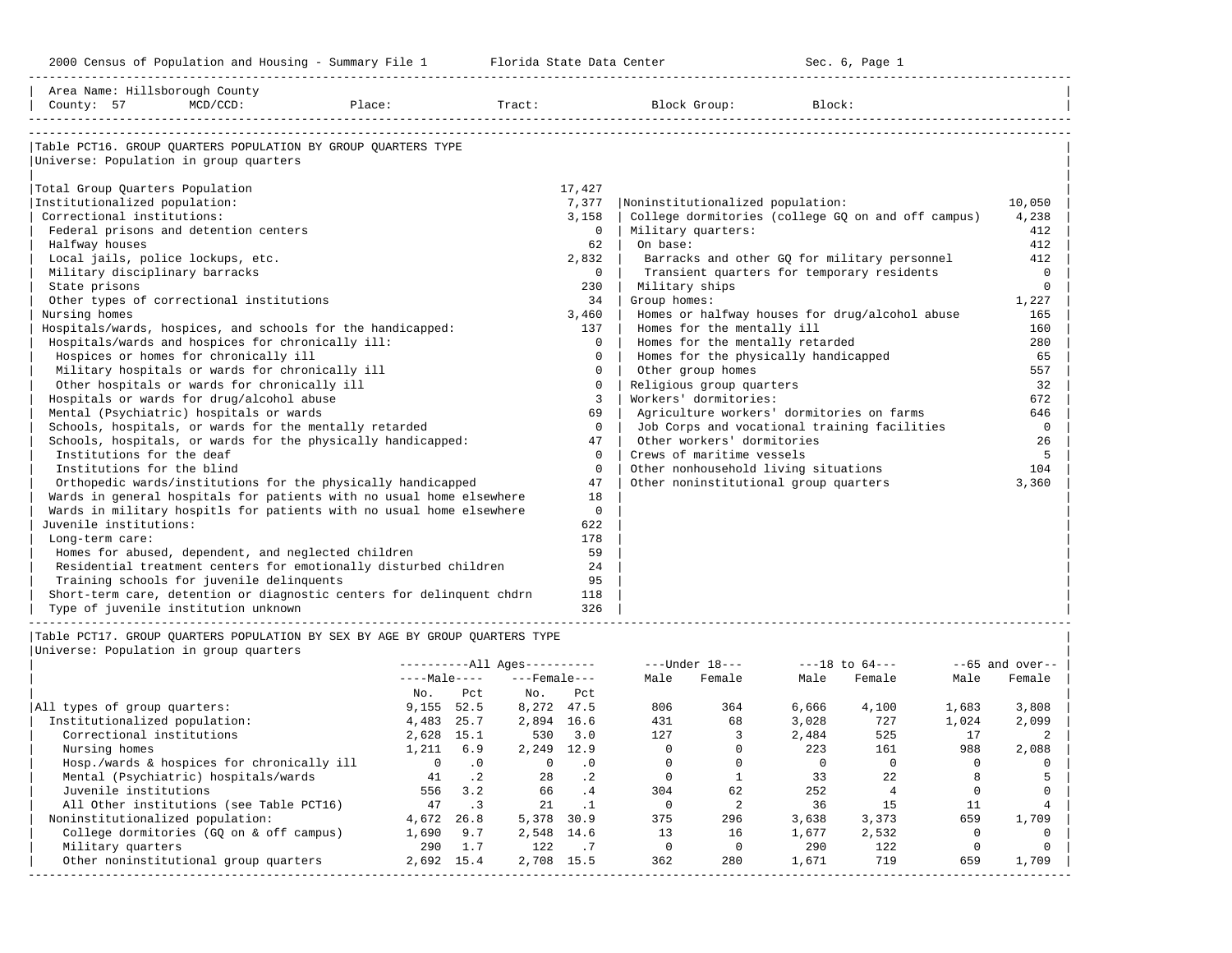Area Name: Hillsborough County
County: 57 MCD/CCD: Place: Tract: Block Group: Block:

## Table PCT16. GROUP QUARTERS POPULATION BY GROUP QUARTERS TYPE

Universe: Population in group quarters

| Category | Count | Category | Count |
|---|---|---|---|
| Total Group Quarters Population | 17,427 | | |
| Institutionalized population: | 7,377 | Noninstitutionalized population: | 10,050 |
| Correctional institutions: | 3,158 | College dormitories (college GQ on and off campus) | 4,238 |
| Federal prisons and detention centers | 0 | Military quarters: | 412 |
| Halfway houses | 62 | On base: | 412 |
| Local jails, police lockups, etc. | 2,832 | Barracks and other GQ for military personnel | 412 |
| Military disciplinary barracks | 0 | Transient quarters for temporary residents | 0 |
| State prisons | 230 | Military ships | 0 |
| Other types of correctional institutions | 34 | Group homes: | 1,227 |
| Nursing homes | 3,460 | Homes or halfway houses for drug/alcohol abuse | 165 |
| Hospitals/wards, hospices, and schools for the handicapped: | 137 | Homes for the mentally ill | 160 |
| Hospitals/wards and hospices for chronically ill: | 0 | Homes for the mentally retarded | 280 |
| Hospices or homes for chronically ill | 0 | Homes for the physically handicapped | 65 |
| Military hospitals or wards for chronically ill | 0 | Other group homes | 557 |
| Other hospitals or wards for chronically ill | 0 | Religious group quarters | 32 |
| Hospitals or wards for drug/alcohol abuse | 3 | Workers' dormitories: | 672 |
| Mental (Psychiatric) hospitals or wards | 69 | Agriculture workers' dormitories on farms | 646 |
| Schools, hospitals, or wards for the mentally retarded | 0 | Job Corps and vocational training facilities | 0 |
| Schools, hospitals, or wards for the physically handicapped: | 47 | Other workers' dormitories | 26 |
| Institutions for the deaf | 0 | Crews of maritime vessels | 5 |
| Institutions for the blind | 0 | Other nonhousehold living situations | 104 |
| Orthopedic wards/institutions for the physically handicapped | 47 | Other noninstitutional group quarters | 3,360 |
| Wards in general hospitals for patients with no usual home elsewhere | 18 | | |
| Wards in military hospitls for patients with no usual home elsewhere | 0 | | |
| Juvenile institutions: | 622 | | |
| Long-term care: | 178 | | |
| Homes for abused, dependent, and neglected children | 59 | | |
| Residential treatment centers for emotionally disturbed children | 24 | | |
| Training schools for juvenile delinquents | 95 | | |
| Short-term care, detention or diagnostic centers for delinquent chdrn | 118 | | |
| Type of juvenile institution unknown | 326 | | |

## Table PCT17. GROUP QUARTERS POPULATION BY SEX BY AGE BY GROUP QUARTERS TYPE

Universe: Population in group quarters

| | All Ages | | | | Under 18 | | 18 to 64 | | 65 and over | |
|---|---|---|---|---|---|---|---|---|---|---|
| | Male No. | Male Pct | Female No. | Female Pct | Male | Female | Male | Female | Male | Female |
| All types of group quarters: | 9,155 | 52.5 | 8,272 | 47.5 | 806 | 364 | 6,666 | 4,100 | 1,683 | 3,808 |
| Institutionalized population: | 4,483 | 25.7 | 2,894 | 16.6 | 431 | 68 | 3,028 | 727 | 1,024 | 2,099 |
| Correctional institutions | 2,628 | 15.1 | 530 | 3.0 | 127 | 3 | 2,484 | 525 | 17 | 2 |
| Nursing homes | 1,211 | 6.9 | 2,249 | 12.9 | 0 | 0 | 223 | 161 | 988 | 2,088 |
| Hosp./wards & hospices for chronically ill | 0 | .0 | 0 | .0 | 0 | 0 | 0 | 0 | 0 | 0 |
| Mental (Psychiatric) hospitals/wards | 41 | .2 | 28 | .2 | 0 | 1 | 33 | 22 | 8 | 5 |
| Juvenile institutions | 556 | 3.2 | 66 | .4 | 304 | 62 | 252 | 4 | 0 | 0 |
| All Other institutions (see Table PCT16) | 47 | .3 | 21 | .1 | 0 | 2 | 36 | 15 | 11 | 4 |
| Noninstitutionalized population: | 4,672 | 26.8 | 5,378 | 30.9 | 375 | 296 | 3,638 | 3,373 | 659 | 1,709 |
| College dormitories (GQ on & off campus) | 1,690 | 9.7 | 2,548 | 14.6 | 13 | 16 | 1,677 | 2,532 | 0 | 0 |
| Military quarters | 290 | 1.7 | 122 | .7 | 0 | 0 | 290 | 122 | 0 | 0 |
| Other noninstitutional group quarters | 2,692 | 15.4 | 2,708 | 15.5 | 362 | 280 | 1,671 | 719 | 659 | 1,709 |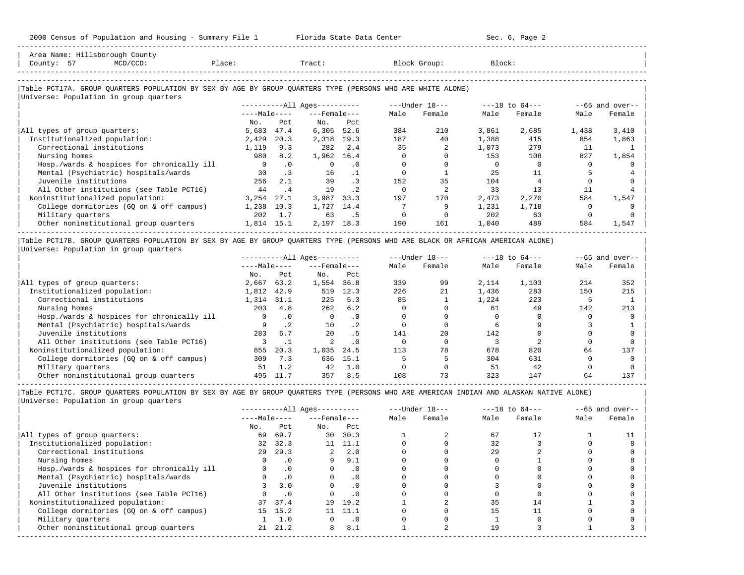Area Name: Hillsborough County
County: 57 MCD/CCD: Place: Tract: Block Group: Block:

## Table PCT17A. GROUP QUARTERS POPULATION BY SEX BY AGE BY GROUP QUARTERS TYPE (PERSONS WHO ARE WHITE ALONE)

Universe: Population in group quarters

| | All Ages Male No. | All Ages Male Pct | All Ages Female No. | All Ages Female Pct | Under 18 Male | Under 18 Female | 18 to 64 Male | 18 to 64 Female | 65 and over Male | 65 and over Female |
|---|---|---|---|---|---|---|---|---|---|---|
| All types of group quarters: | 5,683 | 47.4 | 6,305 | 52.6 | 384 | 210 | 3,861 | 2,685 | 1,438 | 3,410 |
| Institutionalized population: | 2,429 | 20.3 | 2,318 | 19.3 | 187 | 40 | 1,388 | 415 | 854 | 1,863 |
| Correctional institutions | 1,119 | 9.3 | 282 | 2.4 | 35 | 2 | 1,073 | 279 | 11 | 1 |
| Nursing homes | 980 | 8.2 | 1,962 | 16.4 | 0 | 0 | 153 | 108 | 827 | 1,854 |
| Hosp./wards & hospices for chronically ill | 0 | .0 | 0 | .0 | 0 | 0 | 0 | 0 | 0 | 0 |
| Mental (Psychiatric) hospitals/wards | 30 | .3 | 16 | .1 | 0 | 1 | 25 | 11 | 5 | 4 |
| Juvenile institutions | 256 | 2.1 | 39 | .3 | 152 | 35 | 104 | 4 | 0 | 0 |
| All Other institutions (see Table PCT16) | 44 | .4 | 19 | .2 | 0 | 2 | 33 | 13 | 11 | 4 |
| Noninstitutionalized population: | 3,254 | 27.1 | 3,987 | 33.3 | 197 | 170 | 2,473 | 2,270 | 584 | 1,547 |
| College dormitories (GQ on & off campus) | 1,238 | 10.3 | 1,727 | 14.4 | 7 | 9 | 1,231 | 1,718 | 0 | 0 |
| Military quarters | 202 | 1.7 | 63 | .5 | 0 | 0 | 202 | 63 | 0 | 0 |
| Other noninstitutional group quarters | 1,814 | 15.1 | 2,197 | 18.3 | 190 | 161 | 1,040 | 489 | 584 | 1,547 |

## Table PCT17B. GROUP QUARTERS POPULATION BY SEX BY AGE BY GROUP QUARTERS TYPE (PERSONS WHO ARE BLACK OR AFRICAN AMERICAN ALONE)

Universe: Population in group quarters

| | All Ages Male No. | All Ages Male Pct | All Ages Female No. | All Ages Female Pct | Under 18 Male | Under 18 Female | 18 to 64 Male | 18 to 64 Female | 65 and over Male | 65 and over Female |
|---|---|---|---|---|---|---|---|---|---|---|
| All types of group quarters: | 2,667 | 63.2 | 1,554 | 36.8 | 339 | 99 | 2,114 | 1,103 | 214 | 352 |
| Institutionalized population: | 1,812 | 42.9 | 519 | 12.3 | 226 | 21 | 1,436 | 283 | 150 | 215 |
| Correctional institutions | 1,314 | 31.1 | 225 | 5.3 | 85 | 1 | 1,224 | 223 | 5 | 1 |
| Nursing homes | 203 | 4.8 | 262 | 6.2 | 0 | 0 | 61 | 49 | 142 | 213 |
| Hosp./wards & hospices for chronically ill | 0 | .0 | 0 | .0 | 0 | 0 | 0 | 0 | 0 | 0 |
| Mental (Psychiatric) hospitals/wards | 9 | .2 | 10 | .2 | 0 | 0 | 6 | 9 | 3 | 1 |
| Juvenile institutions | 283 | 6.7 | 20 | .5 | 141 | 20 | 142 | 0 | 0 | 0 |
| All Other institutions (see Table PCT16) | 3 | .1 | 2 | .0 | 0 | 0 | 3 | 2 | 0 | 0 |
| Noninstitutionalized population: | 855 | 20.3 | 1,035 | 24.5 | 113 | 78 | 678 | 820 | 64 | 137 |
| College dormitories (GQ on & off campus) | 309 | 7.3 | 636 | 15.1 | 5 | 5 | 304 | 631 | 0 | 0 |
| Military quarters | 51 | 1.2 | 42 | 1.0 | 0 | 0 | 51 | 42 | 0 | 0 |
| Other noninstitutional group quarters | 495 | 11.7 | 357 | 8.5 | 108 | 73 | 323 | 147 | 64 | 137 |

## Table PCT17C. GROUP QUARTERS POPULATION BY SEX BY AGE BY GROUP QUARTERS TYPE (PERSONS WHO ARE AMERICAN INDIAN AND ALASKAN NATIVE ALONE)

Universe: Population in group quarters

| | All Ages Male No. | All Ages Male Pct | All Ages Female No. | All Ages Female Pct | Under 18 Male | Under 18 Female | 18 to 64 Male | 18 to 64 Female | 65 and over Male | 65 and over Female |
|---|---|---|---|---|---|---|---|---|---|---|
| All types of group quarters: | 69 | 69.7 | 30 | 30.3 | 1 | 2 | 67 | 17 | 1 | 11 |
| Institutionalized population: | 32 | 32.3 | 11 | 11.1 | 0 | 0 | 32 | 3 | 0 | 8 |
| Correctional institutions | 29 | 29.3 | 2 | 2.0 | 0 | 0 | 29 | 2 | 0 | 0 |
| Nursing homes | 0 | .0 | 9 | 9.1 | 0 | 0 | 0 | 1 | 0 | 8 |
| Hosp./wards & hospices for chronically ill | 0 | .0 | 0 | .0 | 0 | 0 | 0 | 0 | 0 | 0 |
| Mental (Psychiatric) hospitals/wards | 0 | .0 | 0 | .0 | 0 | 0 | 0 | 0 | 0 | 0 |
| Juvenile institutions | 3 | 3.0 | 0 | .0 | 0 | 0 | 3 | 0 | 0 | 0 |
| All Other institutions (see Table PCT16) | 0 | .0 | 0 | .0 | 0 | 0 | 0 | 0 | 0 | 0 |
| Noninstitutionalized population: | 37 | 37.4 | 19 | 19.2 | 1 | 2 | 35 | 14 | 1 | 3 |
| College dormitories (GQ on & off campus) | 15 | 15.2 | 11 | 11.1 | 0 | 0 | 15 | 11 | 0 | 0 |
| Military quarters | 1 | 1.0 | 0 | .0 | 0 | 0 | 1 | 0 | 0 | 0 |
| Other noninstitutional group quarters | 21 | 21.2 | 8 | 8.1 | 1 | 2 | 19 | 3 | 1 | 3 |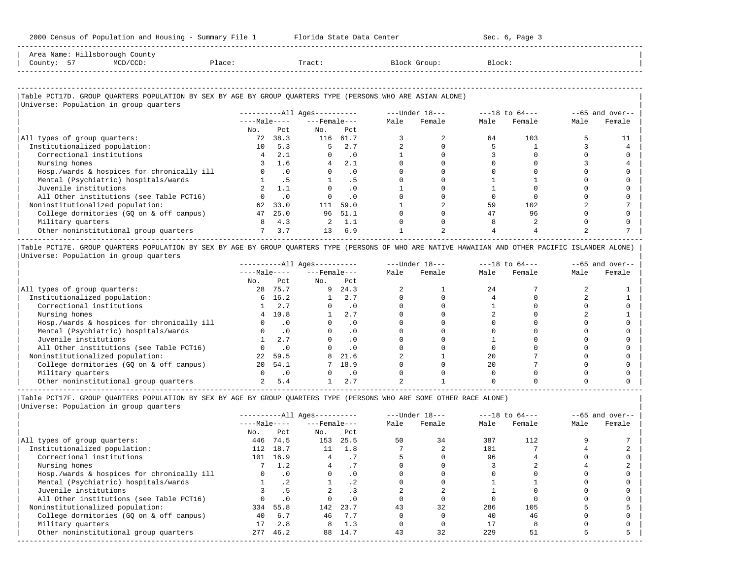Area Name: Hillsborough County
County: 57 MCD/CCD: Place: Tract: Block Group: Block:

## Table PCT17D. GROUP QUARTERS POPULATION BY SEX BY AGE BY GROUP QUARTERS TYPE (PERSONS WHO ARE ASIAN ALONE)

Universe: Population in group quarters

| | All Ages | | | | Under 18 | | 18 to 64 | | 65 and over | |
|---|---|---|---|---|---|---|---|---|---|---|
| | Male | | Female | | | | | | | |
| | No. | Pct | No. | Pct | Male | Female | Male | Female | Male | Female |
| All types of group quarters: | 72 | 38.3 | 116 | 61.7 | 3 | 2 | 64 | 103 | 5 | 11 |
| Institutionalized population: | 10 | 5.3 | 5 | 2.7 | 2 | 0 | 5 | 1 | 3 | 4 |
| Correctional institutions | 4 | 2.1 | 0 | .0 | 1 | 0 | 3 | 0 | 0 | 0 |
| Nursing homes | 3 | 1.6 | 4 | 2.1 | 0 | 0 | 0 | 0 | 3 | 4 |
| Hosp./wards & hospices for chronically ill | 0 | .0 | 0 | .0 | 0 | 0 | 0 | 0 | 0 | 0 |
| Mental (Psychiatric) hospitals/wards | 1 | .5 | 1 | .5 | 0 | 0 | 1 | 1 | 0 | 0 |
| Juvenile institutions | 2 | 1.1 | 0 | .0 | 1 | 0 | 1 | 0 | 0 | 0 |
| All Other institutions (see Table PCT16) | 0 | .0 | 0 | .0 | 0 | 0 | 0 | 0 | 0 | 0 |
| Noninstitutionalized population: | 62 | 33.0 | 111 | 59.0 | 1 | 2 | 59 | 102 | 2 | 7 |
| College dormitories (GQ on & off campus) | 47 | 25.0 | 96 | 51.1 | 0 | 0 | 47 | 96 | 0 | 0 |
| Military quarters | 8 | 4.3 | 2 | 1.1 | 0 | 0 | 8 | 2 | 0 | 0 |
| Other noninstitutional group quarters | 7 | 3.7 | 13 | 6.9 | 1 | 2 | 4 | 4 | 2 | 7 |

## Table PCT17E. GROUP QUARTERS POPULATION BY SEX BY AGE BY GROUP QUARTERS TYPE (PERSONS OF WHO ARE NATIVE HAWAIIAN AND OTHER PACIFIC ISLANDER ALONE)

Universe: Population in group quarters

| | All Ages | | | | Under 18 | | 18 to 64 | | 65 and over | |
|---|---|---|---|---|---|---|---|---|---|---|
| | Male | | Female | | | | | | | |
| | No. | Pct | No. | Pct | Male | Female | Male | Female | Male | Female |
| All types of group quarters: | 28 | 75.7 | 9 | 24.3 | 2 | 1 | 24 | 7 | 2 | 1 |
| Institutionalized population: | 6 | 16.2 | 1 | 2.7 | 0 | 0 | 4 | 0 | 2 | 1 |
| Correctional institutions | 1 | 2.7 | 0 | .0 | 0 | 0 | 1 | 0 | 0 | 0 |
| Nursing homes | 4 | 10.8 | 1 | 2.7 | 0 | 0 | 2 | 0 | 2 | 1 |
| Hosp./wards & hospices for chronically ill | 0 | .0 | 0 | .0 | 0 | 0 | 0 | 0 | 0 | 0 |
| Mental (Psychiatric) hospitals/wards | 0 | .0 | 0 | .0 | 0 | 0 | 0 | 0 | 0 | 0 |
| Juvenile institutions | 1 | 2.7 | 0 | .0 | 0 | 0 | 1 | 0 | 0 | 0 |
| All Other institutions (see Table PCT16) | 0 | .0 | 0 | .0 | 0 | 0 | 0 | 0 | 0 | 0 |
| Noninstitutionalized population: | 22 | 59.5 | 8 | 21.6 | 2 | 1 | 20 | 7 | 0 | 0 |
| College dormitories (GQ on & off campus) | 20 | 54.1 | 7 | 18.9 | 0 | 0 | 20 | 7 | 0 | 0 |
| Military quarters | 0 | .0 | 0 | .0 | 0 | 0 | 0 | 0 | 0 | 0 |
| Other noninstitutional group quarters | 2 | 5.4 | 1 | 2.7 | 2 | 1 | 0 | 0 | 0 | 0 |

## Table PCT17F. GROUP QUARTERS POPULATION BY SEX BY AGE BY GROUP QUARTERS TYPE (PERSONS WHO ARE SOME OTHER RACE ALONE)

Universe: Population in group quarters

| | All Ages | | | | Under 18 | | 18 to 64 | | 65 and over | |
|---|---|---|---|---|---|---|---|---|---|---|
| | Male | | Female | | | | | | | |
| | No. | Pct | No. | Pct | Male | Female | Male | Female | Male | Female |
| All types of group quarters: | 446 | 74.5 | 153 | 25.5 | 50 | 34 | 387 | 112 | 9 | 7 |
| Institutionalized population: | 112 | 18.7 | 11 | 1.8 | 7 | 2 | 101 | 7 | 4 | 2 |
| Correctional institutions | 101 | 16.9 | 4 | .7 | 5 | 0 | 96 | 4 | 0 | 0 |
| Nursing homes | 7 | 1.2 | 4 | .7 | 0 | 0 | 3 | 2 | 4 | 2 |
| Hosp./wards & hospices for chronically ill | 0 | .0 | 0 | .0 | 0 | 0 | 0 | 0 | 0 | 0 |
| Mental (Psychiatric) hospitals/wards | 1 | .2 | 1 | .2 | 0 | 0 | 1 | 1 | 0 | 0 |
| Juvenile institutions | 3 | .5 | 2 | .3 | 2 | 2 | 1 | 0 | 0 | 0 |
| All Other institutions (see Table PCT16) | 0 | .0 | 0 | .0 | 0 | 0 | 0 | 0 | 0 | 0 |
| Noninstitutionalized population: | 334 | 55.8 | 142 | 23.7 | 43 | 32 | 286 | 105 | 5 | 5 |
| College dormitories (GQ on & off campus) | 40 | 6.7 | 46 | 7.7 | 0 | 0 | 40 | 46 | 0 | 0 |
| Military quarters | 17 | 2.8 | 8 | 1.3 | 0 | 0 | 17 | 8 | 0 | 0 |
| Other noninstitutional group quarters | 277 | 46.2 | 88 | 14.7 | 43 | 32 | 229 | 51 | 5 | 5 |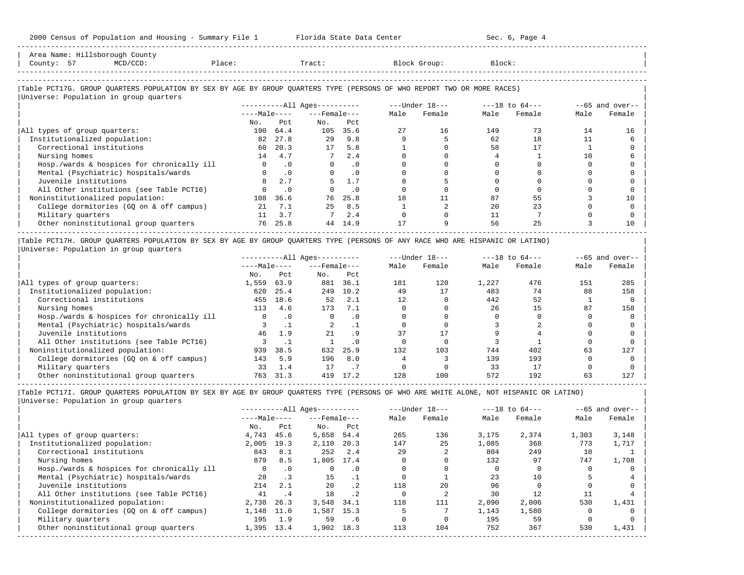Area Name: Hillsborough County
County: 57 MCD/CCD: Place: Tract: Block Group: Block:

Table PCT17G. GROUP QUARTERS POPULATION BY SEX BY AGE BY GROUP QUARTERS TYPE (PERSONS OF WHO REPORT TWO OR MORE RACES)
Universe: Population in group quarters

| | All Ages | | | | Under 18 | | 18 to 64 | | 65 and over | |
|---|---|---|---|---|---|---|---|---|---|---|
| | Male | | Female | | | | | | | |
| | No. | Pct | No. | Pct | Male | Female | Male | Female | Male | Female |
| All types of group quarters: | 190 | 64.4 | 105 | 35.6 | 27 | 16 | 149 | 73 | 14 | 16 |
| Institutionalized population: | 82 | 27.8 | 29 | 9.8 | 9 | 5 | 62 | 18 | 11 | 6 |
| Correctional institutions | 60 | 20.3 | 17 | 5.8 | 1 | 0 | 58 | 17 | 1 | 0 |
| Nursing homes | 14 | 4.7 | 7 | 2.4 | 0 | 0 | 4 | 1 | 10 | 6 |
| Hosp./wards & hospices for chronically ill | 0 | .0 | 0 | .0 | 0 | 0 | 0 | 0 | 0 | 0 |
| Mental (Psychiatric) hospitals/wards | 0 | .0 | 0 | .0 | 0 | 0 | 0 | 0 | 0 | 0 |
| Juvenile institutions | 8 | 2.7 | 5 | 1.7 | 8 | 5 | 0 | 0 | 0 | 0 |
| All Other institutions (see Table PCT16) | 0 | .0 | 0 | .0 | 0 | 0 | 0 | 0 | 0 | 0 |
| Noninstitutionalized population: | 108 | 36.6 | 76 | 25.8 | 18 | 11 | 87 | 55 | 3 | 10 |
| College dormitories (GQ on & off campus) | 21 | 7.1 | 25 | 8.5 | 1 | 2 | 20 | 23 | 0 | 0 |
| Military quarters | 11 | 3.7 | 7 | 2.4 | 0 | 0 | 11 | 7 | 0 | 0 |
| Other noninstitutional group quarters | 76 | 25.8 | 44 | 14.9 | 17 | 9 | 56 | 25 | 3 | 10 |

Table PCT17H. GROUP QUARTERS POPULATION BY SEX BY AGE BY GROUP QUARTERS TYPE (PERSONS OF ANY RACE WHO ARE HISPANIC OR LATINO)
Universe: Population in group quarters

| | All Ages | | | | Under 18 | | 18 to 64 | | 65 and over | |
|---|---|---|---|---|---|---|---|---|---|---|
| | Male | | Female | | | | | | | |
| | No. | Pct | No. | Pct | Male | Female | Male | Female | Male | Female |
| All types of group quarters: | 1,559 | 63.9 | 881 | 36.1 | 181 | 120 | 1,227 | 476 | 151 | 285 |
| Institutionalized population: | 620 | 25.4 | 249 | 10.2 | 49 | 17 | 483 | 74 | 88 | 158 |
| Correctional institutions | 455 | 18.6 | 52 | 2.1 | 12 | 0 | 442 | 52 | 1 | 0 |
| Nursing homes | 113 | 4.6 | 173 | 7.1 | 0 | 0 | 26 | 15 | 87 | 158 |
| Hosp./wards & hospices for chronically ill | 0 | .0 | 0 | .0 | 0 | 0 | 0 | 0 | 0 | 0 |
| Mental (Psychiatric) hospitals/wards | 3 | .1 | 2 | .1 | 0 | 0 | 3 | 2 | 0 | 0 |
| Juvenile institutions | 46 | 1.9 | 21 | .9 | 37 | 17 | 9 | 4 | 0 | 0 |
| All Other institutions (see Table PCT16) | 3 | .1 | 1 | .0 | 0 | 0 | 3 | 1 | 0 | 0 |
| Noninstitutionalized population: | 939 | 38.5 | 632 | 25.9 | 132 | 103 | 744 | 402 | 63 | 127 |
| College dormitories (GQ on & off campus) | 143 | 5.9 | 196 | 8.0 | 4 | 3 | 139 | 193 | 0 | 0 |
| Military quarters | 33 | 1.4 | 17 | .7 | 0 | 0 | 33 | 17 | 0 | 0 |
| Other noninstitutional group quarters | 763 | 31.3 | 419 | 17.2 | 128 | 100 | 572 | 192 | 63 | 127 |

Table PCT17I. GROUP QUARTERS POPULATION BY SEX BY AGE BY GROUP QUARTERS TYPE (PERSONS OF WHO ARE WHITE ALONE, NOT HISPANIC OR LATINO)
Universe: Population in group quarters

| | All Ages | | | | Under 18 | | 18 to 64 | | 65 and over | |
|---|---|---|---|---|---|---|---|---|---|---|
| | Male | | Female | | | | | | | |
| | No. | Pct | No. | Pct | Male | Female | Male | Female | Male | Female |
| All types of group quarters: | 4,743 | 45.6 | 5,658 | 54.4 | 265 | 136 | 3,175 | 2,374 | 1,303 | 3,148 |
| Institutionalized population: | 2,005 | 19.3 | 2,110 | 20.3 | 147 | 25 | 1,085 | 368 | 773 | 1,717 |
| Correctional institutions | 843 | 8.1 | 252 | 2.4 | 29 | 2 | 804 | 249 | 10 | 1 |
| Nursing homes | 879 | 8.5 | 1,805 | 17.4 | 0 | 0 | 132 | 97 | 747 | 1,708 |
| Hosp./wards & hospices for chronically ill | 0 | .0 | 0 | .0 | 0 | 0 | 0 | 0 | 0 | 0 |
| Mental (Psychiatric) hospitals/wards | 28 | .3 | 15 | .1 | 0 | 1 | 23 | 10 | 5 | 4 |
| Juvenile institutions | 214 | 2.1 | 20 | .2 | 118 | 20 | 96 | 0 | 0 | 0 |
| All Other institutions (see Table PCT16) | 41 | .4 | 18 | .2 | 0 | 2 | 30 | 12 | 11 | 4 |
| Noninstitutionalized population: | 2,738 | 26.3 | 3,548 | 34.1 | 118 | 111 | 2,090 | 2,006 | 530 | 1,431 |
| College dormitories (GQ on & off campus) | 1,148 | 11.0 | 1,587 | 15.3 | 5 | 7 | 1,143 | 1,580 | 0 | 0 |
| Military quarters | 195 | 1.9 | 59 | .6 | 0 | 0 | 195 | 59 | 0 | 0 |
| Other noninstitutional group quarters | 1,395 | 13.4 | 1,902 | 18.3 | 113 | 104 | 752 | 367 | 530 | 1,431 |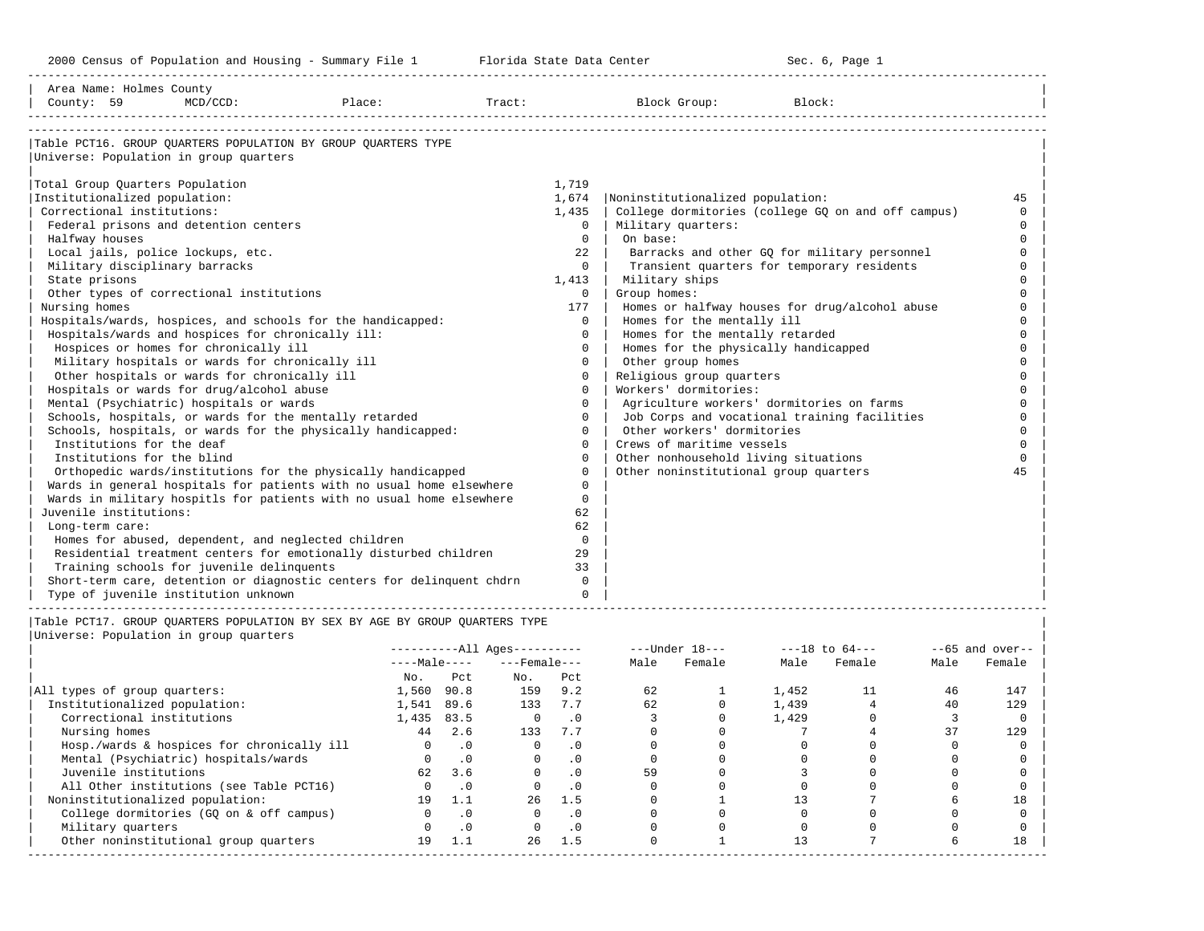2000 Census of Population and Housing - Summary File 1 | Florida State Data Center | Sec. 6, Page 1

Area Name: Holmes County
County: 59 MCD/CCD: Place: Tract: Block Group: Block:

## Table PCT16. GROUP QUARTERS POPULATION BY GROUP QUARTERS TYPE

Universe: Population in group quarters

| Category | Number |
|---|---|
| Total Group Quarters Population | 1,719 |
| Institutionalized population: | 1,674 |
| Correctional institutions: | 1,435 |
| Federal prisons and detention centers | 0 |
| Halfway houses | 0 |
| Local jails, police lockups, etc. | 22 |
| Military disciplinary barracks | 0 |
| State prisons | 1,413 |
| Other types of correctional institutions | 0 |
| Nursing homes | 177 |
| Hospitals/wards, hospices, and schools for the handicapped: | 0 |
| Hospitals/wards and hospices for chronically ill: | 0 |
| Hospices or homes for chronically ill | 0 |
| Military hospitals or wards for chronically ill | 0 |
| Other hospitals or wards for chronically ill | 0 |
| Hospitals or wards for drug/alcohol abuse | 0 |
| Mental (Psychiatric) hospitals or wards | 0 |
| Schools, hospitals, or wards for the mentally retarded | 0 |
| Schools, hospitals, or wards for the physically handicapped: | 0 |
| Institutions for the deaf | 0 |
| Institutions for the blind | 0 |
| Orthopedic wards/institutions for the physically handicapped | 0 |
| Wards in general hospitals for patients with no usual home elsewhere | 0 |
| Wards in military hospitls for patients with no usual home elsewhere | 0 |
| Juvenile institutions: | 62 |
| Long-term care: | 62 |
| Homes for abused, dependent, and neglected children | 0 |
| Residential treatment centers for emotionally disturbed children | 29 |
| Training schools for juvenile delinquents | 33 |
| Short-term care, detention or diagnostic centers for delinquent chdrn | 0 |
| Type of juvenile institution unknown | 0 |
| Noninstitutionalized population: | 45 |
| College dormitories (college GQ on and off campus) | 0 |
| Military quarters: | 0 |
| On base: | 0 |
| Barracks and other GQ for military personnel | 0 |
| Transient quarters for temporary residents | 0 |
| Military ships | 0 |
| Group homes: | 0 |
| Homes or halfway houses for drug/alcohol abuse | 0 |
| Homes for the mentally ill | 0 |
| Homes for the mentally retarded | 0 |
| Homes for the physically handicapped | 0 |
| Other group homes | 0 |
| Religious group quarters | 0 |
| Workers' dormitories: | 0 |
| Agriculture workers' dormitories on farms | 0 |
| Job Corps and vocational training facilities | 0 |
| Other workers' dormitories | 0 |
| Crews of maritime vessels | 0 |
| Other nonhousehold living situations | 0 |
| Other noninstitutional group quarters | 45 |

## Table PCT17. GROUP QUARTERS POPULATION BY SEX BY AGE BY GROUP QUARTERS TYPE

Universe: Population in group quarters

| | All Ages Male No. | All Ages Male Pct | All Ages Female No. | All Ages Female Pct | Under 18 Male | Under 18 Female | 18 to 64 Male | 18 to 64 Female | 65 and over Male | 65 and over Female |
|---|---|---|---|---|---|---|---|---|---|---|
| All types of group quarters: | 1,560 | 90.8 | 159 | 9.2 | 62 | 1 | 1,452 | 11 | 46 | 147 |
| Institutionalized population: | 1,541 | 89.6 | 133 | 7.7 | 62 | 0 | 1,439 | 4 | 40 | 129 |
| Correctional institutions | 1,435 | 83.5 | 0 | .0 | 3 | 0 | 1,429 | 0 | 3 | 0 |
| Nursing homes | 44 | 2.6 | 133 | 7.7 | 0 | 0 | 7 | 4 | 37 | 129 |
| Hosp./wards & hospices for chronically ill | 0 | .0 | 0 | .0 | 0 | 0 | 0 | 0 | 0 | 0 |
| Mental (Psychiatric) hospitals/wards | 0 | .0 | 0 | .0 | 0 | 0 | 0 | 0 | 0 | 0 |
| Juvenile institutions | 62 | 3.6 | 0 | .0 | 59 | 0 | 3 | 0 | 0 | 0 |
| All Other institutions (see Table PCT16) | 0 | .0 | 0 | .0 | 0 | 0 | 0 | 0 | 0 | 0 |
| Noninstitutionalized population: | 19 | 1.1 | 26 | 1.5 | 0 | 1 | 13 | 7 | 6 | 18 |
| College dormitories (GQ on & off campus) | 0 | .0 | 0 | .0 | 0 | 0 | 0 | 0 | 0 | 0 |
| Military quarters | 0 | .0 | 0 | .0 | 0 | 0 | 0 | 0 | 0 | 0 |
| Other noninstitutional group quarters | 19 | 1.1 | 26 | 1.5 | 0 | 1 | 13 | 7 | 6 | 18 |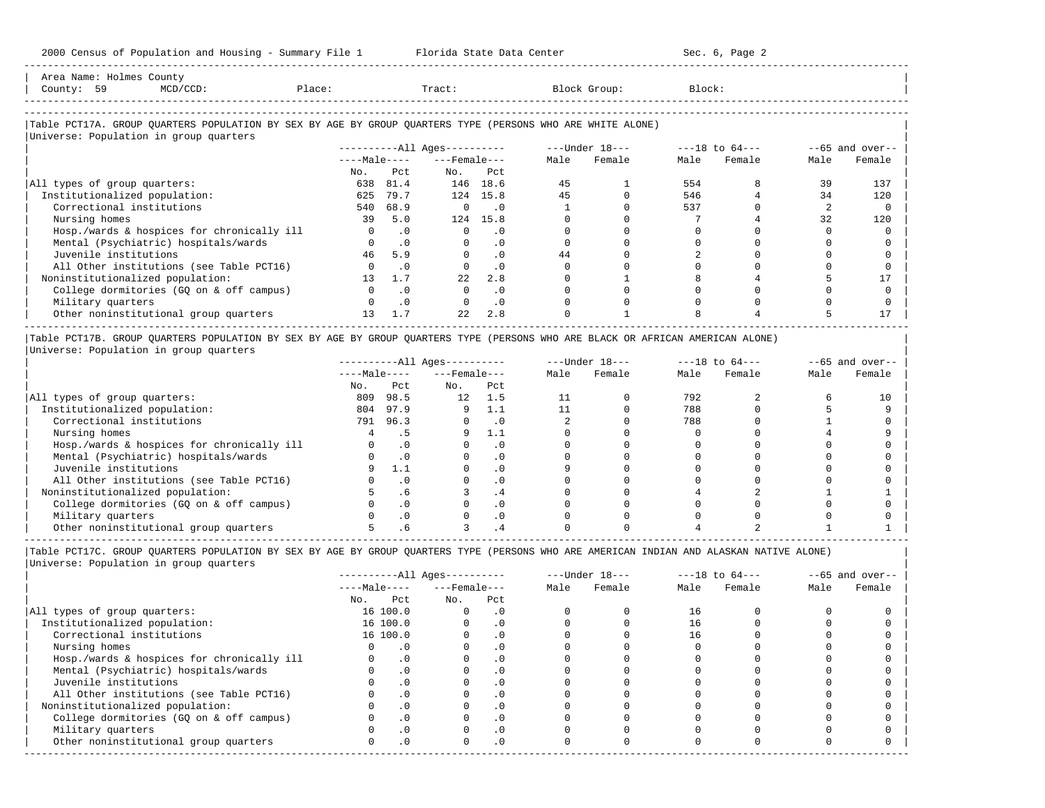Area Name: Holmes County
County: 59 MCD/CCD: Place: Tract: Block Group: Block:

## Table PCT17A. GROUP QUARTERS POPULATION BY SEX BY AGE BY GROUP QUARTERS TYPE (PERSONS WHO ARE WHITE ALONE)

Universe: Population in group quarters

| | All Ages: Male No. | All Ages: Male Pct | All Ages: Female No. | All Ages: Female Pct | Under 18: Male | Under 18: Female | 18 to 64: Male | 18 to 64: Female | 65 and over: Male | 65 and over: Female |
|---|---|---|---|---|---|---|---|---|---|---|
| All types of group quarters: | 638 | 81.4 | 146 | 18.6 | 45 | 1 | 554 | 8 | 39 | 137 |
| Institutionalized population: | 625 | 79.7 | 124 | 15.8 | 45 | 0 | 546 | 4 | 34 | 120 |
| Correctional institutions | 540 | 68.9 | 0 | .0 | 1 | 0 | 537 | 0 | 2 | 0 |
| Nursing homes | 39 | 5.0 | 124 | 15.8 | 0 | 0 | 7 | 4 | 32 | 120 |
| Hosp./wards & hospices for chronically ill | 0 | .0 | 0 | .0 | 0 | 0 | 0 | 0 | 0 | 0 |
| Mental (Psychiatric) hospitals/wards | 0 | .0 | 0 | .0 | 0 | 0 | 0 | 0 | 0 | 0 |
| Juvenile institutions | 46 | 5.9 | 0 | .0 | 44 | 0 | 2 | 0 | 0 | 0 |
| All Other institutions (see Table PCT16) | 0 | .0 | 0 | .0 | 0 | 0 | 0 | 0 | 0 | 0 |
| Noninstitutionalized population: | 13 | 1.7 | 22 | 2.8 | 0 | 1 | 8 | 4 | 5 | 17 |
| College dormitories (GQ on & off campus) | 0 | .0 | 0 | .0 | 0 | 0 | 0 | 0 | 0 | 0 |
| Military quarters | 0 | .0 | 0 | .0 | 0 | 0 | 0 | 0 | 0 | 0 |
| Other noninstitutional group quarters | 13 | 1.7 | 22 | 2.8 | 0 | 1 | 8 | 4 | 5 | 17 |

## Table PCT17B. GROUP QUARTERS POPULATION BY SEX BY AGE BY GROUP QUARTERS TYPE (PERSONS WHO ARE BLACK OR AFRICAN AMERICAN ALONE)

Universe: Population in group quarters

| | All Ages: Male No. | All Ages: Male Pct | All Ages: Female No. | All Ages: Female Pct | Under 18: Male | Under 18: Female | 18 to 64: Male | 18 to 64: Female | 65 and over: Male | 65 and over: Female |
|---|---|---|---|---|---|---|---|---|---|---|
| All types of group quarters: | 809 | 98.5 | 12 | 1.5 | 11 | 0 | 792 | 2 | 6 | 10 |
| Institutionalized population: | 804 | 97.9 | 9 | 1.1 | 11 | 0 | 788 | 0 | 5 | 9 |
| Correctional institutions | 791 | 96.3 | 0 | .0 | 2 | 0 | 788 | 0 | 1 | 0 |
| Nursing homes | 4 | .5 | 9 | 1.1 | 0 | 0 | 0 | 0 | 4 | 9 |
| Hosp./wards & hospices for chronically ill | 0 | .0 | 0 | .0 | 0 | 0 | 0 | 0 | 0 | 0 |
| Mental (Psychiatric) hospitals/wards | 0 | .0 | 0 | .0 | 0 | 0 | 0 | 0 | 0 | 0 |
| Juvenile institutions | 9 | 1.1 | 0 | .0 | 9 | 0 | 0 | 0 | 0 | 0 |
| All Other institutions (see Table PCT16) | 0 | .0 | 0 | .0 | 0 | 0 | 0 | 0 | 0 | 0 |
| Noninstitutionalized population: | 5 | .6 | 3 | .4 | 0 | 0 | 4 | 2 | 1 | 1 |
| College dormitories (GQ on & off campus) | 0 | .0 | 0 | .0 | 0 | 0 | 0 | 0 | 0 | 0 |
| Military quarters | 0 | .0 | 0 | .0 | 0 | 0 | 0 | 0 | 0 | 0 |
| Other noninstitutional group quarters | 5 | .6 | 3 | .4 | 0 | 0 | 4 | 2 | 1 | 1 |

## Table PCT17C. GROUP QUARTERS POPULATION BY SEX BY AGE BY GROUP QUARTERS TYPE (PERSONS WHO ARE AMERICAN INDIAN AND ALASKAN NATIVE ALONE)

Universe: Population in group quarters

| | All Ages: Male No. | All Ages: Male Pct | All Ages: Female No. | All Ages: Female Pct | Under 18: Male | Under 18: Female | 18 to 64: Male | 18 to 64: Female | 65 and over: Male | 65 and over: Female |
|---|---|---|---|---|---|---|---|---|---|---|
| All types of group quarters: | 16 | 100.0 | 0 | .0 | 0 | 0 | 16 | 0 | 0 | 0 |
| Institutionalized population: | 16 | 100.0 | 0 | .0 | 0 | 0 | 16 | 0 | 0 | 0 |
| Correctional institutions | 16 | 100.0 | 0 | .0 | 0 | 0 | 16 | 0 | 0 | 0 |
| Nursing homes | 0 | .0 | 0 | .0 | 0 | 0 | 0 | 0 | 0 | 0 |
| Hosp./wards & hospices for chronically ill | 0 | .0 | 0 | .0 | 0 | 0 | 0 | 0 | 0 | 0 |
| Mental (Psychiatric) hospitals/wards | 0 | .0 | 0 | .0 | 0 | 0 | 0 | 0 | 0 | 0 |
| Juvenile institutions | 0 | .0 | 0 | .0 | 0 | 0 | 0 | 0 | 0 | 0 |
| All Other institutions (see Table PCT16) | 0 | .0 | 0 | .0 | 0 | 0 | 0 | 0 | 0 | 0 |
| Noninstitutionalized population: | 0 | .0 | 0 | .0 | 0 | 0 | 0 | 0 | 0 | 0 |
| College dormitories (GQ on & off campus) | 0 | .0 | 0 | .0 | 0 | 0 | 0 | 0 | 0 | 0 |
| Military quarters | 0 | .0 | 0 | .0 | 0 | 0 | 0 | 0 | 0 | 0 |
| Other noninstitutional group quarters | 0 | .0 | 0 | .0 | 0 | 0 | 0 | 0 | 0 | 0 |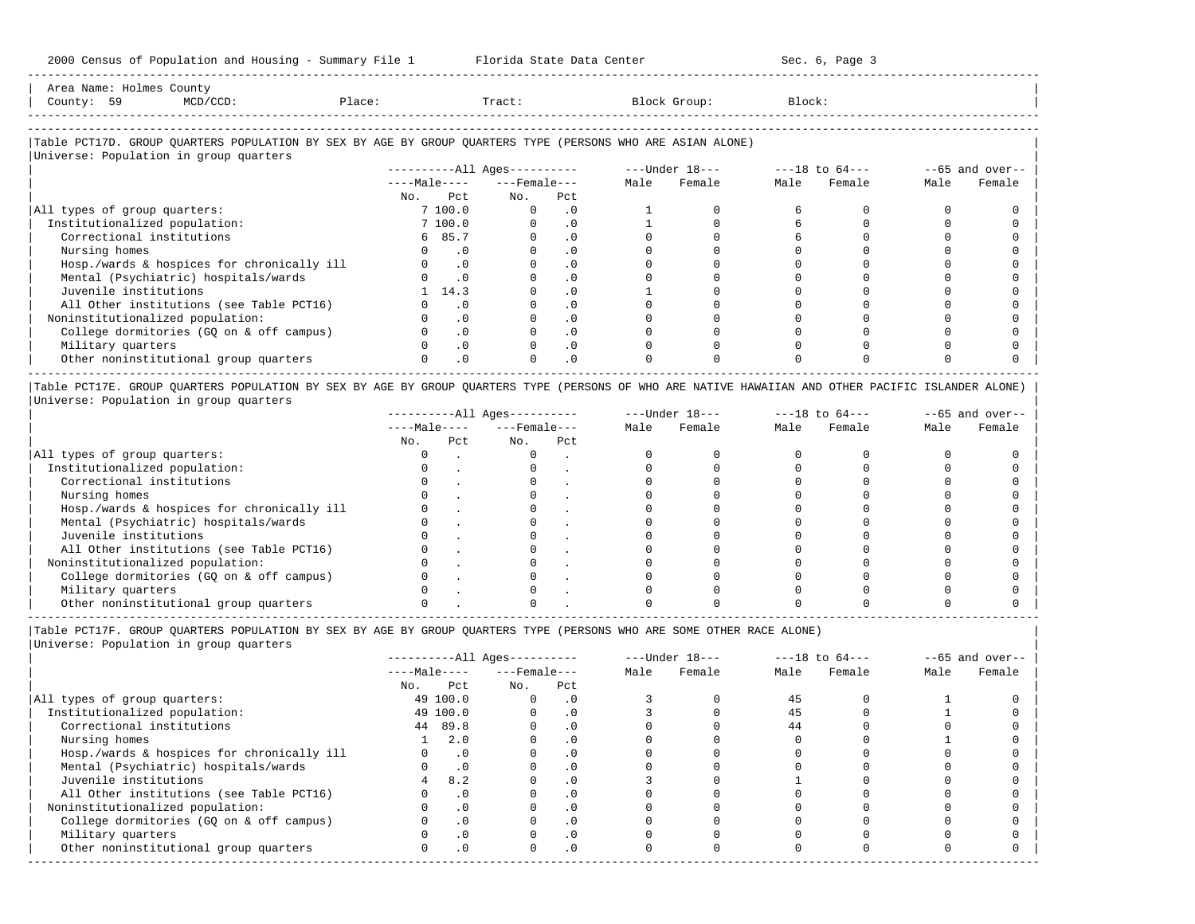2000 Census of Population and Housing - Summary File 1 Florida State Data Center Sec. 6, Page 3

Area Name: Holmes County
County: 59 MCD/CCD: Place: Tract: Block Group: Block:

Table PCT17D. GROUP QUARTERS POPULATION BY SEX BY AGE BY GROUP QUARTERS TYPE (PERSONS WHO ARE ASIAN ALONE)
Universe: Population in group quarters

| | All Ages | | | | Under 18 | | 18 to 64 | | 65 and over | |
|---|---|---|---|---|---|---|---|---|---|---|
| | Male | | Female | | | | | | | |
| | No. | Pct | No. | Pct | Male | Female | Male | Female | Male | Female |
| All types of group quarters: | 7 | 100.0 | 0 | .0 | 1 | 0 | 6 | 0 | 0 | 0 |
| Institutionalized population: | 7 | 100.0 | 0 | .0 | 1 | 0 | 6 | 0 | 0 | 0 |
| Correctional institutions | 6 | 85.7 | 0 | .0 | 0 | 0 | 6 | 0 | 0 | 0 |
| Nursing homes | 0 | .0 | 0 | .0 | 0 | 0 | 0 | 0 | 0 | 0 |
| Hosp./wards & hospices for chronically ill | 0 | .0 | 0 | .0 | 0 | 0 | 0 | 0 | 0 | 0 |
| Mental (Psychiatric) hospitals/wards | 0 | .0 | 0 | .0 | 0 | 0 | 0 | 0 | 0 | 0 |
| Juvenile institutions | 1 | 14.3 | 0 | .0 | 1 | 0 | 0 | 0 | 0 | 0 |
| All Other institutions (see Table PCT16) | 0 | .0 | 0 | .0 | 0 | 0 | 0 | 0 | 0 | 0 |
| Noninstitutionalized population: | 0 | .0 | 0 | .0 | 0 | 0 | 0 | 0 | 0 | 0 |
| College dormitories (GQ on & off campus) | 0 | .0 | 0 | .0 | 0 | 0 | 0 | 0 | 0 | 0 |
| Military quarters | 0 | .0 | 0 | .0 | 0 | 0 | 0 | 0 | 0 | 0 |
| Other noninstitutional group quarters | 0 | .0 | 0 | .0 | 0 | 0 | 0 | 0 | 0 | 0 |

Table PCT17E. GROUP QUARTERS POPULATION BY SEX BY AGE BY GROUP QUARTERS TYPE (PERSONS OF WHO ARE NATIVE HAWAIIAN AND OTHER PACIFIC ISLANDER ALONE)
Universe: Population in group quarters

| | All Ages | | | | Under 18 | | 18 to 64 | | 65 and over | |
|---|---|---|---|---|---|---|---|---|---|---|
| | Male | | Female | | | | | | | |
| | No. | Pct | No. | Pct | Male | Female | Male | Female | Male | Female |
| All types of group quarters: | 0 | . | 0 | . | 0 | 0 | 0 | 0 | 0 | 0 |
| Institutionalized population: | 0 | . | 0 | . | 0 | 0 | 0 | 0 | 0 | 0 |
| Correctional institutions | 0 | . | 0 | . | 0 | 0 | 0 | 0 | 0 | 0 |
| Nursing homes | 0 | . | 0 | . | 0 | 0 | 0 | 0 | 0 | 0 |
| Hosp./wards & hospices for chronically ill | 0 | . | 0 | . | 0 | 0 | 0 | 0 | 0 | 0 |
| Mental (Psychiatric) hospitals/wards | 0 | . | 0 | . | 0 | 0 | 0 | 0 | 0 | 0 |
| Juvenile institutions | 0 | . | 0 | . | 0 | 0 | 0 | 0 | 0 | 0 |
| All Other institutions (see Table PCT16) | 0 | . | 0 | . | 0 | 0 | 0 | 0 | 0 | 0 |
| Noninstitutionalized population: | 0 | . | 0 | . | 0 | 0 | 0 | 0 | 0 | 0 |
| College dormitories (GQ on & off campus) | 0 | . | 0 | . | 0 | 0 | 0 | 0 | 0 | 0 |
| Military quarters | 0 | . | 0 | . | 0 | 0 | 0 | 0 | 0 | 0 |
| Other noninstitutional group quarters | 0 | . | 0 | . | 0 | 0 | 0 | 0 | 0 | 0 |

Table PCT17F. GROUP QUARTERS POPULATION BY SEX BY AGE BY GROUP QUARTERS TYPE (PERSONS WHO ARE SOME OTHER RACE ALONE)
Universe: Population in group quarters

| | All Ages | | | | Under 18 | | 18 to 64 | | 65 and over | |
|---|---|---|---|---|---|---|---|---|---|---|
| | Male | | Female | | | | | | | |
| | No. | Pct | No. | Pct | Male | Female | Male | Female | Male | Female |
| All types of group quarters: | 49 | 100.0 | 0 | .0 | 3 | 0 | 45 | 0 | 1 | 0 |
| Institutionalized population: | 49 | 100.0 | 0 | .0 | 3 | 0 | 45 | 0 | 1 | 0 |
| Correctional institutions | 44 | 89.8 | 0 | .0 | 0 | 0 | 44 | 0 | 0 | 0 |
| Nursing homes | 1 | 2.0 | 0 | .0 | 0 | 0 | 0 | 0 | 1 | 0 |
| Hosp./wards & hospices for chronically ill | 0 | .0 | 0 | .0 | 0 | 0 | 0 | 0 | 0 | 0 |
| Mental (Psychiatric) hospitals/wards | 0 | .0 | 0 | .0 | 0 | 0 | 0 | 0 | 0 | 0 |
| Juvenile institutions | 4 | 8.2 | 0 | .0 | 3 | 0 | 1 | 0 | 0 | 0 |
| All Other institutions (see Table PCT16) | 0 | .0 | 0 | .0 | 0 | 0 | 0 | 0 | 0 | 0 |
| Noninstitutionalized population: | 0 | .0 | 0 | .0 | 0 | 0 | 0 | 0 | 0 | 0 |
| College dormitories (GQ on & off campus) | 0 | .0 | 0 | .0 | 0 | 0 | 0 | 0 | 0 | 0 |
| Military quarters | 0 | .0 | 0 | .0 | 0 | 0 | 0 | 0 | 0 | 0 |
| Other noninstitutional group quarters | 0 | .0 | 0 | .0 | 0 | 0 | 0 | 0 | 0 | 0 |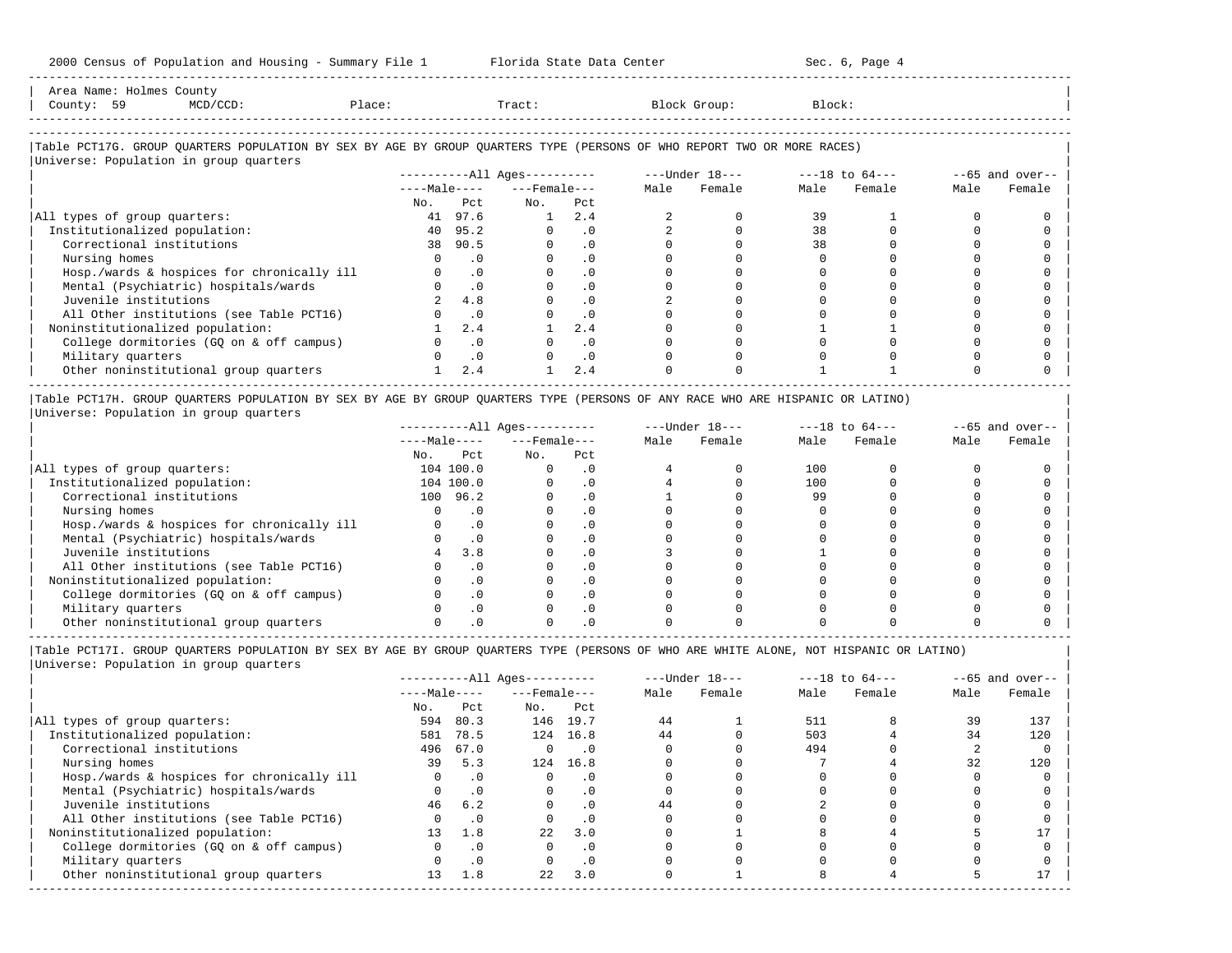Area Name: Holmes County
County: 59 MCD/CCD: Place: Tract: Block Group: Block:

## Table PCT17G. GROUP QUARTERS POPULATION BY SEX BY AGE BY GROUP QUARTERS TYPE (PERSONS OF WHO REPORT TWO OR MORE RACES)

Universe: Population in group quarters

| | All Ages | | | | Under 18 | | 18 to 64 | | 65 and over | |
|---|---|---|---|---|---|---|---|---|---|---|
| | Male | | Female | | | | | | | |
| | No. | Pct | No. | Pct | Male | Female | Male | Female | Male | Female |
| All types of group quarters: | 41 | 97.6 | 1 | 2.4 | 2 | 0 | 39 | 1 | 0 | 0 |
| Institutionalized population: | 40 | 95.2 | 0 | .0 | 2 | 0 | 38 | 0 | 0 | 0 |
| Correctional institutions | 38 | 90.5 | 0 | .0 | 0 | 0 | 38 | 0 | 0 | 0 |
| Nursing homes | 0 | .0 | 0 | .0 | 0 | 0 | 0 | 0 | 0 | 0 |
| Hosp./wards & hospices for chronically ill | 0 | .0 | 0 | .0 | 0 | 0 | 0 | 0 | 0 | 0 |
| Mental (Psychiatric) hospitals/wards | 0 | .0 | 0 | .0 | 0 | 0 | 0 | 0 | 0 | 0 |
| Juvenile institutions | 2 | 4.8 | 0 | .0 | 2 | 0 | 0 | 0 | 0 | 0 |
| All Other institutions (see Table PCT16) | 0 | .0 | 0 | .0 | 0 | 0 | 0 | 0 | 0 | 0 |
| Noninstitutionalized population: | 1 | 2.4 | 1 | 2.4 | 0 | 0 | 1 | 1 | 0 | 0 |
| College dormitories (GQ on & off campus) | 0 | .0 | 0 | .0 | 0 | 0 | 0 | 0 | 0 | 0 |
| Military quarters | 0 | .0 | 0 | .0 | 0 | 0 | 0 | 0 | 0 | 0 |
| Other noninstitutional group quarters | 1 | 2.4 | 1 | 2.4 | 0 | 0 | 1 | 1 | 0 | 0 |

## Table PCT17H. GROUP QUARTERS POPULATION BY SEX BY AGE BY GROUP QUARTERS TYPE (PERSONS OF ANY RACE WHO ARE HISPANIC OR LATINO)

Universe: Population in group quarters

| | All Ages | | | | Under 18 | | 18 to 64 | | 65 and over | |
|---|---|---|---|---|---|---|---|---|---|---|
| | Male | | Female | | | | | | | |
| | No. | Pct | No. | Pct | Male | Female | Male | Female | Male | Female |
| All types of group quarters: | 104 | 100.0 | 0 | .0 | 4 | 0 | 100 | 0 | 0 | 0 |
| Institutionalized population: | 104 | 100.0 | 0 | .0 | 4 | 0 | 100 | 0 | 0 | 0 |
| Correctional institutions | 100 | 96.2 | 0 | .0 | 1 | 0 | 99 | 0 | 0 | 0 |
| Nursing homes | 0 | .0 | 0 | .0 | 0 | 0 | 0 | 0 | 0 | 0 |
| Hosp./wards & hospices for chronically ill | 0 | .0 | 0 | .0 | 0 | 0 | 0 | 0 | 0 | 0 |
| Mental (Psychiatric) hospitals/wards | 0 | .0 | 0 | .0 | 0 | 0 | 0 | 0 | 0 | 0 |
| Juvenile institutions | 4 | 3.8 | 0 | .0 | 3 | 0 | 1 | 0 | 0 | 0 |
| All Other institutions (see Table PCT16) | 0 | .0 | 0 | .0 | 0 | 0 | 0 | 0 | 0 | 0 |
| Noninstitutionalized population: | 0 | .0 | 0 | .0 | 0 | 0 | 0 | 0 | 0 | 0 |
| College dormitories (GQ on & off campus) | 0 | .0 | 0 | .0 | 0 | 0 | 0 | 0 | 0 | 0 |
| Military quarters | 0 | .0 | 0 | .0 | 0 | 0 | 0 | 0 | 0 | 0 |
| Other noninstitutional group quarters | 0 | .0 | 0 | .0 | 0 | 0 | 0 | 0 | 0 | 0 |

## Table PCT17I. GROUP QUARTERS POPULATION BY SEX BY AGE BY GROUP QUARTERS TYPE (PERSONS OF WHO ARE WHITE ALONE, NOT HISPANIC OR LATINO)

Universe: Population in group quarters

| | All Ages | | | | Under 18 | | 18 to 64 | | 65 and over | |
|---|---|---|---|---|---|---|---|---|---|---|
| | Male | | Female | | | | | | | |
| | No. | Pct | No. | Pct | Male | Female | Male | Female | Male | Female |
| All types of group quarters: | 594 | 80.3 | 146 | 19.7 | 44 | 1 | 511 | 8 | 39 | 137 |
| Institutionalized population: | 581 | 78.5 | 124 | 16.8 | 44 | 0 | 503 | 4 | 34 | 120 |
| Correctional institutions | 496 | 67.0 | 0 | .0 | 0 | 0 | 494 | 0 | 2 | 0 |
| Nursing homes | 39 | 5.3 | 124 | 16.8 | 0 | 0 | 7 | 4 | 32 | 120 |
| Hosp./wards & hospices for chronically ill | 0 | .0 | 0 | .0 | 0 | 0 | 0 | 0 | 0 | 0 |
| Mental (Psychiatric) hospitals/wards | 0 | .0 | 0 | .0 | 0 | 0 | 0 | 0 | 0 | 0 |
| Juvenile institutions | 46 | 6.2 | 0 | .0 | 44 | 0 | 2 | 0 | 0 | 0 |
| All Other institutions (see Table PCT16) | 0 | .0 | 0 | .0 | 0 | 0 | 0 | 0 | 0 | 0 |
| Noninstitutionalized population: | 13 | 1.8 | 22 | 3.0 | 0 | 1 | 8 | 4 | 5 | 17 |
| College dormitories (GQ on & off campus) | 0 | .0 | 0 | .0 | 0 | 0 | 0 | 0 | 0 | 0 |
| Military quarters | 0 | .0 | 0 | .0 | 0 | 0 | 0 | 0 | 0 | 0 |
| Other noninstitutional group quarters | 13 | 1.8 | 22 | 3.0 | 0 | 1 | 8 | 4 | 5 | 17 |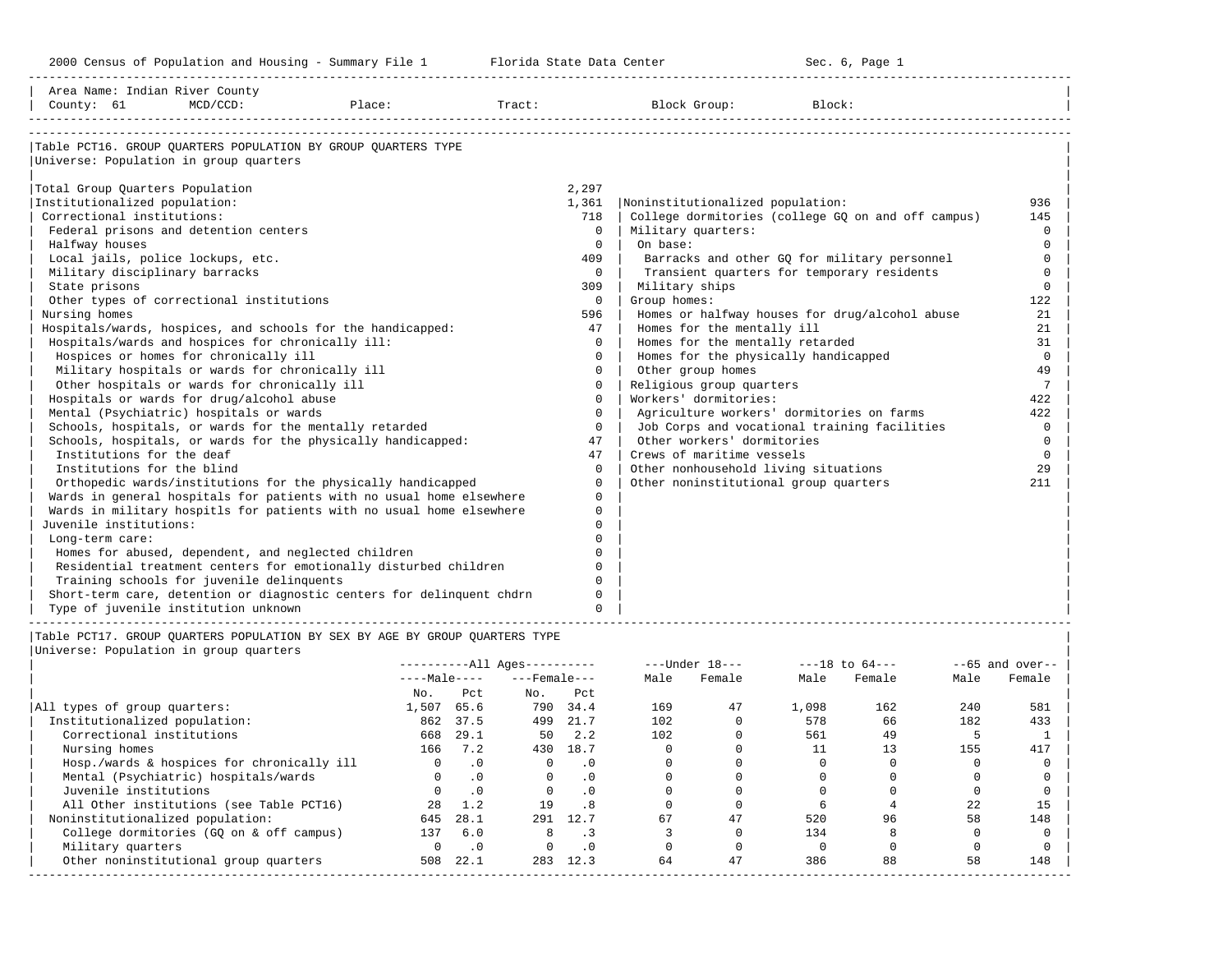2000 Census of Population and Housing - Summary File 1 Florida State Data Center Sec. 6, Page 1

Area Name: Indian River County
County: 61 MCD/CCD: Place: Tract: Block Group: Block:

## Table PCT16. GROUP QUARTERS POPULATION BY GROUP QUARTERS TYPE

Universe: Population in group quarters

| Category | Number |
|---|---|
| Total Group Quarters Population | 2,297 |
| Institutionalized population: | 1,361 |
| Correctional institutions: | 718 |
| Federal prisons and detention centers | 0 |
| Halfway houses | 0 |
| Local jails, police lockups, etc. | 409 |
| Military disciplinary barracks | 0 |
| State prisons | 309 |
| Other types of correctional institutions | 0 |
| Nursing homes | 596 |
| Hospitals/wards, hospices, and schools for the handicapped: | 47 |
| Hospitals/wards and hospices for chronically ill: | 0 |
| Hospices or homes for chronically ill | 0 |
| Military hospitals or wards for chronically ill | 0 |
| Other hospitals or wards for chronically ill | 0 |
| Hospitals or wards for drug/alcohol abuse | 0 |
| Mental (Psychiatric) hospitals or wards | 0 |
| Schools, hospitals, or wards for the mentally retarded | 0 |
| Schools, hospitals, or wards for the physically handicapped: | 47 |
| Institutions for the deaf | 47 |
| Institutions for the blind | 0 |
| Orthopedic wards/institutions for the physically handicapped | 0 |
| Wards in general hospitals for patients with no usual home elsewhere | 0 |
| Wards in military hospitls for patients with no usual home elsewhere | 0 |
| Juvenile institutions: | 0 |
| Long-term care: | 0 |
| Homes for abused, dependent, and neglected children | 0 |
| Residential treatment centers for emotionally disturbed children | 0 |
| Training schools for juvenile delinquents | 0 |
| Short-term care, detention or diagnostic centers for delinquent chdrn | 0 |
| Type of juvenile institution unknown | 0 |
| Noninstitutionalized population: | 936 |
| College dormitories (college GQ on and off campus) | 145 |
| Military quarters: | 0 |
| On base: | 0 |
| Barracks and other GQ for military personnel | 0 |
| Transient quarters for temporary residents | 0 |
| Military ships | 0 |
| Group homes: | 122 |
| Homes or halfway houses for drug/alcohol abuse | 21 |
| Homes for the mentally ill | 21 |
| Homes for the mentally retarded | 31 |
| Homes for the physically handicapped | 0 |
| Other group homes | 49 |
| Religious group quarters | 7 |
| Workers' dormitories: | 422 |
| Agriculture workers' dormitories on farms | 422 |
| Job Corps and vocational training facilities | 0 |
| Other workers' dormitories | 0 |
| Crews of maritime vessels | 0 |
| Other nonhousehold living situations | 29 |
| Other noninstitutional group quarters | 211 |

## Table PCT17. GROUP QUARTERS POPULATION BY SEX BY AGE BY GROUP QUARTERS TYPE

Universe: Population in group quarters

| | All Ages | | | | Under 18 | | 18 to 64 | | 65 and over | |
|---|---|---|---|---|---|---|---|---|---|---|
| | Male | | Female | | | | | | | |
| | No. | Pct | No. | Pct | Male | Female | Male | Female | Male | Female |
| All types of group quarters: | 1,507 | 65.6 | 790 | 34.4 | 169 | 47 | 1,098 | 162 | 240 | 581 |
| Institutionalized population: | 862 | 37.5 | 499 | 21.7 | 102 | 0 | 578 | 66 | 182 | 433 |
| Correctional institutions | 668 | 29.1 | 50 | 2.2 | 102 | 0 | 561 | 49 | 5 | 1 |
| Nursing homes | 166 | 7.2 | 430 | 18.7 | 0 | 0 | 11 | 13 | 155 | 417 |
| Hosp./wards & hospices for chronically ill | 0 | .0 | 0 | .0 | 0 | 0 | 0 | 0 | 0 | 0 |
| Mental (Psychiatric) hospitals/wards | 0 | .0 | 0 | .0 | 0 | 0 | 0 | 0 | 0 | 0 |
| Juvenile institutions | 0 | .0 | 0 | .0 | 0 | 0 | 0 | 0 | 0 | 0 |
| All Other institutions (see Table PCT16) | 28 | 1.2 | 19 | .8 | 0 | 0 | 6 | 4 | 22 | 15 |
| Noninstitutionalized population: | 645 | 28.1 | 291 | 12.7 | 67 | 47 | 520 | 96 | 58 | 148 |
| College dormitories (GQ on & off campus) | 137 | 6.0 | 8 | .3 | 3 | 0 | 134 | 8 | 0 | 0 |
| Military quarters | 0 | .0 | 0 | .0 | 0 | 0 | 0 | 0 | 0 | 0 |
| Other noninstitutional group quarters | 508 | 22.1 | 283 | 12.3 | 64 | 47 | 386 | 88 | 58 | 148 |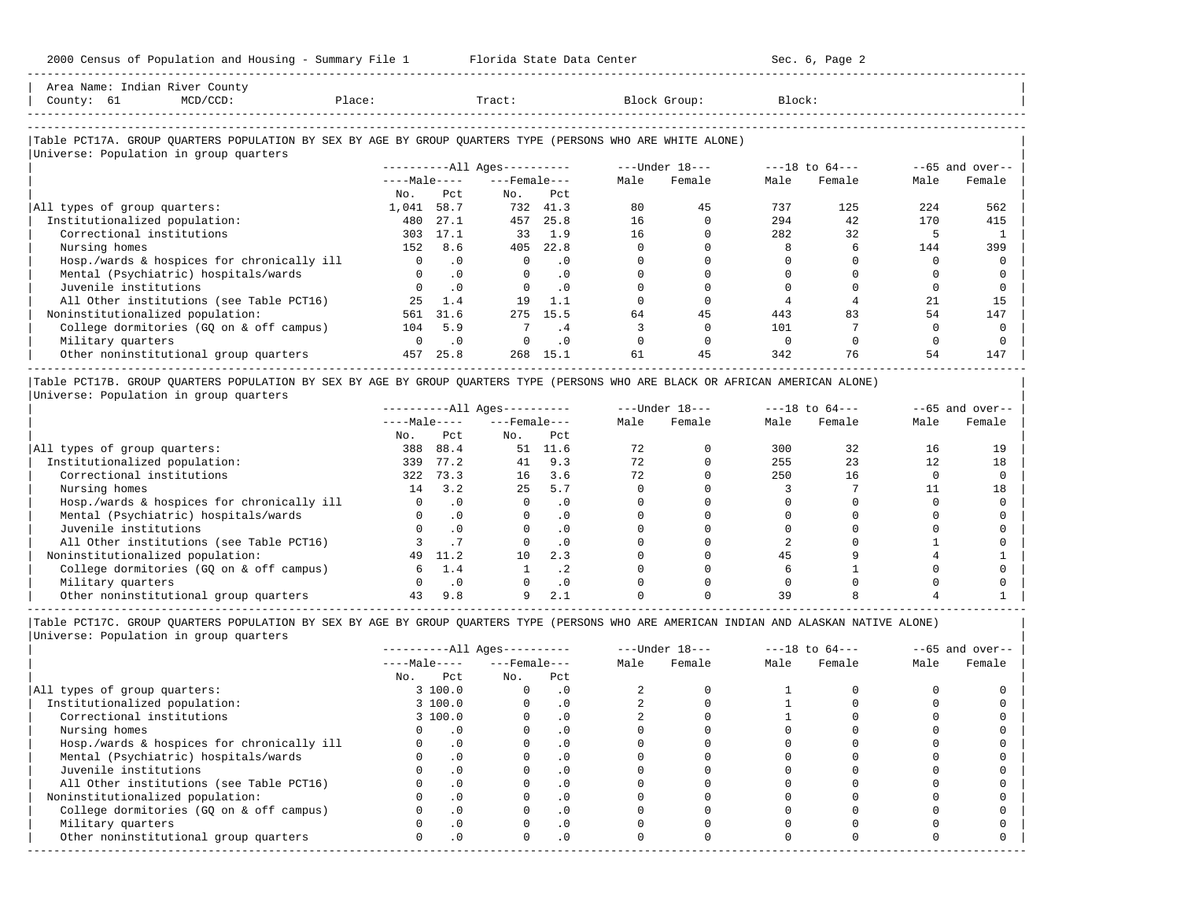Area Name: Indian River County
County: 61 MCD/CCD: Place: Tract: Block Group: Block:

## Table PCT17A. GROUP QUARTERS POPULATION BY SEX BY AGE BY GROUP QUARTERS TYPE (PERSONS WHO ARE WHITE ALONE)

Universe: Population in group quarters

| | All Ages: Male No. | Male Pct | Female No. | Female Pct | Under 18: Male | Under 18: Female | 18 to 64: Male | 18 to 64: Female | 65 and over: Male | 65 and over: Female |
|---|---|---|---|---|---|---|---|---|---|---|
| All types of group quarters: | 1,041 | 58.7 | 732 | 41.3 | 80 | 45 | 737 | 125 | 224 | 562 |
| Institutionalized population: | 480 | 27.1 | 457 | 25.8 | 16 | 0 | 294 | 42 | 170 | 415 |
| Correctional institutions | 303 | 17.1 | 33 | 1.9 | 16 | 0 | 282 | 32 | 5 | 1 |
| Nursing homes | 152 | 8.6 | 405 | 22.8 | 0 | 0 | 8 | 6 | 144 | 399 |
| Hosp./wards & hospices for chronically ill | 0 | .0 | 0 | .0 | 0 | 0 | 0 | 0 | 0 | 0 |
| Mental (Psychiatric) hospitals/wards | 0 | .0 | 0 | .0 | 0 | 0 | 0 | 0 | 0 | 0 |
| Juvenile institutions | 0 | .0 | 0 | .0 | 0 | 0 | 0 | 0 | 0 | 0 |
| All Other institutions (see Table PCT16) | 25 | 1.4 | 19 | 1.1 | 0 | 0 | 4 | 4 | 21 | 15 |
| Noninstitutionalized population: | 561 | 31.6 | 275 | 15.5 | 64 | 45 | 443 | 83 | 54 | 147 |
| College dormitories (GQ on & off campus) | 104 | 5.9 | 7 | .4 | 3 | 0 | 101 | 7 | 0 | 0 |
| Military quarters | 0 | .0 | 0 | .0 | 0 | 0 | 0 | 0 | 0 | 0 |
| Other noninstitutional group quarters | 457 | 25.8 | 268 | 15.1 | 61 | 45 | 342 | 76 | 54 | 147 |

## Table PCT17B. GROUP QUARTERS POPULATION BY SEX BY AGE BY GROUP QUARTERS TYPE (PERSONS WHO ARE BLACK OR AFRICAN AMERICAN ALONE)

Universe: Population in group quarters

| | All Ages: Male No. | Male Pct | Female No. | Female Pct | Under 18: Male | Under 18: Female | 18 to 64: Male | 18 to 64: Female | 65 and over: Male | 65 and over: Female |
|---|---|---|---|---|---|---|---|---|---|---|
| All types of group quarters: | 388 | 88.4 | 51 | 11.6 | 72 | 0 | 300 | 32 | 16 | 19 |
| Institutionalized population: | 339 | 77.2 | 41 | 9.3 | 72 | 0 | 255 | 23 | 12 | 18 |
| Correctional institutions | 322 | 73.3 | 16 | 3.6 | 72 | 0 | 250 | 16 | 0 | 0 |
| Nursing homes | 14 | 3.2 | 25 | 5.7 | 0 | 0 | 3 | 7 | 11 | 18 |
| Hosp./wards & hospices for chronically ill | 0 | .0 | 0 | .0 | 0 | 0 | 0 | 0 | 0 | 0 |
| Mental (Psychiatric) hospitals/wards | 0 | .0 | 0 | .0 | 0 | 0 | 0 | 0 | 0 | 0 |
| Juvenile institutions | 0 | .0 | 0 | .0 | 0 | 0 | 0 | 0 | 0 | 0 |
| All Other institutions (see Table PCT16) | 3 | .7 | 0 | .0 | 0 | 0 | 2 | 0 | 1 | 0 |
| Noninstitutionalized population: | 49 | 11.2 | 10 | 2.3 | 0 | 0 | 45 | 9 | 4 | 1 |
| College dormitories (GQ on & off campus) | 6 | 1.4 | 1 | .2 | 0 | 0 | 6 | 1 | 0 | 0 |
| Military quarters | 0 | .0 | 0 | .0 | 0 | 0 | 0 | 0 | 0 | 0 |
| Other noninstitutional group quarters | 43 | 9.8 | 9 | 2.1 | 0 | 0 | 39 | 8 | 4 | 1 |

## Table PCT17C. GROUP QUARTERS POPULATION BY SEX BY AGE BY GROUP QUARTERS TYPE (PERSONS WHO ARE AMERICAN INDIAN AND ALASKAN NATIVE ALONE)

Universe: Population in group quarters

| | All Ages: Male No. | Male Pct | Female No. | Female Pct | Under 18: Male | Under 18: Female | 18 to 64: Male | 18 to 64: Female | 65 and over: Male | 65 and over: Female |
|---|---|---|---|---|---|---|---|---|---|---|
| All types of group quarters: | 3 | 100.0 | 0 | .0 | 2 | 0 | 1 | 0 | 0 | 0 |
| Institutionalized population: | 3 | 100.0 | 0 | .0 | 2 | 0 | 1 | 0 | 0 | 0 |
| Correctional institutions | 3 | 100.0 | 0 | .0 | 2 | 0 | 1 | 0 | 0 | 0 |
| Nursing homes | 0 | .0 | 0 | .0 | 0 | 0 | 0 | 0 | 0 | 0 |
| Hosp./wards & hospices for chronically ill | 0 | .0 | 0 | .0 | 0 | 0 | 0 | 0 | 0 | 0 |
| Mental (Psychiatric) hospitals/wards | 0 | .0 | 0 | .0 | 0 | 0 | 0 | 0 | 0 | 0 |
| Juvenile institutions | 0 | .0 | 0 | .0 | 0 | 0 | 0 | 0 | 0 | 0 |
| All Other institutions (see Table PCT16) | 0 | .0 | 0 | .0 | 0 | 0 | 0 | 0 | 0 | 0 |
| Noninstitutionalized population: | 0 | .0 | 0 | .0 | 0 | 0 | 0 | 0 | 0 | 0 |
| College dormitories (GQ on & off campus) | 0 | .0 | 0 | .0 | 0 | 0 | 0 | 0 | 0 | 0 |
| Military quarters | 0 | .0 | 0 | .0 | 0 | 0 | 0 | 0 | 0 | 0 |
| Other noninstitutional group quarters | 0 | .0 | 0 | .0 | 0 | 0 | 0 | 0 | 0 | 0 |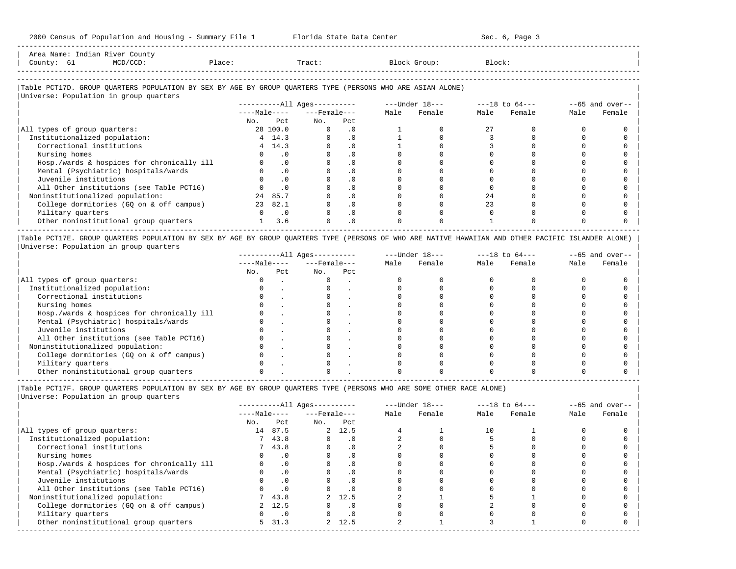Area Name: Indian River County
County: 61 MCD/CCD: Place: Tract: Block Group: Block:

## Table PCT17D. GROUP QUARTERS POPULATION BY SEX BY AGE BY GROUP QUARTERS TYPE (PERSONS WHO ARE ASIAN ALONE)

Universe: Population in group quarters

| | All Ages: Male No. | All Ages: Male Pct | All Ages: Female No. | All Ages: Female Pct | Under 18: Male | Under 18: Female | 18 to 64: Male | 18 to 64: Female | 65 and over: Male | 65 and over: Female |
|---|---|---|---|---|---|---|---|---|---|---|
| All types of group quarters: | 28 | 100.0 | 0 | .0 | 1 | 0 | 27 | 0 | 0 | 0 |
| Institutionalized population: | 4 | 14.3 | 0 | .0 | 1 | 0 | 3 | 0 | 0 | 0 |
| Correctional institutions | 4 | 14.3 | 0 | .0 | 1 | 0 | 3 | 0 | 0 | 0 |
| Nursing homes | 0 | .0 | 0 | .0 | 0 | 0 | 0 | 0 | 0 | 0 |
| Hosp./wards & hospices for chronically ill | 0 | .0 | 0 | .0 | 0 | 0 | 0 | 0 | 0 | 0 |
| Mental (Psychiatric) hospitals/wards | 0 | .0 | 0 | .0 | 0 | 0 | 0 | 0 | 0 | 0 |
| Juvenile institutions | 0 | .0 | 0 | .0 | 0 | 0 | 0 | 0 | 0 | 0 |
| All Other institutions (see Table PCT16) | 0 | .0 | 0 | .0 | 0 | 0 | 0 | 0 | 0 | 0 |
| Noninstitutionalized population: | 24 | 85.7 | 0 | .0 | 0 | 0 | 24 | 0 | 0 | 0 |
| College dormitories (GQ on & off campus) | 23 | 82.1 | 0 | .0 | 0 | 0 | 23 | 0 | 0 | 0 |
| Military quarters | 0 | .0 | 0 | .0 | 0 | 0 | 0 | 0 | 0 | 0 |
| Other noninstitutional group quarters | 1 | 3.6 | 0 | .0 | 0 | 0 | 1 | 0 | 0 | 0 |

## Table PCT17E. GROUP QUARTERS POPULATION BY SEX BY AGE BY GROUP QUARTERS TYPE (PERSONS OF WHO ARE NATIVE HAWAIIAN AND OTHER PACIFIC ISLANDER ALONE)

Universe: Population in group quarters

| | All Ages: Male No. | All Ages: Male Pct | All Ages: Female No. | All Ages: Female Pct | Under 18: Male | Under 18: Female | 18 to 64: Male | 18 to 64: Female | 65 and over: Male | 65 and over: Female |
|---|---|---|---|---|---|---|---|---|---|---|
| All types of group quarters: | 0 | . | 0 | . | 0 | 0 | 0 | 0 | 0 | 0 |
| Institutionalized population: | 0 | . | 0 | . | 0 | 0 | 0 | 0 | 0 | 0 |
| Correctional institutions | 0 | . | 0 | . | 0 | 0 | 0 | 0 | 0 | 0 |
| Nursing homes | 0 | . | 0 | . | 0 | 0 | 0 | 0 | 0 | 0 |
| Hosp./wards & hospices for chronically ill | 0 | . | 0 | . | 0 | 0 | 0 | 0 | 0 | 0 |
| Mental (Psychiatric) hospitals/wards | 0 | . | 0 | . | 0 | 0 | 0 | 0 | 0 | 0 |
| Juvenile institutions | 0 | . | 0 | . | 0 | 0 | 0 | 0 | 0 | 0 |
| All Other institutions (see Table PCT16) | 0 | . | 0 | . | 0 | 0 | 0 | 0 | 0 | 0 |
| Noninstitutionalized population: | 0 | . | 0 | . | 0 | 0 | 0 | 0 | 0 | 0 |
| College dormitories (GQ on & off campus) | 0 | . | 0 | . | 0 | 0 | 0 | 0 | 0 | 0 |
| Military quarters | 0 | . | 0 | . | 0 | 0 | 0 | 0 | 0 | 0 |
| Other noninstitutional group quarters | 0 | . | 0 | . | 0 | 0 | 0 | 0 | 0 | 0 |

## Table PCT17F. GROUP QUARTERS POPULATION BY SEX BY AGE BY GROUP QUARTERS TYPE (PERSONS WHO ARE SOME OTHER RACE ALONE)

Universe: Population in group quarters

| | All Ages: Male No. | All Ages: Male Pct | All Ages: Female No. | All Ages: Female Pct | Under 18: Male | Under 18: Female | 18 to 64: Male | 18 to 64: Female | 65 and over: Male | 65 and over: Female |
|---|---|---|---|---|---|---|---|---|---|---|
| All types of group quarters: | 14 | 87.5 | 2 | 12.5 | 4 | 1 | 10 | 1 | 0 | 0 |
| Institutionalized population: | 7 | 43.8 | 0 | .0 | 2 | 0 | 5 | 0 | 0 | 0 |
| Correctional institutions | 7 | 43.8 | 0 | .0 | 2 | 0 | 5 | 0 | 0 | 0 |
| Nursing homes | 0 | .0 | 0 | .0 | 0 | 0 | 0 | 0 | 0 | 0 |
| Hosp./wards & hospices for chronically ill | 0 | .0 | 0 | .0 | 0 | 0 | 0 | 0 | 0 | 0 |
| Mental (Psychiatric) hospitals/wards | 0 | .0 | 0 | .0 | 0 | 0 | 0 | 0 | 0 | 0 |
| Juvenile institutions | 0 | .0 | 0 | .0 | 0 | 0 | 0 | 0 | 0 | 0 |
| All Other institutions (see Table PCT16) | 0 | .0 | 0 | .0 | 0 | 0 | 0 | 0 | 0 | 0 |
| Noninstitutionalized population: | 7 | 43.8 | 2 | 12.5 | 2 | 1 | 5 | 1 | 0 | 0 |
| College dormitories (GQ on & off campus) | 2 | 12.5 | 0 | .0 | 0 | 0 | 2 | 0 | 0 | 0 |
| Military quarters | 0 | .0 | 0 | .0 | 0 | 0 | 0 | 0 | 0 | 0 |
| Other noninstitutional group quarters | 5 | 31.3 | 2 | 12.5 | 2 | 1 | 3 | 1 | 0 | 0 |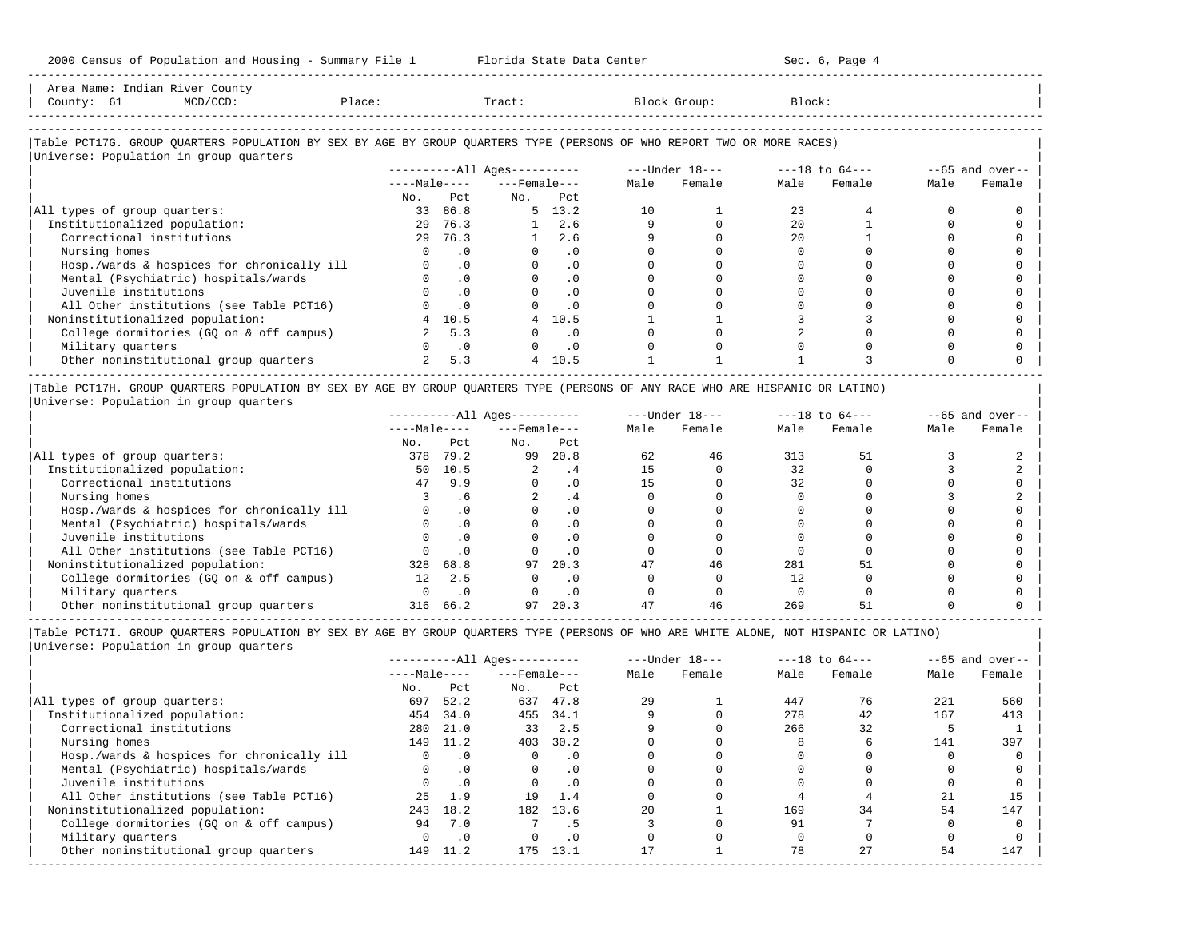Area Name: Indian River County
County: 61 MCD/CCD: Place: Tract: Block Group: Block:

### Table PCT17G. GROUP QUARTERS POPULATION BY SEX BY AGE BY GROUP QUARTERS TYPE (PERSONS OF WHO REPORT TWO OR MORE RACES)

Universe: Population in group quarters

| | All Ages: Male No. | All Ages: Male Pct | All Ages: Female No. | All Ages: Female Pct | Under 18: Male | Under 18: Female | 18 to 64: Male | 18 to 64: Female | 65 and over: Male | 65 and over: Female |
|---|---|---|---|---|---|---|---|---|---|---|
| All types of group quarters: | 33 | 86.8 | 5 | 13.2 | 10 | 1 | 23 | 4 | 0 | 0 |
| Institutionalized population: | 29 | 76.3 | 1 | 2.6 | 9 | 0 | 20 | 1 | 0 | 0 |
| Correctional institutions | 29 | 76.3 | 1 | 2.6 | 9 | 0 | 20 | 1 | 0 | 0 |
| Nursing homes | 0 | .0 | 0 | .0 | 0 | 0 | 0 | 0 | 0 | 0 |
| Hosp./wards & hospices for chronically ill | 0 | .0 | 0 | .0 | 0 | 0 | 0 | 0 | 0 | 0 |
| Mental (Psychiatric) hospitals/wards | 0 | .0 | 0 | .0 | 0 | 0 | 0 | 0 | 0 | 0 |
| Juvenile institutions | 0 | .0 | 0 | .0 | 0 | 0 | 0 | 0 | 0 | 0 |
| All Other institutions (see Table PCT16) | 0 | .0 | 0 | .0 | 0 | 0 | 0 | 0 | 0 | 0 |
| Noninstitutionalized population: | 4 | 10.5 | 4 | 10.5 | 1 | 1 | 3 | 3 | 0 | 0 |
| College dormitories (GQ on & off campus) | 2 | 5.3 | 0 | .0 | 0 | 0 | 2 | 0 | 0 | 0 |
| Military quarters | 0 | .0 | 0 | .0 | 0 | 0 | 0 | 0 | 0 | 0 |
| Other noninstitutional group quarters | 2 | 5.3 | 4 | 10.5 | 1 | 1 | 1 | 3 | 0 | 0 |

### Table PCT17H. GROUP QUARTERS POPULATION BY SEX BY AGE BY GROUP QUARTERS TYPE (PERSONS OF ANY RACE WHO ARE HISPANIC OR LATINO)

Universe: Population in group quarters

| | All Ages: Male No. | All Ages: Male Pct | All Ages: Female No. | All Ages: Female Pct | Under 18: Male | Under 18: Female | 18 to 64: Male | 18 to 64: Female | 65 and over: Male | 65 and over: Female |
|---|---|---|---|---|---|---|---|---|---|---|
| All types of group quarters: | 378 | 79.2 | 99 | 20.8 | 62 | 46 | 313 | 51 | 3 | 2 |
| Institutionalized population: | 50 | 10.5 | 2 | .4 | 15 | 0 | 32 | 0 | 3 | 2 |
| Correctional institutions | 47 | 9.9 | 0 | .0 | 15 | 0 | 32 | 0 | 0 | 0 |
| Nursing homes | 3 | .6 | 2 | .4 | 0 | 0 | 0 | 0 | 3 | 2 |
| Hosp./wards & hospices for chronically ill | 0 | .0 | 0 | .0 | 0 | 0 | 0 | 0 | 0 | 0 |
| Mental (Psychiatric) hospitals/wards | 0 | .0 | 0 | .0 | 0 | 0 | 0 | 0 | 0 | 0 |
| Juvenile institutions | 0 | .0 | 0 | .0 | 0 | 0 | 0 | 0 | 0 | 0 |
| All Other institutions (see Table PCT16) | 0 | .0 | 0 | .0 | 0 | 0 | 0 | 0 | 0 | 0 |
| Noninstitutionalized population: | 328 | 68.8 | 97 | 20.3 | 47 | 46 | 281 | 51 | 0 | 0 |
| College dormitories (GQ on & off campus) | 12 | 2.5 | 0 | .0 | 0 | 0 | 12 | 0 | 0 | 0 |
| Military quarters | 0 | .0 | 0 | .0 | 0 | 0 | 0 | 0 | 0 | 0 |
| Other noninstitutional group quarters | 316 | 66.2 | 97 | 20.3 | 47 | 46 | 269 | 51 | 0 | 0 |

### Table PCT17I. GROUP QUARTERS POPULATION BY SEX BY AGE BY GROUP QUARTERS TYPE (PERSONS OF WHO ARE WHITE ALONE, NOT HISPANIC OR LATINO)

Universe: Population in group quarters

| | All Ages: Male No. | All Ages: Male Pct | All Ages: Female No. | All Ages: Female Pct | Under 18: Male | Under 18: Female | 18 to 64: Male | 18 to 64: Female | 65 and over: Male | 65 and over: Female |
|---|---|---|---|---|---|---|---|---|---|---|
| All types of group quarters: | 697 | 52.2 | 637 | 47.8 | 29 | 1 | 447 | 76 | 221 | 560 |
| Institutionalized population: | 454 | 34.0 | 455 | 34.1 | 9 | 0 | 278 | 42 | 167 | 413 |
| Correctional institutions | 280 | 21.0 | 33 | 2.5 | 9 | 0 | 266 | 32 | 5 | 1 |
| Nursing homes | 149 | 11.2 | 403 | 30.2 | 0 | 0 | 8 | 6 | 141 | 397 |
| Hosp./wards & hospices for chronically ill | 0 | .0 | 0 | .0 | 0 | 0 | 0 | 0 | 0 | 0 |
| Mental (Psychiatric) hospitals/wards | 0 | .0 | 0 | .0 | 0 | 0 | 0 | 0 | 0 | 0 |
| Juvenile institutions | 0 | .0 | 0 | .0 | 0 | 0 | 0 | 0 | 0 | 0 |
| All Other institutions (see Table PCT16) | 25 | 1.9 | 19 | 1.4 | 0 | 0 | 4 | 4 | 21 | 15 |
| Noninstitutionalized population: | 243 | 18.2 | 182 | 13.6 | 20 | 1 | 169 | 34 | 54 | 147 |
| College dormitories (GQ on & off campus) | 94 | 7.0 | 7 | .5 | 3 | 0 | 91 | 7 | 0 | 0 |
| Military quarters | 0 | .0 | 0 | .0 | 0 | 0 | 0 | 0 | 0 | 0 |
| Other noninstitutional group quarters | 149 | 11.2 | 175 | 13.1 | 17 | 1 | 78 | 27 | 54 | 147 |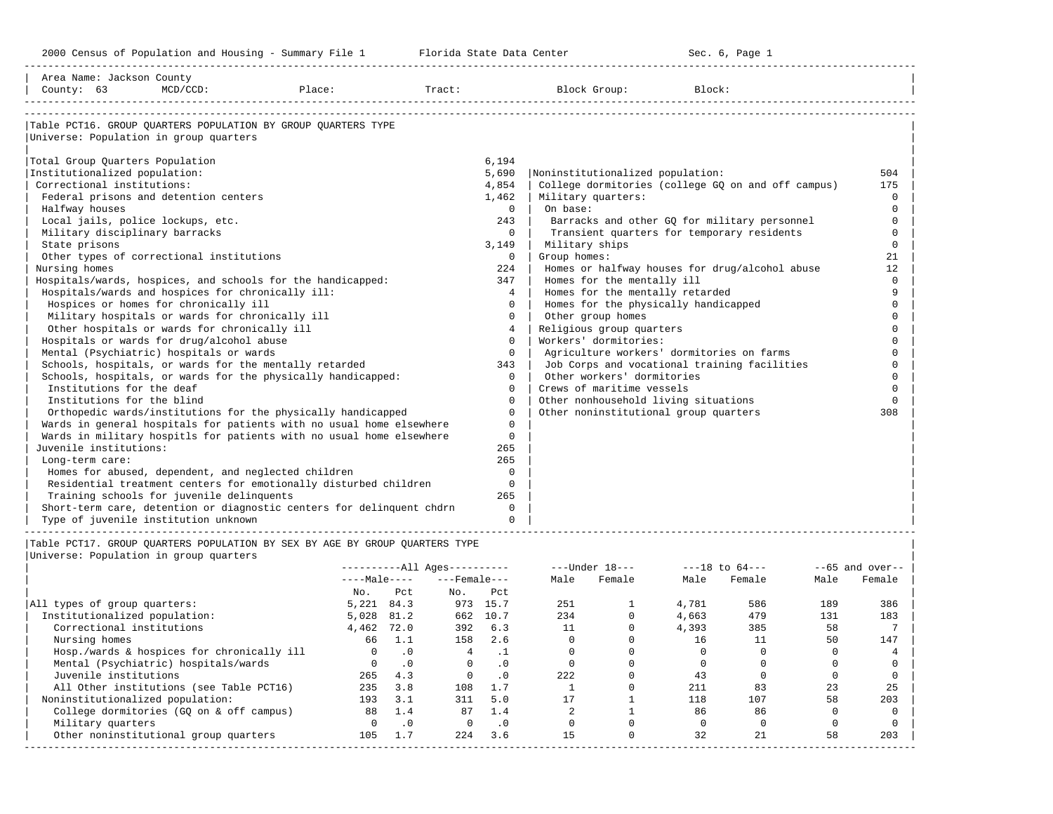Area Name: Jackson County
County: 63 MCD/CCD: Place: Tract: Block Group: Block:

## Table PCT16. GROUP QUARTERS POPULATION BY GROUP QUARTERS TYPE

Universe: Population in group quarters

| Group quarters type | Number |
|---|---|
| Total Group Quarters Population | 6,194 |
| Institutionalized population: | 5,690 |
| Correctional institutions: | 4,854 |
| Federal prisons and detention centers | 1,462 |
| Halfway houses | 0 |
| Local jails, police lockups, etc. | 243 |
| Military disciplinary barracks | 0 |
| State prisons | 3,149 |
| Other types of correctional institutions | 0 |
| Nursing homes | 224 |
| Hospitals/wards, hospices, and schools for the handicapped: | 347 |
| Hospitals/wards and hospices for chronically ill: | 4 |
| Hospices or homes for chronically ill | 0 |
| Military hospitals or wards for chronically ill | 0 |
| Other hospitals or wards for chronically ill | 4 |
| Hospitals or wards for drug/alcohol abuse | 0 |
| Mental (Psychiatric) hospitals or wards | 0 |
| Schools, hospitals, or wards for the mentally retarded | 343 |
| Schools, hospitals, or wards for the physically handicapped: | 0 |
| Institutions for the deaf | 0 |
| Institutions for the blind | 0 |
| Orthopedic wards/institutions for the physically handicapped | 0 |
| Wards in general hospitals for patients with no usual home elsewhere | 0 |
| Wards in military hospitls for patients with no usual home elsewhere | 0 |
| Juvenile institutions: | 265 |
| Long-term care: | 265 |
| Homes for abused, dependent, and neglected children | 0 |
| Residential treatment centers for emotionally disturbed children | 0 |
| Training schools for juvenile delinquents | 265 |
| Short-term care, detention or diagnostic centers for delinquent chdrn | 0 |
| Type of juvenile institution unknown | 0 |
| Noninstitutionalized population: | 504 |
| College dormitories (college GQ on and off campus) | 175 |
| Military quarters: | 0 |
| On base: | 0 |
| Barracks and other GQ for military personnel | 0 |
| Transient quarters for temporary residents | 0 |
| Military ships | 0 |
| Group homes: | 21 |
| Homes or halfway houses for drug/alcohol abuse | 12 |
| Homes for the mentally ill | 0 |
| Homes for the mentally retarded | 9 |
| Homes for the physically handicapped | 0 |
| Other group homes | 0 |
| Religious group quarters | 0 |
| Workers' dormitories: | 0 |
| Agriculture workers' dormitories on farms | 0 |
| Job Corps and vocational training facilities | 0 |
| Other workers' dormitories | 0 |
| Crews of maritime vessels | 0 |
| Other nonhousehold living situations | 0 |
| Other noninstitutional group quarters | 308 |

## Table PCT17. GROUP QUARTERS POPULATION BY SEX BY AGE BY GROUP QUARTERS TYPE

Universe: Population in group quarters

| | All Ages | | | | Under 18 | | 18 to 64 | | 65 and over | |
|---|---|---|---|---|---|---|---|---|---|---|
| | Male | | Female | | | | | | | |
| | No. | Pct | No. | Pct | Male | Female | Male | Female | Male | Female |
| All types of group quarters: | 5,221 | 84.3 | 973 | 15.7 | 251 | 1 | 4,781 | 586 | 189 | 386 |
| Institutionalized population: | 5,028 | 81.2 | 662 | 10.7 | 234 | 0 | 4,663 | 479 | 131 | 183 |
| Correctional institutions | 4,462 | 72.0 | 392 | 6.3 | 11 | 0 | 4,393 | 385 | 58 | 7 |
| Nursing homes | 66 | 1.1 | 158 | 2.6 | 0 | 0 | 16 | 11 | 50 | 147 |
| Hosp./wards & hospices for chronically ill | 0 | .0 | 4 | .1 | 0 | 0 | 0 | 0 | 0 | 4 |
| Mental (Psychiatric) hospitals/wards | 0 | .0 | 0 | .0 | 0 | 0 | 0 | 0 | 0 | 0 |
| Juvenile institutions | 265 | 4.3 | 0 | .0 | 222 | 0 | 43 | 0 | 0 | 0 |
| All Other institutions (see Table PCT16) | 235 | 3.8 | 108 | 1.7 | 1 | 0 | 211 | 83 | 23 | 25 |
| Noninstitutionalized population: | 193 | 3.1 | 311 | 5.0 | 17 | 1 | 118 | 107 | 58 | 203 |
| College dormitories (GQ on & off campus) | 88 | 1.4 | 87 | 1.4 | 2 | 1 | 86 | 86 | 0 | 0 |
| Military quarters | 0 | .0 | 0 | .0 | 0 | 0 | 0 | 0 | 0 | 0 |
| Other noninstitutional group quarters | 105 | 1.7 | 224 | 3.6 | 15 | 0 | 32 | 21 | 58 | 203 |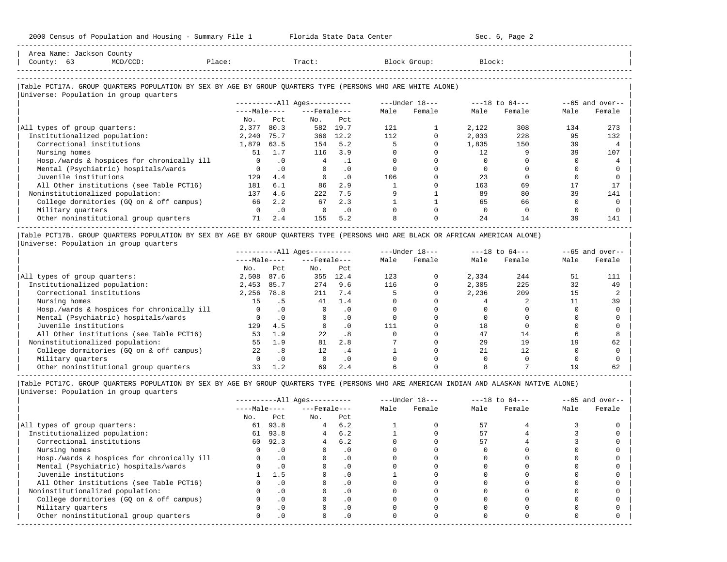Area Name: Jackson County
County: 63 MCD/CCD: Place: Tract: Block Group: Block:

## Table PCT17A. GROUP QUARTERS POPULATION BY SEX BY AGE BY GROUP QUARTERS TYPE (PERSONS WHO ARE WHITE ALONE)

Universe: Population in group quarters

| | All Ages: Male No. | All Ages: Male Pct | All Ages: Female No. | All Ages: Female Pct | Under 18: Male | Under 18: Female | 18 to 64: Male | 18 to 64: Female | 65 and over: Male | 65 and over: Female |
|---|---|---|---|---|---|---|---|---|---|---|
| All types of group quarters: | 2,377 | 80.3 | 582 | 19.7 | 121 | 1 | 2,122 | 308 | 134 | 273 |
| Institutionalized population: | 2,240 | 75.7 | 360 | 12.2 | 112 | 0 | 2,033 | 228 | 95 | 132 |
| Correctional institutions | 1,879 | 63.5 | 154 | 5.2 | 5 | 0 | 1,835 | 150 | 39 | 4 |
| Nursing homes | 51 | 1.7 | 116 | 3.9 | 0 | 0 | 12 | 9 | 39 | 107 |
| Hosp./wards & hospices for chronically ill | 0 | .0 | 4 | .1 | 0 | 0 | 0 | 0 | 0 | 4 |
| Mental (Psychiatric) hospitals/wards | 0 | .0 | 0 | .0 | 0 | 0 | 0 | 0 | 0 | 0 |
| Juvenile institutions | 129 | 4.4 | 0 | .0 | 106 | 0 | 23 | 0 | 0 | 0 |
| All Other institutions (see Table PCT16) | 181 | 6.1 | 86 | 2.9 | 1 | 0 | 163 | 69 | 17 | 17 |
| Noninstitutionalized population: | 137 | 4.6 | 222 | 7.5 | 9 | 1 | 89 | 80 | 39 | 141 |
| College dormitories (GQ on & off campus) | 66 | 2.2 | 67 | 2.3 | 1 | 1 | 65 | 66 | 0 | 0 |
| Military quarters | 0 | .0 | 0 | .0 | 0 | 0 | 0 | 0 | 0 | 0 |
| Other noninstitutional group quarters | 71 | 2.4 | 155 | 5.2 | 8 | 0 | 24 | 14 | 39 | 141 |

## Table PCT17B. GROUP QUARTERS POPULATION BY SEX BY AGE BY GROUP QUARTERS TYPE (PERSONS WHO ARE BLACK OR AFRICAN AMERICAN ALONE)

Universe: Population in group quarters

| | All Ages: Male No. | All Ages: Male Pct | All Ages: Female No. | All Ages: Female Pct | Under 18: Male | Under 18: Female | 18 to 64: Male | 18 to 64: Female | 65 and over: Male | 65 and over: Female |
|---|---|---|---|---|---|---|---|---|---|---|
| All types of group quarters: | 2,508 | 87.6 | 355 | 12.4 | 123 | 0 | 2,334 | 244 | 51 | 111 |
| Institutionalized population: | 2,453 | 85.7 | 274 | 9.6 | 116 | 0 | 2,305 | 225 | 32 | 49 |
| Correctional institutions | 2,256 | 78.8 | 211 | 7.4 | 5 | 0 | 2,236 | 209 | 15 | 2 |
| Nursing homes | 15 | .5 | 41 | 1.4 | 0 | 0 | 4 | 2 | 11 | 39 |
| Hosp./wards & hospices for chronically ill | 0 | .0 | 0 | .0 | 0 | 0 | 0 | 0 | 0 | 0 |
| Mental (Psychiatric) hospitals/wards | 0 | .0 | 0 | .0 | 0 | 0 | 0 | 0 | 0 | 0 |
| Juvenile institutions | 129 | 4.5 | 0 | .0 | 111 | 0 | 18 | 0 | 0 | 0 |
| All Other institutions (see Table PCT16) | 53 | 1.9 | 22 | .8 | 0 | 0 | 47 | 14 | 6 | 8 |
| Noninstitutionalized population: | 55 | 1.9 | 81 | 2.8 | 7 | 0 | 29 | 19 | 19 | 62 |
| College dormitories (GQ on & off campus) | 22 | .8 | 12 | .4 | 1 | 0 | 21 | 12 | 0 | 0 |
| Military quarters | 0 | .0 | 0 | .0 | 0 | 0 | 0 | 0 | 0 | 0 |
| Other noninstitutional group quarters | 33 | 1.2 | 69 | 2.4 | 6 | 0 | 8 | 7 | 19 | 62 |

## Table PCT17C. GROUP QUARTERS POPULATION BY SEX BY AGE BY GROUP QUARTERS TYPE (PERSONS WHO ARE AMERICAN INDIAN AND ALASKAN NATIVE ALONE)

Universe: Population in group quarters

| | All Ages: Male No. | All Ages: Male Pct | All Ages: Female No. | All Ages: Female Pct | Under 18: Male | Under 18: Female | 18 to 64: Male | 18 to 64: Female | 65 and over: Male | 65 and over: Female |
|---|---|---|---|---|---|---|---|---|---|---|
| All types of group quarters: | 61 | 93.8 | 4 | 6.2 | 1 | 0 | 57 | 4 | 3 | 0 |
| Institutionalized population: | 61 | 93.8 | 4 | 6.2 | 1 | 0 | 57 | 4 | 3 | 0 |
| Correctional institutions | 60 | 92.3 | 4 | 6.2 | 0 | 0 | 57 | 4 | 3 | 0 |
| Nursing homes | 0 | .0 | 0 | .0 | 0 | 0 | 0 | 0 | 0 | 0 |
| Hosp./wards & hospices for chronically ill | 0 | .0 | 0 | .0 | 0 | 0 | 0 | 0 | 0 | 0 |
| Mental (Psychiatric) hospitals/wards | 0 | .0 | 0 | .0 | 0 | 0 | 0 | 0 | 0 | 0 |
| Juvenile institutions | 1 | 1.5 | 0 | .0 | 1 | 0 | 0 | 0 | 0 | 0 |
| All Other institutions (see Table PCT16) | 0 | .0 | 0 | .0 | 0 | 0 | 0 | 0 | 0 | 0 |
| Noninstitutionalized population: | 0 | .0 | 0 | .0 | 0 | 0 | 0 | 0 | 0 | 0 |
| College dormitories (GQ on & off campus) | 0 | .0 | 0 | .0 | 0 | 0 | 0 | 0 | 0 | 0 |
| Military quarters | 0 | .0 | 0 | .0 | 0 | 0 | 0 | 0 | 0 | 0 |
| Other noninstitutional group quarters | 0 | .0 | 0 | .0 | 0 | 0 | 0 | 0 | 0 | 0 |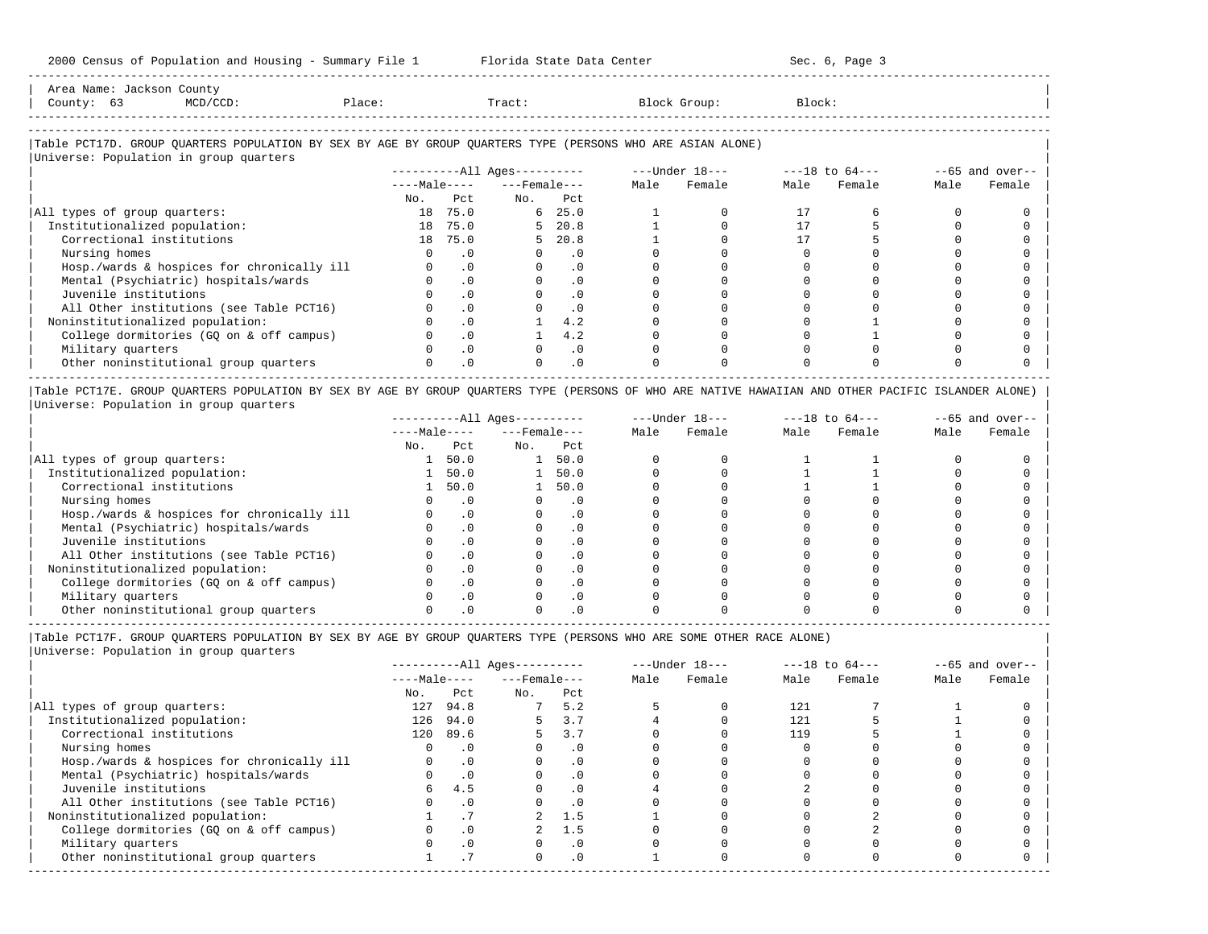Area Name: Jackson County
County: 63 MCD/CCD: Place: Tract: Block Group: Block:

## Table PCT17D. GROUP QUARTERS POPULATION BY SEX BY AGE BY GROUP QUARTERS TYPE (PERSONS WHO ARE ASIAN ALONE)

Universe: Population in group quarters

| | All Ages: Male No. | All Ages: Male Pct | All Ages: Female No. | All Ages: Female Pct | Under 18: Male | Under 18: Female | 18 to 64: Male | 18 to 64: Female | 65 and over: Male | 65 and over: Female |
|---|---|---|---|---|---|---|---|---|---|---|
| All types of group quarters: | 18 | 75.0 | 6 | 25.0 | 1 | 0 | 17 | 6 | 0 | 0 |
| Institutionalized population: | 18 | 75.0 | 5 | 20.8 | 1 | 0 | 17 | 5 | 0 | 0 |
| Correctional institutions | 18 | 75.0 | 5 | 20.8 | 1 | 0 | 17 | 5 | 0 | 0 |
| Nursing homes | 0 | .0 | 0 | .0 | 0 | 0 | 0 | 0 | 0 | 0 |
| Hosp./wards & hospices for chronically ill | 0 | .0 | 0 | .0 | 0 | 0 | 0 | 0 | 0 | 0 |
| Mental (Psychiatric) hospitals/wards | 0 | .0 | 0 | .0 | 0 | 0 | 0 | 0 | 0 | 0 |
| Juvenile institutions | 0 | .0 | 0 | .0 | 0 | 0 | 0 | 0 | 0 | 0 |
| All Other institutions (see Table PCT16) | 0 | .0 | 0 | .0 | 0 | 0 | 0 | 0 | 0 | 0 |
| Noninstitutionalized population: | 0 | .0 | 1 | 4.2 | 0 | 0 | 0 | 1 | 0 | 0 |
| College dormitories (GQ on & off campus) | 0 | .0 | 1 | 4.2 | 0 | 0 | 0 | 1 | 0 | 0 |
| Military quarters | 0 | .0 | 0 | .0 | 0 | 0 | 0 | 0 | 0 | 0 |
| Other noninstitutional group quarters | 0 | .0 | 0 | .0 | 0 | 0 | 0 | 0 | 0 | 0 |

## Table PCT17E. GROUP QUARTERS POPULATION BY SEX BY AGE BY GROUP QUARTERS TYPE (PERSONS OF WHO ARE NATIVE HAWAIIAN AND OTHER PACIFIC ISLANDER ALONE)

Universe: Population in group quarters

| | All Ages: Male No. | All Ages: Male Pct | All Ages: Female No. | All Ages: Female Pct | Under 18: Male | Under 18: Female | 18 to 64: Male | 18 to 64: Female | 65 and over: Male | 65 and over: Female |
|---|---|---|---|---|---|---|---|---|---|---|
| All types of group quarters: | 1 | 50.0 | 1 | 50.0 | 0 | 0 | 1 | 1 | 0 | 0 |
| Institutionalized population: | 1 | 50.0 | 1 | 50.0 | 0 | 0 | 1 | 1 | 0 | 0 |
| Correctional institutions | 1 | 50.0 | 1 | 50.0 | 0 | 0 | 1 | 1 | 0 | 0 |
| Nursing homes | 0 | .0 | 0 | .0 | 0 | 0 | 0 | 0 | 0 | 0 |
| Hosp./wards & hospices for chronically ill | 0 | .0 | 0 | .0 | 0 | 0 | 0 | 0 | 0 | 0 |
| Mental (Psychiatric) hospitals/wards | 0 | .0 | 0 | .0 | 0 | 0 | 0 | 0 | 0 | 0 |
| Juvenile institutions | 0 | .0 | 0 | .0 | 0 | 0 | 0 | 0 | 0 | 0 |
| All Other institutions (see Table PCT16) | 0 | .0 | 0 | .0 | 0 | 0 | 0 | 0 | 0 | 0 |
| Noninstitutionalized population: | 0 | .0 | 0 | .0 | 0 | 0 | 0 | 0 | 0 | 0 |
| College dormitories (GQ on & off campus) | 0 | .0 | 0 | .0 | 0 | 0 | 0 | 0 | 0 | 0 |
| Military quarters | 0 | .0 | 0 | .0 | 0 | 0 | 0 | 0 | 0 | 0 |
| Other noninstitutional group quarters | 0 | .0 | 0 | .0 | 0 | 0 | 0 | 0 | 0 | 0 |

## Table PCT17F. GROUP QUARTERS POPULATION BY SEX BY AGE BY GROUP QUARTERS TYPE (PERSONS WHO ARE SOME OTHER RACE ALONE)

Universe: Population in group quarters

| | All Ages: Male No. | All Ages: Male Pct | All Ages: Female No. | All Ages: Female Pct | Under 18: Male | Under 18: Female | 18 to 64: Male | 18 to 64: Female | 65 and over: Male | 65 and over: Female |
|---|---|---|---|---|---|---|---|---|---|---|
| All types of group quarters: | 127 | 94.8 | 7 | 5.2 | 5 | 0 | 121 | 7 | 1 | 0 |
| Institutionalized population: | 126 | 94.0 | 5 | 3.7 | 4 | 0 | 121 | 5 | 1 | 0 |
| Correctional institutions | 120 | 89.6 | 5 | 3.7 | 0 | 0 | 119 | 5 | 1 | 0 |
| Nursing homes | 0 | .0 | 0 | .0 | 0 | 0 | 0 | 0 | 0 | 0 |
| Hosp./wards & hospices for chronically ill | 0 | .0 | 0 | .0 | 0 | 0 | 0 | 0 | 0 | 0 |
| Mental (Psychiatric) hospitals/wards | 0 | .0 | 0 | .0 | 0 | 0 | 0 | 0 | 0 | 0 |
| Juvenile institutions | 6 | 4.5 | 0 | .0 | 4 | 0 | 2 | 0 | 0 | 0 |
| All Other institutions (see Table PCT16) | 0 | .0 | 0 | .0 | 0 | 0 | 0 | 0 | 0 | 0 |
| Noninstitutionalized population: | 1 | .7 | 2 | 1.5 | 1 | 0 | 0 | 2 | 0 | 0 |
| College dormitories (GQ on & off campus) | 0 | .0 | 2 | 1.5 | 0 | 0 | 0 | 2 | 0 | 0 |
| Military quarters | 0 | .0 | 0 | .0 | 0 | 0 | 0 | 0 | 0 | 0 |
| Other noninstitutional group quarters | 1 | .7 | 0 | .0 | 1 | 0 | 0 | 0 | 0 | 0 |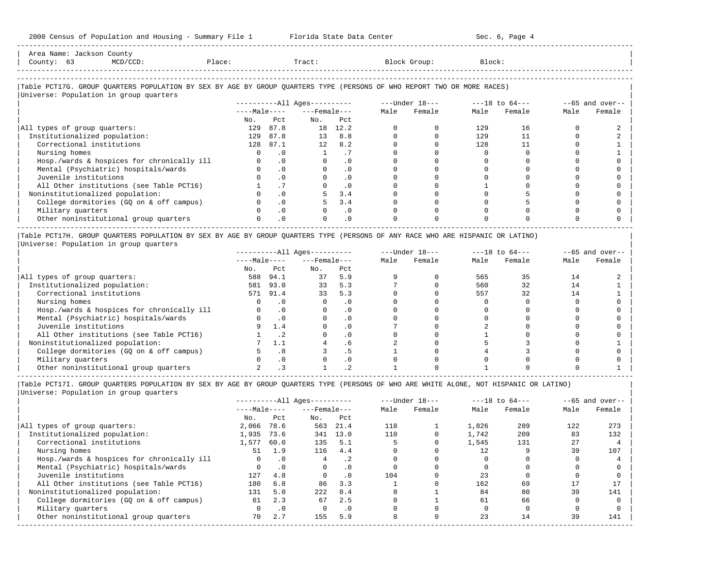Area Name: Jackson County
County: 63 MCD/CCD: Place: Tract: Block Group: Block:

## Table PCT17G. GROUP QUARTERS POPULATION BY SEX BY AGE BY GROUP QUARTERS TYPE (PERSONS OF WHO REPORT TWO OR MORE RACES)

Universe: Population in group quarters

| | All Ages: Male No. | All Ages: Male Pct | All Ages: Female No. | All Ages: Female Pct | Under 18: Male | Under 18: Female | 18 to 64: Male | 18 to 64: Female | 65 and over: Male | 65 and over: Female |
|---|---|---|---|---|---|---|---|---|---|---|
| All types of group quarters: | 129 | 87.8 | 18 | 12.2 | 0 | 0 | 129 | 16 | 0 | 2 |
| Institutionalized population: | 129 | 87.8 | 13 | 8.8 | 0 | 0 | 129 | 11 | 0 | 2 |
| Correctional institutions | 128 | 87.1 | 12 | 8.2 | 0 | 0 | 128 | 11 | 0 | 1 |
| Nursing homes | 0 | .0 | 1 | .7 | 0 | 0 | 0 | 0 | 0 | 1 |
| Hosp./wards & hospices for chronically ill | 0 | .0 | 0 | .0 | 0 | 0 | 0 | 0 | 0 | 0 |
| Mental (Psychiatric) hospitals/wards | 0 | .0 | 0 | .0 | 0 | 0 | 0 | 0 | 0 | 0 |
| Juvenile institutions | 0 | .0 | 0 | .0 | 0 | 0 | 0 | 0 | 0 | 0 |
| All Other institutions (see Table PCT16) | 1 | .7 | 0 | .0 | 0 | 0 | 1 | 0 | 0 | 0 |
| Noninstitutionalized population: | 0 | .0 | 5 | 3.4 | 0 | 0 | 0 | 5 | 0 | 0 |
| College dormitories (GQ on & off campus) | 0 | .0 | 5 | 3.4 | 0 | 0 | 0 | 5 | 0 | 0 |
| Military quarters | 0 | .0 | 0 | .0 | 0 | 0 | 0 | 0 | 0 | 0 |
| Other noninstitutional group quarters | 0 | .0 | 0 | .0 | 0 | 0 | 0 | 0 | 0 | 0 |

## Table PCT17H. GROUP QUARTERS POPULATION BY SEX BY AGE BY GROUP QUARTERS TYPE (PERSONS OF ANY RACE WHO ARE HISPANIC OR LATINO)

Universe: Population in group quarters

| | All Ages: Male No. | All Ages: Male Pct | All Ages: Female No. | All Ages: Female Pct | Under 18: Male | Under 18: Female | 18 to 64: Male | 18 to 64: Female | 65 and over: Male | 65 and over: Female |
|---|---|---|---|---|---|---|---|---|---|---|
| All types of group quarters: | 588 | 94.1 | 37 | 5.9 | 9 | 0 | 565 | 35 | 14 | 2 |
| Institutionalized population: | 581 | 93.0 | 33 | 5.3 | 7 | 0 | 560 | 32 | 14 | 1 |
| Correctional institutions | 571 | 91.4 | 33 | 5.3 | 0 | 0 | 557 | 32 | 14 | 1 |
| Nursing homes | 0 | .0 | 0 | .0 | 0 | 0 | 0 | 0 | 0 | 0 |
| Hosp./wards & hospices for chronically ill | 0 | .0 | 0 | .0 | 0 | 0 | 0 | 0 | 0 | 0 |
| Mental (Psychiatric) hospitals/wards | 0 | .0 | 0 | .0 | 0 | 0 | 0 | 0 | 0 | 0 |
| Juvenile institutions | 9 | 1.4 | 0 | .0 | 7 | 0 | 2 | 0 | 0 | 0 |
| All Other institutions (see Table PCT16) | 1 | .2 | 0 | .0 | 0 | 0 | 1 | 0 | 0 | 0 |
| Noninstitutionalized population: | 7 | 1.1 | 4 | .6 | 2 | 0 | 5 | 3 | 0 | 1 |
| College dormitories (GQ on & off campus) | 5 | .8 | 3 | .5 | 1 | 0 | 4 | 3 | 0 | 0 |
| Military quarters | 0 | .0 | 0 | .0 | 0 | 0 | 0 | 0 | 0 | 0 |
| Other noninstitutional group quarters | 2 | .3 | 1 | .2 | 1 | 0 | 1 | 0 | 0 | 1 |

## Table PCT17I. GROUP QUARTERS POPULATION BY SEX BY AGE BY GROUP QUARTERS TYPE (PERSONS OF WHO ARE WHITE ALONE, NOT HISPANIC OR LATINO)

Universe: Population in group quarters

| | All Ages: Male No. | All Ages: Male Pct | All Ages: Female No. | All Ages: Female Pct | Under 18: Male | Under 18: Female | 18 to 64: Male | 18 to 64: Female | 65 and over: Male | 65 and over: Female |
|---|---|---|---|---|---|---|---|---|---|---|
| All types of group quarters: | 2,066 | 78.6 | 563 | 21.4 | 118 | 1 | 1,826 | 289 | 122 | 273 |
| Institutionalized population: | 1,935 | 73.6 | 341 | 13.0 | 110 | 0 | 1,742 | 209 | 83 | 132 |
| Correctional institutions | 1,577 | 60.0 | 135 | 5.1 | 5 | 0 | 1,545 | 131 | 27 | 4 |
| Nursing homes | 51 | 1.9 | 116 | 4.4 | 0 | 0 | 12 | 9 | 39 | 107 |
| Hosp./wards & hospices for chronically ill | 0 | .0 | 4 | .2 | 0 | 0 | 0 | 0 | 0 | 4 |
| Mental (Psychiatric) hospitals/wards | 0 | .0 | 0 | .0 | 0 | 0 | 0 | 0 | 0 | 0 |
| Juvenile institutions | 127 | 4.8 | 0 | .0 | 104 | 0 | 23 | 0 | 0 | 0 |
| All Other institutions (see Table PCT16) | 180 | 6.8 | 86 | 3.3 | 1 | 0 | 162 | 69 | 17 | 17 |
| Noninstitutionalized population: | 131 | 5.0 | 222 | 8.4 | 8 | 1 | 84 | 80 | 39 | 141 |
| College dormitories (GQ on & off campus) | 61 | 2.3 | 67 | 2.5 | 0 | 1 | 61 | 66 | 0 | 0 |
| Military quarters | 0 | .0 | 0 | .0 | 0 | 0 | 0 | 0 | 0 | 0 |
| Other noninstitutional group quarters | 70 | 2.7 | 155 | 5.9 | 8 | 0 | 23 | 14 | 39 | 141 |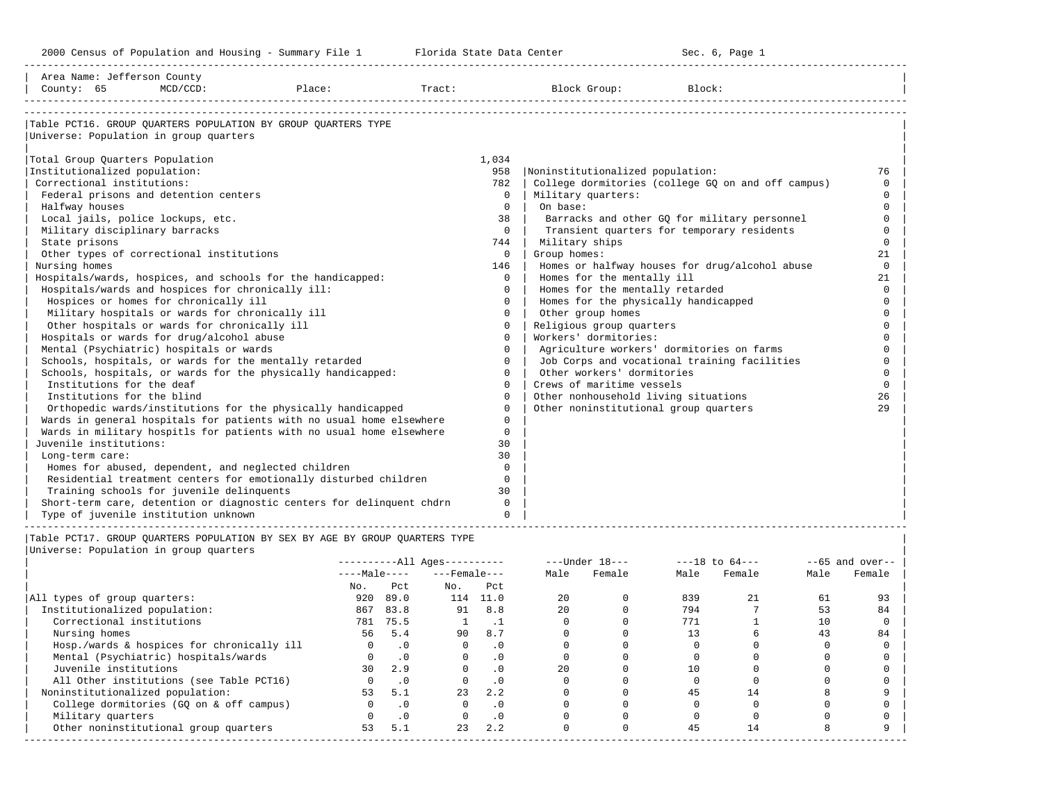2000 Census of Population and Housing - Summary File 1 Florida State Data Center Sec. 6, Page 1

Area Name: Jefferson County
County: 65 MCD/CCD: Place: Tract: Block Group: Block:

## Table PCT16. GROUP QUARTERS POPULATION BY GROUP QUARTERS TYPE

Universe: Population in group quarters

| Category | Count |
|---|---|
| Total Group Quarters Population | 1,034 |
| Institutionalized population: | 958 |
| Correctional institutions: | 782 |
| Federal prisons and detention centers | 0 |
| Halfway houses | 0 |
| Local jails, police lockups, etc. | 38 |
| Military disciplinary barracks | 0 |
| State prisons | 744 |
| Other types of correctional institutions | 0 |
| Nursing homes | 146 |
| Hospitals/wards, hospices, and schools for the handicapped: | 0 |
| Hospitals/wards and hospices for chronically ill: | 0 |
| Hospices or homes for chronically ill | 0 |
| Military hospitals or wards for chronically ill | 0 |
| Other hospitals or wards for chronically ill | 0 |
| Hospitals or wards for drug/alcohol abuse | 0 |
| Mental (Psychiatric) hospitals or wards | 0 |
| Schools, hospitals, or wards for the mentally retarded | 0 |
| Schools, hospitals, or wards for the physically handicapped: | 0 |
| Institutions for the deaf | 0 |
| Institutions for the blind | 0 |
| Orthopedic wards/institutions for the physically handicapped | 0 |
| Wards in general hospitals for patients with no usual home elsewhere | 0 |
| Wards in military hospitls for patients with no usual home elsewhere | 0 |
| Juvenile institutions: | 30 |
| Long-term care: | 30 |
| Homes for abused, dependent, and neglected children | 0 |
| Residential treatment centers for emotionally disturbed children | 0 |
| Training schools for juvenile delinquents | 30 |
| Short-term care, detention or diagnostic centers for delinquent chdrn | 0 |
| Type of juvenile institution unknown | 0 |
| Noninstitutionalized population: | 76 |
| College dormitories (college GQ on and off campus) | 0 |
| Military quarters: | 0 |
| On base: | 0 |
| Barracks and other GQ for military personnel | 0 |
| Transient quarters for temporary residents | 0 |
| Military ships | 0 |
| Group homes: | 21 |
| Homes or halfway houses for drug/alcohol abuse | 0 |
| Homes for the mentally ill | 21 |
| Homes for the mentally retarded | 0 |
| Homes for the physically handicapped | 0 |
| Other group homes | 0 |
| Religious group quarters | 0 |
| Workers' dormitories: | 0 |
| Agriculture workers' dormitories on farms | 0 |
| Job Corps and vocational training facilities | 0 |
| Other workers' dormitories | 0 |
| Crews of maritime vessels | 0 |
| Other nonhousehold living situations | 26 |
| Other noninstitutional group quarters | 29 |

## Table PCT17. GROUP QUARTERS POPULATION BY SEX BY AGE BY GROUP QUARTERS TYPE

Universe: Population in group quarters

| | All Ages | | | | Under 18 | | 18 to 64 | | 65 and over | |
|---|---|---|---|---|---|---|---|---|---|---|
| | Male | | Female | | | | | | | |
| | No. | Pct | No. | Pct | Male | Female | Male | Female | Male | Female |
| All types of group quarters: | 920 | 89.0 | 114 | 11.0 | 20 | 0 | 839 | 21 | 61 | 93 |
| Institutionalized population: | 867 | 83.8 | 91 | 8.8 | 20 | 0 | 794 | 7 | 53 | 84 |
| Correctional institutions | 781 | 75.5 | 1 | .1 | 0 | 0 | 771 | 1 | 10 | 0 |
| Nursing homes | 56 | 5.4 | 90 | 8.7 | 0 | 0 | 13 | 6 | 43 | 84 |
| Hosp./wards & hospices for chronically ill | 0 | .0 | 0 | .0 | 0 | 0 | 0 | 0 | 0 | 0 |
| Mental (Psychiatric) hospitals/wards | 0 | .0 | 0 | .0 | 0 | 0 | 0 | 0 | 0 | 0 |
| Juvenile institutions | 30 | 2.9 | 0 | .0 | 20 | 0 | 10 | 0 | 0 | 0 |
| All Other institutions (see Table PCT16) | 0 | .0 | 0 | .0 | 0 | 0 | 0 | 0 | 0 | 0 |
| Noninstitutionalized population: | 53 | 5.1 | 23 | 2.2 | 0 | 0 | 45 | 14 | 8 | 9 |
| College dormitories (GQ on & off campus) | 0 | .0 | 0 | .0 | 0 | 0 | 0 | 0 | 0 | 0 |
| Military quarters | 0 | .0 | 0 | .0 | 0 | 0 | 0 | 0 | 0 | 0 |
| Other noninstitutional group quarters | 53 | 5.1 | 23 | 2.2 | 0 | 0 | 45 | 14 | 8 | 9 |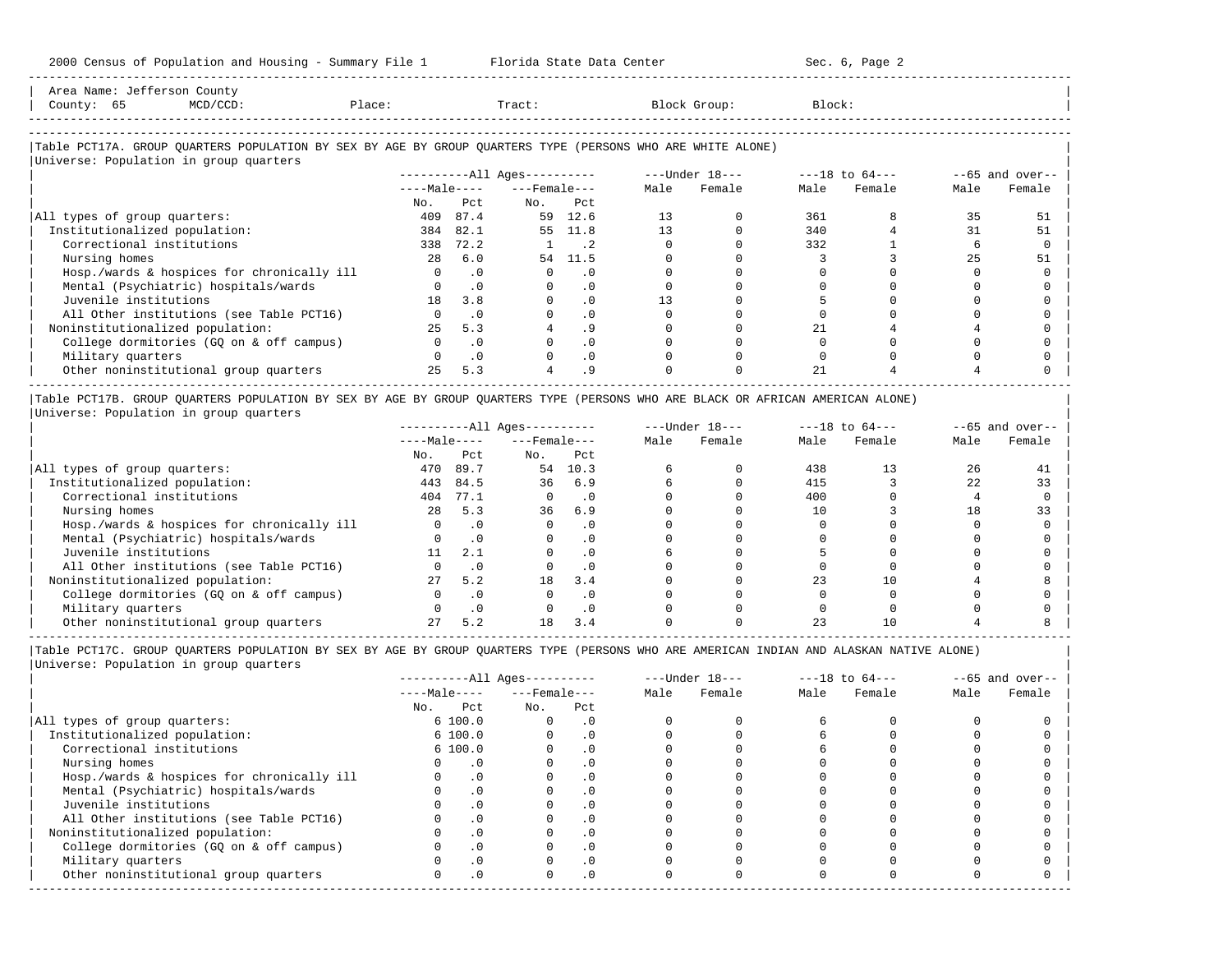Area Name: Jefferson County
County: 65 MCD/CCD: Place: Tract: Block Group: Block:

### Table PCT17A. GROUP QUARTERS POPULATION BY SEX BY AGE BY GROUP QUARTERS TYPE (PERSONS WHO ARE WHITE ALONE)

Universe: Population in group quarters

| | All Ages | | | | Under 18 | | 18 to 64 | | 65 and over | |
|---|---|---|---|---|---|---|---|---|---|---|
| | Male | | Female | | | | | | | |
| | No. | Pct | No. | Pct | Male | Female | Male | Female | Male | Female |
| All types of group quarters: | 409 | 87.4 | 59 | 12.6 | 13 | 0 | 361 | 8 | 35 | 51 |
| Institutionalized population: | 384 | 82.1 | 55 | 11.8 | 13 | 0 | 340 | 4 | 31 | 51 |
| Correctional institutions | 338 | 72.2 | 1 | .2 | 0 | 0 | 332 | 1 | 6 | 0 |
| Nursing homes | 28 | 6.0 | 54 | 11.5 | 0 | 0 | 3 | 3 | 25 | 51 |
| Hosp./wards & hospices for chronically ill | 0 | .0 | 0 | .0 | 0 | 0 | 0 | 0 | 0 | 0 |
| Mental (Psychiatric) hospitals/wards | 0 | .0 | 0 | .0 | 0 | 0 | 0 | 0 | 0 | 0 |
| Juvenile institutions | 18 | 3.8 | 0 | .0 | 13 | 0 | 5 | 0 | 0 | 0 |
| All Other institutions (see Table PCT16) | 0 | .0 | 0 | .0 | 0 | 0 | 0 | 0 | 0 | 0 |
| Noninstitutionalized population: | 25 | 5.3 | 4 | .9 | 0 | 0 | 21 | 4 | 4 | 0 |
| College dormitories (GQ on & off campus) | 0 | .0 | 0 | .0 | 0 | 0 | 0 | 0 | 0 | 0 |
| Military quarters | 0 | .0 | 0 | .0 | 0 | 0 | 0 | 0 | 0 | 0 |
| Other noninstitutional group quarters | 25 | 5.3 | 4 | .9 | 0 | 0 | 21 | 4 | 4 | 0 |

### Table PCT17B. GROUP QUARTERS POPULATION BY SEX BY AGE BY GROUP QUARTERS TYPE (PERSONS WHO ARE BLACK OR AFRICAN AMERICAN ALONE)

Universe: Population in group quarters

| | All Ages | | | | Under 18 | | 18 to 64 | | 65 and over | |
|---|---|---|---|---|---|---|---|---|---|---|
| | Male | | Female | | | | | | | |
| | No. | Pct | No. | Pct | Male | Female | Male | Female | Male | Female |
| All types of group quarters: | 470 | 89.7 | 54 | 10.3 | 6 | 0 | 438 | 13 | 26 | 41 |
| Institutionalized population: | 443 | 84.5 | 36 | 6.9 | 6 | 0 | 415 | 3 | 22 | 33 |
| Correctional institutions | 404 | 77.1 | 0 | .0 | 0 | 0 | 400 | 0 | 4 | 0 |
| Nursing homes | 28 | 5.3 | 36 | 6.9 | 0 | 0 | 10 | 3 | 18 | 33 |
| Hosp./wards & hospices for chronically ill | 0 | .0 | 0 | .0 | 0 | 0 | 0 | 0 | 0 | 0 |
| Mental (Psychiatric) hospitals/wards | 0 | .0 | 0 | .0 | 0 | 0 | 0 | 0 | 0 | 0 |
| Juvenile institutions | 11 | 2.1 | 0 | .0 | 6 | 0 | 5 | 0 | 0 | 0 |
| All Other institutions (see Table PCT16) | 0 | .0 | 0 | .0 | 0 | 0 | 0 | 0 | 0 | 0 |
| Noninstitutionalized population: | 27 | 5.2 | 18 | 3.4 | 0 | 0 | 23 | 10 | 4 | 8 |
| College dormitories (GQ on & off campus) | 0 | .0 | 0 | .0 | 0 | 0 | 0 | 0 | 0 | 0 |
| Military quarters | 0 | .0 | 0 | .0 | 0 | 0 | 0 | 0 | 0 | 0 |
| Other noninstitutional group quarters | 27 | 5.2 | 18 | 3.4 | 0 | 0 | 23 | 10 | 4 | 8 |

### Table PCT17C. GROUP QUARTERS POPULATION BY SEX BY AGE BY GROUP QUARTERS TYPE (PERSONS WHO ARE AMERICAN INDIAN AND ALASKAN NATIVE ALONE)

Universe: Population in group quarters

| | All Ages | | | | Under 18 | | 18 to 64 | | 65 and over | |
|---|---|---|---|---|---|---|---|---|---|---|
| | Male | | Female | | | | | | | |
| | No. | Pct | No. | Pct | Male | Female | Male | Female | Male | Female |
| All types of group quarters: | 6 | 100.0 | 0 | .0 | 0 | 0 | 6 | 0 | 0 | 0 |
| Institutionalized population: | 6 | 100.0 | 0 | .0 | 0 | 0 | 6 | 0 | 0 | 0 |
| Correctional institutions | 6 | 100.0 | 0 | .0 | 0 | 0 | 6 | 0 | 0 | 0 |
| Nursing homes | 0 | .0 | 0 | .0 | 0 | 0 | 0 | 0 | 0 | 0 |
| Hosp./wards & hospices for chronically ill | 0 | .0 | 0 | .0 | 0 | 0 | 0 | 0 | 0 | 0 |
| Mental (Psychiatric) hospitals/wards | 0 | .0 | 0 | .0 | 0 | 0 | 0 | 0 | 0 | 0 |
| Juvenile institutions | 0 | .0 | 0 | .0 | 0 | 0 | 0 | 0 | 0 | 0 |
| All Other institutions (see Table PCT16) | 0 | .0 | 0 | .0 | 0 | 0 | 0 | 0 | 0 | 0 |
| Noninstitutionalized population: | 0 | .0 | 0 | .0 | 0 | 0 | 0 | 0 | 0 | 0 |
| College dormitories (GQ on & off campus) | 0 | .0 | 0 | .0 | 0 | 0 | 0 | 0 | 0 | 0 |
| Military quarters | 0 | .0 | 0 | .0 | 0 | 0 | 0 | 0 | 0 | 0 |
| Other noninstitutional group quarters | 0 | .0 | 0 | .0 | 0 | 0 | 0 | 0 | 0 | 0 |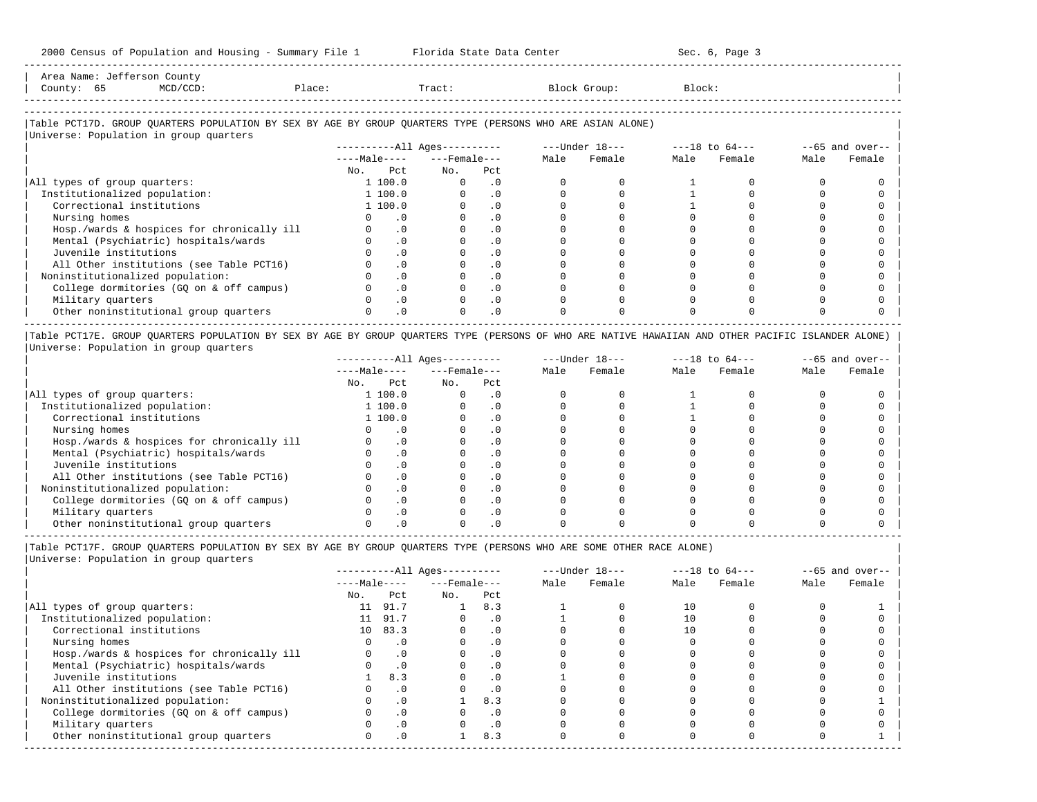Area Name: Jefferson County
County: 65 MCD/CCD: Place: Tract: Block Group: Block:

### Table PCT17D. GROUP QUARTERS POPULATION BY SEX BY AGE BY GROUP QUARTERS TYPE (PERSONS WHO ARE ASIAN ALONE)

Universe: Population in group quarters

| | All Ages | | | | Under 18 | | 18 to 64 | | 65 and over | |
|---|---|---|---|---|---|---|---|---|---|---|
| | Male | | Female | | | | | | | |
| | No. | Pct | No. | Pct | Male | Female | Male | Female | Male | Female |
| All types of group quarters: | 1 | 100.0 | 0 | .0 | 0 | 0 | 1 | 0 | 0 | 0 |
| Institutionalized population: | 1 | 100.0 | 0 | .0 | 0 | 0 | 1 | 0 | 0 | 0 |
| Correctional institutions | 1 | 100.0 | 0 | .0 | 0 | 0 | 1 | 0 | 0 | 0 |
| Nursing homes | 0 | .0 | 0 | .0 | 0 | 0 | 0 | 0 | 0 | 0 |
| Hosp./wards & hospices for chronically ill | 0 | .0 | 0 | .0 | 0 | 0 | 0 | 0 | 0 | 0 |
| Mental (Psychiatric) hospitals/wards | 0 | .0 | 0 | .0 | 0 | 0 | 0 | 0 | 0 | 0 |
| Juvenile institutions | 0 | .0 | 0 | .0 | 0 | 0 | 0 | 0 | 0 | 0 |
| All Other institutions (see Table PCT16) | 0 | .0 | 0 | .0 | 0 | 0 | 0 | 0 | 0 | 0 |
| Noninstitutionalized population: | 0 | .0 | 0 | .0 | 0 | 0 | 0 | 0 | 0 | 0 |
| College dormitories (GQ on & off campus) | 0 | .0 | 0 | .0 | 0 | 0 | 0 | 0 | 0 | 0 |
| Military quarters | 0 | .0 | 0 | .0 | 0 | 0 | 0 | 0 | 0 | 0 |
| Other noninstitutional group quarters | 0 | .0 | 0 | .0 | 0 | 0 | 0 | 0 | 0 | 0 |

### Table PCT17E. GROUP QUARTERS POPULATION BY SEX BY AGE BY GROUP QUARTERS TYPE (PERSONS OF WHO ARE NATIVE HAWAIIAN AND OTHER PACIFIC ISLANDER ALONE)

Universe: Population in group quarters

| | All Ages | | | | Under 18 | | 18 to 64 | | 65 and over | |
|---|---|---|---|---|---|---|---|---|---|---|
| | Male | | Female | | | | | | | |
| | No. | Pct | No. | Pct | Male | Female | Male | Female | Male | Female |
| All types of group quarters: | 1 | 100.0 | 0 | .0 | 0 | 0 | 1 | 0 | 0 | 0 |
| Institutionalized population: | 1 | 100.0 | 0 | .0 | 0 | 0 | 1 | 0 | 0 | 0 |
| Correctional institutions | 1 | 100.0 | 0 | .0 | 0 | 0 | 1 | 0 | 0 | 0 |
| Nursing homes | 0 | .0 | 0 | .0 | 0 | 0 | 0 | 0 | 0 | 0 |
| Hosp./wards & hospices for chronically ill | 0 | .0 | 0 | .0 | 0 | 0 | 0 | 0 | 0 | 0 |
| Mental (Psychiatric) hospitals/wards | 0 | .0 | 0 | .0 | 0 | 0 | 0 | 0 | 0 | 0 |
| Juvenile institutions | 0 | .0 | 0 | .0 | 0 | 0 | 0 | 0 | 0 | 0 |
| All Other institutions (see Table PCT16) | 0 | .0 | 0 | .0 | 0 | 0 | 0 | 0 | 0 | 0 |
| Noninstitutionalized population: | 0 | .0 | 0 | .0 | 0 | 0 | 0 | 0 | 0 | 0 |
| College dormitories (GQ on & off campus) | 0 | .0 | 0 | .0 | 0 | 0 | 0 | 0 | 0 | 0 |
| Military quarters | 0 | .0 | 0 | .0 | 0 | 0 | 0 | 0 | 0 | 0 |
| Other noninstitutional group quarters | 0 | .0 | 0 | .0 | 0 | 0 | 0 | 0 | 0 | 0 |

### Table PCT17F. GROUP QUARTERS POPULATION BY SEX BY AGE BY GROUP QUARTERS TYPE (PERSONS WHO ARE SOME OTHER RACE ALONE)

Universe: Population in group quarters

| | All Ages | | | | Under 18 | | 18 to 64 | | 65 and over | |
|---|---|---|---|---|---|---|---|---|---|---|
| | Male | | Female | | | | | | | |
| | No. | Pct | No. | Pct | Male | Female | Male | Female | Male | Female |
| All types of group quarters: | 11 | 91.7 | 1 | 8.3 | 1 | 0 | 10 | 0 | 0 | 1 |
| Institutionalized population: | 11 | 91.7 | 0 | .0 | 1 | 0 | 10 | 0 | 0 | 0 |
| Correctional institutions | 10 | 83.3 | 0 | .0 | 0 | 0 | 10 | 0 | 0 | 0 |
| Nursing homes | 0 | .0 | 0 | .0 | 0 | 0 | 0 | 0 | 0 | 0 |
| Hosp./wards & hospices for chronically ill | 0 | .0 | 0 | .0 | 0 | 0 | 0 | 0 | 0 | 0 |
| Mental (Psychiatric) hospitals/wards | 0 | .0 | 0 | .0 | 0 | 0 | 0 | 0 | 0 | 0 |
| Juvenile institutions | 1 | 8.3 | 0 | .0 | 1 | 0 | 0 | 0 | 0 | 0 |
| All Other institutions (see Table PCT16) | 0 | .0 | 0 | .0 | 0 | 0 | 0 | 0 | 0 | 0 |
| Noninstitutionalized population: | 0 | .0 | 1 | 8.3 | 0 | 0 | 0 | 0 | 0 | 1 |
| College dormitories (GQ on & off campus) | 0 | .0 | 0 | .0 | 0 | 0 | 0 | 0 | 0 | 0 |
| Military quarters | 0 | .0 | 0 | .0 | 0 | 0 | 0 | 0 | 0 | 0 |
| Other noninstitutional group quarters | 0 | .0 | 1 | 8.3 | 0 | 0 | 0 | 0 | 0 | 1 |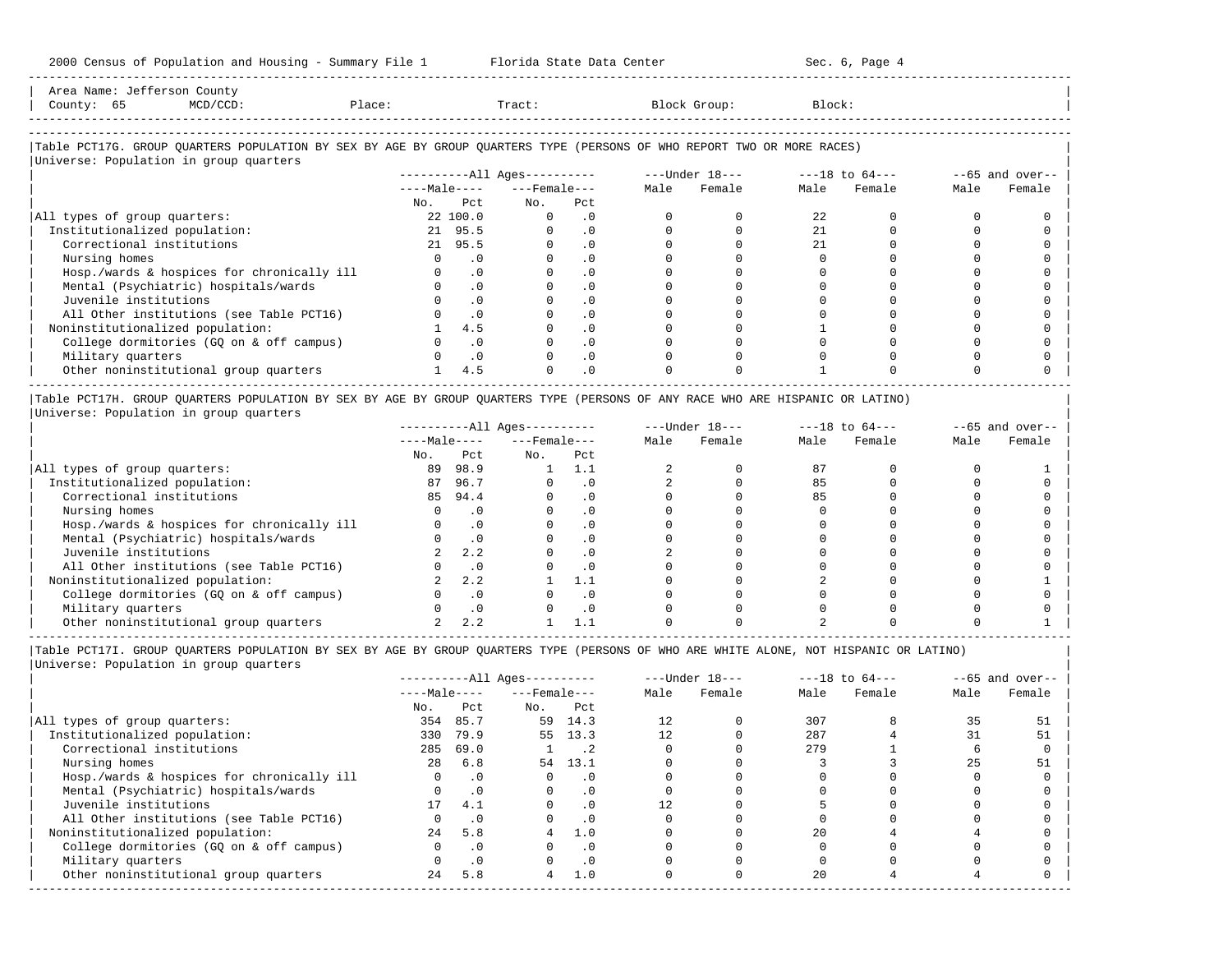Area Name: Jefferson County
County: 65 MCD/CCD: Place: Tract: Block Group: Block:

### Table PCT17G. GROUP QUARTERS POPULATION BY SEX BY AGE BY GROUP QUARTERS TYPE (PERSONS OF WHO REPORT TWO OR MORE RACES)

Universe: Population in group quarters

| | All Ages | | | | Under 18 | | 18 to 64 | | 65 and over | |
|---|---|---|---|---|---|---|---|---|---|---|
| | Male | | Female | | | | | | | |
| | No. | Pct | No. | Pct | Male | Female | Male | Female | Male | Female |
| All types of group quarters: | 22 | 100.0 | 0 | .0 | 0 | 0 | 22 | 0 | 0 | 0 |
| Institutionalized population: | 21 | 95.5 | 0 | .0 | 0 | 0 | 21 | 0 | 0 | 0 |
| Correctional institutions | 21 | 95.5 | 0 | .0 | 0 | 0 | 21 | 0 | 0 | 0 |
| Nursing homes | 0 | .0 | 0 | .0 | 0 | 0 | 0 | 0 | 0 | 0 |
| Hosp./wards & hospices for chronically ill | 0 | .0 | 0 | .0 | 0 | 0 | 0 | 0 | 0 | 0 |
| Mental (Psychiatric) hospitals/wards | 0 | .0 | 0 | .0 | 0 | 0 | 0 | 0 | 0 | 0 |
| Juvenile institutions | 0 | .0 | 0 | .0 | 0 | 0 | 0 | 0 | 0 | 0 |
| All Other institutions (see Table PCT16) | 0 | .0 | 0 | .0 | 0 | 0 | 0 | 0 | 0 | 0 |
| Noninstitutionalized population: | 1 | 4.5 | 0 | .0 | 0 | 0 | 1 | 0 | 0 | 0 |
| College dormitories (GQ on & off campus) | 0 | .0 | 0 | .0 | 0 | 0 | 0 | 0 | 0 | 0 |
| Military quarters | 0 | .0 | 0 | .0 | 0 | 0 | 0 | 0 | 0 | 0 |
| Other noninstitutional group quarters | 1 | 4.5 | 0 | .0 | 0 | 0 | 1 | 0 | 0 | 0 |

### Table PCT17H. GROUP QUARTERS POPULATION BY SEX BY AGE BY GROUP QUARTERS TYPE (PERSONS OF ANY RACE WHO ARE HISPANIC OR LATINO)

Universe: Population in group quarters

| | All Ages | | | | Under 18 | | 18 to 64 | | 65 and over | |
|---|---|---|---|---|---|---|---|---|---|---|
| | Male | | Female | | | | | | | |
| | No. | Pct | No. | Pct | Male | Female | Male | Female | Male | Female |
| All types of group quarters: | 89 | 98.9 | 1 | 1.1 | 2 | 0 | 87 | 0 | 0 | 1 |
| Institutionalized population: | 87 | 96.7 | 0 | .0 | 2 | 0 | 85 | 0 | 0 | 0 |
| Correctional institutions | 85 | 94.4 | 0 | .0 | 0 | 0 | 85 | 0 | 0 | 0 |
| Nursing homes | 0 | .0 | 0 | .0 | 0 | 0 | 0 | 0 | 0 | 0 |
| Hosp./wards & hospices for chronically ill | 0 | .0 | 0 | .0 | 0 | 0 | 0 | 0 | 0 | 0 |
| Mental (Psychiatric) hospitals/wards | 0 | .0 | 0 | .0 | 0 | 0 | 0 | 0 | 0 | 0 |
| Juvenile institutions | 2 | 2.2 | 0 | .0 | 2 | 0 | 0 | 0 | 0 | 0 |
| All Other institutions (see Table PCT16) | 0 | .0 | 0 | .0 | 0 | 0 | 0 | 0 | 0 | 0 |
| Noninstitutionalized population: | 2 | 2.2 | 1 | 1.1 | 0 | 0 | 2 | 0 | 0 | 1 |
| College dormitories (GQ on & off campus) | 0 | .0 | 0 | .0 | 0 | 0 | 0 | 0 | 0 | 0 |
| Military quarters | 0 | .0 | 0 | .0 | 0 | 0 | 0 | 0 | 0 | 0 |
| Other noninstitutional group quarters | 2 | 2.2 | 1 | 1.1 | 0 | 0 | 2 | 0 | 0 | 1 |

### Table PCT17I. GROUP QUARTERS POPULATION BY SEX BY AGE BY GROUP QUARTERS TYPE (PERSONS OF WHO ARE WHITE ALONE, NOT HISPANIC OR LATINO)

Universe: Population in group quarters

| | All Ages | | | | Under 18 | | 18 to 64 | | 65 and over | |
|---|---|---|---|---|---|---|---|---|---|---|
| | Male | | Female | | | | | | | |
| | No. | Pct | No. | Pct | Male | Female | Male | Female | Male | Female |
| All types of group quarters: | 354 | 85.7 | 59 | 14.3 | 12 | 0 | 307 | 8 | 35 | 51 |
| Institutionalized population: | 330 | 79.9 | 55 | 13.3 | 12 | 0 | 287 | 4 | 31 | 51 |
| Correctional institutions | 285 | 69.0 | 1 | .2 | 0 | 0 | 279 | 1 | 6 | 0 |
| Nursing homes | 28 | 6.8 | 54 | 13.1 | 0 | 0 | 3 | 3 | 25 | 51 |
| Hosp./wards & hospices for chronically ill | 0 | .0 | 0 | .0 | 0 | 0 | 0 | 0 | 0 | 0 |
| Mental (Psychiatric) hospitals/wards | 0 | .0 | 0 | .0 | 0 | 0 | 0 | 0 | 0 | 0 |
| Juvenile institutions | 17 | 4.1 | 0 | .0 | 12 | 0 | 5 | 0 | 0 | 0 |
| All Other institutions (see Table PCT16) | 0 | .0 | 0 | .0 | 0 | 0 | 0 | 0 | 0 | 0 |
| Noninstitutionalized population: | 24 | 5.8 | 4 | 1.0 | 0 | 0 | 20 | 4 | 4 | 0 |
| College dormitories (GQ on & off campus) | 0 | .0 | 0 | .0 | 0 | 0 | 0 | 0 | 0 | 0 |
| Military quarters | 0 | .0 | 0 | .0 | 0 | 0 | 0 | 0 | 0 | 0 |
| Other noninstitutional group quarters | 24 | 5.8 | 4 | 1.0 | 0 | 0 | 20 | 4 | 4 | 0 |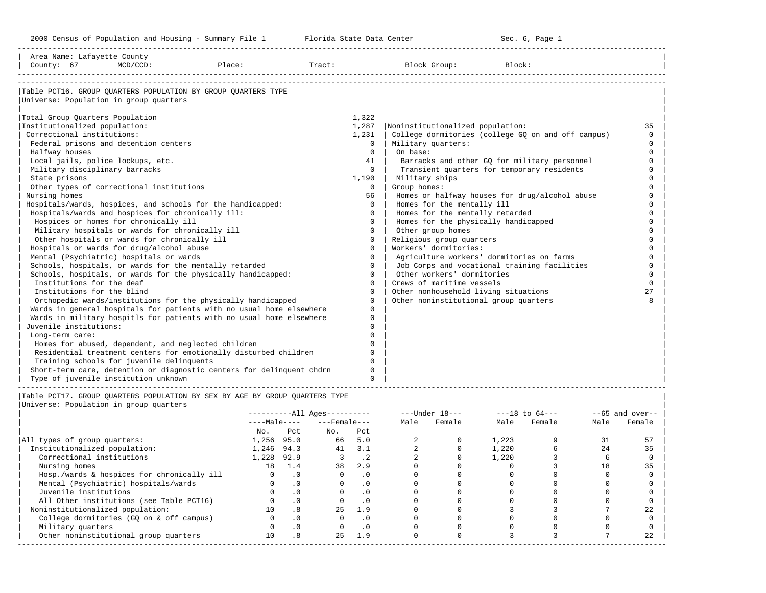2000 Census of Population and Housing - Summary File 1 Florida State Data Center Sec. 6, Page 1

Area Name: Lafayette County
County: 67 MCD/CCD: Place: Tract: Block Group: Block:

### Table PCT16. GROUP QUARTERS POPULATION BY GROUP QUARTERS TYPE

Universe: Population in group quarters

| Type | Number |
|---|---|
| Total Group Quarters Population | 1,322 |
| Institutionalized population: | 1,287 |
| Correctional institutions: | 1,231 |
| Federal prisons and detention centers | 0 |
| Halfway houses | 0 |
| Local jails, police lockups, etc. | 41 |
| Military disciplinary barracks | 0 |
| State prisons | 1,190 |
| Other types of correctional institutions | 0 |
| Nursing homes | 56 |
| Hospitals/wards, hospices, and schools for the handicapped: | 0 |
| Hospitals/wards and hospices for chronically ill: | 0 |
| Hospices or homes for chronically ill | 0 |
| Military hospitals or wards for chronically ill | 0 |
| Other hospitals or wards for chronically ill | 0 |
| Hospitals or wards for drug/alcohol abuse | 0 |
| Mental (Psychiatric) hospitals or wards | 0 |
| Schools, hospitals, or wards for the mentally retarded | 0 |
| Schools, hospitals, or wards for the physically handicapped: | 0 |
| Institutions for the deaf | 0 |
| Institutions for the blind | 0 |
| Orthopedic wards/institutions for the physically handicapped | 0 |
| Wards in general hospitals for patients with no usual home elsewhere | 0 |
| Wards in military hospitls for patients with no usual home elsewhere | 0 |
| Juvenile institutions: | 0 |
| Long-term care: | 0 |
| Homes for abused, dependent, and neglected children | 0 |
| Residential treatment centers for emotionally disturbed children | 0 |
| Training schools for juvenile delinquents | 0 |
| Short-term care, detention or diagnostic centers for delinquent chdrn | 0 |
| Type of juvenile institution unknown | 0 |
| Noninstitutionalized population: | 35 |
| College dormitories (college GQ on and off campus) | 0 |
| Military quarters: | 0 |
| On base: | 0 |
| Barracks and other GQ for military personnel | 0 |
| Transient quarters for temporary residents | 0 |
| Military ships | 0 |
| Group homes: | 0 |
| Homes or halfway houses for drug/alcohol abuse | 0 |
| Homes for the mentally ill | 0 |
| Homes for the mentally retarded | 0 |
| Homes for the physically handicapped | 0 |
| Other group homes | 0 |
| Religious group quarters | 0 |
| Workers' dormitories: | 0 |
| Agriculture workers' dormitories on farms | 0 |
| Job Corps and vocational training facilities | 0 |
| Other workers' dormitories | 0 |
| Crews of maritime vessels | 0 |
| Other nonhousehold living situations | 27 |
| Other noninstitutional group quarters | 8 |

### Table PCT17. GROUP QUARTERS POPULATION BY SEX BY AGE BY GROUP QUARTERS TYPE

Universe: Population in group quarters

| | All Ages | | | | Under 18 | | 18 to 64 | | 65 and over | |
|---|---|---|---|---|---|---|---|---|---|---|
| | Male | | Female | | | | | | | |
| | No. | Pct | No. | Pct | Male | Female | Male | Female | Male | Female |
| All types of group quarters: | 1,256 | 95.0 | 66 | 5.0 | 2 | 0 | 1,223 | 9 | 31 | 57 |
| Institutionalized population: | 1,246 | 94.3 | 41 | 3.1 | 2 | 0 | 1,220 | 6 | 24 | 35 |
| Correctional institutions | 1,228 | 92.9 | 3 | .2 | 2 | 0 | 1,220 | 3 | 6 | 0 |
| Nursing homes | 18 | 1.4 | 38 | 2.9 | 0 | 0 | 0 | 3 | 18 | 35 |
| Hosp./wards & hospices for chronically ill | 0 | .0 | 0 | .0 | 0 | 0 | 0 | 0 | 0 | 0 |
| Mental (Psychiatric) hospitals/wards | 0 | .0 | 0 | .0 | 0 | 0 | 0 | 0 | 0 | 0 |
| Juvenile institutions | 0 | .0 | 0 | .0 | 0 | 0 | 0 | 0 | 0 | 0 |
| All Other institutions (see Table PCT16) | 0 | .0 | 0 | .0 | 0 | 0 | 0 | 0 | 0 | 0 |
| Noninstitutionalized population: | 10 | .8 | 25 | 1.9 | 0 | 0 | 3 | 3 | 7 | 22 |
| College dormitories (GQ on & off campus) | 0 | .0 | 0 | .0 | 0 | 0 | 0 | 0 | 0 | 0 |
| Military quarters | 0 | .0 | 0 | .0 | 0 | 0 | 0 | 0 | 0 | 0 |
| Other noninstitutional group quarters | 10 | .8 | 25 | 1.9 | 0 | 0 | 3 | 3 | 7 | 22 |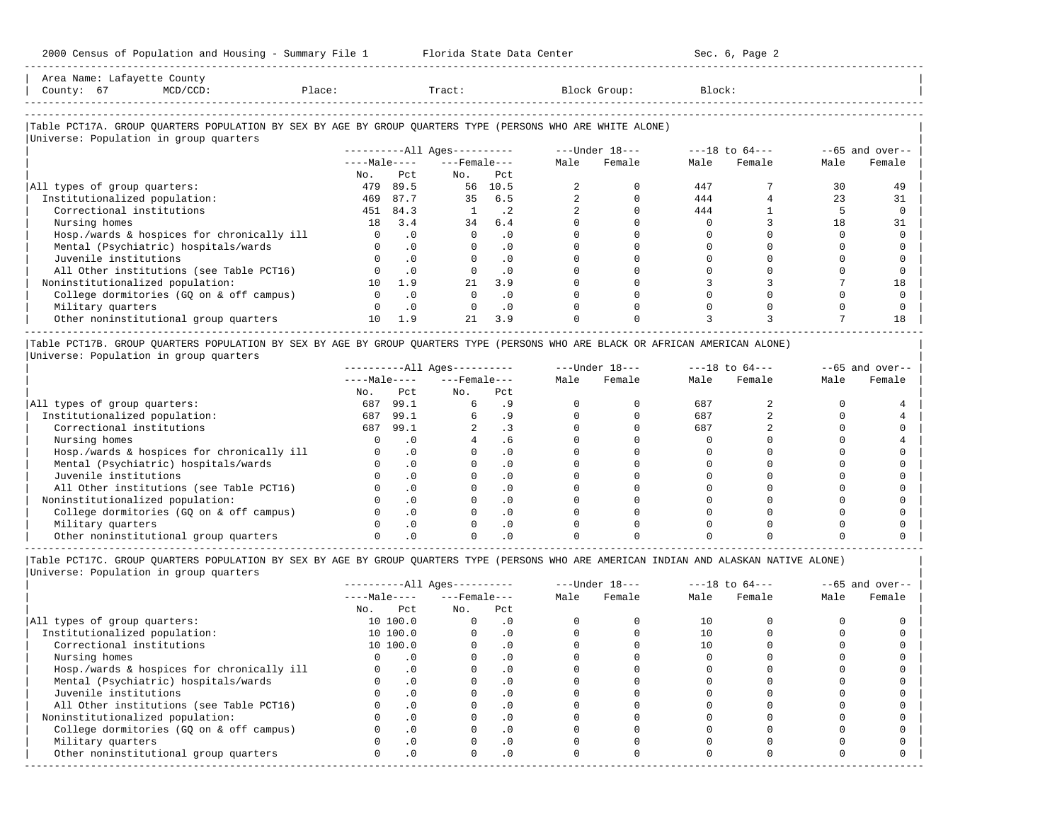Area Name: Lafayette County
County: 67 MCD/CCD: Place: Tract: Block Group: Block:

## Table PCT17A. GROUP QUARTERS POPULATION BY SEX BY AGE BY GROUP QUARTERS TYPE (PERSONS WHO ARE WHITE ALONE)

Universe: Population in group quarters

| | All Ages | | | | Under 18 | | 18 to 64 | | 65 and over | |
|---|---|---|---|---|---|---|---|---|---|---|
| | Male | | Female | | | | | | | |
| | No. | Pct | No. | Pct | Male | Female | Male | Female | Male | Female |
| All types of group quarters: | 479 | 89.5 | 56 | 10.5 | 2 | 0 | 447 | 7 | 30 | 49 |
| Institutionalized population: | 469 | 87.7 | 35 | 6.5 | 2 | 0 | 444 | 4 | 23 | 31 |
| Correctional institutions | 451 | 84.3 | 1 | .2 | 2 | 0 | 444 | 1 | 5 | 0 |
| Nursing homes | 18 | 3.4 | 34 | 6.4 | 0 | 0 | 0 | 3 | 18 | 31 |
| Hosp./wards & hospices for chronically ill | 0 | .0 | 0 | .0 | 0 | 0 | 0 | 0 | 0 | 0 |
| Mental (Psychiatric) hospitals/wards | 0 | .0 | 0 | .0 | 0 | 0 | 0 | 0 | 0 | 0 |
| Juvenile institutions | 0 | .0 | 0 | .0 | 0 | 0 | 0 | 0 | 0 | 0 |
| All Other institutions (see Table PCT16) | 0 | .0 | 0 | .0 | 0 | 0 | 0 | 0 | 0 | 0 |
| Noninstitutionalized population: | 10 | 1.9 | 21 | 3.9 | 0 | 0 | 3 | 3 | 7 | 18 |
| College dormitories (GQ on & off campus) | 0 | .0 | 0 | .0 | 0 | 0 | 0 | 0 | 0 | 0 |
| Military quarters | 0 | .0 | 0 | .0 | 0 | 0 | 0 | 0 | 0 | 0 |
| Other noninstitutional group quarters | 10 | 1.9 | 21 | 3.9 | 0 | 0 | 3 | 3 | 7 | 18 |

## Table PCT17B. GROUP QUARTERS POPULATION BY SEX BY AGE BY GROUP QUARTERS TYPE (PERSONS WHO ARE BLACK OR AFRICAN AMERICAN ALONE)

Universe: Population in group quarters

| | All Ages | | | | Under 18 | | 18 to 64 | | 65 and over | |
|---|---|---|---|---|---|---|---|---|---|---|
| | Male | | Female | | | | | | | |
| | No. | Pct | No. | Pct | Male | Female | Male | Female | Male | Female |
| All types of group quarters: | 687 | 99.1 | 6 | .9 | 0 | 0 | 687 | 2 | 0 | 4 |
| Institutionalized population: | 687 | 99.1 | 6 | .9 | 0 | 0 | 687 | 2 | 0 | 4 |
| Correctional institutions | 687 | 99.1 | 2 | .3 | 0 | 0 | 687 | 2 | 0 | 0 |
| Nursing homes | 0 | .0 | 4 | .6 | 0 | 0 | 0 | 0 | 0 | 4 |
| Hosp./wards & hospices for chronically ill | 0 | .0 | 0 | .0 | 0 | 0 | 0 | 0 | 0 | 0 |
| Mental (Psychiatric) hospitals/wards | 0 | .0 | 0 | .0 | 0 | 0 | 0 | 0 | 0 | 0 |
| Juvenile institutions | 0 | .0 | 0 | .0 | 0 | 0 | 0 | 0 | 0 | 0 |
| All Other institutions (see Table PCT16) | 0 | .0 | 0 | .0 | 0 | 0 | 0 | 0 | 0 | 0 |
| Noninstitutionalized population: | 0 | .0 | 0 | .0 | 0 | 0 | 0 | 0 | 0 | 0 |
| College dormitories (GQ on & off campus) | 0 | .0 | 0 | .0 | 0 | 0 | 0 | 0 | 0 | 0 |
| Military quarters | 0 | .0 | 0 | .0 | 0 | 0 | 0 | 0 | 0 | 0 |
| Other noninstitutional group quarters | 0 | .0 | 0 | .0 | 0 | 0 | 0 | 0 | 0 | 0 |

## Table PCT17C. GROUP QUARTERS POPULATION BY SEX BY AGE BY GROUP QUARTERS TYPE (PERSONS WHO ARE AMERICAN INDIAN AND ALASKAN NATIVE ALONE)

Universe: Population in group quarters

| | All Ages | | | | Under 18 | | 18 to 64 | | 65 and over | |
|---|---|---|---|---|---|---|---|---|---|---|
| | Male | | Female | | | | | | | |
| | No. | Pct | No. | Pct | Male | Female | Male | Female | Male | Female |
| All types of group quarters: | 10 | 100.0 | 0 | .0 | 0 | 0 | 10 | 0 | 0 | 0 |
| Institutionalized population: | 10 | 100.0 | 0 | .0 | 0 | 0 | 10 | 0 | 0 | 0 |
| Correctional institutions | 10 | 100.0 | 0 | .0 | 0 | 0 | 10 | 0 | 0 | 0 |
| Nursing homes | 0 | .0 | 0 | .0 | 0 | 0 | 0 | 0 | 0 | 0 |
| Hosp./wards & hospices for chronically ill | 0 | .0 | 0 | .0 | 0 | 0 | 0 | 0 | 0 | 0 |
| Mental (Psychiatric) hospitals/wards | 0 | .0 | 0 | .0 | 0 | 0 | 0 | 0 | 0 | 0 |
| Juvenile institutions | 0 | .0 | 0 | .0 | 0 | 0 | 0 | 0 | 0 | 0 |
| All Other institutions (see Table PCT16) | 0 | .0 | 0 | .0 | 0 | 0 | 0 | 0 | 0 | 0 |
| Noninstitutionalized population: | 0 | .0 | 0 | .0 | 0 | 0 | 0 | 0 | 0 | 0 |
| College dormitories (GQ on & off campus) | 0 | .0 | 0 | .0 | 0 | 0 | 0 | 0 | 0 | 0 |
| Military quarters | 0 | .0 | 0 | .0 | 0 | 0 | 0 | 0 | 0 | 0 |
| Other noninstitutional group quarters | 0 | .0 | 0 | .0 | 0 | 0 | 0 | 0 | 0 | 0 |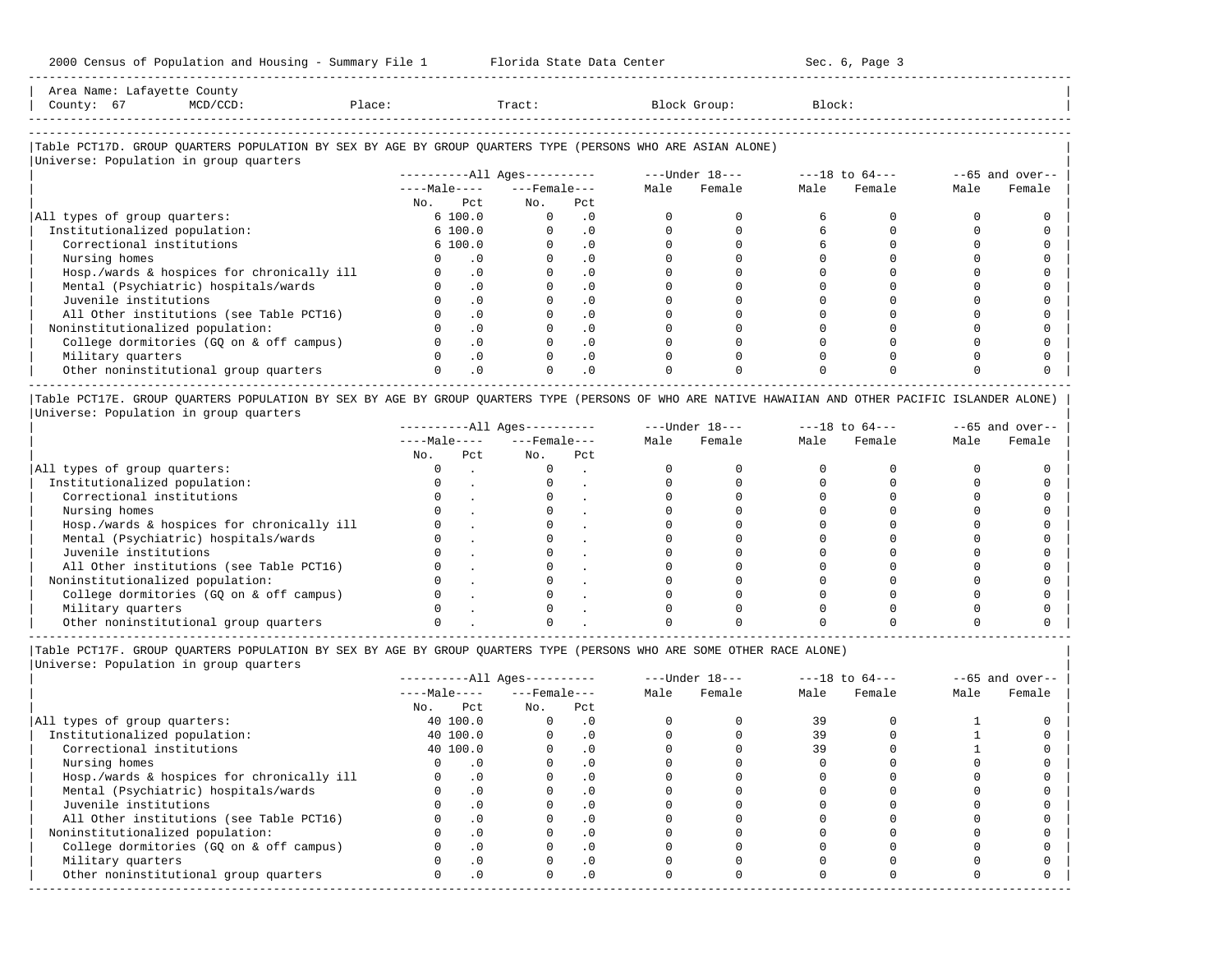Area Name: Lafayette County
County: 67 MCD/CCD: Place: Tract: Block Group: Block:

### Table PCT17D. GROUP QUARTERS POPULATION BY SEX BY AGE BY GROUP QUARTERS TYPE (PERSONS WHO ARE ASIAN ALONE)

Universe: Population in group quarters

| | All Ages | | | | Under 18 | | 18 to 64 | | 65 and over | |
|---|---|---|---|---|---|---|---|---|---|---|
| | Male | | Female | | | | | | | |
| | No. | Pct | No. | Pct | Male | Female | Male | Female | Male | Female |
| All types of group quarters: | 6 | 100.0 | 0 | .0 | 0 | 0 | 6 | 0 | 0 | 0 |
| Institutionalized population: | 6 | 100.0 | 0 | .0 | 0 | 0 | 6 | 0 | 0 | 0 |
| Correctional institutions | 6 | 100.0 | 0 | .0 | 0 | 0 | 6 | 0 | 0 | 0 |
| Nursing homes | 0 | .0 | 0 | .0 | 0 | 0 | 0 | 0 | 0 | 0 |
| Hosp./wards & hospices for chronically ill | 0 | .0 | 0 | .0 | 0 | 0 | 0 | 0 | 0 | 0 |
| Mental (Psychiatric) hospitals/wards | 0 | .0 | 0 | .0 | 0 | 0 | 0 | 0 | 0 | 0 |
| Juvenile institutions | 0 | .0 | 0 | .0 | 0 | 0 | 0 | 0 | 0 | 0 |
| All Other institutions (see Table PCT16) | 0 | .0 | 0 | .0 | 0 | 0 | 0 | 0 | 0 | 0 |
| Noninstitutionalized population: | 0 | .0 | 0 | .0 | 0 | 0 | 0 | 0 | 0 | 0 |
| College dormitories (GQ on & off campus) | 0 | .0 | 0 | .0 | 0 | 0 | 0 | 0 | 0 | 0 |
| Military quarters | 0 | .0 | 0 | .0 | 0 | 0 | 0 | 0 | 0 | 0 |
| Other noninstitutional group quarters | 0 | .0 | 0 | .0 | 0 | 0 | 0 | 0 | 0 | 0 |

### Table PCT17E. GROUP QUARTERS POPULATION BY SEX BY AGE BY GROUP QUARTERS TYPE (PERSONS OF WHO ARE NATIVE HAWAIIAN AND OTHER PACIFIC ISLANDER ALONE)

Universe: Population in group quarters

| | All Ages | | | | Under 18 | | 18 to 64 | | 65 and over | |
|---|---|---|---|---|---|---|---|---|---|---|
| | Male | | Female | | | | | | | |
| | No. | Pct | No. | Pct | Male | Female | Male | Female | Male | Female |
| All types of group quarters: | 0 | . | 0 | . | 0 | 0 | 0 | 0 | 0 | 0 |
| Institutionalized population: | 0 | . | 0 | . | 0 | 0 | 0 | 0 | 0 | 0 |
| Correctional institutions | 0 | . | 0 | . | 0 | 0 | 0 | 0 | 0 | 0 |
| Nursing homes | 0 | . | 0 | . | 0 | 0 | 0 | 0 | 0 | 0 |
| Hosp./wards & hospices for chronically ill | 0 | . | 0 | . | 0 | 0 | 0 | 0 | 0 | 0 |
| Mental (Psychiatric) hospitals/wards | 0 | . | 0 | . | 0 | 0 | 0 | 0 | 0 | 0 |
| Juvenile institutions | 0 | . | 0 | . | 0 | 0 | 0 | 0 | 0 | 0 |
| All Other institutions (see Table PCT16) | 0 | . | 0 | . | 0 | 0 | 0 | 0 | 0 | 0 |
| Noninstitutionalized population: | 0 | . | 0 | . | 0 | 0 | 0 | 0 | 0 | 0 |
| College dormitories (GQ on & off campus) | 0 | . | 0 | . | 0 | 0 | 0 | 0 | 0 | 0 |
| Military quarters | 0 | . | 0 | . | 0 | 0 | 0 | 0 | 0 | 0 |
| Other noninstitutional group quarters | 0 | . | 0 | . | 0 | 0 | 0 | 0 | 0 | 0 |

### Table PCT17F. GROUP QUARTERS POPULATION BY SEX BY AGE BY GROUP QUARTERS TYPE (PERSONS WHO ARE SOME OTHER RACE ALONE)

Universe: Population in group quarters

| | All Ages | | | | Under 18 | | 18 to 64 | | 65 and over | |
|---|---|---|---|---|---|---|---|---|---|---|
| | Male | | Female | | | | | | | |
| | No. | Pct | No. | Pct | Male | Female | Male | Female | Male | Female |
| All types of group quarters: | 40 | 100.0 | 0 | .0 | 0 | 0 | 39 | 0 | 1 | 0 |
| Institutionalized population: | 40 | 100.0 | 0 | .0 | 0 | 0 | 39 | 0 | 1 | 0 |
| Correctional institutions | 40 | 100.0 | 0 | .0 | 0 | 0 | 39 | 0 | 1 | 0 |
| Nursing homes | 0 | .0 | 0 | .0 | 0 | 0 | 0 | 0 | 0 | 0 |
| Hosp./wards & hospices for chronically ill | 0 | .0 | 0 | .0 | 0 | 0 | 0 | 0 | 0 | 0 |
| Mental (Psychiatric) hospitals/wards | 0 | .0 | 0 | .0 | 0 | 0 | 0 | 0 | 0 | 0 |
| Juvenile institutions | 0 | .0 | 0 | .0 | 0 | 0 | 0 | 0 | 0 | 0 |
| All Other institutions (see Table PCT16) | 0 | .0 | 0 | .0 | 0 | 0 | 0 | 0 | 0 | 0 |
| Noninstitutionalized population: | 0 | .0 | 0 | .0 | 0 | 0 | 0 | 0 | 0 | 0 |
| College dormitories (GQ on & off campus) | 0 | .0 | 0 | .0 | 0 | 0 | 0 | 0 | 0 | 0 |
| Military quarters | 0 | .0 | 0 | .0 | 0 | 0 | 0 | 0 | 0 | 0 |
| Other noninstitutional group quarters | 0 | .0 | 0 | .0 | 0 | 0 | 0 | 0 | 0 | 0 |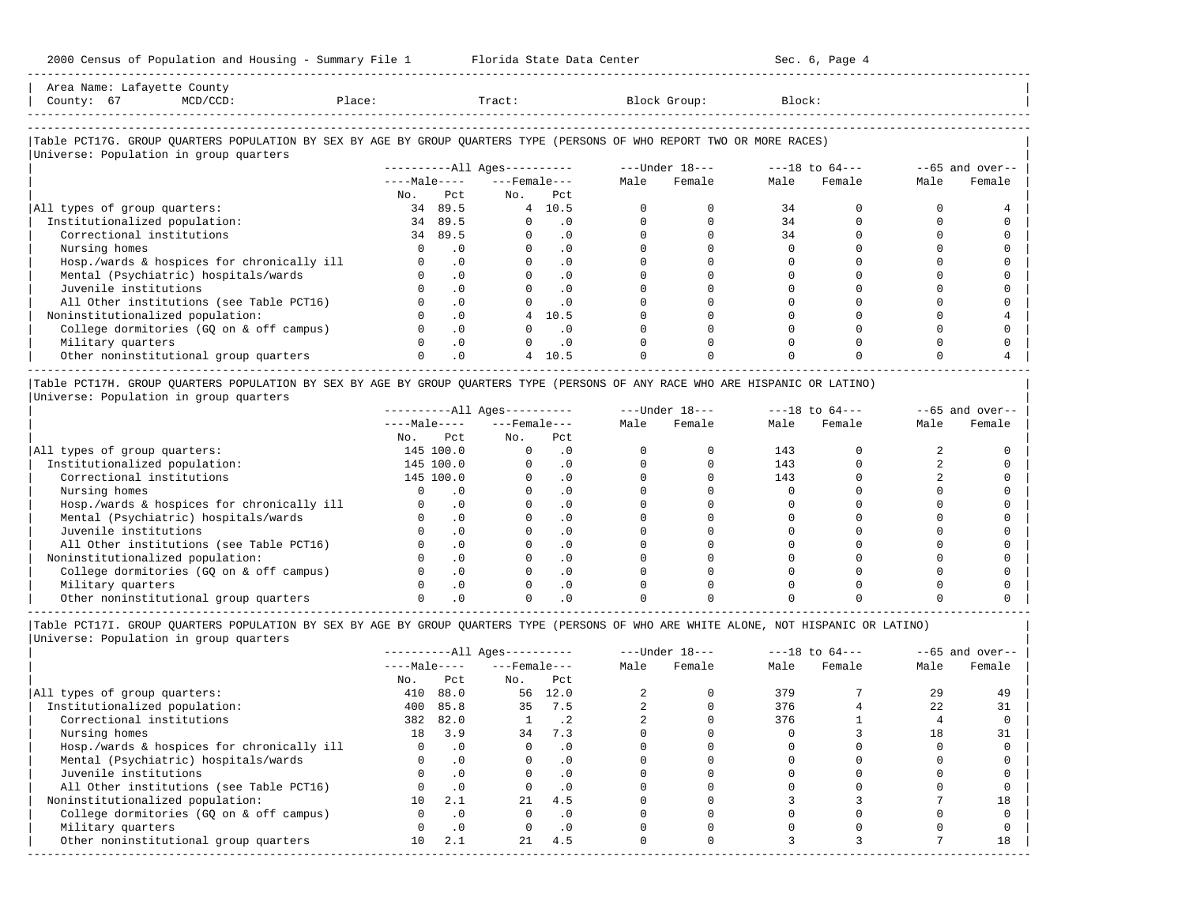Area Name: Lafayette County
County: 67 MCD/CCD: Place: Tract: Block Group: Block:

## Table PCT17G. GROUP QUARTERS POPULATION BY SEX BY AGE BY GROUP QUARTERS TYPE (PERSONS OF WHO REPORT TWO OR MORE RACES)

Universe: Population in group quarters

| | All Ages | | | | Under 18 | | 18 to 64 | | 65 and over | |
|---|---|---|---|---|---|---|---|---|---|---|
| | Male | | Female | | | | | | | |
| | No. | Pct | No. | Pct | Male | Female | Male | Female | Male | Female |
| All types of group quarters: | 34 | 89.5 | 4 | 10.5 | 0 | 0 | 34 | 0 | 0 | 4 |
| Institutionalized population: | 34 | 89.5 | 0 | .0 | 0 | 0 | 34 | 0 | 0 | 0 |
| Correctional institutions | 34 | 89.5 | 0 | .0 | 0 | 0 | 34 | 0 | 0 | 0 |
| Nursing homes | 0 | .0 | 0 | .0 | 0 | 0 | 0 | 0 | 0 | 0 |
| Hosp./wards & hospices for chronically ill | 0 | .0 | 0 | .0 | 0 | 0 | 0 | 0 | 0 | 0 |
| Mental (Psychiatric) hospitals/wards | 0 | .0 | 0 | .0 | 0 | 0 | 0 | 0 | 0 | 0 |
| Juvenile institutions | 0 | .0 | 0 | .0 | 0 | 0 | 0 | 0 | 0 | 0 |
| All Other institutions (see Table PCT16) | 0 | .0 | 0 | .0 | 0 | 0 | 0 | 0 | 0 | 0 |
| Noninstitutionalized population: | 0 | .0 | 4 | 10.5 | 0 | 0 | 0 | 0 | 0 | 4 |
| College dormitories (GQ on & off campus) | 0 | .0 | 0 | .0 | 0 | 0 | 0 | 0 | 0 | 0 |
| Military quarters | 0 | .0 | 0 | .0 | 0 | 0 | 0 | 0 | 0 | 0 |
| Other noninstitutional group quarters | 0 | .0 | 4 | 10.5 | 0 | 0 | 0 | 0 | 0 | 4 |

## Table PCT17H. GROUP QUARTERS POPULATION BY SEX BY AGE BY GROUP QUARTERS TYPE (PERSONS OF ANY RACE WHO ARE HISPANIC OR LATINO)

Universe: Population in group quarters

| | All Ages | | | | Under 18 | | 18 to 64 | | 65 and over | |
|---|---|---|---|---|---|---|---|---|---|---|
| | Male | | Female | | | | | | | |
| | No. | Pct | No. | Pct | Male | Female | Male | Female | Male | Female |
| All types of group quarters: | 145 | 100.0 | 0 | .0 | 0 | 0 | 143 | 0 | 2 | 0 |
| Institutionalized population: | 145 | 100.0 | 0 | .0 | 0 | 0 | 143 | 0 | 2 | 0 |
| Correctional institutions | 145 | 100.0 | 0 | .0 | 0 | 0 | 143 | 0 | 2 | 0 |
| Nursing homes | 0 | .0 | 0 | .0 | 0 | 0 | 0 | 0 | 0 | 0 |
| Hosp./wards & hospices for chronically ill | 0 | .0 | 0 | .0 | 0 | 0 | 0 | 0 | 0 | 0 |
| Mental (Psychiatric) hospitals/wards | 0 | .0 | 0 | .0 | 0 | 0 | 0 | 0 | 0 | 0 |
| Juvenile institutions | 0 | .0 | 0 | .0 | 0 | 0 | 0 | 0 | 0 | 0 |
| All Other institutions (see Table PCT16) | 0 | .0 | 0 | .0 | 0 | 0 | 0 | 0 | 0 | 0 |
| Noninstitutionalized population: | 0 | .0 | 0 | .0 | 0 | 0 | 0 | 0 | 0 | 0 |
| College dormitories (GQ on & off campus) | 0 | .0 | 0 | .0 | 0 | 0 | 0 | 0 | 0 | 0 |
| Military quarters | 0 | .0 | 0 | .0 | 0 | 0 | 0 | 0 | 0 | 0 |
| Other noninstitutional group quarters | 0 | .0 | 0 | .0 | 0 | 0 | 0 | 0 | 0 | 0 |

## Table PCT17I. GROUP QUARTERS POPULATION BY SEX BY AGE BY GROUP QUARTERS TYPE (PERSONS OF WHO ARE WHITE ALONE, NOT HISPANIC OR LATINO)

Universe: Population in group quarters

| | All Ages | | | | Under 18 | | 18 to 64 | | 65 and over | |
|---|---|---|---|---|---|---|---|---|---|---|
| | Male | | Female | | | | | | | |
| | No. | Pct | No. | Pct | Male | Female | Male | Female | Male | Female |
| All types of group quarters: | 410 | 88.0 | 56 | 12.0 | 2 | 0 | 379 | 7 | 29 | 49 |
| Institutionalized population: | 400 | 85.8 | 35 | 7.5 | 2 | 0 | 376 | 4 | 22 | 31 |
| Correctional institutions | 382 | 82.0 | 1 | .2 | 2 | 0 | 376 | 1 | 4 | 0 |
| Nursing homes | 18 | 3.9 | 34 | 7.3 | 0 | 0 | 0 | 3 | 18 | 31 |
| Hosp./wards & hospices for chronically ill | 0 | .0 | 0 | .0 | 0 | 0 | 0 | 0 | 0 | 0 |
| Mental (Psychiatric) hospitals/wards | 0 | .0 | 0 | .0 | 0 | 0 | 0 | 0 | 0 | 0 |
| Juvenile institutions | 0 | .0 | 0 | .0 | 0 | 0 | 0 | 0 | 0 | 0 |
| All Other institutions (see Table PCT16) | 0 | .0 | 0 | .0 | 0 | 0 | 0 | 0 | 0 | 0 |
| Noninstitutionalized population: | 10 | 2.1 | 21 | 4.5 | 0 | 0 | 3 | 3 | 7 | 18 |
| College dormitories (GQ on & off campus) | 0 | .0 | 0 | .0 | 0 | 0 | 0 | 0 | 0 | 0 |
| Military quarters | 0 | .0 | 0 | .0 | 0 | 0 | 0 | 0 | 0 | 0 |
| Other noninstitutional group quarters | 10 | 2.1 | 21 | 4.5 | 0 | 0 | 3 | 3 | 7 | 18 |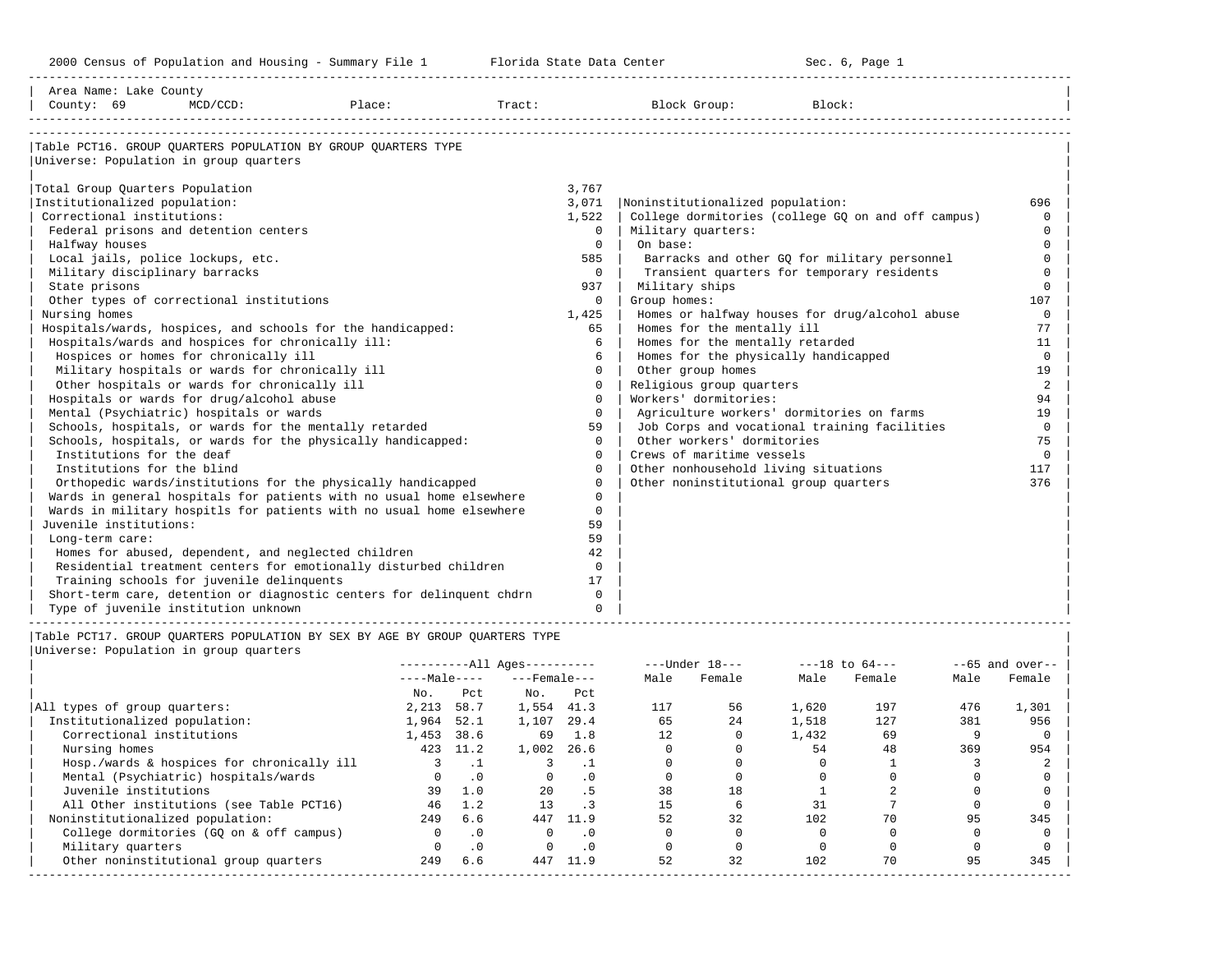Area Name: Lake County
County: 69 MCD/CCD: Place: Tract: Block Group: Block:

## Table PCT16. GROUP QUARTERS POPULATION BY GROUP QUARTERS TYPE

Universe: Population in group quarters

| Category | Number | Category | Number |
|---|---|---|---|
| Total Group Quarters Population | 3,767 | | |
| Institutionalized population: | 3,071 | Noninstitutionalized population: | 696 |
| Correctional institutions: | 1,522 | College dormitories (college GQ on and off campus) | 0 |
| Federal prisons and detention centers | 0 | Military quarters: | 0 |
| Halfway houses | 0 | On base: | 0 |
| Local jails, police lockups, etc. | 585 | Barracks and other GQ for military personnel | 0 |
| Military disciplinary barracks | 0 | Transient quarters for temporary residents | 0 |
| State prisons | 937 | Military ships | 0 |
| Other types of correctional institutions | 0 | Group homes: | 107 |
| Nursing homes | 1,425 | Homes or halfway houses for drug/alcohol abuse | 0 |
| Hospitals/wards, hospices, and schools for the handicapped: | 65 | Homes for the mentally ill | 77 |
| Hospitals/wards and hospices for chronically ill: | 6 | Homes for the mentally retarded | 11 |
| Hospices or homes for chronically ill | 6 | Homes for the physically handicapped | 0 |
| Military hospitals or wards for chronically ill | 0 | Other group homes | 19 |
| Other hospitals or wards for chronically ill | 0 | Religious group quarters | 2 |
| Hospitals or wards for drug/alcohol abuse | 0 | Workers' dormitories: | 94 |
| Mental (Psychiatric) hospitals or wards | 0 | Agriculture workers' dormitories on farms | 19 |
| Schools, hospitals, or wards for the mentally retarded | 59 | Job Corps and vocational training facilities | 0 |
| Schools, hospitals, or wards for the physically handicapped: | 0 | Other workers' dormitories | 75 |
| Institutions for the deaf | 0 | Crews of maritime vessels | 0 |
| Institutions for the blind | 0 | Other nonhousehold living situations | 117 |
| Orthopedic wards/institutions for the physically handicapped | 0 | Other noninstitutional group quarters | 376 |
| Wards in general hospitals for patients with no usual home elsewhere | 0 | | |
| Wards in military hospitls for patients with no usual home elsewhere | 0 | | |
| Juvenile institutions: | 59 | | |
| Long-term care: | 59 | | |
| Homes for abused, dependent, and neglected children | 42 | | |
| Residential treatment centers for emotionally disturbed children | 0 | | |
| Training schools for juvenile delinquents | 17 | | |
| Short-term care, detention or diagnostic centers for delinquent chdrn | 0 | | |
| Type of juvenile institution unknown | 0 | | |

## Table PCT17. GROUP QUARTERS POPULATION BY SEX BY AGE BY GROUP QUARTERS TYPE

Universe: Population in group quarters

| | All Ages Male No. | All Ages Male Pct | All Ages Female No. | All Ages Female Pct | Under 18 Male | Under 18 Female | 18 to 64 Male | 18 to 64 Female | 65 and over Male | 65 and over Female |
|---|---|---|---|---|---|---|---|---|---|---|
| All types of group quarters: | 2,213 | 58.7 | 1,554 | 41.3 | 117 | 56 | 1,620 | 197 | 476 | 1,301 |
| Institutionalized population: | 1,964 | 52.1 | 1,107 | 29.4 | 65 | 24 | 1,518 | 127 | 381 | 956 |
| Correctional institutions | 1,453 | 38.6 | 69 | 1.8 | 12 | 0 | 1,432 | 69 | 9 | 0 |
| Nursing homes | 423 | 11.2 | 1,002 | 26.6 | 0 | 0 | 54 | 48 | 369 | 954 |
| Hosp./wards & hospices for chronically ill | 3 | .1 | 3 | .1 | 0 | 0 | 0 | 1 | 3 | 2 |
| Mental (Psychiatric) hospitals/wards | 0 | .0 | 0 | .0 | 0 | 0 | 0 | 0 | 0 | 0 |
| Juvenile institutions | 39 | 1.0 | 20 | .5 | 38 | 18 | 1 | 2 | 0 | 0 |
| All Other institutions (see Table PCT16) | 46 | 1.2 | 13 | .3 | 15 | 6 | 31 | 7 | 0 | 0 |
| Noninstitutionalized population: | 249 | 6.6 | 447 | 11.9 | 52 | 32 | 102 | 70 | 95 | 345 |
| College dormitories (GQ on & off campus) | 0 | .0 | 0 | .0 | 0 | 0 | 0 | 0 | 0 | 0 |
| Military quarters | 0 | .0 | 0 | .0 | 0 | 0 | 0 | 0 | 0 | 0 |
| Other noninstitutional group quarters | 249 | 6.6 | 447 | 11.9 | 52 | 32 | 102 | 70 | 95 | 345 |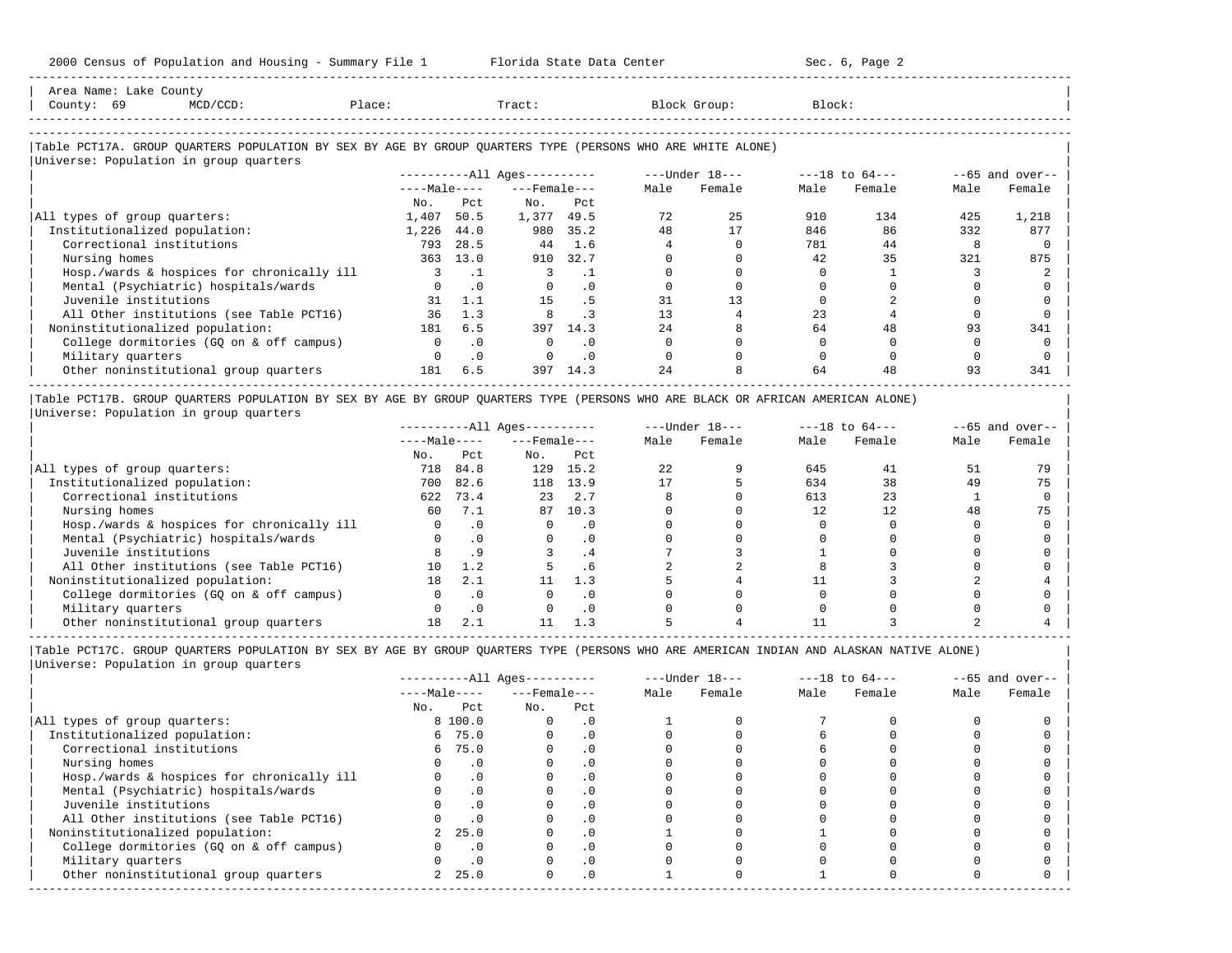Area Name: Lake County
County: 69 MCD/CCD: Place: Tract: Block Group: Block:

Table PCT17A. GROUP QUARTERS POPULATION BY SEX BY AGE BY GROUP QUARTERS TYPE (PERSONS WHO ARE WHITE ALONE)
Universe: Population in group quarters

| | All Ages | | | | Under 18 | | 18 to 64 | | 65 and over | |
|---|---|---|---|---|---|---|---|---|---|---|
| | Male | | Female | | | | | | | |
| | No. | Pct | No. | Pct | Male | Female | Male | Female | Male | Female |
| All types of group quarters: | 1,407 | 50.5 | 1,377 | 49.5 | 72 | 25 | 910 | 134 | 425 | 1,218 |
| Institutionalized population: | 1,226 | 44.0 | 980 | 35.2 | 48 | 17 | 846 | 86 | 332 | 877 |
| Correctional institutions | 793 | 28.5 | 44 | 1.6 | 4 | 0 | 781 | 44 | 8 | 0 |
| Nursing homes | 363 | 13.0 | 910 | 32.7 | 0 | 0 | 42 | 35 | 321 | 875 |
| Hosp./wards & hospices for chronically ill | 3 | .1 | 3 | .1 | 0 | 0 | 0 | 1 | 3 | 2 |
| Mental (Psychiatric) hospitals/wards | 0 | .0 | 0 | .0 | 0 | 0 | 0 | 0 | 0 | 0 |
| Juvenile institutions | 31 | 1.1 | 15 | .5 | 31 | 13 | 0 | 2 | 0 | 0 |
| All Other institutions (see Table PCT16) | 36 | 1.3 | 8 | .3 | 13 | 4 | 23 | 4 | 0 | 0 |
| Noninstitutionalized population: | 181 | 6.5 | 397 | 14.3 | 24 | 8 | 64 | 48 | 93 | 341 |
| College dormitories (GQ on & off campus) | 0 | .0 | 0 | .0 | 0 | 0 | 0 | 0 | 0 | 0 |
| Military quarters | 0 | .0 | 0 | .0 | 0 | 0 | 0 | 0 | 0 | 0 |
| Other noninstitutional group quarters | 181 | 6.5 | 397 | 14.3 | 24 | 8 | 64 | 48 | 93 | 341 |

Table PCT17B. GROUP QUARTERS POPULATION BY SEX BY AGE BY GROUP QUARTERS TYPE (PERSONS WHO ARE BLACK OR AFRICAN AMERICAN ALONE)
Universe: Population in group quarters

| | All Ages | | | | Under 18 | | 18 to 64 | | 65 and over | |
|---|---|---|---|---|---|---|---|---|---|---|
| | Male | | Female | | | | | | | |
| | No. | Pct | No. | Pct | Male | Female | Male | Female | Male | Female |
| All types of group quarters: | 718 | 84.8 | 129 | 15.2 | 22 | 9 | 645 | 41 | 51 | 79 |
| Institutionalized population: | 700 | 82.6 | 118 | 13.9 | 17 | 5 | 634 | 38 | 49 | 75 |
| Correctional institutions | 622 | 73.4 | 23 | 2.7 | 8 | 0 | 613 | 23 | 1 | 0 |
| Nursing homes | 60 | 7.1 | 87 | 10.3 | 0 | 0 | 12 | 12 | 48 | 75 |
| Hosp./wards & hospices for chronically ill | 0 | .0 | 0 | .0 | 0 | 0 | 0 | 0 | 0 | 0 |
| Mental (Psychiatric) hospitals/wards | 0 | .0 | 0 | .0 | 0 | 0 | 0 | 0 | 0 | 0 |
| Juvenile institutions | 8 | .9 | 3 | .4 | 7 | 3 | 1 | 0 | 0 | 0 |
| All Other institutions (see Table PCT16) | 10 | 1.2 | 5 | .6 | 2 | 2 | 8 | 3 | 0 | 0 |
| Noninstitutionalized population: | 18 | 2.1 | 11 | 1.3 | 5 | 4 | 11 | 3 | 2 | 4 |
| College dormitories (GQ on & off campus) | 0 | .0 | 0 | .0 | 0 | 0 | 0 | 0 | 0 | 0 |
| Military quarters | 0 | .0 | 0 | .0 | 0 | 0 | 0 | 0 | 0 | 0 |
| Other noninstitutional group quarters | 18 | 2.1 | 11 | 1.3 | 5 | 4 | 11 | 3 | 2 | 4 |

Table PCT17C. GROUP QUARTERS POPULATION BY SEX BY AGE BY GROUP QUARTERS TYPE (PERSONS WHO ARE AMERICAN INDIAN AND ALASKAN NATIVE ALONE)
Universe: Population in group quarters

| | All Ages | | | | Under 18 | | 18 to 64 | | 65 and over | |
|---|---|---|---|---|---|---|---|---|---|---|
| | Male | | Female | | | | | | | |
| | No. | Pct | No. | Pct | Male | Female | Male | Female | Male | Female |
| All types of group quarters: | 8 | 100.0 | 0 | .0 | 1 | 0 | 7 | 0 | 0 | 0 |
| Institutionalized population: | 6 | 75.0 | 0 | .0 | 0 | 0 | 6 | 0 | 0 | 0 |
| Correctional institutions | 6 | 75.0 | 0 | .0 | 0 | 0 | 6 | 0 | 0 | 0 |
| Nursing homes | 0 | .0 | 0 | .0 | 0 | 0 | 0 | 0 | 0 | 0 |
| Hosp./wards & hospices for chronically ill | 0 | .0 | 0 | .0 | 0 | 0 | 0 | 0 | 0 | 0 |
| Mental (Psychiatric) hospitals/wards | 0 | .0 | 0 | .0 | 0 | 0 | 0 | 0 | 0 | 0 |
| Juvenile institutions | 0 | .0 | 0 | .0 | 0 | 0 | 0 | 0 | 0 | 0 |
| All Other institutions (see Table PCT16) | 0 | .0 | 0 | .0 | 0 | 0 | 0 | 0 | 0 | 0 |
| Noninstitutionalized population: | 2 | 25.0 | 0 | .0 | 1 | 0 | 1 | 0 | 0 | 0 |
| College dormitories (GQ on & off campus) | 0 | .0 | 0 | .0 | 0 | 0 | 0 | 0 | 0 | 0 |
| Military quarters | 0 | .0 | 0 | .0 | 0 | 0 | 0 | 0 | 0 | 0 |
| Other noninstitutional group quarters | 2 | 25.0 | 0 | .0 | 1 | 0 | 1 | 0 | 0 | 0 |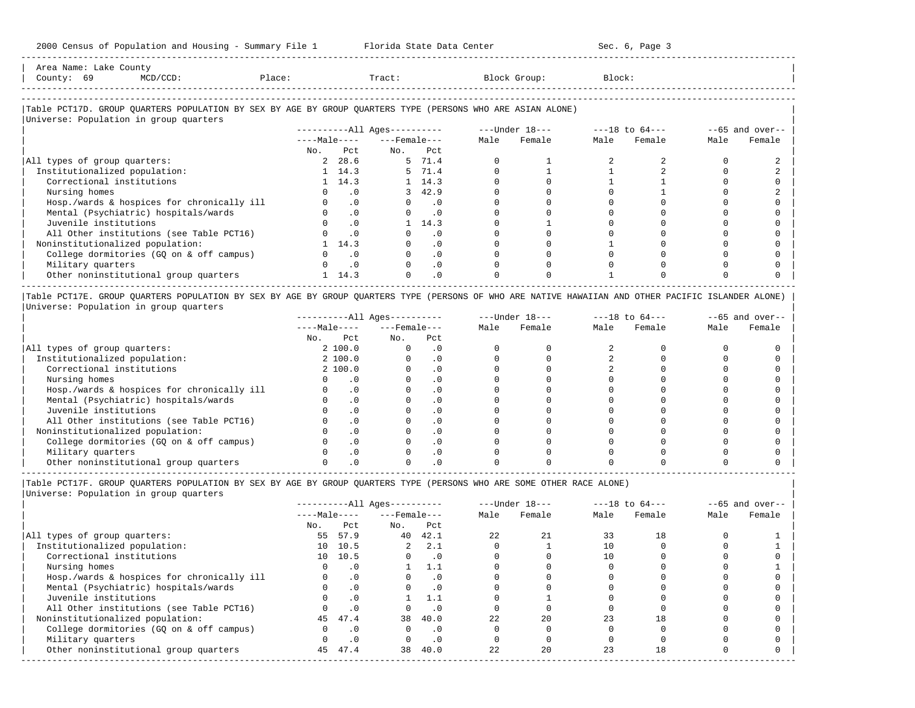Area Name: Lake County
County: 69 MCD/CCD: Place: Tract: Block Group: Block:

Table PCT17D. GROUP QUARTERS POPULATION BY SEX BY AGE BY GROUP QUARTERS TYPE (PERSONS WHO ARE ASIAN ALONE)
Universe: Population in group quarters

| | All Ages | | | | Under 18 | | 18 to 64 | | 65 and over | |
|---|---|---|---|---|---|---|---|---|---|---|
| | Male | | Female | | | | | | | |
| | No. | Pct | No. | Pct | Male | Female | Male | Female | Male | Female |
| All types of group quarters: | 2 | 28.6 | 5 | 71.4 | 0 | 1 | 2 | 2 | 0 | 2 |
| Institutionalized population: | 1 | 14.3 | 5 | 71.4 | 0 | 1 | 1 | 2 | 0 | 2 |
| Correctional institutions | 1 | 14.3 | 1 | 14.3 | 0 | 0 | 1 | 1 | 0 | 0 |
| Nursing homes | 0 | .0 | 3 | 42.9 | 0 | 0 | 0 | 1 | 0 | 2 |
| Hosp./wards & hospices for chronically ill | 0 | .0 | 0 | .0 | 0 | 0 | 0 | 0 | 0 | 0 |
| Mental (Psychiatric) hospitals/wards | 0 | .0 | 0 | .0 | 0 | 0 | 0 | 0 | 0 | 0 |
| Juvenile institutions | 0 | .0 | 1 | 14.3 | 0 | 1 | 0 | 0 | 0 | 0 |
| All Other institutions (see Table PCT16) | 0 | .0 | 0 | .0 | 0 | 0 | 0 | 0 | 0 | 0 |
| Noninstitutionalized population: | 1 | 14.3 | 0 | .0 | 0 | 0 | 1 | 0 | 0 | 0 |
| College dormitories (GQ on & off campus) | 0 | .0 | 0 | .0 | 0 | 0 | 0 | 0 | 0 | 0 |
| Military quarters | 0 | .0 | 0 | .0 | 0 | 0 | 0 | 0 | 0 | 0 |
| Other noninstitutional group quarters | 1 | 14.3 | 0 | .0 | 0 | 0 | 1 | 0 | 0 | 0 |

Table PCT17E. GROUP QUARTERS POPULATION BY SEX BY AGE BY GROUP QUARTERS TYPE (PERSONS OF WHO ARE NATIVE HAWAIIAN AND OTHER PACIFIC ISLANDER ALONE)
Universe: Population in group quarters

| | All Ages | | | | Under 18 | | 18 to 64 | | 65 and over | |
|---|---|---|---|---|---|---|---|---|---|---|
| | Male | | Female | | | | | | | |
| | No. | Pct | No. | Pct | Male | Female | Male | Female | Male | Female |
| All types of group quarters: | 2 | 100.0 | 0 | .0 | 0 | 0 | 2 | 0 | 0 | 0 |
| Institutionalized population: | 2 | 100.0 | 0 | .0 | 0 | 0 | 2 | 0 | 0 | 0 |
| Correctional institutions | 2 | 100.0 | 0 | .0 | 0 | 0 | 2 | 0 | 0 | 0 |
| Nursing homes | 0 | .0 | 0 | .0 | 0 | 0 | 0 | 0 | 0 | 0 |
| Hosp./wards & hospices for chronically ill | 0 | .0 | 0 | .0 | 0 | 0 | 0 | 0 | 0 | 0 |
| Mental (Psychiatric) hospitals/wards | 0 | .0 | 0 | .0 | 0 | 0 | 0 | 0 | 0 | 0 |
| Juvenile institutions | 0 | .0 | 0 | .0 | 0 | 0 | 0 | 0 | 0 | 0 |
| All Other institutions (see Table PCT16) | 0 | .0 | 0 | .0 | 0 | 0 | 0 | 0 | 0 | 0 |
| Noninstitutionalized population: | 0 | .0 | 0 | .0 | 0 | 0 | 0 | 0 | 0 | 0 |
| College dormitories (GQ on & off campus) | 0 | .0 | 0 | .0 | 0 | 0 | 0 | 0 | 0 | 0 |
| Military quarters | 0 | .0 | 0 | .0 | 0 | 0 | 0 | 0 | 0 | 0 |
| Other noninstitutional group quarters | 0 | .0 | 0 | .0 | 0 | 0 | 0 | 0 | 0 | 0 |

Table PCT17F. GROUP QUARTERS POPULATION BY SEX BY AGE BY GROUP QUARTERS TYPE (PERSONS WHO ARE SOME OTHER RACE ALONE)
Universe: Population in group quarters

| | All Ages | | | | Under 18 | | 18 to 64 | | 65 and over | |
|---|---|---|---|---|---|---|---|---|---|---|
| | Male | | Female | | | | | | | |
| | No. | Pct | No. | Pct | Male | Female | Male | Female | Male | Female |
| All types of group quarters: | 55 | 57.9 | 40 | 42.1 | 22 | 21 | 33 | 18 | 0 | 1 |
| Institutionalized population: | 10 | 10.5 | 2 | 2.1 | 0 | 1 | 10 | 0 | 0 | 1 |
| Correctional institutions | 10 | 10.5 | 0 | .0 | 0 | 0 | 10 | 0 | 0 | 0 |
| Nursing homes | 0 | .0 | 1 | 1.1 | 0 | 0 | 0 | 0 | 0 | 1 |
| Hosp./wards & hospices for chronically ill | 0 | .0 | 0 | .0 | 0 | 0 | 0 | 0 | 0 | 0 |
| Mental (Psychiatric) hospitals/wards | 0 | .0 | 0 | .0 | 0 | 0 | 0 | 0 | 0 | 0 |
| Juvenile institutions | 0 | .0 | 1 | 1.1 | 0 | 1 | 0 | 0 | 0 | 0 |
| All Other institutions (see Table PCT16) | 0 | .0 | 0 | .0 | 0 | 0 | 0 | 0 | 0 | 0 |
| Noninstitutionalized population: | 45 | 47.4 | 38 | 40.0 | 22 | 20 | 23 | 18 | 0 | 0 |
| College dormitories (GQ on & off campus) | 0 | .0 | 0 | .0 | 0 | 0 | 0 | 0 | 0 | 0 |
| Military quarters | 0 | .0 | 0 | .0 | 0 | 0 | 0 | 0 | 0 | 0 |
| Other noninstitutional group quarters | 45 | 47.4 | 38 | 40.0 | 22 | 20 | 23 | 18 | 0 | 0 |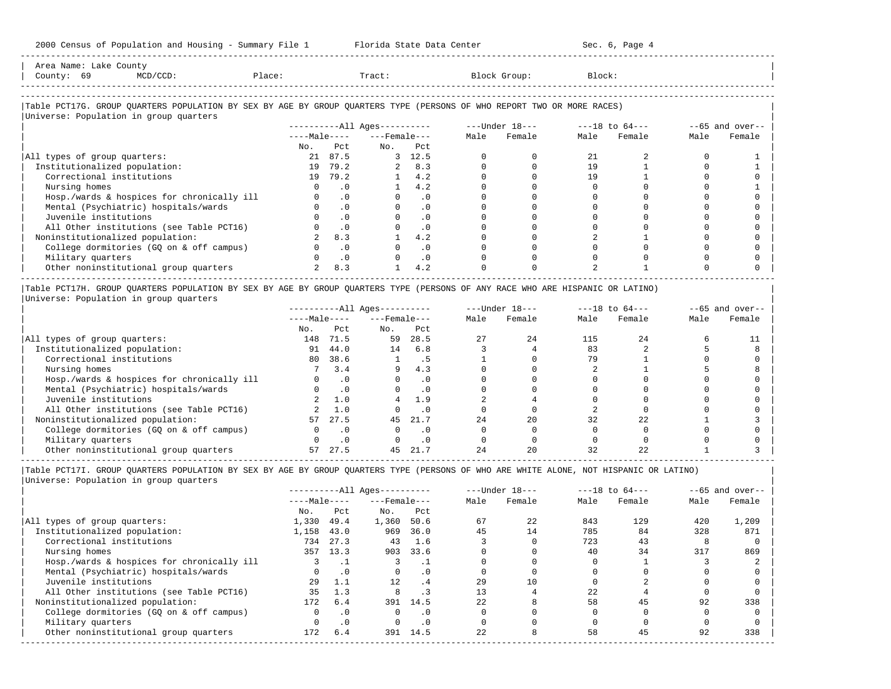Area Name: Lake County
County: 69 MCD/CCD: Place: Tract: Block Group: Block:

## Table PCT17G. GROUP QUARTERS POPULATION BY SEX BY AGE BY GROUP QUARTERS TYPE (PERSONS OF WHO REPORT TWO OR MORE RACES)

Universe: Population in group quarters

| | All Ages | | | | Under 18 | | 18 to 64 | | 65 and over | |
|---|---|---|---|---|---|---|---|---|---|---|
| | Male | | Female | | | | | | | |
| | No. | Pct | No. | Pct | Male | Female | Male | Female | Male | Female |
| All types of group quarters: | 21 | 87.5 | 3 | 12.5 | 0 | 0 | 21 | 2 | 0 | 1 |
| Institutionalized population: | 19 | 79.2 | 2 | 8.3 | 0 | 0 | 19 | 1 | 0 | 1 |
| Correctional institutions | 19 | 79.2 | 1 | 4.2 | 0 | 0 | 19 | 1 | 0 | 0 |
| Nursing homes | 0 | .0 | 1 | 4.2 | 0 | 0 | 0 | 0 | 0 | 1 |
| Hosp./wards & hospices for chronically ill | 0 | .0 | 0 | .0 | 0 | 0 | 0 | 0 | 0 | 0 |
| Mental (Psychiatric) hospitals/wards | 0 | .0 | 0 | .0 | 0 | 0 | 0 | 0 | 0 | 0 |
| Juvenile institutions | 0 | .0 | 0 | .0 | 0 | 0 | 0 | 0 | 0 | 0 |
| All Other institutions (see Table PCT16) | 0 | .0 | 0 | .0 | 0 | 0 | 0 | 0 | 0 | 0 |
| Noninstitutionalized population: | 2 | 8.3 | 1 | 4.2 | 0 | 0 | 2 | 1 | 0 | 0 |
| College dormitories (GQ on & off campus) | 0 | .0 | 0 | .0 | 0 | 0 | 0 | 0 | 0 | 0 |
| Military quarters | 0 | .0 | 0 | .0 | 0 | 0 | 0 | 0 | 0 | 0 |
| Other noninstitutional group quarters | 2 | 8.3 | 1 | 4.2 | 0 | 0 | 2 | 1 | 0 | 0 |

## Table PCT17H. GROUP QUARTERS POPULATION BY SEX BY AGE BY GROUP QUARTERS TYPE (PERSONS OF ANY RACE WHO ARE HISPANIC OR LATINO)

Universe: Population in group quarters

| | All Ages | | | | Under 18 | | 18 to 64 | | 65 and over | |
|---|---|---|---|---|---|---|---|---|---|---|
| | Male | | Female | | | | | | | |
| | No. | Pct | No. | Pct | Male | Female | Male | Female | Male | Female |
| All types of group quarters: | 148 | 71.5 | 59 | 28.5 | 27 | 24 | 115 | 24 | 6 | 11 |
| Institutionalized population: | 91 | 44.0 | 14 | 6.8 | 3 | 4 | 83 | 2 | 5 | 8 |
| Correctional institutions | 80 | 38.6 | 1 | .5 | 1 | 0 | 79 | 1 | 0 | 0 |
| Nursing homes | 7 | 3.4 | 9 | 4.3 | 0 | 0 | 2 | 1 | 5 | 8 |
| Hosp./wards & hospices for chronically ill | 0 | .0 | 0 | .0 | 0 | 0 | 0 | 0 | 0 | 0 |
| Mental (Psychiatric) hospitals/wards | 0 | .0 | 0 | .0 | 0 | 0 | 0 | 0 | 0 | 0 |
| Juvenile institutions | 2 | 1.0 | 4 | 1.9 | 2 | 4 | 0 | 0 | 0 | 0 |
| All Other institutions (see Table PCT16) | 2 | 1.0 | 0 | .0 | 0 | 0 | 2 | 0 | 0 | 0 |
| Noninstitutionalized population: | 57 | 27.5 | 45 | 21.7 | 24 | 20 | 32 | 22 | 1 | 3 |
| College dormitories (GQ on & off campus) | 0 | .0 | 0 | .0 | 0 | 0 | 0 | 0 | 0 | 0 |
| Military quarters | 0 | .0 | 0 | .0 | 0 | 0 | 0 | 0 | 0 | 0 |
| Other noninstitutional group quarters | 57 | 27.5 | 45 | 21.7 | 24 | 20 | 32 | 22 | 1 | 3 |

## Table PCT17I. GROUP QUARTERS POPULATION BY SEX BY AGE BY GROUP QUARTERS TYPE (PERSONS OF WHO ARE WHITE ALONE, NOT HISPANIC OR LATINO)

Universe: Population in group quarters

| | All Ages | | | | Under 18 | | 18 to 64 | | 65 and over | |
|---|---|---|---|---|---|---|---|---|---|---|
| | Male | | Female | | | | | | | |
| | No. | Pct | No. | Pct | Male | Female | Male | Female | Male | Female |
| All types of group quarters: | 1,330 | 49.4 | 1,360 | 50.6 | 67 | 22 | 843 | 129 | 420 | 1,209 |
| Institutionalized population: | 1,158 | 43.0 | 969 | 36.0 | 45 | 14 | 785 | 84 | 328 | 871 |
| Correctional institutions | 734 | 27.3 | 43 | 1.6 | 3 | 0 | 723 | 43 | 8 | 0 |
| Nursing homes | 357 | 13.3 | 903 | 33.6 | 0 | 0 | 40 | 34 | 317 | 869 |
| Hosp./wards & hospices for chronically ill | 3 | .1 | 3 | .1 | 0 | 0 | 0 | 1 | 3 | 2 |
| Mental (Psychiatric) hospitals/wards | 0 | .0 | 0 | .0 | 0 | 0 | 0 | 0 | 0 | 0 |
| Juvenile institutions | 29 | 1.1 | 12 | .4 | 29 | 10 | 0 | 2 | 0 | 0 |
| All Other institutions (see Table PCT16) | 35 | 1.3 | 8 | .3 | 13 | 4 | 22 | 4 | 0 | 0 |
| Noninstitutionalized population: | 172 | 6.4 | 391 | 14.5 | 22 | 8 | 58 | 45 | 92 | 338 |
| College dormitories (GQ on & off campus) | 0 | .0 | 0 | .0 | 0 | 0 | 0 | 0 | 0 | 0 |
| Military quarters | 0 | .0 | 0 | .0 | 0 | 0 | 0 | 0 | 0 | 0 |
| Other noninstitutional group quarters | 172 | 6.4 | 391 | 14.5 | 22 | 8 | 58 | 45 | 92 | 338 |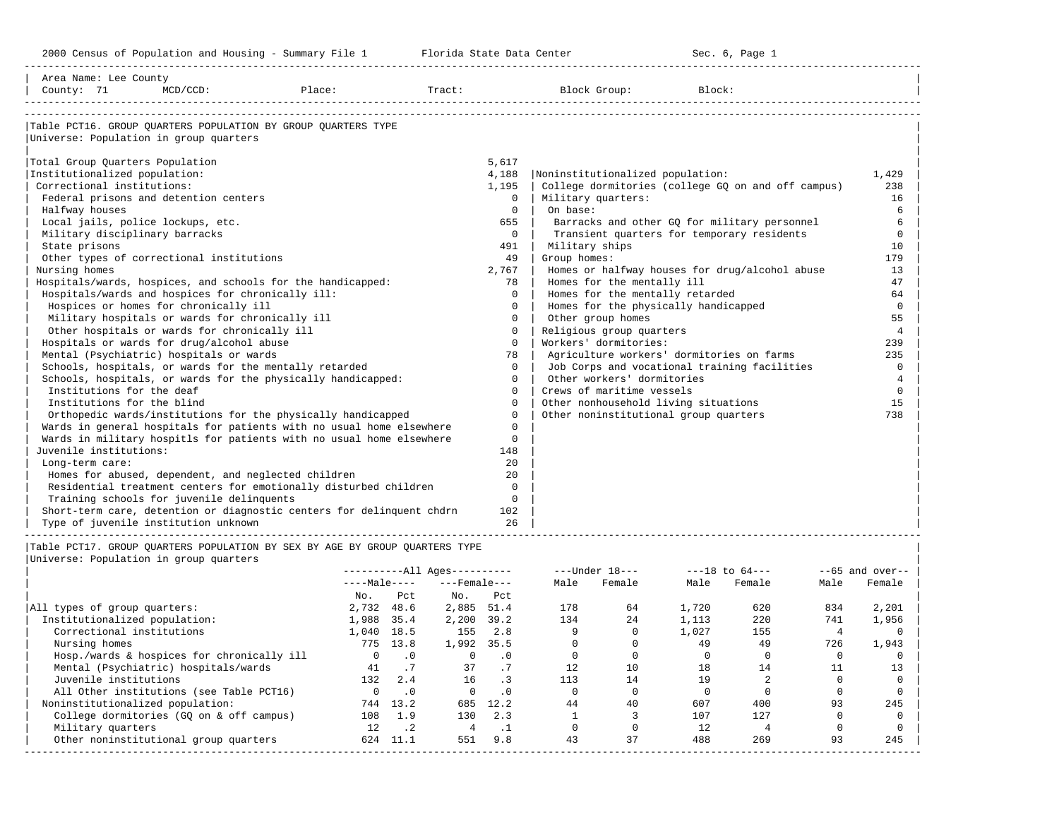2000 Census of Population and Housing - Summary File 1 — Florida State Data Center — Sec. 6, Page 1

Area Name: Lee County
County: 71 MCD/CCD: Place: Tract: Block Group: Block:

## Table PCT16. GROUP QUARTERS POPULATION BY GROUP QUARTERS TYPE

Universe: Population in group quarters

| Institutionalized | No. | Noninstitutionalized | No. |
|---|---|---|---|
| Total Group Quarters Population | 5,617 | | |
| Institutionalized population: | 4,188 | Noninstitutionalized population: | 1,429 |
| Correctional institutions: | 1,195 | College dormitories (college GQ on and off campus) | 238 |
| Federal prisons and detention centers | 0 | Military quarters: | 16 |
| Halfway houses | 0 | On base: | 6 |
| Local jails, police lockups, etc. | 655 | Barracks and other GQ for military personnel | 6 |
| Military disciplinary barracks | 0 | Transient quarters for temporary residents | 0 |
| State prisons | 491 | Military ships | 10 |
| Other types of correctional institutions | 49 | Group homes: | 179 |
| Nursing homes | 2,767 | Homes or halfway houses for drug/alcohol abuse | 13 |
| Hospitals/wards, hospices, and schools for the handicapped: | 78 | Homes for the mentally ill | 47 |
| Hospitals/wards and hospices for chronically ill: | 0 | Homes for the mentally retarded | 64 |
| Hospices or homes for chronically ill | 0 | Homes for the physically handicapped | 0 |
| Military hospitals or wards for chronically ill | 0 | Other group homes | 55 |
| Other hospitals or wards for chronically ill | 0 | Religious group quarters | 4 |
| Hospitals or wards for drug/alcohol abuse | 0 | Workers' dormitories: | 239 |
| Mental (Psychiatric) hospitals or wards | 78 | Agriculture workers' dormitories on farms | 235 |
| Schools, hospitals, or wards for the mentally retarded | 0 | Job Corps and vocational training facilities | 0 |
| Schools, hospitals, or wards for the physically handicapped: | 0 | Other workers' dormitories | 4 |
| Institutions for the deaf | 0 | Crews of maritime vessels | 0 |
| Institutions for the blind | 0 | Other nonhousehold living situations | 15 |
| Orthopedic wards/institutions for the physically handicapped | 0 | Other noninstitutional group quarters | 738 |
| Wards in general hospitals for patients with no usual home elsewhere | 0 | | |
| Wards in military hospitls for patients with no usual home elsewhere | 0 | | |
| Juvenile institutions: | 148 | | |
| Long-term care: | 20 | | |
| Homes for abused, dependent, and neglected children | 20 | | |
| Residential treatment centers for emotionally disturbed children | 0 | | |
| Training schools for juvenile delinquents | 0 | | |
| Short-term care, detention or diagnostic centers for delinquent chdrn | 102 | | |
| Type of juvenile institution unknown | 26 | | |

## Table PCT17. GROUP QUARTERS POPULATION BY SEX BY AGE BY GROUP QUARTERS TYPE

Universe: Population in group quarters

| | All Ages Male No. | Male Pct | All Ages Female No. | Female Pct | Under 18 Male | Under 18 Female | 18 to 64 Male | 18 to 64 Female | 65 and over Male | 65 and over Female |
|---|---|---|---|---|---|---|---|---|---|---|
| All types of group quarters: | 2,732 | 48.6 | 2,885 | 51.4 | 178 | 64 | 1,720 | 620 | 834 | 2,201 |
| Institutionalized population: | 1,988 | 35.4 | 2,200 | 39.2 | 134 | 24 | 1,113 | 220 | 741 | 1,956 |
| Correctional institutions | 1,040 | 18.5 | 155 | 2.8 | 9 | 0 | 1,027 | 155 | 4 | 0 |
| Nursing homes | 775 | 13.8 | 1,992 | 35.5 | 0 | 0 | 49 | 49 | 726 | 1,943 |
| Hosp./wards & hospices for chronically ill | 0 | .0 | 0 | .0 | 0 | 0 | 0 | 0 | 0 | 0 |
| Mental (Psychiatric) hospitals/wards | 41 | .7 | 37 | .7 | 12 | 10 | 18 | 14 | 11 | 13 |
| Juvenile institutions | 132 | 2.4 | 16 | .3 | 113 | 14 | 19 | 2 | 0 | 0 |
| All Other institutions (see Table PCT16) | 0 | .0 | 0 | .0 | 0 | 0 | 0 | 0 | 0 | 0 |
| Noninstitutionalized population: | 744 | 13.2 | 685 | 12.2 | 44 | 40 | 607 | 400 | 93 | 245 |
| College dormitories (GQ on & off campus) | 108 | 1.9 | 130 | 2.3 | 1 | 3 | 107 | 127 | 0 | 0 |
| Military quarters | 12 | .2 | 4 | .1 | 0 | 0 | 12 | 4 | 0 | 0 |
| Other noninstitutional group quarters | 624 | 11.1 | 551 | 9.8 | 43 | 37 | 488 | 269 | 93 | 245 |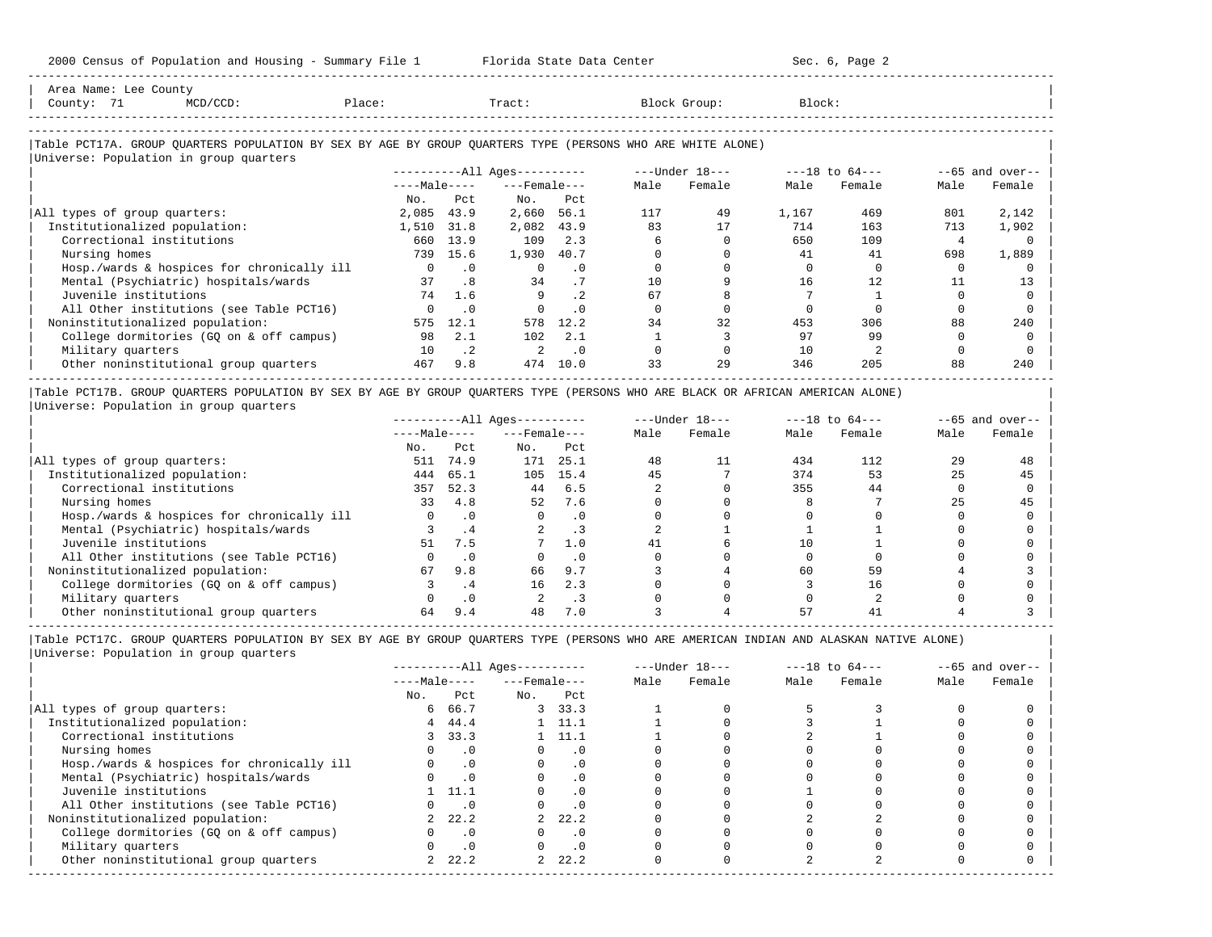Area Name: Lee County
County: 71 MCD/CCD: Place: Tract: Block Group: Block:

## Table PCT17A. GROUP QUARTERS POPULATION BY SEX BY AGE BY GROUP QUARTERS TYPE (PERSONS WHO ARE WHITE ALONE)

Universe: Population in group quarters

| | All Ages Male No. | All Ages Male Pct | All Ages Female No. | All Ages Female Pct | Under 18 Male | Under 18 Female | 18 to 64 Male | 18 to 64 Female | 65 and over Male | 65 and over Female |
|---|---|---|---|---|---|---|---|---|---|---|
| All types of group quarters: | 2,085 | 43.9 | 2,660 | 56.1 | 117 | 49 | 1,167 | 469 | 801 | 2,142 |
| Institutionalized population: | 1,510 | 31.8 | 2,082 | 43.9 | 83 | 17 | 714 | 163 | 713 | 1,902 |
| Correctional institutions | 660 | 13.9 | 109 | 2.3 | 6 | 0 | 650 | 109 | 4 | 0 |
| Nursing homes | 739 | 15.6 | 1,930 | 40.7 | 0 | 0 | 41 | 41 | 698 | 1,889 |
| Hosp./wards & hospices for chronically ill | 0 | .0 | 0 | .0 | 0 | 0 | 0 | 0 | 0 | 0 |
| Mental (Psychiatric) hospitals/wards | 37 | .8 | 34 | .7 | 10 | 9 | 16 | 12 | 11 | 13 |
| Juvenile institutions | 74 | 1.6 | 9 | .2 | 67 | 8 | 7 | 1 | 0 | 0 |
| All Other institutions (see Table PCT16) | 0 | .0 | 0 | .0 | 0 | 0 | 0 | 0 | 0 | 0 |
| Noninstitutionalized population: | 575 | 12.1 | 578 | 12.2 | 34 | 32 | 453 | 306 | 88 | 240 |
| College dormitories (GQ on & off campus) | 98 | 2.1 | 102 | 2.1 | 1 | 3 | 97 | 99 | 0 | 0 |
| Military quarters | 10 | .2 | 2 | .0 | 0 | 0 | 10 | 2 | 0 | 0 |
| Other noninstitutional group quarters | 467 | 9.8 | 474 | 10.0 | 33 | 29 | 346 | 205 | 88 | 240 |

## Table PCT17B. GROUP QUARTERS POPULATION BY SEX BY AGE BY GROUP QUARTERS TYPE (PERSONS WHO ARE BLACK OR AFRICAN AMERICAN ALONE)

Universe: Population in group quarters

| | All Ages Male No. | All Ages Male Pct | All Ages Female No. | All Ages Female Pct | Under 18 Male | Under 18 Female | 18 to 64 Male | 18 to 64 Female | 65 and over Male | 65 and over Female |
|---|---|---|---|---|---|---|---|---|---|---|
| All types of group quarters: | 511 | 74.9 | 171 | 25.1 | 48 | 11 | 434 | 112 | 29 | 48 |
| Institutionalized population: | 444 | 65.1 | 105 | 15.4 | 45 | 7 | 374 | 53 | 25 | 45 |
| Correctional institutions | 357 | 52.3 | 44 | 6.5 | 2 | 0 | 355 | 44 | 0 | 0 |
| Nursing homes | 33 | 4.8 | 52 | 7.6 | 0 | 0 | 8 | 7 | 25 | 45 |
| Hosp./wards & hospices for chronically ill | 0 | .0 | 0 | .0 | 0 | 0 | 0 | 0 | 0 | 0 |
| Mental (Psychiatric) hospitals/wards | 3 | .4 | 2 | .3 | 2 | 1 | 1 | 1 | 0 | 0 |
| Juvenile institutions | 51 | 7.5 | 7 | 1.0 | 41 | 6 | 10 | 1 | 0 | 0 |
| All Other institutions (see Table PCT16) | 0 | .0 | 0 | .0 | 0 | 0 | 0 | 0 | 0 | 0 |
| Noninstitutionalized population: | 67 | 9.8 | 66 | 9.7 | 3 | 4 | 60 | 59 | 4 | 3 |
| College dormitories (GQ on & off campus) | 3 | .4 | 16 | 2.3 | 0 | 0 | 3 | 16 | 0 | 0 |
| Military quarters | 0 | .0 | 2 | .3 | 0 | 0 | 0 | 2 | 0 | 0 |
| Other noninstitutional group quarters | 64 | 9.4 | 48 | 7.0 | 3 | 4 | 57 | 41 | 4 | 3 |

## Table PCT17C. GROUP QUARTERS POPULATION BY SEX BY AGE BY GROUP QUARTERS TYPE (PERSONS WHO ARE AMERICAN INDIAN AND ALASKAN NATIVE ALONE)

Universe: Population in group quarters

| | All Ages Male No. | All Ages Male Pct | All Ages Female No. | All Ages Female Pct | Under 18 Male | Under 18 Female | 18 to 64 Male | 18 to 64 Female | 65 and over Male | 65 and over Female |
|---|---|---|---|---|---|---|---|---|---|---|
| All types of group quarters: | 6 | 66.7 | 3 | 33.3 | 1 | 0 | 5 | 3 | 0 | 0 |
| Institutionalized population: | 4 | 44.4 | 1 | 11.1 | 1 | 0 | 3 | 1 | 0 | 0 |
| Correctional institutions | 3 | 33.3 | 1 | 11.1 | 1 | 0 | 2 | 1 | 0 | 0 |
| Nursing homes | 0 | .0 | 0 | .0 | 0 | 0 | 0 | 0 | 0 | 0 |
| Hosp./wards & hospices for chronically ill | 0 | .0 | 0 | .0 | 0 | 0 | 0 | 0 | 0 | 0 |
| Mental (Psychiatric) hospitals/wards | 0 | .0 | 0 | .0 | 0 | 0 | 0 | 0 | 0 | 0 |
| Juvenile institutions | 1 | 11.1 | 0 | .0 | 0 | 0 | 1 | 0 | 0 | 0 |
| All Other institutions (see Table PCT16) | 0 | .0 | 0 | .0 | 0 | 0 | 0 | 0 | 0 | 0 |
| Noninstitutionalized population: | 2 | 22.2 | 2 | 22.2 | 0 | 0 | 2 | 2 | 0 | 0 |
| College dormitories (GQ on & off campus) | 0 | .0 | 0 | .0 | 0 | 0 | 0 | 0 | 0 | 0 |
| Military quarters | 0 | .0 | 0 | .0 | 0 | 0 | 0 | 0 | 0 | 0 |
| Other noninstitutional group quarters | 2 | 22.2 | 2 | 22.2 | 0 | 0 | 2 | 2 | 0 | 0 |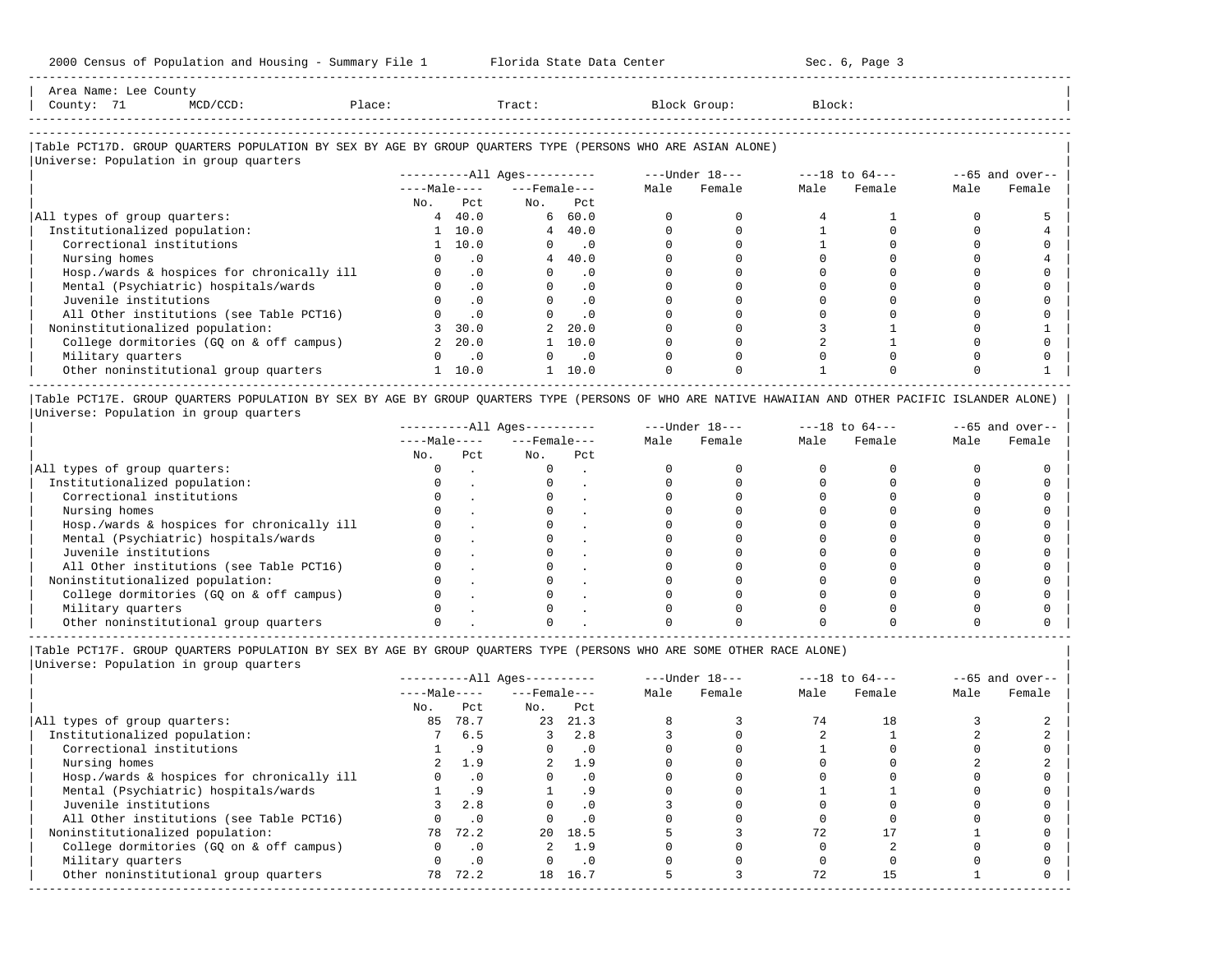Area Name: Lee County
County: 71 MCD/CCD: Place: Tract: Block Group: Block:

### Table PCT17D. GROUP QUARTERS POPULATION BY SEX BY AGE BY GROUP QUARTERS TYPE (PERSONS WHO ARE ASIAN ALONE)

Universe: Population in group quarters

| | All Ages Male No. | All Ages Male Pct | All Ages Female No. | All Ages Female Pct | Under 18 Male | Under 18 Female | 18 to 64 Male | 18 to 64 Female | 65 and over Male | 65 and over Female |
|---|---|---|---|---|---|---|---|---|---|---|
| All types of group quarters: | 4 | 40.0 | 6 | 60.0 | 0 | 0 | 4 | 1 | 0 | 5 |
| Institutionalized population: | 1 | 10.0 | 4 | 40.0 | 0 | 0 | 1 | 0 | 0 | 4 |
| Correctional institutions | 1 | 10.0 | 0 | .0 | 0 | 0 | 1 | 0 | 0 | 0 |
| Nursing homes | 0 | .0 | 4 | 40.0 | 0 | 0 | 0 | 0 | 0 | 4 |
| Hosp./wards & hospices for chronically ill | 0 | .0 | 0 | .0 | 0 | 0 | 0 | 0 | 0 | 0 |
| Mental (Psychiatric) hospitals/wards | 0 | .0 | 0 | .0 | 0 | 0 | 0 | 0 | 0 | 0 |
| Juvenile institutions | 0 | .0 | 0 | .0 | 0 | 0 | 0 | 0 | 0 | 0 |
| All Other institutions (see Table PCT16) | 0 | .0 | 0 | .0 | 0 | 0 | 0 | 0 | 0 | 0 |
| Noninstitutionalized population: | 3 | 30.0 | 2 | 20.0 | 0 | 0 | 3 | 1 | 0 | 1 |
| College dormitories (GQ on & off campus) | 2 | 20.0 | 1 | 10.0 | 0 | 0 | 2 | 1 | 0 | 0 |
| Military quarters | 0 | .0 | 0 | .0 | 0 | 0 | 0 | 0 | 0 | 0 |
| Other noninstitutional group quarters | 1 | 10.0 | 1 | 10.0 | 0 | 0 | 1 | 0 | 0 | 1 |

### Table PCT17E. GROUP QUARTERS POPULATION BY SEX BY AGE BY GROUP QUARTERS TYPE (PERSONS OF WHO ARE NATIVE HAWAIIAN AND OTHER PACIFIC ISLANDER ALONE)

Universe: Population in group quarters

| | All Ages Male No. | All Ages Male Pct | All Ages Female No. | All Ages Female Pct | Under 18 Male | Under 18 Female | 18 to 64 Male | 18 to 64 Female | 65 and over Male | 65 and over Female |
|---|---|---|---|---|---|---|---|---|---|---|
| All types of group quarters: | 0 | . | 0 | . | 0 | 0 | 0 | 0 | 0 | 0 |
| Institutionalized population: | 0 | . | 0 | . | 0 | 0 | 0 | 0 | 0 | 0 |
| Correctional institutions | 0 | . | 0 | . | 0 | 0 | 0 | 0 | 0 | 0 |
| Nursing homes | 0 | . | 0 | . | 0 | 0 | 0 | 0 | 0 | 0 |
| Hosp./wards & hospices for chronically ill | 0 | . | 0 | . | 0 | 0 | 0 | 0 | 0 | 0 |
| Mental (Psychiatric) hospitals/wards | 0 | . | 0 | . | 0 | 0 | 0 | 0 | 0 | 0 |
| Juvenile institutions | 0 | . | 0 | . | 0 | 0 | 0 | 0 | 0 | 0 |
| All Other institutions (see Table PCT16) | 0 | . | 0 | . | 0 | 0 | 0 | 0 | 0 | 0 |
| Noninstitutionalized population: | 0 | . | 0 | . | 0 | 0 | 0 | 0 | 0 | 0 |
| College dormitories (GQ on & off campus) | 0 | . | 0 | . | 0 | 0 | 0 | 0 | 0 | 0 |
| Military quarters | 0 | . | 0 | . | 0 | 0 | 0 | 0 | 0 | 0 |
| Other noninstitutional group quarters | 0 | . | 0 | . | 0 | 0 | 0 | 0 | 0 | 0 |

### Table PCT17F. GROUP QUARTERS POPULATION BY SEX BY AGE BY GROUP QUARTERS TYPE (PERSONS WHO ARE SOME OTHER RACE ALONE)

Universe: Population in group quarters

| | All Ages Male No. | All Ages Male Pct | All Ages Female No. | All Ages Female Pct | Under 18 Male | Under 18 Female | 18 to 64 Male | 18 to 64 Female | 65 and over Male | 65 and over Female |
|---|---|---|---|---|---|---|---|---|---|---|
| All types of group quarters: | 85 | 78.7 | 23 | 21.3 | 8 | 3 | 74 | 18 | 3 | 2 |
| Institutionalized population: | 7 | 6.5 | 3 | 2.8 | 3 | 0 | 2 | 1 | 2 | 2 |
| Correctional institutions | 1 | .9 | 0 | .0 | 0 | 0 | 1 | 0 | 0 | 0 |
| Nursing homes | 2 | 1.9 | 2 | 1.9 | 0 | 0 | 0 | 0 | 2 | 2 |
| Hosp./wards & hospices for chronically ill | 0 | .0 | 0 | .0 | 0 | 0 | 0 | 0 | 0 | 0 |
| Mental (Psychiatric) hospitals/wards | 1 | .9 | 1 | .9 | 0 | 0 | 1 | 1 | 0 | 0 |
| Juvenile institutions | 3 | 2.8 | 0 | .0 | 3 | 0 | 0 | 0 | 0 | 0 |
| All Other institutions (see Table PCT16) | 0 | .0 | 0 | .0 | 0 | 0 | 0 | 0 | 0 | 0 |
| Noninstitutionalized population: | 78 | 72.2 | 20 | 18.5 | 5 | 3 | 72 | 17 | 1 | 0 |
| College dormitories (GQ on & off campus) | 0 | .0 | 2 | 1.9 | 0 | 0 | 0 | 2 | 0 | 0 |
| Military quarters | 0 | .0 | 0 | .0 | 0 | 0 | 0 | 0 | 0 | 0 |
| Other noninstitutional group quarters | 78 | 72.2 | 18 | 16.7 | 5 | 3 | 72 | 15 | 1 | 0 |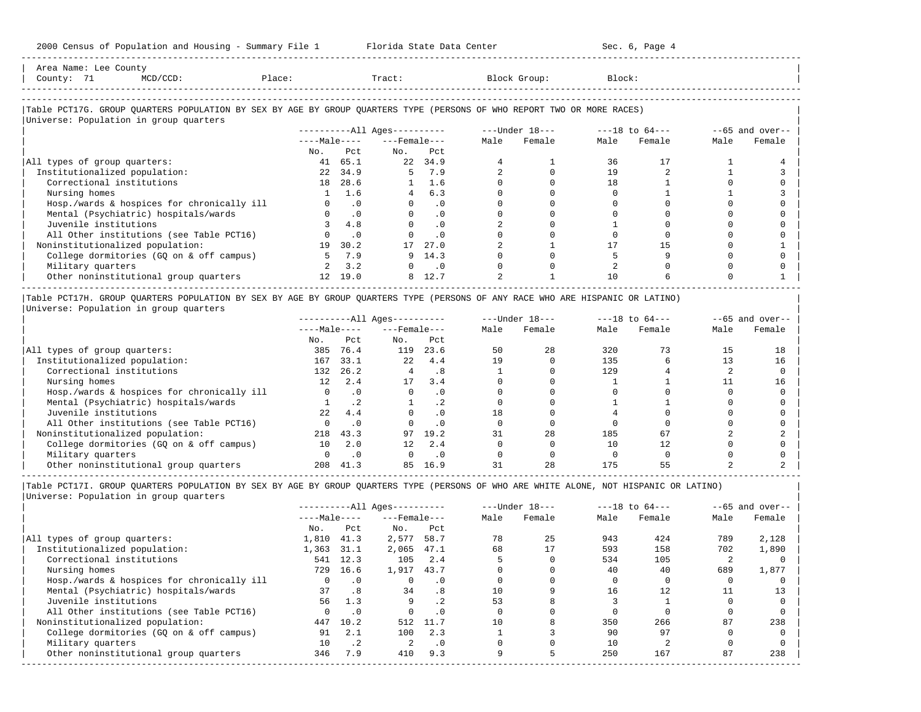Area Name: Lee County
County: 71 MCD/CCD: Place: Tract: Block Group: Block:

## Table PCT17G. GROUP QUARTERS POPULATION BY SEX BY AGE BY GROUP QUARTERS TYPE (PERSONS OF WHO REPORT TWO OR MORE RACES)

Universe: Population in group quarters

| | All Ages Male No. | All Ages Male Pct | All Ages Female No. | All Ages Female Pct | Under 18 Male | Under 18 Female | 18 to 64 Male | 18 to 64 Female | 65 and over Male | 65 and over Female |
|---|---|---|---|---|---|---|---|---|---|---|
| All types of group quarters: | 41 | 65.1 | 22 | 34.9 | 4 | 1 | 36 | 17 | 1 | 4 |
| Institutionalized population: | 22 | 34.9 | 5 | 7.9 | 2 | 0 | 19 | 2 | 1 | 3 |
| Correctional institutions | 18 | 28.6 | 1 | 1.6 | 0 | 0 | 18 | 1 | 0 | 0 |
| Nursing homes | 1 | 1.6 | 4 | 6.3 | 0 | 0 | 0 | 1 | 1 | 3 |
| Hosp./wards & hospices for chronically ill | 0 | .0 | 0 | .0 | 0 | 0 | 0 | 0 | 0 | 0 |
| Mental (Psychiatric) hospitals/wards | 0 | .0 | 0 | .0 | 0 | 0 | 0 | 0 | 0 | 0 |
| Juvenile institutions | 3 | 4.8 | 0 | .0 | 2 | 0 | 1 | 0 | 0 | 0 |
| All Other institutions (see Table PCT16) | 0 | .0 | 0 | .0 | 0 | 0 | 0 | 0 | 0 | 0 |
| Noninstitutionalized population: | 19 | 30.2 | 17 | 27.0 | 2 | 1 | 17 | 15 | 0 | 1 |
| College dormitories (GQ on & off campus) | 5 | 7.9 | 9 | 14.3 | 0 | 0 | 5 | 9 | 0 | 0 |
| Military quarters | 2 | 3.2 | 0 | .0 | 0 | 0 | 2 | 0 | 0 | 0 |
| Other noninstitutional group quarters | 12 | 19.0 | 8 | 12.7 | 2 | 1 | 10 | 6 | 0 | 1 |

## Table PCT17H. GROUP QUARTERS POPULATION BY SEX BY AGE BY GROUP QUARTERS TYPE (PERSONS OF ANY RACE WHO ARE HISPANIC OR LATINO)

Universe: Population in group quarters

| | All Ages Male No. | All Ages Male Pct | All Ages Female No. | All Ages Female Pct | Under 18 Male | Under 18 Female | 18 to 64 Male | 18 to 64 Female | 65 and over Male | 65 and over Female |
|---|---|---|---|---|---|---|---|---|---|---|
| All types of group quarters: | 385 | 76.4 | 119 | 23.6 | 50 | 28 | 320 | 73 | 15 | 18 |
| Institutionalized population: | 167 | 33.1 | 22 | 4.4 | 19 | 0 | 135 | 6 | 13 | 16 |
| Correctional institutions | 132 | 26.2 | 4 | .8 | 1 | 0 | 129 | 4 | 2 | 0 |
| Nursing homes | 12 | 2.4 | 17 | 3.4 | 0 | 0 | 1 | 1 | 11 | 16 |
| Hosp./wards & hospices for chronically ill | 0 | .0 | 0 | .0 | 0 | 0 | 0 | 0 | 0 | 0 |
| Mental (Psychiatric) hospitals/wards | 1 | .2 | 1 | .2 | 0 | 0 | 1 | 1 | 0 | 0 |
| Juvenile institutions | 22 | 4.4 | 0 | .0 | 18 | 0 | 4 | 0 | 0 | 0 |
| All Other institutions (see Table PCT16) | 0 | .0 | 0 | .0 | 0 | 0 | 0 | 0 | 0 | 0 |
| Noninstitutionalized population: | 218 | 43.3 | 97 | 19.2 | 31 | 28 | 185 | 67 | 2 | 2 |
| College dormitories (GQ on & off campus) | 10 | 2.0 | 12 | 2.4 | 0 | 0 | 10 | 12 | 0 | 0 |
| Military quarters | 0 | .0 | 0 | .0 | 0 | 0 | 0 | 0 | 0 | 0 |
| Other noninstitutional group quarters | 208 | 41.3 | 85 | 16.9 | 31 | 28 | 175 | 55 | 2 | 2 |

## Table PCT17I. GROUP QUARTERS POPULATION BY SEX BY AGE BY GROUP QUARTERS TYPE (PERSONS OF WHO ARE WHITE ALONE, NOT HISPANIC OR LATINO)

Universe: Population in group quarters

| | All Ages Male No. | All Ages Male Pct | All Ages Female No. | All Ages Female Pct | Under 18 Male | Under 18 Female | 18 to 64 Male | 18 to 64 Female | 65 and over Male | 65 and over Female |
|---|---|---|---|---|---|---|---|---|---|---|
| All types of group quarters: | 1,810 | 41.3 | 2,577 | 58.7 | 78 | 25 | 943 | 424 | 789 | 2,128 |
| Institutionalized population: | 1,363 | 31.1 | 2,065 | 47.1 | 68 | 17 | 593 | 158 | 702 | 1,890 |
| Correctional institutions | 541 | 12.3 | 105 | 2.4 | 5 | 0 | 534 | 105 | 2 | 0 |
| Nursing homes | 729 | 16.6 | 1,917 | 43.7 | 0 | 0 | 40 | 40 | 689 | 1,877 |
| Hosp./wards & hospices for chronically ill | 0 | .0 | 0 | .0 | 0 | 0 | 0 | 0 | 0 | 0 |
| Mental (Psychiatric) hospitals/wards | 37 | .8 | 34 | .8 | 10 | 9 | 16 | 12 | 11 | 13 |
| Juvenile institutions | 56 | 1.3 | 9 | .2 | 53 | 8 | 3 | 1 | 0 | 0 |
| All Other institutions (see Table PCT16) | 0 | .0 | 0 | .0 | 0 | 0 | 0 | 0 | 0 | 0 |
| Noninstitutionalized population: | 447 | 10.2 | 512 | 11.7 | 10 | 8 | 350 | 266 | 87 | 238 |
| College dormitories (GQ on & off campus) | 91 | 2.1 | 100 | 2.3 | 1 | 3 | 90 | 97 | 0 | 0 |
| Military quarters | 10 | .2 | 2 | .0 | 0 | 0 | 10 | 2 | 0 | 0 |
| Other noninstitutional group quarters | 346 | 7.9 | 410 | 9.3 | 9 | 5 | 250 | 167 | 87 | 238 |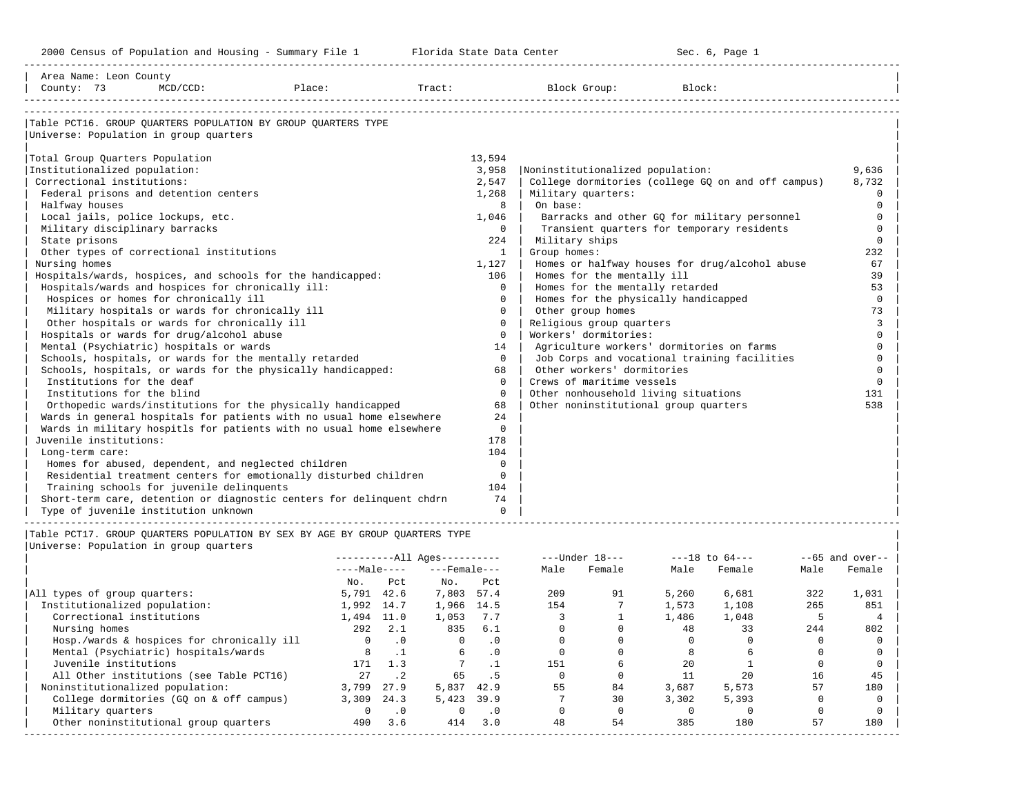Area Name: Leon County
County: 73 MCD/CCD: Place: Tract: Block Group: Block:

## Table PCT16. GROUP QUARTERS POPULATION BY GROUP QUARTERS TYPE

Universe: Population in group quarters

| Category | Number |
|---|---|
| Total Group Quarters Population | 13,594 |
| Institutionalized population: | 3,958 |
| Correctional institutions: | 2,547 |
| Federal prisons and detention centers | 1,268 |
| Halfway houses | 8 |
| Local jails, police lockups, etc. | 1,046 |
| Military disciplinary barracks | 0 |
| State prisons | 224 |
| Other types of correctional institutions | 1 |
| Nursing homes | 1,127 |
| Hospitals/wards, hospices, and schools for the handicapped: | 106 |
| Hospitals/wards and hospices for chronically ill: | 0 |
| Hospices or homes for chronically ill | 0 |
| Military hospitals or wards for chronically ill | 0 |
| Other hospitals or wards for chronically ill | 0 |
| Hospitals or wards for drug/alcohol abuse | 0 |
| Mental (Psychiatric) hospitals or wards | 14 |
| Schools, hospitals, or wards for the mentally retarded | 0 |
| Schools, hospitals, or wards for the physically handicapped: | 68 |
| Institutions for the deaf | 0 |
| Institutions for the blind | 0 |
| Orthopedic wards/institutions for the physically handicapped | 68 |
| Wards in general hospitals for patients with no usual home elsewhere | 24 |
| Wards in military hospitls for patients with no usual home elsewhere | 0 |
| Juvenile institutions: | 178 |
| Long-term care: | 104 |
| Homes for abused, dependent, and neglected children | 0 |
| Residential treatment centers for emotionally disturbed children | 0 |
| Training schools for juvenile delinquents | 104 |
| Short-term care, detention or diagnostic centers for delinquent chdrn | 74 |
| Type of juvenile institution unknown | 0 |
| Noninstitutionalized population: | 9,636 |
| College dormitories (college GQ on and off campus) | 8,732 |
| Military quarters: | 0 |
| On base: | 0 |
| Barracks and other GQ for military personnel | 0 |
| Transient quarters for temporary residents | 0 |
| Military ships | 0 |
| Group homes: | 232 |
| Homes or halfway houses for drug/alcohol abuse | 67 |
| Homes for the mentally ill | 39 |
| Homes for the mentally retarded | 53 |
| Homes for the physically handicapped | 0 |
| Other group homes | 73 |
| Religious group quarters | 3 |
| Workers' dormitories: | 0 |
| Agriculture workers' dormitories on farms | 0 |
| Job Corps and vocational training facilities | 0 |
| Other workers' dormitories | 0 |
| Crews of maritime vessels | 0 |
| Other nonhousehold living situations | 131 |
| Other noninstitutional group quarters | 538 |

## Table PCT17. GROUP QUARTERS POPULATION BY SEX BY AGE BY GROUP QUARTERS TYPE

Universe: Population in group quarters

| | All Ages | | | | Under 18 | | 18 to 64 | | 65 and over | |
|---|---|---|---|---|---|---|---|---|---|---|
| | Male | | Female | | | | | | | |
| | No. | Pct | No. | Pct | Male | Female | Male | Female | Male | Female |
| All types of group quarters: | 5,791 | 42.6 | 7,803 | 57.4 | 209 | 91 | 5,260 | 6,681 | 322 | 1,031 |
| Institutionalized population: | 1,992 | 14.7 | 1,966 | 14.5 | 154 | 7 | 1,573 | 1,108 | 265 | 851 |
| Correctional institutions | 1,494 | 11.0 | 1,053 | 7.7 | 3 | 1 | 1,486 | 1,048 | 5 | 4 |
| Nursing homes | 292 | 2.1 | 835 | 6.1 | 0 | 0 | 48 | 33 | 244 | 802 |
| Hosp./wards & hospices for chronically ill | 0 | .0 | 0 | .0 | 0 | 0 | 0 | 0 | 0 | 0 |
| Mental (Psychiatric) hospitals/wards | 8 | .1 | 6 | .0 | 0 | 0 | 8 | 6 | 0 | 0 |
| Juvenile institutions | 171 | 1.3 | 7 | .1 | 151 | 6 | 20 | 1 | 0 | 0 |
| All Other institutions (see Table PCT16) | 27 | .2 | 65 | .5 | 0 | 0 | 11 | 20 | 16 | 45 |
| Noninstitutionalized population: | 3,799 | 27.9 | 5,837 | 42.9 | 55 | 84 | 3,687 | 5,573 | 57 | 180 |
| College dormitories (GQ on & off campus) | 3,309 | 24.3 | 5,423 | 39.9 | 7 | 30 | 3,302 | 5,393 | 0 | 0 |
| Military quarters | 0 | .0 | 0 | .0 | 0 | 0 | 0 | 0 | 0 | 0 |
| Other noninstitutional group quarters | 490 | 3.6 | 414 | 3.0 | 48 | 54 | 385 | 180 | 57 | 180 |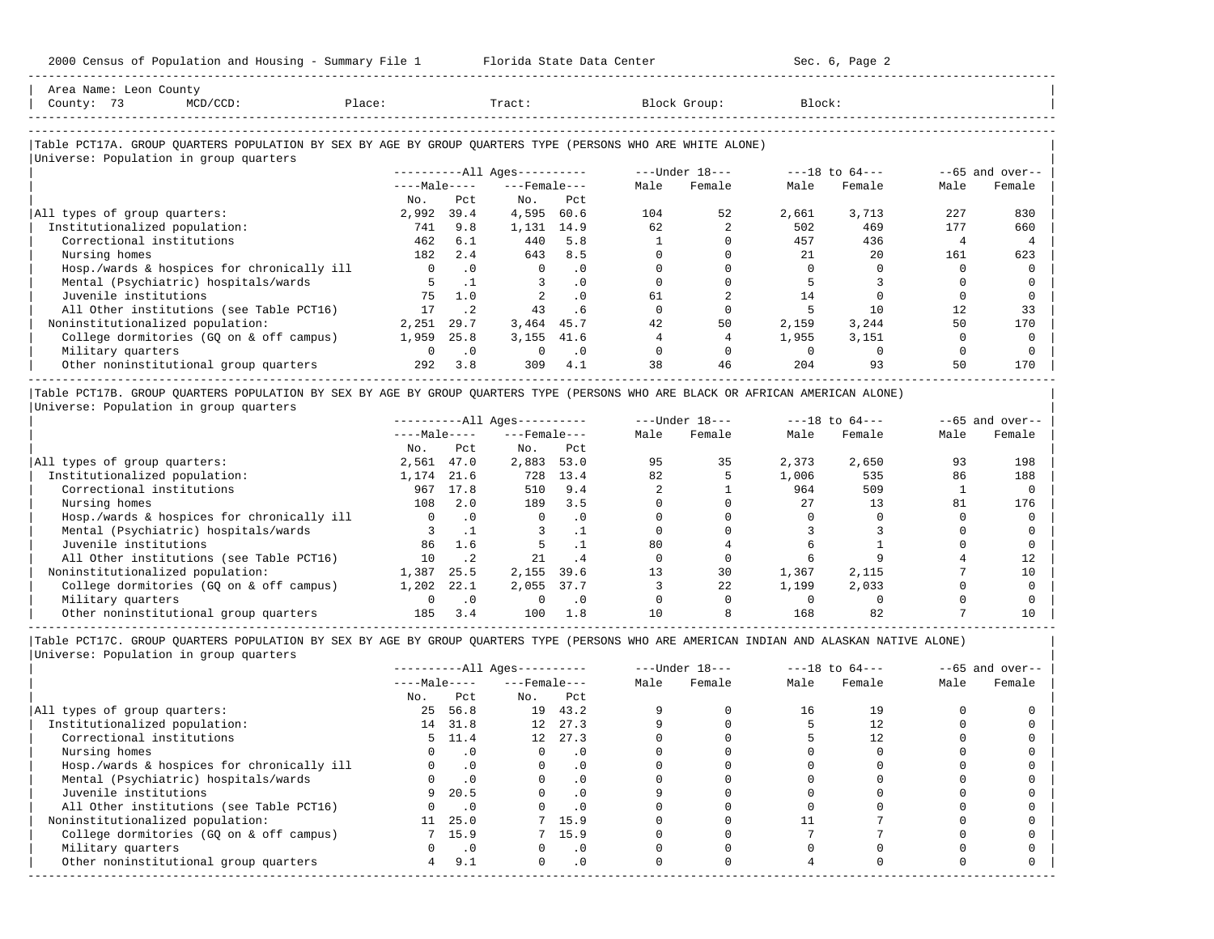Area Name: Leon County
County: 73 MCD/CCD: Place: Tract: Block Group: Block:

## Table PCT17A. GROUP QUARTERS POPULATION BY SEX BY AGE BY GROUP QUARTERS TYPE (PERSONS WHO ARE WHITE ALONE)

Universe: Population in group quarters

| | All Ages Male No. | All Ages Male Pct | All Ages Female No. | All Ages Female Pct | Under 18 Male | Under 18 Female | 18 to 64 Male | 18 to 64 Female | 65 and over Male | 65 and over Female |
|---|---|---|---|---|---|---|---|---|---|---|
| All types of group quarters: | 2,992 | 39.4 | 4,595 | 60.6 | 104 | 52 | 2,661 | 3,713 | 227 | 830 |
| Institutionalized population: | 741 | 9.8 | 1,131 | 14.9 | 62 | 2 | 502 | 469 | 177 | 660 |
| Correctional institutions | 462 | 6.1 | 440 | 5.8 | 1 | 0 | 457 | 436 | 4 | 4 |
| Nursing homes | 182 | 2.4 | 643 | 8.5 | 0 | 0 | 21 | 20 | 161 | 623 |
| Hosp./wards & hospices for chronically ill | 0 | .0 | 0 | .0 | 0 | 0 | 0 | 0 | 0 | 0 |
| Mental (Psychiatric) hospitals/wards | 5 | .1 | 3 | .0 | 0 | 0 | 5 | 3 | 0 | 0 |
| Juvenile institutions | 75 | 1.0 | 2 | .0 | 61 | 2 | 14 | 0 | 0 | 0 |
| All Other institutions (see Table PCT16) | 17 | .2 | 43 | .6 | 0 | 0 | 5 | 10 | 12 | 33 |
| Noninstitutionalized population: | 2,251 | 29.7 | 3,464 | 45.7 | 42 | 50 | 2,159 | 3,244 | 50 | 170 |
| College dormitories (GQ on & off campus) | 1,959 | 25.8 | 3,155 | 41.6 | 4 | 4 | 1,955 | 3,151 | 0 | 0 |
| Military quarters | 0 | .0 | 0 | .0 | 0 | 0 | 0 | 0 | 0 | 0 |
| Other noninstitutional group quarters | 292 | 3.8 | 309 | 4.1 | 38 | 46 | 204 | 93 | 50 | 170 |

## Table PCT17B. GROUP QUARTERS POPULATION BY SEX BY AGE BY GROUP QUARTERS TYPE (PERSONS WHO ARE BLACK OR AFRICAN AMERICAN ALONE)

Universe: Population in group quarters

| | All Ages Male No. | All Ages Male Pct | All Ages Female No. | All Ages Female Pct | Under 18 Male | Under 18 Female | 18 to 64 Male | 18 to 64 Female | 65 and over Male | 65 and over Female |
|---|---|---|---|---|---|---|---|---|---|---|
| All types of group quarters: | 2,561 | 47.0 | 2,883 | 53.0 | 95 | 35 | 2,373 | 2,650 | 93 | 198 |
| Institutionalized population: | 1,174 | 21.6 | 728 | 13.4 | 82 | 5 | 1,006 | 535 | 86 | 188 |
| Correctional institutions | 967 | 17.8 | 510 | 9.4 | 2 | 1 | 964 | 509 | 1 | 0 |
| Nursing homes | 108 | 2.0 | 189 | 3.5 | 0 | 0 | 27 | 13 | 81 | 176 |
| Hosp./wards & hospices for chronically ill | 0 | .0 | 0 | .0 | 0 | 0 | 0 | 0 | 0 | 0 |
| Mental (Psychiatric) hospitals/wards | 3 | .1 | 3 | .1 | 0 | 0 | 3 | 3 | 0 | 0 |
| Juvenile institutions | 86 | 1.6 | 5 | .1 | 80 | 4 | 6 | 1 | 0 | 0 |
| All Other institutions (see Table PCT16) | 10 | .2 | 21 | .4 | 0 | 0 | 6 | 9 | 4 | 12 |
| Noninstitutionalized population: | 1,387 | 25.5 | 2,155 | 39.6 | 13 | 30 | 1,367 | 2,115 | 7 | 10 |
| College dormitories (GQ on & off campus) | 1,202 | 22.1 | 2,055 | 37.7 | 3 | 22 | 1,199 | 2,033 | 0 | 0 |
| Military quarters | 0 | .0 | 0 | .0 | 0 | 0 | 0 | 0 | 0 | 0 |
| Other noninstitutional group quarters | 185 | 3.4 | 100 | 1.8 | 10 | 8 | 168 | 82 | 7 | 10 |

## Table PCT17C. GROUP QUARTERS POPULATION BY SEX BY AGE BY GROUP QUARTERS TYPE (PERSONS WHO ARE AMERICAN INDIAN AND ALASKAN NATIVE ALONE)

Universe: Population in group quarters

| | All Ages Male No. | All Ages Male Pct | All Ages Female No. | All Ages Female Pct | Under 18 Male | Under 18 Female | 18 to 64 Male | 18 to 64 Female | 65 and over Male | 65 and over Female |
|---|---|---|---|---|---|---|---|---|---|---|
| All types of group quarters: | 25 | 56.8 | 19 | 43.2 | 9 | 0 | 16 | 19 | 0 | 0 |
| Institutionalized population: | 14 | 31.8 | 12 | 27.3 | 9 | 0 | 5 | 12 | 0 | 0 |
| Correctional institutions | 5 | 11.4 | 12 | 27.3 | 0 | 0 | 5 | 12 | 0 | 0 |
| Nursing homes | 0 | .0 | 0 | .0 | 0 | 0 | 0 | 0 | 0 | 0 |
| Hosp./wards & hospices for chronically ill | 0 | .0 | 0 | .0 | 0 | 0 | 0 | 0 | 0 | 0 |
| Mental (Psychiatric) hospitals/wards | 0 | .0 | 0 | .0 | 0 | 0 | 0 | 0 | 0 | 0 |
| Juvenile institutions | 9 | 20.5 | 0 | .0 | 9 | 0 | 0 | 0 | 0 | 0 |
| All Other institutions (see Table PCT16) | 0 | .0 | 0 | .0 | 0 | 0 | 0 | 0 | 0 | 0 |
| Noninstitutionalized population: | 11 | 25.0 | 7 | 15.9 | 0 | 0 | 11 | 7 | 0 | 0 |
| College dormitories (GQ on & off campus) | 7 | 15.9 | 7 | 15.9 | 0 | 0 | 7 | 7 | 0 | 0 |
| Military quarters | 0 | .0 | 0 | .0 | 0 | 0 | 0 | 0 | 0 | 0 |
| Other noninstitutional group quarters | 4 | 9.1 | 0 | .0 | 0 | 0 | 4 | 0 | 0 | 0 |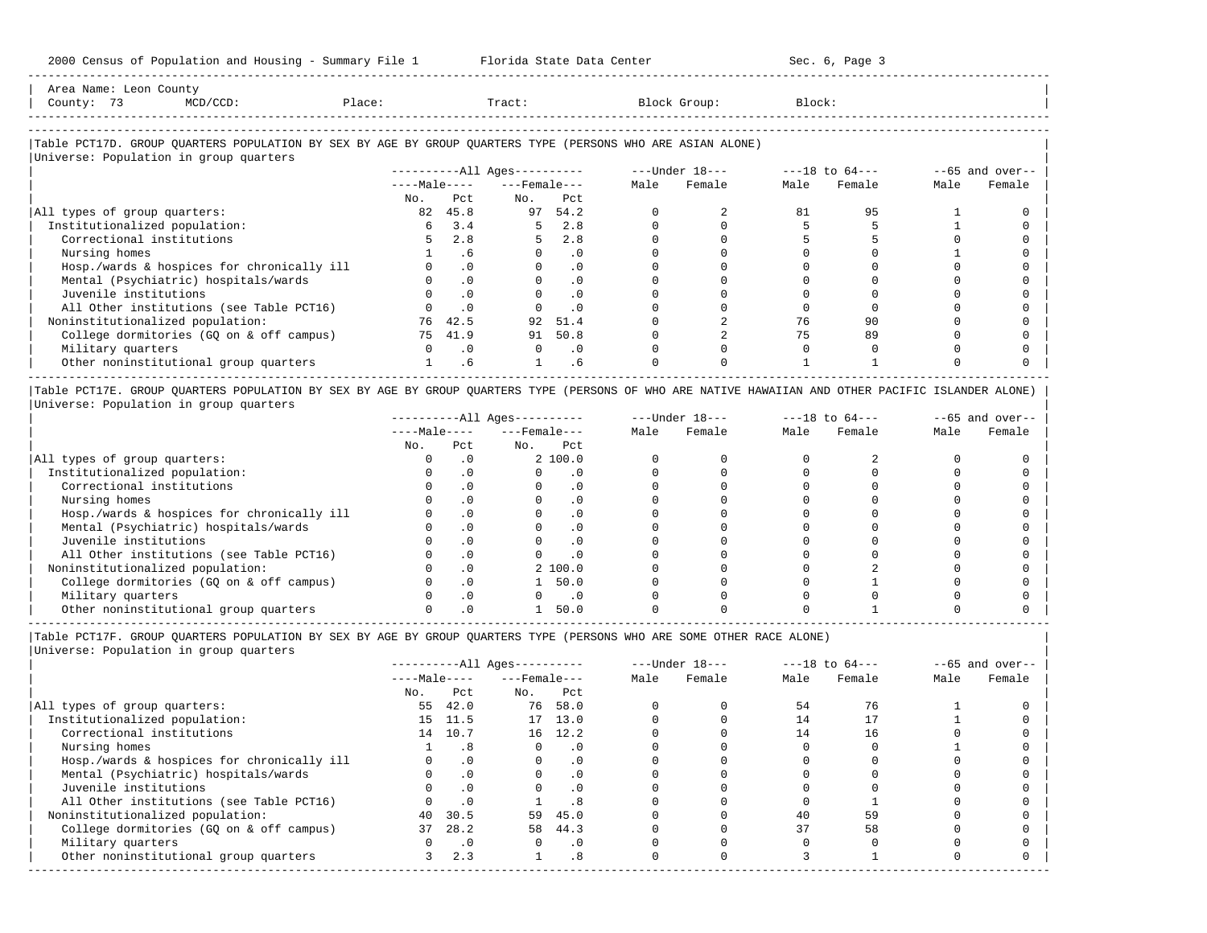Area Name: Leon County
County: 73 MCD/CCD: Place: Tract: Block Group: Block:

### Table PCT17D. GROUP QUARTERS POPULATION BY SEX BY AGE BY GROUP QUARTERS TYPE (PERSONS WHO ARE ASIAN ALONE)

Universe: Population in group quarters

| | All Ages | | | | Under 18 | | 18 to 64 | | 65 and over | |
|---|---|---|---|---|---|---|---|---|---|---|
| | Male | | Female | | | | | | | |
| | No. | Pct | No. | Pct | Male | Female | Male | Female | Male | Female |
| All types of group quarters: | 82 | 45.8 | 97 | 54.2 | 0 | 2 | 81 | 95 | 1 | 0 |
| Institutionalized population: | 6 | 3.4 | 5 | 2.8 | 0 | 0 | 5 | 5 | 1 | 0 |
| Correctional institutions | 5 | 2.8 | 5 | 2.8 | 0 | 0 | 5 | 5 | 0 | 0 |
| Nursing homes | 1 | .6 | 0 | .0 | 0 | 0 | 0 | 0 | 1 | 0 |
| Hosp./wards & hospices for chronically ill | 0 | .0 | 0 | .0 | 0 | 0 | 0 | 0 | 0 | 0 |
| Mental (Psychiatric) hospitals/wards | 0 | .0 | 0 | .0 | 0 | 0 | 0 | 0 | 0 | 0 |
| Juvenile institutions | 0 | .0 | 0 | .0 | 0 | 0 | 0 | 0 | 0 | 0 |
| All Other institutions (see Table PCT16) | 0 | .0 | 0 | .0 | 0 | 0 | 0 | 0 | 0 | 0 |
| Noninstitutionalized population: | 76 | 42.5 | 92 | 51.4 | 0 | 2 | 76 | 90 | 0 | 0 |
| College dormitories (GQ on & off campus) | 75 | 41.9 | 91 | 50.8 | 0 | 2 | 75 | 89 | 0 | 0 |
| Military quarters | 0 | .0 | 0 | .0 | 0 | 0 | 0 | 0 | 0 | 0 |
| Other noninstitutional group quarters | 1 | .6 | 1 | .6 | 0 | 0 | 1 | 1 | 0 | 0 |

### Table PCT17E. GROUP QUARTERS POPULATION BY SEX BY AGE BY GROUP QUARTERS TYPE (PERSONS OF WHO ARE NATIVE HAWAIIAN AND OTHER PACIFIC ISLANDER ALONE)

Universe: Population in group quarters

| | All Ages | | | | Under 18 | | 18 to 64 | | 65 and over | |
|---|---|---|---|---|---|---|---|---|---|---|
| | Male | | Female | | | | | | | |
| | No. | Pct | No. | Pct | Male | Female | Male | Female | Male | Female |
| All types of group quarters: | 0 | .0 | 2 | 100.0 | 0 | 0 | 0 | 2 | 0 | 0 |
| Institutionalized population: | 0 | .0 | 0 | .0 | 0 | 0 | 0 | 0 | 0 | 0 |
| Correctional institutions | 0 | .0 | 0 | .0 | 0 | 0 | 0 | 0 | 0 | 0 |
| Nursing homes | 0 | .0 | 0 | .0 | 0 | 0 | 0 | 0 | 0 | 0 |
| Hosp./wards & hospices for chronically ill | 0 | .0 | 0 | .0 | 0 | 0 | 0 | 0 | 0 | 0 |
| Mental (Psychiatric) hospitals/wards | 0 | .0 | 0 | .0 | 0 | 0 | 0 | 0 | 0 | 0 |
| Juvenile institutions | 0 | .0 | 0 | .0 | 0 | 0 | 0 | 0 | 0 | 0 |
| All Other institutions (see Table PCT16) | 0 | .0 | 0 | .0 | 0 | 0 | 0 | 0 | 0 | 0 |
| Noninstitutionalized population: | 0 | .0 | 2 | 100.0 | 0 | 0 | 0 | 2 | 0 | 0 |
| College dormitories (GQ on & off campus) | 0 | .0 | 1 | 50.0 | 0 | 0 | 0 | 1 | 0 | 0 |
| Military quarters | 0 | .0 | 0 | .0 | 0 | 0 | 0 | 0 | 0 | 0 |
| Other noninstitutional group quarters | 0 | .0 | 1 | 50.0 | 0 | 0 | 0 | 1 | 0 | 0 |

### Table PCT17F. GROUP QUARTERS POPULATION BY SEX BY AGE BY GROUP QUARTERS TYPE (PERSONS WHO ARE SOME OTHER RACE ALONE)

Universe: Population in group quarters

| | All Ages | | | | Under 18 | | 18 to 64 | | 65 and over | |
|---|---|---|---|---|---|---|---|---|---|---|
| | Male | | Female | | | | | | | |
| | No. | Pct | No. | Pct | Male | Female | Male | Female | Male | Female |
| All types of group quarters: | 55 | 42.0 | 76 | 58.0 | 0 | 0 | 54 | 76 | 1 | 0 |
| Institutionalized population: | 15 | 11.5 | 17 | 13.0 | 0 | 0 | 14 | 17 | 1 | 0 |
| Correctional institutions | 14 | 10.7 | 16 | 12.2 | 0 | 0 | 14 | 16 | 0 | 0 |
| Nursing homes | 1 | .8 | 0 | .0 | 0 | 0 | 0 | 0 | 1 | 0 |
| Hosp./wards & hospices for chronically ill | 0 | .0 | 0 | .0 | 0 | 0 | 0 | 0 | 0 | 0 |
| Mental (Psychiatric) hospitals/wards | 0 | .0 | 0 | .0 | 0 | 0 | 0 | 0 | 0 | 0 |
| Juvenile institutions | 0 | .0 | 0 | .0 | 0 | 0 | 0 | 0 | 0 | 0 |
| All Other institutions (see Table PCT16) | 0 | .0 | 1 | .8 | 0 | 0 | 0 | 1 | 0 | 0 |
| Noninstitutionalized population: | 40 | 30.5 | 59 | 45.0 | 0 | 0 | 40 | 59 | 0 | 0 |
| College dormitories (GQ on & off campus) | 37 | 28.2 | 58 | 44.3 | 0 | 0 | 37 | 58 | 0 | 0 |
| Military quarters | 0 | .0 | 0 | .0 | 0 | 0 | 0 | 0 | 0 | 0 |
| Other noninstitutional group quarters | 3 | 2.3 | 1 | .8 | 0 | 0 | 3 | 1 | 0 | 0 |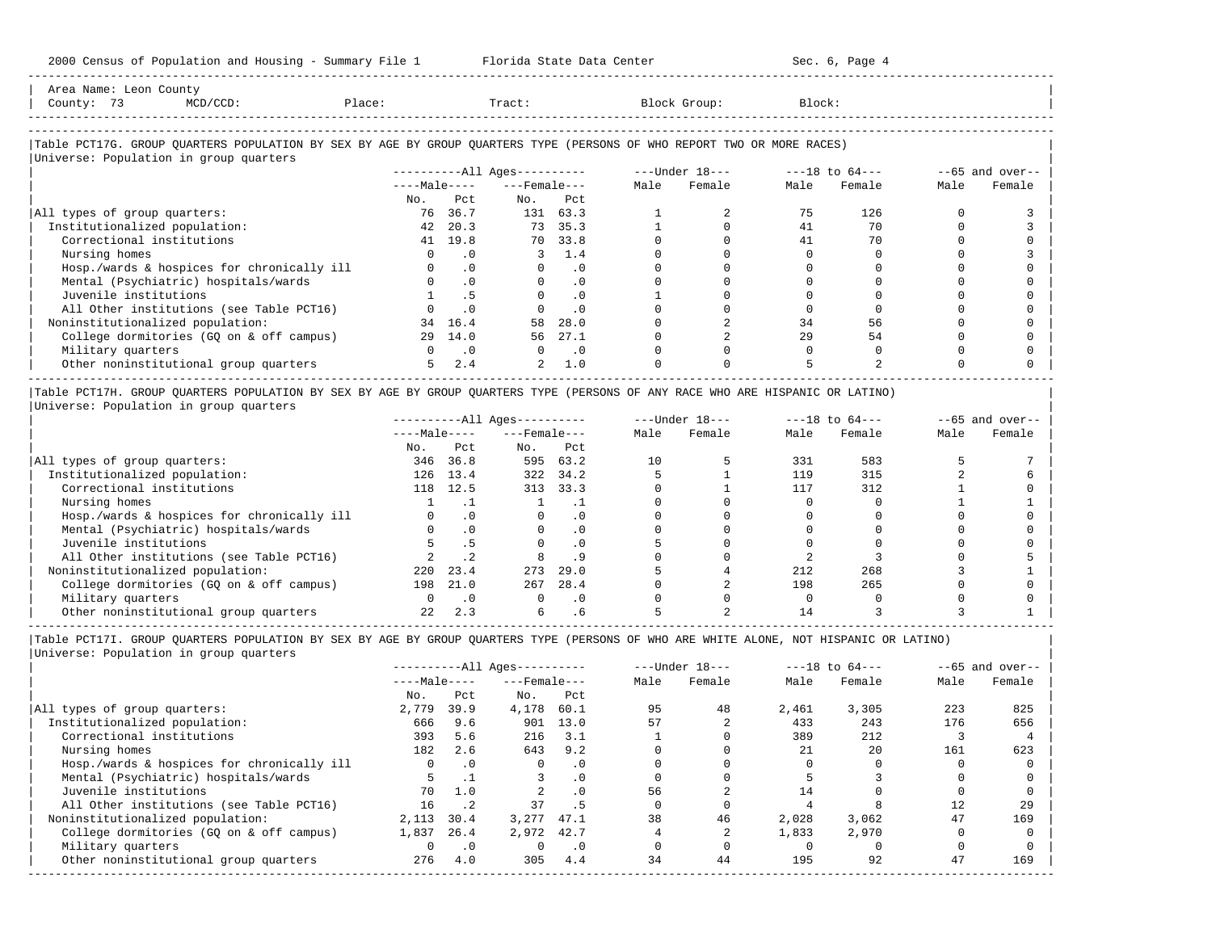Area Name: Leon County
County: 73 MCD/CCD: Place: Tract: Block Group: Block:

## Table PCT17G. GROUP QUARTERS POPULATION BY SEX BY AGE BY GROUP QUARTERS TYPE (PERSONS OF WHO REPORT TWO OR MORE RACES)

Universe: Population in group quarters

| | All Ages | | | | Under 18 | | 18 to 64 | | 65 and over | |
|---|---|---|---|---|---|---|---|---|---|---|
| | Male | | Female | | | | | | | |
| | No. | Pct | No. | Pct | Male | Female | Male | Female | Male | Female |
| All types of group quarters: | 76 | 36.7 | 131 | 63.3 | 1 | 2 | 75 | 126 | 0 | 3 |
| Institutionalized population: | 42 | 20.3 | 73 | 35.3 | 1 | 0 | 41 | 70 | 0 | 3 |
| Correctional institutions | 41 | 19.8 | 70 | 33.8 | 0 | 0 | 41 | 70 | 0 | 0 |
| Nursing homes | 0 | .0 | 3 | 1.4 | 0 | 0 | 0 | 0 | 0 | 3 |
| Hosp./wards & hospices for chronically ill | 0 | .0 | 0 | .0 | 0 | 0 | 0 | 0 | 0 | 0 |
| Mental (Psychiatric) hospitals/wards | 0 | .0 | 0 | .0 | 0 | 0 | 0 | 0 | 0 | 0 |
| Juvenile institutions | 1 | .5 | 0 | .0 | 1 | 0 | 0 | 0 | 0 | 0 |
| All Other institutions (see Table PCT16) | 0 | .0 | 0 | .0 | 0 | 0 | 0 | 0 | 0 | 0 |
| Noninstitutionalized population: | 34 | 16.4 | 58 | 28.0 | 0 | 2 | 34 | 56 | 0 | 0 |
| College dormitories (GQ on & off campus) | 29 | 14.0 | 56 | 27.1 | 0 | 2 | 29 | 54 | 0 | 0 |
| Military quarters | 0 | .0 | 0 | .0 | 0 | 0 | 0 | 0 | 0 | 0 |
| Other noninstitutional group quarters | 5 | 2.4 | 2 | 1.0 | 0 | 0 | 5 | 2 | 0 | 0 |

## Table PCT17H. GROUP QUARTERS POPULATION BY SEX BY AGE BY GROUP QUARTERS TYPE (PERSONS OF ANY RACE WHO ARE HISPANIC OR LATINO)

Universe: Population in group quarters

| | All Ages | | | | Under 18 | | 18 to 64 | | 65 and over | |
|---|---|---|---|---|---|---|---|---|---|---|
| | Male | | Female | | | | | | | |
| | No. | Pct | No. | Pct | Male | Female | Male | Female | Male | Female |
| All types of group quarters: | 346 | 36.8 | 595 | 63.2 | 10 | 5 | 331 | 583 | 5 | 7 |
| Institutionalized population: | 126 | 13.4 | 322 | 34.2 | 5 | 1 | 119 | 315 | 2 | 6 |
| Correctional institutions | 118 | 12.5 | 313 | 33.3 | 0 | 1 | 117 | 312 | 1 | 0 |
| Nursing homes | 1 | .1 | 1 | .1 | 0 | 0 | 0 | 0 | 1 | 1 |
| Hosp./wards & hospices for chronically ill | 0 | .0 | 0 | .0 | 0 | 0 | 0 | 0 | 0 | 0 |
| Mental (Psychiatric) hospitals/wards | 0 | .0 | 0 | .0 | 0 | 0 | 0 | 0 | 0 | 0 |
| Juvenile institutions | 5 | .5 | 0 | .0 | 5 | 0 | 0 | 0 | 0 | 0 |
| All Other institutions (see Table PCT16) | 2 | .2 | 8 | .9 | 0 | 0 | 2 | 3 | 0 | 5 |
| Noninstitutionalized population: | 220 | 23.4 | 273 | 29.0 | 5 | 4 | 212 | 268 | 3 | 1 |
| College dormitories (GQ on & off campus) | 198 | 21.0 | 267 | 28.4 | 0 | 2 | 198 | 265 | 0 | 0 |
| Military quarters | 0 | .0 | 0 | .0 | 0 | 0 | 0 | 0 | 0 | 0 |
| Other noninstitutional group quarters | 22 | 2.3 | 6 | .6 | 5 | 2 | 14 | 3 | 3 | 1 |

## Table PCT17I. GROUP QUARTERS POPULATION BY SEX BY AGE BY GROUP QUARTERS TYPE (PERSONS OF WHO ARE WHITE ALONE, NOT HISPANIC OR LATINO)

Universe: Population in group quarters

| | All Ages | | | | Under 18 | | 18 to 64 | | 65 and over | |
|---|---|---|---|---|---|---|---|---|---|---|
| | Male | | Female | | | | | | | |
| | No. | Pct | No. | Pct | Male | Female | Male | Female | Male | Female |
| All types of group quarters: | 2,779 | 39.9 | 4,178 | 60.1 | 95 | 48 | 2,461 | 3,305 | 223 | 825 |
| Institutionalized population: | 666 | 9.6 | 901 | 13.0 | 57 | 2 | 433 | 243 | 176 | 656 |
| Correctional institutions | 393 | 5.6 | 216 | 3.1 | 1 | 0 | 389 | 212 | 3 | 4 |
| Nursing homes | 182 | 2.6 | 643 | 9.2 | 0 | 0 | 21 | 20 | 161 | 623 |
| Hosp./wards & hospices for chronically ill | 0 | .0 | 0 | .0 | 0 | 0 | 0 | 0 | 0 | 0 |
| Mental (Psychiatric) hospitals/wards | 5 | .1 | 3 | .0 | 0 | 0 | 5 | 3 | 0 | 0 |
| Juvenile institutions | 70 | 1.0 | 2 | .0 | 56 | 2 | 14 | 0 | 0 | 0 |
| All Other institutions (see Table PCT16) | 16 | .2 | 37 | .5 | 0 | 0 | 4 | 8 | 12 | 29 |
| Noninstitutionalized population: | 2,113 | 30.4 | 3,277 | 47.1 | 38 | 46 | 2,028 | 3,062 | 47 | 169 |
| College dormitories (GQ on & off campus) | 1,837 | 26.4 | 2,972 | 42.7 | 4 | 2 | 1,833 | 2,970 | 0 | 0 |
| Military quarters | 0 | .0 | 0 | .0 | 0 | 0 | 0 | 0 | 0 | 0 |
| Other noninstitutional group quarters | 276 | 4.0 | 305 | 4.4 | 34 | 44 | 195 | 92 | 47 | 169 |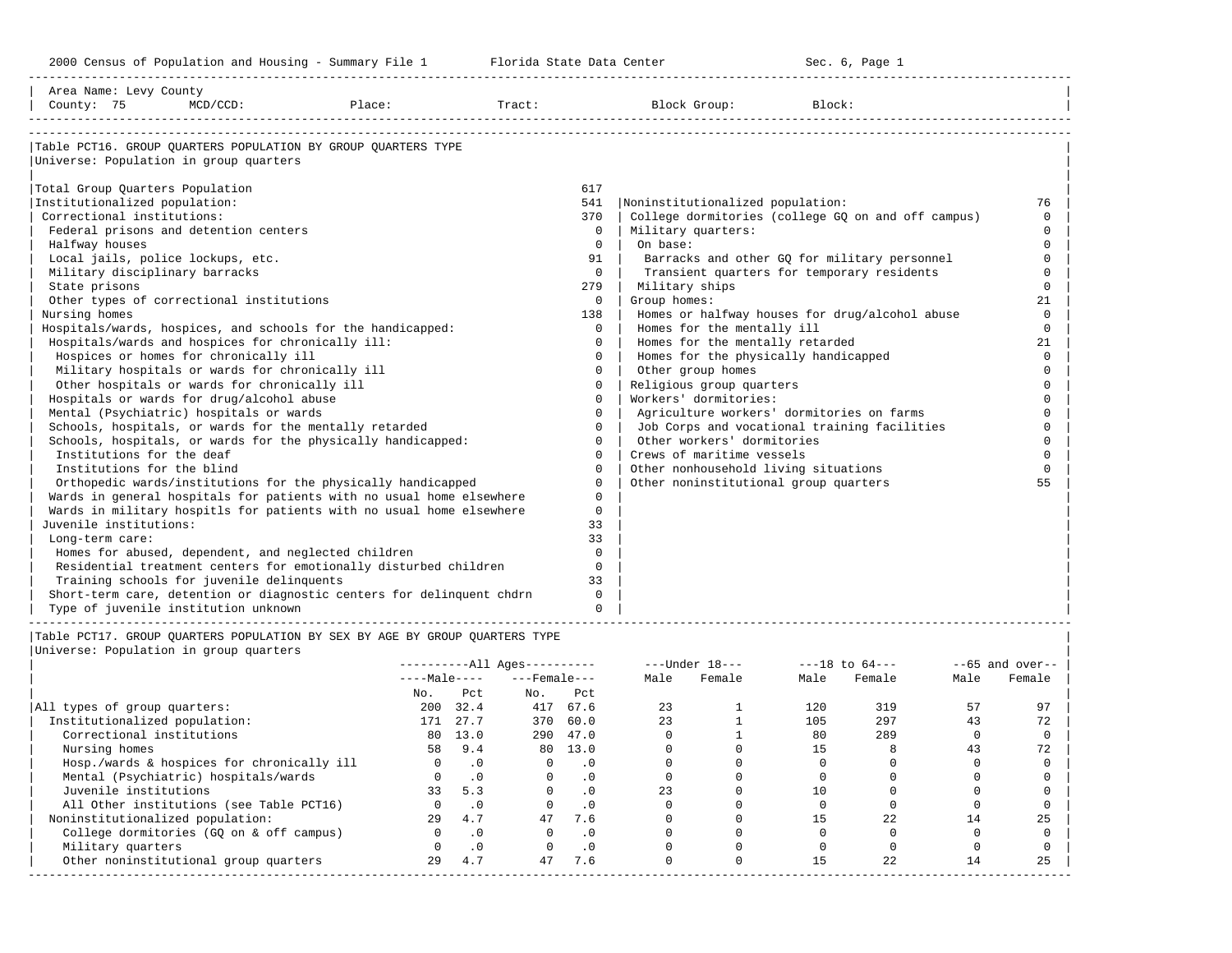Area Name: Levy County
County: 75 MCD/CCD: Place: Tract: Block Group: Block:

## Table PCT16. GROUP QUARTERS POPULATION BY GROUP QUARTERS TYPE

Universe: Population in group quarters

| Category | Value |
|---|---|
| Total Group Quarters Population | 617 |
| Institutionalized population: | 541 |
| Correctional institutions: | 370 |
| Federal prisons and detention centers | 0 |
| Halfway houses | 0 |
| Local jails, police lockups, etc. | 91 |
| Military disciplinary barracks | 0 |
| State prisons | 279 |
| Other types of correctional institutions | 0 |
| Nursing homes | 138 |
| Hospitals/wards, hospices, and schools for the handicapped: | 0 |
| Hospitals/wards and hospices for chronically ill: | 0 |
| Hospices or homes for chronically ill | 0 |
| Military hospitals or wards for chronically ill | 0 |
| Other hospitals or wards for chronically ill | 0 |
| Hospitals or wards for drug/alcohol abuse | 0 |
| Mental (Psychiatric) hospitals or wards | 0 |
| Schools, hospitals, or wards for the mentally retarded | 0 |
| Schools, hospitals, or wards for the physically handicapped: | 0 |
| Institutions for the deaf | 0 |
| Institutions for the blind | 0 |
| Orthopedic wards/institutions for the physically handicapped | 0 |
| Wards in general hospitals for patients with no usual home elsewhere | 0 |
| Wards in military hospitls for patients with no usual home elsewhere | 0 |
| Juvenile institutions: | 33 |
| Long-term care: | 33 |
| Homes for abused, dependent, and neglected children | 0 |
| Residential treatment centers for emotionally disturbed children | 0 |
| Training schools for juvenile delinquents | 33 |
| Short-term care, detention or diagnostic centers for delinquent chdrn | 0 |
| Type of juvenile institution unknown | 0 |
| Noninstitutionalized population: | 76 |
| College dormitories (college GQ on and off campus) | 0 |
| Military quarters: | 0 |
| On base: | 0 |
| Barracks and other GQ for military personnel | 0 |
| Transient quarters for temporary residents | 0 |
| Military ships | 0 |
| Group homes: | 21 |
| Homes or halfway houses for drug/alcohol abuse | 0 |
| Homes for the mentally ill | 0 |
| Homes for the mentally retarded | 21 |
| Homes for the physically handicapped | 0 |
| Other group homes | 0 |
| Religious group quarters | 0 |
| Workers' dormitories: | 0 |
| Agriculture workers' dormitories on farms | 0 |
| Job Corps and vocational training facilities | 0 |
| Other workers' dormitories | 0 |
| Crews of maritime vessels | 0 |
| Other nonhousehold living situations | 0 |
| Other noninstitutional group quarters | 55 |

## Table PCT17. GROUP QUARTERS POPULATION BY SEX BY AGE BY GROUP QUARTERS TYPE

Universe: Population in group quarters

| | All Ages | | | | Under 18 | | 18 to 64 | | 65 and over | |
|---|---|---|---|---|---|---|---|---|---|---|
| | Male | | Female | | | | | | | |
| | No. | Pct | No. | Pct | Male | Female | Male | Female | Male | Female |
| All types of group quarters: | 200 | 32.4 | 417 | 67.6 | 23 | 1 | 120 | 319 | 57 | 97 |
| Institutionalized population: | 171 | 27.7 | 370 | 60.0 | 23 | 1 | 105 | 297 | 43 | 72 |
| Correctional institutions | 80 | 13.0 | 290 | 47.0 | 0 | 1 | 80 | 289 | 0 | 0 |
| Nursing homes | 58 | 9.4 | 80 | 13.0 | 0 | 0 | 15 | 8 | 43 | 72 |
| Hosp./wards & hospices for chronically ill | 0 | .0 | 0 | .0 | 0 | 0 | 0 | 0 | 0 | 0 |
| Mental (Psychiatric) hospitals/wards | 0 | .0 | 0 | .0 | 0 | 0 | 0 | 0 | 0 | 0 |
| Juvenile institutions | 33 | 5.3 | 0 | .0 | 23 | 0 | 10 | 0 | 0 | 0 |
| All Other institutions (see Table PCT16) | 0 | .0 | 0 | .0 | 0 | 0 | 0 | 0 | 0 | 0 |
| Noninstitutionalized population: | 29 | 4.7 | 47 | 7.6 | 0 | 0 | 15 | 22 | 14 | 25 |
| College dormitories (GQ on & off campus) | 0 | .0 | 0 | .0 | 0 | 0 | 0 | 0 | 0 | 0 |
| Military quarters | 0 | .0 | 0 | .0 | 0 | 0 | 0 | 0 | 0 | 0 |
| Other noninstitutional group quarters | 29 | 4.7 | 47 | 7.6 | 0 | 0 | 15 | 22 | 14 | 25 |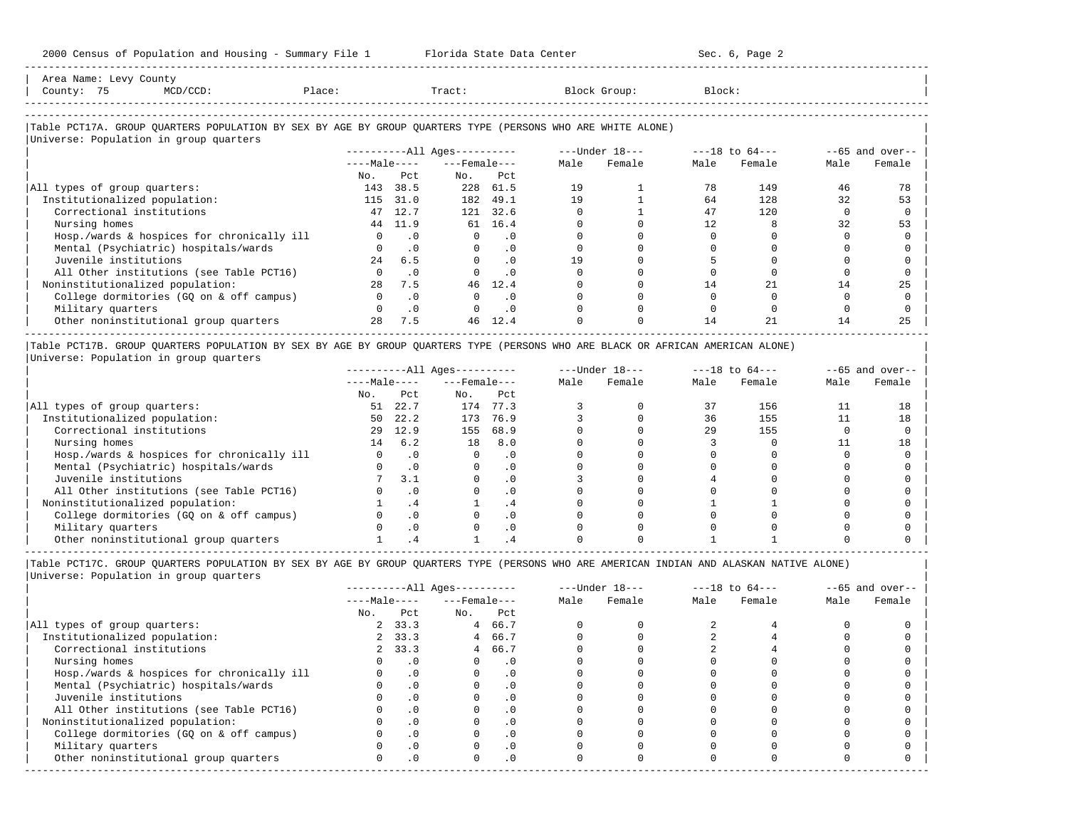Area Name: Levy County
County: 75 MCD/CCD: Place: Tract: Block Group: Block:

### Table PCT17A. GROUP QUARTERS POPULATION BY SEX BY AGE BY GROUP QUARTERS TYPE (PERSONS WHO ARE WHITE ALONE)

Universe: Population in group quarters

| | All Ages | | | | Under 18 | | 18 to 64 | | 65 and over | |
|---|---|---|---|---|---|---|---|---|---|---|
| | Male | | Female | | | | | | | |
| | No. | Pct | No. | Pct | Male | Female | Male | Female | Male | Female |
| All types of group quarters: | 143 | 38.5 | 228 | 61.5 | 19 | 1 | 78 | 149 | 46 | 78 |
| Institutionalized population: | 115 | 31.0 | 182 | 49.1 | 19 | 1 | 64 | 128 | 32 | 53 |
| Correctional institutions | 47 | 12.7 | 121 | 32.6 | 0 | 1 | 47 | 120 | 0 | 0 |
| Nursing homes | 44 | 11.9 | 61 | 16.4 | 0 | 0 | 12 | 8 | 32 | 53 |
| Hosp./wards & hospices for chronically ill | 0 | .0 | 0 | .0 | 0 | 0 | 0 | 0 | 0 | 0 |
| Mental (Psychiatric) hospitals/wards | 0 | .0 | 0 | .0 | 0 | 0 | 0 | 0 | 0 | 0 |
| Juvenile institutions | 24 | 6.5 | 0 | .0 | 19 | 0 | 5 | 0 | 0 | 0 |
| All Other institutions (see Table PCT16) | 0 | .0 | 0 | .0 | 0 | 0 | 0 | 0 | 0 | 0 |
| Noninstitutionalized population: | 28 | 7.5 | 46 | 12.4 | 0 | 0 | 14 | 21 | 14 | 25 |
| College dormitories (GQ on & off campus) | 0 | .0 | 0 | .0 | 0 | 0 | 0 | 0 | 0 | 0 |
| Military quarters | 0 | .0 | 0 | .0 | 0 | 0 | 0 | 0 | 0 | 0 |
| Other noninstitutional group quarters | 28 | 7.5 | 46 | 12.4 | 0 | 0 | 14 | 21 | 14 | 25 |

### Table PCT17B. GROUP QUARTERS POPULATION BY SEX BY AGE BY GROUP QUARTERS TYPE (PERSONS WHO ARE BLACK OR AFRICAN AMERICAN ALONE)

Universe: Population in group quarters

| | All Ages | | | | Under 18 | | 18 to 64 | | 65 and over | |
|---|---|---|---|---|---|---|---|---|---|---|
| | Male | | Female | | | | | | | |
| | No. | Pct | No. | Pct | Male | Female | Male | Female | Male | Female |
| All types of group quarters: | 51 | 22.7 | 174 | 77.3 | 3 | 0 | 37 | 156 | 11 | 18 |
| Institutionalized population: | 50 | 22.2 | 173 | 76.9 | 3 | 0 | 36 | 155 | 11 | 18 |
| Correctional institutions | 29 | 12.9 | 155 | 68.9 | 0 | 0 | 29 | 155 | 0 | 0 |
| Nursing homes | 14 | 6.2 | 18 | 8.0 | 0 | 0 | 3 | 0 | 11 | 18 |
| Hosp./wards & hospices for chronically ill | 0 | .0 | 0 | .0 | 0 | 0 | 0 | 0 | 0 | 0 |
| Mental (Psychiatric) hospitals/wards | 0 | .0 | 0 | .0 | 0 | 0 | 0 | 0 | 0 | 0 |
| Juvenile institutions | 7 | 3.1 | 0 | .0 | 3 | 0 | 4 | 0 | 0 | 0 |
| All Other institutions (see Table PCT16) | 0 | .0 | 0 | .0 | 0 | 0 | 0 | 0 | 0 | 0 |
| Noninstitutionalized population: | 1 | .4 | 1 | .4 | 0 | 0 | 1 | 1 | 0 | 0 |
| College dormitories (GQ on & off campus) | 0 | .0 | 0 | .0 | 0 | 0 | 0 | 0 | 0 | 0 |
| Military quarters | 0 | .0 | 0 | .0 | 0 | 0 | 0 | 0 | 0 | 0 |
| Other noninstitutional group quarters | 1 | .4 | 1 | .4 | 0 | 0 | 1 | 1 | 0 | 0 |

### Table PCT17C. GROUP QUARTERS POPULATION BY SEX BY AGE BY GROUP QUARTERS TYPE (PERSONS WHO ARE AMERICAN INDIAN AND ALASKAN NATIVE ALONE)

Universe: Population in group quarters

| | All Ages | | | | Under 18 | | 18 to 64 | | 65 and over | |
|---|---|---|---|---|---|---|---|---|---|---|
| | Male | | Female | | | | | | | |
| | No. | Pct | No. | Pct | Male | Female | Male | Female | Male | Female |
| All types of group quarters: | 2 | 33.3 | 4 | 66.7 | 0 | 0 | 2 | 4 | 0 | 0 |
| Institutionalized population: | 2 | 33.3 | 4 | 66.7 | 0 | 0 | 2 | 4 | 0 | 0 |
| Correctional institutions | 2 | 33.3 | 4 | 66.7 | 0 | 0 | 2 | 4 | 0 | 0 |
| Nursing homes | 0 | .0 | 0 | .0 | 0 | 0 | 0 | 0 | 0 | 0 |
| Hosp./wards & hospices for chronically ill | 0 | .0 | 0 | .0 | 0 | 0 | 0 | 0 | 0 | 0 |
| Mental (Psychiatric) hospitals/wards | 0 | .0 | 0 | .0 | 0 | 0 | 0 | 0 | 0 | 0 |
| Juvenile institutions | 0 | .0 | 0 | .0 | 0 | 0 | 0 | 0 | 0 | 0 |
| All Other institutions (see Table PCT16) | 0 | .0 | 0 | .0 | 0 | 0 | 0 | 0 | 0 | 0 |
| Noninstitutionalized population: | 0 | .0 | 0 | .0 | 0 | 0 | 0 | 0 | 0 | 0 |
| College dormitories (GQ on & off campus) | 0 | .0 | 0 | .0 | 0 | 0 | 0 | 0 | 0 | 0 |
| Military quarters | 0 | .0 | 0 | .0 | 0 | 0 | 0 | 0 | 0 | 0 |
| Other noninstitutional group quarters | 0 | .0 | 0 | .0 | 0 | 0 | 0 | 0 | 0 | 0 |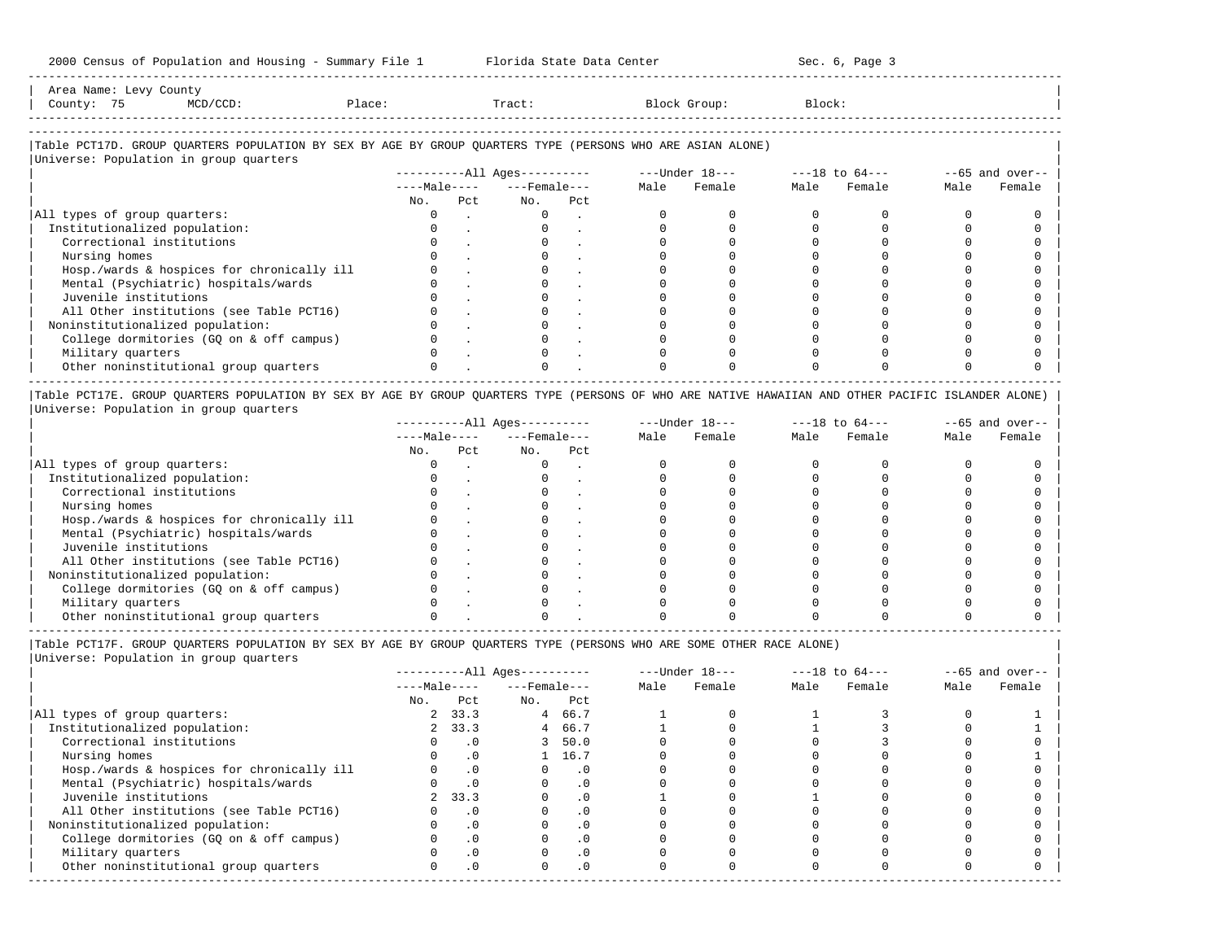Area Name: Levy County
County: 75 MCD/CCD: Place: Tract: Block Group: Block:

## Table PCT17D. GROUP QUARTERS POPULATION BY SEX BY AGE BY GROUP QUARTERS TYPE (PERSONS WHO ARE ASIAN ALONE)

Universe: Population in group quarters

| | All Ages | | | | Under 18 | | 18 to 64 | | 65 and over | |
|---|---|---|---|---|---|---|---|---|---|---|
| | Male | | Female | | | | | | | |
| | No. | Pct | No. | Pct | Male | Female | Male | Female | Male | Female |
| All types of group quarters: | 0 | . | 0 | . | 0 | 0 | 0 | 0 | 0 | 0 |
| Institutionalized population: | 0 | . | 0 | . | 0 | 0 | 0 | 0 | 0 | 0 |
| Correctional institutions | 0 | . | 0 | . | 0 | 0 | 0 | 0 | 0 | 0 |
| Nursing homes | 0 | . | 0 | . | 0 | 0 | 0 | 0 | 0 | 0 |
| Hosp./wards & hospices for chronically ill | 0 | . | 0 | . | 0 | 0 | 0 | 0 | 0 | 0 |
| Mental (Psychiatric) hospitals/wards | 0 | . | 0 | . | 0 | 0 | 0 | 0 | 0 | 0 |
| Juvenile institutions | 0 | . | 0 | . | 0 | 0 | 0 | 0 | 0 | 0 |
| All Other institutions (see Table PCT16) | 0 | . | 0 | . | 0 | 0 | 0 | 0 | 0 | 0 |
| Noninstitutionalized population: | 0 | . | 0 | . | 0 | 0 | 0 | 0 | 0 | 0 |
| College dormitories (GQ on & off campus) | 0 | . | 0 | . | 0 | 0 | 0 | 0 | 0 | 0 |
| Military quarters | 0 | . | 0 | . | 0 | 0 | 0 | 0 | 0 | 0 |
| Other noninstitutional group quarters | 0 | . | 0 | . | 0 | 0 | 0 | 0 | 0 | 0 |

## Table PCT17E. GROUP QUARTERS POPULATION BY SEX BY AGE BY GROUP QUARTERS TYPE (PERSONS OF WHO ARE NATIVE HAWAIIAN AND OTHER PACIFIC ISLANDER ALONE)

Universe: Population in group quarters

| | All Ages | | | | Under 18 | | 18 to 64 | | 65 and over | |
|---|---|---|---|---|---|---|---|---|---|---|
| | Male | | Female | | | | | | | |
| | No. | Pct | No. | Pct | Male | Female | Male | Female | Male | Female |
| All types of group quarters: | 0 | . | 0 | . | 0 | 0 | 0 | 0 | 0 | 0 |
| Institutionalized population: | 0 | . | 0 | . | 0 | 0 | 0 | 0 | 0 | 0 |
| Correctional institutions | 0 | . | 0 | . | 0 | 0 | 0 | 0 | 0 | 0 |
| Nursing homes | 0 | . | 0 | . | 0 | 0 | 0 | 0 | 0 | 0 |
| Hosp./wards & hospices for chronically ill | 0 | . | 0 | . | 0 | 0 | 0 | 0 | 0 | 0 |
| Mental (Psychiatric) hospitals/wards | 0 | . | 0 | . | 0 | 0 | 0 | 0 | 0 | 0 |
| Juvenile institutions | 0 | . | 0 | . | 0 | 0 | 0 | 0 | 0 | 0 |
| All Other institutions (see Table PCT16) | 0 | . | 0 | . | 0 | 0 | 0 | 0 | 0 | 0 |
| Noninstitutionalized population: | 0 | . | 0 | . | 0 | 0 | 0 | 0 | 0 | 0 |
| College dormitories (GQ on & off campus) | 0 | . | 0 | . | 0 | 0 | 0 | 0 | 0 | 0 |
| Military quarters | 0 | . | 0 | . | 0 | 0 | 0 | 0 | 0 | 0 |
| Other noninstitutional group quarters | 0 | . | 0 | . | 0 | 0 | 0 | 0 | 0 | 0 |

## Table PCT17F. GROUP QUARTERS POPULATION BY SEX BY AGE BY GROUP QUARTERS TYPE (PERSONS WHO ARE SOME OTHER RACE ALONE)

Universe: Population in group quarters

| | All Ages | | | | Under 18 | | 18 to 64 | | 65 and over | |
|---|---|---|---|---|---|---|---|---|---|---|
| | Male | | Female | | | | | | | |
| | No. | Pct | No. | Pct | Male | Female | Male | Female | Male | Female |
| All types of group quarters: | 2 | 33.3 | 4 | 66.7 | 1 | 0 | 1 | 3 | 0 | 1 |
| Institutionalized population: | 2 | 33.3 | 4 | 66.7 | 1 | 0 | 1 | 3 | 0 | 1 |
| Correctional institutions | 0 | .0 | 3 | 50.0 | 0 | 0 | 0 | 3 | 0 | 0 |
| Nursing homes | 0 | .0 | 1 | 16.7 | 0 | 0 | 0 | 0 | 0 | 1 |
| Hosp./wards & hospices for chronically ill | 0 | .0 | 0 | .0 | 0 | 0 | 0 | 0 | 0 | 0 |
| Mental (Psychiatric) hospitals/wards | 0 | .0 | 0 | .0 | 0 | 0 | 0 | 0 | 0 | 0 |
| Juvenile institutions | 2 | 33.3 | 0 | .0 | 1 | 0 | 1 | 0 | 0 | 0 |
| All Other institutions (see Table PCT16) | 0 | .0 | 0 | .0 | 0 | 0 | 0 | 0 | 0 | 0 |
| Noninstitutionalized population: | 0 | .0 | 0 | .0 | 0 | 0 | 0 | 0 | 0 | 0 |
| College dormitories (GQ on & off campus) | 0 | .0 | 0 | .0 | 0 | 0 | 0 | 0 | 0 | 0 |
| Military quarters | 0 | .0 | 0 | .0 | 0 | 0 | 0 | 0 | 0 | 0 |
| Other noninstitutional group quarters | 0 | .0 | 0 | .0 | 0 | 0 | 0 | 0 | 0 | 0 |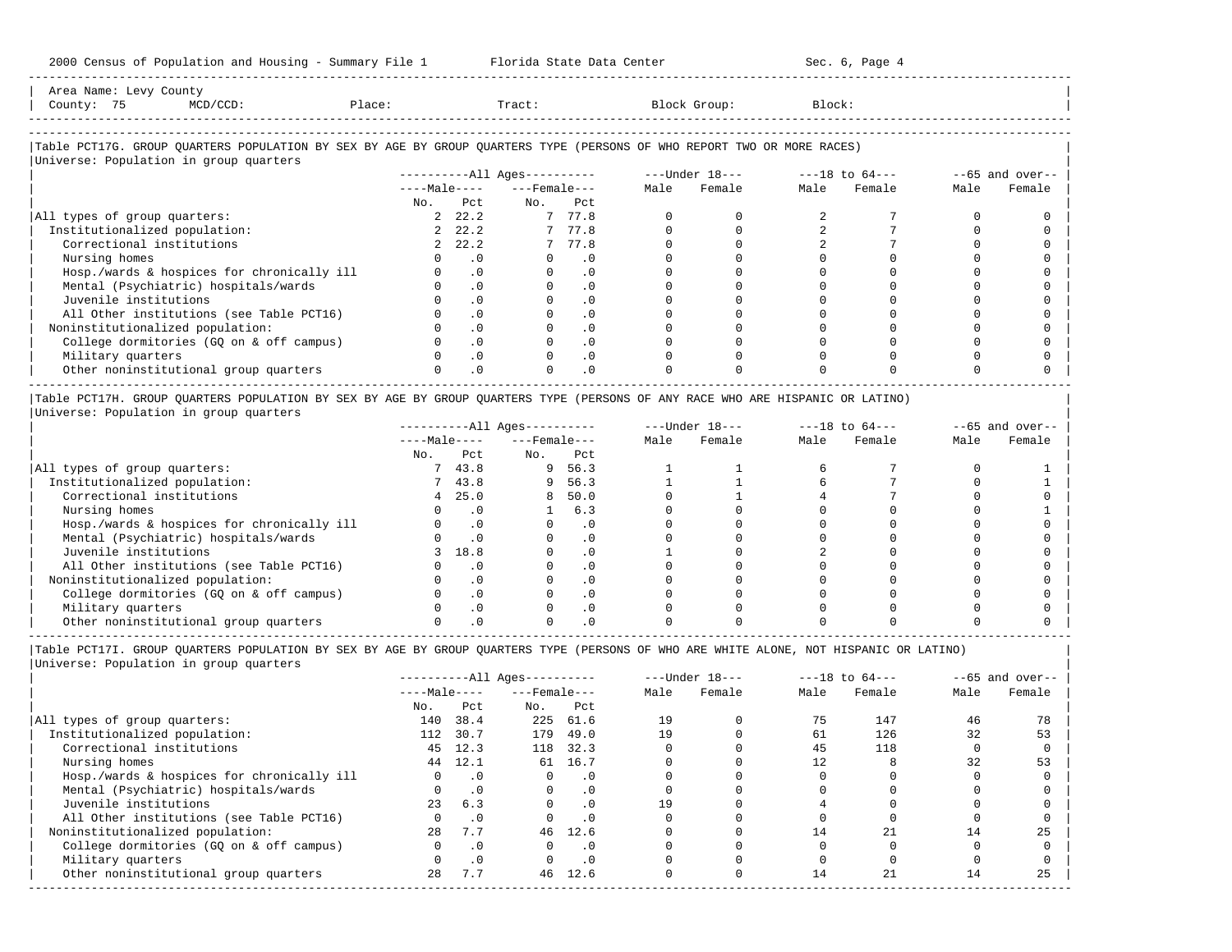2000 Census of Population and Housing - Summary File 1 Florida State Data Center Sec. 6, Page 4

Area Name: Levy County
County: 75 MCD/CCD: Place: Tract: Block Group: Block:

## Table PCT17G. GROUP QUARTERS POPULATION BY SEX BY AGE BY GROUP QUARTERS TYPE (PERSONS OF WHO REPORT TWO OR MORE RACES)

Universe: Population in group quarters

| | All Ages Male No. | All Ages Male Pct | All Ages Female No. | All Ages Female Pct | Under 18 Male | Under 18 Female | 18 to 64 Male | 18 to 64 Female | 65 and over Male | 65 and over Female |
|---|---|---|---|---|---|---|---|---|---|---|
| All types of group quarters: | 2 | 22.2 | 7 | 77.8 | 0 | 0 | 2 | 7 | 0 | 0 |
| Institutionalized population: | 2 | 22.2 | 7 | 77.8 | 0 | 0 | 2 | 7 | 0 | 0 |
| Correctional institutions | 2 | 22.2 | 7 | 77.8 | 0 | 0 | 2 | 7 | 0 | 0 |
| Nursing homes | 0 | .0 | 0 | .0 | 0 | 0 | 0 | 0 | 0 | 0 |
| Hosp./wards & hospices for chronically ill | 0 | .0 | 0 | .0 | 0 | 0 | 0 | 0 | 0 | 0 |
| Mental (Psychiatric) hospitals/wards | 0 | .0 | 0 | .0 | 0 | 0 | 0 | 0 | 0 | 0 |
| Juvenile institutions | 0 | .0 | 0 | .0 | 0 | 0 | 0 | 0 | 0 | 0 |
| All Other institutions (see Table PCT16) | 0 | .0 | 0 | .0 | 0 | 0 | 0 | 0 | 0 | 0 |
| Noninstitutionalized population: | 0 | .0 | 0 | .0 | 0 | 0 | 0 | 0 | 0 | 0 |
| College dormitories (GQ on & off campus) | 0 | .0 | 0 | .0 | 0 | 0 | 0 | 0 | 0 | 0 |
| Military quarters | 0 | .0 | 0 | .0 | 0 | 0 | 0 | 0 | 0 | 0 |
| Other noninstitutional group quarters | 0 | .0 | 0 | .0 | 0 | 0 | 0 | 0 | 0 | 0 |

## Table PCT17H. GROUP QUARTERS POPULATION BY SEX BY AGE BY GROUP QUARTERS TYPE (PERSONS OF ANY RACE WHO ARE HISPANIC OR LATINO)

Universe: Population in group quarters

| | All Ages Male No. | All Ages Male Pct | All Ages Female No. | All Ages Female Pct | Under 18 Male | Under 18 Female | 18 to 64 Male | 18 to 64 Female | 65 and over Male | 65 and over Female |
|---|---|---|---|---|---|---|---|---|---|---|
| All types of group quarters: | 7 | 43.8 | 9 | 56.3 | 1 | 1 | 6 | 7 | 0 | 1 |
| Institutionalized population: | 7 | 43.8 | 9 | 56.3 | 1 | 1 | 6 | 7 | 0 | 1 |
| Correctional institutions | 4 | 25.0 | 8 | 50.0 | 0 | 1 | 4 | 7 | 0 | 0 |
| Nursing homes | 0 | .0 | 1 | 6.3 | 0 | 0 | 0 | 0 | 0 | 1 |
| Hosp./wards & hospices for chronically ill | 0 | .0 | 0 | .0 | 0 | 0 | 0 | 0 | 0 | 0 |
| Mental (Psychiatric) hospitals/wards | 0 | .0 | 0 | .0 | 0 | 0 | 0 | 0 | 0 | 0 |
| Juvenile institutions | 3 | 18.8 | 0 | .0 | 1 | 0 | 2 | 0 | 0 | 0 |
| All Other institutions (see Table PCT16) | 0 | .0 | 0 | .0 | 0 | 0 | 0 | 0 | 0 | 0 |
| Noninstitutionalized population: | 0 | .0 | 0 | .0 | 0 | 0 | 0 | 0 | 0 | 0 |
| College dormitories (GQ on & off campus) | 0 | .0 | 0 | .0 | 0 | 0 | 0 | 0 | 0 | 0 |
| Military quarters | 0 | .0 | 0 | .0 | 0 | 0 | 0 | 0 | 0 | 0 |
| Other noninstitutional group quarters | 0 | .0 | 0 | .0 | 0 | 0 | 0 | 0 | 0 | 0 |

## Table PCT17I. GROUP QUARTERS POPULATION BY SEX BY AGE BY GROUP QUARTERS TYPE (PERSONS OF WHO ARE WHITE ALONE, NOT HISPANIC OR LATINO)

Universe: Population in group quarters

| | All Ages Male No. | All Ages Male Pct | All Ages Female No. | All Ages Female Pct | Under 18 Male | Under 18 Female | 18 to 64 Male | 18 to 64 Female | 65 and over Male | 65 and over Female |
|---|---|---|---|---|---|---|---|---|---|---|
| All types of group quarters: | 140 | 38.4 | 225 | 61.6 | 19 | 0 | 75 | 147 | 46 | 78 |
| Institutionalized population: | 112 | 30.7 | 179 | 49.0 | 19 | 0 | 61 | 126 | 32 | 53 |
| Correctional institutions | 45 | 12.3 | 118 | 32.3 | 0 | 0 | 45 | 118 | 0 | 0 |
| Nursing homes | 44 | 12.1 | 61 | 16.7 | 0 | 0 | 12 | 8 | 32 | 53 |
| Hosp./wards & hospices for chronically ill | 0 | .0 | 0 | .0 | 0 | 0 | 0 | 0 | 0 | 0 |
| Mental (Psychiatric) hospitals/wards | 0 | .0 | 0 | .0 | 0 | 0 | 0 | 0 | 0 | 0 |
| Juvenile institutions | 23 | 6.3 | 0 | .0 | 19 | 0 | 4 | 0 | 0 | 0 |
| All Other institutions (see Table PCT16) | 0 | .0 | 0 | .0 | 0 | 0 | 0 | 0 | 0 | 0 |
| Noninstitutionalized population: | 28 | 7.7 | 46 | 12.6 | 0 | 0 | 14 | 21 | 14 | 25 |
| College dormitories (GQ on & off campus) | 0 | .0 | 0 | .0 | 0 | 0 | 0 | 0 | 0 | 0 |
| Military quarters | 0 | .0 | 0 | .0 | 0 | 0 | 0 | 0 | 0 | 0 |
| Other noninstitutional group quarters | 28 | 7.7 | 46 | 12.6 | 0 | 0 | 14 | 21 | 14 | 25 |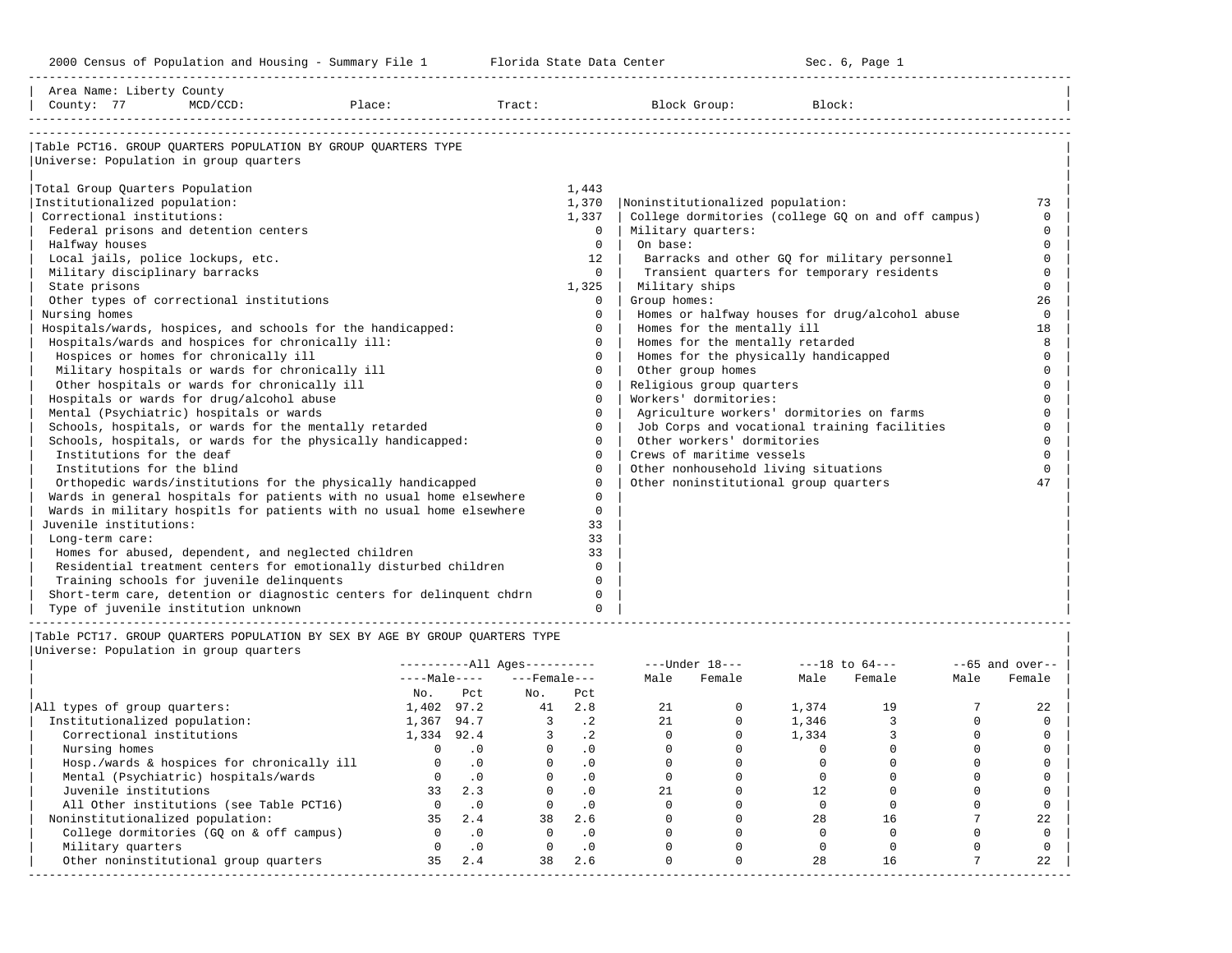Area Name: Liberty County
County: 77 MCD/CCD: Place: Tract: Block Group: Block:

## Table PCT16. GROUP QUARTERS POPULATION BY GROUP QUARTERS TYPE

Universe: Population in group quarters

| Category | Count |
|---|---|
| Total Group Quarters Population | 1,443 |
| Institutionalized population: | 1,370 |
| Correctional institutions: | 1,337 |
| Federal prisons and detention centers | 0 |
| Halfway houses | 0 |
| Local jails, police lockups, etc. | 12 |
| Military disciplinary barracks | 0 |
| State prisons | 1,325 |
| Other types of correctional institutions | 0 |
| Nursing homes | 0 |
| Hospitals/wards, hospices, and schools for the handicapped: | 0 |
| Hospitals/wards and hospices for chronically ill: | 0 |
| Hospices or homes for chronically ill | 0 |
| Military hospitals or wards for chronically ill | 0 |
| Other hospitals or wards for chronically ill | 0 |
| Hospitals or wards for drug/alcohol abuse | 0 |
| Mental (Psychiatric) hospitals or wards | 0 |
| Schools, hospitals, or wards for the mentally retarded | 0 |
| Schools, hospitals, or wards for the physically handicapped: | 0 |
| Institutions for the deaf | 0 |
| Institutions for the blind | 0 |
| Orthopedic wards/institutions for the physically handicapped | 0 |
| Wards in general hospitals for patients with no usual home elsewhere | 0 |
| Wards in military hospitls for patients with no usual home elsewhere | 0 |
| Juvenile institutions: | 33 |
| Long-term care: | 33 |
| Homes for abused, dependent, and neglected children | 33 |
| Residential treatment centers for emotionally disturbed children | 0 |
| Training schools for juvenile delinquents | 0 |
| Short-term care, detention or diagnostic centers for delinquent chdrn | 0 |
| Type of juvenile institution unknown | 0 |
| Noninstitutionalized population: | 73 |
| College dormitories (college GQ on and off campus) | 0 |
| Military quarters: | 0 |
| On base: | 0 |
| Barracks and other GQ for military personnel | 0 |
| Transient quarters for temporary residents | 0 |
| Military ships | 0 |
| Group homes: | 26 |
| Homes or halfway houses for drug/alcohol abuse | 0 |
| Homes for the mentally ill | 18 |
| Homes for the mentally retarded | 8 |
| Homes for the physically handicapped | 0 |
| Other group homes | 0 |
| Religious group quarters | 0 |
| Workers' dormitories: | 0 |
| Agriculture workers' dormitories on farms | 0 |
| Job Corps and vocational training facilities | 0 |
| Other workers' dormitories | 0 |
| Crews of maritime vessels | 0 |
| Other nonhousehold living situations | 0 |
| Other noninstitutional group quarters | 47 |

## Table PCT17. GROUP QUARTERS POPULATION BY SEX BY AGE BY GROUP QUARTERS TYPE

Universe: Population in group quarters

| | All Ages Male No. | All Ages Male Pct | All Ages Female No. | All Ages Female Pct | Under 18 Male | Under 18 Female | 18 to 64 Male | 18 to 64 Female | 65 and over Male | 65 and over Female |
|---|---|---|---|---|---|---|---|---|---|---|
| All types of group quarters: | 1,402 | 97.2 | 41 | 2.8 | 21 | 0 | 1,374 | 19 | 7 | 22 |
| Institutionalized population: | 1,367 | 94.7 | 3 | .2 | 21 | 0 | 1,346 | 3 | 0 | 0 |
| Correctional institutions | 1,334 | 92.4 | 3 | .2 | 0 | 0 | 1,334 | 3 | 0 | 0 |
| Nursing homes | 0 | .0 | 0 | .0 | 0 | 0 | 0 | 0 | 0 | 0 |
| Hosp./wards & hospices for chronically ill | 0 | .0 | 0 | .0 | 0 | 0 | 0 | 0 | 0 | 0 |
| Mental (Psychiatric) hospitals/wards | 0 | .0 | 0 | .0 | 0 | 0 | 0 | 0 | 0 | 0 |
| Juvenile institutions | 33 | 2.3 | 0 | .0 | 21 | 0 | 12 | 0 | 0 | 0 |
| All Other institutions (see Table PCT16) | 0 | .0 | 0 | .0 | 0 | 0 | 0 | 0 | 0 | 0 |
| Noninstitutionalized population: | 35 | 2.4 | 38 | 2.6 | 0 | 0 | 28 | 16 | 7 | 22 |
| College dormitories (GQ on & off campus) | 0 | .0 | 0 | .0 | 0 | 0 | 0 | 0 | 0 | 0 |
| Military quarters | 0 | .0 | 0 | .0 | 0 | 0 | 0 | 0 | 0 | 0 |
| Other noninstitutional group quarters | 35 | 2.4 | 38 | 2.6 | 0 | 0 | 28 | 16 | 7 | 22 |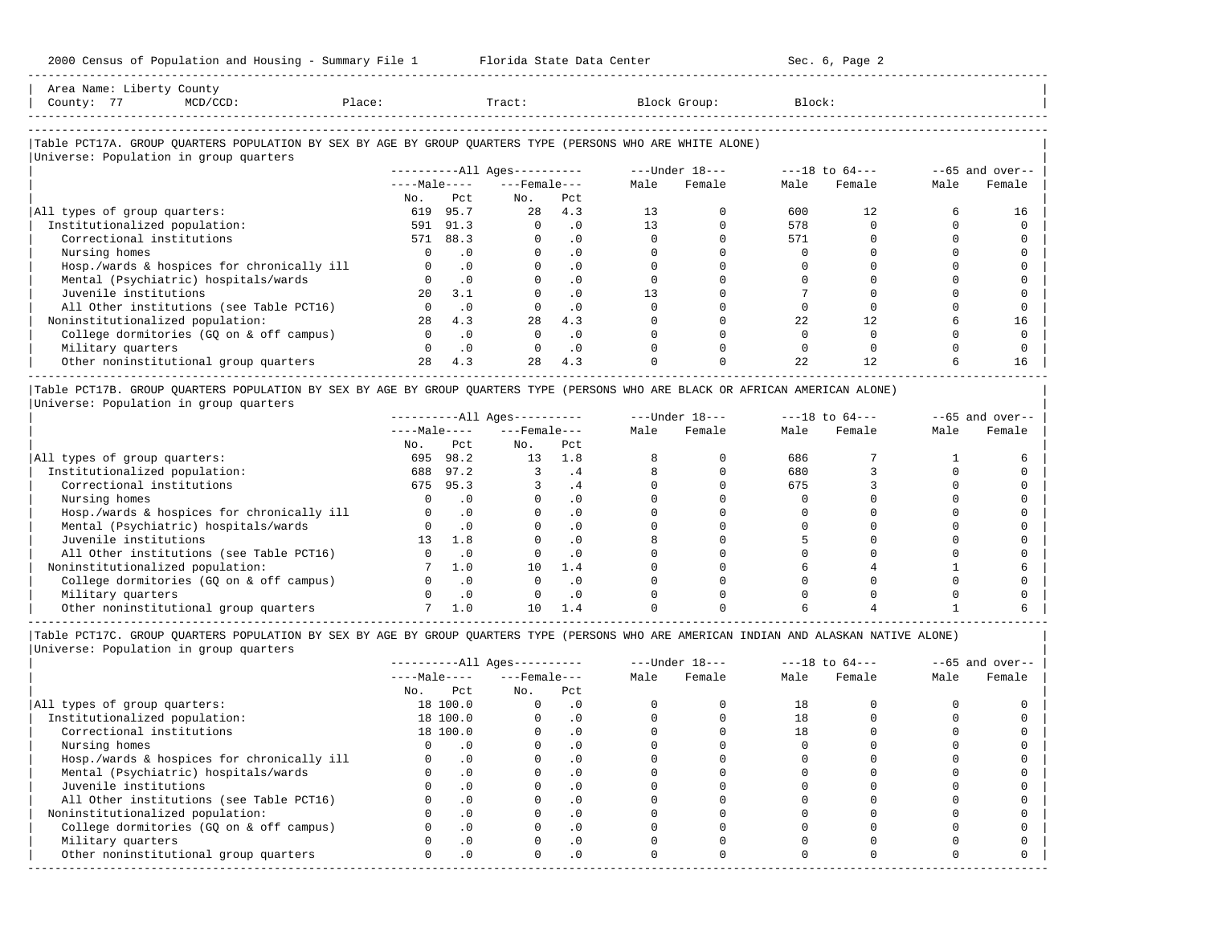Area Name: Liberty County
County: 77 MCD/CCD: Place: Tract: Block Group: Block:

## Table PCT17A. GROUP QUARTERS POPULATION BY SEX BY AGE BY GROUP QUARTERS TYPE (PERSONS WHO ARE WHITE ALONE)

Universe: Population in group quarters

| | All Ages | | | | Under 18 | | 18 to 64 | | 65 and over | |
|---|---|---|---|---|---|---|---|---|---|---|
| | Male | | Female | | | | | | | |
| | No. | Pct | No. | Pct | Male | Female | Male | Female | Male | Female |
| All types of group quarters: | 619 | 95.7 | 28 | 4.3 | 13 | 0 | 600 | 12 | 6 | 16 |
| Institutionalized population: | 591 | 91.3 | 0 | .0 | 13 | 0 | 578 | 0 | 0 | 0 |
| Correctional institutions | 571 | 88.3 | 0 | .0 | 0 | 0 | 571 | 0 | 0 | 0 |
| Nursing homes | 0 | .0 | 0 | .0 | 0 | 0 | 0 | 0 | 0 | 0 |
| Hosp./wards & hospices for chronically ill | 0 | .0 | 0 | .0 | 0 | 0 | 0 | 0 | 0 | 0 |
| Mental (Psychiatric) hospitals/wards | 0 | .0 | 0 | .0 | 0 | 0 | 0 | 0 | 0 | 0 |
| Juvenile institutions | 20 | 3.1 | 0 | .0 | 13 | 0 | 7 | 0 | 0 | 0 |
| All Other institutions (see Table PCT16) | 0 | .0 | 0 | .0 | 0 | 0 | 0 | 0 | 0 | 0 |
| Noninstitutionalized population: | 28 | 4.3 | 28 | 4.3 | 0 | 0 | 22 | 12 | 6 | 16 |
| College dormitories (GQ on & off campus) | 0 | .0 | 0 | .0 | 0 | 0 | 0 | 0 | 0 | 0 |
| Military quarters | 0 | .0 | 0 | .0 | 0 | 0 | 0 | 0 | 0 | 0 |
| Other noninstitutional group quarters | 28 | 4.3 | 28 | 4.3 | 0 | 0 | 22 | 12 | 6 | 16 |

## Table PCT17B. GROUP QUARTERS POPULATION BY SEX BY AGE BY GROUP QUARTERS TYPE (PERSONS WHO ARE BLACK OR AFRICAN AMERICAN ALONE)

Universe: Population in group quarters

| | All Ages | | | | Under 18 | | 18 to 64 | | 65 and over | |
|---|---|---|---|---|---|---|---|---|---|---|
| | Male | | Female | | | | | | | |
| | No. | Pct | No. | Pct | Male | Female | Male | Female | Male | Female |
| All types of group quarters: | 695 | 98.2 | 13 | 1.8 | 8 | 0 | 686 | 7 | 1 | 6 |
| Institutionalized population: | 688 | 97.2 | 3 | .4 | 8 | 0 | 680 | 3 | 0 | 0 |
| Correctional institutions | 675 | 95.3 | 3 | .4 | 0 | 0 | 675 | 3 | 0 | 0 |
| Nursing homes | 0 | .0 | 0 | .0 | 0 | 0 | 0 | 0 | 0 | 0 |
| Hosp./wards & hospices for chronically ill | 0 | .0 | 0 | .0 | 0 | 0 | 0 | 0 | 0 | 0 |
| Mental (Psychiatric) hospitals/wards | 0 | .0 | 0 | .0 | 0 | 0 | 0 | 0 | 0 | 0 |
| Juvenile institutions | 13 | 1.8 | 0 | .0 | 8 | 0 | 5 | 0 | 0 | 0 |
| All Other institutions (see Table PCT16) | 0 | .0 | 0 | .0 | 0 | 0 | 0 | 0 | 0 | 0 |
| Noninstitutionalized population: | 7 | 1.0 | 10 | 1.4 | 0 | 0 | 6 | 4 | 1 | 6 |
| College dormitories (GQ on & off campus) | 0 | .0 | 0 | .0 | 0 | 0 | 0 | 0 | 0 | 0 |
| Military quarters | 0 | .0 | 0 | .0 | 0 | 0 | 0 | 0 | 0 | 0 |
| Other noninstitutional group quarters | 7 | 1.0 | 10 | 1.4 | 0 | 0 | 6 | 4 | 1 | 6 |

## Table PCT17C. GROUP QUARTERS POPULATION BY SEX BY AGE BY GROUP QUARTERS TYPE (PERSONS WHO ARE AMERICAN INDIAN AND ALASKAN NATIVE ALONE)

Universe: Population in group quarters

| | All Ages | | | | Under 18 | | 18 to 64 | | 65 and over | |
|---|---|---|---|---|---|---|---|---|---|---|
| | Male | | Female | | | | | | | |
| | No. | Pct | No. | Pct | Male | Female | Male | Female | Male | Female |
| All types of group quarters: | 18 | 100.0 | 0 | .0 | 0 | 0 | 18 | 0 | 0 | 0 |
| Institutionalized population: | 18 | 100.0 | 0 | .0 | 0 | 0 | 18 | 0 | 0 | 0 |
| Correctional institutions | 18 | 100.0 | 0 | .0 | 0 | 0 | 18 | 0 | 0 | 0 |
| Nursing homes | 0 | .0 | 0 | .0 | 0 | 0 | 0 | 0 | 0 | 0 |
| Hosp./wards & hospices for chronically ill | 0 | .0 | 0 | .0 | 0 | 0 | 0 | 0 | 0 | 0 |
| Mental (Psychiatric) hospitals/wards | 0 | .0 | 0 | .0 | 0 | 0 | 0 | 0 | 0 | 0 |
| Juvenile institutions | 0 | .0 | 0 | .0 | 0 | 0 | 0 | 0 | 0 | 0 |
| All Other institutions (see Table PCT16) | 0 | .0 | 0 | .0 | 0 | 0 | 0 | 0 | 0 | 0 |
| Noninstitutionalized population: | 0 | .0 | 0 | .0 | 0 | 0 | 0 | 0 | 0 | 0 |
| College dormitories (GQ on & off campus) | 0 | .0 | 0 | .0 | 0 | 0 | 0 | 0 | 0 | 0 |
| Military quarters | 0 | .0 | 0 | .0 | 0 | 0 | 0 | 0 | 0 | 0 |
| Other noninstitutional group quarters | 0 | .0 | 0 | .0 | 0 | 0 | 0 | 0 | 0 | 0 |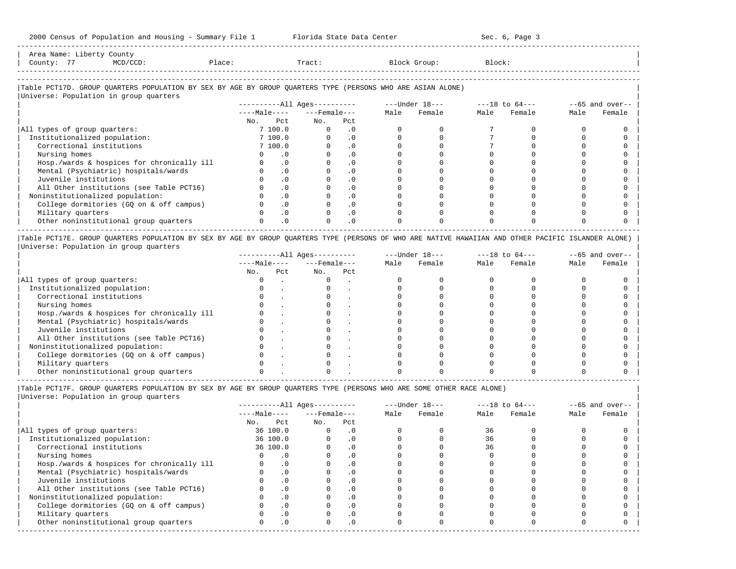Area Name: Liberty County
County: 77 MCD/CCD: Place: Tract: Block Group: Block:

### Table PCT17D. GROUP QUARTERS POPULATION BY SEX BY AGE BY GROUP QUARTERS TYPE (PERSONS WHO ARE ASIAN ALONE)

Universe: Population in group quarters

| | All Ages: Male No. | Male Pct | Female No. | Female Pct | Under 18: Male | Under 18: Female | 18 to 64: Male | 18 to 64: Female | 65 and over: Male | 65 and over: Female |
|---|---|---|---|---|---|---|---|---|---|---|
| All types of group quarters: | 7 | 100.0 | 0 | .0 | 0 | 0 | 7 | 0 | 0 | 0 |
| Institutionalized population: | 7 | 100.0 | 0 | .0 | 0 | 0 | 7 | 0 | 0 | 0 |
| Correctional institutions | 7 | 100.0 | 0 | .0 | 0 | 0 | 7 | 0 | 0 | 0 |
| Nursing homes | 0 | .0 | 0 | .0 | 0 | 0 | 0 | 0 | 0 | 0 |
| Hosp./wards & hospices for chronically ill | 0 | .0 | 0 | .0 | 0 | 0 | 0 | 0 | 0 | 0 |
| Mental (Psychiatric) hospitals/wards | 0 | .0 | 0 | .0 | 0 | 0 | 0 | 0 | 0 | 0 |
| Juvenile institutions | 0 | .0 | 0 | .0 | 0 | 0 | 0 | 0 | 0 | 0 |
| All Other institutions (see Table PCT16) | 0 | .0 | 0 | .0 | 0 | 0 | 0 | 0 | 0 | 0 |
| Noninstitutionalized population: | 0 | .0 | 0 | .0 | 0 | 0 | 0 | 0 | 0 | 0 |
| College dormitories (GQ on & off campus) | 0 | .0 | 0 | .0 | 0 | 0 | 0 | 0 | 0 | 0 |
| Military quarters | 0 | .0 | 0 | .0 | 0 | 0 | 0 | 0 | 0 | 0 |
| Other noninstitutional group quarters | 0 | .0 | 0 | .0 | 0 | 0 | 0 | 0 | 0 | 0 |

### Table PCT17E. GROUP QUARTERS POPULATION BY SEX BY AGE BY GROUP QUARTERS TYPE (PERSONS OF WHO ARE NATIVE HAWAIIAN AND OTHER PACIFIC ISLANDER ALONE)

Universe: Population in group quarters

| | All Ages: Male No. | Male Pct | Female No. | Female Pct | Under 18: Male | Under 18: Female | 18 to 64: Male | 18 to 64: Female | 65 and over: Male | 65 and over: Female |
|---|---|---|---|---|---|---|---|---|---|---|
| All types of group quarters: | 0 | . | 0 | . | 0 | 0 | 0 | 0 | 0 | 0 |
| Institutionalized population: | 0 | . | 0 | . | 0 | 0 | 0 | 0 | 0 | 0 |
| Correctional institutions | 0 | . | 0 | . | 0 | 0 | 0 | 0 | 0 | 0 |
| Nursing homes | 0 | . | 0 | . | 0 | 0 | 0 | 0 | 0 | 0 |
| Hosp./wards & hospices for chronically ill | 0 | . | 0 | . | 0 | 0 | 0 | 0 | 0 | 0 |
| Mental (Psychiatric) hospitals/wards | 0 | . | 0 | . | 0 | 0 | 0 | 0 | 0 | 0 |
| Juvenile institutions | 0 | . | 0 | . | 0 | 0 | 0 | 0 | 0 | 0 |
| All Other institutions (see Table PCT16) | 0 | . | 0 | . | 0 | 0 | 0 | 0 | 0 | 0 |
| Noninstitutionalized population: | 0 | . | 0 | . | 0 | 0 | 0 | 0 | 0 | 0 |
| College dormitories (GQ on & off campus) | 0 | . | 0 | . | 0 | 0 | 0 | 0 | 0 | 0 |
| Military quarters | 0 | . | 0 | . | 0 | 0 | 0 | 0 | 0 | 0 |
| Other noninstitutional group quarters | 0 | . | 0 | . | 0 | 0 | 0 | 0 | 0 | 0 |

### Table PCT17F. GROUP QUARTERS POPULATION BY SEX BY AGE BY GROUP QUARTERS TYPE (PERSONS WHO ARE SOME OTHER RACE ALONE)

Universe: Population in group quarters

| | All Ages: Male No. | Male Pct | Female No. | Female Pct | Under 18: Male | Under 18: Female | 18 to 64: Male | 18 to 64: Female | 65 and over: Male | 65 and over: Female |
|---|---|---|---|---|---|---|---|---|---|---|
| All types of group quarters: | 36 | 100.0 | 0 | .0 | 0 | 0 | 36 | 0 | 0 | 0 |
| Institutionalized population: | 36 | 100.0 | 0 | .0 | 0 | 0 | 36 | 0 | 0 | 0 |
| Correctional institutions | 36 | 100.0 | 0 | .0 | 0 | 0 | 36 | 0 | 0 | 0 |
| Nursing homes | 0 | .0 | 0 | .0 | 0 | 0 | 0 | 0 | 0 | 0 |
| Hosp./wards & hospices for chronically ill | 0 | .0 | 0 | .0 | 0 | 0 | 0 | 0 | 0 | 0 |
| Mental (Psychiatric) hospitals/wards | 0 | .0 | 0 | .0 | 0 | 0 | 0 | 0 | 0 | 0 |
| Juvenile institutions | 0 | .0 | 0 | .0 | 0 | 0 | 0 | 0 | 0 | 0 |
| All Other institutions (see Table PCT16) | 0 | .0 | 0 | .0 | 0 | 0 | 0 | 0 | 0 | 0 |
| Noninstitutionalized population: | 0 | .0 | 0 | .0 | 0 | 0 | 0 | 0 | 0 | 0 |
| College dormitories (GQ on & off campus) | 0 | .0 | 0 | .0 | 0 | 0 | 0 | 0 | 0 | 0 |
| Military quarters | 0 | .0 | 0 | .0 | 0 | 0 | 0 | 0 | 0 | 0 |
| Other noninstitutional group quarters | 0 | .0 | 0 | .0 | 0 | 0 | 0 | 0 | 0 | 0 |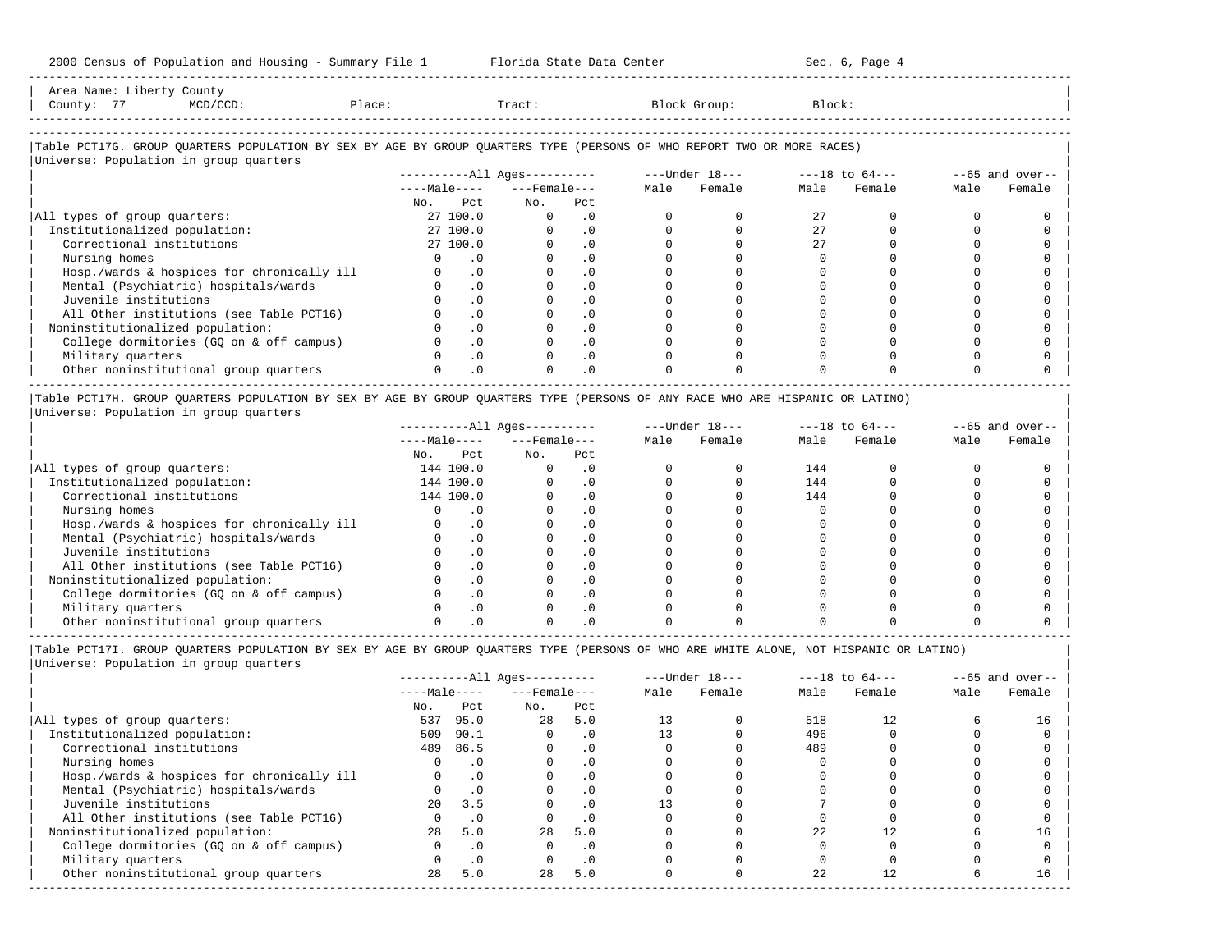Area Name: Liberty County
County: 77 MCD/CCD: Place: Tract: Block Group: Block:

## Table PCT17G. GROUP QUARTERS POPULATION BY SEX BY AGE BY GROUP QUARTERS TYPE (PERSONS OF WHO REPORT TWO OR MORE RACES)

Universe: Population in group quarters

| | All Ages | | | | Under 18 | | 18 to 64 | | 65 and over | |
|---|---|---|---|---|---|---|---|---|---|---|
| | Male | | Female | | | | | | | |
| | No. | Pct | No. | Pct | Male | Female | Male | Female | Male | Female |
| All types of group quarters: | 27 | 100.0 | 0 | .0 | 0 | 0 | 27 | 0 | 0 | 0 |
| Institutionalized population: | 27 | 100.0 | 0 | .0 | 0 | 0 | 27 | 0 | 0 | 0 |
| Correctional institutions | 27 | 100.0 | 0 | .0 | 0 | 0 | 27 | 0 | 0 | 0 |
| Nursing homes | 0 | .0 | 0 | .0 | 0 | 0 | 0 | 0 | 0 | 0 |
| Hosp./wards & hospices for chronically ill | 0 | .0 | 0 | .0 | 0 | 0 | 0 | 0 | 0 | 0 |
| Mental (Psychiatric) hospitals/wards | 0 | .0 | 0 | .0 | 0 | 0 | 0 | 0 | 0 | 0 |
| Juvenile institutions | 0 | .0 | 0 | .0 | 0 | 0 | 0 | 0 | 0 | 0 |
| All Other institutions (see Table PCT16) | 0 | .0 | 0 | .0 | 0 | 0 | 0 | 0 | 0 | 0 |
| Noninstitutionalized population: | 0 | .0 | 0 | .0 | 0 | 0 | 0 | 0 | 0 | 0 |
| College dormitories (GQ on & off campus) | 0 | .0 | 0 | .0 | 0 | 0 | 0 | 0 | 0 | 0 |
| Military quarters | 0 | .0 | 0 | .0 | 0 | 0 | 0 | 0 | 0 | 0 |
| Other noninstitutional group quarters | 0 | .0 | 0 | .0 | 0 | 0 | 0 | 0 | 0 | 0 |

## Table PCT17H. GROUP QUARTERS POPULATION BY SEX BY AGE BY GROUP QUARTERS TYPE (PERSONS OF ANY RACE WHO ARE HISPANIC OR LATINO)

Universe: Population in group quarters

| | All Ages | | | | Under 18 | | 18 to 64 | | 65 and over | |
|---|---|---|---|---|---|---|---|---|---|---|
| | Male | | Female | | | | | | | |
| | No. | Pct | No. | Pct | Male | Female | Male | Female | Male | Female |
| All types of group quarters: | 144 | 100.0 | 0 | .0 | 0 | 0 | 144 | 0 | 0 | 0 |
| Institutionalized population: | 144 | 100.0 | 0 | .0 | 0 | 0 | 144 | 0 | 0 | 0 |
| Correctional institutions | 144 | 100.0 | 0 | .0 | 0 | 0 | 144 | 0 | 0 | 0 |
| Nursing homes | 0 | .0 | 0 | .0 | 0 | 0 | 0 | 0 | 0 | 0 |
| Hosp./wards & hospices for chronically ill | 0 | .0 | 0 | .0 | 0 | 0 | 0 | 0 | 0 | 0 |
| Mental (Psychiatric) hospitals/wards | 0 | .0 | 0 | .0 | 0 | 0 | 0 | 0 | 0 | 0 |
| Juvenile institutions | 0 | .0 | 0 | .0 | 0 | 0 | 0 | 0 | 0 | 0 |
| All Other institutions (see Table PCT16) | 0 | .0 | 0 | .0 | 0 | 0 | 0 | 0 | 0 | 0 |
| Noninstitutionalized population: | 0 | .0 | 0 | .0 | 0 | 0 | 0 | 0 | 0 | 0 |
| College dormitories (GQ on & off campus) | 0 | .0 | 0 | .0 | 0 | 0 | 0 | 0 | 0 | 0 |
| Military quarters | 0 | .0 | 0 | .0 | 0 | 0 | 0 | 0 | 0 | 0 |
| Other noninstitutional group quarters | 0 | .0 | 0 | .0 | 0 | 0 | 0 | 0 | 0 | 0 |

## Table PCT17I. GROUP QUARTERS POPULATION BY SEX BY AGE BY GROUP QUARTERS TYPE (PERSONS OF WHO ARE WHITE ALONE, NOT HISPANIC OR LATINO)

Universe: Population in group quarters

| | All Ages | | | | Under 18 | | 18 to 64 | | 65 and over | |
|---|---|---|---|---|---|---|---|---|---|---|
| | Male | | Female | | | | | | | |
| | No. | Pct | No. | Pct | Male | Female | Male | Female | Male | Female |
| All types of group quarters: | 537 | 95.0 | 28 | 5.0 | 13 | 0 | 518 | 12 | 6 | 16 |
| Institutionalized population: | 509 | 90.1 | 0 | .0 | 13 | 0 | 496 | 0 | 0 | 0 |
| Correctional institutions | 489 | 86.5 | 0 | .0 | 0 | 0 | 489 | 0 | 0 | 0 |
| Nursing homes | 0 | .0 | 0 | .0 | 0 | 0 | 0 | 0 | 0 | 0 |
| Hosp./wards & hospices for chronically ill | 0 | .0 | 0 | .0 | 0 | 0 | 0 | 0 | 0 | 0 |
| Mental (Psychiatric) hospitals/wards | 0 | .0 | 0 | .0 | 0 | 0 | 0 | 0 | 0 | 0 |
| Juvenile institutions | 20 | 3.5 | 0 | .0 | 13 | 0 | 7 | 0 | 0 | 0 |
| All Other institutions (see Table PCT16) | 0 | .0 | 0 | .0 | 0 | 0 | 0 | 0 | 0 | 0 |
| Noninstitutionalized population: | 28 | 5.0 | 28 | 5.0 | 0 | 0 | 22 | 12 | 6 | 16 |
| College dormitories (GQ on & off campus) | 0 | .0 | 0 | .0 | 0 | 0 | 0 | 0 | 0 | 0 |
| Military quarters | 0 | .0 | 0 | .0 | 0 | 0 | 0 | 0 | 0 | 0 |
| Other noninstitutional group quarters | 28 | 5.0 | 28 | 5.0 | 0 | 0 | 22 | 12 | 6 | 16 |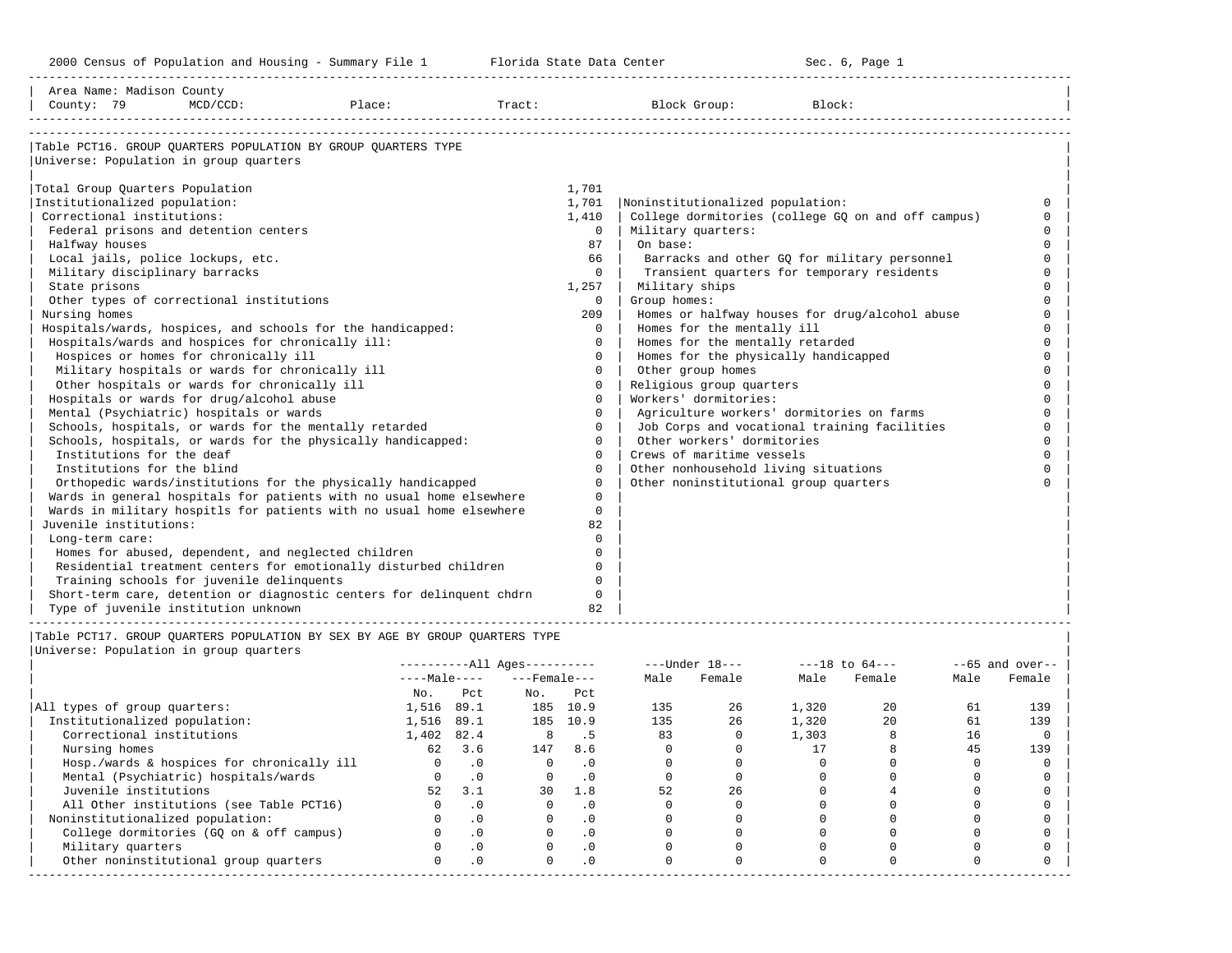2000 Census of Population and Housing - Summary File 1 Florida State Data Center Sec. 6, Page 1

Area Name: Madison County
County: 79 MCD/CCD: Place: Tract: Block Group: Block:

## Table PCT16. GROUP QUARTERS POPULATION BY GROUP QUARTERS TYPE

Universe: Population in group quarters

| Group Quarters Type | Number |
|---|---|
| Total Group Quarters Population | 1,701 |
| Institutionalized population: | 1,701 |
| Correctional institutions: | 1,410 |
| Federal prisons and detention centers | 0 |
| Halfway houses | 87 |
| Local jails, police lockups, etc. | 66 |
| Military disciplinary barracks | 0 |
| State prisons | 1,257 |
| Other types of correctional institutions | 0 |
| Nursing homes | 209 |
| Hospitals/wards, hospices, and schools for the handicapped: | 0 |
| Hospitals/wards and hospices for chronically ill: | 0 |
| Hospices or homes for chronically ill | 0 |
| Military hospitals or wards for chronically ill | 0 |
| Other hospitals or wards for chronically ill | 0 |
| Hospitals or wards for drug/alcohol abuse | 0 |
| Mental (Psychiatric) hospitals or wards | 0 |
| Schools, hospitals, or wards for the mentally retarded | 0 |
| Schools, hospitals, or wards for the physically handicapped: | 0 |
| Institutions for the deaf | 0 |
| Institutions for the blind | 0 |
| Orthopedic wards/institutions for the physically handicapped | 0 |
| Wards in general hospitals for patients with no usual home elsewhere | 0 |
| Wards in military hospitls for patients with no usual home elsewhere | 0 |
| Juvenile institutions: | 82 |
| Long-term care: | 0 |
| Homes for abused, dependent, and neglected children | 0 |
| Residential treatment centers for emotionally disturbed children | 0 |
| Training schools for juvenile delinquents | 0 |
| Short-term care, detention or diagnostic centers for delinquent chdrn | 0 |
| Type of juvenile institution unknown | 82 |
| Noninstitutionalized population: | 0 |
| College dormitories (college GQ on and off campus) | 0 |
| Military quarters: | 0 |
| On base: | 0 |
| Barracks and other GQ for military personnel | 0 |
| Transient quarters for temporary residents | 0 |
| Military ships | 0 |
| Group homes: | 0 |
| Homes or halfway houses for drug/alcohol abuse | 0 |
| Homes for the mentally ill | 0 |
| Homes for the mentally retarded | 0 |
| Homes for the physically handicapped | 0 |
| Other group homes | 0 |
| Religious group quarters | 0 |
| Workers' dormitories: | 0 |
| Agriculture workers' dormitories on farms | 0 |
| Job Corps and vocational training facilities | 0 |
| Other workers' dormitories | 0 |
| Crews of maritime vessels | 0 |
| Other nonhousehold living situations | 0 |
| Other noninstitutional group quarters | 0 |

## Table PCT17. GROUP QUARTERS POPULATION BY SEX BY AGE BY GROUP QUARTERS TYPE

Universe: Population in group quarters

| | All Ages | | | | Under 18 | | 18 to 64 | | 65 and over | |
|---|---|---|---|---|---|---|---|---|---|---|
| | Male | | Female | | | | | | | |
| | No. | Pct | No. | Pct | Male | Female | Male | Female | Male | Female |
| All types of group quarters: | 1,516 | 89.1 | 185 | 10.9 | 135 | 26 | 1,320 | 20 | 61 | 139 |
| Institutionalized population: | 1,516 | 89.1 | 185 | 10.9 | 135 | 26 | 1,320 | 20 | 61 | 139 |
| Correctional institutions | 1,402 | 82.4 | 8 | .5 | 83 | 0 | 1,303 | 8 | 16 | 0 |
| Nursing homes | 62 | 3.6 | 147 | 8.6 | 0 | 0 | 17 | 8 | 45 | 139 |
| Hosp./wards & hospices for chronically ill | 0 | .0 | 0 | .0 | 0 | 0 | 0 | 0 | 0 | 0 |
| Mental (Psychiatric) hospitals/wards | 0 | .0 | 0 | .0 | 0 | 0 | 0 | 0 | 0 | 0 |
| Juvenile institutions | 52 | 3.1 | 30 | 1.8 | 52 | 26 | 0 | 4 | 0 | 0 |
| All Other institutions (see Table PCT16) | 0 | .0 | 0 | .0 | 0 | 0 | 0 | 0 | 0 | 0 |
| Noninstitutionalized population: | 0 | .0 | 0 | .0 | 0 | 0 | 0 | 0 | 0 | 0 |
| College dormitories (GQ on & off campus) | 0 | .0 | 0 | .0 | 0 | 0 | 0 | 0 | 0 | 0 |
| Military quarters | 0 | .0 | 0 | .0 | 0 | 0 | 0 | 0 | 0 | 0 |
| Other noninstitutional group quarters | 0 | .0 | 0 | .0 | 0 | 0 | 0 | 0 | 0 | 0 |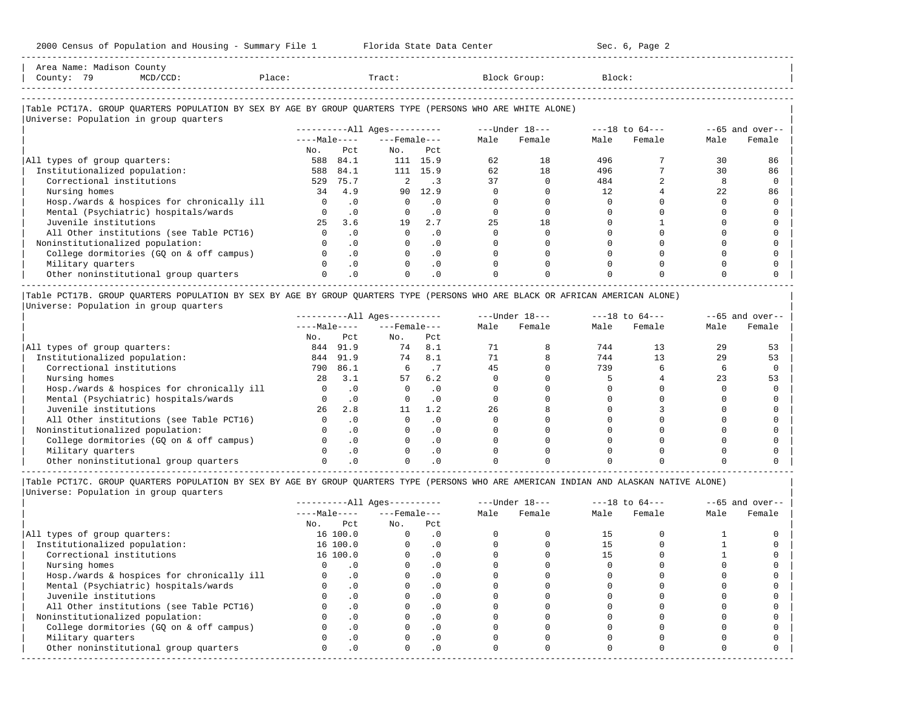Area Name: Madison County
County: 79 MCD/CCD: Place: Tract: Block Group: Block:

## Table PCT17A. GROUP QUARTERS POPULATION BY SEX BY AGE BY GROUP QUARTERS TYPE (PERSONS WHO ARE WHITE ALONE)

Universe: Population in group quarters

| | All Ages | | | | Under 18 | | 18 to 64 | | 65 and over | |
|---|---|---|---|---|---|---|---|---|---|---|
| | Male | | Female | | | | | | | |
| | No. | Pct | No. | Pct | Male | Female | Male | Female | Male | Female |
| All types of group quarters: | 588 | 84.1 | 111 | 15.9 | 62 | 18 | 496 | 7 | 30 | 86 |
| Institutionalized population: | 588 | 84.1 | 111 | 15.9 | 62 | 18 | 496 | 7 | 30 | 86 |
| Correctional institutions | 529 | 75.7 | 2 | .3 | 37 | 0 | 484 | 2 | 8 | 0 |
| Nursing homes | 34 | 4.9 | 90 | 12.9 | 0 | 0 | 12 | 4 | 22 | 86 |
| Hosp./wards & hospices for chronically ill | 0 | .0 | 0 | .0 | 0 | 0 | 0 | 0 | 0 | 0 |
| Mental (Psychiatric) hospitals/wards | 0 | .0 | 0 | .0 | 0 | 0 | 0 | 0 | 0 | 0 |
| Juvenile institutions | 25 | 3.6 | 19 | 2.7 | 25 | 18 | 0 | 1 | 0 | 0 |
| All Other institutions (see Table PCT16) | 0 | .0 | 0 | .0 | 0 | 0 | 0 | 0 | 0 | 0 |
| Noninstitutionalized population: | 0 | .0 | 0 | .0 | 0 | 0 | 0 | 0 | 0 | 0 |
| College dormitories (GQ on & off campus) | 0 | .0 | 0 | .0 | 0 | 0 | 0 | 0 | 0 | 0 |
| Military quarters | 0 | .0 | 0 | .0 | 0 | 0 | 0 | 0 | 0 | 0 |
| Other noninstitutional group quarters | 0 | .0 | 0 | .0 | 0 | 0 | 0 | 0 | 0 | 0 |

## Table PCT17B. GROUP QUARTERS POPULATION BY SEX BY AGE BY GROUP QUARTERS TYPE (PERSONS WHO ARE BLACK OR AFRICAN AMERICAN ALONE)

Universe: Population in group quarters

| | All Ages | | | | Under 18 | | 18 to 64 | | 65 and over | |
|---|---|---|---|---|---|---|---|---|---|---|
| | Male | | Female | | | | | | | |
| | No. | Pct | No. | Pct | Male | Female | Male | Female | Male | Female |
| All types of group quarters: | 844 | 91.9 | 74 | 8.1 | 71 | 8 | 744 | 13 | 29 | 53 |
| Institutionalized population: | 844 | 91.9 | 74 | 8.1 | 71 | 8 | 744 | 13 | 29 | 53 |
| Correctional institutions | 790 | 86.1 | 6 | .7 | 45 | 0 | 739 | 6 | 6 | 0 |
| Nursing homes | 28 | 3.1 | 57 | 6.2 | 0 | 0 | 5 | 4 | 23 | 53 |
| Hosp./wards & hospices for chronically ill | 0 | .0 | 0 | .0 | 0 | 0 | 0 | 0 | 0 | 0 |
| Mental (Psychiatric) hospitals/wards | 0 | .0 | 0 | .0 | 0 | 0 | 0 | 0 | 0 | 0 |
| Juvenile institutions | 26 | 2.8 | 11 | 1.2 | 26 | 8 | 0 | 3 | 0 | 0 |
| All Other institutions (see Table PCT16) | 0 | .0 | 0 | .0 | 0 | 0 | 0 | 0 | 0 | 0 |
| Noninstitutionalized population: | 0 | .0 | 0 | .0 | 0 | 0 | 0 | 0 | 0 | 0 |
| College dormitories (GQ on & off campus) | 0 | .0 | 0 | .0 | 0 | 0 | 0 | 0 | 0 | 0 |
| Military quarters | 0 | .0 | 0 | .0 | 0 | 0 | 0 | 0 | 0 | 0 |
| Other noninstitutional group quarters | 0 | .0 | 0 | .0 | 0 | 0 | 0 | 0 | 0 | 0 |

## Table PCT17C. GROUP QUARTERS POPULATION BY SEX BY AGE BY GROUP QUARTERS TYPE (PERSONS WHO ARE AMERICAN INDIAN AND ALASKAN NATIVE ALONE)

Universe: Population in group quarters

| | All Ages | | | | Under 18 | | 18 to 64 | | 65 and over | |
|---|---|---|---|---|---|---|---|---|---|---|
| | Male | | Female | | | | | | | |
| | No. | Pct | No. | Pct | Male | Female | Male | Female | Male | Female |
| All types of group quarters: | 16 | 100.0 | 0 | .0 | 0 | 0 | 15 | 0 | 1 | 0 |
| Institutionalized population: | 16 | 100.0 | 0 | .0 | 0 | 0 | 15 | 0 | 1 | 0 |
| Correctional institutions | 16 | 100.0 | 0 | .0 | 0 | 0 | 15 | 0 | 1 | 0 |
| Nursing homes | 0 | .0 | 0 | .0 | 0 | 0 | 0 | 0 | 0 | 0 |
| Hosp./wards & hospices for chronically ill | 0 | .0 | 0 | .0 | 0 | 0 | 0 | 0 | 0 | 0 |
| Mental (Psychiatric) hospitals/wards | 0 | .0 | 0 | .0 | 0 | 0 | 0 | 0 | 0 | 0 |
| Juvenile institutions | 0 | .0 | 0 | .0 | 0 | 0 | 0 | 0 | 0 | 0 |
| All Other institutions (see Table PCT16) | 0 | .0 | 0 | .0 | 0 | 0 | 0 | 0 | 0 | 0 |
| Noninstitutionalized population: | 0 | .0 | 0 | .0 | 0 | 0 | 0 | 0 | 0 | 0 |
| College dormitories (GQ on & off campus) | 0 | .0 | 0 | .0 | 0 | 0 | 0 | 0 | 0 | 0 |
| Military quarters | 0 | .0 | 0 | .0 | 0 | 0 | 0 | 0 | 0 | 0 |
| Other noninstitutional group quarters | 0 | .0 | 0 | .0 | 0 | 0 | 0 | 0 | 0 | 0 |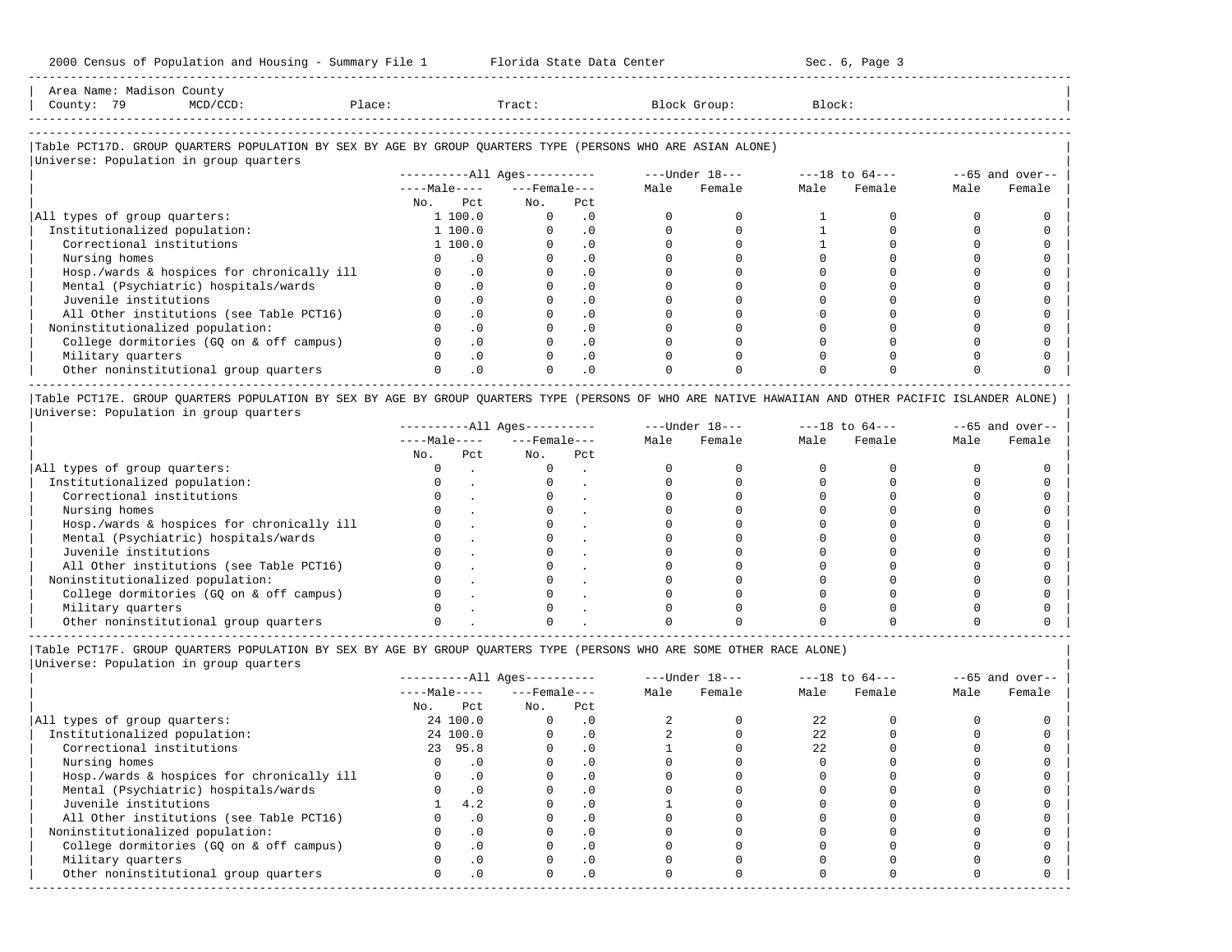Area Name: Madison County
County: 79 MCD/CCD: Place: Tract: Block Group: Block:

## Table PCT17D. GROUP QUARTERS POPULATION BY SEX BY AGE BY GROUP QUARTERS TYPE (PERSONS WHO ARE ASIAN ALONE)

Universe: Population in group quarters

| | All Ages Male No. | All Ages Male Pct | All Ages Female No. | All Ages Female Pct | Under 18 Male | Under 18 Female | 18 to 64 Male | 18 to 64 Female | 65 and over Male | 65 and over Female |
|---|---|---|---|---|---|---|---|---|---|---|
| All types of group quarters: | 1 | 100.0 | 0 | .0 | 0 | 0 | 1 | 0 | 0 | 0 |
| Institutionalized population: | 1 | 100.0 | 0 | .0 | 0 | 0 | 1 | 0 | 0 | 0 |
| Correctional institutions | 1 | 100.0 | 0 | .0 | 0 | 0 | 1 | 0 | 0 | 0 |
| Nursing homes | 0 | .0 | 0 | .0 | 0 | 0 | 0 | 0 | 0 | 0 |
| Hosp./wards & hospices for chronically ill | 0 | .0 | 0 | .0 | 0 | 0 | 0 | 0 | 0 | 0 |
| Mental (Psychiatric) hospitals/wards | 0 | .0 | 0 | .0 | 0 | 0 | 0 | 0 | 0 | 0 |
| Juvenile institutions | 0 | .0 | 0 | .0 | 0 | 0 | 0 | 0 | 0 | 0 |
| All Other institutions (see Table PCT16) | 0 | .0 | 0 | .0 | 0 | 0 | 0 | 0 | 0 | 0 |
| Noninstitutionalized population: | 0 | .0 | 0 | .0 | 0 | 0 | 0 | 0 | 0 | 0 |
| College dormitories (GQ on & off campus) | 0 | .0 | 0 | .0 | 0 | 0 | 0 | 0 | 0 | 0 |
| Military quarters | 0 | .0 | 0 | .0 | 0 | 0 | 0 | 0 | 0 | 0 |
| Other noninstitutional group quarters | 0 | .0 | 0 | .0 | 0 | 0 | 0 | 0 | 0 | 0 |

## Table PCT17E. GROUP QUARTERS POPULATION BY SEX BY AGE BY GROUP QUARTERS TYPE (PERSONS OF WHO ARE NATIVE HAWAIIAN AND OTHER PACIFIC ISLANDER ALONE)

Universe: Population in group quarters

| | All Ages Male No. | All Ages Male Pct | All Ages Female No. | All Ages Female Pct | Under 18 Male | Under 18 Female | 18 to 64 Male | 18 to 64 Female | 65 and over Male | 65 and over Female |
|---|---|---|---|---|---|---|---|---|---|---|
| All types of group quarters: | 0 | . | 0 | . | 0 | 0 | 0 | 0 | 0 | 0 |
| Institutionalized population: | 0 | . | 0 | . | 0 | 0 | 0 | 0 | 0 | 0 |
| Correctional institutions | 0 | . | 0 | . | 0 | 0 | 0 | 0 | 0 | 0 |
| Nursing homes | 0 | . | 0 | . | 0 | 0 | 0 | 0 | 0 | 0 |
| Hosp./wards & hospices for chronically ill | 0 | . | 0 | . | 0 | 0 | 0 | 0 | 0 | 0 |
| Mental (Psychiatric) hospitals/wards | 0 | . | 0 | . | 0 | 0 | 0 | 0 | 0 | 0 |
| Juvenile institutions | 0 | . | 0 | . | 0 | 0 | 0 | 0 | 0 | 0 |
| All Other institutions (see Table PCT16) | 0 | . | 0 | . | 0 | 0 | 0 | 0 | 0 | 0 |
| Noninstitutionalized population: | 0 | . | 0 | . | 0 | 0 | 0 | 0 | 0 | 0 |
| College dormitories (GQ on & off campus) | 0 | . | 0 | . | 0 | 0 | 0 | 0 | 0 | 0 |
| Military quarters | 0 | . | 0 | . | 0 | 0 | 0 | 0 | 0 | 0 |
| Other noninstitutional group quarters | 0 | . | 0 | . | 0 | 0 | 0 | 0 | 0 | 0 |

## Table PCT17F. GROUP QUARTERS POPULATION BY SEX BY AGE BY GROUP QUARTERS TYPE (PERSONS WHO ARE SOME OTHER RACE ALONE)

Universe: Population in group quarters

| | All Ages Male No. | All Ages Male Pct | All Ages Female No. | All Ages Female Pct | Under 18 Male | Under 18 Female | 18 to 64 Male | 18 to 64 Female | 65 and over Male | 65 and over Female |
|---|---|---|---|---|---|---|---|---|---|---|
| All types of group quarters: | 24 | 100.0 | 0 | .0 | 2 | 0 | 22 | 0 | 0 | 0 |
| Institutionalized population: | 24 | 100.0 | 0 | .0 | 2 | 0 | 22 | 0 | 0 | 0 |
| Correctional institutions | 23 | 95.8 | 0 | .0 | 1 | 0 | 22 | 0 | 0 | 0 |
| Nursing homes | 0 | .0 | 0 | .0 | 0 | 0 | 0 | 0 | 0 | 0 |
| Hosp./wards & hospices for chronically ill | 0 | .0 | 0 | .0 | 0 | 0 | 0 | 0 | 0 | 0 |
| Mental (Psychiatric) hospitals/wards | 0 | .0 | 0 | .0 | 0 | 0 | 0 | 0 | 0 | 0 |
| Juvenile institutions | 1 | 4.2 | 0 | .0 | 1 | 0 | 0 | 0 | 0 | 0 |
| All Other institutions (see Table PCT16) | 0 | .0 | 0 | .0 | 0 | 0 | 0 | 0 | 0 | 0 |
| Noninstitutionalized population: | 0 | .0 | 0 | .0 | 0 | 0 | 0 | 0 | 0 | 0 |
| College dormitories (GQ on & off campus) | 0 | .0 | 0 | .0 | 0 | 0 | 0 | 0 | 0 | 0 |
| Military quarters | 0 | .0 | 0 | .0 | 0 | 0 | 0 | 0 | 0 | 0 |
| Other noninstitutional group quarters | 0 | .0 | 0 | .0 | 0 | 0 | 0 | 0 | 0 | 0 |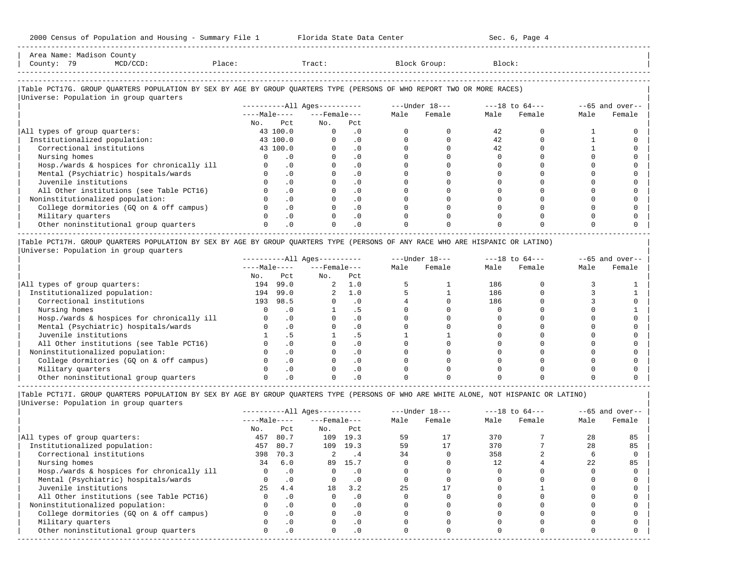Area Name: Madison County
County: 79 MCD/CCD: Place: Tract: Block Group: Block:

### Table PCT17G. GROUP QUARTERS POPULATION BY SEX BY AGE BY GROUP QUARTERS TYPE (PERSONS OF WHO REPORT TWO OR MORE RACES)

Universe: Population in group quarters

| | All Ages: Male No. | All Ages: Male Pct | All Ages: Female No. | All Ages: Female Pct | Under 18: Male | Under 18: Female | 18 to 64: Male | 18 to 64: Female | 65 and over: Male | 65 and over: Female |
|---|---|---|---|---|---|---|---|---|---|---|
| All types of group quarters: | 43 | 100.0 | 0 | .0 | 0 | 0 | 42 | 0 | 1 | 0 |
| Institutionalized population: | 43 | 100.0 | 0 | .0 | 0 | 0 | 42 | 0 | 1 | 0 |
| Correctional institutions | 43 | 100.0 | 0 | .0 | 0 | 0 | 42 | 0 | 1 | 0 |
| Nursing homes | 0 | .0 | 0 | .0 | 0 | 0 | 0 | 0 | 0 | 0 |
| Hosp./wards & hospices for chronically ill | 0 | .0 | 0 | .0 | 0 | 0 | 0 | 0 | 0 | 0 |
| Mental (Psychiatric) hospitals/wards | 0 | .0 | 0 | .0 | 0 | 0 | 0 | 0 | 0 | 0 |
| Juvenile institutions | 0 | .0 | 0 | .0 | 0 | 0 | 0 | 0 | 0 | 0 |
| All Other institutions (see Table PCT16) | 0 | .0 | 0 | .0 | 0 | 0 | 0 | 0 | 0 | 0 |
| Noninstitutionalized population: | 0 | .0 | 0 | .0 | 0 | 0 | 0 | 0 | 0 | 0 |
| College dormitories (GQ on & off campus) | 0 | .0 | 0 | .0 | 0 | 0 | 0 | 0 | 0 | 0 |
| Military quarters | 0 | .0 | 0 | .0 | 0 | 0 | 0 | 0 | 0 | 0 |
| Other noninstitutional group quarters | 0 | .0 | 0 | .0 | 0 | 0 | 0 | 0 | 0 | 0 |

### Table PCT17H. GROUP QUARTERS POPULATION BY SEX BY AGE BY GROUP QUARTERS TYPE (PERSONS OF ANY RACE WHO ARE HISPANIC OR LATINO)

Universe: Population in group quarters

| | All Ages: Male No. | All Ages: Male Pct | All Ages: Female No. | All Ages: Female Pct | Under 18: Male | Under 18: Female | 18 to 64: Male | 18 to 64: Female | 65 and over: Male | 65 and over: Female |
|---|---|---|---|---|---|---|---|---|---|---|
| All types of group quarters: | 194 | 99.0 | 2 | 1.0 | 5 | 1 | 186 | 0 | 3 | 1 |
| Institutionalized population: | 194 | 99.0 | 2 | 1.0 | 5 | 1 | 186 | 0 | 3 | 1 |
| Correctional institutions | 193 | 98.5 | 0 | .0 | 4 | 0 | 186 | 0 | 3 | 0 |
| Nursing homes | 0 | .0 | 1 | .5 | 0 | 0 | 0 | 0 | 0 | 1 |
| Hosp./wards & hospices for chronically ill | 0 | .0 | 0 | .0 | 0 | 0 | 0 | 0 | 0 | 0 |
| Mental (Psychiatric) hospitals/wards | 0 | .0 | 0 | .0 | 0 | 0 | 0 | 0 | 0 | 0 |
| Juvenile institutions | 1 | .5 | 1 | .5 | 1 | 1 | 0 | 0 | 0 | 0 |
| All Other institutions (see Table PCT16) | 0 | .0 | 0 | .0 | 0 | 0 | 0 | 0 | 0 | 0 |
| Noninstitutionalized population: | 0 | .0 | 0 | .0 | 0 | 0 | 0 | 0 | 0 | 0 |
| College dormitories (GQ on & off campus) | 0 | .0 | 0 | .0 | 0 | 0 | 0 | 0 | 0 | 0 |
| Military quarters | 0 | .0 | 0 | .0 | 0 | 0 | 0 | 0 | 0 | 0 |
| Other noninstitutional group quarters | 0 | .0 | 0 | .0 | 0 | 0 | 0 | 0 | 0 | 0 |

### Table PCT17I. GROUP QUARTERS POPULATION BY SEX BY AGE BY GROUP QUARTERS TYPE (PERSONS OF WHO ARE WHITE ALONE, NOT HISPANIC OR LATINO)

Universe: Population in group quarters

| | All Ages: Male No. | All Ages: Male Pct | All Ages: Female No. | All Ages: Female Pct | Under 18: Male | Under 18: Female | 18 to 64: Male | 18 to 64: Female | 65 and over: Male | 65 and over: Female |
|---|---|---|---|---|---|---|---|---|---|---|
| All types of group quarters: | 457 | 80.7 | 109 | 19.3 | 59 | 17 | 370 | 7 | 28 | 85 |
| Institutionalized population: | 457 | 80.7 | 109 | 19.3 | 59 | 17 | 370 | 7 | 28 | 85 |
| Correctional institutions | 398 | 70.3 | 2 | .4 | 34 | 0 | 358 | 2 | 6 | 0 |
| Nursing homes | 34 | 6.0 | 89 | 15.7 | 0 | 0 | 12 | 4 | 22 | 85 |
| Hosp./wards & hospices for chronically ill | 0 | .0 | 0 | .0 | 0 | 0 | 0 | 0 | 0 | 0 |
| Mental (Psychiatric) hospitals/wards | 0 | .0 | 0 | .0 | 0 | 0 | 0 | 0 | 0 | 0 |
| Juvenile institutions | 25 | 4.4 | 18 | 3.2 | 25 | 17 | 0 | 1 | 0 | 0 |
| All Other institutions (see Table PCT16) | 0 | .0 | 0 | .0 | 0 | 0 | 0 | 0 | 0 | 0 |
| Noninstitutionalized population: | 0 | .0 | 0 | .0 | 0 | 0 | 0 | 0 | 0 | 0 |
| College dormitories (GQ on & off campus) | 0 | .0 | 0 | .0 | 0 | 0 | 0 | 0 | 0 | 0 |
| Military quarters | 0 | .0 | 0 | .0 | 0 | 0 | 0 | 0 | 0 | 0 |
| Other noninstitutional group quarters | 0 | .0 | 0 | .0 | 0 | 0 | 0 | 0 | 0 | 0 |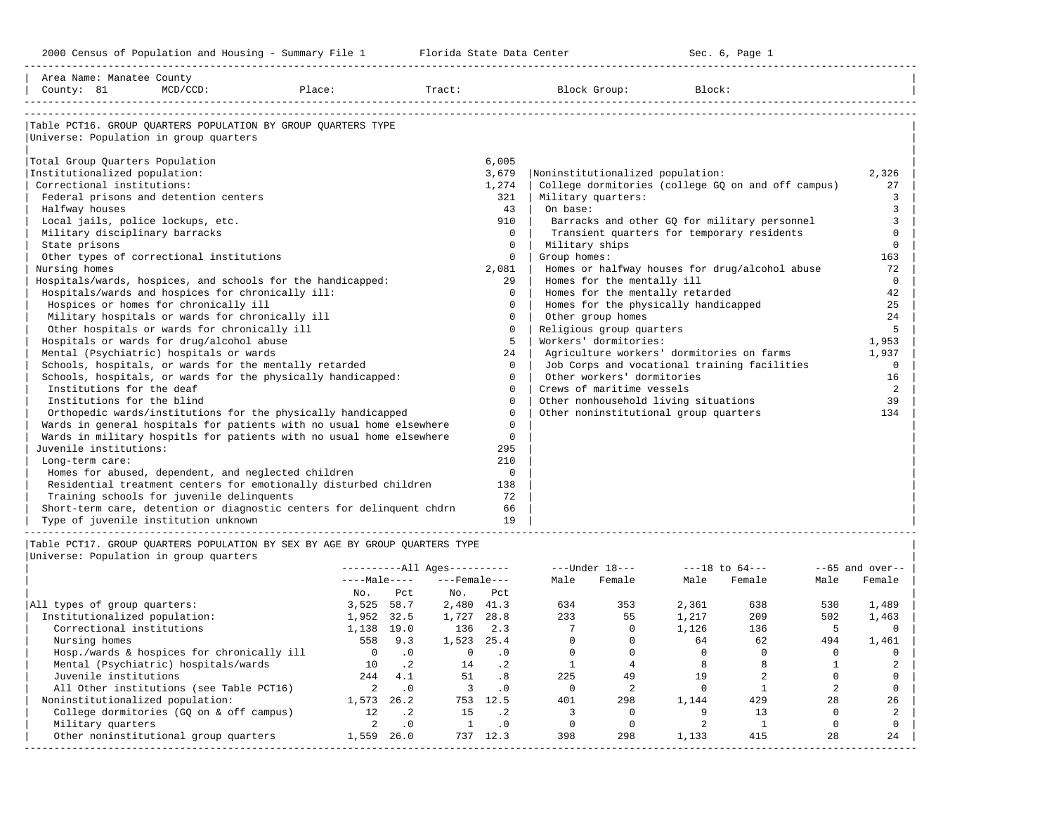Area Name: Manatee County
County: 81 MCD/CCD: Place: Tract: Block Group: Block:

## Table PCT16. GROUP QUARTERS POPULATION BY GROUP QUARTERS TYPE

Universe: Population in group quarters

| Category | Value |
|---|---|
| Total Group Quarters Population | 6,005 |
| Institutionalized population: | 3,679 |
| Correctional institutions: | 1,274 |
| Federal prisons and detention centers | 321 |
| Halfway houses | 43 |
| Local jails, police lockups, etc. | 910 |
| Military disciplinary barracks | 0 |
| State prisons | 0 |
| Other types of correctional institutions | 0 |
| Nursing homes | 2,081 |
| Hospitals/wards, hospices, and schools for the handicapped: | 29 |
| Hospitals/wards and hospices for chronically ill: | 0 |
| Hospices or homes for chronically ill | 0 |
| Military hospitals or wards for chronically ill | 0 |
| Other hospitals or wards for chronically ill | 0 |
| Hospitals or wards for drug/alcohol abuse | 5 |
| Mental (Psychiatric) hospitals or wards | 24 |
| Schools, hospitals, or wards for the mentally retarded | 0 |
| Schools, hospitals, or wards for the physically handicapped: | 0 |
| Institutions for the deaf | 0 |
| Institutions for the blind | 0 |
| Orthopedic wards/institutions for the physically handicapped | 0 |
| Wards in general hospitals for patients with no usual home elsewhere | 0 |
| Wards in military hospitls for patients with no usual home elsewhere | 0 |
| Juvenile institutions: | 295 |
| Long-term care: | 210 |
| Homes for abused, dependent, and neglected children | 0 |
| Residential treatment centers for emotionally disturbed children | 138 |
| Training schools for juvenile delinquents | 72 |
| Short-term care, detention or diagnostic centers for delinquent chdrn | 66 |
| Type of juvenile institution unknown | 19 |
| Noninstitutionalized population: | 2,326 |
| College dormitories (college GQ on and off campus) | 27 |
| Military quarters: | 3 |
| On base: | 3 |
| Barracks and other GQ for military personnel | 3 |
| Transient quarters for temporary residents | 0 |
| Military ships | 0 |
| Group homes: | 163 |
| Homes or halfway houses for drug/alcohol abuse | 72 |
| Homes for the mentally ill | 0 |
| Homes for the mentally retarded | 42 |
| Homes for the physically handicapped | 25 |
| Other group homes | 24 |
| Religious group quarters | 5 |
| Workers' dormitories: | 1,953 |
| Agriculture workers' dormitories on farms | 1,937 |
| Job Corps and vocational training facilities | 0 |
| Other workers' dormitories | 16 |
| Crews of maritime vessels | 2 |
| Other nonhousehold living situations | 39 |
| Other noninstitutional group quarters | 134 |

## Table PCT17. GROUP QUARTERS POPULATION BY SEX BY AGE BY GROUP QUARTERS TYPE

Universe: Population in group quarters

| | All Ages Male No. | All Ages Male Pct | All Ages Female No. | All Ages Female Pct | Under 18 Male | Under 18 Female | 18 to 64 Male | 18 to 64 Female | 65 and over Male | 65 and over Female |
|---|---|---|---|---|---|---|---|---|---|---|
| All types of group quarters: | 3,525 | 58.7 | 2,480 | 41.3 | 634 | 353 | 2,361 | 638 | 530 | 1,489 |
| Institutionalized population: | 1,952 | 32.5 | 1,727 | 28.8 | 233 | 55 | 1,217 | 209 | 502 | 1,463 |
| Correctional institutions | 1,138 | 19.0 | 136 | 2.3 | 7 | 0 | 1,126 | 136 | 5 | 0 |
| Nursing homes | 558 | 9.3 | 1,523 | 25.4 | 0 | 0 | 64 | 62 | 494 | 1,461 |
| Hosp./wards & hospices for chronically ill | 0 | .0 | 0 | .0 | 0 | 0 | 0 | 0 | 0 | 0 |
| Mental (Psychiatric) hospitals/wards | 10 | .2 | 14 | .2 | 1 | 4 | 8 | 8 | 1 | 2 |
| Juvenile institutions | 244 | 4.1 | 51 | .8 | 225 | 49 | 19 | 2 | 0 | 0 |
| All Other institutions (see Table PCT16) | 2 | .0 | 3 | .0 | 0 | 2 | 0 | 1 | 2 | 0 |
| Noninstitutionalized population: | 1,573 | 26.2 | 753 | 12.5 | 401 | 298 | 1,144 | 429 | 28 | 26 |
| College dormitories (GQ on & off campus) | 12 | .2 | 15 | .2 | 3 | 0 | 9 | 13 | 0 | 2 |
| Military quarters | 2 | .0 | 1 | .0 | 0 | 0 | 2 | 1 | 0 | 0 |
| Other noninstitutional group quarters | 1,559 | 26.0 | 737 | 12.3 | 398 | 298 | 1,133 | 415 | 28 | 24 |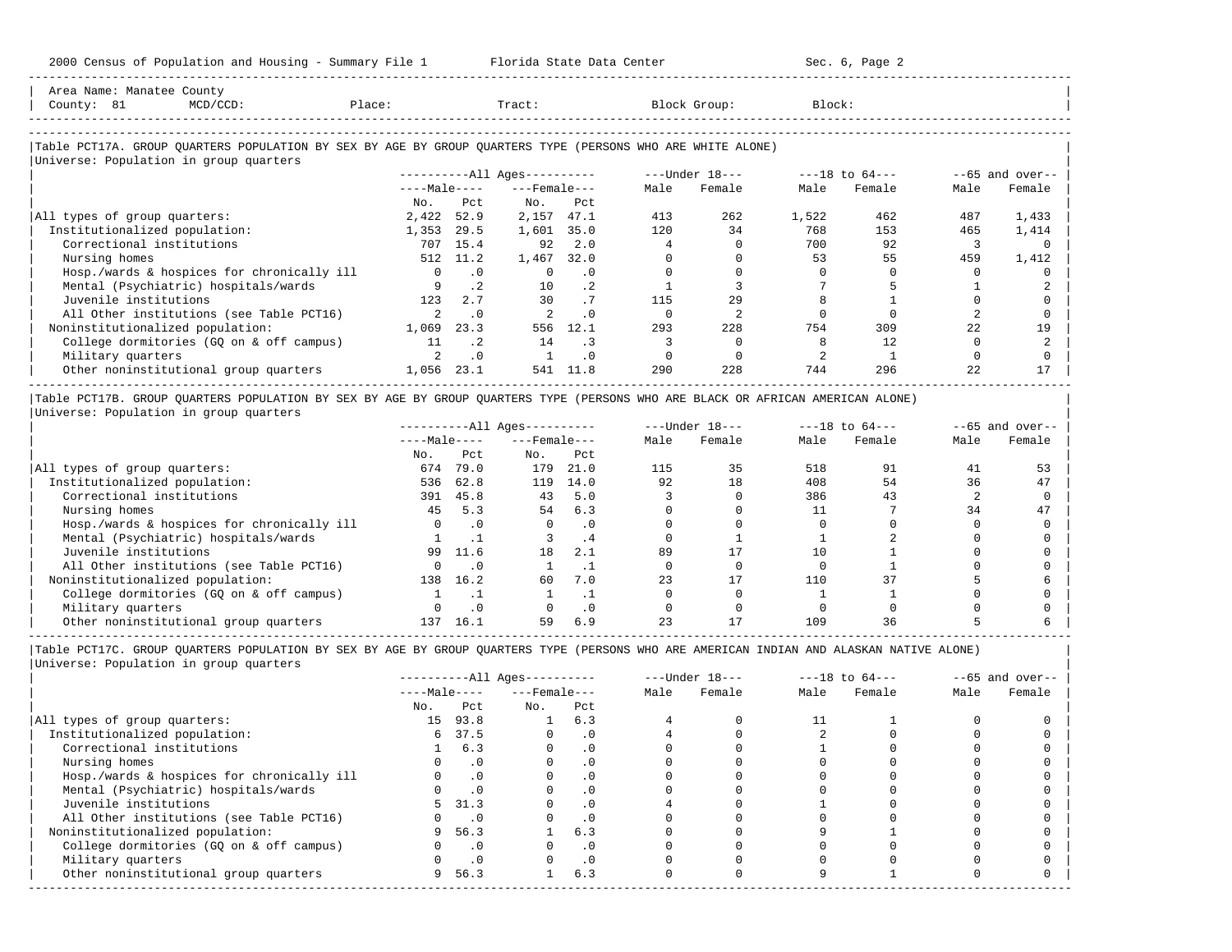Area Name: Manatee County
County: 81 MCD/CCD: Place: Tract: Block Group: Block:

### Table PCT17A. GROUP QUARTERS POPULATION BY SEX BY AGE BY GROUP QUARTERS TYPE (PERSONS WHO ARE WHITE ALONE)

Universe: Population in group quarters

| | All Ages | | | | Under 18 | | 18 to 64 | | 65 and over | |
|---|---|---|---|---|---|---|---|---|---|---|
| | Male | | Female | | | | | | | |
| | No. | Pct | No. | Pct | Male | Female | Male | Female | Male | Female |
| All types of group quarters: | 2,422 | 52.9 | 2,157 | 47.1 | 413 | 262 | 1,522 | 462 | 487 | 1,433 |
| Institutionalized population: | 1,353 | 29.5 | 1,601 | 35.0 | 120 | 34 | 768 | 153 | 465 | 1,414 |
| Correctional institutions | 707 | 15.4 | 92 | 2.0 | 4 | 0 | 700 | 92 | 3 | 0 |
| Nursing homes | 512 | 11.2 | 1,467 | 32.0 | 0 | 0 | 53 | 55 | 459 | 1,412 |
| Hosp./wards & hospices for chronically ill | 0 | .0 | 0 | .0 | 0 | 0 | 0 | 0 | 0 | 0 |
| Mental (Psychiatric) hospitals/wards | 9 | .2 | 10 | .2 | 1 | 3 | 7 | 5 | 1 | 2 |
| Juvenile institutions | 123 | 2.7 | 30 | .7 | 115 | 29 | 8 | 1 | 0 | 0 |
| All Other institutions (see Table PCT16) | 2 | .0 | 2 | .0 | 0 | 2 | 0 | 0 | 2 | 0 |
| Noninstitutionalized population: | 1,069 | 23.3 | 556 | 12.1 | 293 | 228 | 754 | 309 | 22 | 19 |
| College dormitories (GQ on & off campus) | 11 | .2 | 14 | .3 | 3 | 0 | 8 | 12 | 0 | 2 |
| Military quarters | 2 | .0 | 1 | .0 | 0 | 0 | 2 | 1 | 0 | 0 |
| Other noninstitutional group quarters | 1,056 | 23.1 | 541 | 11.8 | 290 | 228 | 744 | 296 | 22 | 17 |

### Table PCT17B. GROUP QUARTERS POPULATION BY SEX BY AGE BY GROUP QUARTERS TYPE (PERSONS WHO ARE BLACK OR AFRICAN AMERICAN ALONE)

Universe: Population in group quarters

| | All Ages | | | | Under 18 | | 18 to 64 | | 65 and over | |
|---|---|---|---|---|---|---|---|---|---|---|
| | Male | | Female | | | | | | | |
| | No. | Pct | No. | Pct | Male | Female | Male | Female | Male | Female |
| All types of group quarters: | 674 | 79.0 | 179 | 21.0 | 115 | 35 | 518 | 91 | 41 | 53 |
| Institutionalized population: | 536 | 62.8 | 119 | 14.0 | 92 | 18 | 408 | 54 | 36 | 47 |
| Correctional institutions | 391 | 45.8 | 43 | 5.0 | 3 | 0 | 386 | 43 | 2 | 0 |
| Nursing homes | 45 | 5.3 | 54 | 6.3 | 0 | 0 | 11 | 7 | 34 | 47 |
| Hosp./wards & hospices for chronically ill | 0 | .0 | 0 | .0 | 0 | 0 | 0 | 0 | 0 | 0 |
| Mental (Psychiatric) hospitals/wards | 1 | .1 | 3 | .4 | 0 | 1 | 1 | 2 | 0 | 0 |
| Juvenile institutions | 99 | 11.6 | 18 | 2.1 | 89 | 17 | 10 | 1 | 0 | 0 |
| All Other institutions (see Table PCT16) | 0 | .0 | 1 | .1 | 0 | 0 | 0 | 1 | 0 | 0 |
| Noninstitutionalized population: | 138 | 16.2 | 60 | 7.0 | 23 | 17 | 110 | 37 | 5 | 6 |
| College dormitories (GQ on & off campus) | 1 | .1 | 1 | .1 | 0 | 0 | 1 | 1 | 0 | 0 |
| Military quarters | 0 | .0 | 0 | .0 | 0 | 0 | 0 | 0 | 0 | 0 |
| Other noninstitutional group quarters | 137 | 16.1 | 59 | 6.9 | 23 | 17 | 109 | 36 | 5 | 6 |

### Table PCT17C. GROUP QUARTERS POPULATION BY SEX BY AGE BY GROUP QUARTERS TYPE (PERSONS WHO ARE AMERICAN INDIAN AND ALASKAN NATIVE ALONE)

Universe: Population in group quarters

| | All Ages | | | | Under 18 | | 18 to 64 | | 65 and over | |
|---|---|---|---|---|---|---|---|---|---|---|
| | Male | | Female | | | | | | | |
| | No. | Pct | No. | Pct | Male | Female | Male | Female | Male | Female |
| All types of group quarters: | 15 | 93.8 | 1 | 6.3 | 4 | 0 | 11 | 1 | 0 | 0 |
| Institutionalized population: | 6 | 37.5 | 0 | .0 | 4 | 0 | 2 | 0 | 0 | 0 |
| Correctional institutions | 1 | 6.3 | 0 | .0 | 0 | 0 | 1 | 0 | 0 | 0 |
| Nursing homes | 0 | .0 | 0 | .0 | 0 | 0 | 0 | 0 | 0 | 0 |
| Hosp./wards & hospices for chronically ill | 0 | .0 | 0 | .0 | 0 | 0 | 0 | 0 | 0 | 0 |
| Mental (Psychiatric) hospitals/wards | 0 | .0 | 0 | .0 | 0 | 0 | 0 | 0 | 0 | 0 |
| Juvenile institutions | 5 | 31.3 | 0 | .0 | 4 | 0 | 1 | 0 | 0 | 0 |
| All Other institutions (see Table PCT16) | 0 | .0 | 0 | .0 | 0 | 0 | 0 | 0 | 0 | 0 |
| Noninstitutionalized population: | 9 | 56.3 | 1 | 6.3 | 0 | 0 | 9 | 1 | 0 | 0 |
| College dormitories (GQ on & off campus) | 0 | .0 | 0 | .0 | 0 | 0 | 0 | 0 | 0 | 0 |
| Military quarters | 0 | .0 | 0 | .0 | 0 | 0 | 0 | 0 | 0 | 0 |
| Other noninstitutional group quarters | 9 | 56.3 | 1 | 6.3 | 0 | 0 | 9 | 1 | 0 | 0 |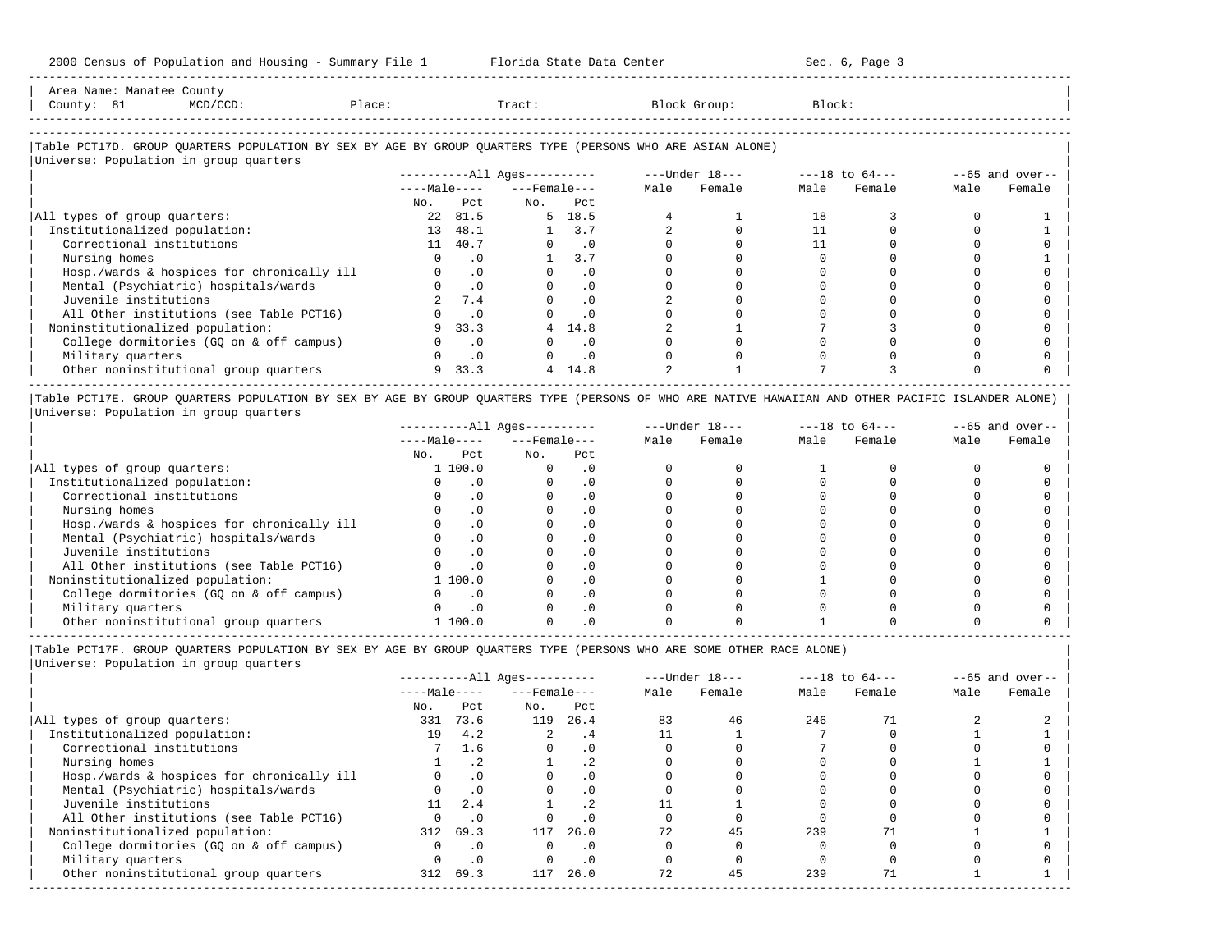2000 Census of Population and Housing - Summary File 1 Florida State Data Center Sec. 6, Page 3

Area Name: Manatee County
County: 81 MCD/CCD: Place: Tract: Block Group: Block:

## Table PCT17D. GROUP QUARTERS POPULATION BY SEX BY AGE BY GROUP QUARTERS TYPE (PERSONS WHO ARE ASIAN ALONE)

Universe: Population in group quarters

| | All Ages | | | | Under 18 | | 18 to 64 | | 65 and over | |
|---|---|---|---|---|---|---|---|---|---|---|
| | Male | | Female | | | | | | | |
| | No. | Pct | No. | Pct | Male | Female | Male | Female | Male | Female |
| All types of group quarters: | 22 | 81.5 | 5 | 18.5 | 4 | 1 | 18 | 3 | 0 | 1 |
| Institutionalized population: | 13 | 48.1 | 1 | 3.7 | 2 | 0 | 11 | 0 | 0 | 1 |
| Correctional institutions | 11 | 40.7 | 0 | .0 | 0 | 0 | 11 | 0 | 0 | 0 |
| Nursing homes | 0 | .0 | 1 | 3.7 | 0 | 0 | 0 | 0 | 0 | 1 |
| Hosp./wards & hospices for chronically ill | 0 | .0 | 0 | .0 | 0 | 0 | 0 | 0 | 0 | 0 |
| Mental (Psychiatric) hospitals/wards | 0 | .0 | 0 | .0 | 0 | 0 | 0 | 0 | 0 | 0 |
| Juvenile institutions | 2 | 7.4 | 0 | .0 | 2 | 0 | 0 | 0 | 0 | 0 |
| All Other institutions (see Table PCT16) | 0 | .0 | 0 | .0 | 0 | 0 | 0 | 0 | 0 | 0 |
| Noninstitutionalized population: | 9 | 33.3 | 4 | 14.8 | 2 | 1 | 7 | 3 | 0 | 0 |
| College dormitories (GQ on & off campus) | 0 | .0 | 0 | .0 | 0 | 0 | 0 | 0 | 0 | 0 |
| Military quarters | 0 | .0 | 0 | .0 | 0 | 0 | 0 | 0 | 0 | 0 |
| Other noninstitutional group quarters | 9 | 33.3 | 4 | 14.8 | 2 | 1 | 7 | 3 | 0 | 0 |

## Table PCT17E. GROUP QUARTERS POPULATION BY SEX BY AGE BY GROUP QUARTERS TYPE (PERSONS OF WHO ARE NATIVE HAWAIIAN AND OTHER PACIFIC ISLANDER ALONE)

Universe: Population in group quarters

| | All Ages | | | | Under 18 | | 18 to 64 | | 65 and over | |
|---|---|---|---|---|---|---|---|---|---|---|
| | Male | | Female | | | | | | | |
| | No. | Pct | No. | Pct | Male | Female | Male | Female | Male | Female |
| All types of group quarters: | 1 | 100.0 | 0 | .0 | 0 | 0 | 1 | 0 | 0 | 0 |
| Institutionalized population: | 0 | .0 | 0 | .0 | 0 | 0 | 0 | 0 | 0 | 0 |
| Correctional institutions | 0 | .0 | 0 | .0 | 0 | 0 | 0 | 0 | 0 | 0 |
| Nursing homes | 0 | .0 | 0 | .0 | 0 | 0 | 0 | 0 | 0 | 0 |
| Hosp./wards & hospices for chronically ill | 0 | .0 | 0 | .0 | 0 | 0 | 0 | 0 | 0 | 0 |
| Mental (Psychiatric) hospitals/wards | 0 | .0 | 0 | .0 | 0 | 0 | 0 | 0 | 0 | 0 |
| Juvenile institutions | 0 | .0 | 0 | .0 | 0 | 0 | 0 | 0 | 0 | 0 |
| All Other institutions (see Table PCT16) | 0 | .0 | 0 | .0 | 0 | 0 | 0 | 0 | 0 | 0 |
| Noninstitutionalized population: | 1 | 100.0 | 0 | .0 | 0 | 0 | 1 | 0 | 0 | 0 |
| College dormitories (GQ on & off campus) | 0 | .0 | 0 | .0 | 0 | 0 | 0 | 0 | 0 | 0 |
| Military quarters | 0 | .0 | 0 | .0 | 0 | 0 | 0 | 0 | 0 | 0 |
| Other noninstitutional group quarters | 1 | 100.0 | 0 | .0 | 0 | 0 | 1 | 0 | 0 | 0 |

## Table PCT17F. GROUP QUARTERS POPULATION BY SEX BY AGE BY GROUP QUARTERS TYPE (PERSONS WHO ARE SOME OTHER RACE ALONE)

Universe: Population in group quarters

| | All Ages | | | | Under 18 | | 18 to 64 | | 65 and over | |
|---|---|---|---|---|---|---|---|---|---|---|
| | Male | | Female | | | | | | | |
| | No. | Pct | No. | Pct | Male | Female | Male | Female | Male | Female |
| All types of group quarters: | 331 | 73.6 | 119 | 26.4 | 83 | 46 | 246 | 71 | 2 | 2 |
| Institutionalized population: | 19 | 4.2 | 2 | .4 | 11 | 1 | 7 | 0 | 1 | 1 |
| Correctional institutions | 7 | 1.6 | 0 | .0 | 0 | 0 | 7 | 0 | 0 | 0 |
| Nursing homes | 1 | .2 | 1 | .2 | 0 | 0 | 0 | 0 | 1 | 1 |
| Hosp./wards & hospices for chronically ill | 0 | .0 | 0 | .0 | 0 | 0 | 0 | 0 | 0 | 0 |
| Mental (Psychiatric) hospitals/wards | 0 | .0 | 0 | .0 | 0 | 0 | 0 | 0 | 0 | 0 |
| Juvenile institutions | 11 | 2.4 | 1 | .2 | 11 | 1 | 0 | 0 | 0 | 0 |
| All Other institutions (see Table PCT16) | 0 | .0 | 0 | .0 | 0 | 0 | 0 | 0 | 0 | 0 |
| Noninstitutionalized population: | 312 | 69.3 | 117 | 26.0 | 72 | 45 | 239 | 71 | 1 | 1 |
| College dormitories (GQ on & off campus) | 0 | .0 | 0 | .0 | 0 | 0 | 0 | 0 | 0 | 0 |
| Military quarters | 0 | .0 | 0 | .0 | 0 | 0 | 0 | 0 | 0 | 0 |
| Other noninstitutional group quarters | 312 | 69.3 | 117 | 26.0 | 72 | 45 | 239 | 71 | 1 | 1 |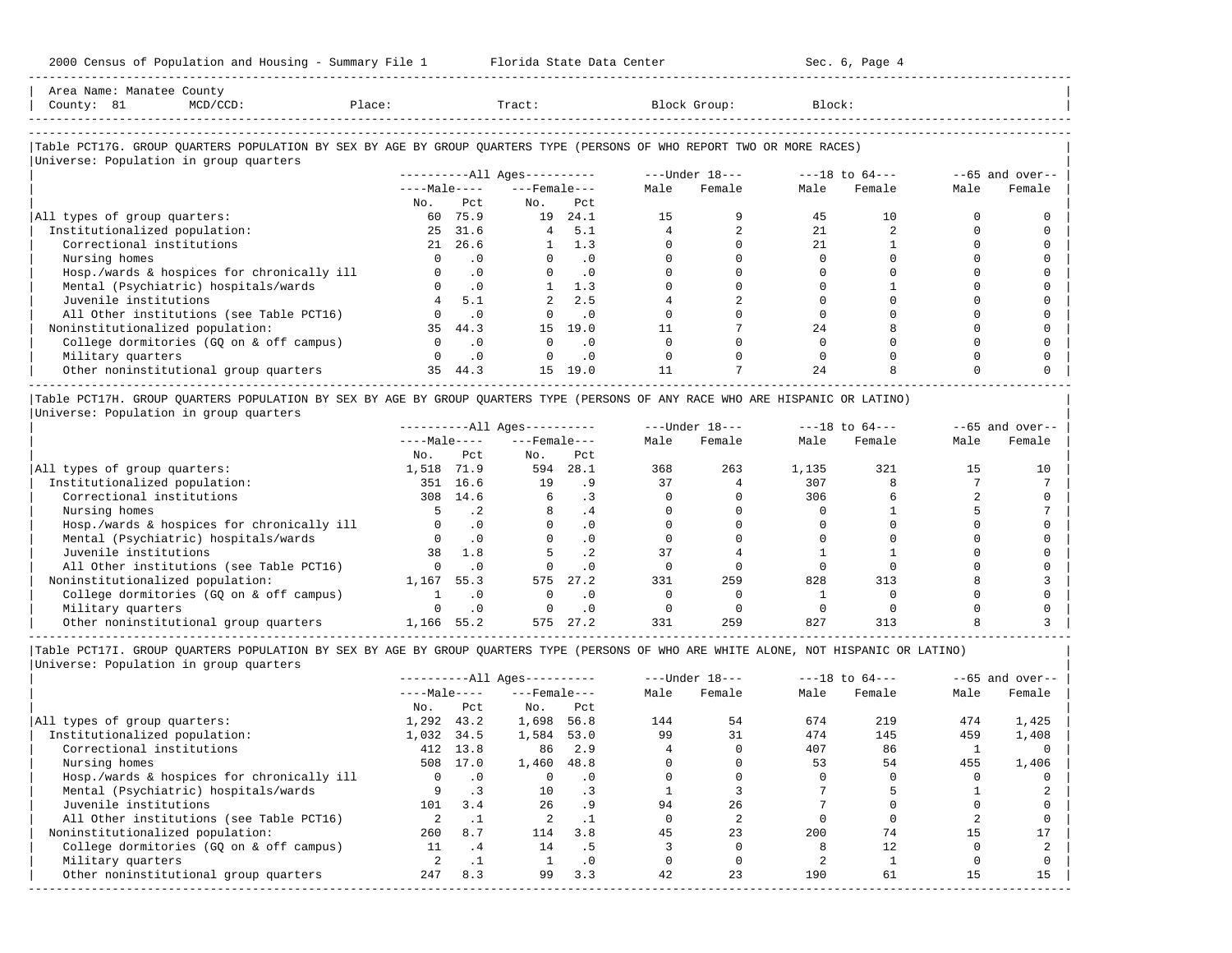Area Name: Manatee County
County: 81 MCD/CCD: Place: Tract: Block Group: Block:

## Table PCT17G. GROUP QUARTERS POPULATION BY SEX BY AGE BY GROUP QUARTERS TYPE (PERSONS OF WHO REPORT TWO OR MORE RACES)

Universe: Population in group quarters

| | All Ages | | | | Under 18 | | 18 to 64 | | 65 and over | |
|---|---|---|---|---|---|---|---|---|---|---|
| | Male | | Female | | | | | | | |
| | No. | Pct | No. | Pct | Male | Female | Male | Female | Male | Female |
| All types of group quarters: | 60 | 75.9 | 19 | 24.1 | 15 | 9 | 45 | 10 | 0 | 0 |
| Institutionalized population: | 25 | 31.6 | 4 | 5.1 | 4 | 2 | 21 | 2 | 0 | 0 |
| Correctional institutions | 21 | 26.6 | 1 | 1.3 | 0 | 0 | 21 | 1 | 0 | 0 |
| Nursing homes | 0 | .0 | 0 | .0 | 0 | 0 | 0 | 0 | 0 | 0 |
| Hosp./wards & hospices for chronically ill | 0 | .0 | 0 | .0 | 0 | 0 | 0 | 0 | 0 | 0 |
| Mental (Psychiatric) hospitals/wards | 0 | .0 | 1 | 1.3 | 0 | 0 | 0 | 1 | 0 | 0 |
| Juvenile institutions | 4 | 5.1 | 2 | 2.5 | 4 | 2 | 0 | 0 | 0 | 0 |
| All Other institutions (see Table PCT16) | 0 | .0 | 0 | .0 | 0 | 0 | 0 | 0 | 0 | 0 |
| Noninstitutionalized population: | 35 | 44.3 | 15 | 19.0 | 11 | 7 | 24 | 8 | 0 | 0 |
| College dormitories (GQ on & off campus) | 0 | .0 | 0 | .0 | 0 | 0 | 0 | 0 | 0 | 0 |
| Military quarters | 0 | .0 | 0 | .0 | 0 | 0 | 0 | 0 | 0 | 0 |
| Other noninstitutional group quarters | 35 | 44.3 | 15 | 19.0 | 11 | 7 | 24 | 8 | 0 | 0 |

## Table PCT17H. GROUP QUARTERS POPULATION BY SEX BY AGE BY GROUP QUARTERS TYPE (PERSONS OF ANY RACE WHO ARE HISPANIC OR LATINO)

Universe: Population in group quarters

| | All Ages | | | | Under 18 | | 18 to 64 | | 65 and over | |
|---|---|---|---|---|---|---|---|---|---|---|
| | Male | | Female | | | | | | | |
| | No. | Pct | No. | Pct | Male | Female | Male | Female | Male | Female |
| All types of group quarters: | 1,518 | 71.9 | 594 | 28.1 | 368 | 263 | 1,135 | 321 | 15 | 10 |
| Institutionalized population: | 351 | 16.6 | 19 | .9 | 37 | 4 | 307 | 8 | 7 | 7 |
| Correctional institutions | 308 | 14.6 | 6 | .3 | 0 | 0 | 306 | 6 | 2 | 0 |
| Nursing homes | 5 | .2 | 8 | .4 | 0 | 0 | 0 | 1 | 5 | 7 |
| Hosp./wards & hospices for chronically ill | 0 | .0 | 0 | .0 | 0 | 0 | 0 | 0 | 0 | 0 |
| Mental (Psychiatric) hospitals/wards | 0 | .0 | 0 | .0 | 0 | 0 | 0 | 0 | 0 | 0 |
| Juvenile institutions | 38 | 1.8 | 5 | .2 | 37 | 4 | 1 | 1 | 0 | 0 |
| All Other institutions (see Table PCT16) | 0 | .0 | 0 | .0 | 0 | 0 | 0 | 0 | 0 | 0 |
| Noninstitutionalized population: | 1,167 | 55.3 | 575 | 27.2 | 331 | 259 | 828 | 313 | 8 | 3 |
| College dormitories (GQ on & off campus) | 1 | .0 | 0 | .0 | 0 | 0 | 1 | 0 | 0 | 0 |
| Military quarters | 0 | .0 | 0 | .0 | 0 | 0 | 0 | 0 | 0 | 0 |
| Other noninstitutional group quarters | 1,166 | 55.2 | 575 | 27.2 | 331 | 259 | 827 | 313 | 8 | 3 |

## Table PCT17I. GROUP QUARTERS POPULATION BY SEX BY AGE BY GROUP QUARTERS TYPE (PERSONS OF WHO ARE WHITE ALONE, NOT HISPANIC OR LATINO)

Universe: Population in group quarters

| | All Ages | | | | Under 18 | | 18 to 64 | | 65 and over | |
|---|---|---|---|---|---|---|---|---|---|---|
| | Male | | Female | | | | | | | |
| | No. | Pct | No. | Pct | Male | Female | Male | Female | Male | Female |
| All types of group quarters: | 1,292 | 43.2 | 1,698 | 56.8 | 144 | 54 | 674 | 219 | 474 | 1,425 |
| Institutionalized population: | 1,032 | 34.5 | 1,584 | 53.0 | 99 | 31 | 474 | 145 | 459 | 1,408 |
| Correctional institutions | 412 | 13.8 | 86 | 2.9 | 4 | 0 | 407 | 86 | 1 | 0 |
| Nursing homes | 508 | 17.0 | 1,460 | 48.8 | 0 | 0 | 53 | 54 | 455 | 1,406 |
| Hosp./wards & hospices for chronically ill | 0 | .0 | 0 | .0 | 0 | 0 | 0 | 0 | 0 | 0 |
| Mental (Psychiatric) hospitals/wards | 9 | .3 | 10 | .3 | 1 | 3 | 7 | 5 | 1 | 2 |
| Juvenile institutions | 101 | 3.4 | 26 | .9 | 94 | 26 | 7 | 0 | 0 | 0 |
| All Other institutions (see Table PCT16) | 2 | .1 | 2 | .1 | 0 | 2 | 0 | 0 | 2 | 0 |
| Noninstitutionalized population: | 260 | 8.7 | 114 | 3.8 | 45 | 23 | 200 | 74 | 15 | 17 |
| College dormitories (GQ on & off campus) | 11 | .4 | 14 | .5 | 3 | 0 | 8 | 12 | 0 | 2 |
| Military quarters | 2 | .1 | 1 | .0 | 0 | 0 | 2 | 1 | 0 | 0 |
| Other noninstitutional group quarters | 247 | 8.3 | 99 | 3.3 | 42 | 23 | 190 | 61 | 15 | 15 |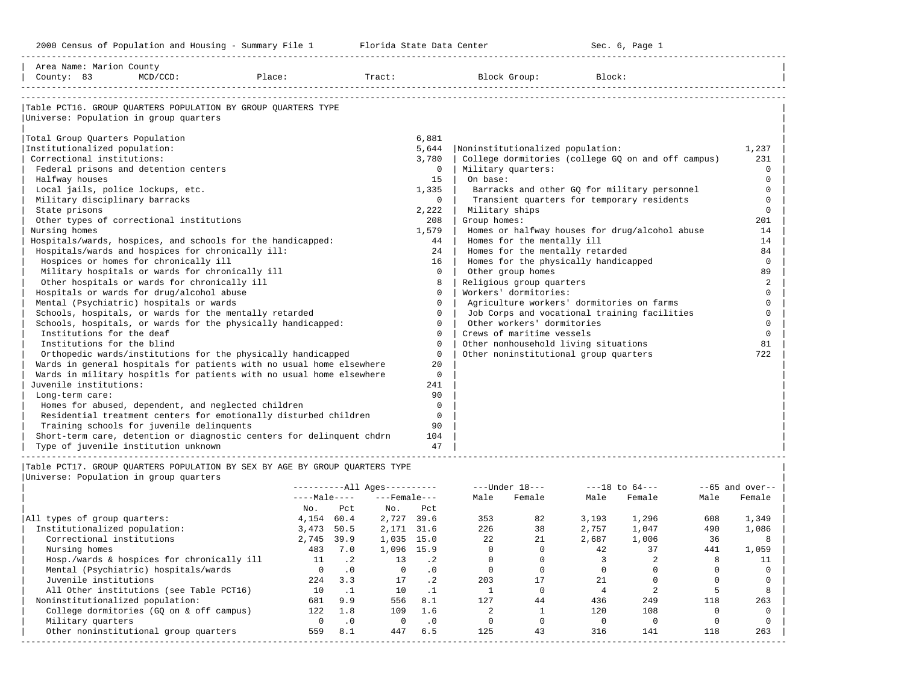Area Name: Marion County
County: 83 MCD/CCD: Place: Tract: Block Group: Block:

## Table PCT16. GROUP QUARTERS POPULATION BY GROUP QUARTERS TYPE

Universe: Population in group quarters

| Category | Value | Category | Value |
|---|---|---|---|
| Total Group Quarters Population | 6,881 | | |
| Institutionalized population: | 5,644 | Noninstitutionalized population: | 1,237 |
| Correctional institutions: | 3,780 | College dormitories (college GQ on and off campus) | 231 |
| Federal prisons and detention centers | 0 | Military quarters: | 0 |
| Halfway houses | 15 | On base: | 0 |
| Local jails, police lockups, etc. | 1,335 | Barracks and other GQ for military personnel | 0 |
| Military disciplinary barracks | 0 | Transient quarters for temporary residents | 0 |
| State prisons | 2,222 | Military ships | 0 |
| Other types of correctional institutions | 208 | Group homes: | 201 |
| Nursing homes | 1,579 | Homes or halfway houses for drug/alcohol abuse | 14 |
| Hospitals/wards, hospices, and schools for the handicapped: | 44 | Homes for the mentally ill | 14 |
| Hospitals/wards and hospices for chronically ill: | 24 | Homes for the mentally retarded | 84 |
| Hospices or homes for chronically ill | 16 | Homes for the physically handicapped | 0 |
| Military hospitals or wards for chronically ill | 0 | Other group homes | 89 |
| Other hospitals or wards for chronically ill | 8 | Religious group quarters | 2 |
| Hospitals or wards for drug/alcohol abuse | 0 | Workers' dormitories: | 0 |
| Mental (Psychiatric) hospitals or wards | 0 | Agriculture workers' dormitories on farms | 0 |
| Schools, hospitals, or wards for the mentally retarded | 0 | Job Corps and vocational training facilities | 0 |
| Schools, hospitals, or wards for the physically handicapped: | 0 | Other workers' dormitories | 0 |
| Institutions for the deaf | 0 | Crews of maritime vessels | 0 |
| Institutions for the blind | 0 | Other nonhousehold living situations | 81 |
| Orthopedic wards/institutions for the physically handicapped | 0 | Other noninstitutional group quarters | 722 |
| Wards in general hospitals for patients with no usual home elsewhere | 20 | | |
| Wards in military hospitls for patients with no usual home elsewhere | 0 | | |
| Juvenile institutions: | 241 | | |
| Long-term care: | 90 | | |
| Homes for abused, dependent, and neglected children | 0 | | |
| Residential treatment centers for emotionally disturbed children | 0 | | |
| Training schools for juvenile delinquents | 90 | | |
| Short-term care, detention or diagnostic centers for delinquent chdrn | 104 | | |
| Type of juvenile institution unknown | 47 | | |

## Table PCT17. GROUP QUARTERS POPULATION BY SEX BY AGE BY GROUP QUARTERS TYPE

Universe: Population in group quarters

| | All Ages | | | | Under 18 | | 18 to 64 | | 65 and over | |
|---|---|---|---|---|---|---|---|---|---|---|
| | Male | | Female | | | | | | | |
| | No. | Pct | No. | Pct | Male | Female | Male | Female | Male | Female |
| All types of group quarters: | 4,154 | 60.4 | 2,727 | 39.6 | 353 | 82 | 3,193 | 1,296 | 608 | 1,349 |
| Institutionalized population: | 3,473 | 50.5 | 2,171 | 31.6 | 226 | 38 | 2,757 | 1,047 | 490 | 1,086 |
| Correctional institutions | 2,745 | 39.9 | 1,035 | 15.0 | 22 | 21 | 2,687 | 1,006 | 36 | 8 |
| Nursing homes | 483 | 7.0 | 1,096 | 15.9 | 0 | 0 | 42 | 37 | 441 | 1,059 |
| Hosp./wards & hospices for chronically ill | 11 | .2 | 13 | .2 | 0 | 0 | 3 | 2 | 8 | 11 |
| Mental (Psychiatric) hospitals/wards | 0 | .0 | 0 | .0 | 0 | 0 | 0 | 0 | 0 | 0 |
| Juvenile institutions | 224 | 3.3 | 17 | .2 | 203 | 17 | 21 | 0 | 0 | 0 |
| All Other institutions (see Table PCT16) | 10 | .1 | 10 | .1 | 1 | 0 | 4 | 2 | 5 | 8 |
| Noninstitutionalized population: | 681 | 9.9 | 556 | 8.1 | 127 | 44 | 436 | 249 | 118 | 263 |
| College dormitories (GQ on & off campus) | 122 | 1.8 | 109 | 1.6 | 2 | 1 | 120 | 108 | 0 | 0 |
| Military quarters | 0 | .0 | 0 | .0 | 0 | 0 | 0 | 0 | 0 | 0 |
| Other noninstitutional group quarters | 559 | 8.1 | 447 | 6.5 | 125 | 43 | 316 | 141 | 118 | 263 |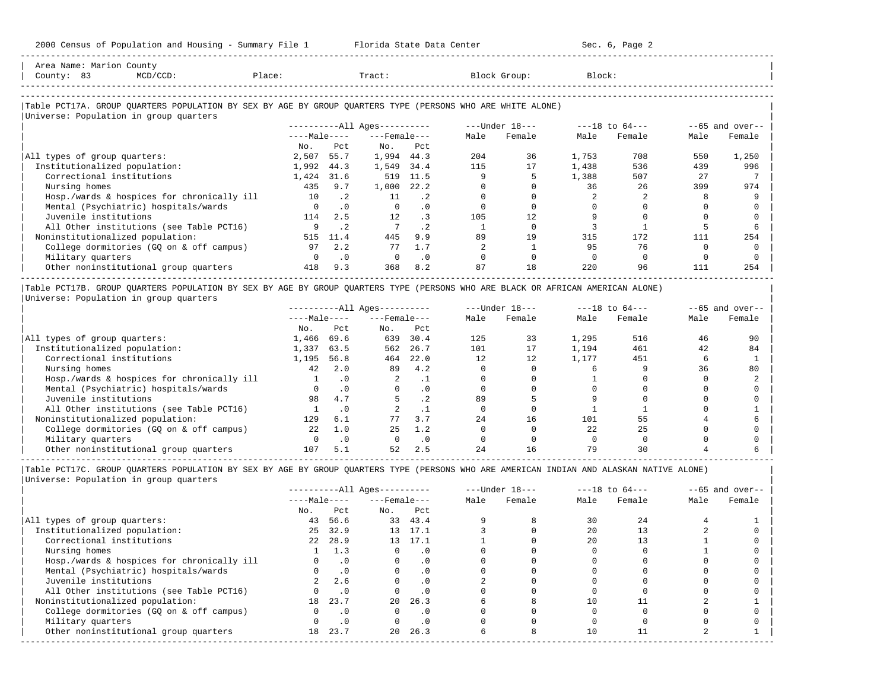Area Name: Marion County
County: 83 MCD/CCD: Place: Tract: Block Group: Block:

## Table PCT17A. GROUP QUARTERS POPULATION BY SEX BY AGE BY GROUP QUARTERS TYPE (PERSONS WHO ARE WHITE ALONE)

Universe: Population in group quarters

| | All Ages Male No. | All Ages Male Pct | All Ages Female No. | All Ages Female Pct | Under 18 Male | Under 18 Female | 18 to 64 Male | 18 to 64 Female | 65 and over Male | 65 and over Female |
|---|---|---|---|---|---|---|---|---|---|---|
| All types of group quarters: | 2,507 | 55.7 | 1,994 | 44.3 | 204 | 36 | 1,753 | 708 | 550 | 1,250 |
| Institutionalized population: | 1,992 | 44.3 | 1,549 | 34.4 | 115 | 17 | 1,438 | 536 | 439 | 996 |
| Correctional institutions | 1,424 | 31.6 | 519 | 11.5 | 9 | 5 | 1,388 | 507 | 27 | 7 |
| Nursing homes | 435 | 9.7 | 1,000 | 22.2 | 0 | 0 | 36 | 26 | 399 | 974 |
| Hosp./wards & hospices for chronically ill | 10 | .2 | 11 | .2 | 0 | 0 | 2 | 2 | 8 | 9 |
| Mental (Psychiatric) hospitals/wards | 0 | .0 | 0 | .0 | 0 | 0 | 0 | 0 | 0 | 0 |
| Juvenile institutions | 114 | 2.5 | 12 | .3 | 105 | 12 | 9 | 0 | 0 | 0 |
| All Other institutions (see Table PCT16) | 9 | .2 | 7 | .2 | 1 | 0 | 3 | 1 | 5 | 6 |
| Noninstitutionalized population: | 515 | 11.4 | 445 | 9.9 | 89 | 19 | 315 | 172 | 111 | 254 |
| College dormitories (GQ on & off campus) | 97 | 2.2 | 77 | 1.7 | 2 | 1 | 95 | 76 | 0 | 0 |
| Military quarters | 0 | .0 | 0 | .0 | 0 | 0 | 0 | 0 | 0 | 0 |
| Other noninstitutional group quarters | 418 | 9.3 | 368 | 8.2 | 87 | 18 | 220 | 96 | 111 | 254 |

## Table PCT17B. GROUP QUARTERS POPULATION BY SEX BY AGE BY GROUP QUARTERS TYPE (PERSONS WHO ARE BLACK OR AFRICAN AMERICAN ALONE)

Universe: Population in group quarters

| | All Ages Male No. | All Ages Male Pct | All Ages Female No. | All Ages Female Pct | Under 18 Male | Under 18 Female | 18 to 64 Male | 18 to 64 Female | 65 and over Male | 65 and over Female |
|---|---|---|---|---|---|---|---|---|---|---|
| All types of group quarters: | 1,466 | 69.6 | 639 | 30.4 | 125 | 33 | 1,295 | 516 | 46 | 90 |
| Institutionalized population: | 1,337 | 63.5 | 562 | 26.7 | 101 | 17 | 1,194 | 461 | 42 | 84 |
| Correctional institutions | 1,195 | 56.8 | 464 | 22.0 | 12 | 12 | 1,177 | 451 | 6 | 1 |
| Nursing homes | 42 | 2.0 | 89 | 4.2 | 0 | 0 | 6 | 9 | 36 | 80 |
| Hosp./wards & hospices for chronically ill | 1 | .0 | 2 | .1 | 0 | 0 | 1 | 0 | 0 | 2 |
| Mental (Psychiatric) hospitals/wards | 0 | .0 | 0 | .0 | 0 | 0 | 0 | 0 | 0 | 0 |
| Juvenile institutions | 98 | 4.7 | 5 | .2 | 89 | 5 | 9 | 0 | 0 | 0 |
| All Other institutions (see Table PCT16) | 1 | .0 | 2 | .1 | 0 | 0 | 1 | 1 | 0 | 1 |
| Noninstitutionalized population: | 129 | 6.1 | 77 | 3.7 | 24 | 16 | 101 | 55 | 4 | 6 |
| College dormitories (GQ on & off campus) | 22 | 1.0 | 25 | 1.2 | 0 | 0 | 22 | 25 | 0 | 0 |
| Military quarters | 0 | .0 | 0 | .0 | 0 | 0 | 0 | 0 | 0 | 0 |
| Other noninstitutional group quarters | 107 | 5.1 | 52 | 2.5 | 24 | 16 | 79 | 30 | 4 | 6 |

## Table PCT17C. GROUP QUARTERS POPULATION BY SEX BY AGE BY GROUP QUARTERS TYPE (PERSONS WHO ARE AMERICAN INDIAN AND ALASKAN NATIVE ALONE)

Universe: Population in group quarters

| | All Ages Male No. | All Ages Male Pct | All Ages Female No. | All Ages Female Pct | Under 18 Male | Under 18 Female | 18 to 64 Male | 18 to 64 Female | 65 and over Male | 65 and over Female |
|---|---|---|---|---|---|---|---|---|---|---|
| All types of group quarters: | 43 | 56.6 | 33 | 43.4 | 9 | 8 | 30 | 24 | 4 | 1 |
| Institutionalized population: | 25 | 32.9 | 13 | 17.1 | 3 | 0 | 20 | 13 | 2 | 0 |
| Correctional institutions | 22 | 28.9 | 13 | 17.1 | 1 | 0 | 20 | 13 | 1 | 0 |
| Nursing homes | 1 | 1.3 | 0 | .0 | 0 | 0 | 0 | 0 | 1 | 0 |
| Hosp./wards & hospices for chronically ill | 0 | .0 | 0 | .0 | 0 | 0 | 0 | 0 | 0 | 0 |
| Mental (Psychiatric) hospitals/wards | 0 | .0 | 0 | .0 | 0 | 0 | 0 | 0 | 0 | 0 |
| Juvenile institutions | 2 | 2.6 | 0 | .0 | 2 | 0 | 0 | 0 | 0 | 0 |
| All Other institutions (see Table PCT16) | 0 | .0 | 0 | .0 | 0 | 0 | 0 | 0 | 0 | 0 |
| Noninstitutionalized population: | 18 | 23.7 | 20 | 26.3 | 6 | 8 | 10 | 11 | 2 | 1 |
| College dormitories (GQ on & off campus) | 0 | .0 | 0 | .0 | 0 | 0 | 0 | 0 | 0 | 0 |
| Military quarters | 0 | .0 | 0 | .0 | 0 | 0 | 0 | 0 | 0 | 0 |
| Other noninstitutional group quarters | 18 | 23.7 | 20 | 26.3 | 6 | 8 | 10 | 11 | 2 | 1 |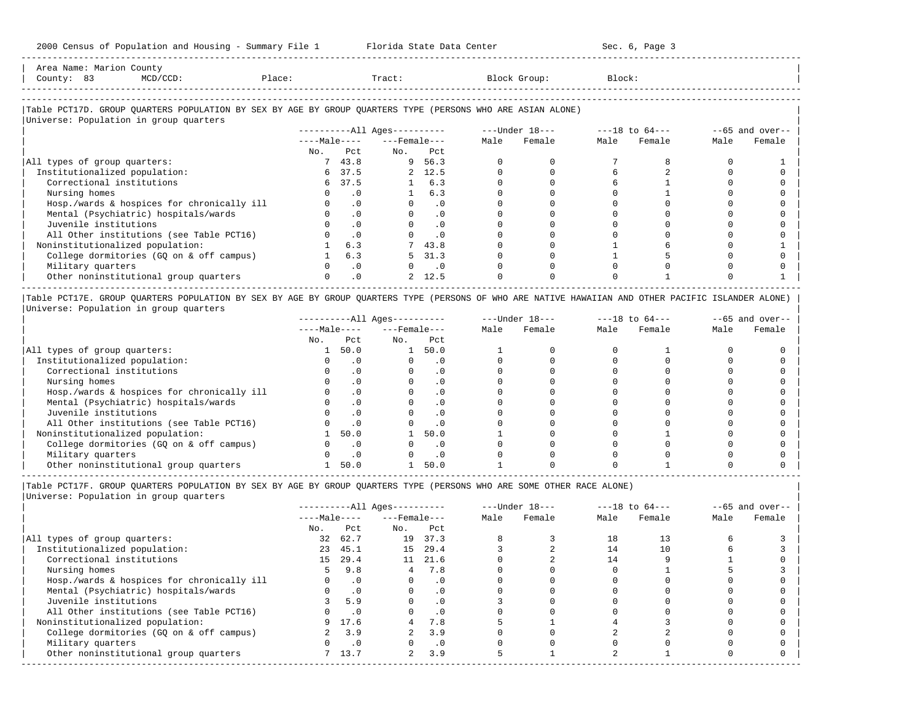Area Name: Marion County
County: 83 MCD/CCD: Place: Tract: Block Group: Block:

### Table PCT17D. GROUP QUARTERS POPULATION BY SEX BY AGE BY GROUP QUARTERS TYPE (PERSONS WHO ARE ASIAN ALONE)

Universe: Population in group quarters

| | All Ages | | | | Under 18 | | 18 to 64 | | 65 and over | |
|---|---|---|---|---|---|---|---|---|---|---|
| | Male | | Female | | | | | | | |
| | No. | Pct | No. | Pct | Male | Female | Male | Female | Male | Female |
| All types of group quarters: | 7 | 43.8 | 9 | 56.3 | 0 | 0 | 7 | 8 | 0 | 1 |
| Institutionalized population: | 6 | 37.5 | 2 | 12.5 | 0 | 0 | 6 | 2 | 0 | 0 |
| Correctional institutions | 6 | 37.5 | 1 | 6.3 | 0 | 0 | 6 | 1 | 0 | 0 |
| Nursing homes | 0 | .0 | 1 | 6.3 | 0 | 0 | 0 | 1 | 0 | 0 |
| Hosp./wards & hospices for chronically ill | 0 | .0 | 0 | .0 | 0 | 0 | 0 | 0 | 0 | 0 |
| Mental (Psychiatric) hospitals/wards | 0 | .0 | 0 | .0 | 0 | 0 | 0 | 0 | 0 | 0 |
| Juvenile institutions | 0 | .0 | 0 | .0 | 0 | 0 | 0 | 0 | 0 | 0 |
| All Other institutions (see Table PCT16) | 0 | .0 | 0 | .0 | 0 | 0 | 0 | 0 | 0 | 0 |
| Noninstitutionalized population: | 1 | 6.3 | 7 | 43.8 | 0 | 0 | 1 | 6 | 0 | 1 |
| College dormitories (GQ on & off campus) | 1 | 6.3 | 5 | 31.3 | 0 | 0 | 1 | 5 | 0 | 0 |
| Military quarters | 0 | .0 | 0 | .0 | 0 | 0 | 0 | 0 | 0 | 0 |
| Other noninstitutional group quarters | 0 | .0 | 2 | 12.5 | 0 | 0 | 0 | 1 | 0 | 1 |

### Table PCT17E. GROUP QUARTERS POPULATION BY SEX BY AGE BY GROUP QUARTERS TYPE (PERSONS OF WHO ARE NATIVE HAWAIIAN AND OTHER PACIFIC ISLANDER ALONE)

Universe: Population in group quarters

| | All Ages | | | | Under 18 | | 18 to 64 | | 65 and over | |
|---|---|---|---|---|---|---|---|---|---|---|
| | Male | | Female | | | | | | | |
| | No. | Pct | No. | Pct | Male | Female | Male | Female | Male | Female |
| All types of group quarters: | 1 | 50.0 | 1 | 50.0 | 1 | 0 | 0 | 1 | 0 | 0 |
| Institutionalized population: | 0 | .0 | 0 | .0 | 0 | 0 | 0 | 0 | 0 | 0 |
| Correctional institutions | 0 | .0 | 0 | .0 | 0 | 0 | 0 | 0 | 0 | 0 |
| Nursing homes | 0 | .0 | 0 | .0 | 0 | 0 | 0 | 0 | 0 | 0 |
| Hosp./wards & hospices for chronically ill | 0 | .0 | 0 | .0 | 0 | 0 | 0 | 0 | 0 | 0 |
| Mental (Psychiatric) hospitals/wards | 0 | .0 | 0 | .0 | 0 | 0 | 0 | 0 | 0 | 0 |
| Juvenile institutions | 0 | .0 | 0 | .0 | 0 | 0 | 0 | 0 | 0 | 0 |
| All Other institutions (see Table PCT16) | 0 | .0 | 0 | .0 | 0 | 0 | 0 | 0 | 0 | 0 |
| Noninstitutionalized population: | 1 | 50.0 | 1 | 50.0 | 1 | 0 | 0 | 1 | 0 | 0 |
| College dormitories (GQ on & off campus) | 0 | .0 | 0 | .0 | 0 | 0 | 0 | 0 | 0 | 0 |
| Military quarters | 0 | .0 | 0 | .0 | 0 | 0 | 0 | 0 | 0 | 0 |
| Other noninstitutional group quarters | 1 | 50.0 | 1 | 50.0 | 1 | 0 | 0 | 1 | 0 | 0 |

### Table PCT17F. GROUP QUARTERS POPULATION BY SEX BY AGE BY GROUP QUARTERS TYPE (PERSONS WHO ARE SOME OTHER RACE ALONE)

Universe: Population in group quarters

| | All Ages | | | | Under 18 | | 18 to 64 | | 65 and over | |
|---|---|---|---|---|---|---|---|---|---|---|
| | Male | | Female | | | | | | | |
| | No. | Pct | No. | Pct | Male | Female | Male | Female | Male | Female |
| All types of group quarters: | 32 | 62.7 | 19 | 37.3 | 8 | 3 | 18 | 13 | 6 | 3 |
| Institutionalized population: | 23 | 45.1 | 15 | 29.4 | 3 | 2 | 14 | 10 | 6 | 3 |
| Correctional institutions | 15 | 29.4 | 11 | 21.6 | 0 | 2 | 14 | 9 | 1 | 0 |
| Nursing homes | 5 | 9.8 | 4 | 7.8 | 0 | 0 | 0 | 1 | 5 | 3 |
| Hosp./wards & hospices for chronically ill | 0 | .0 | 0 | .0 | 0 | 0 | 0 | 0 | 0 | 0 |
| Mental (Psychiatric) hospitals/wards | 0 | .0 | 0 | .0 | 0 | 0 | 0 | 0 | 0 | 0 |
| Juvenile institutions | 3 | 5.9 | 0 | .0 | 3 | 0 | 0 | 0 | 0 | 0 |
| All Other institutions (see Table PCT16) | 0 | .0 | 0 | .0 | 0 | 0 | 0 | 0 | 0 | 0 |
| Noninstitutionalized population: | 9 | 17.6 | 4 | 7.8 | 5 | 1 | 4 | 3 | 0 | 0 |
| College dormitories (GQ on & off campus) | 2 | 3.9 | 2 | 3.9 | 0 | 0 | 2 | 2 | 0 | 0 |
| Military quarters | 0 | .0 | 0 | .0 | 0 | 0 | 0 | 0 | 0 | 0 |
| Other noninstitutional group quarters | 7 | 13.7 | 2 | 3.9 | 5 | 1 | 2 | 1 | 0 | 0 |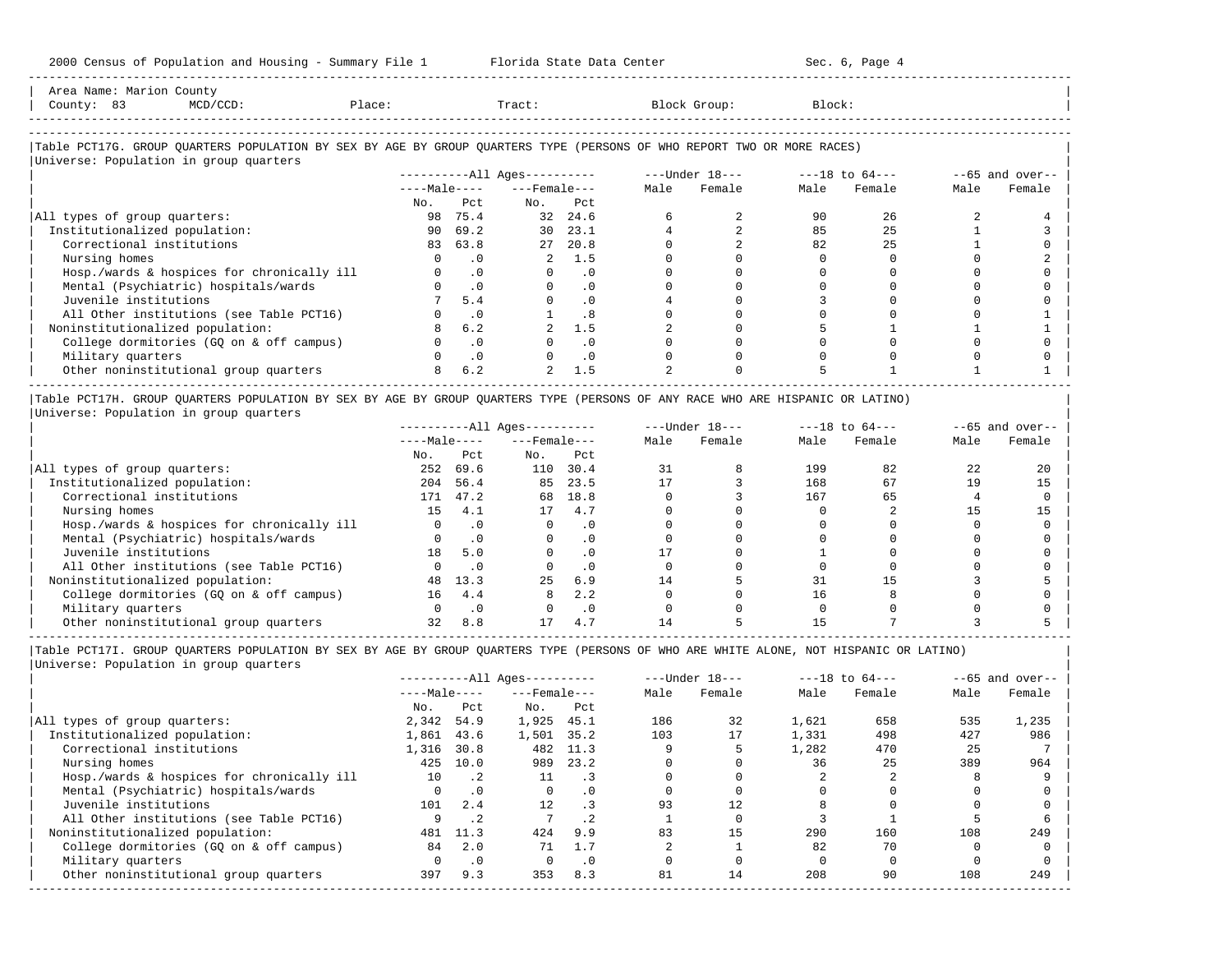Area Name: Marion County
County: 83 MCD/CCD: Place: Tract: Block Group: Block:

### Table PCT17G. GROUP QUARTERS POPULATION BY SEX BY AGE BY GROUP QUARTERS TYPE (PERSONS OF WHO REPORT TWO OR MORE RACES)

Universe: Population in group quarters

| | All Ages | | | | Under 18 | | 18 to 64 | | 65 and over | |
|---|---|---|---|---|---|---|---|---|---|---|
| | Male | | Female | | | | | | | |
| | No. | Pct | No. | Pct | Male | Female | Male | Female | Male | Female |
| All types of group quarters: | 98 | 75.4 | 32 | 24.6 | 6 | 2 | 90 | 26 | 2 | 4 |
| Institutionalized population: | 90 | 69.2 | 30 | 23.1 | 4 | 2 | 85 | 25 | 1 | 3 |
| Correctional institutions | 83 | 63.8 | 27 | 20.8 | 0 | 2 | 82 | 25 | 1 | 0 |
| Nursing homes | 0 | .0 | 2 | 1.5 | 0 | 0 | 0 | 0 | 0 | 2 |
| Hosp./wards & hospices for chronically ill | 0 | .0 | 0 | .0 | 0 | 0 | 0 | 0 | 0 | 0 |
| Mental (Psychiatric) hospitals/wards | 0 | .0 | 0 | .0 | 0 | 0 | 0 | 0 | 0 | 0 |
| Juvenile institutions | 7 | 5.4 | 0 | .0 | 4 | 0 | 3 | 0 | 0 | 0 |
| All Other institutions (see Table PCT16) | 0 | .0 | 1 | .8 | 0 | 0 | 0 | 0 | 0 | 1 |
| Noninstitutionalized population: | 8 | 6.2 | 2 | 1.5 | 2 | 0 | 5 | 1 | 1 | 1 |
| College dormitories (GQ on & off campus) | 0 | .0 | 0 | .0 | 0 | 0 | 0 | 0 | 0 | 0 |
| Military quarters | 0 | .0 | 0 | .0 | 0 | 0 | 0 | 0 | 0 | 0 |
| Other noninstitutional group quarters | 8 | 6.2 | 2 | 1.5 | 2 | 0 | 5 | 1 | 1 | 1 |

### Table PCT17H. GROUP QUARTERS POPULATION BY SEX BY AGE BY GROUP QUARTERS TYPE (PERSONS OF ANY RACE WHO ARE HISPANIC OR LATINO)

Universe: Population in group quarters

| | All Ages | | | | Under 18 | | 18 to 64 | | 65 and over | |
|---|---|---|---|---|---|---|---|---|---|---|
| | Male | | Female | | | | | | | |
| | No. | Pct | No. | Pct | Male | Female | Male | Female | Male | Female |
| All types of group quarters: | 252 | 69.6 | 110 | 30.4 | 31 | 8 | 199 | 82 | 22 | 20 |
| Institutionalized population: | 204 | 56.4 | 85 | 23.5 | 17 | 3 | 168 | 67 | 19 | 15 |
| Correctional institutions | 171 | 47.2 | 68 | 18.8 | 0 | 3 | 167 | 65 | 4 | 0 |
| Nursing homes | 15 | 4.1 | 17 | 4.7 | 0 | 0 | 0 | 2 | 15 | 15 |
| Hosp./wards & hospices for chronically ill | 0 | .0 | 0 | .0 | 0 | 0 | 0 | 0 | 0 | 0 |
| Mental (Psychiatric) hospitals/wards | 0 | .0 | 0 | .0 | 0 | 0 | 0 | 0 | 0 | 0 |
| Juvenile institutions | 18 | 5.0 | 0 | .0 | 17 | 0 | 1 | 0 | 0 | 0 |
| All Other institutions (see Table PCT16) | 0 | .0 | 0 | .0 | 0 | 0 | 0 | 0 | 0 | 0 |
| Noninstitutionalized population: | 48 | 13.3 | 25 | 6.9 | 14 | 5 | 31 | 15 | 3 | 5 |
| College dormitories (GQ on & off campus) | 16 | 4.4 | 8 | 2.2 | 0 | 0 | 16 | 8 | 0 | 0 |
| Military quarters | 0 | .0 | 0 | .0 | 0 | 0 | 0 | 0 | 0 | 0 |
| Other noninstitutional group quarters | 32 | 8.8 | 17 | 4.7 | 14 | 5 | 15 | 7 | 3 | 5 |

### Table PCT17I. GROUP QUARTERS POPULATION BY SEX BY AGE BY GROUP QUARTERS TYPE (PERSONS OF WHO ARE WHITE ALONE, NOT HISPANIC OR LATINO)

Universe: Population in group quarters

| | All Ages | | | | Under 18 | | 18 to 64 | | 65 and over | |
|---|---|---|---|---|---|---|---|---|---|---|
| | Male | | Female | | | | | | | |
| | No. | Pct | No. | Pct | Male | Female | Male | Female | Male | Female |
| All types of group quarters: | 2,342 | 54.9 | 1,925 | 45.1 | 186 | 32 | 1,621 | 658 | 535 | 1,235 |
| Institutionalized population: | 1,861 | 43.6 | 1,501 | 35.2 | 103 | 17 | 1,331 | 498 | 427 | 986 |
| Correctional institutions | 1,316 | 30.8 | 482 | 11.3 | 9 | 5 | 1,282 | 470 | 25 | 7 |
| Nursing homes | 425 | 10.0 | 989 | 23.2 | 0 | 0 | 36 | 25 | 389 | 964 |
| Hosp./wards & hospices for chronically ill | 10 | .2 | 11 | .3 | 0 | 0 | 2 | 2 | 8 | 9 |
| Mental (Psychiatric) hospitals/wards | 0 | .0 | 0 | .0 | 0 | 0 | 0 | 0 | 0 | 0 |
| Juvenile institutions | 101 | 2.4 | 12 | .3 | 93 | 12 | 8 | 0 | 0 | 0 |
| All Other institutions (see Table PCT16) | 9 | .2 | 7 | .2 | 1 | 0 | 3 | 1 | 5 | 6 |
| Noninstitutionalized population: | 481 | 11.3 | 424 | 9.9 | 83 | 15 | 290 | 160 | 108 | 249 |
| College dormitories (GQ on & off campus) | 84 | 2.0 | 71 | 1.7 | 2 | 1 | 82 | 70 | 0 | 0 |
| Military quarters | 0 | .0 | 0 | .0 | 0 | 0 | 0 | 0 | 0 | 0 |
| Other noninstitutional group quarters | 397 | 9.3 | 353 | 8.3 | 81 | 14 | 208 | 90 | 108 | 249 |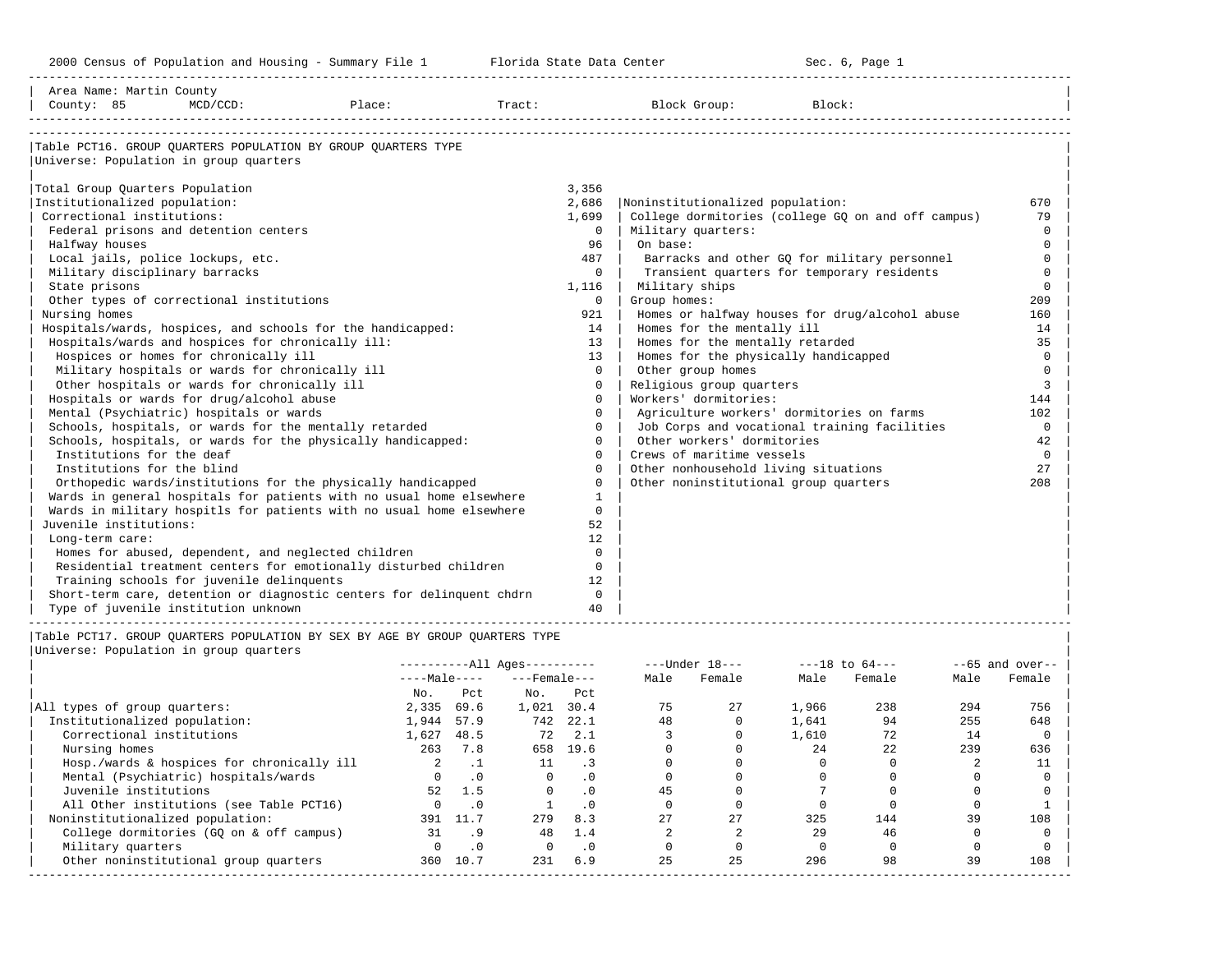2000 Census of Population and Housing - Summary File 1 Florida State Data Center Sec. 6, Page 1

Area Name: Martin County
County: 85 MCD/CCD: Place: Tract: Block Group: Block:

## Table PCT16. GROUP QUARTERS POPULATION BY GROUP QUARTERS TYPE

Universe: Population in group quarters

| Category | Count |
|---|---|
| Total Group Quarters Population | 3,356 |
| Institutionalized population: | 2,686 |
| Correctional institutions: | 1,699 |
| Federal prisons and detention centers | 0 |
| Halfway houses | 96 |
| Local jails, police lockups, etc. | 487 |
| Military disciplinary barracks | 0 |
| State prisons | 1,116 |
| Other types of correctional institutions | 0 |
| Nursing homes | 921 |
| Hospitals/wards, hospices, and schools for the handicapped: | 14 |
| Hospitals/wards and hospices for chronically ill: | 13 |
| Hospices or homes for chronically ill | 13 |
| Military hospitals or wards for chronically ill | 0 |
| Other hospitals or wards for chronically ill | 0 |
| Hospitals or wards for drug/alcohol abuse | 0 |
| Mental (Psychiatric) hospitals or wards | 0 |
| Schools, hospitals, or wards for the mentally retarded | 0 |
| Schools, hospitals, or wards for the physically handicapped: | 0 |
| Institutions for the deaf | 0 |
| Institutions for the blind | 0 |
| Orthopedic wards/institutions for the physically handicapped | 0 |
| Wards in general hospitals for patients with no usual home elsewhere | 1 |
| Wards in military hospitls for patients with no usual home elsewhere | 0 |
| Juvenile institutions: | 52 |
| Long-term care: | 12 |
| Homes for abused, dependent, and neglected children | 0 |
| Residential treatment centers for emotionally disturbed children | 0 |
| Training schools for juvenile delinquents | 12 |
| Short-term care, detention or diagnostic centers for delinquent chdrn | 0 |
| Type of juvenile institution unknown | 40 |
| Noninstitutionalized population: | 670 |
| College dormitories (college GQ on and off campus) | 79 |
| Military quarters: | 0 |
| On base: | 0 |
| Barracks and other GQ for military personnel | 0 |
| Transient quarters for temporary residents | 0 |
| Military ships | 0 |
| Group homes: | 209 |
| Homes or halfway houses for drug/alcohol abuse | 160 |
| Homes for the mentally ill | 14 |
| Homes for the mentally retarded | 35 |
| Homes for the physically handicapped | 0 |
| Other group homes | 0 |
| Religious group quarters | 3 |
| Workers' dormitories: | 144 |
| Agriculture workers' dormitories on farms | 102 |
| Job Corps and vocational training facilities | 0 |
| Other workers' dormitories | 42 |
| Crews of maritime vessels | 0 |
| Other nonhousehold living situations | 27 |
| Other noninstitutional group quarters | 208 |

## Table PCT17. GROUP QUARTERS POPULATION BY SEX BY AGE BY GROUP QUARTERS TYPE

Universe: Population in group quarters

| | All Ages | | | | Under 18 | | 18 to 64 | | 65 and over | |
|---|---|---|---|---|---|---|---|---|---|---|
| | Male | | Female | | | | | | | |
| | No. | Pct | No. | Pct | Male | Female | Male | Female | Male | Female |
| All types of group quarters: | 2,335 | 69.6 | 1,021 | 30.4 | 75 | 27 | 1,966 | 238 | 294 | 756 |
| Institutionalized population: | 1,944 | 57.9 | 742 | 22.1 | 48 | 0 | 1,641 | 94 | 255 | 648 |
| Correctional institutions | 1,627 | 48.5 | 72 | 2.1 | 3 | 0 | 1,610 | 72 | 14 | 0 |
| Nursing homes | 263 | 7.8 | 658 | 19.6 | 0 | 0 | 24 | 22 | 239 | 636 |
| Hosp./wards & hospices for chronically ill | 2 | .1 | 11 | .3 | 0 | 0 | 0 | 0 | 2 | 11 |
| Mental (Psychiatric) hospitals/wards | 0 | .0 | 0 | .0 | 0 | 0 | 0 | 0 | 0 | 0 |
| Juvenile institutions | 52 | 1.5 | 0 | .0 | 45 | 0 | 7 | 0 | 0 | 0 |
| All Other institutions (see Table PCT16) | 0 | .0 | 1 | .0 | 0 | 0 | 0 | 0 | 0 | 1 |
| Noninstitutionalized population: | 391 | 11.7 | 279 | 8.3 | 27 | 27 | 325 | 144 | 39 | 108 |
| College dormitories (GQ on & off campus) | 31 | .9 | 48 | 1.4 | 2 | 2 | 29 | 46 | 0 | 0 |
| Military quarters | 0 | .0 | 0 | .0 | 0 | 0 | 0 | 0 | 0 | 0 |
| Other noninstitutional group quarters | 360 | 10.7 | 231 | 6.9 | 25 | 25 | 296 | 98 | 39 | 108 |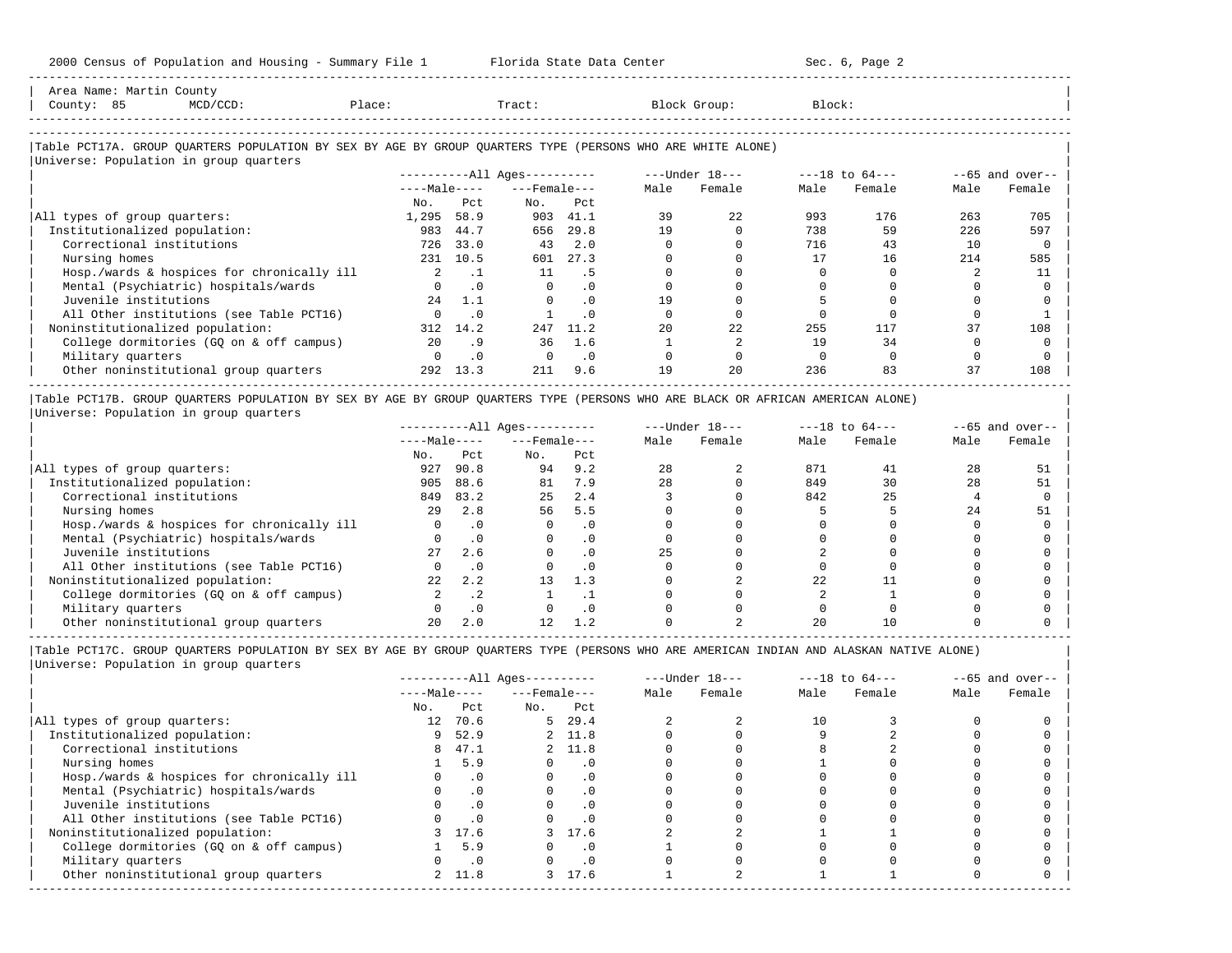Area Name: Martin County
County: 85 MCD/CCD: Place: Tract: Block Group: Block:

## Table PCT17A. GROUP QUARTERS POPULATION BY SEX BY AGE BY GROUP QUARTERS TYPE (PERSONS WHO ARE WHITE ALONE)

Universe: Population in group quarters

| | All Ages | | | | Under 18 | | 18 to 64 | | 65 and over | |
|---|---|---|---|---|---|---|---|---|---|---|
| | Male | | Female | | | | | | | |
| | No. | Pct | No. | Pct | Male | Female | Male | Female | Male | Female |
| All types of group quarters: | 1,295 | 58.9 | 903 | 41.1 | 39 | 22 | 993 | 176 | 263 | 705 |
| Institutionalized population: | 983 | 44.7 | 656 | 29.8 | 19 | 0 | 738 | 59 | 226 | 597 |
| Correctional institutions | 726 | 33.0 | 43 | 2.0 | 0 | 0 | 716 | 43 | 10 | 0 |
| Nursing homes | 231 | 10.5 | 601 | 27.3 | 0 | 0 | 17 | 16 | 214 | 585 |
| Hosp./wards & hospices for chronically ill | 2 | .1 | 11 | .5 | 0 | 0 | 0 | 0 | 2 | 11 |
| Mental (Psychiatric) hospitals/wards | 0 | .0 | 0 | .0 | 0 | 0 | 0 | 0 | 0 | 0 |
| Juvenile institutions | 24 | 1.1 | 0 | .0 | 19 | 0 | 5 | 0 | 0 | 0 |
| All Other institutions (see Table PCT16) | 0 | .0 | 1 | .0 | 0 | 0 | 0 | 0 | 0 | 1 |
| Noninstitutionalized population: | 312 | 14.2 | 247 | 11.2 | 20 | 22 | 255 | 117 | 37 | 108 |
| College dormitories (GQ on & off campus) | 20 | .9 | 36 | 1.6 | 1 | 2 | 19 | 34 | 0 | 0 |
| Military quarters | 0 | .0 | 0 | .0 | 0 | 0 | 0 | 0 | 0 | 0 |
| Other noninstitutional group quarters | 292 | 13.3 | 211 | 9.6 | 19 | 20 | 236 | 83 | 37 | 108 |

## Table PCT17B. GROUP QUARTERS POPULATION BY SEX BY AGE BY GROUP QUARTERS TYPE (PERSONS WHO ARE BLACK OR AFRICAN AMERICAN ALONE)

Universe: Population in group quarters

| | All Ages | | | | Under 18 | | 18 to 64 | | 65 and over | |
|---|---|---|---|---|---|---|---|---|---|---|
| | Male | | Female | | | | | | | |
| | No. | Pct | No. | Pct | Male | Female | Male | Female | Male | Female |
| All types of group quarters: | 927 | 90.8 | 94 | 9.2 | 28 | 2 | 871 | 41 | 28 | 51 |
| Institutionalized population: | 905 | 88.6 | 81 | 7.9 | 28 | 0 | 849 | 30 | 28 | 51 |
| Correctional institutions | 849 | 83.2 | 25 | 2.4 | 3 | 0 | 842 | 25 | 4 | 0 |
| Nursing homes | 29 | 2.8 | 56 | 5.5 | 0 | 0 | 5 | 5 | 24 | 51 |
| Hosp./wards & hospices for chronically ill | 0 | .0 | 0 | .0 | 0 | 0 | 0 | 0 | 0 | 0 |
| Mental (Psychiatric) hospitals/wards | 0 | .0 | 0 | .0 | 0 | 0 | 0 | 0 | 0 | 0 |
| Juvenile institutions | 27 | 2.6 | 0 | .0 | 25 | 0 | 2 | 0 | 0 | 0 |
| All Other institutions (see Table PCT16) | 0 | .0 | 0 | .0 | 0 | 0 | 0 | 0 | 0 | 0 |
| Noninstitutionalized population: | 22 | 2.2 | 13 | 1.3 | 0 | 2 | 22 | 11 | 0 | 0 |
| College dormitories (GQ on & off campus) | 2 | .2 | 1 | .1 | 0 | 0 | 2 | 1 | 0 | 0 |
| Military quarters | 0 | .0 | 0 | .0 | 0 | 0 | 0 | 0 | 0 | 0 |
| Other noninstitutional group quarters | 20 | 2.0 | 12 | 1.2 | 0 | 2 | 20 | 10 | 0 | 0 |

## Table PCT17C. GROUP QUARTERS POPULATION BY SEX BY AGE BY GROUP QUARTERS TYPE (PERSONS WHO ARE AMERICAN INDIAN AND ALASKAN NATIVE ALONE)

Universe: Population in group quarters

| | All Ages | | | | Under 18 | | 18 to 64 | | 65 and over | |
|---|---|---|---|---|---|---|---|---|---|---|
| | Male | | Female | | | | | | | |
| | No. | Pct | No. | Pct | Male | Female | Male | Female | Male | Female |
| All types of group quarters: | 12 | 70.6 | 5 | 29.4 | 2 | 2 | 10 | 3 | 0 | 0 |
| Institutionalized population: | 9 | 52.9 | 2 | 11.8 | 0 | 0 | 9 | 2 | 0 | 0 |
| Correctional institutions | 8 | 47.1 | 2 | 11.8 | 0 | 0 | 8 | 2 | 0 | 0 |
| Nursing homes | 1 | 5.9 | 0 | .0 | 0 | 0 | 1 | 0 | 0 | 0 |
| Hosp./wards & hospices for chronically ill | 0 | .0 | 0 | .0 | 0 | 0 | 0 | 0 | 0 | 0 |
| Mental (Psychiatric) hospitals/wards | 0 | .0 | 0 | .0 | 0 | 0 | 0 | 0 | 0 | 0 |
| Juvenile institutions | 0 | .0 | 0 | .0 | 0 | 0 | 0 | 0 | 0 | 0 |
| All Other institutions (see Table PCT16) | 0 | .0 | 0 | .0 | 0 | 0 | 0 | 0 | 0 | 0 |
| Noninstitutionalized population: | 3 | 17.6 | 3 | 17.6 | 2 | 2 | 1 | 1 | 0 | 0 |
| College dormitories (GQ on & off campus) | 1 | 5.9 | 0 | .0 | 1 | 0 | 0 | 0 | 0 | 0 |
| Military quarters | 0 | .0 | 0 | .0 | 0 | 0 | 0 | 0 | 0 | 0 |
| Other noninstitutional group quarters | 2 | 11.8 | 3 | 17.6 | 1 | 2 | 1 | 1 | 0 | 0 |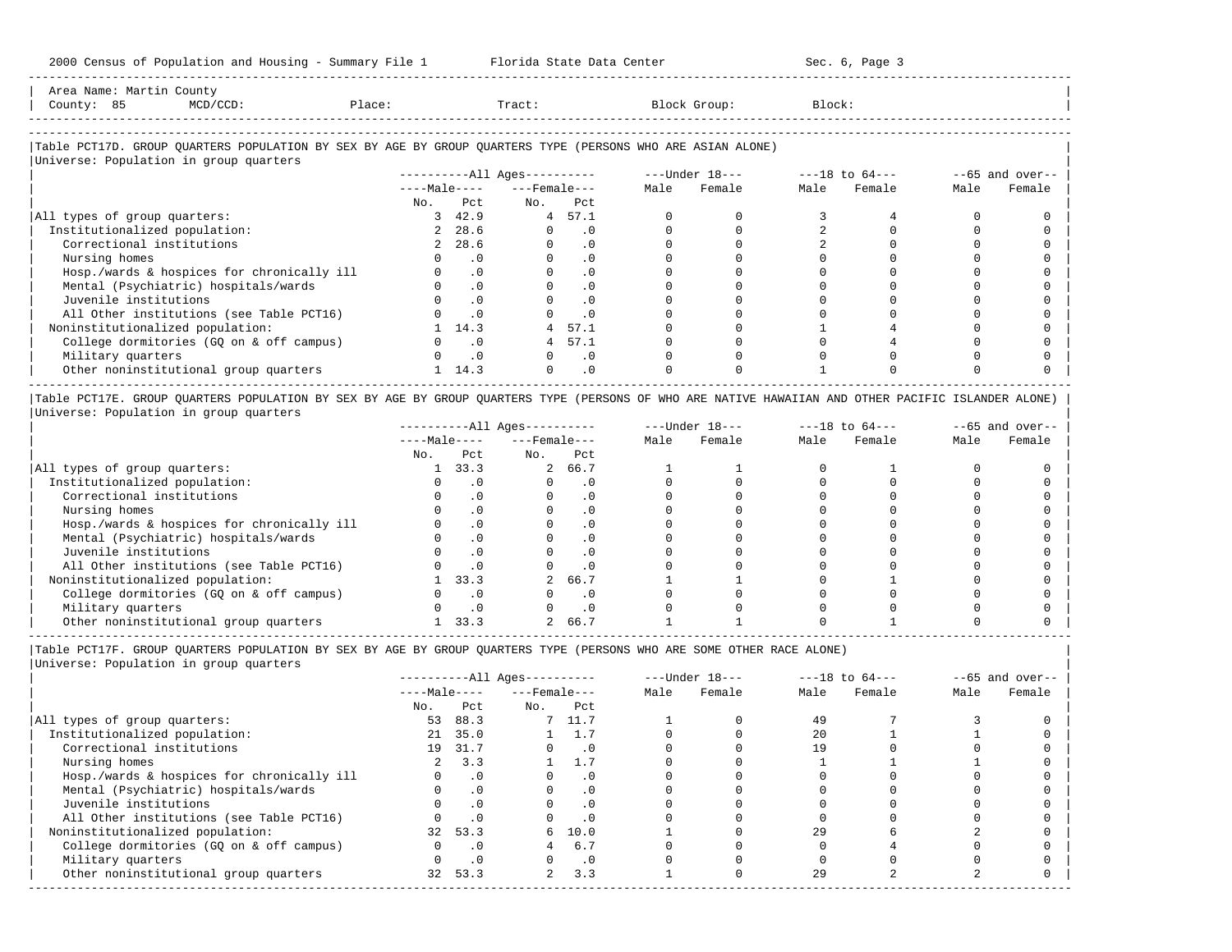Area Name: Martin County
County: 85 MCD/CCD: Place: Tract: Block Group: Block:

### Table PCT17D. GROUP QUARTERS POPULATION BY SEX BY AGE BY GROUP QUARTERS TYPE (PERSONS WHO ARE ASIAN ALONE)

Universe: Population in group quarters

| | All Ages: Male No. | All Ages: Male Pct | All Ages: Female No. | All Ages: Female Pct | Under 18: Male | Under 18: Female | 18 to 64: Male | 18 to 64: Female | 65 and over: Male | 65 and over: Female |
|---|---|---|---|---|---|---|---|---|---|---|
| All types of group quarters: | 3 | 42.9 | 4 | 57.1 | 0 | 0 | 3 | 4 | 0 | 0 |
| Institutionalized population: | 2 | 28.6 | 0 | .0 | 0 | 0 | 2 | 0 | 0 | 0 |
| Correctional institutions | 2 | 28.6 | 0 | .0 | 0 | 0 | 2 | 0 | 0 | 0 |
| Nursing homes | 0 | .0 | 0 | .0 | 0 | 0 | 0 | 0 | 0 | 0 |
| Hosp./wards & hospices for chronically ill | 0 | .0 | 0 | .0 | 0 | 0 | 0 | 0 | 0 | 0 |
| Mental (Psychiatric) hospitals/wards | 0 | .0 | 0 | .0 | 0 | 0 | 0 | 0 | 0 | 0 |
| Juvenile institutions | 0 | .0 | 0 | .0 | 0 | 0 | 0 | 0 | 0 | 0 |
| All Other institutions (see Table PCT16) | 0 | .0 | 0 | .0 | 0 | 0 | 0 | 0 | 0 | 0 |
| Noninstitutionalized population: | 1 | 14.3 | 4 | 57.1 | 0 | 0 | 1 | 4 | 0 | 0 |
| College dormitories (GQ on & off campus) | 0 | .0 | 4 | 57.1 | 0 | 0 | 0 | 4 | 0 | 0 |
| Military quarters | 0 | .0 | 0 | .0 | 0 | 0 | 0 | 0 | 0 | 0 |
| Other noninstitutional group quarters | 1 | 14.3 | 0 | .0 | 0 | 0 | 1 | 0 | 0 | 0 |

### Table PCT17E. GROUP QUARTERS POPULATION BY SEX BY AGE BY GROUP QUARTERS TYPE (PERSONS OF WHO ARE NATIVE HAWAIIAN AND OTHER PACIFIC ISLANDER ALONE)

Universe: Population in group quarters

| | All Ages: Male No. | All Ages: Male Pct | All Ages: Female No. | All Ages: Female Pct | Under 18: Male | Under 18: Female | 18 to 64: Male | 18 to 64: Female | 65 and over: Male | 65 and over: Female |
|---|---|---|---|---|---|---|---|---|---|---|
| All types of group quarters: | 1 | 33.3 | 2 | 66.7 | 1 | 1 | 0 | 1 | 0 | 0 |
| Institutionalized population: | 0 | .0 | 0 | .0 | 0 | 0 | 0 | 0 | 0 | 0 |
| Correctional institutions | 0 | .0 | 0 | .0 | 0 | 0 | 0 | 0 | 0 | 0 |
| Nursing homes | 0 | .0 | 0 | .0 | 0 | 0 | 0 | 0 | 0 | 0 |
| Hosp./wards & hospices for chronically ill | 0 | .0 | 0 | .0 | 0 | 0 | 0 | 0 | 0 | 0 |
| Mental (Psychiatric) hospitals/wards | 0 | .0 | 0 | .0 | 0 | 0 | 0 | 0 | 0 | 0 |
| Juvenile institutions | 0 | .0 | 0 | .0 | 0 | 0 | 0 | 0 | 0 | 0 |
| All Other institutions (see Table PCT16) | 0 | .0 | 0 | .0 | 0 | 0 | 0 | 0 | 0 | 0 |
| Noninstitutionalized population: | 1 | 33.3 | 2 | 66.7 | 1 | 1 | 0 | 1 | 0 | 0 |
| College dormitories (GQ on & off campus) | 0 | .0 | 0 | .0 | 0 | 0 | 0 | 0 | 0 | 0 |
| Military quarters | 0 | .0 | 0 | .0 | 0 | 0 | 0 | 0 | 0 | 0 |
| Other noninstitutional group quarters | 1 | 33.3 | 2 | 66.7 | 1 | 1 | 0 | 1 | 0 | 0 |

### Table PCT17F. GROUP QUARTERS POPULATION BY SEX BY AGE BY GROUP QUARTERS TYPE (PERSONS WHO ARE SOME OTHER RACE ALONE)

Universe: Population in group quarters

| | All Ages: Male No. | All Ages: Male Pct | All Ages: Female No. | All Ages: Female Pct | Under 18: Male | Under 18: Female | 18 to 64: Male | 18 to 64: Female | 65 and over: Male | 65 and over: Female |
|---|---|---|---|---|---|---|---|---|---|---|
| All types of group quarters: | 53 | 88.3 | 7 | 11.7 | 1 | 0 | 49 | 7 | 3 | 0 |
| Institutionalized population: | 21 | 35.0 | 1 | 1.7 | 0 | 0 | 20 | 1 | 1 | 0 |
| Correctional institutions | 19 | 31.7 | 0 | .0 | 0 | 0 | 19 | 0 | 0 | 0 |
| Nursing homes | 2 | 3.3 | 1 | 1.7 | 0 | 0 | 1 | 1 | 1 | 0 |
| Hosp./wards & hospices for chronically ill | 0 | .0 | 0 | .0 | 0 | 0 | 0 | 0 | 0 | 0 |
| Mental (Psychiatric) hospitals/wards | 0 | .0 | 0 | .0 | 0 | 0 | 0 | 0 | 0 | 0 |
| Juvenile institutions | 0 | .0 | 0 | .0 | 0 | 0 | 0 | 0 | 0 | 0 |
| All Other institutions (see Table PCT16) | 0 | .0 | 0 | .0 | 0 | 0 | 0 | 0 | 0 | 0 |
| Noninstitutionalized population: | 32 | 53.3 | 6 | 10.0 | 1 | 0 | 29 | 6 | 2 | 0 |
| College dormitories (GQ on & off campus) | 0 | .0 | 4 | 6.7 | 0 | 0 | 0 | 4 | 0 | 0 |
| Military quarters | 0 | .0 | 0 | .0 | 0 | 0 | 0 | 0 | 0 | 0 |
| Other noninstitutional group quarters | 32 | 53.3 | 2 | 3.3 | 1 | 0 | 29 | 2 | 2 | 0 |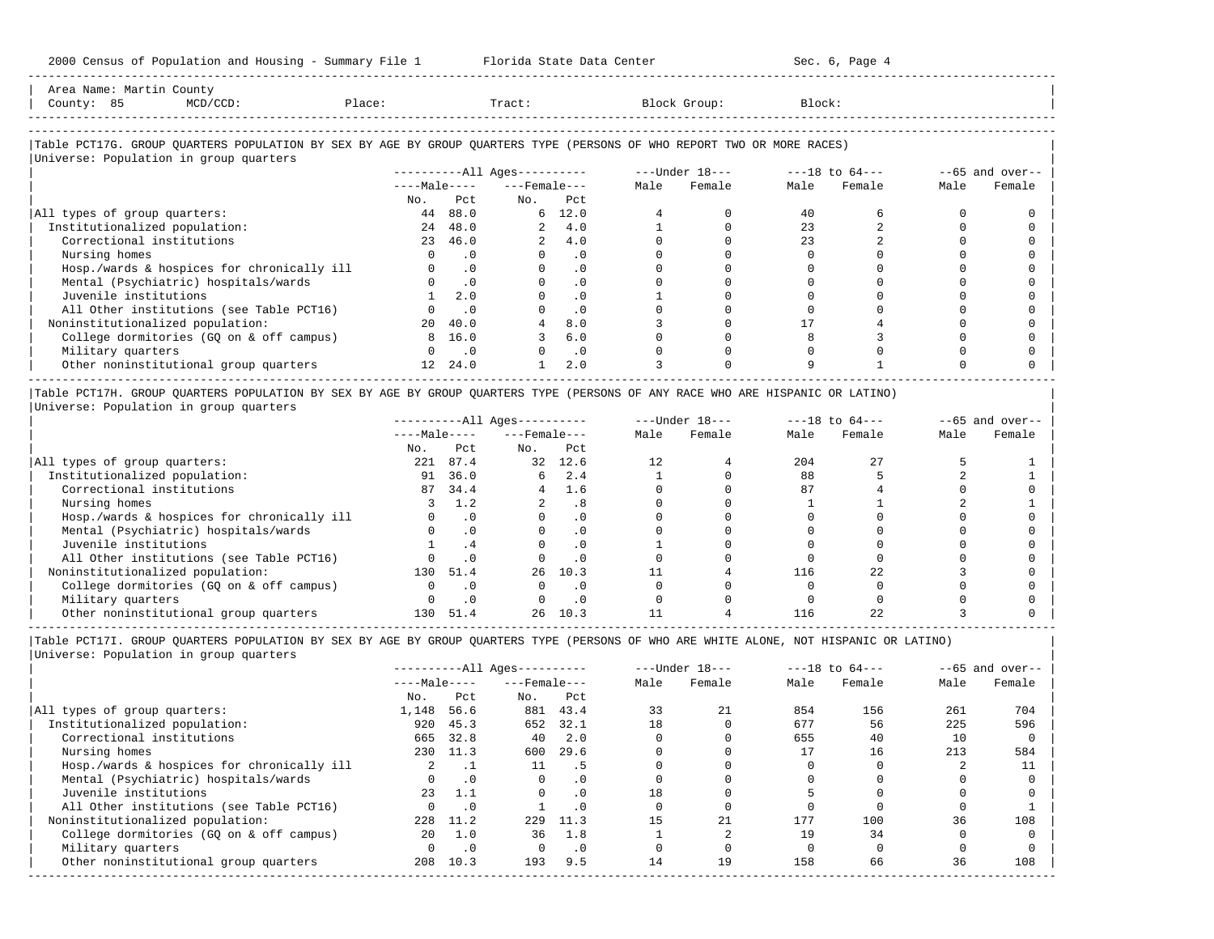Area Name: Martin County
County: 85 MCD/CCD: Place: Tract: Block Group: Block:

## Table PCT17G. GROUP QUARTERS POPULATION BY SEX BY AGE BY GROUP QUARTERS TYPE (PERSONS OF WHO REPORT TWO OR MORE RACES)

Universe: Population in group quarters

| | All Ages | | | | Under 18 | | 18 to 64 | | 65 and over | |
|---|---|---|---|---|---|---|---|---|---|---|
| | Male | | Female | | | | | | | |
| | No. | Pct | No. | Pct | Male | Female | Male | Female | Male | Female |
| All types of group quarters: | 44 | 88.0 | 6 | 12.0 | 4 | 0 | 40 | 6 | 0 | 0 |
| Institutionalized population: | 24 | 48.0 | 2 | 4.0 | 1 | 0 | 23 | 2 | 0 | 0 |
| Correctional institutions | 23 | 46.0 | 2 | 4.0 | 0 | 0 | 23 | 2 | 0 | 0 |
| Nursing homes | 0 | .0 | 0 | .0 | 0 | 0 | 0 | 0 | 0 | 0 |
| Hosp./wards & hospices for chronically ill | 0 | .0 | 0 | .0 | 0 | 0 | 0 | 0 | 0 | 0 |
| Mental (Psychiatric) hospitals/wards | 0 | .0 | 0 | .0 | 0 | 0 | 0 | 0 | 0 | 0 |
| Juvenile institutions | 1 | 2.0 | 0 | .0 | 1 | 0 | 0 | 0 | 0 | 0 |
| All Other institutions (see Table PCT16) | 0 | .0 | 0 | .0 | 0 | 0 | 0 | 0 | 0 | 0 |
| Noninstitutionalized population: | 20 | 40.0 | 4 | 8.0 | 3 | 0 | 17 | 4 | 0 | 0 |
| College dormitories (GQ on & off campus) | 8 | 16.0 | 3 | 6.0 | 0 | 0 | 8 | 3 | 0 | 0 |
| Military quarters | 0 | .0 | 0 | .0 | 0 | 0 | 0 | 0 | 0 | 0 |
| Other noninstitutional group quarters | 12 | 24.0 | 1 | 2.0 | 3 | 0 | 9 | 1 | 0 | 0 |

## Table PCT17H. GROUP QUARTERS POPULATION BY SEX BY AGE BY GROUP QUARTERS TYPE (PERSONS OF ANY RACE WHO ARE HISPANIC OR LATINO)

Universe: Population in group quarters

| | All Ages | | | | Under 18 | | 18 to 64 | | 65 and over | |
|---|---|---|---|---|---|---|---|---|---|---|
| | Male | | Female | | | | | | | |
| | No. | Pct | No. | Pct | Male | Female | Male | Female | Male | Female |
| All types of group quarters: | 221 | 87.4 | 32 | 12.6 | 12 | 4 | 204 | 27 | 5 | 1 |
| Institutionalized population: | 91 | 36.0 | 6 | 2.4 | 1 | 0 | 88 | 5 | 2 | 1 |
| Correctional institutions | 87 | 34.4 | 4 | 1.6 | 0 | 0 | 87 | 4 | 0 | 0 |
| Nursing homes | 3 | 1.2 | 2 | .8 | 0 | 0 | 1 | 1 | 2 | 1 |
| Hosp./wards & hospices for chronically ill | 0 | .0 | 0 | .0 | 0 | 0 | 0 | 0 | 0 | 0 |
| Mental (Psychiatric) hospitals/wards | 0 | .0 | 0 | .0 | 0 | 0 | 0 | 0 | 0 | 0 |
| Juvenile institutions | 1 | .4 | 0 | .0 | 1 | 0 | 0 | 0 | 0 | 0 |
| All Other institutions (see Table PCT16) | 0 | .0 | 0 | .0 | 0 | 0 | 0 | 0 | 0 | 0 |
| Noninstitutionalized population: | 130 | 51.4 | 26 | 10.3 | 11 | 4 | 116 | 22 | 3 | 0 |
| College dormitories (GQ on & off campus) | 0 | .0 | 0 | .0 | 0 | 0 | 0 | 0 | 0 | 0 |
| Military quarters | 0 | .0 | 0 | .0 | 0 | 0 | 0 | 0 | 0 | 0 |
| Other noninstitutional group quarters | 130 | 51.4 | 26 | 10.3 | 11 | 4 | 116 | 22 | 3 | 0 |

## Table PCT17I. GROUP QUARTERS POPULATION BY SEX BY AGE BY GROUP QUARTERS TYPE (PERSONS OF WHO ARE WHITE ALONE, NOT HISPANIC OR LATINO)

Universe: Population in group quarters

| | All Ages | | | | Under 18 | | 18 to 64 | | 65 and over | |
|---|---|---|---|---|---|---|---|---|---|---|
| | Male | | Female | | | | | | | |
| | No. | Pct | No. | Pct | Male | Female | Male | Female | Male | Female |
| All types of group quarters: | 1,148 | 56.6 | 881 | 43.4 | 33 | 21 | 854 | 156 | 261 | 704 |
| Institutionalized population: | 920 | 45.3 | 652 | 32.1 | 18 | 0 | 677 | 56 | 225 | 596 |
| Correctional institutions | 665 | 32.8 | 40 | 2.0 | 0 | 0 | 655 | 40 | 10 | 0 |
| Nursing homes | 230 | 11.3 | 600 | 29.6 | 0 | 0 | 17 | 16 | 213 | 584 |
| Hosp./wards & hospices for chronically ill | 2 | .1 | 11 | .5 | 0 | 0 | 0 | 0 | 2 | 11 |
| Mental (Psychiatric) hospitals/wards | 0 | .0 | 0 | .0 | 0 | 0 | 0 | 0 | 0 | 0 |
| Juvenile institutions | 23 | 1.1 | 0 | .0 | 18 | 0 | 5 | 0 | 0 | 0 |
| All Other institutions (see Table PCT16) | 0 | .0 | 1 | .0 | 0 | 0 | 0 | 0 | 0 | 1 |
| Noninstitutionalized population: | 228 | 11.2 | 229 | 11.3 | 15 | 21 | 177 | 100 | 36 | 108 |
| College dormitories (GQ on & off campus) | 20 | 1.0 | 36 | 1.8 | 1 | 2 | 19 | 34 | 0 | 0 |
| Military quarters | 0 | .0 | 0 | .0 | 0 | 0 | 0 | 0 | 0 | 0 |
| Other noninstitutional group quarters | 208 | 10.3 | 193 | 9.5 | 14 | 19 | 158 | 66 | 36 | 108 |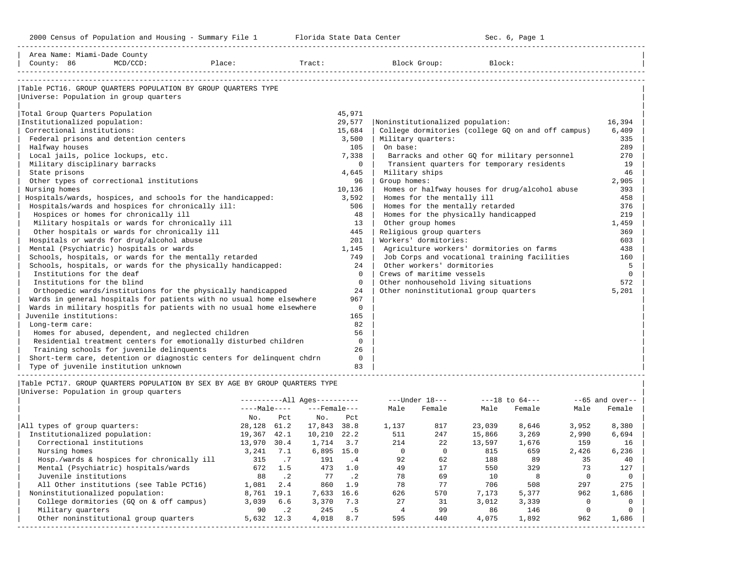Area Name: Miami-Dade County
County: 86 MCD/CCD: Place: Tract: Block Group: Block:

## Table PCT16. GROUP QUARTERS POPULATION BY GROUP QUARTERS TYPE

Universe: Population in group quarters

| Category | Count |
|---|---|
| Total Group Quarters Population | 45,971 |
| Institutionalized population: | 29,577 |
| Correctional institutions: | 15,684 |
| Federal prisons and detention centers | 3,500 |
| Halfway houses | 105 |
| Local jails, police lockups, etc. | 7,338 |
| Military disciplinary barracks | 0 |
| State prisons | 4,645 |
| Other types of correctional institutions | 96 |
| Nursing homes | 10,136 |
| Hospitals/wards, hospices, and schools for the handicapped: | 3,592 |
| Hospitals/wards and hospices for chronically ill: | 506 |
| Hospices or homes for chronically ill | 48 |
| Military hospitals or wards for chronically ill | 13 |
| Other hospitals or wards for chronically ill | 445 |
| Hospitals or wards for drug/alcohol abuse | 201 |
| Mental (Psychiatric) hospitals or wards | 1,145 |
| Schools, hospitals, or wards for the mentally retarded | 749 |
| Schools, hospitals, or wards for the physically handicapped: | 24 |
| Institutions for the deaf | 0 |
| Institutions for the blind | 0 |
| Orthopedic wards/institutions for the physically handicapped | 24 |
| Wards in general hospitals for patients with no usual home elsewhere | 967 |
| Wards in military hospitls for patients with no usual home elsewhere | 0 |
| Juvenile institutions: | 165 |
| Long-term care: | 82 |
| Homes for abused, dependent, and neglected children | 56 |
| Residential treatment centers for emotionally disturbed children | 0 |
| Training schools for juvenile delinquents | 26 |
| Short-term care, detention or diagnostic centers for delinquent chdrn | 0 |
| Type of juvenile institution unknown | 83 |
| Noninstitutionalized population: | 16,394 |
| College dormitories (college GQ on and off campus) | 6,409 |
| Military quarters: | 335 |
| On base: | 289 |
| Barracks and other GQ for military personnel | 270 |
| Transient quarters for temporary residents | 19 |
| Military ships | 46 |
| Group homes: | 2,905 |
| Homes or halfway houses for drug/alcohol abuse | 393 |
| Homes for the mentally ill | 458 |
| Homes for the mentally retarded | 376 |
| Homes for the physically handicapped | 219 |
| Other group homes | 1,459 |
| Religious group quarters | 369 |
| Workers' dormitories: | 603 |
| Agriculture workers' dormitories on farms | 438 |
| Job Corps and vocational training facilities | 160 |
| Other workers' dormitories | 5 |
| Crews of maritime vessels | 0 |
| Other nonhousehold living situations | 572 |
| Other noninstitutional group quarters | 5,201 |

## Table PCT17. GROUP QUARTERS POPULATION BY SEX BY AGE BY GROUP QUARTERS TYPE

Universe: Population in group quarters

| | All Ages | | | | Under 18 | | 18 to 64 | | 65 and over | |
|---|---|---|---|---|---|---|---|---|---|---|
| | Male | | Female | | | | | | | |
| | No. | Pct | No. | Pct | Male | Female | Male | Female | Male | Female |
| All types of group quarters: | 28,128 | 61.2 | 17,843 | 38.8 | 1,137 | 817 | 23,039 | 8,646 | 3,952 | 8,380 |
| Institutionalized population: | 19,367 | 42.1 | 10,210 | 22.2 | 511 | 247 | 15,866 | 3,269 | 2,990 | 6,694 |
| Correctional institutions | 13,970 | 30.4 | 1,714 | 3.7 | 214 | 22 | 13,597 | 1,676 | 159 | 16 |
| Nursing homes | 3,241 | 7.1 | 6,895 | 15.0 | 0 | 0 | 815 | 659 | 2,426 | 6,236 |
| Hosp./wards & hospices for chronically ill | 315 | .7 | 191 | .4 | 92 | 62 | 188 | 89 | 35 | 40 |
| Mental (Psychiatric) hospitals/wards | 672 | 1.5 | 473 | 1.0 | 49 | 17 | 550 | 329 | 73 | 127 |
| Juvenile institutions | 88 | .2 | 77 | .2 | 78 | 69 | 10 | 8 | 0 | 0 |
| All Other institutions (see Table PCT16) | 1,081 | 2.4 | 860 | 1.9 | 78 | 77 | 706 | 508 | 297 | 275 |
| Noninstitutionalized population: | 8,761 | 19.1 | 7,633 | 16.6 | 626 | 570 | 7,173 | 5,377 | 962 | 1,686 |
| College dormitories (GQ on & off campus) | 3,039 | 6.6 | 3,370 | 7.3 | 27 | 31 | 3,012 | 3,339 | 0 | 0 |
| Military quarters | 90 | .2 | 245 | .5 | 4 | 99 | 86 | 146 | 0 | 0 |
| Other noninstitutional group quarters | 5,632 | 12.3 | 4,018 | 8.7 | 595 | 440 | 4,075 | 1,892 | 962 | 1,686 |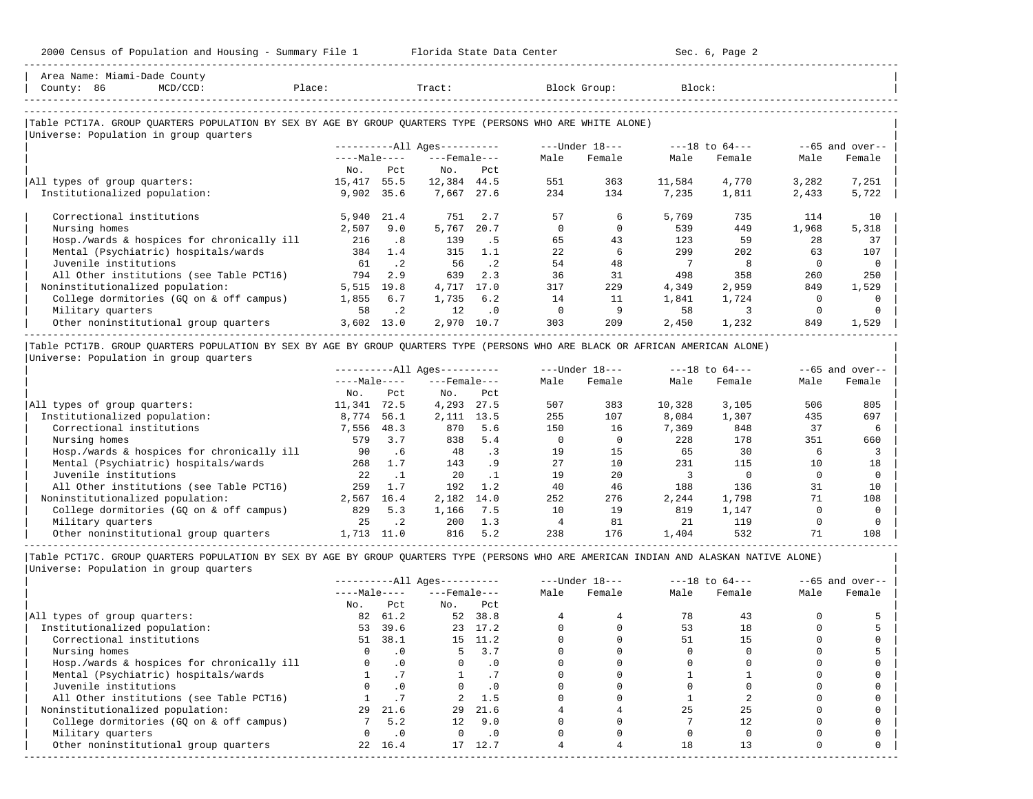Area Name: Miami-Dade County
County: 86 MCD/CCD: Place: Tract: Block Group: Block:

### Table PCT17A. GROUP QUARTERS POPULATION BY SEX BY AGE BY GROUP QUARTERS TYPE (PERSONS WHO ARE WHITE ALONE)

Universe: Population in group quarters

| | All Ages: Male No. | All Ages: Male Pct | All Ages: Female No. | All Ages: Female Pct | Under 18: Male | Under 18: Female | 18 to 64: Male | 18 to 64: Female | 65 and over: Male | 65 and over: Female |
|---|---|---|---|---|---|---|---|---|---|---|
| All types of group quarters: | 15,417 | 55.5 | 12,384 | 44.5 | 551 | 363 | 11,584 | 4,770 | 3,282 | 7,251 |
| Institutionalized population: | 9,902 | 35.6 | 7,667 | 27.6 | 234 | 134 | 7,235 | 1,811 | 2,433 | 5,722 |
| Correctional institutions | 5,940 | 21.4 | 751 | 2.7 | 57 | 6 | 5,769 | 735 | 114 | 10 |
| Nursing homes | 2,507 | 9.0 | 5,767 | 20.7 | 0 | 0 | 539 | 449 | 1,968 | 5,318 |
| Hosp./wards & hospices for chronically ill | 216 | .8 | 139 | .5 | 65 | 43 | 123 | 59 | 28 | 37 |
| Mental (Psychiatric) hospitals/wards | 384 | 1.4 | 315 | 1.1 | 22 | 6 | 299 | 202 | 63 | 107 |
| Juvenile institutions | 61 | .2 | 56 | .2 | 54 | 48 | 7 | 8 | 0 | 0 |
| All Other institutions (see Table PCT16) | 794 | 2.9 | 639 | 2.3 | 36 | 31 | 498 | 358 | 260 | 250 |
| Noninstitutionalized population: | 5,515 | 19.8 | 4,717 | 17.0 | 317 | 229 | 4,349 | 2,959 | 849 | 1,529 |
| College dormitories (GQ on & off campus) | 1,855 | 6.7 | 1,735 | 6.2 | 14 | 11 | 1,841 | 1,724 | 0 | 0 |
| Military quarters | 58 | .2 | 12 | .0 | 0 | 9 | 58 | 3 | 0 | 0 |
| Other noninstitutional group quarters | 3,602 | 13.0 | 2,970 | 10.7 | 303 | 209 | 2,450 | 1,232 | 849 | 1,529 |

### Table PCT17B. GROUP QUARTERS POPULATION BY SEX BY AGE BY GROUP QUARTERS TYPE (PERSONS WHO ARE BLACK OR AFRICAN AMERICAN ALONE)

Universe: Population in group quarters

| | All Ages: Male No. | All Ages: Male Pct | All Ages: Female No. | All Ages: Female Pct | Under 18: Male | Under 18: Female | 18 to 64: Male | 18 to 64: Female | 65 and over: Male | 65 and over: Female |
|---|---|---|---|---|---|---|---|---|---|---|
| All types of group quarters: | 11,341 | 72.5 | 4,293 | 27.5 | 507 | 383 | 10,328 | 3,105 | 506 | 805 |
| Institutionalized population: | 8,774 | 56.1 | 2,111 | 13.5 | 255 | 107 | 8,084 | 1,307 | 435 | 697 |
| Correctional institutions | 7,556 | 48.3 | 870 | 5.6 | 150 | 16 | 7,369 | 848 | 37 | 6 |
| Nursing homes | 579 | 3.7 | 838 | 5.4 | 0 | 0 | 228 | 178 | 351 | 660 |
| Hosp./wards & hospices for chronically ill | 90 | .6 | 48 | .3 | 19 | 15 | 65 | 30 | 6 | 3 |
| Mental (Psychiatric) hospitals/wards | 268 | 1.7 | 143 | .9 | 27 | 10 | 231 | 115 | 10 | 18 |
| Juvenile institutions | 22 | .1 | 20 | .1 | 19 | 20 | 3 | 0 | 0 | 0 |
| All Other institutions (see Table PCT16) | 259 | 1.7 | 192 | 1.2 | 40 | 46 | 188 | 136 | 31 | 10 |
| Noninstitutionalized population: | 2,567 | 16.4 | 2,182 | 14.0 | 252 | 276 | 2,244 | 1,798 | 71 | 108 |
| College dormitories (GQ on & off campus) | 829 | 5.3 | 1,166 | 7.5 | 10 | 19 | 819 | 1,147 | 0 | 0 |
| Military quarters | 25 | .2 | 200 | 1.3 | 4 | 81 | 21 | 119 | 0 | 0 |
| Other noninstitutional group quarters | 1,713 | 11.0 | 816 | 5.2 | 238 | 176 | 1,404 | 532 | 71 | 108 |

### Table PCT17C. GROUP QUARTERS POPULATION BY SEX BY AGE BY GROUP QUARTERS TYPE (PERSONS WHO ARE AMERICAN INDIAN AND ALASKAN NATIVE ALONE)

Universe: Population in group quarters

| | All Ages: Male No. | All Ages: Male Pct | All Ages: Female No. | All Ages: Female Pct | Under 18: Male | Under 18: Female | 18 to 64: Male | 18 to 64: Female | 65 and over: Male | 65 and over: Female |
|---|---|---|---|---|---|---|---|---|---|---|
| All types of group quarters: | 82 | 61.2 | 52 | 38.8 | 4 | 4 | 78 | 43 | 0 | 5 |
| Institutionalized population: | 53 | 39.6 | 23 | 17.2 | 0 | 0 | 53 | 18 | 0 | 5 |
| Correctional institutions | 51 | 38.1 | 15 | 11.2 | 0 | 0 | 51 | 15 | 0 | 0 |
| Nursing homes | 0 | .0 | 5 | 3.7 | 0 | 0 | 0 | 0 | 0 | 5 |
| Hosp./wards & hospices for chronically ill | 0 | .0 | 0 | .0 | 0 | 0 | 0 | 0 | 0 | 0 |
| Mental (Psychiatric) hospitals/wards | 1 | .7 | 1 | .7 | 0 | 0 | 1 | 1 | 0 | 0 |
| Juvenile institutions | 0 | .0 | 0 | .0 | 0 | 0 | 0 | 0 | 0 | 0 |
| All Other institutions (see Table PCT16) | 1 | .7 | 2 | 1.5 | 0 | 0 | 1 | 2 | 0 | 0 |
| Noninstitutionalized population: | 29 | 21.6 | 29 | 21.6 | 4 | 4 | 25 | 25 | 0 | 0 |
| College dormitories (GQ on & off campus) | 7 | 5.2 | 12 | 9.0 | 0 | 0 | 7 | 12 | 0 | 0 |
| Military quarters | 0 | .0 | 0 | .0 | 0 | 0 | 0 | 0 | 0 | 0 |
| Other noninstitutional group quarters | 22 | 16.4 | 17 | 12.7 | 4 | 4 | 18 | 13 | 0 | 0 |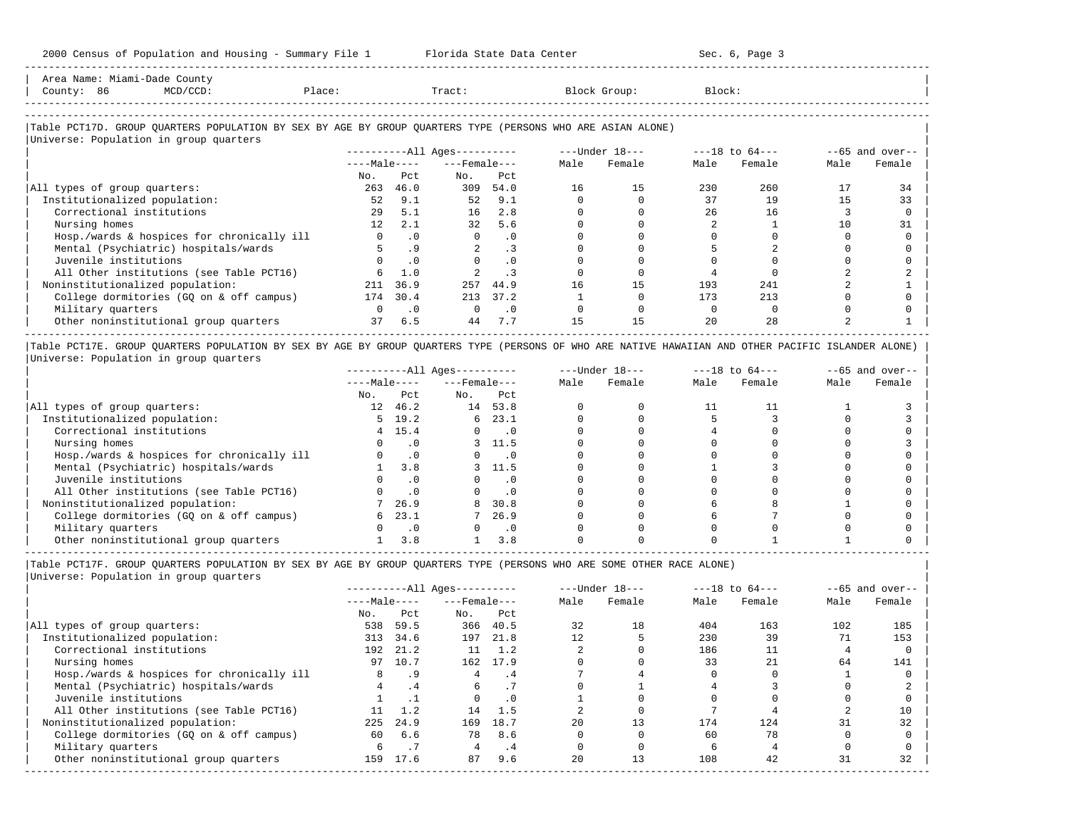Area Name: Miami-Dade County
County: 86 MCD/CCD: Place: Tract: Block Group: Block:

### Table PCT17D. GROUP QUARTERS POPULATION BY SEX BY AGE BY GROUP QUARTERS TYPE (PERSONS WHO ARE ASIAN ALONE)

Universe: Population in group quarters

| | All Ages Male No. | All Ages Male Pct | All Ages Female No. | All Ages Female Pct | Under 18 Male | Under 18 Female | 18 to 64 Male | 18 to 64 Female | 65 and over Male | 65 and over Female |
|---|---|---|---|---|---|---|---|---|---|---|
| All types of group quarters: | 263 | 46.0 | 309 | 54.0 | 16 | 15 | 230 | 260 | 17 | 34 |
| Institutionalized population: | 52 | 9.1 | 52 | 9.1 | 0 | 0 | 37 | 19 | 15 | 33 |
| Correctional institutions | 29 | 5.1 | 16 | 2.8 | 0 | 0 | 26 | 16 | 3 | 0 |
| Nursing homes | 12 | 2.1 | 32 | 5.6 | 0 | 0 | 2 | 1 | 10 | 31 |
| Hosp./wards & hospices for chronically ill | 0 | .0 | 0 | .0 | 0 | 0 | 0 | 0 | 0 | 0 |
| Mental (Psychiatric) hospitals/wards | 5 | .9 | 2 | .3 | 0 | 0 | 5 | 2 | 0 | 0 |
| Juvenile institutions | 0 | .0 | 0 | .0 | 0 | 0 | 0 | 0 | 0 | 0 |
| All Other institutions (see Table PCT16) | 6 | 1.0 | 2 | .3 | 0 | 0 | 4 | 0 | 2 | 2 |
| Noninstitutionalized population: | 211 | 36.9 | 257 | 44.9 | 16 | 15 | 193 | 241 | 2 | 1 |
| College dormitories (GQ on & off campus) | 174 | 30.4 | 213 | 37.2 | 1 | 0 | 173 | 213 | 0 | 0 |
| Military quarters | 0 | .0 | 0 | .0 | 0 | 0 | 0 | 0 | 0 | 0 |
| Other noninstitutional group quarters | 37 | 6.5 | 44 | 7.7 | 15 | 15 | 20 | 28 | 2 | 1 |

### Table PCT17E. GROUP QUARTERS POPULATION BY SEX BY AGE BY GROUP QUARTERS TYPE (PERSONS OF WHO ARE NATIVE HAWAIIAN AND OTHER PACIFIC ISLANDER ALONE)

Universe: Population in group quarters

| | All Ages Male No. | All Ages Male Pct | All Ages Female No. | All Ages Female Pct | Under 18 Male | Under 18 Female | 18 to 64 Male | 18 to 64 Female | 65 and over Male | 65 and over Female |
|---|---|---|---|---|---|---|---|---|---|---|
| All types of group quarters: | 12 | 46.2 | 14 | 53.8 | 0 | 0 | 11 | 11 | 1 | 3 |
| Institutionalized population: | 5 | 19.2 | 6 | 23.1 | 0 | 0 | 5 | 3 | 0 | 3 |
| Correctional institutions | 4 | 15.4 | 0 | .0 | 0 | 0 | 4 | 0 | 0 | 0 |
| Nursing homes | 0 | .0 | 3 | 11.5 | 0 | 0 | 0 | 0 | 0 | 3 |
| Hosp./wards & hospices for chronically ill | 0 | .0 | 0 | .0 | 0 | 0 | 0 | 0 | 0 | 0 |
| Mental (Psychiatric) hospitals/wards | 1 | 3.8 | 3 | 11.5 | 0 | 0 | 1 | 3 | 0 | 0 |
| Juvenile institutions | 0 | .0 | 0 | .0 | 0 | 0 | 0 | 0 | 0 | 0 |
| All Other institutions (see Table PCT16) | 0 | .0 | 0 | .0 | 0 | 0 | 0 | 0 | 0 | 0 |
| Noninstitutionalized population: | 7 | 26.9 | 8 | 30.8 | 0 | 0 | 6 | 8 | 1 | 0 |
| College dormitories (GQ on & off campus) | 6 | 23.1 | 7 | 26.9 | 0 | 0 | 6 | 7 | 0 | 0 |
| Military quarters | 0 | .0 | 0 | .0 | 0 | 0 | 0 | 0 | 0 | 0 |
| Other noninstitutional group quarters | 1 | 3.8 | 1 | 3.8 | 0 | 0 | 0 | 1 | 1 | 0 |

### Table PCT17F. GROUP QUARTERS POPULATION BY SEX BY AGE BY GROUP QUARTERS TYPE (PERSONS WHO ARE SOME OTHER RACE ALONE)

Universe: Population in group quarters

| | All Ages Male No. | All Ages Male Pct | All Ages Female No. | All Ages Female Pct | Under 18 Male | Under 18 Female | 18 to 64 Male | 18 to 64 Female | 65 and over Male | 65 and over Female |
|---|---|---|---|---|---|---|---|---|---|---|
| All types of group quarters: | 538 | 59.5 | 366 | 40.5 | 32 | 18 | 404 | 163 | 102 | 185 |
| Institutionalized population: | 313 | 34.6 | 197 | 21.8 | 12 | 5 | 230 | 39 | 71 | 153 |
| Correctional institutions | 192 | 21.2 | 11 | 1.2 | 2 | 0 | 186 | 11 | 4 | 0 |
| Nursing homes | 97 | 10.7 | 162 | 17.9 | 0 | 0 | 33 | 21 | 64 | 141 |
| Hosp./wards & hospices for chronically ill | 8 | .9 | 4 | .4 | 7 | 4 | 0 | 0 | 1 | 0 |
| Mental (Psychiatric) hospitals/wards | 4 | .4 | 6 | .7 | 0 | 1 | 4 | 3 | 0 | 2 |
| Juvenile institutions | 1 | .1 | 0 | .0 | 1 | 0 | 0 | 0 | 0 | 0 |
| All Other institutions (see Table PCT16) | 11 | 1.2 | 14 | 1.5 | 2 | 0 | 7 | 4 | 2 | 10 |
| Noninstitutionalized population: | 225 | 24.9 | 169 | 18.7 | 20 | 13 | 174 | 124 | 31 | 32 |
| College dormitories (GQ on & off campus) | 60 | 6.6 | 78 | 8.6 | 0 | 0 | 60 | 78 | 0 | 0 |
| Military quarters | 6 | .7 | 4 | .4 | 0 | 0 | 6 | 4 | 0 | 0 |
| Other noninstitutional group quarters | 159 | 17.6 | 87 | 9.6 | 20 | 13 | 108 | 42 | 31 | 32 |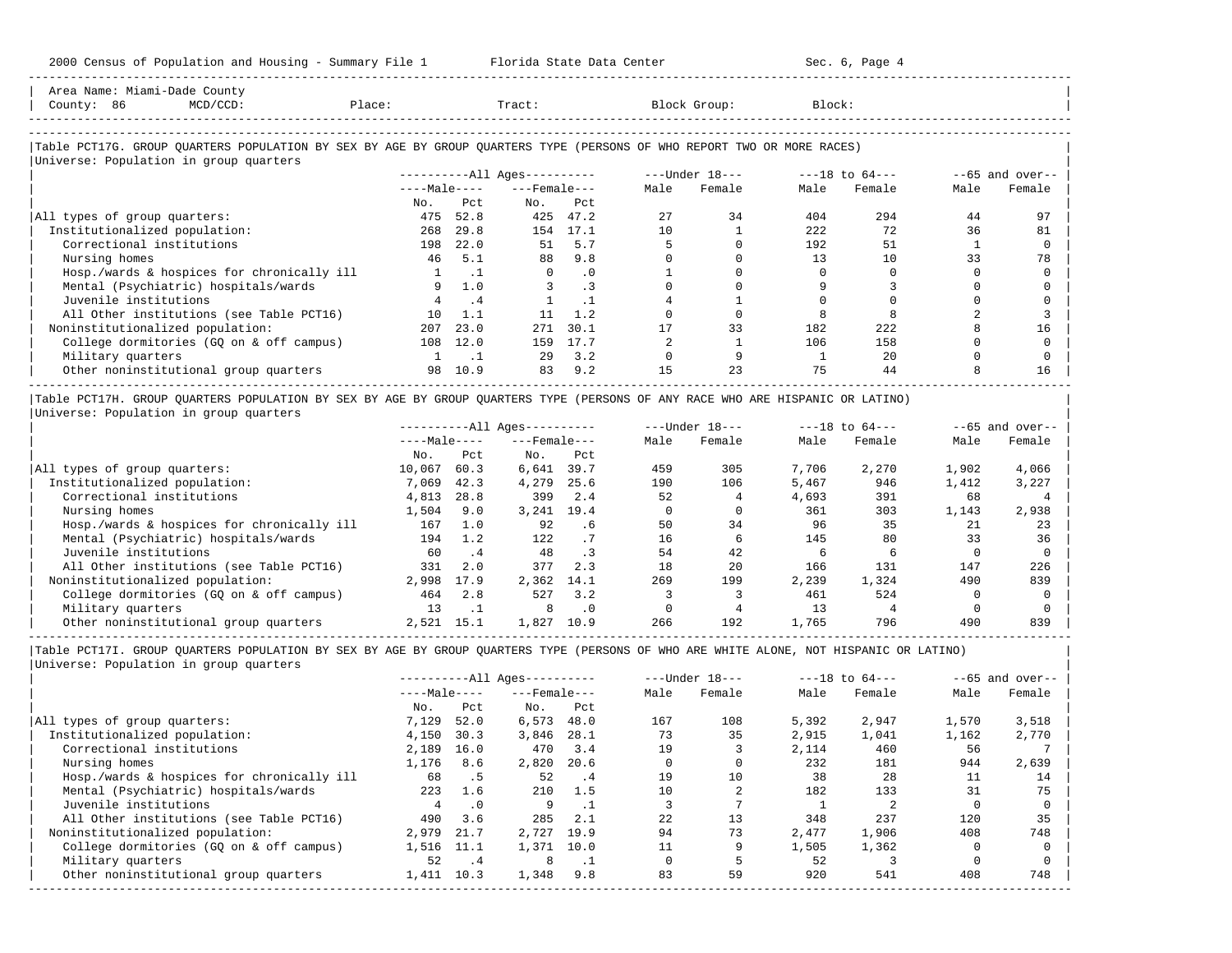Area Name: Miami-Dade County
County: 86 MCD/CCD: Place: Tract: Block Group: Block:

## Table PCT17G. GROUP QUARTERS POPULATION BY SEX BY AGE BY GROUP QUARTERS TYPE (PERSONS OF WHO REPORT TWO OR MORE RACES)

Universe: Population in group quarters

| | All Ages | | | | Under 18 | | 18 to 64 | | 65 and over | |
|---|---|---|---|---|---|---|---|---|---|---|
| | Male | | Female | | | | | | | |
| | No. | Pct | No. | Pct | Male | Female | Male | Female | Male | Female |
| All types of group quarters: | 475 | 52.8 | 425 | 47.2 | 27 | 34 | 404 | 294 | 44 | 97 |
| Institutionalized population: | 268 | 29.8 | 154 | 17.1 | 10 | 1 | 222 | 72 | 36 | 81 |
| Correctional institutions | 198 | 22.0 | 51 | 5.7 | 5 | 0 | 192 | 51 | 1 | 0 |
| Nursing homes | 46 | 5.1 | 88 | 9.8 | 0 | 0 | 13 | 10 | 33 | 78 |
| Hosp./wards & hospices for chronically ill | 1 | .1 | 0 | .0 | 1 | 0 | 0 | 0 | 0 | 0 |
| Mental (Psychiatric) hospitals/wards | 9 | 1.0 | 3 | .3 | 0 | 0 | 9 | 3 | 0 | 0 |
| Juvenile institutions | 4 | .4 | 1 | .1 | 4 | 1 | 0 | 0 | 0 | 0 |
| All Other institutions (see Table PCT16) | 10 | 1.1 | 11 | 1.2 | 0 | 0 | 8 | 8 | 2 | 3 |
| Noninstitutionalized population: | 207 | 23.0 | 271 | 30.1 | 17 | 33 | 182 | 222 | 8 | 16 |
| College dormitories (GQ on & off campus) | 108 | 12.0 | 159 | 17.7 | 2 | 1 | 106 | 158 | 0 | 0 |
| Military quarters | 1 | .1 | 29 | 3.2 | 0 | 9 | 1 | 20 | 0 | 0 |
| Other noninstitutional group quarters | 98 | 10.9 | 83 | 9.2 | 15 | 23 | 75 | 44 | 8 | 16 |

## Table PCT17H. GROUP QUARTERS POPULATION BY SEX BY AGE BY GROUP QUARTERS TYPE (PERSONS OF ANY RACE WHO ARE HISPANIC OR LATINO)

Universe: Population in group quarters

| | All Ages | | | | Under 18 | | 18 to 64 | | 65 and over | |
|---|---|---|---|---|---|---|---|---|---|---|
| | Male | | Female | | | | | | | |
| | No. | Pct | No. | Pct | Male | Female | Male | Female | Male | Female |
| All types of group quarters: | 10,067 | 60.3 | 6,641 | 39.7 | 459 | 305 | 7,706 | 2,270 | 1,902 | 4,066 |
| Institutionalized population: | 7,069 | 42.3 | 4,279 | 25.6 | 190 | 106 | 5,467 | 946 | 1,412 | 3,227 |
| Correctional institutions | 4,813 | 28.8 | 399 | 2.4 | 52 | 4 | 4,693 | 391 | 68 | 4 |
| Nursing homes | 1,504 | 9.0 | 3,241 | 19.4 | 0 | 0 | 361 | 303 | 1,143 | 2,938 |
| Hosp./wards & hospices for chronically ill | 167 | 1.0 | 92 | .6 | 50 | 34 | 96 | 35 | 21 | 23 |
| Mental (Psychiatric) hospitals/wards | 194 | 1.2 | 122 | .7 | 16 | 6 | 145 | 80 | 33 | 36 |
| Juvenile institutions | 60 | .4 | 48 | .3 | 54 | 42 | 6 | 6 | 0 | 0 |
| All Other institutions (see Table PCT16) | 331 | 2.0 | 377 | 2.3 | 18 | 20 | 166 | 131 | 147 | 226 |
| Noninstitutionalized population: | 2,998 | 17.9 | 2,362 | 14.1 | 269 | 199 | 2,239 | 1,324 | 490 | 839 |
| College dormitories (GQ on & off campus) | 464 | 2.8 | 527 | 3.2 | 3 | 3 | 461 | 524 | 0 | 0 |
| Military quarters | 13 | .1 | 8 | .0 | 0 | 4 | 13 | 4 | 0 | 0 |
| Other noninstitutional group quarters | 2,521 | 15.1 | 1,827 | 10.9 | 266 | 192 | 1,765 | 796 | 490 | 839 |

## Table PCT17I. GROUP QUARTERS POPULATION BY SEX BY AGE BY GROUP QUARTERS TYPE (PERSONS OF WHO ARE WHITE ALONE, NOT HISPANIC OR LATINO)

Universe: Population in group quarters

| | All Ages | | | | Under 18 | | 18 to 64 | | 65 and over | |
|---|---|---|---|---|---|---|---|---|---|---|
| | Male | | Female | | | | | | | |
| | No. | Pct | No. | Pct | Male | Female | Male | Female | Male | Female |
| All types of group quarters: | 7,129 | 52.0 | 6,573 | 48.0 | 167 | 108 | 5,392 | 2,947 | 1,570 | 3,518 |
| Institutionalized population: | 4,150 | 30.3 | 3,846 | 28.1 | 73 | 35 | 2,915 | 1,041 | 1,162 | 2,770 |
| Correctional institutions | 2,189 | 16.0 | 470 | 3.4 | 19 | 3 | 2,114 | 460 | 56 | 7 |
| Nursing homes | 1,176 | 8.6 | 2,820 | 20.6 | 0 | 0 | 232 | 181 | 944 | 2,639 |
| Hosp./wards & hospices for chronically ill | 68 | .5 | 52 | .4 | 19 | 10 | 38 | 28 | 11 | 14 |
| Mental (Psychiatric) hospitals/wards | 223 | 1.6 | 210 | 1.5 | 10 | 2 | 182 | 133 | 31 | 75 |
| Juvenile institutions | 4 | .0 | 9 | .1 | 3 | 7 | 1 | 2 | 0 | 0 |
| All Other institutions (see Table PCT16) | 490 | 3.6 | 285 | 2.1 | 22 | 13 | 348 | 237 | 120 | 35 |
| Noninstitutionalized population: | 2,979 | 21.7 | 2,727 | 19.9 | 94 | 73 | 2,477 | 1,906 | 408 | 748 |
| College dormitories (GQ on & off campus) | 1,516 | 11.1 | 1,371 | 10.0 | 11 | 9 | 1,505 | 1,362 | 0 | 0 |
| Military quarters | 52 | .4 | 8 | .1 | 0 | 5 | 52 | 3 | 0 | 0 |
| Other noninstitutional group quarters | 1,411 | 10.3 | 1,348 | 9.8 | 83 | 59 | 920 | 541 | 408 | 748 |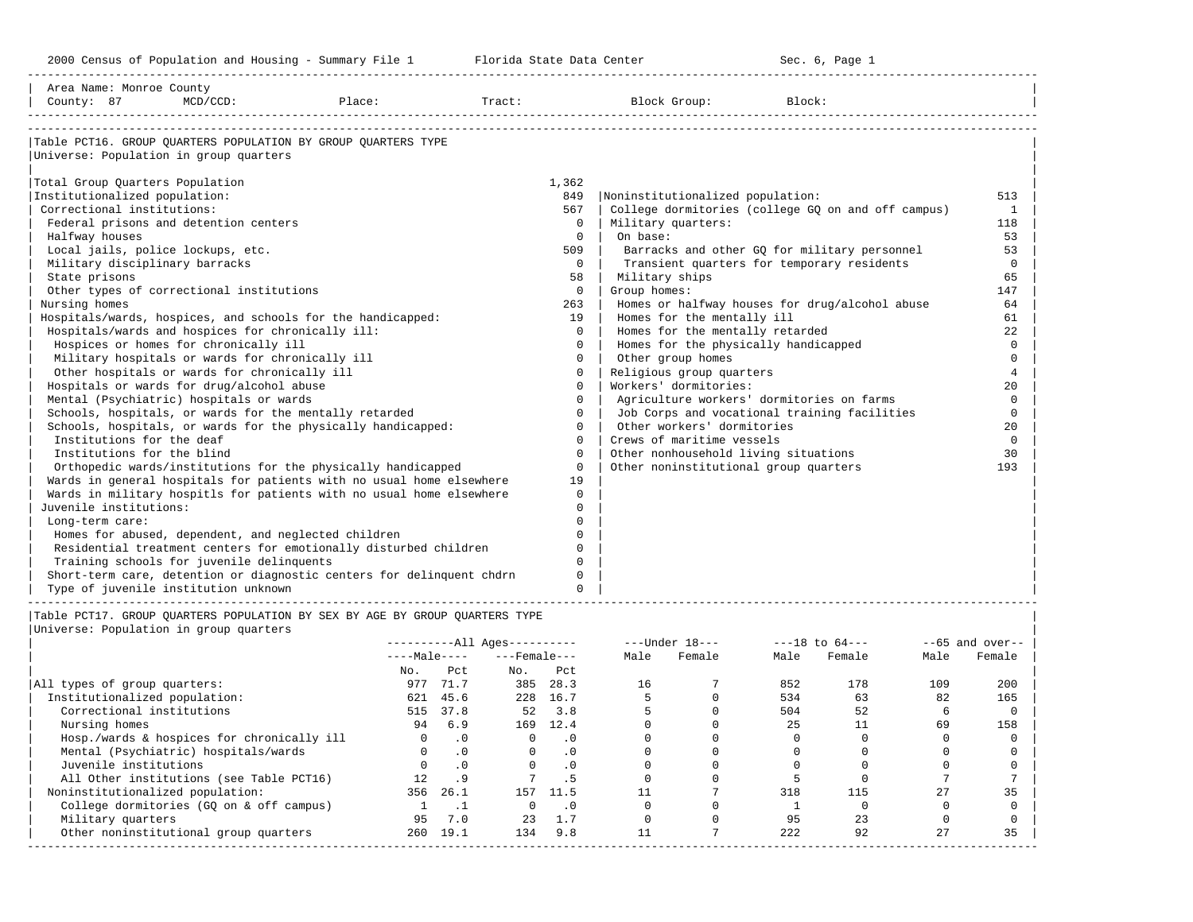2000 Census of Population and Housing - Summary File 1 &nbsp;&nbsp;&nbsp; Florida State Data Center &nbsp;&nbsp;&nbsp; Sec. 6, Page 1

Area Name: Monroe County
County: 87 &nbsp; MCD/CCD: &nbsp; Place: &nbsp; Tract: &nbsp; Block Group: &nbsp; Block:

## Table PCT16. GROUP QUARTERS POPULATION BY GROUP QUARTERS TYPE

Universe: Population in group quarters

| Category | Count |
|---|---|
| Total Group Quarters Population | 1,362 |
| Institutionalized population: | 849 |
| Correctional institutions: | 567 |
| Federal prisons and detention centers | 0 |
| Halfway houses | 0 |
| Local jails, police lockups, etc. | 509 |
| Military disciplinary barracks | 0 |
| State prisons | 58 |
| Other types of correctional institutions | 0 |
| Nursing homes | 263 |
| Hospitals/wards, hospices, and schools for the handicapped: | 19 |
| Hospitals/wards and hospices for chronically ill: | 0 |
| Hospices or homes for chronically ill | 0 |
| Military hospitals or wards for chronically ill | 0 |
| Other hospitals or wards for chronically ill | 0 |
| Hospitals or wards for drug/alcohol abuse | 0 |
| Mental (Psychiatric) hospitals or wards | 0 |
| Schools, hospitals, or wards for the mentally retarded | 0 |
| Schools, hospitals, or wards for the physically handicapped: | 0 |
| Institutions for the deaf | 0 |
| Institutions for the blind | 0 |
| Orthopedic wards/institutions for the physically handicapped | 0 |
| Wards in general hospitals for patients with no usual home elsewhere | 19 |
| Wards in military hospitls for patients with no usual home elsewhere | 0 |
| Juvenile institutions: | 0 |
| Long-term care: | 0 |
| Homes for abused, dependent, and neglected children | 0 |
| Residential treatment centers for emotionally disturbed children | 0 |
| Training schools for juvenile delinquents | 0 |
| Short-term care, detention or diagnostic centers for delinquent chdrn | 0 |
| Type of juvenile institution unknown | 0 |
| Noninstitutionalized population: | 513 |
| College dormitories (college GQ on and off campus) | 1 |
| Military quarters: | 118 |
| On base: | 53 |
| Barracks and other GQ for military personnel | 53 |
| Transient quarters for temporary residents | 0 |
| Military ships | 65 |
| Group homes: | 147 |
| Homes or halfway houses for drug/alcohol abuse | 64 |
| Homes for the mentally ill | 61 |
| Homes for the mentally retarded | 22 |
| Homes for the physically handicapped | 0 |
| Other group homes | 0 |
| Religious group quarters | 4 |
| Workers' dormitories: | 20 |
| Agriculture workers' dormitories on farms | 0 |
| Job Corps and vocational training facilities | 0 |
| Other workers' dormitories | 20 |
| Crews of maritime vessels | 0 |
| Other nonhousehold living situations | 30 |
| Other noninstitutional group quarters | 193 |

## Table PCT17. GROUP QUARTERS POPULATION BY SEX BY AGE BY GROUP QUARTERS TYPE

Universe: Population in group quarters

| | All Ages | | | | Under 18 | | 18 to 64 | | 65 and over | |
|---|---|---|---|---|---|---|---|---|---|---|
| | Male | | Female | | | | | | | |
| | No. | Pct | No. | Pct | Male | Female | Male | Female | Male | Female |
| All types of group quarters: | 977 | 71.7 | 385 | 28.3 | 16 | 7 | 852 | 178 | 109 | 200 |
| Institutionalized population: | 621 | 45.6 | 228 | 16.7 | 5 | 0 | 534 | 63 | 82 | 165 |
| Correctional institutions | 515 | 37.8 | 52 | 3.8 | 5 | 0 | 504 | 52 | 6 | 0 |
| Nursing homes | 94 | 6.9 | 169 | 12.4 | 0 | 0 | 25 | 11 | 69 | 158 |
| Hosp./wards & hospices for chronically ill | 0 | .0 | 0 | .0 | 0 | 0 | 0 | 0 | 0 | 0 |
| Mental (Psychiatric) hospitals/wards | 0 | .0 | 0 | .0 | 0 | 0 | 0 | 0 | 0 | 0 |
| Juvenile institutions | 0 | .0 | 0 | .0 | 0 | 0 | 0 | 0 | 0 | 0 |
| All Other institutions (see Table PCT16) | 12 | .9 | 7 | .5 | 0 | 0 | 5 | 0 | 7 | 7 |
| Noninstitutionalized population: | 356 | 26.1 | 157 | 11.5 | 11 | 7 | 318 | 115 | 27 | 35 |
| College dormitories (GQ on & off campus) | 1 | .1 | 0 | .0 | 0 | 0 | 1 | 0 | 0 | 0 |
| Military quarters | 95 | 7.0 | 23 | 1.7 | 0 | 0 | 95 | 23 | 0 | 0 |
| Other noninstitutional group quarters | 260 | 19.1 | 134 | 9.8 | 11 | 7 | 222 | 92 | 27 | 35 |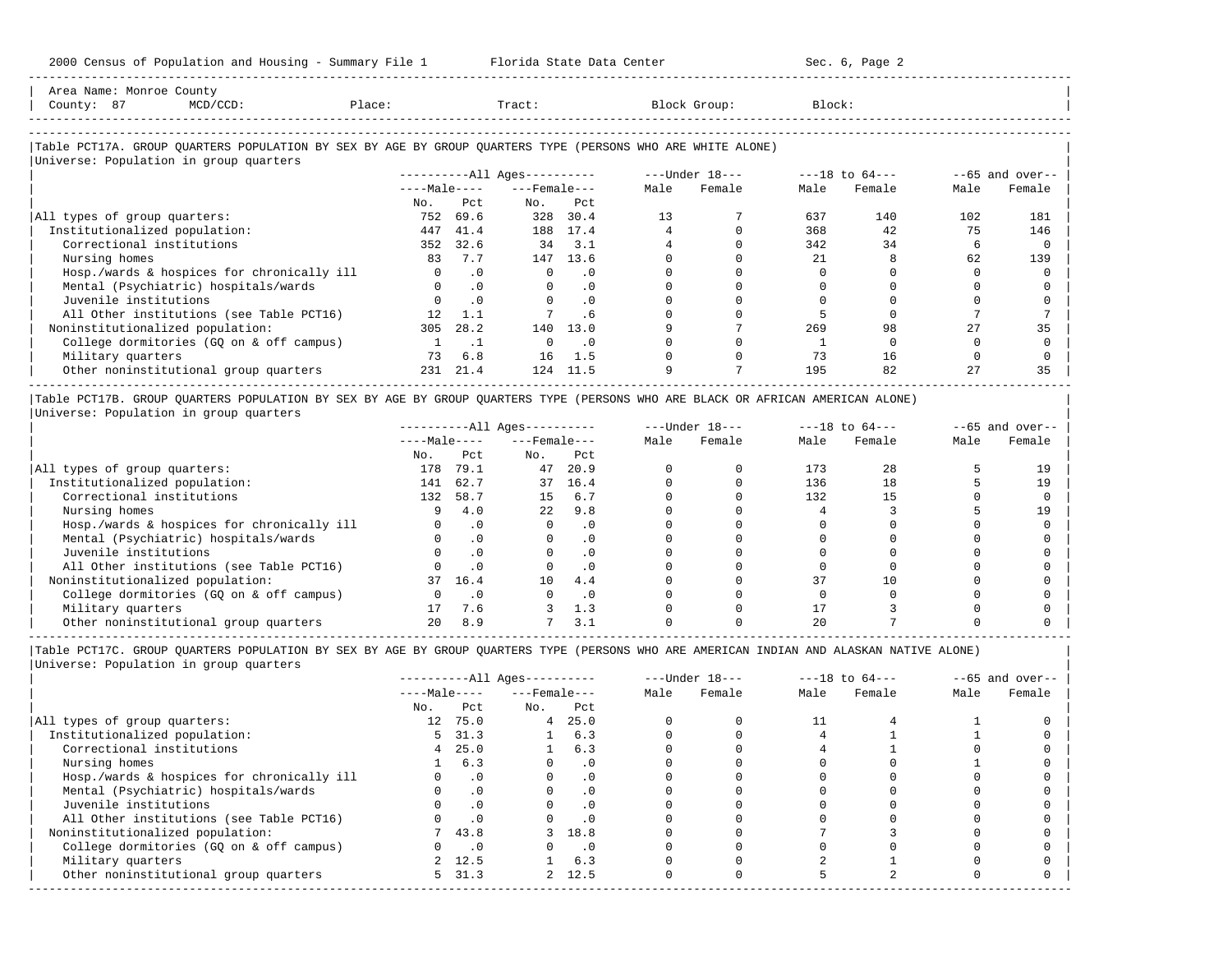Area Name: Monroe County
County: 87 MCD/CCD: Place: Tract: Block Group: Block:

### Table PCT17A. GROUP QUARTERS POPULATION BY SEX BY AGE BY GROUP QUARTERS TYPE (PERSONS WHO ARE WHITE ALONE)

Universe: Population in group quarters

| | All Ages Male No. | All Ages Male Pct | All Ages Female No. | All Ages Female Pct | Under 18 Male | Under 18 Female | 18 to 64 Male | 18 to 64 Female | 65 and over Male | 65 and over Female |
|---|---|---|---|---|---|---|---|---|---|---|
| All types of group quarters: | 752 | 69.6 | 328 | 30.4 | 13 | 7 | 637 | 140 | 102 | 181 |
| Institutionalized population: | 447 | 41.4 | 188 | 17.4 | 4 | 0 | 368 | 42 | 75 | 146 |
| Correctional institutions | 352 | 32.6 | 34 | 3.1 | 4 | 0 | 342 | 34 | 6 | 0 |
| Nursing homes | 83 | 7.7 | 147 | 13.6 | 0 | 0 | 21 | 8 | 62 | 139 |
| Hosp./wards & hospices for chronically ill | 0 | .0 | 0 | .0 | 0 | 0 | 0 | 0 | 0 | 0 |
| Mental (Psychiatric) hospitals/wards | 0 | .0 | 0 | .0 | 0 | 0 | 0 | 0 | 0 | 0 |
| Juvenile institutions | 0 | .0 | 0 | .0 | 0 | 0 | 0 | 0 | 0 | 0 |
| All Other institutions (see Table PCT16) | 12 | 1.1 | 7 | .6 | 0 | 0 | 5 | 0 | 7 | 7 |
| Noninstitutionalized population: | 305 | 28.2 | 140 | 13.0 | 9 | 7 | 269 | 98 | 27 | 35 |
| College dormitories (GQ on & off campus) | 1 | .1 | 0 | .0 | 0 | 0 | 1 | 0 | 0 | 0 |
| Military quarters | 73 | 6.8 | 16 | 1.5 | 0 | 0 | 73 | 16 | 0 | 0 |
| Other noninstitutional group quarters | 231 | 21.4 | 124 | 11.5 | 9 | 7 | 195 | 82 | 27 | 35 |

### Table PCT17B. GROUP QUARTERS POPULATION BY SEX BY AGE BY GROUP QUARTERS TYPE (PERSONS WHO ARE BLACK OR AFRICAN AMERICAN ALONE)

Universe: Population in group quarters

| | All Ages Male No. | All Ages Male Pct | All Ages Female No. | All Ages Female Pct | Under 18 Male | Under 18 Female | 18 to 64 Male | 18 to 64 Female | 65 and over Male | 65 and over Female |
|---|---|---|---|---|---|---|---|---|---|---|
| All types of group quarters: | 178 | 79.1 | 47 | 20.9 | 0 | 0 | 173 | 28 | 5 | 19 |
| Institutionalized population: | 141 | 62.7 | 37 | 16.4 | 0 | 0 | 136 | 18 | 5 | 19 |
| Correctional institutions | 132 | 58.7 | 15 | 6.7 | 0 | 0 | 132 | 15 | 0 | 0 |
| Nursing homes | 9 | 4.0 | 22 | 9.8 | 0 | 0 | 4 | 3 | 5 | 19 |
| Hosp./wards & hospices for chronically ill | 0 | .0 | 0 | .0 | 0 | 0 | 0 | 0 | 0 | 0 |
| Mental (Psychiatric) hospitals/wards | 0 | .0 | 0 | .0 | 0 | 0 | 0 | 0 | 0 | 0 |
| Juvenile institutions | 0 | .0 | 0 | .0 | 0 | 0 | 0 | 0 | 0 | 0 |
| All Other institutions (see Table PCT16) | 0 | .0 | 0 | .0 | 0 | 0 | 0 | 0 | 0 | 0 |
| Noninstitutionalized population: | 37 | 16.4 | 10 | 4.4 | 0 | 0 | 37 | 10 | 0 | 0 |
| College dormitories (GQ on & off campus) | 0 | .0 | 0 | .0 | 0 | 0 | 0 | 0 | 0 | 0 |
| Military quarters | 17 | 7.6 | 3 | 1.3 | 0 | 0 | 17 | 3 | 0 | 0 |
| Other noninstitutional group quarters | 20 | 8.9 | 7 | 3.1 | 0 | 0 | 20 | 7 | 0 | 0 |

### Table PCT17C. GROUP QUARTERS POPULATION BY SEX BY AGE BY GROUP QUARTERS TYPE (PERSONS WHO ARE AMERICAN INDIAN AND ALASKAN NATIVE ALONE)

Universe: Population in group quarters

| | All Ages Male No. | All Ages Male Pct | All Ages Female No. | All Ages Female Pct | Under 18 Male | Under 18 Female | 18 to 64 Male | 18 to 64 Female | 65 and over Male | 65 and over Female |
|---|---|---|---|---|---|---|---|---|---|---|
| All types of group quarters: | 12 | 75.0 | 4 | 25.0 | 0 | 0 | 11 | 4 | 1 | 0 |
| Institutionalized population: | 5 | 31.3 | 1 | 6.3 | 0 | 0 | 4 | 1 | 1 | 0 |
| Correctional institutions | 4 | 25.0 | 1 | 6.3 | 0 | 0 | 4 | 1 | 0 | 0 |
| Nursing homes | 1 | 6.3 | 0 | .0 | 0 | 0 | 0 | 0 | 1 | 0 |
| Hosp./wards & hospices for chronically ill | 0 | .0 | 0 | .0 | 0 | 0 | 0 | 0 | 0 | 0 |
| Mental (Psychiatric) hospitals/wards | 0 | .0 | 0 | .0 | 0 | 0 | 0 | 0 | 0 | 0 |
| Juvenile institutions | 0 | .0 | 0 | .0 | 0 | 0 | 0 | 0 | 0 | 0 |
| All Other institutions (see Table PCT16) | 0 | .0 | 0 | .0 | 0 | 0 | 0 | 0 | 0 | 0 |
| Noninstitutionalized population: | 7 | 43.8 | 3 | 18.8 | 0 | 0 | 7 | 3 | 0 | 0 |
| College dormitories (GQ on & off campus) | 0 | .0 | 0 | .0 | 0 | 0 | 0 | 0 | 0 | 0 |
| Military quarters | 2 | 12.5 | 1 | 6.3 | 0 | 0 | 2 | 1 | 0 | 0 |
| Other noninstitutional group quarters | 5 | 31.3 | 2 | 12.5 | 0 | 0 | 5 | 2 | 0 | 0 |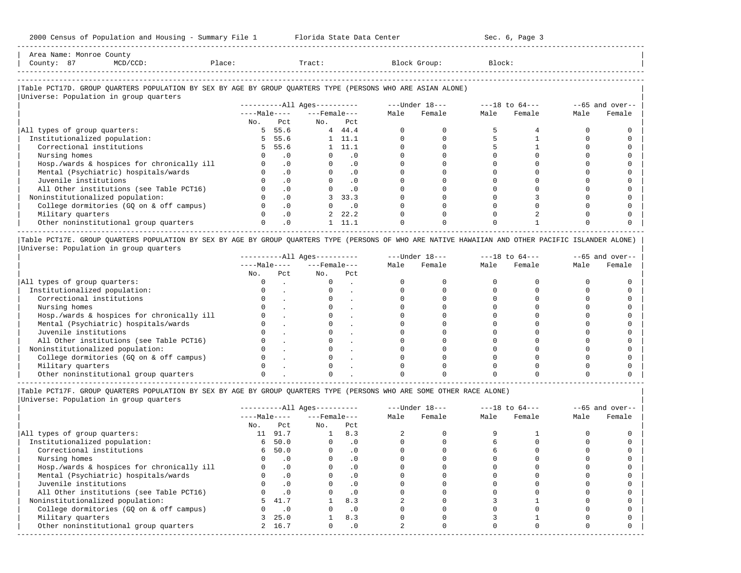Area Name: Monroe County
County: 87 MCD/CCD: Place: Tract: Block Group: Block:

### Table PCT17D. GROUP QUARTERS POPULATION BY SEX BY AGE BY GROUP QUARTERS TYPE (PERSONS WHO ARE ASIAN ALONE)

Universe: Population in group quarters

| | All Ages | | | | Under 18 | | 18 to 64 | | 65 and over | |
|---|---|---|---|---|---|---|---|---|---|---|
| | Male | | Female | | | | | | | |
| | No. | Pct | No. | Pct | Male | Female | Male | Female | Male | Female |
| All types of group quarters: | 5 | 55.6 | 4 | 44.4 | 0 | 0 | 5 | 4 | 0 | 0 |
| Institutionalized population: | 5 | 55.6 | 1 | 11.1 | 0 | 0 | 5 | 1 | 0 | 0 |
| Correctional institutions | 5 | 55.6 | 1 | 11.1 | 0 | 0 | 5 | 1 | 0 | 0 |
| Nursing homes | 0 | .0 | 0 | .0 | 0 | 0 | 0 | 0 | 0 | 0 |
| Hosp./wards & hospices for chronically ill | 0 | .0 | 0 | .0 | 0 | 0 | 0 | 0 | 0 | 0 |
| Mental (Psychiatric) hospitals/wards | 0 | .0 | 0 | .0 | 0 | 0 | 0 | 0 | 0 | 0 |
| Juvenile institutions | 0 | .0 | 0 | .0 | 0 | 0 | 0 | 0 | 0 | 0 |
| All Other institutions (see Table PCT16) | 0 | .0 | 0 | .0 | 0 | 0 | 0 | 0 | 0 | 0 |
| Noninstitutionalized population: | 0 | .0 | 3 | 33.3 | 0 | 0 | 0 | 3 | 0 | 0 |
| College dormitories (GQ on & off campus) | 0 | .0 | 0 | .0 | 0 | 0 | 0 | 0 | 0 | 0 |
| Military quarters | 0 | .0 | 2 | 22.2 | 0 | 0 | 0 | 2 | 0 | 0 |
| Other noninstitutional group quarters | 0 | .0 | 1 | 11.1 | 0 | 0 | 0 | 1 | 0 | 0 |

### Table PCT17E. GROUP QUARTERS POPULATION BY SEX BY AGE BY GROUP QUARTERS TYPE (PERSONS OF WHO ARE NATIVE HAWAIIAN AND OTHER PACIFIC ISLANDER ALONE)

Universe: Population in group quarters

| | All Ages | | | | Under 18 | | 18 to 64 | | 65 and over | |
|---|---|---|---|---|---|---|---|---|---|---|
| | Male | | Female | | | | | | | |
| | No. | Pct | No. | Pct | Male | Female | Male | Female | Male | Female |
| All types of group quarters: | 0 | . | 0 | . | 0 | 0 | 0 | 0 | 0 | 0 |
| Institutionalized population: | 0 | . | 0 | . | 0 | 0 | 0 | 0 | 0 | 0 |
| Correctional institutions | 0 | . | 0 | . | 0 | 0 | 0 | 0 | 0 | 0 |
| Nursing homes | 0 | . | 0 | . | 0 | 0 | 0 | 0 | 0 | 0 |
| Hosp./wards & hospices for chronically ill | 0 | . | 0 | . | 0 | 0 | 0 | 0 | 0 | 0 |
| Mental (Psychiatric) hospitals/wards | 0 | . | 0 | . | 0 | 0 | 0 | 0 | 0 | 0 |
| Juvenile institutions | 0 | . | 0 | . | 0 | 0 | 0 | 0 | 0 | 0 |
| All Other institutions (see Table PCT16) | 0 | . | 0 | . | 0 | 0 | 0 | 0 | 0 | 0 |
| Noninstitutionalized population: | 0 | . | 0 | . | 0 | 0 | 0 | 0 | 0 | 0 |
| College dormitories (GQ on & off campus) | 0 | . | 0 | . | 0 | 0 | 0 | 0 | 0 | 0 |
| Military quarters | 0 | . | 0 | . | 0 | 0 | 0 | 0 | 0 | 0 |
| Other noninstitutional group quarters | 0 | . | 0 | . | 0 | 0 | 0 | 0 | 0 | 0 |

### Table PCT17F. GROUP QUARTERS POPULATION BY SEX BY AGE BY GROUP QUARTERS TYPE (PERSONS WHO ARE SOME OTHER RACE ALONE)

Universe: Population in group quarters

| | All Ages | | | | Under 18 | | 18 to 64 | | 65 and over | |
|---|---|---|---|---|---|---|---|---|---|---|
| | Male | | Female | | | | | | | |
| | No. | Pct | No. | Pct | Male | Female | Male | Female | Male | Female |
| All types of group quarters: | 11 | 91.7 | 1 | 8.3 | 2 | 0 | 9 | 1 | 0 | 0 |
| Institutionalized population: | 6 | 50.0 | 0 | .0 | 0 | 0 | 6 | 0 | 0 | 0 |
| Correctional institutions | 6 | 50.0 | 0 | .0 | 0 | 0 | 6 | 0 | 0 | 0 |
| Nursing homes | 0 | .0 | 0 | .0 | 0 | 0 | 0 | 0 | 0 | 0 |
| Hosp./wards & hospices for chronically ill | 0 | .0 | 0 | .0 | 0 | 0 | 0 | 0 | 0 | 0 |
| Mental (Psychiatric) hospitals/wards | 0 | .0 | 0 | .0 | 0 | 0 | 0 | 0 | 0 | 0 |
| Juvenile institutions | 0 | .0 | 0 | .0 | 0 | 0 | 0 | 0 | 0 | 0 |
| All Other institutions (see Table PCT16) | 0 | .0 | 0 | .0 | 0 | 0 | 0 | 0 | 0 | 0 |
| Noninstitutionalized population: | 5 | 41.7 | 1 | 8.3 | 2 | 0 | 3 | 1 | 0 | 0 |
| College dormitories (GQ on & off campus) | 0 | .0 | 0 | .0 | 0 | 0 | 0 | 0 | 0 | 0 |
| Military quarters | 3 | 25.0 | 1 | 8.3 | 0 | 0 | 3 | 1 | 0 | 0 |
| Other noninstitutional group quarters | 2 | 16.7 | 0 | .0 | 2 | 0 | 0 | 0 | 0 | 0 |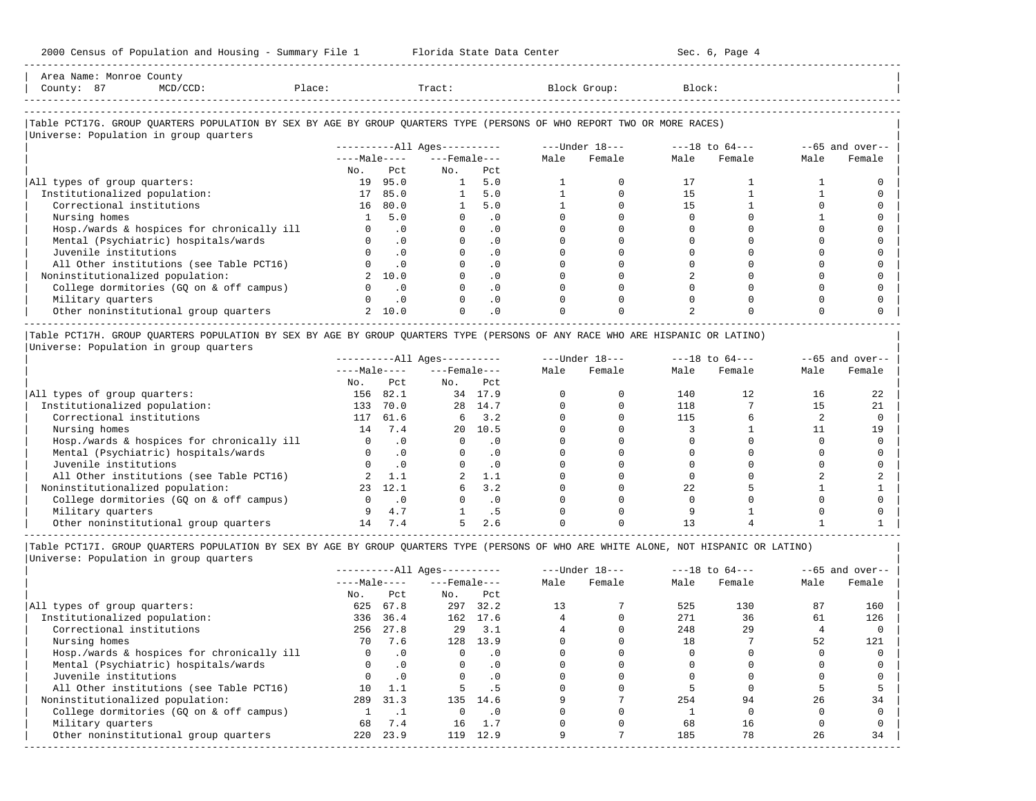Area Name: Monroe County
County: 87 MCD/CCD: Place: Tract: Block Group: Block:

### Table PCT17G. GROUP QUARTERS POPULATION BY SEX BY AGE BY GROUP QUARTERS TYPE (PERSONS OF WHO REPORT TWO OR MORE RACES)

Universe: Population in group quarters

| | All Ages: Male No. | All Ages: Male Pct | All Ages: Female No. | All Ages: Female Pct | Under 18: Male | Under 18: Female | 18 to 64: Male | 18 to 64: Female | 65 and over: Male | 65 and over: Female |
|---|---|---|---|---|---|---|---|---|---|---|
| All types of group quarters: | 19 | 95.0 | 1 | 5.0 | 1 | 0 | 17 | 1 | 1 | 0 |
| Institutionalized population: | 17 | 85.0 | 1 | 5.0 | 1 | 0 | 15 | 1 | 1 | 0 |
| Correctional institutions | 16 | 80.0 | 1 | 5.0 | 1 | 0 | 15 | 1 | 0 | 0 |
| Nursing homes | 1 | 5.0 | 0 | .0 | 0 | 0 | 0 | 0 | 1 | 0 |
| Hosp./wards & hospices for chronically ill | 0 | .0 | 0 | .0 | 0 | 0 | 0 | 0 | 0 | 0 |
| Mental (Psychiatric) hospitals/wards | 0 | .0 | 0 | .0 | 0 | 0 | 0 | 0 | 0 | 0 |
| Juvenile institutions | 0 | .0 | 0 | .0 | 0 | 0 | 0 | 0 | 0 | 0 |
| All Other institutions (see Table PCT16) | 0 | .0 | 0 | .0 | 0 | 0 | 0 | 0 | 0 | 0 |
| Noninstitutionalized population: | 2 | 10.0 | 0 | .0 | 0 | 0 | 2 | 0 | 0 | 0 |
| College dormitories (GQ on & off campus) | 0 | .0 | 0 | .0 | 0 | 0 | 0 | 0 | 0 | 0 |
| Military quarters | 0 | .0 | 0 | .0 | 0 | 0 | 0 | 0 | 0 | 0 |
| Other noninstitutional group quarters | 2 | 10.0 | 0 | .0 | 0 | 0 | 2 | 0 | 0 | 0 |

### Table PCT17H. GROUP QUARTERS POPULATION BY SEX BY AGE BY GROUP QUARTERS TYPE (PERSONS OF ANY RACE WHO ARE HISPANIC OR LATINO)

Universe: Population in group quarters

| | All Ages: Male No. | All Ages: Male Pct | All Ages: Female No. | All Ages: Female Pct | Under 18: Male | Under 18: Female | 18 to 64: Male | 18 to 64: Female | 65 and over: Male | 65 and over: Female |
|---|---|---|---|---|---|---|---|---|---|---|
| All types of group quarters: | 156 | 82.1 | 34 | 17.9 | 0 | 0 | 140 | 12 | 16 | 22 |
| Institutionalized population: | 133 | 70.0 | 28 | 14.7 | 0 | 0 | 118 | 7 | 15 | 21 |
| Correctional institutions | 117 | 61.6 | 6 | 3.2 | 0 | 0 | 115 | 6 | 2 | 0 |
| Nursing homes | 14 | 7.4 | 20 | 10.5 | 0 | 0 | 3 | 1 | 11 | 19 |
| Hosp./wards & hospices for chronically ill | 0 | .0 | 0 | .0 | 0 | 0 | 0 | 0 | 0 | 0 |
| Mental (Psychiatric) hospitals/wards | 0 | .0 | 0 | .0 | 0 | 0 | 0 | 0 | 0 | 0 |
| Juvenile institutions | 0 | .0 | 0 | .0 | 0 | 0 | 0 | 0 | 0 | 0 |
| All Other institutions (see Table PCT16) | 2 | 1.1 | 2 | 1.1 | 0 | 0 | 0 | 0 | 2 | 2 |
| Noninstitutionalized population: | 23 | 12.1 | 6 | 3.2 | 0 | 0 | 22 | 5 | 1 | 1 |
| College dormitories (GQ on & off campus) | 0 | .0 | 0 | .0 | 0 | 0 | 0 | 0 | 0 | 0 |
| Military quarters | 9 | 4.7 | 1 | .5 | 0 | 0 | 9 | 1 | 0 | 0 |
| Other noninstitutional group quarters | 14 | 7.4 | 5 | 2.6 | 0 | 0 | 13 | 4 | 1 | 1 |

### Table PCT17I. GROUP QUARTERS POPULATION BY SEX BY AGE BY GROUP QUARTERS TYPE (PERSONS OF WHO ARE WHITE ALONE, NOT HISPANIC OR LATINO)

Universe: Population in group quarters

| | All Ages: Male No. | All Ages: Male Pct | All Ages: Female No. | All Ages: Female Pct | Under 18: Male | Under 18: Female | 18 to 64: Male | 18 to 64: Female | 65 and over: Male | 65 and over: Female |
|---|---|---|---|---|---|---|---|---|---|---|
| All types of group quarters: | 625 | 67.8 | 297 | 32.2 | 13 | 7 | 525 | 130 | 87 | 160 |
| Institutionalized population: | 336 | 36.4 | 162 | 17.6 | 4 | 0 | 271 | 36 | 61 | 126 |
| Correctional institutions | 256 | 27.8 | 29 | 3.1 | 4 | 0 | 248 | 29 | 4 | 0 |
| Nursing homes | 70 | 7.6 | 128 | 13.9 | 0 | 0 | 18 | 7 | 52 | 121 |
| Hosp./wards & hospices for chronically ill | 0 | .0 | 0 | .0 | 0 | 0 | 0 | 0 | 0 | 0 |
| Mental (Psychiatric) hospitals/wards | 0 | .0 | 0 | .0 | 0 | 0 | 0 | 0 | 0 | 0 |
| Juvenile institutions | 0 | .0 | 0 | .0 | 0 | 0 | 0 | 0 | 0 | 0 |
| All Other institutions (see Table PCT16) | 10 | 1.1 | 5 | .5 | 0 | 0 | 5 | 0 | 5 | 5 |
| Noninstitutionalized population: | 289 | 31.3 | 135 | 14.6 | 9 | 7 | 254 | 94 | 26 | 34 |
| College dormitories (GQ on & off campus) | 1 | .1 | 0 | .0 | 0 | 0 | 1 | 0 | 0 | 0 |
| Military quarters | 68 | 7.4 | 16 | 1.7 | 0 | 0 | 68 | 16 | 0 | 0 |
| Other noninstitutional group quarters | 220 | 23.9 | 119 | 12.9 | 9 | 7 | 185 | 78 | 26 | 34 |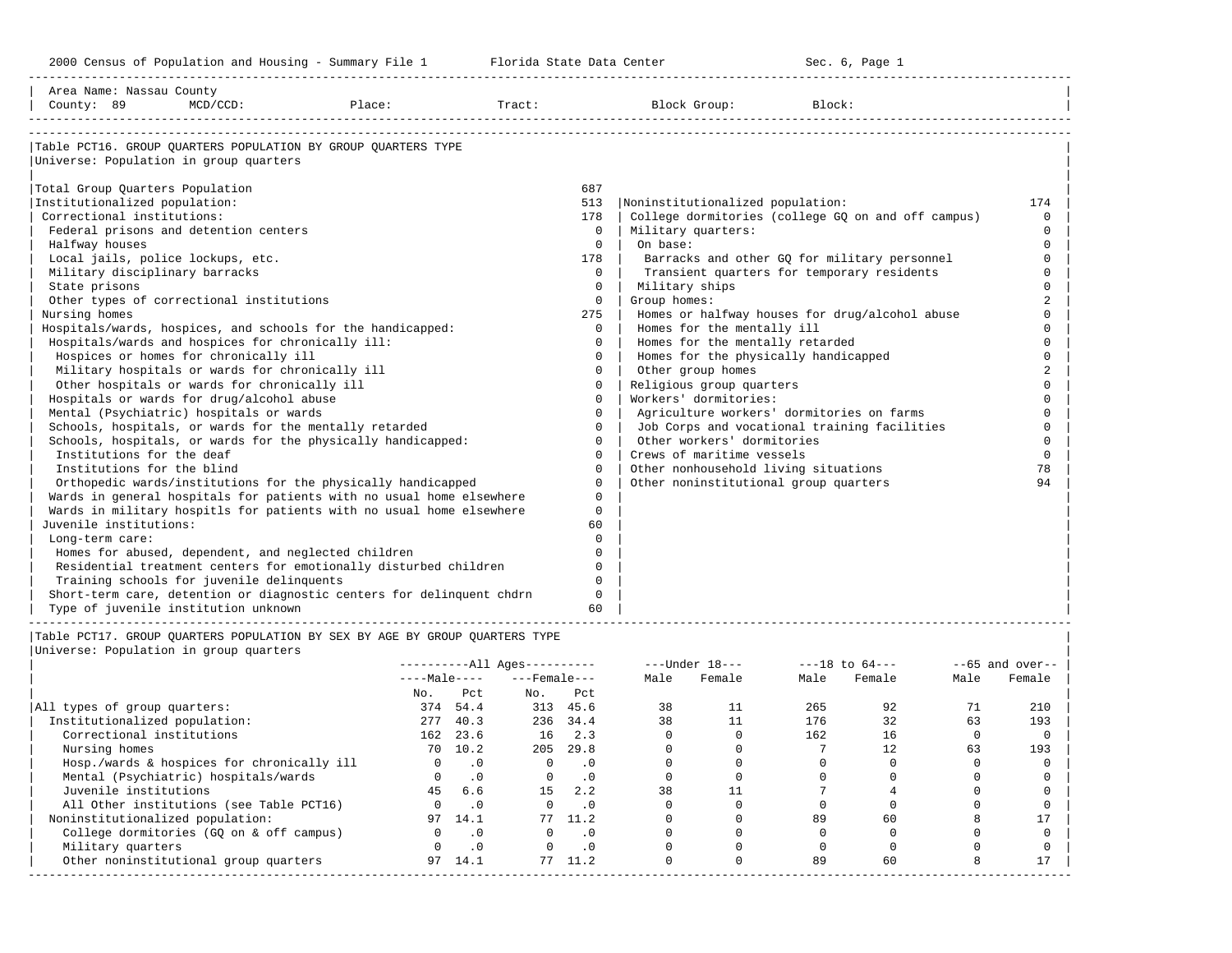Area Name: Nassau County
County: 89 MCD/CCD: Place: Tract: Block Group: Block:

## Table PCT16. GROUP QUARTERS POPULATION BY GROUP QUARTERS TYPE

Universe: Population in group quarters

| Category | Value |
|---|---|
| Total Group Quarters Population | 687 |
| Institutionalized population: | 513 |
| Correctional institutions: | 178 |
| Federal prisons and detention centers | 0 |
| Halfway houses | 0 |
| Local jails, police lockups, etc. | 178 |
| Military disciplinary barracks | 0 |
| State prisons | 0 |
| Other types of correctional institutions | 0 |
| Nursing homes | 275 |
| Hospitals/wards, hospices, and schools for the handicapped: | 0 |
| Hospitals/wards and hospices for chronically ill: | 0 |
| Hospices or homes for chronically ill | 0 |
| Military hospitals or wards for chronically ill | 0 |
| Other hospitals or wards for chronically ill | 0 |
| Hospitals or wards for drug/alcohol abuse | 0 |
| Mental (Psychiatric) hospitals or wards | 0 |
| Schools, hospitals, or wards for the mentally retarded | 0 |
| Schools, hospitals, or wards for the physically handicapped: | 0 |
| Institutions for the deaf | 0 |
| Institutions for the blind | 0 |
| Orthopedic wards/institutions for the physically handicapped | 0 |
| Wards in general hospitals for patients with no usual home elsewhere | 0 |
| Wards in military hospitls for patients with no usual home elsewhere | 0 |
| Juvenile institutions: | 60 |
| Long-term care: | 0 |
| Homes for abused, dependent, and neglected children | 0 |
| Residential treatment centers for emotionally disturbed children | 0 |
| Training schools for juvenile delinquents | 0 |
| Short-term care, detention or diagnostic centers for delinquent chdrn | 0 |
| Type of juvenile institution unknown | 60 |
| Noninstitutionalized population: | 174 |
| College dormitories (college GQ on and off campus) | 0 |
| Military quarters: | 0 |
| On base: | 0 |
| Barracks and other GQ for military personnel | 0 |
| Transient quarters for temporary residents | 0 |
| Military ships | 0 |
| Group homes: | 2 |
| Homes or halfway houses for drug/alcohol abuse | 0 |
| Homes for the mentally ill | 0 |
| Homes for the mentally retarded | 0 |
| Homes for the physically handicapped | 0 |
| Other group homes | 2 |
| Religious group quarters | 0 |
| Workers' dormitories: | 0 |
| Agriculture workers' dormitories on farms | 0 |
| Job Corps and vocational training facilities | 0 |
| Other workers' dormitories | 0 |
| Crews of maritime vessels | 0 |
| Other nonhousehold living situations | 78 |
| Other noninstitutional group quarters | 94 |

## Table PCT17. GROUP QUARTERS POPULATION BY SEX BY AGE BY GROUP QUARTERS TYPE

Universe: Population in group quarters

| | All Ages Male No. | All Ages Male Pct | All Ages Female No. | All Ages Female Pct | Under 18 Male | Under 18 Female | 18 to 64 Male | 18 to 64 Female | 65 and over Male | 65 and over Female |
|---|---|---|---|---|---|---|---|---|---|---|
| All types of group quarters: | 374 | 54.4 | 313 | 45.6 | 38 | 11 | 265 | 92 | 71 | 210 |
| Institutionalized population: | 277 | 40.3 | 236 | 34.4 | 38 | 11 | 176 | 32 | 63 | 193 |
| Correctional institutions | 162 | 23.6 | 16 | 2.3 | 0 | 0 | 162 | 16 | 0 | 0 |
| Nursing homes | 70 | 10.2 | 205 | 29.8 | 0 | 0 | 7 | 12 | 63 | 193 |
| Hosp./wards & hospices for chronically ill | 0 | .0 | 0 | .0 | 0 | 0 | 0 | 0 | 0 | 0 |
| Mental (Psychiatric) hospitals/wards | 0 | .0 | 0 | .0 | 0 | 0 | 0 | 0 | 0 | 0 |
| Juvenile institutions | 45 | 6.6 | 15 | 2.2 | 38 | 11 | 7 | 4 | 0 | 0 |
| All Other institutions (see Table PCT16) | 0 | .0 | 0 | .0 | 0 | 0 | 0 | 0 | 0 | 0 |
| Noninstitutionalized population: | 97 | 14.1 | 77 | 11.2 | 0 | 0 | 89 | 60 | 8 | 17 |
| College dormitories (GQ on & off campus) | 0 | .0 | 0 | .0 | 0 | 0 | 0 | 0 | 0 | 0 |
| Military quarters | 0 | .0 | 0 | .0 | 0 | 0 | 0 | 0 | 0 | 0 |
| Other noninstitutional group quarters | 97 | 14.1 | 77 | 11.2 | 0 | 0 | 89 | 60 | 8 | 17 |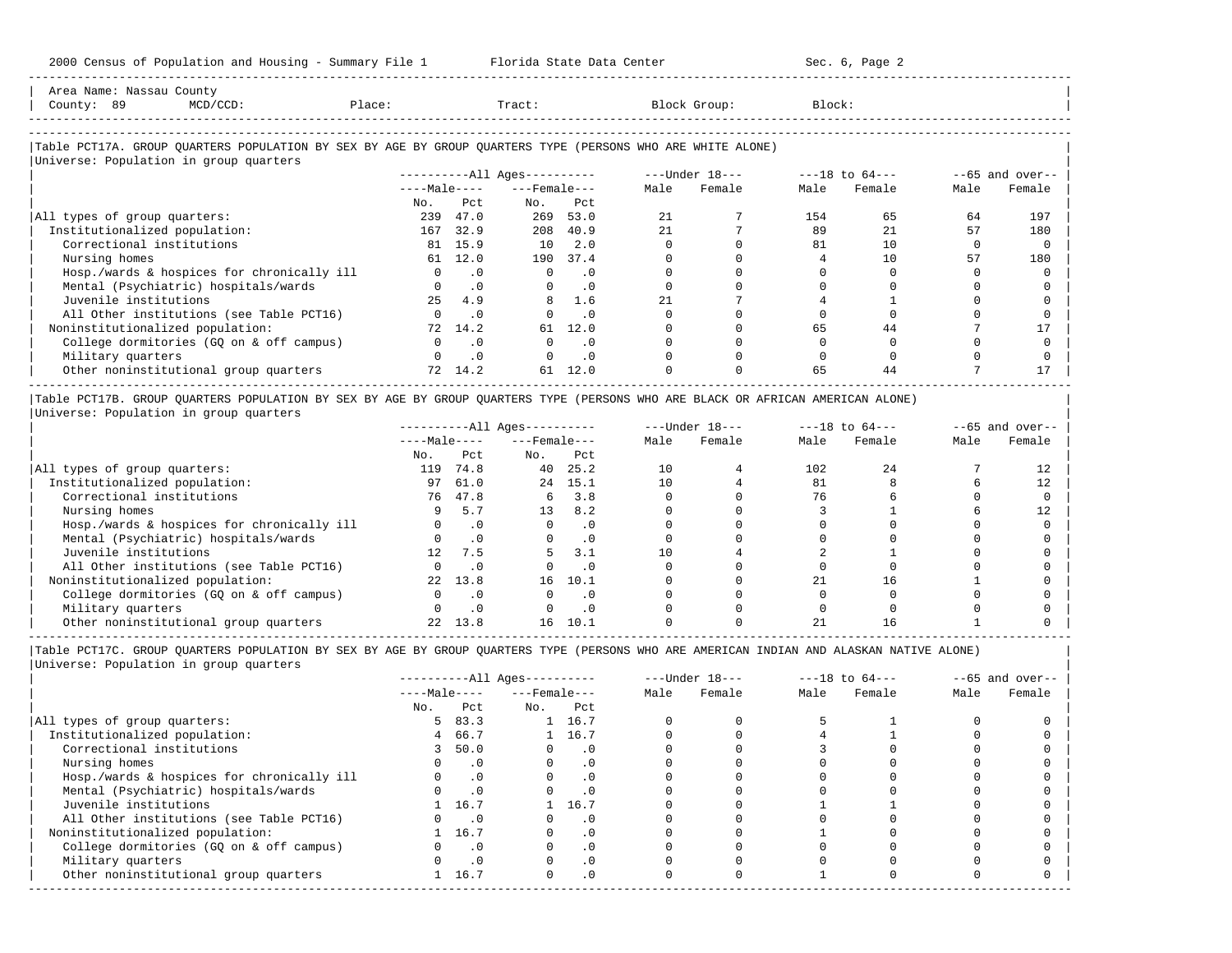Area Name: Nassau County
County: 89 MCD/CCD: Place: Tract: Block Group: Block:

## Table PCT17A. GROUP QUARTERS POPULATION BY SEX BY AGE BY GROUP QUARTERS TYPE (PERSONS WHO ARE WHITE ALONE)

Universe: Population in group quarters

| | All Ages | | | | Under 18 | | 18 to 64 | | 65 and over | |
|---|---|---|---|---|---|---|---|---|---|---|
| | Male | | Female | | | | | | | |
| | No. | Pct | No. | Pct | Male | Female | Male | Female | Male | Female |
| All types of group quarters: | 239 | 47.0 | 269 | 53.0 | 21 | 7 | 154 | 65 | 64 | 197 |
| Institutionalized population: | 167 | 32.9 | 208 | 40.9 | 21 | 7 | 89 | 21 | 57 | 180 |
| Correctional institutions | 81 | 15.9 | 10 | 2.0 | 0 | 0 | 81 | 10 | 0 | 0 |
| Nursing homes | 61 | 12.0 | 190 | 37.4 | 0 | 0 | 4 | 10 | 57 | 180 |
| Hosp./wards & hospices for chronically ill | 0 | .0 | 0 | .0 | 0 | 0 | 0 | 0 | 0 | 0 |
| Mental (Psychiatric) hospitals/wards | 0 | .0 | 0 | .0 | 0 | 0 | 0 | 0 | 0 | 0 |
| Juvenile institutions | 25 | 4.9 | 8 | 1.6 | 21 | 7 | 4 | 1 | 0 | 0 |
| All Other institutions (see Table PCT16) | 0 | .0 | 0 | .0 | 0 | 0 | 0 | 0 | 0 | 0 |
| Noninstitutionalized population: | 72 | 14.2 | 61 | 12.0 | 0 | 0 | 65 | 44 | 7 | 17 |
| College dormitories (GQ on & off campus) | 0 | .0 | 0 | .0 | 0 | 0 | 0 | 0 | 0 | 0 |
| Military quarters | 0 | .0 | 0 | .0 | 0 | 0 | 0 | 0 | 0 | 0 |
| Other noninstitutional group quarters | 72 | 14.2 | 61 | 12.0 | 0 | 0 | 65 | 44 | 7 | 17 |

## Table PCT17B. GROUP QUARTERS POPULATION BY SEX BY AGE BY GROUP QUARTERS TYPE (PERSONS WHO ARE BLACK OR AFRICAN AMERICAN ALONE)

Universe: Population in group quarters

| | All Ages | | | | Under 18 | | 18 to 64 | | 65 and over | |
|---|---|---|---|---|---|---|---|---|---|---|
| | Male | | Female | | | | | | | |
| | No. | Pct | No. | Pct | Male | Female | Male | Female | Male | Female |
| All types of group quarters: | 119 | 74.8 | 40 | 25.2 | 10 | 4 | 102 | 24 | 7 | 12 |
| Institutionalized population: | 97 | 61.0 | 24 | 15.1 | 10 | 4 | 81 | 8 | 6 | 12 |
| Correctional institutions | 76 | 47.8 | 6 | 3.8 | 0 | 0 | 76 | 6 | 0 | 0 |
| Nursing homes | 9 | 5.7 | 13 | 8.2 | 0 | 0 | 3 | 1 | 6 | 12 |
| Hosp./wards & hospices for chronically ill | 0 | .0 | 0 | .0 | 0 | 0 | 0 | 0 | 0 | 0 |
| Mental (Psychiatric) hospitals/wards | 0 | .0 | 0 | .0 | 0 | 0 | 0 | 0 | 0 | 0 |
| Juvenile institutions | 12 | 7.5 | 5 | 3.1 | 10 | 4 | 2 | 1 | 0 | 0 |
| All Other institutions (see Table PCT16) | 0 | .0 | 0 | .0 | 0 | 0 | 0 | 0 | 0 | 0 |
| Noninstitutionalized population: | 22 | 13.8 | 16 | 10.1 | 0 | 0 | 21 | 16 | 1 | 0 |
| College dormitories (GQ on & off campus) | 0 | .0 | 0 | .0 | 0 | 0 | 0 | 0 | 0 | 0 |
| Military quarters | 0 | .0 | 0 | .0 | 0 | 0 | 0 | 0 | 0 | 0 |
| Other noninstitutional group quarters | 22 | 13.8 | 16 | 10.1 | 0 | 0 | 21 | 16 | 1 | 0 |

## Table PCT17C. GROUP QUARTERS POPULATION BY SEX BY AGE BY GROUP QUARTERS TYPE (PERSONS WHO ARE AMERICAN INDIAN AND ALASKAN NATIVE ALONE)

Universe: Population in group quarters

| | All Ages | | | | Under 18 | | 18 to 64 | | 65 and over | |
|---|---|---|---|---|---|---|---|---|---|---|
| | Male | | Female | | | | | | | |
| | No. | Pct | No. | Pct | Male | Female | Male | Female | Male | Female |
| All types of group quarters: | 5 | 83.3 | 1 | 16.7 | 0 | 0 | 5 | 1 | 0 | 0 |
| Institutionalized population: | 4 | 66.7 | 1 | 16.7 | 0 | 0 | 4 | 1 | 0 | 0 |
| Correctional institutions | 3 | 50.0 | 0 | .0 | 0 | 0 | 3 | 0 | 0 | 0 |
| Nursing homes | 0 | .0 | 0 | .0 | 0 | 0 | 0 | 0 | 0 | 0 |
| Hosp./wards & hospices for chronically ill | 0 | .0 | 0 | .0 | 0 | 0 | 0 | 0 | 0 | 0 |
| Mental (Psychiatric) hospitals/wards | 0 | .0 | 0 | .0 | 0 | 0 | 0 | 0 | 0 | 0 |
| Juvenile institutions | 1 | 16.7 | 1 | 16.7 | 0 | 0 | 1 | 1 | 0 | 0 |
| All Other institutions (see Table PCT16) | 0 | .0 | 0 | .0 | 0 | 0 | 0 | 0 | 0 | 0 |
| Noninstitutionalized population: | 1 | 16.7 | 0 | .0 | 0 | 0 | 1 | 0 | 0 | 0 |
| College dormitories (GQ on & off campus) | 0 | .0 | 0 | .0 | 0 | 0 | 0 | 0 | 0 | 0 |
| Military quarters | 0 | .0 | 0 | .0 | 0 | 0 | 0 | 0 | 0 | 0 |
| Other noninstitutional group quarters | 1 | 16.7 | 0 | .0 | 0 | 0 | 1 | 0 | 0 | 0 |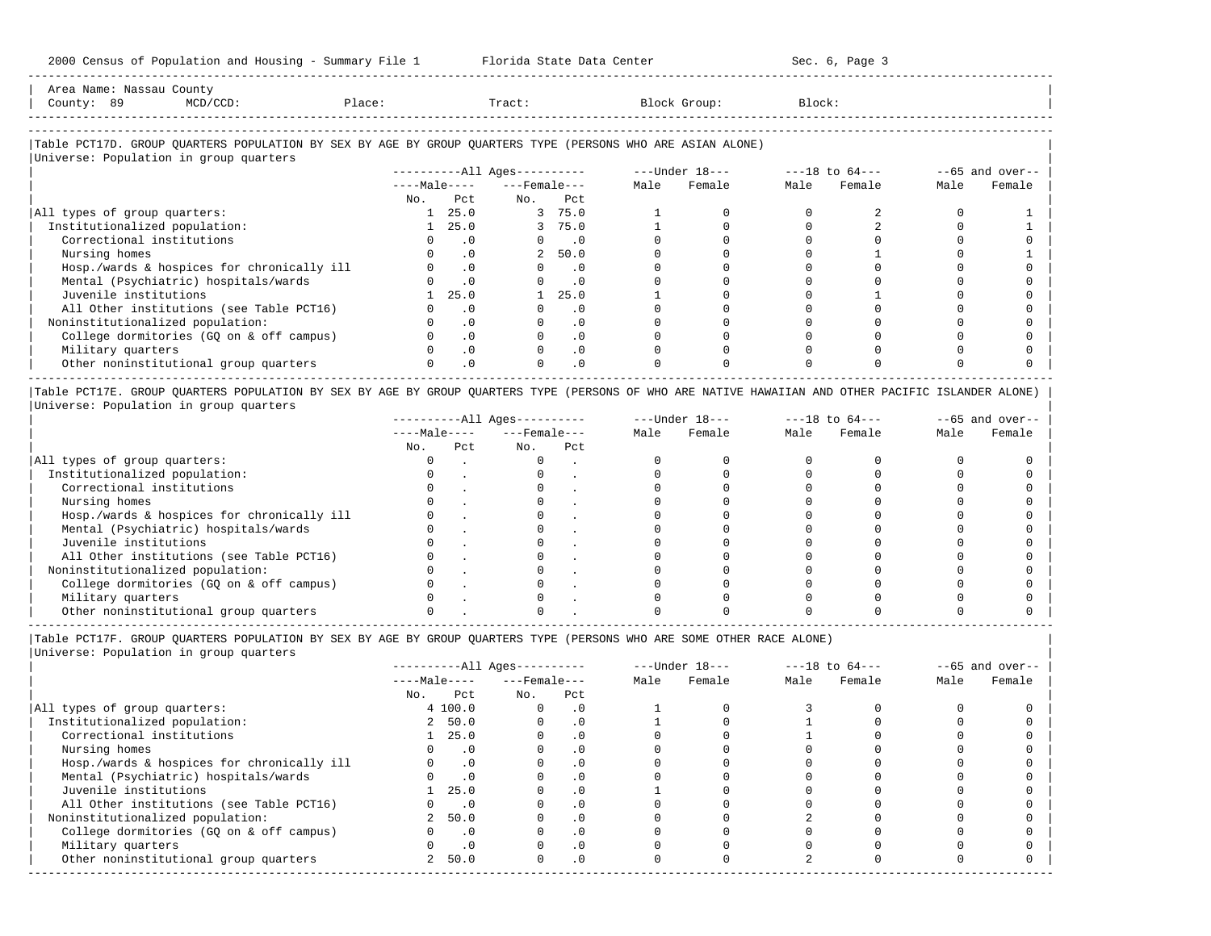Area Name: Nassau County
County: 89 MCD/CCD: Place: Tract: Block Group: Block:

### Table PCT17D. GROUP QUARTERS POPULATION BY SEX BY AGE BY GROUP QUARTERS TYPE (PERSONS WHO ARE ASIAN ALONE)

Universe: Population in group quarters

| | All Ages | | | | Under 18 | | 18 to 64 | | 65 and over | |
|---|---|---|---|---|---|---|---|---|---|---|
| | Male | | Female | | | | | | | |
| | No. | Pct | No. | Pct | Male | Female | Male | Female | Male | Female |
| All types of group quarters: | 1 | 25.0 | 3 | 75.0 | 1 | 0 | 0 | 2 | 0 | 1 |
| Institutionalized population: | 1 | 25.0 | 3 | 75.0 | 1 | 0 | 0 | 2 | 0 | 1 |
| Correctional institutions | 0 | .0 | 0 | .0 | 0 | 0 | 0 | 0 | 0 | 0 |
| Nursing homes | 0 | .0 | 2 | 50.0 | 0 | 0 | 0 | 1 | 0 | 1 |
| Hosp./wards & hospices for chronically ill | 0 | .0 | 0 | .0 | 0 | 0 | 0 | 0 | 0 | 0 |
| Mental (Psychiatric) hospitals/wards | 0 | .0 | 0 | .0 | 0 | 0 | 0 | 0 | 0 | 0 |
| Juvenile institutions | 1 | 25.0 | 1 | 25.0 | 1 | 0 | 0 | 1 | 0 | 0 |
| All Other institutions (see Table PCT16) | 0 | .0 | 0 | .0 | 0 | 0 | 0 | 0 | 0 | 0 |
| Noninstitutionalized population: | 0 | .0 | 0 | .0 | 0 | 0 | 0 | 0 | 0 | 0 |
| College dormitories (GQ on & off campus) | 0 | .0 | 0 | .0 | 0 | 0 | 0 | 0 | 0 | 0 |
| Military quarters | 0 | .0 | 0 | .0 | 0 | 0 | 0 | 0 | 0 | 0 |
| Other noninstitutional group quarters | 0 | .0 | 0 | .0 | 0 | 0 | 0 | 0 | 0 | 0 |

### Table PCT17E. GROUP QUARTERS POPULATION BY SEX BY AGE BY GROUP QUARTERS TYPE (PERSONS OF WHO ARE NATIVE HAWAIIAN AND OTHER PACIFIC ISLANDER ALONE)

Universe: Population in group quarters

| | All Ages | | | | Under 18 | | 18 to 64 | | 65 and over | |
|---|---|---|---|---|---|---|---|---|---|---|
| | Male | | Female | | | | | | | |
| | No. | Pct | No. | Pct | Male | Female | Male | Female | Male | Female |
| All types of group quarters: | 0 | . | 0 | . | 0 | 0 | 0 | 0 | 0 | 0 |
| Institutionalized population: | 0 | . | 0 | . | 0 | 0 | 0 | 0 | 0 | 0 |
| Correctional institutions | 0 | . | 0 | . | 0 | 0 | 0 | 0 | 0 | 0 |
| Nursing homes | 0 | . | 0 | . | 0 | 0 | 0 | 0 | 0 | 0 |
| Hosp./wards & hospices for chronically ill | 0 | . | 0 | . | 0 | 0 | 0 | 0 | 0 | 0 |
| Mental (Psychiatric) hospitals/wards | 0 | . | 0 | . | 0 | 0 | 0 | 0 | 0 | 0 |
| Juvenile institutions | 0 | . | 0 | . | 0 | 0 | 0 | 0 | 0 | 0 |
| All Other institutions (see Table PCT16) | 0 | . | 0 | . | 0 | 0 | 0 | 0 | 0 | 0 |
| Noninstitutionalized population: | 0 | . | 0 | . | 0 | 0 | 0 | 0 | 0 | 0 |
| College dormitories (GQ on & off campus) | 0 | . | 0 | . | 0 | 0 | 0 | 0 | 0 | 0 |
| Military quarters | 0 | . | 0 | . | 0 | 0 | 0 | 0 | 0 | 0 |
| Other noninstitutional group quarters | 0 | . | 0 | . | 0 | 0 | 0 | 0 | 0 | 0 |

### Table PCT17F. GROUP QUARTERS POPULATION BY SEX BY AGE BY GROUP QUARTERS TYPE (PERSONS WHO ARE SOME OTHER RACE ALONE)

Universe: Population in group quarters

| | All Ages | | | | Under 18 | | 18 to 64 | | 65 and over | |
|---|---|---|---|---|---|---|---|---|---|---|
| | Male | | Female | | | | | | | |
| | No. | Pct | No. | Pct | Male | Female | Male | Female | Male | Female |
| All types of group quarters: | 4 | 100.0 | 0 | .0 | 1 | 0 | 3 | 0 | 0 | 0 |
| Institutionalized population: | 2 | 50.0 | 0 | .0 | 1 | 0 | 1 | 0 | 0 | 0 |
| Correctional institutions | 1 | 25.0 | 0 | .0 | 0 | 0 | 1 | 0 | 0 | 0 |
| Nursing homes | 0 | .0 | 0 | .0 | 0 | 0 | 0 | 0 | 0 | 0 |
| Hosp./wards & hospices for chronically ill | 0 | .0 | 0 | .0 | 0 | 0 | 0 | 0 | 0 | 0 |
| Mental (Psychiatric) hospitals/wards | 0 | .0 | 0 | .0 | 0 | 0 | 0 | 0 | 0 | 0 |
| Juvenile institutions | 1 | 25.0 | 0 | .0 | 1 | 0 | 0 | 0 | 0 | 0 |
| All Other institutions (see Table PCT16) | 0 | .0 | 0 | .0 | 0 | 0 | 0 | 0 | 0 | 0 |
| Noninstitutionalized population: | 2 | 50.0 | 0 | .0 | 0 | 0 | 2 | 0 | 0 | 0 |
| College dormitories (GQ on & off campus) | 0 | .0 | 0 | .0 | 0 | 0 | 0 | 0 | 0 | 0 |
| Military quarters | 0 | .0 | 0 | .0 | 0 | 0 | 0 | 0 | 0 | 0 |
| Other noninstitutional group quarters | 2 | 50.0 | 0 | .0 | 0 | 0 | 2 | 0 | 0 | 0 |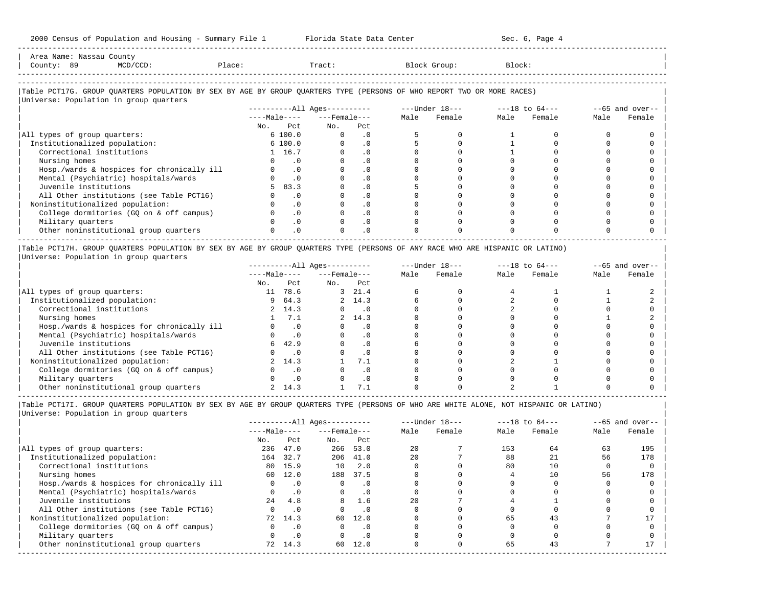Area Name: Nassau County
County: 89 MCD/CCD: Place: Tract: Block Group: Block:

## Table PCT17G. GROUP QUARTERS POPULATION BY SEX BY AGE BY GROUP QUARTERS TYPE (PERSONS OF WHO REPORT TWO OR MORE RACES)

Universe: Population in group quarters

| | All Ages: Male No. | All Ages: Male Pct | All Ages: Female No. | All Ages: Female Pct | Under 18: Male | Under 18: Female | 18 to 64: Male | 18 to 64: Female | 65 and over: Male | 65 and over: Female |
|---|---|---|---|---|---|---|---|---|---|---|
| All types of group quarters: | 6 | 100.0 | 0 | .0 | 5 | 0 | 1 | 0 | 0 | 0 |
| Institutionalized population: | 6 | 100.0 | 0 | .0 | 5 | 0 | 1 | 0 | 0 | 0 |
| Correctional institutions | 1 | 16.7 | 0 | .0 | 0 | 0 | 1 | 0 | 0 | 0 |
| Nursing homes | 0 | .0 | 0 | .0 | 0 | 0 | 0 | 0 | 0 | 0 |
| Hosp./wards & hospices for chronically ill | 0 | .0 | 0 | .0 | 0 | 0 | 0 | 0 | 0 | 0 |
| Mental (Psychiatric) hospitals/wards | 0 | .0 | 0 | .0 | 0 | 0 | 0 | 0 | 0 | 0 |
| Juvenile institutions | 5 | 83.3 | 0 | .0 | 5 | 0 | 0 | 0 | 0 | 0 |
| All Other institutions (see Table PCT16) | 0 | .0 | 0 | .0 | 0 | 0 | 0 | 0 | 0 | 0 |
| Noninstitutionalized population: | 0 | .0 | 0 | .0 | 0 | 0 | 0 | 0 | 0 | 0 |
| College dormitories (GQ on & off campus) | 0 | .0 | 0 | .0 | 0 | 0 | 0 | 0 | 0 | 0 |
| Military quarters | 0 | .0 | 0 | .0 | 0 | 0 | 0 | 0 | 0 | 0 |
| Other noninstitutional group quarters | 0 | .0 | 0 | .0 | 0 | 0 | 0 | 0 | 0 | 0 |

## Table PCT17H. GROUP QUARTERS POPULATION BY SEX BY AGE BY GROUP QUARTERS TYPE (PERSONS OF ANY RACE WHO ARE HISPANIC OR LATINO)

Universe: Population in group quarters

| | All Ages: Male No. | All Ages: Male Pct | All Ages: Female No. | All Ages: Female Pct | Under 18: Male | Under 18: Female | 18 to 64: Male | 18 to 64: Female | 65 and over: Male | 65 and over: Female |
|---|---|---|---|---|---|---|---|---|---|---|
| All types of group quarters: | 11 | 78.6 | 3 | 21.4 | 6 | 0 | 4 | 1 | 1 | 2 |
| Institutionalized population: | 9 | 64.3 | 2 | 14.3 | 6 | 0 | 2 | 0 | 1 | 2 |
| Correctional institutions | 2 | 14.3 | 0 | .0 | 0 | 0 | 2 | 0 | 0 | 0 |
| Nursing homes | 1 | 7.1 | 2 | 14.3 | 0 | 0 | 0 | 0 | 1 | 2 |
| Hosp./wards & hospices for chronically ill | 0 | .0 | 0 | .0 | 0 | 0 | 0 | 0 | 0 | 0 |
| Mental (Psychiatric) hospitals/wards | 0 | .0 | 0 | .0 | 0 | 0 | 0 | 0 | 0 | 0 |
| Juvenile institutions | 6 | 42.9 | 0 | .0 | 6 | 0 | 0 | 0 | 0 | 0 |
| All Other institutions (see Table PCT16) | 0 | .0 | 0 | .0 | 0 | 0 | 0 | 0 | 0 | 0 |
| Noninstitutionalized population: | 2 | 14.3 | 1 | 7.1 | 0 | 0 | 2 | 1 | 0 | 0 |
| College dormitories (GQ on & off campus) | 0 | .0 | 0 | .0 | 0 | 0 | 0 | 0 | 0 | 0 |
| Military quarters | 0 | .0 | 0 | .0 | 0 | 0 | 0 | 0 | 0 | 0 |
| Other noninstitutional group quarters | 2 | 14.3 | 1 | 7.1 | 0 | 0 | 2 | 1 | 0 | 0 |

## Table PCT17I. GROUP QUARTERS POPULATION BY SEX BY AGE BY GROUP QUARTERS TYPE (PERSONS OF WHO ARE WHITE ALONE, NOT HISPANIC OR LATINO)

Universe: Population in group quarters

| | All Ages: Male No. | All Ages: Male Pct | All Ages: Female No. | All Ages: Female Pct | Under 18: Male | Under 18: Female | 18 to 64: Male | 18 to 64: Female | 65 and over: Male | 65 and over: Female |
|---|---|---|---|---|---|---|---|---|---|---|
| All types of group quarters: | 236 | 47.0 | 266 | 53.0 | 20 | 7 | 153 | 64 | 63 | 195 |
| Institutionalized population: | 164 | 32.7 | 206 | 41.0 | 20 | 7 | 88 | 21 | 56 | 178 |
| Correctional institutions | 80 | 15.9 | 10 | 2.0 | 0 | 0 | 80 | 10 | 0 | 0 |
| Nursing homes | 60 | 12.0 | 188 | 37.5 | 0 | 0 | 4 | 10 | 56 | 178 |
| Hosp./wards & hospices for chronically ill | 0 | .0 | 0 | .0 | 0 | 0 | 0 | 0 | 0 | 0 |
| Mental (Psychiatric) hospitals/wards | 0 | .0 | 0 | .0 | 0 | 0 | 0 | 0 | 0 | 0 |
| Juvenile institutions | 24 | 4.8 | 8 | 1.6 | 20 | 7 | 4 | 1 | 0 | 0 |
| All Other institutions (see Table PCT16) | 0 | .0 | 0 | .0 | 0 | 0 | 0 | 0 | 0 | 0 |
| Noninstitutionalized population: | 72 | 14.3 | 60 | 12.0 | 0 | 0 | 65 | 43 | 7 | 17 |
| College dormitories (GQ on & off campus) | 0 | .0 | 0 | .0 | 0 | 0 | 0 | 0 | 0 | 0 |
| Military quarters | 0 | .0 | 0 | .0 | 0 | 0 | 0 | 0 | 0 | 0 |
| Other noninstitutional group quarters | 72 | 14.3 | 60 | 12.0 | 0 | 0 | 65 | 43 | 7 | 17 |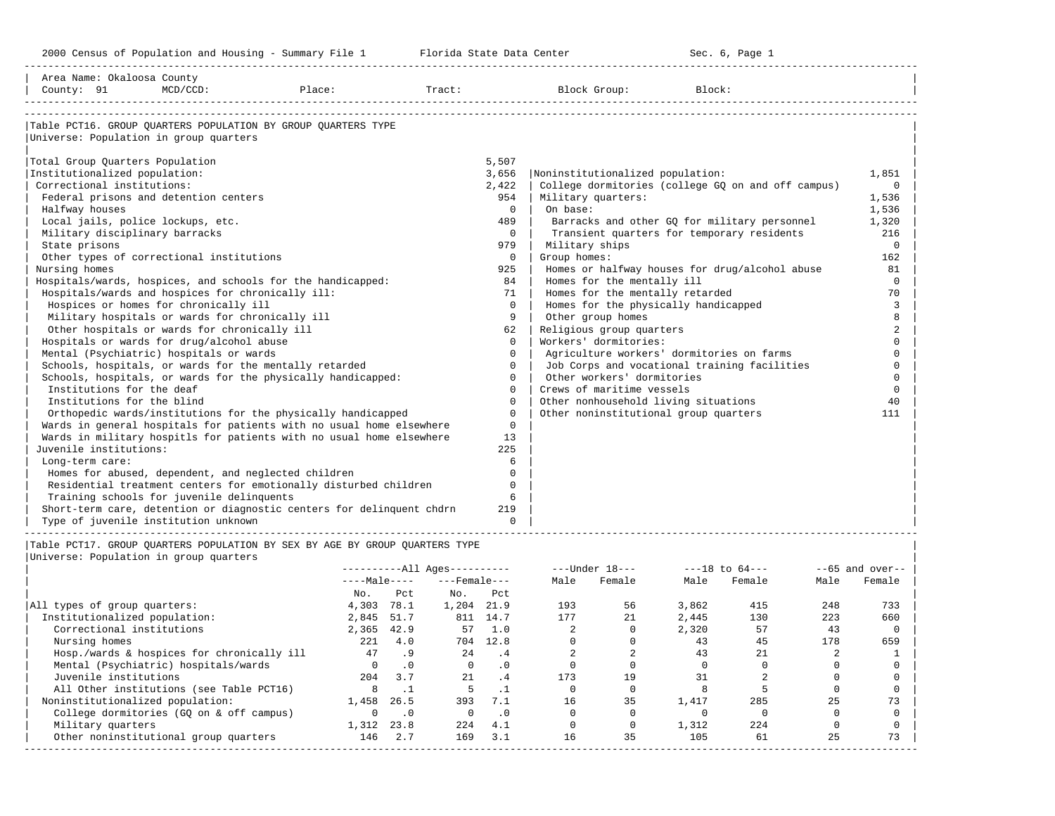2000 Census of Population and Housing - Summary File 1 Florida State Data Center Sec. 6, Page 1

Area Name: Okaloosa County
County: 91 MCD/CCD: Place: Tract: Block Group: Block:

## Table PCT16. GROUP QUARTERS POPULATION BY GROUP QUARTERS TYPE

Universe: Population in group quarters

| Category | Count |
|---|---|
| Total Group Quarters Population | 5,507 |
| Institutionalized population: | 3,656 |
| Correctional institutions: | 2,422 |
| Federal prisons and detention centers | 954 |
| Halfway houses | 0 |
| Local jails, police lockups, etc. | 489 |
| Military disciplinary barracks | 0 |
| State prisons | 979 |
| Other types of correctional institutions | 0 |
| Nursing homes | 925 |
| Hospitals/wards, hospices, and schools for the handicapped: | 84 |
| Hospitals/wards and hospices for chronically ill: | 71 |
| Hospices or homes for chronically ill | 0 |
| Military hospitals or wards for chronically ill | 9 |
| Other hospitals or wards for chronically ill | 62 |
| Hospitals or wards for drug/alcohol abuse | 0 |
| Mental (Psychiatric) hospitals or wards | 0 |
| Schools, hospitals, or wards for the mentally retarded | 0 |
| Schools, hospitals, or wards for the physically handicapped: | 0 |
| Institutions for the deaf | 0 |
| Institutions for the blind | 0 |
| Orthopedic wards/institutions for the physically handicapped | 0 |
| Wards in general hospitals for patients with no usual home elsewhere | 0 |
| Wards in military hospitls for patients with no usual home elsewhere | 13 |
| Juvenile institutions: | 225 |
| Long-term care: | 6 |
| Homes for abused, dependent, and neglected children | 0 |
| Residential treatment centers for emotionally disturbed children | 0 |
| Training schools for juvenile delinquents | 6 |
| Short-term care, detention or diagnostic centers for delinquent chdrn | 219 |
| Type of juvenile institution unknown | 0 |
| Noninstitutionalized population: | 1,851 |
| College dormitories (college GQ on and off campus) | 0 |
| Military quarters: | 1,536 |
| On base: | 1,536 |
| Barracks and other GQ for military personnel | 1,320 |
| Transient quarters for temporary residents | 216 |
| Military ships | 0 |
| Group homes: | 162 |
| Homes or halfway houses for drug/alcohol abuse | 81 |
| Homes for the mentally ill | 0 |
| Homes for the mentally retarded | 70 |
| Homes for the physically handicapped | 3 |
| Other group homes | 8 |
| Religious group quarters | 2 |
| Workers' dormitories: | 0 |
| Agriculture workers' dormitories on farms | 0 |
| Job Corps and vocational training facilities | 0 |
| Other workers' dormitories | 0 |
| Crews of maritime vessels | 0 |
| Other nonhousehold living situations | 40 |
| Other noninstitutional group quarters | 111 |

## Table PCT17. GROUP QUARTERS POPULATION BY SEX BY AGE BY GROUP QUARTERS TYPE

Universe: Population in group quarters

| | All Ages | | | | Under 18 | | 18 to 64 | | 65 and over | |
|---|---|---|---|---|---|---|---|---|---|---|
| | Male | | Female | | | | | | | |
| | No. | Pct | No. | Pct | Male | Female | Male | Female | Male | Female |
| All types of group quarters: | 4,303 | 78.1 | 1,204 | 21.9 | 193 | 56 | 3,862 | 415 | 248 | 733 |
| Institutionalized population: | 2,845 | 51.7 | 811 | 14.7 | 177 | 21 | 2,445 | 130 | 223 | 660 |
| Correctional institutions | 2,365 | 42.9 | 57 | 1.0 | 2 | 0 | 2,320 | 57 | 43 | 0 |
| Nursing homes | 221 | 4.0 | 704 | 12.8 | 0 | 0 | 43 | 45 | 178 | 659 |
| Hosp./wards & hospices for chronically ill | 47 | .9 | 24 | .4 | 2 | 2 | 43 | 21 | 2 | 1 |
| Mental (Psychiatric) hospitals/wards | 0 | .0 | 0 | .0 | 0 | 0 | 0 | 0 | 0 | 0 |
| Juvenile institutions | 204 | 3.7 | 21 | .4 | 173 | 19 | 31 | 2 | 0 | 0 |
| All Other institutions (see Table PCT16) | 8 | .1 | 5 | .1 | 0 | 0 | 8 | 5 | 0 | 0 |
| Noninstitutionalized population: | 1,458 | 26.5 | 393 | 7.1 | 16 | 35 | 1,417 | 285 | 25 | 73 |
| College dormitories (GQ on & off campus) | 0 | .0 | 0 | .0 | 0 | 0 | 0 | 0 | 0 | 0 |
| Military quarters | 1,312 | 23.8 | 224 | 4.1 | 0 | 0 | 1,312 | 224 | 0 | 0 |
| Other noninstitutional group quarters | 146 | 2.7 | 169 | 3.1 | 16 | 35 | 105 | 61 | 25 | 73 |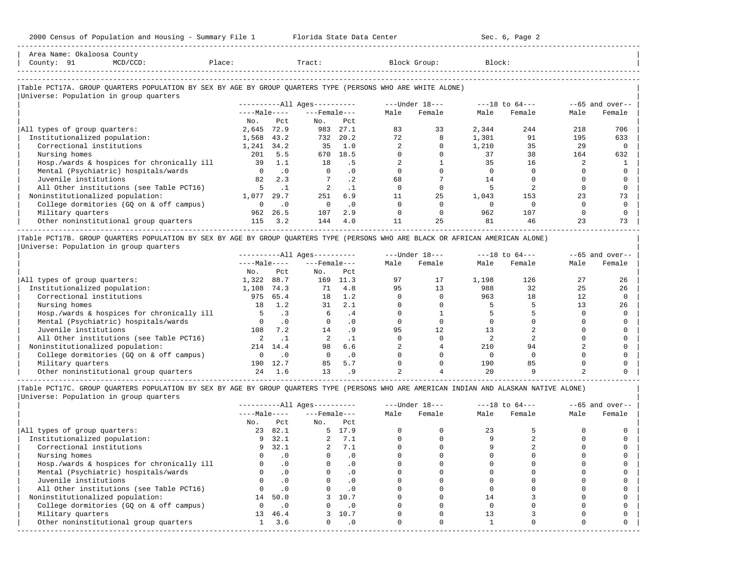Area Name: Okaloosa County
County: 91 MCD/CCD: Place: Tract: Block Group: Block:

## Table PCT17A. GROUP QUARTERS POPULATION BY SEX BY AGE BY GROUP QUARTERS TYPE (PERSONS WHO ARE WHITE ALONE)

Universe: Population in group quarters

| | All Ages | | | | Under 18 | | 18 to 64 | | 65 and over | |
|---|---|---|---|---|---|---|---|---|---|---|
| | Male | | Female | | | | | | | |
| | No. | Pct | No. | Pct | Male | Female | Male | Female | Male | Female |
| All types of group quarters: | 2,645 | 72.9 | 983 | 27.1 | 83 | 33 | 2,344 | 244 | 218 | 706 |
| Institutionalized population: | 1,568 | 43.2 | 732 | 20.2 | 72 | 8 | 1,301 | 91 | 195 | 633 |
| Correctional institutions | 1,241 | 34.2 | 35 | 1.0 | 2 | 0 | 1,210 | 35 | 29 | 0 |
| Nursing homes | 201 | 5.5 | 670 | 18.5 | 0 | 0 | 37 | 38 | 164 | 632 |
| Hosp./wards & hospices for chronically ill | 39 | 1.1 | 18 | .5 | 2 | 1 | 35 | 16 | 2 | 1 |
| Mental (Psychiatric) hospitals/wards | 0 | .0 | 0 | .0 | 0 | 0 | 0 | 0 | 0 | 0 |
| Juvenile institutions | 82 | 2.3 | 7 | .2 | 68 | 7 | 14 | 0 | 0 | 0 |
| All Other institutions (see Table PCT16) | 5 | .1 | 2 | .1 | 0 | 0 | 5 | 2 | 0 | 0 |
| Noninstitutionalized population: | 1,077 | 29.7 | 251 | 6.9 | 11 | 25 | 1,043 | 153 | 23 | 73 |
| College dormitories (GQ on & off campus) | 0 | .0 | 0 | .0 | 0 | 0 | 0 | 0 | 0 | 0 |
| Military quarters | 962 | 26.5 | 107 | 2.9 | 0 | 0 | 962 | 107 | 0 | 0 |
| Other noninstitutional group quarters | 115 | 3.2 | 144 | 4.0 | 11 | 25 | 81 | 46 | 23 | 73 |

## Table PCT17B. GROUP QUARTERS POPULATION BY SEX BY AGE BY GROUP QUARTERS TYPE (PERSONS WHO ARE BLACK OR AFRICAN AMERICAN ALONE)

Universe: Population in group quarters

| | All Ages | | | | Under 18 | | 18 to 64 | | 65 and over | |
|---|---|---|---|---|---|---|---|---|---|---|
| | Male | | Female | | | | | | | |
| | No. | Pct | No. | Pct | Male | Female | Male | Female | Male | Female |
| All types of group quarters: | 1,322 | 88.7 | 169 | 11.3 | 97 | 17 | 1,198 | 126 | 27 | 26 |
| Institutionalized population: | 1,108 | 74.3 | 71 | 4.8 | 95 | 13 | 988 | 32 | 25 | 26 |
| Correctional institutions | 975 | 65.4 | 18 | 1.2 | 0 | 0 | 963 | 18 | 12 | 0 |
| Nursing homes | 18 | 1.2 | 31 | 2.1 | 0 | 0 | 5 | 5 | 13 | 26 |
| Hosp./wards & hospices for chronically ill | 5 | .3 | 6 | .4 | 0 | 1 | 5 | 5 | 0 | 0 |
| Mental (Psychiatric) hospitals/wards | 0 | .0 | 0 | .0 | 0 | 0 | 0 | 0 | 0 | 0 |
| Juvenile institutions | 108 | 7.2 | 14 | .9 | 95 | 12 | 13 | 2 | 0 | 0 |
| All Other institutions (see Table PCT16) | 2 | .1 | 2 | .1 | 0 | 0 | 2 | 2 | 0 | 0 |
| Noninstitutionalized population: | 214 | 14.4 | 98 | 6.6 | 2 | 4 | 210 | 94 | 2 | 0 |
| College dormitories (GQ on & off campus) | 0 | .0 | 0 | .0 | 0 | 0 | 0 | 0 | 0 | 0 |
| Military quarters | 190 | 12.7 | 85 | 5.7 | 0 | 0 | 190 | 85 | 0 | 0 |
| Other noninstitutional group quarters | 24 | 1.6 | 13 | .9 | 2 | 4 | 20 | 9 | 2 | 0 |

## Table PCT17C. GROUP QUARTERS POPULATION BY SEX BY AGE BY GROUP QUARTERS TYPE (PERSONS WHO ARE AMERICAN INDIAN AND ALASKAN NATIVE ALONE)

Universe: Population in group quarters

| | All Ages | | | | Under 18 | | 18 to 64 | | 65 and over | |
|---|---|---|---|---|---|---|---|---|---|---|
| | Male | | Female | | | | | | | |
| | No. | Pct | No. | Pct | Male | Female | Male | Female | Male | Female |
| All types of group quarters: | 23 | 82.1 | 5 | 17.9 | 0 | 0 | 23 | 5 | 0 | 0 |
| Institutionalized population: | 9 | 32.1 | 2 | 7.1 | 0 | 0 | 9 | 2 | 0 | 0 |
| Correctional institutions | 9 | 32.1 | 2 | 7.1 | 0 | 0 | 9 | 2 | 0 | 0 |
| Nursing homes | 0 | .0 | 0 | .0 | 0 | 0 | 0 | 0 | 0 | 0 |
| Hosp./wards & hospices for chronically ill | 0 | .0 | 0 | .0 | 0 | 0 | 0 | 0 | 0 | 0 |
| Mental (Psychiatric) hospitals/wards | 0 | .0 | 0 | .0 | 0 | 0 | 0 | 0 | 0 | 0 |
| Juvenile institutions | 0 | .0 | 0 | .0 | 0 | 0 | 0 | 0 | 0 | 0 |
| All Other institutions (see Table PCT16) | 0 | .0 | 0 | .0 | 0 | 0 | 0 | 0 | 0 | 0 |
| Noninstitutionalized population: | 14 | 50.0 | 3 | 10.7 | 0 | 0 | 14 | 3 | 0 | 0 |
| College dormitories (GQ on & off campus) | 0 | .0 | 0 | .0 | 0 | 0 | 0 | 0 | 0 | 0 |
| Military quarters | 13 | 46.4 | 3 | 10.7 | 0 | 0 | 13 | 3 | 0 | 0 |
| Other noninstitutional group quarters | 1 | 3.6 | 0 | .0 | 0 | 0 | 1 | 0 | 0 | 0 |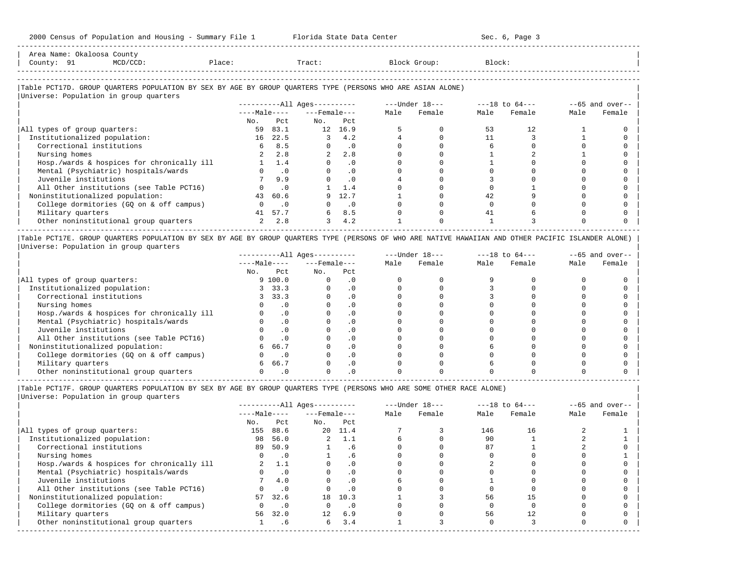Area Name: Okaloosa County
County: 91 MCD/CCD: Place: Tract: Block Group: Block:

### Table PCT17D. GROUP QUARTERS POPULATION BY SEX BY AGE BY GROUP QUARTERS TYPE (PERSONS WHO ARE ASIAN ALONE)

Universe: Population in group quarters

| | All Ages Male No. | All Ages Male Pct | All Ages Female No. | All Ages Female Pct | Under 18 Male | Under 18 Female | 18 to 64 Male | 18 to 64 Female | 65 and over Male | 65 and over Female |
|---|---|---|---|---|---|---|---|---|---|---|
| All types of group quarters: | 59 | 83.1 | 12 | 16.9 | 5 | 0 | 53 | 12 | 1 | 0 |
| Institutionalized population: | 16 | 22.5 | 3 | 4.2 | 4 | 0 | 11 | 3 | 1 | 0 |
| Correctional institutions | 6 | 8.5 | 0 | .0 | 0 | 0 | 6 | 0 | 0 | 0 |
| Nursing homes | 2 | 2.8 | 2 | 2.8 | 0 | 0 | 1 | 2 | 1 | 0 |
| Hosp./wards & hospices for chronically ill | 1 | 1.4 | 0 | .0 | 0 | 0 | 1 | 0 | 0 | 0 |
| Mental (Psychiatric) hospitals/wards | 0 | .0 | 0 | .0 | 0 | 0 | 0 | 0 | 0 | 0 |
| Juvenile institutions | 7 | 9.9 | 0 | .0 | 4 | 0 | 3 | 0 | 0 | 0 |
| All Other institutions (see Table PCT16) | 0 | .0 | 1 | 1.4 | 0 | 0 | 0 | 1 | 0 | 0 |
| Noninstitutionalized population: | 43 | 60.6 | 9 | 12.7 | 1 | 0 | 42 | 9 | 0 | 0 |
| College dormitories (GQ on & off campus) | 0 | .0 | 0 | .0 | 0 | 0 | 0 | 0 | 0 | 0 |
| Military quarters | 41 | 57.7 | 6 | 8.5 | 0 | 0 | 41 | 6 | 0 | 0 |
| Other noninstitutional group quarters | 2 | 2.8 | 3 | 4.2 | 1 | 0 | 1 | 3 | 0 | 0 |

### Table PCT17E. GROUP QUARTERS POPULATION BY SEX BY AGE BY GROUP QUARTERS TYPE (PERSONS OF WHO ARE NATIVE HAWAIIAN AND OTHER PACIFIC ISLANDER ALONE)

Universe: Population in group quarters

| | All Ages Male No. | All Ages Male Pct | All Ages Female No. | All Ages Female Pct | Under 18 Male | Under 18 Female | 18 to 64 Male | 18 to 64 Female | 65 and over Male | 65 and over Female |
|---|---|---|---|---|---|---|---|---|---|---|
| All types of group quarters: | 9 | 100.0 | 0 | .0 | 0 | 0 | 9 | 0 | 0 | 0 |
| Institutionalized population: | 3 | 33.3 | 0 | .0 | 0 | 0 | 3 | 0 | 0 | 0 |
| Correctional institutions | 3 | 33.3 | 0 | .0 | 0 | 0 | 3 | 0 | 0 | 0 |
| Nursing homes | 0 | .0 | 0 | .0 | 0 | 0 | 0 | 0 | 0 | 0 |
| Hosp./wards & hospices for chronically ill | 0 | .0 | 0 | .0 | 0 | 0 | 0 | 0 | 0 | 0 |
| Mental (Psychiatric) hospitals/wards | 0 | .0 | 0 | .0 | 0 | 0 | 0 | 0 | 0 | 0 |
| Juvenile institutions | 0 | .0 | 0 | .0 | 0 | 0 | 0 | 0 | 0 | 0 |
| All Other institutions (see Table PCT16) | 0 | .0 | 0 | .0 | 0 | 0 | 0 | 0 | 0 | 0 |
| Noninstitutionalized population: | 6 | 66.7 | 0 | .0 | 0 | 0 | 6 | 0 | 0 | 0 |
| College dormitories (GQ on & off campus) | 0 | .0 | 0 | .0 | 0 | 0 | 0 | 0 | 0 | 0 |
| Military quarters | 6 | 66.7 | 0 | .0 | 0 | 0 | 6 | 0 | 0 | 0 |
| Other noninstitutional group quarters | 0 | .0 | 0 | .0 | 0 | 0 | 0 | 0 | 0 | 0 |

### Table PCT17F. GROUP QUARTERS POPULATION BY SEX BY AGE BY GROUP QUARTERS TYPE (PERSONS WHO ARE SOME OTHER RACE ALONE)

Universe: Population in group quarters

| | All Ages Male No. | All Ages Male Pct | All Ages Female No. | All Ages Female Pct | Under 18 Male | Under 18 Female | 18 to 64 Male | 18 to 64 Female | 65 and over Male | 65 and over Female |
|---|---|---|---|---|---|---|---|---|---|---|
| All types of group quarters: | 155 | 88.6 | 20 | 11.4 | 7 | 3 | 146 | 16 | 2 | 1 |
| Institutionalized population: | 98 | 56.0 | 2 | 1.1 | 6 | 0 | 90 | 1 | 2 | 1 |
| Correctional institutions | 89 | 50.9 | 1 | .6 | 0 | 0 | 87 | 1 | 2 | 0 |
| Nursing homes | 0 | .0 | 1 | .6 | 0 | 0 | 0 | 0 | 0 | 1 |
| Hosp./wards & hospices for chronically ill | 2 | 1.1 | 0 | .0 | 0 | 0 | 2 | 0 | 0 | 0 |
| Mental (Psychiatric) hospitals/wards | 0 | .0 | 0 | .0 | 0 | 0 | 0 | 0 | 0 | 0 |
| Juvenile institutions | 7 | 4.0 | 0 | .0 | 6 | 0 | 1 | 0 | 0 | 0 |
| All Other institutions (see Table PCT16) | 0 | .0 | 0 | .0 | 0 | 0 | 0 | 0 | 0 | 0 |
| Noninstitutionalized population: | 57 | 32.6 | 18 | 10.3 | 1 | 3 | 56 | 15 | 0 | 0 |
| College dormitories (GQ on & off campus) | 0 | .0 | 0 | .0 | 0 | 0 | 0 | 0 | 0 | 0 |
| Military quarters | 56 | 32.0 | 12 | 6.9 | 0 | 0 | 56 | 12 | 0 | 0 |
| Other noninstitutional group quarters | 1 | .6 | 6 | 3.4 | 1 | 3 | 0 | 3 | 0 | 0 |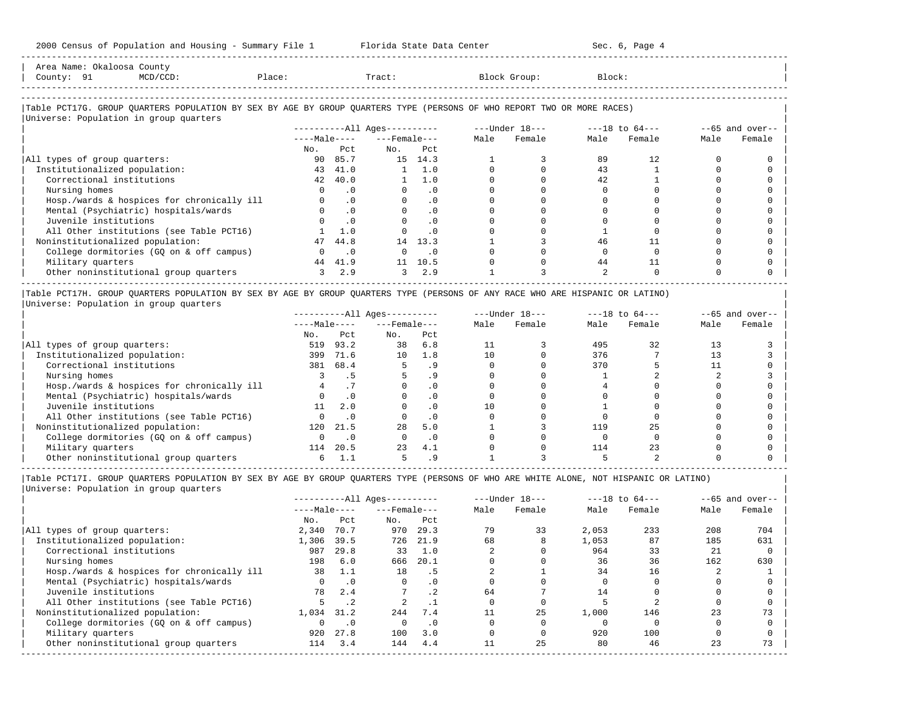Area Name: Okaloosa County
County: 91 MCD/CCD: Place: Tract: Block Group: Block:

## Table PCT17G. GROUP QUARTERS POPULATION BY SEX BY AGE BY GROUP QUARTERS TYPE (PERSONS OF WHO REPORT TWO OR MORE RACES)

Universe: Population in group quarters

| | All Ages: Male No. | All Ages: Male Pct | All Ages: Female No. | All Ages: Female Pct | Under 18: Male | Under 18: Female | 18 to 64: Male | 18 to 64: Female | 65 and over: Male | 65 and over: Female |
|---|---|---|---|---|---|---|---|---|---|---|
| All types of group quarters: | 90 | 85.7 | 15 | 14.3 | 1 | 3 | 89 | 12 | 0 | 0 |
| Institutionalized population: | 43 | 41.0 | 1 | 1.0 | 0 | 0 | 43 | 1 | 0 | 0 |
| Correctional institutions | 42 | 40.0 | 1 | 1.0 | 0 | 0 | 42 | 1 | 0 | 0 |
| Nursing homes | 0 | .0 | 0 | .0 | 0 | 0 | 0 | 0 | 0 | 0 |
| Hosp./wards & hospices for chronically ill | 0 | .0 | 0 | .0 | 0 | 0 | 0 | 0 | 0 | 0 |
| Mental (Psychiatric) hospitals/wards | 0 | .0 | 0 | .0 | 0 | 0 | 0 | 0 | 0 | 0 |
| Juvenile institutions | 0 | .0 | 0 | .0 | 0 | 0 | 0 | 0 | 0 | 0 |
| All Other institutions (see Table PCT16) | 1 | 1.0 | 0 | .0 | 0 | 0 | 1 | 0 | 0 | 0 |
| Noninstitutionalized population: | 47 | 44.8 | 14 | 13.3 | 1 | 3 | 46 | 11 | 0 | 0 |
| College dormitories (GQ on & off campus) | 0 | .0 | 0 | .0 | 0 | 0 | 0 | 0 | 0 | 0 |
| Military quarters | 44 | 41.9 | 11 | 10.5 | 0 | 0 | 44 | 11 | 0 | 0 |
| Other noninstitutional group quarters | 3 | 2.9 | 3 | 2.9 | 1 | 3 | 2 | 0 | 0 | 0 |

## Table PCT17H. GROUP QUARTERS POPULATION BY SEX BY AGE BY GROUP QUARTERS TYPE (PERSONS OF ANY RACE WHO ARE HISPANIC OR LATINO)

Universe: Population in group quarters

| | All Ages: Male No. | All Ages: Male Pct | All Ages: Female No. | All Ages: Female Pct | Under 18: Male | Under 18: Female | 18 to 64: Male | 18 to 64: Female | 65 and over: Male | 65 and over: Female |
|---|---|---|---|---|---|---|---|---|---|---|
| All types of group quarters: | 519 | 93.2 | 38 | 6.8 | 11 | 3 | 495 | 32 | 13 | 3 |
| Institutionalized population: | 399 | 71.6 | 10 | 1.8 | 10 | 0 | 376 | 7 | 13 | 3 |
| Correctional institutions | 381 | 68.4 | 5 | .9 | 0 | 0 | 370 | 5 | 11 | 0 |
| Nursing homes | 3 | .5 | 5 | .9 | 0 | 0 | 1 | 2 | 2 | 3 |
| Hosp./wards & hospices for chronically ill | 4 | .7 | 0 | .0 | 0 | 0 | 4 | 0 | 0 | 0 |
| Mental (Psychiatric) hospitals/wards | 0 | .0 | 0 | .0 | 0 | 0 | 0 | 0 | 0 | 0 |
| Juvenile institutions | 11 | 2.0 | 0 | .0 | 10 | 0 | 1 | 0 | 0 | 0 |
| All Other institutions (see Table PCT16) | 0 | .0 | 0 | .0 | 0 | 0 | 0 | 0 | 0 | 0 |
| Noninstitutionalized population: | 120 | 21.5 | 28 | 5.0 | 1 | 3 | 119 | 25 | 0 | 0 |
| College dormitories (GQ on & off campus) | 0 | .0 | 0 | .0 | 0 | 0 | 0 | 0 | 0 | 0 |
| Military quarters | 114 | 20.5 | 23 | 4.1 | 0 | 0 | 114 | 23 | 0 | 0 |
| Other noninstitutional group quarters | 6 | 1.1 | 5 | .9 | 1 | 3 | 5 | 2 | 0 | 0 |

## Table PCT17I. GROUP QUARTERS POPULATION BY SEX BY AGE BY GROUP QUARTERS TYPE (PERSONS OF WHO ARE WHITE ALONE, NOT HISPANIC OR LATINO)

Universe: Population in group quarters

| | All Ages: Male No. | All Ages: Male Pct | All Ages: Female No. | All Ages: Female Pct | Under 18: Male | Under 18: Female | 18 to 64: Male | 18 to 64: Female | 65 and over: Male | 65 and over: Female |
|---|---|---|---|---|---|---|---|---|---|---|
| All types of group quarters: | 2,340 | 70.7 | 970 | 29.3 | 79 | 33 | 2,053 | 233 | 208 | 704 |
| Institutionalized population: | 1,306 | 39.5 | 726 | 21.9 | 68 | 8 | 1,053 | 87 | 185 | 631 |
| Correctional institutions | 987 | 29.8 | 33 | 1.0 | 2 | 0 | 964 | 33 | 21 | 0 |
| Nursing homes | 198 | 6.0 | 666 | 20.1 | 0 | 0 | 36 | 36 | 162 | 630 |
| Hosp./wards & hospices for chronically ill | 38 | 1.1 | 18 | .5 | 2 | 1 | 34 | 16 | 2 | 1 |
| Mental (Psychiatric) hospitals/wards | 0 | .0 | 0 | .0 | 0 | 0 | 0 | 0 | 0 | 0 |
| Juvenile institutions | 78 | 2.4 | 7 | .2 | 64 | 7 | 14 | 0 | 0 | 0 |
| All Other institutions (see Table PCT16) | 5 | .2 | 2 | .1 | 0 | 0 | 5 | 2 | 0 | 0 |
| Noninstitutionalized population: | 1,034 | 31.2 | 244 | 7.4 | 11 | 25 | 1,000 | 146 | 23 | 73 |
| College dormitories (GQ on & off campus) | 0 | .0 | 0 | .0 | 0 | 0 | 0 | 0 | 0 | 0 |
| Military quarters | 920 | 27.8 | 100 | 3.0 | 0 | 0 | 920 | 100 | 0 | 0 |
| Other noninstitutional group quarters | 114 | 3.4 | 144 | 4.4 | 11 | 25 | 80 | 46 | 23 | 73 |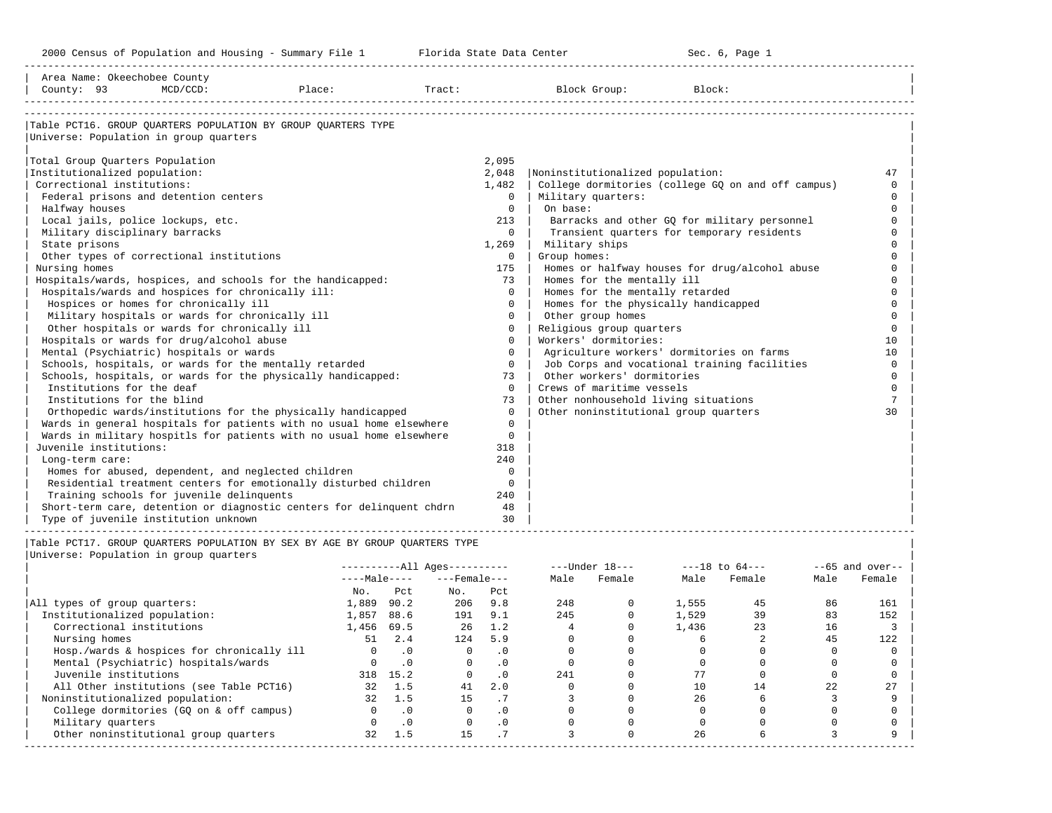Area Name: Okeechobee County
County: 93 MCD/CCD: Place: Tract: Block Group: Block:

## Table PCT16. GROUP QUARTERS POPULATION BY GROUP QUARTERS TYPE

Universe: Population in group quarters

| Category | Number |
|---|---|
| Total Group Quarters Population | 2,095 |
| Institutionalized population: | 2,048 |
| Correctional institutions: | 1,482 |
| Federal prisons and detention centers | 0 |
| Halfway houses | 0 |
| Local jails, police lockups, etc. | 213 |
| Military disciplinary barracks | 0 |
| State prisons | 1,269 |
| Other types of correctional institutions | 0 |
| Nursing homes | 175 |
| Hospitals/wards, hospices, and schools for the handicapped: | 73 |
| Hospitals/wards and hospices for chronically ill: | 0 |
| Hospices or homes for chronically ill | 0 |
| Military hospitals or wards for chronically ill | 0 |
| Other hospitals or wards for chronically ill | 0 |
| Hospitals or wards for drug/alcohol abuse | 0 |
| Mental (Psychiatric) hospitals or wards | 0 |
| Schools, hospitals, or wards for the mentally retarded | 0 |
| Schools, hospitals, or wards for the physically handicapped: | 73 |
| Institutions for the deaf | 0 |
| Institutions for the blind | 73 |
| Orthopedic wards/institutions for the physically handicapped | 0 |
| Wards in general hospitals for patients with no usual home elsewhere | 0 |
| Wards in military hospitls for patients with no usual home elsewhere | 0 |
| Juvenile institutions: | 318 |
| Long-term care: | 240 |
| Homes for abused, dependent, and neglected children | 0 |
| Residential treatment centers for emotionally disturbed children | 0 |
| Training schools for juvenile delinquents | 240 |
| Short-term care, detention or diagnostic centers for delinquent chdrn | 48 |
| Type of juvenile institution unknown | 30 |
| Noninstitutionalized population: | 47 |
| College dormitories (college GQ on and off campus) | 0 |
| Military quarters: | 0 |
| On base: | 0 |
| Barracks and other GQ for military personnel | 0 |
| Transient quarters for temporary residents | 0 |
| Military ships | 0 |
| Group homes: | 0 |
| Homes or halfway houses for drug/alcohol abuse | 0 |
| Homes for the mentally ill | 0 |
| Homes for the mentally retarded | 0 |
| Homes for the physically handicapped | 0 |
| Other group homes | 0 |
| Religious group quarters | 0 |
| Workers' dormitories: | 10 |
| Agriculture workers' dormitories on farms | 10 |
| Job Corps and vocational training facilities | 0 |
| Other workers' dormitories | 0 |
| Crews of maritime vessels | 0 |
| Other nonhousehold living situations | 7 |
| Other noninstitutional group quarters | 30 |

## Table PCT17. GROUP QUARTERS POPULATION BY SEX BY AGE BY GROUP QUARTERS TYPE

Universe: Population in group quarters

| | All Ages | | | | Under 18 | | 18 to 64 | | 65 and over | |
|---|---|---|---|---|---|---|---|---|---|---|
| | Male | | Female | | | | | | | |
| | No. | Pct | No. | Pct | Male | Female | Male | Female | Male | Female |
| All types of group quarters: | 1,889 | 90.2 | 206 | 9.8 | 248 | 0 | 1,555 | 45 | 86 | 161 |
| Institutionalized population: | 1,857 | 88.6 | 191 | 9.1 | 245 | 0 | 1,529 | 39 | 83 | 152 |
| Correctional institutions | 1,456 | 69.5 | 26 | 1.2 | 4 | 0 | 1,436 | 23 | 16 | 3 |
| Nursing homes | 51 | 2.4 | 124 | 5.9 | 0 | 0 | 6 | 2 | 45 | 122 |
| Hosp./wards & hospices for chronically ill | 0 | .0 | 0 | .0 | 0 | 0 | 0 | 0 | 0 | 0 |
| Mental (Psychiatric) hospitals/wards | 0 | .0 | 0 | .0 | 0 | 0 | 0 | 0 | 0 | 0 |
| Juvenile institutions | 318 | 15.2 | 0 | .0 | 241 | 0 | 77 | 0 | 0 | 0 |
| All Other institutions (see Table PCT16) | 32 | 1.5 | 41 | 2.0 | 0 | 0 | 10 | 14 | 22 | 27 |
| Noninstitutionalized population: | 32 | 1.5 | 15 | .7 | 3 | 0 | 26 | 6 | 3 | 9 |
| College dormitories (GQ on & off campus) | 0 | .0 | 0 | .0 | 0 | 0 | 0 | 0 | 0 | 0 |
| Military quarters | 0 | .0 | 0 | .0 | 0 | 0 | 0 | 0 | 0 | 0 |
| Other noninstitutional group quarters | 32 | 1.5 | 15 | .7 | 3 | 0 | 26 | 6 | 3 | 9 |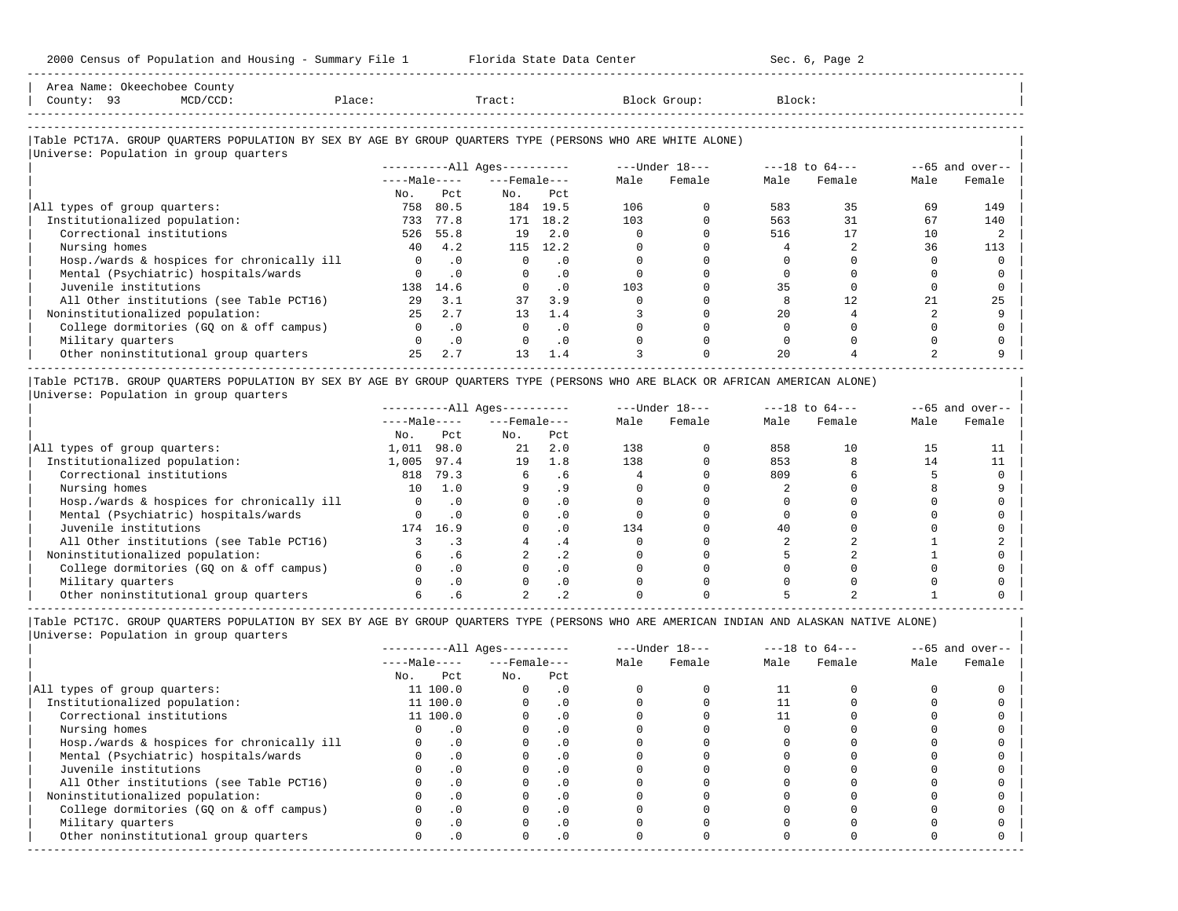Area Name: Okeechobee County
County: 93 MCD/CCD: Place: Tract: Block Group: Block:

## Table PCT17A. GROUP QUARTERS POPULATION BY SEX BY AGE BY GROUP QUARTERS TYPE (PERSONS WHO ARE WHITE ALONE)

Universe: Population in group quarters

| | All Ages: Male No. | Male Pct | Female No. | Female Pct | Under 18: Male | Under 18: Female | 18 to 64: Male | 18 to 64: Female | 65 and over: Male | 65 and over: Female |
|---|---|---|---|---|---|---|---|---|---|---|
| All types of group quarters: | 758 | 80.5 | 184 | 19.5 | 106 | 0 | 583 | 35 | 69 | 149 |
| Institutionalized population: | 733 | 77.8 | 171 | 18.2 | 103 | 0 | 563 | 31 | 67 | 140 |
| Correctional institutions | 526 | 55.8 | 19 | 2.0 | 0 | 0 | 516 | 17 | 10 | 2 |
| Nursing homes | 40 | 4.2 | 115 | 12.2 | 0 | 0 | 4 | 2 | 36 | 113 |
| Hosp./wards & hospices for chronically ill | 0 | .0 | 0 | .0 | 0 | 0 | 0 | 0 | 0 | 0 |
| Mental (Psychiatric) hospitals/wards | 0 | .0 | 0 | .0 | 0 | 0 | 0 | 0 | 0 | 0 |
| Juvenile institutions | 138 | 14.6 | 0 | .0 | 103 | 0 | 35 | 0 | 0 | 0 |
| All Other institutions (see Table PCT16) | 29 | 3.1 | 37 | 3.9 | 0 | 0 | 8 | 12 | 21 | 25 |
| Noninstitutionalized population: | 25 | 2.7 | 13 | 1.4 | 3 | 0 | 20 | 4 | 2 | 9 |
| College dormitories (GQ on & off campus) | 0 | .0 | 0 | .0 | 0 | 0 | 0 | 0 | 0 | 0 |
| Military quarters | 0 | .0 | 0 | .0 | 0 | 0 | 0 | 0 | 0 | 0 |
| Other noninstitutional group quarters | 25 | 2.7 | 13 | 1.4 | 3 | 0 | 20 | 4 | 2 | 9 |

## Table PCT17B. GROUP QUARTERS POPULATION BY SEX BY AGE BY GROUP QUARTERS TYPE (PERSONS WHO ARE BLACK OR AFRICAN AMERICAN ALONE)

Universe: Population in group quarters

| | All Ages: Male No. | Male Pct | Female No. | Female Pct | Under 18: Male | Under 18: Female | 18 to 64: Male | 18 to 64: Female | 65 and over: Male | 65 and over: Female |
|---|---|---|---|---|---|---|---|---|---|---|
| All types of group quarters: | 1,011 | 98.0 | 21 | 2.0 | 138 | 0 | 858 | 10 | 15 | 11 |
| Institutionalized population: | 1,005 | 97.4 | 19 | 1.8 | 138 | 0 | 853 | 8 | 14 | 11 |
| Correctional institutions | 818 | 79.3 | 6 | .6 | 4 | 0 | 809 | 6 | 5 | 0 |
| Nursing homes | 10 | 1.0 | 9 | .9 | 0 | 0 | 2 | 0 | 8 | 9 |
| Hosp./wards & hospices for chronically ill | 0 | .0 | 0 | .0 | 0 | 0 | 0 | 0 | 0 | 0 |
| Mental (Psychiatric) hospitals/wards | 0 | .0 | 0 | .0 | 0 | 0 | 0 | 0 | 0 | 0 |
| Juvenile institutions | 174 | 16.9 | 0 | .0 | 134 | 0 | 40 | 0 | 0 | 0 |
| All Other institutions (see Table PCT16) | 3 | .3 | 4 | .4 | 0 | 0 | 2 | 2 | 1 | 2 |
| Noninstitutionalized population: | 6 | .6 | 2 | .2 | 0 | 0 | 5 | 2 | 1 | 0 |
| College dormitories (GQ on & off campus) | 0 | .0 | 0 | .0 | 0 | 0 | 0 | 0 | 0 | 0 |
| Military quarters | 0 | .0 | 0 | .0 | 0 | 0 | 0 | 0 | 0 | 0 |
| Other noninstitutional group quarters | 6 | .6 | 2 | .2 | 0 | 0 | 5 | 2 | 1 | 0 |

## Table PCT17C. GROUP QUARTERS POPULATION BY SEX BY AGE BY GROUP QUARTERS TYPE (PERSONS WHO ARE AMERICAN INDIAN AND ALASKAN NATIVE ALONE)

Universe: Population in group quarters

| | All Ages: Male No. | Male Pct | Female No. | Female Pct | Under 18: Male | Under 18: Female | 18 to 64: Male | 18 to 64: Female | 65 and over: Male | 65 and over: Female |
|---|---|---|---|---|---|---|---|---|---|---|
| All types of group quarters: | 11 | 100.0 | 0 | .0 | 0 | 0 | 11 | 0 | 0 | 0 |
| Institutionalized population: | 11 | 100.0 | 0 | .0 | 0 | 0 | 11 | 0 | 0 | 0 |
| Correctional institutions | 11 | 100.0 | 0 | .0 | 0 | 0 | 11 | 0 | 0 | 0 |
| Nursing homes | 0 | .0 | 0 | .0 | 0 | 0 | 0 | 0 | 0 | 0 |
| Hosp./wards & hospices for chronically ill | 0 | .0 | 0 | .0 | 0 | 0 | 0 | 0 | 0 | 0 |
| Mental (Psychiatric) hospitals/wards | 0 | .0 | 0 | .0 | 0 | 0 | 0 | 0 | 0 | 0 |
| Juvenile institutions | 0 | .0 | 0 | .0 | 0 | 0 | 0 | 0 | 0 | 0 |
| All Other institutions (see Table PCT16) | 0 | .0 | 0 | .0 | 0 | 0 | 0 | 0 | 0 | 0 |
| Noninstitutionalized population: | 0 | .0 | 0 | .0 | 0 | 0 | 0 | 0 | 0 | 0 |
| College dormitories (GQ on & off campus) | 0 | .0 | 0 | .0 | 0 | 0 | 0 | 0 | 0 | 0 |
| Military quarters | 0 | .0 | 0 | .0 | 0 | 0 | 0 | 0 | 0 | 0 |
| Other noninstitutional group quarters | 0 | .0 | 0 | .0 | 0 | 0 | 0 | 0 | 0 | 0 |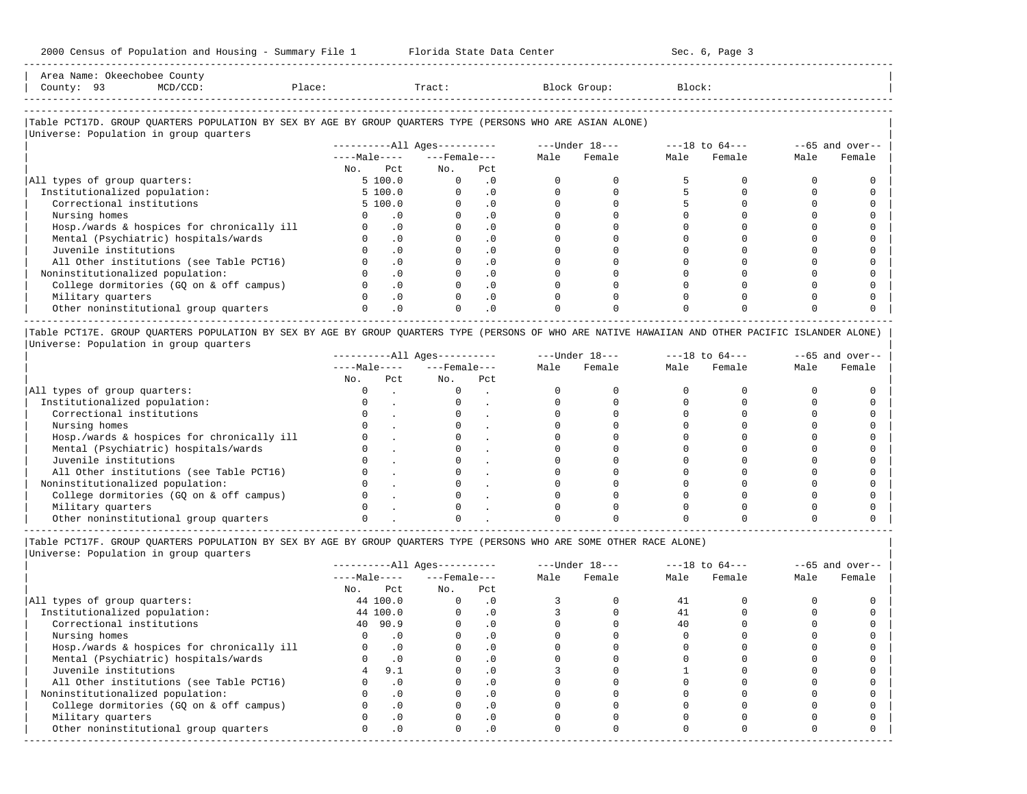Area Name: Okeechobee County
County: 93 MCD/CCD: Place: Tract: Block Group: Block:

## Table PCT17D. GROUP QUARTERS POPULATION BY SEX BY AGE BY GROUP QUARTERS TYPE (PERSONS WHO ARE ASIAN ALONE)

Universe: Population in group quarters

| | All Ages | | | | Under 18 | | 18 to 64 | | 65 and over | |
|---|---|---|---|---|---|---|---|---|---|---|
| | Male | | Female | | | | | | | |
| | No. | Pct | No. | Pct | Male | Female | Male | Female | Male | Female |
| All types of group quarters: | 5 | 100.0 | 0 | .0 | 0 | 0 | 5 | 0 | 0 | 0 |
| Institutionalized population: | 5 | 100.0 | 0 | .0 | 0 | 0 | 5 | 0 | 0 | 0 |
| Correctional institutions | 5 | 100.0 | 0 | .0 | 0 | 0 | 5 | 0 | 0 | 0 |
| Nursing homes | 0 | .0 | 0 | .0 | 0 | 0 | 0 | 0 | 0 | 0 |
| Hosp./wards & hospices for chronically ill | 0 | .0 | 0 | .0 | 0 | 0 | 0 | 0 | 0 | 0 |
| Mental (Psychiatric) hospitals/wards | 0 | .0 | 0 | .0 | 0 | 0 | 0 | 0 | 0 | 0 |
| Juvenile institutions | 0 | .0 | 0 | .0 | 0 | 0 | 0 | 0 | 0 | 0 |
| All Other institutions (see Table PCT16) | 0 | .0 | 0 | .0 | 0 | 0 | 0 | 0 | 0 | 0 |
| Noninstitutionalized population: | 0 | .0 | 0 | .0 | 0 | 0 | 0 | 0 | 0 | 0 |
| College dormitories (GQ on & off campus) | 0 | .0 | 0 | .0 | 0 | 0 | 0 | 0 | 0 | 0 |
| Military quarters | 0 | .0 | 0 | .0 | 0 | 0 | 0 | 0 | 0 | 0 |
| Other noninstitutional group quarters | 0 | .0 | 0 | .0 | 0 | 0 | 0 | 0 | 0 | 0 |

## Table PCT17E. GROUP QUARTERS POPULATION BY SEX BY AGE BY GROUP QUARTERS TYPE (PERSONS OF WHO ARE NATIVE HAWAIIAN AND OTHER PACIFIC ISLANDER ALONE)

Universe: Population in group quarters

| | All Ages | | | | Under 18 | | 18 to 64 | | 65 and over | |
|---|---|---|---|---|---|---|---|---|---|---|
| | Male | | Female | | | | | | | |
| | No. | Pct | No. | Pct | Male | Female | Male | Female | Male | Female |
| All types of group quarters: | 0 | . | 0 | . | 0 | 0 | 0 | 0 | 0 | 0 |
| Institutionalized population: | 0 | . | 0 | . | 0 | 0 | 0 | 0 | 0 | 0 |
| Correctional institutions | 0 | . | 0 | . | 0 | 0 | 0 | 0 | 0 | 0 |
| Nursing homes | 0 | . | 0 | . | 0 | 0 | 0 | 0 | 0 | 0 |
| Hosp./wards & hospices for chronically ill | 0 | . | 0 | . | 0 | 0 | 0 | 0 | 0 | 0 |
| Mental (Psychiatric) hospitals/wards | 0 | . | 0 | . | 0 | 0 | 0 | 0 | 0 | 0 |
| Juvenile institutions | 0 | . | 0 | . | 0 | 0 | 0 | 0 | 0 | 0 |
| All Other institutions (see Table PCT16) | 0 | . | 0 | . | 0 | 0 | 0 | 0 | 0 | 0 |
| Noninstitutionalized population: | 0 | . | 0 | . | 0 | 0 | 0 | 0 | 0 | 0 |
| College dormitories (GQ on & off campus) | 0 | . | 0 | . | 0 | 0 | 0 | 0 | 0 | 0 |
| Military quarters | 0 | . | 0 | . | 0 | 0 | 0 | 0 | 0 | 0 |
| Other noninstitutional group quarters | 0 | . | 0 | . | 0 | 0 | 0 | 0 | 0 | 0 |

## Table PCT17F. GROUP QUARTERS POPULATION BY SEX BY AGE BY GROUP QUARTERS TYPE (PERSONS WHO ARE SOME OTHER RACE ALONE)

Universe: Population in group quarters

| | All Ages | | | | Under 18 | | 18 to 64 | | 65 and over | |
|---|---|---|---|---|---|---|---|---|---|---|
| | Male | | Female | | | | | | | |
| | No. | Pct | No. | Pct | Male | Female | Male | Female | Male | Female |
| All types of group quarters: | 44 | 100.0 | 0 | .0 | 3 | 0 | 41 | 0 | 0 | 0 |
| Institutionalized population: | 44 | 100.0 | 0 | .0 | 3 | 0 | 41 | 0 | 0 | 0 |
| Correctional institutions | 40 | 90.9 | 0 | .0 | 0 | 0 | 40 | 0 | 0 | 0 |
| Nursing homes | 0 | .0 | 0 | .0 | 0 | 0 | 0 | 0 | 0 | 0 |
| Hosp./wards & hospices for chronically ill | 0 | .0 | 0 | .0 | 0 | 0 | 0 | 0 | 0 | 0 |
| Mental (Psychiatric) hospitals/wards | 0 | .0 | 0 | .0 | 0 | 0 | 0 | 0 | 0 | 0 |
| Juvenile institutions | 4 | 9.1 | 0 | .0 | 3 | 0 | 1 | 0 | 0 | 0 |
| All Other institutions (see Table PCT16) | 0 | .0 | 0 | .0 | 0 | 0 | 0 | 0 | 0 | 0 |
| Noninstitutionalized population: | 0 | .0 | 0 | .0 | 0 | 0 | 0 | 0 | 0 | 0 |
| College dormitories (GQ on & off campus) | 0 | .0 | 0 | .0 | 0 | 0 | 0 | 0 | 0 | 0 |
| Military quarters | 0 | .0 | 0 | .0 | 0 | 0 | 0 | 0 | 0 | 0 |
| Other noninstitutional group quarters | 0 | .0 | 0 | .0 | 0 | 0 | 0 | 0 | 0 | 0 |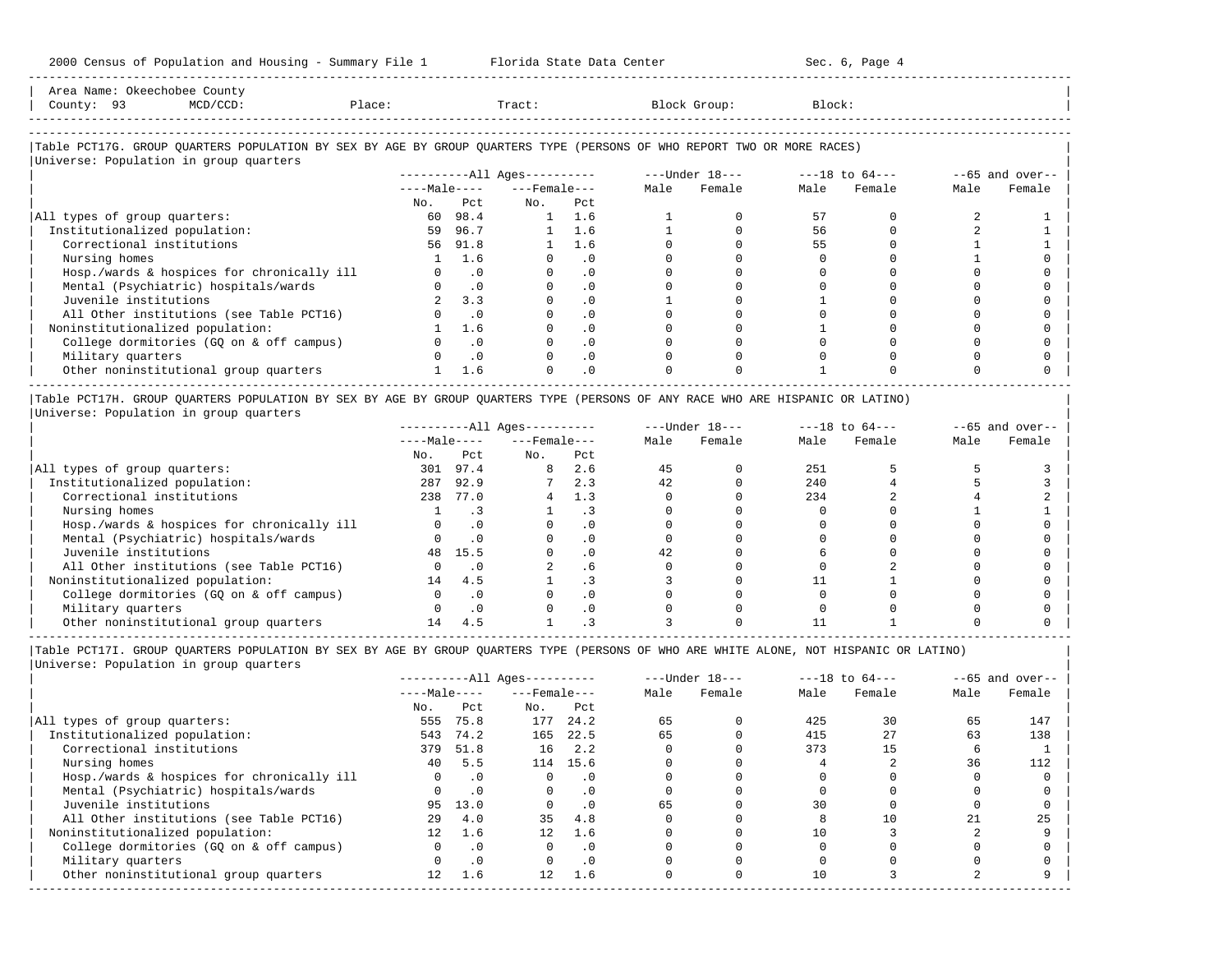Area Name: Okeechobee County
County: 93 MCD/CCD: Place: Tract: Block Group: Block:

## Table PCT17G. GROUP QUARTERS POPULATION BY SEX BY AGE BY GROUP QUARTERS TYPE (PERSONS OF WHO REPORT TWO OR MORE RACES)

Universe: Population in group quarters

| | All Ages | | | | Under 18 | | 18 to 64 | | 65 and over | |
|---|---|---|---|---|---|---|---|---|---|---|
| | Male | | Female | | | | | | | |
| | No. | Pct | No. | Pct | Male | Female | Male | Female | Male | Female |
| All types of group quarters: | 60 | 98.4 | 1 | 1.6 | 1 | 0 | 57 | 0 | 2 | 1 |
| Institutionalized population: | 59 | 96.7 | 1 | 1.6 | 1 | 0 | 56 | 0 | 2 | 1 |
| Correctional institutions | 56 | 91.8 | 1 | 1.6 | 0 | 0 | 55 | 0 | 1 | 1 |
| Nursing homes | 1 | 1.6 | 0 | .0 | 0 | 0 | 0 | 0 | 1 | 0 |
| Hosp./wards & hospices for chronically ill | 0 | .0 | 0 | .0 | 0 | 0 | 0 | 0 | 0 | 0 |
| Mental (Psychiatric) hospitals/wards | 0 | .0 | 0 | .0 | 0 | 0 | 0 | 0 | 0 | 0 |
| Juvenile institutions | 2 | 3.3 | 0 | .0 | 1 | 0 | 1 | 0 | 0 | 0 |
| All Other institutions (see Table PCT16) | 0 | .0 | 0 | .0 | 0 | 0 | 0 | 0 | 0 | 0 |
| Noninstitutionalized population: | 1 | 1.6 | 0 | .0 | 0 | 0 | 1 | 0 | 0 | 0 |
| College dormitories (GQ on & off campus) | 0 | .0 | 0 | .0 | 0 | 0 | 0 | 0 | 0 | 0 |
| Military quarters | 0 | .0 | 0 | .0 | 0 | 0 | 0 | 0 | 0 | 0 |
| Other noninstitutional group quarters | 1 | 1.6 | 0 | .0 | 0 | 0 | 1 | 0 | 0 | 0 |

## Table PCT17H. GROUP QUARTERS POPULATION BY SEX BY AGE BY GROUP QUARTERS TYPE (PERSONS OF ANY RACE WHO ARE HISPANIC OR LATINO)

Universe: Population in group quarters

| | All Ages | | | | Under 18 | | 18 to 64 | | 65 and over | |
|---|---|---|---|---|---|---|---|---|---|---|
| | Male | | Female | | | | | | | |
| | No. | Pct | No. | Pct | Male | Female | Male | Female | Male | Female |
| All types of group quarters: | 301 | 97.4 | 8 | 2.6 | 45 | 0 | 251 | 5 | 5 | 3 |
| Institutionalized population: | 287 | 92.9 | 7 | 2.3 | 42 | 0 | 240 | 4 | 5 | 3 |
| Correctional institutions | 238 | 77.0 | 4 | 1.3 | 0 | 0 | 234 | 2 | 4 | 2 |
| Nursing homes | 1 | .3 | 1 | .3 | 0 | 0 | 0 | 0 | 1 | 1 |
| Hosp./wards & hospices for chronically ill | 0 | .0 | 0 | .0 | 0 | 0 | 0 | 0 | 0 | 0 |
| Mental (Psychiatric) hospitals/wards | 0 | .0 | 0 | .0 | 0 | 0 | 0 | 0 | 0 | 0 |
| Juvenile institutions | 48 | 15.5 | 0 | .0 | 42 | 0 | 6 | 0 | 0 | 0 |
| All Other institutions (see Table PCT16) | 0 | .0 | 2 | .6 | 0 | 0 | 0 | 2 | 0 | 0 |
| Noninstitutionalized population: | 14 | 4.5 | 1 | .3 | 3 | 0 | 11 | 1 | 0 | 0 |
| College dormitories (GQ on & off campus) | 0 | .0 | 0 | .0 | 0 | 0 | 0 | 0 | 0 | 0 |
| Military quarters | 0 | .0 | 0 | .0 | 0 | 0 | 0 | 0 | 0 | 0 |
| Other noninstitutional group quarters | 14 | 4.5 | 1 | .3 | 3 | 0 | 11 | 1 | 0 | 0 |

## Table PCT17I. GROUP QUARTERS POPULATION BY SEX BY AGE BY GROUP QUARTERS TYPE (PERSONS OF WHO ARE WHITE ALONE, NOT HISPANIC OR LATINO)

Universe: Population in group quarters

| | All Ages | | | | Under 18 | | 18 to 64 | | 65 and over | |
|---|---|---|---|---|---|---|---|---|---|---|
| | Male | | Female | | | | | | | |
| | No. | Pct | No. | Pct | Male | Female | Male | Female | Male | Female |
| All types of group quarters: | 555 | 75.8 | 177 | 24.2 | 65 | 0 | 425 | 30 | 65 | 147 |
| Institutionalized population: | 543 | 74.2 | 165 | 22.5 | 65 | 0 | 415 | 27 | 63 | 138 |
| Correctional institutions | 379 | 51.8 | 16 | 2.2 | 0 | 0 | 373 | 15 | 6 | 1 |
| Nursing homes | 40 | 5.5 | 114 | 15.6 | 0 | 0 | 4 | 2 | 36 | 112 |
| Hosp./wards & hospices for chronically ill | 0 | .0 | 0 | .0 | 0 | 0 | 0 | 0 | 0 | 0 |
| Mental (Psychiatric) hospitals/wards | 0 | .0 | 0 | .0 | 0 | 0 | 0 | 0 | 0 | 0 |
| Juvenile institutions | 95 | 13.0 | 0 | .0 | 65 | 0 | 30 | 0 | 0 | 0 |
| All Other institutions (see Table PCT16) | 29 | 4.0 | 35 | 4.8 | 0 | 0 | 8 | 10 | 21 | 25 |
| Noninstitutionalized population: | 12 | 1.6 | 12 | 1.6 | 0 | 0 | 10 | 3 | 2 | 9 |
| College dormitories (GQ on & off campus) | 0 | .0 | 0 | .0 | 0 | 0 | 0 | 0 | 0 | 0 |
| Military quarters | 0 | .0 | 0 | .0 | 0 | 0 | 0 | 0 | 0 | 0 |
| Other noninstitutional group quarters | 12 | 1.6 | 12 | 1.6 | 0 | 0 | 10 | 3 | 2 | 9 |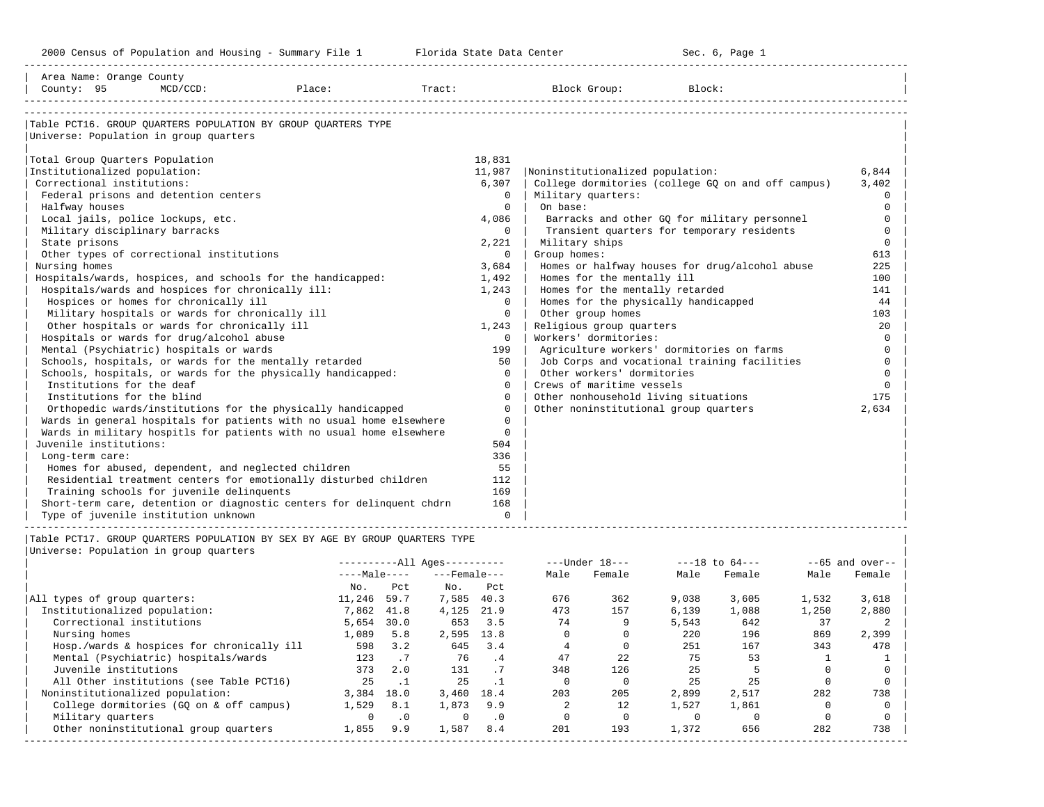2000 Census of Population and Housing - Summary File 1 &nbsp;&nbsp;&nbsp; Florida State Data Center &nbsp;&nbsp;&nbsp; Sec. 6, Page 1

Area Name: Orange County
County: 95 &nbsp;&nbsp; MCD/CCD: &nbsp;&nbsp; Place: &nbsp;&nbsp; Tract: &nbsp;&nbsp; Block Group: &nbsp;&nbsp; Block:

## Table PCT16. GROUP QUARTERS POPULATION BY GROUP QUARTERS TYPE

Universe: Population in group quarters

| Group quarters type | Population |
|---|---|
| Total Group Quarters Population | 18,831 |
| Institutionalized population: | 11,987 |
| Correctional institutions: | 6,307 |
| Federal prisons and detention centers | 0 |
| Halfway houses | 0 |
| Local jails, police lockups, etc. | 4,086 |
| Military disciplinary barracks | 0 |
| State prisons | 2,221 |
| Other types of correctional institutions | 0 |
| Nursing homes | 3,684 |
| Hospitals/wards, hospices, and schools for the handicapped: | 1,492 |
| Hospitals/wards and hospices for chronically ill: | 1,243 |
| Hospices or homes for chronically ill | 0 |
| Military hospitals or wards for chronically ill | 0 |
| Other hospitals or wards for chronically ill | 1,243 |
| Hospitals or wards for drug/alcohol abuse | 0 |
| Mental (Psychiatric) hospitals or wards | 199 |
| Schools, hospitals, or wards for the mentally retarded | 50 |
| Schools, hospitals, or wards for the physically handicapped: | 0 |
| Institutions for the deaf | 0 |
| Institutions for the blind | 0 |
| Orthopedic wards/institutions for the physically handicapped | 0 |
| Wards in general hospitals for patients with no usual home elsewhere | 0 |
| Wards in military hospitls for patients with no usual home elsewhere | 0 |
| Juvenile institutions: | 504 |
| Long-term care: | 336 |
| Homes for abused, dependent, and neglected children | 55 |
| Residential treatment centers for emotionally disturbed children | 112 |
| Training schools for juvenile delinquents | 169 |
| Short-term care, detention or diagnostic centers for delinquent chdrn | 168 |
| Type of juvenile institution unknown | 0 |
| Noninstitutionalized population: | 6,844 |
| College dormitories (college GQ on and off campus) | 3,402 |
| Military quarters: | 0 |
| On base: | 0 |
| Barracks and other GQ for military personnel | 0 |
| Transient quarters for temporary residents | 0 |
| Military ships | 0 |
| Group homes: | 613 |
| Homes or halfway houses for drug/alcohol abuse | 225 |
| Homes for the mentally ill | 100 |
| Homes for the mentally retarded | 141 |
| Homes for the physically handicapped | 44 |
| Other group homes | 103 |
| Religious group quarters | 20 |
| Workers' dormitories: | 0 |
| Agriculture workers' dormitories on farms | 0 |
| Job Corps and vocational training facilities | 0 |
| Other workers' dormitories | 0 |
| Crews of maritime vessels | 0 |
| Other nonhousehold living situations | 175 |
| Other noninstitutional group quarters | 2,634 |

## Table PCT17. GROUP QUARTERS POPULATION BY SEX BY AGE BY GROUP QUARTERS TYPE

Universe: Population in group quarters

| | All Ages | | | | Under 18 | | 18 to 64 | | 65 and over | |
|---|---|---|---|---|---|---|---|---|---|---|
| | Male | | Female | | | | | | | |
| | No. | Pct | No. | Pct | Male | Female | Male | Female | Male | Female |
| All types of group quarters: | 11,246 | 59.7 | 7,585 | 40.3 | 676 | 362 | 9,038 | 3,605 | 1,532 | 3,618 |
| Institutionalized population: | 7,862 | 41.8 | 4,125 | 21.9 | 473 | 157 | 6,139 | 1,088 | 1,250 | 2,880 |
| Correctional institutions | 5,654 | 30.0 | 653 | 3.5 | 74 | 9 | 5,543 | 642 | 37 | 2 |
| Nursing homes | 1,089 | 5.8 | 2,595 | 13.8 | 0 | 0 | 220 | 196 | 869 | 2,399 |
| Hosp./wards & hospices for chronically ill | 598 | 3.2 | 645 | 3.4 | 4 | 0 | 251 | 167 | 343 | 478 |
| Mental (Psychiatric) hospitals/wards | 123 | .7 | 76 | .4 | 47 | 22 | 75 | 53 | 1 | 1 |
| Juvenile institutions | 373 | 2.0 | 131 | .7 | 348 | 126 | 25 | 5 | 0 | 0 |
| All Other institutions (see Table PCT16) | 25 | .1 | 25 | .1 | 0 | 0 | 25 | 25 | 0 | 0 |
| Noninstitutionalized population: | 3,384 | 18.0 | 3,460 | 18.4 | 203 | 205 | 2,899 | 2,517 | 282 | 738 |
| College dormitories (GQ on & off campus) | 1,529 | 8.1 | 1,873 | 9.9 | 2 | 12 | 1,527 | 1,861 | 0 | 0 |
| Military quarters | 0 | .0 | 0 | .0 | 0 | 0 | 0 | 0 | 0 | 0 |
| Other noninstitutional group quarters | 1,855 | 9.9 | 1,587 | 8.4 | 201 | 193 | 1,372 | 656 | 282 | 738 |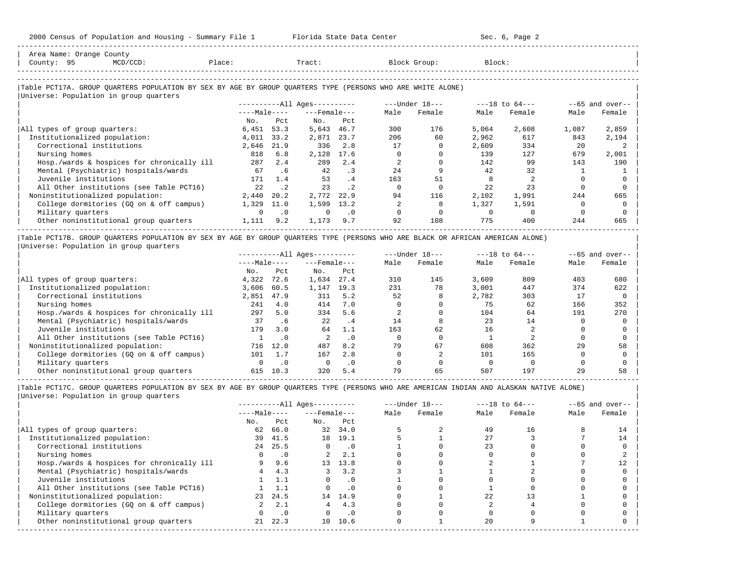Area Name: Orange County
County: 95 MCD/CCD: Place: Tract: Block Group: Block:

## Table PCT17A. GROUP QUARTERS POPULATION BY SEX BY AGE BY GROUP QUARTERS TYPE (PERSONS WHO ARE WHITE ALONE)

Universe: Population in group quarters

| | All Ages | | | | Under 18 | | 18 to 64 | | 65 and over | |
|---|---|---|---|---|---|---|---|---|---|---|
| | Male | | Female | | | | | | | |
| | No. | Pct | No. | Pct | Male | Female | Male | Female | Male | Female |
| All types of group quarters: | 6,451 | 53.3 | 5,643 | 46.7 | 300 | 176 | 5,064 | 2,608 | 1,087 | 2,859 |
| Institutionalized population: | 4,011 | 33.2 | 2,871 | 23.7 | 206 | 60 | 2,962 | 617 | 843 | 2,194 |
| Correctional institutions | 2,646 | 21.9 | 336 | 2.8 | 17 | 0 | 2,609 | 334 | 20 | 2 |
| Nursing homes | 818 | 6.8 | 2,128 | 17.6 | 0 | 0 | 139 | 127 | 679 | 2,001 |
| Hosp./wards & hospices for chronically ill | 287 | 2.4 | 289 | 2.4 | 2 | 0 | 142 | 99 | 143 | 190 |
| Mental (Psychiatric) hospitals/wards | 67 | .6 | 42 | .3 | 24 | 9 | 42 | 32 | 1 | 1 |
| Juvenile institutions | 171 | 1.4 | 53 | .4 | 163 | 51 | 8 | 2 | 0 | 0 |
| All Other institutions (see Table PCT16) | 22 | .2 | 23 | .2 | 0 | 0 | 22 | 23 | 0 | 0 |
| Noninstitutionalized population: | 2,440 | 20.2 | 2,772 | 22.9 | 94 | 116 | 2,102 | 1,991 | 244 | 665 |
| College dormitories (GQ on & off campus) | 1,329 | 11.0 | 1,599 | 13.2 | 2 | 8 | 1,327 | 1,591 | 0 | 0 |
| Military quarters | 0 | .0 | 0 | .0 | 0 | 0 | 0 | 0 | 0 | 0 |
| Other noninstitutional group quarters | 1,111 | 9.2 | 1,173 | 9.7 | 92 | 108 | 775 | 400 | 244 | 665 |

## Table PCT17B. GROUP QUARTERS POPULATION BY SEX BY AGE BY GROUP QUARTERS TYPE (PERSONS WHO ARE BLACK OR AFRICAN AMERICAN ALONE)

Universe: Population in group quarters

| | All Ages | | | | Under 18 | | 18 to 64 | | 65 and over | |
|---|---|---|---|---|---|---|---|---|---|---|
| | Male | | Female | | | | | | | |
| | No. | Pct | No. | Pct | Male | Female | Male | Female | Male | Female |
| All types of group quarters: | 4,322 | 72.6 | 1,634 | 27.4 | 310 | 145 | 3,609 | 809 | 403 | 680 |
| Institutionalized population: | 3,606 | 60.5 | 1,147 | 19.3 | 231 | 78 | 3,001 | 447 | 374 | 622 |
| Correctional institutions | 2,851 | 47.9 | 311 | 5.2 | 52 | 8 | 2,782 | 303 | 17 | 0 |
| Nursing homes | 241 | 4.0 | 414 | 7.0 | 0 | 0 | 75 | 62 | 166 | 352 |
| Hosp./wards & hospices for chronically ill | 297 | 5.0 | 334 | 5.6 | 2 | 0 | 104 | 64 | 191 | 270 |
| Mental (Psychiatric) hospitals/wards | 37 | .6 | 22 | .4 | 14 | 8 | 23 | 14 | 0 | 0 |
| Juvenile institutions | 179 | 3.0 | 64 | 1.1 | 163 | 62 | 16 | 2 | 0 | 0 |
| All Other institutions (see Table PCT16) | 1 | .0 | 2 | .0 | 0 | 0 | 1 | 2 | 0 | 0 |
| Noninstitutionalized population: | 716 | 12.0 | 487 | 8.2 | 79 | 67 | 608 | 362 | 29 | 58 |
| College dormitories (GQ on & off campus) | 101 | 1.7 | 167 | 2.8 | 0 | 2 | 101 | 165 | 0 | 0 |
| Military quarters | 0 | .0 | 0 | .0 | 0 | 0 | 0 | 0 | 0 | 0 |
| Other noninstitutional group quarters | 615 | 10.3 | 320 | 5.4 | 79 | 65 | 507 | 197 | 29 | 58 |

## Table PCT17C. GROUP QUARTERS POPULATION BY SEX BY AGE BY GROUP QUARTERS TYPE (PERSONS WHO ARE AMERICAN INDIAN AND ALASKAN NATIVE ALONE)

Universe: Population in group quarters

| | All Ages | | | | Under 18 | | 18 to 64 | | 65 and over | |
|---|---|---|---|---|---|---|---|---|---|---|
| | Male | | Female | | | | | | | |
| | No. | Pct | No. | Pct | Male | Female | Male | Female | Male | Female |
| All types of group quarters: | 62 | 66.0 | 32 | 34.0 | 5 | 2 | 49 | 16 | 8 | 14 |
| Institutionalized population: | 39 | 41.5 | 18 | 19.1 | 5 | 1 | 27 | 3 | 7 | 14 |
| Correctional institutions | 24 | 25.5 | 0 | .0 | 1 | 0 | 23 | 0 | 0 | 0 |
| Nursing homes | 0 | .0 | 2 | 2.1 | 0 | 0 | 0 | 0 | 0 | 2 |
| Hosp./wards & hospices for chronically ill | 9 | 9.6 | 13 | 13.8 | 0 | 0 | 2 | 1 | 7 | 12 |
| Mental (Psychiatric) hospitals/wards | 4 | 4.3 | 3 | 3.2 | 3 | 1 | 1 | 2 | 0 | 0 |
| Juvenile institutions | 1 | 1.1 | 0 | .0 | 1 | 0 | 0 | 0 | 0 | 0 |
| All Other institutions (see Table PCT16) | 1 | 1.1 | 0 | .0 | 0 | 0 | 1 | 0 | 0 | 0 |
| Noninstitutionalized population: | 23 | 24.5 | 14 | 14.9 | 0 | 1 | 22 | 13 | 1 | 0 |
| College dormitories (GQ on & off campus) | 2 | 2.1 | 4 | 4.3 | 0 | 0 | 2 | 4 | 0 | 0 |
| Military quarters | 0 | .0 | 0 | .0 | 0 | 0 | 0 | 0 | 0 | 0 |
| Other noninstitutional group quarters | 21 | 22.3 | 10 | 10.6 | 0 | 1 | 20 | 9 | 1 | 0 |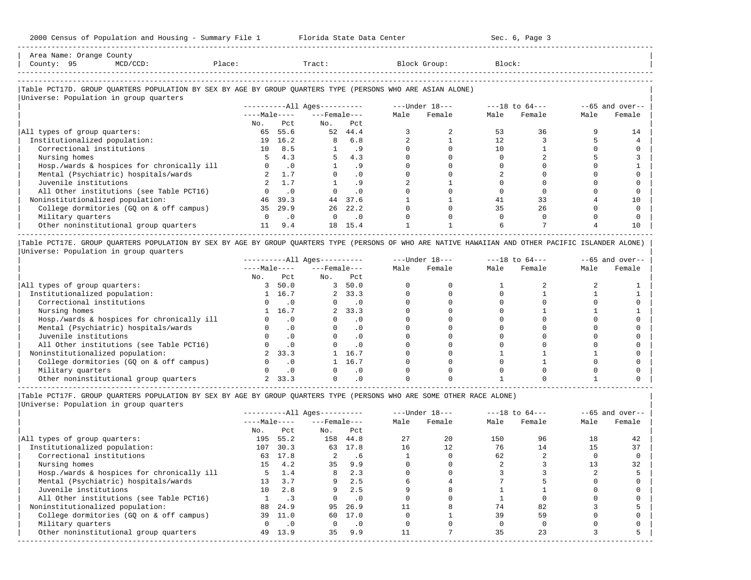Area Name: Orange County
County: 95 MCD/CCD: Place: Tract: Block Group: Block:

## Table PCT17D. GROUP QUARTERS POPULATION BY SEX BY AGE BY GROUP QUARTERS TYPE (PERSONS WHO ARE ASIAN ALONE)

Universe: Population in group quarters

| | All Ages Male No. | All Ages Male Pct | All Ages Female No. | All Ages Female Pct | Under 18 Male | Under 18 Female | 18 to 64 Male | 18 to 64 Female | 65 and over Male | 65 and over Female |
|---|---|---|---|---|---|---|---|---|---|---|
| All types of group quarters: | 65 | 55.6 | 52 | 44.4 | 3 | 2 | 53 | 36 | 9 | 14 |
| Institutionalized population: | 19 | 16.2 | 8 | 6.8 | 2 | 1 | 12 | 3 | 5 | 4 |
| Correctional institutions | 10 | 8.5 | 1 | .9 | 0 | 0 | 10 | 1 | 0 | 0 |
| Nursing homes | 5 | 4.3 | 5 | 4.3 | 0 | 0 | 0 | 2 | 5 | 3 |
| Hosp./wards & hospices for chronically ill | 0 | .0 | 1 | .9 | 0 | 0 | 0 | 0 | 0 | 1 |
| Mental (Psychiatric) hospitals/wards | 2 | 1.7 | 0 | .0 | 0 | 0 | 2 | 0 | 0 | 0 |
| Juvenile institutions | 2 | 1.7 | 1 | .9 | 2 | 1 | 0 | 0 | 0 | 0 |
| All Other institutions (see Table PCT16) | 0 | .0 | 0 | .0 | 0 | 0 | 0 | 0 | 0 | 0 |
| Noninstitutionalized population: | 46 | 39.3 | 44 | 37.6 | 1 | 1 | 41 | 33 | 4 | 10 |
| College dormitories (GQ on & off campus) | 35 | 29.9 | 26 | 22.2 | 0 | 0 | 35 | 26 | 0 | 0 |
| Military quarters | 0 | .0 | 0 | .0 | 0 | 0 | 0 | 0 | 0 | 0 |
| Other noninstitutional group quarters | 11 | 9.4 | 18 | 15.4 | 1 | 1 | 6 | 7 | 4 | 10 |

## Table PCT17E. GROUP QUARTERS POPULATION BY SEX BY AGE BY GROUP QUARTERS TYPE (PERSONS OF WHO ARE NATIVE HAWAIIAN AND OTHER PACIFIC ISLANDER ALONE)

Universe: Population in group quarters

| | All Ages Male No. | All Ages Male Pct | All Ages Female No. | All Ages Female Pct | Under 18 Male | Under 18 Female | 18 to 64 Male | 18 to 64 Female | 65 and over Male | 65 and over Female |
|---|---|---|---|---|---|---|---|---|---|---|
| All types of group quarters: | 3 | 50.0 | 3 | 50.0 | 0 | 0 | 1 | 2 | 2 | 1 |
| Institutionalized population: | 1 | 16.7 | 2 | 33.3 | 0 | 0 | 0 | 1 | 1 | 1 |
| Correctional institutions | 0 | .0 | 0 | .0 | 0 | 0 | 0 | 0 | 0 | 0 |
| Nursing homes | 1 | 16.7 | 2 | 33.3 | 0 | 0 | 0 | 1 | 1 | 1 |
| Hosp./wards & hospices for chronically ill | 0 | .0 | 0 | .0 | 0 | 0 | 0 | 0 | 0 | 0 |
| Mental (Psychiatric) hospitals/wards | 0 | .0 | 0 | .0 | 0 | 0 | 0 | 0 | 0 | 0 |
| Juvenile institutions | 0 | .0 | 0 | .0 | 0 | 0 | 0 | 0 | 0 | 0 |
| All Other institutions (see Table PCT16) | 0 | .0 | 0 | .0 | 0 | 0 | 0 | 0 | 0 | 0 |
| Noninstitutionalized population: | 2 | 33.3 | 1 | 16.7 | 0 | 0 | 1 | 1 | 1 | 0 |
| College dormitories (GQ on & off campus) | 0 | .0 | 1 | 16.7 | 0 | 0 | 0 | 1 | 0 | 0 |
| Military quarters | 0 | .0 | 0 | .0 | 0 | 0 | 0 | 0 | 0 | 0 |
| Other noninstitutional group quarters | 2 | 33.3 | 0 | .0 | 0 | 0 | 1 | 0 | 1 | 0 |

## Table PCT17F. GROUP QUARTERS POPULATION BY SEX BY AGE BY GROUP QUARTERS TYPE (PERSONS WHO ARE SOME OTHER RACE ALONE)

Universe: Population in group quarters

| | All Ages Male No. | All Ages Male Pct | All Ages Female No. | All Ages Female Pct | Under 18 Male | Under 18 Female | 18 to 64 Male | 18 to 64 Female | 65 and over Male | 65 and over Female |
|---|---|---|---|---|---|---|---|---|---|---|
| All types of group quarters: | 195 | 55.2 | 158 | 44.8 | 27 | 20 | 150 | 96 | 18 | 42 |
| Institutionalized population: | 107 | 30.3 | 63 | 17.8 | 16 | 12 | 76 | 14 | 15 | 37 |
| Correctional institutions | 63 | 17.8 | 2 | .6 | 1 | 0 | 62 | 2 | 0 | 0 |
| Nursing homes | 15 | 4.2 | 35 | 9.9 | 0 | 0 | 2 | 3 | 13 | 32 |
| Hosp./wards & hospices for chronically ill | 5 | 1.4 | 8 | 2.3 | 0 | 0 | 3 | 3 | 2 | 5 |
| Mental (Psychiatric) hospitals/wards | 13 | 3.7 | 9 | 2.5 | 6 | 4 | 7 | 5 | 0 | 0 |
| Juvenile institutions | 10 | 2.8 | 9 | 2.5 | 9 | 8 | 1 | 1 | 0 | 0 |
| All Other institutions (see Table PCT16) | 1 | .3 | 0 | .0 | 0 | 0 | 1 | 0 | 0 | 0 |
| Noninstitutionalized population: | 88 | 24.9 | 95 | 26.9 | 11 | 8 | 74 | 82 | 3 | 5 |
| College dormitories (GQ on & off campus) | 39 | 11.0 | 60 | 17.0 | 0 | 1 | 39 | 59 | 0 | 0 |
| Military quarters | 0 | .0 | 0 | .0 | 0 | 0 | 0 | 0 | 0 | 0 |
| Other noninstitutional group quarters | 49 | 13.9 | 35 | 9.9 | 11 | 7 | 35 | 23 | 3 | 5 |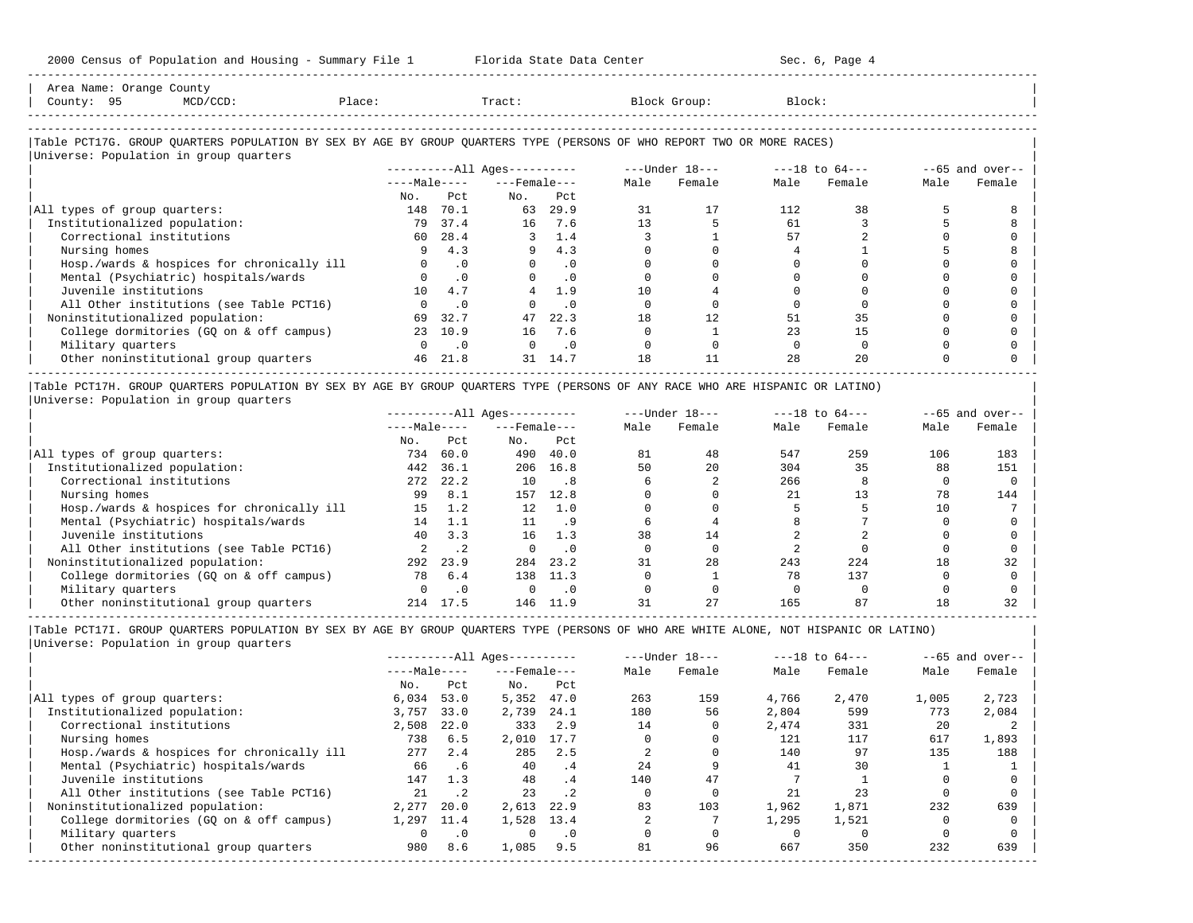Area Name: Orange County
County: 95 MCD/CCD: Place: Tract: Block Group: Block:

Table PCT17G. GROUP QUARTERS POPULATION BY SEX BY AGE BY GROUP QUARTERS TYPE (PERSONS OF WHO REPORT TWO OR MORE RACES)
Universe: Population in group quarters

| | All Ages | | | | Under 18 | | 18 to 64 | | 65 and over | |
|---|---|---|---|---|---|---|---|---|---|---|
| | Male | | Female | | | | | | | |
| | No. | Pct | No. | Pct | Male | Female | Male | Female | Male | Female |
| All types of group quarters: | 148 | 70.1 | 63 | 29.9 | 31 | 17 | 112 | 38 | 5 | 8 |
| Institutionalized population: | 79 | 37.4 | 16 | 7.6 | 13 | 5 | 61 | 3 | 5 | 8 |
| Correctional institutions | 60 | 28.4 | 3 | 1.4 | 3 | 1 | 57 | 2 | 0 | 0 |
| Nursing homes | 9 | 4.3 | 9 | 4.3 | 0 | 0 | 4 | 1 | 5 | 8 |
| Hosp./wards & hospices for chronically ill | 0 | .0 | 0 | .0 | 0 | 0 | 0 | 0 | 0 | 0 |
| Mental (Psychiatric) hospitals/wards | 0 | .0 | 0 | .0 | 0 | 0 | 0 | 0 | 0 | 0 |
| Juvenile institutions | 10 | 4.7 | 4 | 1.9 | 10 | 4 | 0 | 0 | 0 | 0 |
| All Other institutions (see Table PCT16) | 0 | .0 | 0 | .0 | 0 | 0 | 0 | 0 | 0 | 0 |
| Noninstitutionalized population: | 69 | 32.7 | 47 | 22.3 | 18 | 12 | 51 | 35 | 0 | 0 |
| College dormitories (GQ on & off campus) | 23 | 10.9 | 16 | 7.6 | 0 | 1 | 23 | 15 | 0 | 0 |
| Military quarters | 0 | .0 | 0 | .0 | 0 | 0 | 0 | 0 | 0 | 0 |
| Other noninstitutional group quarters | 46 | 21.8 | 31 | 14.7 | 18 | 11 | 28 | 20 | 0 | 0 |

Table PCT17H. GROUP QUARTERS POPULATION BY SEX BY AGE BY GROUP QUARTERS TYPE (PERSONS OF ANY RACE WHO ARE HISPANIC OR LATINO)
Universe: Population in group quarters

| | All Ages | | | | Under 18 | | 18 to 64 | | 65 and over | |
|---|---|---|---|---|---|---|---|---|---|---|
| | Male | | Female | | | | | | | |
| | No. | Pct | No. | Pct | Male | Female | Male | Female | Male | Female |
| All types of group quarters: | 734 | 60.0 | 490 | 40.0 | 81 | 48 | 547 | 259 | 106 | 183 |
| Institutionalized population: | 442 | 36.1 | 206 | 16.8 | 50 | 20 | 304 | 35 | 88 | 151 |
| Correctional institutions | 272 | 22.2 | 10 | .8 | 6 | 2 | 266 | 8 | 0 | 0 |
| Nursing homes | 99 | 8.1 | 157 | 12.8 | 0 | 0 | 21 | 13 | 78 | 144 |
| Hosp./wards & hospices for chronically ill | 15 | 1.2 | 12 | 1.0 | 0 | 0 | 5 | 5 | 10 | 7 |
| Mental (Psychiatric) hospitals/wards | 14 | 1.1 | 11 | .9 | 6 | 4 | 8 | 7 | 0 | 0 |
| Juvenile institutions | 40 | 3.3 | 16 | 1.3 | 38 | 14 | 2 | 2 | 0 | 0 |
| All Other institutions (see Table PCT16) | 2 | .2 | 0 | .0 | 0 | 0 | 2 | 0 | 0 | 0 |
| Noninstitutionalized population: | 292 | 23.9 | 284 | 23.2 | 31 | 28 | 243 | 224 | 18 | 32 |
| College dormitories (GQ on & off campus) | 78 | 6.4 | 138 | 11.3 | 0 | 1 | 78 | 137 | 0 | 0 |
| Military quarters | 0 | .0 | 0 | .0 | 0 | 0 | 0 | 0 | 0 | 0 |
| Other noninstitutional group quarters | 214 | 17.5 | 146 | 11.9 | 31 | 27 | 165 | 87 | 18 | 32 |

Table PCT17I. GROUP QUARTERS POPULATION BY SEX BY AGE BY GROUP QUARTERS TYPE (PERSONS OF WHO ARE WHITE ALONE, NOT HISPANIC OR LATINO)
Universe: Population in group quarters

| | All Ages | | | | Under 18 | | 18 to 64 | | 65 and over | |
|---|---|---|---|---|---|---|---|---|---|---|
| | Male | | Female | | | | | | | |
| | No. | Pct | No. | Pct | Male | Female | Male | Female | Male | Female |
| All types of group quarters: | 6,034 | 53.0 | 5,352 | 47.0 | 263 | 159 | 4,766 | 2,470 | 1,005 | 2,723 |
| Institutionalized population: | 3,757 | 33.0 | 2,739 | 24.1 | 180 | 56 | 2,804 | 599 | 773 | 2,084 |
| Correctional institutions | 2,508 | 22.0 | 333 | 2.9 | 14 | 0 | 2,474 | 331 | 20 | 2 |
| Nursing homes | 738 | 6.5 | 2,010 | 17.7 | 0 | 0 | 121 | 117 | 617 | 1,893 |
| Hosp./wards & hospices for chronically ill | 277 | 2.4 | 285 | 2.5 | 2 | 0 | 140 | 97 | 135 | 188 |
| Mental (Psychiatric) hospitals/wards | 66 | .6 | 40 | .4 | 24 | 9 | 41 | 30 | 1 | 1 |
| Juvenile institutions | 147 | 1.3 | 48 | .4 | 140 | 47 | 7 | 1 | 0 | 0 |
| All Other institutions (see Table PCT16) | 21 | .2 | 23 | .2 | 0 | 0 | 21 | 23 | 0 | 0 |
| Noninstitutionalized population: | 2,277 | 20.0 | 2,613 | 22.9 | 83 | 103 | 1,962 | 1,871 | 232 | 639 |
| College dormitories (GQ on & off campus) | 1,297 | 11.4 | 1,528 | 13.4 | 2 | 7 | 1,295 | 1,521 | 0 | 0 |
| Military quarters | 0 | .0 | 0 | .0 | 0 | 0 | 0 | 0 | 0 | 0 |
| Other noninstitutional group quarters | 980 | 8.6 | 1,085 | 9.5 | 81 | 96 | 667 | 350 | 232 | 639 |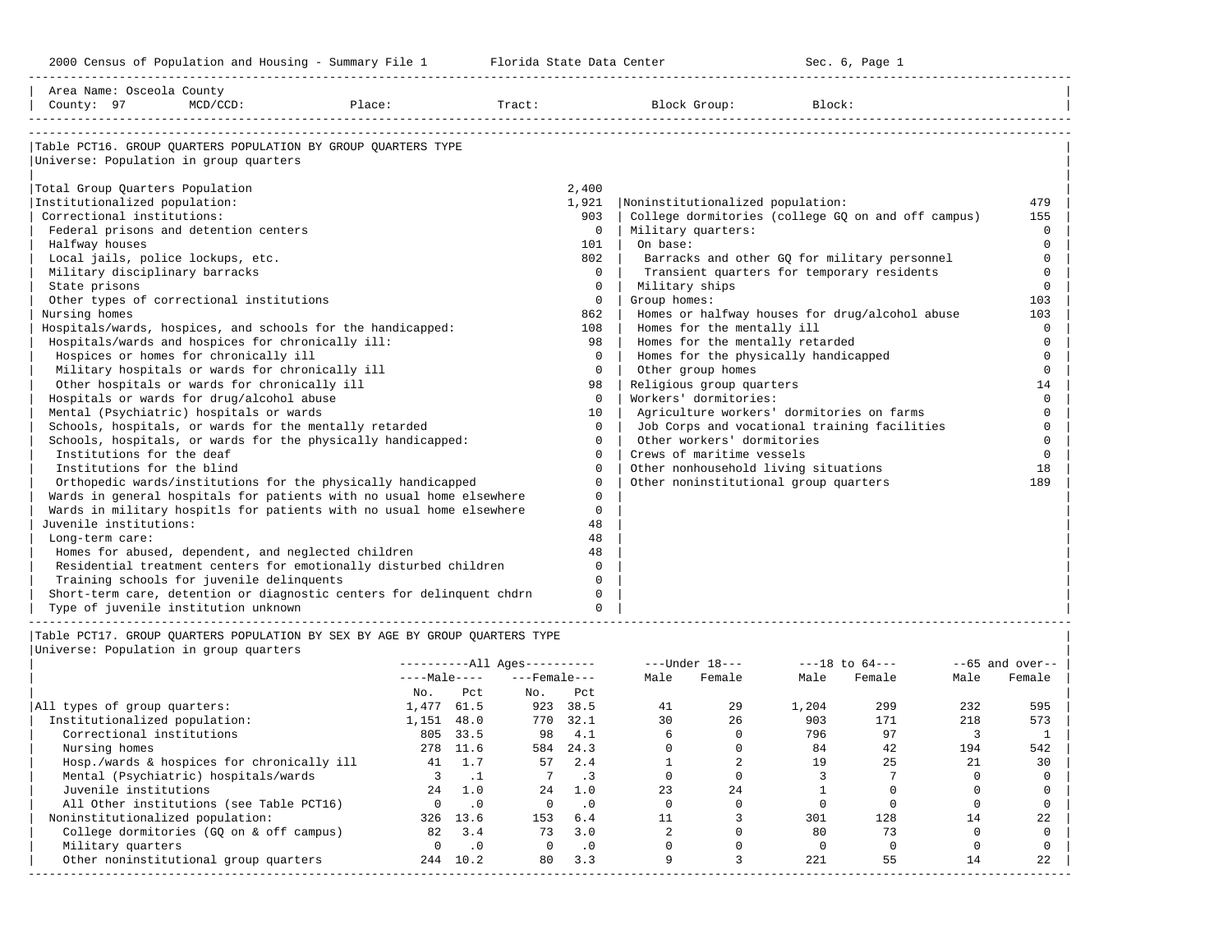Area Name: Osceola County
County: 97 MCD/CCD: Place: Tract: Block Group: Block:

## Table PCT16. GROUP QUARTERS POPULATION BY GROUP QUARTERS TYPE

Universe: Population in group quarters

| Category | Count |
|---|---|
| Total Group Quarters Population | 2,400 |
| Institutionalized population: | 1,921 |
| Correctional institutions: | 903 |
| Federal prisons and detention centers | 0 |
| Halfway houses | 101 |
| Local jails, police lockups, etc. | 802 |
| Military disciplinary barracks | 0 |
| State prisons | 0 |
| Other types of correctional institutions | 0 |
| Nursing homes | 862 |
| Hospitals/wards, hospices, and schools for the handicapped: | 108 |
| Hospitals/wards and hospices for chronically ill: | 98 |
| Hospices or homes for chronically ill | 0 |
| Military hospitals or wards for chronically ill | 0 |
| Other hospitals or wards for chronically ill | 98 |
| Hospitals or wards for drug/alcohol abuse | 0 |
| Mental (Psychiatric) hospitals or wards | 10 |
| Schools, hospitals, or wards for the mentally retarded | 0 |
| Schools, hospitals, or wards for the physically handicapped: | 0 |
| Institutions for the deaf | 0 |
| Institutions for the blind | 0 |
| Orthopedic wards/institutions for the physically handicapped | 0 |
| Wards in general hospitals for patients with no usual home elsewhere | 0 |
| Wards in military hospitls for patients with no usual home elsewhere | 0 |
| Juvenile institutions: | 48 |
| Long-term care: | 48 |
| Homes for abused, dependent, and neglected children | 48 |
| Residential treatment centers for emotionally disturbed children | 0 |
| Training schools for juvenile delinquents | 0 |
| Short-term care, detention or diagnostic centers for delinquent chdrn | 0 |
| Type of juvenile institution unknown | 0 |
| Noninstitutionalized population: | 479 |
| College dormitories (college GQ on and off campus) | 155 |
| Military quarters: | 0 |
| On base: | 0 |
| Barracks and other GQ for military personnel | 0 |
| Transient quarters for temporary residents | 0 |
| Military ships | 0 |
| Group homes: | 103 |
| Homes or halfway houses for drug/alcohol abuse | 103 |
| Homes for the mentally ill | 0 |
| Homes for the mentally retarded | 0 |
| Homes for the physically handicapped | 0 |
| Other group homes | 0 |
| Religious group quarters | 14 |
| Workers' dormitories: | 0 |
| Agriculture workers' dormitories on farms | 0 |
| Job Corps and vocational training facilities | 0 |
| Other workers' dormitories | 0 |
| Crews of maritime vessels | 0 |
| Other nonhousehold living situations | 18 |
| Other noninstitutional group quarters | 189 |

## Table PCT17. GROUP QUARTERS POPULATION BY SEX BY AGE BY GROUP QUARTERS TYPE

Universe: Population in group quarters

| | All Ages | | | | Under 18 | | 18 to 64 | | 65 and over | |
|---|---|---|---|---|---|---|---|---|---|---|
| | Male | | Female | | | | | | | |
| | No. | Pct | No. | Pct | Male | Female | Male | Female | Male | Female |
| All types of group quarters: | 1,477 | 61.5 | 923 | 38.5 | 41 | 29 | 1,204 | 299 | 232 | 595 |
| Institutionalized population: | 1,151 | 48.0 | 770 | 32.1 | 30 | 26 | 903 | 171 | 218 | 573 |
| Correctional institutions | 805 | 33.5 | 98 | 4.1 | 6 | 0 | 796 | 97 | 3 | 1 |
| Nursing homes | 278 | 11.6 | 584 | 24.3 | 0 | 0 | 84 | 42 | 194 | 542 |
| Hosp./wards & hospices for chronically ill | 41 | 1.7 | 57 | 2.4 | 1 | 2 | 19 | 25 | 21 | 30 |
| Mental (Psychiatric) hospitals/wards | 3 | .1 | 7 | .3 | 0 | 0 | 3 | 7 | 0 | 0 |
| Juvenile institutions | 24 | 1.0 | 24 | 1.0 | 23 | 24 | 1 | 0 | 0 | 0 |
| All Other institutions (see Table PCT16) | 0 | .0 | 0 | .0 | 0 | 0 | 0 | 0 | 0 | 0 |
| Noninstitutionalized population: | 326 | 13.6 | 153 | 6.4 | 11 | 3 | 301 | 128 | 14 | 22 |
| College dormitories (GQ on & off campus) | 82 | 3.4 | 73 | 3.0 | 2 | 0 | 80 | 73 | 0 | 0 |
| Military quarters | 0 | .0 | 0 | .0 | 0 | 0 | 0 | 0 | 0 | 0 |
| Other noninstitutional group quarters | 244 | 10.2 | 80 | 3.3 | 9 | 3 | 221 | 55 | 14 | 22 |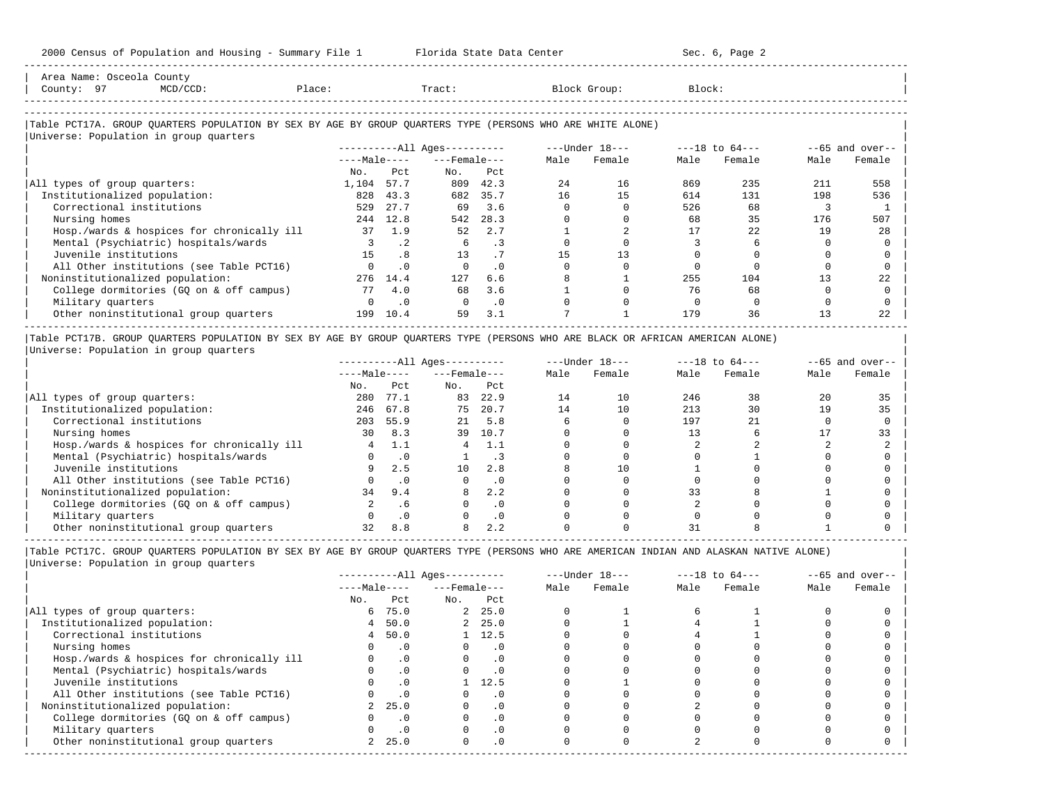Area Name: Osceola County
County: 97 MCD/CCD: Place: Tract: Block Group: Block:

## Table PCT17A. GROUP QUARTERS POPULATION BY SEX BY AGE BY GROUP QUARTERS TYPE (PERSONS WHO ARE WHITE ALONE)

Universe: Population in group quarters

| | All Ages Male No. | All Ages Male Pct | All Ages Female No. | All Ages Female Pct | Under 18 Male | Under 18 Female | 18 to 64 Male | 18 to 64 Female | 65 and over Male | 65 and over Female |
|---|---|---|---|---|---|---|---|---|---|---|
| All types of group quarters: | 1,104 | 57.7 | 809 | 42.3 | 24 | 16 | 869 | 235 | 211 | 558 |
| Institutionalized population: | 828 | 43.3 | 682 | 35.7 | 16 | 15 | 614 | 131 | 198 | 536 |
| Correctional institutions | 529 | 27.7 | 69 | 3.6 | 0 | 0 | 526 | 68 | 3 | 1 |
| Nursing homes | 244 | 12.8 | 542 | 28.3 | 0 | 0 | 68 | 35 | 176 | 507 |
| Hosp./wards & hospices for chronically ill | 37 | 1.9 | 52 | 2.7 | 1 | 2 | 17 | 22 | 19 | 28 |
| Mental (Psychiatric) hospitals/wards | 3 | .2 | 6 | .3 | 0 | 0 | 3 | 6 | 0 | 0 |
| Juvenile institutions | 15 | .8 | 13 | .7 | 15 | 13 | 0 | 0 | 0 | 0 |
| All Other institutions (see Table PCT16) | 0 | .0 | 0 | .0 | 0 | 0 | 0 | 0 | 0 | 0 |
| Noninstitutionalized population: | 276 | 14.4 | 127 | 6.6 | 8 | 1 | 255 | 104 | 13 | 22 |
| College dormitories (GQ on & off campus) | 77 | 4.0 | 68 | 3.6 | 1 | 0 | 76 | 68 | 0 | 0 |
| Military quarters | 0 | .0 | 0 | .0 | 0 | 0 | 0 | 0 | 0 | 0 |
| Other noninstitutional group quarters | 199 | 10.4 | 59 | 3.1 | 7 | 1 | 179 | 36 | 13 | 22 |

## Table PCT17B. GROUP QUARTERS POPULATION BY SEX BY AGE BY GROUP QUARTERS TYPE (PERSONS WHO ARE BLACK OR AFRICAN AMERICAN ALONE)

Universe: Population in group quarters

| | All Ages Male No. | All Ages Male Pct | All Ages Female No. | All Ages Female Pct | Under 18 Male | Under 18 Female | 18 to 64 Male | 18 to 64 Female | 65 and over Male | 65 and over Female |
|---|---|---|---|---|---|---|---|---|---|---|
| All types of group quarters: | 280 | 77.1 | 83 | 22.9 | 14 | 10 | 246 | 38 | 20 | 35 |
| Institutionalized population: | 246 | 67.8 | 75 | 20.7 | 14 | 10 | 213 | 30 | 19 | 35 |
| Correctional institutions | 203 | 55.9 | 21 | 5.8 | 6 | 0 | 197 | 21 | 0 | 0 |
| Nursing homes | 30 | 8.3 | 39 | 10.7 | 0 | 0 | 13 | 6 | 17 | 33 |
| Hosp./wards & hospices for chronically ill | 4 | 1.1 | 4 | 1.1 | 0 | 0 | 2 | 2 | 2 | 2 |
| Mental (Psychiatric) hospitals/wards | 0 | .0 | 1 | .3 | 0 | 0 | 0 | 1 | 0 | 0 |
| Juvenile institutions | 9 | 2.5 | 10 | 2.8 | 8 | 10 | 1 | 0 | 0 | 0 |
| All Other institutions (see Table PCT16) | 0 | .0 | 0 | .0 | 0 | 0 | 0 | 0 | 0 | 0 |
| Noninstitutionalized population: | 34 | 9.4 | 8 | 2.2 | 0 | 0 | 33 | 8 | 1 | 0 |
| College dormitories (GQ on & off campus) | 2 | .6 | 0 | .0 | 0 | 0 | 2 | 0 | 0 | 0 |
| Military quarters | 0 | .0 | 0 | .0 | 0 | 0 | 0 | 0 | 0 | 0 |
| Other noninstitutional group quarters | 32 | 8.8 | 8 | 2.2 | 0 | 0 | 31 | 8 | 1 | 0 |

## Table PCT17C. GROUP QUARTERS POPULATION BY SEX BY AGE BY GROUP QUARTERS TYPE (PERSONS WHO ARE AMERICAN INDIAN AND ALASKAN NATIVE ALONE)

Universe: Population in group quarters

| | All Ages Male No. | All Ages Male Pct | All Ages Female No. | All Ages Female Pct | Under 18 Male | Under 18 Female | 18 to 64 Male | 18 to 64 Female | 65 and over Male | 65 and over Female |
|---|---|---|---|---|---|---|---|---|---|---|
| All types of group quarters: | 6 | 75.0 | 2 | 25.0 | 0 | 1 | 6 | 1 | 0 | 0 |
| Institutionalized population: | 4 | 50.0 | 2 | 25.0 | 0 | 1 | 4 | 1 | 0 | 0 |
| Correctional institutions | 4 | 50.0 | 1 | 12.5 | 0 | 0 | 4 | 1 | 0 | 0 |
| Nursing homes | 0 | .0 | 0 | .0 | 0 | 0 | 0 | 0 | 0 | 0 |
| Hosp./wards & hospices for chronically ill | 0 | .0 | 0 | .0 | 0 | 0 | 0 | 0 | 0 | 0 |
| Mental (Psychiatric) hospitals/wards | 0 | .0 | 0 | .0 | 0 | 0 | 0 | 0 | 0 | 0 |
| Juvenile institutions | 0 | .0 | 1 | 12.5 | 0 | 1 | 0 | 0 | 0 | 0 |
| All Other institutions (see Table PCT16) | 0 | .0 | 0 | .0 | 0 | 0 | 0 | 0 | 0 | 0 |
| Noninstitutionalized population: | 2 | 25.0 | 0 | .0 | 0 | 0 | 2 | 0 | 0 | 0 |
| College dormitories (GQ on & off campus) | 0 | .0 | 0 | .0 | 0 | 0 | 0 | 0 | 0 | 0 |
| Military quarters | 0 | .0 | 0 | .0 | 0 | 0 | 0 | 0 | 0 | 0 |
| Other noninstitutional group quarters | 2 | 25.0 | 0 | .0 | 0 | 0 | 2 | 0 | 0 | 0 |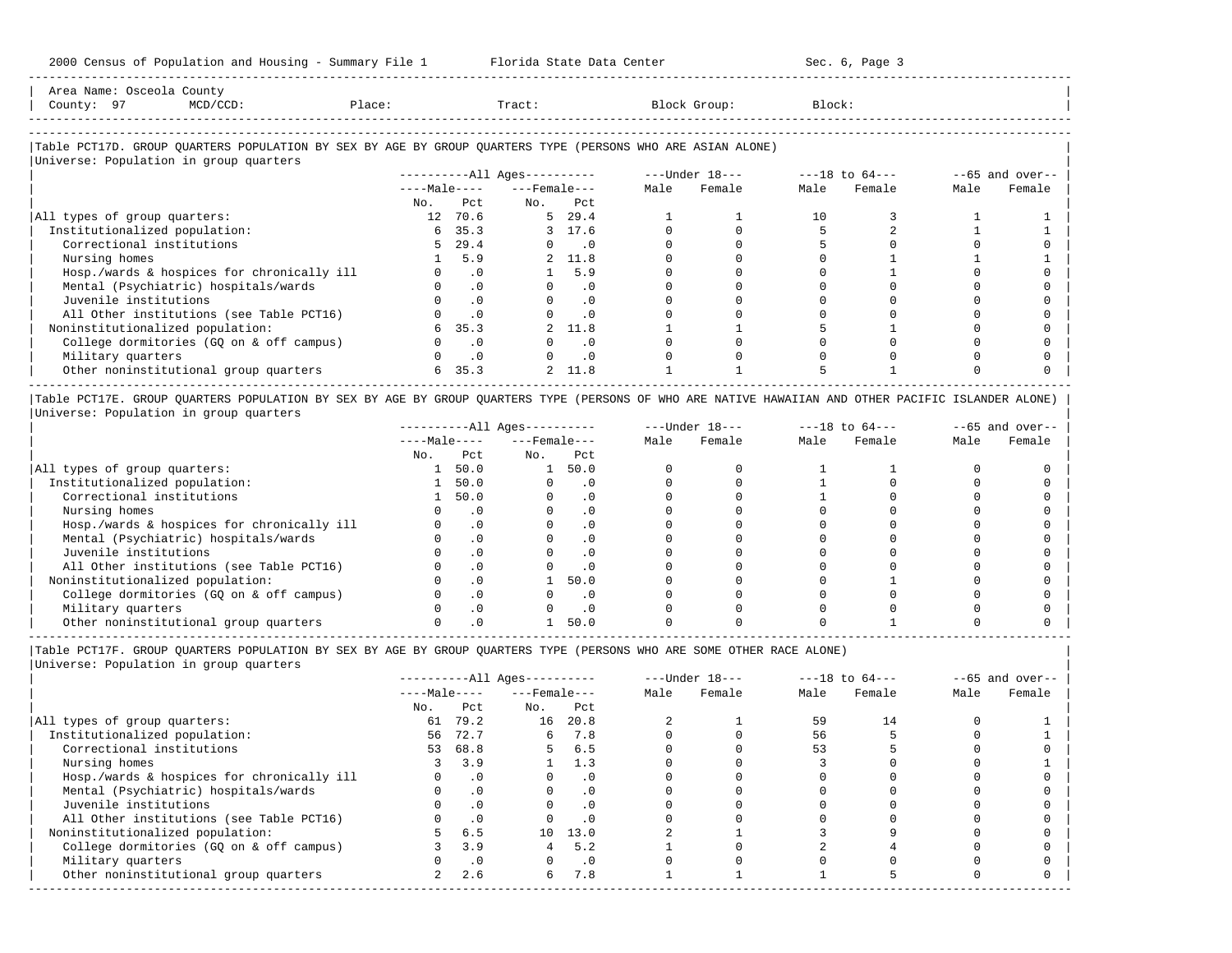Area Name: Osceola County
County: 97 MCD/CCD: Place: Tract: Block Group: Block:

## Table PCT17D. GROUP QUARTERS POPULATION BY SEX BY AGE BY GROUP QUARTERS TYPE (PERSONS WHO ARE ASIAN ALONE)

Universe: Population in group quarters

| | All Ages Male No. | All Ages Male Pct | All Ages Female No. | All Ages Female Pct | Under 18 Male | Under 18 Female | 18 to 64 Male | 18 to 64 Female | 65 and over Male | 65 and over Female |
|---|---|---|---|---|---|---|---|---|---|---|
| All types of group quarters: | 12 | 70.6 | 5 | 29.4 | 1 | 1 | 10 | 3 | 1 | 1 |
| Institutionalized population: | 6 | 35.3 | 3 | 17.6 | 0 | 0 | 5 | 2 | 1 | 1 |
| Correctional institutions | 5 | 29.4 | 0 | .0 | 0 | 0 | 5 | 0 | 0 | 0 |
| Nursing homes | 1 | 5.9 | 2 | 11.8 | 0 | 0 | 0 | 1 | 1 | 1 |
| Hosp./wards & hospices for chronically ill | 0 | .0 | 1 | 5.9 | 0 | 0 | 0 | 1 | 0 | 0 |
| Mental (Psychiatric) hospitals/wards | 0 | .0 | 0 | .0 | 0 | 0 | 0 | 0 | 0 | 0 |
| Juvenile institutions | 0 | .0 | 0 | .0 | 0 | 0 | 0 | 0 | 0 | 0 |
| All Other institutions (see Table PCT16) | 0 | .0 | 0 | .0 | 0 | 0 | 0 | 0 | 0 | 0 |
| Noninstitutionalized population: | 6 | 35.3 | 2 | 11.8 | 1 | 1 | 5 | 1 | 0 | 0 |
| College dormitories (GQ on & off campus) | 0 | .0 | 0 | .0 | 0 | 0 | 0 | 0 | 0 | 0 |
| Military quarters | 0 | .0 | 0 | .0 | 0 | 0 | 0 | 0 | 0 | 0 |
| Other noninstitutional group quarters | 6 | 35.3 | 2 | 11.8 | 1 | 1 | 5 | 1 | 0 | 0 |

## Table PCT17E. GROUP QUARTERS POPULATION BY SEX BY AGE BY GROUP QUARTERS TYPE (PERSONS OF WHO ARE NATIVE HAWAIIAN AND OTHER PACIFIC ISLANDER ALONE)

Universe: Population in group quarters

| | All Ages Male No. | All Ages Male Pct | All Ages Female No. | All Ages Female Pct | Under 18 Male | Under 18 Female | 18 to 64 Male | 18 to 64 Female | 65 and over Male | 65 and over Female |
|---|---|---|---|---|---|---|---|---|---|---|
| All types of group quarters: | 1 | 50.0 | 1 | 50.0 | 0 | 0 | 1 | 1 | 0 | 0 |
| Institutionalized population: | 1 | 50.0 | 0 | .0 | 0 | 0 | 1 | 0 | 0 | 0 |
| Correctional institutions | 1 | 50.0 | 0 | .0 | 0 | 0 | 1 | 0 | 0 | 0 |
| Nursing homes | 0 | .0 | 0 | .0 | 0 | 0 | 0 | 0 | 0 | 0 |
| Hosp./wards & hospices for chronically ill | 0 | .0 | 0 | .0 | 0 | 0 | 0 | 0 | 0 | 0 |
| Mental (Psychiatric) hospitals/wards | 0 | .0 | 0 | .0 | 0 | 0 | 0 | 0 | 0 | 0 |
| Juvenile institutions | 0 | .0 | 0 | .0 | 0 | 0 | 0 | 0 | 0 | 0 |
| All Other institutions (see Table PCT16) | 0 | .0 | 0 | .0 | 0 | 0 | 0 | 0 | 0 | 0 |
| Noninstitutionalized population: | 0 | .0 | 1 | 50.0 | 0 | 0 | 0 | 1 | 0 | 0 |
| College dormitories (GQ on & off campus) | 0 | .0 | 0 | .0 | 0 | 0 | 0 | 0 | 0 | 0 |
| Military quarters | 0 | .0 | 0 | .0 | 0 | 0 | 0 | 0 | 0 | 0 |
| Other noninstitutional group quarters | 0 | .0 | 1 | 50.0 | 0 | 0 | 0 | 1 | 0 | 0 |

## Table PCT17F. GROUP QUARTERS POPULATION BY SEX BY AGE BY GROUP QUARTERS TYPE (PERSONS WHO ARE SOME OTHER RACE ALONE)

Universe: Population in group quarters

| | All Ages Male No. | All Ages Male Pct | All Ages Female No. | All Ages Female Pct | Under 18 Male | Under 18 Female | 18 to 64 Male | 18 to 64 Female | 65 and over Male | 65 and over Female |
|---|---|---|---|---|---|---|---|---|---|---|
| All types of group quarters: | 61 | 79.2 | 16 | 20.8 | 2 | 1 | 59 | 14 | 0 | 1 |
| Institutionalized population: | 56 | 72.7 | 6 | 7.8 | 0 | 0 | 56 | 5 | 0 | 1 |
| Correctional institutions | 53 | 68.8 | 5 | 6.5 | 0 | 0 | 53 | 5 | 0 | 0 |
| Nursing homes | 3 | 3.9 | 1 | 1.3 | 0 | 0 | 3 | 0 | 0 | 1 |
| Hosp./wards & hospices for chronically ill | 0 | .0 | 0 | .0 | 0 | 0 | 0 | 0 | 0 | 0 |
| Mental (Psychiatric) hospitals/wards | 0 | .0 | 0 | .0 | 0 | 0 | 0 | 0 | 0 | 0 |
| Juvenile institutions | 0 | .0 | 0 | .0 | 0 | 0 | 0 | 0 | 0 | 0 |
| All Other institutions (see Table PCT16) | 0 | .0 | 0 | .0 | 0 | 0 | 0 | 0 | 0 | 0 |
| Noninstitutionalized population: | 5 | 6.5 | 10 | 13.0 | 2 | 1 | 3 | 9 | 0 | 0 |
| College dormitories (GQ on & off campus) | 3 | 3.9 | 4 | 5.2 | 1 | 0 | 2 | 4 | 0 | 0 |
| Military quarters | 0 | .0 | 0 | .0 | 0 | 0 | 0 | 0 | 0 | 0 |
| Other noninstitutional group quarters | 2 | 2.6 | 6 | 7.8 | 1 | 1 | 1 | 5 | 0 | 0 |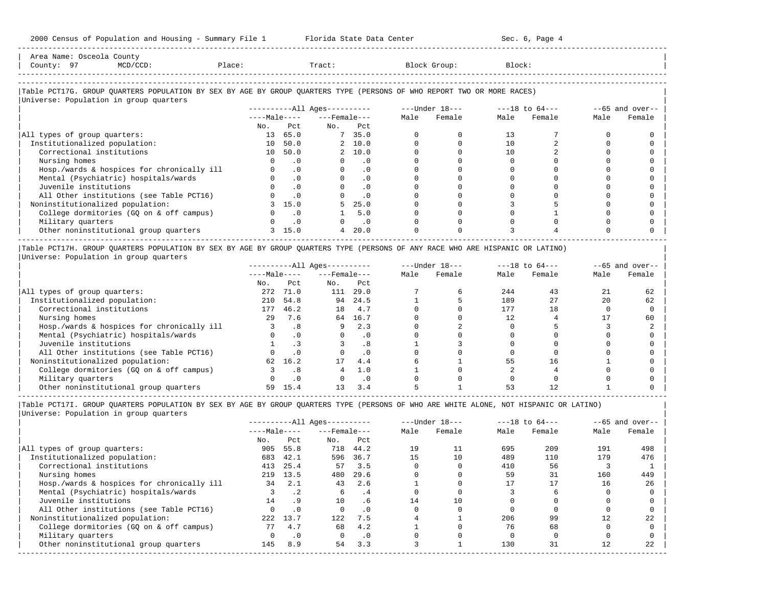Area Name: Osceola County
County: 97 MCD/CCD: Place: Tract: Block Group: Block:

## Table PCT17G. GROUP QUARTERS POPULATION BY SEX BY AGE BY GROUP QUARTERS TYPE (PERSONS OF WHO REPORT TWO OR MORE RACES)

Universe: Population in group quarters

| | All Ages | | | | Under 18 | | 18 to 64 | | 65 and over | |
|---|---|---|---|---|---|---|---|---|---|---|
| | Male | | Female | | | | | | | |
| | No. | Pct | No. | Pct | Male | Female | Male | Female | Male | Female |
| All types of group quarters: | 13 | 65.0 | 7 | 35.0 | 0 | 0 | 13 | 7 | 0 | 0 |
| Institutionalized population: | 10 | 50.0 | 2 | 10.0 | 0 | 0 | 10 | 2 | 0 | 0 |
| Correctional institutions | 10 | 50.0 | 2 | 10.0 | 0 | 0 | 10 | 2 | 0 | 0 |
| Nursing homes | 0 | .0 | 0 | .0 | 0 | 0 | 0 | 0 | 0 | 0 |
| Hosp./wards & hospices for chronically ill | 0 | .0 | 0 | .0 | 0 | 0 | 0 | 0 | 0 | 0 |
| Mental (Psychiatric) hospitals/wards | 0 | .0 | 0 | .0 | 0 | 0 | 0 | 0 | 0 | 0 |
| Juvenile institutions | 0 | .0 | 0 | .0 | 0 | 0 | 0 | 0 | 0 | 0 |
| All Other institutions (see Table PCT16) | 0 | .0 | 0 | .0 | 0 | 0 | 0 | 0 | 0 | 0 |
| Noninstitutionalized population: | 3 | 15.0 | 5 | 25.0 | 0 | 0 | 3 | 5 | 0 | 0 |
| College dormitories (GQ on & off campus) | 0 | .0 | 1 | 5.0 | 0 | 0 | 0 | 1 | 0 | 0 |
| Military quarters | 0 | .0 | 0 | .0 | 0 | 0 | 0 | 0 | 0 | 0 |
| Other noninstitutional group quarters | 3 | 15.0 | 4 | 20.0 | 0 | 0 | 3 | 4 | 0 | 0 |

## Table PCT17H. GROUP QUARTERS POPULATION BY SEX BY AGE BY GROUP QUARTERS TYPE (PERSONS OF ANY RACE WHO ARE HISPANIC OR LATINO)

Universe: Population in group quarters

| | All Ages | | | | Under 18 | | 18 to 64 | | 65 and over | |
|---|---|---|---|---|---|---|---|---|---|---|
| | Male | | Female | | | | | | | |
| | No. | Pct | No. | Pct | Male | Female | Male | Female | Male | Female |
| All types of group quarters: | 272 | 71.0 | 111 | 29.0 | 7 | 6 | 244 | 43 | 21 | 62 |
| Institutionalized population: | 210 | 54.8 | 94 | 24.5 | 1 | 5 | 189 | 27 | 20 | 62 |
| Correctional institutions | 177 | 46.2 | 18 | 4.7 | 0 | 0 | 177 | 18 | 0 | 0 |
| Nursing homes | 29 | 7.6 | 64 | 16.7 | 0 | 0 | 12 | 4 | 17 | 60 |
| Hosp./wards & hospices for chronically ill | 3 | .8 | 9 | 2.3 | 0 | 2 | 0 | 5 | 3 | 2 |
| Mental (Psychiatric) hospitals/wards | 0 | .0 | 0 | .0 | 0 | 0 | 0 | 0 | 0 | 0 |
| Juvenile institutions | 1 | .3 | 3 | .8 | 1 | 3 | 0 | 0 | 0 | 0 |
| All Other institutions (see Table PCT16) | 0 | .0 | 0 | .0 | 0 | 0 | 0 | 0 | 0 | 0 |
| Noninstitutionalized population: | 62 | 16.2 | 17 | 4.4 | 6 | 1 | 55 | 16 | 1 | 0 |
| College dormitories (GQ on & off campus) | 3 | .8 | 4 | 1.0 | 1 | 0 | 2 | 4 | 0 | 0 |
| Military quarters | 0 | .0 | 0 | .0 | 0 | 0 | 0 | 0 | 0 | 0 |
| Other noninstitutional group quarters | 59 | 15.4 | 13 | 3.4 | 5 | 1 | 53 | 12 | 1 | 0 |

## Table PCT17I. GROUP QUARTERS POPULATION BY SEX BY AGE BY GROUP QUARTERS TYPE (PERSONS OF WHO ARE WHITE ALONE, NOT HISPANIC OR LATINO)

Universe: Population in group quarters

| | All Ages | | | | Under 18 | | 18 to 64 | | 65 and over | |
|---|---|---|---|---|---|---|---|---|---|---|
| | Male | | Female | | | | | | | |
| | No. | Pct | No. | Pct | Male | Female | Male | Female | Male | Female |
| All types of group quarters: | 905 | 55.8 | 718 | 44.2 | 19 | 11 | 695 | 209 | 191 | 498 |
| Institutionalized population: | 683 | 42.1 | 596 | 36.7 | 15 | 10 | 489 | 110 | 179 | 476 |
| Correctional institutions | 413 | 25.4 | 57 | 3.5 | 0 | 0 | 410 | 56 | 3 | 1 |
| Nursing homes | 219 | 13.5 | 480 | 29.6 | 0 | 0 | 59 | 31 | 160 | 449 |
| Hosp./wards & hospices for chronically ill | 34 | 2.1 | 43 | 2.6 | 1 | 0 | 17 | 17 | 16 | 26 |
| Mental (Psychiatric) hospitals/wards | 3 | .2 | 6 | .4 | 0 | 0 | 3 | 6 | 0 | 0 |
| Juvenile institutions | 14 | .9 | 10 | .6 | 14 | 10 | 0 | 0 | 0 | 0 |
| All Other institutions (see Table PCT16) | 0 | .0 | 0 | .0 | 0 | 0 | 0 | 0 | 0 | 0 |
| Noninstitutionalized population: | 222 | 13.7 | 122 | 7.5 | 4 | 1 | 206 | 99 | 12 | 22 |
| College dormitories (GQ on & off campus) | 77 | 4.7 | 68 | 4.2 | 1 | 0 | 76 | 68 | 0 | 0 |
| Military quarters | 0 | .0 | 0 | .0 | 0 | 0 | 0 | 0 | 0 | 0 |
| Other noninstitutional group quarters | 145 | 8.9 | 54 | 3.3 | 3 | 1 | 130 | 31 | 12 | 22 |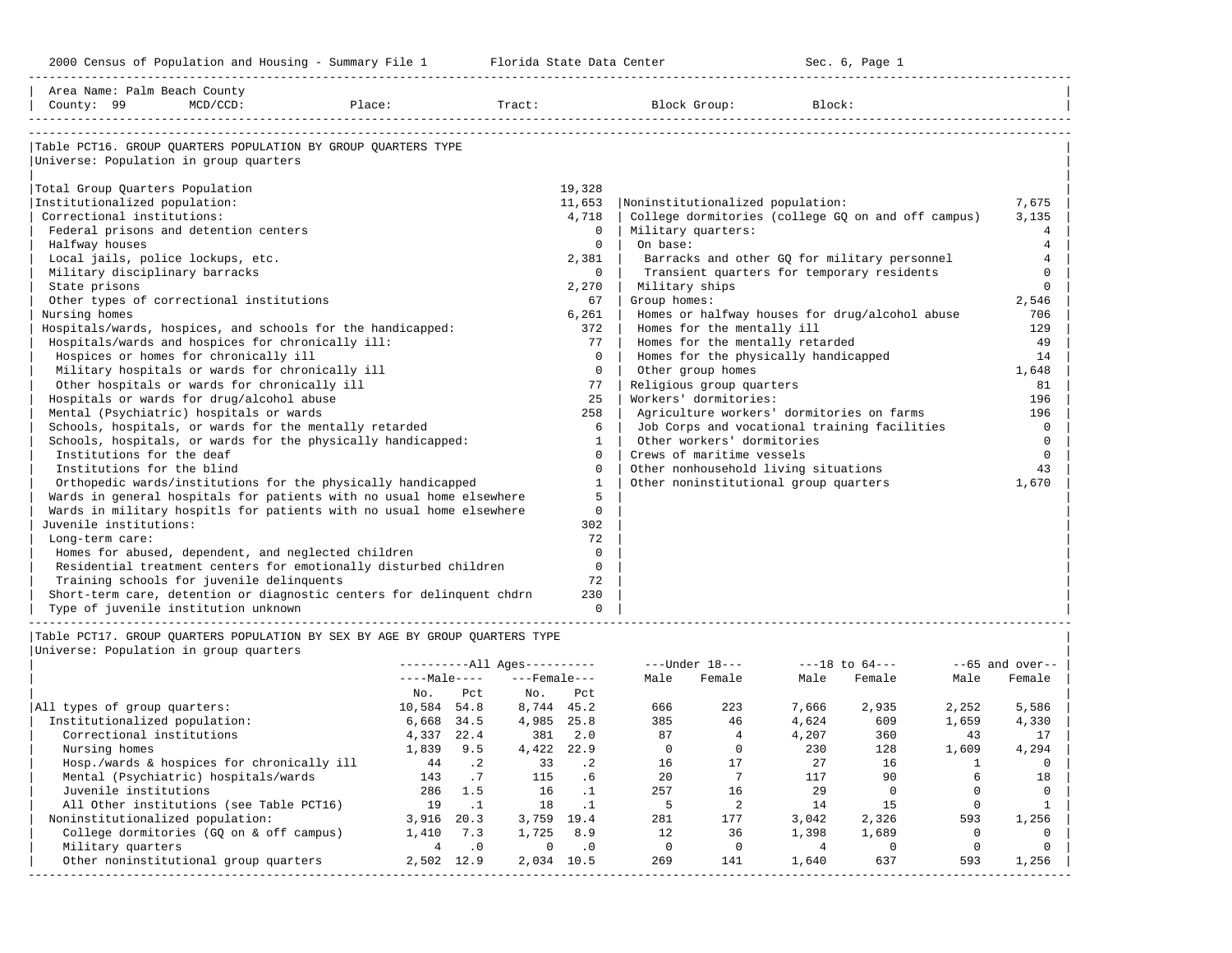Area Name: Palm Beach County
County: 99 MCD/CCD: Place: Tract: Block Group: Block:

## Table PCT16. GROUP QUARTERS POPULATION BY GROUP QUARTERS TYPE

Universe: Population in group quarters

| Category | Count |
|---|---|
| Total Group Quarters Population | 19,328 |
| Institutionalized population: | 11,653 |
| Correctional institutions: | 4,718 |
| Federal prisons and detention centers | 0 |
| Halfway houses | 0 |
| Local jails, police lockups, etc. | 2,381 |
| Military disciplinary barracks | 0 |
| State prisons | 2,270 |
| Other types of correctional institutions | 67 |
| Nursing homes | 6,261 |
| Hospitals/wards, hospices, and schools for the handicapped: | 372 |
| Hospitals/wards and hospices for chronically ill: | 77 |
| Hospices or homes for chronically ill | 0 |
| Military hospitals or wards for chronically ill | 0 |
| Other hospitals or wards for chronically ill | 77 |
| Hospitals or wards for drug/alcohol abuse | 25 |
| Mental (Psychiatric) hospitals or wards | 258 |
| Schools, hospitals, or wards for the mentally retarded | 6 |
| Schools, hospitals, or wards for the physically handicapped: | 1 |
| Institutions for the deaf | 0 |
| Institutions for the blind | 0 |
| Orthopedic wards/institutions for the physically handicapped | 1 |
| Wards in general hospitals for patients with no usual home elsewhere | 5 |
| Wards in military hospitls for patients with no usual home elsewhere | 0 |
| Juvenile institutions: | 302 |
| Long-term care: | 72 |
| Homes for abused, dependent, and neglected children | 0 |
| Residential treatment centers for emotionally disturbed children | 0 |
| Training schools for juvenile delinquents | 72 |
| Short-term care, detention or diagnostic centers for delinquent chdrn | 230 |
| Type of juvenile institution unknown | 0 |
| Noninstitutionalized population: | 7,675 |
| College dormitories (college GQ on and off campus) | 3,135 |
| Military quarters: | 4 |
| On base: | 4 |
| Barracks and other GQ for military personnel | 4 |
| Transient quarters for temporary residents | 0 |
| Military ships | 0 |
| Group homes: | 2,546 |
| Homes or halfway houses for drug/alcohol abuse | 706 |
| Homes for the mentally ill | 129 |
| Homes for the mentally retarded | 49 |
| Homes for the physically handicapped | 14 |
| Other group homes | 1,648 |
| Religious group quarters | 81 |
| Workers' dormitories: | 196 |
| Agriculture workers' dormitories on farms | 196 |
| Job Corps and vocational training facilities | 0 |
| Other workers' dormitories | 0 |
| Crews of maritime vessels | 0 |
| Other nonhousehold living situations | 43 |
| Other noninstitutional group quarters | 1,670 |

## Table PCT17. GROUP QUARTERS POPULATION BY SEX BY AGE BY GROUP QUARTERS TYPE

Universe: Population in group quarters

| | All Ages | | | | Under 18 | | 18 to 64 | | 65 and over | |
|---|---|---|---|---|---|---|---|---|---|---|
| | Male No. | Male Pct | Female No. | Female Pct | Male | Female | Male | Female | Male | Female |
| All types of group quarters: | 10,584 | 54.8 | 8,744 | 45.2 | 666 | 223 | 7,666 | 2,935 | 2,252 | 5,586 |
| Institutionalized population: | 6,668 | 34.5 | 4,985 | 25.8 | 385 | 46 | 4,624 | 609 | 1,659 | 4,330 |
| Correctional institutions | 4,337 | 22.4 | 381 | 2.0 | 87 | 4 | 4,207 | 360 | 43 | 17 |
| Nursing homes | 1,839 | 9.5 | 4,422 | 22.9 | 0 | 0 | 230 | 128 | 1,609 | 4,294 |
| Hosp./wards & hospices for chronically ill | 44 | .2 | 33 | .2 | 16 | 17 | 27 | 16 | 1 | 0 |
| Mental (Psychiatric) hospitals/wards | 143 | .7 | 115 | .6 | 20 | 7 | 117 | 90 | 6 | 18 |
| Juvenile institutions | 286 | 1.5 | 16 | .1 | 257 | 16 | 29 | 0 | 0 | 0 |
| All Other institutions (see Table PCT16) | 19 | .1 | 18 | .1 | 5 | 2 | 14 | 15 | 0 | 1 |
| Noninstitutionalized population: | 3,916 | 20.3 | 3,759 | 19.4 | 281 | 177 | 3,042 | 2,326 | 593 | 1,256 |
| College dormitories (GQ on & off campus) | 1,410 | 7.3 | 1,725 | 8.9 | 12 | 36 | 1,398 | 1,689 | 0 | 0 |
| Military quarters | 4 | .0 | 0 | .0 | 0 | 0 | 4 | 0 | 0 | 0 |
| Other noninstitutional group quarters | 2,502 | 12.9 | 2,034 | 10.5 | 269 | 141 | 1,640 | 637 | 593 | 1,256 |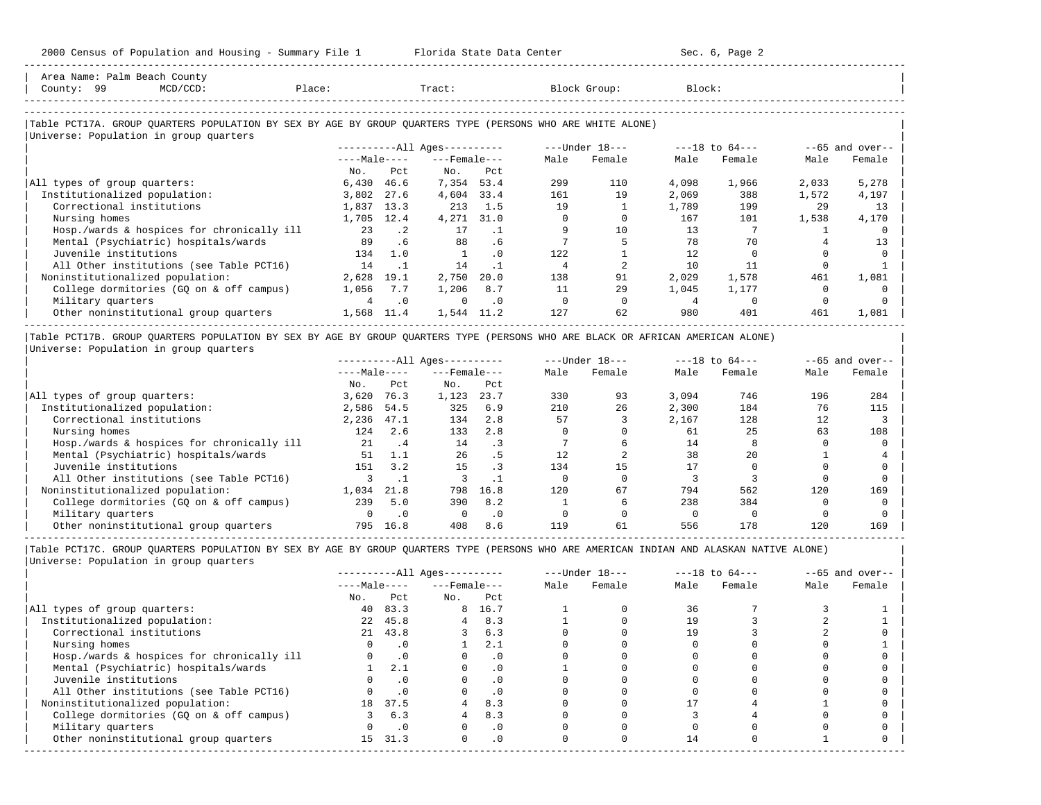Area Name: Palm Beach County
County: 99 MCD/CCD: Place: Tract: Block Group: Block:

## Table PCT17A. GROUP QUARTERS POPULATION BY SEX BY AGE BY GROUP QUARTERS TYPE (PERSONS WHO ARE WHITE ALONE)

Universe: Population in group quarters

| | All Ages Male No. | All Ages Male Pct | All Ages Female No. | All Ages Female Pct | Under 18 Male | Under 18 Female | 18 to 64 Male | 18 to 64 Female | 65 and over Male | 65 and over Female |
|---|---|---|---|---|---|---|---|---|---|---|
| All types of group quarters: | 6,430 | 46.6 | 7,354 | 53.4 | 299 | 110 | 4,098 | 1,966 | 2,033 | 5,278 |
| Institutionalized population: | 3,802 | 27.6 | 4,604 | 33.4 | 161 | 19 | 2,069 | 388 | 1,572 | 4,197 |
| Correctional institutions | 1,837 | 13.3 | 213 | 1.5 | 19 | 1 | 1,789 | 199 | 29 | 13 |
| Nursing homes | 1,705 | 12.4 | 4,271 | 31.0 | 0 | 0 | 167 | 101 | 1,538 | 4,170 |
| Hosp./wards & hospices for chronically ill | 23 | .2 | 17 | .1 | 9 | 10 | 13 | 7 | 1 | 0 |
| Mental (Psychiatric) hospitals/wards | 89 | .6 | 88 | .6 | 7 | 5 | 78 | 70 | 4 | 13 |
| Juvenile institutions | 134 | 1.0 | 1 | .0 | 122 | 1 | 12 | 0 | 0 | 0 |
| All Other institutions (see Table PCT16) | 14 | .1 | 14 | .1 | 4 | 2 | 10 | 11 | 0 | 1 |
| Noninstitutionalized population: | 2,628 | 19.1 | 2,750 | 20.0 | 138 | 91 | 2,029 | 1,578 | 461 | 1,081 |
| College dormitories (GQ on & off campus) | 1,056 | 7.7 | 1,206 | 8.7 | 11 | 29 | 1,045 | 1,177 | 0 | 0 |
| Military quarters | 4 | .0 | 0 | .0 | 0 | 0 | 4 | 0 | 0 | 0 |
| Other noninstitutional group quarters | 1,568 | 11.4 | 1,544 | 11.2 | 127 | 62 | 980 | 401 | 461 | 1,081 |

## Table PCT17B. GROUP QUARTERS POPULATION BY SEX BY AGE BY GROUP QUARTERS TYPE (PERSONS WHO ARE BLACK OR AFRICAN AMERICAN ALONE)

Universe: Population in group quarters

| | All Ages Male No. | All Ages Male Pct | All Ages Female No. | All Ages Female Pct | Under 18 Male | Under 18 Female | 18 to 64 Male | 18 to 64 Female | 65 and over Male | 65 and over Female |
|---|---|---|---|---|---|---|---|---|---|---|
| All types of group quarters: | 3,620 | 76.3 | 1,123 | 23.7 | 330 | 93 | 3,094 | 746 | 196 | 284 |
| Institutionalized population: | 2,586 | 54.5 | 325 | 6.9 | 210 | 26 | 2,300 | 184 | 76 | 115 |
| Correctional institutions | 2,236 | 47.1 | 134 | 2.8 | 57 | 3 | 2,167 | 128 | 12 | 3 |
| Nursing homes | 124 | 2.6 | 133 | 2.8 | 0 | 0 | 61 | 25 | 63 | 108 |
| Hosp./wards & hospices for chronically ill | 21 | .4 | 14 | .3 | 7 | 6 | 14 | 8 | 0 | 0 |
| Mental (Psychiatric) hospitals/wards | 51 | 1.1 | 26 | .5 | 12 | 2 | 38 | 20 | 1 | 4 |
| Juvenile institutions | 151 | 3.2 | 15 | .3 | 134 | 15 | 17 | 0 | 0 | 0 |
| All Other institutions (see Table PCT16) | 3 | .1 | 3 | .1 | 0 | 0 | 3 | 3 | 0 | 0 |
| Noninstitutionalized population: | 1,034 | 21.8 | 798 | 16.8 | 120 | 67 | 794 | 562 | 120 | 169 |
| College dormitories (GQ on & off campus) | 239 | 5.0 | 390 | 8.2 | 1 | 6 | 238 | 384 | 0 | 0 |
| Military quarters | 0 | .0 | 0 | .0 | 0 | 0 | 0 | 0 | 0 | 0 |
| Other noninstitutional group quarters | 795 | 16.8 | 408 | 8.6 | 119 | 61 | 556 | 178 | 120 | 169 |

## Table PCT17C. GROUP QUARTERS POPULATION BY SEX BY AGE BY GROUP QUARTERS TYPE (PERSONS WHO ARE AMERICAN INDIAN AND ALASKAN NATIVE ALONE)

Universe: Population in group quarters

| | All Ages Male No. | All Ages Male Pct | All Ages Female No. | All Ages Female Pct | Under 18 Male | Under 18 Female | 18 to 64 Male | 18 to 64 Female | 65 and over Male | 65 and over Female |
|---|---|---|---|---|---|---|---|---|---|---|
| All types of group quarters: | 40 | 83.3 | 8 | 16.7 | 1 | 0 | 36 | 7 | 3 | 1 |
| Institutionalized population: | 22 | 45.8 | 4 | 8.3 | 1 | 0 | 19 | 3 | 2 | 1 |
| Correctional institutions | 21 | 43.8 | 3 | 6.3 | 0 | 0 | 19 | 3 | 2 | 0 |
| Nursing homes | 0 | .0 | 1 | 2.1 | 0 | 0 | 0 | 0 | 0 | 1 |
| Hosp./wards & hospices for chronically ill | 0 | .0 | 0 | .0 | 0 | 0 | 0 | 0 | 0 | 0 |
| Mental (Psychiatric) hospitals/wards | 1 | 2.1 | 0 | .0 | 1 | 0 | 0 | 0 | 0 | 0 |
| Juvenile institutions | 0 | .0 | 0 | .0 | 0 | 0 | 0 | 0 | 0 | 0 |
| All Other institutions (see Table PCT16) | 0 | .0 | 0 | .0 | 0 | 0 | 0 | 0 | 0 | 0 |
| Noninstitutionalized population: | 18 | 37.5 | 4 | 8.3 | 0 | 0 | 17 | 4 | 1 | 0 |
| College dormitories (GQ on & off campus) | 3 | 6.3 | 4 | 8.3 | 0 | 0 | 3 | 4 | 0 | 0 |
| Military quarters | 0 | .0 | 0 | .0 | 0 | 0 | 0 | 0 | 0 | 0 |
| Other noninstitutional group quarters | 15 | 31.3 | 0 | .0 | 0 | 0 | 14 | 0 | 1 | 0 |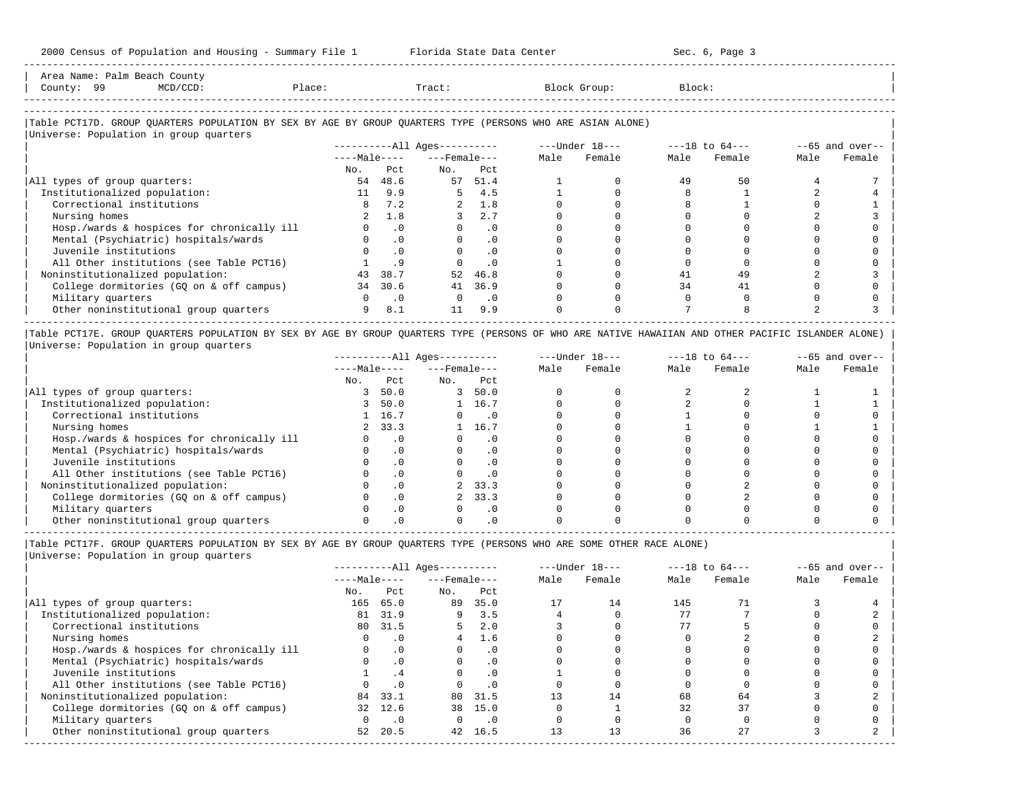Area Name: Palm Beach County
County: 99 MCD/CCD: Place: Tract: Block Group: Block:

## Table PCT17D. GROUP QUARTERS POPULATION BY SEX BY AGE BY GROUP QUARTERS TYPE (PERSONS WHO ARE ASIAN ALONE)

Universe: Population in group quarters

| | All Ages | | | | Under 18 | | 18 to 64 | | 65 and over | |
|---|---|---|---|---|---|---|---|---|---|---|
| | Male | | Female | | | | | | | |
| | No. | Pct | No. | Pct | Male | Female | Male | Female | Male | Female |
| All types of group quarters: | 54 | 48.6 | 57 | 51.4 | 1 | 0 | 49 | 50 | 4 | 7 |
| Institutionalized population: | 11 | 9.9 | 5 | 4.5 | 1 | 0 | 8 | 1 | 2 | 4 |
| Correctional institutions | 8 | 7.2 | 2 | 1.8 | 0 | 0 | 8 | 1 | 0 | 1 |
| Nursing homes | 2 | 1.8 | 3 | 2.7 | 0 | 0 | 0 | 0 | 2 | 3 |
| Hosp./wards & hospices for chronically ill | 0 | .0 | 0 | .0 | 0 | 0 | 0 | 0 | 0 | 0 |
| Mental (Psychiatric) hospitals/wards | 0 | .0 | 0 | .0 | 0 | 0 | 0 | 0 | 0 | 0 |
| Juvenile institutions | 0 | .0 | 0 | .0 | 0 | 0 | 0 | 0 | 0 | 0 |
| All Other institutions (see Table PCT16) | 1 | .9 | 0 | .0 | 1 | 0 | 0 | 0 | 0 | 0 |
| Noninstitutionalized population: | 43 | 38.7 | 52 | 46.8 | 0 | 0 | 41 | 49 | 2 | 3 |
| College dormitories (GQ on & off campus) | 34 | 30.6 | 41 | 36.9 | 0 | 0 | 34 | 41 | 0 | 0 |
| Military quarters | 0 | .0 | 0 | .0 | 0 | 0 | 0 | 0 | 0 | 0 |
| Other noninstitutional group quarters | 9 | 8.1 | 11 | 9.9 | 0 | 0 | 7 | 8 | 2 | 3 |

## Table PCT17E. GROUP QUARTERS POPULATION BY SEX BY AGE BY GROUP QUARTERS TYPE (PERSONS OF WHO ARE NATIVE HAWAIIAN AND OTHER PACIFIC ISLANDER ALONE)

Universe: Population in group quarters

| | All Ages | | | | Under 18 | | 18 to 64 | | 65 and over | |
|---|---|---|---|---|---|---|---|---|---|---|
| | Male | | Female | | | | | | | |
| | No. | Pct | No. | Pct | Male | Female | Male | Female | Male | Female |
| All types of group quarters: | 3 | 50.0 | 3 | 50.0 | 0 | 0 | 2 | 2 | 1 | 1 |
| Institutionalized population: | 3 | 50.0 | 1 | 16.7 | 0 | 0 | 2 | 0 | 1 | 1 |
| Correctional institutions | 1 | 16.7 | 0 | .0 | 0 | 0 | 1 | 0 | 0 | 0 |
| Nursing homes | 2 | 33.3 | 1 | 16.7 | 0 | 0 | 1 | 0 | 1 | 1 |
| Hosp./wards & hospices for chronically ill | 0 | .0 | 0 | .0 | 0 | 0 | 0 | 0 | 0 | 0 |
| Mental (Psychiatric) hospitals/wards | 0 | .0 | 0 | .0 | 0 | 0 | 0 | 0 | 0 | 0 |
| Juvenile institutions | 0 | .0 | 0 | .0 | 0 | 0 | 0 | 0 | 0 | 0 |
| All Other institutions (see Table PCT16) | 0 | .0 | 0 | .0 | 0 | 0 | 0 | 0 | 0 | 0 |
| Noninstitutionalized population: | 0 | .0 | 2 | 33.3 | 0 | 0 | 0 | 2 | 0 | 0 |
| College dormitories (GQ on & off campus) | 0 | .0 | 2 | 33.3 | 0 | 0 | 0 | 2 | 0 | 0 |
| Military quarters | 0 | .0 | 0 | .0 | 0 | 0 | 0 | 0 | 0 | 0 |
| Other noninstitutional group quarters | 0 | .0 | 0 | .0 | 0 | 0 | 0 | 0 | 0 | 0 |

## Table PCT17F. GROUP QUARTERS POPULATION BY SEX BY AGE BY GROUP QUARTERS TYPE (PERSONS WHO ARE SOME OTHER RACE ALONE)

Universe: Population in group quarters

| | All Ages | | | | Under 18 | | 18 to 64 | | 65 and over | |
|---|---|---|---|---|---|---|---|---|---|---|
| | Male | | Female | | | | | | | |
| | No. | Pct | No. | Pct | Male | Female | Male | Female | Male | Female |
| All types of group quarters: | 165 | 65.0 | 89 | 35.0 | 17 | 14 | 145 | 71 | 3 | 4 |
| Institutionalized population: | 81 | 31.9 | 9 | 3.5 | 4 | 0 | 77 | 7 | 0 | 2 |
| Correctional institutions | 80 | 31.5 | 5 | 2.0 | 3 | 0 | 77 | 5 | 0 | 0 |
| Nursing homes | 0 | .0 | 4 | 1.6 | 0 | 0 | 0 | 2 | 0 | 2 |
| Hosp./wards & hospices for chronically ill | 0 | .0 | 0 | .0 | 0 | 0 | 0 | 0 | 0 | 0 |
| Mental (Psychiatric) hospitals/wards | 0 | .0 | 0 | .0 | 0 | 0 | 0 | 0 | 0 | 0 |
| Juvenile institutions | 1 | .4 | 0 | .0 | 1 | 0 | 0 | 0 | 0 | 0 |
| All Other institutions (see Table PCT16) | 0 | .0 | 0 | .0 | 0 | 0 | 0 | 0 | 0 | 0 |
| Noninstitutionalized population: | 84 | 33.1 | 80 | 31.5 | 13 | 14 | 68 | 64 | 3 | 2 |
| College dormitories (GQ on & off campus) | 32 | 12.6 | 38 | 15.0 | 0 | 1 | 32 | 37 | 0 | 0 |
| Military quarters | 0 | .0 | 0 | .0 | 0 | 0 | 0 | 0 | 0 | 0 |
| Other noninstitutional group quarters | 52 | 20.5 | 42 | 16.5 | 13 | 13 | 36 | 27 | 3 | 2 |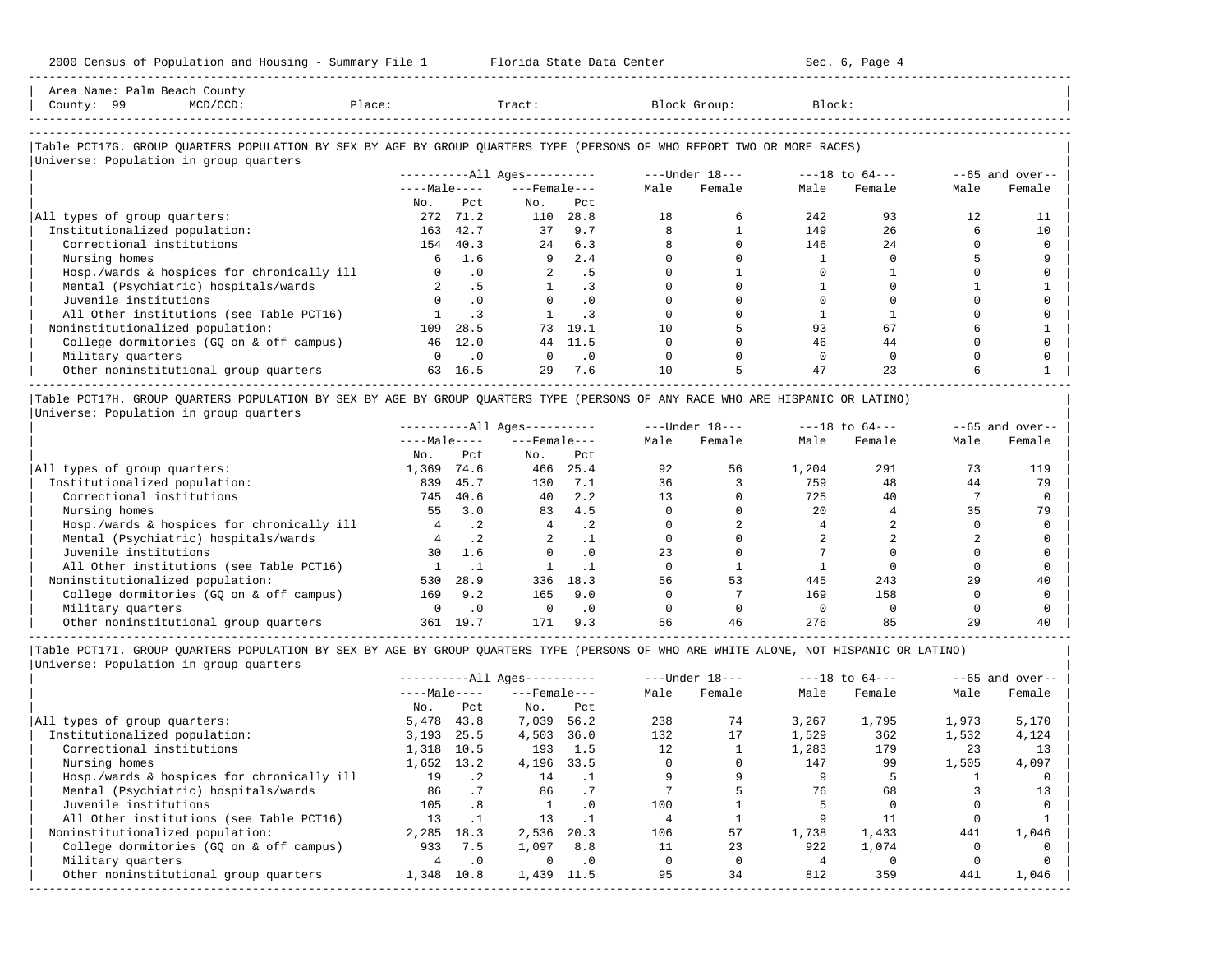Area Name: Palm Beach County
County: 99 MCD/CCD: Place: Tract: Block Group: Block:

## Table PCT17G. GROUP QUARTERS POPULATION BY SEX BY AGE BY GROUP QUARTERS TYPE (PERSONS OF WHO REPORT TWO OR MORE RACES)

Universe: Population in group quarters

| | All Ages | | | | Under 18 | | 18 to 64 | | 65 and over | |
|---|---|---|---|---|---|---|---|---|---|---|
| | Male | | Female | | | | | | | |
| | No. | Pct | No. | Pct | Male | Female | Male | Female | Male | Female |
| All types of group quarters: | 272 | 71.2 | 110 | 28.8 | 18 | 6 | 242 | 93 | 12 | 11 |
| Institutionalized population: | 163 | 42.7 | 37 | 9.7 | 8 | 1 | 149 | 26 | 6 | 10 |
| Correctional institutions | 154 | 40.3 | 24 | 6.3 | 8 | 0 | 146 | 24 | 0 | 0 |
| Nursing homes | 6 | 1.6 | 9 | 2.4 | 0 | 0 | 1 | 0 | 5 | 9 |
| Hosp./wards & hospices for chronically ill | 0 | .0 | 2 | .5 | 0 | 1 | 0 | 1 | 0 | 0 |
| Mental (Psychiatric) hospitals/wards | 2 | .5 | 1 | .3 | 0 | 0 | 1 | 0 | 1 | 1 |
| Juvenile institutions | 0 | .0 | 0 | .0 | 0 | 0 | 0 | 0 | 0 | 0 |
| All Other institutions (see Table PCT16) | 1 | .3 | 1 | .3 | 0 | 0 | 1 | 1 | 0 | 0 |
| Noninstitutionalized population: | 109 | 28.5 | 73 | 19.1 | 10 | 5 | 93 | 67 | 6 | 1 |
| College dormitories (GQ on & off campus) | 46 | 12.0 | 44 | 11.5 | 0 | 0 | 46 | 44 | 0 | 0 |
| Military quarters | 0 | .0 | 0 | .0 | 0 | 0 | 0 | 0 | 0 | 0 |
| Other noninstitutional group quarters | 63 | 16.5 | 29 | 7.6 | 10 | 5 | 47 | 23 | 6 | 1 |

## Table PCT17H. GROUP QUARTERS POPULATION BY SEX BY AGE BY GROUP QUARTERS TYPE (PERSONS OF ANY RACE WHO ARE HISPANIC OR LATINO)

Universe: Population in group quarters

| | All Ages | | | | Under 18 | | 18 to 64 | | 65 and over | |
|---|---|---|---|---|---|---|---|---|---|---|
| | Male | | Female | | | | | | | |
| | No. | Pct | No. | Pct | Male | Female | Male | Female | Male | Female |
| All types of group quarters: | 1,369 | 74.6 | 466 | 25.4 | 92 | 56 | 1,204 | 291 | 73 | 119 |
| Institutionalized population: | 839 | 45.7 | 130 | 7.1 | 36 | 3 | 759 | 48 | 44 | 79 |
| Correctional institutions | 745 | 40.6 | 40 | 2.2 | 13 | 0 | 725 | 40 | 7 | 0 |
| Nursing homes | 55 | 3.0 | 83 | 4.5 | 0 | 0 | 20 | 4 | 35 | 79 |
| Hosp./wards & hospices for chronically ill | 4 | .2 | 4 | .2 | 0 | 2 | 4 | 2 | 0 | 0 |
| Mental (Psychiatric) hospitals/wards | 4 | .2 | 2 | .1 | 0 | 0 | 2 | 2 | 2 | 0 |
| Juvenile institutions | 30 | 1.6 | 0 | .0 | 23 | 0 | 7 | 0 | 0 | 0 |
| All Other institutions (see Table PCT16) | 1 | .1 | 1 | .1 | 0 | 1 | 1 | 0 | 0 | 0 |
| Noninstitutionalized population: | 530 | 28.9 | 336 | 18.3 | 56 | 53 | 445 | 243 | 29 | 40 |
| College dormitories (GQ on & off campus) | 169 | 9.2 | 165 | 9.0 | 0 | 7 | 169 | 158 | 0 | 0 |
| Military quarters | 0 | .0 | 0 | .0 | 0 | 0 | 0 | 0 | 0 | 0 |
| Other noninstitutional group quarters | 361 | 19.7 | 171 | 9.3 | 56 | 46 | 276 | 85 | 29 | 40 |

## Table PCT17I. GROUP QUARTERS POPULATION BY SEX BY AGE BY GROUP QUARTERS TYPE (PERSONS OF WHO ARE WHITE ALONE, NOT HISPANIC OR LATINO)

Universe: Population in group quarters

| | All Ages | | | | Under 18 | | 18 to 64 | | 65 and over | |
|---|---|---|---|---|---|---|---|---|---|---|
| | Male | | Female | | | | | | | |
| | No. | Pct | No. | Pct | Male | Female | Male | Female | Male | Female |
| All types of group quarters: | 5,478 | 43.8 | 7,039 | 56.2 | 238 | 74 | 3,267 | 1,795 | 1,973 | 5,170 |
| Institutionalized population: | 3,193 | 25.5 | 4,503 | 36.0 | 132 | 17 | 1,529 | 362 | 1,532 | 4,124 |
| Correctional institutions | 1,318 | 10.5 | 193 | 1.5 | 12 | 1 | 1,283 | 179 | 23 | 13 |
| Nursing homes | 1,652 | 13.2 | 4,196 | 33.5 | 0 | 0 | 147 | 99 | 1,505 | 4,097 |
| Hosp./wards & hospices for chronically ill | 19 | .2 | 14 | .1 | 9 | 9 | 9 | 5 | 1 | 0 |
| Mental (Psychiatric) hospitals/wards | 86 | .7 | 86 | .7 | 7 | 5 | 76 | 68 | 3 | 13 |
| Juvenile institutions | 105 | .8 | 1 | .0 | 100 | 1 | 5 | 0 | 0 | 0 |
| All Other institutions (see Table PCT16) | 13 | .1 | 13 | .1 | 4 | 1 | 9 | 11 | 0 | 1 |
| Noninstitutionalized population: | 2,285 | 18.3 | 2,536 | 20.3 | 106 | 57 | 1,738 | 1,433 | 441 | 1,046 |
| College dormitories (GQ on & off campus) | 933 | 7.5 | 1,097 | 8.8 | 11 | 23 | 922 | 1,074 | 0 | 0 |
| Military quarters | 4 | .0 | 0 | .0 | 0 | 0 | 4 | 0 | 0 | 0 |
| Other noninstitutional group quarters | 1,348 | 10.8 | 1,439 | 11.5 | 95 | 34 | 812 | 359 | 441 | 1,046 |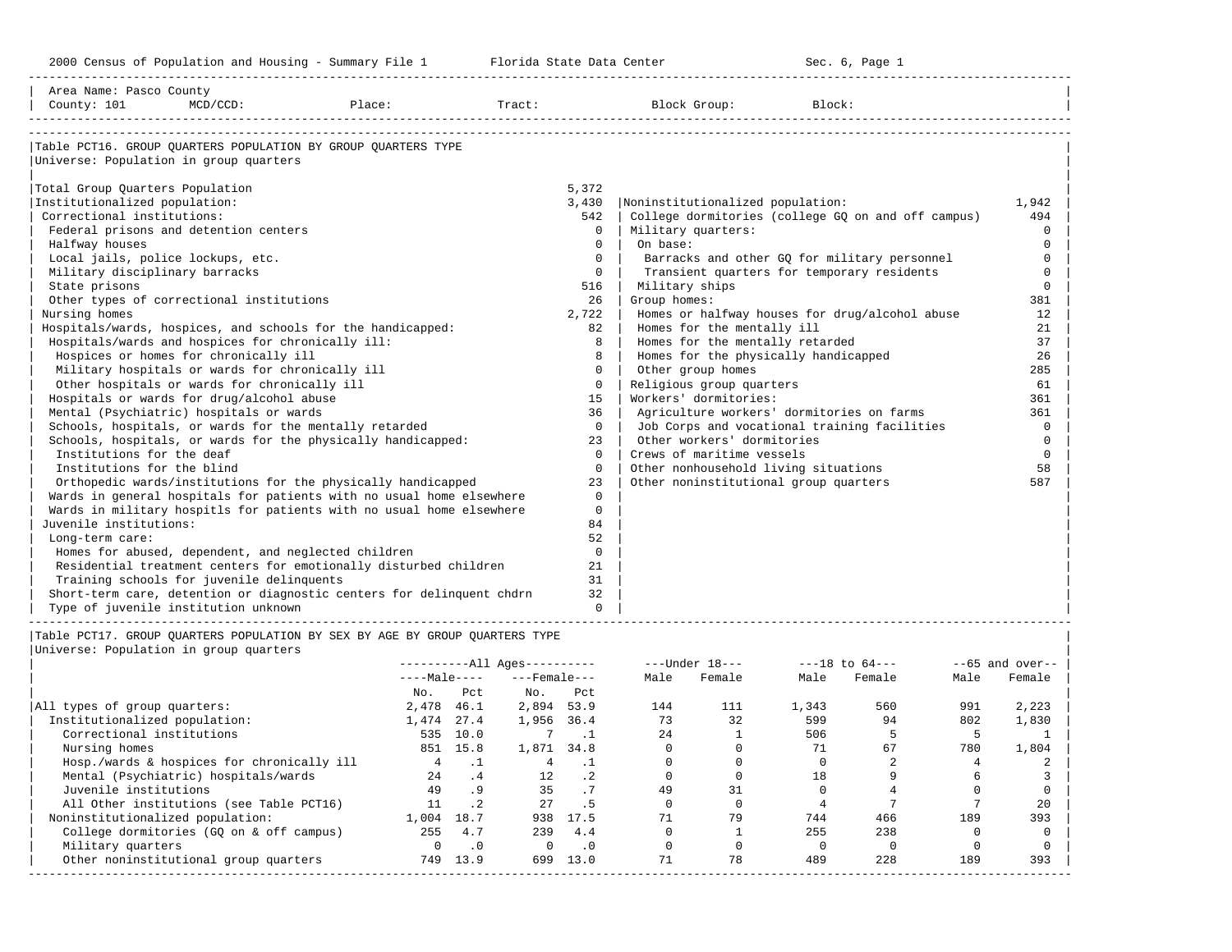2000 Census of Population and Housing - Summary File 1 — Florida State Data Center — Sec. 6, Page 1

Area Name: Pasco County
County: 101 MCD/CCD: Place: Tract: Block Group: Block:

## Table PCT16. GROUP QUARTERS POPULATION BY GROUP QUARTERS TYPE

Universe: Population in group quarters

| Category | Count |
|---|---|
| Total Group Quarters Population | 5,372 |
| Institutionalized population: | 3,430 |
| Correctional institutions: | 542 |
| Federal prisons and detention centers | 0 |
| Halfway houses | 0 |
| Local jails, police lockups, etc. | 0 |
| Military disciplinary barracks | 0 |
| State prisons | 516 |
| Other types of correctional institutions | 26 |
| Nursing homes | 2,722 |
| Hospitals/wards, hospices, and schools for the handicapped: | 82 |
| Hospitals/wards and hospices for chronically ill: | 8 |
| Hospices or homes for chronically ill | 8 |
| Military hospitals or wards for chronically ill | 0 |
| Other hospitals or wards for chronically ill | 0 |
| Hospitals or wards for drug/alcohol abuse | 15 |
| Mental (Psychiatric) hospitals or wards | 36 |
| Schools, hospitals, or wards for the mentally retarded | 0 |
| Schools, hospitals, or wards for the physically handicapped: | 23 |
| Institutions for the deaf | 0 |
| Institutions for the blind | 0 |
| Orthopedic wards/institutions for the physically handicapped | 23 |
| Wards in general hospitals for patients with no usual home elsewhere | 0 |
| Wards in military hospitls for patients with no usual home elsewhere | 0 |
| Juvenile institutions: | 84 |
| Long-term care: | 52 |
| Homes for abused, dependent, and neglected children | 0 |
| Residential treatment centers for emotionally disturbed children | 21 |
| Training schools for juvenile delinquents | 31 |
| Short-term care, detention or diagnostic centers for delinquent chdrn | 32 |
| Type of juvenile institution unknown | 0 |
| Noninstitutionalized population: | 1,942 |
| College dormitories (college GQ on and off campus) | 494 |
| Military quarters: | 0 |
| On base: | 0 |
| Barracks and other GQ for military personnel | 0 |
| Transient quarters for temporary residents | 0 |
| Military ships | 0 |
| Group homes: | 381 |
| Homes or halfway houses for drug/alcohol abuse | 12 |
| Homes for the mentally ill | 21 |
| Homes for the mentally retarded | 37 |
| Homes for the physically handicapped | 26 |
| Other group homes | 285 |
| Religious group quarters | 61 |
| Workers' dormitories: | 361 |
| Agriculture workers' dormitories on farms | 361 |
| Job Corps and vocational training facilities | 0 |
| Other workers' dormitories | 0 |
| Crews of maritime vessels | 0 |
| Other nonhousehold living situations | 58 |
| Other noninstitutional group quarters | 587 |

## Table PCT17. GROUP QUARTERS POPULATION BY SEX BY AGE BY GROUP QUARTERS TYPE

Universe: Population in group quarters

| | All Ages Male No. | All Ages Male Pct | All Ages Female No. | All Ages Female Pct | Under 18 Male | Under 18 Female | 18 to 64 Male | 18 to 64 Female | 65 and over Male | 65 and over Female |
|---|---|---|---|---|---|---|---|---|---|---|
| All types of group quarters: | 2,478 | 46.1 | 2,894 | 53.9 | 144 | 111 | 1,343 | 560 | 991 | 2,223 |
| Institutionalized population: | 1,474 | 27.4 | 1,956 | 36.4 | 73 | 32 | 599 | 94 | 802 | 1,830 |
| Correctional institutions | 535 | 10.0 | 7 | .1 | 24 | 1 | 506 | 5 | 5 | 1 |
| Nursing homes | 851 | 15.8 | 1,871 | 34.8 | 0 | 0 | 71 | 67 | 780 | 1,804 |
| Hosp./wards & hospices for chronically ill | 4 | .1 | 4 | .1 | 0 | 0 | 0 | 2 | 4 | 2 |
| Mental (Psychiatric) hospitals/wards | 24 | .4 | 12 | .2 | 0 | 0 | 18 | 9 | 6 | 3 |
| Juvenile institutions | 49 | .9 | 35 | .7 | 49 | 31 | 0 | 4 | 0 | 0 |
| All Other institutions (see Table PCT16) | 11 | .2 | 27 | .5 | 0 | 0 | 4 | 7 | 7 | 20 |
| Noninstitutionalized population: | 1,004 | 18.7 | 938 | 17.5 | 71 | 79 | 744 | 466 | 189 | 393 |
| College dormitories (GQ on & off campus) | 255 | 4.7 | 239 | 4.4 | 0 | 1 | 255 | 238 | 0 | 0 |
| Military quarters | 0 | .0 | 0 | .0 | 0 | 0 | 0 | 0 | 0 | 0 |
| Other noninstitutional group quarters | 749 | 13.9 | 699 | 13.0 | 71 | 78 | 489 | 228 | 189 | 393 |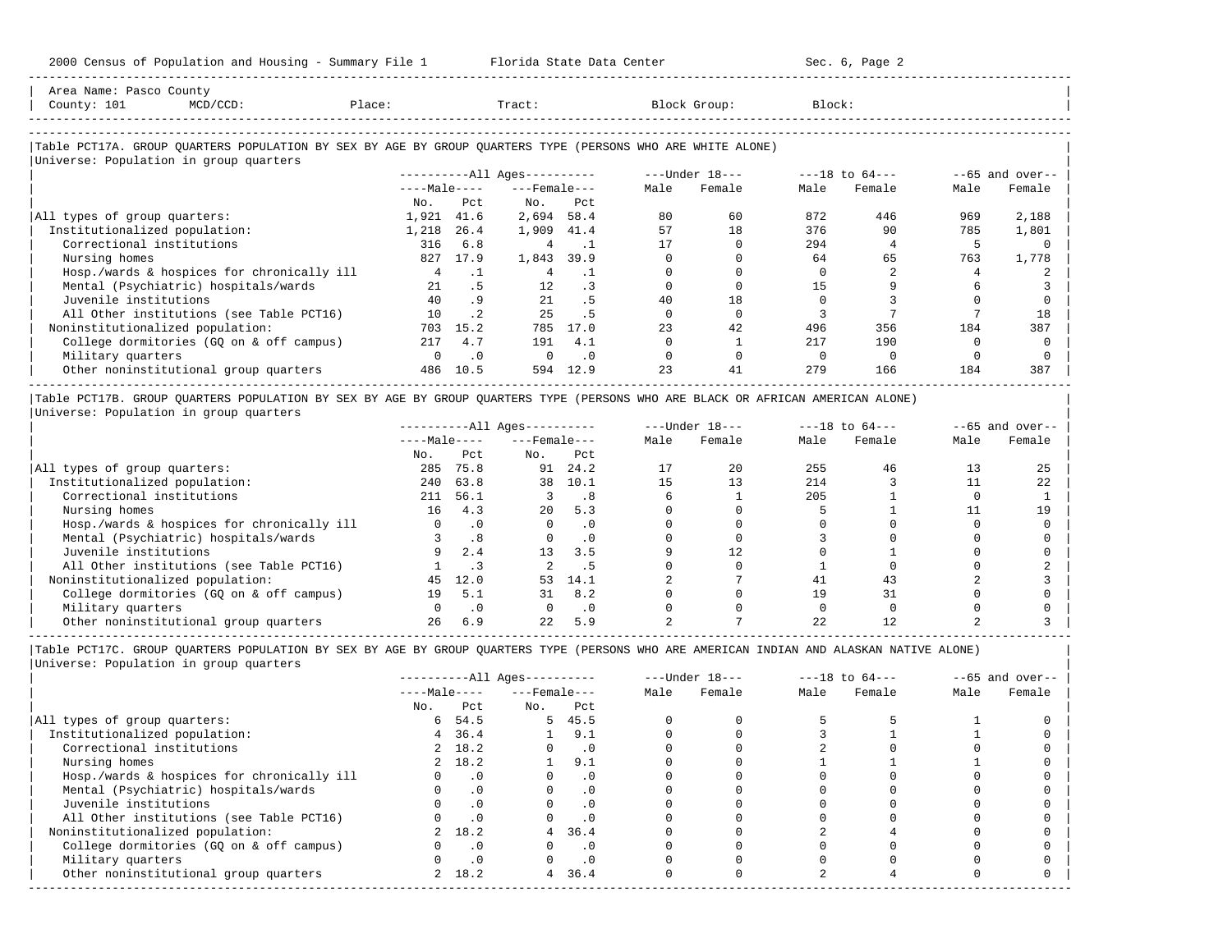Area Name: Pasco County
County: 101 MCD/CCD: Place: Tract: Block Group: Block:

Table PCT17A. GROUP QUARTERS POPULATION BY SEX BY AGE BY GROUP QUARTERS TYPE (PERSONS WHO ARE WHITE ALONE)
Universe: Population in group quarters

| | All Ages Male No. | All Ages Male Pct | All Ages Female No. | All Ages Female Pct | Under 18 Male | Under 18 Female | 18 to 64 Male | 18 to 64 Female | 65 and over Male | 65 and over Female |
|---|---|---|---|---|---|---|---|---|---|---|
| All types of group quarters: | 1,921 | 41.6 | 2,694 | 58.4 | 80 | 60 | 872 | 446 | 969 | 2,188 |
| Institutionalized population: | 1,218 | 26.4 | 1,909 | 41.4 | 57 | 18 | 376 | 90 | 785 | 1,801 |
| Correctional institutions | 316 | 6.8 | 4 | .1 | 17 | 0 | 294 | 4 | 5 | 0 |
| Nursing homes | 827 | 17.9 | 1,843 | 39.9 | 0 | 0 | 64 | 65 | 763 | 1,778 |
| Hosp./wards & hospices for chronically ill | 4 | .1 | 4 | .1 | 0 | 0 | 0 | 2 | 4 | 2 |
| Mental (Psychiatric) hospitals/wards | 21 | .5 | 12 | .3 | 0 | 0 | 15 | 9 | 6 | 3 |
| Juvenile institutions | 40 | .9 | 21 | .5 | 40 | 18 | 0 | 3 | 0 | 0 |
| All Other institutions (see Table PCT16) | 10 | .2 | 25 | .5 | 0 | 0 | 3 | 7 | 7 | 18 |
| Noninstitutionalized population: | 703 | 15.2 | 785 | 17.0 | 23 | 42 | 496 | 356 | 184 | 387 |
| College dormitories (GQ on & off campus) | 217 | 4.7 | 191 | 4.1 | 0 | 1 | 217 | 190 | 0 | 0 |
| Military quarters | 0 | .0 | 0 | .0 | 0 | 0 | 0 | 0 | 0 | 0 |
| Other noninstitutional group quarters | 486 | 10.5 | 594 | 12.9 | 23 | 41 | 279 | 166 | 184 | 387 |

Table PCT17B. GROUP QUARTERS POPULATION BY SEX BY AGE BY GROUP QUARTERS TYPE (PERSONS WHO ARE BLACK OR AFRICAN AMERICAN ALONE)
Universe: Population in group quarters

| | All Ages Male No. | All Ages Male Pct | All Ages Female No. | All Ages Female Pct | Under 18 Male | Under 18 Female | 18 to 64 Male | 18 to 64 Female | 65 and over Male | 65 and over Female |
|---|---|---|---|---|---|---|---|---|---|---|
| All types of group quarters: | 285 | 75.8 | 91 | 24.2 | 17 | 20 | 255 | 46 | 13 | 25 |
| Institutionalized population: | 240 | 63.8 | 38 | 10.1 | 15 | 13 | 214 | 3 | 11 | 22 |
| Correctional institutions | 211 | 56.1 | 3 | .8 | 6 | 1 | 205 | 1 | 0 | 1 |
| Nursing homes | 16 | 4.3 | 20 | 5.3 | 0 | 0 | 5 | 1 | 11 | 19 |
| Hosp./wards & hospices for chronically ill | 0 | .0 | 0 | .0 | 0 | 0 | 0 | 0 | 0 | 0 |
| Mental (Psychiatric) hospitals/wards | 3 | .8 | 0 | .0 | 0 | 0 | 3 | 0 | 0 | 0 |
| Juvenile institutions | 9 | 2.4 | 13 | 3.5 | 9 | 12 | 0 | 1 | 0 | 0 |
| All Other institutions (see Table PCT16) | 1 | .3 | 2 | .5 | 0 | 0 | 1 | 0 | 0 | 2 |
| Noninstitutionalized population: | 45 | 12.0 | 53 | 14.1 | 2 | 7 | 41 | 43 | 2 | 3 |
| College dormitories (GQ on & off campus) | 19 | 5.1 | 31 | 8.2 | 0 | 0 | 19 | 31 | 0 | 0 |
| Military quarters | 0 | .0 | 0 | .0 | 0 | 0 | 0 | 0 | 0 | 0 |
| Other noninstitutional group quarters | 26 | 6.9 | 22 | 5.9 | 2 | 7 | 22 | 12 | 2 | 3 |

Table PCT17C. GROUP QUARTERS POPULATION BY SEX BY AGE BY GROUP QUARTERS TYPE (PERSONS WHO ARE AMERICAN INDIAN AND ALASKAN NATIVE ALONE)
Universe: Population in group quarters

| | All Ages Male No. | All Ages Male Pct | All Ages Female No. | All Ages Female Pct | Under 18 Male | Under 18 Female | 18 to 64 Male | 18 to 64 Female | 65 and over Male | 65 and over Female |
|---|---|---|---|---|---|---|---|---|---|---|
| All types of group quarters: | 6 | 54.5 | 5 | 45.5 | 0 | 0 | 5 | 5 | 1 | 0 |
| Institutionalized population: | 4 | 36.4 | 1 | 9.1 | 0 | 0 | 3 | 1 | 1 | 0 |
| Correctional institutions | 2 | 18.2 | 0 | .0 | 0 | 0 | 2 | 0 | 0 | 0 |
| Nursing homes | 2 | 18.2 | 1 | 9.1 | 0 | 0 | 1 | 1 | 1 | 0 |
| Hosp./wards & hospices for chronically ill | 0 | .0 | 0 | .0 | 0 | 0 | 0 | 0 | 0 | 0 |
| Mental (Psychiatric) hospitals/wards | 0 | .0 | 0 | .0 | 0 | 0 | 0 | 0 | 0 | 0 |
| Juvenile institutions | 0 | .0 | 0 | .0 | 0 | 0 | 0 | 0 | 0 | 0 |
| All Other institutions (see Table PCT16) | 0 | .0 | 0 | .0 | 0 | 0 | 0 | 0 | 0 | 0 |
| Noninstitutionalized population: | 2 | 18.2 | 4 | 36.4 | 0 | 0 | 2 | 4 | 0 | 0 |
| College dormitories (GQ on & off campus) | 0 | .0 | 0 | .0 | 0 | 0 | 0 | 0 | 0 | 0 |
| Military quarters | 0 | .0 | 0 | .0 | 0 | 0 | 0 | 0 | 0 | 0 |
| Other noninstitutional group quarters | 2 | 18.2 | 4 | 36.4 | 0 | 0 | 2 | 4 | 0 | 0 |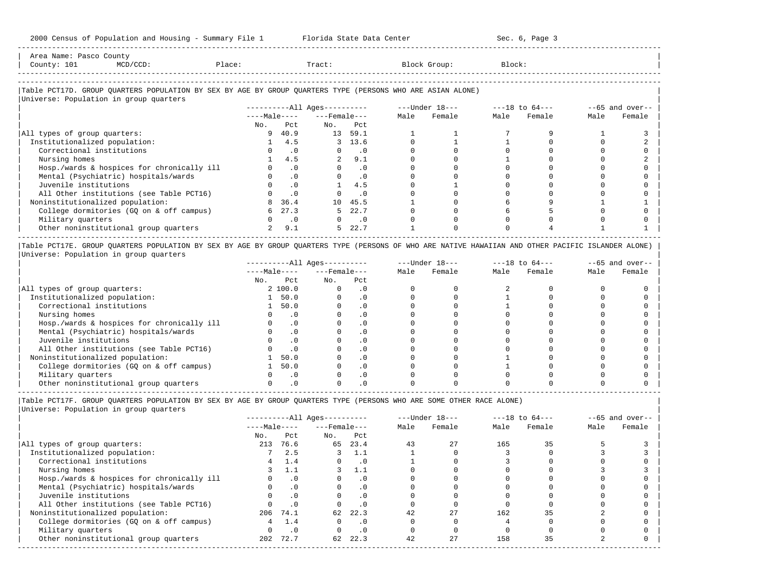Area Name: Pasco County
County: 101 MCD/CCD: Place: Tract: Block Group: Block:

### Table PCT17D. GROUP QUARTERS POPULATION BY SEX BY AGE BY GROUP QUARTERS TYPE (PERSONS WHO ARE ASIAN ALONE)

Universe: Population in group quarters

| | All Ages: Male No. | All Ages: Male Pct | All Ages: Female No. | All Ages: Female Pct | Under 18: Male | Under 18: Female | 18 to 64: Male | 18 to 64: Female | 65 and over: Male | 65 and over: Female |
|---|---|---|---|---|---|---|---|---|---|---|
| All types of group quarters: | 9 | 40.9 | 13 | 59.1 | 1 | 1 | 7 | 9 | 1 | 3 |
| Institutionalized population: | 1 | 4.5 | 3 | 13.6 | 0 | 1 | 1 | 0 | 0 | 2 |
| Correctional institutions | 0 | .0 | 0 | .0 | 0 | 0 | 0 | 0 | 0 | 0 |
| Nursing homes | 1 | 4.5 | 2 | 9.1 | 0 | 0 | 1 | 0 | 0 | 2 |
| Hosp./wards & hospices for chronically ill | 0 | .0 | 0 | .0 | 0 | 0 | 0 | 0 | 0 | 0 |
| Mental (Psychiatric) hospitals/wards | 0 | .0 | 0 | .0 | 0 | 0 | 0 | 0 | 0 | 0 |
| Juvenile institutions | 0 | .0 | 1 | 4.5 | 0 | 1 | 0 | 0 | 0 | 0 |
| All Other institutions (see Table PCT16) | 0 | .0 | 0 | .0 | 0 | 0 | 0 | 0 | 0 | 0 |
| Noninstitutionalized population: | 8 | 36.4 | 10 | 45.5 | 1 | 0 | 6 | 9 | 1 | 1 |
| College dormitories (GQ on & off campus) | 6 | 27.3 | 5 | 22.7 | 0 | 0 | 6 | 5 | 0 | 0 |
| Military quarters | 0 | .0 | 0 | .0 | 0 | 0 | 0 | 0 | 0 | 0 |
| Other noninstitutional group quarters | 2 | 9.1 | 5 | 22.7 | 1 | 0 | 0 | 4 | 1 | 1 |

### Table PCT17E. GROUP QUARTERS POPULATION BY SEX BY AGE BY GROUP QUARTERS TYPE (PERSONS OF WHO ARE NATIVE HAWAIIAN AND OTHER PACIFIC ISLANDER ALONE)

Universe: Population in group quarters

| | All Ages: Male No. | All Ages: Male Pct | All Ages: Female No. | All Ages: Female Pct | Under 18: Male | Under 18: Female | 18 to 64: Male | 18 to 64: Female | 65 and over: Male | 65 and over: Female |
|---|---|---|---|---|---|---|---|---|---|---|
| All types of group quarters: | 2 | 100.0 | 0 | .0 | 0 | 0 | 2 | 0 | 0 | 0 |
| Institutionalized population: | 1 | 50.0 | 0 | .0 | 0 | 0 | 1 | 0 | 0 | 0 |
| Correctional institutions | 1 | 50.0 | 0 | .0 | 0 | 0 | 1 | 0 | 0 | 0 |
| Nursing homes | 0 | .0 | 0 | .0 | 0 | 0 | 0 | 0 | 0 | 0 |
| Hosp./wards & hospices for chronically ill | 0 | .0 | 0 | .0 | 0 | 0 | 0 | 0 | 0 | 0 |
| Mental (Psychiatric) hospitals/wards | 0 | .0 | 0 | .0 | 0 | 0 | 0 | 0 | 0 | 0 |
| Juvenile institutions | 0 | .0 | 0 | .0 | 0 | 0 | 0 | 0 | 0 | 0 |
| All Other institutions (see Table PCT16) | 0 | .0 | 0 | .0 | 0 | 0 | 0 | 0 | 0 | 0 |
| Noninstitutionalized population: | 1 | 50.0 | 0 | .0 | 0 | 0 | 1 | 0 | 0 | 0 |
| College dormitories (GQ on & off campus) | 1 | 50.0 | 0 | .0 | 0 | 0 | 1 | 0 | 0 | 0 |
| Military quarters | 0 | .0 | 0 | .0 | 0 | 0 | 0 | 0 | 0 | 0 |
| Other noninstitutional group quarters | 0 | .0 | 0 | .0 | 0 | 0 | 0 | 0 | 0 | 0 |

### Table PCT17F. GROUP QUARTERS POPULATION BY SEX BY AGE BY GROUP QUARTERS TYPE (PERSONS WHO ARE SOME OTHER RACE ALONE)

Universe: Population in group quarters

| | All Ages: Male No. | All Ages: Male Pct | All Ages: Female No. | All Ages: Female Pct | Under 18: Male | Under 18: Female | 18 to 64: Male | 18 to 64: Female | 65 and over: Male | 65 and over: Female |
|---|---|---|---|---|---|---|---|---|---|---|
| All types of group quarters: | 213 | 76.6 | 65 | 23.4 | 43 | 27 | 165 | 35 | 5 | 3 |
| Institutionalized population: | 7 | 2.5 | 3 | 1.1 | 1 | 0 | 3 | 0 | 3 | 3 |
| Correctional institutions | 4 | 1.4 | 0 | .0 | 1 | 0 | 3 | 0 | 0 | 0 |
| Nursing homes | 3 | 1.1 | 3 | 1.1 | 0 | 0 | 0 | 0 | 3 | 3 |
| Hosp./wards & hospices for chronically ill | 0 | .0 | 0 | .0 | 0 | 0 | 0 | 0 | 0 | 0 |
| Mental (Psychiatric) hospitals/wards | 0 | .0 | 0 | .0 | 0 | 0 | 0 | 0 | 0 | 0 |
| Juvenile institutions | 0 | .0 | 0 | .0 | 0 | 0 | 0 | 0 | 0 | 0 |
| All Other institutions (see Table PCT16) | 0 | .0 | 0 | .0 | 0 | 0 | 0 | 0 | 0 | 0 |
| Noninstitutionalized population: | 206 | 74.1 | 62 | 22.3 | 42 | 27 | 162 | 35 | 2 | 0 |
| College dormitories (GQ on & off campus) | 4 | 1.4 | 0 | .0 | 0 | 0 | 4 | 0 | 0 | 0 |
| Military quarters | 0 | .0 | 0 | .0 | 0 | 0 | 0 | 0 | 0 | 0 |
| Other noninstitutional group quarters | 202 | 72.7 | 62 | 22.3 | 42 | 27 | 158 | 35 | 2 | 0 |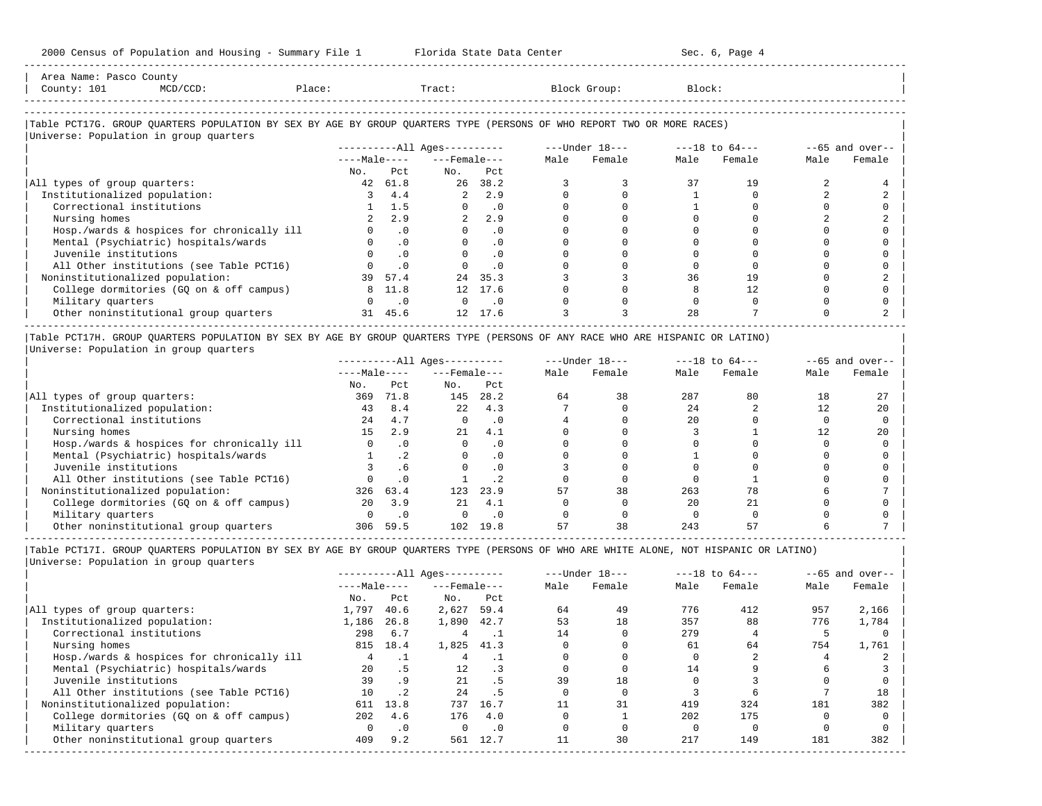Area Name: Pasco County
County: 101 MCD/CCD: Place: Tract: Block Group: Block:

## Table PCT17G. GROUP QUARTERS POPULATION BY SEX BY AGE BY GROUP QUARTERS TYPE (PERSONS OF WHO REPORT TWO OR MORE RACES)

Universe: Population in group quarters

| | All Ages | | | | Under 18 | | 18 to 64 | | 65 and over | |
|---|---|---|---|---|---|---|---|---|---|---|
| | Male | | Female | | | | | | | |
| | No. | Pct | No. | Pct | Male | Female | Male | Female | Male | Female |
| All types of group quarters: | 42 | 61.8 | 26 | 38.2 | 3 | 3 | 37 | 19 | 2 | 4 |
| Institutionalized population: | 3 | 4.4 | 2 | 2.9 | 0 | 0 | 1 | 0 | 2 | 2 |
| Correctional institutions | 1 | 1.5 | 0 | .0 | 0 | 0 | 1 | 0 | 0 | 0 |
| Nursing homes | 2 | 2.9 | 2 | 2.9 | 0 | 0 | 0 | 0 | 2 | 2 |
| Hosp./wards & hospices for chronically ill | 0 | .0 | 0 | .0 | 0 | 0 | 0 | 0 | 0 | 0 |
| Mental (Psychiatric) hospitals/wards | 0 | .0 | 0 | .0 | 0 | 0 | 0 | 0 | 0 | 0 |
| Juvenile institutions | 0 | .0 | 0 | .0 | 0 | 0 | 0 | 0 | 0 | 0 |
| All Other institutions (see Table PCT16) | 0 | .0 | 0 | .0 | 0 | 0 | 0 | 0 | 0 | 0 |
| Noninstitutionalized population: | 39 | 57.4 | 24 | 35.3 | 3 | 3 | 36 | 19 | 0 | 2 |
| College dormitories (GQ on & off campus) | 8 | 11.8 | 12 | 17.6 | 0 | 0 | 8 | 12 | 0 | 0 |
| Military quarters | 0 | .0 | 0 | .0 | 0 | 0 | 0 | 0 | 0 | 0 |
| Other noninstitutional group quarters | 31 | 45.6 | 12 | 17.6 | 3 | 3 | 28 | 7 | 0 | 2 |

## Table PCT17H. GROUP QUARTERS POPULATION BY SEX BY AGE BY GROUP QUARTERS TYPE (PERSONS OF ANY RACE WHO ARE HISPANIC OR LATINO)

Universe: Population in group quarters

| | All Ages | | | | Under 18 | | 18 to 64 | | 65 and over | |
|---|---|---|---|---|---|---|---|---|---|---|
| | Male | | Female | | | | | | | |
| | No. | Pct | No. | Pct | Male | Female | Male | Female | Male | Female |
| All types of group quarters: | 369 | 71.8 | 145 | 28.2 | 64 | 38 | 287 | 80 | 18 | 27 |
| Institutionalized population: | 43 | 8.4 | 22 | 4.3 | 7 | 0 | 24 | 2 | 12 | 20 |
| Correctional institutions | 24 | 4.7 | 0 | .0 | 4 | 0 | 20 | 0 | 0 | 0 |
| Nursing homes | 15 | 2.9 | 21 | 4.1 | 0 | 0 | 3 | 1 | 12 | 20 |
| Hosp./wards & hospices for chronically ill | 0 | .0 | 0 | .0 | 0 | 0 | 0 | 0 | 0 | 0 |
| Mental (Psychiatric) hospitals/wards | 1 | .2 | 0 | .0 | 0 | 0 | 1 | 0 | 0 | 0 |
| Juvenile institutions | 3 | .6 | 0 | .0 | 3 | 0 | 0 | 0 | 0 | 0 |
| All Other institutions (see Table PCT16) | 0 | .0 | 1 | .2 | 0 | 0 | 0 | 1 | 0 | 0 |
| Noninstitutionalized population: | 326 | 63.4 | 123 | 23.9 | 57 | 38 | 263 | 78 | 6 | 7 |
| College dormitories (GQ on & off campus) | 20 | 3.9 | 21 | 4.1 | 0 | 0 | 20 | 21 | 0 | 0 |
| Military quarters | 0 | .0 | 0 | .0 | 0 | 0 | 0 | 0 | 0 | 0 |
| Other noninstitutional group quarters | 306 | 59.5 | 102 | 19.8 | 57 | 38 | 243 | 57 | 6 | 7 |

## Table PCT17I. GROUP QUARTERS POPULATION BY SEX BY AGE BY GROUP QUARTERS TYPE (PERSONS OF WHO ARE WHITE ALONE, NOT HISPANIC OR LATINO)

Universe: Population in group quarters

| | All Ages | | | | Under 18 | | 18 to 64 | | 65 and over | |
|---|---|---|---|---|---|---|---|---|---|---|
| | Male | | Female | | | | | | | |
| | No. | Pct | No. | Pct | Male | Female | Male | Female | Male | Female |
| All types of group quarters: | 1,797 | 40.6 | 2,627 | 59.4 | 64 | 49 | 776 | 412 | 957 | 2,166 |
| Institutionalized population: | 1,186 | 26.8 | 1,890 | 42.7 | 53 | 18 | 357 | 88 | 776 | 1,784 |
| Correctional institutions | 298 | 6.7 | 4 | .1 | 14 | 0 | 279 | 4 | 5 | 0 |
| Nursing homes | 815 | 18.4 | 1,825 | 41.3 | 0 | 0 | 61 | 64 | 754 | 1,761 |
| Hosp./wards & hospices for chronically ill | 4 | .1 | 4 | .1 | 0 | 0 | 0 | 2 | 4 | 2 |
| Mental (Psychiatric) hospitals/wards | 20 | .5 | 12 | .3 | 0 | 0 | 14 | 9 | 6 | 3 |
| Juvenile institutions | 39 | .9 | 21 | .5 | 39 | 18 | 0 | 3 | 0 | 0 |
| All Other institutions (see Table PCT16) | 10 | .2 | 24 | .5 | 0 | 0 | 3 | 6 | 7 | 18 |
| Noninstitutionalized population: | 611 | 13.8 | 737 | 16.7 | 11 | 31 | 419 | 324 | 181 | 382 |
| College dormitories (GQ on & off campus) | 202 | 4.6 | 176 | 4.0 | 0 | 1 | 202 | 175 | 0 | 0 |
| Military quarters | 0 | .0 | 0 | .0 | 0 | 0 | 0 | 0 | 0 | 0 |
| Other noninstitutional group quarters | 409 | 9.2 | 561 | 12.7 | 11 | 30 | 217 | 149 | 181 | 382 |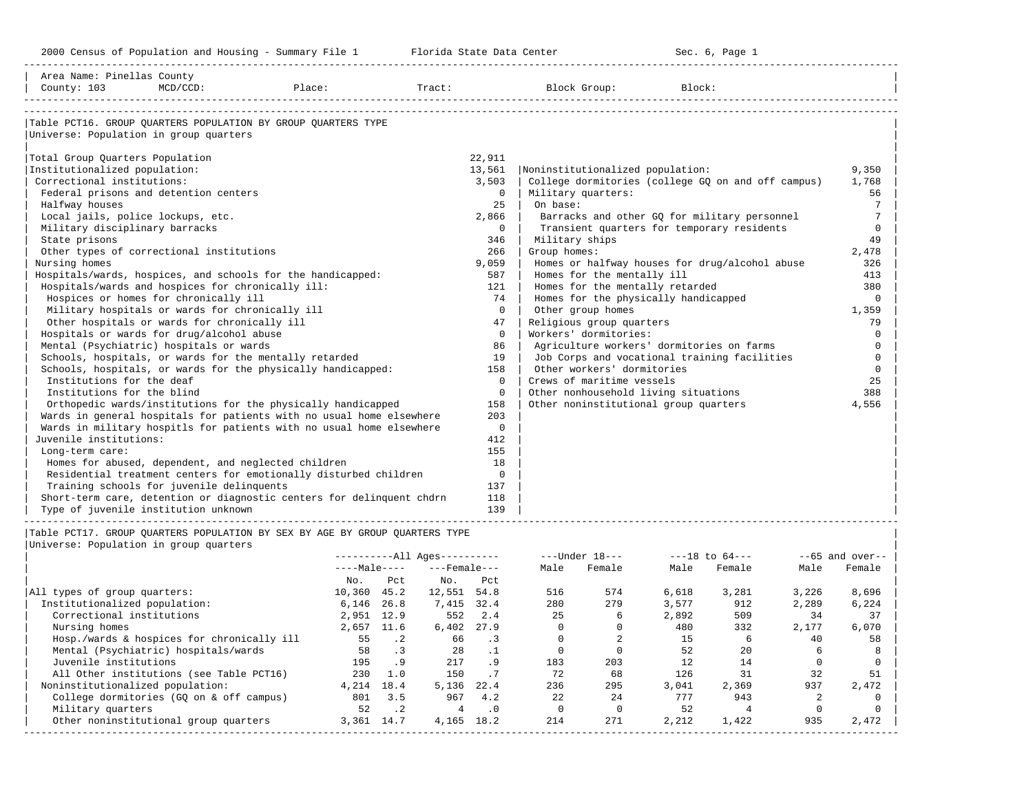Area Name: Pinellas County
County: 103 MCD/CCD: Place: Tract: Block Group: Block:

## Table PCT16. GROUP QUARTERS POPULATION BY GROUP QUARTERS TYPE

Universe: Population in group quarters

| Category | Count | Category | Count |
|---|---|---|---|
| Total Group Quarters Population | 22,911 | | |
| Institutionalized population: | 13,561 | Noninstitutionalized population: | 9,350 |
| Correctional institutions: | 3,503 | College dormitories (college GQ on and off campus) | 1,768 |
| Federal prisons and detention centers | 0 | Military quarters: | 56 |
| Halfway houses | 25 | On base: | 7 |
| Local jails, police lockups, etc. | 2,866 | Barracks and other GQ for military personnel | 7 |
| Military disciplinary barracks | 0 | Transient quarters for temporary residents | 0 |
| State prisons | 346 | Military ships | 49 |
| Other types of correctional institutions | 266 | Group homes: | 2,478 |
| Nursing homes | 9,059 | Homes or halfway houses for drug/alcohol abuse | 326 |
| Hospitals/wards, hospices, and schools for the handicapped: | 587 | Homes for the mentally ill | 413 |
| Hospitals/wards and hospices for chronically ill: | 121 | Homes for the mentally retarded | 380 |
| Hospices or homes for chronically ill | 74 | Homes for the physically handicapped | 0 |
| Military hospitals or wards for chronically ill | 0 | Other group homes | 1,359 |
| Other hospitals or wards for chronically ill | 47 | Religious group quarters | 79 |
| Hospitals or wards for drug/alcohol abuse | 0 | Workers' dormitories: | 0 |
| Mental (Psychiatric) hospitals or wards | 86 | Agriculture workers' dormitories on farms | 0 |
| Schools, hospitals, or wards for the mentally retarded | 19 | Job Corps and vocational training facilities | 0 |
| Schools, hospitals, or wards for the physically handicapped: | 158 | Other workers' dormitories | 0 |
| Institutions for the deaf | 0 | Crews of maritime vessels | 25 |
| Institutions for the blind | 0 | Other nonhousehold living situations | 388 |
| Orthopedic wards/institutions for the physically handicapped | 158 | Other noninstitutional group quarters | 4,556 |
| Wards in general hospitals for patients with no usual home elsewhere | 203 | | |
| Wards in military hospitls for patients with no usual home elsewhere | 0 | | |
| Juvenile institutions: | 412 | | |
| Long-term care: | 155 | | |
| Homes for abused, dependent, and neglected children | 18 | | |
| Residential treatment centers for emotionally disturbed children | 0 | | |
| Training schools for juvenile delinquents | 137 | | |
| Short-term care, detention or diagnostic centers for delinquent chdrn | 118 | | |
| Type of juvenile institution unknown | 139 | | |

## Table PCT17. GROUP QUARTERS POPULATION BY SEX BY AGE BY GROUP QUARTERS TYPE

Universe: Population in group quarters

| | All Ages | | | | Under 18 | | 18 to 64 | | 65 and over | |
|---|---|---|---|---|---|---|---|---|---|---|
| | Male | | Female | | | | | | | |
| | No. | Pct | No. | Pct | Male | Female | Male | Female | Male | Female |
| All types of group quarters: | 10,360 | 45.2 | 12,551 | 54.8 | 516 | 574 | 6,618 | 3,281 | 3,226 | 8,696 |
| Institutionalized population: | 6,146 | 26.8 | 7,415 | 32.4 | 280 | 279 | 3,577 | 912 | 2,289 | 6,224 |
| Correctional institutions | 2,951 | 12.9 | 552 | 2.4 | 25 | 6 | 2,892 | 509 | 34 | 37 |
| Nursing homes | 2,657 | 11.6 | 6,402 | 27.9 | 0 | 0 | 480 | 332 | 2,177 | 6,070 |
| Hosp./wards & hospices for chronically ill | 55 | .2 | 66 | .3 | 0 | 2 | 15 | 6 | 40 | 58 |
| Mental (Psychiatric) hospitals/wards | 58 | .3 | 28 | .1 | 0 | 0 | 52 | 20 | 6 | 8 |
| Juvenile institutions | 195 | .9 | 217 | .9 | 183 | 203 | 12 | 14 | 0 | 0 |
| All Other institutions (see Table PCT16) | 230 | 1.0 | 150 | .7 | 72 | 68 | 126 | 31 | 32 | 51 |
| Noninstitutionalized population: | 4,214 | 18.4 | 5,136 | 22.4 | 236 | 295 | 3,041 | 2,369 | 937 | 2,472 |
| College dormitories (GQ on & off campus) | 801 | 3.5 | 967 | 4.2 | 22 | 24 | 777 | 943 | 2 | 0 |
| Military quarters | 52 | .2 | 4 | .0 | 0 | 0 | 52 | 4 | 0 | 0 |
| Other noninstitutional group quarters | 3,361 | 14.7 | 4,165 | 18.2 | 214 | 271 | 2,212 | 1,422 | 935 | 2,472 |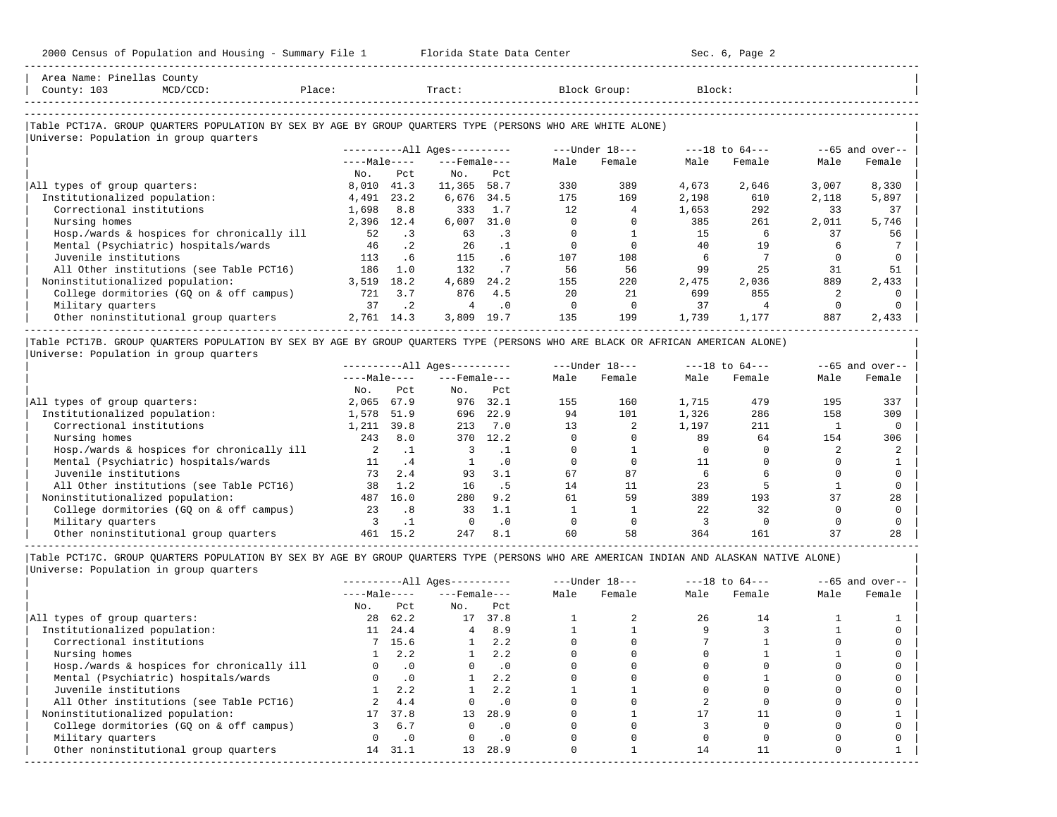Area Name: Pinellas County
County: 103 MCD/CCD: Place: Tract: Block Group: Block:

## Table PCT17A. GROUP QUARTERS POPULATION BY SEX BY AGE BY GROUP QUARTERS TYPE (PERSONS WHO ARE WHITE ALONE)

Universe: Population in group quarters

| | All Ages | | | | Under 18 | | 18 to 64 | | 65 and over | |
|---|---|---|---|---|---|---|---|---|---|---|
| | Male | | Female | | | | | | | |
| | No. | Pct | No. | Pct | Male | Female | Male | Female | Male | Female |
| All types of group quarters: | 8,010 | 41.3 | 11,365 | 58.7 | 330 | 389 | 4,673 | 2,646 | 3,007 | 8,330 |
| Institutionalized population: | 4,491 | 23.2 | 6,676 | 34.5 | 175 | 169 | 2,198 | 610 | 2,118 | 5,897 |
| Correctional institutions | 1,698 | 8.8 | 333 | 1.7 | 12 | 4 | 1,653 | 292 | 33 | 37 |
| Nursing homes | 2,396 | 12.4 | 6,007 | 31.0 | 0 | 0 | 385 | 261 | 2,011 | 5,746 |
| Hosp./wards & hospices for chronically ill | 52 | .3 | 63 | .3 | 0 | 1 | 15 | 6 | 37 | 56 |
| Mental (Psychiatric) hospitals/wards | 46 | .2 | 26 | .1 | 0 | 0 | 40 | 19 | 6 | 7 |
| Juvenile institutions | 113 | .6 | 115 | .6 | 107 | 108 | 6 | 7 | 0 | 0 |
| All Other institutions (see Table PCT16) | 186 | 1.0 | 132 | .7 | 56 | 56 | 99 | 25 | 31 | 51 |
| Noninstitutionalized population: | 3,519 | 18.2 | 4,689 | 24.2 | 155 | 220 | 2,475 | 2,036 | 889 | 2,433 |
| College dormitories (GQ on & off campus) | 721 | 3.7 | 876 | 4.5 | 20 | 21 | 699 | 855 | 2 | 0 |
| Military quarters | 37 | .2 | 4 | .0 | 0 | 0 | 37 | 4 | 0 | 0 |
| Other noninstitutional group quarters | 2,761 | 14.3 | 3,809 | 19.7 | 135 | 199 | 1,739 | 1,177 | 887 | 2,433 |

## Table PCT17B. GROUP QUARTERS POPULATION BY SEX BY AGE BY GROUP QUARTERS TYPE (PERSONS WHO ARE BLACK OR AFRICAN AMERICAN ALONE)

Universe: Population in group quarters

| | All Ages | | | | Under 18 | | 18 to 64 | | 65 and over | |
|---|---|---|---|---|---|---|---|---|---|---|
| | Male | | Female | | | | | | | |
| | No. | Pct | No. | Pct | Male | Female | Male | Female | Male | Female |
| All types of group quarters: | 2,065 | 67.9 | 976 | 32.1 | 155 | 160 | 1,715 | 479 | 195 | 337 |
| Institutionalized population: | 1,578 | 51.9 | 696 | 22.9 | 94 | 101 | 1,326 | 286 | 158 | 309 |
| Correctional institutions | 1,211 | 39.8 | 213 | 7.0 | 13 | 2 | 1,197 | 211 | 1 | 0 |
| Nursing homes | 243 | 8.0 | 370 | 12.2 | 0 | 0 | 89 | 64 | 154 | 306 |
| Hosp./wards & hospices for chronically ill | 2 | .1 | 3 | .1 | 0 | 1 | 0 | 0 | 2 | 2 |
| Mental (Psychiatric) hospitals/wards | 11 | .4 | 1 | .0 | 0 | 0 | 11 | 0 | 0 | 1 |
| Juvenile institutions | 73 | 2.4 | 93 | 3.1 | 67 | 87 | 6 | 6 | 0 | 0 |
| All Other institutions (see Table PCT16) | 38 | 1.2 | 16 | .5 | 14 | 11 | 23 | 5 | 1 | 0 |
| Noninstitutionalized population: | 487 | 16.0 | 280 | 9.2 | 61 | 59 | 389 | 193 | 37 | 28 |
| College dormitories (GQ on & off campus) | 23 | .8 | 33 | 1.1 | 1 | 1 | 22 | 32 | 0 | 0 |
| Military quarters | 3 | .1 | 0 | .0 | 0 | 0 | 3 | 0 | 0 | 0 |
| Other noninstitutional group quarters | 461 | 15.2 | 247 | 8.1 | 60 | 58 | 364 | 161 | 37 | 28 |

## Table PCT17C. GROUP QUARTERS POPULATION BY SEX BY AGE BY GROUP QUARTERS TYPE (PERSONS WHO ARE AMERICAN INDIAN AND ALASKAN NATIVE ALONE)

Universe: Population in group quarters

| | All Ages | | | | Under 18 | | 18 to 64 | | 65 and over | |
|---|---|---|---|---|---|---|---|---|---|---|
| | Male | | Female | | | | | | | |
| | No. | Pct | No. | Pct | Male | Female | Male | Female | Male | Female |
| All types of group quarters: | 28 | 62.2 | 17 | 37.8 | 1 | 2 | 26 | 14 | 1 | 1 |
| Institutionalized population: | 11 | 24.4 | 4 | 8.9 | 1 | 1 | 9 | 3 | 1 | 0 |
| Correctional institutions | 7 | 15.6 | 1 | 2.2 | 0 | 0 | 7 | 1 | 0 | 0 |
| Nursing homes | 1 | 2.2 | 1 | 2.2 | 0 | 0 | 0 | 1 | 1 | 0 |
| Hosp./wards & hospices for chronically ill | 0 | .0 | 0 | .0 | 0 | 0 | 0 | 0 | 0 | 0 |
| Mental (Psychiatric) hospitals/wards | 0 | .0 | 1 | 2.2 | 0 | 0 | 0 | 1 | 0 | 0 |
| Juvenile institutions | 1 | 2.2 | 1 | 2.2 | 1 | 1 | 0 | 0 | 0 | 0 |
| All Other institutions (see Table PCT16) | 2 | 4.4 | 0 | .0 | 0 | 0 | 2 | 0 | 0 | 0 |
| Noninstitutionalized population: | 17 | 37.8 | 13 | 28.9 | 0 | 1 | 17 | 11 | 0 | 1 |
| College dormitories (GQ on & off campus) | 3 | 6.7 | 0 | .0 | 0 | 0 | 3 | 0 | 0 | 0 |
| Military quarters | 0 | .0 | 0 | .0 | 0 | 0 | 0 | 0 | 0 | 0 |
| Other noninstitutional group quarters | 14 | 31.1 | 13 | 28.9 | 0 | 1 | 14 | 11 | 0 | 1 |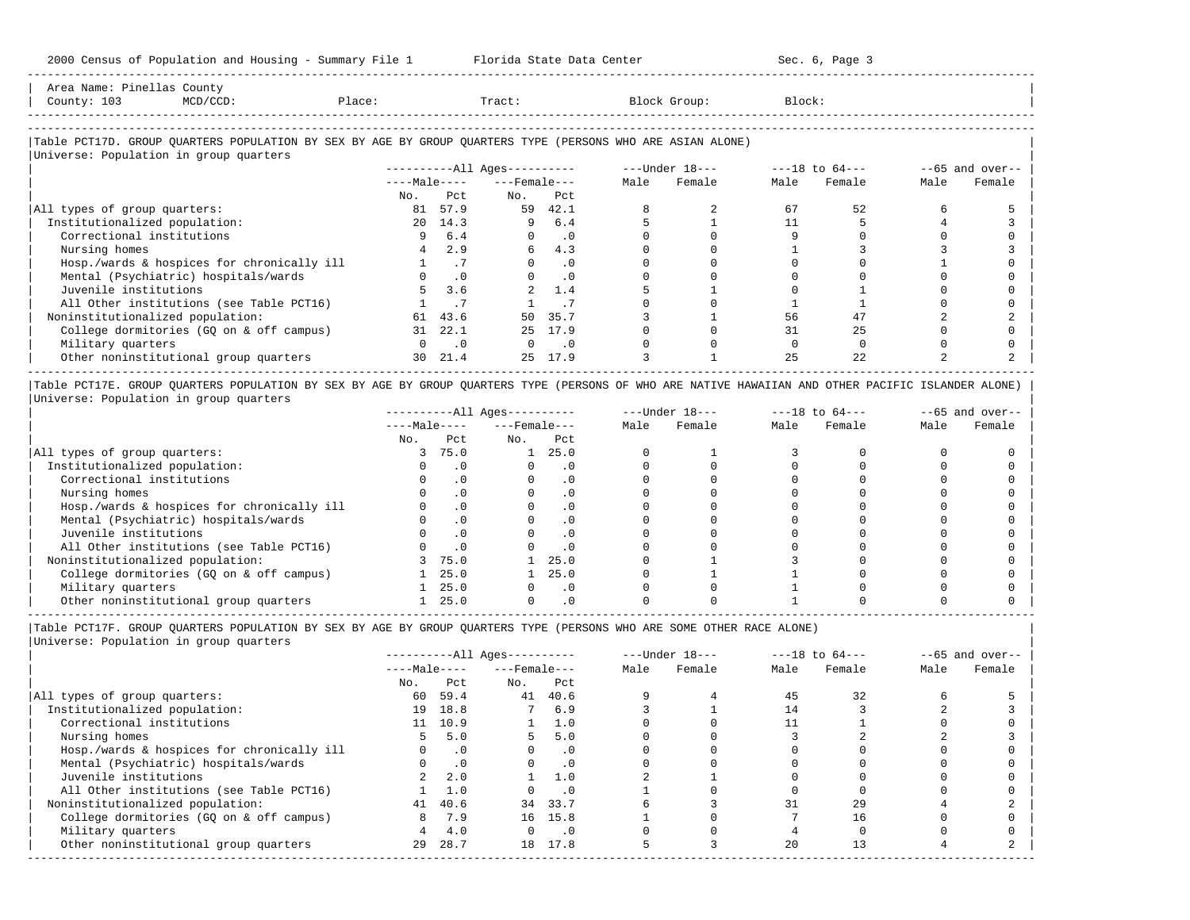Area Name: Pinellas County
County: 103 MCD/CCD: Place: Tract: Block Group: Block:

## Table PCT17D. GROUP QUARTERS POPULATION BY SEX BY AGE BY GROUP QUARTERS TYPE (PERSONS WHO ARE ASIAN ALONE)

Universe: Population in group quarters

| | All Ages: Male No. | Male Pct | Female No. | Female Pct | Under 18: Male | Under 18: Female | 18 to 64: Male | 18 to 64: Female | 65 and over: Male | 65 and over: Female |
|---|---|---|---|---|---|---|---|---|---|---|
| All types of group quarters: | 81 | 57.9 | 59 | 42.1 | 8 | 2 | 67 | 52 | 6 | 5 |
| Institutionalized population: | 20 | 14.3 | 9 | 6.4 | 5 | 1 | 11 | 5 | 4 | 3 |
| Correctional institutions | 9 | 6.4 | 0 | .0 | 0 | 0 | 9 | 0 | 0 | 0 |
| Nursing homes | 4 | 2.9 | 6 | 4.3 | 0 | 0 | 1 | 3 | 3 | 3 |
| Hosp./wards & hospices for chronically ill | 1 | .7 | 0 | .0 | 0 | 0 | 0 | 0 | 1 | 0 |
| Mental (Psychiatric) hospitals/wards | 0 | .0 | 0 | .0 | 0 | 0 | 0 | 0 | 0 | 0 |
| Juvenile institutions | 5 | 3.6 | 2 | 1.4 | 5 | 1 | 0 | 1 | 0 | 0 |
| All Other institutions (see Table PCT16) | 1 | .7 | 1 | .7 | 0 | 0 | 1 | 1 | 0 | 0 |
| Noninstitutionalized population: | 61 | 43.6 | 50 | 35.7 | 3 | 1 | 56 | 47 | 2 | 2 |
| College dormitories (GQ on & off campus) | 31 | 22.1 | 25 | 17.9 | 0 | 0 | 31 | 25 | 0 | 0 |
| Military quarters | 0 | .0 | 0 | .0 | 0 | 0 | 0 | 0 | 0 | 0 |
| Other noninstitutional group quarters | 30 | 21.4 | 25 | 17.9 | 3 | 1 | 25 | 22 | 2 | 2 |

## Table PCT17E. GROUP QUARTERS POPULATION BY SEX BY AGE BY GROUP QUARTERS TYPE (PERSONS OF WHO ARE NATIVE HAWAIIAN AND OTHER PACIFIC ISLANDER ALONE)

Universe: Population in group quarters

| | All Ages: Male No. | Male Pct | Female No. | Female Pct | Under 18: Male | Under 18: Female | 18 to 64: Male | 18 to 64: Female | 65 and over: Male | 65 and over: Female |
|---|---|---|---|---|---|---|---|---|---|---|
| All types of group quarters: | 3 | 75.0 | 1 | 25.0 | 0 | 1 | 3 | 0 | 0 | 0 |
| Institutionalized population: | 0 | .0 | 0 | .0 | 0 | 0 | 0 | 0 | 0 | 0 |
| Correctional institutions | 0 | .0 | 0 | .0 | 0 | 0 | 0 | 0 | 0 | 0 |
| Nursing homes | 0 | .0 | 0 | .0 | 0 | 0 | 0 | 0 | 0 | 0 |
| Hosp./wards & hospices for chronically ill | 0 | .0 | 0 | .0 | 0 | 0 | 0 | 0 | 0 | 0 |
| Mental (Psychiatric) hospitals/wards | 0 | .0 | 0 | .0 | 0 | 0 | 0 | 0 | 0 | 0 |
| Juvenile institutions | 0 | .0 | 0 | .0 | 0 | 0 | 0 | 0 | 0 | 0 |
| All Other institutions (see Table PCT16) | 0 | .0 | 0 | .0 | 0 | 0 | 0 | 0 | 0 | 0 |
| Noninstitutionalized population: | 3 | 75.0 | 1 | 25.0 | 0 | 1 | 3 | 0 | 0 | 0 |
| College dormitories (GQ on & off campus) | 1 | 25.0 | 1 | 25.0 | 0 | 1 | 1 | 0 | 0 | 0 |
| Military quarters | 1 | 25.0 | 0 | .0 | 0 | 0 | 1 | 0 | 0 | 0 |
| Other noninstitutional group quarters | 1 | 25.0 | 0 | .0 | 0 | 0 | 1 | 0 | 0 | 0 |

## Table PCT17F. GROUP QUARTERS POPULATION BY SEX BY AGE BY GROUP QUARTERS TYPE (PERSONS WHO ARE SOME OTHER RACE ALONE)

Universe: Population in group quarters

| | All Ages: Male No. | Male Pct | Female No. | Female Pct | Under 18: Male | Under 18: Female | 18 to 64: Male | 18 to 64: Female | 65 and over: Male | 65 and over: Female |
|---|---|---|---|---|---|---|---|---|---|---|
| All types of group quarters: | 60 | 59.4 | 41 | 40.6 | 9 | 4 | 45 | 32 | 6 | 5 |
| Institutionalized population: | 19 | 18.8 | 7 | 6.9 | 3 | 1 | 14 | 3 | 2 | 3 |
| Correctional institutions | 11 | 10.9 | 1 | 1.0 | 0 | 0 | 11 | 1 | 0 | 0 |
| Nursing homes | 5 | 5.0 | 5 | 5.0 | 0 | 0 | 3 | 2 | 2 | 3 |
| Hosp./wards & hospices for chronically ill | 0 | .0 | 0 | .0 | 0 | 0 | 0 | 0 | 0 | 0 |
| Mental (Psychiatric) hospitals/wards | 0 | .0 | 0 | .0 | 0 | 0 | 0 | 0 | 0 | 0 |
| Juvenile institutions | 2 | 2.0 | 1 | 1.0 | 2 | 1 | 0 | 0 | 0 | 0 |
| All Other institutions (see Table PCT16) | 1 | 1.0 | 0 | .0 | 1 | 0 | 0 | 0 | 0 | 0 |
| Noninstitutionalized population: | 41 | 40.6 | 34 | 33.7 | 6 | 3 | 31 | 29 | 4 | 2 |
| College dormitories (GQ on & off campus) | 8 | 7.9 | 16 | 15.8 | 1 | 0 | 7 | 16 | 0 | 0 |
| Military quarters | 4 | 4.0 | 0 | .0 | 0 | 0 | 4 | 0 | 0 | 0 |
| Other noninstitutional group quarters | 29 | 28.7 | 18 | 17.8 | 5 | 3 | 20 | 13 | 4 | 2 |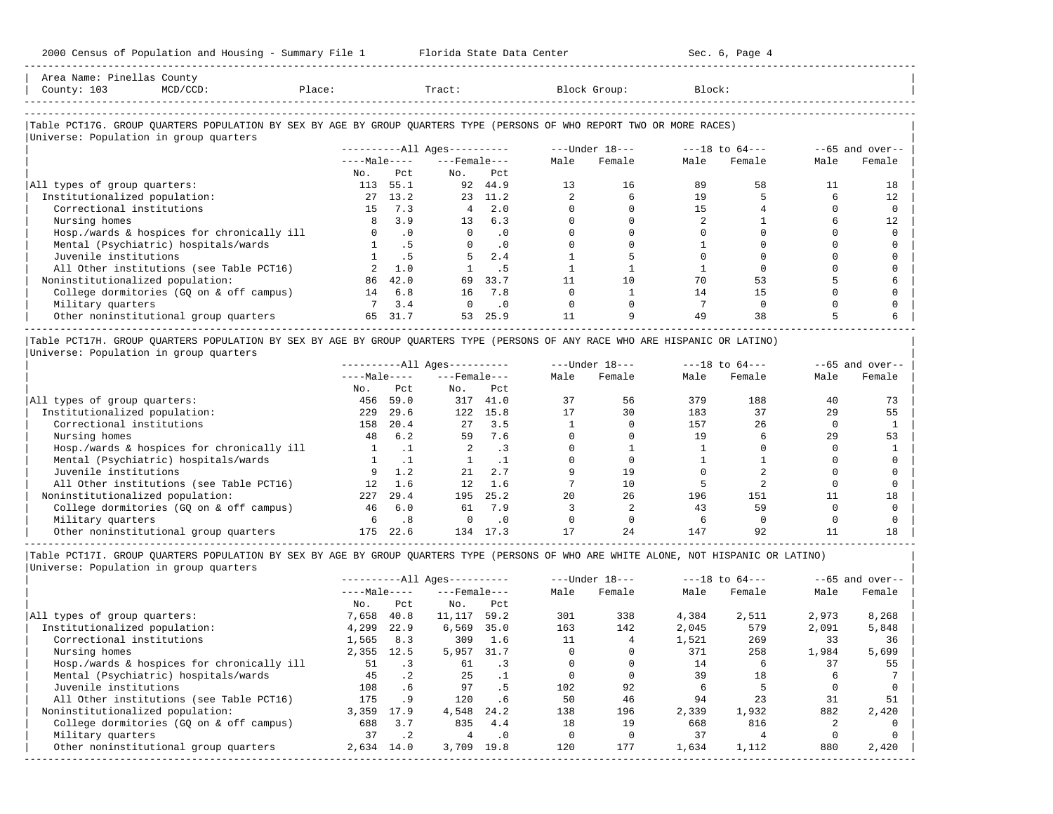Area Name: Pinellas County
County: 103 MCD/CCD: Place: Tract: Block Group: Block:

### Table PCT17G. GROUP QUARTERS POPULATION BY SEX BY AGE BY GROUP QUARTERS TYPE (PERSONS OF WHO REPORT TWO OR MORE RACES)

Universe: Population in group quarters

| | All Ages Male No. | All Ages Male Pct | All Ages Female No. | All Ages Female Pct | Under 18 Male | Under 18 Female | 18 to 64 Male | 18 to 64 Female | 65 and over Male | 65 and over Female |
|---|---|---|---|---|---|---|---|---|---|---|
| All types of group quarters: | 113 | 55.1 | 92 | 44.9 | 13 | 16 | 89 | 58 | 11 | 18 |
| Institutionalized population: | 27 | 13.2 | 23 | 11.2 | 2 | 6 | 19 | 5 | 6 | 12 |
| Correctional institutions | 15 | 7.3 | 4 | 2.0 | 0 | 0 | 15 | 4 | 0 | 0 |
| Nursing homes | 8 | 3.9 | 13 | 6.3 | 0 | 0 | 2 | 1 | 6 | 12 |
| Hosp./wards & hospices for chronically ill | 0 | .0 | 0 | .0 | 0 | 0 | 0 | 0 | 0 | 0 |
| Mental (Psychiatric) hospitals/wards | 1 | .5 | 0 | .0 | 0 | 0 | 1 | 0 | 0 | 0 |
| Juvenile institutions | 1 | .5 | 5 | 2.4 | 1 | 5 | 0 | 0 | 0 | 0 |
| All Other institutions (see Table PCT16) | 2 | 1.0 | 1 | .5 | 1 | 1 | 1 | 0 | 0 | 0 |
| Noninstitutionalized population: | 86 | 42.0 | 69 | 33.7 | 11 | 10 | 70 | 53 | 5 | 6 |
| College dormitories (GQ on & off campus) | 14 | 6.8 | 16 | 7.8 | 0 | 1 | 14 | 15 | 0 | 0 |
| Military quarters | 7 | 3.4 | 0 | .0 | 0 | 0 | 7 | 0 | 0 | 0 |
| Other noninstitutional group quarters | 65 | 31.7 | 53 | 25.9 | 11 | 9 | 49 | 38 | 5 | 6 |

### Table PCT17H. GROUP QUARTERS POPULATION BY SEX BY AGE BY GROUP QUARTERS TYPE (PERSONS OF ANY RACE WHO ARE HISPANIC OR LATINO)

Universe: Population in group quarters

| | All Ages Male No. | All Ages Male Pct | All Ages Female No. | All Ages Female Pct | Under 18 Male | Under 18 Female | 18 to 64 Male | 18 to 64 Female | 65 and over Male | 65 and over Female |
|---|---|---|---|---|---|---|---|---|---|---|
| All types of group quarters: | 456 | 59.0 | 317 | 41.0 | 37 | 56 | 379 | 188 | 40 | 73 |
| Institutionalized population: | 229 | 29.6 | 122 | 15.8 | 17 | 30 | 183 | 37 | 29 | 55 |
| Correctional institutions | 158 | 20.4 | 27 | 3.5 | 1 | 0 | 157 | 26 | 0 | 1 |
| Nursing homes | 48 | 6.2 | 59 | 7.6 | 0 | 0 | 19 | 6 | 29 | 53 |
| Hosp./wards & hospices for chronically ill | 1 | .1 | 2 | .3 | 0 | 1 | 1 | 0 | 0 | 1 |
| Mental (Psychiatric) hospitals/wards | 1 | .1 | 1 | .1 | 0 | 0 | 1 | 1 | 0 | 0 |
| Juvenile institutions | 9 | 1.2 | 21 | 2.7 | 9 | 19 | 0 | 2 | 0 | 0 |
| All Other institutions (see Table PCT16) | 12 | 1.6 | 12 | 1.6 | 7 | 10 | 5 | 2 | 0 | 0 |
| Noninstitutionalized population: | 227 | 29.4 | 195 | 25.2 | 20 | 26 | 196 | 151 | 11 | 18 |
| College dormitories (GQ on & off campus) | 46 | 6.0 | 61 | 7.9 | 3 | 2 | 43 | 59 | 0 | 0 |
| Military quarters | 6 | .8 | 0 | .0 | 0 | 0 | 6 | 0 | 0 | 0 |
| Other noninstitutional group quarters | 175 | 22.6 | 134 | 17.3 | 17 | 24 | 147 | 92 | 11 | 18 |

### Table PCT17I. GROUP QUARTERS POPULATION BY SEX BY AGE BY GROUP QUARTERS TYPE (PERSONS OF WHO ARE WHITE ALONE, NOT HISPANIC OR LATINO)

Universe: Population in group quarters

| | All Ages Male No. | All Ages Male Pct | All Ages Female No. | All Ages Female Pct | Under 18 Male | Under 18 Female | 18 to 64 Male | 18 to 64 Female | 65 and over Male | 65 and over Female |
|---|---|---|---|---|---|---|---|---|---|---|
| All types of group quarters: | 7,658 | 40.8 | 11,117 | 59.2 | 301 | 338 | 4,384 | 2,511 | 2,973 | 8,268 |
| Institutionalized population: | 4,299 | 22.9 | 6,569 | 35.0 | 163 | 142 | 2,045 | 579 | 2,091 | 5,848 |
| Correctional institutions | 1,565 | 8.3 | 309 | 1.6 | 11 | 4 | 1,521 | 269 | 33 | 36 |
| Nursing homes | 2,355 | 12.5 | 5,957 | 31.7 | 0 | 0 | 371 | 258 | 1,984 | 5,699 |
| Hosp./wards & hospices for chronically ill | 51 | .3 | 61 | .3 | 0 | 0 | 14 | 6 | 37 | 55 |
| Mental (Psychiatric) hospitals/wards | 45 | .2 | 25 | .1 | 0 | 0 | 39 | 18 | 6 | 7 |
| Juvenile institutions | 108 | .6 | 97 | .5 | 102 | 92 | 6 | 5 | 0 | 0 |
| All Other institutions (see Table PCT16) | 175 | .9 | 120 | .6 | 50 | 46 | 94 | 23 | 31 | 51 |
| Noninstitutionalized population: | 3,359 | 17.9 | 4,548 | 24.2 | 138 | 196 | 2,339 | 1,932 | 882 | 2,420 |
| College dormitories (GQ on & off campus) | 688 | 3.7 | 835 | 4.4 | 18 | 19 | 668 | 816 | 2 | 0 |
| Military quarters | 37 | .2 | 4 | .0 | 0 | 0 | 37 | 4 | 0 | 0 |
| Other noninstitutional group quarters | 2,634 | 14.0 | 3,709 | 19.8 | 120 | 177 | 1,634 | 1,112 | 880 | 2,420 |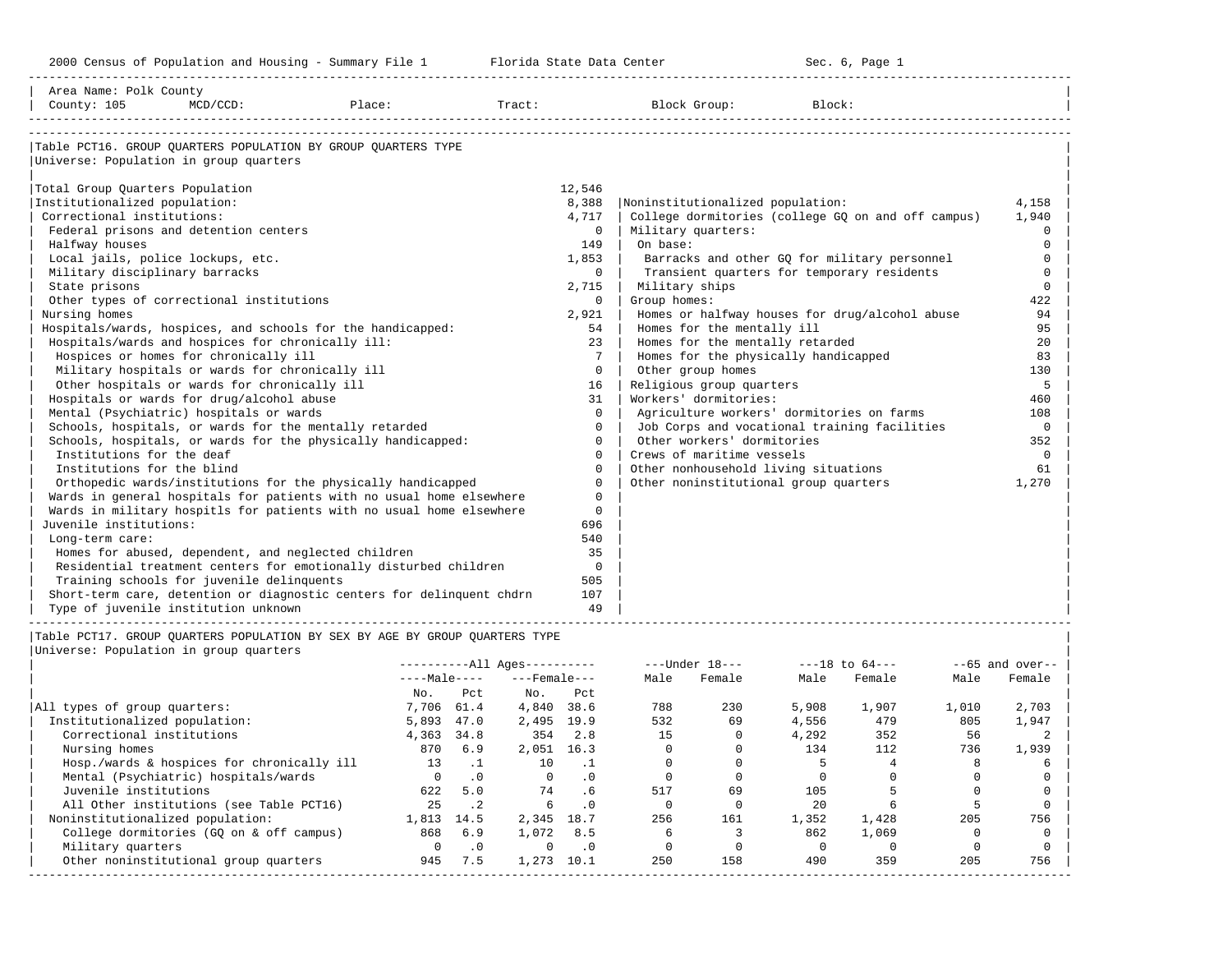Area Name: Polk County
County: 105 MCD/CCD: Place: Tract: Block Group: Block:

## Table PCT16. GROUP QUARTERS POPULATION BY GROUP QUARTERS TYPE

Universe: Population in group quarters

| Institutionalized | No. | Noninstitutionalized | No. |
|---|---|---|---|
| Total Group Quarters Population | 12,546 | | |
| Institutionalized population: | 8,388 | Noninstitutionalized population: | 4,158 |
| Correctional institutions: | 4,717 | College dormitories (college GQ on and off campus) | 1,940 |
| Federal prisons and detention centers | 0 | Military quarters: | 0 |
| Halfway houses | 149 | On base: | 0 |
| Local jails, police lockups, etc. | 1,853 | Barracks and other GQ for military personnel | 0 |
| Military disciplinary barracks | 0 | Transient quarters for temporary residents | 0 |
| State prisons | 2,715 | Military ships | 0 |
| Other types of correctional institutions | 0 | Group homes: | 422 |
| Nursing homes | 2,921 | Homes or halfway houses for drug/alcohol abuse | 94 |
| Hospitals/wards, hospices, and schools for the handicapped: | 54 | Homes for the mentally ill | 95 |
| Hospitals/wards and hospices for chronically ill: | 23 | Homes for the mentally retarded | 20 |
| Hospices or homes for chronically ill | 7 | Homes for the physically handicapped | 83 |
| Military hospitals or wards for chronically ill | 0 | Other group homes | 130 |
| Other hospitals or wards for chronically ill | 16 | Religious group quarters | 5 |
| Hospitals or wards for drug/alcohol abuse | 31 | Workers' dormitories: | 460 |
| Mental (Psychiatric) hospitals or wards | 0 | Agriculture workers' dormitories on farms | 108 |
| Schools, hospitals, or wards for the mentally retarded | 0 | Job Corps and vocational training facilities | 0 |
| Schools, hospitals, or wards for the physically handicapped: | 0 | Other workers' dormitories | 352 |
| Institutions for the deaf | 0 | Crews of maritime vessels | 0 |
| Institutions for the blind | 0 | Other nonhousehold living situations | 61 |
| Orthopedic wards/institutions for the physically handicapped | 0 | Other noninstitutional group quarters | 1,270 |
| Wards in general hospitals for patients with no usual home elsewhere | 0 | | |
| Wards in military hospitls for patients with no usual home elsewhere | 0 | | |
| Juvenile institutions: | 696 | | |
| Long-term care: | 540 | | |
| Homes for abused, dependent, and neglected children | 35 | | |
| Residential treatment centers for emotionally disturbed children | 0 | | |
| Training schools for juvenile delinquents | 505 | | |
| Short-term care, detention or diagnostic centers for delinquent chdrn | 107 | | |
| Type of juvenile institution unknown | 49 | | |

## Table PCT17. GROUP QUARTERS POPULATION BY SEX BY AGE BY GROUP QUARTERS TYPE

Universe: Population in group quarters

| | All Ages Male No. | All Ages Male Pct | All Ages Female No. | All Ages Female Pct | Under 18 Male | Under 18 Female | 18 to 64 Male | 18 to 64 Female | 65 and over Male | 65 and over Female |
|---|---|---|---|---|---|---|---|---|---|---|
| All types of group quarters: | 7,706 | 61.4 | 4,840 | 38.6 | 788 | 230 | 5,908 | 1,907 | 1,010 | 2,703 |
| Institutionalized population: | 5,893 | 47.0 | 2,495 | 19.9 | 532 | 69 | 4,556 | 479 | 805 | 1,947 |
| Correctional institutions | 4,363 | 34.8 | 354 | 2.8 | 15 | 0 | 4,292 | 352 | 56 | 2 |
| Nursing homes | 870 | 6.9 | 2,051 | 16.3 | 0 | 0 | 134 | 112 | 736 | 1,939 |
| Hosp./wards & hospices for chronically ill | 13 | .1 | 10 | .1 | 0 | 0 | 5 | 4 | 8 | 6 |
| Mental (Psychiatric) hospitals/wards | 0 | .0 | 0 | .0 | 0 | 0 | 0 | 0 | 0 | 0 |
| Juvenile institutions | 622 | 5.0 | 74 | .6 | 517 | 69 | 105 | 5 | 0 | 0 |
| All Other institutions (see Table PCT16) | 25 | .2 | 6 | .0 | 0 | 0 | 20 | 6 | 5 | 0 |
| Noninstitutionalized population: | 1,813 | 14.5 | 2,345 | 18.7 | 256 | 161 | 1,352 | 1,428 | 205 | 756 |
| College dormitories (GQ on & off campus) | 868 | 6.9 | 1,072 | 8.5 | 6 | 3 | 862 | 1,069 | 0 | 0 |
| Military quarters | 0 | .0 | 0 | .0 | 0 | 0 | 0 | 0 | 0 | 0 |
| Other noninstitutional group quarters | 945 | 7.5 | 1,273 | 10.1 | 250 | 158 | 490 | 359 | 205 | 756 |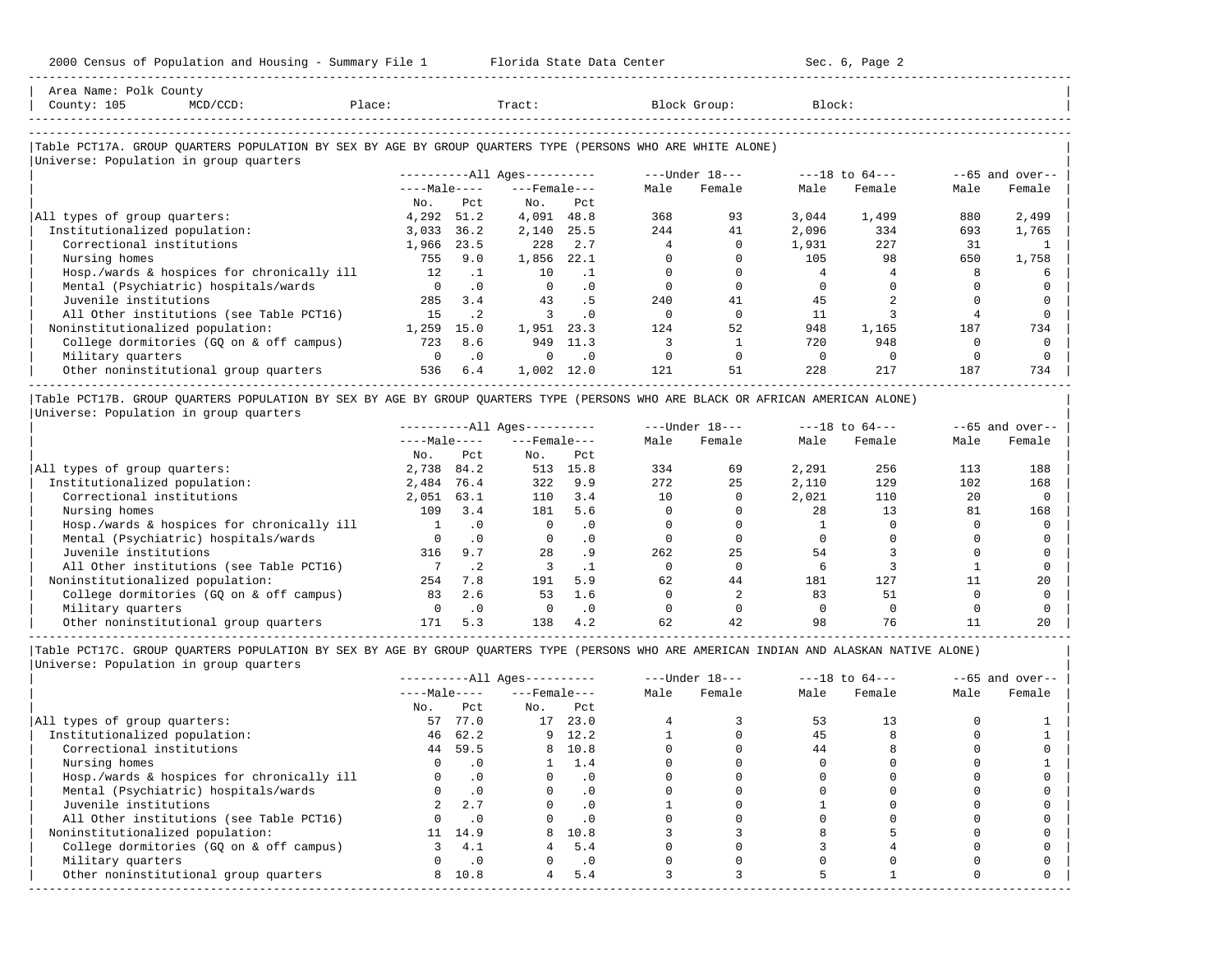Area Name: Polk County
County: 105 MCD/CCD: Place: Tract: Block Group: Block:

Table PCT17A. GROUP QUARTERS POPULATION BY SEX BY AGE BY GROUP QUARTERS TYPE (PERSONS WHO ARE WHITE ALONE)
Universe: Population in group quarters

| | All Ages: Male No. | Male Pct | All Ages: Female No. | Female Pct | Under 18: Male | Under 18: Female | 18 to 64: Male | 18 to 64: Female | 65 and over: Male | 65 and over: Female |
|---|---|---|---|---|---|---|---|---|---|---|
| All types of group quarters: | 4,292 | 51.2 | 4,091 | 48.8 | 368 | 93 | 3,044 | 1,499 | 880 | 2,499 |
| Institutionalized population: | 3,033 | 36.2 | 2,140 | 25.5 | 244 | 41 | 2,096 | 334 | 693 | 1,765 |
| Correctional institutions | 1,966 | 23.5 | 228 | 2.7 | 4 | 0 | 1,931 | 227 | 31 | 1 |
| Nursing homes | 755 | 9.0 | 1,856 | 22.1 | 0 | 0 | 105 | 98 | 650 | 1,758 |
| Hosp./wards & hospices for chronically ill | 12 | .1 | 10 | .1 | 0 | 0 | 4 | 4 | 8 | 6 |
| Mental (Psychiatric) hospitals/wards | 0 | .0 | 0 | .0 | 0 | 0 | 0 | 0 | 0 | 0 |
| Juvenile institutions | 285 | 3.4 | 43 | .5 | 240 | 41 | 45 | 2 | 0 | 0 |
| All Other institutions (see Table PCT16) | 15 | .2 | 3 | .0 | 0 | 0 | 11 | 3 | 4 | 0 |
| Noninstitutionalized population: | 1,259 | 15.0 | 1,951 | 23.3 | 124 | 52 | 948 | 1,165 | 187 | 734 |
| College dormitories (GQ on & off campus) | 723 | 8.6 | 949 | 11.3 | 3 | 1 | 720 | 948 | 0 | 0 |
| Military quarters | 0 | .0 | 0 | .0 | 0 | 0 | 0 | 0 | 0 | 0 |
| Other noninstitutional group quarters | 536 | 6.4 | 1,002 | 12.0 | 121 | 51 | 228 | 217 | 187 | 734 |

Table PCT17B. GROUP QUARTERS POPULATION BY SEX BY AGE BY GROUP QUARTERS TYPE (PERSONS WHO ARE BLACK OR AFRICAN AMERICAN ALONE)
Universe: Population in group quarters

| | All Ages: Male No. | Male Pct | All Ages: Female No. | Female Pct | Under 18: Male | Under 18: Female | 18 to 64: Male | 18 to 64: Female | 65 and over: Male | 65 and over: Female |
|---|---|---|---|---|---|---|---|---|---|---|
| All types of group quarters: | 2,738 | 84.2 | 513 | 15.8 | 334 | 69 | 2,291 | 256 | 113 | 188 |
| Institutionalized population: | 2,484 | 76.4 | 322 | 9.9 | 272 | 25 | 2,110 | 129 | 102 | 168 |
| Correctional institutions | 2,051 | 63.1 | 110 | 3.4 | 10 | 0 | 2,021 | 110 | 20 | 0 |
| Nursing homes | 109 | 3.4 | 181 | 5.6 | 0 | 0 | 28 | 13 | 81 | 168 |
| Hosp./wards & hospices for chronically ill | 1 | .0 | 0 | .0 | 0 | 0 | 1 | 0 | 0 | 0 |
| Mental (Psychiatric) hospitals/wards | 0 | .0 | 0 | .0 | 0 | 0 | 0 | 0 | 0 | 0 |
| Juvenile institutions | 316 | 9.7 | 28 | .9 | 262 | 25 | 54 | 3 | 0 | 0 |
| All Other institutions (see Table PCT16) | 7 | .2 | 3 | .1 | 0 | 0 | 6 | 3 | 1 | 0 |
| Noninstitutionalized population: | 254 | 7.8 | 191 | 5.9 | 62 | 44 | 181 | 127 | 11 | 20 |
| College dormitories (GQ on & off campus) | 83 | 2.6 | 53 | 1.6 | 0 | 2 | 83 | 51 | 0 | 0 |
| Military quarters | 0 | .0 | 0 | .0 | 0 | 0 | 0 | 0 | 0 | 0 |
| Other noninstitutional group quarters | 171 | 5.3 | 138 | 4.2 | 62 | 42 | 98 | 76 | 11 | 20 |

Table PCT17C. GROUP QUARTERS POPULATION BY SEX BY AGE BY GROUP QUARTERS TYPE (PERSONS WHO ARE AMERICAN INDIAN AND ALASKAN NATIVE ALONE)
Universe: Population in group quarters

| | All Ages: Male No. | Male Pct | All Ages: Female No. | Female Pct | Under 18: Male | Under 18: Female | 18 to 64: Male | 18 to 64: Female | 65 and over: Male | 65 and over: Female |
|---|---|---|---|---|---|---|---|---|---|---|
| All types of group quarters: | 57 | 77.0 | 17 | 23.0 | 4 | 3 | 53 | 13 | 0 | 1 |
| Institutionalized population: | 46 | 62.2 | 9 | 12.2 | 1 | 0 | 45 | 8 | 0 | 1 |
| Correctional institutions | 44 | 59.5 | 8 | 10.8 | 0 | 0 | 44 | 8 | 0 | 0 |
| Nursing homes | 0 | .0 | 1 | 1.4 | 0 | 0 | 0 | 0 | 0 | 1 |
| Hosp./wards & hospices for chronically ill | 0 | .0 | 0 | .0 | 0 | 0 | 0 | 0 | 0 | 0 |
| Mental (Psychiatric) hospitals/wards | 0 | .0 | 0 | .0 | 0 | 0 | 0 | 0 | 0 | 0 |
| Juvenile institutions | 2 | 2.7 | 0 | .0 | 1 | 0 | 1 | 0 | 0 | 0 |
| All Other institutions (see Table PCT16) | 0 | .0 | 0 | .0 | 0 | 0 | 0 | 0 | 0 | 0 |
| Noninstitutionalized population: | 11 | 14.9 | 8 | 10.8 | 3 | 3 | 8 | 5 | 0 | 0 |
| College dormitories (GQ on & off campus) | 3 | 4.1 | 4 | 5.4 | 0 | 0 | 3 | 4 | 0 | 0 |
| Military quarters | 0 | .0 | 0 | .0 | 0 | 0 | 0 | 0 | 0 | 0 |
| Other noninstitutional group quarters | 8 | 10.8 | 4 | 5.4 | 3 | 3 | 5 | 1 | 0 | 0 |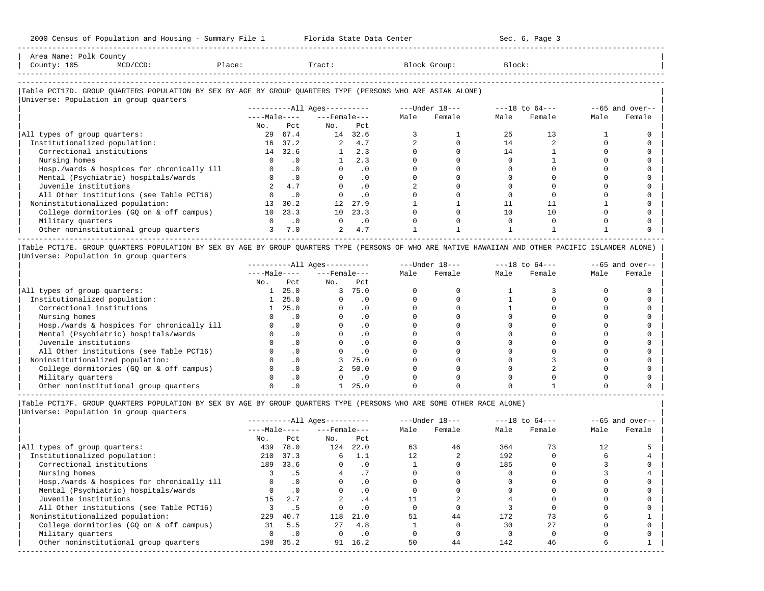Area Name: Polk County
County: 105 MCD/CCD: Place: Tract: Block Group: Block:

## Table PCT17D. GROUP QUARTERS POPULATION BY SEX BY AGE BY GROUP QUARTERS TYPE (PERSONS WHO ARE ASIAN ALONE)

Universe: Population in group quarters

| | All Ages Male No. | All Ages Male Pct | All Ages Female No. | All Ages Female Pct | Under 18 Male | Under 18 Female | 18 to 64 Male | 18 to 64 Female | 65 and over Male | 65 and over Female |
|---|---|---|---|---|---|---|---|---|---|---|
| All types of group quarters: | 29 | 67.4 | 14 | 32.6 | 3 | 1 | 25 | 13 | 1 | 0 |
| Institutionalized population: | 16 | 37.2 | 2 | 4.7 | 2 | 0 | 14 | 2 | 0 | 0 |
| Correctional institutions | 14 | 32.6 | 1 | 2.3 | 0 | 0 | 14 | 1 | 0 | 0 |
| Nursing homes | 0 | .0 | 1 | 2.3 | 0 | 0 | 0 | 1 | 0 | 0 |
| Hosp./wards & hospices for chronically ill | 0 | .0 | 0 | .0 | 0 | 0 | 0 | 0 | 0 | 0 |
| Mental (Psychiatric) hospitals/wards | 0 | .0 | 0 | .0 | 0 | 0 | 0 | 0 | 0 | 0 |
| Juvenile institutions | 2 | 4.7 | 0 | .0 | 2 | 0 | 0 | 0 | 0 | 0 |
| All Other institutions (see Table PCT16) | 0 | .0 | 0 | .0 | 0 | 0 | 0 | 0 | 0 | 0 |
| Noninstitutionalized population: | 13 | 30.2 | 12 | 27.9 | 1 | 1 | 11 | 11 | 1 | 0 |
| College dormitories (GQ on & off campus) | 10 | 23.3 | 10 | 23.3 | 0 | 0 | 10 | 10 | 0 | 0 |
| Military quarters | 0 | .0 | 0 | .0 | 0 | 0 | 0 | 0 | 0 | 0 |
| Other noninstitutional group quarters | 3 | 7.0 | 2 | 4.7 | 1 | 1 | 1 | 1 | 1 | 0 |

## Table PCT17E. GROUP QUARTERS POPULATION BY SEX BY AGE BY GROUP QUARTERS TYPE (PERSONS OF WHO ARE NATIVE HAWAIIAN AND OTHER PACIFIC ISLANDER ALONE)

Universe: Population in group quarters

| | All Ages Male No. | All Ages Male Pct | All Ages Female No. | All Ages Female Pct | Under 18 Male | Under 18 Female | 18 to 64 Male | 18 to 64 Female | 65 and over Male | 65 and over Female |
|---|---|---|---|---|---|---|---|---|---|---|
| All types of group quarters: | 1 | 25.0 | 3 | 75.0 | 0 | 0 | 1 | 3 | 0 | 0 |
| Institutionalized population: | 1 | 25.0 | 0 | .0 | 0 | 0 | 1 | 0 | 0 | 0 |
| Correctional institutions | 1 | 25.0 | 0 | .0 | 0 | 0 | 1 | 0 | 0 | 0 |
| Nursing homes | 0 | .0 | 0 | .0 | 0 | 0 | 0 | 0 | 0 | 0 |
| Hosp./wards & hospices for chronically ill | 0 | .0 | 0 | .0 | 0 | 0 | 0 | 0 | 0 | 0 |
| Mental (Psychiatric) hospitals/wards | 0 | .0 | 0 | .0 | 0 | 0 | 0 | 0 | 0 | 0 |
| Juvenile institutions | 0 | .0 | 0 | .0 | 0 | 0 | 0 | 0 | 0 | 0 |
| All Other institutions (see Table PCT16) | 0 | .0 | 0 | .0 | 0 | 0 | 0 | 0 | 0 | 0 |
| Noninstitutionalized population: | 0 | .0 | 3 | 75.0 | 0 | 0 | 0 | 3 | 0 | 0 |
| College dormitories (GQ on & off campus) | 0 | .0 | 2 | 50.0 | 0 | 0 | 0 | 2 | 0 | 0 |
| Military quarters | 0 | .0 | 0 | .0 | 0 | 0 | 0 | 0 | 0 | 0 |
| Other noninstitutional group quarters | 0 | .0 | 1 | 25.0 | 0 | 0 | 0 | 1 | 0 | 0 |

## Table PCT17F. GROUP QUARTERS POPULATION BY SEX BY AGE BY GROUP QUARTERS TYPE (PERSONS WHO ARE SOME OTHER RACE ALONE)

Universe: Population in group quarters

| | All Ages Male No. | All Ages Male Pct | All Ages Female No. | All Ages Female Pct | Under 18 Male | Under 18 Female | 18 to 64 Male | 18 to 64 Female | 65 and over Male | 65 and over Female |
|---|---|---|---|---|---|---|---|---|---|---|
| All types of group quarters: | 439 | 78.0 | 124 | 22.0 | 63 | 46 | 364 | 73 | 12 | 5 |
| Institutionalized population: | 210 | 37.3 | 6 | 1.1 | 12 | 2 | 192 | 0 | 6 | 4 |
| Correctional institutions | 189 | 33.6 | 0 | .0 | 1 | 0 | 185 | 0 | 3 | 0 |
| Nursing homes | 3 | .5 | 4 | .7 | 0 | 0 | 0 | 0 | 3 | 4 |
| Hosp./wards & hospices for chronically ill | 0 | .0 | 0 | .0 | 0 | 0 | 0 | 0 | 0 | 0 |
| Mental (Psychiatric) hospitals/wards | 0 | .0 | 0 | .0 | 0 | 0 | 0 | 0 | 0 | 0 |
| Juvenile institutions | 15 | 2.7 | 2 | .4 | 11 | 2 | 4 | 0 | 0 | 0 |
| All Other institutions (see Table PCT16) | 3 | .5 | 0 | .0 | 0 | 0 | 3 | 0 | 0 | 0 |
| Noninstitutionalized population: | 229 | 40.7 | 118 | 21.0 | 51 | 44 | 172 | 73 | 6 | 1 |
| College dormitories (GQ on & off campus) | 31 | 5.5 | 27 | 4.8 | 1 | 0 | 30 | 27 | 0 | 0 |
| Military quarters | 0 | .0 | 0 | .0 | 0 | 0 | 0 | 0 | 0 | 0 |
| Other noninstitutional group quarters | 198 | 35.2 | 91 | 16.2 | 50 | 44 | 142 | 46 | 6 | 1 |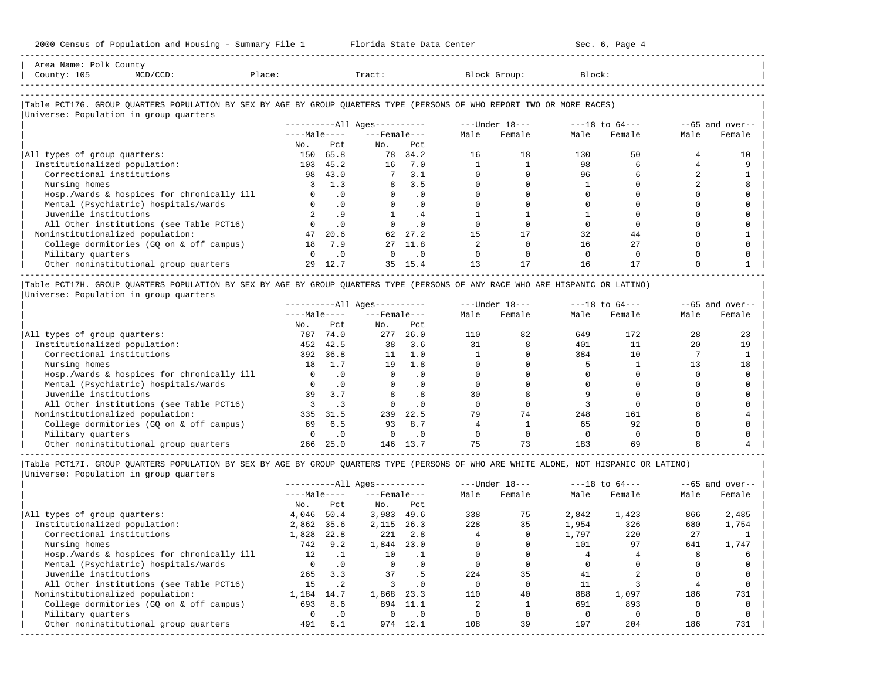Area Name: Polk County
County: 105 MCD/CCD: Place: Tract: Block Group: Block:

## Table PCT17G. GROUP QUARTERS POPULATION BY SEX BY AGE BY GROUP QUARTERS TYPE (PERSONS OF WHO REPORT TWO OR MORE RACES)

Universe: Population in group quarters

| | All Ages | | | | Under 18 | | 18 to 64 | | 65 and over | |
|---|---|---|---|---|---|---|---|---|---|---|
| | Male | | Female | | Male | Female | Male | Female | Male | Female |
| | No. | Pct | No. | Pct | | | | | | |
| All types of group quarters: | 150 | 65.8 | 78 | 34.2 | 16 | 18 | 130 | 50 | 4 | 10 |
| Institutionalized population: | 103 | 45.2 | 16 | 7.0 | 1 | 1 | 98 | 6 | 4 | 9 |
| Correctional institutions | 98 | 43.0 | 7 | 3.1 | 0 | 0 | 96 | 6 | 2 | 1 |
| Nursing homes | 3 | 1.3 | 8 | 3.5 | 0 | 0 | 1 | 0 | 2 | 8 |
| Hosp./wards & hospices for chronically ill | 0 | .0 | 0 | .0 | 0 | 0 | 0 | 0 | 0 | 0 |
| Mental (Psychiatric) hospitals/wards | 0 | .0 | 0 | .0 | 0 | 0 | 0 | 0 | 0 | 0 |
| Juvenile institutions | 2 | .9 | 1 | .4 | 1 | 1 | 1 | 0 | 0 | 0 |
| All Other institutions (see Table PCT16) | 0 | .0 | 0 | .0 | 0 | 0 | 0 | 0 | 0 | 0 |
| Noninstitutionalized population: | 47 | 20.6 | 62 | 27.2 | 15 | 17 | 32 | 44 | 0 | 1 |
| College dormitories (GQ on & off campus) | 18 | 7.9 | 27 | 11.8 | 2 | 0 | 16 | 27 | 0 | 0 |
| Military quarters | 0 | .0 | 0 | .0 | 0 | 0 | 0 | 0 | 0 | 0 |
| Other noninstitutional group quarters | 29 | 12.7 | 35 | 15.4 | 13 | 17 | 16 | 17 | 0 | 1 |

## Table PCT17H. GROUP QUARTERS POPULATION BY SEX BY AGE BY GROUP QUARTERS TYPE (PERSONS OF ANY RACE WHO ARE HISPANIC OR LATINO)

Universe: Population in group quarters

| | All Ages | | | | Under 18 | | 18 to 64 | | 65 and over | |
|---|---|---|---|---|---|---|---|---|---|---|
| | Male | | Female | | Male | Female | Male | Female | Male | Female |
| | No. | Pct | No. | Pct | | | | | | |
| All types of group quarters: | 787 | 74.0 | 277 | 26.0 | 110 | 82 | 649 | 172 | 28 | 23 |
| Institutionalized population: | 452 | 42.5 | 38 | 3.6 | 31 | 8 | 401 | 11 | 20 | 19 |
| Correctional institutions | 392 | 36.8 | 11 | 1.0 | 1 | 0 | 384 | 10 | 7 | 1 |
| Nursing homes | 18 | 1.7 | 19 | 1.8 | 0 | 0 | 5 | 1 | 13 | 18 |
| Hosp./wards & hospices for chronically ill | 0 | .0 | 0 | .0 | 0 | 0 | 0 | 0 | 0 | 0 |
| Mental (Psychiatric) hospitals/wards | 0 | .0 | 0 | .0 | 0 | 0 | 0 | 0 | 0 | 0 |
| Juvenile institutions | 39 | 3.7 | 8 | .8 | 30 | 8 | 9 | 0 | 0 | 0 |
| All Other institutions (see Table PCT16) | 3 | .3 | 0 | .0 | 0 | 0 | 3 | 0 | 0 | 0 |
| Noninstitutionalized population: | 335 | 31.5 | 239 | 22.5 | 79 | 74 | 248 | 161 | 8 | 4 |
| College dormitories (GQ on & off campus) | 69 | 6.5 | 93 | 8.7 | 4 | 1 | 65 | 92 | 0 | 0 |
| Military quarters | 0 | .0 | 0 | .0 | 0 | 0 | 0 | 0 | 0 | 0 |
| Other noninstitutional group quarters | 266 | 25.0 | 146 | 13.7 | 75 | 73 | 183 | 69 | 8 | 4 |

## Table PCT17I. GROUP QUARTERS POPULATION BY SEX BY AGE BY GROUP QUARTERS TYPE (PERSONS OF WHO ARE WHITE ALONE, NOT HISPANIC OR LATINO)

Universe: Population in group quarters

| | All Ages | | | | Under 18 | | 18 to 64 | | 65 and over | |
|---|---|---|---|---|---|---|---|---|---|---|
| | Male | | Female | | Male | Female | Male | Female | Male | Female |
| | No. | Pct | No. | Pct | | | | | | |
| All types of group quarters: | 4,046 | 50.4 | 3,983 | 49.6 | 338 | 75 | 2,842 | 1,423 | 866 | 2,485 |
| Institutionalized population: | 2,862 | 35.6 | 2,115 | 26.3 | 228 | 35 | 1,954 | 326 | 680 | 1,754 |
| Correctional institutions | 1,828 | 22.8 | 221 | 2.8 | 4 | 0 | 1,797 | 220 | 27 | 1 |
| Nursing homes | 742 | 9.2 | 1,844 | 23.0 | 0 | 0 | 101 | 97 | 641 | 1,747 |
| Hosp./wards & hospices for chronically ill | 12 | .1 | 10 | .1 | 0 | 0 | 4 | 4 | 8 | 6 |
| Mental (Psychiatric) hospitals/wards | 0 | .0 | 0 | .0 | 0 | 0 | 0 | 0 | 0 | 0 |
| Juvenile institutions | 265 | 3.3 | 37 | .5 | 224 | 35 | 41 | 2 | 0 | 0 |
| All Other institutions (see Table PCT16) | 15 | .2 | 3 | .0 | 0 | 0 | 11 | 3 | 4 | 0 |
| Noninstitutionalized population: | 1,184 | 14.7 | 1,868 | 23.3 | 110 | 40 | 888 | 1,097 | 186 | 731 |
| College dormitories (GQ on & off campus) | 693 | 8.6 | 894 | 11.1 | 2 | 1 | 691 | 893 | 0 | 0 |
| Military quarters | 0 | .0 | 0 | .0 | 0 | 0 | 0 | 0 | 0 | 0 |
| Other noninstitutional group quarters | 491 | 6.1 | 974 | 12.1 | 108 | 39 | 197 | 204 | 186 | 731 |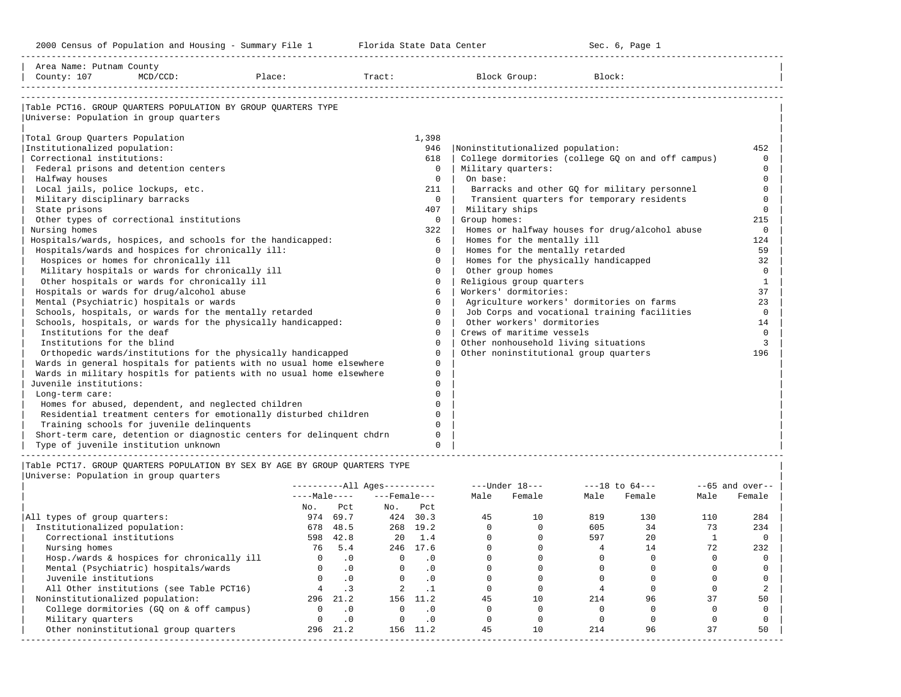Area Name: Putnam County
County: 107 MCD/CCD: Place: Tract: Block Group: Block:

## Table PCT16. GROUP QUARTERS POPULATION BY GROUP QUARTERS TYPE

Universe: Population in group quarters

| Category | Count |
|---|---|
| Total Group Quarters Population | 1,398 |
| Institutionalized population: | 946 |
| Correctional institutions: | 618 |
| Federal prisons and detention centers | 0 |
| Halfway houses | 0 |
| Local jails, police lockups, etc. | 211 |
| Military disciplinary barracks | 0 |
| State prisons | 407 |
| Other types of correctional institutions | 0 |
| Nursing homes | 322 |
| Hospitals/wards, hospices, and schools for the handicapped: | 6 |
| Hospitals/wards and hospices for chronically ill: | 0 |
| Hospices or homes for chronically ill | 0 |
| Military hospitals or wards for chronically ill | 0 |
| Other hospitals or wards for chronically ill | 0 |
| Hospitals or wards for drug/alcohol abuse | 6 |
| Mental (Psychiatric) hospitals or wards | 0 |
| Schools, hospitals, or wards for the mentally retarded | 0 |
| Schools, hospitals, or wards for the physically handicapped: | 0 |
| Institutions for the deaf | 0 |
| Institutions for the blind | 0 |
| Orthopedic wards/institutions for the physically handicapped | 0 |
| Wards in general hospitals for patients with no usual home elsewhere | 0 |
| Wards in military hospitls for patients with no usual home elsewhere | 0 |
| Juvenile institutions: | 0 |
| Long-term care: | 0 |
| Homes for abused, dependent, and neglected children | 0 |
| Residential treatment centers for emotionally disturbed children | 0 |
| Training schools for juvenile delinquents | 0 |
| Short-term care, detention or diagnostic centers for delinquent chdrn | 0 |
| Type of juvenile institution unknown | 0 |
| Noninstitutionalized population: | 452 |
| College dormitories (college GQ on and off campus) | 0 |
| Military quarters: | 0 |
| On base: | 0 |
| Barracks and other GQ for military personnel | 0 |
| Transient quarters for temporary residents | 0 |
| Military ships | 0 |
| Group homes: | 215 |
| Homes or halfway houses for drug/alcohol abuse | 0 |
| Homes for the mentally ill | 124 |
| Homes for the mentally retarded | 59 |
| Homes for the physically handicapped | 32 |
| Other group homes | 0 |
| Religious group quarters | 1 |
| Workers' dormitories: | 37 |
| Agriculture workers' dormitories on farms | 23 |
| Job Corps and vocational training facilities | 0 |
| Other workers' dormitories | 14 |
| Crews of maritime vessels | 0 |
| Other nonhousehold living situations | 3 |
| Other noninstitutional group quarters | 196 |

## Table PCT17. GROUP QUARTERS POPULATION BY SEX BY AGE BY GROUP QUARTERS TYPE

Universe: Population in group quarters

| | All Ages | | | | Under 18 | | 18 to 64 | | 65 and over | |
|---|---|---|---|---|---|---|---|---|---|---|
| | Male | | Female | | | | | | | |
| | No. | Pct | No. | Pct | Male | Female | Male | Female | Male | Female |
| All types of group quarters: | 974 | 69.7 | 424 | 30.3 | 45 | 10 | 819 | 130 | 110 | 284 |
| Institutionalized population: | 678 | 48.5 | 268 | 19.2 | 0 | 0 | 605 | 34 | 73 | 234 |
| Correctional institutions | 598 | 42.8 | 20 | 1.4 | 0 | 0 | 597 | 20 | 1 | 0 |
| Nursing homes | 76 | 5.4 | 246 | 17.6 | 0 | 0 | 4 | 14 | 72 | 232 |
| Hosp./wards & hospices for chronically ill | 0 | .0 | 0 | .0 | 0 | 0 | 0 | 0 | 0 | 0 |
| Mental (Psychiatric) hospitals/wards | 0 | .0 | 0 | .0 | 0 | 0 | 0 | 0 | 0 | 0 |
| Juvenile institutions | 0 | .0 | 0 | .0 | 0 | 0 | 0 | 0 | 0 | 0 |
| All Other institutions (see Table PCT16) | 4 | .3 | 2 | .1 | 0 | 0 | 4 | 0 | 0 | 2 |
| Noninstitutionalized population: | 296 | 21.2 | 156 | 11.2 | 45 | 10 | 214 | 96 | 37 | 50 |
| College dormitories (GQ on & off campus) | 0 | .0 | 0 | .0 | 0 | 0 | 0 | 0 | 0 | 0 |
| Military quarters | 0 | .0 | 0 | .0 | 0 | 0 | 0 | 0 | 0 | 0 |
| Other noninstitutional group quarters | 296 | 21.2 | 156 | 11.2 | 45 | 10 | 214 | 96 | 37 | 50 |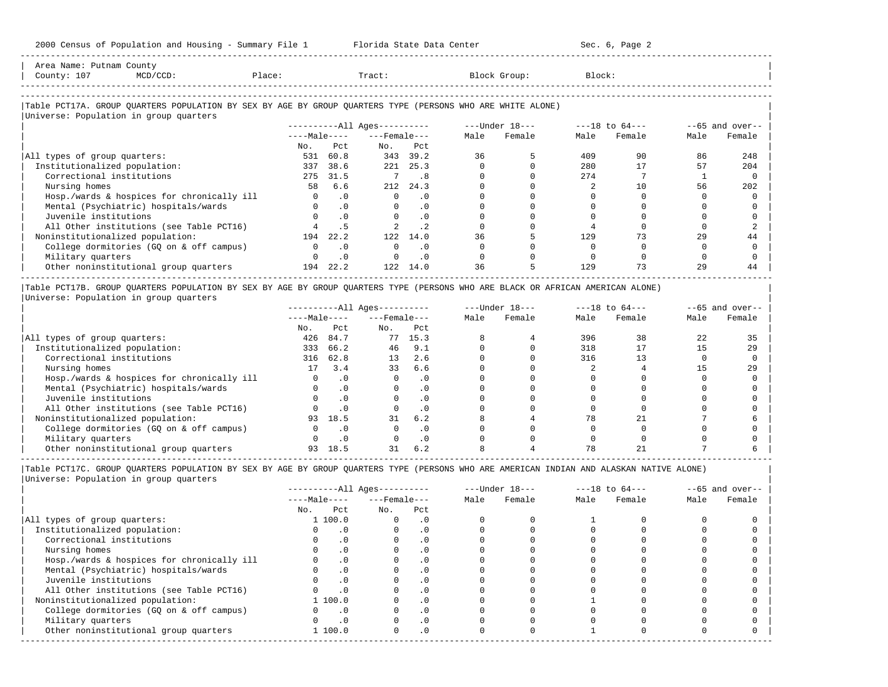Area Name: Putnam County
County: 107 MCD/CCD: Place: Tract: Block Group: Block:

### Table PCT17A. GROUP QUARTERS POPULATION BY SEX BY AGE BY GROUP QUARTERS TYPE (PERSONS WHO ARE WHITE ALONE)

Universe: Population in group quarters

| | All Ages Male No. | All Ages Male Pct | All Ages Female No. | All Ages Female Pct | Under 18 Male | Under 18 Female | 18 to 64 Male | 18 to 64 Female | 65 and over Male | 65 and over Female |
|---|---|---|---|---|---|---|---|---|---|---|
| All types of group quarters: | 531 | 60.8 | 343 | 39.2 | 36 | 5 | 409 | 90 | 86 | 248 |
| Institutionalized population: | 337 | 38.6 | 221 | 25.3 | 0 | 0 | 280 | 17 | 57 | 204 |
| Correctional institutions | 275 | 31.5 | 7 | .8 | 0 | 0 | 274 | 7 | 1 | 0 |
| Nursing homes | 58 | 6.6 | 212 | 24.3 | 0 | 0 | 2 | 10 | 56 | 202 |
| Hosp./wards & hospices for chronically ill | 0 | .0 | 0 | .0 | 0 | 0 | 0 | 0 | 0 | 0 |
| Mental (Psychiatric) hospitals/wards | 0 | .0 | 0 | .0 | 0 | 0 | 0 | 0 | 0 | 0 |
| Juvenile institutions | 0 | .0 | 0 | .0 | 0 | 0 | 0 | 0 | 0 | 0 |
| All Other institutions (see Table PCT16) | 4 | .5 | 2 | .2 | 0 | 0 | 4 | 0 | 0 | 2 |
| Noninstitutionalized population: | 194 | 22.2 | 122 | 14.0 | 36 | 5 | 129 | 73 | 29 | 44 |
| College dormitories (GQ on & off campus) | 0 | .0 | 0 | .0 | 0 | 0 | 0 | 0 | 0 | 0 |
| Military quarters | 0 | .0 | 0 | .0 | 0 | 0 | 0 | 0 | 0 | 0 |
| Other noninstitutional group quarters | 194 | 22.2 | 122 | 14.0 | 36 | 5 | 129 | 73 | 29 | 44 |

### Table PCT17B. GROUP QUARTERS POPULATION BY SEX BY AGE BY GROUP QUARTERS TYPE (PERSONS WHO ARE BLACK OR AFRICAN AMERICAN ALONE)

Universe: Population in group quarters

| | All Ages Male No. | All Ages Male Pct | All Ages Female No. | All Ages Female Pct | Under 18 Male | Under 18 Female | 18 to 64 Male | 18 to 64 Female | 65 and over Male | 65 and over Female |
|---|---|---|---|---|---|---|---|---|---|---|
| All types of group quarters: | 426 | 84.7 | 77 | 15.3 | 8 | 4 | 396 | 38 | 22 | 35 |
| Institutionalized population: | 333 | 66.2 | 46 | 9.1 | 0 | 0 | 318 | 17 | 15 | 29 |
| Correctional institutions | 316 | 62.8 | 13 | 2.6 | 0 | 0 | 316 | 13 | 0 | 0 |
| Nursing homes | 17 | 3.4 | 33 | 6.6 | 0 | 0 | 2 | 4 | 15 | 29 |
| Hosp./wards & hospices for chronically ill | 0 | .0 | 0 | .0 | 0 | 0 | 0 | 0 | 0 | 0 |
| Mental (Psychiatric) hospitals/wards | 0 | .0 | 0 | .0 | 0 | 0 | 0 | 0 | 0 | 0 |
| Juvenile institutions | 0 | .0 | 0 | .0 | 0 | 0 | 0 | 0 | 0 | 0 |
| All Other institutions (see Table PCT16) | 0 | .0 | 0 | .0 | 0 | 0 | 0 | 0 | 0 | 0 |
| Noninstitutionalized population: | 93 | 18.5 | 31 | 6.2 | 8 | 4 | 78 | 21 | 7 | 6 |
| College dormitories (GQ on & off campus) | 0 | .0 | 0 | .0 | 0 | 0 | 0 | 0 | 0 | 0 |
| Military quarters | 0 | .0 | 0 | .0 | 0 | 0 | 0 | 0 | 0 | 0 |
| Other noninstitutional group quarters | 93 | 18.5 | 31 | 6.2 | 8 | 4 | 78 | 21 | 7 | 6 |

### Table PCT17C. GROUP QUARTERS POPULATION BY SEX BY AGE BY GROUP QUARTERS TYPE (PERSONS WHO ARE AMERICAN INDIAN AND ALASKAN NATIVE ALONE)

Universe: Population in group quarters

| | All Ages Male No. | All Ages Male Pct | All Ages Female No. | All Ages Female Pct | Under 18 Male | Under 18 Female | 18 to 64 Male | 18 to 64 Female | 65 and over Male | 65 and over Female |
|---|---|---|---|---|---|---|---|---|---|---|
| All types of group quarters: | 1 | 100.0 | 0 | .0 | 0 | 0 | 1 | 0 | 0 | 0 |
| Institutionalized population: | 0 | .0 | 0 | .0 | 0 | 0 | 0 | 0 | 0 | 0 |
| Correctional institutions | 0 | .0 | 0 | .0 | 0 | 0 | 0 | 0 | 0 | 0 |
| Nursing homes | 0 | .0 | 0 | .0 | 0 | 0 | 0 | 0 | 0 | 0 |
| Hosp./wards & hospices for chronically ill | 0 | .0 | 0 | .0 | 0 | 0 | 0 | 0 | 0 | 0 |
| Mental (Psychiatric) hospitals/wards | 0 | .0 | 0 | .0 | 0 | 0 | 0 | 0 | 0 | 0 |
| Juvenile institutions | 0 | .0 | 0 | .0 | 0 | 0 | 0 | 0 | 0 | 0 |
| All Other institutions (see Table PCT16) | 0 | .0 | 0 | .0 | 0 | 0 | 0 | 0 | 0 | 0 |
| Noninstitutionalized population: | 1 | 100.0 | 0 | .0 | 0 | 0 | 1 | 0 | 0 | 0 |
| College dormitories (GQ on & off campus) | 0 | .0 | 0 | .0 | 0 | 0 | 0 | 0 | 0 | 0 |
| Military quarters | 0 | .0 | 0 | .0 | 0 | 0 | 0 | 0 | 0 | 0 |
| Other noninstitutional group quarters | 1 | 100.0 | 0 | .0 | 0 | 0 | 1 | 0 | 0 | 0 |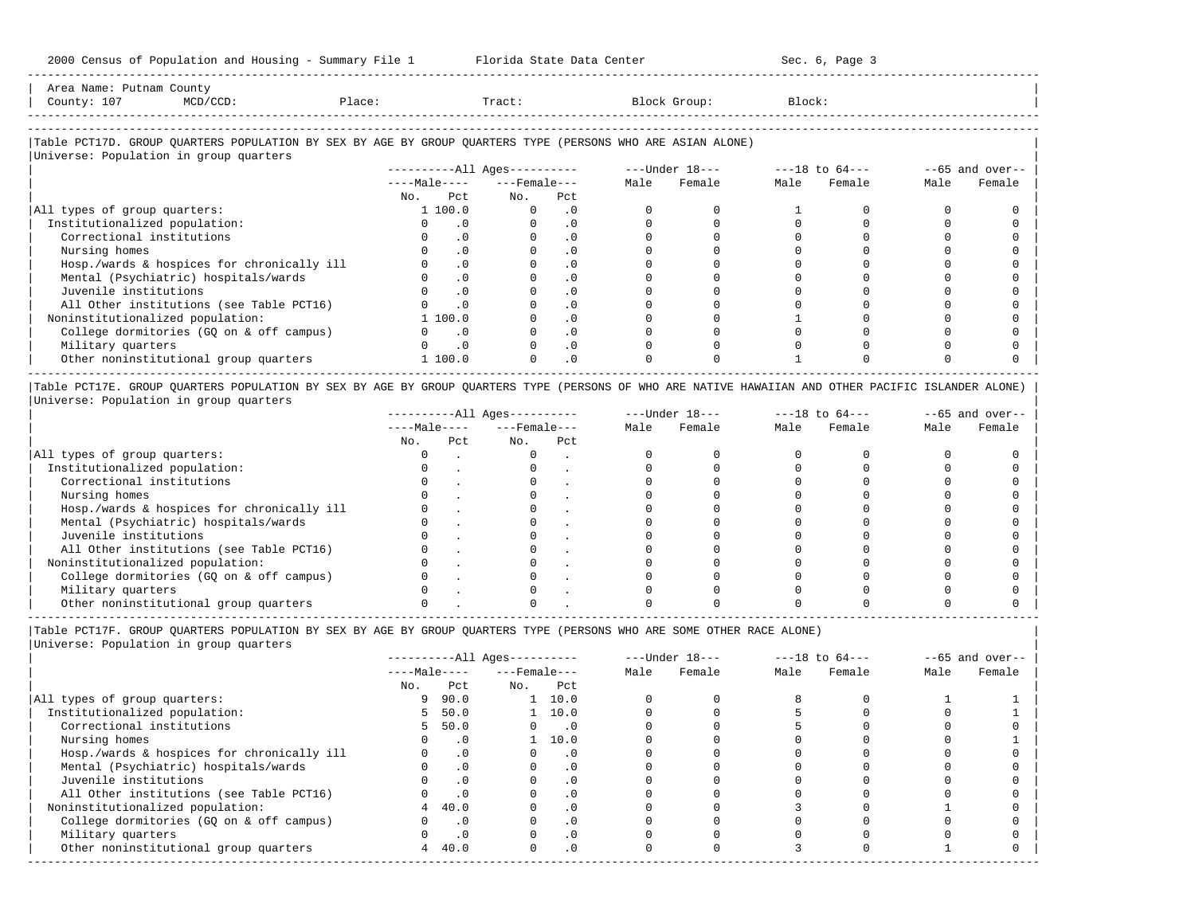Area Name: Putnam County
County: 107 MCD/CCD: Place: Tract: Block Group: Block:

## Table PCT17D. GROUP QUARTERS POPULATION BY SEX BY AGE BY GROUP QUARTERS TYPE (PERSONS WHO ARE ASIAN ALONE)

Universe: Population in group quarters

| | All Ages | | | | Under 18 | | 18 to 64 | | 65 and over | |
|---|---|---|---|---|---|---|---|---|---|---|
| | Male | | Female | | | | | | | |
| | No. | Pct | No. | Pct | Male | Female | Male | Female | Male | Female |
| All types of group quarters: | 1 | 100.0 | 0 | .0 | 0 | 0 | 1 | 0 | 0 | 0 |
| Institutionalized population: | 0 | .0 | 0 | .0 | 0 | 0 | 0 | 0 | 0 | 0 |
| Correctional institutions | 0 | .0 | 0 | .0 | 0 | 0 | 0 | 0 | 0 | 0 |
| Nursing homes | 0 | .0 | 0 | .0 | 0 | 0 | 0 | 0 | 0 | 0 |
| Hosp./wards & hospices for chronically ill | 0 | .0 | 0 | .0 | 0 | 0 | 0 | 0 | 0 | 0 |
| Mental (Psychiatric) hospitals/wards | 0 | .0 | 0 | .0 | 0 | 0 | 0 | 0 | 0 | 0 |
| Juvenile institutions | 0 | .0 | 0 | .0 | 0 | 0 | 0 | 0 | 0 | 0 |
| All Other institutions (see Table PCT16) | 0 | .0 | 0 | .0 | 0 | 0 | 0 | 0 | 0 | 0 |
| Noninstitutionalized population: | 1 | 100.0 | 0 | .0 | 0 | 0 | 1 | 0 | 0 | 0 |
| College dormitories (GQ on & off campus) | 0 | .0 | 0 | .0 | 0 | 0 | 0 | 0 | 0 | 0 |
| Military quarters | 0 | .0 | 0 | .0 | 0 | 0 | 0 | 0 | 0 | 0 |
| Other noninstitutional group quarters | 1 | 100.0 | 0 | .0 | 0 | 0 | 1 | 0 | 0 | 0 |

## Table PCT17E. GROUP QUARTERS POPULATION BY SEX BY AGE BY GROUP QUARTERS TYPE (PERSONS OF WHO ARE NATIVE HAWAIIAN AND OTHER PACIFIC ISLANDER ALONE)

Universe: Population in group quarters

| | All Ages | | | | Under 18 | | 18 to 64 | | 65 and over | |
|---|---|---|---|---|---|---|---|---|---|---|
| | Male | | Female | | | | | | | |
| | No. | Pct | No. | Pct | Male | Female | Male | Female | Male | Female |
| All types of group quarters: | 0 | . | 0 | . | 0 | 0 | 0 | 0 | 0 | 0 |
| Institutionalized population: | 0 | . | 0 | . | 0 | 0 | 0 | 0 | 0 | 0 |
| Correctional institutions | 0 | . | 0 | . | 0 | 0 | 0 | 0 | 0 | 0 |
| Nursing homes | 0 | . | 0 | . | 0 | 0 | 0 | 0 | 0 | 0 |
| Hosp./wards & hospices for chronically ill | 0 | . | 0 | . | 0 | 0 | 0 | 0 | 0 | 0 |
| Mental (Psychiatric) hospitals/wards | 0 | . | 0 | . | 0 | 0 | 0 | 0 | 0 | 0 |
| Juvenile institutions | 0 | . | 0 | . | 0 | 0 | 0 | 0 | 0 | 0 |
| All Other institutions (see Table PCT16) | 0 | . | 0 | . | 0 | 0 | 0 | 0 | 0 | 0 |
| Noninstitutionalized population: | 0 | . | 0 | . | 0 | 0 | 0 | 0 | 0 | 0 |
| College dormitories (GQ on & off campus) | 0 | . | 0 | . | 0 | 0 | 0 | 0 | 0 | 0 |
| Military quarters | 0 | . | 0 | . | 0 | 0 | 0 | 0 | 0 | 0 |
| Other noninstitutional group quarters | 0 | . | 0 | . | 0 | 0 | 0 | 0 | 0 | 0 |

## Table PCT17F. GROUP QUARTERS POPULATION BY SEX BY AGE BY GROUP QUARTERS TYPE (PERSONS WHO ARE SOME OTHER RACE ALONE)

Universe: Population in group quarters

| | All Ages | | | | Under 18 | | 18 to 64 | | 65 and over | |
|---|---|---|---|---|---|---|---|---|---|---|
| | Male | | Female | | | | | | | |
| | No. | Pct | No. | Pct | Male | Female | Male | Female | Male | Female |
| All types of group quarters: | 9 | 90.0 | 1 | 10.0 | 0 | 0 | 8 | 0 | 1 | 1 |
| Institutionalized population: | 5 | 50.0 | 1 | 10.0 | 0 | 0 | 5 | 0 | 0 | 1 |
| Correctional institutions | 5 | 50.0 | 0 | .0 | 0 | 0 | 5 | 0 | 0 | 0 |
| Nursing homes | 0 | .0 | 1 | 10.0 | 0 | 0 | 0 | 0 | 0 | 1 |
| Hosp./wards & hospices for chronically ill | 0 | .0 | 0 | .0 | 0 | 0 | 0 | 0 | 0 | 0 |
| Mental (Psychiatric) hospitals/wards | 0 | .0 | 0 | .0 | 0 | 0 | 0 | 0 | 0 | 0 |
| Juvenile institutions | 0 | .0 | 0 | .0 | 0 | 0 | 0 | 0 | 0 | 0 |
| All Other institutions (see Table PCT16) | 0 | .0 | 0 | .0 | 0 | 0 | 0 | 0 | 0 | 0 |
| Noninstitutionalized population: | 4 | 40.0 | 0 | .0 | 0 | 0 | 3 | 0 | 1 | 0 |
| College dormitories (GQ on & off campus) | 0 | .0 | 0 | .0 | 0 | 0 | 0 | 0 | 0 | 0 |
| Military quarters | 0 | .0 | 0 | .0 | 0 | 0 | 0 | 0 | 0 | 0 |
| Other noninstitutional group quarters | 4 | 40.0 | 0 | .0 | 0 | 0 | 3 | 0 | 1 | 0 |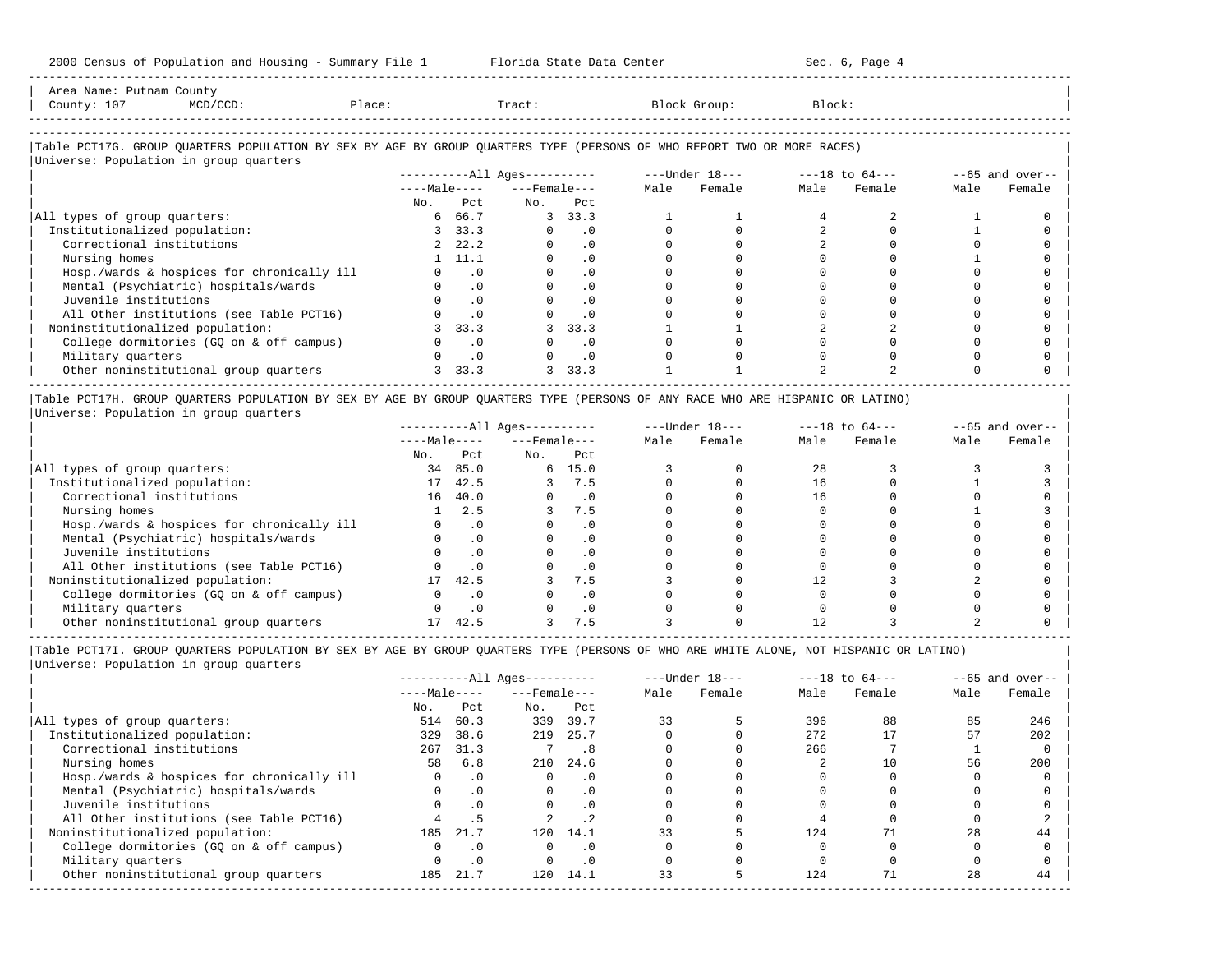Area Name: Putnam County
County: 107 MCD/CCD: Place: Tract: Block Group: Block:

## Table PCT17G. GROUP QUARTERS POPULATION BY SEX BY AGE BY GROUP QUARTERS TYPE (PERSONS OF WHO REPORT TWO OR MORE RACES)

Universe: Population in group quarters

| | All Ages | | | | Under 18 | | 18 to 64 | | 65 and over | |
|---|---|---|---|---|---|---|---|---|---|---|
| | Male | | Female | | | | | | | |
| | No. | Pct | No. | Pct | Male | Female | Male | Female | Male | Female |
| All types of group quarters: | 6 | 66.7 | 3 | 33.3 | 1 | 1 | 4 | 2 | 1 | 0 |
| Institutionalized population: | 3 | 33.3 | 0 | .0 | 0 | 0 | 2 | 0 | 1 | 0 |
| Correctional institutions | 2 | 22.2 | 0 | .0 | 0 | 0 | 2 | 0 | 0 | 0 |
| Nursing homes | 1 | 11.1 | 0 | .0 | 0 | 0 | 0 | 0 | 1 | 0 |
| Hosp./wards & hospices for chronically ill | 0 | .0 | 0 | .0 | 0 | 0 | 0 | 0 | 0 | 0 |
| Mental (Psychiatric) hospitals/wards | 0 | .0 | 0 | .0 | 0 | 0 | 0 | 0 | 0 | 0 |
| Juvenile institutions | 0 | .0 | 0 | .0 | 0 | 0 | 0 | 0 | 0 | 0 |
| All Other institutions (see Table PCT16) | 0 | .0 | 0 | .0 | 0 | 0 | 0 | 0 | 0 | 0 |
| Noninstitutionalized population: | 3 | 33.3 | 3 | 33.3 | 1 | 1 | 2 | 2 | 0 | 0 |
| College dormitories (GQ on & off campus) | 0 | .0 | 0 | .0 | 0 | 0 | 0 | 0 | 0 | 0 |
| Military quarters | 0 | .0 | 0 | .0 | 0 | 0 | 0 | 0 | 0 | 0 |
| Other noninstitutional group quarters | 3 | 33.3 | 3 | 33.3 | 1 | 1 | 2 | 2 | 0 | 0 |

## Table PCT17H. GROUP QUARTERS POPULATION BY SEX BY AGE BY GROUP QUARTERS TYPE (PERSONS OF ANY RACE WHO ARE HISPANIC OR LATINO)

Universe: Population in group quarters

| | All Ages | | | | Under 18 | | 18 to 64 | | 65 and over | |
|---|---|---|---|---|---|---|---|---|---|---|
| | Male | | Female | | | | | | | |
| | No. | Pct | No. | Pct | Male | Female | Male | Female | Male | Female |
| All types of group quarters: | 34 | 85.0 | 6 | 15.0 | 3 | 0 | 28 | 3 | 3 | 3 |
| Institutionalized population: | 17 | 42.5 | 3 | 7.5 | 0 | 0 | 16 | 0 | 1 | 3 |
| Correctional institutions | 16 | 40.0 | 0 | .0 | 0 | 0 | 16 | 0 | 0 | 0 |
| Nursing homes | 1 | 2.5 | 3 | 7.5 | 0 | 0 | 0 | 0 | 1 | 3 |
| Hosp./wards & hospices for chronically ill | 0 | .0 | 0 | .0 | 0 | 0 | 0 | 0 | 0 | 0 |
| Mental (Psychiatric) hospitals/wards | 0 | .0 | 0 | .0 | 0 | 0 | 0 | 0 | 0 | 0 |
| Juvenile institutions | 0 | .0 | 0 | .0 | 0 | 0 | 0 | 0 | 0 | 0 |
| All Other institutions (see Table PCT16) | 0 | .0 | 0 | .0 | 0 | 0 | 0 | 0 | 0 | 0 |
| Noninstitutionalized population: | 17 | 42.5 | 3 | 7.5 | 3 | 0 | 12 | 3 | 2 | 0 |
| College dormitories (GQ on & off campus) | 0 | .0 | 0 | .0 | 0 | 0 | 0 | 0 | 0 | 0 |
| Military quarters | 0 | .0 | 0 | .0 | 0 | 0 | 0 | 0 | 0 | 0 |
| Other noninstitutional group quarters | 17 | 42.5 | 3 | 7.5 | 3 | 0 | 12 | 3 | 2 | 0 |

## Table PCT17I. GROUP QUARTERS POPULATION BY SEX BY AGE BY GROUP QUARTERS TYPE (PERSONS OF WHO ARE WHITE ALONE, NOT HISPANIC OR LATINO)

Universe: Population in group quarters

| | All Ages | | | | Under 18 | | 18 to 64 | | 65 and over | |
|---|---|---|---|---|---|---|---|---|---|---|
| | Male | | Female | | | | | | | |
| | No. | Pct | No. | Pct | Male | Female | Male | Female | Male | Female |
| All types of group quarters: | 514 | 60.3 | 339 | 39.7 | 33 | 5 | 396 | 88 | 85 | 246 |
| Institutionalized population: | 329 | 38.6 | 219 | 25.7 | 0 | 0 | 272 | 17 | 57 | 202 |
| Correctional institutions | 267 | 31.3 | 7 | .8 | 0 | 0 | 266 | 7 | 1 | 0 |
| Nursing homes | 58 | 6.8 | 210 | 24.6 | 0 | 0 | 2 | 10 | 56 | 200 |
| Hosp./wards & hospices for chronically ill | 0 | .0 | 0 | .0 | 0 | 0 | 0 | 0 | 0 | 0 |
| Mental (Psychiatric) hospitals/wards | 0 | .0 | 0 | .0 | 0 | 0 | 0 | 0 | 0 | 0 |
| Juvenile institutions | 0 | .0 | 0 | .0 | 0 | 0 | 0 | 0 | 0 | 0 |
| All Other institutions (see Table PCT16) | 4 | .5 | 2 | .2 | 0 | 0 | 4 | 0 | 0 | 2 |
| Noninstitutionalized population: | 185 | 21.7 | 120 | 14.1 | 33 | 5 | 124 | 71 | 28 | 44 |
| College dormitories (GQ on & off campus) | 0 | .0 | 0 | .0 | 0 | 0 | 0 | 0 | 0 | 0 |
| Military quarters | 0 | .0 | 0 | .0 | 0 | 0 | 0 | 0 | 0 | 0 |
| Other noninstitutional group quarters | 185 | 21.7 | 120 | 14.1 | 33 | 5 | 124 | 71 | 28 | 44 |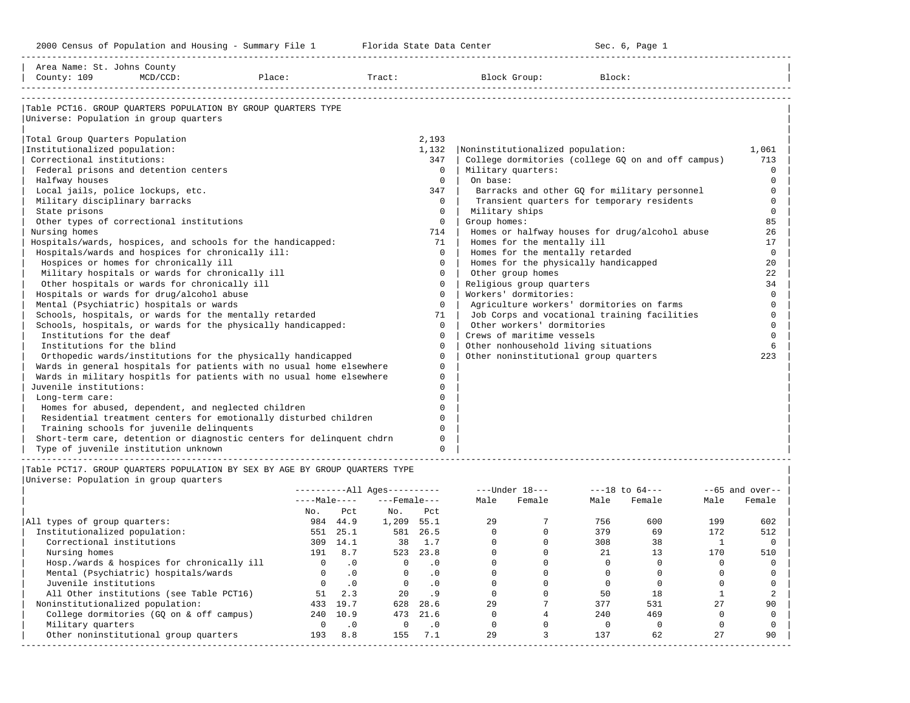2000 Census of Population and Housing - Summary File 1 Florida State Data Center Sec. 6, Page 1

Area Name: St. Johns County
County: 109 MCD/CCD: Place: Tract: Block Group: Block:

## Table PCT16. GROUP QUARTERS POPULATION BY GROUP QUARTERS TYPE

Universe: Population in group quarters

| Category | Number |
|---|---|
| Total Group Quarters Population | 2,193 |
| Institutionalized population: | 1,132 |
| Correctional institutions: | 347 |
| Federal prisons and detention centers | 0 |
| Halfway houses | 0 |
| Local jails, police lockups, etc. | 347 |
| Military disciplinary barracks | 0 |
| State prisons | 0 |
| Other types of correctional institutions | 0 |
| Nursing homes | 714 |
| Hospitals/wards, hospices, and schools for the handicapped: | 71 |
| Hospitals/wards and hospices for chronically ill: | 0 |
| Hospices or homes for chronically ill | 0 |
| Military hospitals or wards for chronically ill | 0 |
| Other hospitals or wards for chronically ill | 0 |
| Hospitals or wards for drug/alcohol abuse | 0 |
| Mental (Psychiatric) hospitals or wards | 0 |
| Schools, hospitals, or wards for the mentally retarded | 71 |
| Schools, hospitals, or wards for the physically handicapped: | 0 |
| Institutions for the deaf | 0 |
| Institutions for the blind | 0 |
| Orthopedic wards/institutions for the physically handicapped | 0 |
| Wards in general hospitals for patients with no usual home elsewhere | 0 |
| Wards in military hospitls for patients with no usual home elsewhere | 0 |
| Juvenile institutions: | 0 |
| Long-term care: | 0 |
| Homes for abused, dependent, and neglected children | 0 |
| Residential treatment centers for emotionally disturbed children | 0 |
| Training schools for juvenile delinquents | 0 |
| Short-term care, detention or diagnostic centers for delinquent chdrn | 0 |
| Type of juvenile institution unknown | 0 |

| Category | Number |
|---|---|
| Noninstitutionalized population: | 1,061 |
| College dormitories (college GQ on and off campus) | 713 |
| Military quarters: | 0 |
| On base: | 0 |
| Barracks and other GQ for military personnel | 0 |
| Transient quarters for temporary residents | 0 |
| Military ships | 0 |
| Group homes: | 85 |
| Homes or halfway houses for drug/alcohol abuse | 26 |
| Homes for the mentally ill | 17 |
| Homes for the mentally retarded | 0 |
| Homes for the physically handicapped | 20 |
| Other group homes | 22 |
| Religious group quarters | 34 |
| Workers' dormitories: | 0 |
| Agriculture workers' dormitories on farms | 0 |
| Job Corps and vocational training facilities | 0 |
| Other workers' dormitories | 0 |
| Crews of maritime vessels | 0 |
| Other nonhousehold living situations | 6 |
| Other noninstitutional group quarters | 223 |

## Table PCT17. GROUP QUARTERS POPULATION BY SEX BY AGE BY GROUP QUARTERS TYPE

Universe: Population in group quarters

| | All Ages | | | | Under 18 | | 18 to 64 | | 65 and over | |
|---|---|---|---|---|---|---|---|---|---|---|
| | Male | | Female | | | | | | | |
| | No. | Pct | No. | Pct | Male | Female | Male | Female | Male | Female |
| All types of group quarters: | 984 | 44.9 | 1,209 | 55.1 | 29 | 7 | 756 | 600 | 199 | 602 |
| Institutionalized population: | 551 | 25.1 | 581 | 26.5 | 0 | 0 | 379 | 69 | 172 | 512 |
| Correctional institutions | 309 | 14.1 | 38 | 1.7 | 0 | 0 | 308 | 38 | 1 | 0 |
| Nursing homes | 191 | 8.7 | 523 | 23.8 | 0 | 0 | 21 | 13 | 170 | 510 |
| Hosp./wards & hospices for chronically ill | 0 | .0 | 0 | .0 | 0 | 0 | 0 | 0 | 0 | 0 |
| Mental (Psychiatric) hospitals/wards | 0 | .0 | 0 | .0 | 0 | 0 | 0 | 0 | 0 | 0 |
| Juvenile institutions | 0 | .0 | 0 | .0 | 0 | 0 | 0 | 0 | 0 | 0 |
| All Other institutions (see Table PCT16) | 51 | 2.3 | 20 | .9 | 0 | 0 | 50 | 18 | 1 | 2 |
| Noninstitutionalized population: | 433 | 19.7 | 628 | 28.6 | 29 | 7 | 377 | 531 | 27 | 90 |
| College dormitories (GQ on & off campus) | 240 | 10.9 | 473 | 21.6 | 0 | 4 | 240 | 469 | 0 | 0 |
| Military quarters | 0 | .0 | 0 | .0 | 0 | 0 | 0 | 0 | 0 | 0 |
| Other noninstitutional group quarters | 193 | 8.8 | 155 | 7.1 | 29 | 3 | 137 | 62 | 27 | 90 |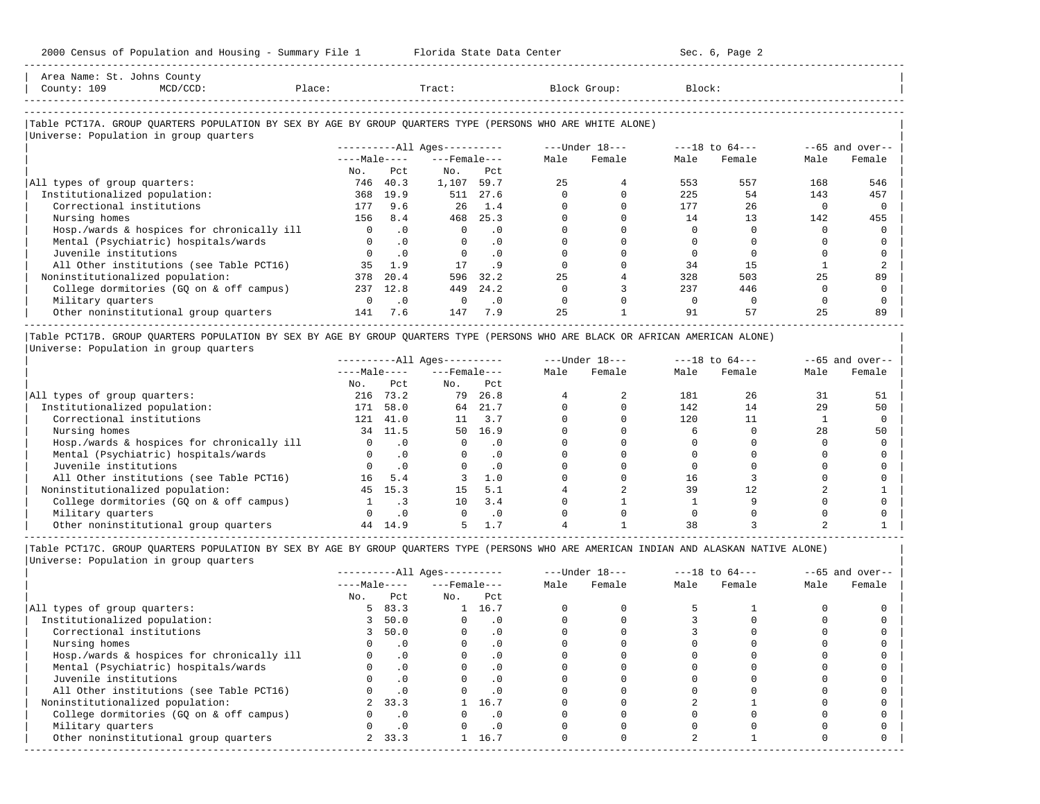Area Name: St. Johns County
County: 109 MCD/CCD: Place: Tract: Block Group: Block:

## Table PCT17A. GROUP QUARTERS POPULATION BY SEX BY AGE BY GROUP QUARTERS TYPE (PERSONS WHO ARE WHITE ALONE)

Universe: Population in group quarters

| | All Ages: Male No. | All Ages: Male Pct | All Ages: Female No. | All Ages: Female Pct | Under 18: Male | Under 18: Female | 18 to 64: Male | 18 to 64: Female | 65 and over: Male | 65 and over: Female |
|---|---|---|---|---|---|---|---|---|---|---|
| All types of group quarters: | 746 | 40.3 | 1,107 | 59.7 | 25 | 4 | 553 | 557 | 168 | 546 |
| Institutionalized population: | 368 | 19.9 | 511 | 27.6 | 0 | 0 | 225 | 54 | 143 | 457 |
| Correctional institutions | 177 | 9.6 | 26 | 1.4 | 0 | 0 | 177 | 26 | 0 | 0 |
| Nursing homes | 156 | 8.4 | 468 | 25.3 | 0 | 0 | 14 | 13 | 142 | 455 |
| Hosp./wards & hospices for chronically ill | 0 | .0 | 0 | .0 | 0 | 0 | 0 | 0 | 0 | 0 |
| Mental (Psychiatric) hospitals/wards | 0 | .0 | 0 | .0 | 0 | 0 | 0 | 0 | 0 | 0 |
| Juvenile institutions | 0 | .0 | 0 | .0 | 0 | 0 | 0 | 0 | 0 | 0 |
| All Other institutions (see Table PCT16) | 35 | 1.9 | 17 | .9 | 0 | 0 | 34 | 15 | 1 | 2 |
| Noninstitutionalized population: | 378 | 20.4 | 596 | 32.2 | 25 | 4 | 328 | 503 | 25 | 89 |
| College dormitories (GQ on & off campus) | 237 | 12.8 | 449 | 24.2 | 0 | 3 | 237 | 446 | 0 | 0 |
| Military quarters | 0 | .0 | 0 | .0 | 0 | 0 | 0 | 0 | 0 | 0 |
| Other noninstitutional group quarters | 141 | 7.6 | 147 | 7.9 | 25 | 1 | 91 | 57 | 25 | 89 |

## Table PCT17B. GROUP QUARTERS POPULATION BY SEX BY AGE BY GROUP QUARTERS TYPE (PERSONS WHO ARE BLACK OR AFRICAN AMERICAN ALONE)

Universe: Population in group quarters

| | All Ages: Male No. | All Ages: Male Pct | All Ages: Female No. | All Ages: Female Pct | Under 18: Male | Under 18: Female | 18 to 64: Male | 18 to 64: Female | 65 and over: Male | 65 and over: Female |
|---|---|---|---|---|---|---|---|---|---|---|
| All types of group quarters: | 216 | 73.2 | 79 | 26.8 | 4 | 2 | 181 | 26 | 31 | 51 |
| Institutionalized population: | 171 | 58.0 | 64 | 21.7 | 0 | 0 | 142 | 14 | 29 | 50 |
| Correctional institutions | 121 | 41.0 | 11 | 3.7 | 0 | 0 | 120 | 11 | 1 | 0 |
| Nursing homes | 34 | 11.5 | 50 | 16.9 | 0 | 0 | 6 | 0 | 28 | 50 |
| Hosp./wards & hospices for chronically ill | 0 | .0 | 0 | .0 | 0 | 0 | 0 | 0 | 0 | 0 |
| Mental (Psychiatric) hospitals/wards | 0 | .0 | 0 | .0 | 0 | 0 | 0 | 0 | 0 | 0 |
| Juvenile institutions | 0 | .0 | 0 | .0 | 0 | 0 | 0 | 0 | 0 | 0 |
| All Other institutions (see Table PCT16) | 16 | 5.4 | 3 | 1.0 | 0 | 0 | 16 | 3 | 0 | 0 |
| Noninstitutionalized population: | 45 | 15.3 | 15 | 5.1 | 4 | 2 | 39 | 12 | 2 | 1 |
| College dormitories (GQ on & off campus) | 1 | .3 | 10 | 3.4 | 0 | 1 | 1 | 9 | 0 | 0 |
| Military quarters | 0 | .0 | 0 | .0 | 0 | 0 | 0 | 0 | 0 | 0 |
| Other noninstitutional group quarters | 44 | 14.9 | 5 | 1.7 | 4 | 1 | 38 | 3 | 2 | 1 |

## Table PCT17C. GROUP QUARTERS POPULATION BY SEX BY AGE BY GROUP QUARTERS TYPE (PERSONS WHO ARE AMERICAN INDIAN AND ALASKAN NATIVE ALONE)

Universe: Population in group quarters

| | All Ages: Male No. | All Ages: Male Pct | All Ages: Female No. | All Ages: Female Pct | Under 18: Male | Under 18: Female | 18 to 64: Male | 18 to 64: Female | 65 and over: Male | 65 and over: Female |
|---|---|---|---|---|---|---|---|---|---|---|
| All types of group quarters: | 5 | 83.3 | 1 | 16.7 | 0 | 0 | 5 | 1 | 0 | 0 |
| Institutionalized population: | 3 | 50.0 | 0 | .0 | 0 | 0 | 3 | 0 | 0 | 0 |
| Correctional institutions | 3 | 50.0 | 0 | .0 | 0 | 0 | 3 | 0 | 0 | 0 |
| Nursing homes | 0 | .0 | 0 | .0 | 0 | 0 | 0 | 0 | 0 | 0 |
| Hosp./wards & hospices for chronically ill | 0 | .0 | 0 | .0 | 0 | 0 | 0 | 0 | 0 | 0 |
| Mental (Psychiatric) hospitals/wards | 0 | .0 | 0 | .0 | 0 | 0 | 0 | 0 | 0 | 0 |
| Juvenile institutions | 0 | .0 | 0 | .0 | 0 | 0 | 0 | 0 | 0 | 0 |
| All Other institutions (see Table PCT16) | 0 | .0 | 0 | .0 | 0 | 0 | 0 | 0 | 0 | 0 |
| Noninstitutionalized population: | 2 | 33.3 | 1 | 16.7 | 0 | 0 | 2 | 1 | 0 | 0 |
| College dormitories (GQ on & off campus) | 0 | .0 | 0 | .0 | 0 | 0 | 0 | 0 | 0 | 0 |
| Military quarters | 0 | .0 | 0 | .0 | 0 | 0 | 0 | 0 | 0 | 0 |
| Other noninstitutional group quarters | 2 | 33.3 | 1 | 16.7 | 0 | 0 | 2 | 1 | 0 | 0 |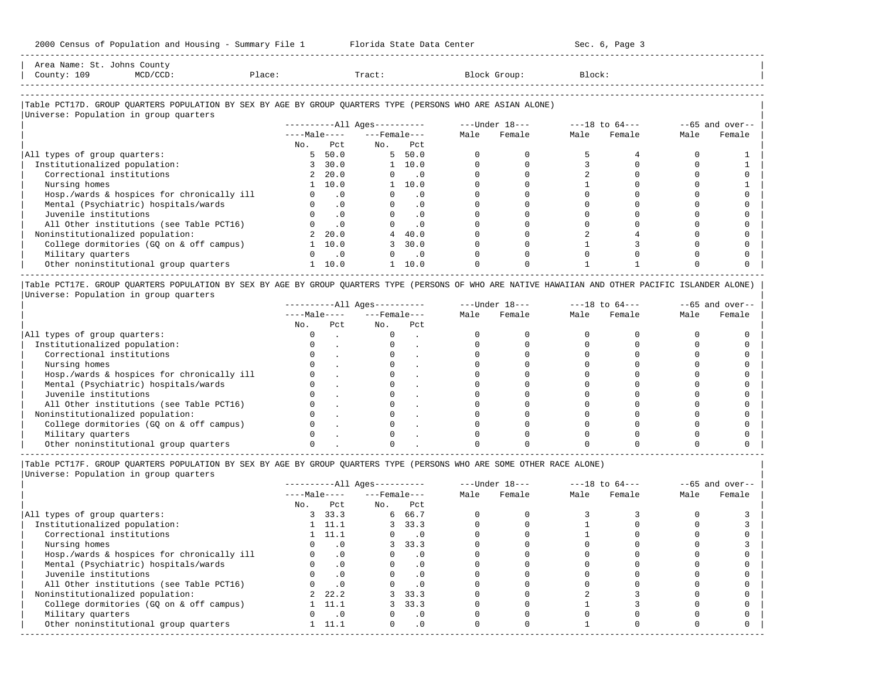Area Name: St. Johns County
County: 109 MCD/CCD: Place: Tract: Block Group: Block:

### Table PCT17D. GROUP QUARTERS POPULATION BY SEX BY AGE BY GROUP QUARTERS TYPE (PERSONS WHO ARE ASIAN ALONE)

Universe: Population in group quarters

| | All Ages Male No. | All Ages Male Pct | All Ages Female No. | All Ages Female Pct | Under 18 Male | Under 18 Female | 18 to 64 Male | 18 to 64 Female | 65 and over Male | 65 and over Female |
|---|---|---|---|---|---|---|---|---|---|---|
| All types of group quarters: | 5 | 50.0 | 5 | 50.0 | 0 | 0 | 5 | 4 | 0 | 1 |
| Institutionalized population: | 3 | 30.0 | 1 | 10.0 | 0 | 0 | 3 | 0 | 0 | 1 |
| Correctional institutions | 2 | 20.0 | 0 | .0 | 0 | 0 | 2 | 0 | 0 | 0 |
| Nursing homes | 1 | 10.0 | 1 | 10.0 | 0 | 0 | 1 | 0 | 0 | 1 |
| Hosp./wards & hospices for chronically ill | 0 | .0 | 0 | .0 | 0 | 0 | 0 | 0 | 0 | 0 |
| Mental (Psychiatric) hospitals/wards | 0 | .0 | 0 | .0 | 0 | 0 | 0 | 0 | 0 | 0 |
| Juvenile institutions | 0 | .0 | 0 | .0 | 0 | 0 | 0 | 0 | 0 | 0 |
| All Other institutions (see Table PCT16) | 0 | .0 | 0 | .0 | 0 | 0 | 0 | 0 | 0 | 0 |
| Noninstitutionalized population: | 2 | 20.0 | 4 | 40.0 | 0 | 0 | 2 | 4 | 0 | 0 |
| College dormitories (GQ on & off campus) | 1 | 10.0 | 3 | 30.0 | 0 | 0 | 1 | 3 | 0 | 0 |
| Military quarters | 0 | .0 | 0 | .0 | 0 | 0 | 0 | 0 | 0 | 0 |
| Other noninstitutional group quarters | 1 | 10.0 | 1 | 10.0 | 0 | 0 | 1 | 1 | 0 | 0 |

### Table PCT17E. GROUP QUARTERS POPULATION BY SEX BY AGE BY GROUP QUARTERS TYPE (PERSONS OF WHO ARE NATIVE HAWAIIAN AND OTHER PACIFIC ISLANDER ALONE)

Universe: Population in group quarters

| | All Ages Male No. | All Ages Male Pct | All Ages Female No. | All Ages Female Pct | Under 18 Male | Under 18 Female | 18 to 64 Male | 18 to 64 Female | 65 and over Male | 65 and over Female |
|---|---|---|---|---|---|---|---|---|---|---|
| All types of group quarters: | 0 | . | 0 | . | 0 | 0 | 0 | 0 | 0 | 0 |
| Institutionalized population: | 0 | . | 0 | . | 0 | 0 | 0 | 0 | 0 | 0 |
| Correctional institutions | 0 | . | 0 | . | 0 | 0 | 0 | 0 | 0 | 0 |
| Nursing homes | 0 | . | 0 | . | 0 | 0 | 0 | 0 | 0 | 0 |
| Hosp./wards & hospices for chronically ill | 0 | . | 0 | . | 0 | 0 | 0 | 0 | 0 | 0 |
| Mental (Psychiatric) hospitals/wards | 0 | . | 0 | . | 0 | 0 | 0 | 0 | 0 | 0 |
| Juvenile institutions | 0 | . | 0 | . | 0 | 0 | 0 | 0 | 0 | 0 |
| All Other institutions (see Table PCT16) | 0 | . | 0 | . | 0 | 0 | 0 | 0 | 0 | 0 |
| Noninstitutionalized population: | 0 | . | 0 | . | 0 | 0 | 0 | 0 | 0 | 0 |
| College dormitories (GQ on & off campus) | 0 | . | 0 | . | 0 | 0 | 0 | 0 | 0 | 0 |
| Military quarters | 0 | . | 0 | . | 0 | 0 | 0 | 0 | 0 | 0 |
| Other noninstitutional group quarters | 0 | . | 0 | . | 0 | 0 | 0 | 0 | 0 | 0 |

### Table PCT17F. GROUP QUARTERS POPULATION BY SEX BY AGE BY GROUP QUARTERS TYPE (PERSONS WHO ARE SOME OTHER RACE ALONE)

Universe: Population in group quarters

| | All Ages Male No. | All Ages Male Pct | All Ages Female No. | All Ages Female Pct | Under 18 Male | Under 18 Female | 18 to 64 Male | 18 to 64 Female | 65 and over Male | 65 and over Female |
|---|---|---|---|---|---|---|---|---|---|---|
| All types of group quarters: | 3 | 33.3 | 6 | 66.7 | 0 | 0 | 3 | 3 | 0 | 3 |
| Institutionalized population: | 1 | 11.1 | 3 | 33.3 | 0 | 0 | 1 | 0 | 0 | 3 |
| Correctional institutions | 1 | 11.1 | 0 | .0 | 0 | 0 | 1 | 0 | 0 | 0 |
| Nursing homes | 0 | .0 | 3 | 33.3 | 0 | 0 | 0 | 0 | 0 | 3 |
| Hosp./wards & hospices for chronically ill | 0 | .0 | 0 | .0 | 0 | 0 | 0 | 0 | 0 | 0 |
| Mental (Psychiatric) hospitals/wards | 0 | .0 | 0 | .0 | 0 | 0 | 0 | 0 | 0 | 0 |
| Juvenile institutions | 0 | .0 | 0 | .0 | 0 | 0 | 0 | 0 | 0 | 0 |
| All Other institutions (see Table PCT16) | 0 | .0 | 0 | .0 | 0 | 0 | 0 | 0 | 0 | 0 |
| Noninstitutionalized population: | 2 | 22.2 | 3 | 33.3 | 0 | 0 | 2 | 3 | 0 | 0 |
| College dormitories (GQ on & off campus) | 1 | 11.1 | 3 | 33.3 | 0 | 0 | 1 | 3 | 0 | 0 |
| Military quarters | 0 | .0 | 0 | .0 | 0 | 0 | 0 | 0 | 0 | 0 |
| Other noninstitutional group quarters | 1 | 11.1 | 0 | .0 | 0 | 0 | 1 | 0 | 0 | 0 |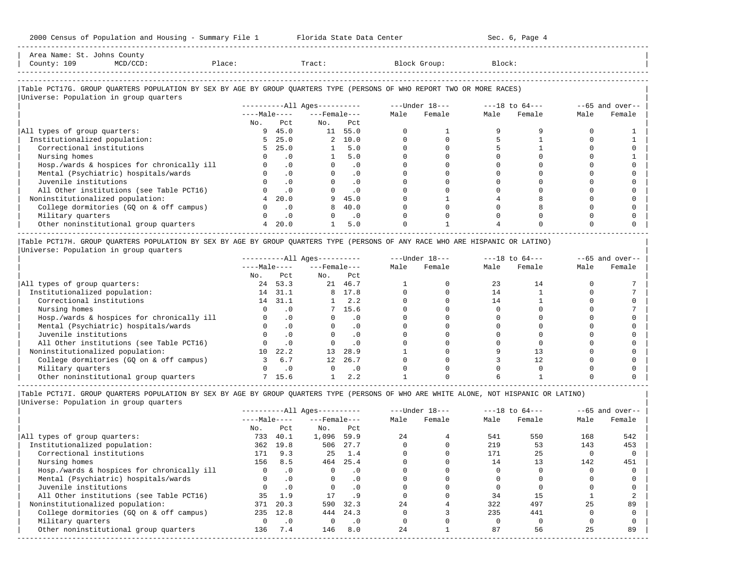Area Name: St. Johns County
County: 109 MCD/CCD: Place: Tract: Block Group: Block:

### Table PCT17G. GROUP QUARTERS POPULATION BY SEX BY AGE BY GROUP QUARTERS TYPE (PERSONS OF WHO REPORT TWO OR MORE RACES)

Universe: Population in group quarters

| | All Ages | | | | Under 18 | | 18 to 64 | | 65 and over | |
|---|---|---|---|---|---|---|---|---|---|---|
| | Male | | Female | | | | | | | |
| | No. | Pct | No. | Pct | Male | Female | Male | Female | Male | Female |
| All types of group quarters: | 9 | 45.0 | 11 | 55.0 | 0 | 1 | 9 | 9 | 0 | 1 |
| Institutionalized population: | 5 | 25.0 | 2 | 10.0 | 0 | 0 | 5 | 1 | 0 | 1 |
| Correctional institutions | 5 | 25.0 | 1 | 5.0 | 0 | 0 | 5 | 1 | 0 | 0 |
| Nursing homes | 0 | .0 | 1 | 5.0 | 0 | 0 | 0 | 0 | 0 | 1 |
| Hosp./wards & hospices for chronically ill | 0 | .0 | 0 | .0 | 0 | 0 | 0 | 0 | 0 | 0 |
| Mental (Psychiatric) hospitals/wards | 0 | .0 | 0 | .0 | 0 | 0 | 0 | 0 | 0 | 0 |
| Juvenile institutions | 0 | .0 | 0 | .0 | 0 | 0 | 0 | 0 | 0 | 0 |
| All Other institutions (see Table PCT16) | 0 | .0 | 0 | .0 | 0 | 0 | 0 | 0 | 0 | 0 |
| Noninstitutionalized population: | 4 | 20.0 | 9 | 45.0 | 0 | 1 | 4 | 8 | 0 | 0 |
| College dormitories (GQ on & off campus) | 0 | .0 | 8 | 40.0 | 0 | 0 | 0 | 8 | 0 | 0 |
| Military quarters | 0 | .0 | 0 | .0 | 0 | 0 | 0 | 0 | 0 | 0 |
| Other noninstitutional group quarters | 4 | 20.0 | 1 | 5.0 | 0 | 1 | 4 | 0 | 0 | 0 |

### Table PCT17H. GROUP QUARTERS POPULATION BY SEX BY AGE BY GROUP QUARTERS TYPE (PERSONS OF ANY RACE WHO ARE HISPANIC OR LATINO)

Universe: Population in group quarters

| | All Ages | | | | Under 18 | | 18 to 64 | | 65 and over | |
|---|---|---|---|---|---|---|---|---|---|---|
| | Male | | Female | | | | | | | |
| | No. | Pct | No. | Pct | Male | Female | Male | Female | Male | Female |
| All types of group quarters: | 24 | 53.3 | 21 | 46.7 | 1 | 0 | 23 | 14 | 0 | 7 |
| Institutionalized population: | 14 | 31.1 | 8 | 17.8 | 0 | 0 | 14 | 1 | 0 | 7 |
| Correctional institutions | 14 | 31.1 | 1 | 2.2 | 0 | 0 | 14 | 1 | 0 | 0 |
| Nursing homes | 0 | .0 | 7 | 15.6 | 0 | 0 | 0 | 0 | 0 | 7 |
| Hosp./wards & hospices for chronically ill | 0 | .0 | 0 | .0 | 0 | 0 | 0 | 0 | 0 | 0 |
| Mental (Psychiatric) hospitals/wards | 0 | .0 | 0 | .0 | 0 | 0 | 0 | 0 | 0 | 0 |
| Juvenile institutions | 0 | .0 | 0 | .0 | 0 | 0 | 0 | 0 | 0 | 0 |
| All Other institutions (see Table PCT16) | 0 | .0 | 0 | .0 | 0 | 0 | 0 | 0 | 0 | 0 |
| Noninstitutionalized population: | 10 | 22.2 | 13 | 28.9 | 1 | 0 | 9 | 13 | 0 | 0 |
| College dormitories (GQ on & off campus) | 3 | 6.7 | 12 | 26.7 | 0 | 0 | 3 | 12 | 0 | 0 |
| Military quarters | 0 | .0 | 0 | .0 | 0 | 0 | 0 | 0 | 0 | 0 |
| Other noninstitutional group quarters | 7 | 15.6 | 1 | 2.2 | 1 | 0 | 6 | 1 | 0 | 0 |

### Table PCT17I. GROUP QUARTERS POPULATION BY SEX BY AGE BY GROUP QUARTERS TYPE (PERSONS OF WHO ARE WHITE ALONE, NOT HISPANIC OR LATINO)

Universe: Population in group quarters

| | All Ages | | | | Under 18 | | 18 to 64 | | 65 and over | |
|---|---|---|---|---|---|---|---|---|---|---|
| | Male | | Female | | | | | | | |
| | No. | Pct | No. | Pct | Male | Female | Male | Female | Male | Female |
| All types of group quarters: | 733 | 40.1 | 1,096 | 59.9 | 24 | 4 | 541 | 550 | 168 | 542 |
| Institutionalized population: | 362 | 19.8 | 506 | 27.7 | 0 | 0 | 219 | 53 | 143 | 453 |
| Correctional institutions | 171 | 9.3 | 25 | 1.4 | 0 | 0 | 171 | 25 | 0 | 0 |
| Nursing homes | 156 | 8.5 | 464 | 25.4 | 0 | 0 | 14 | 13 | 142 | 451 |
| Hosp./wards & hospices for chronically ill | 0 | .0 | 0 | .0 | 0 | 0 | 0 | 0 | 0 | 0 |
| Mental (Psychiatric) hospitals/wards | 0 | .0 | 0 | .0 | 0 | 0 | 0 | 0 | 0 | 0 |
| Juvenile institutions | 0 | .0 | 0 | .0 | 0 | 0 | 0 | 0 | 0 | 0 |
| All Other institutions (see Table PCT16) | 35 | 1.9 | 17 | .9 | 0 | 0 | 34 | 15 | 1 | 2 |
| Noninstitutionalized population: | 371 | 20.3 | 590 | 32.3 | 24 | 4 | 322 | 497 | 25 | 89 |
| College dormitories (GQ on & off campus) | 235 | 12.8 | 444 | 24.3 | 0 | 3 | 235 | 441 | 0 | 0 |
| Military quarters | 0 | .0 | 0 | .0 | 0 | 0 | 0 | 0 | 0 | 0 |
| Other noninstitutional group quarters | 136 | 7.4 | 146 | 8.0 | 24 | 1 | 87 | 56 | 25 | 89 |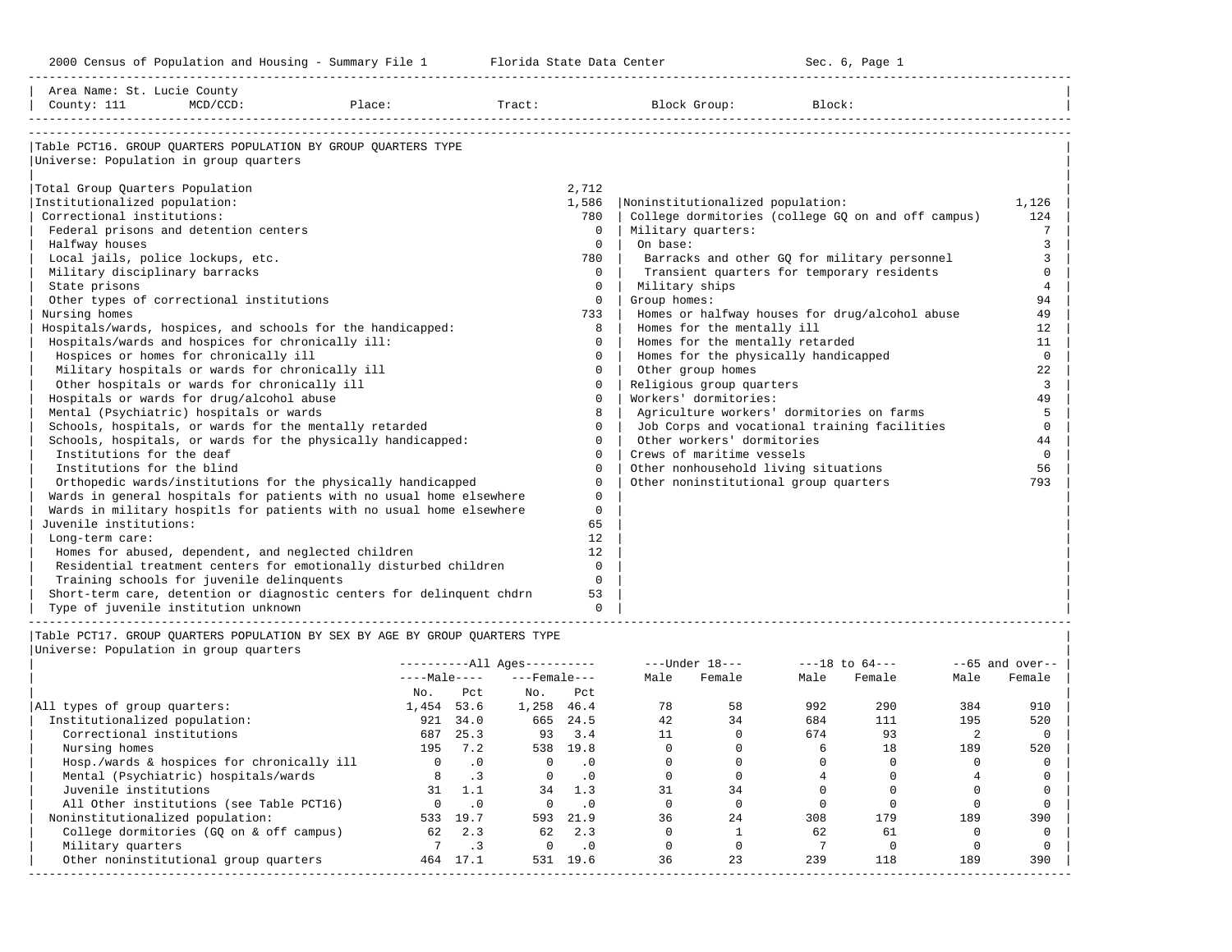Area Name: St. Lucie County
County: 111 MCD/CCD: Place: Tract: Block Group: Block:

## Table PCT16. GROUP QUARTERS POPULATION BY GROUP QUARTERS TYPE

Universe: Population in group quarters

| Category | Number |
|---|---|
| Total Group Quarters Population | 2,712 |
| Institutionalized population: | 1,586 |
| Correctional institutions: | 780 |
| Federal prisons and detention centers | 0 |
| Halfway houses | 0 |
| Local jails, police lockups, etc. | 780 |
| Military disciplinary barracks | 0 |
| State prisons | 0 |
| Other types of correctional institutions | 0 |
| Nursing homes | 733 |
| Hospitals/wards, hospices, and schools for the handicapped: | 8 |
| Hospitals/wards and hospices for chronically ill: | 0 |
| Hospices or homes for chronically ill | 0 |
| Military hospitals or wards for chronically ill | 0 |
| Other hospitals or wards for chronically ill | 0 |
| Hospitals or wards for drug/alcohol abuse | 0 |
| Mental (Psychiatric) hospitals or wards | 8 |
| Schools, hospitals, or wards for the mentally retarded | 0 |
| Schools, hospitals, or wards for the physically handicapped: | 0 |
| Institutions for the deaf | 0 |
| Institutions for the blind | 0 |
| Orthopedic wards/institutions for the physically handicapped | 0 |
| Wards in general hospitals for patients with no usual home elsewhere | 0 |
| Wards in military hospitls for patients with no usual home elsewhere | 0 |
| Juvenile institutions: | 65 |
| Long-term care: | 12 |
| Homes for abused, dependent, and neglected children | 12 |
| Residential treatment centers for emotionally disturbed children | 0 |
| Training schools for juvenile delinquents | 0 |
| Short-term care, detention or diagnostic centers for delinquent chdrn | 53 |
| Type of juvenile institution unknown | 0 |
| Noninstitutionalized population: | 1,126 |
| College dormitories (college GQ on and off campus) | 124 |
| Military quarters: | 7 |
| On base: | 3 |
| Barracks and other GQ for military personnel | 3 |
| Transient quarters for temporary residents | 0 |
| Military ships | 4 |
| Group homes: | 94 |
| Homes or halfway houses for drug/alcohol abuse | 49 |
| Homes for the mentally ill | 12 |
| Homes for the mentally retarded | 11 |
| Homes for the physically handicapped | 0 |
| Other group homes | 22 |
| Religious group quarters | 3 |
| Workers' dormitories: | 49 |
| Agriculture workers' dormitories on farms | 5 |
| Job Corps and vocational training facilities | 0 |
| Other workers' dormitories | 44 |
| Crews of maritime vessels | 0 |
| Other nonhousehold living situations | 56 |
| Other noninstitutional group quarters | 793 |

## Table PCT17. GROUP QUARTERS POPULATION BY SEX BY AGE BY GROUP QUARTERS TYPE

Universe: Population in group quarters

| | All Ages | | | | Under 18 | | 18 to 64 | | 65 and over | |
|---|---|---|---|---|---|---|---|---|---|---|
| | Male | | Female | | | | | | | |
| | No. | Pct | No. | Pct | Male | Female | Male | Female | Male | Female |
| All types of group quarters: | 1,454 | 53.6 | 1,258 | 46.4 | 78 | 58 | 992 | 290 | 384 | 910 |
| Institutionalized population: | 921 | 34.0 | 665 | 24.5 | 42 | 34 | 684 | 111 | 195 | 520 |
| Correctional institutions | 687 | 25.3 | 93 | 3.4 | 11 | 0 | 674 | 93 | 2 | 0 |
| Nursing homes | 195 | 7.2 | 538 | 19.8 | 0 | 0 | 6 | 18 | 189 | 520 |
| Hosp./wards & hospices for chronically ill | 0 | .0 | 0 | .0 | 0 | 0 | 0 | 0 | 0 | 0 |
| Mental (Psychiatric) hospitals/wards | 8 | .3 | 0 | .0 | 0 | 0 | 4 | 0 | 4 | 0 |
| Juvenile institutions | 31 | 1.1 | 34 | 1.3 | 31 | 34 | 0 | 0 | 0 | 0 |
| All Other institutions (see Table PCT16) | 0 | .0 | 0 | .0 | 0 | 0 | 0 | 0 | 0 | 0 |
| Noninstitutionalized population: | 533 | 19.7 | 593 | 21.9 | 36 | 24 | 308 | 179 | 189 | 390 |
| College dormitories (GQ on & off campus) | 62 | 2.3 | 62 | 2.3 | 0 | 1 | 62 | 61 | 0 | 0 |
| Military quarters | 7 | .3 | 0 | .0 | 0 | 0 | 7 | 0 | 0 | 0 |
| Other noninstitutional group quarters | 464 | 17.1 | 531 | 19.6 | 36 | 23 | 239 | 118 | 189 | 390 |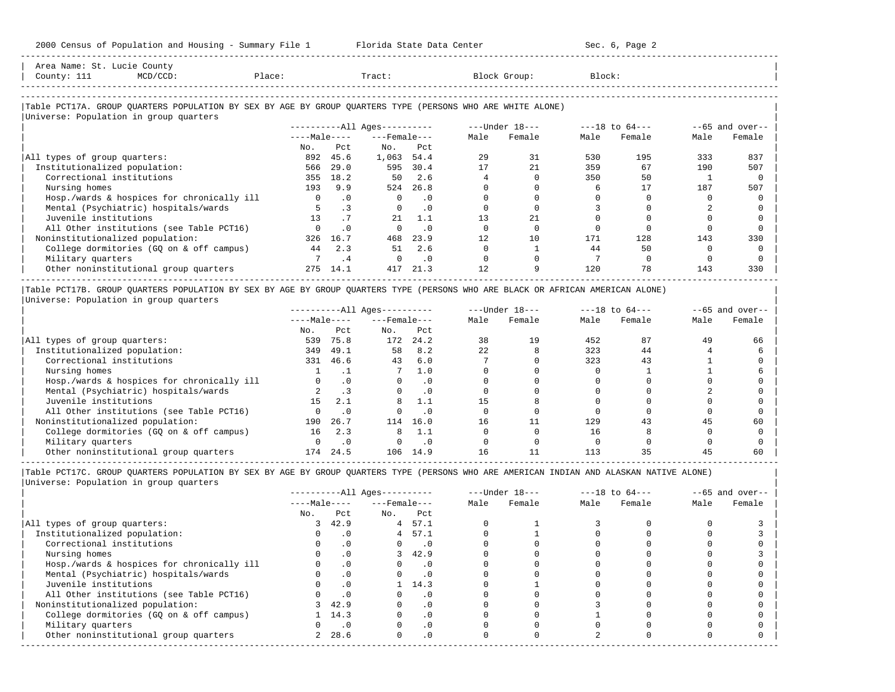Area Name: St. Lucie County
County: 111 MCD/CCD: Place: Tract: Block Group: Block:

## Table PCT17A. GROUP QUARTERS POPULATION BY SEX BY AGE BY GROUP QUARTERS TYPE (PERSONS WHO ARE WHITE ALONE)

Universe: Population in group quarters

| | All Ages | | | | Under 18 | | 18 to 64 | | 65 and over | |
|---|---|---|---|---|---|---|---|---|---|---|
| | Male | | Female | | | | | | | |
| | No. | Pct | No. | Pct | Male | Female | Male | Female | Male | Female |
| All types of group quarters: | 892 | 45.6 | 1,063 | 54.4 | 29 | 31 | 530 | 195 | 333 | 837 |
| Institutionalized population: | 566 | 29.0 | 595 | 30.4 | 17 | 21 | 359 | 67 | 190 | 507 |
| Correctional institutions | 355 | 18.2 | 50 | 2.6 | 4 | 0 | 350 | 50 | 1 | 0 |
| Nursing homes | 193 | 9.9 | 524 | 26.8 | 0 | 0 | 6 | 17 | 187 | 507 |
| Hosp./wards & hospices for chronically ill | 0 | .0 | 0 | .0 | 0 | 0 | 0 | 0 | 0 | 0 |
| Mental (Psychiatric) hospitals/wards | 5 | .3 | 0 | .0 | 0 | 0 | 3 | 0 | 2 | 0 |
| Juvenile institutions | 13 | .7 | 21 | 1.1 | 13 | 21 | 0 | 0 | 0 | 0 |
| All Other institutions (see Table PCT16) | 0 | .0 | 0 | .0 | 0 | 0 | 0 | 0 | 0 | 0 |
| Noninstitutionalized population: | 326 | 16.7 | 468 | 23.9 | 12 | 10 | 171 | 128 | 143 | 330 |
| College dormitories (GQ on & off campus) | 44 | 2.3 | 51 | 2.6 | 0 | 1 | 44 | 50 | 0 | 0 |
| Military quarters | 7 | .4 | 0 | .0 | 0 | 0 | 7 | 0 | 0 | 0 |
| Other noninstitutional group quarters | 275 | 14.1 | 417 | 21.3 | 12 | 9 | 120 | 78 | 143 | 330 |

## Table PCT17B. GROUP QUARTERS POPULATION BY SEX BY AGE BY GROUP QUARTERS TYPE (PERSONS WHO ARE BLACK OR AFRICAN AMERICAN ALONE)

Universe: Population in group quarters

| | All Ages | | | | Under 18 | | 18 to 64 | | 65 and over | |
|---|---|---|---|---|---|---|---|---|---|---|
| | Male | | Female | | | | | | | |
| | No. | Pct | No. | Pct | Male | Female | Male | Female | Male | Female |
| All types of group quarters: | 539 | 75.8 | 172 | 24.2 | 38 | 19 | 452 | 87 | 49 | 66 |
| Institutionalized population: | 349 | 49.1 | 58 | 8.2 | 22 | 8 | 323 | 44 | 4 | 6 |
| Correctional institutions | 331 | 46.6 | 43 | 6.0 | 7 | 0 | 323 | 43 | 1 | 0 |
| Nursing homes | 1 | .1 | 7 | 1.0 | 0 | 0 | 0 | 1 | 1 | 6 |
| Hosp./wards & hospices for chronically ill | 0 | .0 | 0 | .0 | 0 | 0 | 0 | 0 | 0 | 0 |
| Mental (Psychiatric) hospitals/wards | 2 | .3 | 0 | .0 | 0 | 0 | 0 | 0 | 2 | 0 |
| Juvenile institutions | 15 | 2.1 | 8 | 1.1 | 15 | 8 | 0 | 0 | 0 | 0 |
| All Other institutions (see Table PCT16) | 0 | .0 | 0 | .0 | 0 | 0 | 0 | 0 | 0 | 0 |
| Noninstitutionalized population: | 190 | 26.7 | 114 | 16.0 | 16 | 11 | 129 | 43 | 45 | 60 |
| College dormitories (GQ on & off campus) | 16 | 2.3 | 8 | 1.1 | 0 | 0 | 16 | 8 | 0 | 0 |
| Military quarters | 0 | .0 | 0 | .0 | 0 | 0 | 0 | 0 | 0 | 0 |
| Other noninstitutional group quarters | 174 | 24.5 | 106 | 14.9 | 16 | 11 | 113 | 35 | 45 | 60 |

## Table PCT17C. GROUP QUARTERS POPULATION BY SEX BY AGE BY GROUP QUARTERS TYPE (PERSONS WHO ARE AMERICAN INDIAN AND ALASKAN NATIVE ALONE)

Universe: Population in group quarters

| | All Ages | | | | Under 18 | | 18 to 64 | | 65 and over | |
|---|---|---|---|---|---|---|---|---|---|---|
| | Male | | Female | | | | | | | |
| | No. | Pct | No. | Pct | Male | Female | Male | Female | Male | Female |
| All types of group quarters: | 3 | 42.9 | 4 | 57.1 | 0 | 1 | 3 | 0 | 0 | 3 |
| Institutionalized population: | 0 | .0 | 4 | 57.1 | 0 | 1 | 0 | 0 | 0 | 3 |
| Correctional institutions | 0 | .0 | 0 | .0 | 0 | 0 | 0 | 0 | 0 | 0 |
| Nursing homes | 0 | .0 | 3 | 42.9 | 0 | 0 | 0 | 0 | 0 | 3 |
| Hosp./wards & hospices for chronically ill | 0 | .0 | 0 | .0 | 0 | 0 | 0 | 0 | 0 | 0 |
| Mental (Psychiatric) hospitals/wards | 0 | .0 | 0 | .0 | 0 | 0 | 0 | 0 | 0 | 0 |
| Juvenile institutions | 0 | .0 | 1 | 14.3 | 0 | 1 | 0 | 0 | 0 | 0 |
| All Other institutions (see Table PCT16) | 0 | .0 | 0 | .0 | 0 | 0 | 0 | 0 | 0 | 0 |
| Noninstitutionalized population: | 3 | 42.9 | 0 | .0 | 0 | 0 | 3 | 0 | 0 | 0 |
| College dormitories (GQ on & off campus) | 1 | 14.3 | 0 | .0 | 0 | 0 | 1 | 0 | 0 | 0 |
| Military quarters | 0 | .0 | 0 | .0 | 0 | 0 | 0 | 0 | 0 | 0 |
| Other noninstitutional group quarters | 2 | 28.6 | 0 | .0 | 0 | 0 | 2 | 0 | 0 | 0 |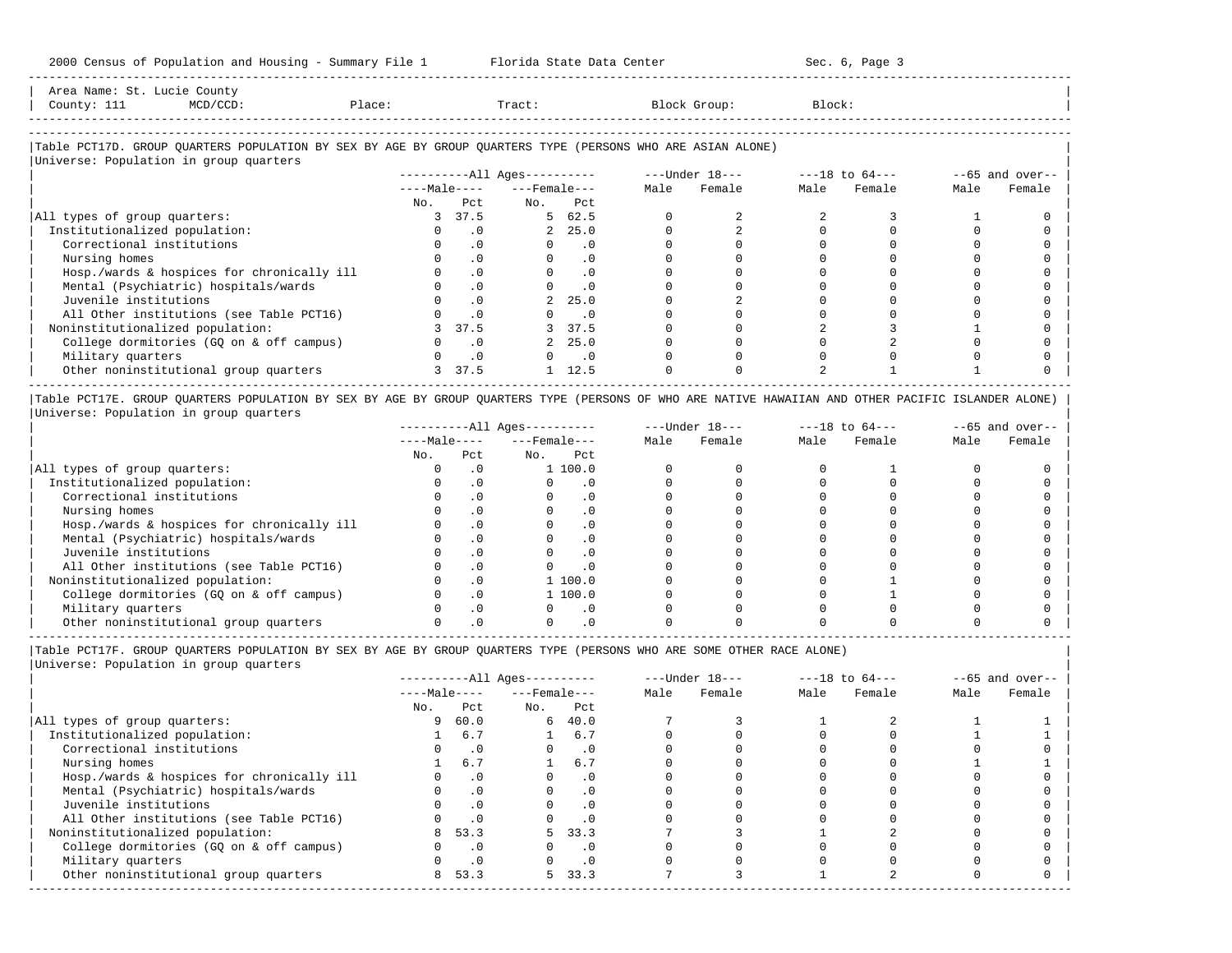Area Name: St. Lucie County
County: 111 MCD/CCD: Place: Tract: Block Group: Block:

## Table PCT17D. GROUP QUARTERS POPULATION BY SEX BY AGE BY GROUP QUARTERS TYPE (PERSONS WHO ARE ASIAN ALONE)

Universe: Population in group quarters

| | All Ages: Male No. | All Ages: Male Pct | All Ages: Female No. | All Ages: Female Pct | Under 18: Male | Under 18: Female | 18 to 64: Male | 18 to 64: Female | 65 and over: Male | 65 and over: Female |
|---|---|---|---|---|---|---|---|---|---|---|
| All types of group quarters: | 3 | 37.5 | 5 | 62.5 | 0 | 2 | 2 | 3 | 1 | 0 |
| Institutionalized population: | 0 | .0 | 2 | 25.0 | 0 | 2 | 0 | 0 | 0 | 0 |
| Correctional institutions | 0 | .0 | 0 | .0 | 0 | 0 | 0 | 0 | 0 | 0 |
| Nursing homes | 0 | .0 | 0 | .0 | 0 | 0 | 0 | 0 | 0 | 0 |
| Hosp./wards & hospices for chronically ill | 0 | .0 | 0 | .0 | 0 | 0 | 0 | 0 | 0 | 0 |
| Mental (Psychiatric) hospitals/wards | 0 | .0 | 0 | .0 | 0 | 0 | 0 | 0 | 0 | 0 |
| Juvenile institutions | 0 | .0 | 2 | 25.0 | 0 | 2 | 0 | 0 | 0 | 0 |
| All Other institutions (see Table PCT16) | 0 | .0 | 0 | .0 | 0 | 0 | 0 | 0 | 0 | 0 |
| Noninstitutionalized population: | 3 | 37.5 | 3 | 37.5 | 0 | 0 | 2 | 3 | 1 | 0 |
| College dormitories (GQ on & off campus) | 0 | .0 | 2 | 25.0 | 0 | 0 | 0 | 2 | 0 | 0 |
| Military quarters | 0 | .0 | 0 | .0 | 0 | 0 | 0 | 0 | 0 | 0 |
| Other noninstitutional group quarters | 3 | 37.5 | 1 | 12.5 | 0 | 0 | 2 | 1 | 1 | 0 |

## Table PCT17E. GROUP QUARTERS POPULATION BY SEX BY AGE BY GROUP QUARTERS TYPE (PERSONS OF WHO ARE NATIVE HAWAIIAN AND OTHER PACIFIC ISLANDER ALONE)

Universe: Population in group quarters

| | All Ages: Male No. | All Ages: Male Pct | All Ages: Female No. | All Ages: Female Pct | Under 18: Male | Under 18: Female | 18 to 64: Male | 18 to 64: Female | 65 and over: Male | 65 and over: Female |
|---|---|---|---|---|---|---|---|---|---|---|
| All types of group quarters: | 0 | .0 | 1 | 100.0 | 0 | 0 | 0 | 1 | 0 | 0 |
| Institutionalized population: | 0 | .0 | 0 | .0 | 0 | 0 | 0 | 0 | 0 | 0 |
| Correctional institutions | 0 | .0 | 0 | .0 | 0 | 0 | 0 | 0 | 0 | 0 |
| Nursing homes | 0 | .0 | 0 | .0 | 0 | 0 | 0 | 0 | 0 | 0 |
| Hosp./wards & hospices for chronically ill | 0 | .0 | 0 | .0 | 0 | 0 | 0 | 0 | 0 | 0 |
| Mental (Psychiatric) hospitals/wards | 0 | .0 | 0 | .0 | 0 | 0 | 0 | 0 | 0 | 0 |
| Juvenile institutions | 0 | .0 | 0 | .0 | 0 | 0 | 0 | 0 | 0 | 0 |
| All Other institutions (see Table PCT16) | 0 | .0 | 0 | .0 | 0 | 0 | 0 | 0 | 0 | 0 |
| Noninstitutionalized population: | 0 | .0 | 1 | 100.0 | 0 | 0 | 0 | 1 | 0 | 0 |
| College dormitories (GQ on & off campus) | 0 | .0 | 1 | 100.0 | 0 | 0 | 0 | 1 | 0 | 0 |
| Military quarters | 0 | .0 | 0 | .0 | 0 | 0 | 0 | 0 | 0 | 0 |
| Other noninstitutional group quarters | 0 | .0 | 0 | .0 | 0 | 0 | 0 | 0 | 0 | 0 |

## Table PCT17F. GROUP QUARTERS POPULATION BY SEX BY AGE BY GROUP QUARTERS TYPE (PERSONS WHO ARE SOME OTHER RACE ALONE)

Universe: Population in group quarters

| | All Ages: Male No. | All Ages: Male Pct | All Ages: Female No. | All Ages: Female Pct | Under 18: Male | Under 18: Female | 18 to 64: Male | 18 to 64: Female | 65 and over: Male | 65 and over: Female |
|---|---|---|---|---|---|---|---|---|---|---|
| All types of group quarters: | 9 | 60.0 | 6 | 40.0 | 7 | 3 | 1 | 2 | 1 | 1 |
| Institutionalized population: | 1 | 6.7 | 1 | 6.7 | 0 | 0 | 0 | 0 | 1 | 1 |
| Correctional institutions | 0 | .0 | 0 | .0 | 0 | 0 | 0 | 0 | 0 | 0 |
| Nursing homes | 1 | 6.7 | 1 | 6.7 | 0 | 0 | 0 | 0 | 1 | 1 |
| Hosp./wards & hospices for chronically ill | 0 | .0 | 0 | .0 | 0 | 0 | 0 | 0 | 0 | 0 |
| Mental (Psychiatric) hospitals/wards | 0 | .0 | 0 | .0 | 0 | 0 | 0 | 0 | 0 | 0 |
| Juvenile institutions | 0 | .0 | 0 | .0 | 0 | 0 | 0 | 0 | 0 | 0 |
| All Other institutions (see Table PCT16) | 0 | .0 | 0 | .0 | 0 | 0 | 0 | 0 | 0 | 0 |
| Noninstitutionalized population: | 8 | 53.3 | 5 | 33.3 | 7 | 3 | 1 | 2 | 0 | 0 |
| College dormitories (GQ on & off campus) | 0 | .0 | 0 | .0 | 0 | 0 | 0 | 0 | 0 | 0 |
| Military quarters | 0 | .0 | 0 | .0 | 0 | 0 | 0 | 0 | 0 | 0 |
| Other noninstitutional group quarters | 8 | 53.3 | 5 | 33.3 | 7 | 3 | 1 | 2 | 0 | 0 |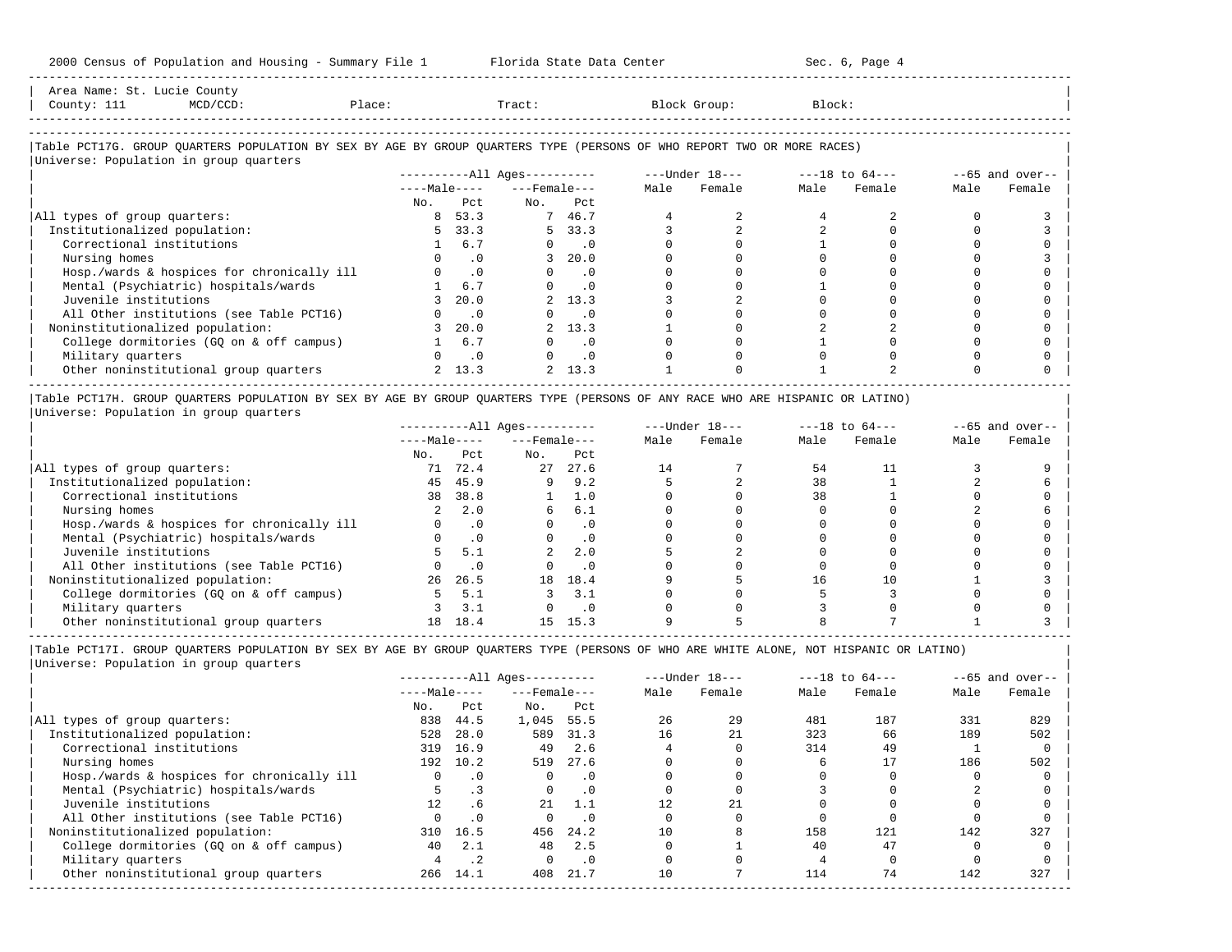Area Name: St. Lucie County
County: 111 MCD/CCD: Place: Tract: Block Group: Block:

## Table PCT17G. GROUP QUARTERS POPULATION BY SEX BY AGE BY GROUP QUARTERS TYPE (PERSONS OF WHO REPORT TWO OR MORE RACES)

Universe: Population in group quarters

| | All Ages: Male No. | All Ages: Male Pct | All Ages: Female No. | All Ages: Female Pct | Under 18: Male | Under 18: Female | 18 to 64: Male | 18 to 64: Female | 65 and over: Male | 65 and over: Female |
|---|---|---|---|---|---|---|---|---|---|---|
| All types of group quarters: | 8 | 53.3 | 7 | 46.7 | 4 | 2 | 4 | 2 | 0 | 3 |
| Institutionalized population: | 5 | 33.3 | 5 | 33.3 | 3 | 2 | 2 | 0 | 0 | 3 |
| Correctional institutions | 1 | 6.7 | 0 | .0 | 0 | 0 | 1 | 0 | 0 | 0 |
| Nursing homes | 0 | .0 | 3 | 20.0 | 0 | 0 | 0 | 0 | 0 | 3 |
| Hosp./wards & hospices for chronically ill | 0 | .0 | 0 | .0 | 0 | 0 | 0 | 0 | 0 | 0 |
| Mental (Psychiatric) hospitals/wards | 1 | 6.7 | 0 | .0 | 0 | 0 | 1 | 0 | 0 | 0 |
| Juvenile institutions | 3 | 20.0 | 2 | 13.3 | 3 | 2 | 0 | 0 | 0 | 0 |
| All Other institutions (see Table PCT16) | 0 | .0 | 0 | .0 | 0 | 0 | 0 | 0 | 0 | 0 |
| Noninstitutionalized population: | 3 | 20.0 | 2 | 13.3 | 1 | 0 | 2 | 2 | 0 | 0 |
| College dormitories (GQ on & off campus) | 1 | 6.7 | 0 | .0 | 0 | 0 | 1 | 0 | 0 | 0 |
| Military quarters | 0 | .0 | 0 | .0 | 0 | 0 | 0 | 0 | 0 | 0 |
| Other noninstitutional group quarters | 2 | 13.3 | 2 | 13.3 | 1 | 0 | 1 | 2 | 0 | 0 |

## Table PCT17H. GROUP QUARTERS POPULATION BY SEX BY AGE BY GROUP QUARTERS TYPE (PERSONS OF ANY RACE WHO ARE HISPANIC OR LATINO)

Universe: Population in group quarters

| | All Ages: Male No. | All Ages: Male Pct | All Ages: Female No. | All Ages: Female Pct | Under 18: Male | Under 18: Female | 18 to 64: Male | 18 to 64: Female | 65 and over: Male | 65 and over: Female |
|---|---|---|---|---|---|---|---|---|---|---|
| All types of group quarters: | 71 | 72.4 | 27 | 27.6 | 14 | 7 | 54 | 11 | 3 | 9 |
| Institutionalized population: | 45 | 45.9 | 9 | 9.2 | 5 | 2 | 38 | 1 | 2 | 6 |
| Correctional institutions | 38 | 38.8 | 1 | 1.0 | 0 | 0 | 38 | 1 | 0 | 0 |
| Nursing homes | 2 | 2.0 | 6 | 6.1 | 0 | 0 | 0 | 0 | 2 | 6 |
| Hosp./wards & hospices for chronically ill | 0 | .0 | 0 | .0 | 0 | 0 | 0 | 0 | 0 | 0 |
| Mental (Psychiatric) hospitals/wards | 0 | .0 | 0 | .0 | 0 | 0 | 0 | 0 | 0 | 0 |
| Juvenile institutions | 5 | 5.1 | 2 | 2.0 | 5 | 2 | 0 | 0 | 0 | 0 |
| All Other institutions (see Table PCT16) | 0 | .0 | 0 | .0 | 0 | 0 | 0 | 0 | 0 | 0 |
| Noninstitutionalized population: | 26 | 26.5 | 18 | 18.4 | 9 | 5 | 16 | 10 | 1 | 3 |
| College dormitories (GQ on & off campus) | 5 | 5.1 | 3 | 3.1 | 0 | 0 | 5 | 3 | 0 | 0 |
| Military quarters | 3 | 3.1 | 0 | .0 | 0 | 0 | 3 | 0 | 0 | 0 |
| Other noninstitutional group quarters | 18 | 18.4 | 15 | 15.3 | 9 | 5 | 8 | 7 | 1 | 3 |

## Table PCT17I. GROUP QUARTERS POPULATION BY SEX BY AGE BY GROUP QUARTERS TYPE (PERSONS OF WHO ARE WHITE ALONE, NOT HISPANIC OR LATINO)

Universe: Population in group quarters

| | All Ages: Male No. | All Ages: Male Pct | All Ages: Female No. | All Ages: Female Pct | Under 18: Male | Under 18: Female | 18 to 64: Male | 18 to 64: Female | 65 and over: Male | 65 and over: Female |
|---|---|---|---|---|---|---|---|---|---|---|
| All types of group quarters: | 838 | 44.5 | 1,045 | 55.5 | 26 | 29 | 481 | 187 | 331 | 829 |
| Institutionalized population: | 528 | 28.0 | 589 | 31.3 | 16 | 21 | 323 | 66 | 189 | 502 |
| Correctional institutions | 319 | 16.9 | 49 | 2.6 | 4 | 0 | 314 | 49 | 1 | 0 |
| Nursing homes | 192 | 10.2 | 519 | 27.6 | 0 | 0 | 6 | 17 | 186 | 502 |
| Hosp./wards & hospices for chronically ill | 0 | .0 | 0 | .0 | 0 | 0 | 0 | 0 | 0 | 0 |
| Mental (Psychiatric) hospitals/wards | 5 | .3 | 0 | .0 | 0 | 0 | 3 | 0 | 2 | 0 |
| Juvenile institutions | 12 | .6 | 21 | 1.1 | 12 | 21 | 0 | 0 | 0 | 0 |
| All Other institutions (see Table PCT16) | 0 | .0 | 0 | .0 | 0 | 0 | 0 | 0 | 0 | 0 |
| Noninstitutionalized population: | 310 | 16.5 | 456 | 24.2 | 10 | 8 | 158 | 121 | 142 | 327 |
| College dormitories (GQ on & off campus) | 40 | 2.1 | 48 | 2.5 | 0 | 1 | 40 | 47 | 0 | 0 |
| Military quarters | 4 | .2 | 0 | .0 | 0 | 0 | 4 | 0 | 0 | 0 |
| Other noninstitutional group quarters | 266 | 14.1 | 408 | 21.7 | 10 | 7 | 114 | 74 | 142 | 327 |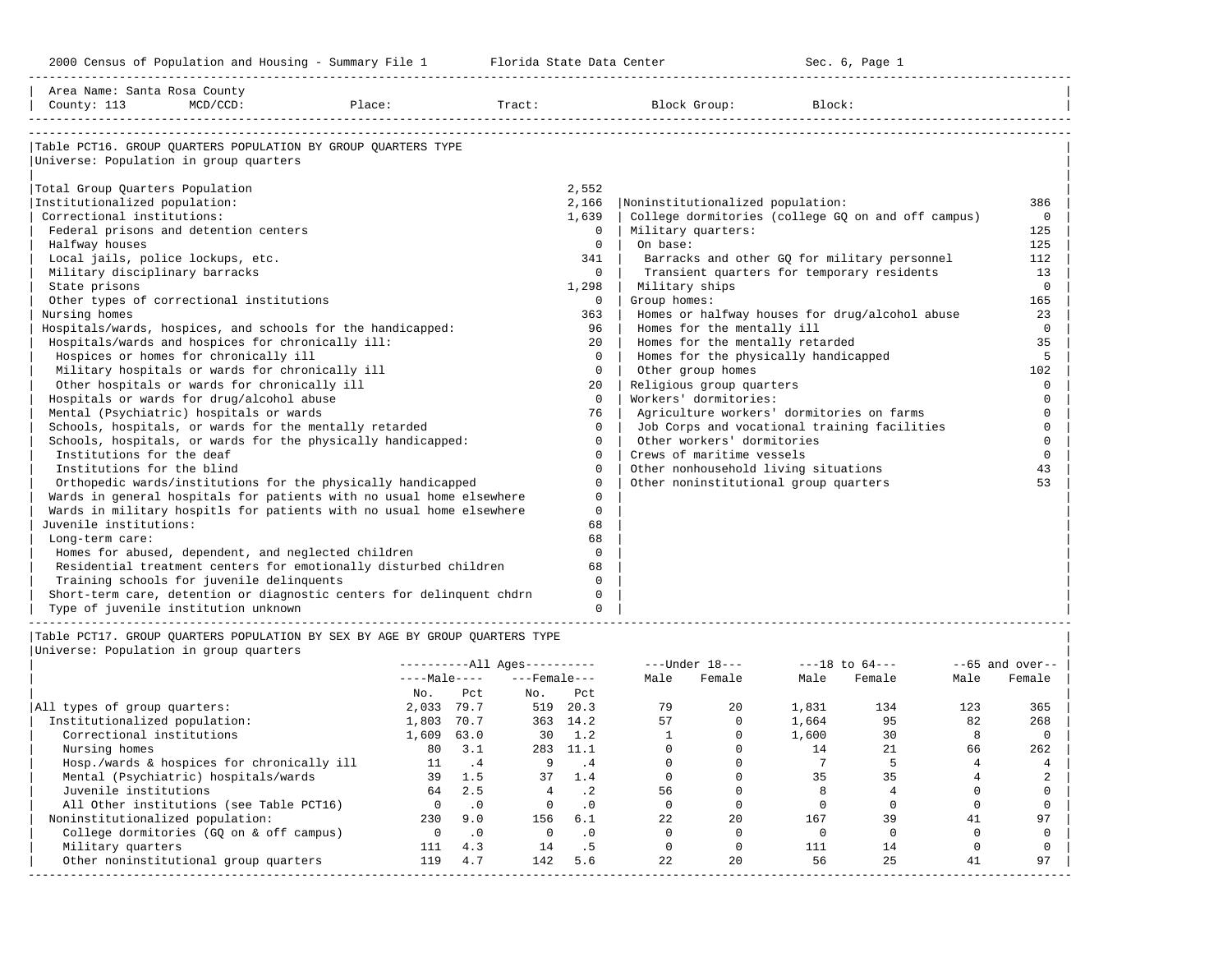Area Name: Santa Rosa County
County: 113 MCD/CCD: Place: Tract: Block Group: Block:

## Table PCT16. GROUP QUARTERS POPULATION BY GROUP QUARTERS TYPE

Universe: Population in group quarters

| Category | Number |
|---|---|
| Total Group Quarters Population | 2,552 |
| Institutionalized population: | 2,166 |
| Correctional institutions: | 1,639 |
| Federal prisons and detention centers | 0 |
| Halfway houses | 0 |
| Local jails, police lockups, etc. | 341 |
| Military disciplinary barracks | 0 |
| State prisons | 1,298 |
| Other types of correctional institutions | 0 |
| Nursing homes | 363 |
| Hospitals/wards, hospices, and schools for the handicapped: | 96 |
| Hospitals/wards and hospices for chronically ill: | 20 |
| Hospices or homes for chronically ill | 0 |
| Military hospitals or wards for chronically ill | 0 |
| Other hospitals or wards for chronically ill | 20 |
| Hospitals or wards for drug/alcohol abuse | 0 |
| Mental (Psychiatric) hospitals or wards | 76 |
| Schools, hospitals, or wards for the mentally retarded | 0 |
| Schools, hospitals, or wards for the physically handicapped: | 0 |
| Institutions for the deaf | 0 |
| Institutions for the blind | 0 |
| Orthopedic wards/institutions for the physically handicapped | 0 |
| Wards in general hospitals for patients with no usual home elsewhere | 0 |
| Wards in military hospitls for patients with no usual home elsewhere | 0 |
| Juvenile institutions: | 68 |
| Long-term care: | 68 |
| Homes for abused, dependent, and neglected children | 0 |
| Residential treatment centers for emotionally disturbed children | 68 |
| Training schools for juvenile delinquents | 0 |
| Short-term care, detention or diagnostic centers for delinquent chdrn | 0 |
| Type of juvenile institution unknown | 0 |
| Noninstitutionalized population: | 386 |
| College dormitories (college GQ on and off campus) | 0 |
| Military quarters: | 125 |
| On base: | 125 |
| Barracks and other GQ for military personnel | 112 |
| Transient quarters for temporary residents | 13 |
| Military ships | 0 |
| Group homes: | 165 |
| Homes or halfway houses for drug/alcohol abuse | 23 |
| Homes for the mentally ill | 0 |
| Homes for the mentally retarded | 35 |
| Homes for the physically handicapped | 5 |
| Other group homes | 102 |
| Religious group quarters | 0 |
| Workers' dormitories: | 0 |
| Agriculture workers' dormitories on farms | 0 |
| Job Corps and vocational training facilities | 0 |
| Other workers' dormitories | 0 |
| Crews of maritime vessels | 0 |
| Other nonhousehold living situations | 43 |
| Other noninstitutional group quarters | 53 |

## Table PCT17. GROUP QUARTERS POPULATION BY SEX BY AGE BY GROUP QUARTERS TYPE

Universe: Population in group quarters

| | All Ages | | | | Under 18 | | 18 to 64 | | 65 and over | |
|---|---|---|---|---|---|---|---|---|---|---|
| | Male | | Female | | | | | | | |
| | No. | Pct | No. | Pct | Male | Female | Male | Female | Male | Female |
| All types of group quarters: | 2,033 | 79.7 | 519 | 20.3 | 79 | 20 | 1,831 | 134 | 123 | 365 |
| Institutionalized population: | 1,803 | 70.7 | 363 | 14.2 | 57 | 0 | 1,664 | 95 | 82 | 268 |
| Correctional institutions | 1,609 | 63.0 | 30 | 1.2 | 1 | 0 | 1,600 | 30 | 8 | 0 |
| Nursing homes | 80 | 3.1 | 283 | 11.1 | 0 | 0 | 14 | 21 | 66 | 262 |
| Hosp./wards & hospices for chronically ill | 11 | .4 | 9 | .4 | 0 | 0 | 7 | 5 | 4 | 4 |
| Mental (Psychiatric) hospitals/wards | 39 | 1.5 | 37 | 1.4 | 0 | 0 | 35 | 35 | 4 | 2 |
| Juvenile institutions | 64 | 2.5 | 4 | .2 | 56 | 0 | 8 | 4 | 0 | 0 |
| All Other institutions (see Table PCT16) | 0 | .0 | 0 | .0 | 0 | 0 | 0 | 0 | 0 | 0 |
| Noninstitutionalized population: | 230 | 9.0 | 156 | 6.1 | 22 | 20 | 167 | 39 | 41 | 97 |
| College dormitories (GQ on & off campus) | 0 | .0 | 0 | .0 | 0 | 0 | 0 | 0 | 0 | 0 |
| Military quarters | 111 | 4.3 | 14 | .5 | 0 | 0 | 111 | 14 | 0 | 0 |
| Other noninstitutional group quarters | 119 | 4.7 | 142 | 5.6 | 22 | 20 | 56 | 25 | 41 | 97 |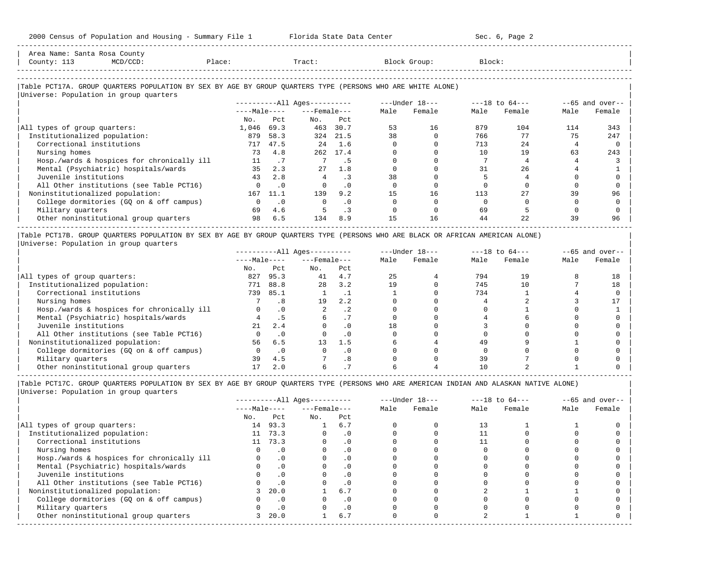Area Name: Santa Rosa County
County: 113 MCD/CCD: Place: Tract: Block Group: Block:

## Table PCT17A. GROUP QUARTERS POPULATION BY SEX BY AGE BY GROUP QUARTERS TYPE (PERSONS WHO ARE WHITE ALONE)

Universe: Population in group quarters

| | All Ages | | | | Under 18 | | 18 to 64 | | 65 and over | |
|---|---|---|---|---|---|---|---|---|---|---|
| | Male | | Female | | | | | | | |
| | No. | Pct | No. | Pct | Male | Female | Male | Female | Male | Female |
| All types of group quarters: | 1,046 | 69.3 | 463 | 30.7 | 53 | 16 | 879 | 104 | 114 | 343 |
| Institutionalized population: | 879 | 58.3 | 324 | 21.5 | 38 | 0 | 766 | 77 | 75 | 247 |
| Correctional institutions | 717 | 47.5 | 24 | 1.6 | 0 | 0 | 713 | 24 | 4 | 0 |
| Nursing homes | 73 | 4.8 | 262 | 17.4 | 0 | 0 | 10 | 19 | 63 | 243 |
| Hosp./wards & hospices for chronically ill | 11 | .7 | 7 | .5 | 0 | 0 | 7 | 4 | 4 | 3 |
| Mental (Psychiatric) hospitals/wards | 35 | 2.3 | 27 | 1.8 | 0 | 0 | 31 | 26 | 4 | 1 |
| Juvenile institutions | 43 | 2.8 | 4 | .3 | 38 | 0 | 5 | 4 | 0 | 0 |
| All Other institutions (see Table PCT16) | 0 | .0 | 0 | .0 | 0 | 0 | 0 | 0 | 0 | 0 |
| Noninstitutionalized population: | 167 | 11.1 | 139 | 9.2 | 15 | 16 | 113 | 27 | 39 | 96 |
| College dormitories (GQ on & off campus) | 0 | .0 | 0 | .0 | 0 | 0 | 0 | 0 | 0 | 0 |
| Military quarters | 69 | 4.6 | 5 | .3 | 0 | 0 | 69 | 5 | 0 | 0 |
| Other noninstitutional group quarters | 98 | 6.5 | 134 | 8.9 | 15 | 16 | 44 | 22 | 39 | 96 |

## Table PCT17B. GROUP QUARTERS POPULATION BY SEX BY AGE BY GROUP QUARTERS TYPE (PERSONS WHO ARE BLACK OR AFRICAN AMERICAN ALONE)

Universe: Population in group quarters

| | All Ages | | | | Under 18 | | 18 to 64 | | 65 and over | |
|---|---|---|---|---|---|---|---|---|---|---|
| | Male | | Female | | | | | | | |
| | No. | Pct | No. | Pct | Male | Female | Male | Female | Male | Female |
| All types of group quarters: | 827 | 95.3 | 41 | 4.7 | 25 | 4 | 794 | 19 | 8 | 18 |
| Institutionalized population: | 771 | 88.8 | 28 | 3.2 | 19 | 0 | 745 | 10 | 7 | 18 |
| Correctional institutions | 739 | 85.1 | 1 | .1 | 1 | 0 | 734 | 1 | 4 | 0 |
| Nursing homes | 7 | .8 | 19 | 2.2 | 0 | 0 | 4 | 2 | 3 | 17 |
| Hosp./wards & hospices for chronically ill | 0 | .0 | 2 | .2 | 0 | 0 | 0 | 1 | 0 | 1 |
| Mental (Psychiatric) hospitals/wards | 4 | .5 | 6 | .7 | 0 | 0 | 4 | 6 | 0 | 0 |
| Juvenile institutions | 21 | 2.4 | 0 | .0 | 18 | 0 | 3 | 0 | 0 | 0 |
| All Other institutions (see Table PCT16) | 0 | .0 | 0 | .0 | 0 | 0 | 0 | 0 | 0 | 0 |
| Noninstitutionalized population: | 56 | 6.5 | 13 | 1.5 | 6 | 4 | 49 | 9 | 1 | 0 |
| College dormitories (GQ on & off campus) | 0 | .0 | 0 | .0 | 0 | 0 | 0 | 0 | 0 | 0 |
| Military quarters | 39 | 4.5 | 7 | .8 | 0 | 0 | 39 | 7 | 0 | 0 |
| Other noninstitutional group quarters | 17 | 2.0 | 6 | .7 | 6 | 4 | 10 | 2 | 1 | 0 |

## Table PCT17C. GROUP QUARTERS POPULATION BY SEX BY AGE BY GROUP QUARTERS TYPE (PERSONS WHO ARE AMERICAN INDIAN AND ALASKAN NATIVE ALONE)

Universe: Population in group quarters

| | All Ages | | | | Under 18 | | 18 to 64 | | 65 and over | |
|---|---|---|---|---|---|---|---|---|---|---|
| | Male | | Female | | | | | | | |
| | No. | Pct | No. | Pct | Male | Female | Male | Female | Male | Female |
| All types of group quarters: | 14 | 93.3 | 1 | 6.7 | 0 | 0 | 13 | 1 | 1 | 0 |
| Institutionalized population: | 11 | 73.3 | 0 | .0 | 0 | 0 | 11 | 0 | 0 | 0 |
| Correctional institutions | 11 | 73.3 | 0 | .0 | 0 | 0 | 11 | 0 | 0 | 0 |
| Nursing homes | 0 | .0 | 0 | .0 | 0 | 0 | 0 | 0 | 0 | 0 |
| Hosp./wards & hospices for chronically ill | 0 | .0 | 0 | .0 | 0 | 0 | 0 | 0 | 0 | 0 |
| Mental (Psychiatric) hospitals/wards | 0 | .0 | 0 | .0 | 0 | 0 | 0 | 0 | 0 | 0 |
| Juvenile institutions | 0 | .0 | 0 | .0 | 0 | 0 | 0 | 0 | 0 | 0 |
| All Other institutions (see Table PCT16) | 0 | .0 | 0 | .0 | 0 | 0 | 0 | 0 | 0 | 0 |
| Noninstitutionalized population: | 3 | 20.0 | 1 | 6.7 | 0 | 0 | 2 | 1 | 1 | 0 |
| College dormitories (GQ on & off campus) | 0 | .0 | 0 | .0 | 0 | 0 | 0 | 0 | 0 | 0 |
| Military quarters | 0 | .0 | 0 | .0 | 0 | 0 | 0 | 0 | 0 | 0 |
| Other noninstitutional group quarters | 3 | 20.0 | 1 | 6.7 | 0 | 0 | 2 | 1 | 1 | 0 |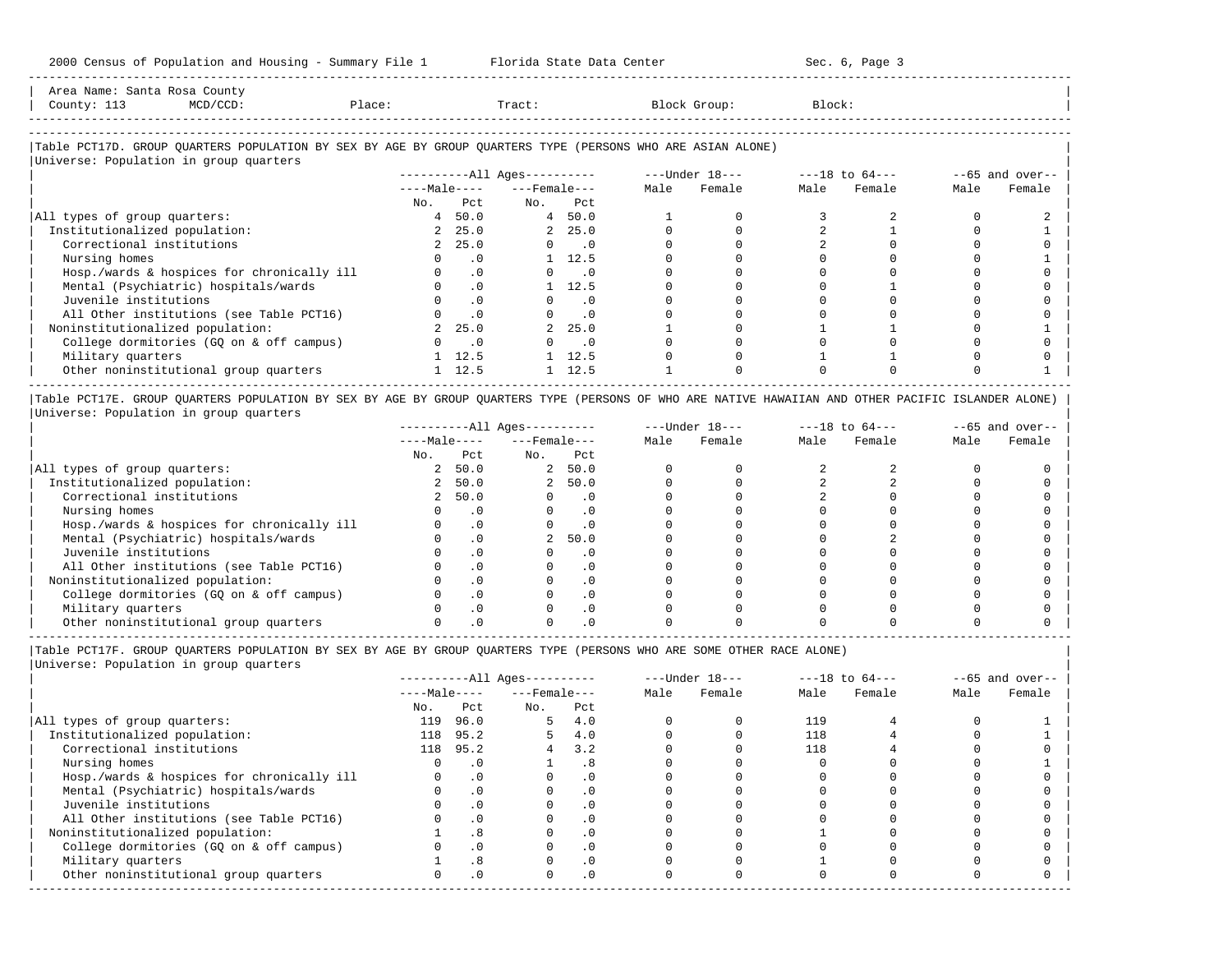Area Name: Santa Rosa County
County: 113 MCD/CCD: Place: Tract: Block Group: Block:

### Table PCT17D. GROUP QUARTERS POPULATION BY SEX BY AGE BY GROUP QUARTERS TYPE (PERSONS WHO ARE ASIAN ALONE)

Universe: Population in group quarters

| | All Ages | | | | Under 18 | | 18 to 64 | | 65 and over | |
|---|---|---|---|---|---|---|---|---|---|---|
| | Male | | Female | | | | | | | |
| | No. | Pct | No. | Pct | Male | Female | Male | Female | Male | Female |
| All types of group quarters: | 4 | 50.0 | 4 | 50.0 | 1 | 0 | 3 | 2 | 0 | 2 |
| Institutionalized population: | 2 | 25.0 | 2 | 25.0 | 0 | 0 | 2 | 1 | 0 | 1 |
| Correctional institutions | 2 | 25.0 | 0 | .0 | 0 | 0 | 2 | 0 | 0 | 0 |
| Nursing homes | 0 | .0 | 1 | 12.5 | 0 | 0 | 0 | 0 | 0 | 1 |
| Hosp./wards & hospices for chronically ill | 0 | .0 | 0 | .0 | 0 | 0 | 0 | 0 | 0 | 0 |
| Mental (Psychiatric) hospitals/wards | 0 | .0 | 1 | 12.5 | 0 | 0 | 0 | 1 | 0 | 0 |
| Juvenile institutions | 0 | .0 | 0 | .0 | 0 | 0 | 0 | 0 | 0 | 0 |
| All Other institutions (see Table PCT16) | 0 | .0 | 0 | .0 | 0 | 0 | 0 | 0 | 0 | 0 |
| Noninstitutionalized population: | 2 | 25.0 | 2 | 25.0 | 1 | 0 | 1 | 1 | 0 | 1 |
| College dormitories (GQ on & off campus) | 0 | .0 | 0 | .0 | 0 | 0 | 0 | 0 | 0 | 0 |
| Military quarters | 1 | 12.5 | 1 | 12.5 | 0 | 0 | 1 | 1 | 0 | 0 |
| Other noninstitutional group quarters | 1 | 12.5 | 1 | 12.5 | 1 | 0 | 0 | 0 | 0 | 1 |

### Table PCT17E. GROUP QUARTERS POPULATION BY SEX BY AGE BY GROUP QUARTERS TYPE (PERSONS OF WHO ARE NATIVE HAWAIIAN AND OTHER PACIFIC ISLANDER ALONE)

Universe: Population in group quarters

| | All Ages | | | | Under 18 | | 18 to 64 | | 65 and over | |
|---|---|---|---|---|---|---|---|---|---|---|
| | Male | | Female | | | | | | | |
| | No. | Pct | No. | Pct | Male | Female | Male | Female | Male | Female |
| All types of group quarters: | 2 | 50.0 | 2 | 50.0 | 0 | 0 | 2 | 2 | 0 | 0 |
| Institutionalized population: | 2 | 50.0 | 2 | 50.0 | 0 | 0 | 2 | 2 | 0 | 0 |
| Correctional institutions | 2 | 50.0 | 0 | .0 | 0 | 0 | 2 | 0 | 0 | 0 |
| Nursing homes | 0 | .0 | 0 | .0 | 0 | 0 | 0 | 0 | 0 | 0 |
| Hosp./wards & hospices for chronically ill | 0 | .0 | 0 | .0 | 0 | 0 | 0 | 0 | 0 | 0 |
| Mental (Psychiatric) hospitals/wards | 0 | .0 | 2 | 50.0 | 0 | 0 | 0 | 2 | 0 | 0 |
| Juvenile institutions | 0 | .0 | 0 | .0 | 0 | 0 | 0 | 0 | 0 | 0 |
| All Other institutions (see Table PCT16) | 0 | .0 | 0 | .0 | 0 | 0 | 0 | 0 | 0 | 0 |
| Noninstitutionalized population: | 0 | .0 | 0 | .0 | 0 | 0 | 0 | 0 | 0 | 0 |
| College dormitories (GQ on & off campus) | 0 | .0 | 0 | .0 | 0 | 0 | 0 | 0 | 0 | 0 |
| Military quarters | 0 | .0 | 0 | .0 | 0 | 0 | 0 | 0 | 0 | 0 |
| Other noninstitutional group quarters | 0 | .0 | 0 | .0 | 0 | 0 | 0 | 0 | 0 | 0 |

### Table PCT17F. GROUP QUARTERS POPULATION BY SEX BY AGE BY GROUP QUARTERS TYPE (PERSONS WHO ARE SOME OTHER RACE ALONE)

Universe: Population in group quarters

| | All Ages | | | | Under 18 | | 18 to 64 | | 65 and over | |
|---|---|---|---|---|---|---|---|---|---|---|
| | Male | | Female | | | | | | | |
| | No. | Pct | No. | Pct | Male | Female | Male | Female | Male | Female |
| All types of group quarters: | 119 | 96.0 | 5 | 4.0 | 0 | 0 | 119 | 4 | 0 | 1 |
| Institutionalized population: | 118 | 95.2 | 5 | 4.0 | 0 | 0 | 118 | 4 | 0 | 1 |
| Correctional institutions | 118 | 95.2 | 4 | 3.2 | 0 | 0 | 118 | 4 | 0 | 0 |
| Nursing homes | 0 | .0 | 1 | .8 | 0 | 0 | 0 | 0 | 0 | 1 |
| Hosp./wards & hospices for chronically ill | 0 | .0 | 0 | .0 | 0 | 0 | 0 | 0 | 0 | 0 |
| Mental (Psychiatric) hospitals/wards | 0 | .0 | 0 | .0 | 0 | 0 | 0 | 0 | 0 | 0 |
| Juvenile institutions | 0 | .0 | 0 | .0 | 0 | 0 | 0 | 0 | 0 | 0 |
| All Other institutions (see Table PCT16) | 0 | .0 | 0 | .0 | 0 | 0 | 0 | 0 | 0 | 0 |
| Noninstitutionalized population: | 1 | .8 | 0 | .0 | 0 | 0 | 1 | 0 | 0 | 0 |
| College dormitories (GQ on & off campus) | 0 | .0 | 0 | .0 | 0 | 0 | 0 | 0 | 0 | 0 |
| Military quarters | 1 | .8 | 0 | .0 | 0 | 0 | 1 | 0 | 0 | 0 |
| Other noninstitutional group quarters | 0 | .0 | 0 | .0 | 0 | 0 | 0 | 0 | 0 | 0 |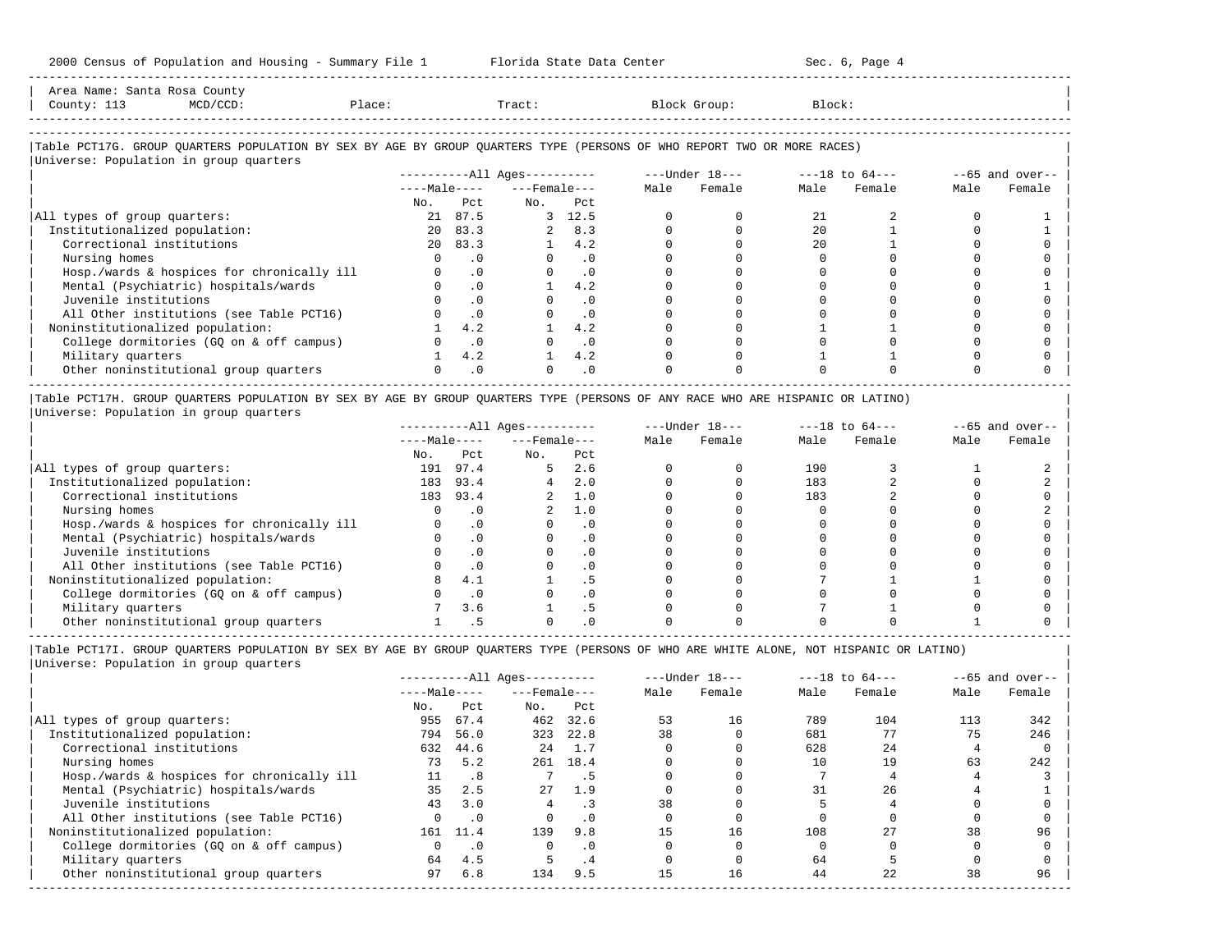Area Name: Santa Rosa County
County: 113 MCD/CCD: Place: Tract: Block Group: Block:

### Table PCT17G. GROUP QUARTERS POPULATION BY SEX BY AGE BY GROUP QUARTERS TYPE (PERSONS OF WHO REPORT TWO OR MORE RACES)

Universe: Population in group quarters

| | All Ages | | | | Under 18 | | 18 to 64 | | 65 and over | |
|---|---|---|---|---|---|---|---|---|---|---|
| | Male | | Female | | | | | | | |
| | No. | Pct | No. | Pct | Male | Female | Male | Female | Male | Female |
| All types of group quarters: | 21 | 87.5 | 3 | 12.5 | 0 | 0 | 21 | 2 | 0 | 1 |
| Institutionalized population: | 20 | 83.3 | 2 | 8.3 | 0 | 0 | 20 | 1 | 0 | 1 |
| Correctional institutions | 20 | 83.3 | 1 | 4.2 | 0 | 0 | 20 | 1 | 0 | 0 |
| Nursing homes | 0 | .0 | 0 | .0 | 0 | 0 | 0 | 0 | 0 | 0 |
| Hosp./wards & hospices for chronically ill | 0 | .0 | 0 | .0 | 0 | 0 | 0 | 0 | 0 | 0 |
| Mental (Psychiatric) hospitals/wards | 0 | .0 | 1 | 4.2 | 0 | 0 | 0 | 0 | 0 | 1 |
| Juvenile institutions | 0 | .0 | 0 | .0 | 0 | 0 | 0 | 0 | 0 | 0 |
| All Other institutions (see Table PCT16) | 0 | .0 | 0 | .0 | 0 | 0 | 0 | 0 | 0 | 0 |
| Noninstitutionalized population: | 1 | 4.2 | 1 | 4.2 | 0 | 0 | 1 | 1 | 0 | 0 |
| College dormitories (GQ on & off campus) | 0 | .0 | 0 | .0 | 0 | 0 | 0 | 0 | 0 | 0 |
| Military quarters | 1 | 4.2 | 1 | 4.2 | 0 | 0 | 1 | 1 | 0 | 0 |
| Other noninstitutional group quarters | 0 | .0 | 0 | .0 | 0 | 0 | 0 | 0 | 0 | 0 |

### Table PCT17H. GROUP QUARTERS POPULATION BY SEX BY AGE BY GROUP QUARTERS TYPE (PERSONS OF ANY RACE WHO ARE HISPANIC OR LATINO)

Universe: Population in group quarters

| | All Ages | | | | Under 18 | | 18 to 64 | | 65 and over | |
|---|---|---|---|---|---|---|---|---|---|---|
| | Male | | Female | | | | | | | |
| | No. | Pct | No. | Pct | Male | Female | Male | Female | Male | Female |
| All types of group quarters: | 191 | 97.4 | 5 | 2.6 | 0 | 0 | 190 | 3 | 1 | 2 |
| Institutionalized population: | 183 | 93.4 | 4 | 2.0 | 0 | 0 | 183 | 2 | 0 | 2 |
| Correctional institutions | 183 | 93.4 | 2 | 1.0 | 0 | 0 | 183 | 2 | 0 | 0 |
| Nursing homes | 0 | .0 | 2 | 1.0 | 0 | 0 | 0 | 0 | 0 | 2 |
| Hosp./wards & hospices for chronically ill | 0 | .0 | 0 | .0 | 0 | 0 | 0 | 0 | 0 | 0 |
| Mental (Psychiatric) hospitals/wards | 0 | .0 | 0 | .0 | 0 | 0 | 0 | 0 | 0 | 0 |
| Juvenile institutions | 0 | .0 | 0 | .0 | 0 | 0 | 0 | 0 | 0 | 0 |
| All Other institutions (see Table PCT16) | 0 | .0 | 0 | .0 | 0 | 0 | 0 | 0 | 0 | 0 |
| Noninstitutionalized population: | 8 | 4.1 | 1 | .5 | 0 | 0 | 7 | 1 | 1 | 0 |
| College dormitories (GQ on & off campus) | 0 | .0 | 0 | .0 | 0 | 0 | 0 | 0 | 0 | 0 |
| Military quarters | 7 | 3.6 | 1 | .5 | 0 | 0 | 7 | 1 | 0 | 0 |
| Other noninstitutional group quarters | 1 | .5 | 0 | .0 | 0 | 0 | 0 | 0 | 1 | 0 |

### Table PCT17I. GROUP QUARTERS POPULATION BY SEX BY AGE BY GROUP QUARTERS TYPE (PERSONS OF WHO ARE WHITE ALONE, NOT HISPANIC OR LATINO)

Universe: Population in group quarters

| | All Ages | | | | Under 18 | | 18 to 64 | | 65 and over | |
|---|---|---|---|---|---|---|---|---|---|---|
| | Male | | Female | | | | | | | |
| | No. | Pct | No. | Pct | Male | Female | Male | Female | Male | Female |
| All types of group quarters: | 955 | 67.4 | 462 | 32.6 | 53 | 16 | 789 | 104 | 113 | 342 |
| Institutionalized population: | 794 | 56.0 | 323 | 22.8 | 38 | 0 | 681 | 77 | 75 | 246 |
| Correctional institutions | 632 | 44.6 | 24 | 1.7 | 0 | 0 | 628 | 24 | 4 | 0 |
| Nursing homes | 73 | 5.2 | 261 | 18.4 | 0 | 0 | 10 | 19 | 63 | 242 |
| Hosp./wards & hospices for chronically ill | 11 | .8 | 7 | .5 | 0 | 0 | 7 | 4 | 4 | 3 |
| Mental (Psychiatric) hospitals/wards | 35 | 2.5 | 27 | 1.9 | 0 | 0 | 31 | 26 | 4 | 1 |
| Juvenile institutions | 43 | 3.0 | 4 | .3 | 38 | 0 | 5 | 4 | 0 | 0 |
| All Other institutions (see Table PCT16) | 0 | .0 | 0 | .0 | 0 | 0 | 0 | 0 | 0 | 0 |
| Noninstitutionalized population: | 161 | 11.4 | 139 | 9.8 | 15 | 16 | 108 | 27 | 38 | 96 |
| College dormitories (GQ on & off campus) | 0 | .0 | 0 | .0 | 0 | 0 | 0 | 0 | 0 | 0 |
| Military quarters | 64 | 4.5 | 5 | .4 | 0 | 0 | 64 | 5 | 0 | 0 |
| Other noninstitutional group quarters | 97 | 6.8 | 134 | 9.5 | 15 | 16 | 44 | 22 | 38 | 96 |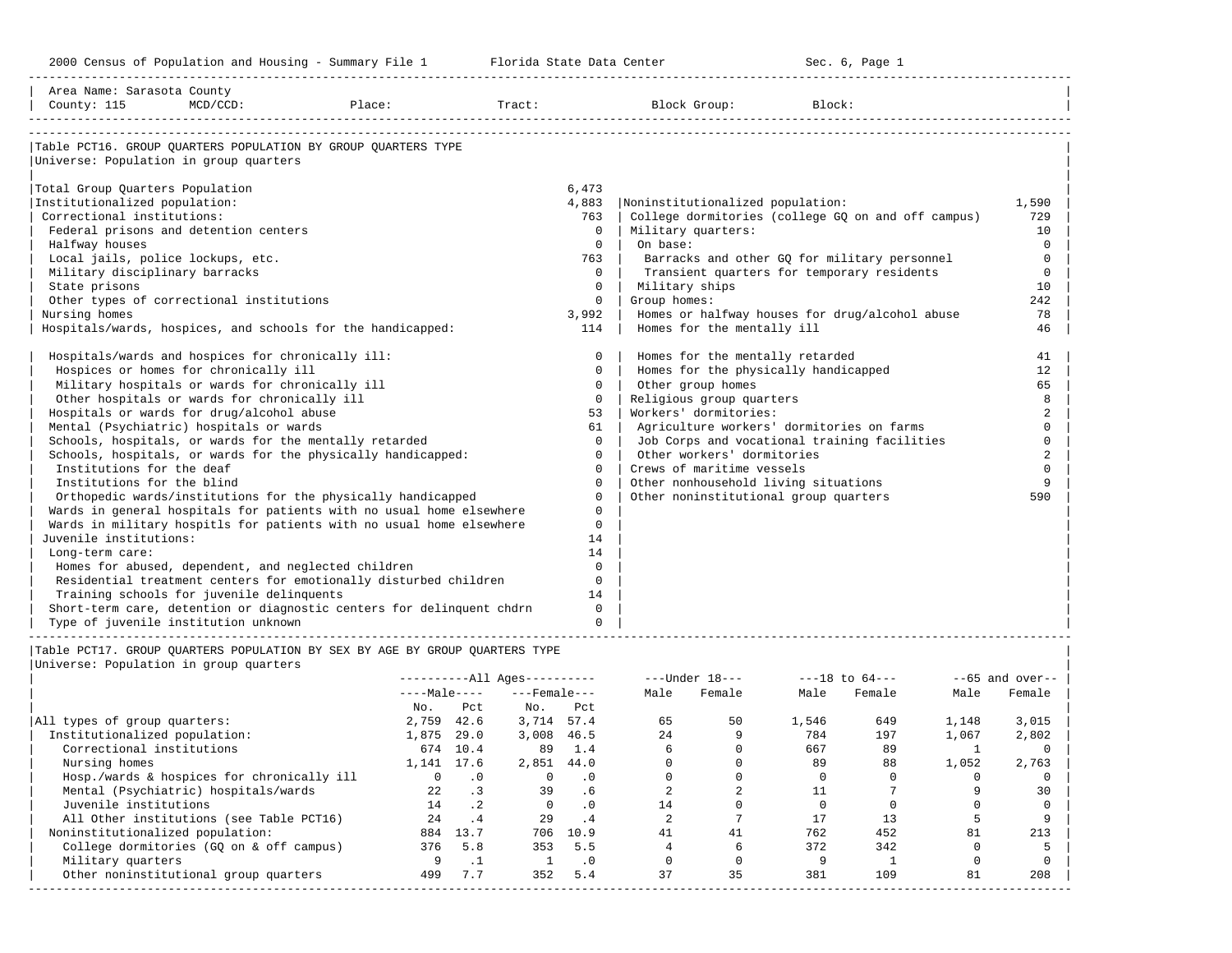2000 Census of Population and Housing - Summary File 1 | Florida State Data Center | Sec. 6, Page 1

Area Name: Sarasota County
County: 115 MCD/CCD: Place: Tract: Block Group: Block:

## Table PCT16. GROUP QUARTERS POPULATION BY GROUP QUARTERS TYPE

Universe: Population in group quarters

| Category | Count |
|---|---|
| Total Group Quarters Population | 6,473 |
| Institutionalized population: | 4,883 |
| Correctional institutions: | 763 |
| Federal prisons and detention centers | 0 |
| Halfway houses | 0 |
| Local jails, police lockups, etc. | 763 |
| Military disciplinary barracks | 0 |
| State prisons | 0 |
| Other types of correctional institutions | 0 |
| Nursing homes | 3,992 |
| Hospitals/wards, hospices, and schools for the handicapped: | 114 |
| Hospitals/wards and hospices for chronically ill: | 0 |
| Hospices or homes for chronically ill | 0 |
| Military hospitals or wards for chronically ill | 0 |
| Other hospitals or wards for chronically ill | 0 |
| Hospitals or wards for drug/alcohol abuse | 53 |
| Mental (Psychiatric) hospitals or wards | 61 |
| Schools, hospitals, or wards for the mentally retarded | 0 |
| Schools, hospitals, or wards for the physically handicapped: | 0 |
| Institutions for the deaf | 0 |
| Institutions for the blind | 0 |
| Orthopedic wards/institutions for the physically handicapped | 0 |
| Wards in general hospitals for patients with no usual home elsewhere | 0 |
| Wards in military hospitls for patients with no usual home elsewhere | 0 |
| Juvenile institutions: | 14 |
| Long-term care: | 14 |
| Homes for abused, dependent, and neglected children | 0 |
| Residential treatment centers for emotionally disturbed children | 0 |
| Training schools for juvenile delinquents | 14 |
| Short-term care, detention or diagnostic centers for delinquent chdrn | 0 |
| Type of juvenile institution unknown | 0 |

| Category | Count |
|---|---|
| Noninstitutionalized population: | 1,590 |
| College dormitories (college GQ on and off campus) | 729 |
| Military quarters: | 10 |
| On base: | 0 |
| Barracks and other GQ for military personnel | 0 |
| Transient quarters for temporary residents | 0 |
| Military ships | 10 |
| Group homes: | 242 |
| Homes or halfway houses for drug/alcohol abuse | 78 |
| Homes for the mentally ill | 46 |
| Homes for the mentally retarded | 41 |
| Homes for the physically handicapped | 12 |
| Other group homes | 65 |
| Religious group quarters | 8 |
| Workers' dormitories: | 2 |
| Agriculture workers' dormitories on farms | 0 |
| Job Corps and vocational training facilities | 0 |
| Other workers' dormitories | 2 |
| Crews of maritime vessels | 0 |
| Other nonhousehold living situations | 9 |
| Other noninstitutional group quarters | 590 |

## Table PCT17. GROUP QUARTERS POPULATION BY SEX BY AGE BY GROUP QUARTERS TYPE

Universe: Population in group quarters

| | All Ages | | | | Under 18 | | 18 to 64 | | 65 and over | |
|---|---|---|---|---|---|---|---|---|---|---|
| | Male | | Female | | | | | | | |
| | No. | Pct | No. | Pct | Male | Female | Male | Female | Male | Female |
| All types of group quarters: | 2,759 | 42.6 | 3,714 | 57.4 | 65 | 50 | 1,546 | 649 | 1,148 | 3,015 |
| Institutionalized population: | 1,875 | 29.0 | 3,008 | 46.5 | 24 | 9 | 784 | 197 | 1,067 | 2,802 |
| Correctional institutions | 674 | 10.4 | 89 | 1.4 | 6 | 0 | 667 | 89 | 1 | 0 |
| Nursing homes | 1,141 | 17.6 | 2,851 | 44.0 | 0 | 0 | 89 | 88 | 1,052 | 2,763 |
| Hosp./wards & hospices for chronically ill | 0 | .0 | 0 | .0 | 0 | 0 | 0 | 0 | 0 | 0 |
| Mental (Psychiatric) hospitals/wards | 22 | .3 | 39 | .6 | 2 | 2 | 11 | 7 | 9 | 30 |
| Juvenile institutions | 14 | .2 | 0 | .0 | 14 | 0 | 0 | 0 | 0 | 0 |
| All Other institutions (see Table PCT16) | 24 | .4 | 29 | .4 | 2 | 7 | 17 | 13 | 5 | 9 |
| Noninstitutionalized population: | 884 | 13.7 | 706 | 10.9 | 41 | 41 | 762 | 452 | 81 | 213 |
| College dormitories (GQ on & off campus) | 376 | 5.8 | 353 | 5.5 | 4 | 6 | 372 | 342 | 0 | 5 |
| Military quarters | 9 | .1 | 1 | .0 | 0 | 0 | 9 | 1 | 0 | 0 |
| Other noninstitutional group quarters | 499 | 7.7 | 352 | 5.4 | 37 | 35 | 381 | 109 | 81 | 208 |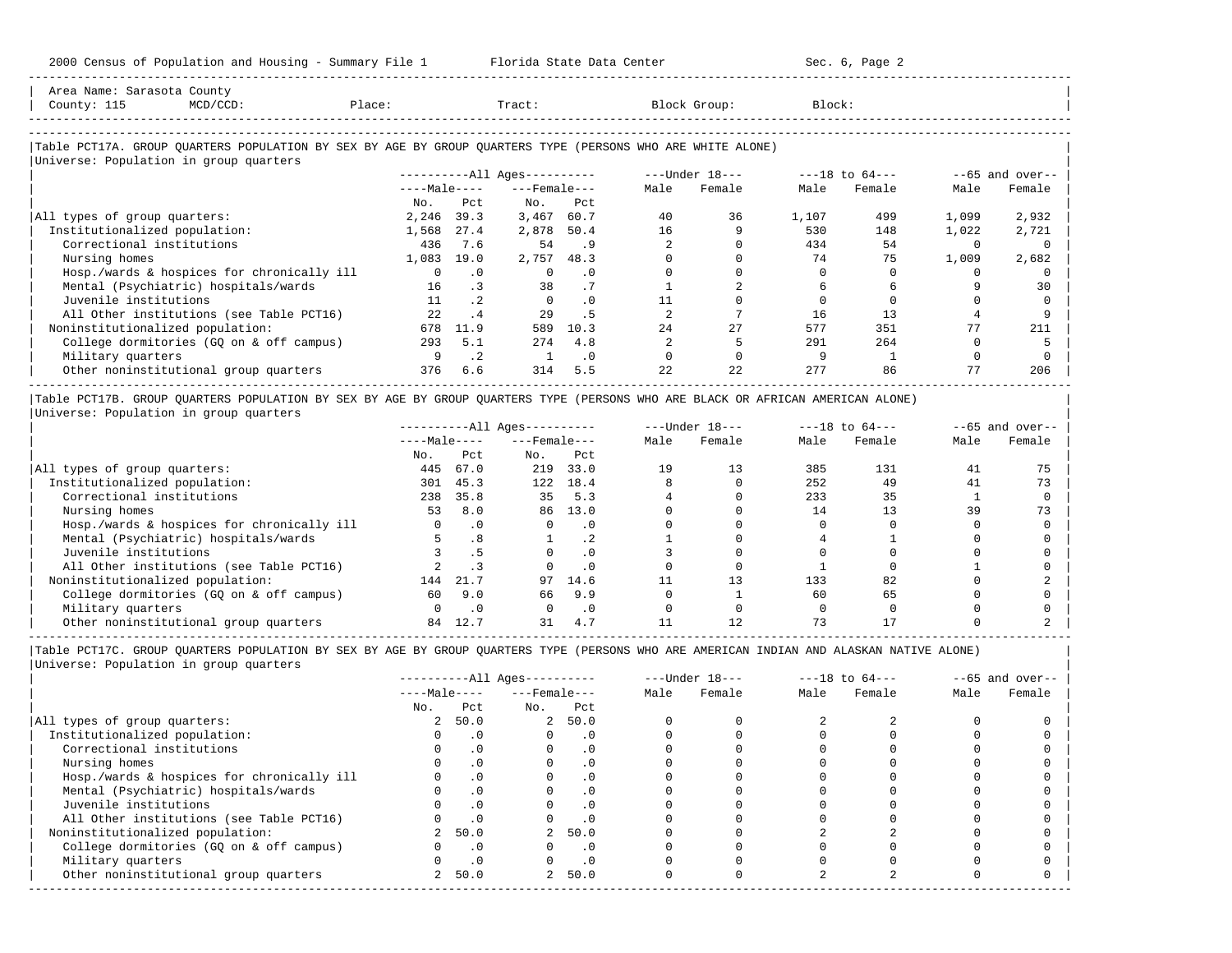Area Name: Sarasota County
County: 115 MCD/CCD: Place: Tract: Block Group: Block:

## Table PCT17A. GROUP QUARTERS POPULATION BY SEX BY AGE BY GROUP QUARTERS TYPE (PERSONS WHO ARE WHITE ALONE)

Universe: Population in group quarters

| | All Ages | | | | Under 18 | | 18 to 64 | | 65 and over | |
|---|---|---|---|---|---|---|---|---|---|---|
| | Male | | Female | | | | | | | |
| | No. | Pct | No. | Pct | Male | Female | Male | Female | Male | Female |
| All types of group quarters: | 2,246 | 39.3 | 3,467 | 60.7 | 40 | 36 | 1,107 | 499 | 1,099 | 2,932 |
| Institutionalized population: | 1,568 | 27.4 | 2,878 | 50.4 | 16 | 9 | 530 | 148 | 1,022 | 2,721 |
| Correctional institutions | 436 | 7.6 | 54 | .9 | 2 | 0 | 434 | 54 | 0 | 0 |
| Nursing homes | 1,083 | 19.0 | 2,757 | 48.3 | 0 | 0 | 74 | 75 | 1,009 | 2,682 |
| Hosp./wards & hospices for chronically ill | 0 | .0 | 0 | .0 | 0 | 0 | 0 | 0 | 0 | 0 |
| Mental (Psychiatric) hospitals/wards | 16 | .3 | 38 | .7 | 1 | 2 | 6 | 6 | 9 | 30 |
| Juvenile institutions | 11 | .2 | 0 | .0 | 11 | 0 | 0 | 0 | 0 | 0 |
| All Other institutions (see Table PCT16) | 22 | .4 | 29 | .5 | 2 | 7 | 16 | 13 | 4 | 9 |
| Noninstitutionalized population: | 678 | 11.9 | 589 | 10.3 | 24 | 27 | 577 | 351 | 77 | 211 |
| College dormitories (GQ on & off campus) | 293 | 5.1 | 274 | 4.8 | 2 | 5 | 291 | 264 | 0 | 5 |
| Military quarters | 9 | .2 | 1 | .0 | 0 | 0 | 9 | 1 | 0 | 0 |
| Other noninstitutional group quarters | 376 | 6.6 | 314 | 5.5 | 22 | 22 | 277 | 86 | 77 | 206 |

## Table PCT17B. GROUP QUARTERS POPULATION BY SEX BY AGE BY GROUP QUARTERS TYPE (PERSONS WHO ARE BLACK OR AFRICAN AMERICAN ALONE)

Universe: Population in group quarters

| | All Ages | | | | Under 18 | | 18 to 64 | | 65 and over | |
|---|---|---|---|---|---|---|---|---|---|---|
| | Male | | Female | | | | | | | |
| | No. | Pct | No. | Pct | Male | Female | Male | Female | Male | Female |
| All types of group quarters: | 445 | 67.0 | 219 | 33.0 | 19 | 13 | 385 | 131 | 41 | 75 |
| Institutionalized population: | 301 | 45.3 | 122 | 18.4 | 8 | 0 | 252 | 49 | 41 | 73 |
| Correctional institutions | 238 | 35.8 | 35 | 5.3 | 4 | 0 | 233 | 35 | 1 | 0 |
| Nursing homes | 53 | 8.0 | 86 | 13.0 | 0 | 0 | 14 | 13 | 39 | 73 |
| Hosp./wards & hospices for chronically ill | 0 | .0 | 0 | .0 | 0 | 0 | 0 | 0 | 0 | 0 |
| Mental (Psychiatric) hospitals/wards | 5 | .8 | 1 | .2 | 1 | 0 | 4 | 1 | 0 | 0 |
| Juvenile institutions | 3 | .5 | 0 | .0 | 3 | 0 | 0 | 0 | 0 | 0 |
| All Other institutions (see Table PCT16) | 2 | .3 | 0 | .0 | 0 | 0 | 1 | 0 | 1 | 0 |
| Noninstitutionalized population: | 144 | 21.7 | 97 | 14.6 | 11 | 13 | 133 | 82 | 0 | 2 |
| College dormitories (GQ on & off campus) | 60 | 9.0 | 66 | 9.9 | 0 | 1 | 60 | 65 | 0 | 0 |
| Military quarters | 0 | .0 | 0 | .0 | 0 | 0 | 0 | 0 | 0 | 0 |
| Other noninstitutional group quarters | 84 | 12.7 | 31 | 4.7 | 11 | 12 | 73 | 17 | 0 | 2 |

## Table PCT17C. GROUP QUARTERS POPULATION BY SEX BY AGE BY GROUP QUARTERS TYPE (PERSONS WHO ARE AMERICAN INDIAN AND ALASKAN NATIVE ALONE)

Universe: Population in group quarters

| | All Ages | | | | Under 18 | | 18 to 64 | | 65 and over | |
|---|---|---|---|---|---|---|---|---|---|---|
| | Male | | Female | | | | | | | |
| | No. | Pct | No. | Pct | Male | Female | Male | Female | Male | Female |
| All types of group quarters: | 2 | 50.0 | 2 | 50.0 | 0 | 0 | 2 | 2 | 0 | 0 |
| Institutionalized population: | 0 | .0 | 0 | .0 | 0 | 0 | 0 | 0 | 0 | 0 |
| Correctional institutions | 0 | .0 | 0 | .0 | 0 | 0 | 0 | 0 | 0 | 0 |
| Nursing homes | 0 | .0 | 0 | .0 | 0 | 0 | 0 | 0 | 0 | 0 |
| Hosp./wards & hospices for chronically ill | 0 | .0 | 0 | .0 | 0 | 0 | 0 | 0 | 0 | 0 |
| Mental (Psychiatric) hospitals/wards | 0 | .0 | 0 | .0 | 0 | 0 | 0 | 0 | 0 | 0 |
| Juvenile institutions | 0 | .0 | 0 | .0 | 0 | 0 | 0 | 0 | 0 | 0 |
| All Other institutions (see Table PCT16) | 0 | .0 | 0 | .0 | 0 | 0 | 0 | 0 | 0 | 0 |
| Noninstitutionalized population: | 2 | 50.0 | 2 | 50.0 | 0 | 0 | 2 | 2 | 0 | 0 |
| College dormitories (GQ on & off campus) | 0 | .0 | 0 | .0 | 0 | 0 | 0 | 0 | 0 | 0 |
| Military quarters | 0 | .0 | 0 | .0 | 0 | 0 | 0 | 0 | 0 | 0 |
| Other noninstitutional group quarters | 2 | 50.0 | 2 | 50.0 | 0 | 0 | 2 | 2 | 0 | 0 |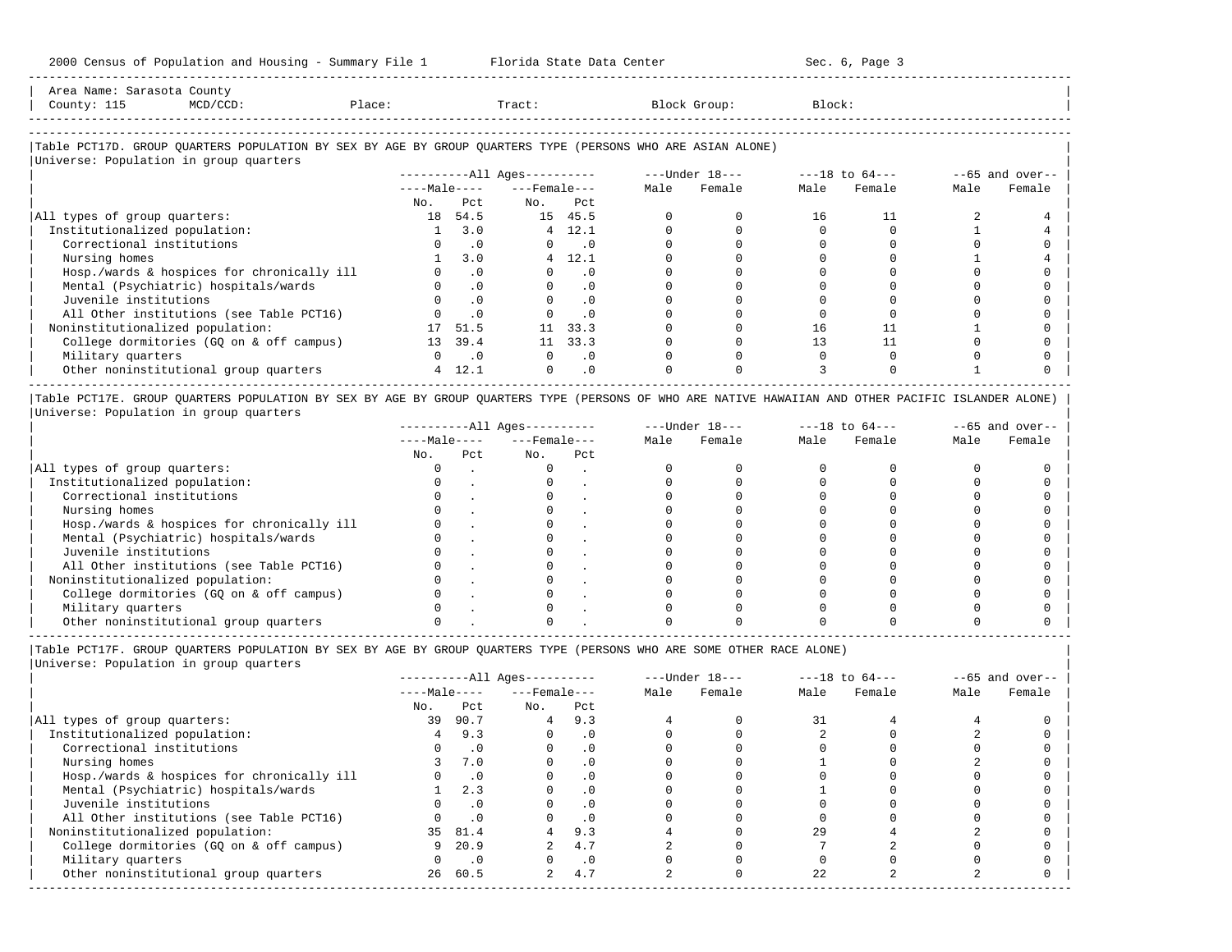Area Name: Sarasota County
County: 115 MCD/CCD: Place: Tract: Block Group: Block:

### Table PCT17D. GROUP QUARTERS POPULATION BY SEX BY AGE BY GROUP QUARTERS TYPE (PERSONS WHO ARE ASIAN ALONE)

Universe: Population in group quarters

| | All Ages Male No. | All Ages Male Pct | All Ages Female No. | All Ages Female Pct | Under 18 Male | Under 18 Female | 18 to 64 Male | 18 to 64 Female | 65 and over Male | 65 and over Female |
|---|---|---|---|---|---|---|---|---|---|---|
| All types of group quarters: | 18 | 54.5 | 15 | 45.5 | 0 | 0 | 16 | 11 | 2 | 4 |
| Institutionalized population: | 1 | 3.0 | 4 | 12.1 | 0 | 0 | 0 | 0 | 1 | 4 |
| Correctional institutions | 0 | .0 | 0 | .0 | 0 | 0 | 0 | 0 | 0 | 0 |
| Nursing homes | 1 | 3.0 | 4 | 12.1 | 0 | 0 | 0 | 0 | 1 | 4 |
| Hosp./wards & hospices for chronically ill | 0 | .0 | 0 | .0 | 0 | 0 | 0 | 0 | 0 | 0 |
| Mental (Psychiatric) hospitals/wards | 0 | .0 | 0 | .0 | 0 | 0 | 0 | 0 | 0 | 0 |
| Juvenile institutions | 0 | .0 | 0 | .0 | 0 | 0 | 0 | 0 | 0 | 0 |
| All Other institutions (see Table PCT16) | 0 | .0 | 0 | .0 | 0 | 0 | 0 | 0 | 0 | 0 |
| Noninstitutionalized population: | 17 | 51.5 | 11 | 33.3 | 0 | 0 | 16 | 11 | 1 | 0 |
| College dormitories (GQ on & off campus) | 13 | 39.4 | 11 | 33.3 | 0 | 0 | 13 | 11 | 0 | 0 |
| Military quarters | 0 | .0 | 0 | .0 | 0 | 0 | 0 | 0 | 0 | 0 |
| Other noninstitutional group quarters | 4 | 12.1 | 0 | .0 | 0 | 0 | 3 | 0 | 1 | 0 |

### Table PCT17E. GROUP QUARTERS POPULATION BY SEX BY AGE BY GROUP QUARTERS TYPE (PERSONS OF WHO ARE NATIVE HAWAIIAN AND OTHER PACIFIC ISLANDER ALONE)

Universe: Population in group quarters

| | All Ages Male No. | All Ages Male Pct | All Ages Female No. | All Ages Female Pct | Under 18 Male | Under 18 Female | 18 to 64 Male | 18 to 64 Female | 65 and over Male | 65 and over Female |
|---|---|---|---|---|---|---|---|---|---|---|
| All types of group quarters: | 0 | . | 0 | . | 0 | 0 | 0 | 0 | 0 | 0 |
| Institutionalized population: | 0 | . | 0 | . | 0 | 0 | 0 | 0 | 0 | 0 |
| Correctional institutions | 0 | . | 0 | . | 0 | 0 | 0 | 0 | 0 | 0 |
| Nursing homes | 0 | . | 0 | . | 0 | 0 | 0 | 0 | 0 | 0 |
| Hosp./wards & hospices for chronically ill | 0 | . | 0 | . | 0 | 0 | 0 | 0 | 0 | 0 |
| Mental (Psychiatric) hospitals/wards | 0 | . | 0 | . | 0 | 0 | 0 | 0 | 0 | 0 |
| Juvenile institutions | 0 | . | 0 | . | 0 | 0 | 0 | 0 | 0 | 0 |
| All Other institutions (see Table PCT16) | 0 | . | 0 | . | 0 | 0 | 0 | 0 | 0 | 0 |
| Noninstitutionalized population: | 0 | . | 0 | . | 0 | 0 | 0 | 0 | 0 | 0 |
| College dormitories (GQ on & off campus) | 0 | . | 0 | . | 0 | 0 | 0 | 0 | 0 | 0 |
| Military quarters | 0 | . | 0 | . | 0 | 0 | 0 | 0 | 0 | 0 |
| Other noninstitutional group quarters | 0 | . | 0 | . | 0 | 0 | 0 | 0 | 0 | 0 |

### Table PCT17F. GROUP QUARTERS POPULATION BY SEX BY AGE BY GROUP QUARTERS TYPE (PERSONS WHO ARE SOME OTHER RACE ALONE)

Universe: Population in group quarters

| | All Ages Male No. | All Ages Male Pct | All Ages Female No. | All Ages Female Pct | Under 18 Male | Under 18 Female | 18 to 64 Male | 18 to 64 Female | 65 and over Male | 65 and over Female |
|---|---|---|---|---|---|---|---|---|---|---|
| All types of group quarters: | 39 | 90.7 | 4 | 9.3 | 4 | 0 | 31 | 4 | 4 | 0 |
| Institutionalized population: | 4 | 9.3 | 0 | .0 | 0 | 0 | 2 | 0 | 2 | 0 |
| Correctional institutions | 0 | .0 | 0 | .0 | 0 | 0 | 0 | 0 | 0 | 0 |
| Nursing homes | 3 | 7.0 | 0 | .0 | 0 | 0 | 1 | 0 | 2 | 0 |
| Hosp./wards & hospices for chronically ill | 0 | .0 | 0 | .0 | 0 | 0 | 0 | 0 | 0 | 0 |
| Mental (Psychiatric) hospitals/wards | 1 | 2.3 | 0 | .0 | 0 | 0 | 1 | 0 | 0 | 0 |
| Juvenile institutions | 0 | .0 | 0 | .0 | 0 | 0 | 0 | 0 | 0 | 0 |
| All Other institutions (see Table PCT16) | 0 | .0 | 0 | .0 | 0 | 0 | 0 | 0 | 0 | 0 |
| Noninstitutionalized population: | 35 | 81.4 | 4 | 9.3 | 4 | 0 | 29 | 4 | 2 | 0 |
| College dormitories (GQ on & off campus) | 9 | 20.9 | 2 | 4.7 | 2 | 0 | 7 | 2 | 0 | 0 |
| Military quarters | 0 | .0 | 0 | .0 | 0 | 0 | 0 | 0 | 0 | 0 |
| Other noninstitutional group quarters | 26 | 60.5 | 2 | 4.7 | 2 | 0 | 22 | 2 | 2 | 0 |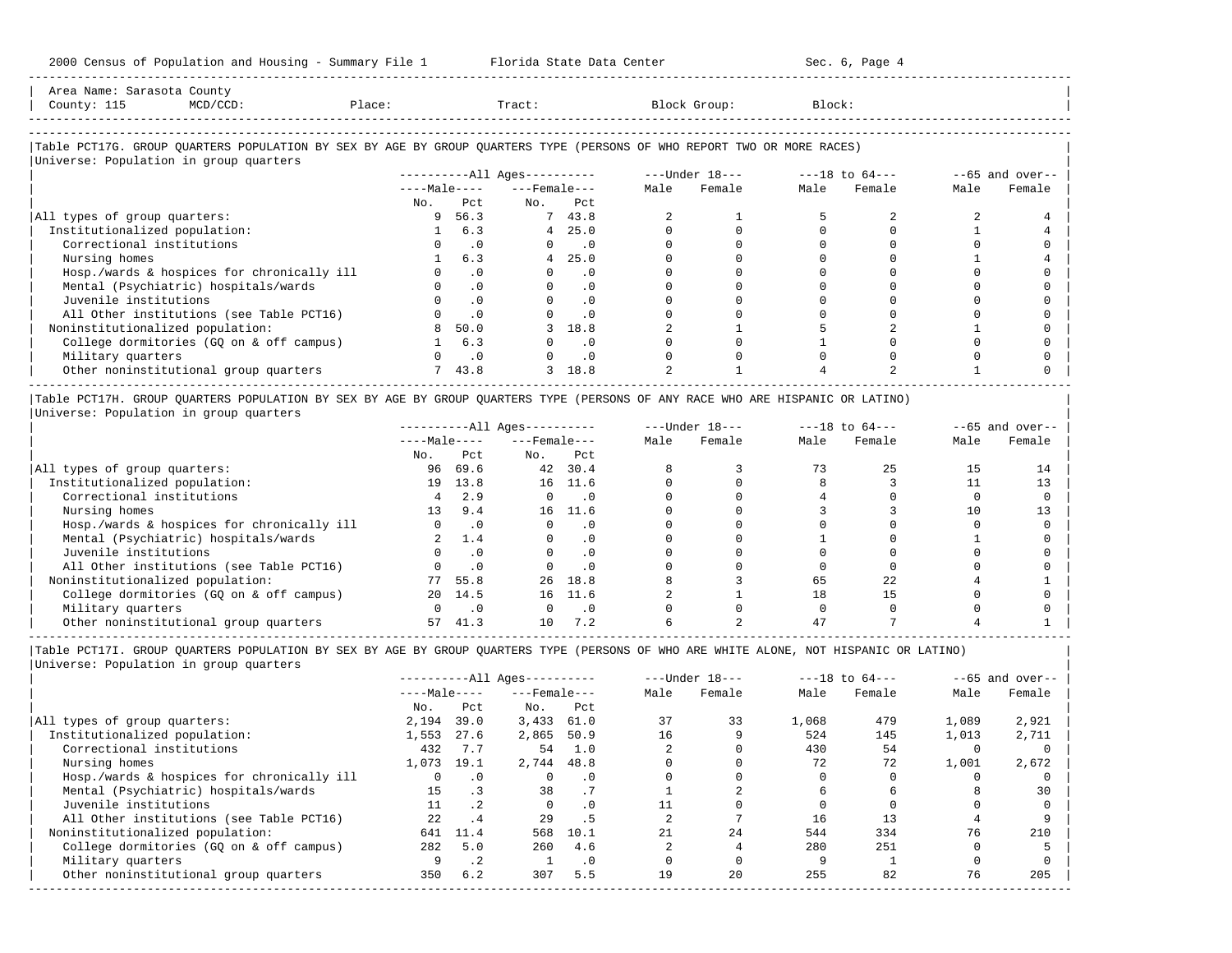Area Name: Sarasota County
County: 115 MCD/CCD: Place: Tract: Block Group: Block:

### Table PCT17G. GROUP QUARTERS POPULATION BY SEX BY AGE BY GROUP QUARTERS TYPE (PERSONS OF WHO REPORT TWO OR MORE RACES)

Universe: Population in group quarters

| | All Ages | | | | Under 18 | | 18 to 64 | | 65 and over | |
|---|---|---|---|---|---|---|---|---|---|---|
| | Male | | Female | | | | | | | |
| | No. | Pct | No. | Pct | Male | Female | Male | Female | Male | Female |
| All types of group quarters: | 9 | 56.3 | 7 | 43.8 | 2 | 1 | 5 | 2 | 2 | 4 |
| Institutionalized population: | 1 | 6.3 | 4 | 25.0 | 0 | 0 | 0 | 0 | 1 | 4 |
| Correctional institutions | 0 | .0 | 0 | .0 | 0 | 0 | 0 | 0 | 0 | 0 |
| Nursing homes | 1 | 6.3 | 4 | 25.0 | 0 | 0 | 0 | 0 | 1 | 4 |
| Hosp./wards & hospices for chronically ill | 0 | .0 | 0 | .0 | 0 | 0 | 0 | 0 | 0 | 0 |
| Mental (Psychiatric) hospitals/wards | 0 | .0 | 0 | .0 | 0 | 0 | 0 | 0 | 0 | 0 |
| Juvenile institutions | 0 | .0 | 0 | .0 | 0 | 0 | 0 | 0 | 0 | 0 |
| All Other institutions (see Table PCT16) | 0 | .0 | 0 | .0 | 0 | 0 | 0 | 0 | 0 | 0 |
| Noninstitutionalized population: | 8 | 50.0 | 3 | 18.8 | 2 | 1 | 5 | 2 | 1 | 0 |
| College dormitories (GQ on & off campus) | 1 | 6.3 | 0 | .0 | 0 | 0 | 1 | 0 | 0 | 0 |
| Military quarters | 0 | .0 | 0 | .0 | 0 | 0 | 0 | 0 | 0 | 0 |
| Other noninstitutional group quarters | 7 | 43.8 | 3 | 18.8 | 2 | 1 | 4 | 2 | 1 | 0 |

### Table PCT17H. GROUP QUARTERS POPULATION BY SEX BY AGE BY GROUP QUARTERS TYPE (PERSONS OF ANY RACE WHO ARE HISPANIC OR LATINO)

Universe: Population in group quarters

| | All Ages | | | | Under 18 | | 18 to 64 | | 65 and over | |
|---|---|---|---|---|---|---|---|---|---|---|
| | Male | | Female | | | | | | | |
| | No. | Pct | No. | Pct | Male | Female | Male | Female | Male | Female |
| All types of group quarters: | 96 | 69.6 | 42 | 30.4 | 8 | 3 | 73 | 25 | 15 | 14 |
| Institutionalized population: | 19 | 13.8 | 16 | 11.6 | 0 | 0 | 8 | 3 | 11 | 13 |
| Correctional institutions | 4 | 2.9 | 0 | .0 | 0 | 0 | 4 | 0 | 0 | 0 |
| Nursing homes | 13 | 9.4 | 16 | 11.6 | 0 | 0 | 3 | 3 | 10 | 13 |
| Hosp./wards & hospices for chronically ill | 0 | .0 | 0 | .0 | 0 | 0 | 0 | 0 | 0 | 0 |
| Mental (Psychiatric) hospitals/wards | 2 | 1.4 | 0 | .0 | 0 | 0 | 1 | 0 | 1 | 0 |
| Juvenile institutions | 0 | .0 | 0 | .0 | 0 | 0 | 0 | 0 | 0 | 0 |
| All Other institutions (see Table PCT16) | 0 | .0 | 0 | .0 | 0 | 0 | 0 | 0 | 0 | 0 |
| Noninstitutionalized population: | 77 | 55.8 | 26 | 18.8 | 8 | 3 | 65 | 22 | 4 | 1 |
| College dormitories (GQ on & off campus) | 20 | 14.5 | 16 | 11.6 | 2 | 1 | 18 | 15 | 0 | 0 |
| Military quarters | 0 | .0 | 0 | .0 | 0 | 0 | 0 | 0 | 0 | 0 |
| Other noninstitutional group quarters | 57 | 41.3 | 10 | 7.2 | 6 | 2 | 47 | 7 | 4 | 1 |

### Table PCT17I. GROUP QUARTERS POPULATION BY SEX BY AGE BY GROUP QUARTERS TYPE (PERSONS OF WHO ARE WHITE ALONE, NOT HISPANIC OR LATINO)

Universe: Population in group quarters

| | All Ages | | | | Under 18 | | 18 to 64 | | 65 and over | |
|---|---|---|---|---|---|---|---|---|---|---|
| | Male | | Female | | | | | | | |
| | No. | Pct | No. | Pct | Male | Female | Male | Female | Male | Female |
| All types of group quarters: | 2,194 | 39.0 | 3,433 | 61.0 | 37 | 33 | 1,068 | 479 | 1,089 | 2,921 |
| Institutionalized population: | 1,553 | 27.6 | 2,865 | 50.9 | 16 | 9 | 524 | 145 | 1,013 | 2,711 |
| Correctional institutions | 432 | 7.7 | 54 | 1.0 | 2 | 0 | 430 | 54 | 0 | 0 |
| Nursing homes | 1,073 | 19.1 | 2,744 | 48.8 | 0 | 0 | 72 | 72 | 1,001 | 2,672 |
| Hosp./wards & hospices for chronically ill | 0 | .0 | 0 | .0 | 0 | 0 | 0 | 0 | 0 | 0 |
| Mental (Psychiatric) hospitals/wards | 15 | .3 | 38 | .7 | 1 | 2 | 6 | 6 | 8 | 30 |
| Juvenile institutions | 11 | .2 | 0 | .0 | 11 | 0 | 0 | 0 | 0 | 0 |
| All Other institutions (see Table PCT16) | 22 | .4 | 29 | .5 | 2 | 7 | 16 | 13 | 4 | 9 |
| Noninstitutionalized population: | 641 | 11.4 | 568 | 10.1 | 21 | 24 | 544 | 334 | 76 | 210 |
| College dormitories (GQ on & off campus) | 282 | 5.0 | 260 | 4.6 | 2 | 4 | 280 | 251 | 0 | 5 |
| Military quarters | 9 | .2 | 1 | .0 | 0 | 0 | 9 | 1 | 0 | 0 |
| Other noninstitutional group quarters | 350 | 6.2 | 307 | 5.5 | 19 | 20 | 255 | 82 | 76 | 205 |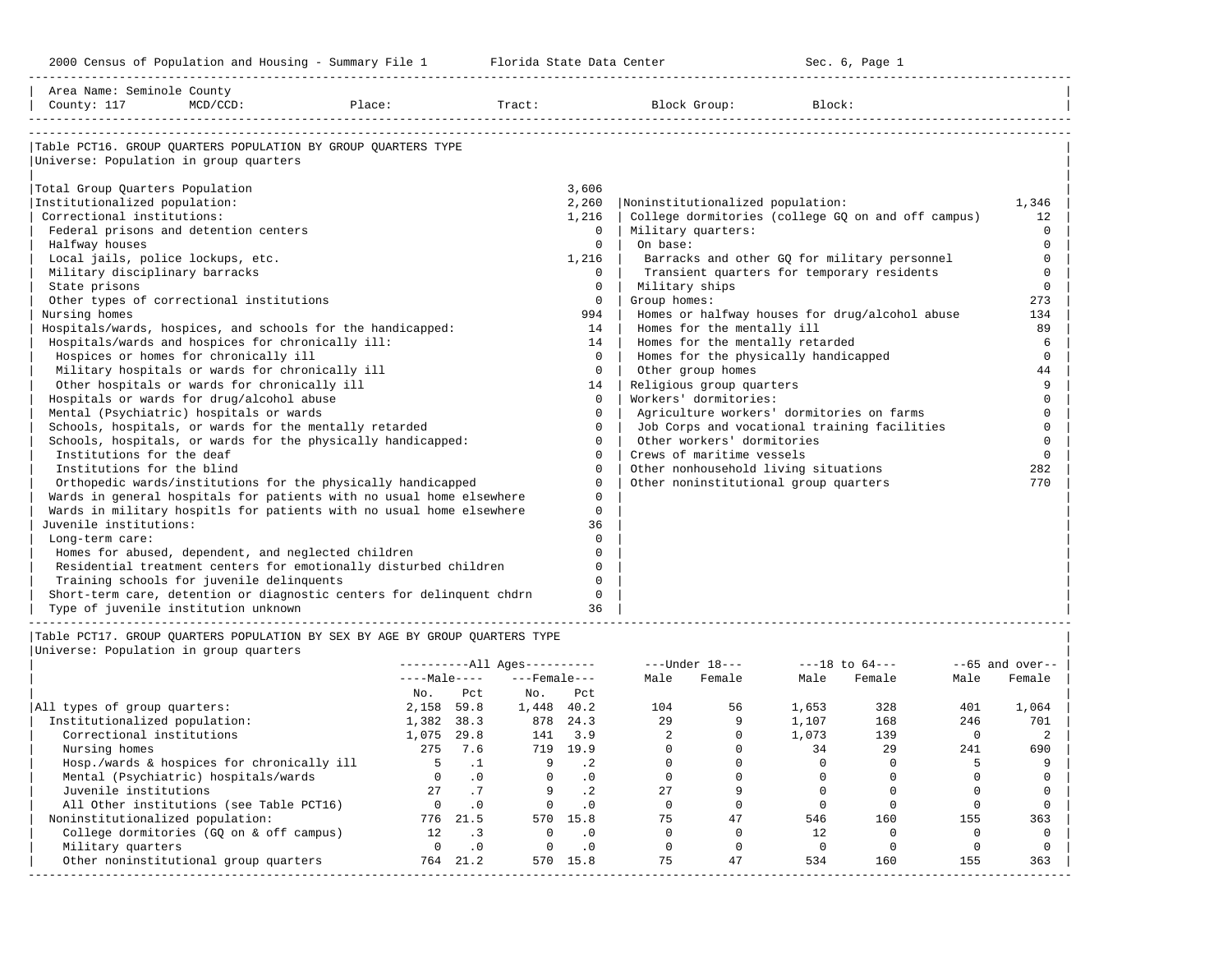Area Name: Seminole County
County: 117 MCD/CCD: Place: Tract: Block Group: Block:

## Table PCT16. GROUP QUARTERS POPULATION BY GROUP QUARTERS TYPE

Universe: Population in group quarters

| Category | Number |
|---|---|
| Total Group Quarters Population | 3,606 |
| Institutionalized population: | 2,260 |
| Correctional institutions: | 1,216 |
| Federal prisons and detention centers | 0 |
| Halfway houses | 0 |
| Local jails, police lockups, etc. | 1,216 |
| Military disciplinary barracks | 0 |
| State prisons | 0 |
| Other types of correctional institutions | 0 |
| Nursing homes | 994 |
| Hospitals/wards, hospices, and schools for the handicapped: | 14 |
| Hospitals/wards and hospices for chronically ill: | 14 |
| Hospices or homes for chronically ill | 0 |
| Military hospitals or wards for chronically ill | 0 |
| Other hospitals or wards for chronically ill | 14 |
| Hospitals or wards for drug/alcohol abuse | 0 |
| Mental (Psychiatric) hospitals or wards | 0 |
| Schools, hospitals, or wards for the mentally retarded | 0 |
| Schools, hospitals, or wards for the physically handicapped: | 0 |
| Institutions for the deaf | 0 |
| Institutions for the blind | 0 |
| Orthopedic wards/institutions for the physically handicapped | 0 |
| Wards in general hospitals for patients with no usual home elsewhere | 0 |
| Wards in military hospitls for patients with no usual home elsewhere | 0 |
| Juvenile institutions: | 36 |
| Long-term care: | 0 |
| Homes for abused, dependent, and neglected children | 0 |
| Residential treatment centers for emotionally disturbed children | 0 |
| Training schools for juvenile delinquents | 0 |
| Short-term care, detention or diagnostic centers for delinquent chdrn | 0 |
| Type of juvenile institution unknown | 36 |
| Noninstitutionalized population: | 1,346 |
| College dormitories (college GQ on and off campus) | 12 |
| Military quarters: | 0 |
| On base: | 0 |
| Barracks and other GQ for military personnel | 0 |
| Transient quarters for temporary residents | 0 |
| Military ships | 0 |
| Group homes: | 273 |
| Homes or halfway houses for drug/alcohol abuse | 134 |
| Homes for the mentally ill | 89 |
| Homes for the mentally retarded | 6 |
| Homes for the physically handicapped | 0 |
| Other group homes | 44 |
| Religious group quarters | 9 |
| Workers' dormitories: | 0 |
| Agriculture workers' dormitories on farms | 0 |
| Job Corps and vocational training facilities | 0 |
| Other workers' dormitories | 0 |
| Crews of maritime vessels | 0 |
| Other nonhousehold living situations | 282 |
| Other noninstitutional group quarters | 770 |

## Table PCT17. GROUP QUARTERS POPULATION BY SEX BY AGE BY GROUP QUARTERS TYPE

Universe: Population in group quarters

| | All Ages | | | | Under 18 | | 18 to 64 | | 65 and over | |
|---|---|---|---|---|---|---|---|---|---|---|
| | Male | | Female | | | | | | | |
| | No. | Pct | No. | Pct | Male | Female | Male | Female | Male | Female |
| All types of group quarters: | 2,158 | 59.8 | 1,448 | 40.2 | 104 | 56 | 1,653 | 328 | 401 | 1,064 |
| Institutionalized population: | 1,382 | 38.3 | 878 | 24.3 | 29 | 9 | 1,107 | 168 | 246 | 701 |
| Correctional institutions | 1,075 | 29.8 | 141 | 3.9 | 2 | 0 | 1,073 | 139 | 0 | 2 |
| Nursing homes | 275 | 7.6 | 719 | 19.9 | 0 | 0 | 34 | 29 | 241 | 690 |
| Hosp./wards & hospices for chronically ill | 5 | .1 | 9 | .2 | 0 | 0 | 0 | 0 | 5 | 9 |
| Mental (Psychiatric) hospitals/wards | 0 | .0 | 0 | .0 | 0 | 0 | 0 | 0 | 0 | 0 |
| Juvenile institutions | 27 | .7 | 9 | .2 | 27 | 9 | 0 | 0 | 0 | 0 |
| All Other institutions (see Table PCT16) | 0 | .0 | 0 | .0 | 0 | 0 | 0 | 0 | 0 | 0 |
| Noninstitutionalized population: | 776 | 21.5 | 570 | 15.8 | 75 | 47 | 546 | 160 | 155 | 363 |
| College dormitories (GQ on & off campus) | 12 | .3 | 0 | .0 | 0 | 0 | 12 | 0 | 0 | 0 |
| Military quarters | 0 | .0 | 0 | .0 | 0 | 0 | 0 | 0 | 0 | 0 |
| Other noninstitutional group quarters | 764 | 21.2 | 570 | 15.8 | 75 | 47 | 534 | 160 | 155 | 363 |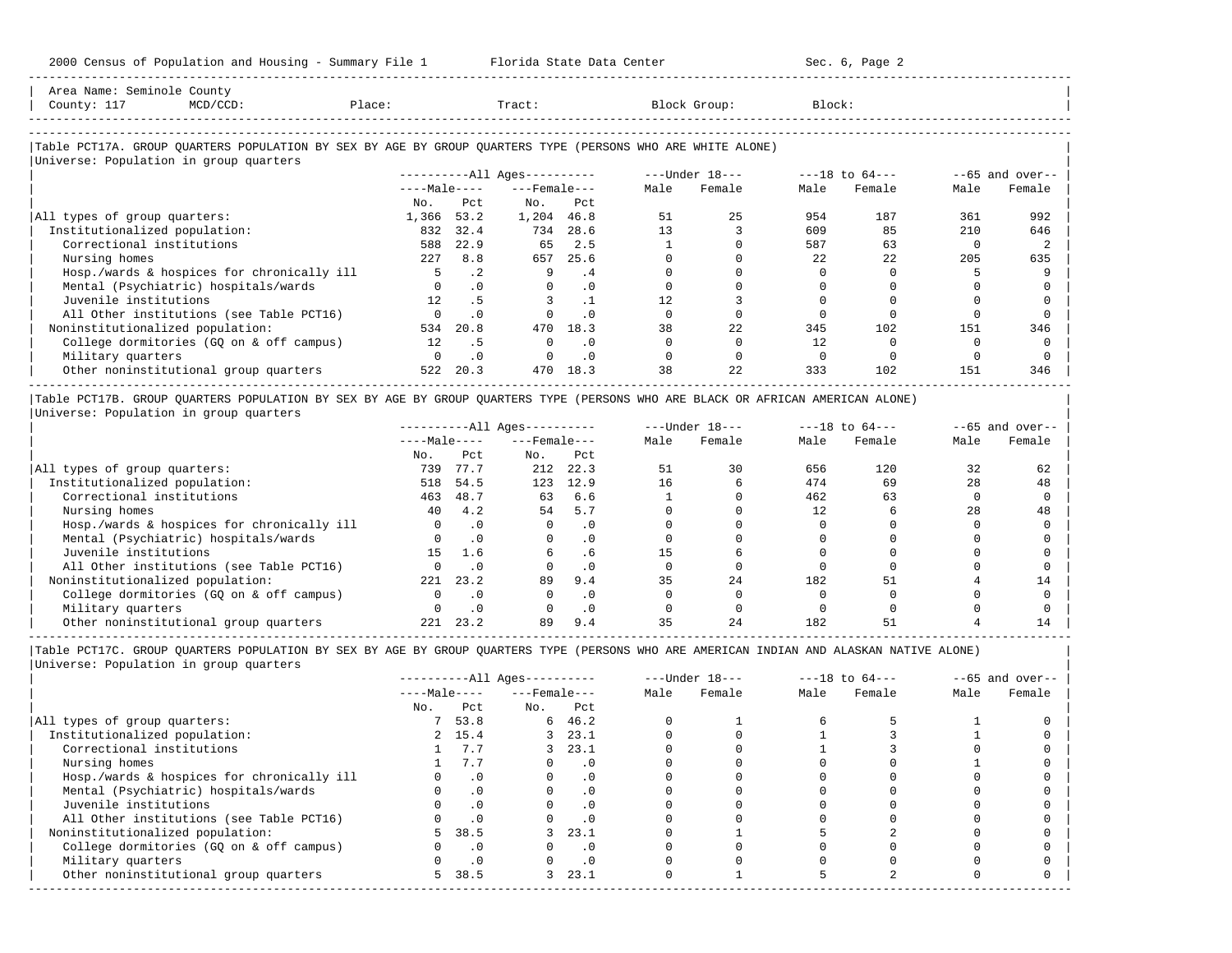Area Name: Seminole County
County: 117 MCD/CCD: Place: Tract: Block Group: Block:

## Table PCT17A. GROUP QUARTERS POPULATION BY SEX BY AGE BY GROUP QUARTERS TYPE (PERSONS WHO ARE WHITE ALONE)

Universe: Population in group quarters

| | All Ages Male No. | All Ages Male Pct | All Ages Female No. | All Ages Female Pct | Under 18 Male | Under 18 Female | 18 to 64 Male | 18 to 64 Female | 65 and over Male | 65 and over Female |
|---|---|---|---|---|---|---|---|---|---|---|
| All types of group quarters: | 1,366 | 53.2 | 1,204 | 46.8 | 51 | 25 | 954 | 187 | 361 | 992 |
| Institutionalized population: | 832 | 32.4 | 734 | 28.6 | 13 | 3 | 609 | 85 | 210 | 646 |
| Correctional institutions | 588 | 22.9 | 65 | 2.5 | 1 | 0 | 587 | 63 | 0 | 2 |
| Nursing homes | 227 | 8.8 | 657 | 25.6 | 0 | 0 | 22 | 22 | 205 | 635 |
| Hosp./wards & hospices for chronically ill | 5 | .2 | 9 | .4 | 0 | 0 | 0 | 0 | 5 | 9 |
| Mental (Psychiatric) hospitals/wards | 0 | .0 | 0 | .0 | 0 | 0 | 0 | 0 | 0 | 0 |
| Juvenile institutions | 12 | .5 | 3 | .1 | 12 | 3 | 0 | 0 | 0 | 0 |
| All Other institutions (see Table PCT16) | 0 | .0 | 0 | .0 | 0 | 0 | 0 | 0 | 0 | 0 |
| Noninstitutionalized population: | 534 | 20.8 | 470 | 18.3 | 38 | 22 | 345 | 102 | 151 | 346 |
| College dormitories (GQ on & off campus) | 12 | .5 | 0 | .0 | 0 | 0 | 12 | 0 | 0 | 0 |
| Military quarters | 0 | .0 | 0 | .0 | 0 | 0 | 0 | 0 | 0 | 0 |
| Other noninstitutional group quarters | 522 | 20.3 | 470 | 18.3 | 38 | 22 | 333 | 102 | 151 | 346 |

## Table PCT17B. GROUP QUARTERS POPULATION BY SEX BY AGE BY GROUP QUARTERS TYPE (PERSONS WHO ARE BLACK OR AFRICAN AMERICAN ALONE)

Universe: Population in group quarters

| | All Ages Male No. | All Ages Male Pct | All Ages Female No. | All Ages Female Pct | Under 18 Male | Under 18 Female | 18 to 64 Male | 18 to 64 Female | 65 and over Male | 65 and over Female |
|---|---|---|---|---|---|---|---|---|---|---|
| All types of group quarters: | 739 | 77.7 | 212 | 22.3 | 51 | 30 | 656 | 120 | 32 | 62 |
| Institutionalized population: | 518 | 54.5 | 123 | 12.9 | 16 | 6 | 474 | 69 | 28 | 48 |
| Correctional institutions | 463 | 48.7 | 63 | 6.6 | 1 | 0 | 462 | 63 | 0 | 0 |
| Nursing homes | 40 | 4.2 | 54 | 5.7 | 0 | 0 | 12 | 6 | 28 | 48 |
| Hosp./wards & hospices for chronically ill | 0 | .0 | 0 | .0 | 0 | 0 | 0 | 0 | 0 | 0 |
| Mental (Psychiatric) hospitals/wards | 0 | .0 | 0 | .0 | 0 | 0 | 0 | 0 | 0 | 0 |
| Juvenile institutions | 15 | 1.6 | 6 | .6 | 15 | 6 | 0 | 0 | 0 | 0 |
| All Other institutions (see Table PCT16) | 0 | .0 | 0 | .0 | 0 | 0 | 0 | 0 | 0 | 0 |
| Noninstitutionalized population: | 221 | 23.2 | 89 | 9.4 | 35 | 24 | 182 | 51 | 4 | 14 |
| College dormitories (GQ on & off campus) | 0 | .0 | 0 | .0 | 0 | 0 | 0 | 0 | 0 | 0 |
| Military quarters | 0 | .0 | 0 | .0 | 0 | 0 | 0 | 0 | 0 | 0 |
| Other noninstitutional group quarters | 221 | 23.2 | 89 | 9.4 | 35 | 24 | 182 | 51 | 4 | 14 |

## Table PCT17C. GROUP QUARTERS POPULATION BY SEX BY AGE BY GROUP QUARTERS TYPE (PERSONS WHO ARE AMERICAN INDIAN AND ALASKAN NATIVE ALONE)

Universe: Population in group quarters

| | All Ages Male No. | All Ages Male Pct | All Ages Female No. | All Ages Female Pct | Under 18 Male | Under 18 Female | 18 to 64 Male | 18 to 64 Female | 65 and over Male | 65 and over Female |
|---|---|---|---|---|---|---|---|---|---|---|
| All types of group quarters: | 7 | 53.8 | 6 | 46.2 | 0 | 1 | 6 | 5 | 1 | 0 |
| Institutionalized population: | 2 | 15.4 | 3 | 23.1 | 0 | 0 | 1 | 3 | 1 | 0 |
| Correctional institutions | 1 | 7.7 | 3 | 23.1 | 0 | 0 | 1 | 3 | 0 | 0 |
| Nursing homes | 1 | 7.7 | 0 | .0 | 0 | 0 | 0 | 0 | 1 | 0 |
| Hosp./wards & hospices for chronically ill | 0 | .0 | 0 | .0 | 0 | 0 | 0 | 0 | 0 | 0 |
| Mental (Psychiatric) hospitals/wards | 0 | .0 | 0 | .0 | 0 | 0 | 0 | 0 | 0 | 0 |
| Juvenile institutions | 0 | .0 | 0 | .0 | 0 | 0 | 0 | 0 | 0 | 0 |
| All Other institutions (see Table PCT16) | 0 | .0 | 0 | .0 | 0 | 0 | 0 | 0 | 0 | 0 |
| Noninstitutionalized population: | 5 | 38.5 | 3 | 23.1 | 0 | 1 | 5 | 2 | 0 | 0 |
| College dormitories (GQ on & off campus) | 0 | .0 | 0 | .0 | 0 | 0 | 0 | 0 | 0 | 0 |
| Military quarters | 0 | .0 | 0 | .0 | 0 | 0 | 0 | 0 | 0 | 0 |
| Other noninstitutional group quarters | 5 | 38.5 | 3 | 23.1 | 0 | 1 | 5 | 2 | 0 | 0 |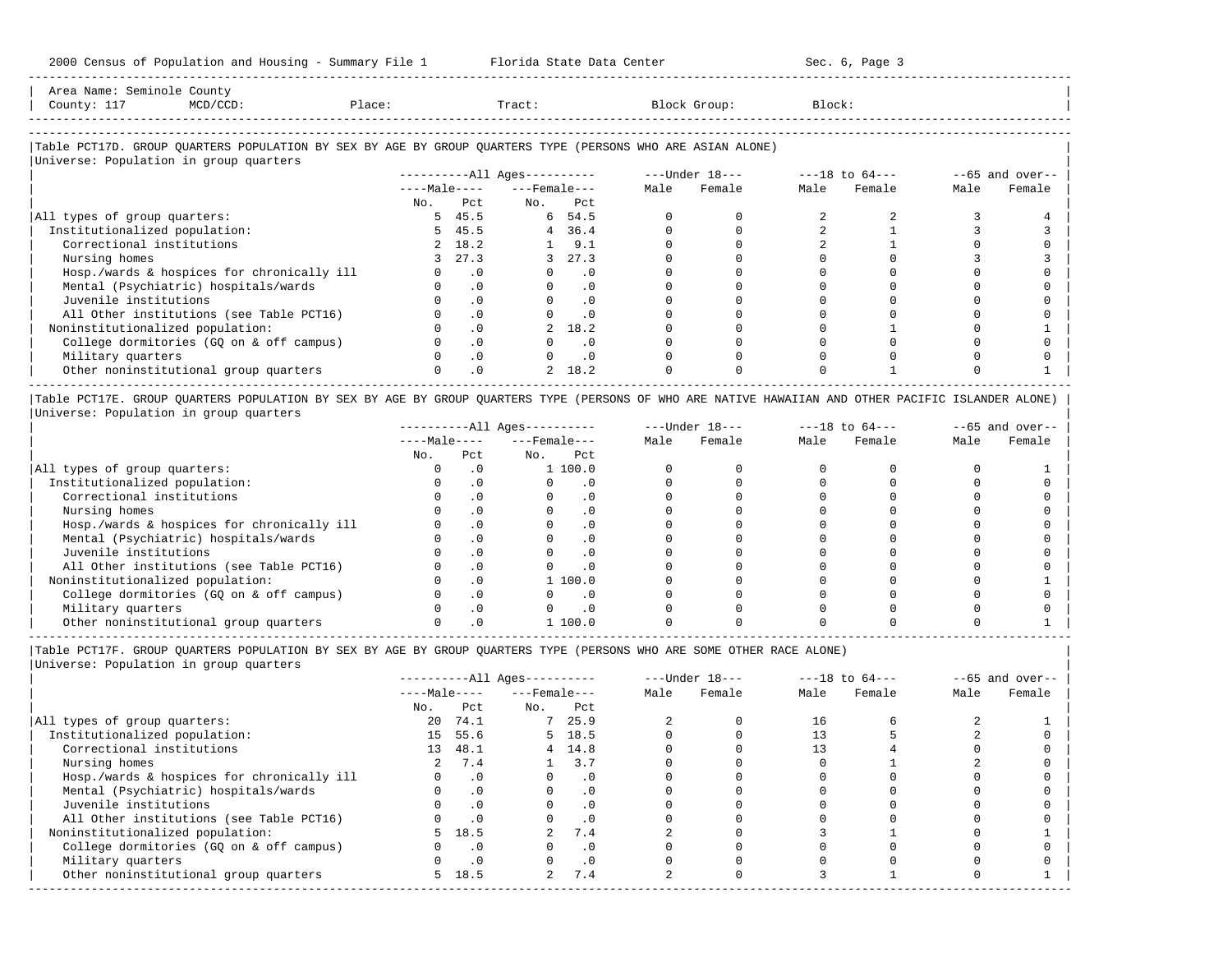Area Name: Seminole County
County: 117 MCD/CCD: Place: Tract: Block Group: Block:

## Table PCT17D. GROUP QUARTERS POPULATION BY SEX BY AGE BY GROUP QUARTERS TYPE (PERSONS WHO ARE ASIAN ALONE)

Universe: Population in group quarters

| | All Ages Male No. | All Ages Male Pct | All Ages Female No. | All Ages Female Pct | Under 18 Male | Under 18 Female | 18 to 64 Male | 18 to 64 Female | 65 and over Male | 65 and over Female |
|---|---|---|---|---|---|---|---|---|---|---|
| All types of group quarters: | 5 | 45.5 | 6 | 54.5 | 0 | 0 | 2 | 2 | 3 | 4 |
| Institutionalized population: | 5 | 45.5 | 4 | 36.4 | 0 | 0 | 2 | 1 | 3 | 3 |
| Correctional institutions | 2 | 18.2 | 1 | 9.1 | 0 | 0 | 2 | 1 | 0 | 0 |
| Nursing homes | 3 | 27.3 | 3 | 27.3 | 0 | 0 | 0 | 0 | 3 | 3 |
| Hosp./wards & hospices for chronically ill | 0 | .0 | 0 | .0 | 0 | 0 | 0 | 0 | 0 | 0 |
| Mental (Psychiatric) hospitals/wards | 0 | .0 | 0 | .0 | 0 | 0 | 0 | 0 | 0 | 0 |
| Juvenile institutions | 0 | .0 | 0 | .0 | 0 | 0 | 0 | 0 | 0 | 0 |
| All Other institutions (see Table PCT16) | 0 | .0 | 0 | .0 | 0 | 0 | 0 | 0 | 0 | 0 |
| Noninstitutionalized population: | 0 | .0 | 2 | 18.2 | 0 | 0 | 0 | 1 | 0 | 1 |
| College dormitories (GQ on & off campus) | 0 | .0 | 0 | .0 | 0 | 0 | 0 | 0 | 0 | 0 |
| Military quarters | 0 | .0 | 0 | .0 | 0 | 0 | 0 | 0 | 0 | 0 |
| Other noninstitutional group quarters | 0 | .0 | 2 | 18.2 | 0 | 0 | 0 | 1 | 0 | 1 |

## Table PCT17E. GROUP QUARTERS POPULATION BY SEX BY AGE BY GROUP QUARTERS TYPE (PERSONS OF WHO ARE NATIVE HAWAIIAN AND OTHER PACIFIC ISLANDER ALONE)

Universe: Population in group quarters

| | All Ages Male No. | All Ages Male Pct | All Ages Female No. | All Ages Female Pct | Under 18 Male | Under 18 Female | 18 to 64 Male | 18 to 64 Female | 65 and over Male | 65 and over Female |
|---|---|---|---|---|---|---|---|---|---|---|
| All types of group quarters: | 0 | .0 | 1 | 100.0 | 0 | 0 | 0 | 0 | 0 | 1 |
| Institutionalized population: | 0 | .0 | 0 | .0 | 0 | 0 | 0 | 0 | 0 | 0 |
| Correctional institutions | 0 | .0 | 0 | .0 | 0 | 0 | 0 | 0 | 0 | 0 |
| Nursing homes | 0 | .0 | 0 | .0 | 0 | 0 | 0 | 0 | 0 | 0 |
| Hosp./wards & hospices for chronically ill | 0 | .0 | 0 | .0 | 0 | 0 | 0 | 0 | 0 | 0 |
| Mental (Psychiatric) hospitals/wards | 0 | .0 | 0 | .0 | 0 | 0 | 0 | 0 | 0 | 0 |
| Juvenile institutions | 0 | .0 | 0 | .0 | 0 | 0 | 0 | 0 | 0 | 0 |
| All Other institutions (see Table PCT16) | 0 | .0 | 0 | .0 | 0 | 0 | 0 | 0 | 0 | 0 |
| Noninstitutionalized population: | 0 | .0 | 1 | 100.0 | 0 | 0 | 0 | 0 | 0 | 1 |
| College dormitories (GQ on & off campus) | 0 | .0 | 0 | .0 | 0 | 0 | 0 | 0 | 0 | 0 |
| Military quarters | 0 | .0 | 0 | .0 | 0 | 0 | 0 | 0 | 0 | 0 |
| Other noninstitutional group quarters | 0 | .0 | 1 | 100.0 | 0 | 0 | 0 | 0 | 0 | 1 |

## Table PCT17F. GROUP QUARTERS POPULATION BY SEX BY AGE BY GROUP QUARTERS TYPE (PERSONS WHO ARE SOME OTHER RACE ALONE)

Universe: Population in group quarters

| | All Ages Male No. | All Ages Male Pct | All Ages Female No. | All Ages Female Pct | Under 18 Male | Under 18 Female | 18 to 64 Male | 18 to 64 Female | 65 and over Male | 65 and over Female |
|---|---|---|---|---|---|---|---|---|---|---|
| All types of group quarters: | 20 | 74.1 | 7 | 25.9 | 2 | 0 | 16 | 6 | 2 | 1 |
| Institutionalized population: | 15 | 55.6 | 5 | 18.5 | 0 | 0 | 13 | 5 | 2 | 0 |
| Correctional institutions | 13 | 48.1 | 4 | 14.8 | 0 | 0 | 13 | 4 | 0 | 0 |
| Nursing homes | 2 | 7.4 | 1 | 3.7 | 0 | 0 | 0 | 1 | 2 | 0 |
| Hosp./wards & hospices for chronically ill | 0 | .0 | 0 | .0 | 0 | 0 | 0 | 0 | 0 | 0 |
| Mental (Psychiatric) hospitals/wards | 0 | .0 | 0 | .0 | 0 | 0 | 0 | 0 | 0 | 0 |
| Juvenile institutions | 0 | .0 | 0 | .0 | 0 | 0 | 0 | 0 | 0 | 0 |
| All Other institutions (see Table PCT16) | 0 | .0 | 0 | .0 | 0 | 0 | 0 | 0 | 0 | 0 |
| Noninstitutionalized population: | 5 | 18.5 | 2 | 7.4 | 2 | 0 | 3 | 1 | 0 | 1 |
| College dormitories (GQ on & off campus) | 0 | .0 | 0 | .0 | 0 | 0 | 0 | 0 | 0 | 0 |
| Military quarters | 0 | .0 | 0 | .0 | 0 | 0 | 0 | 0 | 0 | 0 |
| Other noninstitutional group quarters | 5 | 18.5 | 2 | 7.4 | 2 | 0 | 3 | 1 | 0 | 1 |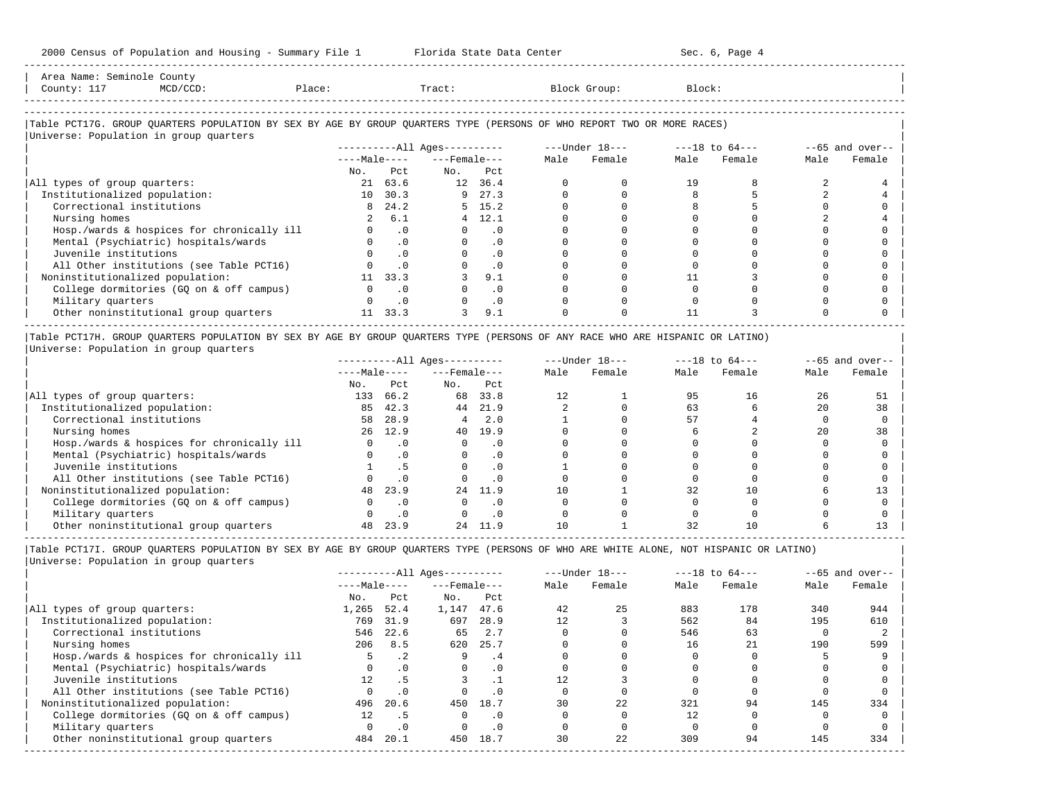Area Name: Seminole County
County: 117 MCD/CCD: Place: Tract: Block Group: Block:

## Table PCT17G. GROUP QUARTERS POPULATION BY SEX BY AGE BY GROUP QUARTERS TYPE (PERSONS OF WHO REPORT TWO OR MORE RACES)

Universe: Population in group quarters

| | All Ages | | | | Under 18 | | 18 to 64 | | 65 and over | |
|---|---|---|---|---|---|---|---|---|---|---|
| | Male | | Female | | | | | | | |
| | No. | Pct | No. | Pct | Male | Female | Male | Female | Male | Female |
| All types of group quarters: | 21 | 63.6 | 12 | 36.4 | 0 | 0 | 19 | 8 | 2 | 4 |
| Institutionalized population: | 10 | 30.3 | 9 | 27.3 | 0 | 0 | 8 | 5 | 2 | 4 |
| Correctional institutions | 8 | 24.2 | 5 | 15.2 | 0 | 0 | 8 | 5 | 0 | 0 |
| Nursing homes | 2 | 6.1 | 4 | 12.1 | 0 | 0 | 0 | 0 | 2 | 4 |
| Hosp./wards & hospices for chronically ill | 0 | .0 | 0 | .0 | 0 | 0 | 0 | 0 | 0 | 0 |
| Mental (Psychiatric) hospitals/wards | 0 | .0 | 0 | .0 | 0 | 0 | 0 | 0 | 0 | 0 |
| Juvenile institutions | 0 | .0 | 0 | .0 | 0 | 0 | 0 | 0 | 0 | 0 |
| All Other institutions (see Table PCT16) | 0 | .0 | 0 | .0 | 0 | 0 | 0 | 0 | 0 | 0 |
| Noninstitutionalized population: | 11 | 33.3 | 3 | 9.1 | 0 | 0 | 11 | 3 | 0 | 0 |
| College dormitories (GQ on & off campus) | 0 | .0 | 0 | .0 | 0 | 0 | 0 | 0 | 0 | 0 |
| Military quarters | 0 | .0 | 0 | .0 | 0 | 0 | 0 | 0 | 0 | 0 |
| Other noninstitutional group quarters | 11 | 33.3 | 3 | 9.1 | 0 | 0 | 11 | 3 | 0 | 0 |

## Table PCT17H. GROUP QUARTERS POPULATION BY SEX BY AGE BY GROUP QUARTERS TYPE (PERSONS OF ANY RACE WHO ARE HISPANIC OR LATINO)

Universe: Population in group quarters

| | All Ages | | | | Under 18 | | 18 to 64 | | 65 and over | |
|---|---|---|---|---|---|---|---|---|---|---|
| | Male | | Female | | | | | | | |
| | No. | Pct | No. | Pct | Male | Female | Male | Female | Male | Female |
| All types of group quarters: | 133 | 66.2 | 68 | 33.8 | 12 | 1 | 95 | 16 | 26 | 51 |
| Institutionalized population: | 85 | 42.3 | 44 | 21.9 | 2 | 0 | 63 | 6 | 20 | 38 |
| Correctional institutions | 58 | 28.9 | 4 | 2.0 | 1 | 0 | 57 | 4 | 0 | 0 |
| Nursing homes | 26 | 12.9 | 40 | 19.9 | 0 | 0 | 6 | 2 | 20 | 38 |
| Hosp./wards & hospices for chronically ill | 0 | .0 | 0 | .0 | 0 | 0 | 0 | 0 | 0 | 0 |
| Mental (Psychiatric) hospitals/wards | 0 | .0 | 0 | .0 | 0 | 0 | 0 | 0 | 0 | 0 |
| Juvenile institutions | 1 | .5 | 0 | .0 | 1 | 0 | 0 | 0 | 0 | 0 |
| All Other institutions (see Table PCT16) | 0 | .0 | 0 | .0 | 0 | 0 | 0 | 0 | 0 | 0 |
| Noninstitutionalized population: | 48 | 23.9 | 24 | 11.9 | 10 | 1 | 32 | 10 | 6 | 13 |
| College dormitories (GQ on & off campus) | 0 | .0 | 0 | .0 | 0 | 0 | 0 | 0 | 0 | 0 |
| Military quarters | 0 | .0 | 0 | .0 | 0 | 0 | 0 | 0 | 0 | 0 |
| Other noninstitutional group quarters | 48 | 23.9 | 24 | 11.9 | 10 | 1 | 32 | 10 | 6 | 13 |

## Table PCT17I. GROUP QUARTERS POPULATION BY SEX BY AGE BY GROUP QUARTERS TYPE (PERSONS OF WHO ARE WHITE ALONE, NOT HISPANIC OR LATINO)

Universe: Population in group quarters

| | All Ages | | | | Under 18 | | 18 to 64 | | 65 and over | |
|---|---|---|---|---|---|---|---|---|---|---|
| | Male | | Female | | | | | | | |
| | No. | Pct | No. | Pct | Male | Female | Male | Female | Male | Female |
| All types of group quarters: | 1,265 | 52.4 | 1,147 | 47.6 | 42 | 25 | 883 | 178 | 340 | 944 |
| Institutionalized population: | 769 | 31.9 | 697 | 28.9 | 12 | 3 | 562 | 84 | 195 | 610 |
| Correctional institutions | 546 | 22.6 | 65 | 2.7 | 0 | 0 | 546 | 63 | 0 | 2 |
| Nursing homes | 206 | 8.5 | 620 | 25.7 | 0 | 0 | 16 | 21 | 190 | 599 |
| Hosp./wards & hospices for chronically ill | 5 | .2 | 9 | .4 | 0 | 0 | 0 | 0 | 5 | 9 |
| Mental (Psychiatric) hospitals/wards | 0 | .0 | 0 | .0 | 0 | 0 | 0 | 0 | 0 | 0 |
| Juvenile institutions | 12 | .5 | 3 | .1 | 12 | 3 | 0 | 0 | 0 | 0 |
| All Other institutions (see Table PCT16) | 0 | .0 | 0 | .0 | 0 | 0 | 0 | 0 | 0 | 0 |
| Noninstitutionalized population: | 496 | 20.6 | 450 | 18.7 | 30 | 22 | 321 | 94 | 145 | 334 |
| College dormitories (GQ on & off campus) | 12 | .5 | 0 | .0 | 0 | 0 | 12 | 0 | 0 | 0 |
| Military quarters | 0 | .0 | 0 | .0 | 0 | 0 | 0 | 0 | 0 | 0 |
| Other noninstitutional group quarters | 484 | 20.1 | 450 | 18.7 | 30 | 22 | 309 | 94 | 145 | 334 |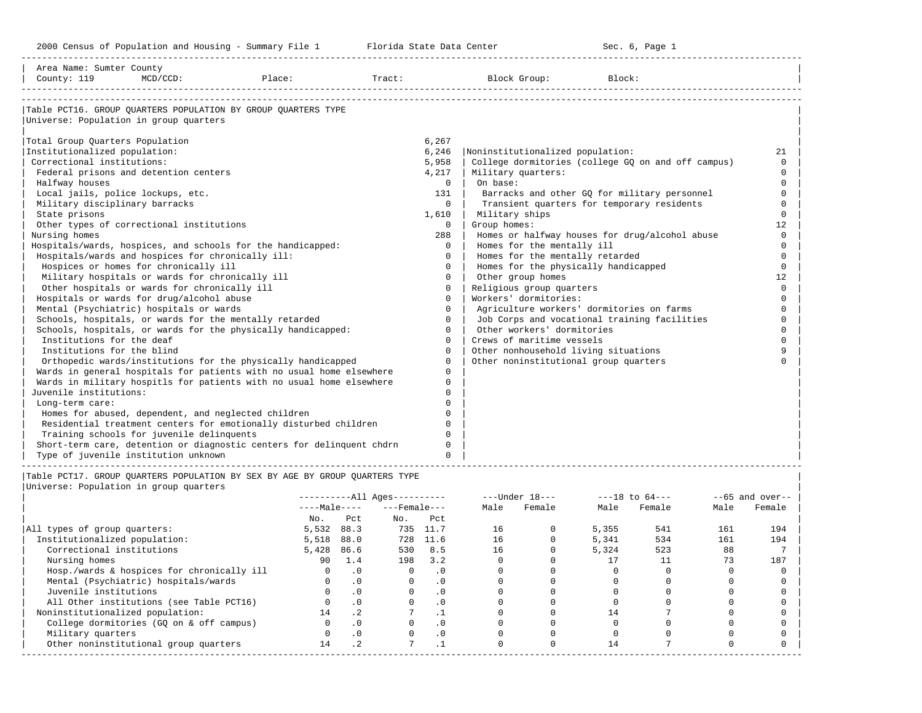2000 Census of Population and Housing - Summary File 1 Florida State Data Center Sec. 6, Page 1

Area Name: Sumter County
County: 119 MCD/CCD: Place: Tract: Block Group: Block:

## Table PCT16. GROUP QUARTERS POPULATION BY GROUP QUARTERS TYPE

Universe: Population in group quarters

| Category | Count | Category | Count |
|---|---|---|---|
| Total Group Quarters Population | 6,267 | | |
| Institutionalized population: | 6,246 | Noninstitutionalized population: | 21 |
| Correctional institutions: | 5,958 | College dormitories (college GQ on and off campus) | 0 |
| Federal prisons and detention centers | 4,217 | Military quarters: | 0 |
| Halfway houses | 0 | On base: | 0 |
| Local jails, police lockups, etc. | 131 | Barracks and other GQ for military personnel | 0 |
| Military disciplinary barracks | 0 | Transient quarters for temporary residents | 0 |
| State prisons | 1,610 | Military ships | 0 |
| Other types of correctional institutions | 0 | Group homes: | 12 |
| Nursing homes | 288 | Homes or halfway houses for drug/alcohol abuse | 0 |
| Hospitals/wards, hospices, and schools for the handicapped: | 0 | Homes for the mentally ill | 0 |
| Hospitals/wards and hospices for chronically ill: | 0 | Homes for the mentally retarded | 0 |
| Hospices or homes for chronically ill | 0 | Homes for the physically handicapped | 0 |
| Military hospitals or wards for chronically ill | 0 | Other group homes | 12 |
| Other hospitals or wards for chronically ill | 0 | Religious group quarters | 0 |
| Hospitals or wards for drug/alcohol abuse | 0 | Workers' dormitories: | 0 |
| Mental (Psychiatric) hospitals or wards | 0 | Agriculture workers' dormitories on farms | 0 |
| Schools, hospitals, or wards for the mentally retarded | 0 | Job Corps and vocational training facilities | 0 |
| Schools, hospitals, or wards for the physically handicapped: | 0 | Other workers' dormitories | 0 |
| Institutions for the deaf | 0 | Crews of maritime vessels | 0 |
| Institutions for the blind | 0 | Other nonhousehold living situations | 9 |
| Orthopedic wards/institutions for the physically handicapped | 0 | Other noninstitutional group quarters | 0 |
| Wards in general hospitals for patients with no usual home elsewhere | 0 | | |
| Wards in military hospitls for patients with no usual home elsewhere | 0 | | |
| Juvenile institutions: | 0 | | |
| Long-term care: | 0 | | |
| Homes for abused, dependent, and neglected children | 0 | | |
| Residential treatment centers for emotionally disturbed children | 0 | | |
| Training schools for juvenile delinquents | 0 | | |
| Short-term care, detention or diagnostic centers for delinquent chdrn | 0 | | |
| Type of juvenile institution unknown | 0 | | |

## Table PCT17. GROUP QUARTERS POPULATION BY SEX BY AGE BY GROUP QUARTERS TYPE

Universe: Population in group quarters

| | All Ages | | | | Under 18 | | 18 to 64 | | 65 and over | |
|---|---|---|---|---|---|---|---|---|---|---|
| | Male | | Female | | | | | | | |
| | No. | Pct | No. | Pct | Male | Female | Male | Female | Male | Female |
| All types of group quarters: | 5,532 | 88.3 | 735 | 11.7 | 16 | 0 | 5,355 | 541 | 161 | 194 |
| Institutionalized population: | 5,518 | 88.0 | 728 | 11.6 | 16 | 0 | 5,341 | 534 | 161 | 194 |
| Correctional institutions | 5,428 | 86.6 | 530 | 8.5 | 16 | 0 | 5,324 | 523 | 88 | 7 |
| Nursing homes | 90 | 1.4 | 198 | 3.2 | 0 | 0 | 17 | 11 | 73 | 187 |
| Hosp./wards & hospices for chronically ill | 0 | .0 | 0 | .0 | 0 | 0 | 0 | 0 | 0 | 0 |
| Mental (Psychiatric) hospitals/wards | 0 | .0 | 0 | .0 | 0 | 0 | 0 | 0 | 0 | 0 |
| Juvenile institutions | 0 | .0 | 0 | .0 | 0 | 0 | 0 | 0 | 0 | 0 |
| All Other institutions (see Table PCT16) | 0 | .0 | 0 | .0 | 0 | 0 | 0 | 0 | 0 | 0 |
| Noninstitutionalized population: | 14 | .2 | 7 | .1 | 0 | 0 | 14 | 7 | 0 | 0 |
| College dormitories (GQ on & off campus) | 0 | .0 | 0 | .0 | 0 | 0 | 0 | 0 | 0 | 0 |
| Military quarters | 0 | .0 | 0 | .0 | 0 | 0 | 0 | 0 | 0 | 0 |
| Other noninstitutional group quarters | 14 | .2 | 7 | .1 | 0 | 0 | 14 | 7 | 0 | 0 |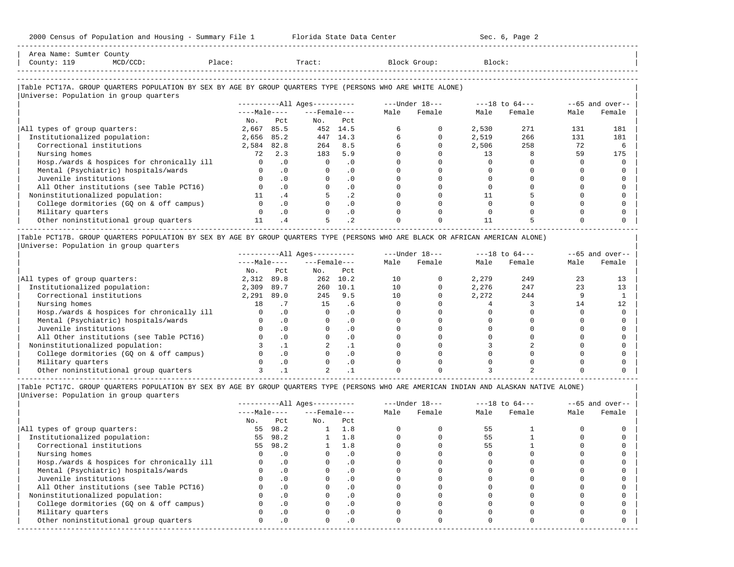Area Name: Sumter County
County: 119 MCD/CCD: Place: Tract: Block Group: Block:

### Table PCT17A. GROUP QUARTERS POPULATION BY SEX BY AGE BY GROUP QUARTERS TYPE (PERSONS WHO ARE WHITE ALONE)

Universe: Population in group quarters

| | All Ages: Male No. | All Ages: Male Pct | All Ages: Female No. | All Ages: Female Pct | Under 18: Male | Under 18: Female | 18 to 64: Male | 18 to 64: Female | 65 and over: Male | 65 and over: Female |
|---|---|---|---|---|---|---|---|---|---|---|
| All types of group quarters: | 2,667 | 85.5 | 452 | 14.5 | 6 | 0 | 2,530 | 271 | 131 | 181 |
| Institutionalized population: | 2,656 | 85.2 | 447 | 14.3 | 6 | 0 | 2,519 | 266 | 131 | 181 |
| Correctional institutions | 2,584 | 82.8 | 264 | 8.5 | 6 | 0 | 2,506 | 258 | 72 | 6 |
| Nursing homes | 72 | 2.3 | 183 | 5.9 | 0 | 0 | 13 | 8 | 59 | 175 |
| Hosp./wards & hospices for chronically ill | 0 | .0 | 0 | .0 | 0 | 0 | 0 | 0 | 0 | 0 |
| Mental (Psychiatric) hospitals/wards | 0 | .0 | 0 | .0 | 0 | 0 | 0 | 0 | 0 | 0 |
| Juvenile institutions | 0 | .0 | 0 | .0 | 0 | 0 | 0 | 0 | 0 | 0 |
| All Other institutions (see Table PCT16) | 0 | .0 | 0 | .0 | 0 | 0 | 0 | 0 | 0 | 0 |
| Noninstitutionalized population: | 11 | .4 | 5 | .2 | 0 | 0 | 11 | 5 | 0 | 0 |
| College dormitories (GQ on & off campus) | 0 | .0 | 0 | .0 | 0 | 0 | 0 | 0 | 0 | 0 |
| Military quarters | 0 | .0 | 0 | .0 | 0 | 0 | 0 | 0 | 0 | 0 |
| Other noninstitutional group quarters | 11 | .4 | 5 | .2 | 0 | 0 | 11 | 5 | 0 | 0 |

### Table PCT17B. GROUP QUARTERS POPULATION BY SEX BY AGE BY GROUP QUARTERS TYPE (PERSONS WHO ARE BLACK OR AFRICAN AMERICAN ALONE)

Universe: Population in group quarters

| | All Ages: Male No. | All Ages: Male Pct | All Ages: Female No. | All Ages: Female Pct | Under 18: Male | Under 18: Female | 18 to 64: Male | 18 to 64: Female | 65 and over: Male | 65 and over: Female |
|---|---|---|---|---|---|---|---|---|---|---|
| All types of group quarters: | 2,312 | 89.8 | 262 | 10.2 | 10 | 0 | 2,279 | 249 | 23 | 13 |
| Institutionalized population: | 2,309 | 89.7 | 260 | 10.1 | 10 | 0 | 2,276 | 247 | 23 | 13 |
| Correctional institutions | 2,291 | 89.0 | 245 | 9.5 | 10 | 0 | 2,272 | 244 | 9 | 1 |
| Nursing homes | 18 | .7 | 15 | .6 | 0 | 0 | 4 | 3 | 14 | 12 |
| Hosp./wards & hospices for chronically ill | 0 | .0 | 0 | .0 | 0 | 0 | 0 | 0 | 0 | 0 |
| Mental (Psychiatric) hospitals/wards | 0 | .0 | 0 | .0 | 0 | 0 | 0 | 0 | 0 | 0 |
| Juvenile institutions | 0 | .0 | 0 | .0 | 0 | 0 | 0 | 0 | 0 | 0 |
| All Other institutions (see Table PCT16) | 0 | .0 | 0 | .0 | 0 | 0 | 0 | 0 | 0 | 0 |
| Noninstitutionalized population: | 3 | .1 | 2 | .1 | 0 | 0 | 3 | 2 | 0 | 0 |
| College dormitories (GQ on & off campus) | 0 | .0 | 0 | .0 | 0 | 0 | 0 | 0 | 0 | 0 |
| Military quarters | 0 | .0 | 0 | .0 | 0 | 0 | 0 | 0 | 0 | 0 |
| Other noninstitutional group quarters | 3 | .1 | 2 | .1 | 0 | 0 | 3 | 2 | 0 | 0 |

### Table PCT17C. GROUP QUARTERS POPULATION BY SEX BY AGE BY GROUP QUARTERS TYPE (PERSONS WHO ARE AMERICAN INDIAN AND ALASKAN NATIVE ALONE)

Universe: Population in group quarters

| | All Ages: Male No. | All Ages: Male Pct | All Ages: Female No. | All Ages: Female Pct | Under 18: Male | Under 18: Female | 18 to 64: Male | 18 to 64: Female | 65 and over: Male | 65 and over: Female |
|---|---|---|---|---|---|---|---|---|---|---|
| All types of group quarters: | 55 | 98.2 | 1 | 1.8 | 0 | 0 | 55 | 1 | 0 | 0 |
| Institutionalized population: | 55 | 98.2 | 1 | 1.8 | 0 | 0 | 55 | 1 | 0 | 0 |
| Correctional institutions | 55 | 98.2 | 1 | 1.8 | 0 | 0 | 55 | 1 | 0 | 0 |
| Nursing homes | 0 | .0 | 0 | .0 | 0 | 0 | 0 | 0 | 0 | 0 |
| Hosp./wards & hospices for chronically ill | 0 | .0 | 0 | .0 | 0 | 0 | 0 | 0 | 0 | 0 |
| Mental (Psychiatric) hospitals/wards | 0 | .0 | 0 | .0 | 0 | 0 | 0 | 0 | 0 | 0 |
| Juvenile institutions | 0 | .0 | 0 | .0 | 0 | 0 | 0 | 0 | 0 | 0 |
| All Other institutions (see Table PCT16) | 0 | .0 | 0 | .0 | 0 | 0 | 0 | 0 | 0 | 0 |
| Noninstitutionalized population: | 0 | .0 | 0 | .0 | 0 | 0 | 0 | 0 | 0 | 0 |
| College dormitories (GQ on & off campus) | 0 | .0 | 0 | .0 | 0 | 0 | 0 | 0 | 0 | 0 |
| Military quarters | 0 | .0 | 0 | .0 | 0 | 0 | 0 | 0 | 0 | 0 |
| Other noninstitutional group quarters | 0 | .0 | 0 | .0 | 0 | 0 | 0 | 0 | 0 | 0 |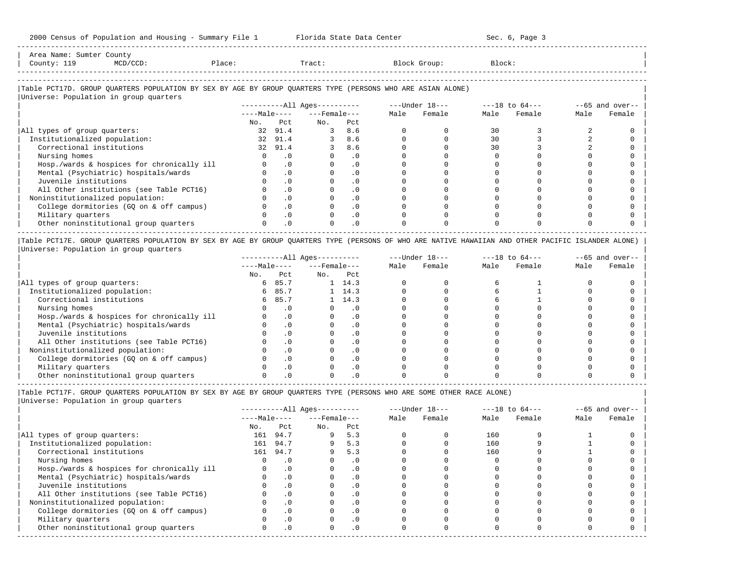Area Name: Sumter County
County: 119 MCD/CCD: Place: Tract: Block Group: Block:

## Table PCT17D. GROUP QUARTERS POPULATION BY SEX BY AGE BY GROUP QUARTERS TYPE (PERSONS WHO ARE ASIAN ALONE)

Universe: Population in group quarters

| | All Ages Male No. | All Ages Male Pct | All Ages Female No. | All Ages Female Pct | Under 18 Male | Under 18 Female | 18 to 64 Male | 18 to 64 Female | 65 and over Male | 65 and over Female |
|---|---|---|---|---|---|---|---|---|---|---|
| All types of group quarters: | 32 | 91.4 | 3 | 8.6 | 0 | 0 | 30 | 3 | 2 | 0 |
| Institutionalized population: | 32 | 91.4 | 3 | 8.6 | 0 | 0 | 30 | 3 | 2 | 0 |
| Correctional institutions | 32 | 91.4 | 3 | 8.6 | 0 | 0 | 30 | 3 | 2 | 0 |
| Nursing homes | 0 | .0 | 0 | .0 | 0 | 0 | 0 | 0 | 0 | 0 |
| Hosp./wards & hospices for chronically ill | 0 | .0 | 0 | .0 | 0 | 0 | 0 | 0 | 0 | 0 |
| Mental (Psychiatric) hospitals/wards | 0 | .0 | 0 | .0 | 0 | 0 | 0 | 0 | 0 | 0 |
| Juvenile institutions | 0 | .0 | 0 | .0 | 0 | 0 | 0 | 0 | 0 | 0 |
| All Other institutions (see Table PCT16) | 0 | .0 | 0 | .0 | 0 | 0 | 0 | 0 | 0 | 0 |
| Noninstitutionalized population: | 0 | .0 | 0 | .0 | 0 | 0 | 0 | 0 | 0 | 0 |
| College dormitories (GQ on & off campus) | 0 | .0 | 0 | .0 | 0 | 0 | 0 | 0 | 0 | 0 |
| Military quarters | 0 | .0 | 0 | .0 | 0 | 0 | 0 | 0 | 0 | 0 |
| Other noninstitutional group quarters | 0 | .0 | 0 | .0 | 0 | 0 | 0 | 0 | 0 | 0 |

## Table PCT17E. GROUP QUARTERS POPULATION BY SEX BY AGE BY GROUP QUARTERS TYPE (PERSONS OF WHO ARE NATIVE HAWAIIAN AND OTHER PACIFIC ISLANDER ALONE)

Universe: Population in group quarters

| | All Ages Male No. | All Ages Male Pct | All Ages Female No. | All Ages Female Pct | Under 18 Male | Under 18 Female | 18 to 64 Male | 18 to 64 Female | 65 and over Male | 65 and over Female |
|---|---|---|---|---|---|---|---|---|---|---|
| All types of group quarters: | 6 | 85.7 | 1 | 14.3 | 0 | 0 | 6 | 1 | 0 | 0 |
| Institutionalized population: | 6 | 85.7 | 1 | 14.3 | 0 | 0 | 6 | 1 | 0 | 0 |
| Correctional institutions | 6 | 85.7 | 1 | 14.3 | 0 | 0 | 6 | 1 | 0 | 0 |
| Nursing homes | 0 | .0 | 0 | .0 | 0 | 0 | 0 | 0 | 0 | 0 |
| Hosp./wards & hospices for chronically ill | 0 | .0 | 0 | .0 | 0 | 0 | 0 | 0 | 0 | 0 |
| Mental (Psychiatric) hospitals/wards | 0 | .0 | 0 | .0 | 0 | 0 | 0 | 0 | 0 | 0 |
| Juvenile institutions | 0 | .0 | 0 | .0 | 0 | 0 | 0 | 0 | 0 | 0 |
| All Other institutions (see Table PCT16) | 0 | .0 | 0 | .0 | 0 | 0 | 0 | 0 | 0 | 0 |
| Noninstitutionalized population: | 0 | .0 | 0 | .0 | 0 | 0 | 0 | 0 | 0 | 0 |
| College dormitories (GQ on & off campus) | 0 | .0 | 0 | .0 | 0 | 0 | 0 | 0 | 0 | 0 |
| Military quarters | 0 | .0 | 0 | .0 | 0 | 0 | 0 | 0 | 0 | 0 |
| Other noninstitutional group quarters | 0 | .0 | 0 | .0 | 0 | 0 | 0 | 0 | 0 | 0 |

## Table PCT17F. GROUP QUARTERS POPULATION BY SEX BY AGE BY GROUP QUARTERS TYPE (PERSONS WHO ARE SOME OTHER RACE ALONE)

Universe: Population in group quarters

| | All Ages Male No. | All Ages Male Pct | All Ages Female No. | All Ages Female Pct | Under 18 Male | Under 18 Female | 18 to 64 Male | 18 to 64 Female | 65 and over Male | 65 and over Female |
|---|---|---|---|---|---|---|---|---|---|---|
| All types of group quarters: | 161 | 94.7 | 9 | 5.3 | 0 | 0 | 160 | 9 | 1 | 0 |
| Institutionalized population: | 161 | 94.7 | 9 | 5.3 | 0 | 0 | 160 | 9 | 1 | 0 |
| Correctional institutions | 161 | 94.7 | 9 | 5.3 | 0 | 0 | 160 | 9 | 1 | 0 |
| Nursing homes | 0 | .0 | 0 | .0 | 0 | 0 | 0 | 0 | 0 | 0 |
| Hosp./wards & hospices for chronically ill | 0 | .0 | 0 | .0 | 0 | 0 | 0 | 0 | 0 | 0 |
| Mental (Psychiatric) hospitals/wards | 0 | .0 | 0 | .0 | 0 | 0 | 0 | 0 | 0 | 0 |
| Juvenile institutions | 0 | .0 | 0 | .0 | 0 | 0 | 0 | 0 | 0 | 0 |
| All Other institutions (see Table PCT16) | 0 | .0 | 0 | .0 | 0 | 0 | 0 | 0 | 0 | 0 |
| Noninstitutionalized population: | 0 | .0 | 0 | .0 | 0 | 0 | 0 | 0 | 0 | 0 |
| College dormitories (GQ on & off campus) | 0 | .0 | 0 | .0 | 0 | 0 | 0 | 0 | 0 | 0 |
| Military quarters | 0 | .0 | 0 | .0 | 0 | 0 | 0 | 0 | 0 | 0 |
| Other noninstitutional group quarters | 0 | .0 | 0 | .0 | 0 | 0 | 0 | 0 | 0 | 0 |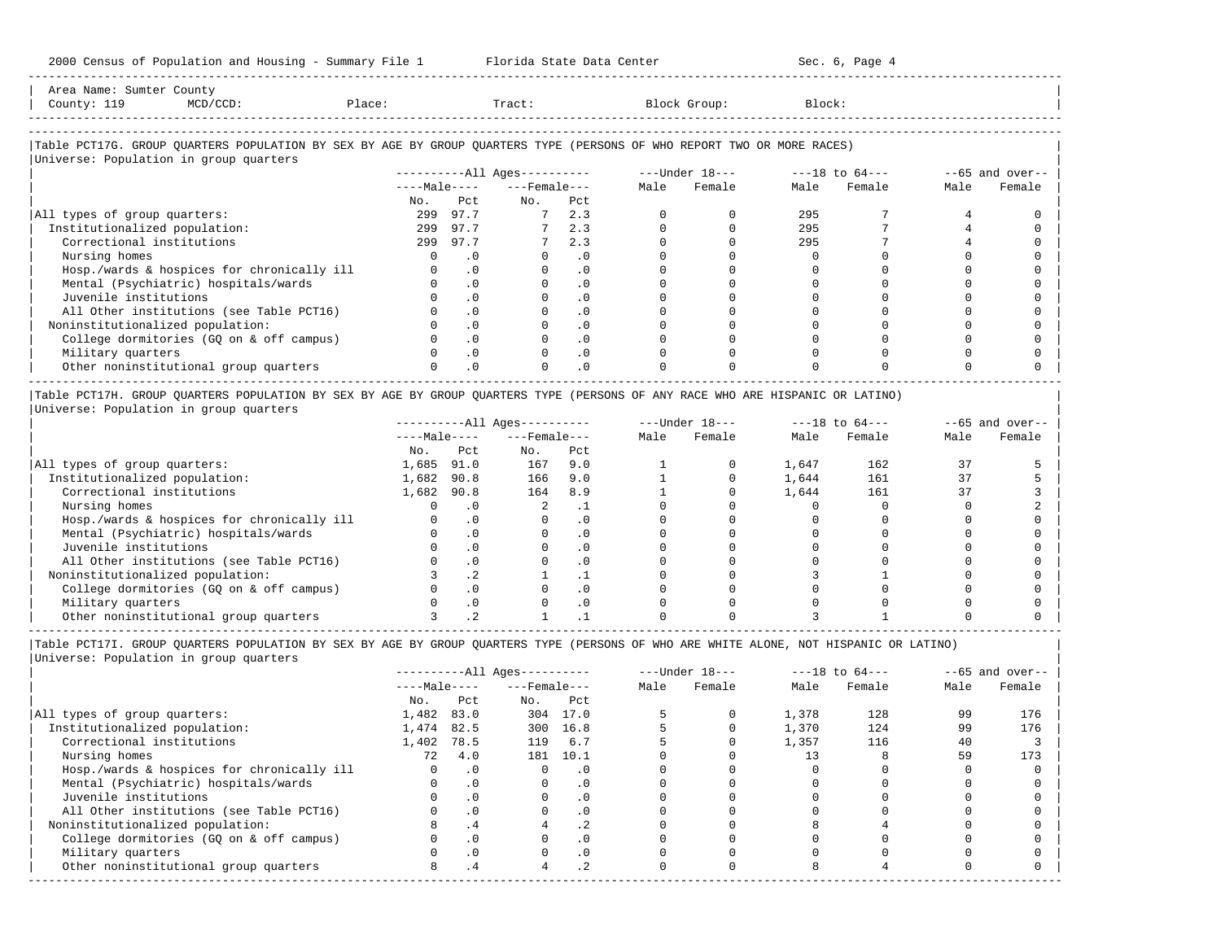Area Name: Sumter County
County: 119 MCD/CCD: Place: Tract: Block Group: Block:

### Table PCT17G. GROUP QUARTERS POPULATION BY SEX BY AGE BY GROUP QUARTERS TYPE (PERSONS OF WHO REPORT TWO OR MORE RACES)

Universe: Population in group quarters

| | All Ages | | | | Under 18 | | 18 to 64 | | 65 and over | |
|---|---|---|---|---|---|---|---|---|---|---|
| | Male | | Female | | | | | | | |
| | No. | Pct | No. | Pct | Male | Female | Male | Female | Male | Female |
| All types of group quarters: | 299 | 97.7 | 7 | 2.3 | 0 | 0 | 295 | 7 | 4 | 0 |
| Institutionalized population: | 299 | 97.7 | 7 | 2.3 | 0 | 0 | 295 | 7 | 4 | 0 |
| Correctional institutions | 299 | 97.7 | 7 | 2.3 | 0 | 0 | 295 | 7 | 4 | 0 |
| Nursing homes | 0 | .0 | 0 | .0 | 0 | 0 | 0 | 0 | 0 | 0 |
| Hosp./wards & hospices for chronically ill | 0 | .0 | 0 | .0 | 0 | 0 | 0 | 0 | 0 | 0 |
| Mental (Psychiatric) hospitals/wards | 0 | .0 | 0 | .0 | 0 | 0 | 0 | 0 | 0 | 0 |
| Juvenile institutions | 0 | .0 | 0 | .0 | 0 | 0 | 0 | 0 | 0 | 0 |
| All Other institutions (see Table PCT16) | 0 | .0 | 0 | .0 | 0 | 0 | 0 | 0 | 0 | 0 |
| Noninstitutionalized population: | 0 | .0 | 0 | .0 | 0 | 0 | 0 | 0 | 0 | 0 |
| College dormitories (GQ on & off campus) | 0 | .0 | 0 | .0 | 0 | 0 | 0 | 0 | 0 | 0 |
| Military quarters | 0 | .0 | 0 | .0 | 0 | 0 | 0 | 0 | 0 | 0 |
| Other noninstitutional group quarters | 0 | .0 | 0 | .0 | 0 | 0 | 0 | 0 | 0 | 0 |

### Table PCT17H. GROUP QUARTERS POPULATION BY SEX BY AGE BY GROUP QUARTERS TYPE (PERSONS OF ANY RACE WHO ARE HISPANIC OR LATINO)

Universe: Population in group quarters

| | All Ages | | | | Under 18 | | 18 to 64 | | 65 and over | |
|---|---|---|---|---|---|---|---|---|---|---|
| | Male | | Female | | | | | | | |
| | No. | Pct | No. | Pct | Male | Female | Male | Female | Male | Female |
| All types of group quarters: | 1,685 | 91.0 | 167 | 9.0 | 1 | 0 | 1,647 | 162 | 37 | 5 |
| Institutionalized population: | 1,682 | 90.8 | 166 | 9.0 | 1 | 0 | 1,644 | 161 | 37 | 5 |
| Correctional institutions | 1,682 | 90.8 | 164 | 8.9 | 1 | 0 | 1,644 | 161 | 37 | 3 |
| Nursing homes | 0 | .0 | 2 | .1 | 0 | 0 | 0 | 0 | 0 | 2 |
| Hosp./wards & hospices for chronically ill | 0 | .0 | 0 | .0 | 0 | 0 | 0 | 0 | 0 | 0 |
| Mental (Psychiatric) hospitals/wards | 0 | .0 | 0 | .0 | 0 | 0 | 0 | 0 | 0 | 0 |
| Juvenile institutions | 0 | .0 | 0 | .0 | 0 | 0 | 0 | 0 | 0 | 0 |
| All Other institutions (see Table PCT16) | 0 | .0 | 0 | .0 | 0 | 0 | 0 | 0 | 0 | 0 |
| Noninstitutionalized population: | 3 | .2 | 1 | .1 | 0 | 0 | 3 | 1 | 0 | 0 |
| College dormitories (GQ on & off campus) | 0 | .0 | 0 | .0 | 0 | 0 | 0 | 0 | 0 | 0 |
| Military quarters | 0 | .0 | 0 | .0 | 0 | 0 | 0 | 0 | 0 | 0 |
| Other noninstitutional group quarters | 3 | .2 | 1 | .1 | 0 | 0 | 3 | 1 | 0 | 0 |

### Table PCT17I. GROUP QUARTERS POPULATION BY SEX BY AGE BY GROUP QUARTERS TYPE (PERSONS OF WHO ARE WHITE ALONE, NOT HISPANIC OR LATINO)

Universe: Population in group quarters

| | All Ages | | | | Under 18 | | 18 to 64 | | 65 and over | |
|---|---|---|---|---|---|---|---|---|---|---|
| | Male | | Female | | | | | | | |
| | No. | Pct | No. | Pct | Male | Female | Male | Female | Male | Female |
| All types of group quarters: | 1,482 | 83.0 | 304 | 17.0 | 5 | 0 | 1,378 | 128 | 99 | 176 |
| Institutionalized population: | 1,474 | 82.5 | 300 | 16.8 | 5 | 0 | 1,370 | 124 | 99 | 176 |
| Correctional institutions | 1,402 | 78.5 | 119 | 6.7 | 5 | 0 | 1,357 | 116 | 40 | 3 |
| Nursing homes | 72 | 4.0 | 181 | 10.1 | 0 | 0 | 13 | 8 | 59 | 173 |
| Hosp./wards & hospices for chronically ill | 0 | .0 | 0 | .0 | 0 | 0 | 0 | 0 | 0 | 0 |
| Mental (Psychiatric) hospitals/wards | 0 | .0 | 0 | .0 | 0 | 0 | 0 | 0 | 0 | 0 |
| Juvenile institutions | 0 | .0 | 0 | .0 | 0 | 0 | 0 | 0 | 0 | 0 |
| All Other institutions (see Table PCT16) | 0 | .0 | 0 | .0 | 0 | 0 | 0 | 0 | 0 | 0 |
| Noninstitutionalized population: | 8 | .4 | 4 | .2 | 0 | 0 | 8 | 4 | 0 | 0 |
| College dormitories (GQ on & off campus) | 0 | .0 | 0 | .0 | 0 | 0 | 0 | 0 | 0 | 0 |
| Military quarters | 0 | .0 | 0 | .0 | 0 | 0 | 0 | 0 | 0 | 0 |
| Other noninstitutional group quarters | 8 | .4 | 4 | .2 | 0 | 0 | 8 | 4 | 0 | 0 |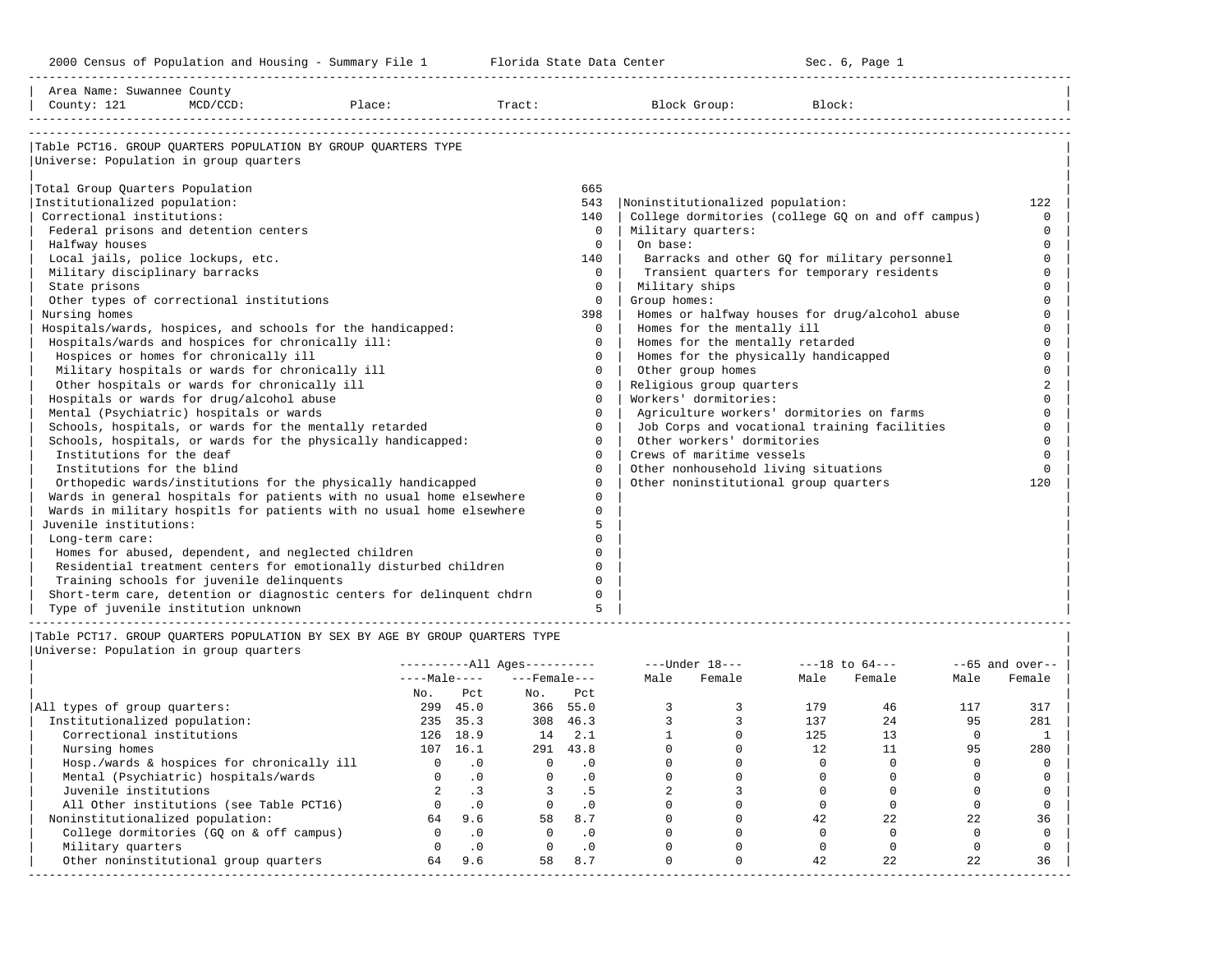Area Name: Suwannee County
County: 121 MCD/CCD: Place: Tract: Block Group: Block:

### Table PCT16. GROUP QUARTERS POPULATION BY GROUP QUARTERS TYPE
Universe: Population in group quarters

| Category | Count |
|---|---|
| Total Group Quarters Population | 665 |
| Institutionalized population: | 543 |
| Correctional institutions: | 140 |
| Federal prisons and detention centers | 0 |
| Halfway houses | 0 |
| Local jails, police lockups, etc. | 140 |
| Military disciplinary barracks | 0 |
| State prisons | 0 |
| Other types of correctional institutions | 0 |
| Nursing homes | 398 |
| Hospitals/wards, hospices, and schools for the handicapped: | 0 |
| Hospitals/wards and hospices for chronically ill: | 0 |
| Hospices or homes for chronically ill | 0 |
| Military hospitals or wards for chronically ill | 0 |
| Other hospitals or wards for chronically ill | 0 |
| Hospitals or wards for drug/alcohol abuse | 0 |
| Mental (Psychiatric) hospitals or wards | 0 |
| Schools, hospitals, or wards for the mentally retarded | 0 |
| Schools, hospitals, or wards for the physically handicapped: | 0 |
| Institutions for the deaf | 0 |
| Institutions for the blind | 0 |
| Orthopedic wards/institutions for the physically handicapped | 0 |
| Wards in general hospitals for patients with no usual home elsewhere | 0 |
| Wards in military hospitls for patients with no usual home elsewhere | 0 |
| Juvenile institutions: | 5 |
| Long-term care: | 0 |
| Homes for abused, dependent, and neglected children | 0 |
| Residential treatment centers for emotionally disturbed children | 0 |
| Training schools for juvenile delinquents | 0 |
| Short-term care, detention or diagnostic centers for delinquent chdrn | 0 |
| Type of juvenile institution unknown | 5 |
| Noninstitutionalized population: | 122 |
| College dormitories (college GQ on and off campus) | 0 |
| Military quarters: | 0 |
| On base: | 0 |
| Barracks and other GQ for military personnel | 0 |
| Transient quarters for temporary residents | 0 |
| Military ships | 0 |
| Group homes: | 0 |
| Homes or halfway houses for drug/alcohol abuse | 0 |
| Homes for the mentally ill | 0 |
| Homes for the mentally retarded | 0 |
| Homes for the physically handicapped | 0 |
| Other group homes | 0 |
| Religious group quarters | 2 |
| Workers' dormitories: | 0 |
| Agriculture workers' dormitories on farms | 0 |
| Job Corps and vocational training facilities | 0 |
| Other workers' dormitories | 0 |
| Crews of maritime vessels | 0 |
| Other nonhousehold living situations | 0 |
| Other noninstitutional group quarters | 120 |

### Table PCT17. GROUP QUARTERS POPULATION BY SEX BY AGE BY GROUP QUARTERS TYPE
Universe: Population in group quarters

| | All Ages Male No. | All Ages Male Pct | All Ages Female No. | All Ages Female Pct | Under 18 Male | Under 18 Female | 18 to 64 Male | 18 to 64 Female | 65 and over Male | 65 and over Female |
|---|---|---|---|---|---|---|---|---|---|---|
| All types of group quarters: | 299 | 45.0 | 366 | 55.0 | 3 | 3 | 179 | 46 | 117 | 317 |
| Institutionalized population: | 235 | 35.3 | 308 | 46.3 | 3 | 3 | 137 | 24 | 95 | 281 |
| Correctional institutions | 126 | 18.9 | 14 | 2.1 | 1 | 0 | 125 | 13 | 0 | 1 |
| Nursing homes | 107 | 16.1 | 291 | 43.8 | 0 | 0 | 12 | 11 | 95 | 280 |
| Hosp./wards & hospices for chronically ill | 0 | .0 | 0 | .0 | 0 | 0 | 0 | 0 | 0 | 0 |
| Mental (Psychiatric) hospitals/wards | 0 | .0 | 0 | .0 | 0 | 0 | 0 | 0 | 0 | 0 |
| Juvenile institutions | 2 | .3 | 3 | .5 | 2 | 3 | 0 | 0 | 0 | 0 |
| All Other institutions (see Table PCT16) | 0 | .0 | 0 | .0 | 0 | 0 | 0 | 0 | 0 | 0 |
| Noninstitutionalized population: | 64 | 9.6 | 58 | 8.7 | 0 | 0 | 42 | 22 | 22 | 36 |
| College dormitories (GQ on & off campus) | 0 | .0 | 0 | .0 | 0 | 0 | 0 | 0 | 0 | 0 |
| Military quarters | 0 | .0 | 0 | .0 | 0 | 0 | 0 | 0 | 0 | 0 |
| Other noninstitutional group quarters | 64 | 9.6 | 58 | 8.7 | 0 | 0 | 42 | 22 | 22 | 36 |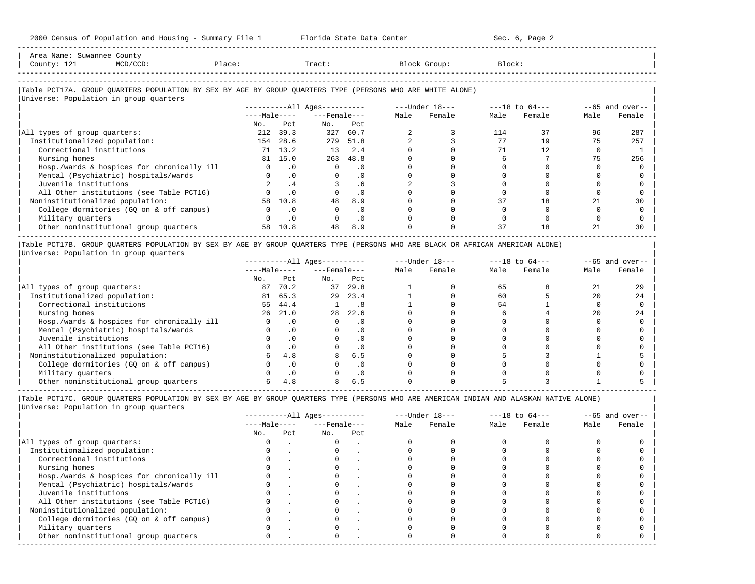Area Name: Suwannee County
County: 121 MCD/CCD: Place: Tract: Block Group: Block:

Table PCT17A. GROUP QUARTERS POPULATION BY SEX BY AGE BY GROUP QUARTERS TYPE (PERSONS WHO ARE WHITE ALONE)
Universe: Population in group quarters

| | All Ages Male No. | All Ages Male Pct | All Ages Female No. | All Ages Female Pct | Under 18 Male | Under 18 Female | 18 to 64 Male | 18 to 64 Female | 65 and over Male | 65 and over Female |
|---|---|---|---|---|---|---|---|---|---|---|
| All types of group quarters: | 212 | 39.3 | 327 | 60.7 | 2 | 3 | 114 | 37 | 96 | 287 |
| Institutionalized population: | 154 | 28.6 | 279 | 51.8 | 2 | 3 | 77 | 19 | 75 | 257 |
| Correctional institutions | 71 | 13.2 | 13 | 2.4 | 0 | 0 | 71 | 12 | 0 | 1 |
| Nursing homes | 81 | 15.0 | 263 | 48.8 | 0 | 0 | 6 | 7 | 75 | 256 |
| Hosp./wards & hospices for chronically ill | 0 | .0 | 0 | .0 | 0 | 0 | 0 | 0 | 0 | 0 |
| Mental (Psychiatric) hospitals/wards | 0 | .0 | 0 | .0 | 0 | 0 | 0 | 0 | 0 | 0 |
| Juvenile institutions | 2 | .4 | 3 | .6 | 2 | 3 | 0 | 0 | 0 | 0 |
| All Other institutions (see Table PCT16) | 0 | .0 | 0 | .0 | 0 | 0 | 0 | 0 | 0 | 0 |
| Noninstitutionalized population: | 58 | 10.8 | 48 | 8.9 | 0 | 0 | 37 | 18 | 21 | 30 |
| College dormitories (GQ on & off campus) | 0 | .0 | 0 | .0 | 0 | 0 | 0 | 0 | 0 | 0 |
| Military quarters | 0 | .0 | 0 | .0 | 0 | 0 | 0 | 0 | 0 | 0 |
| Other noninstitutional group quarters | 58 | 10.8 | 48 | 8.9 | 0 | 0 | 37 | 18 | 21 | 30 |

Table PCT17B. GROUP QUARTERS POPULATION BY SEX BY AGE BY GROUP QUARTERS TYPE (PERSONS WHO ARE BLACK OR AFRICAN AMERICAN ALONE)
Universe: Population in group quarters

| | All Ages Male No. | All Ages Male Pct | All Ages Female No. | All Ages Female Pct | Under 18 Male | Under 18 Female | 18 to 64 Male | 18 to 64 Female | 65 and over Male | 65 and over Female |
|---|---|---|---|---|---|---|---|---|---|---|
| All types of group quarters: | 87 | 70.2 | 37 | 29.8 | 1 | 0 | 65 | 8 | 21 | 29 |
| Institutionalized population: | 81 | 65.3 | 29 | 23.4 | 1 | 0 | 60 | 5 | 20 | 24 |
| Correctional institutions | 55 | 44.4 | 1 | .8 | 1 | 0 | 54 | 1 | 0 | 0 |
| Nursing homes | 26 | 21.0 | 28 | 22.6 | 0 | 0 | 6 | 4 | 20 | 24 |
| Hosp./wards & hospices for chronically ill | 0 | .0 | 0 | .0 | 0 | 0 | 0 | 0 | 0 | 0 |
| Mental (Psychiatric) hospitals/wards | 0 | .0 | 0 | .0 | 0 | 0 | 0 | 0 | 0 | 0 |
| Juvenile institutions | 0 | .0 | 0 | .0 | 0 | 0 | 0 | 0 | 0 | 0 |
| All Other institutions (see Table PCT16) | 0 | .0 | 0 | .0 | 0 | 0 | 0 | 0 | 0 | 0 |
| Noninstitutionalized population: | 6 | 4.8 | 8 | 6.5 | 0 | 0 | 5 | 3 | 1 | 5 |
| College dormitories (GQ on & off campus) | 0 | .0 | 0 | .0 | 0 | 0 | 0 | 0 | 0 | 0 |
| Military quarters | 0 | .0 | 0 | .0 | 0 | 0 | 0 | 0 | 0 | 0 |
| Other noninstitutional group quarters | 6 | 4.8 | 8 | 6.5 | 0 | 0 | 5 | 3 | 1 | 5 |

Table PCT17C. GROUP QUARTERS POPULATION BY SEX BY AGE BY GROUP QUARTERS TYPE (PERSONS WHO ARE AMERICAN INDIAN AND ALASKAN NATIVE ALONE)
Universe: Population in group quarters

| | All Ages Male No. | All Ages Male Pct | All Ages Female No. | All Ages Female Pct | Under 18 Male | Under 18 Female | 18 to 64 Male | 18 to 64 Female | 65 and over Male | 65 and over Female |
|---|---|---|---|---|---|---|---|---|---|---|
| All types of group quarters: | 0 | . | 0 | . | 0 | 0 | 0 | 0 | 0 | 0 |
| Institutionalized population: | 0 | . | 0 | . | 0 | 0 | 0 | 0 | 0 | 0 |
| Correctional institutions | 0 | . | 0 | . | 0 | 0 | 0 | 0 | 0 | 0 |
| Nursing homes | 0 | . | 0 | . | 0 | 0 | 0 | 0 | 0 | 0 |
| Hosp./wards & hospices for chronically ill | 0 | . | 0 | . | 0 | 0 | 0 | 0 | 0 | 0 |
| Mental (Psychiatric) hospitals/wards | 0 | . | 0 | . | 0 | 0 | 0 | 0 | 0 | 0 |
| Juvenile institutions | 0 | . | 0 | . | 0 | 0 | 0 | 0 | 0 | 0 |
| All Other institutions (see Table PCT16) | 0 | . | 0 | . | 0 | 0 | 0 | 0 | 0 | 0 |
| Noninstitutionalized population: | 0 | . | 0 | . | 0 | 0 | 0 | 0 | 0 | 0 |
| College dormitories (GQ on & off campus) | 0 | . | 0 | . | 0 | 0 | 0 | 0 | 0 | 0 |
| Military quarters | 0 | . | 0 | . | 0 | 0 | 0 | 0 | 0 | 0 |
| Other noninstitutional group quarters | 0 | . | 0 | . | 0 | 0 | 0 | 0 | 0 | 0 |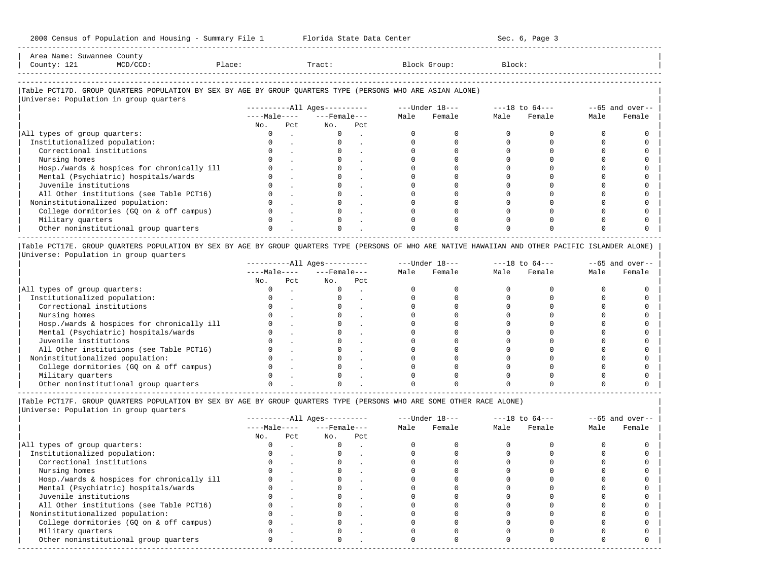Area Name: Suwannee County
County: 121   MCD/CCD:   Place:   Tract:   Block Group:   Block:

### Table PCT17D. GROUP QUARTERS POPULATION BY SEX BY AGE BY GROUP QUARTERS TYPE (PERSONS WHO ARE ASIAN ALONE)

Universe: Population in group quarters

| | All Ages | | | | Under 18 | | 18 to 64 | | 65 and over | |
|---|---|---|---|---|---|---|---|---|---|---|
| | Male | | Female | | | | | | | |
| | No. | Pct | No. | Pct | Male | Female | Male | Female | Male | Female |
| All types of group quarters: | 0 | . | 0 | . | 0 | 0 | 0 | 0 | 0 | 0 |
| Institutionalized population: | 0 | . | 0 | . | 0 | 0 | 0 | 0 | 0 | 0 |
| Correctional institutions | 0 | . | 0 | . | 0 | 0 | 0 | 0 | 0 | 0 |
| Nursing homes | 0 | . | 0 | . | 0 | 0 | 0 | 0 | 0 | 0 |
| Hosp./wards & hospices for chronically ill | 0 | . | 0 | . | 0 | 0 | 0 | 0 | 0 | 0 |
| Mental (Psychiatric) hospitals/wards | 0 | . | 0 | . | 0 | 0 | 0 | 0 | 0 | 0 |
| Juvenile institutions | 0 | . | 0 | . | 0 | 0 | 0 | 0 | 0 | 0 |
| All Other institutions (see Table PCT16) | 0 | . | 0 | . | 0 | 0 | 0 | 0 | 0 | 0 |
| Noninstitutionalized population: | 0 | . | 0 | . | 0 | 0 | 0 | 0 | 0 | 0 |
| College dormitories (GQ on & off campus) | 0 | . | 0 | . | 0 | 0 | 0 | 0 | 0 | 0 |
| Military quarters | 0 | . | 0 | . | 0 | 0 | 0 | 0 | 0 | 0 |
| Other noninstitutional group quarters | 0 | . | 0 | . | 0 | 0 | 0 | 0 | 0 | 0 |

### Table PCT17E. GROUP QUARTERS POPULATION BY SEX BY AGE BY GROUP QUARTERS TYPE (PERSONS OF WHO ARE NATIVE HAWAIIAN AND OTHER PACIFIC ISLANDER ALONE)

Universe: Population in group quarters

| | All Ages | | | | Under 18 | | 18 to 64 | | 65 and over | |
|---|---|---|---|---|---|---|---|---|---|---|
| | Male | | Female | | | | | | | |
| | No. | Pct | No. | Pct | Male | Female | Male | Female | Male | Female |
| All types of group quarters: | 0 | . | 0 | . | 0 | 0 | 0 | 0 | 0 | 0 |
| Institutionalized population: | 0 | . | 0 | . | 0 | 0 | 0 | 0 | 0 | 0 |
| Correctional institutions | 0 | . | 0 | . | 0 | 0 | 0 | 0 | 0 | 0 |
| Nursing homes | 0 | . | 0 | . | 0 | 0 | 0 | 0 | 0 | 0 |
| Hosp./wards & hospices for chronically ill | 0 | . | 0 | . | 0 | 0 | 0 | 0 | 0 | 0 |
| Mental (Psychiatric) hospitals/wards | 0 | . | 0 | . | 0 | 0 | 0 | 0 | 0 | 0 |
| Juvenile institutions | 0 | . | 0 | . | 0 | 0 | 0 | 0 | 0 | 0 |
| All Other institutions (see Table PCT16) | 0 | . | 0 | . | 0 | 0 | 0 | 0 | 0 | 0 |
| Noninstitutionalized population: | 0 | . | 0 | . | 0 | 0 | 0 | 0 | 0 | 0 |
| College dormitories (GQ on & off campus) | 0 | . | 0 | . | 0 | 0 | 0 | 0 | 0 | 0 |
| Military quarters | 0 | . | 0 | . | 0 | 0 | 0 | 0 | 0 | 0 |
| Other noninstitutional group quarters | 0 | . | 0 | . | 0 | 0 | 0 | 0 | 0 | 0 |

### Table PCT17F. GROUP QUARTERS POPULATION BY SEX BY AGE BY GROUP QUARTERS TYPE (PERSONS WHO ARE SOME OTHER RACE ALONE)

Universe: Population in group quarters

| | All Ages | | | | Under 18 | | 18 to 64 | | 65 and over | |
|---|---|---|---|---|---|---|---|---|---|---|
| | Male | | Female | | | | | | | |
| | No. | Pct | No. | Pct | Male | Female | Male | Female | Male | Female |
| All types of group quarters: | 0 | . | 0 | . | 0 | 0 | 0 | 0 | 0 | 0 |
| Institutionalized population: | 0 | . | 0 | . | 0 | 0 | 0 | 0 | 0 | 0 |
| Correctional institutions | 0 | . | 0 | . | 0 | 0 | 0 | 0 | 0 | 0 |
| Nursing homes | 0 | . | 0 | . | 0 | 0 | 0 | 0 | 0 | 0 |
| Hosp./wards & hospices for chronically ill | 0 | . | 0 | . | 0 | 0 | 0 | 0 | 0 | 0 |
| Mental (Psychiatric) hospitals/wards | 0 | . | 0 | . | 0 | 0 | 0 | 0 | 0 | 0 |
| Juvenile institutions | 0 | . | 0 | . | 0 | 0 | 0 | 0 | 0 | 0 |
| All Other institutions (see Table PCT16) | 0 | . | 0 | . | 0 | 0 | 0 | 0 | 0 | 0 |
| Noninstitutionalized population: | 0 | . | 0 | . | 0 | 0 | 0 | 0 | 0 | 0 |
| College dormitories (GQ on & off campus) | 0 | . | 0 | . | 0 | 0 | 0 | 0 | 0 | 0 |
| Military quarters | 0 | . | 0 | . | 0 | 0 | 0 | 0 | 0 | 0 |
| Other noninstitutional group quarters | 0 | . | 0 | . | 0 | 0 | 0 | 0 | 0 | 0 |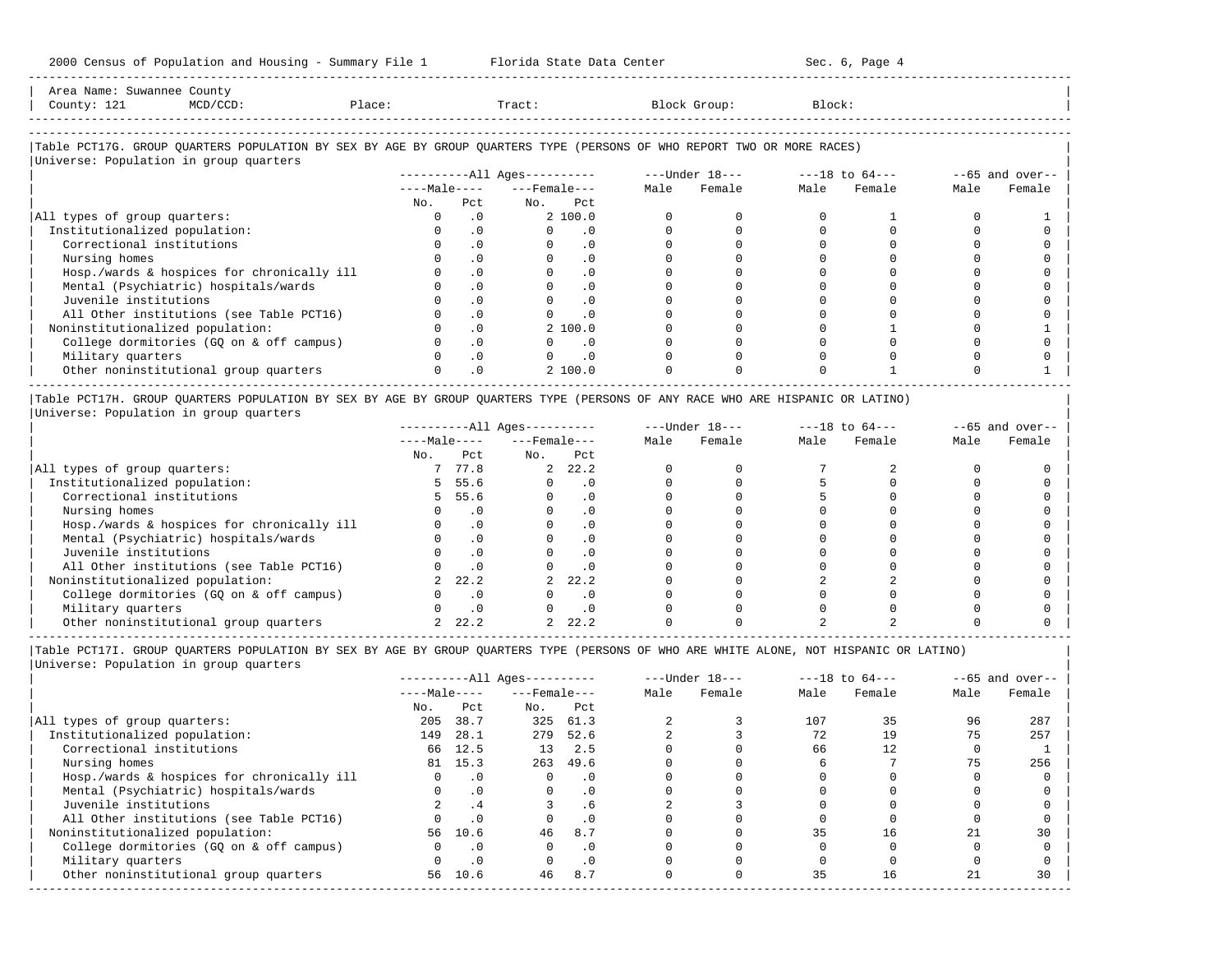Area Name: Suwannee County
County: 121 MCD/CCD: Place: Tract: Block Group: Block:

## Table PCT17G. GROUP QUARTERS POPULATION BY SEX BY AGE BY GROUP QUARTERS TYPE (PERSONS OF WHO REPORT TWO OR MORE RACES)

Universe: Population in group quarters

| | All Ages | | | | Under 18 | | 18 to 64 | | 65 and over | |
|---|---|---|---|---|---|---|---|---|---|---|
| | Male | | Female | | | | | | | |
| | No. | Pct | No. | Pct | Male | Female | Male | Female | Male | Female |
| All types of group quarters: | 0 | .0 | 2 | 100.0 | 0 | 0 | 0 | 1 | 0 | 1 |
| Institutionalized population: | 0 | .0 | 0 | .0 | 0 | 0 | 0 | 0 | 0 | 0 |
| Correctional institutions | 0 | .0 | 0 | .0 | 0 | 0 | 0 | 0 | 0 | 0 |
| Nursing homes | 0 | .0 | 0 | .0 | 0 | 0 | 0 | 0 | 0 | 0 |
| Hosp./wards & hospices for chronically ill | 0 | .0 | 0 | .0 | 0 | 0 | 0 | 0 | 0 | 0 |
| Mental (Psychiatric) hospitals/wards | 0 | .0 | 0 | .0 | 0 | 0 | 0 | 0 | 0 | 0 |
| Juvenile institutions | 0 | .0 | 0 | .0 | 0 | 0 | 0 | 0 | 0 | 0 |
| All Other institutions (see Table PCT16) | 0 | .0 | 0 | .0 | 0 | 0 | 0 | 0 | 0 | 0 |
| Noninstitutionalized population: | 0 | .0 | 2 | 100.0 | 0 | 0 | 0 | 1 | 0 | 1 |
| College dormitories (GQ on & off campus) | 0 | .0 | 0 | .0 | 0 | 0 | 0 | 0 | 0 | 0 |
| Military quarters | 0 | .0 | 0 | .0 | 0 | 0 | 0 | 0 | 0 | 0 |
| Other noninstitutional group quarters | 0 | .0 | 2 | 100.0 | 0 | 0 | 0 | 1 | 0 | 1 |

## Table PCT17H. GROUP QUARTERS POPULATION BY SEX BY AGE BY GROUP QUARTERS TYPE (PERSONS OF ANY RACE WHO ARE HISPANIC OR LATINO)

Universe: Population in group quarters

| | All Ages | | | | Under 18 | | 18 to 64 | | 65 and over | |
|---|---|---|---|---|---|---|---|---|---|---|
| | Male | | Female | | | | | | | |
| | No. | Pct | No. | Pct | Male | Female | Male | Female | Male | Female |
| All types of group quarters: | 7 | 77.8 | 2 | 22.2 | 0 | 0 | 7 | 2 | 0 | 0 |
| Institutionalized population: | 5 | 55.6 | 0 | .0 | 0 | 0 | 5 | 0 | 0 | 0 |
| Correctional institutions | 5 | 55.6 | 0 | .0 | 0 | 0 | 5 | 0 | 0 | 0 |
| Nursing homes | 0 | .0 | 0 | .0 | 0 | 0 | 0 | 0 | 0 | 0 |
| Hosp./wards & hospices for chronically ill | 0 | .0 | 0 | .0 | 0 | 0 | 0 | 0 | 0 | 0 |
| Mental (Psychiatric) hospitals/wards | 0 | .0 | 0 | .0 | 0 | 0 | 0 | 0 | 0 | 0 |
| Juvenile institutions | 0 | .0 | 0 | .0 | 0 | 0 | 0 | 0 | 0 | 0 |
| All Other institutions (see Table PCT16) | 0 | .0 | 0 | .0 | 0 | 0 | 0 | 0 | 0 | 0 |
| Noninstitutionalized population: | 2 | 22.2 | 2 | 22.2 | 0 | 0 | 2 | 2 | 0 | 0 |
| College dormitories (GQ on & off campus) | 0 | .0 | 0 | .0 | 0 | 0 | 0 | 0 | 0 | 0 |
| Military quarters | 0 | .0 | 0 | .0 | 0 | 0 | 0 | 0 | 0 | 0 |
| Other noninstitutional group quarters | 2 | 22.2 | 2 | 22.2 | 0 | 0 | 2 | 2 | 0 | 0 |

## Table PCT17I. GROUP QUARTERS POPULATION BY SEX BY AGE BY GROUP QUARTERS TYPE (PERSONS OF WHO ARE WHITE ALONE, NOT HISPANIC OR LATINO)

Universe: Population in group quarters

| | All Ages | | | | Under 18 | | 18 to 64 | | 65 and over | |
|---|---|---|---|---|---|---|---|---|---|---|
| | Male | | Female | | | | | | | |
| | No. | Pct | No. | Pct | Male | Female | Male | Female | Male | Female |
| All types of group quarters: | 205 | 38.7 | 325 | 61.3 | 2 | 3 | 107 | 35 | 96 | 287 |
| Institutionalized population: | 149 | 28.1 | 279 | 52.6 | 2 | 3 | 72 | 19 | 75 | 257 |
| Correctional institutions | 66 | 12.5 | 13 | 2.5 | 0 | 0 | 66 | 12 | 0 | 1 |
| Nursing homes | 81 | 15.3 | 263 | 49.6 | 0 | 0 | 6 | 7 | 75 | 256 |
| Hosp./wards & hospices for chronically ill | 0 | .0 | 0 | .0 | 0 | 0 | 0 | 0 | 0 | 0 |
| Mental (Psychiatric) hospitals/wards | 0 | .0 | 0 | .0 | 0 | 0 | 0 | 0 | 0 | 0 |
| Juvenile institutions | 2 | .4 | 3 | .6 | 2 | 3 | 0 | 0 | 0 | 0 |
| All Other institutions (see Table PCT16) | 0 | .0 | 0 | .0 | 0 | 0 | 0 | 0 | 0 | 0 |
| Noninstitutionalized population: | 56 | 10.6 | 46 | 8.7 | 0 | 0 | 35 | 16 | 21 | 30 |
| College dormitories (GQ on & off campus) | 0 | .0 | 0 | .0 | 0 | 0 | 0 | 0 | 0 | 0 |
| Military quarters | 0 | .0 | 0 | .0 | 0 | 0 | 0 | 0 | 0 | 0 |
| Other noninstitutional group quarters | 56 | 10.6 | 46 | 8.7 | 0 | 0 | 35 | 16 | 21 | 30 |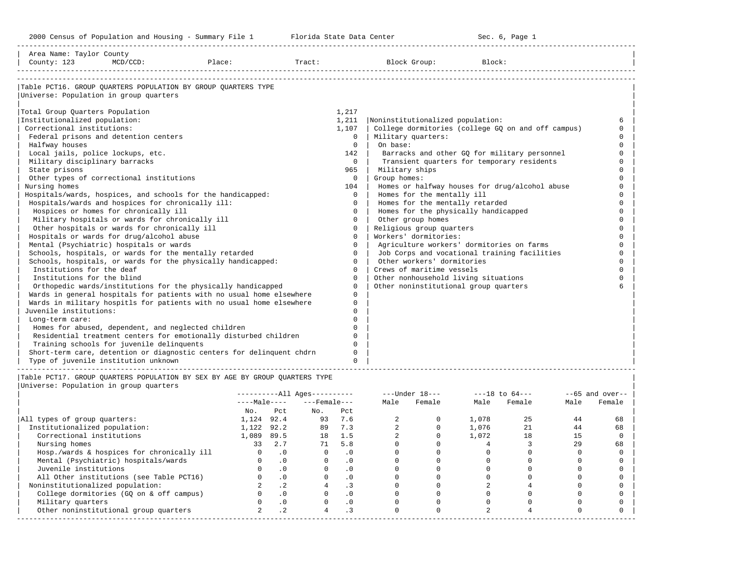2000 Census of Population and Housing - Summary File 1 Florida State Data Center Sec. 6, Page 1

Area Name: Taylor County
County: 123 MCD/CCD: Place: Tract: Block Group: Block:

## Table PCT16. GROUP QUARTERS POPULATION BY GROUP QUARTERS TYPE

Universe: Population in group quarters

| Institutionalized | Count | Noninstitutionalized | Count |
|---|---|---|---|
| Total Group Quarters Population | 1,217 | | |
| Institutionalized population: | 1,211 | Noninstitutionalized population: | 6 |
| Correctional institutions: | 1,107 | College dormitories (college GQ on and off campus) | 0 |
| Federal prisons and detention centers | 0 | Military quarters: | 0 |
| Halfway houses | 0 | On base: | 0 |
| Local jails, police lockups, etc. | 142 | Barracks and other GQ for military personnel | 0 |
| Military disciplinary barracks | 0 | Transient quarters for temporary residents | 0 |
| State prisons | 965 | Military ships | 0 |
| Other types of correctional institutions | 0 | Group homes: | 0 |
| Nursing homes | 104 | Homes or halfway houses for drug/alcohol abuse | 0 |
| Hospitals/wards, hospices, and schools for the handicapped: | 0 | Homes for the mentally ill | 0 |
| Hospitals/wards and hospices for chronically ill: | 0 | Homes for the mentally retarded | 0 |
| Hospices or homes for chronically ill | 0 | Homes for the physically handicapped | 0 |
| Military hospitals or wards for chronically ill | 0 | Other group homes | 0 |
| Other hospitals or wards for chronically ill | 0 | Religious group quarters | 0 |
| Hospitals or wards for drug/alcohol abuse | 0 | Workers' dormitories: | 0 |
| Mental (Psychiatric) hospitals or wards | 0 | Agriculture workers' dormitories on farms | 0 |
| Schools, hospitals, or wards for the mentally retarded | 0 | Job Corps and vocational training facilities | 0 |
| Schools, hospitals, or wards for the physically handicapped: | 0 | Other workers' dormitories | 0 |
| Institutions for the deaf | 0 | Crews of maritime vessels | 0 |
| Institutions for the blind | 0 | Other nonhousehold living situations | 0 |
| Orthopedic wards/institutions for the physically handicapped | 0 | Other noninstitutional group quarters | 6 |
| Wards in general hospitals for patients with no usual home elsewhere | 0 | | |
| Wards in military hospitls for patients with no usual home elsewhere | 0 | | |
| Juvenile institutions: | 0 | | |
| Long-term care: | 0 | | |
| Homes for abused, dependent, and neglected children | 0 | | |
| Residential treatment centers for emotionally disturbed children | 0 | | |
| Training schools for juvenile delinquents | 0 | | |
| Short-term care, detention or diagnostic centers for delinquent chdrn | 0 | | |
| Type of juvenile institution unknown | 0 | | |

## Table PCT17. GROUP QUARTERS POPULATION BY SEX BY AGE BY GROUP QUARTERS TYPE

Universe: Population in group quarters

| | All Ages | | | | Under 18 | | 18 to 64 | | 65 and over | |
|---|---|---|---|---|---|---|---|---|---|---|
| | Male No. | Male Pct | Female No. | Female Pct | Male | Female | Male | Female | Male | Female |
| All types of group quarters: | 1,124 | 92.4 | 93 | 7.6 | 2 | 0 | 1,078 | 25 | 44 | 68 |
| Institutionalized population: | 1,122 | 92.2 | 89 | 7.3 | 2 | 0 | 1,076 | 21 | 44 | 68 |
| Correctional institutions | 1,089 | 89.5 | 18 | 1.5 | 2 | 0 | 1,072 | 18 | 15 | 0 |
| Nursing homes | 33 | 2.7 | 71 | 5.8 | 0 | 0 | 4 | 3 | 29 | 68 |
| Hosp./wards & hospices for chronically ill | 0 | .0 | 0 | .0 | 0 | 0 | 0 | 0 | 0 | 0 |
| Mental (Psychiatric) hospitals/wards | 0 | .0 | 0 | .0 | 0 | 0 | 0 | 0 | 0 | 0 |
| Juvenile institutions | 0 | .0 | 0 | .0 | 0 | 0 | 0 | 0 | 0 | 0 |
| All Other institutions (see Table PCT16) | 0 | .0 | 0 | .0 | 0 | 0 | 0 | 0 | 0 | 0 |
| Noninstitutionalized population: | 2 | .2 | 4 | .3 | 0 | 0 | 2 | 4 | 0 | 0 |
| College dormitories (GQ on & off campus) | 0 | .0 | 0 | .0 | 0 | 0 | 0 | 0 | 0 | 0 |
| Military quarters | 0 | .0 | 0 | .0 | 0 | 0 | 0 | 0 | 0 | 0 |
| Other noninstitutional group quarters | 2 | .2 | 4 | .3 | 0 | 0 | 2 | 4 | 0 | 0 |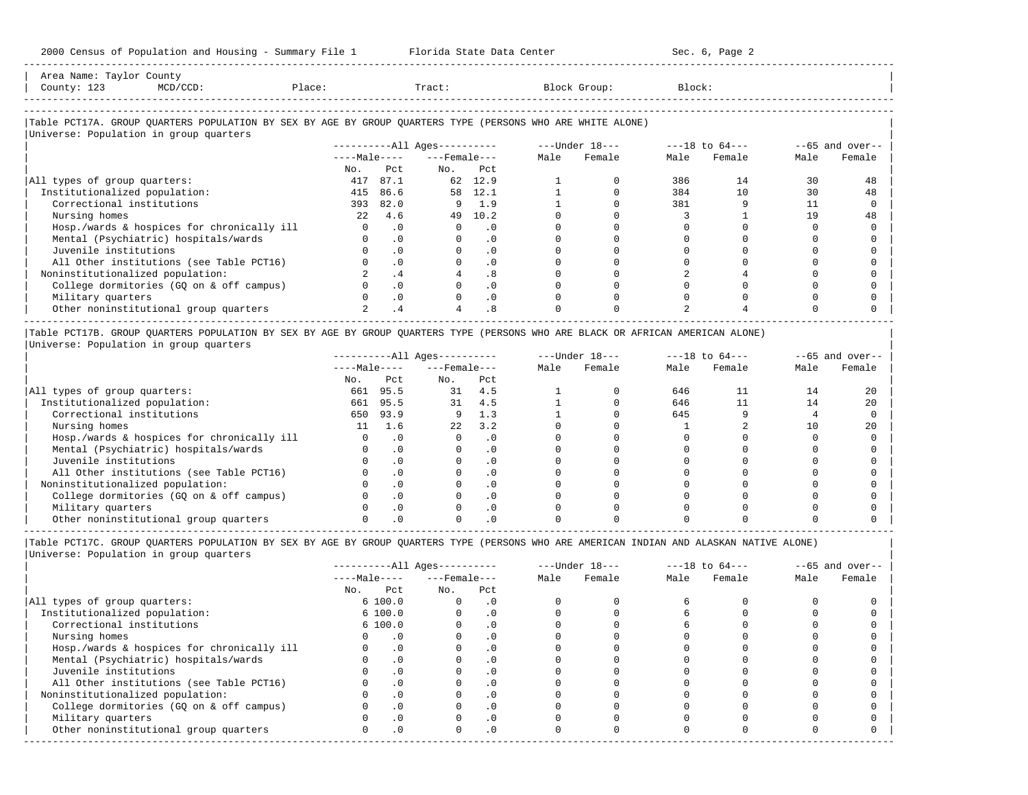Area Name: Taylor County
County: 123 MCD/CCD: Place: Tract: Block Group: Block:

## Table PCT17A. GROUP QUARTERS POPULATION BY SEX BY AGE BY GROUP QUARTERS TYPE (PERSONS WHO ARE WHITE ALONE)

Universe: Population in group quarters

| | All Ages | | | | Under 18 | | 18 to 64 | | 65 and over | |
|---|---|---|---|---|---|---|---|---|---|---|
| | Male | | Female | | | | | | | |
| | No. | Pct | No. | Pct | Male | Female | Male | Female | Male | Female |
| All types of group quarters: | 417 | 87.1 | 62 | 12.9 | 1 | 0 | 386 | 14 | 30 | 48 |
| Institutionalized population: | 415 | 86.6 | 58 | 12.1 | 1 | 0 | 384 | 10 | 30 | 48 |
| Correctional institutions | 393 | 82.0 | 9 | 1.9 | 1 | 0 | 381 | 9 | 11 | 0 |
| Nursing homes | 22 | 4.6 | 49 | 10.2 | 0 | 0 | 3 | 1 | 19 | 48 |
| Hosp./wards & hospices for chronically ill | 0 | .0 | 0 | .0 | 0 | 0 | 0 | 0 | 0 | 0 |
| Mental (Psychiatric) hospitals/wards | 0 | .0 | 0 | .0 | 0 | 0 | 0 | 0 | 0 | 0 |
| Juvenile institutions | 0 | .0 | 0 | .0 | 0 | 0 | 0 | 0 | 0 | 0 |
| All Other institutions (see Table PCT16) | 0 | .0 | 0 | .0 | 0 | 0 | 0 | 0 | 0 | 0 |
| Noninstitutionalized population: | 2 | .4 | 4 | .8 | 0 | 0 | 2 | 4 | 0 | 0 |
| College dormitories (GQ on & off campus) | 0 | .0 | 0 | .0 | 0 | 0 | 0 | 0 | 0 | 0 |
| Military quarters | 0 | .0 | 0 | .0 | 0 | 0 | 0 | 0 | 0 | 0 |
| Other noninstitutional group quarters | 2 | .4 | 4 | .8 | 0 | 0 | 2 | 4 | 0 | 0 |

## Table PCT17B. GROUP QUARTERS POPULATION BY SEX BY AGE BY GROUP QUARTERS TYPE (PERSONS WHO ARE BLACK OR AFRICAN AMERICAN ALONE)

Universe: Population in group quarters

| | All Ages | | | | Under 18 | | 18 to 64 | | 65 and over | |
|---|---|---|---|---|---|---|---|---|---|---|
| | Male | | Female | | | | | | | |
| | No. | Pct | No. | Pct | Male | Female | Male | Female | Male | Female |
| All types of group quarters: | 661 | 95.5 | 31 | 4.5 | 1 | 0 | 646 | 11 | 14 | 20 |
| Institutionalized population: | 661 | 95.5 | 31 | 4.5 | 1 | 0 | 646 | 11 | 14 | 20 |
| Correctional institutions | 650 | 93.9 | 9 | 1.3 | 1 | 0 | 645 | 9 | 4 | 0 |
| Nursing homes | 11 | 1.6 | 22 | 3.2 | 0 | 0 | 1 | 2 | 10 | 20 |
| Hosp./wards & hospices for chronically ill | 0 | .0 | 0 | .0 | 0 | 0 | 0 | 0 | 0 | 0 |
| Mental (Psychiatric) hospitals/wards | 0 | .0 | 0 | .0 | 0 | 0 | 0 | 0 | 0 | 0 |
| Juvenile institutions | 0 | .0 | 0 | .0 | 0 | 0 | 0 | 0 | 0 | 0 |
| All Other institutions (see Table PCT16) | 0 | .0 | 0 | .0 | 0 | 0 | 0 | 0 | 0 | 0 |
| Noninstitutionalized population: | 0 | .0 | 0 | .0 | 0 | 0 | 0 | 0 | 0 | 0 |
| College dormitories (GQ on & off campus) | 0 | .0 | 0 | .0 | 0 | 0 | 0 | 0 | 0 | 0 |
| Military quarters | 0 | .0 | 0 | .0 | 0 | 0 | 0 | 0 | 0 | 0 |
| Other noninstitutional group quarters | 0 | .0 | 0 | .0 | 0 | 0 | 0 | 0 | 0 | 0 |

## Table PCT17C. GROUP QUARTERS POPULATION BY SEX BY AGE BY GROUP QUARTERS TYPE (PERSONS WHO ARE AMERICAN INDIAN AND ALASKAN NATIVE ALONE)

Universe: Population in group quarters

| | All Ages | | | | Under 18 | | 18 to 64 | | 65 and over | |
|---|---|---|---|---|---|---|---|---|---|---|
| | Male | | Female | | | | | | | |
| | No. | Pct | No. | Pct | Male | Female | Male | Female | Male | Female |
| All types of group quarters: | 6 | 100.0 | 0 | .0 | 0 | 0 | 6 | 0 | 0 | 0 |
| Institutionalized population: | 6 | 100.0 | 0 | .0 | 0 | 0 | 6 | 0 | 0 | 0 |
| Correctional institutions | 6 | 100.0 | 0 | .0 | 0 | 0 | 6 | 0 | 0 | 0 |
| Nursing homes | 0 | .0 | 0 | .0 | 0 | 0 | 0 | 0 | 0 | 0 |
| Hosp./wards & hospices for chronically ill | 0 | .0 | 0 | .0 | 0 | 0 | 0 | 0 | 0 | 0 |
| Mental (Psychiatric) hospitals/wards | 0 | .0 | 0 | .0 | 0 | 0 | 0 | 0 | 0 | 0 |
| Juvenile institutions | 0 | .0 | 0 | .0 | 0 | 0 | 0 | 0 | 0 | 0 |
| All Other institutions (see Table PCT16) | 0 | .0 | 0 | .0 | 0 | 0 | 0 | 0 | 0 | 0 |
| Noninstitutionalized population: | 0 | .0 | 0 | .0 | 0 | 0 | 0 | 0 | 0 | 0 |
| College dormitories (GQ on & off campus) | 0 | .0 | 0 | .0 | 0 | 0 | 0 | 0 | 0 | 0 |
| Military quarters | 0 | .0 | 0 | .0 | 0 | 0 | 0 | 0 | 0 | 0 |
| Other noninstitutional group quarters | 0 | .0 | 0 | .0 | 0 | 0 | 0 | 0 | 0 | 0 |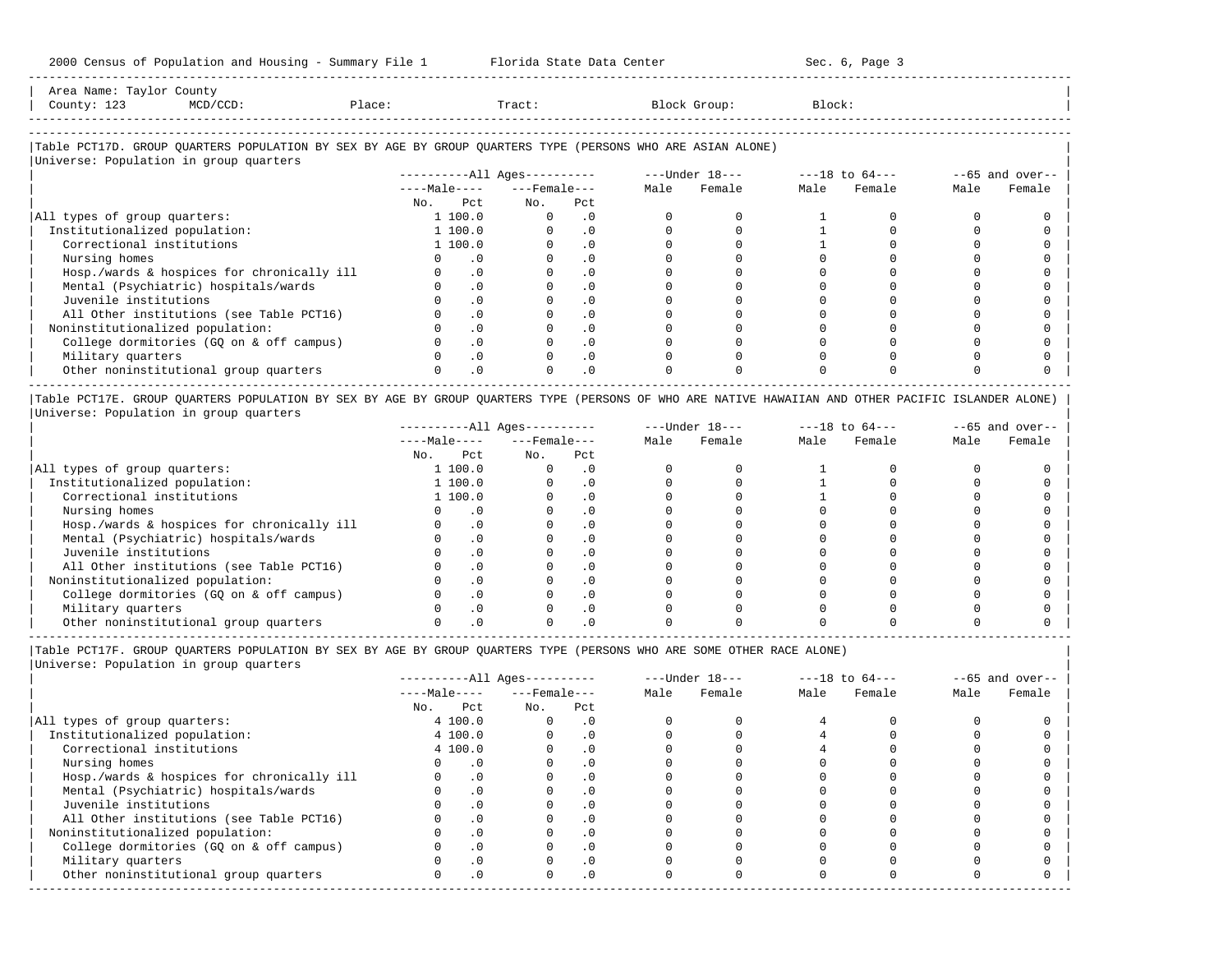2000 Census of Population and Housing - Summary File 1     Florida State Data Center     Sec. 6, Page 3

Area Name: Taylor County
County: 123   MCD/CCD:   Place:   Tract:   Block Group:   Block:

## Table PCT17D. GROUP QUARTERS POPULATION BY SEX BY AGE BY GROUP QUARTERS TYPE (PERSONS WHO ARE ASIAN ALONE)

Universe: Population in group quarters

| | All Ages | | | | Under 18 | | 18 to 64 | | 65 and over | |
|---|---|---|---|---|---|---|---|---|---|---|
| | Male | | Female | | | | | | | |
| | No. | Pct | No. | Pct | Male | Female | Male | Female | Male | Female |
| All types of group quarters: | 1 | 100.0 | 0 | .0 | 0 | 0 | 1 | 0 | 0 | 0 |
| Institutionalized population: | 1 | 100.0 | 0 | .0 | 0 | 0 | 1 | 0 | 0 | 0 |
| Correctional institutions | 1 | 100.0 | 0 | .0 | 0 | 0 | 1 | 0 | 0 | 0 |
| Nursing homes | 0 | .0 | 0 | .0 | 0 | 0 | 0 | 0 | 0 | 0 |
| Hosp./wards & hospices for chronically ill | 0 | .0 | 0 | .0 | 0 | 0 | 0 | 0 | 0 | 0 |
| Mental (Psychiatric) hospitals/wards | 0 | .0 | 0 | .0 | 0 | 0 | 0 | 0 | 0 | 0 |
| Juvenile institutions | 0 | .0 | 0 | .0 | 0 | 0 | 0 | 0 | 0 | 0 |
| All Other institutions (see Table PCT16) | 0 | .0 | 0 | .0 | 0 | 0 | 0 | 0 | 0 | 0 |
| Noninstitutionalized population: | 0 | .0 | 0 | .0 | 0 | 0 | 0 | 0 | 0 | 0 |
| College dormitories (GQ on & off campus) | 0 | .0 | 0 | .0 | 0 | 0 | 0 | 0 | 0 | 0 |
| Military quarters | 0 | .0 | 0 | .0 | 0 | 0 | 0 | 0 | 0 | 0 |
| Other noninstitutional group quarters | 0 | .0 | 0 | .0 | 0 | 0 | 0 | 0 | 0 | 0 |

## Table PCT17E. GROUP QUARTERS POPULATION BY SEX BY AGE BY GROUP QUARTERS TYPE (PERSONS OF WHO ARE NATIVE HAWAIIAN AND OTHER PACIFIC ISLANDER ALONE)

Universe: Population in group quarters

| | All Ages | | | | Under 18 | | 18 to 64 | | 65 and over | |
|---|---|---|---|---|---|---|---|---|---|---|
| | Male | | Female | | | | | | | |
| | No. | Pct | No. | Pct | Male | Female | Male | Female | Male | Female |
| All types of group quarters: | 1 | 100.0 | 0 | .0 | 0 | 0 | 1 | 0 | 0 | 0 |
| Institutionalized population: | 1 | 100.0 | 0 | .0 | 0 | 0 | 1 | 0 | 0 | 0 |
| Correctional institutions | 1 | 100.0 | 0 | .0 | 0 | 0 | 1 | 0 | 0 | 0 |
| Nursing homes | 0 | .0 | 0 | .0 | 0 | 0 | 0 | 0 | 0 | 0 |
| Hosp./wards & hospices for chronically ill | 0 | .0 | 0 | .0 | 0 | 0 | 0 | 0 | 0 | 0 |
| Mental (Psychiatric) hospitals/wards | 0 | .0 | 0 | .0 | 0 | 0 | 0 | 0 | 0 | 0 |
| Juvenile institutions | 0 | .0 | 0 | .0 | 0 | 0 | 0 | 0 | 0 | 0 |
| All Other institutions (see Table PCT16) | 0 | .0 | 0 | .0 | 0 | 0 | 0 | 0 | 0 | 0 |
| Noninstitutionalized population: | 0 | .0 | 0 | .0 | 0 | 0 | 0 | 0 | 0 | 0 |
| College dormitories (GQ on & off campus) | 0 | .0 | 0 | .0 | 0 | 0 | 0 | 0 | 0 | 0 |
| Military quarters | 0 | .0 | 0 | .0 | 0 | 0 | 0 | 0 | 0 | 0 |
| Other noninstitutional group quarters | 0 | .0 | 0 | .0 | 0 | 0 | 0 | 0 | 0 | 0 |

## Table PCT17F. GROUP QUARTERS POPULATION BY SEX BY AGE BY GROUP QUARTERS TYPE (PERSONS WHO ARE SOME OTHER RACE ALONE)

Universe: Population in group quarters

| | All Ages | | | | Under 18 | | 18 to 64 | | 65 and over | |
|---|---|---|---|---|---|---|---|---|---|---|
| | Male | | Female | | | | | | | |
| | No. | Pct | No. | Pct | Male | Female | Male | Female | Male | Female |
| All types of group quarters: | 4 | 100.0 | 0 | .0 | 0 | 0 | 4 | 0 | 0 | 0 |
| Institutionalized population: | 4 | 100.0 | 0 | .0 | 0 | 0 | 4 | 0 | 0 | 0 |
| Correctional institutions | 4 | 100.0 | 0 | .0 | 0 | 0 | 4 | 0 | 0 | 0 |
| Nursing homes | 0 | .0 | 0 | .0 | 0 | 0 | 0 | 0 | 0 | 0 |
| Hosp./wards & hospices for chronically ill | 0 | .0 | 0 | .0 | 0 | 0 | 0 | 0 | 0 | 0 |
| Mental (Psychiatric) hospitals/wards | 0 | .0 | 0 | .0 | 0 | 0 | 0 | 0 | 0 | 0 |
| Juvenile institutions | 0 | .0 | 0 | .0 | 0 | 0 | 0 | 0 | 0 | 0 |
| All Other institutions (see Table PCT16) | 0 | .0 | 0 | .0 | 0 | 0 | 0 | 0 | 0 | 0 |
| Noninstitutionalized population: | 0 | .0 | 0 | .0 | 0 | 0 | 0 | 0 | 0 | 0 |
| College dormitories (GQ on & off campus) | 0 | .0 | 0 | .0 | 0 | 0 | 0 | 0 | 0 | 0 |
| Military quarters | 0 | .0 | 0 | .0 | 0 | 0 | 0 | 0 | 0 | 0 |
| Other noninstitutional group quarters | 0 | .0 | 0 | .0 | 0 | 0 | 0 | 0 | 0 | 0 |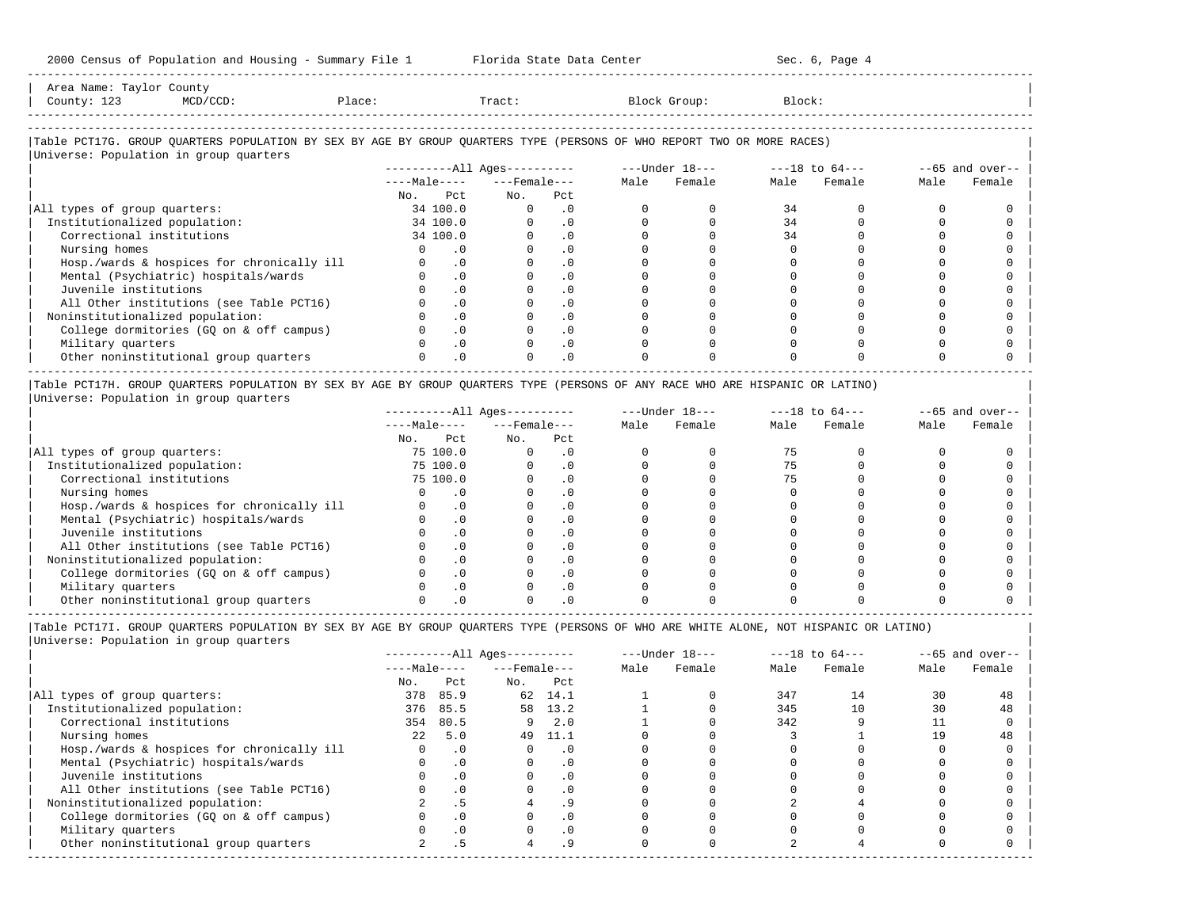Area Name: Taylor County
County: 123 MCD/CCD: Place: Tract: Block Group: Block:

## Table PCT17G. GROUP QUARTERS POPULATION BY SEX BY AGE BY GROUP QUARTERS TYPE (PERSONS OF WHO REPORT TWO OR MORE RACES)

Universe: Population in group quarters

| | All Ages | | | | Under 18 | | 18 to 64 | | 65 and over | |
|---|---|---|---|---|---|---|---|---|---|---|
| | Male | | Female | | | | | | | |
| | No. | Pct | No. | Pct | Male | Female | Male | Female | Male | Female |
| All types of group quarters: | 34 | 100.0 | 0 | .0 | 0 | 0 | 34 | 0 | 0 | 0 |
| Institutionalized population: | 34 | 100.0 | 0 | .0 | 0 | 0 | 34 | 0 | 0 | 0 |
| Correctional institutions | 34 | 100.0 | 0 | .0 | 0 | 0 | 34 | 0 | 0 | 0 |
| Nursing homes | 0 | .0 | 0 | .0 | 0 | 0 | 0 | 0 | 0 | 0 |
| Hosp./wards & hospices for chronically ill | 0 | .0 | 0 | .0 | 0 | 0 | 0 | 0 | 0 | 0 |
| Mental (Psychiatric) hospitals/wards | 0 | .0 | 0 | .0 | 0 | 0 | 0 | 0 | 0 | 0 |
| Juvenile institutions | 0 | .0 | 0 | .0 | 0 | 0 | 0 | 0 | 0 | 0 |
| All Other institutions (see Table PCT16) | 0 | .0 | 0 | .0 | 0 | 0 | 0 | 0 | 0 | 0 |
| Noninstitutionalized population: | 0 | .0 | 0 | .0 | 0 | 0 | 0 | 0 | 0 | 0 |
| College dormitories (GQ on & off campus) | 0 | .0 | 0 | .0 | 0 | 0 | 0 | 0 | 0 | 0 |
| Military quarters | 0 | .0 | 0 | .0 | 0 | 0 | 0 | 0 | 0 | 0 |
| Other noninstitutional group quarters | 0 | .0 | 0 | .0 | 0 | 0 | 0 | 0 | 0 | 0 |

## Table PCT17H. GROUP QUARTERS POPULATION BY SEX BY AGE BY GROUP QUARTERS TYPE (PERSONS OF ANY RACE WHO ARE HISPANIC OR LATINO)

Universe: Population in group quarters

| | All Ages | | | | Under 18 | | 18 to 64 | | 65 and over | |
|---|---|---|---|---|---|---|---|---|---|---|
| | Male | | Female | | | | | | | |
| | No. | Pct | No. | Pct | Male | Female | Male | Female | Male | Female |
| All types of group quarters: | 75 | 100.0 | 0 | .0 | 0 | 0 | 75 | 0 | 0 | 0 |
| Institutionalized population: | 75 | 100.0 | 0 | .0 | 0 | 0 | 75 | 0 | 0 | 0 |
| Correctional institutions | 75 | 100.0 | 0 | .0 | 0 | 0 | 75 | 0 | 0 | 0 |
| Nursing homes | 0 | .0 | 0 | .0 | 0 | 0 | 0 | 0 | 0 | 0 |
| Hosp./wards & hospices for chronically ill | 0 | .0 | 0 | .0 | 0 | 0 | 0 | 0 | 0 | 0 |
| Mental (Psychiatric) hospitals/wards | 0 | .0 | 0 | .0 | 0 | 0 | 0 | 0 | 0 | 0 |
| Juvenile institutions | 0 | .0 | 0 | .0 | 0 | 0 | 0 | 0 | 0 | 0 |
| All Other institutions (see Table PCT16) | 0 | .0 | 0 | .0 | 0 | 0 | 0 | 0 | 0 | 0 |
| Noninstitutionalized population: | 0 | .0 | 0 | .0 | 0 | 0 | 0 | 0 | 0 | 0 |
| College dormitories (GQ on & off campus) | 0 | .0 | 0 | .0 | 0 | 0 | 0 | 0 | 0 | 0 |
| Military quarters | 0 | .0 | 0 | .0 | 0 | 0 | 0 | 0 | 0 | 0 |
| Other noninstitutional group quarters | 0 | .0 | 0 | .0 | 0 | 0 | 0 | 0 | 0 | 0 |

## Table PCT17I. GROUP QUARTERS POPULATION BY SEX BY AGE BY GROUP QUARTERS TYPE (PERSONS OF WHO ARE WHITE ALONE, NOT HISPANIC OR LATINO)

Universe: Population in group quarters

| | All Ages | | | | Under 18 | | 18 to 64 | | 65 and over | |
|---|---|---|---|---|---|---|---|---|---|---|
| | Male | | Female | | | | | | | |
| | No. | Pct | No. | Pct | Male | Female | Male | Female | Male | Female |
| All types of group quarters: | 378 | 85.9 | 62 | 14.1 | 1 | 0 | 347 | 14 | 30 | 48 |
| Institutionalized population: | 376 | 85.5 | 58 | 13.2 | 1 | 0 | 345 | 10 | 30 | 48 |
| Correctional institutions | 354 | 80.5 | 9 | 2.0 | 1 | 0 | 342 | 9 | 11 | 0 |
| Nursing homes | 22 | 5.0 | 49 | 11.1 | 0 | 0 | 3 | 1 | 19 | 48 |
| Hosp./wards & hospices for chronically ill | 0 | .0 | 0 | .0 | 0 | 0 | 0 | 0 | 0 | 0 |
| Mental (Psychiatric) hospitals/wards | 0 | .0 | 0 | .0 | 0 | 0 | 0 | 0 | 0 | 0 |
| Juvenile institutions | 0 | .0 | 0 | .0 | 0 | 0 | 0 | 0 | 0 | 0 |
| All Other institutions (see Table PCT16) | 0 | .0 | 0 | .0 | 0 | 0 | 0 | 0 | 0 | 0 |
| Noninstitutionalized population: | 2 | .5 | 4 | .9 | 0 | 0 | 2 | 4 | 0 | 0 |
| College dormitories (GQ on & off campus) | 0 | .0 | 0 | .0 | 0 | 0 | 0 | 0 | 0 | 0 |
| Military quarters | 0 | .0 | 0 | .0 | 0 | 0 | 0 | 0 | 0 | 0 |
| Other noninstitutional group quarters | 2 | .5 | 4 | .9 | 0 | 0 | 2 | 4 | 0 | 0 |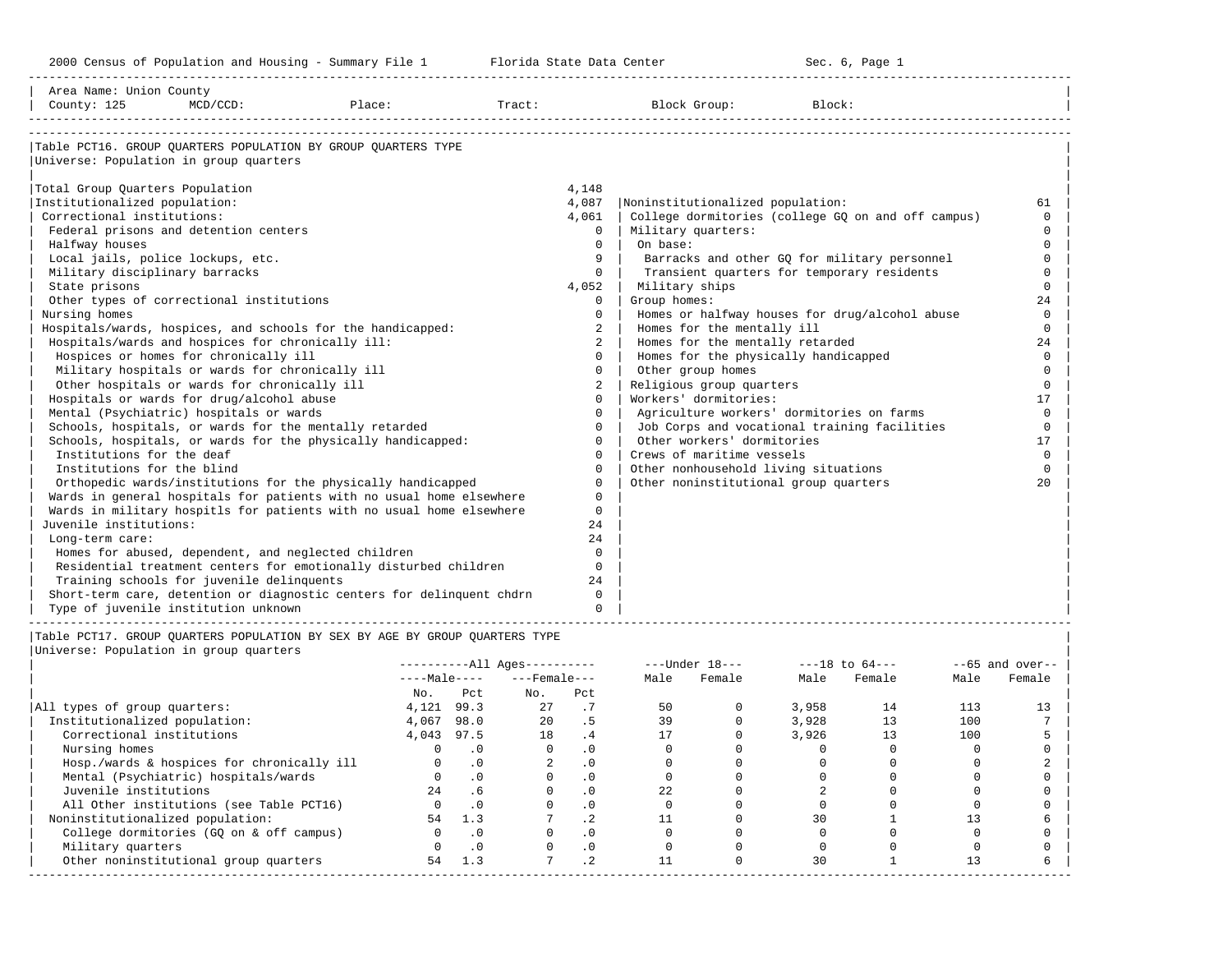2000 Census of Population and Housing - Summary File 1 — Florida State Data Center — Sec. 6, Page 1

Area Name: Union County
County: 125 MCD/CCD: Place: Tract: Block Group: Block:

## Table PCT16. GROUP QUARTERS POPULATION BY GROUP QUARTERS TYPE

Universe: Population in group quarters

| Institutionalized | | Noninstitutionalized | |
|---|---|---|---|
| Total Group Quarters Population | 4,148 | | |
| Institutionalized population: | 4,087 | Noninstitutionalized population: | 61 |
| Correctional institutions: | 4,061 | College dormitories (college GQ on and off campus) | 0 |
| Federal prisons and detention centers | 0 | Military quarters: | 0 |
| Halfway houses | 0 | On base: | 0 |
| Local jails, police lockups, etc. | 9 | Barracks and other GQ for military personnel | 0 |
| Military disciplinary barracks | 0 | Transient quarters for temporary residents | 0 |
| State prisons | 4,052 | Military ships | 0 |
| Other types of correctional institutions | 0 | Group homes: | 24 |
| Nursing homes | 0 | Homes or halfway houses for drug/alcohol abuse | 0 |
| Hospitals/wards, hospices, and schools for the handicapped: | 2 | Homes for the mentally ill | 0 |
| Hospitals/wards and hospices for chronically ill: | 2 | Homes for the mentally retarded | 24 |
| Hospices or homes for chronically ill | 0 | Homes for the physically handicapped | 0 |
| Military hospitals or wards for chronically ill | 0 | Other group homes | 0 |
| Other hospitals or wards for chronically ill | 2 | Religious group quarters | 0 |
| Hospitals or wards for drug/alcohol abuse | 0 | Workers' dormitories: | 17 |
| Mental (Psychiatric) hospitals or wards | 0 | Agriculture workers' dormitories on farms | 0 |
| Schools, hospitals, or wards for the mentally retarded | 0 | Job Corps and vocational training facilities | 0 |
| Schools, hospitals, or wards for the physically handicapped: | 0 | Other workers' dormitories | 17 |
| Institutions for the deaf | 0 | Crews of maritime vessels | 0 |
| Institutions for the blind | 0 | Other nonhousehold living situations | 0 |
| Orthopedic wards/institutions for the physically handicapped | 0 | Other noninstitutional group quarters | 20 |
| Wards in general hospitals for patients with no usual home elsewhere | 0 | | |
| Wards in military hospitls for patients with no usual home elsewhere | 0 | | |
| Juvenile institutions: | 24 | | |
| Long-term care: | 24 | | |
| Homes for abused, dependent, and neglected children | 0 | | |
| Residential treatment centers for emotionally disturbed children | 0 | | |
| Training schools for juvenile delinquents | 24 | | |
| Short-term care, detention or diagnostic centers for delinquent chdrn | 0 | | |
| Type of juvenile institution unknown | 0 | | |

## Table PCT17. GROUP QUARTERS POPULATION BY SEX BY AGE BY GROUP QUARTERS TYPE

Universe: Population in group quarters

| | All Ages | | | | Under 18 | | 18 to 64 | | 65 and over | |
|---|---|---|---|---|---|---|---|---|---|---|
| | Male No. | Male Pct | Female No. | Female Pct | Male | Female | Male | Female | Male | Female |
| All types of group quarters: | 4,121 | 99.3 | 27 | .7 | 50 | 0 | 3,958 | 14 | 113 | 13 |
| Institutionalized population: | 4,067 | 98.0 | 20 | .5 | 39 | 0 | 3,928 | 13 | 100 | 7 |
| Correctional institutions | 4,043 | 97.5 | 18 | .4 | 17 | 0 | 3,926 | 13 | 100 | 5 |
| Nursing homes | 0 | .0 | 0 | .0 | 0 | 0 | 0 | 0 | 0 | 0 |
| Hosp./wards & hospices for chronically ill | 0 | .0 | 2 | .0 | 0 | 0 | 0 | 0 | 0 | 2 |
| Mental (Psychiatric) hospitals/wards | 0 | .0 | 0 | .0 | 0 | 0 | 0 | 0 | 0 | 0 |
| Juvenile institutions | 24 | .6 | 0 | .0 | 22 | 0 | 2 | 0 | 0 | 0 |
| All Other institutions (see Table PCT16) | 0 | .0 | 0 | .0 | 0 | 0 | 0 | 0 | 0 | 0 |
| Noninstitutionalized population: | 54 | 1.3 | 7 | .2 | 11 | 0 | 30 | 1 | 13 | 6 |
| College dormitories (GQ on & off campus) | 0 | .0 | 0 | .0 | 0 | 0 | 0 | 0 | 0 | 0 |
| Military quarters | 0 | .0 | 0 | .0 | 0 | 0 | 0 | 0 | 0 | 0 |
| Other noninstitutional group quarters | 54 | 1.3 | 7 | .2 | 11 | 0 | 30 | 1 | 13 | 6 |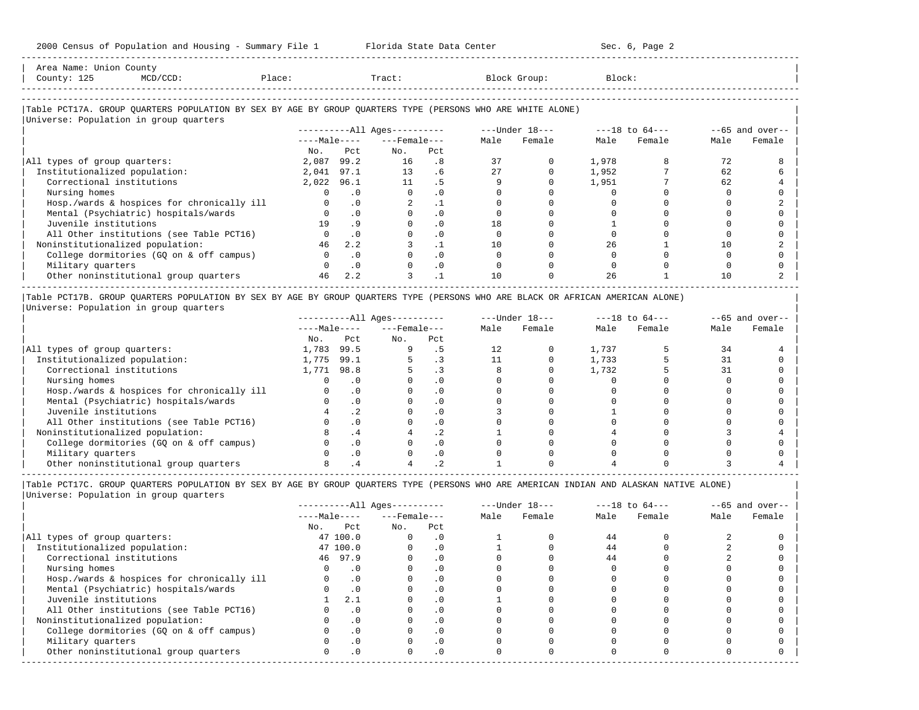Area Name: Union County
County: 125 MCD/CCD: Place: Tract: Block Group: Block:

## Table PCT17A. GROUP QUARTERS POPULATION BY SEX BY AGE BY GROUP QUARTERS TYPE (PERSONS WHO ARE WHITE ALONE)

Universe: Population in group quarters

| | All Ages | | | | Under 18 | | 18 to 64 | | 65 and over | |
|---|---|---|---|---|---|---|---|---|---|---|
| | Male | | Female | | | | | | | |
| | No. | Pct | No. | Pct | Male | Female | Male | Female | Male | Female |
| All types of group quarters: | 2,087 | 99.2 | 16 | .8 | 37 | 0 | 1,978 | 8 | 72 | 8 |
| Institutionalized population: | 2,041 | 97.1 | 13 | .6 | 27 | 0 | 1,952 | 7 | 62 | 6 |
| Correctional institutions | 2,022 | 96.1 | 11 | .5 | 9 | 0 | 1,951 | 7 | 62 | 4 |
| Nursing homes | 0 | .0 | 0 | .0 | 0 | 0 | 0 | 0 | 0 | 0 |
| Hosp./wards & hospices for chronically ill | 0 | .0 | 2 | .1 | 0 | 0 | 0 | 0 | 0 | 2 |
| Mental (Psychiatric) hospitals/wards | 0 | .0 | 0 | .0 | 0 | 0 | 0 | 0 | 0 | 0 |
| Juvenile institutions | 19 | .9 | 0 | .0 | 18 | 0 | 1 | 0 | 0 | 0 |
| All Other institutions (see Table PCT16) | 0 | .0 | 0 | .0 | 0 | 0 | 0 | 0 | 0 | 0 |
| Noninstitutionalized population: | 46 | 2.2 | 3 | .1 | 10 | 0 | 26 | 1 | 10 | 2 |
| College dormitories (GQ on & off campus) | 0 | .0 | 0 | .0 | 0 | 0 | 0 | 0 | 0 | 0 |
| Military quarters | 0 | .0 | 0 | .0 | 0 | 0 | 0 | 0 | 0 | 0 |
| Other noninstitutional group quarters | 46 | 2.2 | 3 | .1 | 10 | 0 | 26 | 1 | 10 | 2 |

## Table PCT17B. GROUP QUARTERS POPULATION BY SEX BY AGE BY GROUP QUARTERS TYPE (PERSONS WHO ARE BLACK OR AFRICAN AMERICAN ALONE)

Universe: Population in group quarters

| | All Ages | | | | Under 18 | | 18 to 64 | | 65 and over | |
|---|---|---|---|---|---|---|---|---|---|---|
| | Male | | Female | | | | | | | |
| | No. | Pct | No. | Pct | Male | Female | Male | Female | Male | Female |
| All types of group quarters: | 1,783 | 99.5 | 9 | .5 | 12 | 0 | 1,737 | 5 | 34 | 4 |
| Institutionalized population: | 1,775 | 99.1 | 5 | .3 | 11 | 0 | 1,733 | 5 | 31 | 0 |
| Correctional institutions | 1,771 | 98.8 | 5 | .3 | 8 | 0 | 1,732 | 5 | 31 | 0 |
| Nursing homes | 0 | .0 | 0 | .0 | 0 | 0 | 0 | 0 | 0 | 0 |
| Hosp./wards & hospices for chronically ill | 0 | .0 | 0 | .0 | 0 | 0 | 0 | 0 | 0 | 0 |
| Mental (Psychiatric) hospitals/wards | 0 | .0 | 0 | .0 | 0 | 0 | 0 | 0 | 0 | 0 |
| Juvenile institutions | 4 | .2 | 0 | .0 | 3 | 0 | 1 | 0 | 0 | 0 |
| All Other institutions (see Table PCT16) | 0 | .0 | 0 | .0 | 0 | 0 | 0 | 0 | 0 | 0 |
| Noninstitutionalized population: | 8 | .4 | 4 | .2 | 1 | 0 | 4 | 0 | 3 | 4 |
| College dormitories (GQ on & off campus) | 0 | .0 | 0 | .0 | 0 | 0 | 0 | 0 | 0 | 0 |
| Military quarters | 0 | .0 | 0 | .0 | 0 | 0 | 0 | 0 | 0 | 0 |
| Other noninstitutional group quarters | 8 | .4 | 4 | .2 | 1 | 0 | 4 | 0 | 3 | 4 |

## Table PCT17C. GROUP QUARTERS POPULATION BY SEX BY AGE BY GROUP QUARTERS TYPE (PERSONS WHO ARE AMERICAN INDIAN AND ALASKAN NATIVE ALONE)

Universe: Population in group quarters

| | All Ages | | | | Under 18 | | 18 to 64 | | 65 and over | |
|---|---|---|---|---|---|---|---|---|---|---|
| | Male | | Female | | | | | | | |
| | No. | Pct | No. | Pct | Male | Female | Male | Female | Male | Female |
| All types of group quarters: | 47 | 100.0 | 0 | .0 | 1 | 0 | 44 | 0 | 2 | 0 |
| Institutionalized population: | 47 | 100.0 | 0 | .0 | 1 | 0 | 44 | 0 | 2 | 0 |
| Correctional institutions | 46 | 97.9 | 0 | .0 | 0 | 0 | 44 | 0 | 2 | 0 |
| Nursing homes | 0 | .0 | 0 | .0 | 0 | 0 | 0 | 0 | 0 | 0 |
| Hosp./wards & hospices for chronically ill | 0 | .0 | 0 | .0 | 0 | 0 | 0 | 0 | 0 | 0 |
| Mental (Psychiatric) hospitals/wards | 0 | .0 | 0 | .0 | 0 | 0 | 0 | 0 | 0 | 0 |
| Juvenile institutions | 1 | 2.1 | 0 | .0 | 1 | 0 | 0 | 0 | 0 | 0 |
| All Other institutions (see Table PCT16) | 0 | .0 | 0 | .0 | 0 | 0 | 0 | 0 | 0 | 0 |
| Noninstitutionalized population: | 0 | .0 | 0 | .0 | 0 | 0 | 0 | 0 | 0 | 0 |
| College dormitories (GQ on & off campus) | 0 | .0 | 0 | .0 | 0 | 0 | 0 | 0 | 0 | 0 |
| Military quarters | 0 | .0 | 0 | .0 | 0 | 0 | 0 | 0 | 0 | 0 |
| Other noninstitutional group quarters | 0 | .0 | 0 | .0 | 0 | 0 | 0 | 0 | 0 | 0 |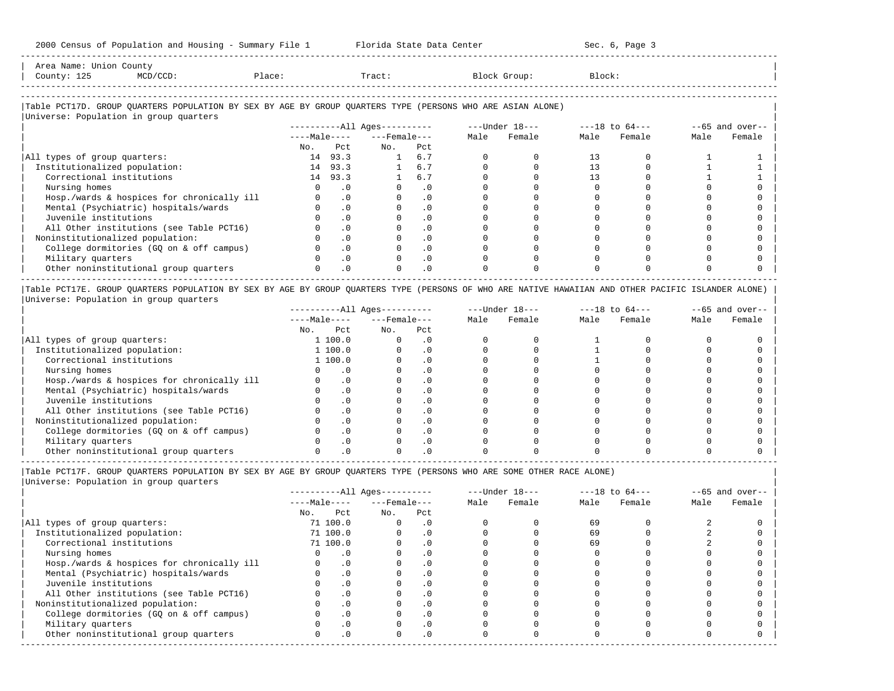Area Name: Union County
County: 125 MCD/CCD: Place: Tract: Block Group: Block:

## Table PCT17D. GROUP QUARTERS POPULATION BY SEX BY AGE BY GROUP QUARTERS TYPE (PERSONS WHO ARE ASIAN ALONE)

Universe: Population in group quarters

| | All Ages Male No. | All Ages Male Pct | All Ages Female No. | All Ages Female Pct | Under 18 Male | Under 18 Female | 18 to 64 Male | 18 to 64 Female | 65 and over Male | 65 and over Female |
|---|---|---|---|---|---|---|---|---|---|---|
| All types of group quarters: | 14 | 93.3 | 1 | 6.7 | 0 | 0 | 13 | 0 | 1 | 1 |
| Institutionalized population: | 14 | 93.3 | 1 | 6.7 | 0 | 0 | 13 | 0 | 1 | 1 |
| Correctional institutions | 14 | 93.3 | 1 | 6.7 | 0 | 0 | 13 | 0 | 1 | 1 |
| Nursing homes | 0 | .0 | 0 | .0 | 0 | 0 | 0 | 0 | 0 | 0 |
| Hosp./wards & hospices for chronically ill | 0 | .0 | 0 | .0 | 0 | 0 | 0 | 0 | 0 | 0 |
| Mental (Psychiatric) hospitals/wards | 0 | .0 | 0 | .0 | 0 | 0 | 0 | 0 | 0 | 0 |
| Juvenile institutions | 0 | .0 | 0 | .0 | 0 | 0 | 0 | 0 | 0 | 0 |
| All Other institutions (see Table PCT16) | 0 | .0 | 0 | .0 | 0 | 0 | 0 | 0 | 0 | 0 |
| Noninstitutionalized population: | 0 | .0 | 0 | .0 | 0 | 0 | 0 | 0 | 0 | 0 |
| College dormitories (GQ on & off campus) | 0 | .0 | 0 | .0 | 0 | 0 | 0 | 0 | 0 | 0 |
| Military quarters | 0 | .0 | 0 | .0 | 0 | 0 | 0 | 0 | 0 | 0 |
| Other noninstitutional group quarters | 0 | .0 | 0 | .0 | 0 | 0 | 0 | 0 | 0 | 0 |

## Table PCT17E. GROUP QUARTERS POPULATION BY SEX BY AGE BY GROUP QUARTERS TYPE (PERSONS OF WHO ARE NATIVE HAWAIIAN AND OTHER PACIFIC ISLANDER ALONE)

Universe: Population in group quarters

| | All Ages Male No. | All Ages Male Pct | All Ages Female No. | All Ages Female Pct | Under 18 Male | Under 18 Female | 18 to 64 Male | 18 to 64 Female | 65 and over Male | 65 and over Female |
|---|---|---|---|---|---|---|---|---|---|---|
| All types of group quarters: | 1 | 100.0 | 0 | .0 | 0 | 0 | 1 | 0 | 0 | 0 |
| Institutionalized population: | 1 | 100.0 | 0 | .0 | 0 | 0 | 1 | 0 | 0 | 0 |
| Correctional institutions | 1 | 100.0 | 0 | .0 | 0 | 0 | 1 | 0 | 0 | 0 |
| Nursing homes | 0 | .0 | 0 | .0 | 0 | 0 | 0 | 0 | 0 | 0 |
| Hosp./wards & hospices for chronically ill | 0 | .0 | 0 | .0 | 0 | 0 | 0 | 0 | 0 | 0 |
| Mental (Psychiatric) hospitals/wards | 0 | .0 | 0 | .0 | 0 | 0 | 0 | 0 | 0 | 0 |
| Juvenile institutions | 0 | .0 | 0 | .0 | 0 | 0 | 0 | 0 | 0 | 0 |
| All Other institutions (see Table PCT16) | 0 | .0 | 0 | .0 | 0 | 0 | 0 | 0 | 0 | 0 |
| Noninstitutionalized population: | 0 | .0 | 0 | .0 | 0 | 0 | 0 | 0 | 0 | 0 |
| College dormitories (GQ on & off campus) | 0 | .0 | 0 | .0 | 0 | 0 | 0 | 0 | 0 | 0 |
| Military quarters | 0 | .0 | 0 | .0 | 0 | 0 | 0 | 0 | 0 | 0 |
| Other noninstitutional group quarters | 0 | .0 | 0 | .0 | 0 | 0 | 0 | 0 | 0 | 0 |

## Table PCT17F. GROUP QUARTERS POPULATION BY SEX BY AGE BY GROUP QUARTERS TYPE (PERSONS WHO ARE SOME OTHER RACE ALONE)

Universe: Population in group quarters

| | All Ages Male No. | All Ages Male Pct | All Ages Female No. | All Ages Female Pct | Under 18 Male | Under 18 Female | 18 to 64 Male | 18 to 64 Female | 65 and over Male | 65 and over Female |
|---|---|---|---|---|---|---|---|---|---|---|
| All types of group quarters: | 71 | 100.0 | 0 | .0 | 0 | 0 | 69 | 0 | 2 | 0 |
| Institutionalized population: | 71 | 100.0 | 0 | .0 | 0 | 0 | 69 | 0 | 2 | 0 |
| Correctional institutions | 71 | 100.0 | 0 | .0 | 0 | 0 | 69 | 0 | 2 | 0 |
| Nursing homes | 0 | .0 | 0 | .0 | 0 | 0 | 0 | 0 | 0 | 0 |
| Hosp./wards & hospices for chronically ill | 0 | .0 | 0 | .0 | 0 | 0 | 0 | 0 | 0 | 0 |
| Mental (Psychiatric) hospitals/wards | 0 | .0 | 0 | .0 | 0 | 0 | 0 | 0 | 0 | 0 |
| Juvenile institutions | 0 | .0 | 0 | .0 | 0 | 0 | 0 | 0 | 0 | 0 |
| All Other institutions (see Table PCT16) | 0 | .0 | 0 | .0 | 0 | 0 | 0 | 0 | 0 | 0 |
| Noninstitutionalized population: | 0 | .0 | 0 | .0 | 0 | 0 | 0 | 0 | 0 | 0 |
| College dormitories (GQ on & off campus) | 0 | .0 | 0 | .0 | 0 | 0 | 0 | 0 | 0 | 0 |
| Military quarters | 0 | .0 | 0 | .0 | 0 | 0 | 0 | 0 | 0 | 0 |
| Other noninstitutional group quarters | 0 | .0 | 0 | .0 | 0 | 0 | 0 | 0 | 0 | 0 |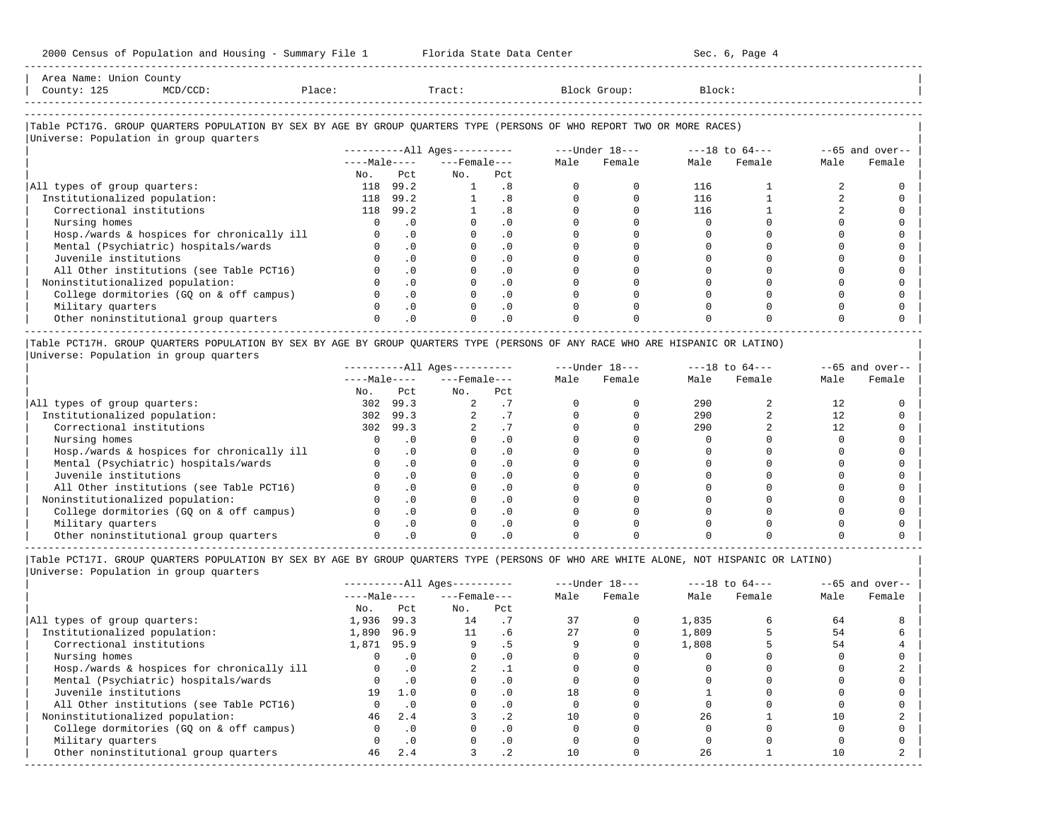Area Name: Union County
County: 125 MCD/CCD: Place: Tract: Block Group: Block:

### Table PCT17G. GROUP QUARTERS POPULATION BY SEX BY AGE BY GROUP QUARTERS TYPE (PERSONS OF WHO REPORT TWO OR MORE RACES)

Universe: Population in group quarters

| | All Ages | | | | Under 18 | | 18 to 64 | | 65 and over | |
|---|---|---|---|---|---|---|---|---|---|---|
| | Male | | Female | | Male | Female | Male | Female | Male | Female |
| | No. | Pct | No. | Pct | | | | | | |
| All types of group quarters: | 118 | 99.2 | 1 | .8 | 0 | 0 | 116 | 1 | 2 | 0 |
| Institutionalized population: | 118 | 99.2 | 1 | .8 | 0 | 0 | 116 | 1 | 2 | 0 |
| Correctional institutions | 118 | 99.2 | 1 | .8 | 0 | 0 | 116 | 1 | 2 | 0 |
| Nursing homes | 0 | .0 | 0 | .0 | 0 | 0 | 0 | 0 | 0 | 0 |
| Hosp./wards & hospices for chronically ill | 0 | .0 | 0 | .0 | 0 | 0 | 0 | 0 | 0 | 0 |
| Mental (Psychiatric) hospitals/wards | 0 | .0 | 0 | .0 | 0 | 0 | 0 | 0 | 0 | 0 |
| Juvenile institutions | 0 | .0 | 0 | .0 | 0 | 0 | 0 | 0 | 0 | 0 |
| All Other institutions (see Table PCT16) | 0 | .0 | 0 | .0 | 0 | 0 | 0 | 0 | 0 | 0 |
| Noninstitutionalized population: | 0 | .0 | 0 | .0 | 0 | 0 | 0 | 0 | 0 | 0 |
| College dormitories (GQ on & off campus) | 0 | .0 | 0 | .0 | 0 | 0 | 0 | 0 | 0 | 0 |
| Military quarters | 0 | .0 | 0 | .0 | 0 | 0 | 0 | 0 | 0 | 0 |
| Other noninstitutional group quarters | 0 | .0 | 0 | .0 | 0 | 0 | 0 | 0 | 0 | 0 |

### Table PCT17H. GROUP QUARTERS POPULATION BY SEX BY AGE BY GROUP QUARTERS TYPE (PERSONS OF ANY RACE WHO ARE HISPANIC OR LATINO)

Universe: Population in group quarters

| | All Ages | | | | Under 18 | | 18 to 64 | | 65 and over | |
|---|---|---|---|---|---|---|---|---|---|---|
| | Male | | Female | | Male | Female | Male | Female | Male | Female |
| | No. | Pct | No. | Pct | | | | | | |
| All types of group quarters: | 302 | 99.3 | 2 | .7 | 0 | 0 | 290 | 2 | 12 | 0 |
| Institutionalized population: | 302 | 99.3 | 2 | .7 | 0 | 0 | 290 | 2 | 12 | 0 |
| Correctional institutions | 302 | 99.3 | 2 | .7 | 0 | 0 | 290 | 2 | 12 | 0 |
| Nursing homes | 0 | .0 | 0 | .0 | 0 | 0 | 0 | 0 | 0 | 0 |
| Hosp./wards & hospices for chronically ill | 0 | .0 | 0 | .0 | 0 | 0 | 0 | 0 | 0 | 0 |
| Mental (Psychiatric) hospitals/wards | 0 | .0 | 0 | .0 | 0 | 0 | 0 | 0 | 0 | 0 |
| Juvenile institutions | 0 | .0 | 0 | .0 | 0 | 0 | 0 | 0 | 0 | 0 |
| All Other institutions (see Table PCT16) | 0 | .0 | 0 | .0 | 0 | 0 | 0 | 0 | 0 | 0 |
| Noninstitutionalized population: | 0 | .0 | 0 | .0 | 0 | 0 | 0 | 0 | 0 | 0 |
| College dormitories (GQ on & off campus) | 0 | .0 | 0 | .0 | 0 | 0 | 0 | 0 | 0 | 0 |
| Military quarters | 0 | .0 | 0 | .0 | 0 | 0 | 0 | 0 | 0 | 0 |
| Other noninstitutional group quarters | 0 | .0 | 0 | .0 | 0 | 0 | 0 | 0 | 0 | 0 |

### Table PCT17I. GROUP QUARTERS POPULATION BY SEX BY AGE BY GROUP QUARTERS TYPE (PERSONS OF WHO ARE WHITE ALONE, NOT HISPANIC OR LATINO)

Universe: Population in group quarters

| | All Ages | | | | Under 18 | | 18 to 64 | | 65 and over | |
|---|---|---|---|---|---|---|---|---|---|---|
| | Male | | Female | | Male | Female | Male | Female | Male | Female |
| | No. | Pct | No. | Pct | | | | | | |
| All types of group quarters: | 1,936 | 99.3 | 14 | .7 | 37 | 0 | 1,835 | 6 | 64 | 8 |
| Institutionalized population: | 1,890 | 96.9 | 11 | .6 | 27 | 0 | 1,809 | 5 | 54 | 6 |
| Correctional institutions | 1,871 | 95.9 | 9 | .5 | 9 | 0 | 1,808 | 5 | 54 | 4 |
| Nursing homes | 0 | .0 | 0 | .0 | 0 | 0 | 0 | 0 | 0 | 0 |
| Hosp./wards & hospices for chronically ill | 0 | .0 | 2 | .1 | 0 | 0 | 0 | 0 | 0 | 2 |
| Mental (Psychiatric) hospitals/wards | 0 | .0 | 0 | .0 | 0 | 0 | 0 | 0 | 0 | 0 |
| Juvenile institutions | 19 | 1.0 | 0 | .0 | 18 | 0 | 1 | 0 | 0 | 0 |
| All Other institutions (see Table PCT16) | 0 | .0 | 0 | .0 | 0 | 0 | 0 | 0 | 0 | 0 |
| Noninstitutionalized population: | 46 | 2.4 | 3 | .2 | 10 | 0 | 26 | 1 | 10 | 2 |
| College dormitories (GQ on & off campus) | 0 | .0 | 0 | .0 | 0 | 0 | 0 | 0 | 0 | 0 |
| Military quarters | 0 | .0 | 0 | .0 | 0 | 0 | 0 | 0 | 0 | 0 |
| Other noninstitutional group quarters | 46 | 2.4 | 3 | .2 | 10 | 0 | 26 | 1 | 10 | 2 |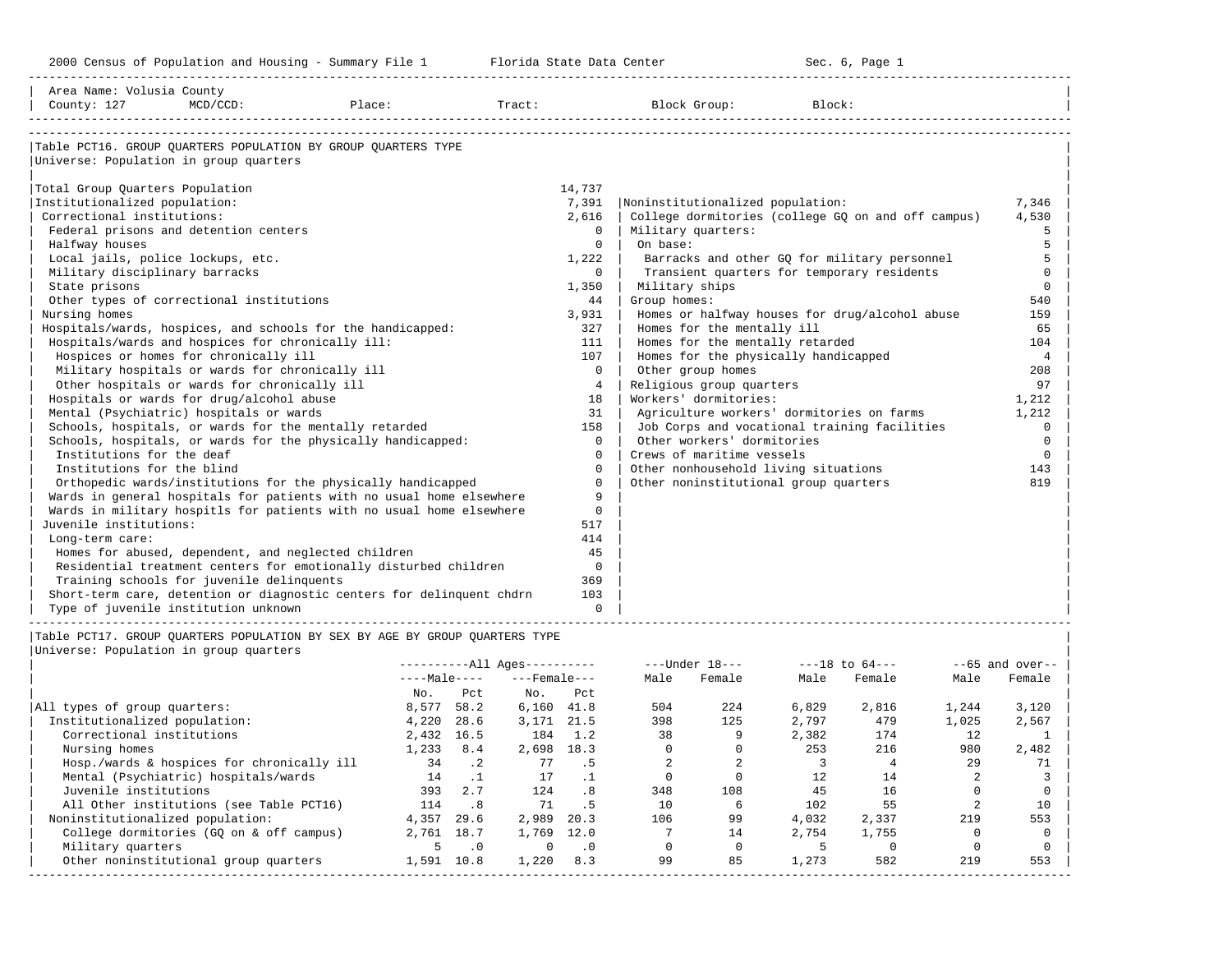2000 Census of Population and Housing - Summary File 1 | Florida State Data Center | Sec. 6, Page 1

Area Name: Volusia County
County: 127 MCD/CCD: Place: Tract: Block Group: Block:

## Table PCT16. GROUP QUARTERS POPULATION BY GROUP QUARTERS TYPE

Universe: Population in group quarters

| Type | Count |
|---|---|
| Total Group Quarters Population | 14,737 |
| Institutionalized population: | 7,391 |
| Correctional institutions: | 2,616 |
| Federal prisons and detention centers | 0 |
| Halfway houses | 0 |
| Local jails, police lockups, etc. | 1,222 |
| Military disciplinary barracks | 0 |
| State prisons | 1,350 |
| Other types of correctional institutions | 44 |
| Nursing homes | 3,931 |
| Hospitals/wards, hospices, and schools for the handicapped: | 327 |
| Hospitals/wards and hospices for chronically ill: | 111 |
| Hospices or homes for chronically ill | 107 |
| Military hospitals or wards for chronically ill | 0 |
| Other hospitals or wards for chronically ill | 4 |
| Hospitals or wards for drug/alcohol abuse | 18 |
| Mental (Psychiatric) hospitals or wards | 31 |
| Schools, hospitals, or wards for the mentally retarded | 158 |
| Schools, hospitals, or wards for the physically handicapped: | 0 |
| Institutions for the deaf | 0 |
| Institutions for the blind | 0 |
| Orthopedic wards/institutions for the physically handicapped | 0 |
| Wards in general hospitals for patients with no usual home elsewhere | 9 |
| Wards in military hospitls for patients with no usual home elsewhere | 0 |
| Juvenile institutions: | 517 |
| Long-term care: | 414 |
| Homes for abused, dependent, and neglected children | 45 |
| Residential treatment centers for emotionally disturbed children | 0 |
| Training schools for juvenile delinquents | 369 |
| Short-term care, detention or diagnostic centers for delinquent chdrn | 103 |
| Type of juvenile institution unknown | 0 |
| Noninstitutionalized population: | 7,346 |
| College dormitories (college GQ on and off campus) | 4,530 |
| Military quarters: | 5 |
| On base: | 5 |
| Barracks and other GQ for military personnel | 5 |
| Transient quarters for temporary residents | 0 |
| Military ships | 0 |
| Group homes: | 540 |
| Homes or halfway houses for drug/alcohol abuse | 159 |
| Homes for the mentally ill | 65 |
| Homes for the mentally retarded | 104 |
| Homes for the physically handicapped | 4 |
| Other group homes | 208 |
| Religious group quarters | 97 |
| Workers' dormitories: | 1,212 |
| Agriculture workers' dormitories on farms | 1,212 |
| Job Corps and vocational training facilities | 0 |
| Other workers' dormitories | 0 |
| Crews of maritime vessels | 0 |
| Other nonhousehold living situations | 143 |
| Other noninstitutional group quarters | 819 |

## Table PCT17. GROUP QUARTERS POPULATION BY SEX BY AGE BY GROUP QUARTERS TYPE

Universe: Population in group quarters

| | All Ages Male No. | All Ages Male Pct | All Ages Female No. | All Ages Female Pct | Under 18 Male | Under 18 Female | 18 to 64 Male | 18 to 64 Female | 65 and over Male | 65 and over Female |
|---|---|---|---|---|---|---|---|---|---|---|
| All types of group quarters: | 8,577 | 58.2 | 6,160 | 41.8 | 504 | 224 | 6,829 | 2,816 | 1,244 | 3,120 |
| Institutionalized population: | 4,220 | 28.6 | 3,171 | 21.5 | 398 | 125 | 2,797 | 479 | 1,025 | 2,567 |
| Correctional institutions | 2,432 | 16.5 | 184 | 1.2 | 38 | 9 | 2,382 | 174 | 12 | 1 |
| Nursing homes | 1,233 | 8.4 | 2,698 | 18.3 | 0 | 0 | 253 | 216 | 980 | 2,482 |
| Hosp./wards & hospices for chronically ill | 34 | .2 | 77 | .5 | 2 | 2 | 3 | 4 | 29 | 71 |
| Mental (Psychiatric) hospitals/wards | 14 | .1 | 17 | .1 | 0 | 0 | 12 | 14 | 2 | 3 |
| Juvenile institutions | 393 | 2.7 | 124 | .8 | 348 | 108 | 45 | 16 | 0 | 0 |
| All Other institutions (see Table PCT16) | 114 | .8 | 71 | .5 | 10 | 6 | 102 | 55 | 2 | 10 |
| Noninstitutionalized population: | 4,357 | 29.6 | 2,989 | 20.3 | 106 | 99 | 4,032 | 2,337 | 219 | 553 |
| College dormitories (GQ on & off campus) | 2,761 | 18.7 | 1,769 | 12.0 | 7 | 14 | 2,754 | 1,755 | 0 | 0 |
| Military quarters | 5 | .0 | 0 | .0 | 0 | 0 | 5 | 0 | 0 | 0 |
| Other noninstitutional group quarters | 1,591 | 10.8 | 1,220 | 8.3 | 99 | 85 | 1,273 | 582 | 219 | 553 |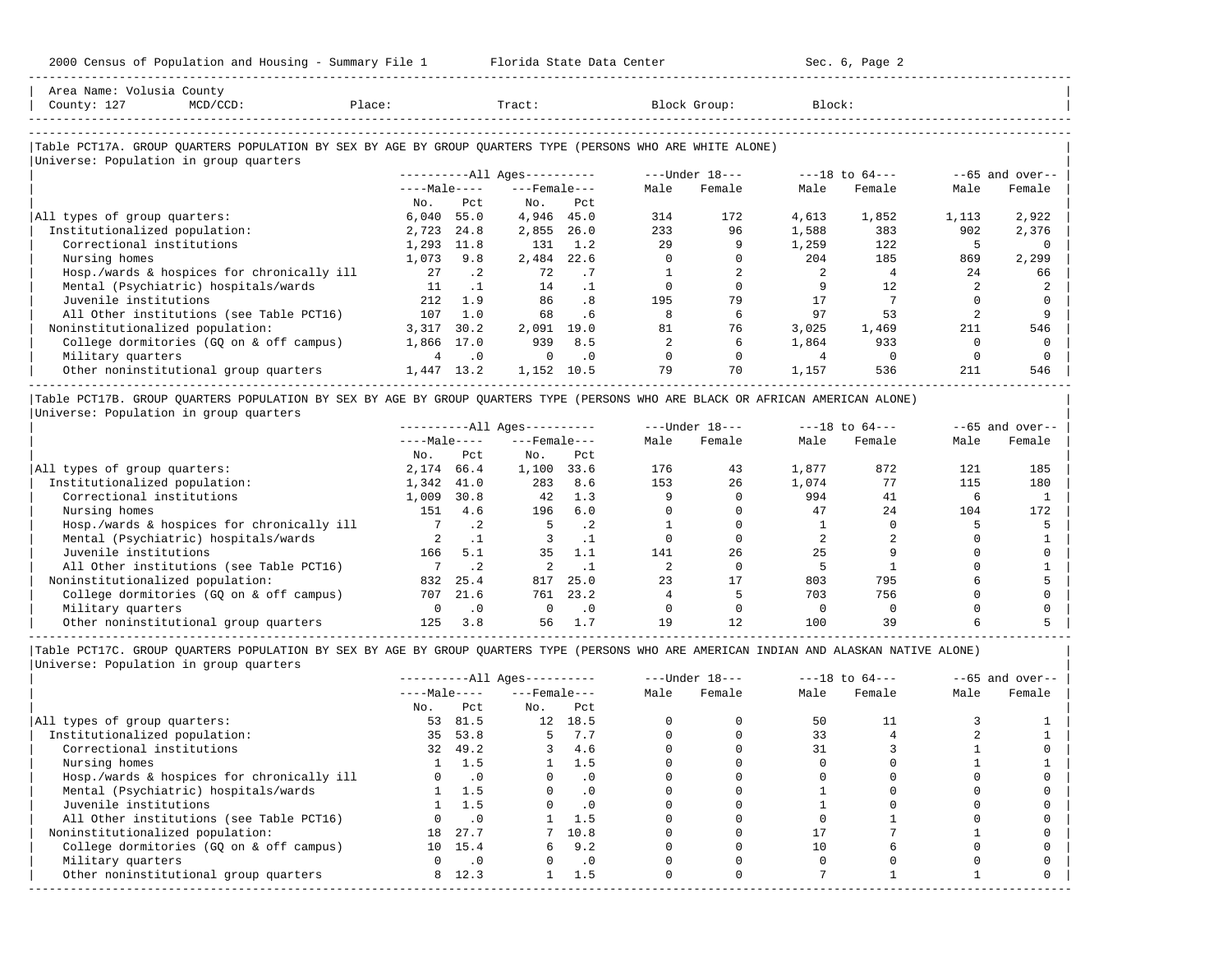Area Name: Volusia County
County: 127 MCD/CCD: Place: Tract: Block Group: Block:

### Table PCT17A. GROUP QUARTERS POPULATION BY SEX BY AGE BY GROUP QUARTERS TYPE (PERSONS WHO ARE WHITE ALONE)

Universe: Population in group quarters

| | All Ages Male No. | All Ages Male Pct | All Ages Female No. | All Ages Female Pct | Under 18 Male | Under 18 Female | 18 to 64 Male | 18 to 64 Female | 65 and over Male | 65 and over Female |
|---|---|---|---|---|---|---|---|---|---|---|
| All types of group quarters: | 6,040 | 55.0 | 4,946 | 45.0 | 314 | 172 | 4,613 | 1,852 | 1,113 | 2,922 |
| Institutionalized population: | 2,723 | 24.8 | 2,855 | 26.0 | 233 | 96 | 1,588 | 383 | 902 | 2,376 |
| Correctional institutions | 1,293 | 11.8 | 131 | 1.2 | 29 | 9 | 1,259 | 122 | 5 | 0 |
| Nursing homes | 1,073 | 9.8 | 2,484 | 22.6 | 0 | 0 | 204 | 185 | 869 | 2,299 |
| Hosp./wards & hospices for chronically ill | 27 | .2 | 72 | .7 | 1 | 2 | 2 | 4 | 24 | 66 |
| Mental (Psychiatric) hospitals/wards | 11 | .1 | 14 | .1 | 0 | 0 | 9 | 12 | 2 | 2 |
| Juvenile institutions | 212 | 1.9 | 86 | .8 | 195 | 79 | 17 | 7 | 0 | 0 |
| All Other institutions (see Table PCT16) | 107 | 1.0 | 68 | .6 | 8 | 6 | 97 | 53 | 2 | 9 |
| Noninstitutionalized population: | 3,317 | 30.2 | 2,091 | 19.0 | 81 | 76 | 3,025 | 1,469 | 211 | 546 |
| College dormitories (GQ on & off campus) | 1,866 | 17.0 | 939 | 8.5 | 2 | 6 | 1,864 | 933 | 0 | 0 |
| Military quarters | 4 | .0 | 0 | .0 | 0 | 0 | 4 | 0 | 0 | 0 |
| Other noninstitutional group quarters | 1,447 | 13.2 | 1,152 | 10.5 | 79 | 70 | 1,157 | 536 | 211 | 546 |

### Table PCT17B. GROUP QUARTERS POPULATION BY SEX BY AGE BY GROUP QUARTERS TYPE (PERSONS WHO ARE BLACK OR AFRICAN AMERICAN ALONE)

Universe: Population in group quarters

| | All Ages Male No. | All Ages Male Pct | All Ages Female No. | All Ages Female Pct | Under 18 Male | Under 18 Female | 18 to 64 Male | 18 to 64 Female | 65 and over Male | 65 and over Female |
|---|---|---|---|---|---|---|---|---|---|---|
| All types of group quarters: | 2,174 | 66.4 | 1,100 | 33.6 | 176 | 43 | 1,877 | 872 | 121 | 185 |
| Institutionalized population: | 1,342 | 41.0 | 283 | 8.6 | 153 | 26 | 1,074 | 77 | 115 | 180 |
| Correctional institutions | 1,009 | 30.8 | 42 | 1.3 | 9 | 0 | 994 | 41 | 6 | 1 |
| Nursing homes | 151 | 4.6 | 196 | 6.0 | 0 | 0 | 47 | 24 | 104 | 172 |
| Hosp./wards & hospices for chronically ill | 7 | .2 | 5 | .2 | 1 | 0 | 1 | 0 | 5 | 5 |
| Mental (Psychiatric) hospitals/wards | 2 | .1 | 3 | .1 | 0 | 0 | 2 | 2 | 0 | 1 |
| Juvenile institutions | 166 | 5.1 | 35 | 1.1 | 141 | 26 | 25 | 9 | 0 | 0 |
| All Other institutions (see Table PCT16) | 7 | .2 | 2 | .1 | 2 | 0 | 5 | 1 | 0 | 1 |
| Noninstitutionalized population: | 832 | 25.4 | 817 | 25.0 | 23 | 17 | 803 | 795 | 6 | 5 |
| College dormitories (GQ on & off campus) | 707 | 21.6 | 761 | 23.2 | 4 | 5 | 703 | 756 | 0 | 0 |
| Military quarters | 0 | .0 | 0 | .0 | 0 | 0 | 0 | 0 | 0 | 0 |
| Other noninstitutional group quarters | 125 | 3.8 | 56 | 1.7 | 19 | 12 | 100 | 39 | 6 | 5 |

### Table PCT17C. GROUP QUARTERS POPULATION BY SEX BY AGE BY GROUP QUARTERS TYPE (PERSONS WHO ARE AMERICAN INDIAN AND ALASKAN NATIVE ALONE)

Universe: Population in group quarters

| | All Ages Male No. | All Ages Male Pct | All Ages Female No. | All Ages Female Pct | Under 18 Male | Under 18 Female | 18 to 64 Male | 18 to 64 Female | 65 and over Male | 65 and over Female |
|---|---|---|---|---|---|---|---|---|---|---|
| All types of group quarters: | 53 | 81.5 | 12 | 18.5 | 0 | 0 | 50 | 11 | 3 | 1 |
| Institutionalized population: | 35 | 53.8 | 5 | 7.7 | 0 | 0 | 33 | 4 | 2 | 1 |
| Correctional institutions | 32 | 49.2 | 3 | 4.6 | 0 | 0 | 31 | 3 | 1 | 0 |
| Nursing homes | 1 | 1.5 | 1 | 1.5 | 0 | 0 | 0 | 0 | 1 | 1 |
| Hosp./wards & hospices for chronically ill | 0 | .0 | 0 | .0 | 0 | 0 | 0 | 0 | 0 | 0 |
| Mental (Psychiatric) hospitals/wards | 1 | 1.5 | 0 | .0 | 0 | 0 | 1 | 0 | 0 | 0 |
| Juvenile institutions | 1 | 1.5 | 0 | .0 | 0 | 0 | 1 | 0 | 0 | 0 |
| All Other institutions (see Table PCT16) | 0 | .0 | 1 | 1.5 | 0 | 0 | 0 | 1 | 0 | 0 |
| Noninstitutionalized population: | 18 | 27.7 | 7 | 10.8 | 0 | 0 | 17 | 7 | 1 | 0 |
| College dormitories (GQ on & off campus) | 10 | 15.4 | 6 | 9.2 | 0 | 0 | 10 | 6 | 0 | 0 |
| Military quarters | 0 | .0 | 0 | .0 | 0 | 0 | 0 | 0 | 0 | 0 |
| Other noninstitutional group quarters | 8 | 12.3 | 1 | 1.5 | 0 | 0 | 7 | 1 | 1 | 0 |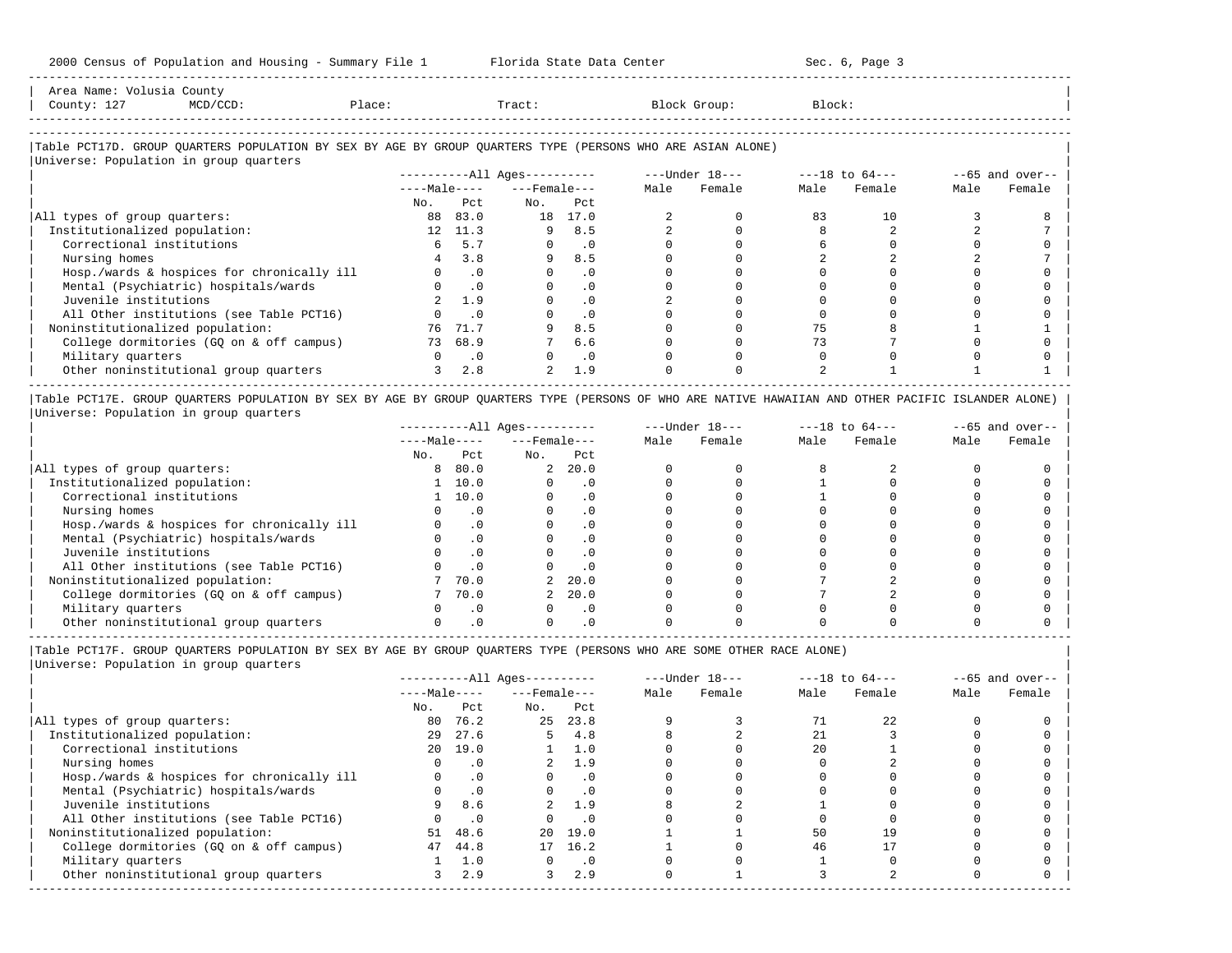Area Name: Volusia County
County: 127 MCD/CCD: Place: Tract: Block Group: Block:

### Table PCT17D. GROUP QUARTERS POPULATION BY SEX BY AGE BY GROUP QUARTERS TYPE (PERSONS WHO ARE ASIAN ALONE)

Universe: Population in group quarters

| | All Ages Male No. | All Ages Male Pct | All Ages Female No. | All Ages Female Pct | Under 18 Male | Under 18 Female | 18 to 64 Male | 18 to 64 Female | 65 and over Male | 65 and over Female |
|---|---|---|---|---|---|---|---|---|---|---|
| All types of group quarters: | 88 | 83.0 | 18 | 17.0 | 2 | 0 | 83 | 10 | 3 | 8 |
| Institutionalized population: | 12 | 11.3 | 9 | 8.5 | 2 | 0 | 8 | 2 | 2 | 7 |
| Correctional institutions | 6 | 5.7 | 0 | .0 | 0 | 0 | 6 | 0 | 0 | 0 |
| Nursing homes | 4 | 3.8 | 9 | 8.5 | 0 | 0 | 2 | 2 | 2 | 7 |
| Hosp./wards & hospices for chronically ill | 0 | .0 | 0 | .0 | 0 | 0 | 0 | 0 | 0 | 0 |
| Mental (Psychiatric) hospitals/wards | 0 | .0 | 0 | .0 | 0 | 0 | 0 | 0 | 0 | 0 |
| Juvenile institutions | 2 | 1.9 | 0 | .0 | 2 | 0 | 0 | 0 | 0 | 0 |
| All Other institutions (see Table PCT16) | 0 | .0 | 0 | .0 | 0 | 0 | 0 | 0 | 0 | 0 |
| Noninstitutionalized population: | 76 | 71.7 | 9 | 8.5 | 0 | 0 | 75 | 8 | 1 | 1 |
| College dormitories (GQ on & off campus) | 73 | 68.9 | 7 | 6.6 | 0 | 0 | 73 | 7 | 0 | 0 |
| Military quarters | 0 | .0 | 0 | .0 | 0 | 0 | 0 | 0 | 0 | 0 |
| Other noninstitutional group quarters | 3 | 2.8 | 2 | 1.9 | 0 | 0 | 2 | 1 | 1 | 1 |

### Table PCT17E. GROUP QUARTERS POPULATION BY SEX BY AGE BY GROUP QUARTERS TYPE (PERSONS OF WHO ARE NATIVE HAWAIIAN AND OTHER PACIFIC ISLANDER ALONE)

Universe: Population in group quarters

| | All Ages Male No. | All Ages Male Pct | All Ages Female No. | All Ages Female Pct | Under 18 Male | Under 18 Female | 18 to 64 Male | 18 to 64 Female | 65 and over Male | 65 and over Female |
|---|---|---|---|---|---|---|---|---|---|---|
| All types of group quarters: | 8 | 80.0 | 2 | 20.0 | 0 | 0 | 8 | 2 | 0 | 0 |
| Institutionalized population: | 1 | 10.0 | 0 | .0 | 0 | 0 | 1 | 0 | 0 | 0 |
| Correctional institutions | 1 | 10.0 | 0 | .0 | 0 | 0 | 1 | 0 | 0 | 0 |
| Nursing homes | 0 | .0 | 0 | .0 | 0 | 0 | 0 | 0 | 0 | 0 |
| Hosp./wards & hospices for chronically ill | 0 | .0 | 0 | .0 | 0 | 0 | 0 | 0 | 0 | 0 |
| Mental (Psychiatric) hospitals/wards | 0 | .0 | 0 | .0 | 0 | 0 | 0 | 0 | 0 | 0 |
| Juvenile institutions | 0 | .0 | 0 | .0 | 0 | 0 | 0 | 0 | 0 | 0 |
| All Other institutions (see Table PCT16) | 0 | .0 | 0 | .0 | 0 | 0 | 0 | 0 | 0 | 0 |
| Noninstitutionalized population: | 7 | 70.0 | 2 | 20.0 | 0 | 0 | 7 | 2 | 0 | 0 |
| College dormitories (GQ on & off campus) | 7 | 70.0 | 2 | 20.0 | 0 | 0 | 7 | 2 | 0 | 0 |
| Military quarters | 0 | .0 | 0 | .0 | 0 | 0 | 0 | 0 | 0 | 0 |
| Other noninstitutional group quarters | 0 | .0 | 0 | .0 | 0 | 0 | 0 | 0 | 0 | 0 |

### Table PCT17F. GROUP QUARTERS POPULATION BY SEX BY AGE BY GROUP QUARTERS TYPE (PERSONS WHO ARE SOME OTHER RACE ALONE)

Universe: Population in group quarters

| | All Ages Male No. | All Ages Male Pct | All Ages Female No. | All Ages Female Pct | Under 18 Male | Under 18 Female | 18 to 64 Male | 18 to 64 Female | 65 and over Male | 65 and over Female |
|---|---|---|---|---|---|---|---|---|---|---|
| All types of group quarters: | 80 | 76.2 | 25 | 23.8 | 9 | 3 | 71 | 22 | 0 | 0 |
| Institutionalized population: | 29 | 27.6 | 5 | 4.8 | 8 | 2 | 21 | 3 | 0 | 0 |
| Correctional institutions | 20 | 19.0 | 1 | 1.0 | 0 | 0 | 20 | 1 | 0 | 0 |
| Nursing homes | 0 | .0 | 2 | 1.9 | 0 | 0 | 0 | 2 | 0 | 0 |
| Hosp./wards & hospices for chronically ill | 0 | .0 | 0 | .0 | 0 | 0 | 0 | 0 | 0 | 0 |
| Mental (Psychiatric) hospitals/wards | 0 | .0 | 0 | .0 | 0 | 0 | 0 | 0 | 0 | 0 |
| Juvenile institutions | 9 | 8.6 | 2 | 1.9 | 8 | 2 | 1 | 0 | 0 | 0 |
| All Other institutions (see Table PCT16) | 0 | .0 | 0 | .0 | 0 | 0 | 0 | 0 | 0 | 0 |
| Noninstitutionalized population: | 51 | 48.6 | 20 | 19.0 | 1 | 1 | 50 | 19 | 0 | 0 |
| College dormitories (GQ on & off campus) | 47 | 44.8 | 17 | 16.2 | 1 | 0 | 46 | 17 | 0 | 0 |
| Military quarters | 1 | 1.0 | 0 | .0 | 0 | 0 | 1 | 0 | 0 | 0 |
| Other noninstitutional group quarters | 3 | 2.9 | 3 | 2.9 | 0 | 1 | 3 | 2 | 0 | 0 |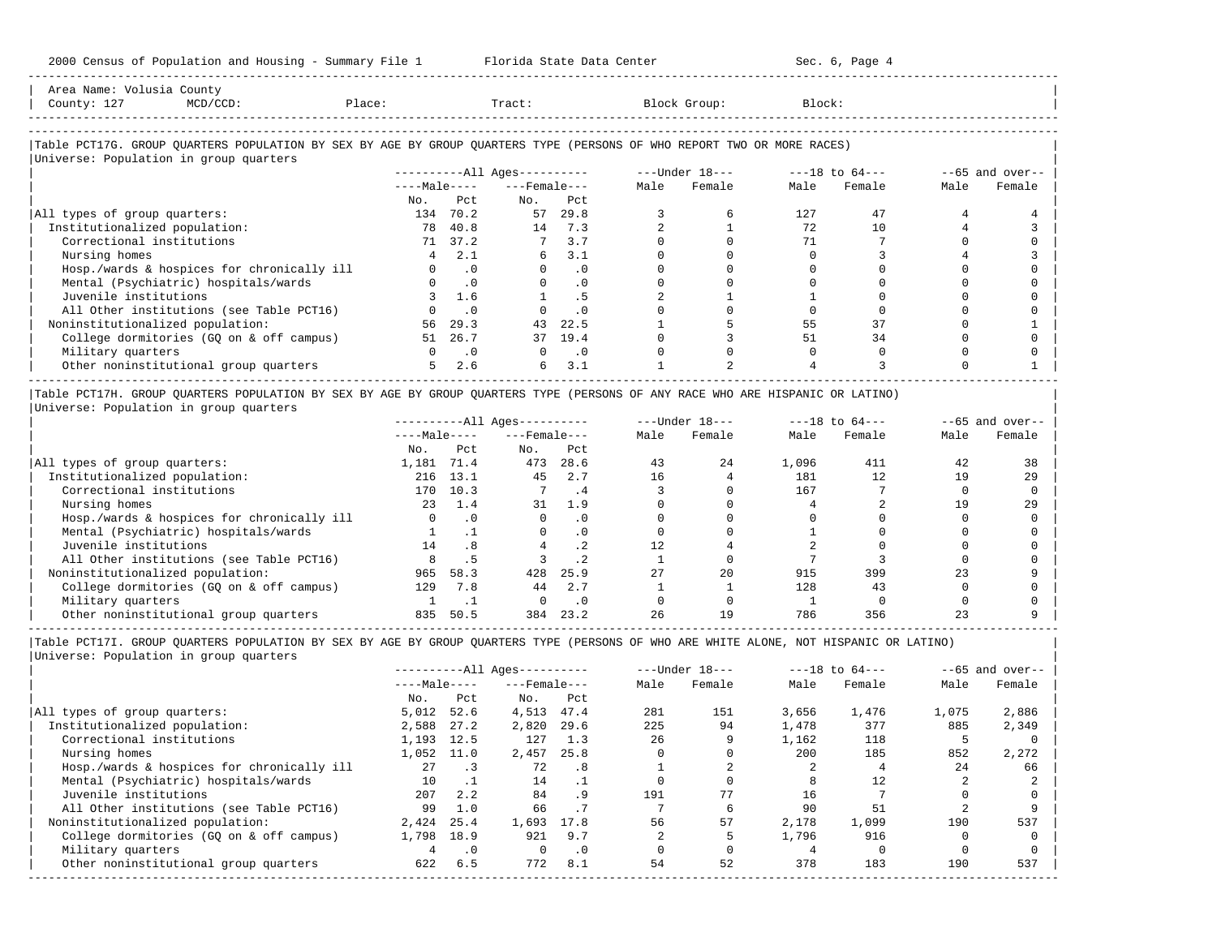Area Name: Volusia County
County: 127 MCD/CCD: Place: Tract: Block Group: Block:

## Table PCT17G. GROUP QUARTERS POPULATION BY SEX BY AGE BY GROUP QUARTERS TYPE (PERSONS OF WHO REPORT TWO OR MORE RACES)

Universe: Population in group quarters

| | All Ages Male No. | All Ages Male Pct | All Ages Female No. | All Ages Female Pct | Under 18 Male | Under 18 Female | 18 to 64 Male | 18 to 64 Female | 65 and over Male | 65 and over Female |
|---|---|---|---|---|---|---|---|---|---|---|
| All types of group quarters: | 134 | 70.2 | 57 | 29.8 | 3 | 6 | 127 | 47 | 4 | 4 |
| Institutionalized population: | 78 | 40.8 | 14 | 7.3 | 2 | 1 | 72 | 10 | 4 | 3 |
| Correctional institutions | 71 | 37.2 | 7 | 3.7 | 0 | 0 | 71 | 7 | 0 | 0 |
| Nursing homes | 4 | 2.1 | 6 | 3.1 | 0 | 0 | 0 | 3 | 4 | 3 |
| Hosp./wards & hospices for chronically ill | 0 | .0 | 0 | .0 | 0 | 0 | 0 | 0 | 0 | 0 |
| Mental (Psychiatric) hospitals/wards | 0 | .0 | 0 | .0 | 0 | 0 | 0 | 0 | 0 | 0 |
| Juvenile institutions | 3 | 1.6 | 1 | .5 | 2 | 1 | 1 | 0 | 0 | 0 |
| All Other institutions (see Table PCT16) | 0 | .0 | 0 | .0 | 0 | 0 | 0 | 0 | 0 | 0 |
| Noninstitutionalized population: | 56 | 29.3 | 43 | 22.5 | 1 | 5 | 55 | 37 | 0 | 1 |
| College dormitories (GQ on & off campus) | 51 | 26.7 | 37 | 19.4 | 0 | 3 | 51 | 34 | 0 | 0 |
| Military quarters | 0 | .0 | 0 | .0 | 0 | 0 | 0 | 0 | 0 | 0 |
| Other noninstitutional group quarters | 5 | 2.6 | 6 | 3.1 | 1 | 2 | 4 | 3 | 0 | 1 |

## Table PCT17H. GROUP QUARTERS POPULATION BY SEX BY AGE BY GROUP QUARTERS TYPE (PERSONS OF ANY RACE WHO ARE HISPANIC OR LATINO)

Universe: Population in group quarters

| | All Ages Male No. | All Ages Male Pct | All Ages Female No. | All Ages Female Pct | Under 18 Male | Under 18 Female | 18 to 64 Male | 18 to 64 Female | 65 and over Male | 65 and over Female |
|---|---|---|---|---|---|---|---|---|---|---|
| All types of group quarters: | 1,181 | 71.4 | 473 | 28.6 | 43 | 24 | 1,096 | 411 | 42 | 38 |
| Institutionalized population: | 216 | 13.1 | 45 | 2.7 | 16 | 4 | 181 | 12 | 19 | 29 |
| Correctional institutions | 170 | 10.3 | 7 | .4 | 3 | 0 | 167 | 7 | 0 | 0 |
| Nursing homes | 23 | 1.4 | 31 | 1.9 | 0 | 0 | 4 | 2 | 19 | 29 |
| Hosp./wards & hospices for chronically ill | 0 | .0 | 0 | .0 | 0 | 0 | 0 | 0 | 0 | 0 |
| Mental (Psychiatric) hospitals/wards | 1 | .1 | 0 | .0 | 0 | 0 | 1 | 0 | 0 | 0 |
| Juvenile institutions | 14 | .8 | 4 | .2 | 12 | 4 | 2 | 0 | 0 | 0 |
| All Other institutions (see Table PCT16) | 8 | .5 | 3 | .2 | 1 | 0 | 7 | 3 | 0 | 0 |
| Noninstitutionalized population: | 965 | 58.3 | 428 | 25.9 | 27 | 20 | 915 | 399 | 23 | 9 |
| College dormitories (GQ on & off campus) | 129 | 7.8 | 44 | 2.7 | 1 | 1 | 128 | 43 | 0 | 0 |
| Military quarters | 1 | .1 | 0 | .0 | 0 | 0 | 1 | 0 | 0 | 0 |
| Other noninstitutional group quarters | 835 | 50.5 | 384 | 23.2 | 26 | 19 | 786 | 356 | 23 | 9 |

## Table PCT17I. GROUP QUARTERS POPULATION BY SEX BY AGE BY GROUP QUARTERS TYPE (PERSONS OF WHO ARE WHITE ALONE, NOT HISPANIC OR LATINO)

Universe: Population in group quarters

| | All Ages Male No. | All Ages Male Pct | All Ages Female No. | All Ages Female Pct | Under 18 Male | Under 18 Female | 18 to 64 Male | 18 to 64 Female | 65 and over Male | 65 and over Female |
|---|---|---|---|---|---|---|---|---|---|---|
| All types of group quarters: | 5,012 | 52.6 | 4,513 | 47.4 | 281 | 151 | 3,656 | 1,476 | 1,075 | 2,886 |
| Institutionalized population: | 2,588 | 27.2 | 2,820 | 29.6 | 225 | 94 | 1,478 | 377 | 885 | 2,349 |
| Correctional institutions | 1,193 | 12.5 | 127 | 1.3 | 26 | 9 | 1,162 | 118 | 5 | 0 |
| Nursing homes | 1,052 | 11.0 | 2,457 | 25.8 | 0 | 0 | 200 | 185 | 852 | 2,272 |
| Hosp./wards & hospices for chronically ill | 27 | .3 | 72 | .8 | 1 | 2 | 2 | 4 | 24 | 66 |
| Mental (Psychiatric) hospitals/wards | 10 | .1 | 14 | .1 | 0 | 0 | 8 | 12 | 2 | 2 |
| Juvenile institutions | 207 | 2.2 | 84 | .9 | 191 | 77 | 16 | 7 | 0 | 0 |
| All Other institutions (see Table PCT16) | 99 | 1.0 | 66 | .7 | 7 | 6 | 90 | 51 | 2 | 9 |
| Noninstitutionalized population: | 2,424 | 25.4 | 1,693 | 17.8 | 56 | 57 | 2,178 | 1,099 | 190 | 537 |
| College dormitories (GQ on & off campus) | 1,798 | 18.9 | 921 | 9.7 | 2 | 5 | 1,796 | 916 | 0 | 0 |
| Military quarters | 4 | .0 | 0 | .0 | 0 | 0 | 4 | 0 | 0 | 0 |
| Other noninstitutional group quarters | 622 | 6.5 | 772 | 8.1 | 54 | 52 | 378 | 183 | 190 | 537 |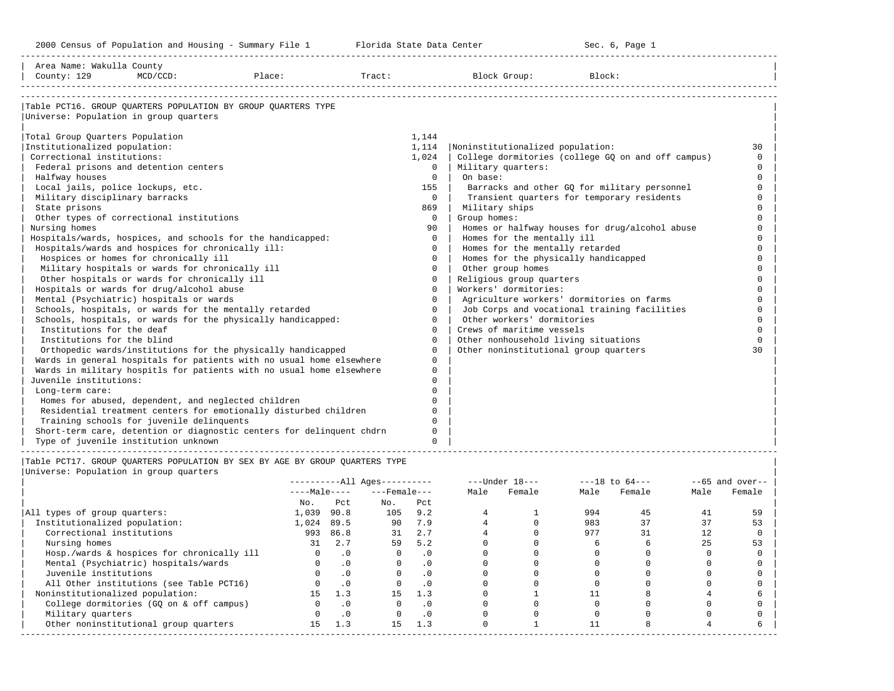2000 Census of Population and Housing - Summary File 1     Florida State Data Center     Sec. 6, Page 1

Area Name: Wakulla County
County: 129   MCD/CCD:   Place:   Tract:   Block Group:   Block:

## Table PCT16. GROUP QUARTERS POPULATION BY GROUP QUARTERS TYPE

Universe: Population in group quarters

| Type | Number |
|---|---|
| Total Group Quarters Population | 1,144 |
| Institutionalized population: | 1,114 |
| Correctional institutions: | 1,024 |
| Federal prisons and detention centers | 0 |
| Halfway houses | 0 |
| Local jails, police lockups, etc. | 155 |
| Military disciplinary barracks | 0 |
| State prisons | 869 |
| Other types of correctional institutions | 0 |
| Nursing homes | 90 |
| Hospitals/wards, hospices, and schools for the handicapped: | 0 |
| Hospitals/wards and hospices for chronically ill: | 0 |
| Hospices or homes for chronically ill | 0 |
| Military hospitals or wards for chronically ill | 0 |
| Other hospitals or wards for chronically ill | 0 |
| Hospitals or wards for drug/alcohol abuse | 0 |
| Mental (Psychiatric) hospitals or wards | 0 |
| Schools, hospitals, or wards for the mentally retarded | 0 |
| Schools, hospitals, or wards for the physically handicapped: | 0 |
| Institutions for the deaf | 0 |
| Institutions for the blind | 0 |
| Orthopedic wards/institutions for the physically handicapped | 0 |
| Wards in general hospitals for patients with no usual home elsewhere | 0 |
| Wards in military hospitls for patients with no usual home elsewhere | 0 |
| Juvenile institutions: | 0 |
| Long-term care: | 0 |
| Homes for abused, dependent, and neglected children | 0 |
| Residential treatment centers for emotionally disturbed children | 0 |
| Training schools for juvenile delinquents | 0 |
| Short-term care, detention or diagnostic centers for delinquent chdrn | 0 |
| Type of juvenile institution unknown | 0 |
| Noninstitutionalized population: | 30 |
| College dormitories (college GQ on and off campus) | 0 |
| Military quarters: | 0 |
| On base: | 0 |
| Barracks and other GQ for military personnel | 0 |
| Transient quarters for temporary residents | 0 |
| Military ships | 0 |
| Group homes: | 0 |
| Homes or halfway houses for drug/alcohol abuse | 0 |
| Homes for the mentally ill | 0 |
| Homes for the mentally retarded | 0 |
| Homes for the physically handicapped | 0 |
| Other group homes | 0 |
| Religious group quarters | 0 |
| Workers' dormitories: | 0 |
| Agriculture workers' dormitories on farms | 0 |
| Job Corps and vocational training facilities | 0 |
| Other workers' dormitories | 0 |
| Crews of maritime vessels | 0 |
| Other nonhousehold living situations | 0 |
| Other noninstitutional group quarters | 30 |

## Table PCT17. GROUP QUARTERS POPULATION BY SEX BY AGE BY GROUP QUARTERS TYPE

Universe: Population in group quarters

| | All Ages | | | | Under 18 | | 18 to 64 | | 65 and over | |
|---|---|---|---|---|---|---|---|---|---|---|
| | Male | | Female | | | | | | | |
| | No. | Pct | No. | Pct | Male | Female | Male | Female | Male | Female |
| All types of group quarters: | 1,039 | 90.8 | 105 | 9.2 | 4 | 1 | 994 | 45 | 41 | 59 |
| Institutionalized population: | 1,024 | 89.5 | 90 | 7.9 | 4 | 0 | 983 | 37 | 37 | 53 |
| Correctional institutions | 993 | 86.8 | 31 | 2.7 | 4 | 0 | 977 | 31 | 12 | 0 |
| Nursing homes | 31 | 2.7 | 59 | 5.2 | 0 | 0 | 6 | 6 | 25 | 53 |
| Hosp./wards & hospices for chronically ill | 0 | .0 | 0 | .0 | 0 | 0 | 0 | 0 | 0 | 0 |
| Mental (Psychiatric) hospitals/wards | 0 | .0 | 0 | .0 | 0 | 0 | 0 | 0 | 0 | 0 |
| Juvenile institutions | 0 | .0 | 0 | .0 | 0 | 0 | 0 | 0 | 0 | 0 |
| All Other institutions (see Table PCT16) | 0 | .0 | 0 | .0 | 0 | 0 | 0 | 0 | 0 | 0 |
| Noninstitutionalized population: | 15 | 1.3 | 15 | 1.3 | 0 | 1 | 11 | 8 | 4 | 6 |
| College dormitories (GQ on & off campus) | 0 | .0 | 0 | .0 | 0 | 0 | 0 | 0 | 0 | 0 |
| Military quarters | 0 | .0 | 0 | .0 | 0 | 0 | 0 | 0 | 0 | 0 |
| Other noninstitutional group quarters | 15 | 1.3 | 15 | 1.3 | 0 | 1 | 11 | 8 | 4 | 6 |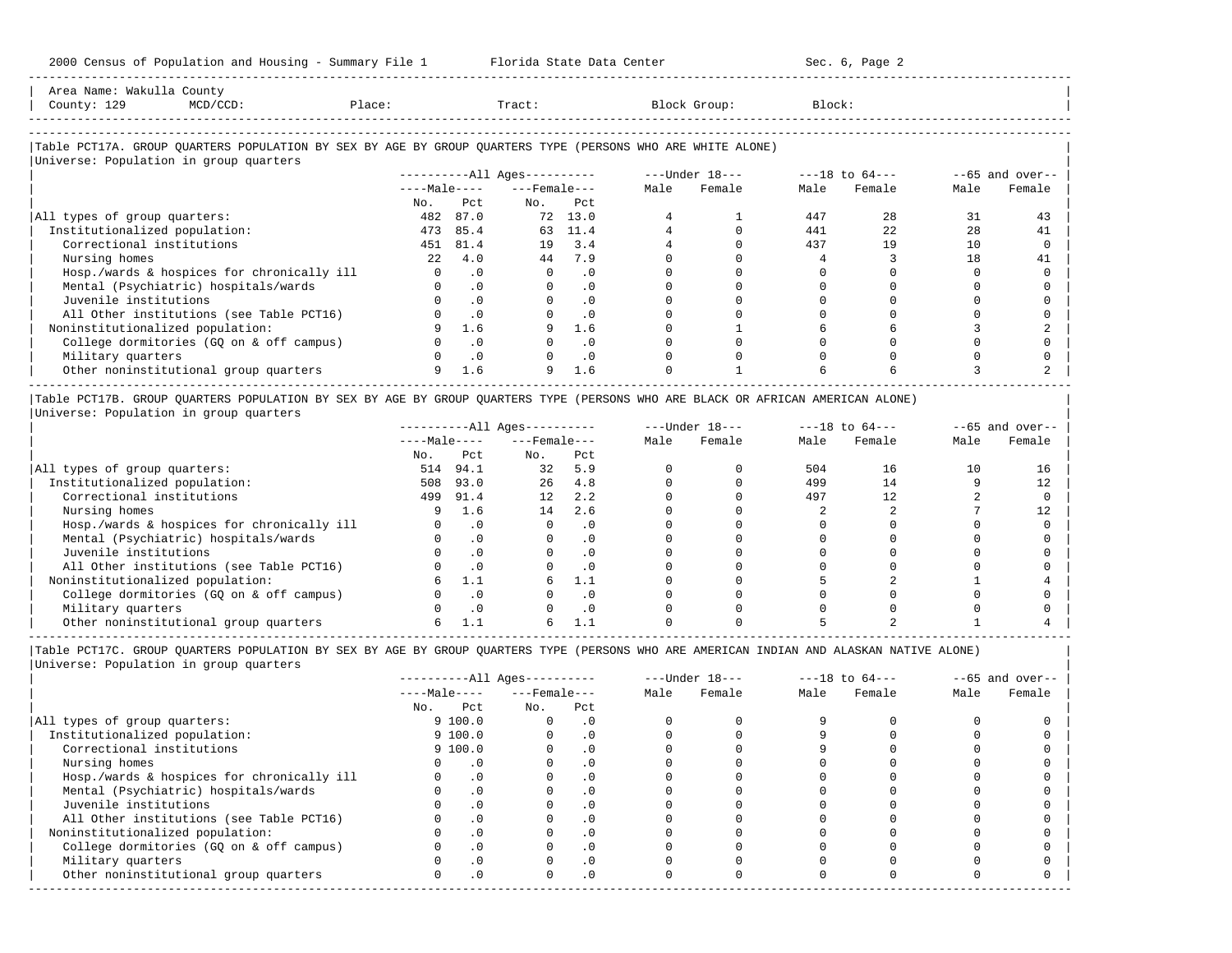Area Name: Wakulla County
County: 129 MCD/CCD: Place: Tract: Block Group: Block:

### Table PCT17A. GROUP QUARTERS POPULATION BY SEX BY AGE BY GROUP QUARTERS TYPE (PERSONS WHO ARE WHITE ALONE)

Universe: Population in group quarters

| | All Ages: Male No. | All Ages: Male Pct | All Ages: Female No. | All Ages: Female Pct | Under 18: Male | Under 18: Female | 18 to 64: Male | 18 to 64: Female | 65 and over: Male | 65 and over: Female |
|---|---|---|---|---|---|---|---|---|---|---|
| All types of group quarters: | 482 | 87.0 | 72 | 13.0 | 4 | 1 | 447 | 28 | 31 | 43 |
| Institutionalized population: | 473 | 85.4 | 63 | 11.4 | 4 | 0 | 441 | 22 | 28 | 41 |
| Correctional institutions | 451 | 81.4 | 19 | 3.4 | 4 | 0 | 437 | 19 | 10 | 0 |
| Nursing homes | 22 | 4.0 | 44 | 7.9 | 0 | 0 | 4 | 3 | 18 | 41 |
| Hosp./wards & hospices for chronically ill | 0 | .0 | 0 | .0 | 0 | 0 | 0 | 0 | 0 | 0 |
| Mental (Psychiatric) hospitals/wards | 0 | .0 | 0 | .0 | 0 | 0 | 0 | 0 | 0 | 0 |
| Juvenile institutions | 0 | .0 | 0 | .0 | 0 | 0 | 0 | 0 | 0 | 0 |
| All Other institutions (see Table PCT16) | 0 | .0 | 0 | .0 | 0 | 0 | 0 | 0 | 0 | 0 |
| Noninstitutionalized population: | 9 | 1.6 | 9 | 1.6 | 0 | 1 | 6 | 6 | 3 | 2 |
| College dormitories (GQ on & off campus) | 0 | .0 | 0 | .0 | 0 | 0 | 0 | 0 | 0 | 0 |
| Military quarters | 0 | .0 | 0 | .0 | 0 | 0 | 0 | 0 | 0 | 0 |
| Other noninstitutional group quarters | 9 | 1.6 | 9 | 1.6 | 0 | 1 | 6 | 6 | 3 | 2 |

### Table PCT17B. GROUP QUARTERS POPULATION BY SEX BY AGE BY GROUP QUARTERS TYPE (PERSONS WHO ARE BLACK OR AFRICAN AMERICAN ALONE)

Universe: Population in group quarters

| | All Ages: Male No. | All Ages: Male Pct | All Ages: Female No. | All Ages: Female Pct | Under 18: Male | Under 18: Female | 18 to 64: Male | 18 to 64: Female | 65 and over: Male | 65 and over: Female |
|---|---|---|---|---|---|---|---|---|---|---|
| All types of group quarters: | 514 | 94.1 | 32 | 5.9 | 0 | 0 | 504 | 16 | 10 | 16 |
| Institutionalized population: | 508 | 93.0 | 26 | 4.8 | 0 | 0 | 499 | 14 | 9 | 12 |
| Correctional institutions | 499 | 91.4 | 12 | 2.2 | 0 | 0 | 497 | 12 | 2 | 0 |
| Nursing homes | 9 | 1.6 | 14 | 2.6 | 0 | 0 | 2 | 2 | 7 | 12 |
| Hosp./wards & hospices for chronically ill | 0 | .0 | 0 | .0 | 0 | 0 | 0 | 0 | 0 | 0 |
| Mental (Psychiatric) hospitals/wards | 0 | .0 | 0 | .0 | 0 | 0 | 0 | 0 | 0 | 0 |
| Juvenile institutions | 0 | .0 | 0 | .0 | 0 | 0 | 0 | 0 | 0 | 0 |
| All Other institutions (see Table PCT16) | 0 | .0 | 0 | .0 | 0 | 0 | 0 | 0 | 0 | 0 |
| Noninstitutionalized population: | 6 | 1.1 | 6 | 1.1 | 0 | 0 | 5 | 2 | 1 | 4 |
| College dormitories (GQ on & off campus) | 0 | .0 | 0 | .0 | 0 | 0 | 0 | 0 | 0 | 0 |
| Military quarters | 0 | .0 | 0 | .0 | 0 | 0 | 0 | 0 | 0 | 0 |
| Other noninstitutional group quarters | 6 | 1.1 | 6 | 1.1 | 0 | 0 | 5 | 2 | 1 | 4 |

### Table PCT17C. GROUP QUARTERS POPULATION BY SEX BY AGE BY GROUP QUARTERS TYPE (PERSONS WHO ARE AMERICAN INDIAN AND ALASKAN NATIVE ALONE)

Universe: Population in group quarters

| | All Ages: Male No. | All Ages: Male Pct | All Ages: Female No. | All Ages: Female Pct | Under 18: Male | Under 18: Female | 18 to 64: Male | 18 to 64: Female | 65 and over: Male | 65 and over: Female |
|---|---|---|---|---|---|---|---|---|---|---|
| All types of group quarters: | 9 | 100.0 | 0 | .0 | 0 | 0 | 9 | 0 | 0 | 0 |
| Institutionalized population: | 9 | 100.0 | 0 | .0 | 0 | 0 | 9 | 0 | 0 | 0 |
| Correctional institutions | 9 | 100.0 | 0 | .0 | 0 | 0 | 9 | 0 | 0 | 0 |
| Nursing homes | 0 | .0 | 0 | .0 | 0 | 0 | 0 | 0 | 0 | 0 |
| Hosp./wards & hospices for chronically ill | 0 | .0 | 0 | .0 | 0 | 0 | 0 | 0 | 0 | 0 |
| Mental (Psychiatric) hospitals/wards | 0 | .0 | 0 | .0 | 0 | 0 | 0 | 0 | 0 | 0 |
| Juvenile institutions | 0 | .0 | 0 | .0 | 0 | 0 | 0 | 0 | 0 | 0 |
| All Other institutions (see Table PCT16) | 0 | .0 | 0 | .0 | 0 | 0 | 0 | 0 | 0 | 0 |
| Noninstitutionalized population: | 0 | .0 | 0 | .0 | 0 | 0 | 0 | 0 | 0 | 0 |
| College dormitories (GQ on & off campus) | 0 | .0 | 0 | .0 | 0 | 0 | 0 | 0 | 0 | 0 |
| Military quarters | 0 | .0 | 0 | .0 | 0 | 0 | 0 | 0 | 0 | 0 |
| Other noninstitutional group quarters | 0 | .0 | 0 | .0 | 0 | 0 | 0 | 0 | 0 | 0 |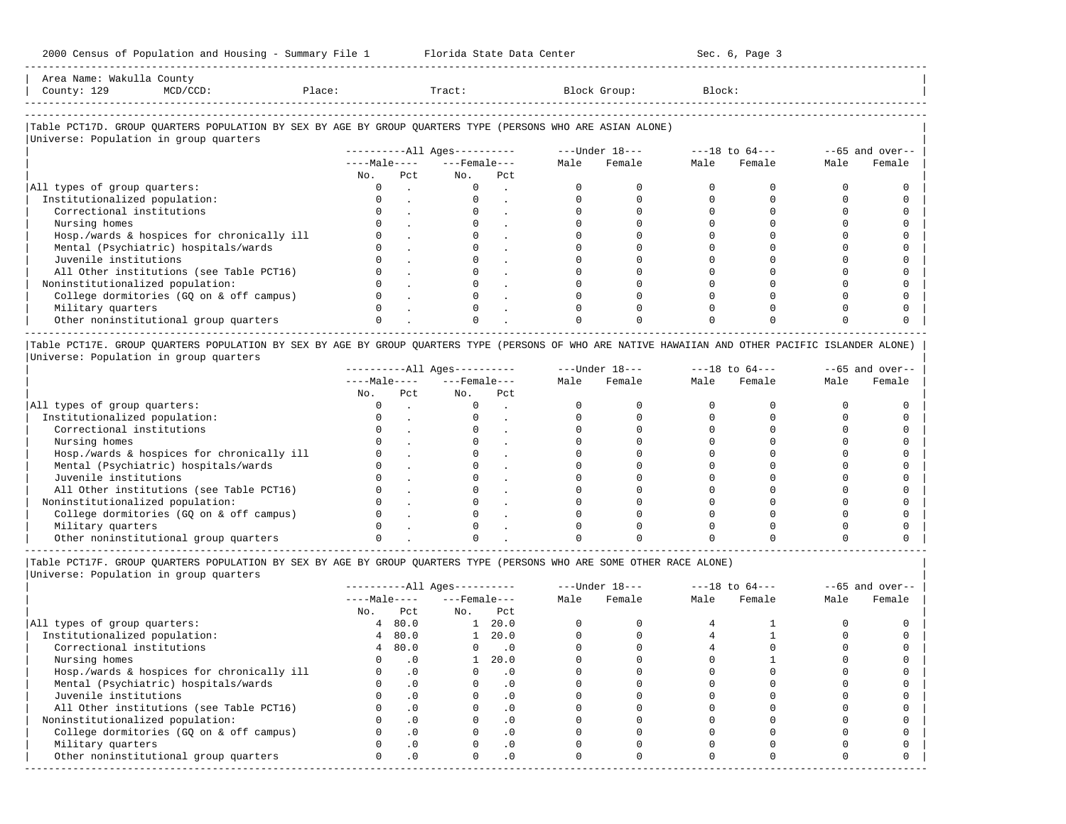Area Name: Wakulla County
County: 129 MCD/CCD: Place: Tract: Block Group: Block:

Table PCT17D. GROUP QUARTERS POPULATION BY SEX BY AGE BY GROUP QUARTERS TYPE (PERSONS WHO ARE ASIAN ALONE)
Universe: Population in group quarters

| | All Ages | | | | Under 18 | | 18 to 64 | | 65 and over | |
|---|---|---|---|---|---|---|---|---|---|---|
| | Male | | Female | | | | | | | |
| | No. | Pct | No. | Pct | Male | Female | Male | Female | Male | Female |
| All types of group quarters: | 0 | . | 0 | . | 0 | 0 | 0 | 0 | 0 | 0 |
| Institutionalized population: | 0 | . | 0 | . | 0 | 0 | 0 | 0 | 0 | 0 |
| Correctional institutions | 0 | . | 0 | . | 0 | 0 | 0 | 0 | 0 | 0 |
| Nursing homes | 0 | . | 0 | . | 0 | 0 | 0 | 0 | 0 | 0 |
| Hosp./wards & hospices for chronically ill | 0 | . | 0 | . | 0 | 0 | 0 | 0 | 0 | 0 |
| Mental (Psychiatric) hospitals/wards | 0 | . | 0 | . | 0 | 0 | 0 | 0 | 0 | 0 |
| Juvenile institutions | 0 | . | 0 | . | 0 | 0 | 0 | 0 | 0 | 0 |
| All Other institutions (see Table PCT16) | 0 | . | 0 | . | 0 | 0 | 0 | 0 | 0 | 0 |
| Noninstitutionalized population: | 0 | . | 0 | . | 0 | 0 | 0 | 0 | 0 | 0 |
| College dormitories (GQ on & off campus) | 0 | . | 0 | . | 0 | 0 | 0 | 0 | 0 | 0 |
| Military quarters | 0 | . | 0 | . | 0 | 0 | 0 | 0 | 0 | 0 |
| Other noninstitutional group quarters | 0 | . | 0 | . | 0 | 0 | 0 | 0 | 0 | 0 |

Table PCT17E. GROUP QUARTERS POPULATION BY SEX BY AGE BY GROUP QUARTERS TYPE (PERSONS OF WHO ARE NATIVE HAWAIIAN AND OTHER PACIFIC ISLANDER ALONE)
Universe: Population in group quarters

| | All Ages | | | | Under 18 | | 18 to 64 | | 65 and over | |
|---|---|---|---|---|---|---|---|---|---|---|
| | Male | | Female | | | | | | | |
| | No. | Pct | No. | Pct | Male | Female | Male | Female | Male | Female |
| All types of group quarters: | 0 | . | 0 | . | 0 | 0 | 0 | 0 | 0 | 0 |
| Institutionalized population: | 0 | . | 0 | . | 0 | 0 | 0 | 0 | 0 | 0 |
| Correctional institutions | 0 | . | 0 | . | 0 | 0 | 0 | 0 | 0 | 0 |
| Nursing homes | 0 | . | 0 | . | 0 | 0 | 0 | 0 | 0 | 0 |
| Hosp./wards & hospices for chronically ill | 0 | . | 0 | . | 0 | 0 | 0 | 0 | 0 | 0 |
| Mental (Psychiatric) hospitals/wards | 0 | . | 0 | . | 0 | 0 | 0 | 0 | 0 | 0 |
| Juvenile institutions | 0 | . | 0 | . | 0 | 0 | 0 | 0 | 0 | 0 |
| All Other institutions (see Table PCT16) | 0 | . | 0 | . | 0 | 0 | 0 | 0 | 0 | 0 |
| Noninstitutionalized population: | 0 | . | 0 | . | 0 | 0 | 0 | 0 | 0 | 0 |
| College dormitories (GQ on & off campus) | 0 | . | 0 | . | 0 | 0 | 0 | 0 | 0 | 0 |
| Military quarters | 0 | . | 0 | . | 0 | 0 | 0 | 0 | 0 | 0 |
| Other noninstitutional group quarters | 0 | . | 0 | . | 0 | 0 | 0 | 0 | 0 | 0 |

Table PCT17F. GROUP QUARTERS POPULATION BY SEX BY AGE BY GROUP QUARTERS TYPE (PERSONS WHO ARE SOME OTHER RACE ALONE)
Universe: Population in group quarters

| | All Ages | | | | Under 18 | | 18 to 64 | | 65 and over | |
|---|---|---|---|---|---|---|---|---|---|---|
| | Male | | Female | | | | | | | |
| | No. | Pct | No. | Pct | Male | Female | Male | Female | Male | Female |
| All types of group quarters: | 4 | 80.0 | 1 | 20.0 | 0 | 0 | 4 | 1 | 0 | 0 |
| Institutionalized population: | 4 | 80.0 | 1 | 20.0 | 0 | 0 | 4 | 1 | 0 | 0 |
| Correctional institutions | 4 | 80.0 | 0 | .0 | 0 | 0 | 4 | 0 | 0 | 0 |
| Nursing homes | 0 | .0 | 1 | 20.0 | 0 | 0 | 0 | 1 | 0 | 0 |
| Hosp./wards & hospices for chronically ill | 0 | .0 | 0 | .0 | 0 | 0 | 0 | 0 | 0 | 0 |
| Mental (Psychiatric) hospitals/wards | 0 | .0 | 0 | .0 | 0 | 0 | 0 | 0 | 0 | 0 |
| Juvenile institutions | 0 | .0 | 0 | .0 | 0 | 0 | 0 | 0 | 0 | 0 |
| All Other institutions (see Table PCT16) | 0 | .0 | 0 | .0 | 0 | 0 | 0 | 0 | 0 | 0 |
| Noninstitutionalized population: | 0 | .0 | 0 | .0 | 0 | 0 | 0 | 0 | 0 | 0 |
| College dormitories (GQ on & off campus) | 0 | .0 | 0 | .0 | 0 | 0 | 0 | 0 | 0 | 0 |
| Military quarters | 0 | .0 | 0 | .0 | 0 | 0 | 0 | 0 | 0 | 0 |
| Other noninstitutional group quarters | 0 | .0 | 0 | .0 | 0 | 0 | 0 | 0 | 0 | 0 |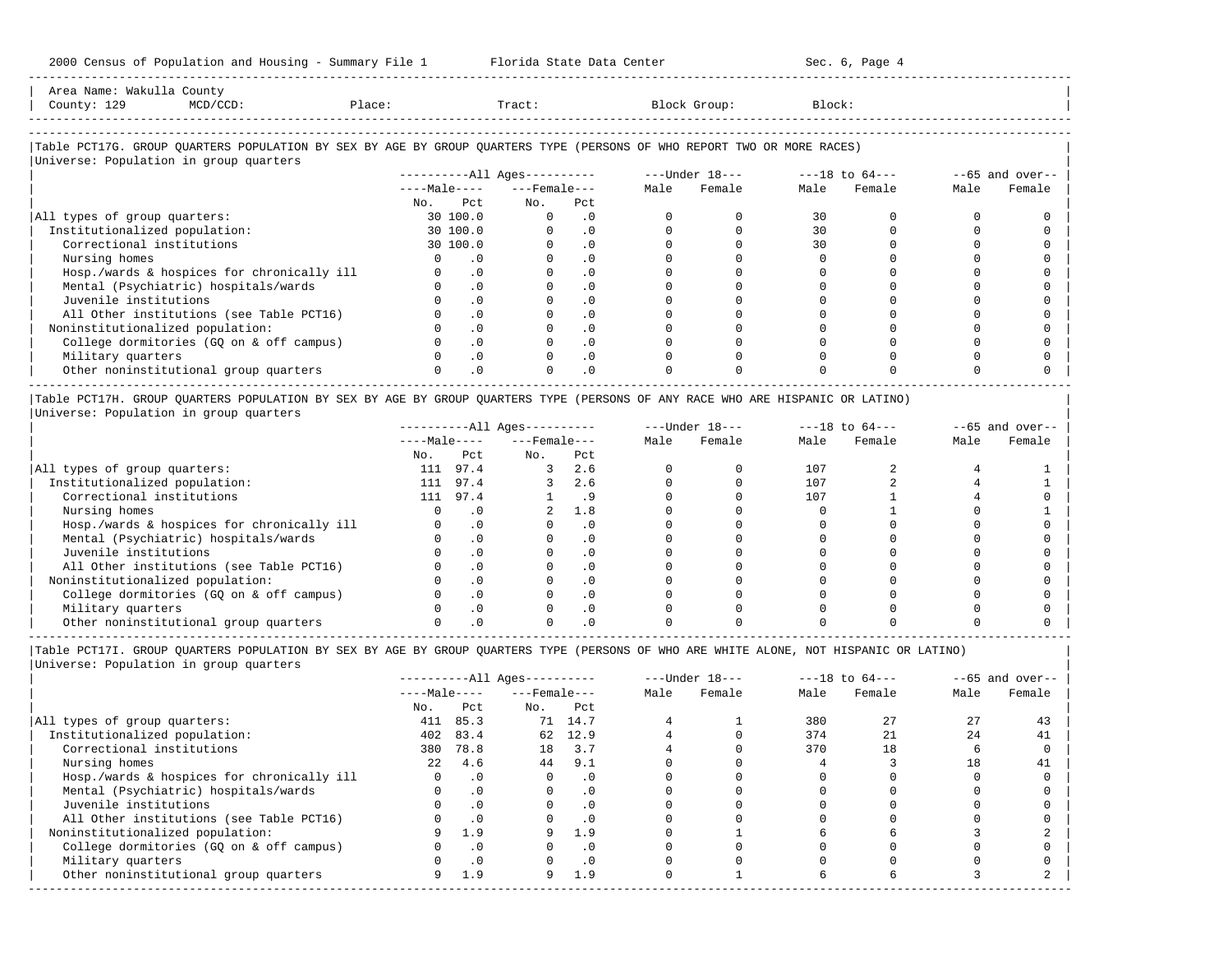Area Name: Wakulla County
County: 129 MCD/CCD: Place: Tract: Block Group: Block:

Table PCT17G. GROUP QUARTERS POPULATION BY SEX BY AGE BY GROUP QUARTERS TYPE (PERSONS OF WHO REPORT TWO OR MORE RACES)
Universe: Population in group quarters

| | All Ages Male No. | All Ages Male Pct | All Ages Female No. | All Ages Female Pct | Under 18 Male | Under 18 Female | 18 to 64 Male | 18 to 64 Female | 65 and over Male | 65 and over Female |
|---|---|---|---|---|---|---|---|---|---|---|
| All types of group quarters: | 30 | 100.0 | 0 | .0 | 0 | 0 | 30 | 0 | 0 | 0 |
| Institutionalized population: | 30 | 100.0 | 0 | .0 | 0 | 0 | 30 | 0 | 0 | 0 |
| Correctional institutions | 30 | 100.0 | 0 | .0 | 0 | 0 | 30 | 0 | 0 | 0 |
| Nursing homes | 0 | .0 | 0 | .0 | 0 | 0 | 0 | 0 | 0 | 0 |
| Hosp./wards & hospices for chronically ill | 0 | .0 | 0 | .0 | 0 | 0 | 0 | 0 | 0 | 0 |
| Mental (Psychiatric) hospitals/wards | 0 | .0 | 0 | .0 | 0 | 0 | 0 | 0 | 0 | 0 |
| Juvenile institutions | 0 | .0 | 0 | .0 | 0 | 0 | 0 | 0 | 0 | 0 |
| All Other institutions (see Table PCT16) | 0 | .0 | 0 | .0 | 0 | 0 | 0 | 0 | 0 | 0 |
| Noninstitutionalized population: | 0 | .0 | 0 | .0 | 0 | 0 | 0 | 0 | 0 | 0 |
| College dormitories (GQ on & off campus) | 0 | .0 | 0 | .0 | 0 | 0 | 0 | 0 | 0 | 0 |
| Military quarters | 0 | .0 | 0 | .0 | 0 | 0 | 0 | 0 | 0 | 0 |
| Other noninstitutional group quarters | 0 | .0 | 0 | .0 | 0 | 0 | 0 | 0 | 0 | 0 |

Table PCT17H. GROUP QUARTERS POPULATION BY SEX BY AGE BY GROUP QUARTERS TYPE (PERSONS OF ANY RACE WHO ARE HISPANIC OR LATINO)
Universe: Population in group quarters

| | All Ages Male No. | All Ages Male Pct | All Ages Female No. | All Ages Female Pct | Under 18 Male | Under 18 Female | 18 to 64 Male | 18 to 64 Female | 65 and over Male | 65 and over Female |
|---|---|---|---|---|---|---|---|---|---|---|
| All types of group quarters: | 111 | 97.4 | 3 | 2.6 | 0 | 0 | 107 | 2 | 4 | 1 |
| Institutionalized population: | 111 | 97.4 | 3 | 2.6 | 0 | 0 | 107 | 2 | 4 | 1 |
| Correctional institutions | 111 | 97.4 | 1 | .9 | 0 | 0 | 107 | 1 | 4 | 0 |
| Nursing homes | 0 | .0 | 2 | 1.8 | 0 | 0 | 0 | 1 | 0 | 1 |
| Hosp./wards & hospices for chronically ill | 0 | .0 | 0 | .0 | 0 | 0 | 0 | 0 | 0 | 0 |
| Mental (Psychiatric) hospitals/wards | 0 | .0 | 0 | .0 | 0 | 0 | 0 | 0 | 0 | 0 |
| Juvenile institutions | 0 | .0 | 0 | .0 | 0 | 0 | 0 | 0 | 0 | 0 |
| All Other institutions (see Table PCT16) | 0 | .0 | 0 | .0 | 0 | 0 | 0 | 0 | 0 | 0 |
| Noninstitutionalized population: | 0 | .0 | 0 | .0 | 0 | 0 | 0 | 0 | 0 | 0 |
| College dormitories (GQ on & off campus) | 0 | .0 | 0 | .0 | 0 | 0 | 0 | 0 | 0 | 0 |
| Military quarters | 0 | .0 | 0 | .0 | 0 | 0 | 0 | 0 | 0 | 0 |
| Other noninstitutional group quarters | 0 | .0 | 0 | .0 | 0 | 0 | 0 | 0 | 0 | 0 |

Table PCT17I. GROUP QUARTERS POPULATION BY SEX BY AGE BY GROUP QUARTERS TYPE (PERSONS OF WHO ARE WHITE ALONE, NOT HISPANIC OR LATINO)
Universe: Population in group quarters

| | All Ages Male No. | All Ages Male Pct | All Ages Female No. | All Ages Female Pct | Under 18 Male | Under 18 Female | 18 to 64 Male | 18 to 64 Female | 65 and over Male | 65 and over Female |
|---|---|---|---|---|---|---|---|---|---|---|
| All types of group quarters: | 411 | 85.3 | 71 | 14.7 | 4 | 1 | 380 | 27 | 27 | 43 |
| Institutionalized population: | 402 | 83.4 | 62 | 12.9 | 4 | 0 | 374 | 21 | 24 | 41 |
| Correctional institutions | 380 | 78.8 | 18 | 3.7 | 4 | 0 | 370 | 18 | 6 | 0 |
| Nursing homes | 22 | 4.6 | 44 | 9.1 | 0 | 0 | 4 | 3 | 18 | 41 |
| Hosp./wards & hospices for chronically ill | 0 | .0 | 0 | .0 | 0 | 0 | 0 | 0 | 0 | 0 |
| Mental (Psychiatric) hospitals/wards | 0 | .0 | 0 | .0 | 0 | 0 | 0 | 0 | 0 | 0 |
| Juvenile institutions | 0 | .0 | 0 | .0 | 0 | 0 | 0 | 0 | 0 | 0 |
| All Other institutions (see Table PCT16) | 0 | .0 | 0 | .0 | 0 | 0 | 0 | 0 | 0 | 0 |
| Noninstitutionalized population: | 9 | 1.9 | 9 | 1.9 | 0 | 1 | 6 | 6 | 3 | 2 |
| College dormitories (GQ on & off campus) | 0 | .0 | 0 | .0 | 0 | 0 | 0 | 0 | 0 | 0 |
| Military quarters | 0 | .0 | 0 | .0 | 0 | 0 | 0 | 0 | 0 | 0 |
| Other noninstitutional group quarters | 9 | 1.9 | 9 | 1.9 | 0 | 1 | 6 | 6 | 3 | 2 |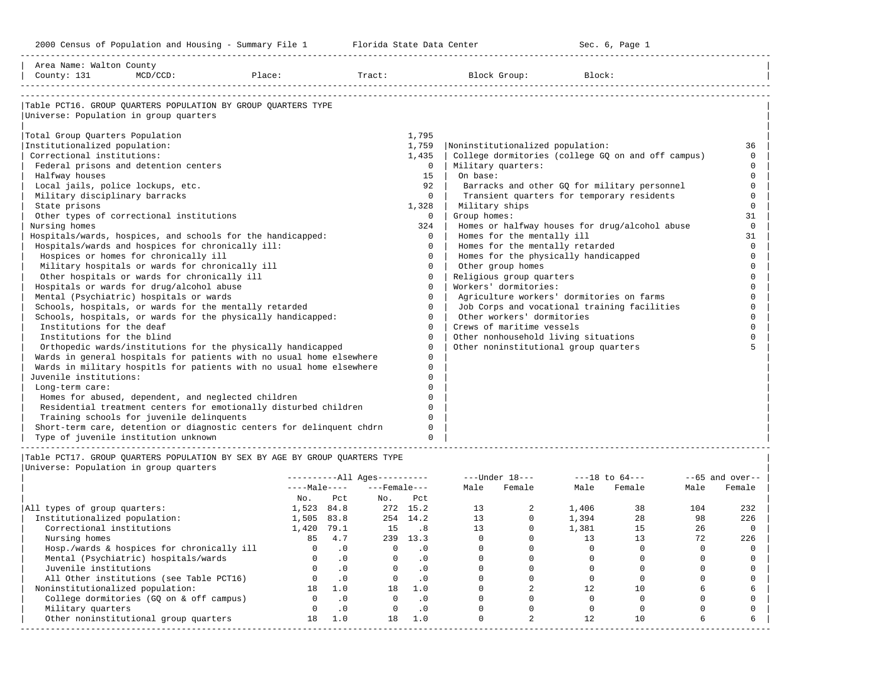2000 Census of Population and Housing - Summary File 1 Florida State Data Center Sec. 6, Page 1

Area Name: Walton County
County: 131 MCD/CCD: Place: Tract: Block Group: Block:

## Table PCT16. GROUP QUARTERS POPULATION BY GROUP QUARTERS TYPE

Universe: Population in group quarters

| Category | Count | Category | Count |
|---|---|---|---|
| Total Group Quarters Population | 1,795 | | |
| Institutionalized population: | 1,759 | Noninstitutionalized population: | 36 |
| Correctional institutions: | 1,435 | College dormitories (college GQ on and off campus) | 0 |
| Federal prisons and detention centers | 0 | Military quarters: | 0 |
| Halfway houses | 15 | On base: | 0 |
| Local jails, police lockups, etc. | 92 | Barracks and other GQ for military personnel | 0 |
| Military disciplinary barracks | 0 | Transient quarters for temporary residents | 0 |
| State prisons | 1,328 | Military ships | 0 |
| Other types of correctional institutions | 0 | Group homes: | 31 |
| Nursing homes | 324 | Homes or halfway houses for drug/alcohol abuse | 0 |
| Hospitals/wards, hospices, and schools for the handicapped: | 0 | Homes for the mentally ill | 31 |
| Hospitals/wards and hospices for chronically ill: | 0 | Homes for the mentally retarded | 0 |
| Hospices or homes for chronically ill | 0 | Homes for the physically handicapped | 0 |
| Military hospitals or wards for chronically ill | 0 | Other group homes | 0 |
| Other hospitals or wards for chronically ill | 0 | Religious group quarters | 0 |
| Hospitals or wards for drug/alcohol abuse | 0 | Workers' dormitories: | 0 |
| Mental (Psychiatric) hospitals or wards | 0 | Agriculture workers' dormitories on farms | 0 |
| Schools, hospitals, or wards for the mentally retarded | 0 | Job Corps and vocational training facilities | 0 |
| Schools, hospitals, or wards for the physically handicapped: | 0 | Other workers' dormitories | 0 |
| Institutions for the deaf | 0 | Crews of maritime vessels | 0 |
| Institutions for the blind | 0 | Other nonhousehold living situations | 0 |
| Orthopedic wards/institutions for the physically handicapped | 0 | Other noninstitutional group quarters | 5 |
| Wards in general hospitals for patients with no usual home elsewhere | 0 | | |
| Wards in military hospitls for patients with no usual home elsewhere | 0 | | |
| Juvenile institutions: | 0 | | |
| Long-term care: | 0 | | |
| Homes for abused, dependent, and neglected children | 0 | | |
| Residential treatment centers for emotionally disturbed children | 0 | | |
| Training schools for juvenile delinquents | 0 | | |
| Short-term care, detention or diagnostic centers for delinquent chdrn | 0 | | |
| Type of juvenile institution unknown | 0 | | |

## Table PCT17. GROUP QUARTERS POPULATION BY SEX BY AGE BY GROUP QUARTERS TYPE

Universe: Population in group quarters

| | All Ages | | | | Under 18 | | 18 to 64 | | 65 and over | |
|---|---|---|---|---|---|---|---|---|---|---|
| | Male | | Female | | | | | | | |
| | No. | Pct | No. | Pct | Male | Female | Male | Female | Male | Female |
| All types of group quarters: | 1,523 | 84.8 | 272 | 15.2 | 13 | 2 | 1,406 | 38 | 104 | 232 |
| Institutionalized population: | 1,505 | 83.8 | 254 | 14.2 | 13 | 0 | 1,394 | 28 | 98 | 226 |
| Correctional institutions | 1,420 | 79.1 | 15 | .8 | 13 | 0 | 1,381 | 15 | 26 | 0 |
| Nursing homes | 85 | 4.7 | 239 | 13.3 | 0 | 0 | 13 | 13 | 72 | 226 |
| Hosp./wards & hospices for chronically ill | 0 | .0 | 0 | .0 | 0 | 0 | 0 | 0 | 0 | 0 |
| Mental (Psychiatric) hospitals/wards | 0 | .0 | 0 | .0 | 0 | 0 | 0 | 0 | 0 | 0 |
| Juvenile institutions | 0 | .0 | 0 | .0 | 0 | 0 | 0 | 0 | 0 | 0 |
| All Other institutions (see Table PCT16) | 0 | .0 | 0 | .0 | 0 | 0 | 0 | 0 | 0 | 0 |
| Noninstitutionalized population: | 18 | 1.0 | 18 | 1.0 | 0 | 2 | 12 | 10 | 6 | 6 |
| College dormitories (GQ on & off campus) | 0 | .0 | 0 | .0 | 0 | 0 | 0 | 0 | 0 | 0 |
| Military quarters | 0 | .0 | 0 | .0 | 0 | 0 | 0 | 0 | 0 | 0 |
| Other noninstitutional group quarters | 18 | 1.0 | 18 | 1.0 | 0 | 2 | 12 | 10 | 6 | 6 |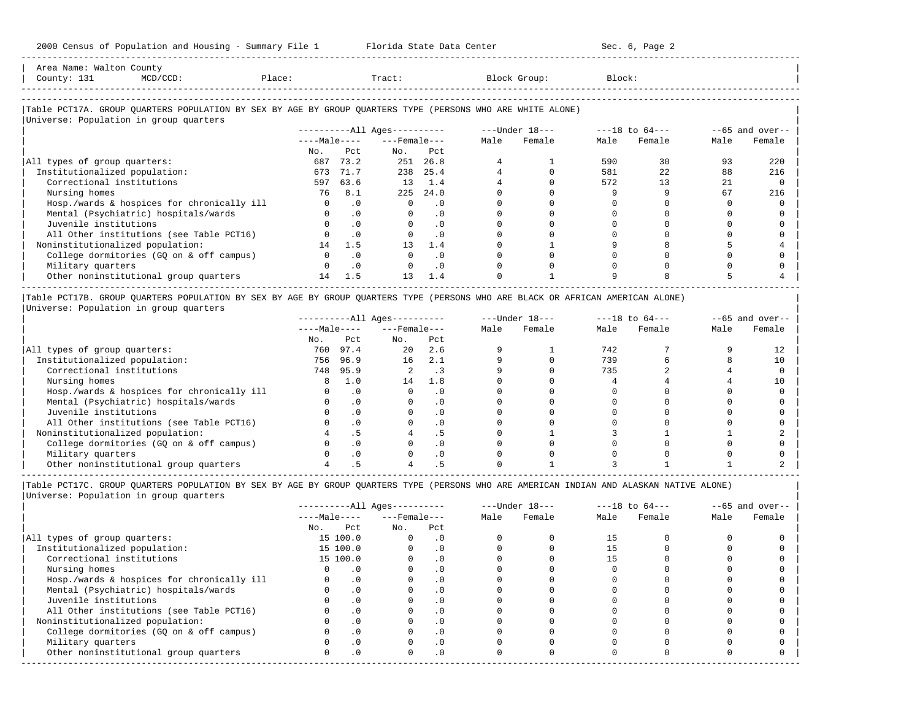Area Name: Walton County
County: 131 MCD/CCD: Place: Tract: Block Group: Block:

## Table PCT17A. GROUP QUARTERS POPULATION BY SEX BY AGE BY GROUP QUARTERS TYPE (PERSONS WHO ARE WHITE ALONE)

Universe: Population in group quarters

| | All Ages Male No. | All Ages Male Pct | All Ages Female No. | All Ages Female Pct | Under 18 Male | Under 18 Female | 18 to 64 Male | 18 to 64 Female | 65 and over Male | 65 and over Female |
|---|---|---|---|---|---|---|---|---|---|---|
| All types of group quarters: | 687 | 73.2 | 251 | 26.8 | 4 | 1 | 590 | 30 | 93 | 220 |
| Institutionalized population: | 673 | 71.7 | 238 | 25.4 | 4 | 0 | 581 | 22 | 88 | 216 |
| Correctional institutions | 597 | 63.6 | 13 | 1.4 | 4 | 0 | 572 | 13 | 21 | 0 |
| Nursing homes | 76 | 8.1 | 225 | 24.0 | 0 | 0 | 9 | 9 | 67 | 216 |
| Hosp./wards & hospices for chronically ill | 0 | .0 | 0 | .0 | 0 | 0 | 0 | 0 | 0 | 0 |
| Mental (Psychiatric) hospitals/wards | 0 | .0 | 0 | .0 | 0 | 0 | 0 | 0 | 0 | 0 |
| Juvenile institutions | 0 | .0 | 0 | .0 | 0 | 0 | 0 | 0 | 0 | 0 |
| All Other institutions (see Table PCT16) | 0 | .0 | 0 | .0 | 0 | 0 | 0 | 0 | 0 | 0 |
| Noninstitutionalized population: | 14 | 1.5 | 13 | 1.4 | 0 | 1 | 9 | 8 | 5 | 4 |
| College dormitories (GQ on & off campus) | 0 | .0 | 0 | .0 | 0 | 0 | 0 | 0 | 0 | 0 |
| Military quarters | 0 | .0 | 0 | .0 | 0 | 0 | 0 | 0 | 0 | 0 |
| Other noninstitutional group quarters | 14 | 1.5 | 13 | 1.4 | 0 | 1 | 9 | 8 | 5 | 4 |

## Table PCT17B. GROUP QUARTERS POPULATION BY SEX BY AGE BY GROUP QUARTERS TYPE (PERSONS WHO ARE BLACK OR AFRICAN AMERICAN ALONE)

Universe: Population in group quarters

| | All Ages Male No. | All Ages Male Pct | All Ages Female No. | All Ages Female Pct | Under 18 Male | Under 18 Female | 18 to 64 Male | 18 to 64 Female | 65 and over Male | 65 and over Female |
|---|---|---|---|---|---|---|---|---|---|---|
| All types of group quarters: | 760 | 97.4 | 20 | 2.6 | 9 | 1 | 742 | 7 | 9 | 12 |
| Institutionalized population: | 756 | 96.9 | 16 | 2.1 | 9 | 0 | 739 | 6 | 8 | 10 |
| Correctional institutions | 748 | 95.9 | 2 | .3 | 9 | 0 | 735 | 2 | 4 | 0 |
| Nursing homes | 8 | 1.0 | 14 | 1.8 | 0 | 0 | 4 | 4 | 4 | 10 |
| Hosp./wards & hospices for chronically ill | 0 | .0 | 0 | .0 | 0 | 0 | 0 | 0 | 0 | 0 |
| Mental (Psychiatric) hospitals/wards | 0 | .0 | 0 | .0 | 0 | 0 | 0 | 0 | 0 | 0 |
| Juvenile institutions | 0 | .0 | 0 | .0 | 0 | 0 | 0 | 0 | 0 | 0 |
| All Other institutions (see Table PCT16) | 0 | .0 | 0 | .0 | 0 | 0 | 0 | 0 | 0 | 0 |
| Noninstitutionalized population: | 4 | .5 | 4 | .5 | 0 | 1 | 3 | 1 | 1 | 2 |
| College dormitories (GQ on & off campus) | 0 | .0 | 0 | .0 | 0 | 0 | 0 | 0 | 0 | 0 |
| Military quarters | 0 | .0 | 0 | .0 | 0 | 0 | 0 | 0 | 0 | 0 |
| Other noninstitutional group quarters | 4 | .5 | 4 | .5 | 0 | 1 | 3 | 1 | 1 | 2 |

## Table PCT17C. GROUP QUARTERS POPULATION BY SEX BY AGE BY GROUP QUARTERS TYPE (PERSONS WHO ARE AMERICAN INDIAN AND ALASKAN NATIVE ALONE)

Universe: Population in group quarters

| | All Ages Male No. | All Ages Male Pct | All Ages Female No. | All Ages Female Pct | Under 18 Male | Under 18 Female | 18 to 64 Male | 18 to 64 Female | 65 and over Male | 65 and over Female |
|---|---|---|---|---|---|---|---|---|---|---|
| All types of group quarters: | 15 | 100.0 | 0 | .0 | 0 | 0 | 15 | 0 | 0 | 0 |
| Institutionalized population: | 15 | 100.0 | 0 | .0 | 0 | 0 | 15 | 0 | 0 | 0 |
| Correctional institutions | 15 | 100.0 | 0 | .0 | 0 | 0 | 15 | 0 | 0 | 0 |
| Nursing homes | 0 | .0 | 0 | .0 | 0 | 0 | 0 | 0 | 0 | 0 |
| Hosp./wards & hospices for chronically ill | 0 | .0 | 0 | .0 | 0 | 0 | 0 | 0 | 0 | 0 |
| Mental (Psychiatric) hospitals/wards | 0 | .0 | 0 | .0 | 0 | 0 | 0 | 0 | 0 | 0 |
| Juvenile institutions | 0 | .0 | 0 | .0 | 0 | 0 | 0 | 0 | 0 | 0 |
| All Other institutions (see Table PCT16) | 0 | .0 | 0 | .0 | 0 | 0 | 0 | 0 | 0 | 0 |
| Noninstitutionalized population: | 0 | .0 | 0 | .0 | 0 | 0 | 0 | 0 | 0 | 0 |
| College dormitories (GQ on & off campus) | 0 | .0 | 0 | .0 | 0 | 0 | 0 | 0 | 0 | 0 |
| Military quarters | 0 | .0 | 0 | .0 | 0 | 0 | 0 | 0 | 0 | 0 |
| Other noninstitutional group quarters | 0 | .0 | 0 | .0 | 0 | 0 | 0 | 0 | 0 | 0 |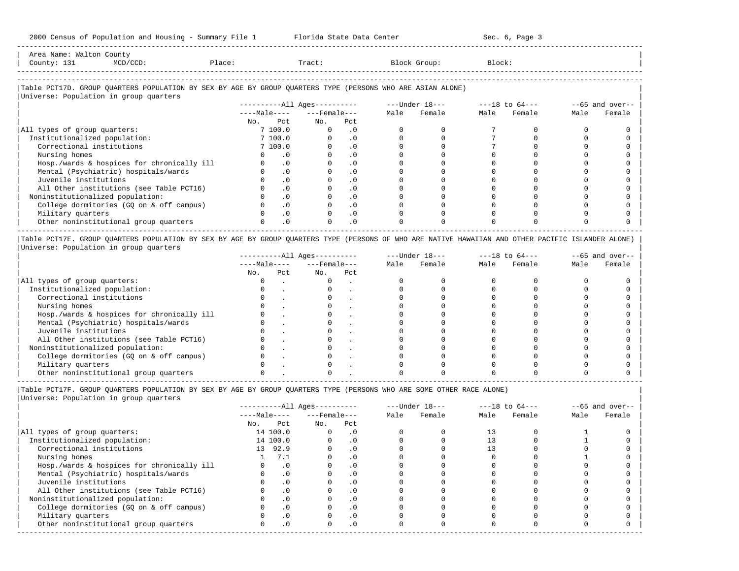Area Name: Walton County
County: 131 MCD/CCD: Place: Tract: Block Group: Block:

## Table PCT17D. GROUP QUARTERS POPULATION BY SEX BY AGE BY GROUP QUARTERS TYPE (PERSONS WHO ARE ASIAN ALONE)

Universe: Population in group quarters

| | All Ages | | | | Under 18 | | 18 to 64 | | 65 and over | |
|---|---|---|---|---|---|---|---|---|---|---|
| | Male | | Female | | | | | | | |
| | No. | Pct | No. | Pct | Male | Female | Male | Female | Male | Female |
| All types of group quarters: | 7 | 100.0 | 0 | .0 | 0 | 0 | 7 | 0 | 0 | 0 |
| Institutionalized population: | 7 | 100.0 | 0 | .0 | 0 | 0 | 7 | 0 | 0 | 0 |
| Correctional institutions | 7 | 100.0 | 0 | .0 | 0 | 0 | 7 | 0 | 0 | 0 |
| Nursing homes | 0 | .0 | 0 | .0 | 0 | 0 | 0 | 0 | 0 | 0 |
| Hosp./wards & hospices for chronically ill | 0 | .0 | 0 | .0 | 0 | 0 | 0 | 0 | 0 | 0 |
| Mental (Psychiatric) hospitals/wards | 0 | .0 | 0 | .0 | 0 | 0 | 0 | 0 | 0 | 0 |
| Juvenile institutions | 0 | .0 | 0 | .0 | 0 | 0 | 0 | 0 | 0 | 0 |
| All Other institutions (see Table PCT16) | 0 | .0 | 0 | .0 | 0 | 0 | 0 | 0 | 0 | 0 |
| Noninstitutionalized population: | 0 | .0 | 0 | .0 | 0 | 0 | 0 | 0 | 0 | 0 |
| College dormitories (GQ on & off campus) | 0 | .0 | 0 | .0 | 0 | 0 | 0 | 0 | 0 | 0 |
| Military quarters | 0 | .0 | 0 | .0 | 0 | 0 | 0 | 0 | 0 | 0 |
| Other noninstitutional group quarters | 0 | .0 | 0 | .0 | 0 | 0 | 0 | 0 | 0 | 0 |

## Table PCT17E. GROUP QUARTERS POPULATION BY SEX BY AGE BY GROUP QUARTERS TYPE (PERSONS OF WHO ARE NATIVE HAWAIIAN AND OTHER PACIFIC ISLANDER ALONE)

Universe: Population in group quarters

| | All Ages | | | | Under 18 | | 18 to 64 | | 65 and over | |
|---|---|---|---|---|---|---|---|---|---|---|
| | Male | | Female | | | | | | | |
| | No. | Pct | No. | Pct | Male | Female | Male | Female | Male | Female |
| All types of group quarters: | 0 | . | 0 | . | 0 | 0 | 0 | 0 | 0 | 0 |
| Institutionalized population: | 0 | . | 0 | . | 0 | 0 | 0 | 0 | 0 | 0 |
| Correctional institutions | 0 | . | 0 | . | 0 | 0 | 0 | 0 | 0 | 0 |
| Nursing homes | 0 | . | 0 | . | 0 | 0 | 0 | 0 | 0 | 0 |
| Hosp./wards & hospices for chronically ill | 0 | . | 0 | . | 0 | 0 | 0 | 0 | 0 | 0 |
| Mental (Psychiatric) hospitals/wards | 0 | . | 0 | . | 0 | 0 | 0 | 0 | 0 | 0 |
| Juvenile institutions | 0 | . | 0 | . | 0 | 0 | 0 | 0 | 0 | 0 |
| All Other institutions (see Table PCT16) | 0 | . | 0 | . | 0 | 0 | 0 | 0 | 0 | 0 |
| Noninstitutionalized population: | 0 | . | 0 | . | 0 | 0 | 0 | 0 | 0 | 0 |
| College dormitories (GQ on & off campus) | 0 | . | 0 | . | 0 | 0 | 0 | 0 | 0 | 0 |
| Military quarters | 0 | . | 0 | . | 0 | 0 | 0 | 0 | 0 | 0 |
| Other noninstitutional group quarters | 0 | . | 0 | . | 0 | 0 | 0 | 0 | 0 | 0 |

## Table PCT17F. GROUP QUARTERS POPULATION BY SEX BY AGE BY GROUP QUARTERS TYPE (PERSONS WHO ARE SOME OTHER RACE ALONE)

Universe: Population in group quarters

| | All Ages | | | | Under 18 | | 18 to 64 | | 65 and over | |
|---|---|---|---|---|---|---|---|---|---|---|
| | Male | | Female | | | | | | | |
| | No. | Pct | No. | Pct | Male | Female | Male | Female | Male | Female |
| All types of group quarters: | 14 | 100.0 | 0 | .0 | 0 | 0 | 13 | 0 | 1 | 0 |
| Institutionalized population: | 14 | 100.0 | 0 | .0 | 0 | 0 | 13 | 0 | 1 | 0 |
| Correctional institutions | 13 | 92.9 | 0 | .0 | 0 | 0 | 13 | 0 | 0 | 0 |
| Nursing homes | 1 | 7.1 | 0 | .0 | 0 | 0 | 0 | 0 | 1 | 0 |
| Hosp./wards & hospices for chronically ill | 0 | .0 | 0 | .0 | 0 | 0 | 0 | 0 | 0 | 0 |
| Mental (Psychiatric) hospitals/wards | 0 | .0 | 0 | .0 | 0 | 0 | 0 | 0 | 0 | 0 |
| Juvenile institutions | 0 | .0 | 0 | .0 | 0 | 0 | 0 | 0 | 0 | 0 |
| All Other institutions (see Table PCT16) | 0 | .0 | 0 | .0 | 0 | 0 | 0 | 0 | 0 | 0 |
| Noninstitutionalized population: | 0 | .0 | 0 | .0 | 0 | 0 | 0 | 0 | 0 | 0 |
| College dormitories (GQ on & off campus) | 0 | .0 | 0 | .0 | 0 | 0 | 0 | 0 | 0 | 0 |
| Military quarters | 0 | .0 | 0 | .0 | 0 | 0 | 0 | 0 | 0 | 0 |
| Other noninstitutional group quarters | 0 | .0 | 0 | .0 | 0 | 0 | 0 | 0 | 0 | 0 |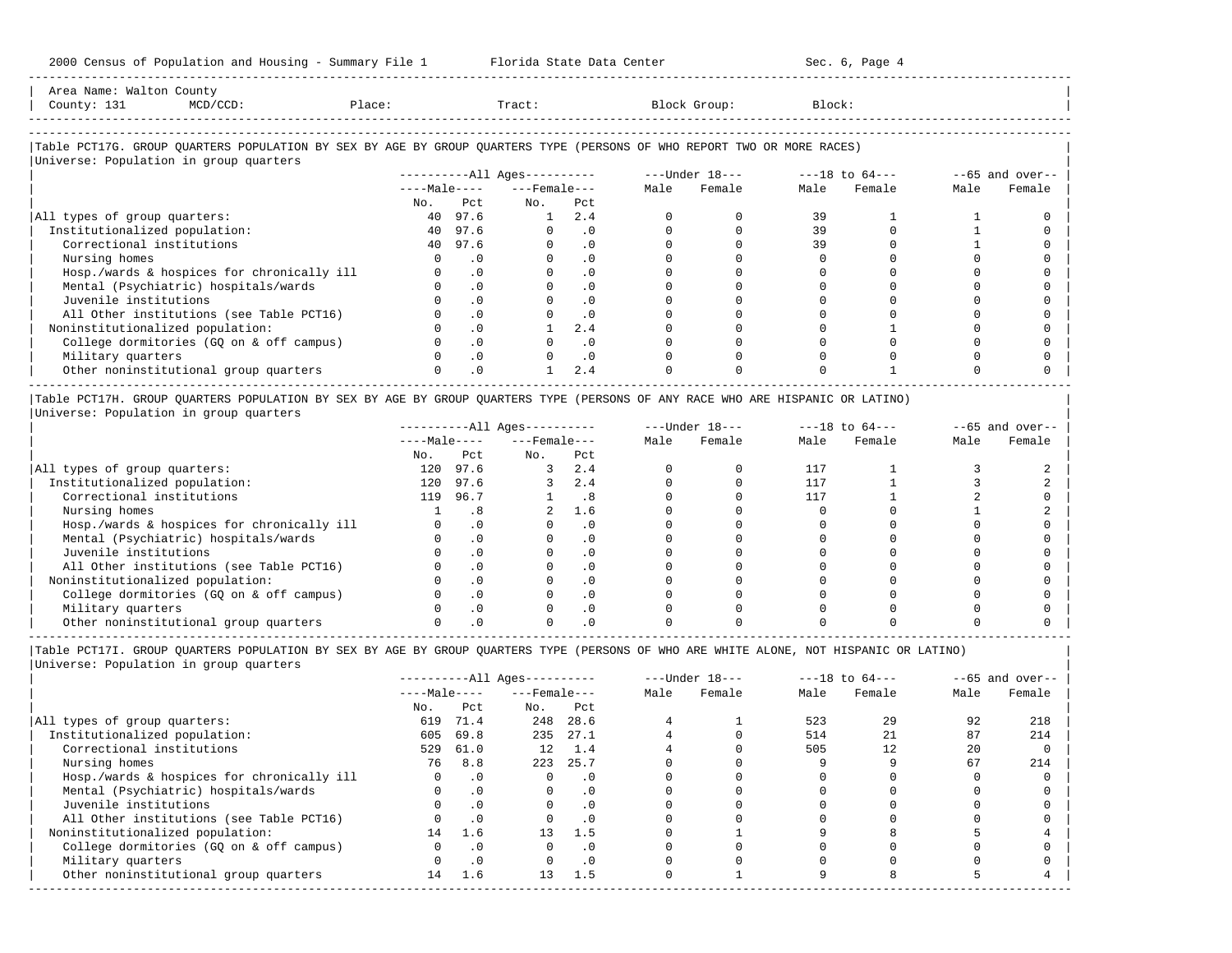Area Name: Walton County
County: 131 MCD/CCD: Place: Tract: Block Group: Block:

## Table PCT17G. GROUP QUARTERS POPULATION BY SEX BY AGE BY GROUP QUARTERS TYPE (PERSONS OF WHO REPORT TWO OR MORE RACES)

Universe: Population in group quarters

| | All Ages: Male No. | All Ages: Male Pct | All Ages: Female No. | All Ages: Female Pct | Under 18: Male | Under 18: Female | 18 to 64: Male | 18 to 64: Female | 65 and over: Male | 65 and over: Female |
|---|---|---|---|---|---|---|---|---|---|---|
| All types of group quarters: | 40 | 97.6 | 1 | 2.4 | 0 | 0 | 39 | 1 | 1 | 0 |
| Institutionalized population: | 40 | 97.6 | 0 | .0 | 0 | 0 | 39 | 0 | 1 | 0 |
| Correctional institutions | 40 | 97.6 | 0 | .0 | 0 | 0 | 39 | 0 | 1 | 0 |
| Nursing homes | 0 | .0 | 0 | .0 | 0 | 0 | 0 | 0 | 0 | 0 |
| Hosp./wards & hospices for chronically ill | 0 | .0 | 0 | .0 | 0 | 0 | 0 | 0 | 0 | 0 |
| Mental (Psychiatric) hospitals/wards | 0 | .0 | 0 | .0 | 0 | 0 | 0 | 0 | 0 | 0 |
| Juvenile institutions | 0 | .0 | 0 | .0 | 0 | 0 | 0 | 0 | 0 | 0 |
| All Other institutions (see Table PCT16) | 0 | .0 | 0 | .0 | 0 | 0 | 0 | 0 | 0 | 0 |
| Noninstitutionalized population: | 0 | .0 | 1 | 2.4 | 0 | 0 | 0 | 1 | 0 | 0 |
| College dormitories (GQ on & off campus) | 0 | .0 | 0 | .0 | 0 | 0 | 0 | 0 | 0 | 0 |
| Military quarters | 0 | .0 | 0 | .0 | 0 | 0 | 0 | 0 | 0 | 0 |
| Other noninstitutional group quarters | 0 | .0 | 1 | 2.4 | 0 | 0 | 0 | 1 | 0 | 0 |

## Table PCT17H. GROUP QUARTERS POPULATION BY SEX BY AGE BY GROUP QUARTERS TYPE (PERSONS OF ANY RACE WHO ARE HISPANIC OR LATINO)

Universe: Population in group quarters

| | All Ages: Male No. | All Ages: Male Pct | All Ages: Female No. | All Ages: Female Pct | Under 18: Male | Under 18: Female | 18 to 64: Male | 18 to 64: Female | 65 and over: Male | 65 and over: Female |
|---|---|---|---|---|---|---|---|---|---|---|
| All types of group quarters: | 120 | 97.6 | 3 | 2.4 | 0 | 0 | 117 | 1 | 3 | 2 |
| Institutionalized population: | 120 | 97.6 | 3 | 2.4 | 0 | 0 | 117 | 1 | 3 | 2 |
| Correctional institutions | 119 | 96.7 | 1 | .8 | 0 | 0 | 117 | 1 | 2 | 0 |
| Nursing homes | 1 | .8 | 2 | 1.6 | 0 | 0 | 0 | 0 | 1 | 2 |
| Hosp./wards & hospices for chronically ill | 0 | .0 | 0 | .0 | 0 | 0 | 0 | 0 | 0 | 0 |
| Mental (Psychiatric) hospitals/wards | 0 | .0 | 0 | .0 | 0 | 0 | 0 | 0 | 0 | 0 |
| Juvenile institutions | 0 | .0 | 0 | .0 | 0 | 0 | 0 | 0 | 0 | 0 |
| All Other institutions (see Table PCT16) | 0 | .0 | 0 | .0 | 0 | 0 | 0 | 0 | 0 | 0 |
| Noninstitutionalized population: | 0 | .0 | 0 | .0 | 0 | 0 | 0 | 0 | 0 | 0 |
| College dormitories (GQ on & off campus) | 0 | .0 | 0 | .0 | 0 | 0 | 0 | 0 | 0 | 0 |
| Military quarters | 0 | .0 | 0 | .0 | 0 | 0 | 0 | 0 | 0 | 0 |
| Other noninstitutional group quarters | 0 | .0 | 0 | .0 | 0 | 0 | 0 | 0 | 0 | 0 |

## Table PCT17I. GROUP QUARTERS POPULATION BY SEX BY AGE BY GROUP QUARTERS TYPE (PERSONS OF WHO ARE WHITE ALONE, NOT HISPANIC OR LATINO)

Universe: Population in group quarters

| | All Ages: Male No. | All Ages: Male Pct | All Ages: Female No. | All Ages: Female Pct | Under 18: Male | Under 18: Female | 18 to 64: Male | 18 to 64: Female | 65 and over: Male | 65 and over: Female |
|---|---|---|---|---|---|---|---|---|---|---|
| All types of group quarters: | 619 | 71.4 | 248 | 28.6 | 4 | 1 | 523 | 29 | 92 | 218 |
| Institutionalized population: | 605 | 69.8 | 235 | 27.1 | 4 | 0 | 514 | 21 | 87 | 214 |
| Correctional institutions | 529 | 61.0 | 12 | 1.4 | 4 | 0 | 505 | 12 | 20 | 0 |
| Nursing homes | 76 | 8.8 | 223 | 25.7 | 0 | 0 | 9 | 9 | 67 | 214 |
| Hosp./wards & hospices for chronically ill | 0 | .0 | 0 | .0 | 0 | 0 | 0 | 0 | 0 | 0 |
| Mental (Psychiatric) hospitals/wards | 0 | .0 | 0 | .0 | 0 | 0 | 0 | 0 | 0 | 0 |
| Juvenile institutions | 0 | .0 | 0 | .0 | 0 | 0 | 0 | 0 | 0 | 0 |
| All Other institutions (see Table PCT16) | 0 | .0 | 0 | .0 | 0 | 0 | 0 | 0 | 0 | 0 |
| Noninstitutionalized population: | 14 | 1.6 | 13 | 1.5 | 0 | 1 | 9 | 8 | 5 | 4 |
| College dormitories (GQ on & off campus) | 0 | .0 | 0 | .0 | 0 | 0 | 0 | 0 | 0 | 0 |
| Military quarters | 0 | .0 | 0 | .0 | 0 | 0 | 0 | 0 | 0 | 0 |
| Other noninstitutional group quarters | 14 | 1.6 | 13 | 1.5 | 0 | 1 | 9 | 8 | 5 | 4 |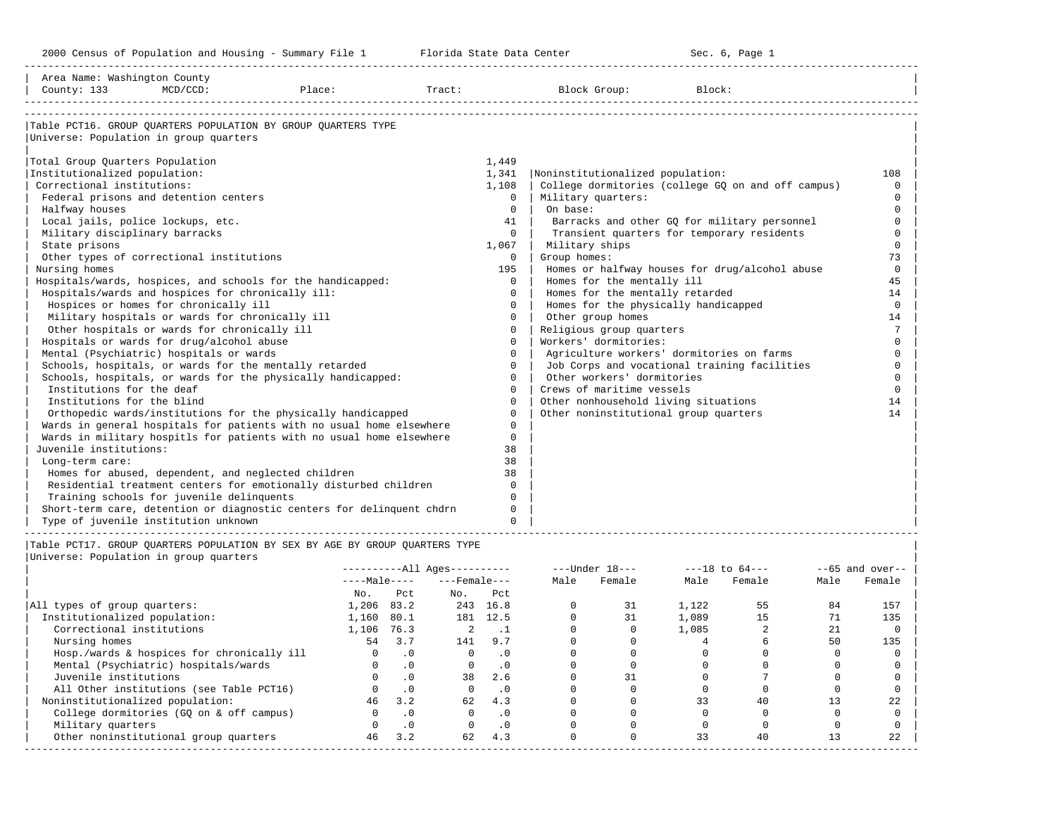2000 Census of Population and Housing - Summary File 1 — Florida State Data Center — Sec. 6, Page 1

Area Name: Washington County
County: 133 MCD/CCD: Place: Tract: Block Group: Block:

## Table PCT16. GROUP QUARTERS POPULATION BY GROUP QUARTERS TYPE

Universe: Population in group quarters

| Institutionalized | Count | Noninstitutionalized | Count |
|---|---|---|---|
| Total Group Quarters Population | 1,449 | | |
| Institutionalized population: | 1,341 | Noninstitutionalized population: | 108 |
| Correctional institutions: | 1,108 | College dormitories (college GQ on and off campus) | 0 |
| Federal prisons and detention centers | 0 | Military quarters: | 0 |
| Halfway houses | 0 | On base: | 0 |
| Local jails, police lockups, etc. | 41 | Barracks and other GQ for military personnel | 0 |
| Military disciplinary barracks | 0 | Transient quarters for temporary residents | 0 |
| State prisons | 1,067 | Military ships | 0 |
| Other types of correctional institutions | 0 | Group homes: | 73 |
| Nursing homes | 195 | Homes or halfway houses for drug/alcohol abuse | 0 |
| Hospitals/wards, hospices, and schools for the handicapped: | 0 | Homes for the mentally ill | 45 |
| Hospitals/wards and hospices for chronically ill: | 0 | Homes for the mentally retarded | 14 |
| Hospices or homes for chronically ill | 0 | Homes for the physically handicapped | 0 |
| Military hospitals or wards for chronically ill | 0 | Other group homes | 14 |
| Other hospitals or wards for chronically ill | 0 | Religious group quarters | 7 |
| Hospitals or wards for drug/alcohol abuse | 0 | Workers' dormitories: | 0 |
| Mental (Psychiatric) hospitals or wards | 0 | Agriculture workers' dormitories on farms | 0 |
| Schools, hospitals, or wards for the mentally retarded | 0 | Job Corps and vocational training facilities | 0 |
| Schools, hospitals, or wards for the physically handicapped: | 0 | Other workers' dormitories | 0 |
| Institutions for the deaf | 0 | Crews of maritime vessels | 0 |
| Institutions for the blind | 0 | Other nonhousehold living situations | 14 |
| Orthopedic wards/institutions for the physically handicapped | 0 | Other noninstitutional group quarters | 14 |
| Wards in general hospitals for patients with no usual home elsewhere | 0 | | |
| Wards in military hospitls for patients with no usual home elsewhere | 0 | | |
| Juvenile institutions: | 38 | | |
| Long-term care: | 38 | | |
| Homes for abused, dependent, and neglected children | 38 | | |
| Residential treatment centers for emotionally disturbed children | 0 | | |
| Training schools for juvenile delinquents | 0 | | |
| Short-term care, detention or diagnostic centers for delinquent chdrn | 0 | | |
| Type of juvenile institution unknown | 0 | | |

## Table PCT17. GROUP QUARTERS POPULATION BY SEX BY AGE BY GROUP QUARTERS TYPE

Universe: Population in group quarters

| | All Ages Male No. | All Ages Male Pct | All Ages Female No. | All Ages Female Pct | Under 18 Male | Under 18 Female | 18 to 64 Male | 18 to 64 Female | 65 and over Male | 65 and over Female |
|---|---|---|---|---|---|---|---|---|---|---|
| All types of group quarters: | 1,206 | 83.2 | 243 | 16.8 | 0 | 31 | 1,122 | 55 | 84 | 157 |
| Institutionalized population: | 1,160 | 80.1 | 181 | 12.5 | 0 | 31 | 1,089 | 15 | 71 | 135 |
| Correctional institutions | 1,106 | 76.3 | 2 | .1 | 0 | 0 | 1,085 | 2 | 21 | 0 |
| Nursing homes | 54 | 3.7 | 141 | 9.7 | 0 | 0 | 4 | 6 | 50 | 135 |
| Hosp./wards & hospices for chronically ill | 0 | .0 | 0 | .0 | 0 | 0 | 0 | 0 | 0 | 0 |
| Mental (Psychiatric) hospitals/wards | 0 | .0 | 0 | .0 | 0 | 0 | 0 | 0 | 0 | 0 |
| Juvenile institutions | 0 | .0 | 38 | 2.6 | 0 | 31 | 0 | 7 | 0 | 0 |
| All Other institutions (see Table PCT16) | 0 | .0 | 0 | .0 | 0 | 0 | 0 | 0 | 0 | 0 |
| Noninstitutionalized population: | 46 | 3.2 | 62 | 4.3 | 0 | 0 | 33 | 40 | 13 | 22 |
| College dormitories (GQ on & off campus) | 0 | .0 | 0 | .0 | 0 | 0 | 0 | 0 | 0 | 0 |
| Military quarters | 0 | .0 | 0 | .0 | 0 | 0 | 0 | 0 | 0 | 0 |
| Other noninstitutional group quarters | 46 | 3.2 | 62 | 4.3 | 0 | 0 | 33 | 40 | 13 | 22 |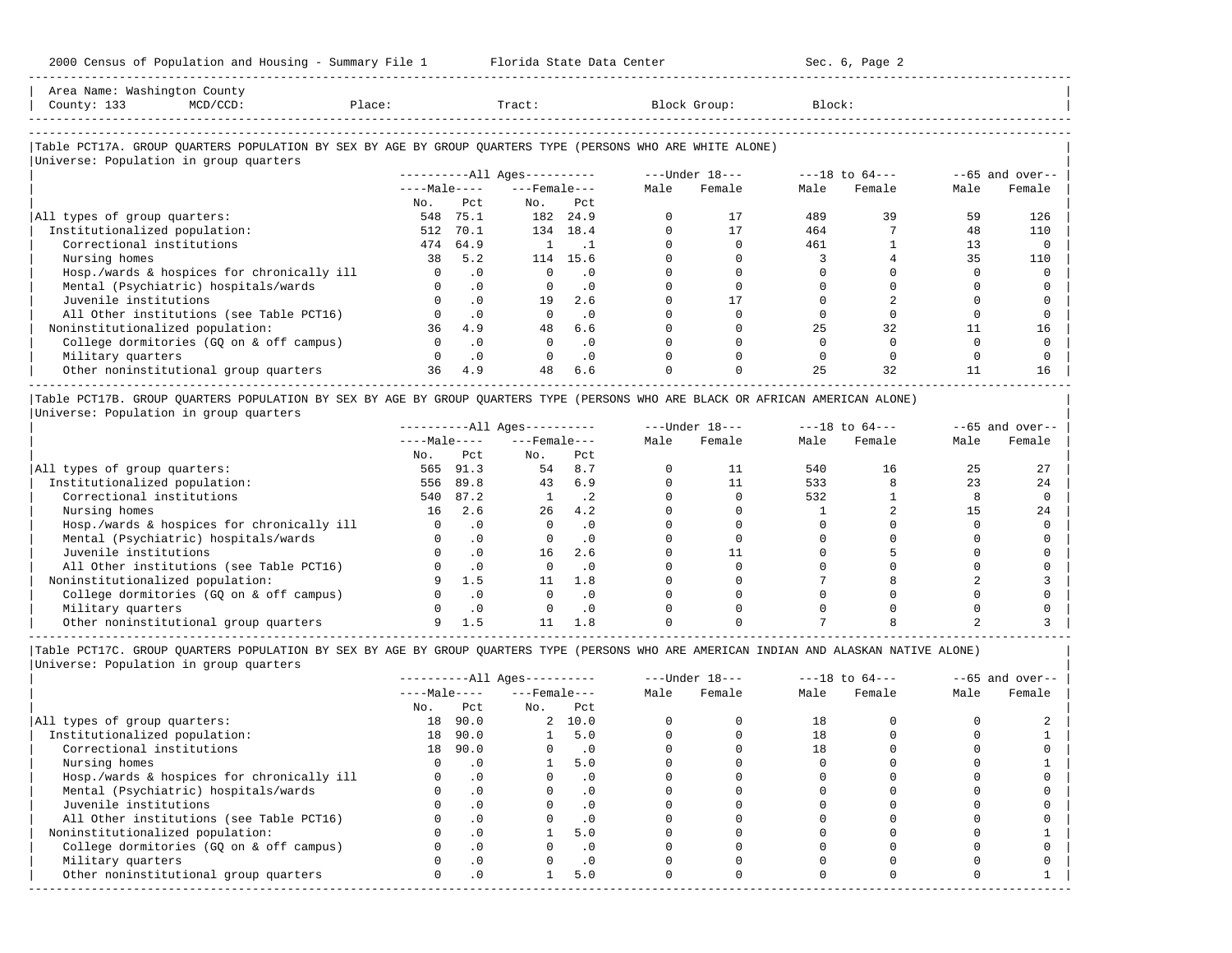Area Name: Washington County
County: 133 MCD/CCD: Place: Tract: Block Group: Block:

Table PCT17A. GROUP QUARTERS POPULATION BY SEX BY AGE BY GROUP QUARTERS TYPE (PERSONS WHO ARE WHITE ALONE)
Universe: Population in group quarters

| | All Ages | | | | Under 18 | | 18 to 64 | | 65 and over | |
|---|---|---|---|---|---|---|---|---|---|---|
| | Male | | Female | | | | | | | |
| | No. | Pct | No. | Pct | Male | Female | Male | Female | Male | Female |
| All types of group quarters: | 548 | 75.1 | 182 | 24.9 | 0 | 17 | 489 | 39 | 59 | 126 |
| Institutionalized population: | 512 | 70.1 | 134 | 18.4 | 0 | 17 | 464 | 7 | 48 | 110 |
| Correctional institutions | 474 | 64.9 | 1 | .1 | 0 | 0 | 461 | 1 | 13 | 0 |
| Nursing homes | 38 | 5.2 | 114 | 15.6 | 0 | 0 | 3 | 4 | 35 | 110 |
| Hosp./wards & hospices for chronically ill | 0 | .0 | 0 | .0 | 0 | 0 | 0 | 0 | 0 | 0 |
| Mental (Psychiatric) hospitals/wards | 0 | .0 | 0 | .0 | 0 | 0 | 0 | 0 | 0 | 0 |
| Juvenile institutions | 0 | .0 | 19 | 2.6 | 0 | 17 | 0 | 2 | 0 | 0 |
| All Other institutions (see Table PCT16) | 0 | .0 | 0 | .0 | 0 | 0 | 0 | 0 | 0 | 0 |
| Noninstitutionalized population: | 36 | 4.9 | 48 | 6.6 | 0 | 0 | 25 | 32 | 11 | 16 |
| College dormitories (GQ on & off campus) | 0 | .0 | 0 | .0 | 0 | 0 | 0 | 0 | 0 | 0 |
| Military quarters | 0 | .0 | 0 | .0 | 0 | 0 | 0 | 0 | 0 | 0 |
| Other noninstitutional group quarters | 36 | 4.9 | 48 | 6.6 | 0 | 0 | 25 | 32 | 11 | 16 |

Table PCT17B. GROUP QUARTERS POPULATION BY SEX BY AGE BY GROUP QUARTERS TYPE (PERSONS WHO ARE BLACK OR AFRICAN AMERICAN ALONE)
Universe: Population in group quarters

| | All Ages | | | | Under 18 | | 18 to 64 | | 65 and over | |
|---|---|---|---|---|---|---|---|---|---|---|
| | Male | | Female | | | | | | | |
| | No. | Pct | No. | Pct | Male | Female | Male | Female | Male | Female |
| All types of group quarters: | 565 | 91.3 | 54 | 8.7 | 0 | 11 | 540 | 16 | 25 | 27 |
| Institutionalized population: | 556 | 89.8 | 43 | 6.9 | 0 | 11 | 533 | 8 | 23 | 24 |
| Correctional institutions | 540 | 87.2 | 1 | .2 | 0 | 0 | 532 | 1 | 8 | 0 |
| Nursing homes | 16 | 2.6 | 26 | 4.2 | 0 | 0 | 1 | 2 | 15 | 24 |
| Hosp./wards & hospices for chronically ill | 0 | .0 | 0 | .0 | 0 | 0 | 0 | 0 | 0 | 0 |
| Mental (Psychiatric) hospitals/wards | 0 | .0 | 0 | .0 | 0 | 0 | 0 | 0 | 0 | 0 |
| Juvenile institutions | 0 | .0 | 16 | 2.6 | 0 | 11 | 0 | 5 | 0 | 0 |
| All Other institutions (see Table PCT16) | 0 | .0 | 0 | .0 | 0 | 0 | 0 | 0 | 0 | 0 |
| Noninstitutionalized population: | 9 | 1.5 | 11 | 1.8 | 0 | 0 | 7 | 8 | 2 | 3 |
| College dormitories (GQ on & off campus) | 0 | .0 | 0 | .0 | 0 | 0 | 0 | 0 | 0 | 0 |
| Military quarters | 0 | .0 | 0 | .0 | 0 | 0 | 0 | 0 | 0 | 0 |
| Other noninstitutional group quarters | 9 | 1.5 | 11 | 1.8 | 0 | 0 | 7 | 8 | 2 | 3 |

Table PCT17C. GROUP QUARTERS POPULATION BY SEX BY AGE BY GROUP QUARTERS TYPE (PERSONS WHO ARE AMERICAN INDIAN AND ALASKAN NATIVE ALONE)
Universe: Population in group quarters

| | All Ages | | | | Under 18 | | 18 to 64 | | 65 and over | |
|---|---|---|---|---|---|---|---|---|---|---|
| | Male | | Female | | | | | | | |
| | No. | Pct | No. | Pct | Male | Female | Male | Female | Male | Female |
| All types of group quarters: | 18 | 90.0 | 2 | 10.0 | 0 | 0 | 18 | 0 | 0 | 2 |
| Institutionalized population: | 18 | 90.0 | 1 | 5.0 | 0 | 0 | 18 | 0 | 0 | 1 |
| Correctional institutions | 18 | 90.0 | 0 | .0 | 0 | 0 | 18 | 0 | 0 | 0 |
| Nursing homes | 0 | .0 | 1 | 5.0 | 0 | 0 | 0 | 0 | 0 | 1 |
| Hosp./wards & hospices for chronically ill | 0 | .0 | 0 | .0 | 0 | 0 | 0 | 0 | 0 | 0 |
| Mental (Psychiatric) hospitals/wards | 0 | .0 | 0 | .0 | 0 | 0 | 0 | 0 | 0 | 0 |
| Juvenile institutions | 0 | .0 | 0 | .0 | 0 | 0 | 0 | 0 | 0 | 0 |
| All Other institutions (see Table PCT16) | 0 | .0 | 0 | .0 | 0 | 0 | 0 | 0 | 0 | 0 |
| Noninstitutionalized population: | 0 | .0 | 1 | 5.0 | 0 | 0 | 0 | 0 | 0 | 1 |
| College dormitories (GQ on & off campus) | 0 | .0 | 0 | .0 | 0 | 0 | 0 | 0 | 0 | 0 |
| Military quarters | 0 | .0 | 0 | .0 | 0 | 0 | 0 | 0 | 0 | 0 |
| Other noninstitutional group quarters | 0 | .0 | 1 | 5.0 | 0 | 0 | 0 | 0 | 0 | 1 |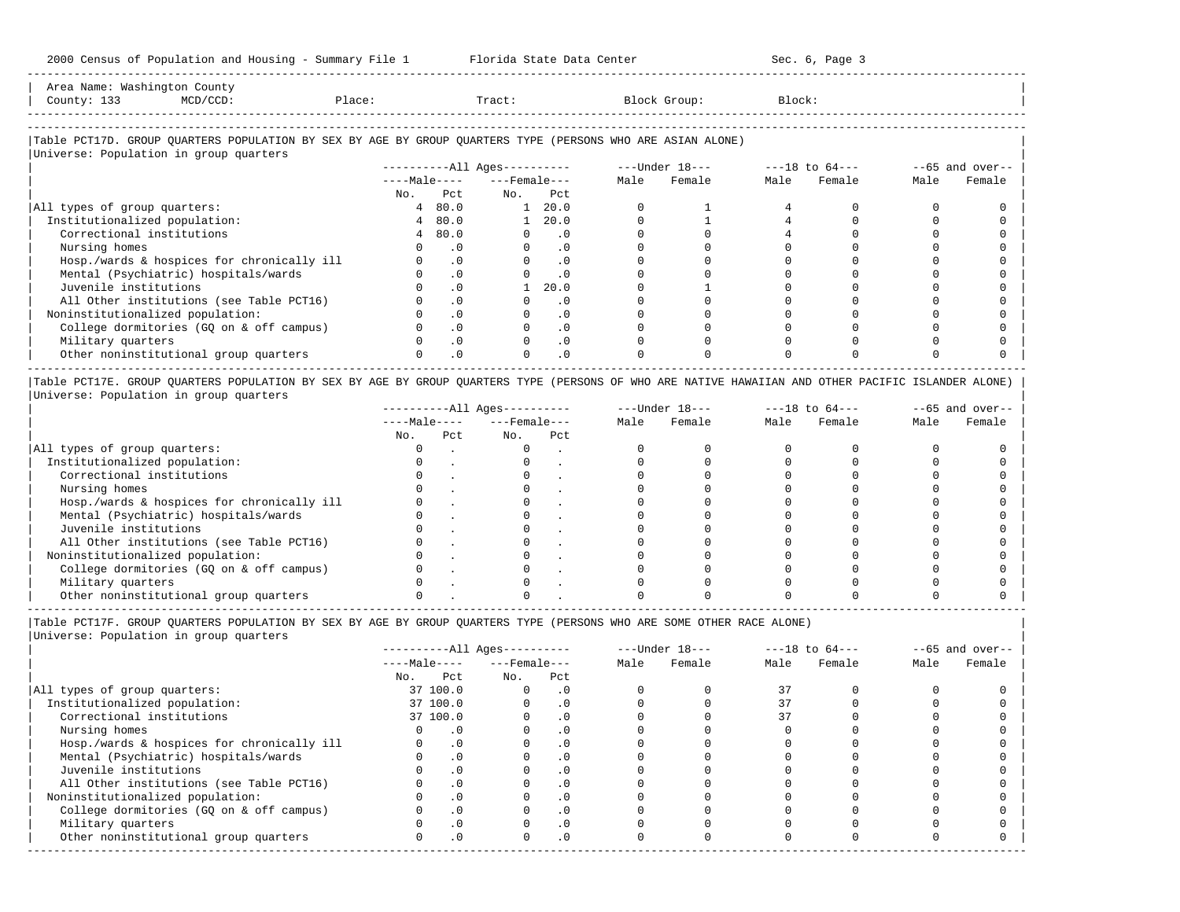Area Name: Washington County
County: 133 MCD/CCD: Place: Tract: Block Group: Block:

## Table PCT17D. GROUP QUARTERS POPULATION BY SEX BY AGE BY GROUP QUARTERS TYPE (PERSONS WHO ARE ASIAN ALONE)

Universe: Population in group quarters

| | All Ages | | | | Under 18 | | 18 to 64 | | 65 and over | |
|---|---|---|---|---|---|---|---|---|---|---|
| | Male | | Female | | | | | | | |
| | No. | Pct | No. | Pct | Male | Female | Male | Female | Male | Female |
| All types of group quarters: | 4 | 80.0 | 1 | 20.0 | 0 | 1 | 4 | 0 | 0 | 0 |
| Institutionalized population: | 4 | 80.0 | 1 | 20.0 | 0 | 1 | 4 | 0 | 0 | 0 |
| Correctional institutions | 4 | 80.0 | 0 | .0 | 0 | 0 | 4 | 0 | 0 | 0 |
| Nursing homes | 0 | .0 | 0 | .0 | 0 | 0 | 0 | 0 | 0 | 0 |
| Hosp./wards & hospices for chronically ill | 0 | .0 | 0 | .0 | 0 | 0 | 0 | 0 | 0 | 0 |
| Mental (Psychiatric) hospitals/wards | 0 | .0 | 0 | .0 | 0 | 0 | 0 | 0 | 0 | 0 |
| Juvenile institutions | 0 | .0 | 1 | 20.0 | 0 | 1 | 0 | 0 | 0 | 0 |
| All Other institutions (see Table PCT16) | 0 | .0 | 0 | .0 | 0 | 0 | 0 | 0 | 0 | 0 |
| Noninstitutionalized population: | 0 | .0 | 0 | .0 | 0 | 0 | 0 | 0 | 0 | 0 |
| College dormitories (GQ on & off campus) | 0 | .0 | 0 | .0 | 0 | 0 | 0 | 0 | 0 | 0 |
| Military quarters | 0 | .0 | 0 | .0 | 0 | 0 | 0 | 0 | 0 | 0 |
| Other noninstitutional group quarters | 0 | .0 | 0 | .0 | 0 | 0 | 0 | 0 | 0 | 0 |

## Table PCT17E. GROUP QUARTERS POPULATION BY SEX BY AGE BY GROUP QUARTERS TYPE (PERSONS OF WHO ARE NATIVE HAWAIIAN AND OTHER PACIFIC ISLANDER ALONE)

Universe: Population in group quarters

| | All Ages | | | | Under 18 | | 18 to 64 | | 65 and over | |
|---|---|---|---|---|---|---|---|---|---|---|
| | Male | | Female | | | | | | | |
| | No. | Pct | No. | Pct | Male | Female | Male | Female | Male | Female |
| All types of group quarters: | 0 | . | 0 | . | 0 | 0 | 0 | 0 | 0 | 0 |
| Institutionalized population: | 0 | . | 0 | . | 0 | 0 | 0 | 0 | 0 | 0 |
| Correctional institutions | 0 | . | 0 | . | 0 | 0 | 0 | 0 | 0 | 0 |
| Nursing homes | 0 | . | 0 | . | 0 | 0 | 0 | 0 | 0 | 0 |
| Hosp./wards & hospices for chronically ill | 0 | . | 0 | . | 0 | 0 | 0 | 0 | 0 | 0 |
| Mental (Psychiatric) hospitals/wards | 0 | . | 0 | . | 0 | 0 | 0 | 0 | 0 | 0 |
| Juvenile institutions | 0 | . | 0 | . | 0 | 0 | 0 | 0 | 0 | 0 |
| All Other institutions (see Table PCT16) | 0 | . | 0 | . | 0 | 0 | 0 | 0 | 0 | 0 |
| Noninstitutionalized population: | 0 | . | 0 | . | 0 | 0 | 0 | 0 | 0 | 0 |
| College dormitories (GQ on & off campus) | 0 | . | 0 | . | 0 | 0 | 0 | 0 | 0 | 0 |
| Military quarters | 0 | . | 0 | . | 0 | 0 | 0 | 0 | 0 | 0 |
| Other noninstitutional group quarters | 0 | . | 0 | . | 0 | 0 | 0 | 0 | 0 | 0 |

## Table PCT17F. GROUP QUARTERS POPULATION BY SEX BY AGE BY GROUP QUARTERS TYPE (PERSONS WHO ARE SOME OTHER RACE ALONE)

Universe: Population in group quarters

| | All Ages | | | | Under 18 | | 18 to 64 | | 65 and over | |
|---|---|---|---|---|---|---|---|---|---|---|
| | Male | | Female | | | | | | | |
| | No. | Pct | No. | Pct | Male | Female | Male | Female | Male | Female |
| All types of group quarters: | 37 | 100.0 | 0 | .0 | 0 | 0 | 37 | 0 | 0 | 0 |
| Institutionalized population: | 37 | 100.0 | 0 | .0 | 0 | 0 | 37 | 0 | 0 | 0 |
| Correctional institutions | 37 | 100.0 | 0 | .0 | 0 | 0 | 37 | 0 | 0 | 0 |
| Nursing homes | 0 | .0 | 0 | .0 | 0 | 0 | 0 | 0 | 0 | 0 |
| Hosp./wards & hospices for chronically ill | 0 | .0 | 0 | .0 | 0 | 0 | 0 | 0 | 0 | 0 |
| Mental (Psychiatric) hospitals/wards | 0 | .0 | 0 | .0 | 0 | 0 | 0 | 0 | 0 | 0 |
| Juvenile institutions | 0 | .0 | 0 | .0 | 0 | 0 | 0 | 0 | 0 | 0 |
| All Other institutions (see Table PCT16) | 0 | .0 | 0 | .0 | 0 | 0 | 0 | 0 | 0 | 0 |
| Noninstitutionalized population: | 0 | .0 | 0 | .0 | 0 | 0 | 0 | 0 | 0 | 0 |
| College dormitories (GQ on & off campus) | 0 | .0 | 0 | .0 | 0 | 0 | 0 | 0 | 0 | 0 |
| Military quarters | 0 | .0 | 0 | .0 | 0 | 0 | 0 | 0 | 0 | 0 |
| Other noninstitutional group quarters | 0 | .0 | 0 | .0 | 0 | 0 | 0 | 0 | 0 | 0 |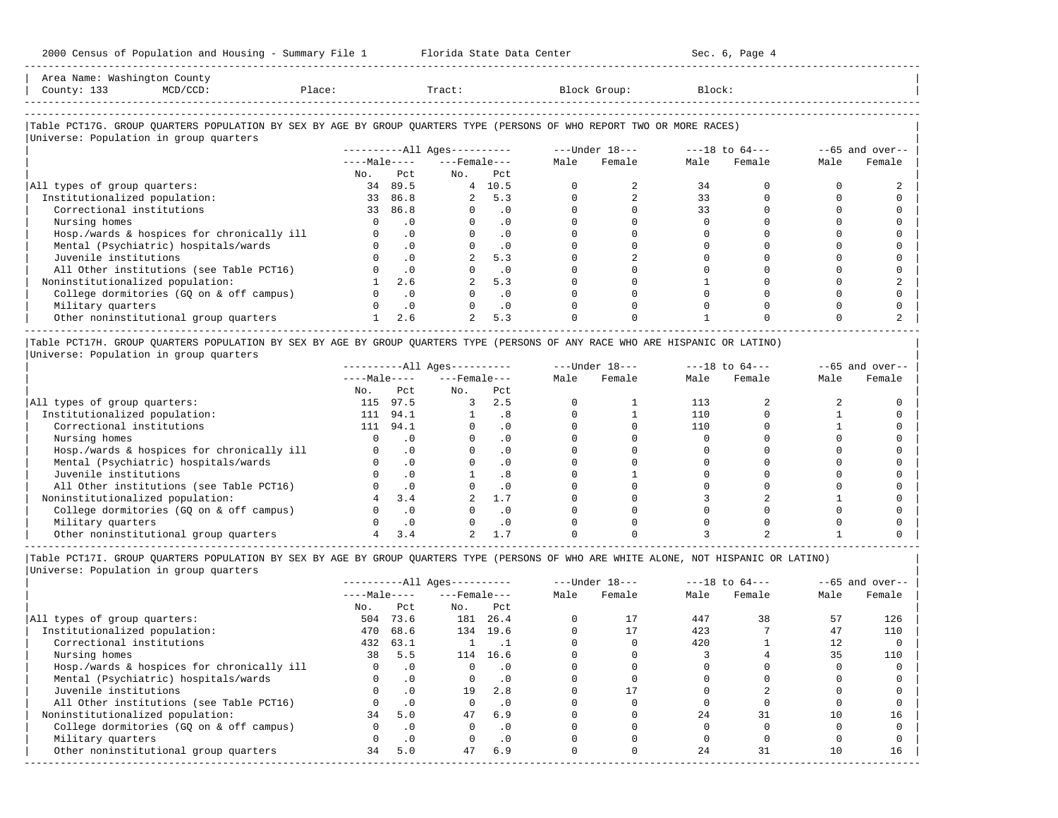Area Name: Washington County
County: 133 MCD/CCD: Place: Tract: Block Group: Block:

## Table PCT17G. GROUP QUARTERS POPULATION BY SEX BY AGE BY GROUP QUARTERS TYPE (PERSONS OF WHO REPORT TWO OR MORE RACES)

Universe: Population in group quarters

| | All Ages | | | | Under 18 | | 18 to 64 | | 65 and over | |
|---|---|---|---|---|---|---|---|---|---|---|
| | Male | | Female | | | | | | | |
| | No. | Pct | No. | Pct | Male | Female | Male | Female | Male | Female |
| All types of group quarters: | 34 | 89.5 | 4 | 10.5 | 0 | 2 | 34 | 0 | 0 | 2 |
| Institutionalized population: | 33 | 86.8 | 2 | 5.3 | 0 | 2 | 33 | 0 | 0 | 0 |
| Correctional institutions | 33 | 86.8 | 0 | .0 | 0 | 0 | 33 | 0 | 0 | 0 |
| Nursing homes | 0 | .0 | 0 | .0 | 0 | 0 | 0 | 0 | 0 | 0 |
| Hosp./wards & hospices for chronically ill | 0 | .0 | 0 | .0 | 0 | 0 | 0 | 0 | 0 | 0 |
| Mental (Psychiatric) hospitals/wards | 0 | .0 | 0 | .0 | 0 | 0 | 0 | 0 | 0 | 0 |
| Juvenile institutions | 0 | .0 | 2 | 5.3 | 0 | 2 | 0 | 0 | 0 | 0 |
| All Other institutions (see Table PCT16) | 0 | .0 | 0 | .0 | 0 | 0 | 0 | 0 | 0 | 0 |
| Noninstitutionalized population: | 1 | 2.6 | 2 | 5.3 | 0 | 0 | 1 | 0 | 0 | 2 |
| College dormitories (GQ on & off campus) | 0 | .0 | 0 | .0 | 0 | 0 | 0 | 0 | 0 | 0 |
| Military quarters | 0 | .0 | 0 | .0 | 0 | 0 | 0 | 0 | 0 | 0 |
| Other noninstitutional group quarters | 1 | 2.6 | 2 | 5.3 | 0 | 0 | 1 | 0 | 0 | 2 |

## Table PCT17H. GROUP QUARTERS POPULATION BY SEX BY AGE BY GROUP QUARTERS TYPE (PERSONS OF ANY RACE WHO ARE HISPANIC OR LATINO)

Universe: Population in group quarters

| | All Ages | | | | Under 18 | | 18 to 64 | | 65 and over | |
|---|---|---|---|---|---|---|---|---|---|---|
| | Male | | Female | | | | | | | |
| | No. | Pct | No. | Pct | Male | Female | Male | Female | Male | Female |
| All types of group quarters: | 115 | 97.5 | 3 | 2.5 | 0 | 1 | 113 | 2 | 2 | 0 |
| Institutionalized population: | 111 | 94.1 | 1 | .8 | 0 | 1 | 110 | 0 | 1 | 0 |
| Correctional institutions | 111 | 94.1 | 0 | .0 | 0 | 0 | 110 | 0 | 1 | 0 |
| Nursing homes | 0 | .0 | 0 | .0 | 0 | 0 | 0 | 0 | 0 | 0 |
| Hosp./wards & hospices for chronically ill | 0 | .0 | 0 | .0 | 0 | 0 | 0 | 0 | 0 | 0 |
| Mental (Psychiatric) hospitals/wards | 0 | .0 | 0 | .0 | 0 | 0 | 0 | 0 | 0 | 0 |
| Juvenile institutions | 0 | .0 | 1 | .8 | 0 | 1 | 0 | 0 | 0 | 0 |
| All Other institutions (see Table PCT16) | 0 | .0 | 0 | .0 | 0 | 0 | 0 | 0 | 0 | 0 |
| Noninstitutionalized population: | 4 | 3.4 | 2 | 1.7 | 0 | 0 | 3 | 2 | 1 | 0 |
| College dormitories (GQ on & off campus) | 0 | .0 | 0 | .0 | 0 | 0 | 0 | 0 | 0 | 0 |
| Military quarters | 0 | .0 | 0 | .0 | 0 | 0 | 0 | 0 | 0 | 0 |
| Other noninstitutional group quarters | 4 | 3.4 | 2 | 1.7 | 0 | 0 | 3 | 2 | 1 | 0 |

## Table PCT17I. GROUP QUARTERS POPULATION BY SEX BY AGE BY GROUP QUARTERS TYPE (PERSONS OF WHO ARE WHITE ALONE, NOT HISPANIC OR LATINO)

Universe: Population in group quarters

| | All Ages | | | | Under 18 | | 18 to 64 | | 65 and over | |
|---|---|---|---|---|---|---|---|---|---|---|
| | Male | | Female | | | | | | | |
| | No. | Pct | No. | Pct | Male | Female | Male | Female | Male | Female |
| All types of group quarters: | 504 | 73.6 | 181 | 26.4 | 0 | 17 | 447 | 38 | 57 | 126 |
| Institutionalized population: | 470 | 68.6 | 134 | 19.6 | 0 | 17 | 423 | 7 | 47 | 110 |
| Correctional institutions | 432 | 63.1 | 1 | .1 | 0 | 0 | 420 | 1 | 12 | 0 |
| Nursing homes | 38 | 5.5 | 114 | 16.6 | 0 | 0 | 3 | 4 | 35 | 110 |
| Hosp./wards & hospices for chronically ill | 0 | .0 | 0 | .0 | 0 | 0 | 0 | 0 | 0 | 0 |
| Mental (Psychiatric) hospitals/wards | 0 | .0 | 0 | .0 | 0 | 0 | 0 | 0 | 0 | 0 |
| Juvenile institutions | 0 | .0 | 19 | 2.8 | 0 | 17 | 0 | 2 | 0 | 0 |
| All Other institutions (see Table PCT16) | 0 | .0 | 0 | .0 | 0 | 0 | 0 | 0 | 0 | 0 |
| Noninstitutionalized population: | 34 | 5.0 | 47 | 6.9 | 0 | 0 | 24 | 31 | 10 | 16 |
| College dormitories (GQ on & off campus) | 0 | .0 | 0 | .0 | 0 | 0 | 0 | 0 | 0 | 0 |
| Military quarters | 0 | .0 | 0 | .0 | 0 | 0 | 0 | 0 | 0 | 0 |
| Other noninstitutional group quarters | 34 | 5.0 | 47 | 6.9 | 0 | 0 | 24 | 31 | 10 | 16 |